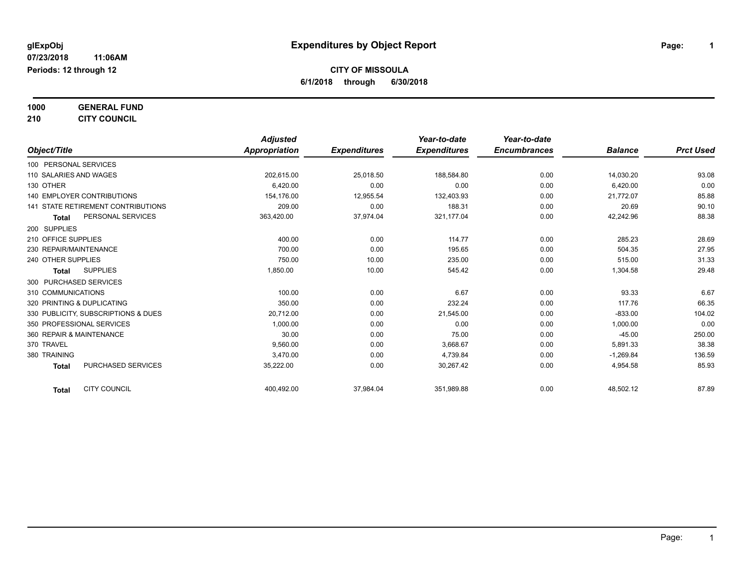**glExpObj**
**07/23/2018 11:06AM**
**Periods: 12 through 12**

# Expenditures by Object Report

**CITY OF MISSOULA**
**6/1/2018 through 6/30/2018**

**1000 GENERAL FUND**
**210 CITY COUNCIL**

| Object/Title | Adjusted Appropriation | Expenditures | Year-to-date Expenditures | Year-to-date Encumbrances | Balance | Prct Used |
|---|---|---|---|---|---|---|
| 100 PERSONAL SERVICES | | | | | | |
| 110 SALARIES AND WAGES | 202,615.00 | 25,018.50 | 188,584.80 | 0.00 | 14,030.20 | 93.08 |
| 130 OTHER | 6,420.00 | 0.00 | 0.00 | 0.00 | 6,420.00 | 0.00 |
| 140 EMPLOYER CONTRIBUTIONS | 154,176.00 | 12,955.54 | 132,403.93 | 0.00 | 21,772.07 | 85.88 |
| 141 STATE RETIREMENT CONTRIBUTIONS | 209.00 | 0.00 | 188.31 | 0.00 | 20.69 | 90.10 |
| **Total** PERSONAL SERVICES | 363,420.00 | 37,974.04 | 321,177.04 | 0.00 | 42,242.96 | 88.38 |
| 200 SUPPLIES | | | | | | |
| 210 OFFICE SUPPLIES | 400.00 | 0.00 | 114.77 | 0.00 | 285.23 | 28.69 |
| 230 REPAIR/MAINTENANCE | 700.00 | 0.00 | 195.65 | 0.00 | 504.35 | 27.95 |
| 240 OTHER SUPPLIES | 750.00 | 10.00 | 235.00 | 0.00 | 515.00 | 31.33 |
| **Total** SUPPLIES | 1,850.00 | 10.00 | 545.42 | 0.00 | 1,304.58 | 29.48 |
| 300 PURCHASED SERVICES | | | | | | |
| 310 COMMUNICATIONS | 100.00 | 0.00 | 6.67 | 0.00 | 93.33 | 6.67 |
| 320 PRINTING & DUPLICATING | 350.00 | 0.00 | 232.24 | 0.00 | 117.76 | 66.35 |
| 330 PUBLICITY, SUBSCRIPTIONS & DUES | 20,712.00 | 0.00 | 21,545.00 | 0.00 | -833.00 | 104.02 |
| 350 PROFESSIONAL SERVICES | 1,000.00 | 0.00 | 0.00 | 0.00 | 1,000.00 | 0.00 |
| 360 REPAIR & MAINTENANCE | 30.00 | 0.00 | 75.00 | 0.00 | -45.00 | 250.00 |
| 370 TRAVEL | 9,560.00 | 0.00 | 3,668.67 | 0.00 | 5,891.33 | 38.38 |
| 380 TRAINING | 3,470.00 | 0.00 | 4,739.84 | 0.00 | -1,269.84 | 136.59 |
| **Total** PURCHASED SERVICES | 35,222.00 | 0.00 | 30,267.42 | 0.00 | 4,954.58 | 85.93 |
| **Total** CITY COUNCIL | 400,492.00 | 37,984.04 | 351,989.88 | 0.00 | 48,502.12 | 87.89 |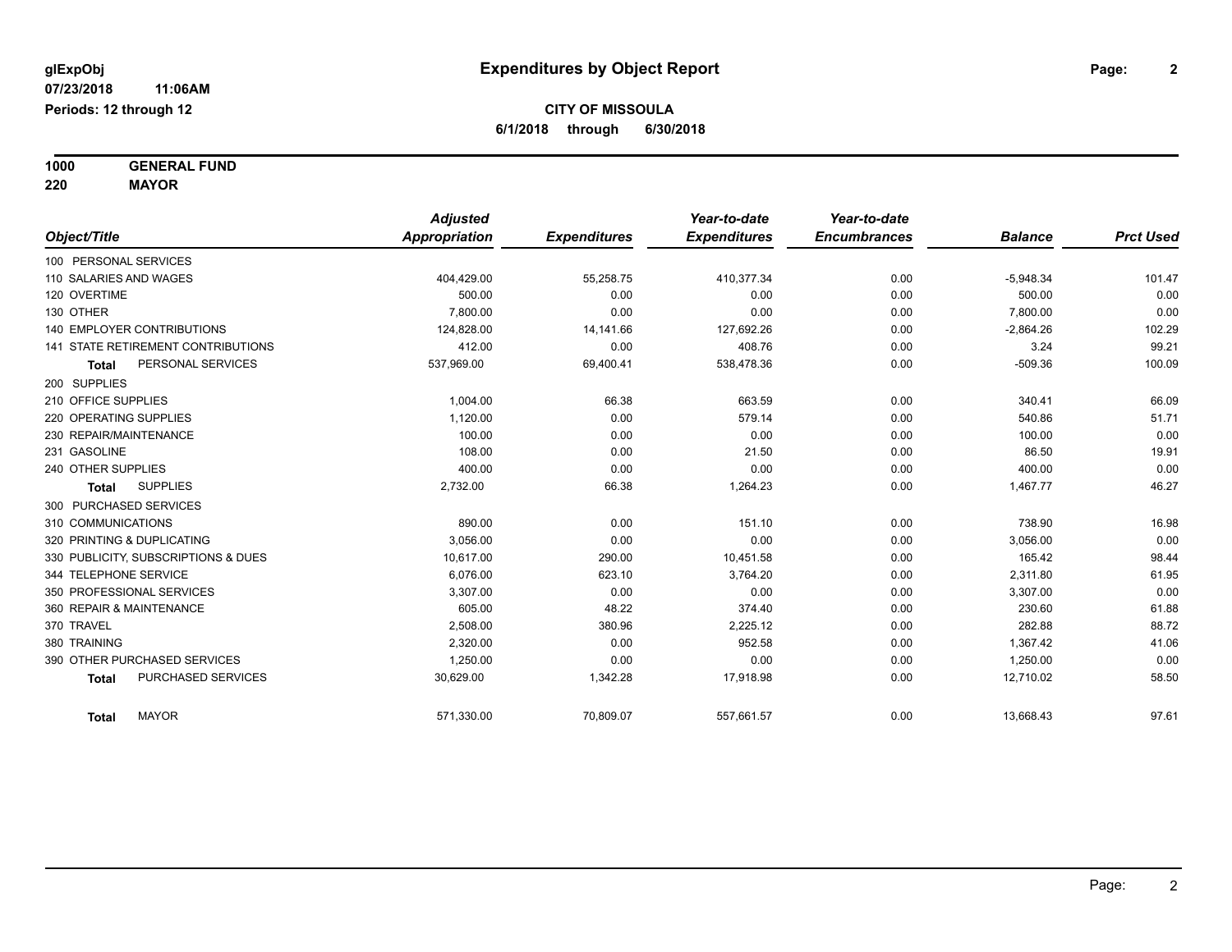**glExpObj**
**07/23/2018 11:06AM**
**Periods: 12 through 12**

# Expenditures by Object Report

**CITY OF MISSOULA**
**6/1/2018 through 6/30/2018**

**1000 GENERAL FUND**
**220 MAYOR**

| Object/Title | Adjusted Appropriation | Expenditures | Year-to-date Expenditures | Year-to-date Encumbrances | Balance | Prct Used |
|---|---|---|---|---|---|---|
| 100 PERSONAL SERVICES | | | | | | |
| 110 SALARIES AND WAGES | 404,429.00 | 55,258.75 | 410,377.34 | 0.00 | -5,948.34 | 101.47 |
| 120 OVERTIME | 500.00 | 0.00 | 0.00 | 0.00 | 500.00 | 0.00 |
| 130 OTHER | 7,800.00 | 0.00 | 0.00 | 0.00 | 7,800.00 | 0.00 |
| 140 EMPLOYER CONTRIBUTIONS | 124,828.00 | 14,141.66 | 127,692.26 | 0.00 | -2,864.26 | 102.29 |
| 141 STATE RETIREMENT CONTRIBUTIONS | 412.00 | 0.00 | 408.76 | 0.00 | 3.24 | 99.21 |
| **Total** PERSONAL SERVICES | 537,969.00 | 69,400.41 | 538,478.36 | 0.00 | -509.36 | 100.09 |
| 200 SUPPLIES | | | | | | |
| 210 OFFICE SUPPLIES | 1,004.00 | 66.38 | 663.59 | 0.00 | 340.41 | 66.09 |
| 220 OPERATING SUPPLIES | 1,120.00 | 0.00 | 579.14 | 0.00 | 540.86 | 51.71 |
| 230 REPAIR/MAINTENANCE | 100.00 | 0.00 | 0.00 | 0.00 | 100.00 | 0.00 |
| 231 GASOLINE | 108.00 | 0.00 | 21.50 | 0.00 | 86.50 | 19.91 |
| 240 OTHER SUPPLIES | 400.00 | 0.00 | 0.00 | 0.00 | 400.00 | 0.00 |
| **Total** SUPPLIES | 2,732.00 | 66.38 | 1,264.23 | 0.00 | 1,467.77 | 46.27 |
| 300 PURCHASED SERVICES | | | | | | |
| 310 COMMUNICATIONS | 890.00 | 0.00 | 151.10 | 0.00 | 738.90 | 16.98 |
| 320 PRINTING & DUPLICATING | 3,056.00 | 0.00 | 0.00 | 0.00 | 3,056.00 | 0.00 |
| 330 PUBLICITY, SUBSCRIPTIONS & DUES | 10,617.00 | 290.00 | 10,451.58 | 0.00 | 165.42 | 98.44 |
| 344 TELEPHONE SERVICE | 6,076.00 | 623.10 | 3,764.20 | 0.00 | 2,311.80 | 61.95 |
| 350 PROFESSIONAL SERVICES | 3,307.00 | 0.00 | 0.00 | 0.00 | 3,307.00 | 0.00 |
| 360 REPAIR & MAINTENANCE | 605.00 | 48.22 | 374.40 | 0.00 | 230.60 | 61.88 |
| 370 TRAVEL | 2,508.00 | 380.96 | 2,225.12 | 0.00 | 282.88 | 88.72 |
| 380 TRAINING | 2,320.00 | 0.00 | 952.58 | 0.00 | 1,367.42 | 41.06 |
| 390 OTHER PURCHASED SERVICES | 1,250.00 | 0.00 | 0.00 | 0.00 | 1,250.00 | 0.00 |
| **Total** PURCHASED SERVICES | 30,629.00 | 1,342.28 | 17,918.98 | 0.00 | 12,710.02 | 58.50 |
| **Total** MAYOR | 571,330.00 | 70,809.07 | 557,661.57 | 0.00 | 13,668.43 | 97.61 |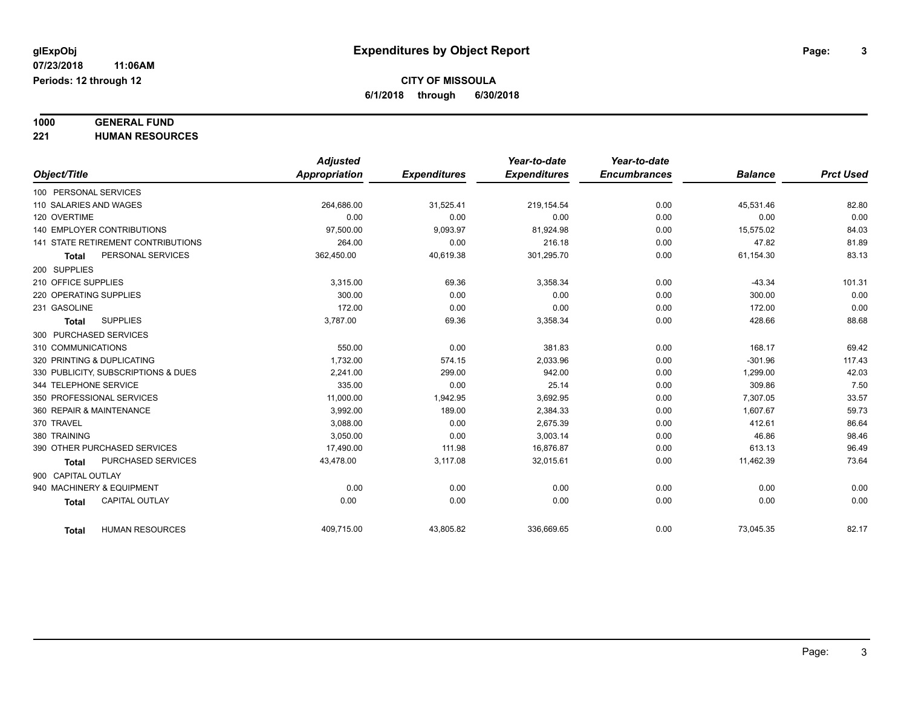glExpObj
07/23/2018 11:06AM
Periods: 12 through 12

# Expenditures by Object Report

**CITY OF MISSOULA**
**6/1/2018 through 6/30/2018**

**1000 GENERAL FUND**
**221 HUMAN RESOURCES**

| Object/Title | Adjusted Appropriation | Expenditures | Year-to-date Expenditures | Year-to-date Encumbrances | Balance | Prct Used |
|---|---|---|---|---|---|---|
| 100 PERSONAL SERVICES | | | | | | |
| 110 SALARIES AND WAGES | 264,686.00 | 31,525.41 | 219,154.54 | 0.00 | 45,531.46 | 82.80 |
| 120 OVERTIME | 0.00 | 0.00 | 0.00 | 0.00 | 0.00 | 0.00 |
| 140 EMPLOYER CONTRIBUTIONS | 97,500.00 | 9,093.97 | 81,924.98 | 0.00 | 15,575.02 | 84.03 |
| 141 STATE RETIREMENT CONTRIBUTIONS | 264.00 | 0.00 | 216.18 | 0.00 | 47.82 | 81.89 |
| **Total** PERSONAL SERVICES | 362,450.00 | 40,619.38 | 301,295.70 | 0.00 | 61,154.30 | 83.13 |
| 200 SUPPLIES | | | | | | |
| 210 OFFICE SUPPLIES | 3,315.00 | 69.36 | 3,358.34 | 0.00 | -43.34 | 101.31 |
| 220 OPERATING SUPPLIES | 300.00 | 0.00 | 0.00 | 0.00 | 300.00 | 0.00 |
| 231 GASOLINE | 172.00 | 0.00 | 0.00 | 0.00 | 172.00 | 0.00 |
| **Total** SUPPLIES | 3,787.00 | 69.36 | 3,358.34 | 0.00 | 428.66 | 88.68 |
| 300 PURCHASED SERVICES | | | | | | |
| 310 COMMUNICATIONS | 550.00 | 0.00 | 381.83 | 0.00 | 168.17 | 69.42 |
| 320 PRINTING & DUPLICATING | 1,732.00 | 574.15 | 2,033.96 | 0.00 | -301.96 | 117.43 |
| 330 PUBLICITY, SUBSCRIPTIONS & DUES | 2,241.00 | 299.00 | 942.00 | 0.00 | 1,299.00 | 42.03 |
| 344 TELEPHONE SERVICE | 335.00 | 0.00 | 25.14 | 0.00 | 309.86 | 7.50 |
| 350 PROFESSIONAL SERVICES | 11,000.00 | 1,942.95 | 3,692.95 | 0.00 | 7,307.05 | 33.57 |
| 360 REPAIR & MAINTENANCE | 3,992.00 | 189.00 | 2,384.33 | 0.00 | 1,607.67 | 59.73 |
| 370 TRAVEL | 3,088.00 | 0.00 | 2,675.39 | 0.00 | 412.61 | 86.64 |
| 380 TRAINING | 3,050.00 | 0.00 | 3,003.14 | 0.00 | 46.86 | 98.46 |
| 390 OTHER PURCHASED SERVICES | 17,490.00 | 111.98 | 16,876.87 | 0.00 | 613.13 | 96.49 |
| **Total** PURCHASED SERVICES | 43,478.00 | 3,117.08 | 32,015.61 | 0.00 | 11,462.39 | 73.64 |
| 900 CAPITAL OUTLAY | | | | | | |
| 940 MACHINERY & EQUIPMENT | 0.00 | 0.00 | 0.00 | 0.00 | 0.00 | 0.00 |
| **Total** CAPITAL OUTLAY | 0.00 | 0.00 | 0.00 | 0.00 | 0.00 | 0.00 |
| **Total** HUMAN RESOURCES | 409,715.00 | 43,805.82 | 336,669.65 | 0.00 | 73,045.35 | 82.17 |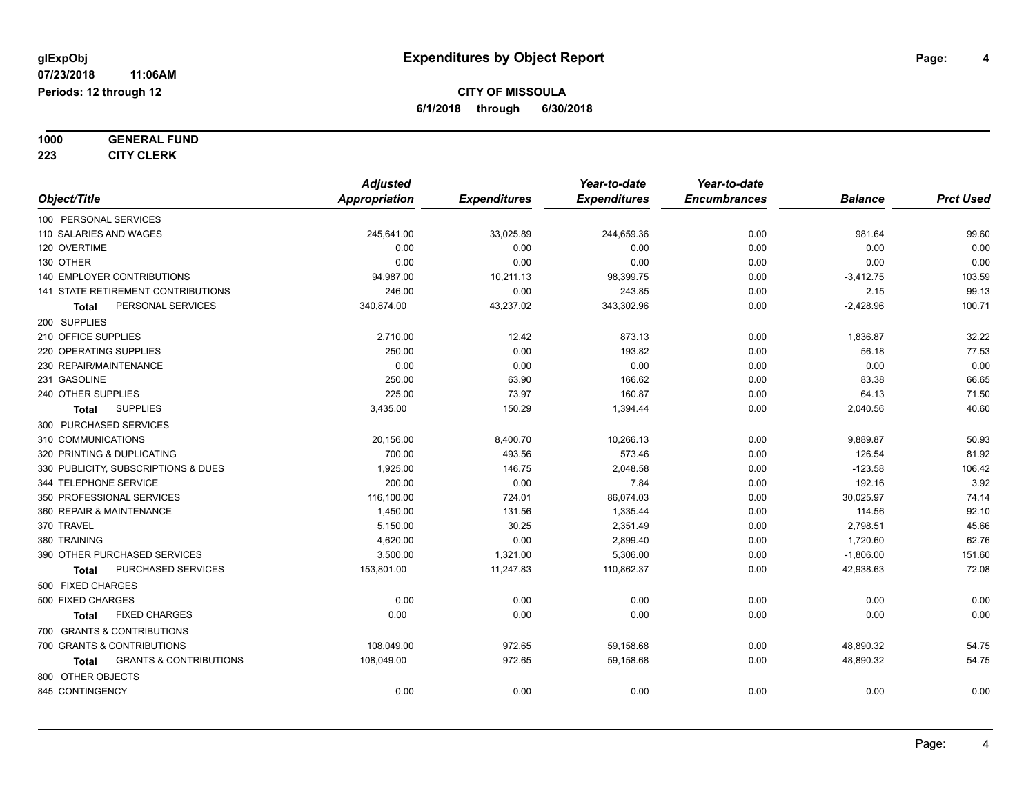**glExpObj** **Expenditures by Object Report**

**07/23/2018 11:06AM**

**Periods: 12 through 12**

**CITY OF MISSOULA**

**6/1/2018 through 6/30/2018**

**1000 GENERAL FUND**

**223 CITY CLERK**

| Object/Title | Adjusted Appropriation | Expenditures | Year-to-date Expenditures | Year-to-date Encumbrances | Balance | Prct Used |
|---|---|---|---|---|---|---|
| 100 PERSONAL SERVICES | | | | | | |
| 110 SALARIES AND WAGES | 245,641.00 | 33,025.89 | 244,659.36 | 0.00 | 981.64 | 99.60 |
| 120 OVERTIME | 0.00 | 0.00 | 0.00 | 0.00 | 0.00 | 0.00 |
| 130 OTHER | 0.00 | 0.00 | 0.00 | 0.00 | 0.00 | 0.00 |
| 140 EMPLOYER CONTRIBUTIONS | 94,987.00 | 10,211.13 | 98,399.75 | 0.00 | -3,412.75 | 103.59 |
| 141 STATE RETIREMENT CONTRIBUTIONS | 246.00 | 0.00 | 243.85 | 0.00 | 2.15 | 99.13 |
| **Total** PERSONAL SERVICES | 340,874.00 | 43,237.02 | 343,302.96 | 0.00 | -2,428.96 | 100.71 |
| 200 SUPPLIES | | | | | | |
| 210 OFFICE SUPPLIES | 2,710.00 | 12.42 | 873.13 | 0.00 | 1,836.87 | 32.22 |
| 220 OPERATING SUPPLIES | 250.00 | 0.00 | 193.82 | 0.00 | 56.18 | 77.53 |
| 230 REPAIR/MAINTENANCE | 0.00 | 0.00 | 0.00 | 0.00 | 0.00 | 0.00 |
| 231 GASOLINE | 250.00 | 63.90 | 166.62 | 0.00 | 83.38 | 66.65 |
| 240 OTHER SUPPLIES | 225.00 | 73.97 | 160.87 | 0.00 | 64.13 | 71.50 |
| **Total** SUPPLIES | 3,435.00 | 150.29 | 1,394.44 | 0.00 | 2,040.56 | 40.60 |
| 300 PURCHASED SERVICES | | | | | | |
| 310 COMMUNICATIONS | 20,156.00 | 8,400.70 | 10,266.13 | 0.00 | 9,889.87 | 50.93 |
| 320 PRINTING & DUPLICATING | 700.00 | 493.56 | 573.46 | 0.00 | 126.54 | 81.92 |
| 330 PUBLICITY, SUBSCRIPTIONS & DUES | 1,925.00 | 146.75 | 2,048.58 | 0.00 | -123.58 | 106.42 |
| 344 TELEPHONE SERVICE | 200.00 | 0.00 | 7.84 | 0.00 | 192.16 | 3.92 |
| 350 PROFESSIONAL SERVICES | 116,100.00 | 724.01 | 86,074.03 | 0.00 | 30,025.97 | 74.14 |
| 360 REPAIR & MAINTENANCE | 1,450.00 | 131.56 | 1,335.44 | 0.00 | 114.56 | 92.10 |
| 370 TRAVEL | 5,150.00 | 30.25 | 2,351.49 | 0.00 | 2,798.51 | 45.66 |
| 380 TRAINING | 4,620.00 | 0.00 | 2,899.40 | 0.00 | 1,720.60 | 62.76 |
| 390 OTHER PURCHASED SERVICES | 3,500.00 | 1,321.00 | 5,306.00 | 0.00 | -1,806.00 | 151.60 |
| **Total** PURCHASED SERVICES | 153,801.00 | 11,247.83 | 110,862.37 | 0.00 | 42,938.63 | 72.08 |
| 500 FIXED CHARGES | | | | | | |
| 500 FIXED CHARGES | 0.00 | 0.00 | 0.00 | 0.00 | 0.00 | 0.00 |
| **Total** FIXED CHARGES | 0.00 | 0.00 | 0.00 | 0.00 | 0.00 | 0.00 |
| 700 GRANTS & CONTRIBUTIONS | | | | | | |
| 700 GRANTS & CONTRIBUTIONS | 108,049.00 | 972.65 | 59,158.68 | 0.00 | 48,890.32 | 54.75 |
| **Total** GRANTS & CONTRIBUTIONS | 108,049.00 | 972.65 | 59,158.68 | 0.00 | 48,890.32 | 54.75 |
| 800 OTHER OBJECTS | | | | | | |
| 845 CONTINGENCY | 0.00 | 0.00 | 0.00 | 0.00 | 0.00 | 0.00 |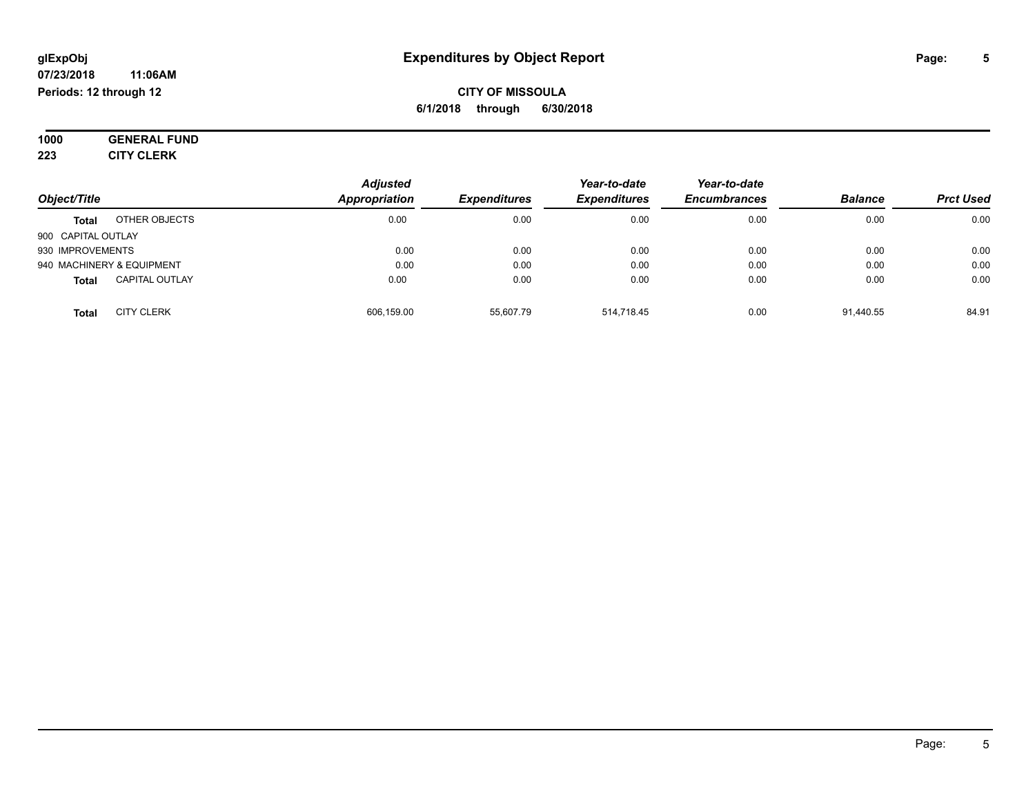**glExpObj**
**07/23/2018 11:06AM**
**Periods: 12 through 12**

# Expenditures by Object Report

**CITY OF MISSOULA**
**6/1/2018 through 6/30/2018**

**1000 GENERAL FUND**
**223 CITY CLERK**

| Object/Title | | Adjusted Appropriation | Expenditures | Year-to-date Expenditures | Year-to-date Encumbrances | Balance | Prct Used |
|---|---|---|---|---|---|---|---|
| **Total** | OTHER OBJECTS | 0.00 | 0.00 | 0.00 | 0.00 | 0.00 | 0.00 |
| 900 CAPITAL OUTLAY | | | | | | | |
| 930 IMPROVEMENTS | | 0.00 | 0.00 | 0.00 | 0.00 | 0.00 | 0.00 |
| 940 MACHINERY & EQUIPMENT | | 0.00 | 0.00 | 0.00 | 0.00 | 0.00 | 0.00 |
| **Total** | CAPITAL OUTLAY | 0.00 | 0.00 | 0.00 | 0.00 | 0.00 | 0.00 |
| **Total** | CITY CLERK | 606,159.00 | 55,607.79 | 514,718.45 | 0.00 | 91,440.55 | 84.91 |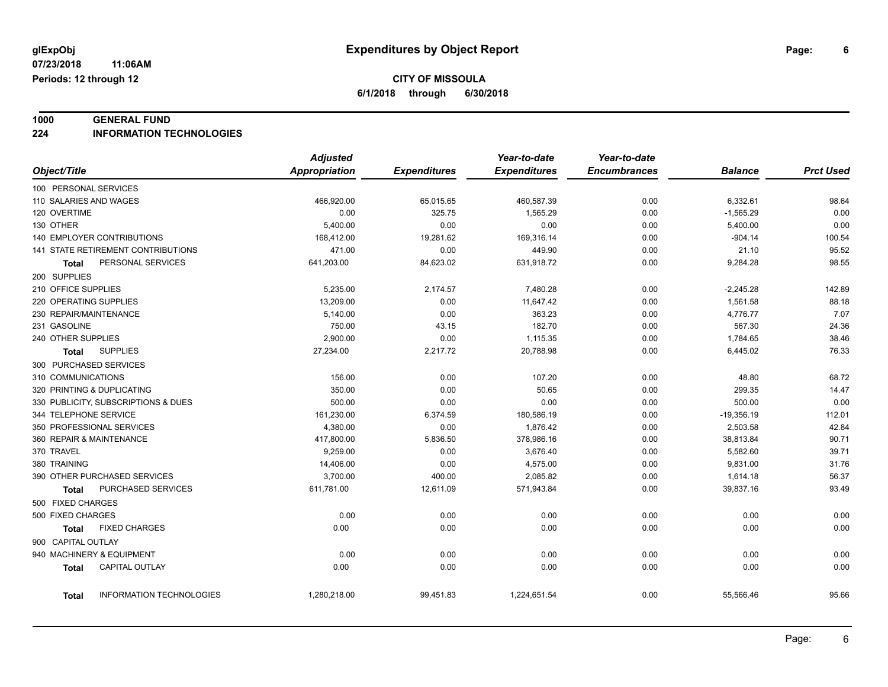**glExpObj** 07/23/2018 11:06AM
**Periods: 12 through 12**

# Expenditures by Object Report

**CITY OF MISSOULA**
**6/1/2018 through 6/30/2018**

## 1000 GENERAL FUND
## 224 INFORMATION TECHNOLOGIES

| Object/Title | Adjusted Appropriation | Expenditures | Year-to-date Expenditures | Year-to-date Encumbrances | Balance | Prct Used |
|---|---|---|---|---|---|---|
| 100 PERSONAL SERVICES | | | | | | |
| 110 SALARIES AND WAGES | 466,920.00 | 65,015.65 | 460,587.39 | 0.00 | 6,332.61 | 98.64 |
| 120 OVERTIME | 0.00 | 325.75 | 1,565.29 | 0.00 | -1,565.29 | 0.00 |
| 130 OTHER | 5,400.00 | 0.00 | 0.00 | 0.00 | 5,400.00 | 0.00 |
| 140 EMPLOYER CONTRIBUTIONS | 168,412.00 | 19,281.62 | 169,316.14 | 0.00 | -904.14 | 100.54 |
| 141 STATE RETIREMENT CONTRIBUTIONS | 471.00 | 0.00 | 449.90 | 0.00 | 21.10 | 95.52 |
| **Total** PERSONAL SERVICES | 641,203.00 | 84,623.02 | 631,918.72 | 0.00 | 9,284.28 | 98.55 |
| 200 SUPPLIES | | | | | | |
| 210 OFFICE SUPPLIES | 5,235.00 | 2,174.57 | 7,480.28 | 0.00 | -2,245.28 | 142.89 |
| 220 OPERATING SUPPLIES | 13,209.00 | 0.00 | 11,647.42 | 0.00 | 1,561.58 | 88.18 |
| 230 REPAIR/MAINTENANCE | 5,140.00 | 0.00 | 363.23 | 0.00 | 4,776.77 | 7.07 |
| 231 GASOLINE | 750.00 | 43.15 | 182.70 | 0.00 | 567.30 | 24.36 |
| 240 OTHER SUPPLIES | 2,900.00 | 0.00 | 1,115.35 | 0.00 | 1,784.65 | 38.46 |
| **Total** SUPPLIES | 27,234.00 | 2,217.72 | 20,788.98 | 0.00 | 6,445.02 | 76.33 |
| 300 PURCHASED SERVICES | | | | | | |
| 310 COMMUNICATIONS | 156.00 | 0.00 | 107.20 | 0.00 | 48.80 | 68.72 |
| 320 PRINTING & DUPLICATING | 350.00 | 0.00 | 50.65 | 0.00 | 299.35 | 14.47 |
| 330 PUBLICITY, SUBSCRIPTIONS & DUES | 500.00 | 0.00 | 0.00 | 0.00 | 500.00 | 0.00 |
| 344 TELEPHONE SERVICE | 161,230.00 | 6,374.59 | 180,586.19 | 0.00 | -19,356.19 | 112.01 |
| 350 PROFESSIONAL SERVICES | 4,380.00 | 0.00 | 1,876.42 | 0.00 | 2,503.58 | 42.84 |
| 360 REPAIR & MAINTENANCE | 417,800.00 | 5,836.50 | 378,986.16 | 0.00 | 38,813.84 | 90.71 |
| 370 TRAVEL | 9,259.00 | 0.00 | 3,676.40 | 0.00 | 5,582.60 | 39.71 |
| 380 TRAINING | 14,406.00 | 0.00 | 4,575.00 | 0.00 | 9,831.00 | 31.76 |
| 390 OTHER PURCHASED SERVICES | 3,700.00 | 400.00 | 2,085.82 | 0.00 | 1,614.18 | 56.37 |
| **Total** PURCHASED SERVICES | 611,781.00 | 12,611.09 | 571,943.84 | 0.00 | 39,837.16 | 93.49 |
| 500 FIXED CHARGES | | | | | | |
| 500 FIXED CHARGES | 0.00 | 0.00 | 0.00 | 0.00 | 0.00 | 0.00 |
| **Total** FIXED CHARGES | 0.00 | 0.00 | 0.00 | 0.00 | 0.00 | 0.00 |
| 900 CAPITAL OUTLAY | | | | | | |
| 940 MACHINERY & EQUIPMENT | 0.00 | 0.00 | 0.00 | 0.00 | 0.00 | 0.00 |
| **Total** CAPITAL OUTLAY | 0.00 | 0.00 | 0.00 | 0.00 | 0.00 | 0.00 |
| **Total** INFORMATION TECHNOLOGIES | 1,280,218.00 | 99,451.83 | 1,224,651.54 | 0.00 | 55,566.46 | 95.66 |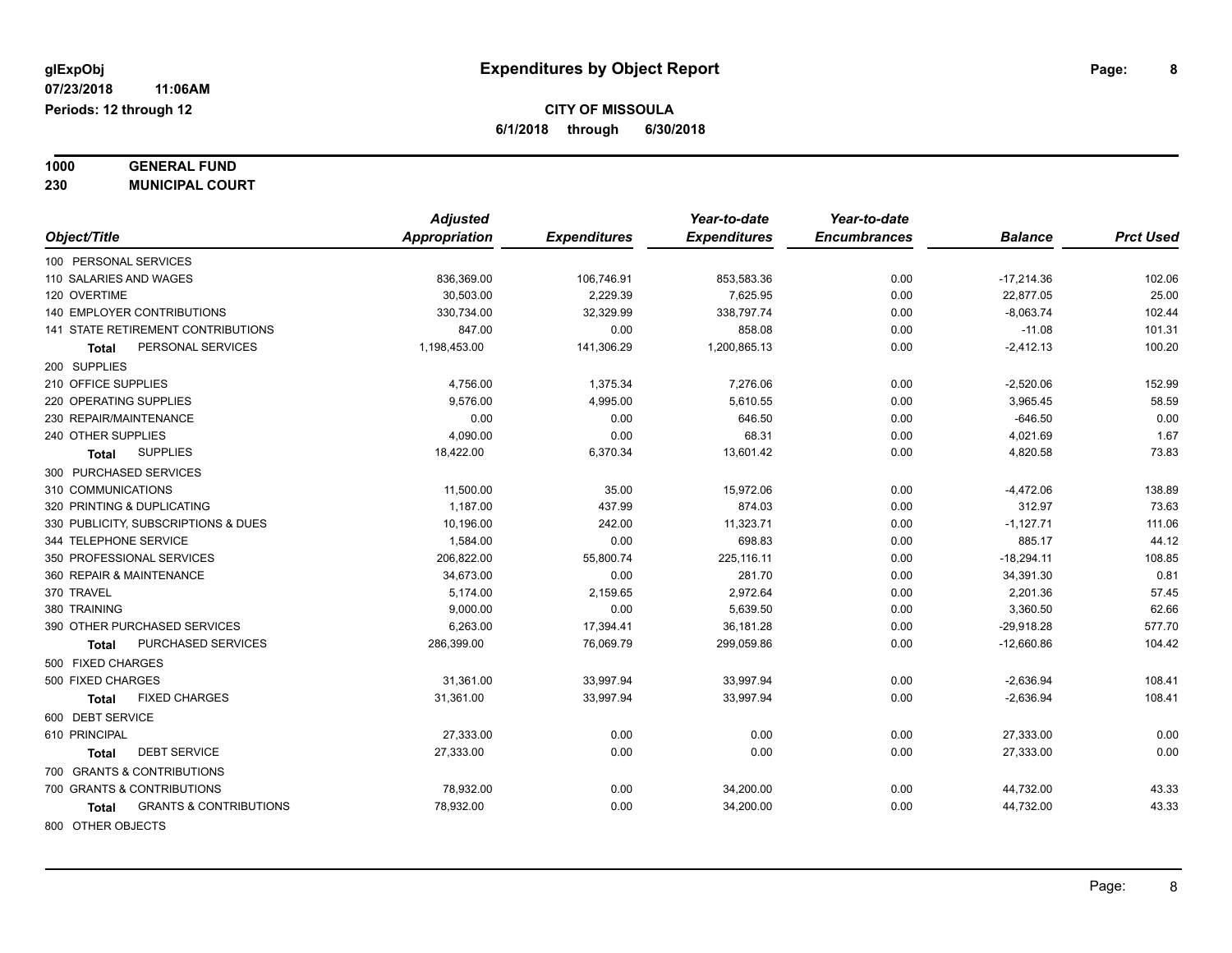**glExpObj** **Expenditures by Object Report**

**07/23/2018 11:06AM**

**Periods: 12 through 12**

**CITY OF MISSOULA**

**6/1/2018 through 6/30/2018**

**1000 GENERAL FUND**

**230 MUNICIPAL COURT**

| Object/Title | Adjusted Appropriation | Expenditures | Year-to-date Expenditures | Year-to-date Encumbrances | Balance | Prct Used |
|---|---|---|---|---|---|---|
| 100 PERSONAL SERVICES | | | | | | |
| 110 SALARIES AND WAGES | 836,369.00 | 106,746.91 | 853,583.36 | 0.00 | -17,214.36 | 102.06 |
| 120 OVERTIME | 30,503.00 | 2,229.39 | 7,625.95 | 0.00 | 22,877.05 | 25.00 |
| 140 EMPLOYER CONTRIBUTIONS | 330,734.00 | 32,329.99 | 338,797.74 | 0.00 | -8,063.74 | 102.44 |
| 141 STATE RETIREMENT CONTRIBUTIONS | 847.00 | 0.00 | 858.08 | 0.00 | -11.08 | 101.31 |
| **Total** PERSONAL SERVICES | 1,198,453.00 | 141,306.29 | 1,200,865.13 | 0.00 | -2,412.13 | 100.20 |
| 200 SUPPLIES | | | | | | |
| 210 OFFICE SUPPLIES | 4,756.00 | 1,375.34 | 7,276.06 | 0.00 | -2,520.06 | 152.99 |
| 220 OPERATING SUPPLIES | 9,576.00 | 4,995.00 | 5,610.55 | 0.00 | 3,965.45 | 58.59 |
| 230 REPAIR/MAINTENANCE | 0.00 | 0.00 | 646.50 | 0.00 | -646.50 | 0.00 |
| 240 OTHER SUPPLIES | 4,090.00 | 0.00 | 68.31 | 0.00 | 4,021.69 | 1.67 |
| **Total** SUPPLIES | 18,422.00 | 6,370.34 | 13,601.42 | 0.00 | 4,820.58 | 73.83 |
| 300 PURCHASED SERVICES | | | | | | |
| 310 COMMUNICATIONS | 11,500.00 | 35.00 | 15,972.06 | 0.00 | -4,472.06 | 138.89 |
| 320 PRINTING & DUPLICATING | 1,187.00 | 437.99 | 874.03 | 0.00 | 312.97 | 73.63 |
| 330 PUBLICITY, SUBSCRIPTIONS & DUES | 10,196.00 | 242.00 | 11,323.71 | 0.00 | -1,127.71 | 111.06 |
| 344 TELEPHONE SERVICE | 1,584.00 | 0.00 | 698.83 | 0.00 | 885.17 | 44.12 |
| 350 PROFESSIONAL SERVICES | 206,822.00 | 55,800.74 | 225,116.11 | 0.00 | -18,294.11 | 108.85 |
| 360 REPAIR & MAINTENANCE | 34,673.00 | 0.00 | 281.70 | 0.00 | 34,391.30 | 0.81 |
| 370 TRAVEL | 5,174.00 | 2,159.65 | 2,972.64 | 0.00 | 2,201.36 | 57.45 |
| 380 TRAINING | 9,000.00 | 0.00 | 5,639.50 | 0.00 | 3,360.50 | 62.66 |
| 390 OTHER PURCHASED SERVICES | 6,263.00 | 17,394.41 | 36,181.28 | 0.00 | -29,918.28 | 577.70 |
| **Total** PURCHASED SERVICES | 286,399.00 | 76,069.79 | 299,059.86 | 0.00 | -12,660.86 | 104.42 |
| 500 FIXED CHARGES | | | | | | |
| 500 FIXED CHARGES | 31,361.00 | 33,997.94 | 33,997.94 | 0.00 | -2,636.94 | 108.41 |
| **Total** FIXED CHARGES | 31,361.00 | 33,997.94 | 33,997.94 | 0.00 | -2,636.94 | 108.41 |
| 600 DEBT SERVICE | | | | | | |
| 610 PRINCIPAL | 27,333.00 | 0.00 | 0.00 | 0.00 | 27,333.00 | 0.00 |
| **Total** DEBT SERVICE | 27,333.00 | 0.00 | 0.00 | 0.00 | 27,333.00 | 0.00 |
| 700 GRANTS & CONTRIBUTIONS | | | | | | |
| 700 GRANTS & CONTRIBUTIONS | 78,932.00 | 0.00 | 34,200.00 | 0.00 | 44,732.00 | 43.33 |
| **Total** GRANTS & CONTRIBUTIONS | 78,932.00 | 0.00 | 34,200.00 | 0.00 | 44,732.00 | 43.33 |
| 800 OTHER OBJECTS | | | | | | |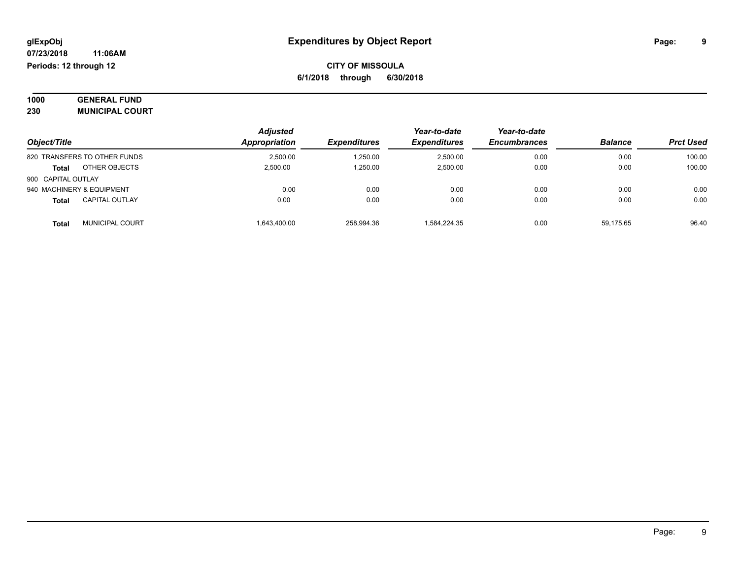**glExpObj**
**07/23/2018 11:06AM**
**Periods: 12 through 12**

# Expenditures by Object Report

**CITY OF MISSOULA**
**6/1/2018 through 6/30/2018**

**1000 GENERAL FUND**
**230 MUNICIPAL COURT**

| Object/Title | Adjusted Appropriation | Expenditures | Year-to-date Expenditures | Year-to-date Encumbrances | Balance | Prct Used |
|---|---|---|---|---|---|---|
| 820 TRANSFERS TO OTHER FUNDS | 2,500.00 | 1,250.00 | 2,500.00 | 0.00 | 0.00 | 100.00 |
| **Total** OTHER OBJECTS | 2,500.00 | 1,250.00 | 2,500.00 | 0.00 | 0.00 | 100.00 |
| 900 CAPITAL OUTLAY | | | | | | |
| 940 MACHINERY & EQUIPMENT | 0.00 | 0.00 | 0.00 | 0.00 | 0.00 | 0.00 |
| **Total** CAPITAL OUTLAY | 0.00 | 0.00 | 0.00 | 0.00 | 0.00 | 0.00 |
| **Total** MUNICIPAL COURT | 1,643,400.00 | 258,994.36 | 1,584,224.35 | 0.00 | 59,175.65 | 96.40 |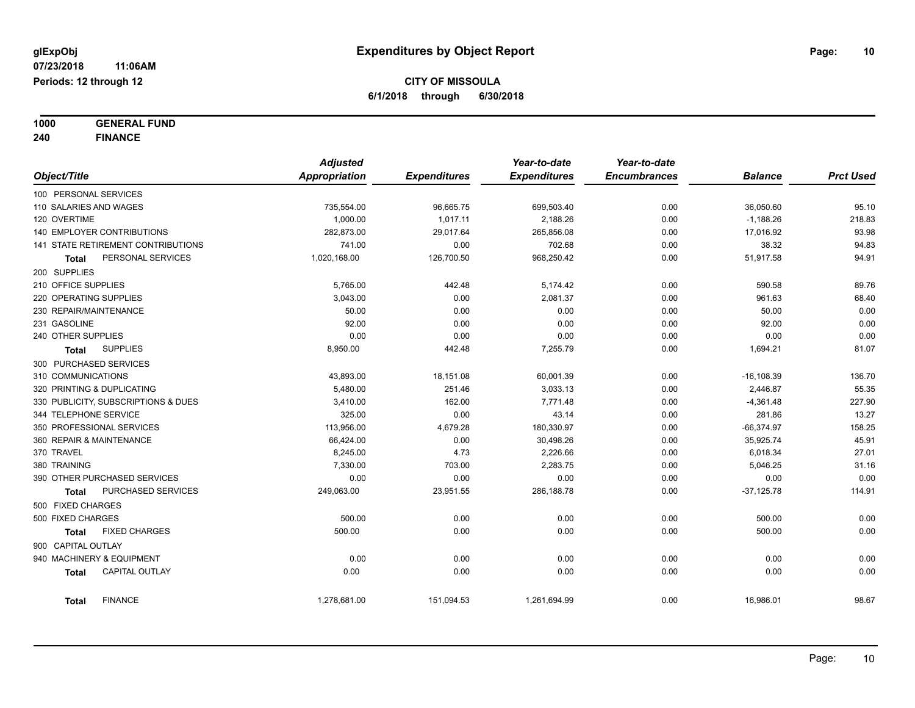# Expenditures by Object Report

glExpObj
07/23/2018 11:06AM
Periods: 12 through 12

**CITY OF MISSOULA**
**6/1/2018 through 6/30/2018**

**1000 GENERAL FUND**
**240 FINANCE**

| Object/Title | Adjusted Appropriation | Expenditures | Year-to-date Expenditures | Year-to-date Encumbrances | Balance | Prct Used |
|---|---|---|---|---|---|---|
| 100 PERSONAL SERVICES | | | | | | |
| 110 SALARIES AND WAGES | 735,554.00 | 96,665.75 | 699,503.40 | 0.00 | 36,050.60 | 95.10 |
| 120 OVERTIME | 1,000.00 | 1,017.11 | 2,188.26 | 0.00 | -1,188.26 | 218.83 |
| 140 EMPLOYER CONTRIBUTIONS | 282,873.00 | 29,017.64 | 265,856.08 | 0.00 | 17,016.92 | 93.98 |
| 141 STATE RETIREMENT CONTRIBUTIONS | 741.00 | 0.00 | 702.68 | 0.00 | 38.32 | 94.83 |
| **Total** PERSONAL SERVICES | 1,020,168.00 | 126,700.50 | 968,250.42 | 0.00 | 51,917.58 | 94.91 |
| 200 SUPPLIES | | | | | | |
| 210 OFFICE SUPPLIES | 5,765.00 | 442.48 | 5,174.42 | 0.00 | 590.58 | 89.76 |
| 220 OPERATING SUPPLIES | 3,043.00 | 0.00 | 2,081.37 | 0.00 | 961.63 | 68.40 |
| 230 REPAIR/MAINTENANCE | 50.00 | 0.00 | 0.00 | 0.00 | 50.00 | 0.00 |
| 231 GASOLINE | 92.00 | 0.00 | 0.00 | 0.00 | 92.00 | 0.00 |
| 240 OTHER SUPPLIES | 0.00 | 0.00 | 0.00 | 0.00 | 0.00 | 0.00 |
| **Total** SUPPLIES | 8,950.00 | 442.48 | 7,255.79 | 0.00 | 1,694.21 | 81.07 |
| 300 PURCHASED SERVICES | | | | | | |
| 310 COMMUNICATIONS | 43,893.00 | 18,151.08 | 60,001.39 | 0.00 | -16,108.39 | 136.70 |
| 320 PRINTING & DUPLICATING | 5,480.00 | 251.46 | 3,033.13 | 0.00 | 2,446.87 | 55.35 |
| 330 PUBLICITY, SUBSCRIPTIONS & DUES | 3,410.00 | 162.00 | 7,771.48 | 0.00 | -4,361.48 | 227.90 |
| 344 TELEPHONE SERVICE | 325.00 | 0.00 | 43.14 | 0.00 | 281.86 | 13.27 |
| 350 PROFESSIONAL SERVICES | 113,956.00 | 4,679.28 | 180,330.97 | 0.00 | -66,374.97 | 158.25 |
| 360 REPAIR & MAINTENANCE | 66,424.00 | 0.00 | 30,498.26 | 0.00 | 35,925.74 | 45.91 |
| 370 TRAVEL | 8,245.00 | 4.73 | 2,226.66 | 0.00 | 6,018.34 | 27.01 |
| 380 TRAINING | 7,330.00 | 703.00 | 2,283.75 | 0.00 | 5,046.25 | 31.16 |
| 390 OTHER PURCHASED SERVICES | 0.00 | 0.00 | 0.00 | 0.00 | 0.00 | 0.00 |
| **Total** PURCHASED SERVICES | 249,063.00 | 23,951.55 | 286,188.78 | 0.00 | -37,125.78 | 114.91 |
| 500 FIXED CHARGES | | | | | | |
| 500 FIXED CHARGES | 500.00 | 0.00 | 0.00 | 0.00 | 500.00 | 0.00 |
| **Total** FIXED CHARGES | 500.00 | 0.00 | 0.00 | 0.00 | 500.00 | 0.00 |
| 900 CAPITAL OUTLAY | | | | | | |
| 940 MACHINERY & EQUIPMENT | 0.00 | 0.00 | 0.00 | 0.00 | 0.00 | 0.00 |
| **Total** CAPITAL OUTLAY | 0.00 | 0.00 | 0.00 | 0.00 | 0.00 | 0.00 |
| **Total** FINANCE | 1,278,681.00 | 151,094.53 | 1,261,694.99 | 0.00 | 16,986.01 | 98.67 |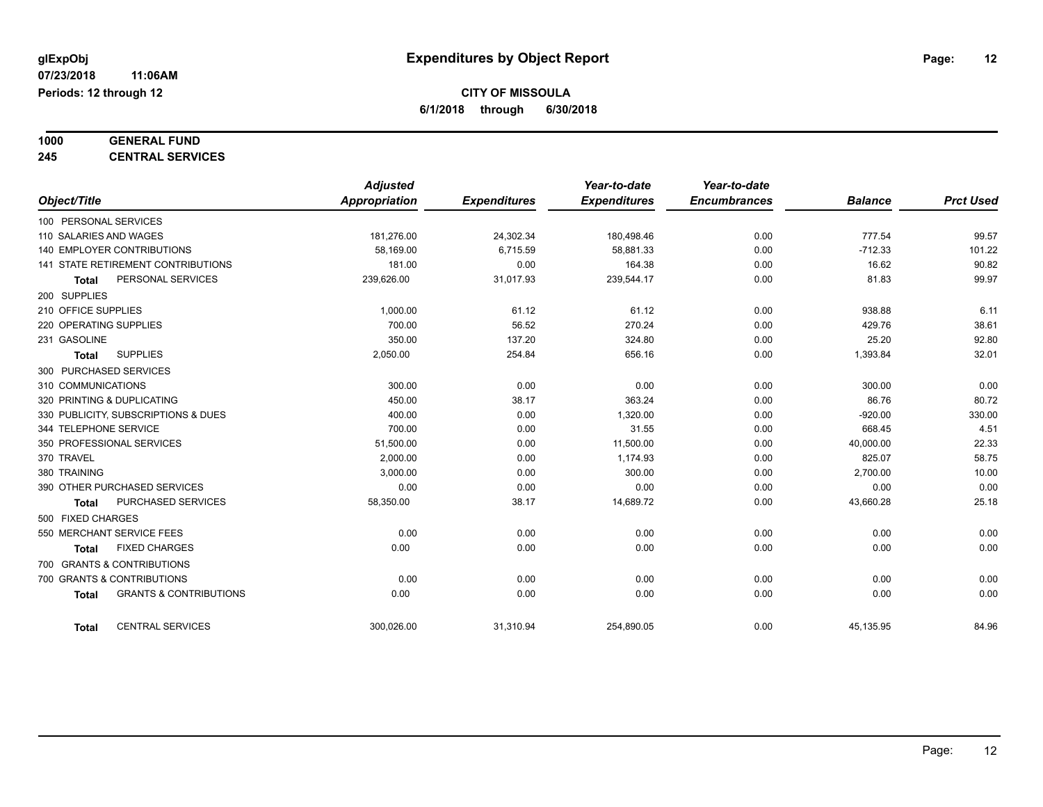glExpObj
07/23/2018 11:06AM
Periods: 12 through 12

# Expenditures by Object Report

**CITY OF MISSOULA**
**6/1/2018 through 6/30/2018**

**1000 GENERAL FUND**
**245 CENTRAL SERVICES**

| Object/Title | Adjusted Appropriation | Expenditures | Year-to-date Expenditures | Year-to-date Encumbrances | Balance | Prct Used |
|---|---|---|---|---|---|---|
| 100 PERSONAL SERVICES | | | | | | |
| 110 SALARIES AND WAGES | 181,276.00 | 24,302.34 | 180,498.46 | 0.00 | 777.54 | 99.57 |
| 140 EMPLOYER CONTRIBUTIONS | 58,169.00 | 6,715.59 | 58,881.33 | 0.00 | -712.33 | 101.22 |
| 141 STATE RETIREMENT CONTRIBUTIONS | 181.00 | 0.00 | 164.38 | 0.00 | 16.62 | 90.82 |
| **Total** PERSONAL SERVICES | 239,626.00 | 31,017.93 | 239,544.17 | 0.00 | 81.83 | 99.97 |
| 200 SUPPLIES | | | | | | |
| 210 OFFICE SUPPLIES | 1,000.00 | 61.12 | 61.12 | 0.00 | 938.88 | 6.11 |
| 220 OPERATING SUPPLIES | 700.00 | 56.52 | 270.24 | 0.00 | 429.76 | 38.61 |
| 231 GASOLINE | 350.00 | 137.20 | 324.80 | 0.00 | 25.20 | 92.80 |
| **Total** SUPPLIES | 2,050.00 | 254.84 | 656.16 | 0.00 | 1,393.84 | 32.01 |
| 300 PURCHASED SERVICES | | | | | | |
| 310 COMMUNICATIONS | 300.00 | 0.00 | 0.00 | 0.00 | 300.00 | 0.00 |
| 320 PRINTING & DUPLICATING | 450.00 | 38.17 | 363.24 | 0.00 | 86.76 | 80.72 |
| 330 PUBLICITY, SUBSCRIPTIONS & DUES | 400.00 | 0.00 | 1,320.00 | 0.00 | -920.00 | 330.00 |
| 344 TELEPHONE SERVICE | 700.00 | 0.00 | 31.55 | 0.00 | 668.45 | 4.51 |
| 350 PROFESSIONAL SERVICES | 51,500.00 | 0.00 | 11,500.00 | 0.00 | 40,000.00 | 22.33 |
| 370 TRAVEL | 2,000.00 | 0.00 | 1,174.93 | 0.00 | 825.07 | 58.75 |
| 380 TRAINING | 3,000.00 | 0.00 | 300.00 | 0.00 | 2,700.00 | 10.00 |
| 390 OTHER PURCHASED SERVICES | 0.00 | 0.00 | 0.00 | 0.00 | 0.00 | 0.00 |
| **Total** PURCHASED SERVICES | 58,350.00 | 38.17 | 14,689.72 | 0.00 | 43,660.28 | 25.18 |
| 500 FIXED CHARGES | | | | | | |
| 550 MERCHANT SERVICE FEES | 0.00 | 0.00 | 0.00 | 0.00 | 0.00 | 0.00 |
| **Total** FIXED CHARGES | 0.00 | 0.00 | 0.00 | 0.00 | 0.00 | 0.00 |
| 700 GRANTS & CONTRIBUTIONS | | | | | | |
| 700 GRANTS & CONTRIBUTIONS | 0.00 | 0.00 | 0.00 | 0.00 | 0.00 | 0.00 |
| **Total** GRANTS & CONTRIBUTIONS | 0.00 | 0.00 | 0.00 | 0.00 | 0.00 | 0.00 |
| **Total** CENTRAL SERVICES | 300,026.00 | 31,310.94 | 254,890.05 | 0.00 | 45,135.95 | 84.96 |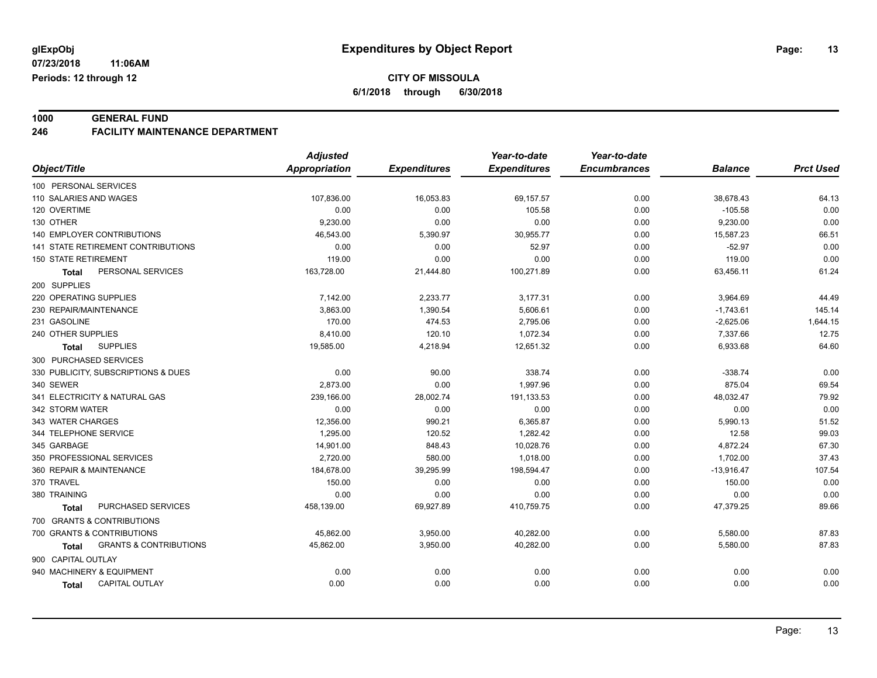**glExpObj** 07/23/2018 11:06AM Periods: 12 through 12

# Expenditures by Object Report

## CITY OF MISSOULA

**6/1/2018 through 6/30/2018**

**1000 GENERAL FUND**

**246 FACILITY MAINTENANCE DEPARTMENT**

| Object/Title | Adjusted Appropriation | Expenditures | Year-to-date Expenditures | Year-to-date Encumbrances | Balance | Prct Used |
|---|---|---|---|---|---|---|
| 100 PERSONAL SERVICES | | | | | | |
| 110 SALARIES AND WAGES | 107,836.00 | 16,053.83 | 69,157.57 | 0.00 | 38,678.43 | 64.13 |
| 120 OVERTIME | 0.00 | 0.00 | 105.58 | 0.00 | -105.58 | 0.00 |
| 130 OTHER | 9,230.00 | 0.00 | 0.00 | 0.00 | 9,230.00 | 0.00 |
| 140 EMPLOYER CONTRIBUTIONS | 46,543.00 | 5,390.97 | 30,955.77 | 0.00 | 15,587.23 | 66.51 |
| 141 STATE RETIREMENT CONTRIBUTIONS | 0.00 | 0.00 | 52.97 | 0.00 | -52.97 | 0.00 |
| 150 STATE RETIREMENT | 119.00 | 0.00 | 0.00 | 0.00 | 119.00 | 0.00 |
| **Total** PERSONAL SERVICES | 163,728.00 | 21,444.80 | 100,271.89 | 0.00 | 63,456.11 | 61.24 |
| 200 SUPPLIES | | | | | | |
| 220 OPERATING SUPPLIES | 7,142.00 | 2,233.77 | 3,177.31 | 0.00 | 3,964.69 | 44.49 |
| 230 REPAIR/MAINTENANCE | 3,863.00 | 1,390.54 | 5,606.61 | 0.00 | -1,743.61 | 145.14 |
| 231 GASOLINE | 170.00 | 474.53 | 2,795.06 | 0.00 | -2,625.06 | 1,644.15 |
| 240 OTHER SUPPLIES | 8,410.00 | 120.10 | 1,072.34 | 0.00 | 7,337.66 | 12.75 |
| **Total** SUPPLIES | 19,585.00 | 4,218.94 | 12,651.32 | 0.00 | 6,933.68 | 64.60 |
| 300 PURCHASED SERVICES | | | | | | |
| 330 PUBLICITY, SUBSCRIPTIONS & DUES | 0.00 | 90.00 | 338.74 | 0.00 | -338.74 | 0.00 |
| 340 SEWER | 2,873.00 | 0.00 | 1,997.96 | 0.00 | 875.04 | 69.54 |
| 341 ELECTRICITY & NATURAL GAS | 239,166.00 | 28,002.74 | 191,133.53 | 0.00 | 48,032.47 | 79.92 |
| 342 STORM WATER | 0.00 | 0.00 | 0.00 | 0.00 | 0.00 | 0.00 |
| 343 WATER CHARGES | 12,356.00 | 990.21 | 6,365.87 | 0.00 | 5,990.13 | 51.52 |
| 344 TELEPHONE SERVICE | 1,295.00 | 120.52 | 1,282.42 | 0.00 | 12.58 | 99.03 |
| 345 GARBAGE | 14,901.00 | 848.43 | 10,028.76 | 0.00 | 4,872.24 | 67.30 |
| 350 PROFESSIONAL SERVICES | 2,720.00 | 580.00 | 1,018.00 | 0.00 | 1,702.00 | 37.43 |
| 360 REPAIR & MAINTENANCE | 184,678.00 | 39,295.99 | 198,594.47 | 0.00 | -13,916.47 | 107.54 |
| 370 TRAVEL | 150.00 | 0.00 | 0.00 | 0.00 | 150.00 | 0.00 |
| 380 TRAINING | 0.00 | 0.00 | 0.00 | 0.00 | 0.00 | 0.00 |
| **Total** PURCHASED SERVICES | 458,139.00 | 69,927.89 | 410,759.75 | 0.00 | 47,379.25 | 89.66 |
| 700 GRANTS & CONTRIBUTIONS | | | | | | |
| 700 GRANTS & CONTRIBUTIONS | 45,862.00 | 3,950.00 | 40,282.00 | 0.00 | 5,580.00 | 87.83 |
| **Total** GRANTS & CONTRIBUTIONS | 45,862.00 | 3,950.00 | 40,282.00 | 0.00 | 5,580.00 | 87.83 |
| 900 CAPITAL OUTLAY | | | | | | |
| 940 MACHINERY & EQUIPMENT | 0.00 | 0.00 | 0.00 | 0.00 | 0.00 | 0.00 |
| **Total** CAPITAL OUTLAY | 0.00 | 0.00 | 0.00 | 0.00 | 0.00 | 0.00 |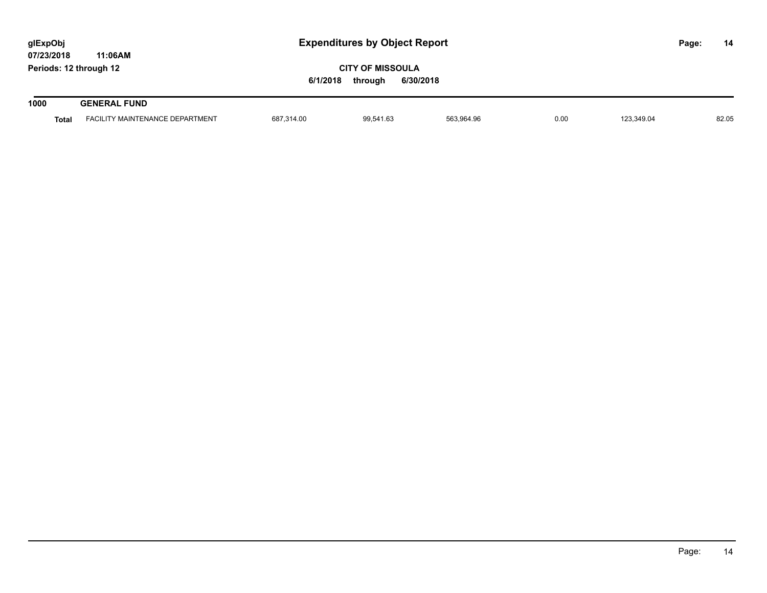**glExpObj**
**07/23/2018 11:06AM**
**Periods: 12 through 12**

# Expenditures by Object Report

**CITY OF MISSOULA**
**6/1/2018 through 6/30/2018**

| | | | | | | | |
|---|---|---|---|---|---|---|---|
| **1000** | **GENERAL FUND** | | | | | | |
| **Total** | FACILITY MAINTENANCE DEPARTMENT | 687,314.00 | 99,541.63 | 563,964.96 | 0.00 | 123,349.04 | 82.05 |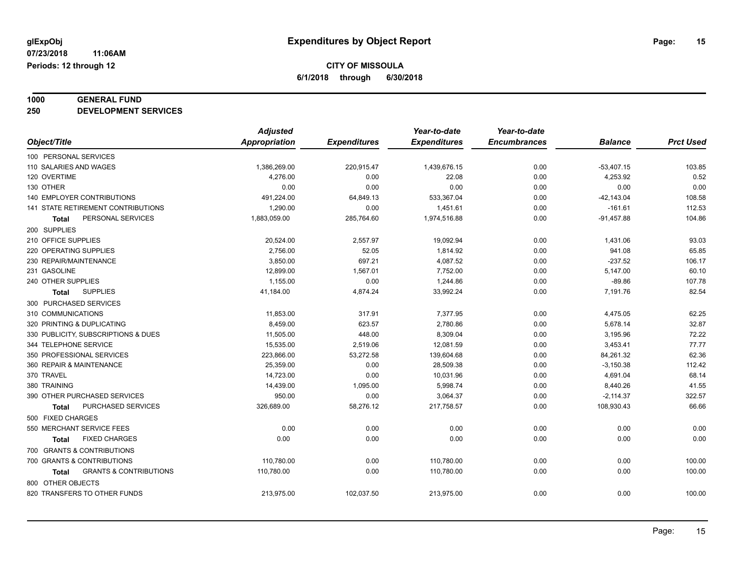**glExpObj** | **Expenditures by Object Report**
**07/23/2018 11:06AM**
**Periods: 12 through 12**

**CITY OF MISSOULA**
**6/1/2018 through 6/30/2018**

**1000 GENERAL FUND**
**250 DEVELOPMENT SERVICES**

| Object/Title | Adjusted Appropriation | Expenditures | Year-to-date Expenditures | Year-to-date Encumbrances | Balance | Prct Used |
|---|---|---|---|---|---|---|
| 100 PERSONAL SERVICES | | | | | | |
| 110 SALARIES AND WAGES | 1,386,269.00 | 220,915.47 | 1,439,676.15 | 0.00 | -53,407.15 | 103.85 |
| 120 OVERTIME | 4,276.00 | 0.00 | 22.08 | 0.00 | 4,253.92 | 0.52 |
| 130 OTHER | 0.00 | 0.00 | 0.00 | 0.00 | 0.00 | 0.00 |
| 140 EMPLOYER CONTRIBUTIONS | 491,224.00 | 64,849.13 | 533,367.04 | 0.00 | -42,143.04 | 108.58 |
| 141 STATE RETIREMENT CONTRIBUTIONS | 1,290.00 | 0.00 | 1,451.61 | 0.00 | -161.61 | 112.53 |
| **Total** PERSONAL SERVICES | 1,883,059.00 | 285,764.60 | 1,974,516.88 | 0.00 | -91,457.88 | 104.86 |
| 200 SUPPLIES | | | | | | |
| 210 OFFICE SUPPLIES | 20,524.00 | 2,557.97 | 19,092.94 | 0.00 | 1,431.06 | 93.03 |
| 220 OPERATING SUPPLIES | 2,756.00 | 52.05 | 1,814.92 | 0.00 | 941.08 | 65.85 |
| 230 REPAIR/MAINTENANCE | 3,850.00 | 697.21 | 4,087.52 | 0.00 | -237.52 | 106.17 |
| 231 GASOLINE | 12,899.00 | 1,567.01 | 7,752.00 | 0.00 | 5,147.00 | 60.10 |
| 240 OTHER SUPPLIES | 1,155.00 | 0.00 | 1,244.86 | 0.00 | -89.86 | 107.78 |
| **Total** SUPPLIES | 41,184.00 | 4,874.24 | 33,992.24 | 0.00 | 7,191.76 | 82.54 |
| 300 PURCHASED SERVICES | | | | | | |
| 310 COMMUNICATIONS | 11,853.00 | 317.91 | 7,377.95 | 0.00 | 4,475.05 | 62.25 |
| 320 PRINTING & DUPLICATING | 8,459.00 | 623.57 | 2,780.86 | 0.00 | 5,678.14 | 32.87 |
| 330 PUBLICITY, SUBSCRIPTIONS & DUES | 11,505.00 | 448.00 | 8,309.04 | 0.00 | 3,195.96 | 72.22 |
| 344 TELEPHONE SERVICE | 15,535.00 | 2,519.06 | 12,081.59 | 0.00 | 3,453.41 | 77.77 |
| 350 PROFESSIONAL SERVICES | 223,866.00 | 53,272.58 | 139,604.68 | 0.00 | 84,261.32 | 62.36 |
| 360 REPAIR & MAINTENANCE | 25,359.00 | 0.00 | 28,509.38 | 0.00 | -3,150.38 | 112.42 |
| 370 TRAVEL | 14,723.00 | 0.00 | 10,031.96 | 0.00 | 4,691.04 | 68.14 |
| 380 TRAINING | 14,439.00 | 1,095.00 | 5,998.74 | 0.00 | 8,440.26 | 41.55 |
| 390 OTHER PURCHASED SERVICES | 950.00 | 0.00 | 3,064.37 | 0.00 | -2,114.37 | 322.57 |
| **Total** PURCHASED SERVICES | 326,689.00 | 58,276.12 | 217,758.57 | 0.00 | 108,930.43 | 66.66 |
| 500 FIXED CHARGES | | | | | | |
| 550 MERCHANT SERVICE FEES | 0.00 | 0.00 | 0.00 | 0.00 | 0.00 | 0.00 |
| **Total** FIXED CHARGES | 0.00 | 0.00 | 0.00 | 0.00 | 0.00 | 0.00 |
| 700 GRANTS & CONTRIBUTIONS | | | | | | |
| 700 GRANTS & CONTRIBUTIONS | 110,780.00 | 0.00 | 110,780.00 | 0.00 | 0.00 | 100.00 |
| **Total** GRANTS & CONTRIBUTIONS | 110,780.00 | 0.00 | 110,780.00 | 0.00 | 0.00 | 100.00 |
| 800 OTHER OBJECTS | | | | | | |
| 820 TRANSFERS TO OTHER FUNDS | 213,975.00 | 102,037.50 | 213,975.00 | 0.00 | 0.00 | 100.00 |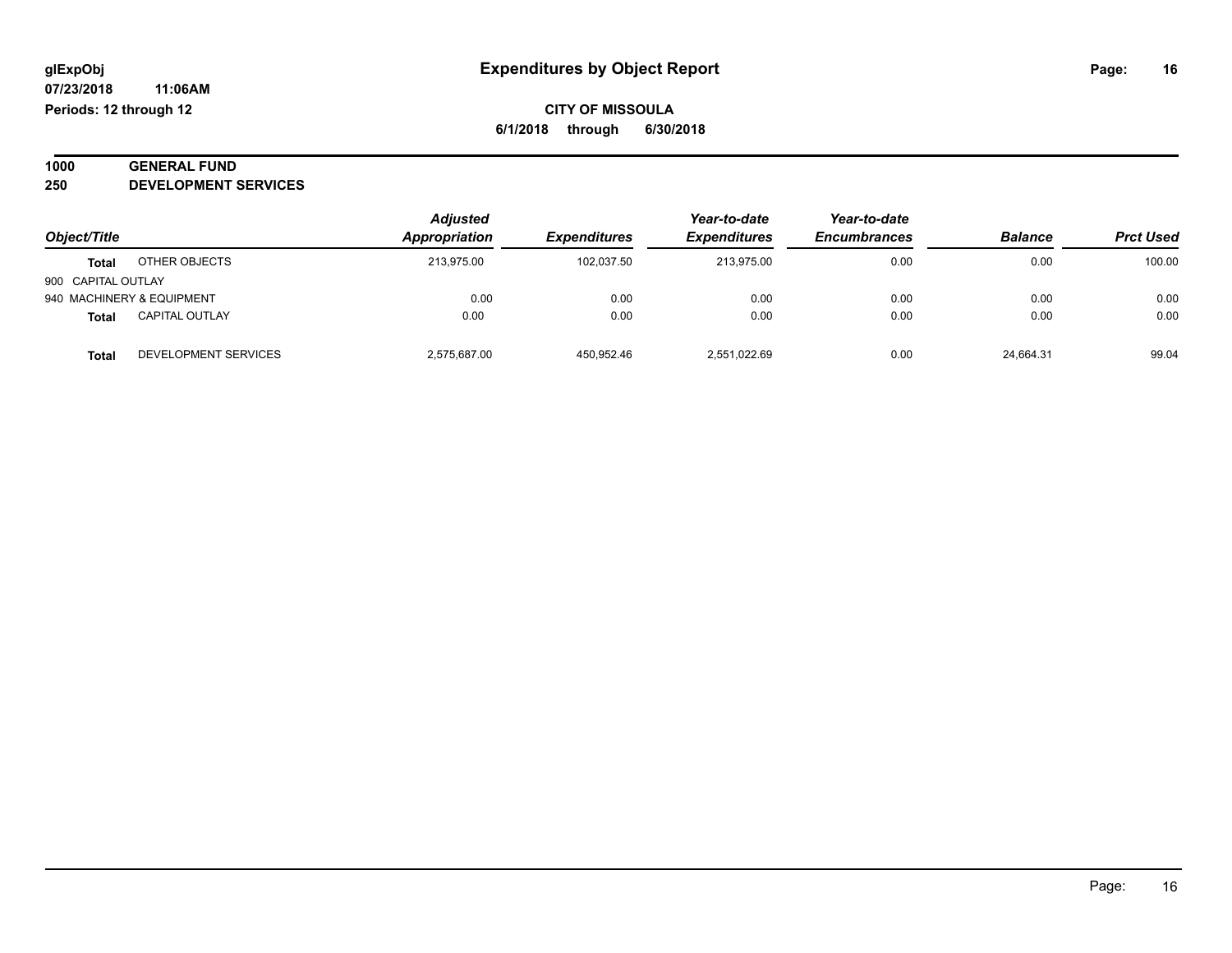**glExpObj** | **Expenditures by Object Report**

**07/23/2018 11:06AM**

**Periods: 12 through 12**

**CITY OF MISSOULA**

**6/1/2018 through 6/30/2018**

## 1000 GENERAL FUND
## 250 DEVELOPMENT SERVICES

| Object/Title | | Adjusted Appropriation | Expenditures | Year-to-date Expenditures | Year-to-date Encumbrances | Balance | Prct Used |
|---|---|---|---|---|---|---|---|
| **Total** | OTHER OBJECTS | 213,975.00 | 102,037.50 | 213,975.00 | 0.00 | 0.00 | 100.00 |
| 900 CAPITAL OUTLAY | | | | | | | |
| 940 MACHINERY & EQUIPMENT | | 0.00 | 0.00 | 0.00 | 0.00 | 0.00 | 0.00 |
| **Total** | CAPITAL OUTLAY | 0.00 | 0.00 | 0.00 | 0.00 | 0.00 | 0.00 |
| **Total** | DEVELOPMENT SERVICES | 2,575,687.00 | 450,952.46 | 2,551,022.69 | 0.00 | 24,664.31 | 99.04 |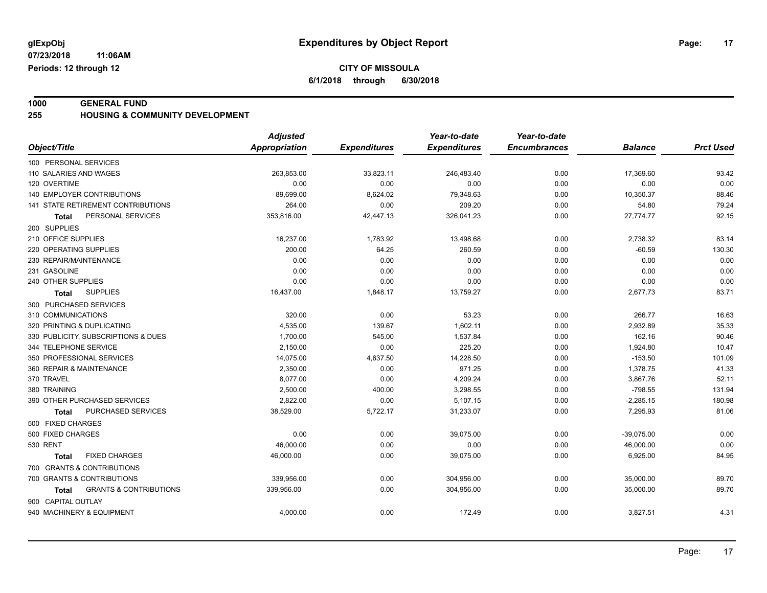# Expenditures by Object Report

glExpObj
07/23/2018 11:06AM
Periods: 12 through 12

**CITY OF MISSOULA**
**6/1/2018 through 6/30/2018**

**1000 GENERAL FUND**
**255 HOUSING & COMMUNITY DEVELOPMENT**

| Object/Title | Adjusted Appropriation | Expenditures | Year-to-date Expenditures | Year-to-date Encumbrances | Balance | Prct Used |
|---|---|---|---|---|---|---|
| 100 PERSONAL SERVICES | | | | | | |
| 110 SALARIES AND WAGES | 263,853.00 | 33,823.11 | 246,483.40 | 0.00 | 17,369.60 | 93.42 |
| 120 OVERTIME | 0.00 | 0.00 | 0.00 | 0.00 | 0.00 | 0.00 |
| 140 EMPLOYER CONTRIBUTIONS | 89,699.00 | 8,624.02 | 79,348.63 | 0.00 | 10,350.37 | 88.46 |
| 141 STATE RETIREMENT CONTRIBUTIONS | 264.00 | 0.00 | 209.20 | 0.00 | 54.80 | 79.24 |
| **Total** PERSONAL SERVICES | 353,816.00 | 42,447.13 | 326,041.23 | 0.00 | 27,774.77 | 92.15 |
| 200 SUPPLIES | | | | | | |
| 210 OFFICE SUPPLIES | 16,237.00 | 1,783.92 | 13,498.68 | 0.00 | 2,738.32 | 83.14 |
| 220 OPERATING SUPPLIES | 200.00 | 64.25 | 260.59 | 0.00 | -60.59 | 130.30 |
| 230 REPAIR/MAINTENANCE | 0.00 | 0.00 | 0.00 | 0.00 | 0.00 | 0.00 |
| 231 GASOLINE | 0.00 | 0.00 | 0.00 | 0.00 | 0.00 | 0.00 |
| 240 OTHER SUPPLIES | 0.00 | 0.00 | 0.00 | 0.00 | 0.00 | 0.00 |
| **Total** SUPPLIES | 16,437.00 | 1,848.17 | 13,759.27 | 0.00 | 2,677.73 | 83.71 |
| 300 PURCHASED SERVICES | | | | | | |
| 310 COMMUNICATIONS | 320.00 | 0.00 | 53.23 | 0.00 | 266.77 | 16.63 |
| 320 PRINTING & DUPLICATING | 4,535.00 | 139.67 | 1,602.11 | 0.00 | 2,932.89 | 35.33 |
| 330 PUBLICITY, SUBSCRIPTIONS & DUES | 1,700.00 | 545.00 | 1,537.84 | 0.00 | 162.16 | 90.46 |
| 344 TELEPHONE SERVICE | 2,150.00 | 0.00 | 225.20 | 0.00 | 1,924.80 | 10.47 |
| 350 PROFESSIONAL SERVICES | 14,075.00 | 4,637.50 | 14,228.50 | 0.00 | -153.50 | 101.09 |
| 360 REPAIR & MAINTENANCE | 2,350.00 | 0.00 | 971.25 | 0.00 | 1,378.75 | 41.33 |
| 370 TRAVEL | 8,077.00 | 0.00 | 4,209.24 | 0.00 | 3,867.76 | 52.11 |
| 380 TRAINING | 2,500.00 | 400.00 | 3,298.55 | 0.00 | -798.55 | 131.94 |
| 390 OTHER PURCHASED SERVICES | 2,822.00 | 0.00 | 5,107.15 | 0.00 | -2,285.15 | 180.98 |
| **Total** PURCHASED SERVICES | 38,529.00 | 5,722.17 | 31,233.07 | 0.00 | 7,295.93 | 81.06 |
| 500 FIXED CHARGES | | | | | | |
| 500 FIXED CHARGES | 0.00 | 0.00 | 39,075.00 | 0.00 | -39,075.00 | 0.00 |
| 530 RENT | 46,000.00 | 0.00 | 0.00 | 0.00 | 46,000.00 | 0.00 |
| **Total** FIXED CHARGES | 46,000.00 | 0.00 | 39,075.00 | 0.00 | 6,925.00 | 84.95 |
| 700 GRANTS & CONTRIBUTIONS | | | | | | |
| 700 GRANTS & CONTRIBUTIONS | 339,956.00 | 0.00 | 304,956.00 | 0.00 | 35,000.00 | 89.70 |
| **Total** GRANTS & CONTRIBUTIONS | 339,956.00 | 0.00 | 304,956.00 | 0.00 | 35,000.00 | 89.70 |
| 900 CAPITAL OUTLAY | | | | | | |
| 940 MACHINERY & EQUIPMENT | 4,000.00 | 0.00 | 172.49 | 0.00 | 3,827.51 | 4.31 |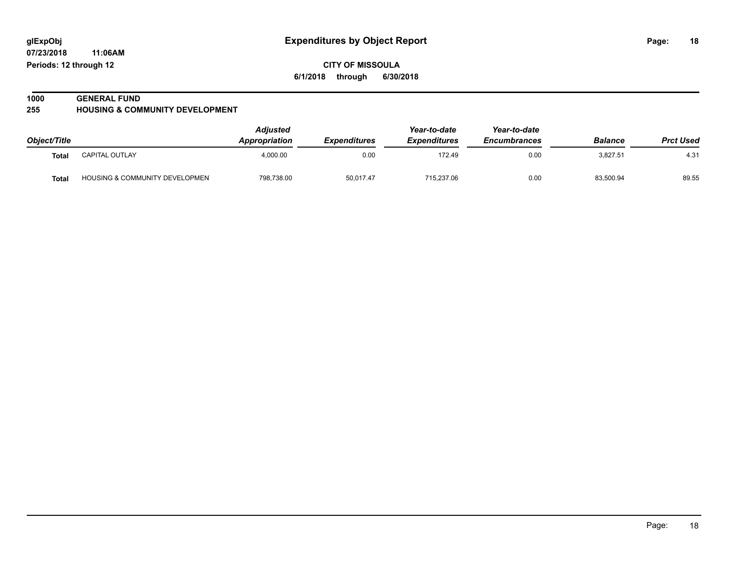glExpObj
07/23/2018 11:06AM
Periods: 12 through 12

# Expenditures by Object Report

**CITY OF MISSOULA**
**6/1/2018 through 6/30/2018**

**1000 GENERAL FUND**
**255 HOUSING & COMMUNITY DEVELOPMENT**

| Object/Title | | Adjusted Appropriation | Expenditures | Year-to-date Expenditures | Year-to-date Encumbrances | Balance | Prct Used |
|---|---|---|---|---|---|---|---|
| **Total** | CAPITAL OUTLAY | 4,000.00 | 0.00 | 172.49 | 0.00 | 3,827.51 | 4.31 |
| **Total** | HOUSING & COMMUNITY DEVELOPMEN | 798,738.00 | 50,017.47 | 715,237.06 | 0.00 | 83,500.94 | 89.55 |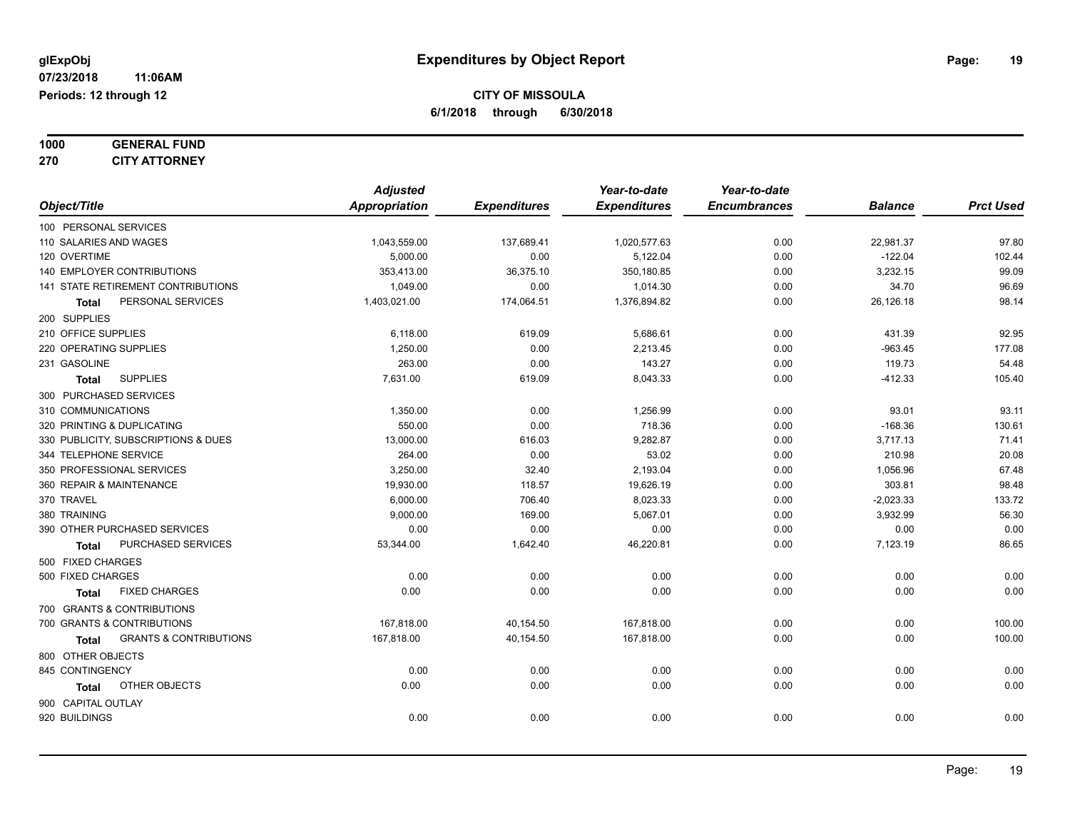# Expenditures by Object Report

glExpObj
07/23/2018 11:06AM
Periods: 12 through 12

**CITY OF MISSOULA**
**6/1/2018 through 6/30/2018**

**1000 GENERAL FUND**
**270 CITY ATTORNEY**

| Object/Title | Adjusted Appropriation | Expenditures | Year-to-date Expenditures | Year-to-date Encumbrances | Balance | Prct Used |
|---|---|---|---|---|---|---|
| 100 PERSONAL SERVICES | | | | | | |
| 110 SALARIES AND WAGES | 1,043,559.00 | 137,689.41 | 1,020,577.63 | 0.00 | 22,981.37 | 97.80 |
| 120 OVERTIME | 5,000.00 | 0.00 | 5,122.04 | 0.00 | -122.04 | 102.44 |
| 140 EMPLOYER CONTRIBUTIONS | 353,413.00 | 36,375.10 | 350,180.85 | 0.00 | 3,232.15 | 99.09 |
| 141 STATE RETIREMENT CONTRIBUTIONS | 1,049.00 | 0.00 | 1,014.30 | 0.00 | 34.70 | 96.69 |
| **Total** PERSONAL SERVICES | 1,403,021.00 | 174,064.51 | 1,376,894.82 | 0.00 | 26,126.18 | 98.14 |
| 200 SUPPLIES | | | | | | |
| 210 OFFICE SUPPLIES | 6,118.00 | 619.09 | 5,686.61 | 0.00 | 431.39 | 92.95 |
| 220 OPERATING SUPPLIES | 1,250.00 | 0.00 | 2,213.45 | 0.00 | -963.45 | 177.08 |
| 231 GASOLINE | 263.00 | 0.00 | 143.27 | 0.00 | 119.73 | 54.48 |
| **Total** SUPPLIES | 7,631.00 | 619.09 | 8,043.33 | 0.00 | -412.33 | 105.40 |
| 300 PURCHASED SERVICES | | | | | | |
| 310 COMMUNICATIONS | 1,350.00 | 0.00 | 1,256.99 | 0.00 | 93.01 | 93.11 |
| 320 PRINTING & DUPLICATING | 550.00 | 0.00 | 718.36 | 0.00 | -168.36 | 130.61 |
| 330 PUBLICITY, SUBSCRIPTIONS & DUES | 13,000.00 | 616.03 | 9,282.87 | 0.00 | 3,717.13 | 71.41 |
| 344 TELEPHONE SERVICE | 264.00 | 0.00 | 53.02 | 0.00 | 210.98 | 20.08 |
| 350 PROFESSIONAL SERVICES | 3,250.00 | 32.40 | 2,193.04 | 0.00 | 1,056.96 | 67.48 |
| 360 REPAIR & MAINTENANCE | 19,930.00 | 118.57 | 19,626.19 | 0.00 | 303.81 | 98.48 |
| 370 TRAVEL | 6,000.00 | 706.40 | 8,023.33 | 0.00 | -2,023.33 | 133.72 |
| 380 TRAINING | 9,000.00 | 169.00 | 5,067.01 | 0.00 | 3,932.99 | 56.30 |
| 390 OTHER PURCHASED SERVICES | 0.00 | 0.00 | 0.00 | 0.00 | 0.00 | 0.00 |
| **Total** PURCHASED SERVICES | 53,344.00 | 1,642.40 | 46,220.81 | 0.00 | 7,123.19 | 86.65 |
| 500 FIXED CHARGES | | | | | | |
| 500 FIXED CHARGES | 0.00 | 0.00 | 0.00 | 0.00 | 0.00 | 0.00 |
| **Total** FIXED CHARGES | 0.00 | 0.00 | 0.00 | 0.00 | 0.00 | 0.00 |
| 700 GRANTS & CONTRIBUTIONS | | | | | | |
| 700 GRANTS & CONTRIBUTIONS | 167,818.00 | 40,154.50 | 167,818.00 | 0.00 | 0.00 | 100.00 |
| **Total** GRANTS & CONTRIBUTIONS | 167,818.00 | 40,154.50 | 167,818.00 | 0.00 | 0.00 | 100.00 |
| 800 OTHER OBJECTS | | | | | | |
| 845 CONTINGENCY | 0.00 | 0.00 | 0.00 | 0.00 | 0.00 | 0.00 |
| **Total** OTHER OBJECTS | 0.00 | 0.00 | 0.00 | 0.00 | 0.00 | 0.00 |
| 900 CAPITAL OUTLAY | | | | | | |
| 920 BUILDINGS | 0.00 | 0.00 | 0.00 | 0.00 | 0.00 | 0.00 |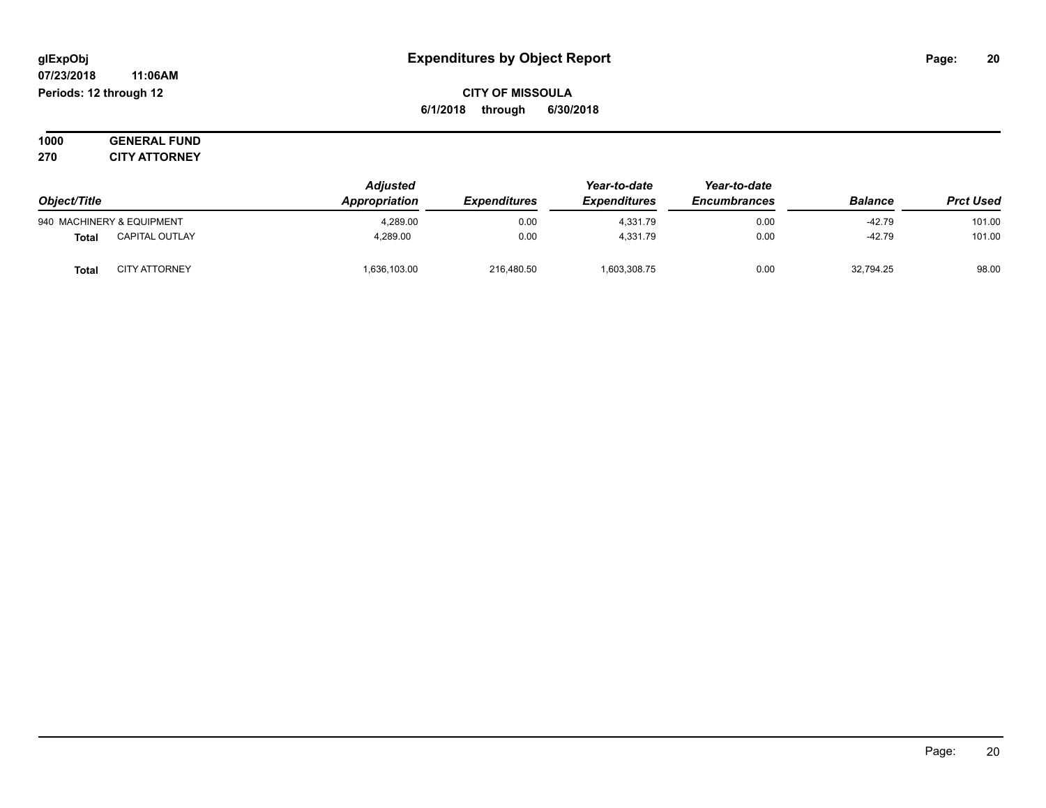glExpObj
07/23/2018 11:06AM
Periods: 12 through 12

# Expenditures by Object Report

**CITY OF MISSOULA**
**6/1/2018 through 6/30/2018**

**1000 GENERAL FUND**
**270 CITY ATTORNEY**

| Object/Title | | Adjusted Appropriation | Expenditures | Year-to-date Expenditures | Year-to-date Encumbrances | Balance | Prct Used |
|---|---|---|---|---|---|---|---|
| 940 MACHINERY & EQUIPMENT | | 4,289.00 | 0.00 | 4,331.79 | 0.00 | -42.79 | 101.00 |
| **Total** | CAPITAL OUTLAY | 4,289.00 | 0.00 | 4,331.79 | 0.00 | -42.79 | 101.00 |
| **Total** | CITY ATTORNEY | 1,636,103.00 | 216,480.50 | 1,603,308.75 | 0.00 | 32,794.25 | 98.00 |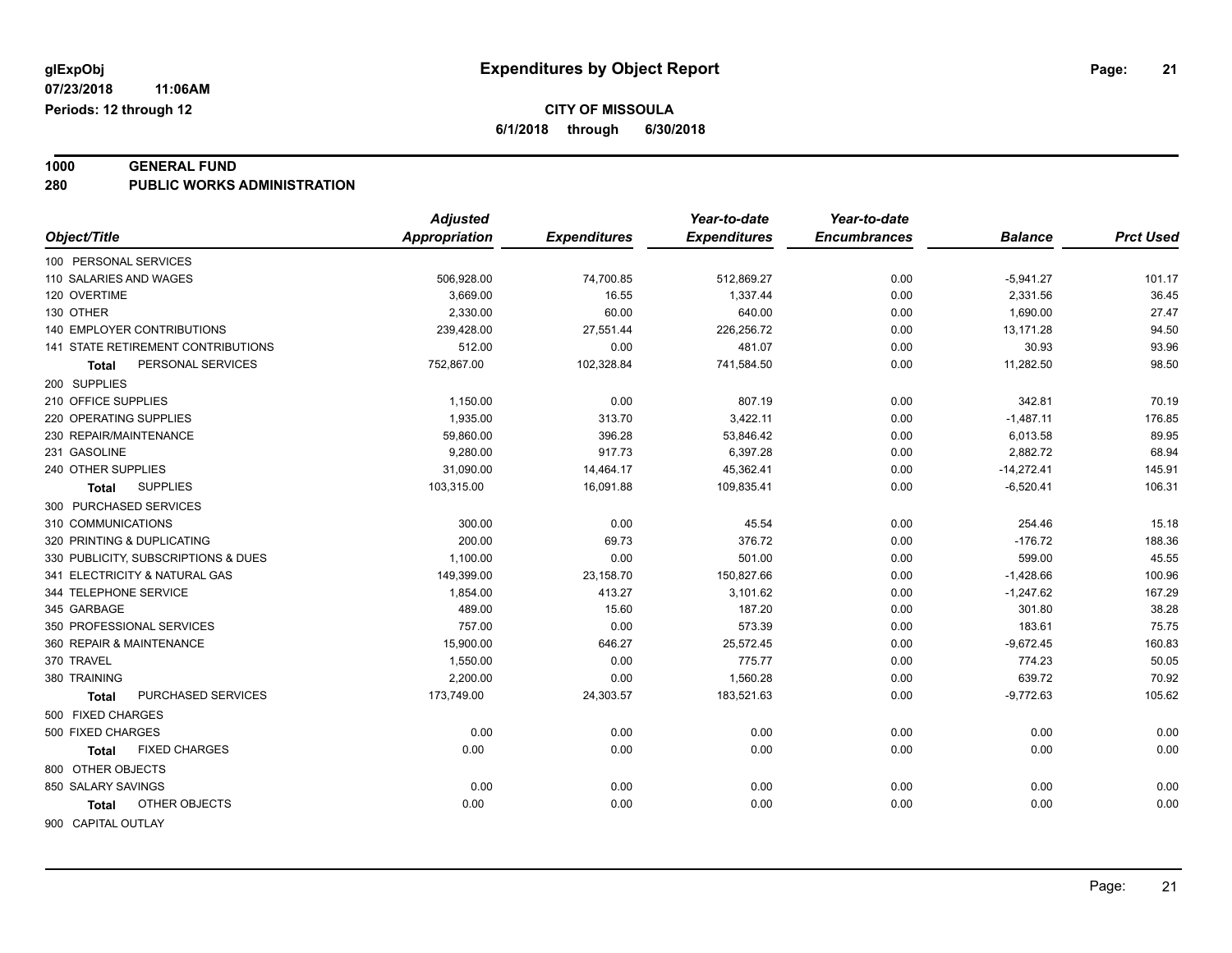**glExpObj** — **Expenditures by Object Report**

07/23/2018 11:06AM

Periods: 12 through 12

**CITY OF MISSOULA**

**6/1/2018 through 6/30/2018**

## 1000 GENERAL FUND
## 280 PUBLIC WORKS ADMINISTRATION

| Object/Title | Adjusted Appropriation | Expenditures | Year-to-date Expenditures | Year-to-date Encumbrances | Balance | Prct Used |
|---|---|---|---|---|---|---|
| 100 PERSONAL SERVICES | | | | | | |
| 110 SALARIES AND WAGES | 506,928.00 | 74,700.85 | 512,869.27 | 0.00 | -5,941.27 | 101.17 |
| 120 OVERTIME | 3,669.00 | 16.55 | 1,337.44 | 0.00 | 2,331.56 | 36.45 |
| 130 OTHER | 2,330.00 | 60.00 | 640.00 | 0.00 | 1,690.00 | 27.47 |
| 140 EMPLOYER CONTRIBUTIONS | 239,428.00 | 27,551.44 | 226,256.72 | 0.00 | 13,171.28 | 94.50 |
| 141 STATE RETIREMENT CONTRIBUTIONS | 512.00 | 0.00 | 481.07 | 0.00 | 30.93 | 93.96 |
| **Total** PERSONAL SERVICES | 752,867.00 | 102,328.84 | 741,584.50 | 0.00 | 11,282.50 | 98.50 |
| 200 SUPPLIES | | | | | | |
| 210 OFFICE SUPPLIES | 1,150.00 | 0.00 | 807.19 | 0.00 | 342.81 | 70.19 |
| 220 OPERATING SUPPLIES | 1,935.00 | 313.70 | 3,422.11 | 0.00 | -1,487.11 | 176.85 |
| 230 REPAIR/MAINTENANCE | 59,860.00 | 396.28 | 53,846.42 | 0.00 | 6,013.58 | 89.95 |
| 231 GASOLINE | 9,280.00 | 917.73 | 6,397.28 | 0.00 | 2,882.72 | 68.94 |
| 240 OTHER SUPPLIES | 31,090.00 | 14,464.17 | 45,362.41 | 0.00 | -14,272.41 | 145.91 |
| **Total** SUPPLIES | 103,315.00 | 16,091.88 | 109,835.41 | 0.00 | -6,520.41 | 106.31 |
| 300 PURCHASED SERVICES | | | | | | |
| 310 COMMUNICATIONS | 300.00 | 0.00 | 45.54 | 0.00 | 254.46 | 15.18 |
| 320 PRINTING & DUPLICATING | 200.00 | 69.73 | 376.72 | 0.00 | -176.72 | 188.36 |
| 330 PUBLICITY, SUBSCRIPTIONS & DUES | 1,100.00 | 0.00 | 501.00 | 0.00 | 599.00 | 45.55 |
| 341 ELECTRICITY & NATURAL GAS | 149,399.00 | 23,158.70 | 150,827.66 | 0.00 | -1,428.66 | 100.96 |
| 344 TELEPHONE SERVICE | 1,854.00 | 413.27 | 3,101.62 | 0.00 | -1,247.62 | 167.29 |
| 345 GARBAGE | 489.00 | 15.60 | 187.20 | 0.00 | 301.80 | 38.28 |
| 350 PROFESSIONAL SERVICES | 757.00 | 0.00 | 573.39 | 0.00 | 183.61 | 75.75 |
| 360 REPAIR & MAINTENANCE | 15,900.00 | 646.27 | 25,572.45 | 0.00 | -9,672.45 | 160.83 |
| 370 TRAVEL | 1,550.00 | 0.00 | 775.77 | 0.00 | 774.23 | 50.05 |
| 380 TRAINING | 2,200.00 | 0.00 | 1,560.28 | 0.00 | 639.72 | 70.92 |
| **Total** PURCHASED SERVICES | 173,749.00 | 24,303.57 | 183,521.63 | 0.00 | -9,772.63 | 105.62 |
| 500 FIXED CHARGES | | | | | | |
| 500 FIXED CHARGES | 0.00 | 0.00 | 0.00 | 0.00 | 0.00 | 0.00 |
| **Total** FIXED CHARGES | 0.00 | 0.00 | 0.00 | 0.00 | 0.00 | 0.00 |
| 800 OTHER OBJECTS | | | | | | |
| 850 SALARY SAVINGS | 0.00 | 0.00 | 0.00 | 0.00 | 0.00 | 0.00 |
| **Total** OTHER OBJECTS | 0.00 | 0.00 | 0.00 | 0.00 | 0.00 | 0.00 |
| 900 CAPITAL OUTLAY | | | | | | |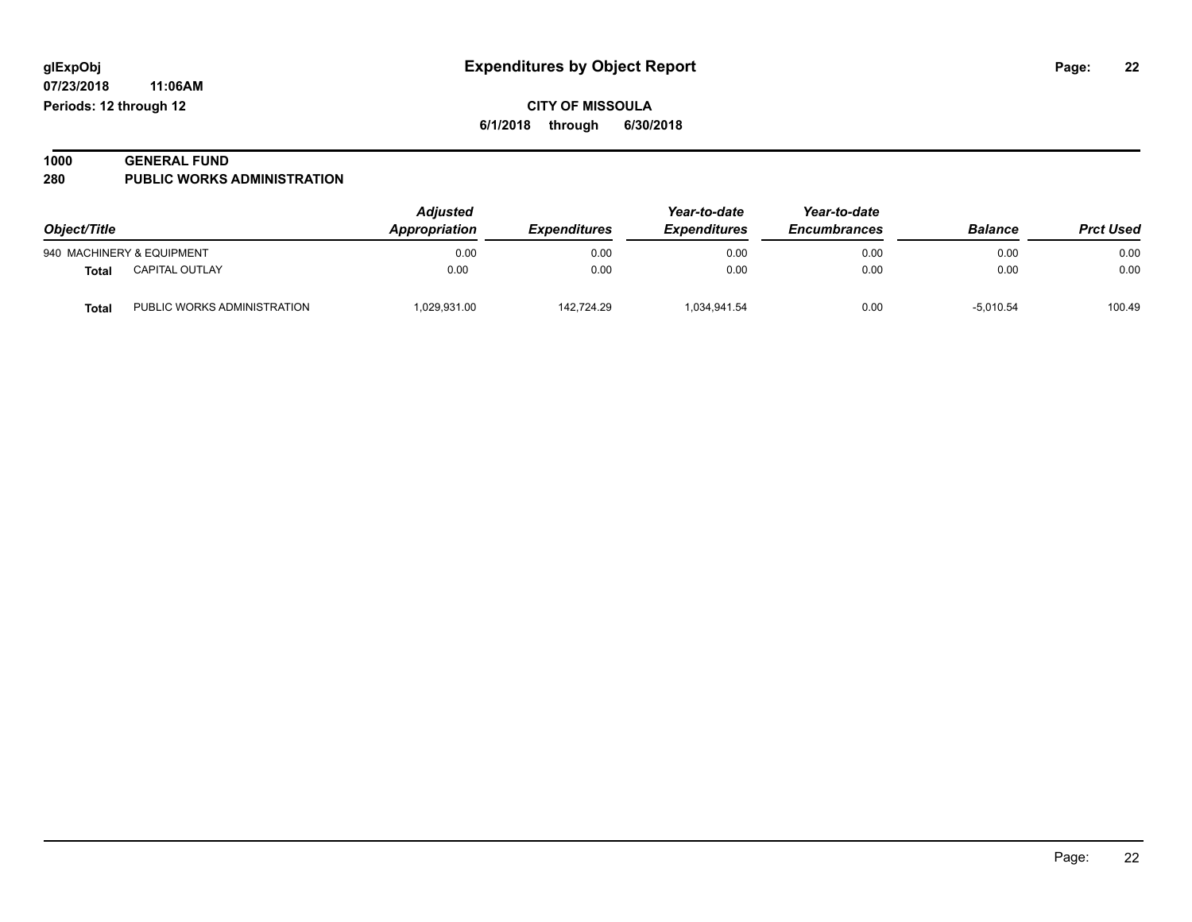**glExpObj** **Expenditures by Object Report**

**07/23/2018 11:06AM**

**Periods: 12 through 12**

**CITY OF MISSOULA**

**6/1/2018 through 6/30/2018**

## 1000 GENERAL FUND

## 280 PUBLIC WORKS ADMINISTRATION

| Object/Title | | Adjusted Appropriation | Expenditures | Year-to-date Expenditures | Year-to-date Encumbrances | Balance | Prct Used |
|---|---|---|---|---|---|---|---|
| 940 MACHINERY & EQUIPMENT | | 0.00 | 0.00 | 0.00 | 0.00 | 0.00 | 0.00 |
| **Total** | CAPITAL OUTLAY | 0.00 | 0.00 | 0.00 | 0.00 | 0.00 | 0.00 |
| **Total** | PUBLIC WORKS ADMINISTRATION | 1,029,931.00 | 142,724.29 | 1,034,941.54 | 0.00 | -5,010.54 | 100.49 |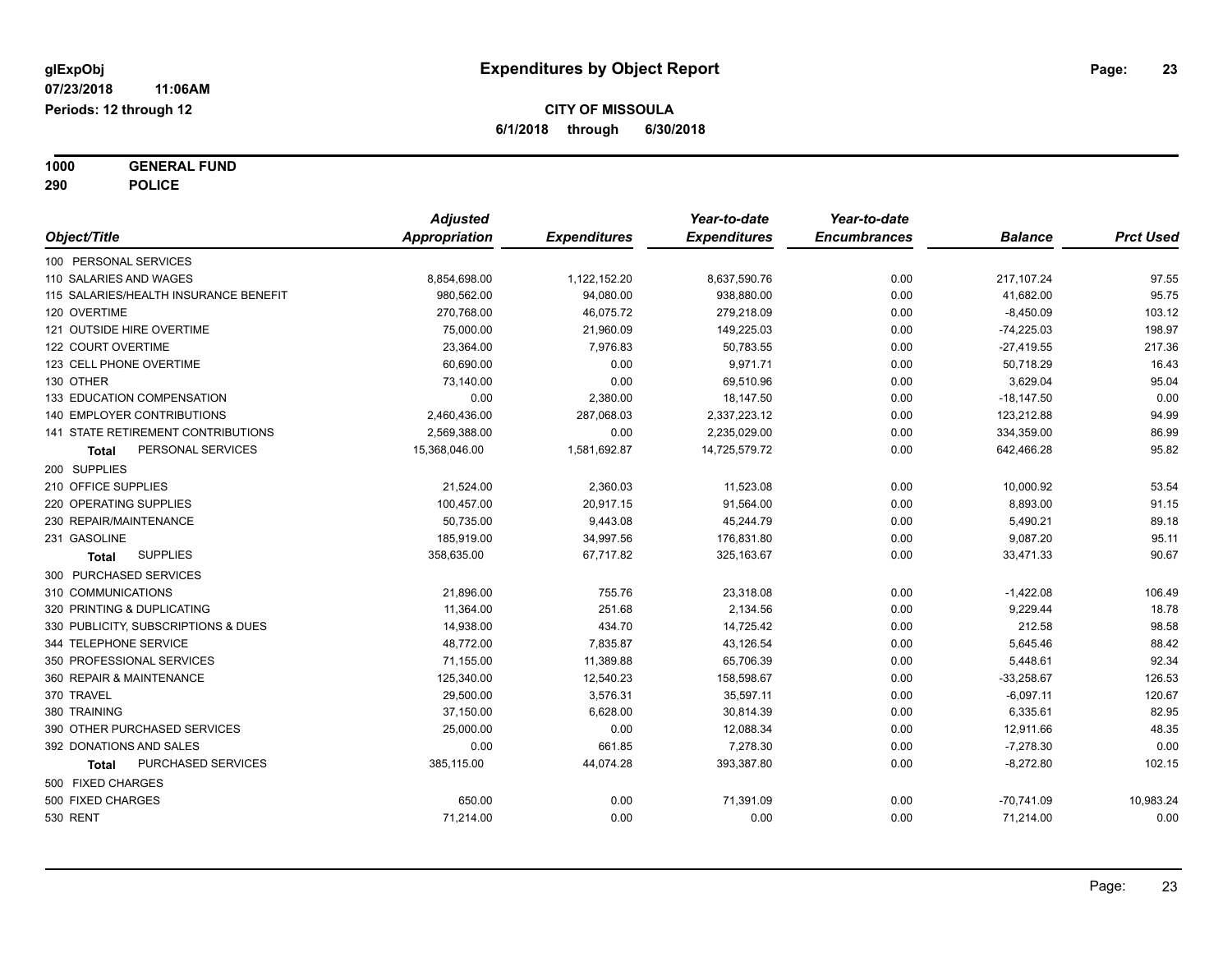glExpObj
07/23/2018 11:06AM
Periods: 12 through 12

# Expenditures by Object Report

**CITY OF MISSOULA**
**6/1/2018 through 6/30/2018**

**1000 GENERAL FUND**
**290 POLICE**

| Object/Title | Adjusted Appropriation | Expenditures | Year-to-date Expenditures | Year-to-date Encumbrances | Balance | Prct Used |
|---|---|---|---|---|---|---|
| 100 PERSONAL SERVICES | | | | | | |
| 110 SALARIES AND WAGES | 8,854,698.00 | 1,122,152.20 | 8,637,590.76 | 0.00 | 217,107.24 | 97.55 |
| 115 SALARIES/HEALTH INSURANCE BENEFIT | 980,562.00 | 94,080.00 | 938,880.00 | 0.00 | 41,682.00 | 95.75 |
| 120 OVERTIME | 270,768.00 | 46,075.72 | 279,218.09 | 0.00 | -8,450.09 | 103.12 |
| 121 OUTSIDE HIRE OVERTIME | 75,000.00 | 21,960.09 | 149,225.03 | 0.00 | -74,225.03 | 198.97 |
| 122 COURT OVERTIME | 23,364.00 | 7,976.83 | 50,783.55 | 0.00 | -27,419.55 | 217.36 |
| 123 CELL PHONE OVERTIME | 60,690.00 | 0.00 | 9,971.71 | 0.00 | 50,718.29 | 16.43 |
| 130 OTHER | 73,140.00 | 0.00 | 69,510.96 | 0.00 | 3,629.04 | 95.04 |
| 133 EDUCATION COMPENSATION | 0.00 | 2,380.00 | 18,147.50 | 0.00 | -18,147.50 | 0.00 |
| 140 EMPLOYER CONTRIBUTIONS | 2,460,436.00 | 287,068.03 | 2,337,223.12 | 0.00 | 123,212.88 | 94.99 |
| 141 STATE RETIREMENT CONTRIBUTIONS | 2,569,388.00 | 0.00 | 2,235,029.00 | 0.00 | 334,359.00 | 86.99 |
| **Total** PERSONAL SERVICES | 15,368,046.00 | 1,581,692.87 | 14,725,579.72 | 0.00 | 642,466.28 | 95.82 |
| 200 SUPPLIES | | | | | | |
| 210 OFFICE SUPPLIES | 21,524.00 | 2,360.03 | 11,523.08 | 0.00 | 10,000.92 | 53.54 |
| 220 OPERATING SUPPLIES | 100,457.00 | 20,917.15 | 91,564.00 | 0.00 | 8,893.00 | 91.15 |
| 230 REPAIR/MAINTENANCE | 50,735.00 | 9,443.08 | 45,244.79 | 0.00 | 5,490.21 | 89.18 |
| 231 GASOLINE | 185,919.00 | 34,997.56 | 176,831.80 | 0.00 | 9,087.20 | 95.11 |
| **Total** SUPPLIES | 358,635.00 | 67,717.82 | 325,163.67 | 0.00 | 33,471.33 | 90.67 |
| 300 PURCHASED SERVICES | | | | | | |
| 310 COMMUNICATIONS | 21,896.00 | 755.76 | 23,318.08 | 0.00 | -1,422.08 | 106.49 |
| 320 PRINTING & DUPLICATING | 11,364.00 | 251.68 | 2,134.56 | 0.00 | 9,229.44 | 18.78 |
| 330 PUBLICITY, SUBSCRIPTIONS & DUES | 14,938.00 | 434.70 | 14,725.42 | 0.00 | 212.58 | 98.58 |
| 344 TELEPHONE SERVICE | 48,772.00 | 7,835.87 | 43,126.54 | 0.00 | 5,645.46 | 88.42 |
| 350 PROFESSIONAL SERVICES | 71,155.00 | 11,389.88 | 65,706.39 | 0.00 | 5,448.61 | 92.34 |
| 360 REPAIR & MAINTENANCE | 125,340.00 | 12,540.23 | 158,598.67 | 0.00 | -33,258.67 | 126.53 |
| 370 TRAVEL | 29,500.00 | 3,576.31 | 35,597.11 | 0.00 | -6,097.11 | 120.67 |
| 380 TRAINING | 37,150.00 | 6,628.00 | 30,814.39 | 0.00 | 6,335.61 | 82.95 |
| 390 OTHER PURCHASED SERVICES | 25,000.00 | 0.00 | 12,088.34 | 0.00 | 12,911.66 | 48.35 |
| 392 DONATIONS AND SALES | 0.00 | 661.85 | 7,278.30 | 0.00 | -7,278.30 | 0.00 |
| **Total** PURCHASED SERVICES | 385,115.00 | 44,074.28 | 393,387.80 | 0.00 | -8,272.80 | 102.15 |
| 500 FIXED CHARGES | | | | | | |
| 500 FIXED CHARGES | 650.00 | 0.00 | 71,391.09 | 0.00 | -70,741.09 | 10,983.24 |
| 530 RENT | 71,214.00 | 0.00 | 0.00 | 0.00 | 71,214.00 | 0.00 |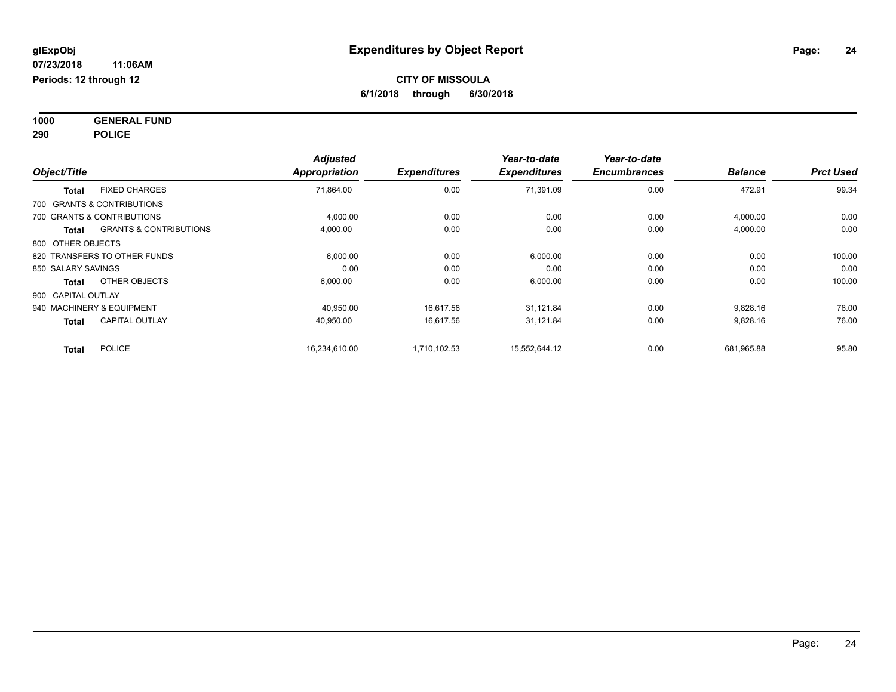**glExpObj** **Expenditures by Object Report**

**07/23/2018 11:06AM**

**Periods: 12 through 12**

**CITY OF MISSOULA**

**6/1/2018 through 6/30/2018**

**1000 GENERAL FUND**

**290 POLICE**

| Object/Title | | Adjusted Appropriation | Expenditures | Year-to-date Expenditures | Year-to-date Encumbrances | Balance | Prct Used |
|---|---|---|---|---|---|---|---|
| **Total** | FIXED CHARGES | 71,864.00 | 0.00 | 71,391.09 | 0.00 | 472.91 | 99.34 |
| 700 GRANTS & CONTRIBUTIONS | | | | | | | |
| 700 GRANTS & CONTRIBUTIONS | | 4,000.00 | 0.00 | 0.00 | 0.00 | 4,000.00 | 0.00 |
| **Total** | GRANTS & CONTRIBUTIONS | 4,000.00 | 0.00 | 0.00 | 0.00 | 4,000.00 | 0.00 |
| 800 OTHER OBJECTS | | | | | | | |
| 820 TRANSFERS TO OTHER FUNDS | | 6,000.00 | 0.00 | 6,000.00 | 0.00 | 0.00 | 100.00 |
| 850 SALARY SAVINGS | | 0.00 | 0.00 | 0.00 | 0.00 | 0.00 | 0.00 |
| **Total** | OTHER OBJECTS | 6,000.00 | 0.00 | 6,000.00 | 0.00 | 0.00 | 100.00 |
| 900 CAPITAL OUTLAY | | | | | | | |
| 940 MACHINERY & EQUIPMENT | | 40,950.00 | 16,617.56 | 31,121.84 | 0.00 | 9,828.16 | 76.00 |
| **Total** | CAPITAL OUTLAY | 40,950.00 | 16,617.56 | 31,121.84 | 0.00 | 9,828.16 | 76.00 |
| **Total** | POLICE | 16,234,610.00 | 1,710,102.53 | 15,552,644.12 | 0.00 | 681,965.88 | 95.80 |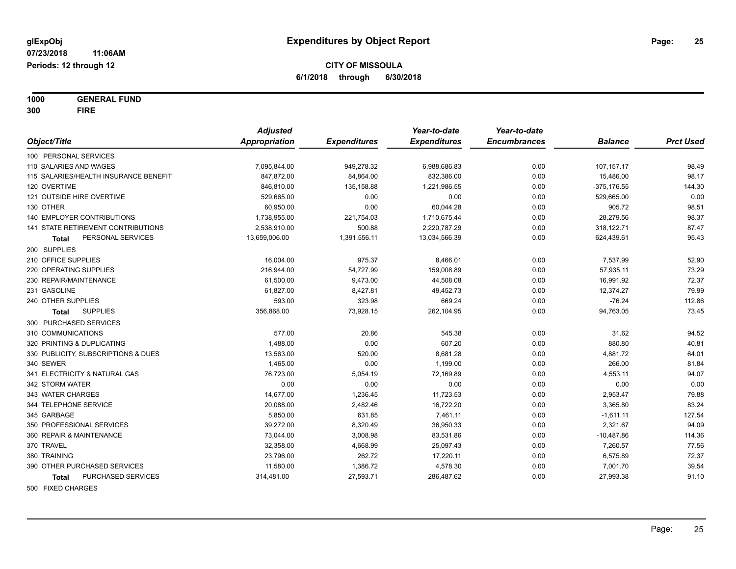# Expenditures by Object Report

glExpObj
07/23/2018 11:06AM
Periods: 12 through 12

**CITY OF MISSOULA**
**6/1/2018 through 6/30/2018**

**1000 GENERAL FUND**
**300 FIRE**

| Object/Title | Adjusted Appropriation | Expenditures | Year-to-date Expenditures | Year-to-date Encumbrances | Balance | Prct Used |
|---|---|---|---|---|---|---|
| 100 PERSONAL SERVICES | | | | | | |
| 110 SALARIES AND WAGES | 7,095,844.00 | 949,278.32 | 6,988,686.83 | 0.00 | 107,157.17 | 98.49 |
| 115 SALARIES/HEALTH INSURANCE BENEFIT | 847,872.00 | 84,864.00 | 832,386.00 | 0.00 | 15,486.00 | 98.17 |
| 120 OVERTIME | 846,810.00 | 135,158.88 | 1,221,986.55 | 0.00 | -375,176.55 | 144.30 |
| 121 OUTSIDE HIRE OVERTIME | 529,665.00 | 0.00 | 0.00 | 0.00 | 529,665.00 | 0.00 |
| 130 OTHER | 60,950.00 | 0.00 | 60,044.28 | 0.00 | 905.72 | 98.51 |
| 140 EMPLOYER CONTRIBUTIONS | 1,738,955.00 | 221,754.03 | 1,710,675.44 | 0.00 | 28,279.56 | 98.37 |
| 141 STATE RETIREMENT CONTRIBUTIONS | 2,538,910.00 | 500.88 | 2,220,787.29 | 0.00 | 318,122.71 | 87.47 |
| **Total** PERSONAL SERVICES | 13,659,006.00 | 1,391,556.11 | 13,034,566.39 | 0.00 | 624,439.61 | 95.43 |
| 200 SUPPLIES | | | | | | |
| 210 OFFICE SUPPLIES | 16,004.00 | 975.37 | 8,466.01 | 0.00 | 7,537.99 | 52.90 |
| 220 OPERATING SUPPLIES | 216,944.00 | 54,727.99 | 159,008.89 | 0.00 | 57,935.11 | 73.29 |
| 230 REPAIR/MAINTENANCE | 61,500.00 | 9,473.00 | 44,508.08 | 0.00 | 16,991.92 | 72.37 |
| 231 GASOLINE | 61,827.00 | 8,427.81 | 49,452.73 | 0.00 | 12,374.27 | 79.99 |
| 240 OTHER SUPPLIES | 593.00 | 323.98 | 669.24 | 0.00 | -76.24 | 112.86 |
| **Total** SUPPLIES | 356,868.00 | 73,928.15 | 262,104.95 | 0.00 | 94,763.05 | 73.45 |
| 300 PURCHASED SERVICES | | | | | | |
| 310 COMMUNICATIONS | 577.00 | 20.86 | 545.38 | 0.00 | 31.62 | 94.52 |
| 320 PRINTING & DUPLICATING | 1,488.00 | 0.00 | 607.20 | 0.00 | 880.80 | 40.81 |
| 330 PUBLICITY, SUBSCRIPTIONS & DUES | 13,563.00 | 520.00 | 8,681.28 | 0.00 | 4,881.72 | 64.01 |
| 340 SEWER | 1,465.00 | 0.00 | 1,199.00 | 0.00 | 266.00 | 81.84 |
| 341 ELECTRICITY & NATURAL GAS | 76,723.00 | 5,054.19 | 72,169.89 | 0.00 | 4,553.11 | 94.07 |
| 342 STORM WATER | 0.00 | 0.00 | 0.00 | 0.00 | 0.00 | 0.00 |
| 343 WATER CHARGES | 14,677.00 | 1,236.45 | 11,723.53 | 0.00 | 2,953.47 | 79.88 |
| 344 TELEPHONE SERVICE | 20,088.00 | 2,482.46 | 16,722.20 | 0.00 | 3,365.80 | 83.24 |
| 345 GARBAGE | 5,850.00 | 631.85 | 7,461.11 | 0.00 | -1,611.11 | 127.54 |
| 350 PROFESSIONAL SERVICES | 39,272.00 | 8,320.49 | 36,950.33 | 0.00 | 2,321.67 | 94.09 |
| 360 REPAIR & MAINTENANCE | 73,044.00 | 3,008.98 | 83,531.86 | 0.00 | -10,487.86 | 114.36 |
| 370 TRAVEL | 32,358.00 | 4,668.99 | 25,097.43 | 0.00 | 7,260.57 | 77.56 |
| 380 TRAINING | 23,796.00 | 262.72 | 17,220.11 | 0.00 | 6,575.89 | 72.37 |
| 390 OTHER PURCHASED SERVICES | 11,580.00 | 1,386.72 | 4,578.30 | 0.00 | 7,001.70 | 39.54 |
| **Total** PURCHASED SERVICES | 314,481.00 | 27,593.71 | 286,487.62 | 0.00 | 27,993.38 | 91.10 |
| 500 FIXED CHARGES | | | | | | |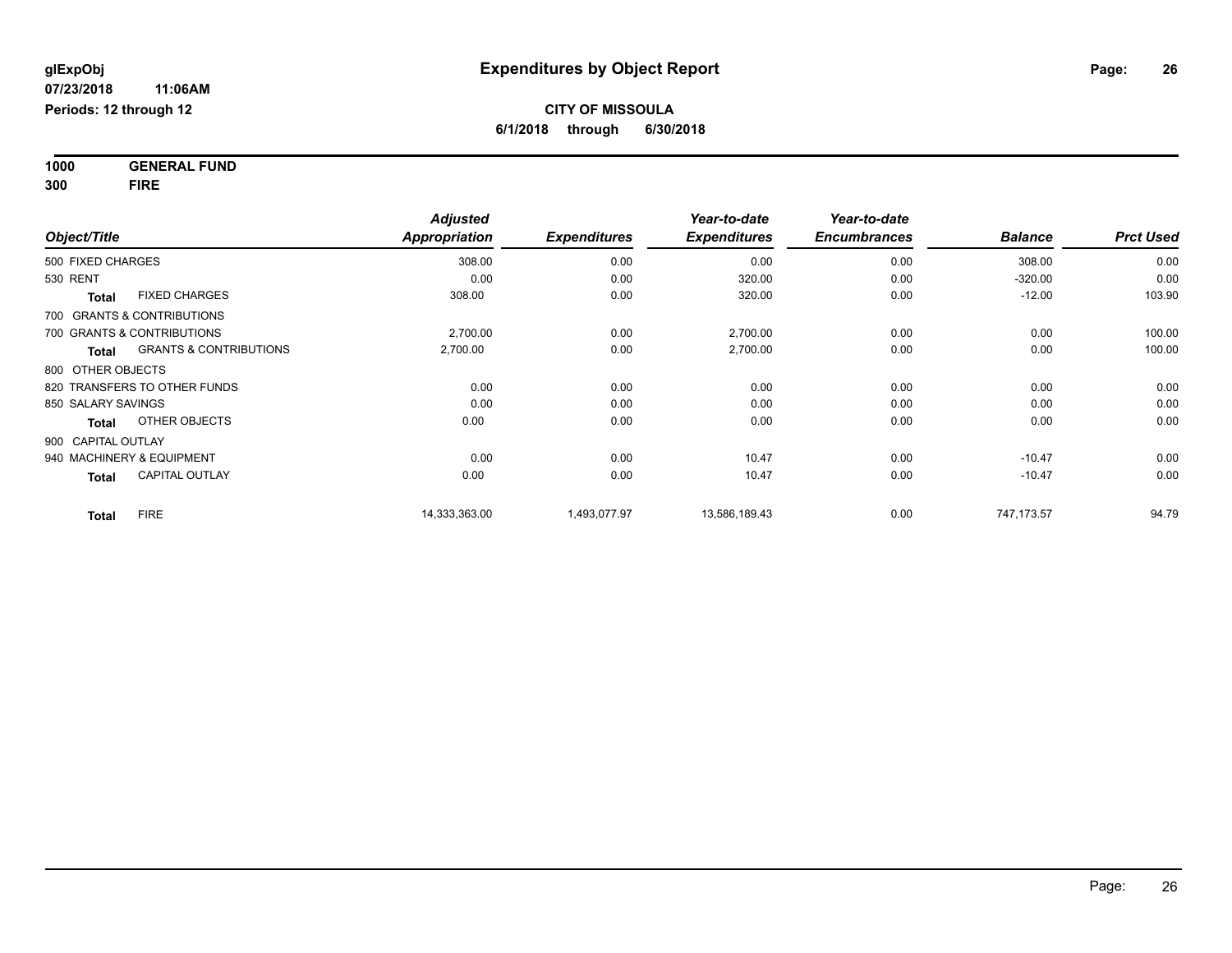**glExpObj** **Expenditures by Object Report**
**07/23/2018 11:06AM**
**Periods: 12 through 12**

**CITY OF MISSOULA**
**6/1/2018 through 6/30/2018**

**1000 GENERAL FUND**
**300 FIRE**

| Object/Title | | Adjusted Appropriation | Expenditures | Year-to-date Expenditures | Year-to-date Encumbrances | Balance | Prct Used |
|---|---|---|---|---|---|---|---|
| 500 FIXED CHARGES | | 308.00 | 0.00 | 0.00 | 0.00 | 308.00 | 0.00 |
| 530 RENT | | 0.00 | 0.00 | 320.00 | 0.00 | -320.00 | 0.00 |
| **Total** | FIXED CHARGES | 308.00 | 0.00 | 320.00 | 0.00 | -12.00 | 103.90 |
| 700 GRANTS & CONTRIBUTIONS | | | | | | | |
| 700 GRANTS & CONTRIBUTIONS | | 2,700.00 | 0.00 | 2,700.00 | 0.00 | 0.00 | 100.00 |
| **Total** | GRANTS & CONTRIBUTIONS | 2,700.00 | 0.00 | 2,700.00 | 0.00 | 0.00 | 100.00 |
| 800 OTHER OBJECTS | | | | | | | |
| 820 TRANSFERS TO OTHER FUNDS | | 0.00 | 0.00 | 0.00 | 0.00 | 0.00 | 0.00 |
| 850 SALARY SAVINGS | | 0.00 | 0.00 | 0.00 | 0.00 | 0.00 | 0.00 |
| **Total** | OTHER OBJECTS | 0.00 | 0.00 | 0.00 | 0.00 | 0.00 | 0.00 |
| 900 CAPITAL OUTLAY | | | | | | | |
| 940 MACHINERY & EQUIPMENT | | 0.00 | 0.00 | 10.47 | 0.00 | -10.47 | 0.00 |
| **Total** | CAPITAL OUTLAY | 0.00 | 0.00 | 10.47 | 0.00 | -10.47 | 0.00 |
| **Total** | FIRE | 14,333,363.00 | 1,493,077.97 | 13,586,189.43 | 0.00 | 747,173.57 | 94.79 |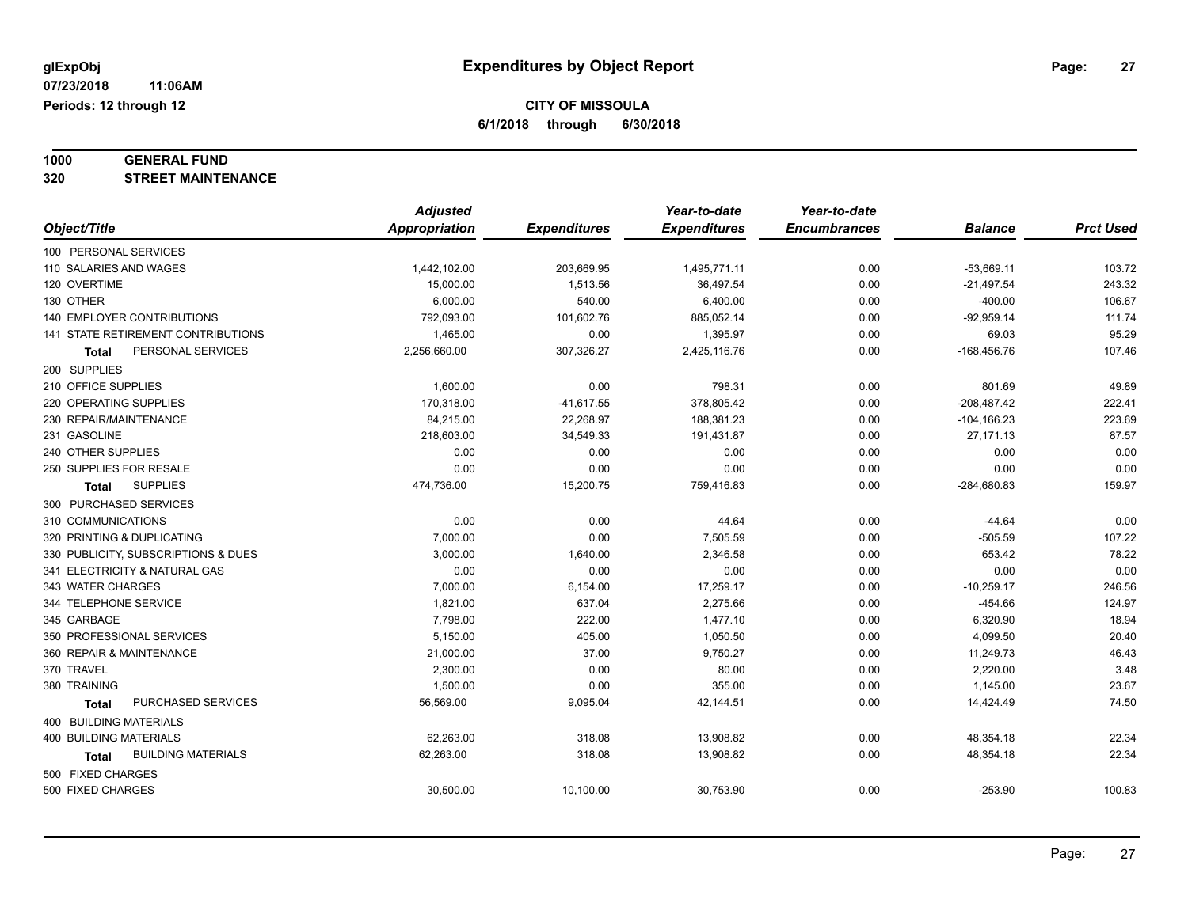# Expenditures by Object Report

glExpObj
07/23/2018 11:06AM
Periods: 12 through 12

**CITY OF MISSOULA**
**6/1/2018 through 6/30/2018**

**1000 GENERAL FUND**
**320 STREET MAINTENANCE**

| Object/Title | Adjusted Appropriation | Expenditures | Year-to-date Expenditures | Year-to-date Encumbrances | Balance | Prct Used |
|---|---|---|---|---|---|---|
| 100 PERSONAL SERVICES | | | | | | |
| 110 SALARIES AND WAGES | 1,442,102.00 | 203,669.95 | 1,495,771.11 | 0.00 | -53,669.11 | 103.72 |
| 120 OVERTIME | 15,000.00 | 1,513.56 | 36,497.54 | 0.00 | -21,497.54 | 243.32 |
| 130 OTHER | 6,000.00 | 540.00 | 6,400.00 | 0.00 | -400.00 | 106.67 |
| 140 EMPLOYER CONTRIBUTIONS | 792,093.00 | 101,602.76 | 885,052.14 | 0.00 | -92,959.14 | 111.74 |
| 141 STATE RETIREMENT CONTRIBUTIONS | 1,465.00 | 0.00 | 1,395.97 | 0.00 | 69.03 | 95.29 |
| **Total** PERSONAL SERVICES | 2,256,660.00 | 307,326.27 | 2,425,116.76 | 0.00 | -168,456.76 | 107.46 |
| 200 SUPPLIES | | | | | | |
| 210 OFFICE SUPPLIES | 1,600.00 | 0.00 | 798.31 | 0.00 | 801.69 | 49.89 |
| 220 OPERATING SUPPLIES | 170,318.00 | -41,617.55 | 378,805.42 | 0.00 | -208,487.42 | 222.41 |
| 230 REPAIR/MAINTENANCE | 84,215.00 | 22,268.97 | 188,381.23 | 0.00 | -104,166.23 | 223.69 |
| 231 GASOLINE | 218,603.00 | 34,549.33 | 191,431.87 | 0.00 | 27,171.13 | 87.57 |
| 240 OTHER SUPPLIES | 0.00 | 0.00 | 0.00 | 0.00 | 0.00 | 0.00 |
| 250 SUPPLIES FOR RESALE | 0.00 | 0.00 | 0.00 | 0.00 | 0.00 | 0.00 |
| **Total** SUPPLIES | 474,736.00 | 15,200.75 | 759,416.83 | 0.00 | -284,680.83 | 159.97 |
| 300 PURCHASED SERVICES | | | | | | |
| 310 COMMUNICATIONS | 0.00 | 0.00 | 44.64 | 0.00 | -44.64 | 0.00 |
| 320 PRINTING & DUPLICATING | 7,000.00 | 0.00 | 7,505.59 | 0.00 | -505.59 | 107.22 |
| 330 PUBLICITY, SUBSCRIPTIONS & DUES | 3,000.00 | 1,640.00 | 2,346.58 | 0.00 | 653.42 | 78.22 |
| 341 ELECTRICITY & NATURAL GAS | 0.00 | 0.00 | 0.00 | 0.00 | 0.00 | 0.00 |
| 343 WATER CHARGES | 7,000.00 | 6,154.00 | 17,259.17 | 0.00 | -10,259.17 | 246.56 |
| 344 TELEPHONE SERVICE | 1,821.00 | 637.04 | 2,275.66 | 0.00 | -454.66 | 124.97 |
| 345 GARBAGE | 7,798.00 | 222.00 | 1,477.10 | 0.00 | 6,320.90 | 18.94 |
| 350 PROFESSIONAL SERVICES | 5,150.00 | 405.00 | 1,050.50 | 0.00 | 4,099.50 | 20.40 |
| 360 REPAIR & MAINTENANCE | 21,000.00 | 37.00 | 9,750.27 | 0.00 | 11,249.73 | 46.43 |
| 370 TRAVEL | 2,300.00 | 0.00 | 80.00 | 0.00 | 2,220.00 | 3.48 |
| 380 TRAINING | 1,500.00 | 0.00 | 355.00 | 0.00 | 1,145.00 | 23.67 |
| **Total** PURCHASED SERVICES | 56,569.00 | 9,095.04 | 42,144.51 | 0.00 | 14,424.49 | 74.50 |
| 400 BUILDING MATERIALS | | | | | | |
| 400 BUILDING MATERIALS | 62,263.00 | 318.08 | 13,908.82 | 0.00 | 48,354.18 | 22.34 |
| **Total** BUILDING MATERIALS | 62,263.00 | 318.08 | 13,908.82 | 0.00 | 48,354.18 | 22.34 |
| 500 FIXED CHARGES | | | | | | |
| 500 FIXED CHARGES | 30,500.00 | 10,100.00 | 30,753.90 | 0.00 | -253.90 | 100.83 |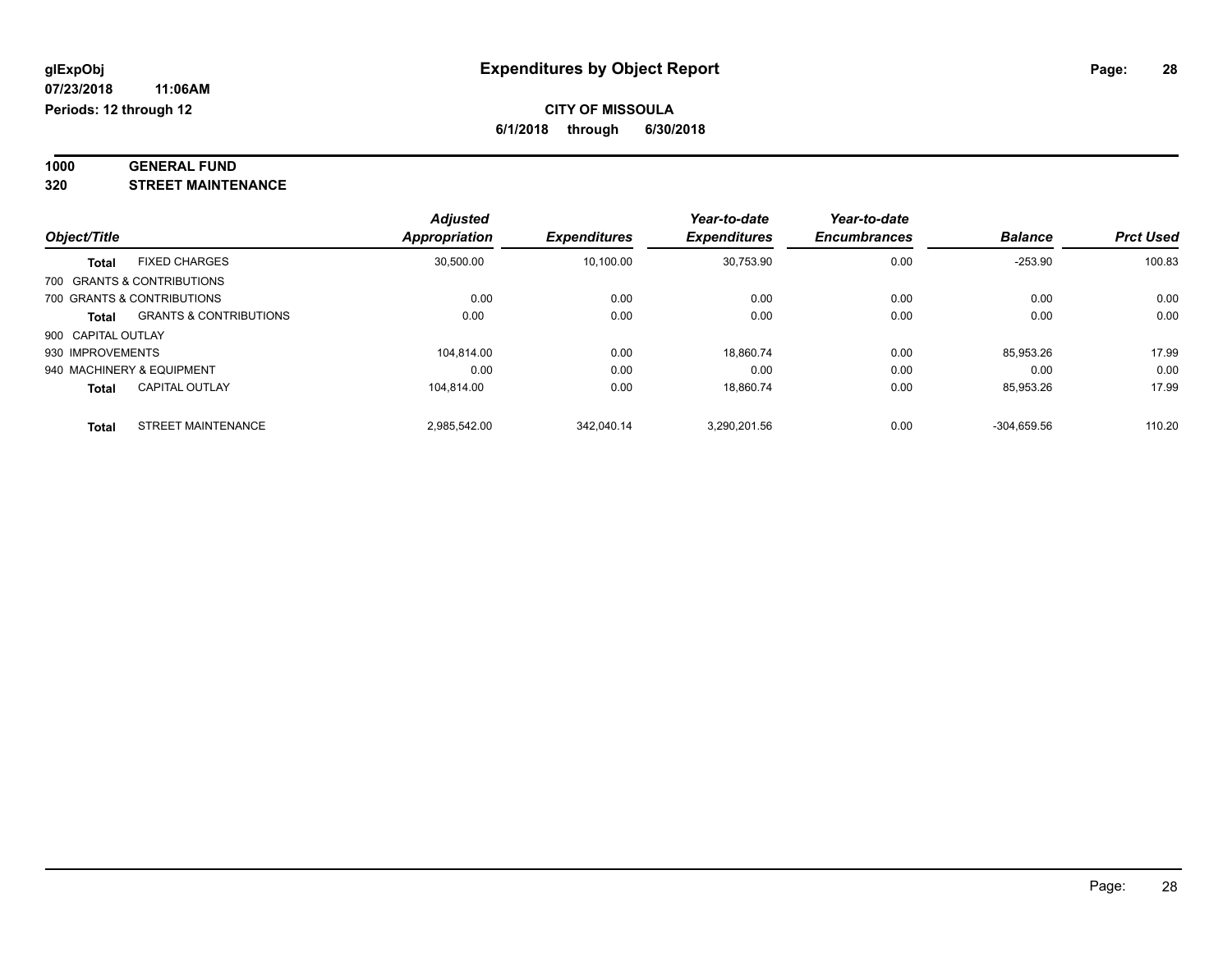glExpObj
07/23/2018 11:06AM
Periods: 12 through 12

# Expenditures by Object Report

**CITY OF MISSOULA**

**6/1/2018 through 6/30/2018**

**1000 GENERAL FUND**

**320 STREET MAINTENANCE**

| Object/Title | | Adjusted Appropriation | Expenditures | Year-to-date Expenditures | Year-to-date Encumbrances | Balance | Prct Used |
|---|---|---|---|---|---|---|---|
| Total | FIXED CHARGES | 30,500.00 | 10,100.00 | 30,753.90 | 0.00 | -253.90 | 100.83 |
| 700 GRANTS & CONTRIBUTIONS | | | | | | | |
| 700 GRANTS & CONTRIBUTIONS | | 0.00 | 0.00 | 0.00 | 0.00 | 0.00 | 0.00 |
| Total | GRANTS & CONTRIBUTIONS | 0.00 | 0.00 | 0.00 | 0.00 | 0.00 | 0.00 |
| 900 CAPITAL OUTLAY | | | | | | | |
| 930 IMPROVEMENTS | | 104,814.00 | 0.00 | 18,860.74 | 0.00 | 85,953.26 | 17.99 |
| 940 MACHINERY & EQUIPMENT | | 0.00 | 0.00 | 0.00 | 0.00 | 0.00 | 0.00 |
| Total | CAPITAL OUTLAY | 104,814.00 | 0.00 | 18,860.74 | 0.00 | 85,953.26 | 17.99 |
| Total | STREET MAINTENANCE | 2,985,542.00 | 342,040.14 | 3,290,201.56 | 0.00 | -304,659.56 | 110.20 |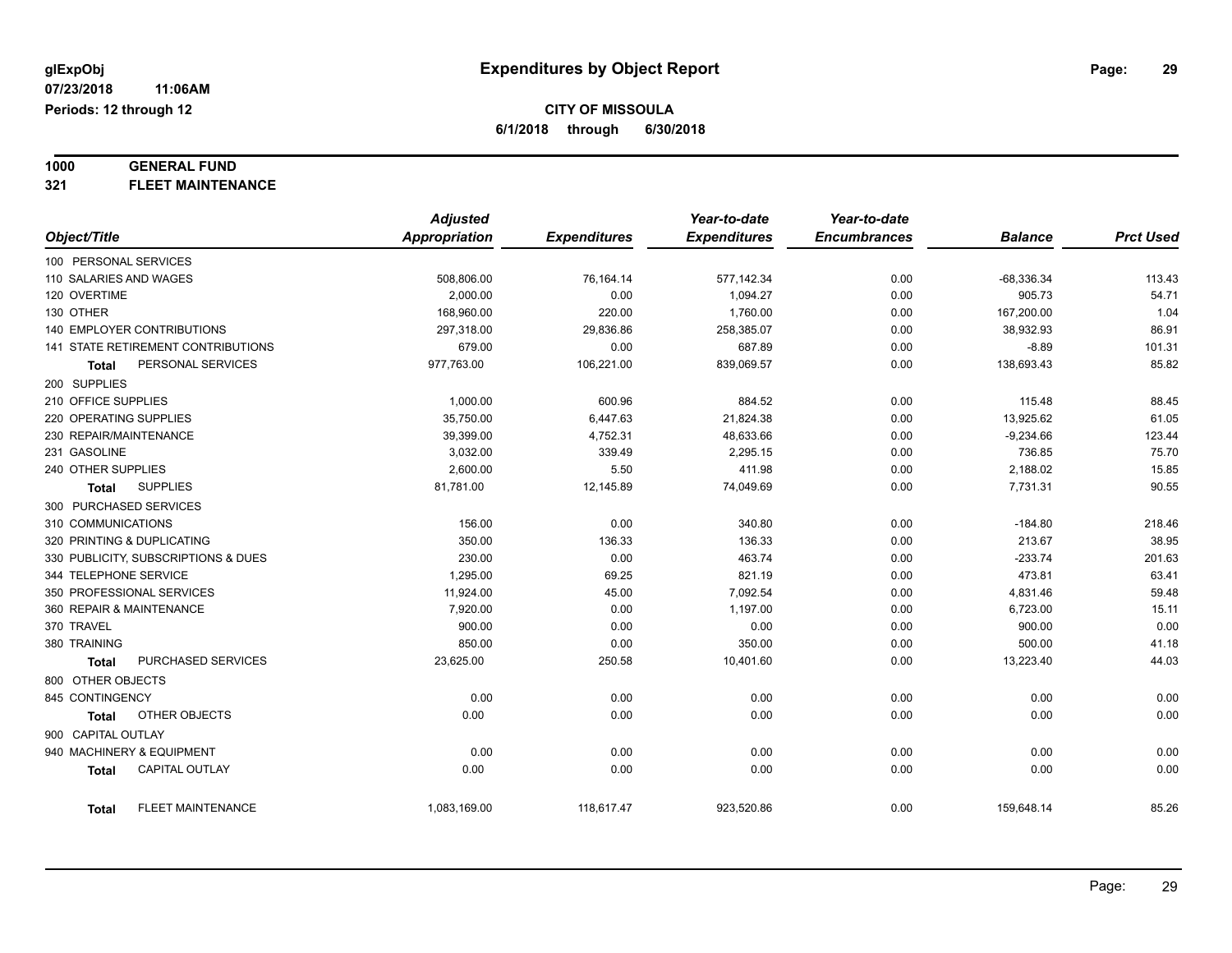# Expenditures by Object Report

glExpObj
07/23/2018 11:06AM
Periods: 12 through 12

**CITY OF MISSOULA**
**6/1/2018 through 6/30/2018**

**1000 GENERAL FUND**
**321 FLEET MAINTENANCE**

| Object/Title | Adjusted Appropriation | Expenditures | Year-to-date Expenditures | Year-to-date Encumbrances | Balance | Prct Used |
|---|---|---|---|---|---|---|
| 100 PERSONAL SERVICES | | | | | | |
| 110 SALARIES AND WAGES | 508,806.00 | 76,164.14 | 577,142.34 | 0.00 | -68,336.34 | 113.43 |
| 120 OVERTIME | 2,000.00 | 0.00 | 1,094.27 | 0.00 | 905.73 | 54.71 |
| 130 OTHER | 168,960.00 | 220.00 | 1,760.00 | 0.00 | 167,200.00 | 1.04 |
| 140 EMPLOYER CONTRIBUTIONS | 297,318.00 | 29,836.86 | 258,385.07 | 0.00 | 38,932.93 | 86.91 |
| 141 STATE RETIREMENT CONTRIBUTIONS | 679.00 | 0.00 | 687.89 | 0.00 | -8.89 | 101.31 |
| **Total** PERSONAL SERVICES | 977,763.00 | 106,221.00 | 839,069.57 | 0.00 | 138,693.43 | 85.82 |
| 200 SUPPLIES | | | | | | |
| 210 OFFICE SUPPLIES | 1,000.00 | 600.96 | 884.52 | 0.00 | 115.48 | 88.45 |
| 220 OPERATING SUPPLIES | 35,750.00 | 6,447.63 | 21,824.38 | 0.00 | 13,925.62 | 61.05 |
| 230 REPAIR/MAINTENANCE | 39,399.00 | 4,752.31 | 48,633.66 | 0.00 | -9,234.66 | 123.44 |
| 231 GASOLINE | 3,032.00 | 339.49 | 2,295.15 | 0.00 | 736.85 | 75.70 |
| 240 OTHER SUPPLIES | 2,600.00 | 5.50 | 411.98 | 0.00 | 2,188.02 | 15.85 |
| **Total** SUPPLIES | 81,781.00 | 12,145.89 | 74,049.69 | 0.00 | 7,731.31 | 90.55 |
| 300 PURCHASED SERVICES | | | | | | |
| 310 COMMUNICATIONS | 156.00 | 0.00 | 340.80 | 0.00 | -184.80 | 218.46 |
| 320 PRINTING & DUPLICATING | 350.00 | 136.33 | 136.33 | 0.00 | 213.67 | 38.95 |
| 330 PUBLICITY, SUBSCRIPTIONS & DUES | 230.00 | 0.00 | 463.74 | 0.00 | -233.74 | 201.63 |
| 344 TELEPHONE SERVICE | 1,295.00 | 69.25 | 821.19 | 0.00 | 473.81 | 63.41 |
| 350 PROFESSIONAL SERVICES | 11,924.00 | 45.00 | 7,092.54 | 0.00 | 4,831.46 | 59.48 |
| 360 REPAIR & MAINTENANCE | 7,920.00 | 0.00 | 1,197.00 | 0.00 | 6,723.00 | 15.11 |
| 370 TRAVEL | 900.00 | 0.00 | 0.00 | 0.00 | 900.00 | 0.00 |
| 380 TRAINING | 850.00 | 0.00 | 350.00 | 0.00 | 500.00 | 41.18 |
| **Total** PURCHASED SERVICES | 23,625.00 | 250.58 | 10,401.60 | 0.00 | 13,223.40 | 44.03 |
| 800 OTHER OBJECTS | | | | | | |
| 845 CONTINGENCY | 0.00 | 0.00 | 0.00 | 0.00 | 0.00 | 0.00 |
| **Total** OTHER OBJECTS | 0.00 | 0.00 | 0.00 | 0.00 | 0.00 | 0.00 |
| 900 CAPITAL OUTLAY | | | | | | |
| 940 MACHINERY & EQUIPMENT | 0.00 | 0.00 | 0.00 | 0.00 | 0.00 | 0.00 |
| **Total** CAPITAL OUTLAY | 0.00 | 0.00 | 0.00 | 0.00 | 0.00 | 0.00 |
| **Total** FLEET MAINTENANCE | 1,083,169.00 | 118,617.47 | 923,520.86 | 0.00 | 159,648.14 | 85.26 |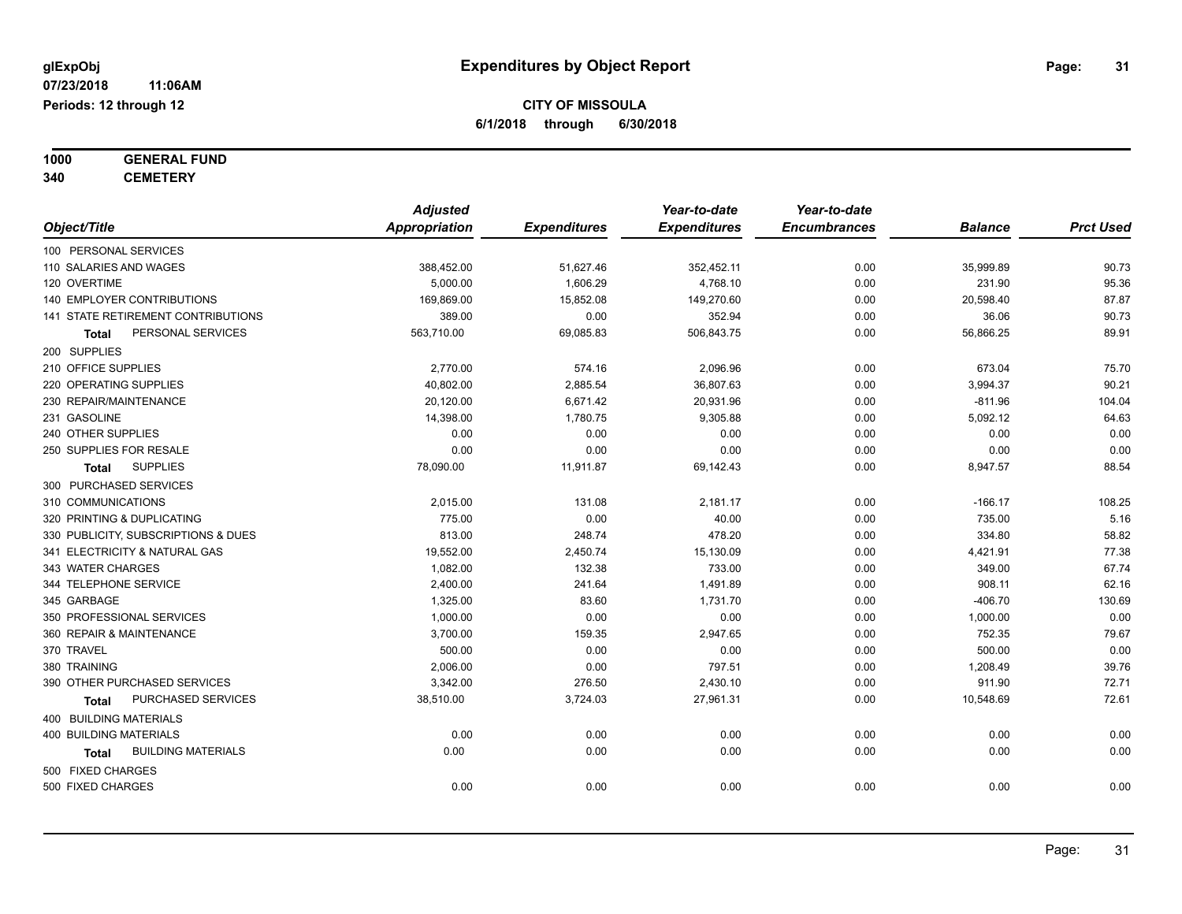# Expenditures by Object Report

glExpObj
07/23/2018 11:06AM
Periods: 12 through 12

**CITY OF MISSOULA**
**6/1/2018 through 6/30/2018**

**1000 GENERAL FUND**
**340 CEMETERY**

| Object/Title | Adjusted Appropriation | Expenditures | Year-to-date Expenditures | Year-to-date Encumbrances | Balance | Prct Used |
|---|---|---|---|---|---|---|
| 100 PERSONAL SERVICES | | | | | | |
| 110 SALARIES AND WAGES | 388,452.00 | 51,627.46 | 352,452.11 | 0.00 | 35,999.89 | 90.73 |
| 120 OVERTIME | 5,000.00 | 1,606.29 | 4,768.10 | 0.00 | 231.90 | 95.36 |
| 140 EMPLOYER CONTRIBUTIONS | 169,869.00 | 15,852.08 | 149,270.60 | 0.00 | 20,598.40 | 87.87 |
| 141 STATE RETIREMENT CONTRIBUTIONS | 389.00 | 0.00 | 352.94 | 0.00 | 36.06 | 90.73 |
| **Total** PERSONAL SERVICES | 563,710.00 | 69,085.83 | 506,843.75 | 0.00 | 56,866.25 | 89.91 |
| 200 SUPPLIES | | | | | | |
| 210 OFFICE SUPPLIES | 2,770.00 | 574.16 | 2,096.96 | 0.00 | 673.04 | 75.70 |
| 220 OPERATING SUPPLIES | 40,802.00 | 2,885.54 | 36,807.63 | 0.00 | 3,994.37 | 90.21 |
| 230 REPAIR/MAINTENANCE | 20,120.00 | 6,671.42 | 20,931.96 | 0.00 | -811.96 | 104.04 |
| 231 GASOLINE | 14,398.00 | 1,780.75 | 9,305.88 | 0.00 | 5,092.12 | 64.63 |
| 240 OTHER SUPPLIES | 0.00 | 0.00 | 0.00 | 0.00 | 0.00 | 0.00 |
| 250 SUPPLIES FOR RESALE | 0.00 | 0.00 | 0.00 | 0.00 | 0.00 | 0.00 |
| **Total** SUPPLIES | 78,090.00 | 11,911.87 | 69,142.43 | 0.00 | 8,947.57 | 88.54 |
| 300 PURCHASED SERVICES | | | | | | |
| 310 COMMUNICATIONS | 2,015.00 | 131.08 | 2,181.17 | 0.00 | -166.17 | 108.25 |
| 320 PRINTING & DUPLICATING | 775.00 | 0.00 | 40.00 | 0.00 | 735.00 | 5.16 |
| 330 PUBLICITY, SUBSCRIPTIONS & DUES | 813.00 | 248.74 | 478.20 | 0.00 | 334.80 | 58.82 |
| 341 ELECTRICITY & NATURAL GAS | 19,552.00 | 2,450.74 | 15,130.09 | 0.00 | 4,421.91 | 77.38 |
| 343 WATER CHARGES | 1,082.00 | 132.38 | 733.00 | 0.00 | 349.00 | 67.74 |
| 344 TELEPHONE SERVICE | 2,400.00 | 241.64 | 1,491.89 | 0.00 | 908.11 | 62.16 |
| 345 GARBAGE | 1,325.00 | 83.60 | 1,731.70 | 0.00 | -406.70 | 130.69 |
| 350 PROFESSIONAL SERVICES | 1,000.00 | 0.00 | 0.00 | 0.00 | 1,000.00 | 0.00 |
| 360 REPAIR & MAINTENANCE | 3,700.00 | 159.35 | 2,947.65 | 0.00 | 752.35 | 79.67 |
| 370 TRAVEL | 500.00 | 0.00 | 0.00 | 0.00 | 500.00 | 0.00 |
| 380 TRAINING | 2,006.00 | 0.00 | 797.51 | 0.00 | 1,208.49 | 39.76 |
| 390 OTHER PURCHASED SERVICES | 3,342.00 | 276.50 | 2,430.10 | 0.00 | 911.90 | 72.71 |
| **Total** PURCHASED SERVICES | 38,510.00 | 3,724.03 | 27,961.31 | 0.00 | 10,548.69 | 72.61 |
| 400 BUILDING MATERIALS | | | | | | |
| 400 BUILDING MATERIALS | 0.00 | 0.00 | 0.00 | 0.00 | 0.00 | 0.00 |
| **Total** BUILDING MATERIALS | 0.00 | 0.00 | 0.00 | 0.00 | 0.00 | 0.00 |
| 500 FIXED CHARGES | | | | | | |
| 500 FIXED CHARGES | 0.00 | 0.00 | 0.00 | 0.00 | 0.00 | 0.00 |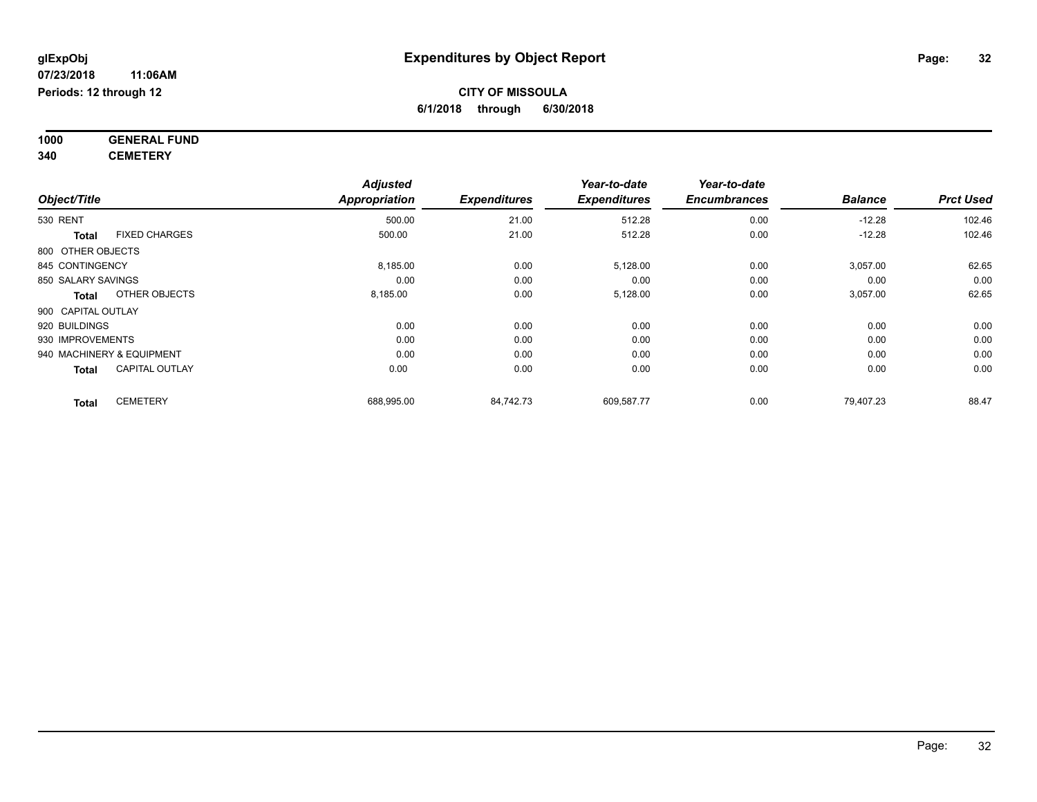**glExpObj** **Expenditures by Object Report**

**07/23/2018 11:06AM**

**Periods: 12 through 12**

**CITY OF MISSOULA**

**6/1/2018 through 6/30/2018**

**1000 GENERAL FUND**

**340 CEMETERY**

| Object/Title | | Adjusted Appropriation | Expenditures | Year-to-date Expenditures | Year-to-date Encumbrances | Balance | Prct Used |
|---|---|---|---|---|---|---|---|
| 530 RENT | | 500.00 | 21.00 | 512.28 | 0.00 | -12.28 | 102.46 |
| **Total** | FIXED CHARGES | 500.00 | 21.00 | 512.28 | 0.00 | -12.28 | 102.46 |
| 800 OTHER OBJECTS | | | | | | | |
| 845 CONTINGENCY | | 8,185.00 | 0.00 | 5,128.00 | 0.00 | 3,057.00 | 62.65 |
| 850 SALARY SAVINGS | | 0.00 | 0.00 | 0.00 | 0.00 | 0.00 | 0.00 |
| **Total** | OTHER OBJECTS | 8,185.00 | 0.00 | 5,128.00 | 0.00 | 3,057.00 | 62.65 |
| 900 CAPITAL OUTLAY | | | | | | | |
| 920 BUILDINGS | | 0.00 | 0.00 | 0.00 | 0.00 | 0.00 | 0.00 |
| 930 IMPROVEMENTS | | 0.00 | 0.00 | 0.00 | 0.00 | 0.00 | 0.00 |
| 940 MACHINERY & EQUIPMENT | | 0.00 | 0.00 | 0.00 | 0.00 | 0.00 | 0.00 |
| **Total** | CAPITAL OUTLAY | 0.00 | 0.00 | 0.00 | 0.00 | 0.00 | 0.00 |
| **Total** | CEMETERY | 688,995.00 | 84,742.73 | 609,587.77 | 0.00 | 79,407.23 | 88.47 |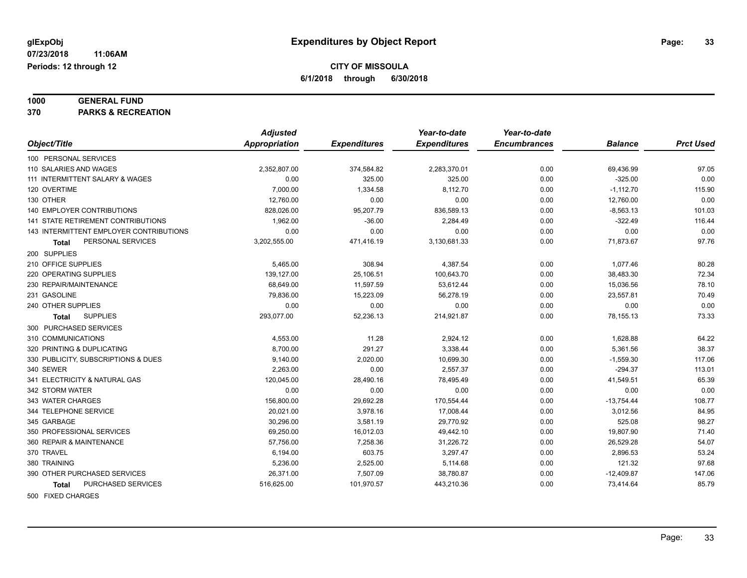**glExpObj** 

**07/23/2018 11:06AM**

**Periods: 12 through 12**

# Expenditures by Object Report

**CITY OF MISSOULA**

**6/1/2018 through 6/30/2018**

**1000 GENERAL FUND**

**370 PARKS & RECREATION**

| Object/Title | *Adjusted Appropriation* | *Expenditures* | *Year-to-date Expenditures* | *Year-to-date Encumbrances* | *Balance* | *Prct Used* |
|---|---|---|---|---|---|---|
| 100 PERSONAL SERVICES | | | | | | |
| 110 SALARIES AND WAGES | 2,352,807.00 | 374,584.82 | 2,283,370.01 | 0.00 | 69,436.99 | 97.05 |
| 111 INTERMITTENT SALARY & WAGES | 0.00 | 325.00 | 325.00 | 0.00 | -325.00 | 0.00 |
| 120 OVERTIME | 7,000.00 | 1,334.58 | 8,112.70 | 0.00 | -1,112.70 | 115.90 |
| 130 OTHER | 12,760.00 | 0.00 | 0.00 | 0.00 | 12,760.00 | 0.00 |
| 140 EMPLOYER CONTRIBUTIONS | 828,026.00 | 95,207.79 | 836,589.13 | 0.00 | -8,563.13 | 101.03 |
| 141 STATE RETIREMENT CONTRIBUTIONS | 1,962.00 | -36.00 | 2,284.49 | 0.00 | -322.49 | 116.44 |
| 143 INTERMITTENT EMPLOYER CONTRIBUTIONS | 0.00 | 0.00 | 0.00 | 0.00 | 0.00 | 0.00 |
| **Total** PERSONAL SERVICES | 3,202,555.00 | 471,416.19 | 3,130,681.33 | 0.00 | 71,873.67 | 97.76 |
| 200 SUPPLIES | | | | | | |
| 210 OFFICE SUPPLIES | 5,465.00 | 308.94 | 4,387.54 | 0.00 | 1,077.46 | 80.28 |
| 220 OPERATING SUPPLIES | 139,127.00 | 25,106.51 | 100,643.70 | 0.00 | 38,483.30 | 72.34 |
| 230 REPAIR/MAINTENANCE | 68,649.00 | 11,597.59 | 53,612.44 | 0.00 | 15,036.56 | 78.10 |
| 231 GASOLINE | 79,836.00 | 15,223.09 | 56,278.19 | 0.00 | 23,557.81 | 70.49 |
| 240 OTHER SUPPLIES | 0.00 | 0.00 | 0.00 | 0.00 | 0.00 | 0.00 |
| **Total** SUPPLIES | 293,077.00 | 52,236.13 | 214,921.87 | 0.00 | 78,155.13 | 73.33 |
| 300 PURCHASED SERVICES | | | | | | |
| 310 COMMUNICATIONS | 4,553.00 | 11.28 | 2,924.12 | 0.00 | 1,628.88 | 64.22 |
| 320 PRINTING & DUPLICATING | 8,700.00 | 291.27 | 3,338.44 | 0.00 | 5,361.56 | 38.37 |
| 330 PUBLICITY, SUBSCRIPTIONS & DUES | 9,140.00 | 2,020.00 | 10,699.30 | 0.00 | -1,559.30 | 117.06 |
| 340 SEWER | 2,263.00 | 0.00 | 2,557.37 | 0.00 | -294.37 | 113.01 |
| 341 ELECTRICITY & NATURAL GAS | 120,045.00 | 28,490.16 | 78,495.49 | 0.00 | 41,549.51 | 65.39 |
| 342 STORM WATER | 0.00 | 0.00 | 0.00 | 0.00 | 0.00 | 0.00 |
| 343 WATER CHARGES | 156,800.00 | 29,692.28 | 170,554.44 | 0.00 | -13,754.44 | 108.77 |
| 344 TELEPHONE SERVICE | 20,021.00 | 3,978.16 | 17,008.44 | 0.00 | 3,012.56 | 84.95 |
| 345 GARBAGE | 30,296.00 | 3,581.19 | 29,770.92 | 0.00 | 525.08 | 98.27 |
| 350 PROFESSIONAL SERVICES | 69,250.00 | 16,012.03 | 49,442.10 | 0.00 | 19,807.90 | 71.40 |
| 360 REPAIR & MAINTENANCE | 57,756.00 | 7,258.36 | 31,226.72 | 0.00 | 26,529.28 | 54.07 |
| 370 TRAVEL | 6,194.00 | 603.75 | 3,297.47 | 0.00 | 2,896.53 | 53.24 |
| 380 TRAINING | 5,236.00 | 2,525.00 | 5,114.68 | 0.00 | 121.32 | 97.68 |
| 390 OTHER PURCHASED SERVICES | 26,371.00 | 7,507.09 | 38,780.87 | 0.00 | -12,409.87 | 147.06 |
| **Total** PURCHASED SERVICES | 516,625.00 | 101,970.57 | 443,210.36 | 0.00 | 73,414.64 | 85.79 |
| 500 FIXED CHARGES | | | | | | |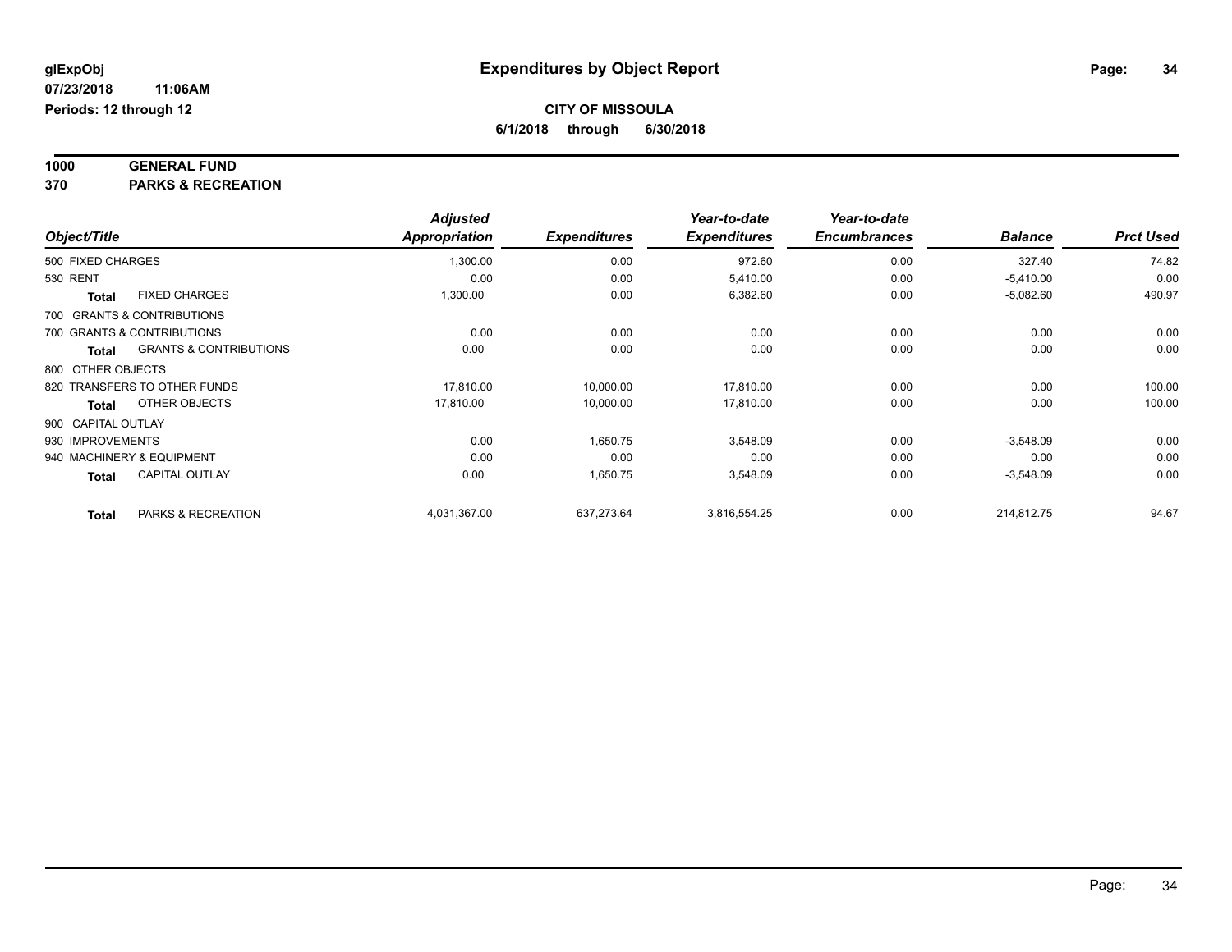# Expenditures by Object Report

**glExpObj**
**07/23/2018 11:06AM**
**Periods: 12 through 12**

**CITY OF MISSOULA**
**6/1/2018 through 6/30/2018**

**1000 GENERAL FUND**
**370 PARKS & RECREATION**

| Object/Title | | Adjusted Appropriation | Expenditures | Year-to-date Expenditures | Year-to-date Encumbrances | Balance | Prct Used |
|---|---|---|---|---|---|---|---|
| 500 FIXED CHARGES | | 1,300.00 | 0.00 | 972.60 | 0.00 | 327.40 | 74.82 |
| 530 RENT | | 0.00 | 0.00 | 5,410.00 | 0.00 | -5,410.00 | 0.00 |
| **Total** | FIXED CHARGES | 1,300.00 | 0.00 | 6,382.60 | 0.00 | -5,082.60 | 490.97 |
| 700 GRANTS & CONTRIBUTIONS | | | | | | | |
| 700 GRANTS & CONTRIBUTIONS | | 0.00 | 0.00 | 0.00 | 0.00 | 0.00 | 0.00 |
| **Total** | GRANTS & CONTRIBUTIONS | 0.00 | 0.00 | 0.00 | 0.00 | 0.00 | 0.00 |
| 800 OTHER OBJECTS | | | | | | | |
| 820 TRANSFERS TO OTHER FUNDS | | 17,810.00 | 10,000.00 | 17,810.00 | 0.00 | 0.00 | 100.00 |
| **Total** | OTHER OBJECTS | 17,810.00 | 10,000.00 | 17,810.00 | 0.00 | 0.00 | 100.00 |
| 900 CAPITAL OUTLAY | | | | | | | |
| 930 IMPROVEMENTS | | 0.00 | 1,650.75 | 3,548.09 | 0.00 | -3,548.09 | 0.00 |
| 940 MACHINERY & EQUIPMENT | | 0.00 | 0.00 | 0.00 | 0.00 | 0.00 | 0.00 |
| **Total** | CAPITAL OUTLAY | 0.00 | 1,650.75 | 3,548.09 | 0.00 | -3,548.09 | 0.00 |
| **Total** | PARKS & RECREATION | 4,031,367.00 | 637,273.64 | 3,816,554.25 | 0.00 | 214,812.75 | 94.67 |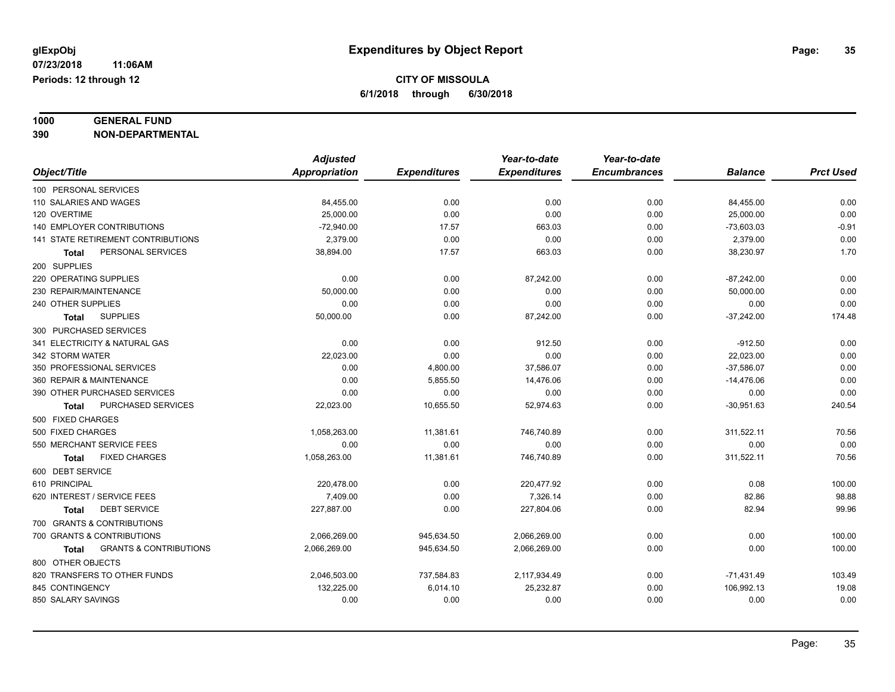**glExpObj**
**07/23/2018 11:06AM**
**Periods: 12 through 12**

# Expenditures by Object Report

**CITY OF MISSOULA**
**6/1/2018 through 6/30/2018**

**1000 GENERAL FUND**
**390 NON-DEPARTMENTAL**

| Object/Title | Adjusted Appropriation | Expenditures | Year-to-date Expenditures | Year-to-date Encumbrances | Balance | Prct Used |
|---|---|---|---|---|---|---|
| 100 PERSONAL SERVICES | | | | | | |
| 110 SALARIES AND WAGES | 84,455.00 | 0.00 | 0.00 | 0.00 | 84,455.00 | 0.00 |
| 120 OVERTIME | 25,000.00 | 0.00 | 0.00 | 0.00 | 25,000.00 | 0.00 |
| 140 EMPLOYER CONTRIBUTIONS | -72,940.00 | 17.57 | 663.03 | 0.00 | -73,603.03 | -0.91 |
| 141 STATE RETIREMENT CONTRIBUTIONS | 2,379.00 | 0.00 | 0.00 | 0.00 | 2,379.00 | 0.00 |
| **Total** PERSONAL SERVICES | 38,894.00 | 17.57 | 663.03 | 0.00 | 38,230.97 | 1.70 |
| 200 SUPPLIES | | | | | | |
| 220 OPERATING SUPPLIES | 0.00 | 0.00 | 87,242.00 | 0.00 | -87,242.00 | 0.00 |
| 230 REPAIR/MAINTENANCE | 50,000.00 | 0.00 | 0.00 | 0.00 | 50,000.00 | 0.00 |
| 240 OTHER SUPPLIES | 0.00 | 0.00 | 0.00 | 0.00 | 0.00 | 0.00 |
| **Total** SUPPLIES | 50,000.00 | 0.00 | 87,242.00 | 0.00 | -37,242.00 | 174.48 |
| 300 PURCHASED SERVICES | | | | | | |
| 341 ELECTRICITY & NATURAL GAS | 0.00 | 0.00 | 912.50 | 0.00 | -912.50 | 0.00 |
| 342 STORM WATER | 22,023.00 | 0.00 | 0.00 | 0.00 | 22,023.00 | 0.00 |
| 350 PROFESSIONAL SERVICES | 0.00 | 4,800.00 | 37,586.07 | 0.00 | -37,586.07 | 0.00 |
| 360 REPAIR & MAINTENANCE | 0.00 | 5,855.50 | 14,476.06 | 0.00 | -14,476.06 | 0.00 |
| 390 OTHER PURCHASED SERVICES | 0.00 | 0.00 | 0.00 | 0.00 | 0.00 | 0.00 |
| **Total** PURCHASED SERVICES | 22,023.00 | 10,655.50 | 52,974.63 | 0.00 | -30,951.63 | 240.54 |
| 500 FIXED CHARGES | | | | | | |
| 500 FIXED CHARGES | 1,058,263.00 | 11,381.61 | 746,740.89 | 0.00 | 311,522.11 | 70.56 |
| 550 MERCHANT SERVICE FEES | 0.00 | 0.00 | 0.00 | 0.00 | 0.00 | 0.00 |
| **Total** FIXED CHARGES | 1,058,263.00 | 11,381.61 | 746,740.89 | 0.00 | 311,522.11 | 70.56 |
| 600 DEBT SERVICE | | | | | | |
| 610 PRINCIPAL | 220,478.00 | 0.00 | 220,477.92 | 0.00 | 0.08 | 100.00 |
| 620 INTEREST / SERVICE FEES | 7,409.00 | 0.00 | 7,326.14 | 0.00 | 82.86 | 98.88 |
| **Total** DEBT SERVICE | 227,887.00 | 0.00 | 227,804.06 | 0.00 | 82.94 | 99.96 |
| 700 GRANTS & CONTRIBUTIONS | | | | | | |
| 700 GRANTS & CONTRIBUTIONS | 2,066,269.00 | 945,634.50 | 2,066,269.00 | 0.00 | 0.00 | 100.00 |
| **Total** GRANTS & CONTRIBUTIONS | 2,066,269.00 | 945,634.50 | 2,066,269.00 | 0.00 | 0.00 | 100.00 |
| 800 OTHER OBJECTS | | | | | | |
| 820 TRANSFERS TO OTHER FUNDS | 2,046,503.00 | 737,584.83 | 2,117,934.49 | 0.00 | -71,431.49 | 103.49 |
| 845 CONTINGENCY | 132,225.00 | 6,014.10 | 25,232.87 | 0.00 | 106,992.13 | 19.08 |
| 850 SALARY SAVINGS | 0.00 | 0.00 | 0.00 | 0.00 | 0.00 | 0.00 |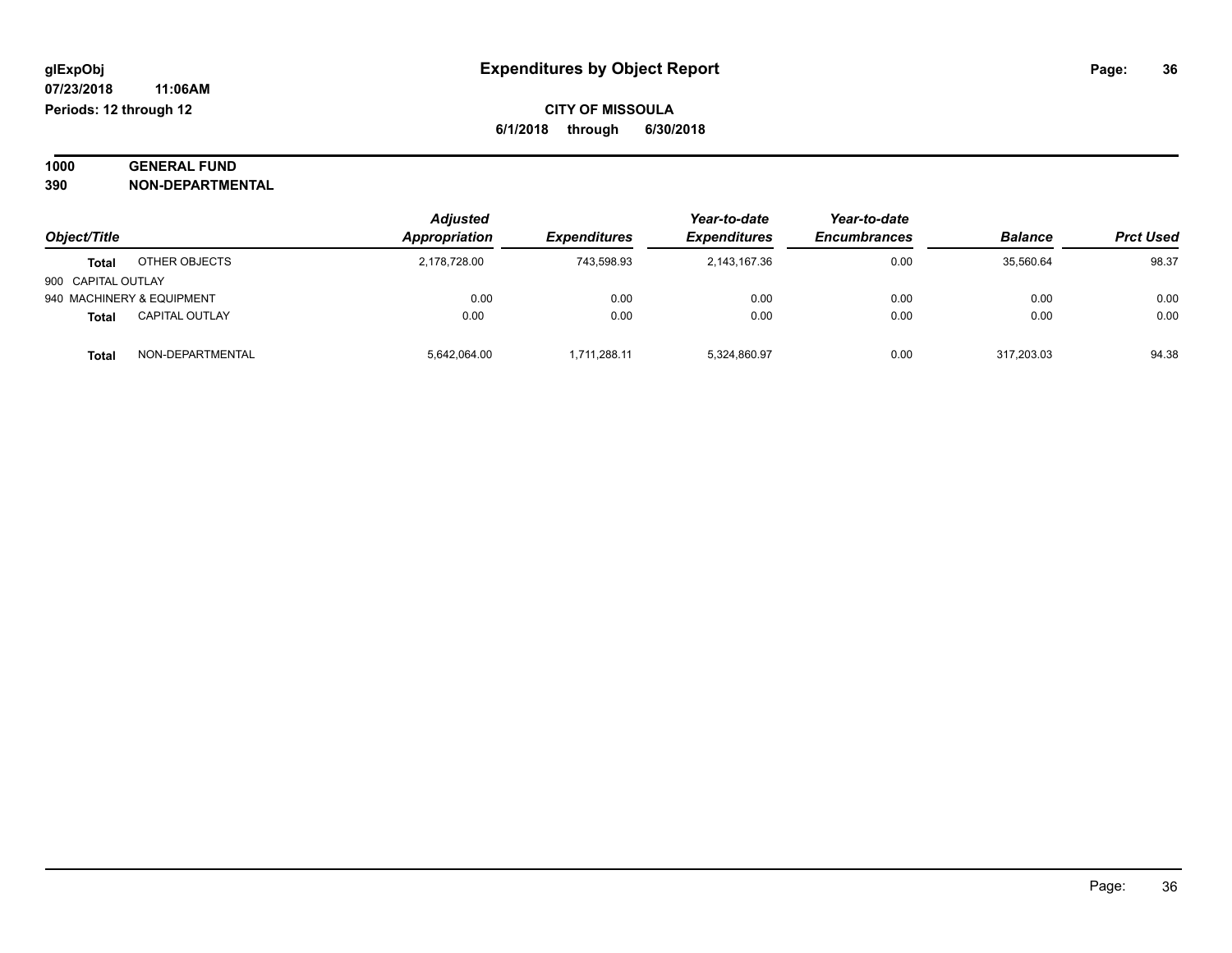**glExpObj**
**07/23/2018 11:06AM**
**Periods: 12 through 12**

# Expenditures by Object Report

**CITY OF MISSOULA**
**6/1/2018 through 6/30/2018**

**1000 GENERAL FUND**
**390 NON-DEPARTMENTAL**

| Object/Title | | Adjusted Appropriation | Expenditures | Year-to-date Expenditures | Year-to-date Encumbrances | Balance | Prct Used |
|---|---|---|---|---|---|---|---|
| **Total** | OTHER OBJECTS | 2,178,728.00 | 743,598.93 | 2,143,167.36 | 0.00 | 35,560.64 | 98.37 |
| 900 CAPITAL OUTLAY | | | | | | | |
| 940 MACHINERY & EQUIPMENT | | 0.00 | 0.00 | 0.00 | 0.00 | 0.00 | 0.00 |
| **Total** | CAPITAL OUTLAY | 0.00 | 0.00 | 0.00 | 0.00 | 0.00 | 0.00 |
| **Total** | NON-DEPARTMENTAL | 5,642,064.00 | 1,711,288.11 | 5,324,860.97 | 0.00 | 317,203.03 | 94.38 |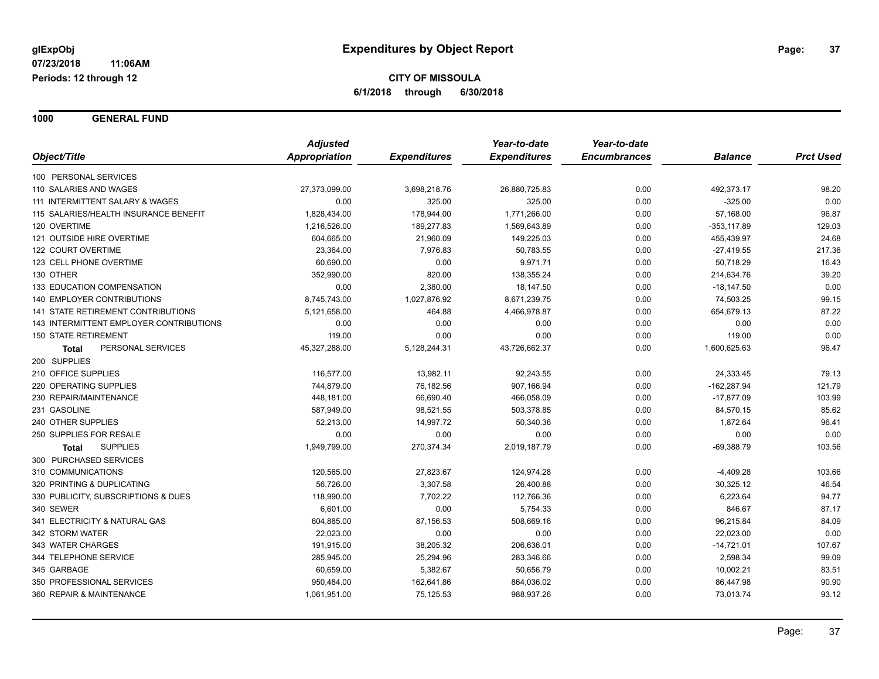**glExpObj**
**07/23/2018 11:06AM**
**Periods: 12 through 12**

# Expenditures by Object Report

**CITY OF MISSOULA**
**6/1/2018 through 6/30/2018**

## 1000 GENERAL FUND

| Object/Title | Adjusted Appropriation | Expenditures | Year-to-date Expenditures | Year-to-date Encumbrances | Balance | Prct Used |
|---|---|---|---|---|---|---|
| 100 PERSONAL SERVICES | | | | | | |
| 110 SALARIES AND WAGES | 27,373,099.00 | 3,698,218.76 | 26,880,725.83 | 0.00 | 492,373.17 | 98.20 |
| 111 INTERMITTENT SALARY & WAGES | 0.00 | 325.00 | 325.00 | 0.00 | -325.00 | 0.00 |
| 115 SALARIES/HEALTH INSURANCE BENEFIT | 1,828,434.00 | 178,944.00 | 1,771,266.00 | 0.00 | 57,168.00 | 96.87 |
| 120 OVERTIME | 1,216,526.00 | 189,277.83 | 1,569,643.89 | 0.00 | -353,117.89 | 129.03 |
| 121 OUTSIDE HIRE OVERTIME | 604,665.00 | 21,960.09 | 149,225.03 | 0.00 | 455,439.97 | 24.68 |
| 122 COURT OVERTIME | 23,364.00 | 7,976.83 | 50,783.55 | 0.00 | -27,419.55 | 217.36 |
| 123 CELL PHONE OVERTIME | 60,690.00 | 0.00 | 9,971.71 | 0.00 | 50,718.29 | 16.43 |
| 130 OTHER | 352,990.00 | 820.00 | 138,355.24 | 0.00 | 214,634.76 | 39.20 |
| 133 EDUCATION COMPENSATION | 0.00 | 2,380.00 | 18,147.50 | 0.00 | -18,147.50 | 0.00 |
| 140 EMPLOYER CONTRIBUTIONS | 8,745,743.00 | 1,027,876.92 | 8,671,239.75 | 0.00 | 74,503.25 | 99.15 |
| 141 STATE RETIREMENT CONTRIBUTIONS | 5,121,658.00 | 464.88 | 4,466,978.87 | 0.00 | 654,679.13 | 87.22 |
| 143 INTERMITTENT EMPLOYER CONTRIBUTIONS | 0.00 | 0.00 | 0.00 | 0.00 | 0.00 | 0.00 |
| 150 STATE RETIREMENT | 119.00 | 0.00 | 0.00 | 0.00 | 119.00 | 0.00 |
| **Total** PERSONAL SERVICES | 45,327,288.00 | 5,128,244.31 | 43,726,662.37 | 0.00 | 1,600,625.63 | 96.47 |
| 200 SUPPLIES | | | | | | |
| 210 OFFICE SUPPLIES | 116,577.00 | 13,982.11 | 92,243.55 | 0.00 | 24,333.45 | 79.13 |
| 220 OPERATING SUPPLIES | 744,879.00 | 76,182.56 | 907,166.94 | 0.00 | -162,287.94 | 121.79 |
| 230 REPAIR/MAINTENANCE | 448,181.00 | 66,690.40 | 466,058.09 | 0.00 | -17,877.09 | 103.99 |
| 231 GASOLINE | 587,949.00 | 98,521.55 | 503,378.85 | 0.00 | 84,570.15 | 85.62 |
| 240 OTHER SUPPLIES | 52,213.00 | 14,997.72 | 50,340.36 | 0.00 | 1,872.64 | 96.41 |
| 250 SUPPLIES FOR RESALE | 0.00 | 0.00 | 0.00 | 0.00 | 0.00 | 0.00 |
| **Total** SUPPLIES | 1,949,799.00 | 270,374.34 | 2,019,187.79 | 0.00 | -69,388.79 | 103.56 |
| 300 PURCHASED SERVICES | | | | | | |
| 310 COMMUNICATIONS | 120,565.00 | 27,823.67 | 124,974.28 | 0.00 | -4,409.28 | 103.66 |
| 320 PRINTING & DUPLICATING | 56,726.00 | 3,307.58 | 26,400.88 | 0.00 | 30,325.12 | 46.54 |
| 330 PUBLICITY, SUBSCRIPTIONS & DUES | 118,990.00 | 7,702.22 | 112,766.36 | 0.00 | 6,223.64 | 94.77 |
| 340 SEWER | 6,601.00 | 0.00 | 5,754.33 | 0.00 | 846.67 | 87.17 |
| 341 ELECTRICITY & NATURAL GAS | 604,885.00 | 87,156.53 | 508,669.16 | 0.00 | 96,215.84 | 84.09 |
| 342 STORM WATER | 22,023.00 | 0.00 | 0.00 | 0.00 | 22,023.00 | 0.00 |
| 343 WATER CHARGES | 191,915.00 | 38,205.32 | 206,636.01 | 0.00 | -14,721.01 | 107.67 |
| 344 TELEPHONE SERVICE | 285,945.00 | 25,294.96 | 283,346.66 | 0.00 | 2,598.34 | 99.09 |
| 345 GARBAGE | 60,659.00 | 5,382.67 | 50,656.79 | 0.00 | 10,002.21 | 83.51 |
| 350 PROFESSIONAL SERVICES | 950,484.00 | 162,641.86 | 864,036.02 | 0.00 | 86,447.98 | 90.90 |
| 360 REPAIR & MAINTENANCE | 1,061,951.00 | 75,125.53 | 988,937.26 | 0.00 | 73,013.74 | 93.12 |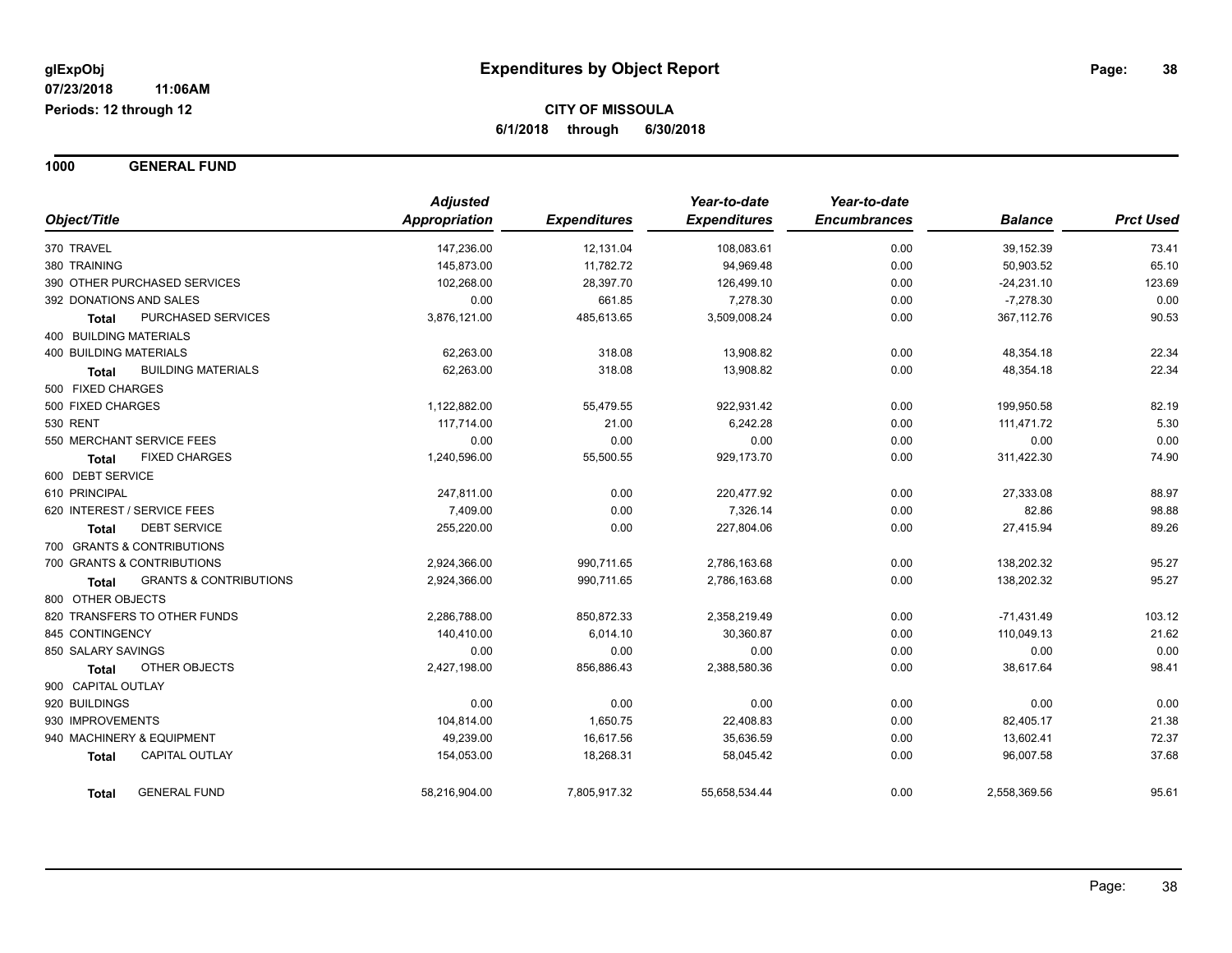**glExpObj**
**07/23/2018 11:06AM**
**Periods: 12 through 12**

# Expenditures by Object Report

**CITY OF MISSOULA**
**6/1/2018 through 6/30/2018**

## 1000 GENERAL FUND

| Object/Title | | Adjusted Appropriation | Expenditures | Year-to-date Expenditures | Year-to-date Encumbrances | Balance | Prct Used |
|---|---|---|---|---|---|---|---|
| 370 TRAVEL | | 147,236.00 | 12,131.04 | 108,083.61 | 0.00 | 39,152.39 | 73.41 |
| 380 TRAINING | | 145,873.00 | 11,782.72 | 94,969.48 | 0.00 | 50,903.52 | 65.10 |
| 390 OTHER PURCHASED SERVICES | | 102,268.00 | 28,397.70 | 126,499.10 | 0.00 | -24,231.10 | 123.69 |
| 392 DONATIONS AND SALES | | 0.00 | 661.85 | 7,278.30 | 0.00 | -7,278.30 | 0.00 |
| **Total** | PURCHASED SERVICES | 3,876,121.00 | 485,613.65 | 3,509,008.24 | 0.00 | 367,112.76 | 90.53 |
| 400 BUILDING MATERIALS | | | | | | | |
| 400 BUILDING MATERIALS | | 62,263.00 | 318.08 | 13,908.82 | 0.00 | 48,354.18 | 22.34 |
| **Total** | BUILDING MATERIALS | 62,263.00 | 318.08 | 13,908.82 | 0.00 | 48,354.18 | 22.34 |
| 500 FIXED CHARGES | | | | | | | |
| 500 FIXED CHARGES | | 1,122,882.00 | 55,479.55 | 922,931.42 | 0.00 | 199,950.58 | 82.19 |
| 530 RENT | | 117,714.00 | 21.00 | 6,242.28 | 0.00 | 111,471.72 | 5.30 |
| 550 MERCHANT SERVICE FEES | | 0.00 | 0.00 | 0.00 | 0.00 | 0.00 | 0.00 |
| **Total** | FIXED CHARGES | 1,240,596.00 | 55,500.55 | 929,173.70 | 0.00 | 311,422.30 | 74.90 |
| 600 DEBT SERVICE | | | | | | | |
| 610 PRINCIPAL | | 247,811.00 | 0.00 | 220,477.92 | 0.00 | 27,333.08 | 88.97 |
| 620 INTEREST / SERVICE FEES | | 7,409.00 | 0.00 | 7,326.14 | 0.00 | 82.86 | 98.88 |
| **Total** | DEBT SERVICE | 255,220.00 | 0.00 | 227,804.06 | 0.00 | 27,415.94 | 89.26 |
| 700 GRANTS & CONTRIBUTIONS | | | | | | | |
| 700 GRANTS & CONTRIBUTIONS | | 2,924,366.00 | 990,711.65 | 2,786,163.68 | 0.00 | 138,202.32 | 95.27 |
| **Total** | GRANTS & CONTRIBUTIONS | 2,924,366.00 | 990,711.65 | 2,786,163.68 | 0.00 | 138,202.32 | 95.27 |
| 800 OTHER OBJECTS | | | | | | | |
| 820 TRANSFERS TO OTHER FUNDS | | 2,286,788.00 | 850,872.33 | 2,358,219.49 | 0.00 | -71,431.49 | 103.12 |
| 845 CONTINGENCY | | 140,410.00 | 6,014.10 | 30,360.87 | 0.00 | 110,049.13 | 21.62 |
| 850 SALARY SAVINGS | | 0.00 | 0.00 | 0.00 | 0.00 | 0.00 | 0.00 |
| **Total** | OTHER OBJECTS | 2,427,198.00 | 856,886.43 | 2,388,580.36 | 0.00 | 38,617.64 | 98.41 |
| 900 CAPITAL OUTLAY | | | | | | | |
| 920 BUILDINGS | | 0.00 | 0.00 | 0.00 | 0.00 | 0.00 | 0.00 |
| 930 IMPROVEMENTS | | 104,814.00 | 1,650.75 | 22,408.83 | 0.00 | 82,405.17 | 21.38 |
| 940 MACHINERY & EQUIPMENT | | 49,239.00 | 16,617.56 | 35,636.59 | 0.00 | 13,602.41 | 72.37 |
| **Total** | CAPITAL OUTLAY | 154,053.00 | 18,268.31 | 58,045.42 | 0.00 | 96,007.58 | 37.68 |
| **Total** | GENERAL FUND | 58,216,904.00 | 7,805,917.32 | 55,658,534.44 | 0.00 | 2,558,369.56 | 95.61 |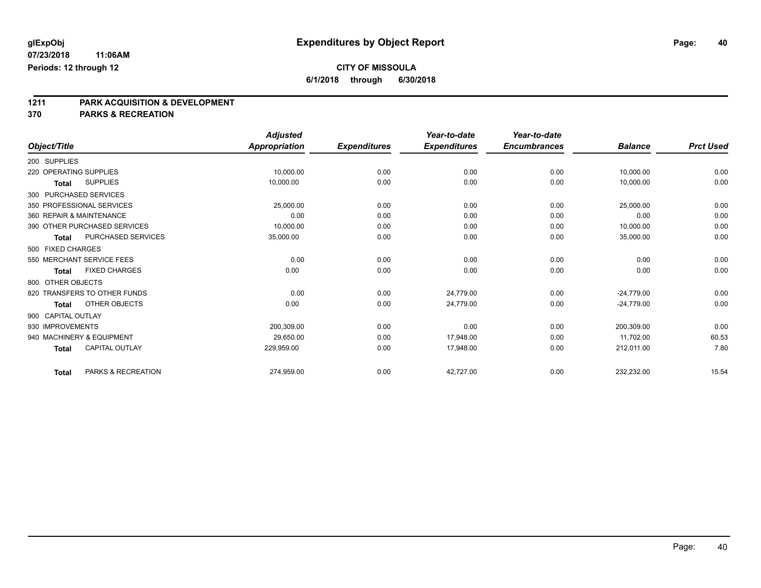glExpObj
07/23/2018 11:06AM
Periods: 12 through 12

# Expenditures by Object Report

**CITY OF MISSOULA**
**6/1/2018 through 6/30/2018**

## 1211 PARK ACQUISITION & DEVELOPMENT
## 370 PARKS & RECREATION

| Object/Title | Adjusted Appropriation | Expenditures | Year-to-date Expenditures | Year-to-date Encumbrances | Balance | Prct Used |
|---|---|---|---|---|---|---|
| 200 SUPPLIES | | | | | | |
| 220 OPERATING SUPPLIES | 10,000.00 | 0.00 | 0.00 | 0.00 | 10,000.00 | 0.00 |
| **Total** SUPPLIES | 10,000.00 | 0.00 | 0.00 | 0.00 | 10,000.00 | 0.00 |
| 300 PURCHASED SERVICES | | | | | | |
| 350 PROFESSIONAL SERVICES | 25,000.00 | 0.00 | 0.00 | 0.00 | 25,000.00 | 0.00 |
| 360 REPAIR & MAINTENANCE | 0.00 | 0.00 | 0.00 | 0.00 | 0.00 | 0.00 |
| 390 OTHER PURCHASED SERVICES | 10,000.00 | 0.00 | 0.00 | 0.00 | 10,000.00 | 0.00 |
| **Total** PURCHASED SERVICES | 35,000.00 | 0.00 | 0.00 | 0.00 | 35,000.00 | 0.00 |
| 500 FIXED CHARGES | | | | | | |
| 550 MERCHANT SERVICE FEES | 0.00 | 0.00 | 0.00 | 0.00 | 0.00 | 0.00 |
| **Total** FIXED CHARGES | 0.00 | 0.00 | 0.00 | 0.00 | 0.00 | 0.00 |
| 800 OTHER OBJECTS | | | | | | |
| 820 TRANSFERS TO OTHER FUNDS | 0.00 | 0.00 | 24,779.00 | 0.00 | -24,779.00 | 0.00 |
| **Total** OTHER OBJECTS | 0.00 | 0.00 | 24,779.00 | 0.00 | -24,779.00 | 0.00 |
| 900 CAPITAL OUTLAY | | | | | | |
| 930 IMPROVEMENTS | 200,309.00 | 0.00 | 0.00 | 0.00 | 200,309.00 | 0.00 |
| 940 MACHINERY & EQUIPMENT | 29,650.00 | 0.00 | 17,948.00 | 0.00 | 11,702.00 | 60.53 |
| **Total** CAPITAL OUTLAY | 229,959.00 | 0.00 | 17,948.00 | 0.00 | 212,011.00 | 7.80 |
| **Total** PARKS & RECREATION | 274,959.00 | 0.00 | 42,727.00 | 0.00 | 232,232.00 | 15.54 |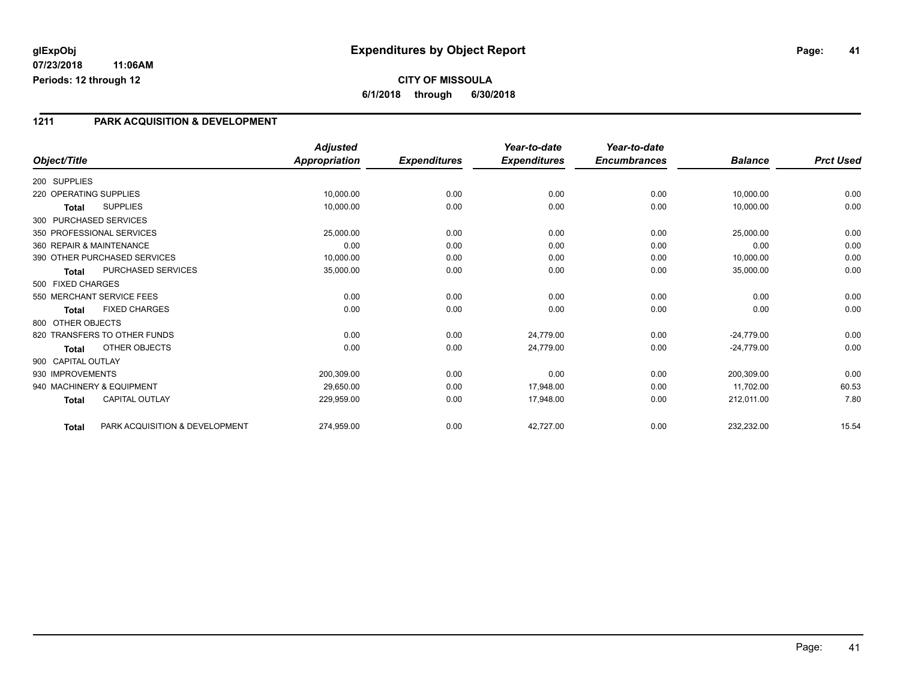# Expenditures by Object Report

glExpObj
07/23/2018 11:06AM
Periods: 12 through 12

**CITY OF MISSOULA**
**6/1/2018 through 6/30/2018**

## 1211 PARK ACQUISITION & DEVELOPMENT

| Object/Title | | Adjusted Appropriation | Expenditures | Year-to-date Expenditures | Year-to-date Encumbrances | Balance | Prct Used |
|---|---|---|---|---|---|---|---|
| 200 SUPPLIES | | | | | | | |
| 220 OPERATING SUPPLIES | | 10,000.00 | 0.00 | 0.00 | 0.00 | 10,000.00 | 0.00 |
| Total | SUPPLIES | 10,000.00 | 0.00 | 0.00 | 0.00 | 10,000.00 | 0.00 |
| 300 PURCHASED SERVICES | | | | | | | |
| 350 PROFESSIONAL SERVICES | | 25,000.00 | 0.00 | 0.00 | 0.00 | 25,000.00 | 0.00 |
| 360 REPAIR & MAINTENANCE | | 0.00 | 0.00 | 0.00 | 0.00 | 0.00 | 0.00 |
| 390 OTHER PURCHASED SERVICES | | 10,000.00 | 0.00 | 0.00 | 0.00 | 10,000.00 | 0.00 |
| Total | PURCHASED SERVICES | 35,000.00 | 0.00 | 0.00 | 0.00 | 35,000.00 | 0.00 |
| 500 FIXED CHARGES | | | | | | | |
| 550 MERCHANT SERVICE FEES | | 0.00 | 0.00 | 0.00 | 0.00 | 0.00 | 0.00 |
| Total | FIXED CHARGES | 0.00 | 0.00 | 0.00 | 0.00 | 0.00 | 0.00 |
| 800 OTHER OBJECTS | | | | | | | |
| 820 TRANSFERS TO OTHER FUNDS | | 0.00 | 0.00 | 24,779.00 | 0.00 | -24,779.00 | 0.00 |
| Total | OTHER OBJECTS | 0.00 | 0.00 | 24,779.00 | 0.00 | -24,779.00 | 0.00 |
| 900 CAPITAL OUTLAY | | | | | | | |
| 930 IMPROVEMENTS | | 200,309.00 | 0.00 | 0.00 | 0.00 | 200,309.00 | 0.00 |
| 940 MACHINERY & EQUIPMENT | | 29,650.00 | 0.00 | 17,948.00 | 0.00 | 11,702.00 | 60.53 |
| Total | CAPITAL OUTLAY | 229,959.00 | 0.00 | 17,948.00 | 0.00 | 212,011.00 | 7.80 |
| Total | PARK ACQUISITION & DEVELOPMENT | 274,959.00 | 0.00 | 42,727.00 | 0.00 | 232,232.00 | 15.54 |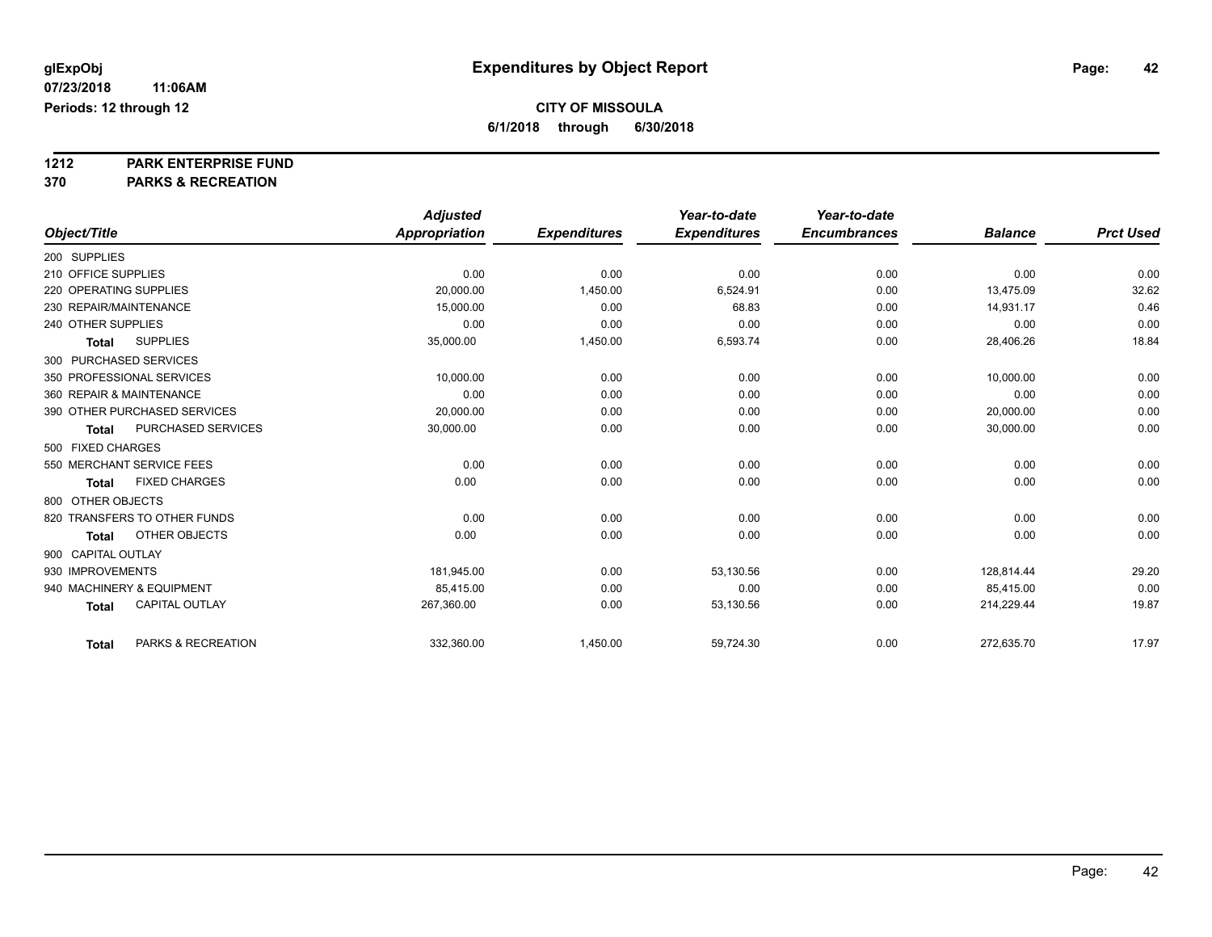# Expenditures by Object Report

glExpObj
07/23/2018 11:06AM
Periods: 12 through 12

**CITY OF MISSOULA**
**6/1/2018 through 6/30/2018**

**1212 PARK ENTERPRISE FUND**
**370 PARKS & RECREATION**

| Object/Title | Adjusted Appropriation | Expenditures | Year-to-date Expenditures | Year-to-date Encumbrances | Balance | Prct Used |
|---|---|---|---|---|---|---|
| 200 SUPPLIES | | | | | | |
| 210 OFFICE SUPPLIES | 0.00 | 0.00 | 0.00 | 0.00 | 0.00 | 0.00 |
| 220 OPERATING SUPPLIES | 20,000.00 | 1,450.00 | 6,524.91 | 0.00 | 13,475.09 | 32.62 |
| 230 REPAIR/MAINTENANCE | 15,000.00 | 0.00 | 68.83 | 0.00 | 14,931.17 | 0.46 |
| 240 OTHER SUPPLIES | 0.00 | 0.00 | 0.00 | 0.00 | 0.00 | 0.00 |
| **Total** SUPPLIES | 35,000.00 | 1,450.00 | 6,593.74 | 0.00 | 28,406.26 | 18.84 |
| 300 PURCHASED SERVICES | | | | | | |
| 350 PROFESSIONAL SERVICES | 10,000.00 | 0.00 | 0.00 | 0.00 | 10,000.00 | 0.00 |
| 360 REPAIR & MAINTENANCE | 0.00 | 0.00 | 0.00 | 0.00 | 0.00 | 0.00 |
| 390 OTHER PURCHASED SERVICES | 20,000.00 | 0.00 | 0.00 | 0.00 | 20,000.00 | 0.00 |
| **Total** PURCHASED SERVICES | 30,000.00 | 0.00 | 0.00 | 0.00 | 30,000.00 | 0.00 |
| 500 FIXED CHARGES | | | | | | |
| 550 MERCHANT SERVICE FEES | 0.00 | 0.00 | 0.00 | 0.00 | 0.00 | 0.00 |
| **Total** FIXED CHARGES | 0.00 | 0.00 | 0.00 | 0.00 | 0.00 | 0.00 |
| 800 OTHER OBJECTS | | | | | | |
| 820 TRANSFERS TO OTHER FUNDS | 0.00 | 0.00 | 0.00 | 0.00 | 0.00 | 0.00 |
| **Total** OTHER OBJECTS | 0.00 | 0.00 | 0.00 | 0.00 | 0.00 | 0.00 |
| 900 CAPITAL OUTLAY | | | | | | |
| 930 IMPROVEMENTS | 181,945.00 | 0.00 | 53,130.56 | 0.00 | 128,814.44 | 29.20 |
| 940 MACHINERY & EQUIPMENT | 85,415.00 | 0.00 | 0.00 | 0.00 | 85,415.00 | 0.00 |
| **Total** CAPITAL OUTLAY | 267,360.00 | 0.00 | 53,130.56 | 0.00 | 214,229.44 | 19.87 |
| **Total** PARKS & RECREATION | 332,360.00 | 1,450.00 | 59,724.30 | 0.00 | 272,635.70 | 17.97 |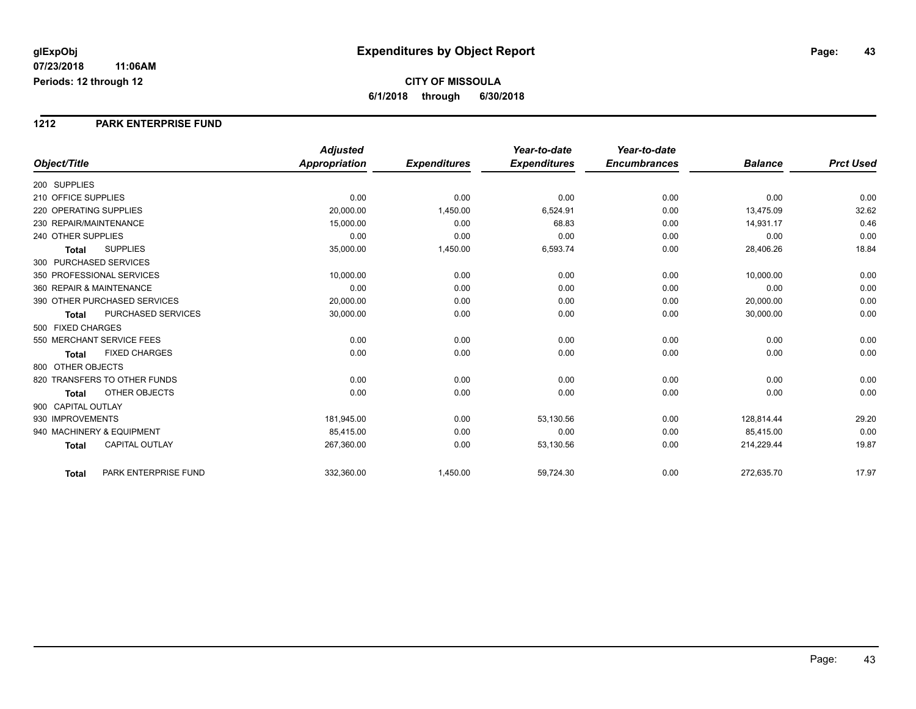# Expenditures by Object Report

glExpObj
07/23/2018 11:06AM
Periods: 12 through 12

**CITY OF MISSOULA**
**6/1/2018 through 6/30/2018**

## 1212 PARK ENTERPRISE FUND

| Object/Title | Adjusted Appropriation | Expenditures | Year-to-date Expenditures | Year-to-date Encumbrances | Balance | Prct Used |
|---|---|---|---|---|---|---|
| 200 SUPPLIES | | | | | | |
| 210 OFFICE SUPPLIES | 0.00 | 0.00 | 0.00 | 0.00 | 0.00 | 0.00 |
| 220 OPERATING SUPPLIES | 20,000.00 | 1,450.00 | 6,524.91 | 0.00 | 13,475.09 | 32.62 |
| 230 REPAIR/MAINTENANCE | 15,000.00 | 0.00 | 68.83 | 0.00 | 14,931.17 | 0.46 |
| 240 OTHER SUPPLIES | 0.00 | 0.00 | 0.00 | 0.00 | 0.00 | 0.00 |
| **Total** SUPPLIES | 35,000.00 | 1,450.00 | 6,593.74 | 0.00 | 28,406.26 | 18.84 |
| 300 PURCHASED SERVICES | | | | | | |
| 350 PROFESSIONAL SERVICES | 10,000.00 | 0.00 | 0.00 | 0.00 | 10,000.00 | 0.00 |
| 360 REPAIR & MAINTENANCE | 0.00 | 0.00 | 0.00 | 0.00 | 0.00 | 0.00 |
| 390 OTHER PURCHASED SERVICES | 20,000.00 | 0.00 | 0.00 | 0.00 | 20,000.00 | 0.00 |
| **Total** PURCHASED SERVICES | 30,000.00 | 0.00 | 0.00 | 0.00 | 30,000.00 | 0.00 |
| 500 FIXED CHARGES | | | | | | |
| 550 MERCHANT SERVICE FEES | 0.00 | 0.00 | 0.00 | 0.00 | 0.00 | 0.00 |
| **Total** FIXED CHARGES | 0.00 | 0.00 | 0.00 | 0.00 | 0.00 | 0.00 |
| 800 OTHER OBJECTS | | | | | | |
| 820 TRANSFERS TO OTHER FUNDS | 0.00 | 0.00 | 0.00 | 0.00 | 0.00 | 0.00 |
| **Total** OTHER OBJECTS | 0.00 | 0.00 | 0.00 | 0.00 | 0.00 | 0.00 |
| 900 CAPITAL OUTLAY | | | | | | |
| 930 IMPROVEMENTS | 181,945.00 | 0.00 | 53,130.56 | 0.00 | 128,814.44 | 29.20 |
| 940 MACHINERY & EQUIPMENT | 85,415.00 | 0.00 | 0.00 | 0.00 | 85,415.00 | 0.00 |
| **Total** CAPITAL OUTLAY | 267,360.00 | 0.00 | 53,130.56 | 0.00 | 214,229.44 | 19.87 |
| **Total** PARK ENTERPRISE FUND | 332,360.00 | 1,450.00 | 59,724.30 | 0.00 | 272,635.70 | 17.97 |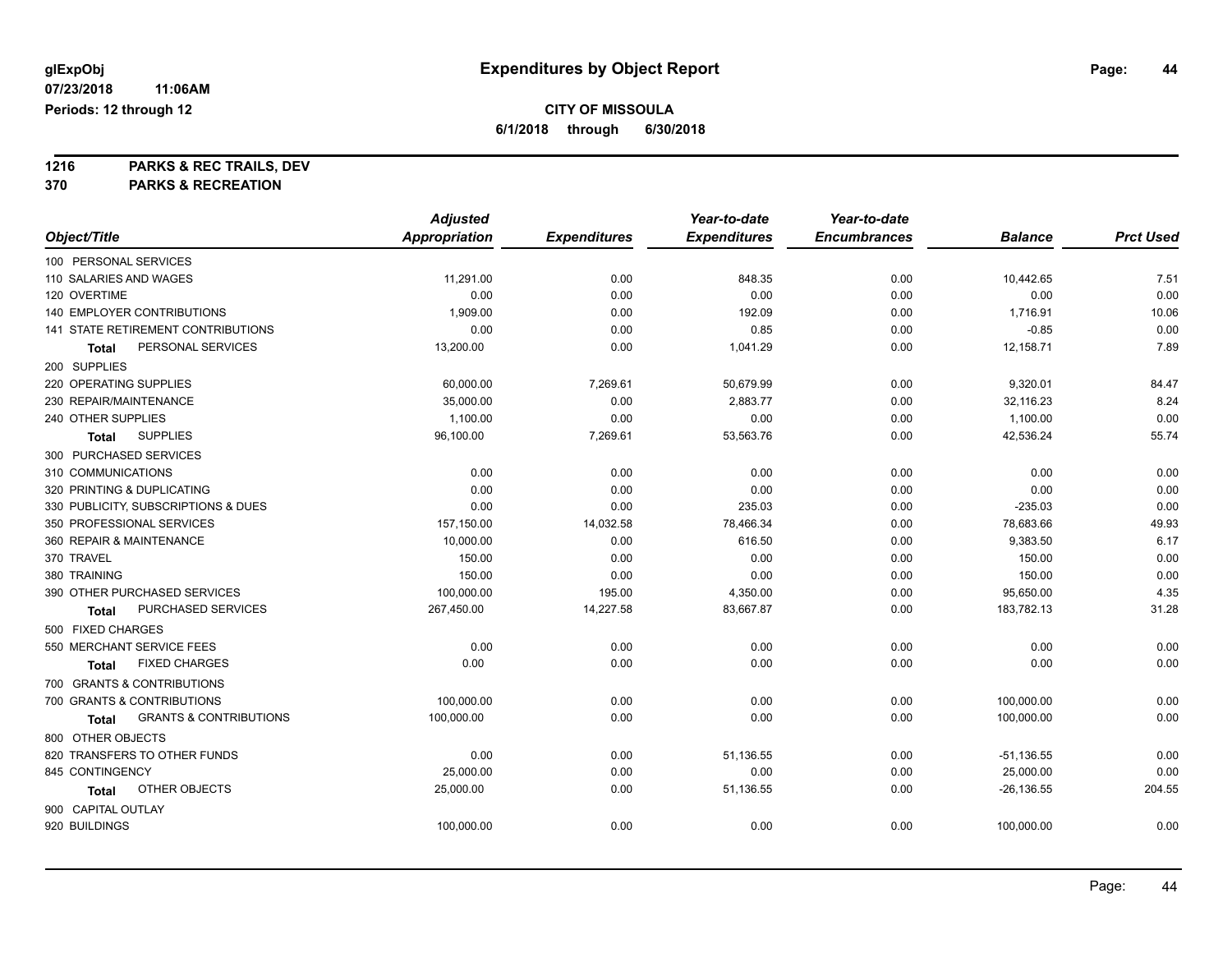# Expenditures by Object Report

glExpObj
07/23/2018 11:06AM
Periods: 12 through 12

**CITY OF MISSOULA**
**6/1/2018 through 6/30/2018**

**1216 PARKS & REC TRAILS, DEV**
**370 PARKS & RECREATION**

| Object/Title | Adjusted Appropriation | Expenditures | Year-to-date Expenditures | Year-to-date Encumbrances | Balance | Prct Used |
|---|---|---|---|---|---|---|
| 100 PERSONAL SERVICES | | | | | | |
| 110 SALARIES AND WAGES | 11,291.00 | 0.00 | 848.35 | 0.00 | 10,442.65 | 7.51 |
| 120 OVERTIME | 0.00 | 0.00 | 0.00 | 0.00 | 0.00 | 0.00 |
| 140 EMPLOYER CONTRIBUTIONS | 1,909.00 | 0.00 | 192.09 | 0.00 | 1,716.91 | 10.06 |
| 141 STATE RETIREMENT CONTRIBUTIONS | 0.00 | 0.00 | 0.85 | 0.00 | -0.85 | 0.00 |
| **Total** PERSONAL SERVICES | 13,200.00 | 0.00 | 1,041.29 | 0.00 | 12,158.71 | 7.89 |
| 200 SUPPLIES | | | | | | |
| 220 OPERATING SUPPLIES | 60,000.00 | 7,269.61 | 50,679.99 | 0.00 | 9,320.01 | 84.47 |
| 230 REPAIR/MAINTENANCE | 35,000.00 | 0.00 | 2,883.77 | 0.00 | 32,116.23 | 8.24 |
| 240 OTHER SUPPLIES | 1,100.00 | 0.00 | 0.00 | 0.00 | 1,100.00 | 0.00 |
| **Total** SUPPLIES | 96,100.00 | 7,269.61 | 53,563.76 | 0.00 | 42,536.24 | 55.74 |
| 300 PURCHASED SERVICES | | | | | | |
| 310 COMMUNICATIONS | 0.00 | 0.00 | 0.00 | 0.00 | 0.00 | 0.00 |
| 320 PRINTING & DUPLICATING | 0.00 | 0.00 | 0.00 | 0.00 | 0.00 | 0.00 |
| 330 PUBLICITY, SUBSCRIPTIONS & DUES | 0.00 | 0.00 | 235.03 | 0.00 | -235.03 | 0.00 |
| 350 PROFESSIONAL SERVICES | 157,150.00 | 14,032.58 | 78,466.34 | 0.00 | 78,683.66 | 49.93 |
| 360 REPAIR & MAINTENANCE | 10,000.00 | 0.00 | 616.50 | 0.00 | 9,383.50 | 6.17 |
| 370 TRAVEL | 150.00 | 0.00 | 0.00 | 0.00 | 150.00 | 0.00 |
| 380 TRAINING | 150.00 | 0.00 | 0.00 | 0.00 | 150.00 | 0.00 |
| 390 OTHER PURCHASED SERVICES | 100,000.00 | 195.00 | 4,350.00 | 0.00 | 95,650.00 | 4.35 |
| **Total** PURCHASED SERVICES | 267,450.00 | 14,227.58 | 83,667.87 | 0.00 | 183,782.13 | 31.28 |
| 500 FIXED CHARGES | | | | | | |
| 550 MERCHANT SERVICE FEES | 0.00 | 0.00 | 0.00 | 0.00 | 0.00 | 0.00 |
| **Total** FIXED CHARGES | 0.00 | 0.00 | 0.00 | 0.00 | 0.00 | 0.00 |
| 700 GRANTS & CONTRIBUTIONS | | | | | | |
| 700 GRANTS & CONTRIBUTIONS | 100,000.00 | 0.00 | 0.00 | 0.00 | 100,000.00 | 0.00 |
| **Total** GRANTS & CONTRIBUTIONS | 100,000.00 | 0.00 | 0.00 | 0.00 | 100,000.00 | 0.00 |
| 800 OTHER OBJECTS | | | | | | |
| 820 TRANSFERS TO OTHER FUNDS | 0.00 | 0.00 | 51,136.55 | 0.00 | -51,136.55 | 0.00 |
| 845 CONTINGENCY | 25,000.00 | 0.00 | 0.00 | 0.00 | 25,000.00 | 0.00 |
| **Total** OTHER OBJECTS | 25,000.00 | 0.00 | 51,136.55 | 0.00 | -26,136.55 | 204.55 |
| 900 CAPITAL OUTLAY | | | | | | |
| 920 BUILDINGS | 100,000.00 | 0.00 | 0.00 | 0.00 | 100,000.00 | 0.00 |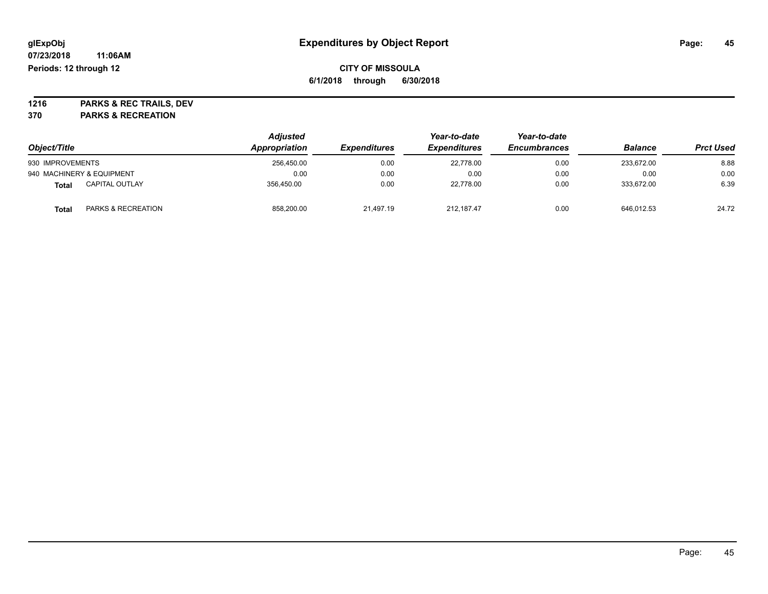**glExpObj** **Expenditures by Object Report**

**07/23/2018 11:06AM**

**Periods: 12 through 12**

**CITY OF MISSOULA**

**6/1/2018 through 6/30/2018**

**1216 PARKS & REC TRAILS, DEV**

**370 PARKS & RECREATION**

| Object/Title | | Adjusted Appropriation | Expenditures | Year-to-date Expenditures | Year-to-date Encumbrances | Balance | Prct Used |
|---|---|---|---|---|---|---|---|
| 930 IMPROVEMENTS | | 256,450.00 | 0.00 | 22,778.00 | 0.00 | 233,672.00 | 8.88 |
| 940 MACHINERY & EQUIPMENT | | 0.00 | 0.00 | 0.00 | 0.00 | 0.00 | 0.00 |
| **Total** | CAPITAL OUTLAY | 356,450.00 | 0.00 | 22,778.00 | 0.00 | 333,672.00 | 6.39 |
| **Total** | PARKS & RECREATION | 858,200.00 | 21,497.19 | 212,187.47 | 0.00 | 646,012.53 | 24.72 |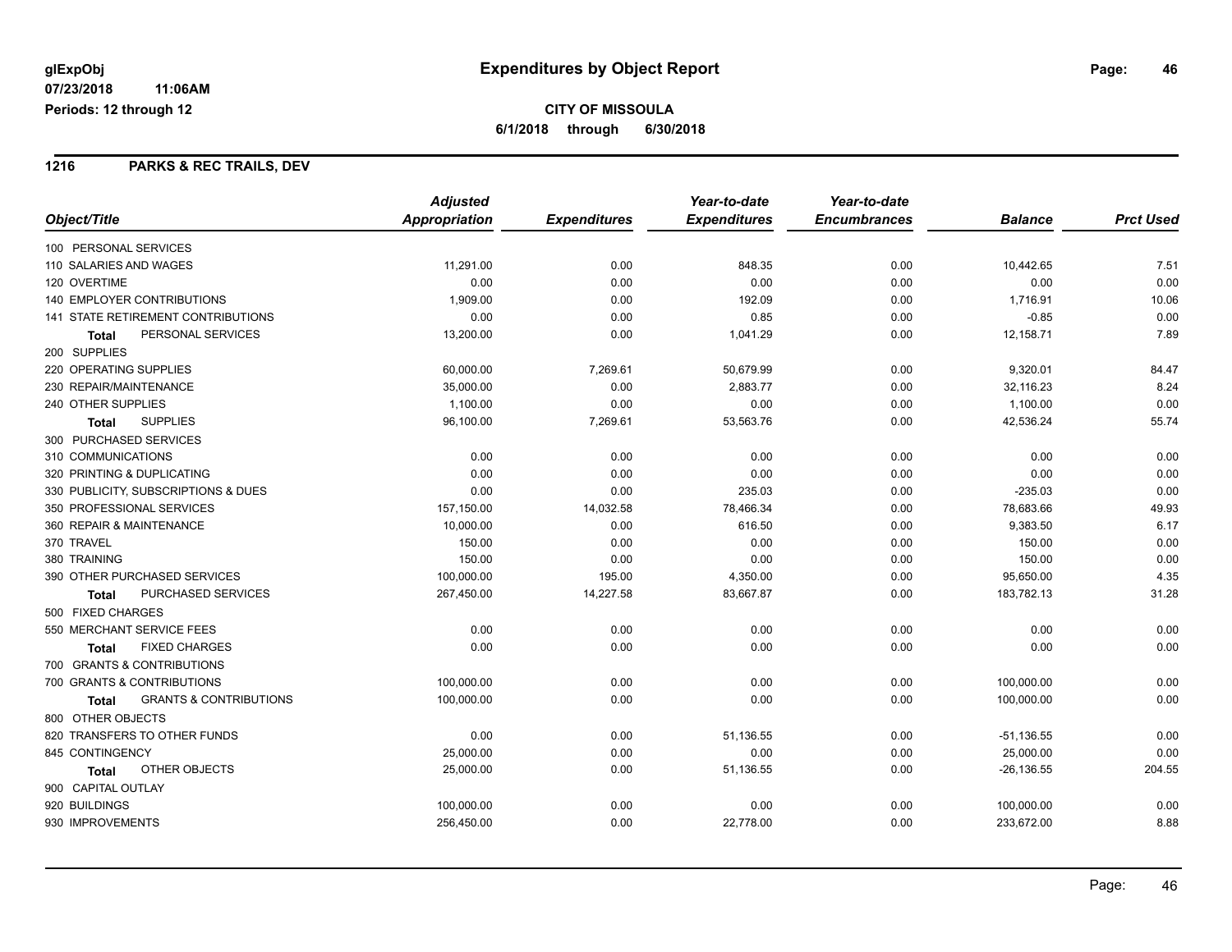# Expenditures by Object Report

glExpObj
07/23/2018 11:06AM
Periods: 12 through 12

**CITY OF MISSOULA**
**6/1/2018 through 6/30/2018**

## 1216 PARKS & REC TRAILS, DEV

| Object/Title | Adjusted Appropriation | Expenditures | Year-to-date Expenditures | Year-to-date Encumbrances | Balance | Prct Used |
|---|---|---|---|---|---|---|
| 100 PERSONAL SERVICES | | | | | | |
| 110 SALARIES AND WAGES | 11,291.00 | 0.00 | 848.35 | 0.00 | 10,442.65 | 7.51 |
| 120 OVERTIME | 0.00 | 0.00 | 0.00 | 0.00 | 0.00 | 0.00 |
| 140 EMPLOYER CONTRIBUTIONS | 1,909.00 | 0.00 | 192.09 | 0.00 | 1,716.91 | 10.06 |
| 141 STATE RETIREMENT CONTRIBUTIONS | 0.00 | 0.00 | 0.85 | 0.00 | -0.85 | 0.00 |
| **Total** PERSONAL SERVICES | 13,200.00 | 0.00 | 1,041.29 | 0.00 | 12,158.71 | 7.89 |
| 200 SUPPLIES | | | | | | |
| 220 OPERATING SUPPLIES | 60,000.00 | 7,269.61 | 50,679.99 | 0.00 | 9,320.01 | 84.47 |
| 230 REPAIR/MAINTENANCE | 35,000.00 | 0.00 | 2,883.77 | 0.00 | 32,116.23 | 8.24 |
| 240 OTHER SUPPLIES | 1,100.00 | 0.00 | 0.00 | 0.00 | 1,100.00 | 0.00 |
| **Total** SUPPLIES | 96,100.00 | 7,269.61 | 53,563.76 | 0.00 | 42,536.24 | 55.74 |
| 300 PURCHASED SERVICES | | | | | | |
| 310 COMMUNICATIONS | 0.00 | 0.00 | 0.00 | 0.00 | 0.00 | 0.00 |
| 320 PRINTING & DUPLICATING | 0.00 | 0.00 | 0.00 | 0.00 | 0.00 | 0.00 |
| 330 PUBLICITY, SUBSCRIPTIONS & DUES | 0.00 | 0.00 | 235.03 | 0.00 | -235.03 | 0.00 |
| 350 PROFESSIONAL SERVICES | 157,150.00 | 14,032.58 | 78,466.34 | 0.00 | 78,683.66 | 49.93 |
| 360 REPAIR & MAINTENANCE | 10,000.00 | 0.00 | 616.50 | 0.00 | 9,383.50 | 6.17 |
| 370 TRAVEL | 150.00 | 0.00 | 0.00 | 0.00 | 150.00 | 0.00 |
| 380 TRAINING | 150.00 | 0.00 | 0.00 | 0.00 | 150.00 | 0.00 |
| 390 OTHER PURCHASED SERVICES | 100,000.00 | 195.00 | 4,350.00 | 0.00 | 95,650.00 | 4.35 |
| **Total** PURCHASED SERVICES | 267,450.00 | 14,227.58 | 83,667.87 | 0.00 | 183,782.13 | 31.28 |
| 500 FIXED CHARGES | | | | | | |
| 550 MERCHANT SERVICE FEES | 0.00 | 0.00 | 0.00 | 0.00 | 0.00 | 0.00 |
| **Total** FIXED CHARGES | 0.00 | 0.00 | 0.00 | 0.00 | 0.00 | 0.00 |
| 700 GRANTS & CONTRIBUTIONS | | | | | | |
| 700 GRANTS & CONTRIBUTIONS | 100,000.00 | 0.00 | 0.00 | 0.00 | 100,000.00 | 0.00 |
| **Total** GRANTS & CONTRIBUTIONS | 100,000.00 | 0.00 | 0.00 | 0.00 | 100,000.00 | 0.00 |
| 800 OTHER OBJECTS | | | | | | |
| 820 TRANSFERS TO OTHER FUNDS | 0.00 | 0.00 | 51,136.55 | 0.00 | -51,136.55 | 0.00 |
| 845 CONTINGENCY | 25,000.00 | 0.00 | 0.00 | 0.00 | 25,000.00 | 0.00 |
| **Total** OTHER OBJECTS | 25,000.00 | 0.00 | 51,136.55 | 0.00 | -26,136.55 | 204.55 |
| 900 CAPITAL OUTLAY | | | | | | |
| 920 BUILDINGS | 100,000.00 | 0.00 | 0.00 | 0.00 | 100,000.00 | 0.00 |
| 930 IMPROVEMENTS | 256,450.00 | 0.00 | 22,778.00 | 0.00 | 233,672.00 | 8.88 |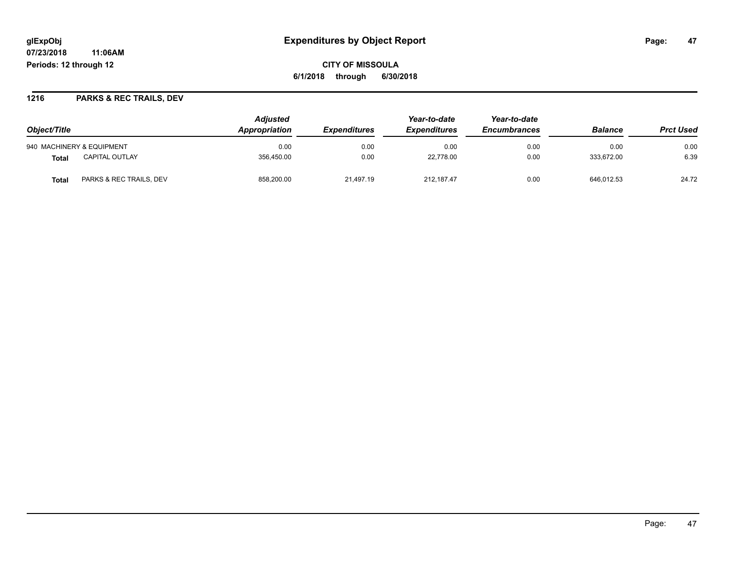# Expenditures by Object Report

glExpObj
07/23/2018 11:06AM
Periods: 12 through 12

**CITY OF MISSOULA**
**6/1/2018 through 6/30/2018**

## 1216 PARKS & REC TRAILS, DEV

| Object/Title | | Adjusted Appropriation | Expenditures | Year-to-date Expenditures | Year-to-date Encumbrances | Balance | Prct Used |
|---|---|---|---|---|---|---|---|
| 940 MACHINERY & EQUIPMENT | | 0.00 | 0.00 | 0.00 | 0.00 | 0.00 | 0.00 |
| **Total** | CAPITAL OUTLAY | 356,450.00 | 0.00 | 22,778.00 | 0.00 | 333,672.00 | 6.39 |
| **Total** | PARKS & REC TRAILS, DEV | 858,200.00 | 21,497.19 | 212,187.47 | 0.00 | 646,012.53 | 24.72 |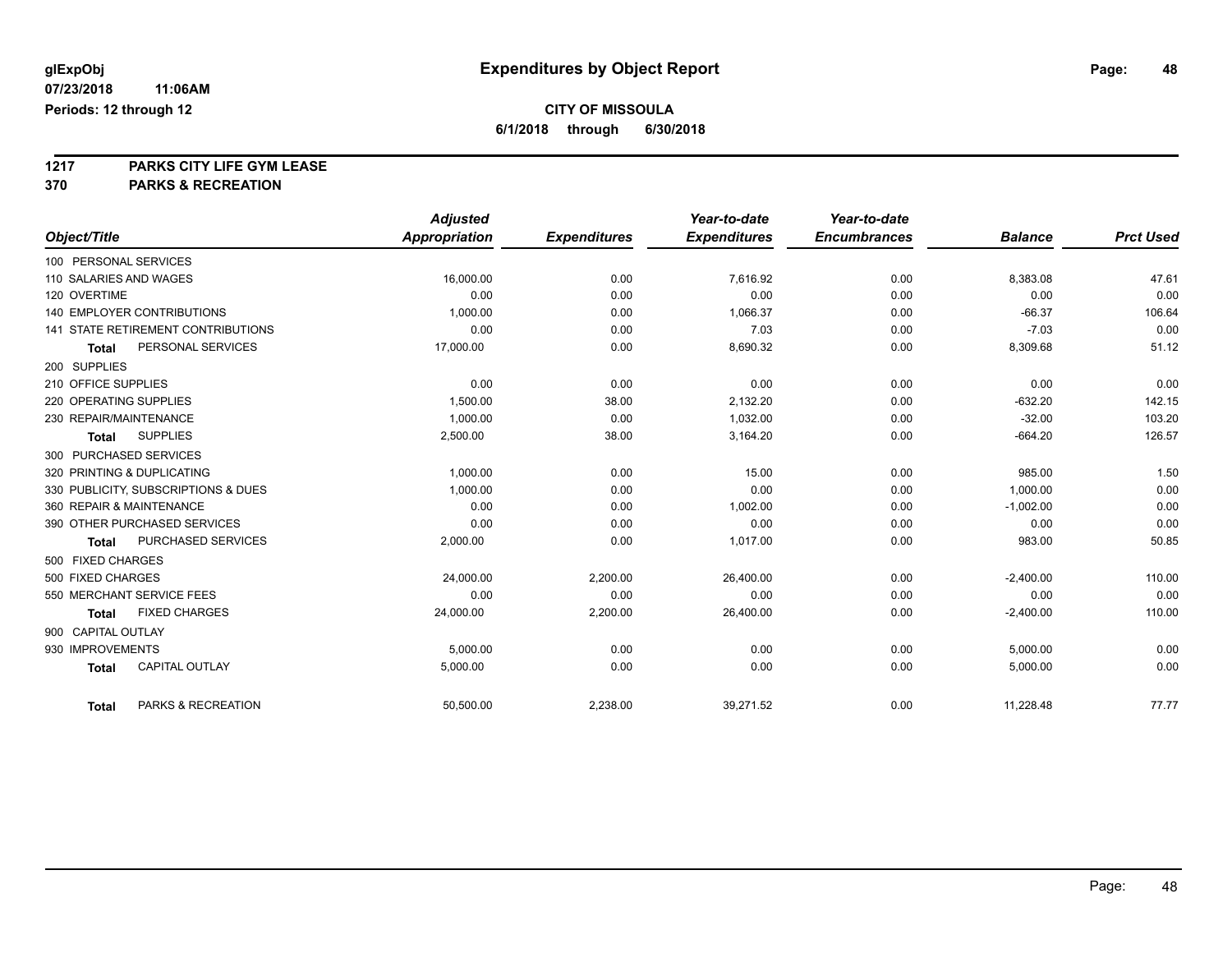# Expenditures by Object Report

glExpObj
07/23/2018 11:06AM
Periods: 12 through 12

**CITY OF MISSOULA**
**6/1/2018 through 6/30/2018**

**1217 PARKS CITY LIFE GYM LEASE**
**370 PARKS & RECREATION**

| Object/Title | Adjusted Appropriation | Expenditures | Year-to-date Expenditures | Year-to-date Encumbrances | Balance | Prct Used |
|---|---|---|---|---|---|---|
| 100 PERSONAL SERVICES | | | | | | |
| 110 SALARIES AND WAGES | 16,000.00 | 0.00 | 7,616.92 | 0.00 | 8,383.08 | 47.61 |
| 120 OVERTIME | 0.00 | 0.00 | 0.00 | 0.00 | 0.00 | 0.00 |
| 140 EMPLOYER CONTRIBUTIONS | 1,000.00 | 0.00 | 1,066.37 | 0.00 | -66.37 | 106.64 |
| 141 STATE RETIREMENT CONTRIBUTIONS | 0.00 | 0.00 | 7.03 | 0.00 | -7.03 | 0.00 |
| **Total** PERSONAL SERVICES | 17,000.00 | 0.00 | 8,690.32 | 0.00 | 8,309.68 | 51.12 |
| 200 SUPPLIES | | | | | | |
| 210 OFFICE SUPPLIES | 0.00 | 0.00 | 0.00 | 0.00 | 0.00 | 0.00 |
| 220 OPERATING SUPPLIES | 1,500.00 | 38.00 | 2,132.20 | 0.00 | -632.20 | 142.15 |
| 230 REPAIR/MAINTENANCE | 1,000.00 | 0.00 | 1,032.00 | 0.00 | -32.00 | 103.20 |
| **Total** SUPPLIES | 2,500.00 | 38.00 | 3,164.20 | 0.00 | -664.20 | 126.57 |
| 300 PURCHASED SERVICES | | | | | | |
| 320 PRINTING & DUPLICATING | 1,000.00 | 0.00 | 15.00 | 0.00 | 985.00 | 1.50 |
| 330 PUBLICITY, SUBSCRIPTIONS & DUES | 1,000.00 | 0.00 | 0.00 | 0.00 | 1,000.00 | 0.00 |
| 360 REPAIR & MAINTENANCE | 0.00 | 0.00 | 1,002.00 | 0.00 | -1,002.00 | 0.00 |
| 390 OTHER PURCHASED SERVICES | 0.00 | 0.00 | 0.00 | 0.00 | 0.00 | 0.00 |
| **Total** PURCHASED SERVICES | 2,000.00 | 0.00 | 1,017.00 | 0.00 | 983.00 | 50.85 |
| 500 FIXED CHARGES | | | | | | |
| 500 FIXED CHARGES | 24,000.00 | 2,200.00 | 26,400.00 | 0.00 | -2,400.00 | 110.00 |
| 550 MERCHANT SERVICE FEES | 0.00 | 0.00 | 0.00 | 0.00 | 0.00 | 0.00 |
| **Total** FIXED CHARGES | 24,000.00 | 2,200.00 | 26,400.00 | 0.00 | -2,400.00 | 110.00 |
| 900 CAPITAL OUTLAY | | | | | | |
| 930 IMPROVEMENTS | 5,000.00 | 0.00 | 0.00 | 0.00 | 5,000.00 | 0.00 |
| **Total** CAPITAL OUTLAY | 5,000.00 | 0.00 | 0.00 | 0.00 | 5,000.00 | 0.00 |
| **Total** PARKS & RECREATION | 50,500.00 | 2,238.00 | 39,271.52 | 0.00 | 11,228.48 | 77.77 |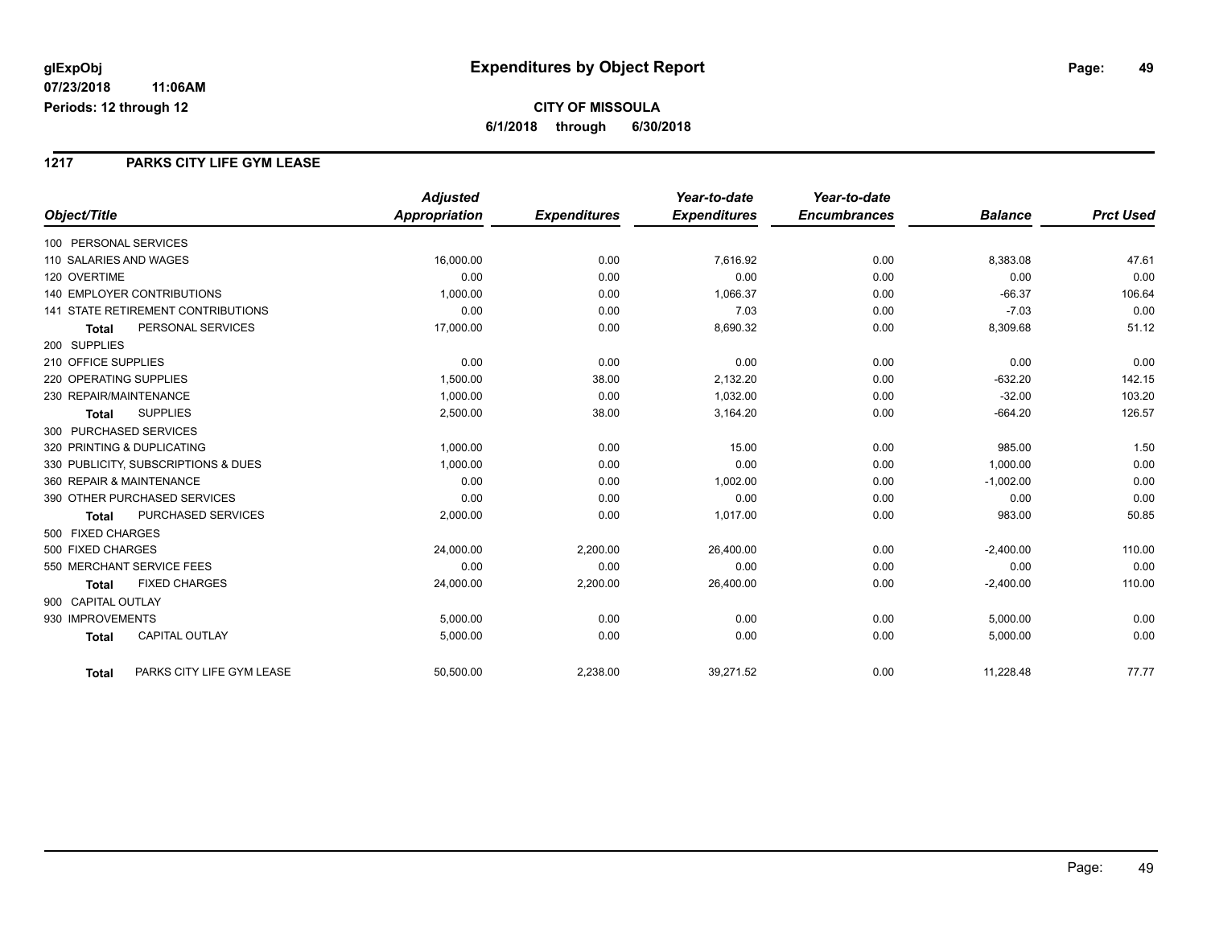**glExpObj** | **Expenditures by Object Report**

**07/23/2018 11:06AM**

**Periods: 12 through 12**

**CITY OF MISSOULA**

**6/1/2018 through 6/30/2018**

## 1217 PARKS CITY LIFE GYM LEASE

| Object/Title | Adjusted Appropriation | Expenditures | Year-to-date Expenditures | Year-to-date Encumbrances | Balance | Prct Used |
|---|---|---|---|---|---|---|
| 100 PERSONAL SERVICES | | | | | | |
| 110 SALARIES AND WAGES | 16,000.00 | 0.00 | 7,616.92 | 0.00 | 8,383.08 | 47.61 |
| 120 OVERTIME | 0.00 | 0.00 | 0.00 | 0.00 | 0.00 | 0.00 |
| 140 EMPLOYER CONTRIBUTIONS | 1,000.00 | 0.00 | 1,066.37 | 0.00 | -66.37 | 106.64 |
| 141 STATE RETIREMENT CONTRIBUTIONS | 0.00 | 0.00 | 7.03 | 0.00 | -7.03 | 0.00 |
| **Total** PERSONAL SERVICES | 17,000.00 | 0.00 | 8,690.32 | 0.00 | 8,309.68 | 51.12 |
| 200 SUPPLIES | | | | | | |
| 210 OFFICE SUPPLIES | 0.00 | 0.00 | 0.00 | 0.00 | 0.00 | 0.00 |
| 220 OPERATING SUPPLIES | 1,500.00 | 38.00 | 2,132.20 | 0.00 | -632.20 | 142.15 |
| 230 REPAIR/MAINTENANCE | 1,000.00 | 0.00 | 1,032.00 | 0.00 | -32.00 | 103.20 |
| **Total** SUPPLIES | 2,500.00 | 38.00 | 3,164.20 | 0.00 | -664.20 | 126.57 |
| 300 PURCHASED SERVICES | | | | | | |
| 320 PRINTING & DUPLICATING | 1,000.00 | 0.00 | 15.00 | 0.00 | 985.00 | 1.50 |
| 330 PUBLICITY, SUBSCRIPTIONS & DUES | 1,000.00 | 0.00 | 0.00 | 0.00 | 1,000.00 | 0.00 |
| 360 REPAIR & MAINTENANCE | 0.00 | 0.00 | 1,002.00 | 0.00 | -1,002.00 | 0.00 |
| 390 OTHER PURCHASED SERVICES | 0.00 | 0.00 | 0.00 | 0.00 | 0.00 | 0.00 |
| **Total** PURCHASED SERVICES | 2,000.00 | 0.00 | 1,017.00 | 0.00 | 983.00 | 50.85 |
| 500 FIXED CHARGES | | | | | | |
| 500 FIXED CHARGES | 24,000.00 | 2,200.00 | 26,400.00 | 0.00 | -2,400.00 | 110.00 |
| 550 MERCHANT SERVICE FEES | 0.00 | 0.00 | 0.00 | 0.00 | 0.00 | 0.00 |
| **Total** FIXED CHARGES | 24,000.00 | 2,200.00 | 26,400.00 | 0.00 | -2,400.00 | 110.00 |
| 900 CAPITAL OUTLAY | | | | | | |
| 930 IMPROVEMENTS | 5,000.00 | 0.00 | 0.00 | 0.00 | 5,000.00 | 0.00 |
| **Total** CAPITAL OUTLAY | 5,000.00 | 0.00 | 0.00 | 0.00 | 5,000.00 | 0.00 |
| **Total** PARKS CITY LIFE GYM LEASE | 50,500.00 | 2,238.00 | 39,271.52 | 0.00 | 11,228.48 | 77.77 |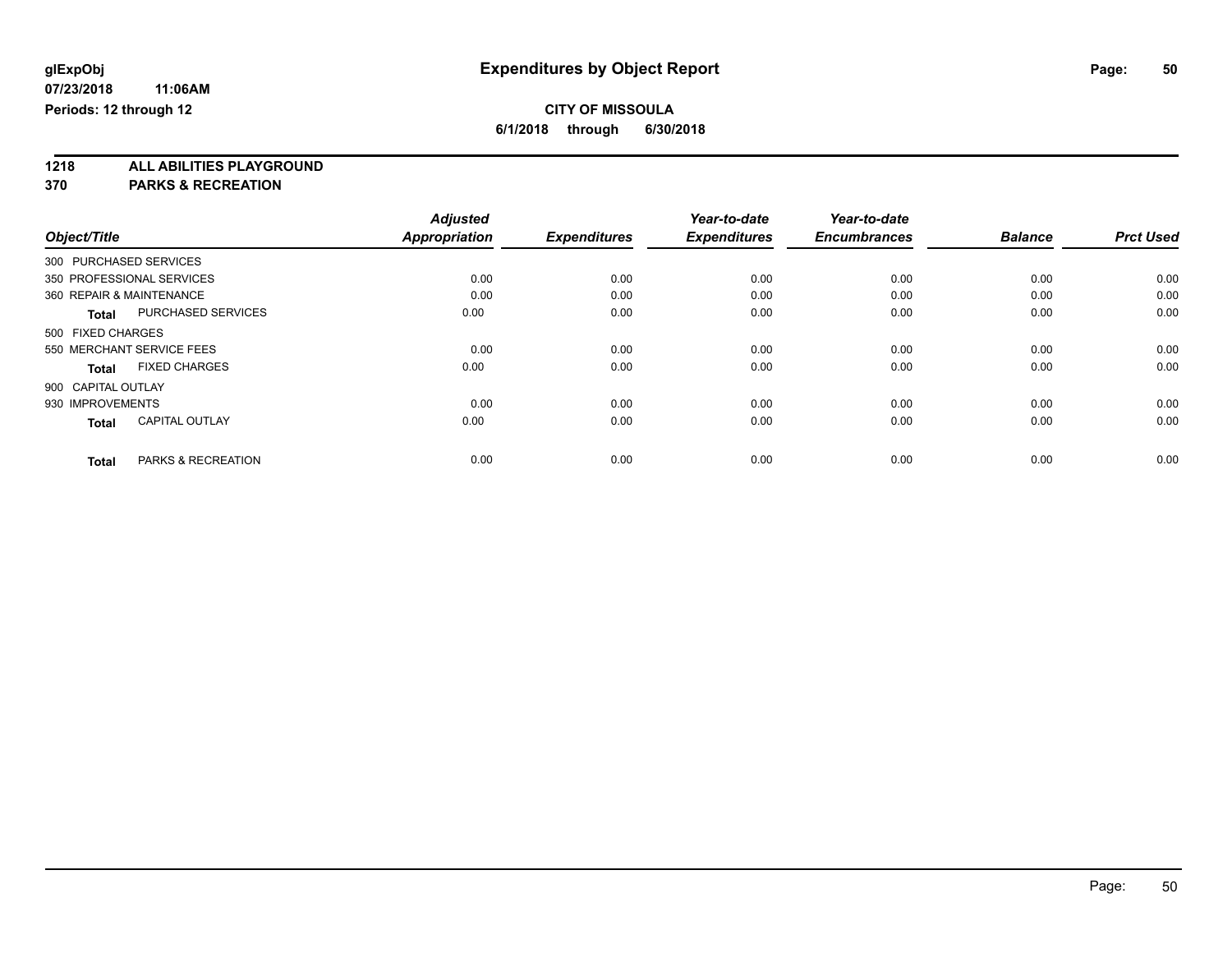glExpObj
07/23/2018 11:06AM
Periods: 12 through 12

# Expenditures by Object Report

**CITY OF MISSOULA**
**6/1/2018 through 6/30/2018**

**1218 ALL ABILITIES PLAYGROUND**
**370 PARKS & RECREATION**

| Object/Title | | Adjusted Appropriation | Expenditures | Year-to-date Expenditures | Year-to-date Encumbrances | Balance | Prct Used |
|---|---|---|---|---|---|---|---|
| 300 PURCHASED SERVICES | | | | | | | |
| 350 PROFESSIONAL SERVICES | | 0.00 | 0.00 | 0.00 | 0.00 | 0.00 | 0.00 |
| 360 REPAIR & MAINTENANCE | | 0.00 | 0.00 | 0.00 | 0.00 | 0.00 | 0.00 |
| **Total** | PURCHASED SERVICES | 0.00 | 0.00 | 0.00 | 0.00 | 0.00 | 0.00 |
| 500 FIXED CHARGES | | | | | | | |
| 550 MERCHANT SERVICE FEES | | 0.00 | 0.00 | 0.00 | 0.00 | 0.00 | 0.00 |
| **Total** | FIXED CHARGES | 0.00 | 0.00 | 0.00 | 0.00 | 0.00 | 0.00 |
| 900 CAPITAL OUTLAY | | | | | | | |
| 930 IMPROVEMENTS | | 0.00 | 0.00 | 0.00 | 0.00 | 0.00 | 0.00 |
| **Total** | CAPITAL OUTLAY | 0.00 | 0.00 | 0.00 | 0.00 | 0.00 | 0.00 |
| **Total** | PARKS & RECREATION | 0.00 | 0.00 | 0.00 | 0.00 | 0.00 | 0.00 |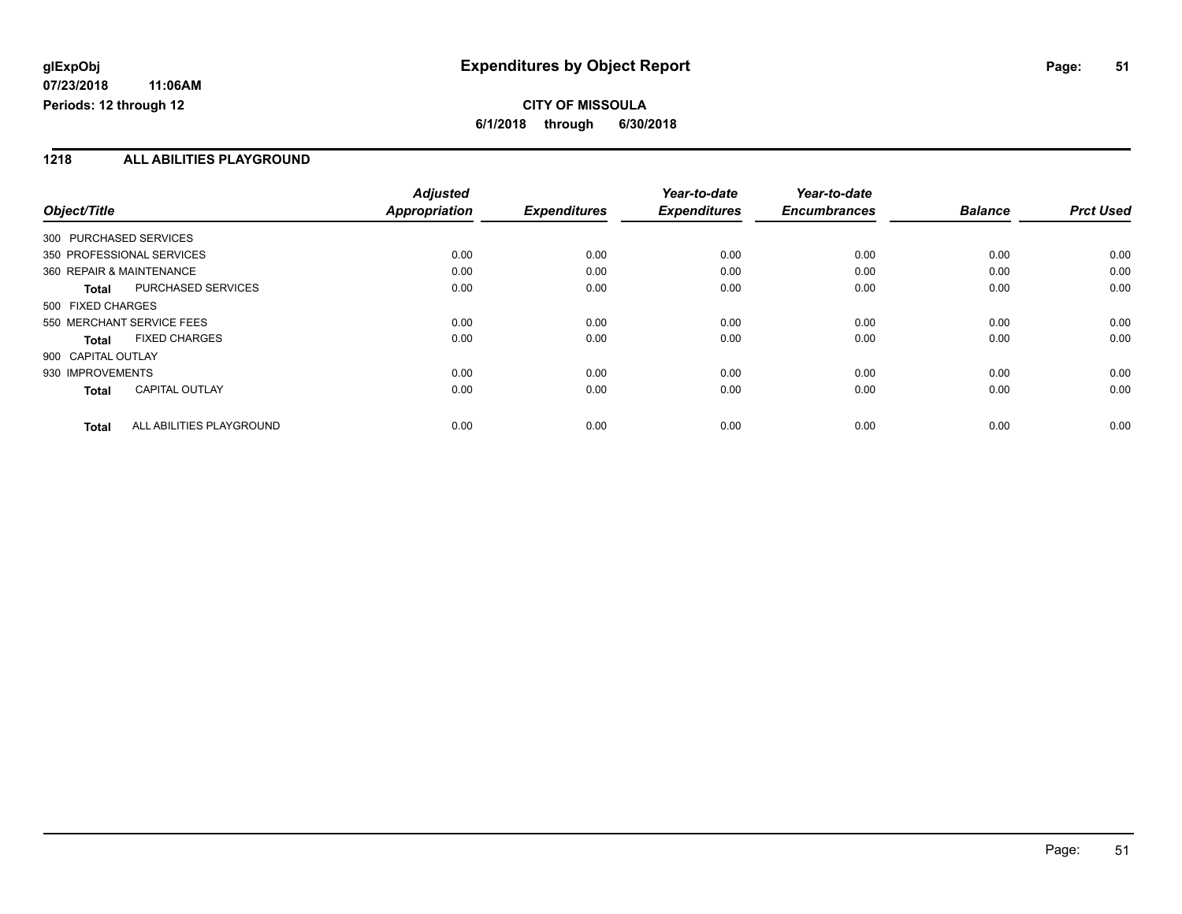**glExpObj** **Expenditures by Object Report**

**07/23/2018 11:06AM**

**Periods: 12 through 12**

**CITY OF MISSOULA**

**6/1/2018 through 6/30/2018**

## 1218 ALL ABILITIES PLAYGROUND

| Object/Title | Adjusted Appropriation | Expenditures | Year-to-date Expenditures | Year-to-date Encumbrances | Balance | Prct Used |
|---|---|---|---|---|---|---|
| 300 PURCHASED SERVICES | | | | | | |
| 350 PROFESSIONAL SERVICES | 0.00 | 0.00 | 0.00 | 0.00 | 0.00 | 0.00 |
| 360 REPAIR & MAINTENANCE | 0.00 | 0.00 | 0.00 | 0.00 | 0.00 | 0.00 |
| **Total** PURCHASED SERVICES | 0.00 | 0.00 | 0.00 | 0.00 | 0.00 | 0.00 |
| 500 FIXED CHARGES | | | | | | |
| 550 MERCHANT SERVICE FEES | 0.00 | 0.00 | 0.00 | 0.00 | 0.00 | 0.00 |
| **Total** FIXED CHARGES | 0.00 | 0.00 | 0.00 | 0.00 | 0.00 | 0.00 |
| 900 CAPITAL OUTLAY | | | | | | |
| 930 IMPROVEMENTS | 0.00 | 0.00 | 0.00 | 0.00 | 0.00 | 0.00 |
| **Total** CAPITAL OUTLAY | 0.00 | 0.00 | 0.00 | 0.00 | 0.00 | 0.00 |
| **Total** ALL ABILITIES PLAYGROUND | 0.00 | 0.00 | 0.00 | 0.00 | 0.00 | 0.00 |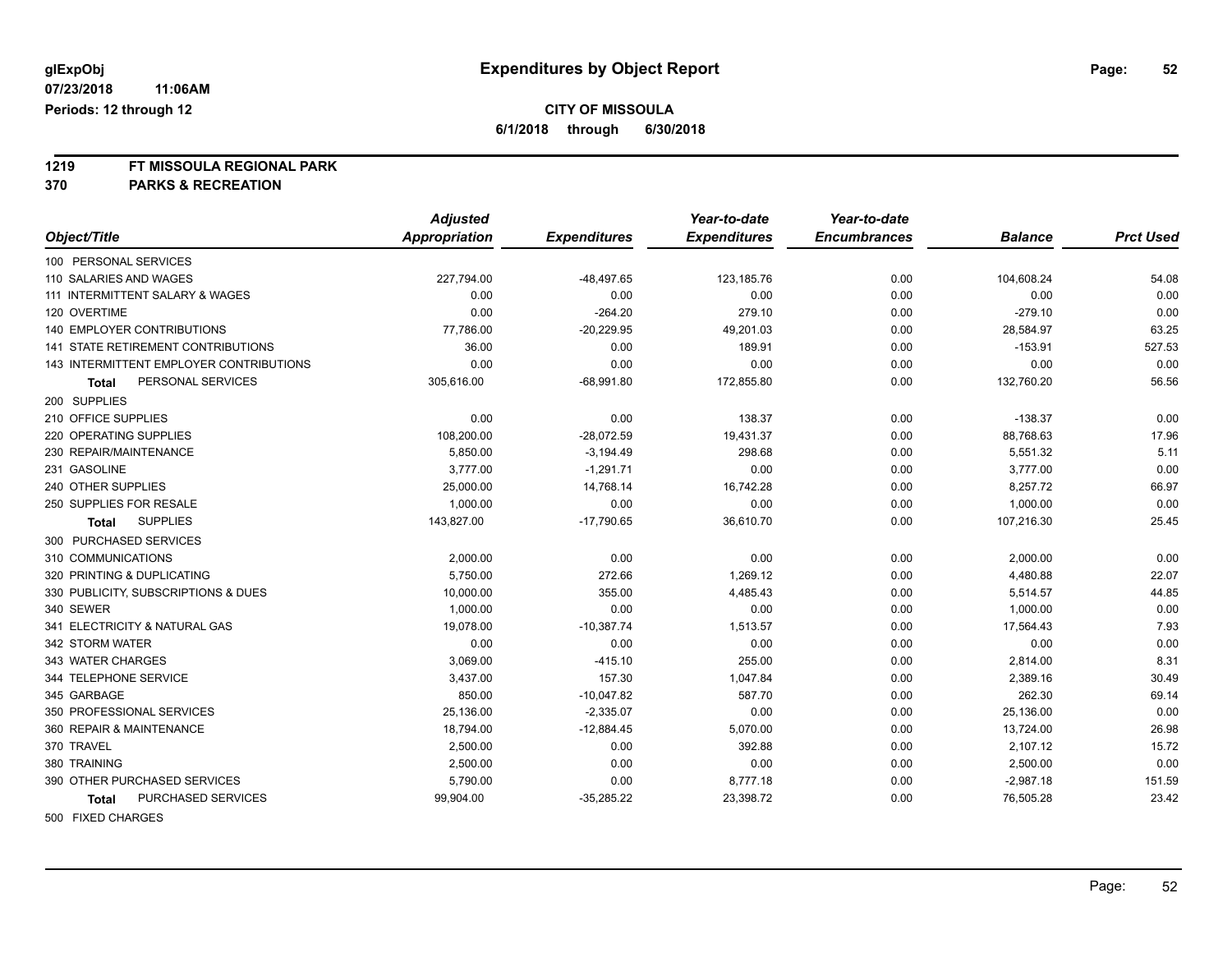**glExpObj**
**07/23/2018 11:06AM**
**Periods: 12 through 12**

# Expenditures by Object Report

**CITY OF MISSOULA**
**6/1/2018 through 6/30/2018**

**1219 FT MISSOULA REGIONAL PARK**
**370 PARKS & RECREATION**

| Object/Title | Adjusted Appropriation | Expenditures | Year-to-date Expenditures | Year-to-date Encumbrances | Balance | Prct Used |
|---|---|---|---|---|---|---|
| 100 PERSONAL SERVICES | | | | | | |
| 110 SALARIES AND WAGES | 227,794.00 | -48,497.65 | 123,185.76 | 0.00 | 104,608.24 | 54.08 |
| 111 INTERMITTENT SALARY & WAGES | 0.00 | 0.00 | 0.00 | 0.00 | 0.00 | 0.00 |
| 120 OVERTIME | 0.00 | -264.20 | 279.10 | 0.00 | -279.10 | 0.00 |
| 140 EMPLOYER CONTRIBUTIONS | 77,786.00 | -20,229.95 | 49,201.03 | 0.00 | 28,584.97 | 63.25 |
| 141 STATE RETIREMENT CONTRIBUTIONS | 36.00 | 0.00 | 189.91 | 0.00 | -153.91 | 527.53 |
| 143 INTERMITTENT EMPLOYER CONTRIBUTIONS | 0.00 | 0.00 | 0.00 | 0.00 | 0.00 | 0.00 |
| **Total** PERSONAL SERVICES | 305,616.00 | -68,991.80 | 172,855.80 | 0.00 | 132,760.20 | 56.56 |
| 200 SUPPLIES | | | | | | |
| 210 OFFICE SUPPLIES | 0.00 | 0.00 | 138.37 | 0.00 | -138.37 | 0.00 |
| 220 OPERATING SUPPLIES | 108,200.00 | -28,072.59 | 19,431.37 | 0.00 | 88,768.63 | 17.96 |
| 230 REPAIR/MAINTENANCE | 5,850.00 | -3,194.49 | 298.68 | 0.00 | 5,551.32 | 5.11 |
| 231 GASOLINE | 3,777.00 | -1,291.71 | 0.00 | 0.00 | 3,777.00 | 0.00 |
| 240 OTHER SUPPLIES | 25,000.00 | 14,768.14 | 16,742.28 | 0.00 | 8,257.72 | 66.97 |
| 250 SUPPLIES FOR RESALE | 1,000.00 | 0.00 | 0.00 | 0.00 | 1,000.00 | 0.00 |
| **Total** SUPPLIES | 143,827.00 | -17,790.65 | 36,610.70 | 0.00 | 107,216.30 | 25.45 |
| 300 PURCHASED SERVICES | | | | | | |
| 310 COMMUNICATIONS | 2,000.00 | 0.00 | 0.00 | 0.00 | 2,000.00 | 0.00 |
| 320 PRINTING & DUPLICATING | 5,750.00 | 272.66 | 1,269.12 | 0.00 | 4,480.88 | 22.07 |
| 330 PUBLICITY, SUBSCRIPTIONS & DUES | 10,000.00 | 355.00 | 4,485.43 | 0.00 | 5,514.57 | 44.85 |
| 340 SEWER | 1,000.00 | 0.00 | 0.00 | 0.00 | 1,000.00 | 0.00 |
| 341 ELECTRICITY & NATURAL GAS | 19,078.00 | -10,387.74 | 1,513.57 | 0.00 | 17,564.43 | 7.93 |
| 342 STORM WATER | 0.00 | 0.00 | 0.00 | 0.00 | 0.00 | 0.00 |
| 343 WATER CHARGES | 3,069.00 | -415.10 | 255.00 | 0.00 | 2,814.00 | 8.31 |
| 344 TELEPHONE SERVICE | 3,437.00 | 157.30 | 1,047.84 | 0.00 | 2,389.16 | 30.49 |
| 345 GARBAGE | 850.00 | -10,047.82 | 587.70 | 0.00 | 262.30 | 69.14 |
| 350 PROFESSIONAL SERVICES | 25,136.00 | -2,335.07 | 0.00 | 0.00 | 25,136.00 | 0.00 |
| 360 REPAIR & MAINTENANCE | 18,794.00 | -12,884.45 | 5,070.00 | 0.00 | 13,724.00 | 26.98 |
| 370 TRAVEL | 2,500.00 | 0.00 | 392.88 | 0.00 | 2,107.12 | 15.72 |
| 380 TRAINING | 2,500.00 | 0.00 | 0.00 | 0.00 | 2,500.00 | 0.00 |
| 390 OTHER PURCHASED SERVICES | 5,790.00 | 0.00 | 8,777.18 | 0.00 | -2,987.18 | 151.59 |
| **Total** PURCHASED SERVICES | 99,904.00 | -35,285.22 | 23,398.72 | 0.00 | 76,505.28 | 23.42 |
| 500 FIXED CHARGES | | | | | | |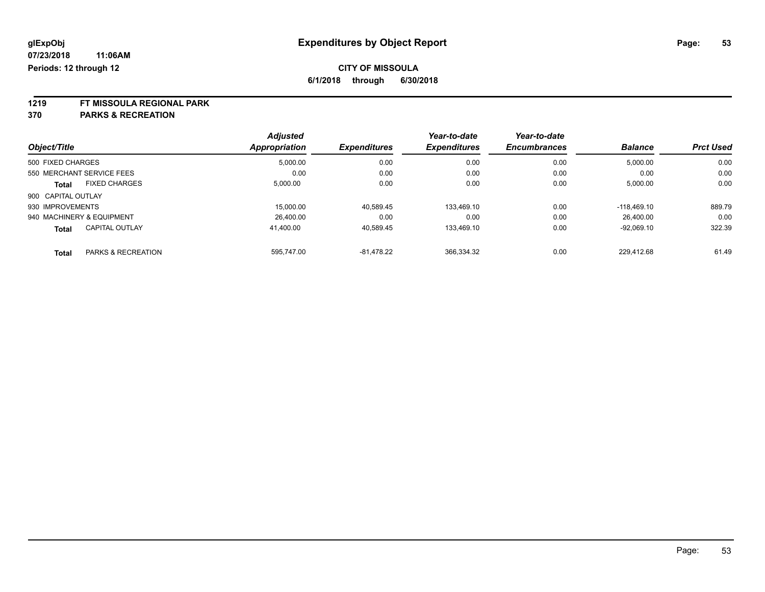# Expenditures by Object Report

glExpObj
07/23/2018 11:06AM
Periods: 12 through 12

**CITY OF MISSOULA**
**6/1/2018 through 6/30/2018**

**1219 FT MISSOULA REGIONAL PARK**
**370 PARKS & RECREATION**

| Object/Title | Adjusted Appropriation | Expenditures | Year-to-date Expenditures | Year-to-date Encumbrances | Balance | Prct Used |
|---|---|---|---|---|---|---|
| 500 FIXED CHARGES | 5,000.00 | 0.00 | 0.00 | 0.00 | 5,000.00 | 0.00 |
| 550 MERCHANT SERVICE FEES | 0.00 | 0.00 | 0.00 | 0.00 | 0.00 | 0.00 |
| **Total** FIXED CHARGES | 5,000.00 | 0.00 | 0.00 | 0.00 | 5,000.00 | 0.00 |
| 900 CAPITAL OUTLAY | | | | | | |
| 930 IMPROVEMENTS | 15,000.00 | 40,589.45 | 133,469.10 | 0.00 | -118,469.10 | 889.79 |
| 940 MACHINERY & EQUIPMENT | 26,400.00 | 0.00 | 0.00 | 0.00 | 26,400.00 | 0.00 |
| **Total** CAPITAL OUTLAY | 41,400.00 | 40,589.45 | 133,469.10 | 0.00 | -92,069.10 | 322.39 |
| **Total** PARKS & RECREATION | 595,747.00 | -81,478.22 | 366,334.32 | 0.00 | 229,412.68 | 61.49 |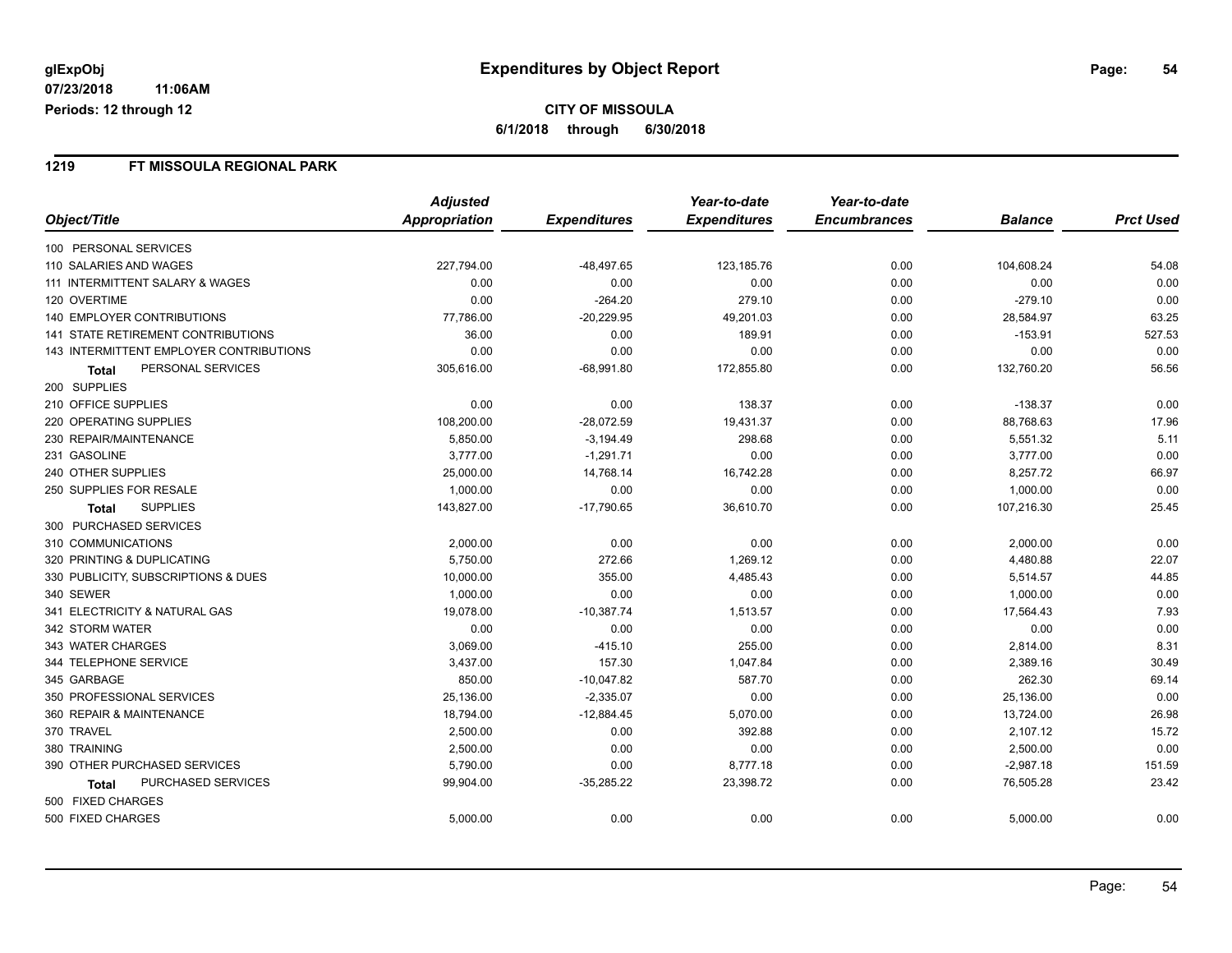# Expenditures by Object Report

glExpObj
07/23/2018 11:06AM
Periods: 12 through 12

**CITY OF MISSOULA**
**6/1/2018 through 6/30/2018**

## 1219 FT MISSOULA REGIONAL PARK

| Object/Title | Adjusted Appropriation | Expenditures | Year-to-date Expenditures | Year-to-date Encumbrances | Balance | Prct Used |
|---|---|---|---|---|---|---|
| 100 PERSONAL SERVICES | | | | | | |
| 110 SALARIES AND WAGES | 227,794.00 | -48,497.65 | 123,185.76 | 0.00 | 104,608.24 | 54.08 |
| 111 INTERMITTENT SALARY & WAGES | 0.00 | 0.00 | 0.00 | 0.00 | 0.00 | 0.00 |
| 120 OVERTIME | 0.00 | -264.20 | 279.10 | 0.00 | -279.10 | 0.00 |
| 140 EMPLOYER CONTRIBUTIONS | 77,786.00 | -20,229.95 | 49,201.03 | 0.00 | 28,584.97 | 63.25 |
| 141 STATE RETIREMENT CONTRIBUTIONS | 36.00 | 0.00 | 189.91 | 0.00 | -153.91 | 527.53 |
| 143 INTERMITTENT EMPLOYER CONTRIBUTIONS | 0.00 | 0.00 | 0.00 | 0.00 | 0.00 | 0.00 |
| **Total** PERSONAL SERVICES | 305,616.00 | -68,991.80 | 172,855.80 | 0.00 | 132,760.20 | 56.56 |
| 200 SUPPLIES | | | | | | |
| 210 OFFICE SUPPLIES | 0.00 | 0.00 | 138.37 | 0.00 | -138.37 | 0.00 |
| 220 OPERATING SUPPLIES | 108,200.00 | -28,072.59 | 19,431.37 | 0.00 | 88,768.63 | 17.96 |
| 230 REPAIR/MAINTENANCE | 5,850.00 | -3,194.49 | 298.68 | 0.00 | 5,551.32 | 5.11 |
| 231 GASOLINE | 3,777.00 | -1,291.71 | 0.00 | 0.00 | 3,777.00 | 0.00 |
| 240 OTHER SUPPLIES | 25,000.00 | 14,768.14 | 16,742.28 | 0.00 | 8,257.72 | 66.97 |
| 250 SUPPLIES FOR RESALE | 1,000.00 | 0.00 | 0.00 | 0.00 | 1,000.00 | 0.00 |
| **Total** SUPPLIES | 143,827.00 | -17,790.65 | 36,610.70 | 0.00 | 107,216.30 | 25.45 |
| 300 PURCHASED SERVICES | | | | | | |
| 310 COMMUNICATIONS | 2,000.00 | 0.00 | 0.00 | 0.00 | 2,000.00 | 0.00 |
| 320 PRINTING & DUPLICATING | 5,750.00 | 272.66 | 1,269.12 | 0.00 | 4,480.88 | 22.07 |
| 330 PUBLICITY, SUBSCRIPTIONS & DUES | 10,000.00 | 355.00 | 4,485.43 | 0.00 | 5,514.57 | 44.85 |
| 340 SEWER | 1,000.00 | 0.00 | 0.00 | 0.00 | 1,000.00 | 0.00 |
| 341 ELECTRICITY & NATURAL GAS | 19,078.00 | -10,387.74 | 1,513.57 | 0.00 | 17,564.43 | 7.93 |
| 342 STORM WATER | 0.00 | 0.00 | 0.00 | 0.00 | 0.00 | 0.00 |
| 343 WATER CHARGES | 3,069.00 | -415.10 | 255.00 | 0.00 | 2,814.00 | 8.31 |
| 344 TELEPHONE SERVICE | 3,437.00 | 157.30 | 1,047.84 | 0.00 | 2,389.16 | 30.49 |
| 345 GARBAGE | 850.00 | -10,047.82 | 587.70 | 0.00 | 262.30 | 69.14 |
| 350 PROFESSIONAL SERVICES | 25,136.00 | -2,335.07 | 0.00 | 0.00 | 25,136.00 | 0.00 |
| 360 REPAIR & MAINTENANCE | 18,794.00 | -12,884.45 | 5,070.00 | 0.00 | 13,724.00 | 26.98 |
| 370 TRAVEL | 2,500.00 | 0.00 | 392.88 | 0.00 | 2,107.12 | 15.72 |
| 380 TRAINING | 2,500.00 | 0.00 | 0.00 | 0.00 | 2,500.00 | 0.00 |
| 390 OTHER PURCHASED SERVICES | 5,790.00 | 0.00 | 8,777.18 | 0.00 | -2,987.18 | 151.59 |
| **Total** PURCHASED SERVICES | 99,904.00 | -35,285.22 | 23,398.72 | 0.00 | 76,505.28 | 23.42 |
| 500 FIXED CHARGES | | | | | | |
| 500 FIXED CHARGES | 5,000.00 | 0.00 | 0.00 | 0.00 | 5,000.00 | 0.00 |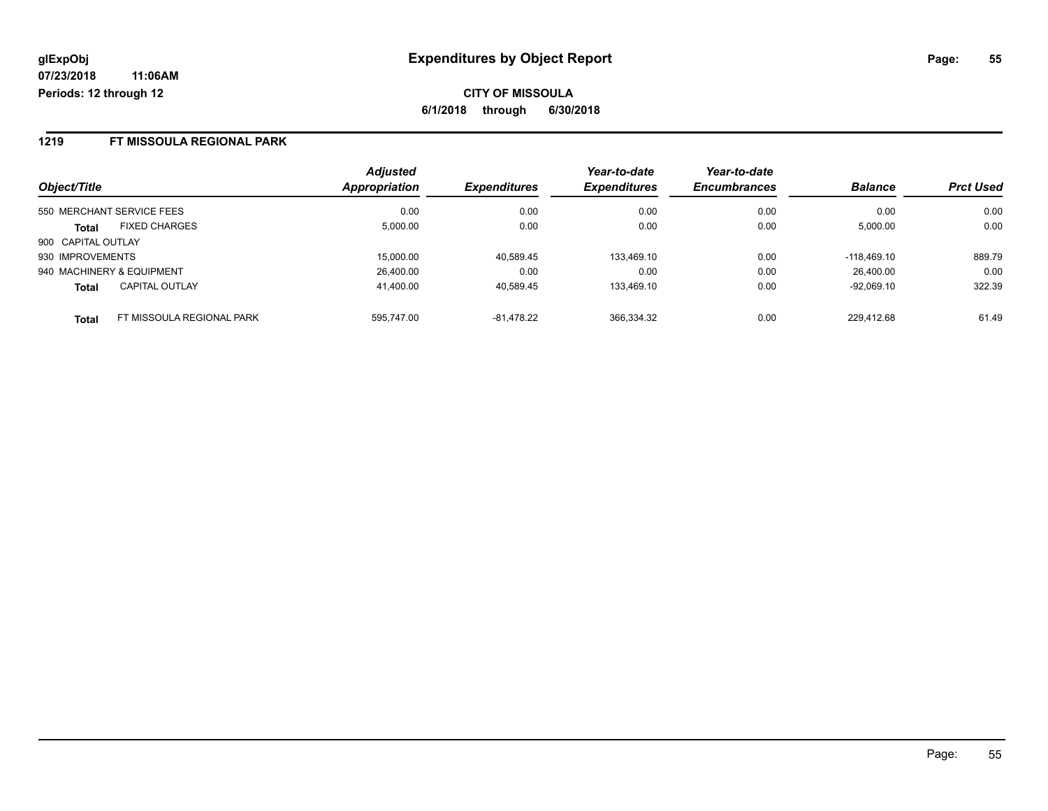# Expenditures by Object Report

glExpObj
07/23/2018 11:06AM
Periods: 12 through 12

**CITY OF MISSOULA**
**6/1/2018 through 6/30/2018**

## 1219 FT MISSOULA REGIONAL PARK

| Object/Title | | *Adjusted Appropriation* | *Expenditures* | *Year-to-date Expenditures* | *Year-to-date Encumbrances* | *Balance* | *Prct Used* |
|---|---|---|---|---|---|---|---|
| 550 MERCHANT SERVICE FEES | | 0.00 | 0.00 | 0.00 | 0.00 | 0.00 | 0.00 |
| **Total** | FIXED CHARGES | 5,000.00 | 0.00 | 0.00 | 0.00 | 5,000.00 | 0.00 |
| 900 CAPITAL OUTLAY | | | | | | | |
| 930 IMPROVEMENTS | | 15,000.00 | 40,589.45 | 133,469.10 | 0.00 | -118,469.10 | 889.79 |
| 940 MACHINERY & EQUIPMENT | | 26,400.00 | 0.00 | 0.00 | 0.00 | 26,400.00 | 0.00 |
| **Total** | CAPITAL OUTLAY | 41,400.00 | 40,589.45 | 133,469.10 | 0.00 | -92,069.10 | 322.39 |
| **Total** | FT MISSOULA REGIONAL PARK | 595,747.00 | -81,478.22 | 366,334.32 | 0.00 | 229,412.68 | 61.49 |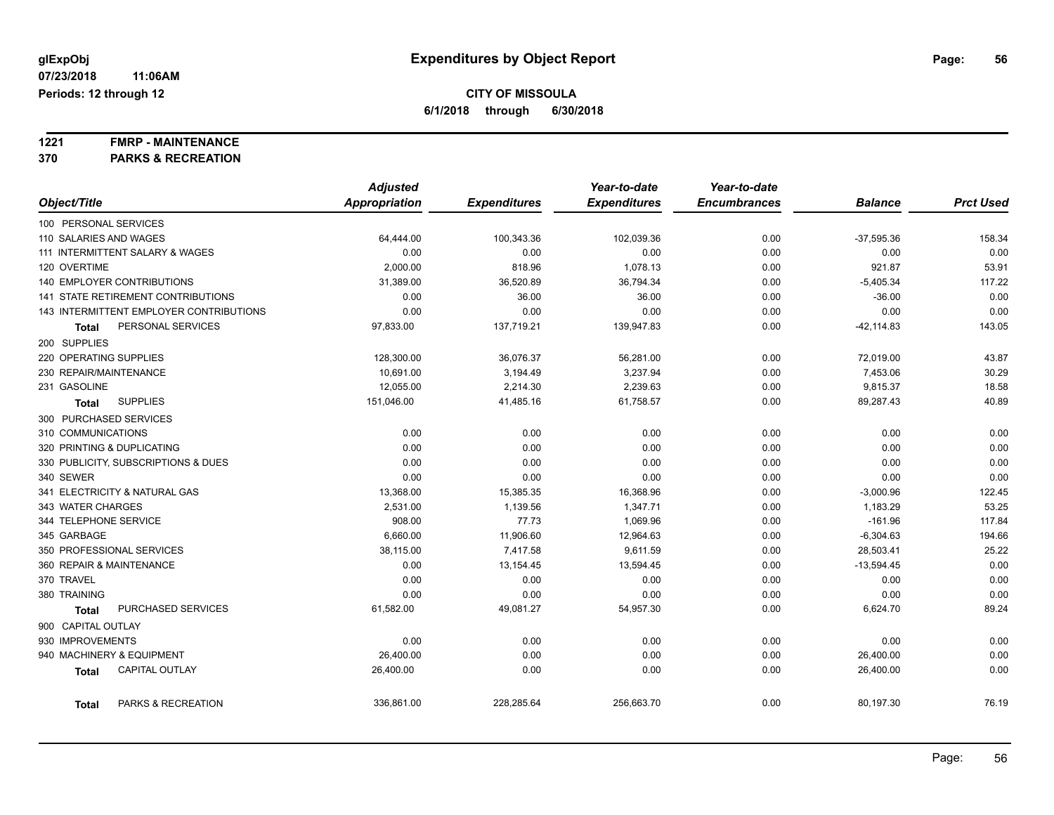glExpObj
07/23/2018 11:06AM
Periods: 12 through 12

# Expenditures by Object Report

**CITY OF MISSOULA**
**6/1/2018 through 6/30/2018**

**1221 FMRP - MAINTENANCE**
**370 PARKS & RECREATION**

| Object/Title | Adjusted Appropriation | Expenditures | Year-to-date Expenditures | Year-to-date Encumbrances | Balance | Prct Used |
|---|---|---|---|---|---|---|
| 100 PERSONAL SERVICES | | | | | | |
| 110 SALARIES AND WAGES | 64,444.00 | 100,343.36 | 102,039.36 | 0.00 | -37,595.36 | 158.34 |
| 111 INTERMITTENT SALARY & WAGES | 0.00 | 0.00 | 0.00 | 0.00 | 0.00 | 0.00 |
| 120 OVERTIME | 2,000.00 | 818.96 | 1,078.13 | 0.00 | 921.87 | 53.91 |
| 140 EMPLOYER CONTRIBUTIONS | 31,389.00 | 36,520.89 | 36,794.34 | 0.00 | -5,405.34 | 117.22 |
| 141 STATE RETIREMENT CONTRIBUTIONS | 0.00 | 36.00 | 36.00 | 0.00 | -36.00 | 0.00 |
| 143 INTERMITTENT EMPLOYER CONTRIBUTIONS | 0.00 | 0.00 | 0.00 | 0.00 | 0.00 | 0.00 |
| **Total** PERSONAL SERVICES | 97,833.00 | 137,719.21 | 139,947.83 | 0.00 | -42,114.83 | 143.05 |
| 200 SUPPLIES | | | | | | |
| 220 OPERATING SUPPLIES | 128,300.00 | 36,076.37 | 56,281.00 | 0.00 | 72,019.00 | 43.87 |
| 230 REPAIR/MAINTENANCE | 10,691.00 | 3,194.49 | 3,237.94 | 0.00 | 7,453.06 | 30.29 |
| 231 GASOLINE | 12,055.00 | 2,214.30 | 2,239.63 | 0.00 | 9,815.37 | 18.58 |
| **Total** SUPPLIES | 151,046.00 | 41,485.16 | 61,758.57 | 0.00 | 89,287.43 | 40.89 |
| 300 PURCHASED SERVICES | | | | | | |
| 310 COMMUNICATIONS | 0.00 | 0.00 | 0.00 | 0.00 | 0.00 | 0.00 |
| 320 PRINTING & DUPLICATING | 0.00 | 0.00 | 0.00 | 0.00 | 0.00 | 0.00 |
| 330 PUBLICITY, SUBSCRIPTIONS & DUES | 0.00 | 0.00 | 0.00 | 0.00 | 0.00 | 0.00 |
| 340 SEWER | 0.00 | 0.00 | 0.00 | 0.00 | 0.00 | 0.00 |
| 341 ELECTRICITY & NATURAL GAS | 13,368.00 | 15,385.35 | 16,368.96 | 0.00 | -3,000.96 | 122.45 |
| 343 WATER CHARGES | 2,531.00 | 1,139.56 | 1,347.71 | 0.00 | 1,183.29 | 53.25 |
| 344 TELEPHONE SERVICE | 908.00 | 77.73 | 1,069.96 | 0.00 | -161.96 | 117.84 |
| 345 GARBAGE | 6,660.00 | 11,906.60 | 12,964.63 | 0.00 | -6,304.63 | 194.66 |
| 350 PROFESSIONAL SERVICES | 38,115.00 | 7,417.58 | 9,611.59 | 0.00 | 28,503.41 | 25.22 |
| 360 REPAIR & MAINTENANCE | 0.00 | 13,154.45 | 13,594.45 | 0.00 | -13,594.45 | 0.00 |
| 370 TRAVEL | 0.00 | 0.00 | 0.00 | 0.00 | 0.00 | 0.00 |
| 380 TRAINING | 0.00 | 0.00 | 0.00 | 0.00 | 0.00 | 0.00 |
| **Total** PURCHASED SERVICES | 61,582.00 | 49,081.27 | 54,957.30 | 0.00 | 6,624.70 | 89.24 |
| 900 CAPITAL OUTLAY | | | | | | |
| 930 IMPROVEMENTS | 0.00 | 0.00 | 0.00 | 0.00 | 0.00 | 0.00 |
| 940 MACHINERY & EQUIPMENT | 26,400.00 | 0.00 | 0.00 | 0.00 | 26,400.00 | 0.00 |
| **Total** CAPITAL OUTLAY | 26,400.00 | 0.00 | 0.00 | 0.00 | 26,400.00 | 0.00 |
| **Total** PARKS & RECREATION | 336,861.00 | 228,285.64 | 256,663.70 | 0.00 | 80,197.30 | 76.19 |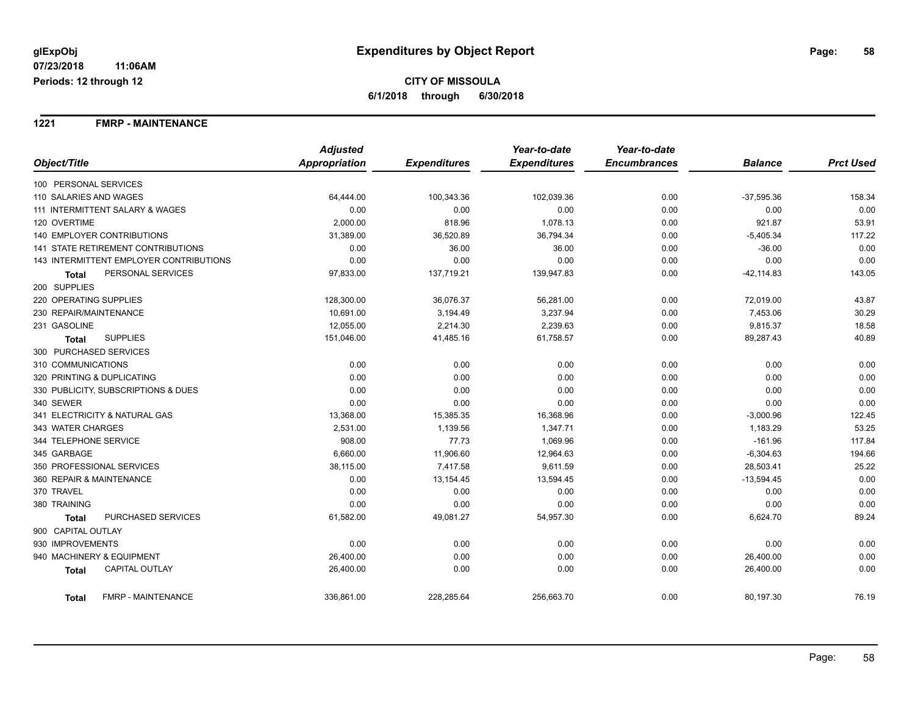**glExpObj** 07/23/2018 11:06AM
**Periods: 12 through 12**

# Expenditures by Object Report

**CITY OF MISSOULA**
**6/1/2018 through 6/30/2018**

## 1221 FMRP - MAINTENANCE

| Object/Title | Adjusted Appropriation | Expenditures | Year-to-date Expenditures | Year-to-date Encumbrances | Balance | Prct Used |
|---|---|---|---|---|---|---|
| 100 PERSONAL SERVICES | | | | | | |
| 110 SALARIES AND WAGES | 64,444.00 | 100,343.36 | 102,039.36 | 0.00 | -37,595.36 | 158.34 |
| 111 INTERMITTENT SALARY & WAGES | 0.00 | 0.00 | 0.00 | 0.00 | 0.00 | 0.00 |
| 120 OVERTIME | 2,000.00 | 818.96 | 1,078.13 | 0.00 | 921.87 | 53.91 |
| 140 EMPLOYER CONTRIBUTIONS | 31,389.00 | 36,520.89 | 36,794.34 | 0.00 | -5,405.34 | 117.22 |
| 141 STATE RETIREMENT CONTRIBUTIONS | 0.00 | 36.00 | 36.00 | 0.00 | -36.00 | 0.00 |
| 143 INTERMITTENT EMPLOYER CONTRIBUTIONS | 0.00 | 0.00 | 0.00 | 0.00 | 0.00 | 0.00 |
| **Total** PERSONAL SERVICES | 97,833.00 | 137,719.21 | 139,947.83 | 0.00 | -42,114.83 | 143.05 |
| 200 SUPPLIES | | | | | | |
| 220 OPERATING SUPPLIES | 128,300.00 | 36,076.37 | 56,281.00 | 0.00 | 72,019.00 | 43.87 |
| 230 REPAIR/MAINTENANCE | 10,691.00 | 3,194.49 | 3,237.94 | 0.00 | 7,453.06 | 30.29 |
| 231 GASOLINE | 12,055.00 | 2,214.30 | 2,239.63 | 0.00 | 9,815.37 | 18.58 |
| **Total** SUPPLIES | 151,046.00 | 41,485.16 | 61,758.57 | 0.00 | 89,287.43 | 40.89 |
| 300 PURCHASED SERVICES | | | | | | |
| 310 COMMUNICATIONS | 0.00 | 0.00 | 0.00 | 0.00 | 0.00 | 0.00 |
| 320 PRINTING & DUPLICATING | 0.00 | 0.00 | 0.00 | 0.00 | 0.00 | 0.00 |
| 330 PUBLICITY, SUBSCRIPTIONS & DUES | 0.00 | 0.00 | 0.00 | 0.00 | 0.00 | 0.00 |
| 340 SEWER | 0.00 | 0.00 | 0.00 | 0.00 | 0.00 | 0.00 |
| 341 ELECTRICITY & NATURAL GAS | 13,368.00 | 15,385.35 | 16,368.96 | 0.00 | -3,000.96 | 122.45 |
| 343 WATER CHARGES | 2,531.00 | 1,139.56 | 1,347.71 | 0.00 | 1,183.29 | 53.25 |
| 344 TELEPHONE SERVICE | 908.00 | 77.73 | 1,069.96 | 0.00 | -161.96 | 117.84 |
| 345 GARBAGE | 6,660.00 | 11,906.60 | 12,964.63 | 0.00 | -6,304.63 | 194.66 |
| 350 PROFESSIONAL SERVICES | 38,115.00 | 7,417.58 | 9,611.59 | 0.00 | 28,503.41 | 25.22 |
| 360 REPAIR & MAINTENANCE | 0.00 | 13,154.45 | 13,594.45 | 0.00 | -13,594.45 | 0.00 |
| 370 TRAVEL | 0.00 | 0.00 | 0.00 | 0.00 | 0.00 | 0.00 |
| 380 TRAINING | 0.00 | 0.00 | 0.00 | 0.00 | 0.00 | 0.00 |
| **Total** PURCHASED SERVICES | 61,582.00 | 49,081.27 | 54,957.30 | 0.00 | 6,624.70 | 89.24 |
| 900 CAPITAL OUTLAY | | | | | | |
| 930 IMPROVEMENTS | 0.00 | 0.00 | 0.00 | 0.00 | 0.00 | 0.00 |
| 940 MACHINERY & EQUIPMENT | 26,400.00 | 0.00 | 0.00 | 0.00 | 26,400.00 | 0.00 |
| **Total** CAPITAL OUTLAY | 26,400.00 | 0.00 | 0.00 | 0.00 | 26,400.00 | 0.00 |
| **Total** FMRP - MAINTENANCE | 336,861.00 | 228,285.64 | 256,663.70 | 0.00 | 80,197.30 | 76.19 |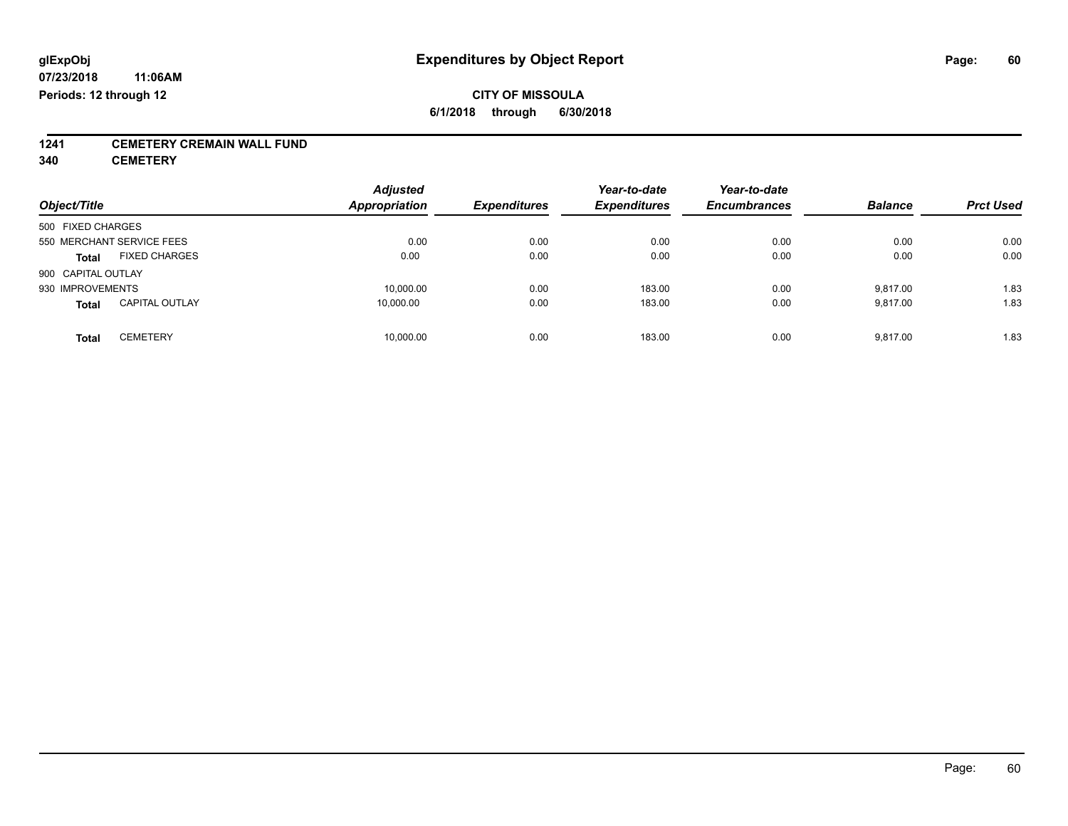**glExpObj** **Expenditures by Object Report**

**07/23/2018 11:06AM**

**Periods: 12 through 12**

**CITY OF MISSOULA**

**6/1/2018 through 6/30/2018**

**1241 CEMETERY CREMAIN WALL FUND**

**340 CEMETERY**

| Object/Title | | Adjusted Appropriation | Expenditures | Year-to-date Expenditures | Year-to-date Encumbrances | Balance | Prct Used |
|---|---|---|---|---|---|---|---|
| 500 FIXED CHARGES | | | | | | | |
| 550 MERCHANT SERVICE FEES | | 0.00 | 0.00 | 0.00 | 0.00 | 0.00 | 0.00 |
| **Total** | FIXED CHARGES | 0.00 | 0.00 | 0.00 | 0.00 | 0.00 | 0.00 |
| 900 CAPITAL OUTLAY | | | | | | | |
| 930 IMPROVEMENTS | | 10,000.00 | 0.00 | 183.00 | 0.00 | 9,817.00 | 1.83 |
| **Total** | CAPITAL OUTLAY | 10,000.00 | 0.00 | 183.00 | 0.00 | 9,817.00 | 1.83 |
| **Total** | CEMETERY | 10,000.00 | 0.00 | 183.00 | 0.00 | 9,817.00 | 1.83 |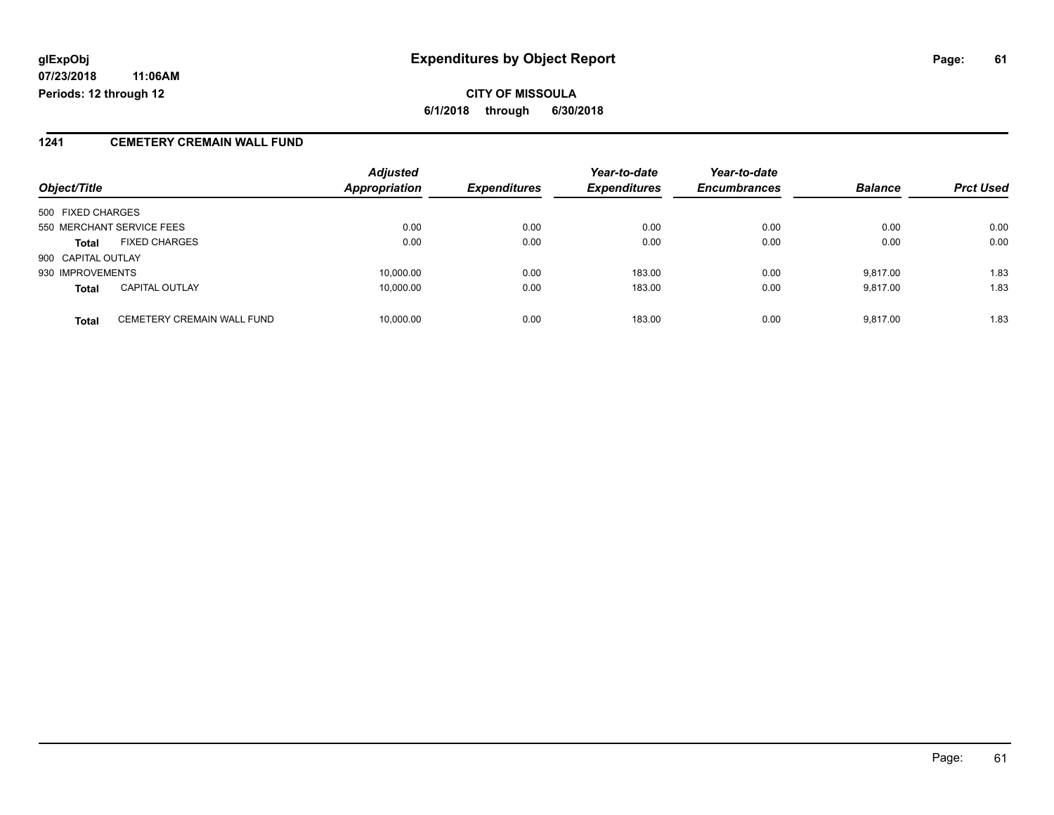**glExpObj**
**07/23/2018 11:06AM**
**Periods: 12 through 12**

# Expenditures by Object Report

**CITY OF MISSOULA**
**6/1/2018 through 6/30/2018**

## 1241 CEMETERY CREMAIN WALL FUND

| Object/Title | | *Adjusted Appropriation* | *Expenditures* | *Year-to-date Expenditures* | *Year-to-date Encumbrances* | *Balance* | *Prct Used* |
|---|---|---|---|---|---|---|---|
| 500 FIXED CHARGES | | | | | | | |
| 550 MERCHANT SERVICE FEES | | 0.00 | 0.00 | 0.00 | 0.00 | 0.00 | 0.00 |
| **Total** | FIXED CHARGES | 0.00 | 0.00 | 0.00 | 0.00 | 0.00 | 0.00 |
| 900 CAPITAL OUTLAY | | | | | | | |
| 930 IMPROVEMENTS | | 10,000.00 | 0.00 | 183.00 | 0.00 | 9,817.00 | 1.83 |
| **Total** | CAPITAL OUTLAY | 10,000.00 | 0.00 | 183.00 | 0.00 | 9,817.00 | 1.83 |
| **Total** | CEMETERY CREMAIN WALL FUND | 10,000.00 | 0.00 | 183.00 | 0.00 | 9,817.00 | 1.83 |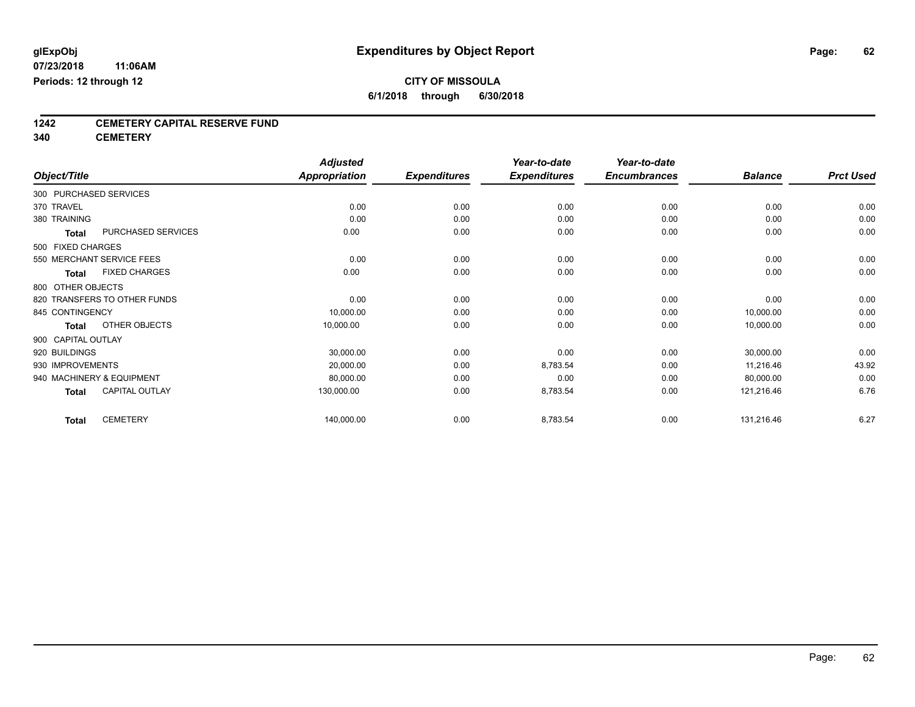glExpObj
07/23/2018 11:06AM
Periods: 12 through 12

# Expenditures by Object Report

**CITY OF MISSOULA**
**6/1/2018 through 6/30/2018**

**1242 CEMETERY CAPITAL RESERVE FUND**
**340 CEMETERY**

| Object/Title | Adjusted Appropriation | Expenditures | Year-to-date Expenditures | Year-to-date Encumbrances | Balance | Prct Used |
|---|---|---|---|---|---|---|
| 300 PURCHASED SERVICES | | | | | | |
| 370 TRAVEL | 0.00 | 0.00 | 0.00 | 0.00 | 0.00 | 0.00 |
| 380 TRAINING | 0.00 | 0.00 | 0.00 | 0.00 | 0.00 | 0.00 |
| **Total** PURCHASED SERVICES | 0.00 | 0.00 | 0.00 | 0.00 | 0.00 | 0.00 |
| 500 FIXED CHARGES | | | | | | |
| 550 MERCHANT SERVICE FEES | 0.00 | 0.00 | 0.00 | 0.00 | 0.00 | 0.00 |
| **Total** FIXED CHARGES | 0.00 | 0.00 | 0.00 | 0.00 | 0.00 | 0.00 |
| 800 OTHER OBJECTS | | | | | | |
| 820 TRANSFERS TO OTHER FUNDS | 0.00 | 0.00 | 0.00 | 0.00 | 0.00 | 0.00 |
| 845 CONTINGENCY | 10,000.00 | 0.00 | 0.00 | 0.00 | 10,000.00 | 0.00 |
| **Total** OTHER OBJECTS | 10,000.00 | 0.00 | 0.00 | 0.00 | 10,000.00 | 0.00 |
| 900 CAPITAL OUTLAY | | | | | | |
| 920 BUILDINGS | 30,000.00 | 0.00 | 0.00 | 0.00 | 30,000.00 | 0.00 |
| 930 IMPROVEMENTS | 20,000.00 | 0.00 | 8,783.54 | 0.00 | 11,216.46 | 43.92 |
| 940 MACHINERY & EQUIPMENT | 80,000.00 | 0.00 | 0.00 | 0.00 | 80,000.00 | 0.00 |
| **Total** CAPITAL OUTLAY | 130,000.00 | 0.00 | 8,783.54 | 0.00 | 121,216.46 | 6.76 |
| **Total** CEMETERY | 140,000.00 | 0.00 | 8,783.54 | 0.00 | 131,216.46 | 6.27 |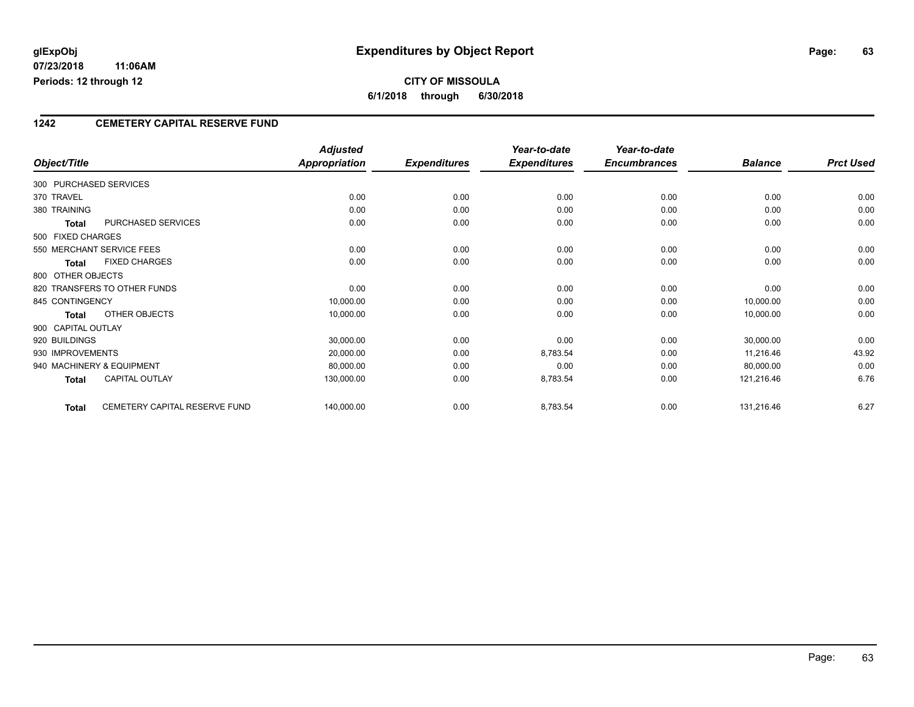**glExpObj**
**07/23/2018 11:06AM**
**Periods: 12 through 12**

# Expenditures by Object Report

**CITY OF MISSOULA**
**6/1/2018 through 6/30/2018**

## 1242 CEMETERY CAPITAL RESERVE FUND

| Object/Title | Adjusted Appropriation | Expenditures | Year-to-date Expenditures | Year-to-date Encumbrances | Balance | Prct Used |
|---|---|---|---|---|---|---|
| 300 PURCHASED SERVICES | | | | | | |
| 370 TRAVEL | 0.00 | 0.00 | 0.00 | 0.00 | 0.00 | 0.00 |
| 380 TRAINING | 0.00 | 0.00 | 0.00 | 0.00 | 0.00 | 0.00 |
| **Total** PURCHASED SERVICES | 0.00 | 0.00 | 0.00 | 0.00 | 0.00 | 0.00 |
| 500 FIXED CHARGES | | | | | | |
| 550 MERCHANT SERVICE FEES | 0.00 | 0.00 | 0.00 | 0.00 | 0.00 | 0.00 |
| **Total** FIXED CHARGES | 0.00 | 0.00 | 0.00 | 0.00 | 0.00 | 0.00 |
| 800 OTHER OBJECTS | | | | | | |
| 820 TRANSFERS TO OTHER FUNDS | 0.00 | 0.00 | 0.00 | 0.00 | 0.00 | 0.00 |
| 845 CONTINGENCY | 10,000.00 | 0.00 | 0.00 | 0.00 | 10,000.00 | 0.00 |
| **Total** OTHER OBJECTS | 10,000.00 | 0.00 | 0.00 | 0.00 | 10,000.00 | 0.00 |
| 900 CAPITAL OUTLAY | | | | | | |
| 920 BUILDINGS | 30,000.00 | 0.00 | 0.00 | 0.00 | 30,000.00 | 0.00 |
| 930 IMPROVEMENTS | 20,000.00 | 0.00 | 8,783.54 | 0.00 | 11,216.46 | 43.92 |
| 940 MACHINERY & EQUIPMENT | 80,000.00 | 0.00 | 0.00 | 0.00 | 80,000.00 | 0.00 |
| **Total** CAPITAL OUTLAY | 130,000.00 | 0.00 | 8,783.54 | 0.00 | 121,216.46 | 6.76 |
| **Total** CEMETERY CAPITAL RESERVE FUND | 140,000.00 | 0.00 | 8,783.54 | 0.00 | 131,216.46 | 6.27 |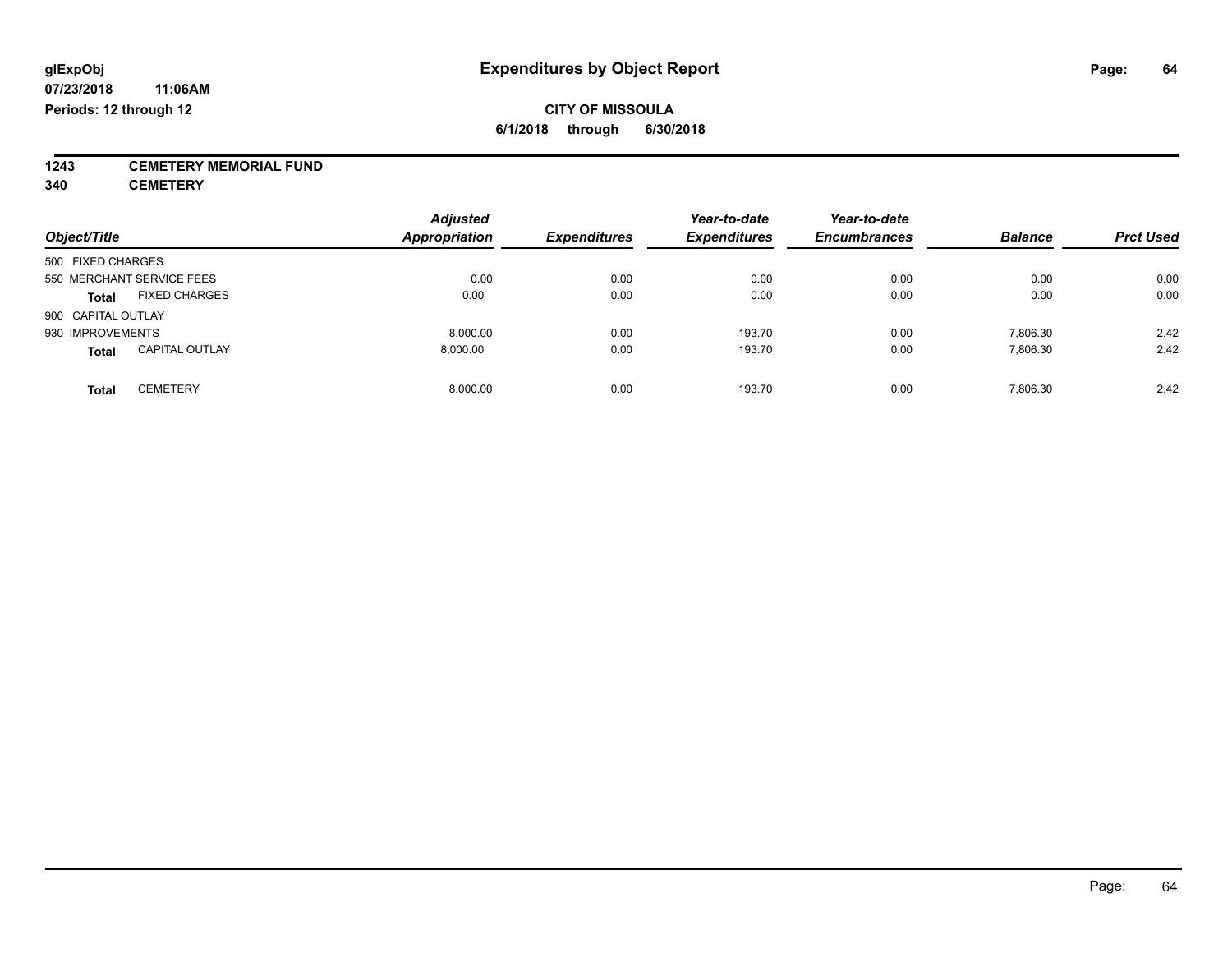**glExpObj**
**07/23/2018 11:06AM**
**Periods: 12 through 12**

# Expenditures by Object Report

**CITY OF MISSOULA**
**6/1/2018 through 6/30/2018**

**1243 CEMETERY MEMORIAL FUND**
**340 CEMETERY**

| Object/Title | Adjusted Appropriation | Expenditures | Year-to-date Expenditures | Year-to-date Encumbrances | Balance | Prct Used |
|---|---|---|---|---|---|---|
| 500 FIXED CHARGES | | | | | | |
| 550 MERCHANT SERVICE FEES | 0.00 | 0.00 | 0.00 | 0.00 | 0.00 | 0.00 |
| **Total** FIXED CHARGES | 0.00 | 0.00 | 0.00 | 0.00 | 0.00 | 0.00 |
| 900 CAPITAL OUTLAY | | | | | | |
| 930 IMPROVEMENTS | 8,000.00 | 0.00 | 193.70 | 0.00 | 7,806.30 | 2.42 |
| **Total** CAPITAL OUTLAY | 8,000.00 | 0.00 | 193.70 | 0.00 | 7,806.30 | 2.42 |
| **Total** CEMETERY | 8,000.00 | 0.00 | 193.70 | 0.00 | 7,806.30 | 2.42 |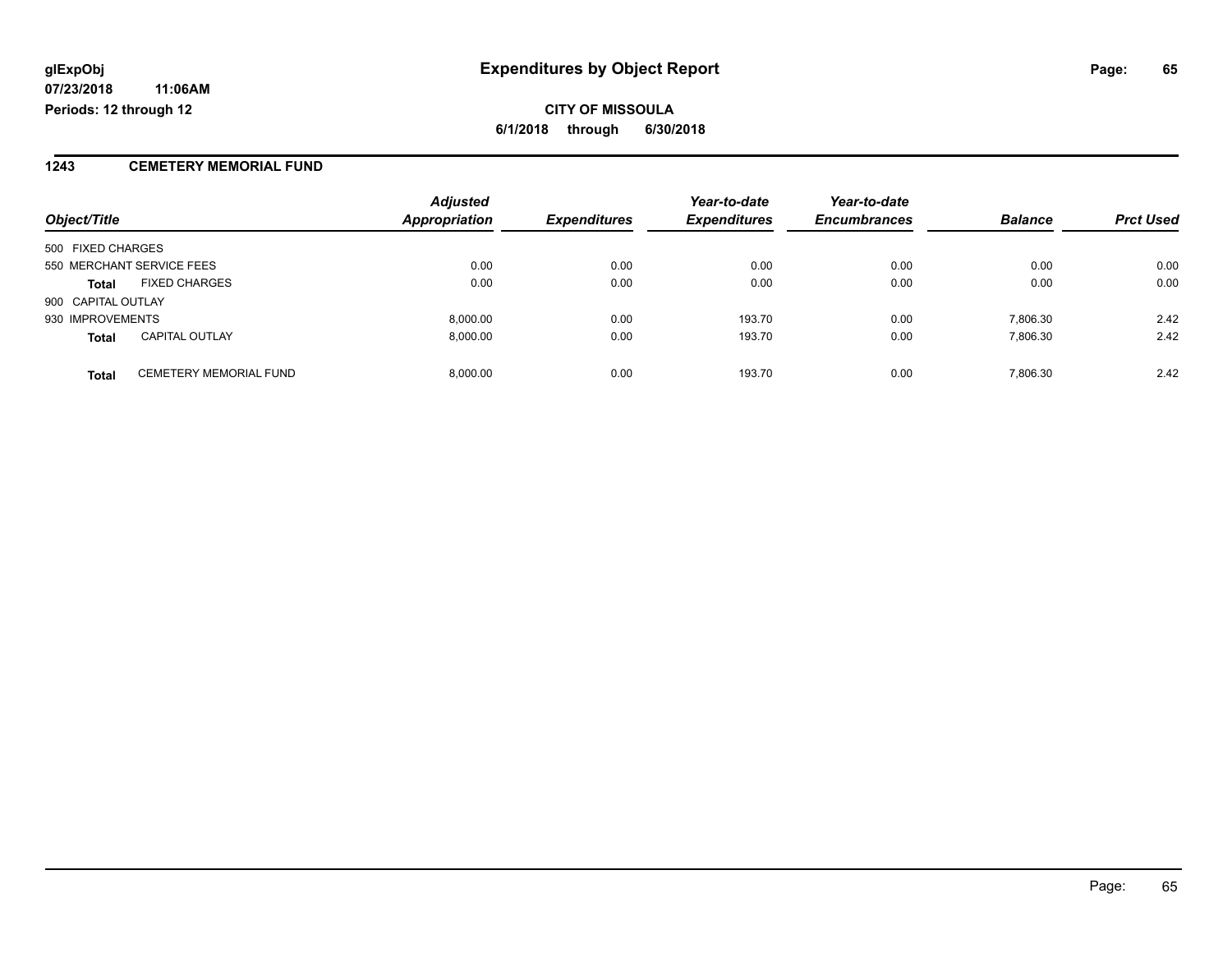**glExpObj** **Expenditures by Object Report**

**07/23/2018 11:06AM**

**Periods: 12 through 12**

**CITY OF MISSOULA**

**6/1/2018 through 6/30/2018**

## 1243 CEMETERY MEMORIAL FUND

| Object/Title | | Adjusted Appropriation | Expenditures | Year-to-date Expenditures | Year-to-date Encumbrances | Balance | Prct Used |
|---|---|---|---|---|---|---|---|
| 500 FIXED CHARGES | | | | | | | |
| 550 MERCHANT SERVICE FEES | | 0.00 | 0.00 | 0.00 | 0.00 | 0.00 | 0.00 |
| **Total** | FIXED CHARGES | 0.00 | 0.00 | 0.00 | 0.00 | 0.00 | 0.00 |
| 900 CAPITAL OUTLAY | | | | | | | |
| 930 IMPROVEMENTS | | 8,000.00 | 0.00 | 193.70 | 0.00 | 7,806.30 | 2.42 |
| **Total** | CAPITAL OUTLAY | 8,000.00 | 0.00 | 193.70 | 0.00 | 7,806.30 | 2.42 |
| **Total** | CEMETERY MEMORIAL FUND | 8,000.00 | 0.00 | 193.70 | 0.00 | 7,806.30 | 2.42 |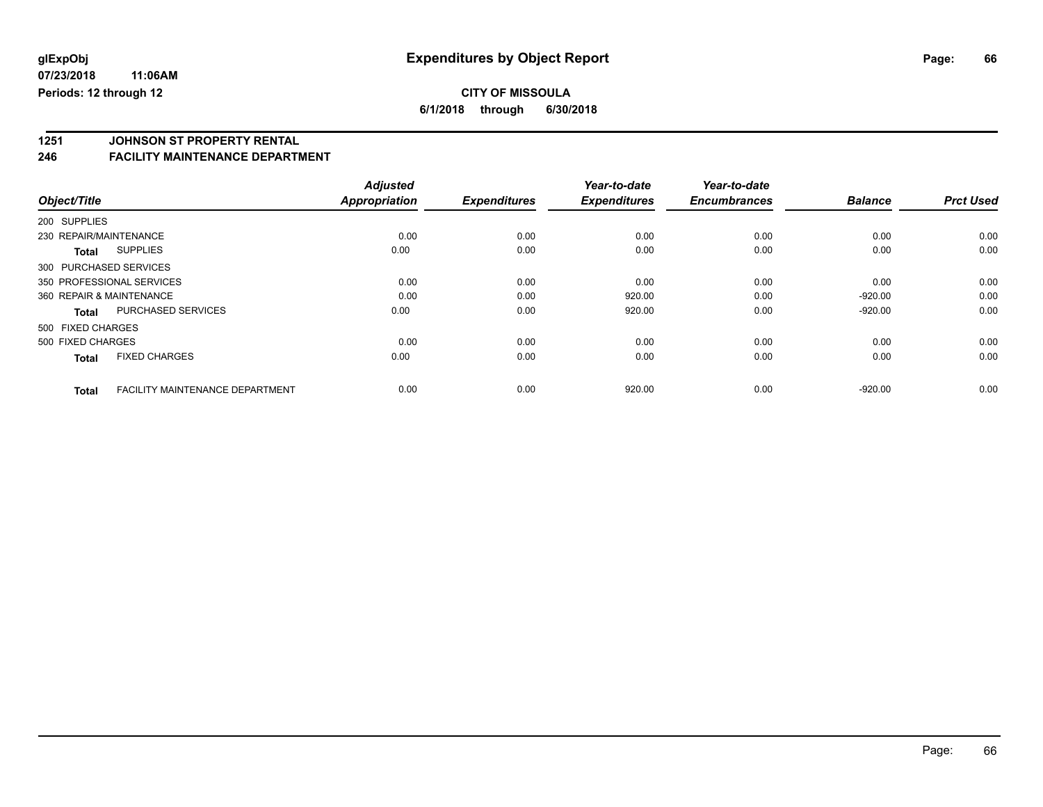**glExpObj** | **Expenditures by Object Report**

**07/23/2018 11:06AM**

**Periods: 12 through 12**

**CITY OF MISSOULA**

**6/1/2018 through 6/30/2018**

## 1251 JOHNSON ST PROPERTY RENTAL
## 246 FACILITY MAINTENANCE DEPARTMENT

| Object/Title | | *Adjusted Appropriation* | *Expenditures* | *Year-to-date Expenditures* | *Year-to-date Encumbrances* | *Balance* | *Prct Used* |
|---|---|---|---|---|---|---|---|
| 200 SUPPLIES | | | | | | | |
| 230 REPAIR/MAINTENANCE | | 0.00 | 0.00 | 0.00 | 0.00 | 0.00 | 0.00 |
| **Total** | SUPPLIES | 0.00 | 0.00 | 0.00 | 0.00 | 0.00 | 0.00 |
| 300 PURCHASED SERVICES | | | | | | | |
| 350 PROFESSIONAL SERVICES | | 0.00 | 0.00 | 0.00 | 0.00 | 0.00 | 0.00 |
| 360 REPAIR & MAINTENANCE | | 0.00 | 0.00 | 920.00 | 0.00 | -920.00 | 0.00 |
| **Total** | PURCHASED SERVICES | 0.00 | 0.00 | 920.00 | 0.00 | -920.00 | 0.00 |
| 500 FIXED CHARGES | | | | | | | |
| 500 FIXED CHARGES | | 0.00 | 0.00 | 0.00 | 0.00 | 0.00 | 0.00 |
| **Total** | FIXED CHARGES | 0.00 | 0.00 | 0.00 | 0.00 | 0.00 | 0.00 |
| **Total** | FACILITY MAINTENANCE DEPARTMENT | 0.00 | 0.00 | 920.00 | 0.00 | -920.00 | 0.00 |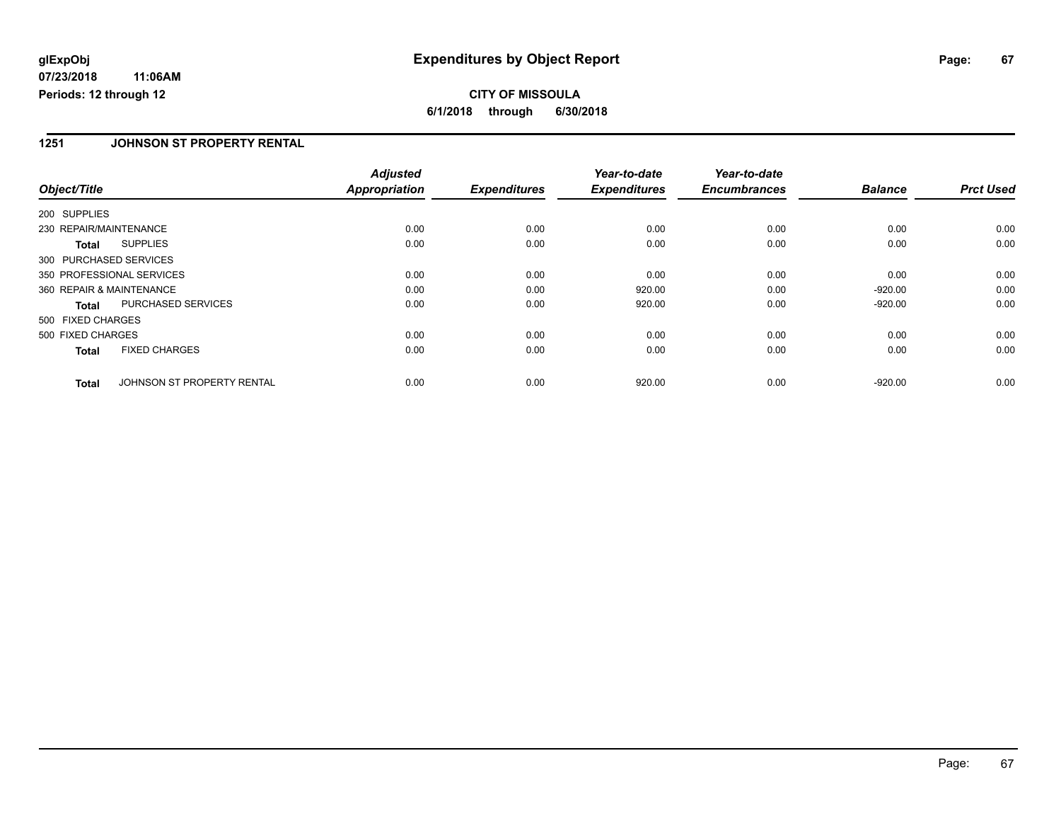# Expenditures by Object Report

glExpObj
07/23/2018 11:06AM
Periods: 12 through 12

**CITY OF MISSOULA**
**6/1/2018 through 6/30/2018**

## 1251 JOHNSON ST PROPERTY RENTAL

| Object/Title | | Adjusted Appropriation | Expenditures | Year-to-date Expenditures | Year-to-date Encumbrances | Balance | Prct Used |
|---|---|---|---|---|---|---|---|
| 200 SUPPLIES | | | | | | | |
| 230 REPAIR/MAINTENANCE | | 0.00 | 0.00 | 0.00 | 0.00 | 0.00 | 0.00 |
| **Total** | SUPPLIES | 0.00 | 0.00 | 0.00 | 0.00 | 0.00 | 0.00 |
| 300 PURCHASED SERVICES | | | | | | | |
| 350 PROFESSIONAL SERVICES | | 0.00 | 0.00 | 0.00 | 0.00 | 0.00 | 0.00 |
| 360 REPAIR & MAINTENANCE | | 0.00 | 0.00 | 920.00 | 0.00 | -920.00 | 0.00 |
| **Total** | PURCHASED SERVICES | 0.00 | 0.00 | 920.00 | 0.00 | -920.00 | 0.00 |
| 500 FIXED CHARGES | | | | | | | |
| 500 FIXED CHARGES | | 0.00 | 0.00 | 0.00 | 0.00 | 0.00 | 0.00 |
| **Total** | FIXED CHARGES | 0.00 | 0.00 | 0.00 | 0.00 | 0.00 | 0.00 |
| **Total** | JOHNSON ST PROPERTY RENTAL | 0.00 | 0.00 | 920.00 | 0.00 | -920.00 | 0.00 |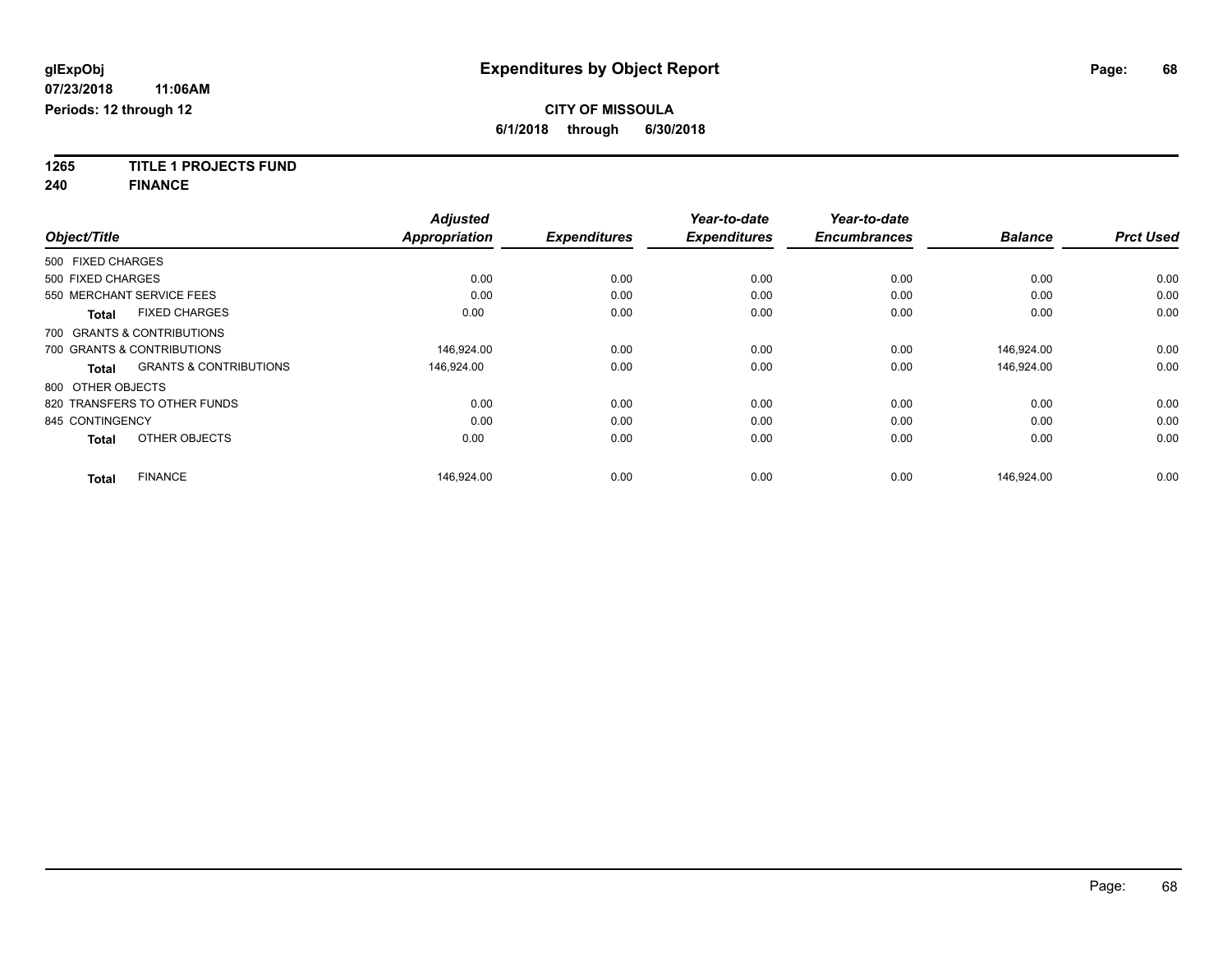**glExpObj** **Expenditures by Object Report**

**07/23/2018 11:06AM**

**Periods: 12 through 12**

**CITY OF MISSOULA**

**6/1/2018 through 6/30/2018**

**1265 TITLE 1 PROJECTS FUND**

**240 FINANCE**

| Object/Title | Adjusted Appropriation | Expenditures | Year-to-date Expenditures | Year-to-date Encumbrances | Balance | Prct Used |
|---|---|---|---|---|---|---|
| 500 FIXED CHARGES | | | | | | |
| 500 FIXED CHARGES | 0.00 | 0.00 | 0.00 | 0.00 | 0.00 | 0.00 |
| 550 MERCHANT SERVICE FEES | 0.00 | 0.00 | 0.00 | 0.00 | 0.00 | 0.00 |
| **Total** FIXED CHARGES | 0.00 | 0.00 | 0.00 | 0.00 | 0.00 | 0.00 |
| 700 GRANTS & CONTRIBUTIONS | | | | | | |
| 700 GRANTS & CONTRIBUTIONS | 146,924.00 | 0.00 | 0.00 | 0.00 | 146,924.00 | 0.00 |
| **Total** GRANTS & CONTRIBUTIONS | 146,924.00 | 0.00 | 0.00 | 0.00 | 146,924.00 | 0.00 |
| 800 OTHER OBJECTS | | | | | | |
| 820 TRANSFERS TO OTHER FUNDS | 0.00 | 0.00 | 0.00 | 0.00 | 0.00 | 0.00 |
| 845 CONTINGENCY | 0.00 | 0.00 | 0.00 | 0.00 | 0.00 | 0.00 |
| **Total** OTHER OBJECTS | 0.00 | 0.00 | 0.00 | 0.00 | 0.00 | 0.00 |
| **Total** FINANCE | 146,924.00 | 0.00 | 0.00 | 0.00 | 146,924.00 | 0.00 |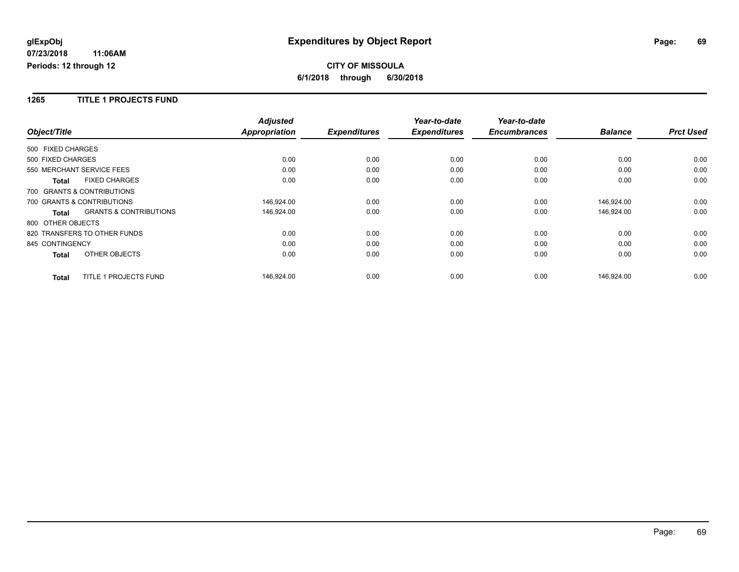# Expenditures by Object Report

glExpObj
07/23/2018 11:06AM
Periods: 12 through 12

**CITY OF MISSOULA**
**6/1/2018 through 6/30/2018**

## 1265 TITLE 1 PROJECTS FUND

| Object/Title | | Adjusted Appropriation | Expenditures | Year-to-date Expenditures | Year-to-date Encumbrances | Balance | Prct Used |
|---|---|---|---|---|---|---|---|
| 500 FIXED CHARGES | | | | | | | |
| 500 FIXED CHARGES | | 0.00 | 0.00 | 0.00 | 0.00 | 0.00 | 0.00 |
| 550 MERCHANT SERVICE FEES | | 0.00 | 0.00 | 0.00 | 0.00 | 0.00 | 0.00 |
| **Total** | FIXED CHARGES | 0.00 | 0.00 | 0.00 | 0.00 | 0.00 | 0.00 |
| 700 GRANTS & CONTRIBUTIONS | | | | | | | |
| 700 GRANTS & CONTRIBUTIONS | | 146,924.00 | 0.00 | 0.00 | 0.00 | 146,924.00 | 0.00 |
| **Total** | GRANTS & CONTRIBUTIONS | 146,924.00 | 0.00 | 0.00 | 0.00 | 146,924.00 | 0.00 |
| 800 OTHER OBJECTS | | | | | | | |
| 820 TRANSFERS TO OTHER FUNDS | | 0.00 | 0.00 | 0.00 | 0.00 | 0.00 | 0.00 |
| 845 CONTINGENCY | | 0.00 | 0.00 | 0.00 | 0.00 | 0.00 | 0.00 |
| **Total** | OTHER OBJECTS | 0.00 | 0.00 | 0.00 | 0.00 | 0.00 | 0.00 |
| **Total** | TITLE 1 PROJECTS FUND | 146,924.00 | 0.00 | 0.00 | 0.00 | 146,924.00 | 0.00 |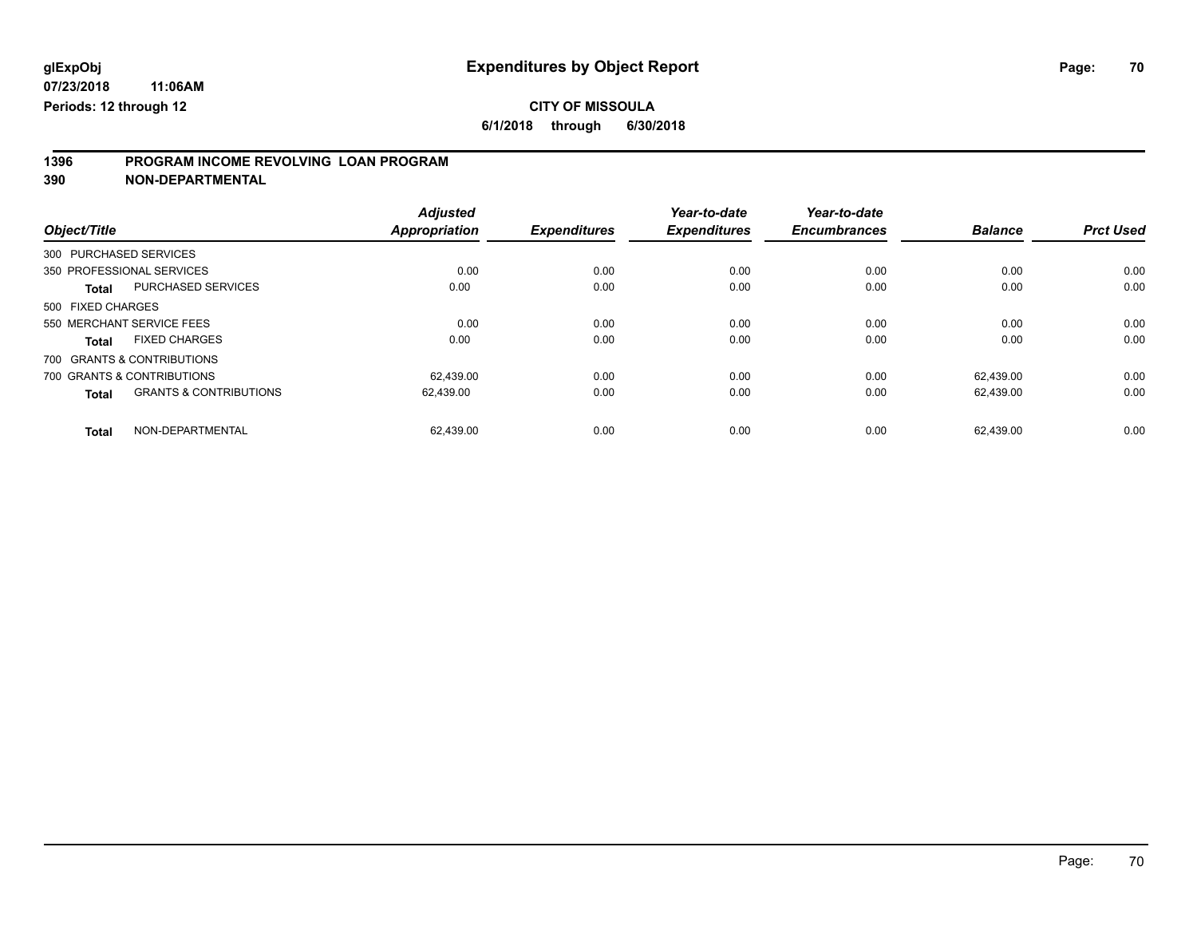# Expenditures by Object Report

glExpObj
07/23/2018 11:06AM
Periods: 12 through 12

**CITY OF MISSOULA**
**6/1/2018 through 6/30/2018**

## 1396 PROGRAM INCOME REVOLVING LOAN PROGRAM
## 390 NON-DEPARTMENTAL

| Object/Title | | Adjusted Appropriation | Expenditures | Year-to-date Expenditures | Year-to-date Encumbrances | Balance | Prct Used |
|---|---|---|---|---|---|---|---|
| 300 PURCHASED SERVICES | | | | | | | |
| 350 PROFESSIONAL SERVICES | | 0.00 | 0.00 | 0.00 | 0.00 | 0.00 | 0.00 |
| **Total** | PURCHASED SERVICES | 0.00 | 0.00 | 0.00 | 0.00 | 0.00 | 0.00 |
| 500 FIXED CHARGES | | | | | | | |
| 550 MERCHANT SERVICE FEES | | 0.00 | 0.00 | 0.00 | 0.00 | 0.00 | 0.00 |
| **Total** | FIXED CHARGES | 0.00 | 0.00 | 0.00 | 0.00 | 0.00 | 0.00 |
| 700 GRANTS & CONTRIBUTIONS | | | | | | | |
| 700 GRANTS & CONTRIBUTIONS | | 62,439.00 | 0.00 | 0.00 | 0.00 | 62,439.00 | 0.00 |
| **Total** | GRANTS & CONTRIBUTIONS | 62,439.00 | 0.00 | 0.00 | 0.00 | 62,439.00 | 0.00 |
| **Total** | NON-DEPARTMENTAL | 62,439.00 | 0.00 | 0.00 | 0.00 | 62,439.00 | 0.00 |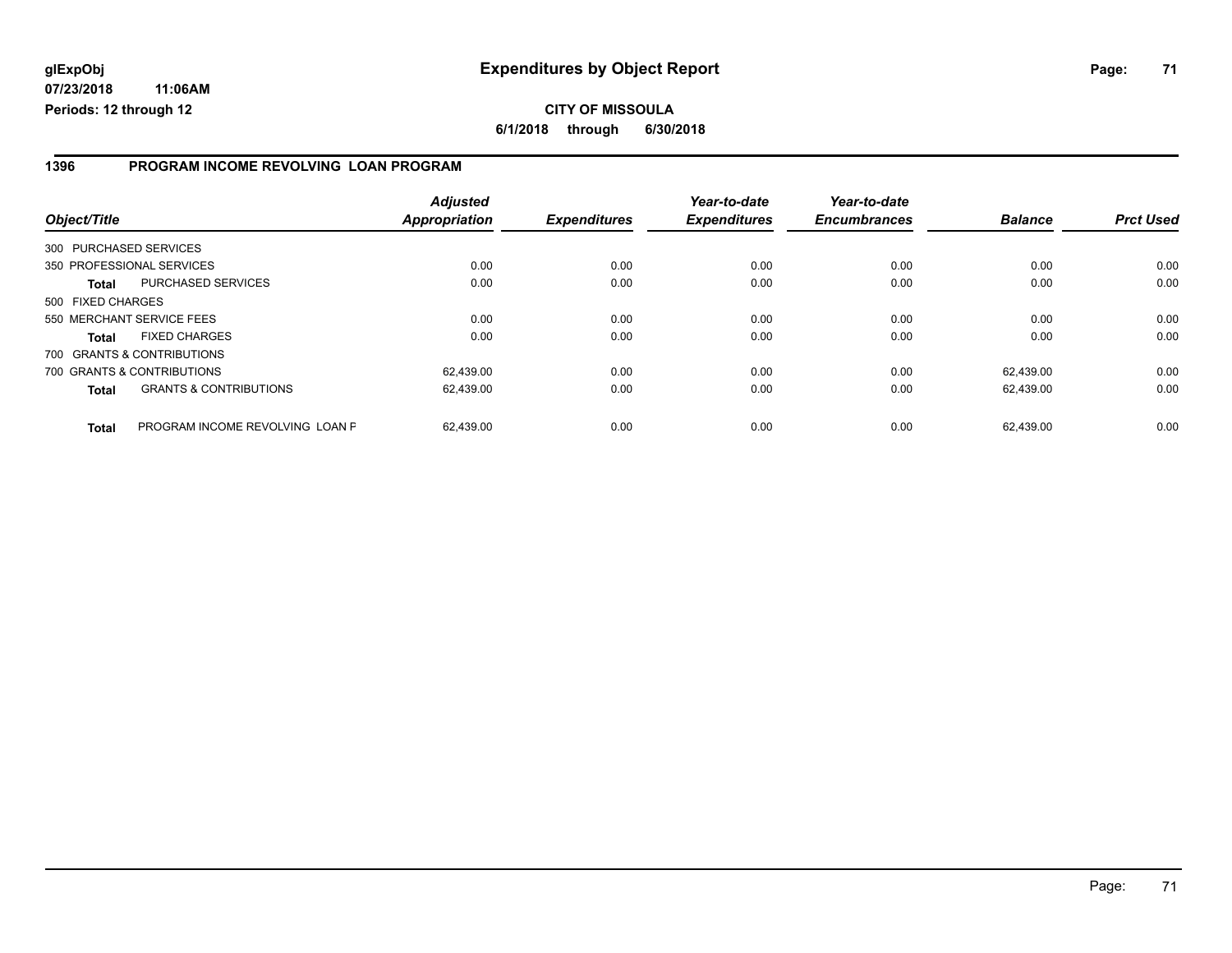**glExpObj**
**07/23/2018 11:06AM**
**Periods: 12 through 12**

# Expenditures by Object Report

**CITY OF MISSOULA**
**6/1/2018 through 6/30/2018**

## 1396 PROGRAM INCOME REVOLVING LOAN PROGRAM

| Object/Title | | Adjusted Appropriation | Expenditures | Year-to-date Expenditures | Year-to-date Encumbrances | Balance | Prct Used |
|---|---|---|---|---|---|---|---|
| 300 PURCHASED SERVICES | | | | | | | |
| 350 PROFESSIONAL SERVICES | | 0.00 | 0.00 | 0.00 | 0.00 | 0.00 | 0.00 |
| **Total** | PURCHASED SERVICES | 0.00 | 0.00 | 0.00 | 0.00 | 0.00 | 0.00 |
| 500 FIXED CHARGES | | | | | | | |
| 550 MERCHANT SERVICE FEES | | 0.00 | 0.00 | 0.00 | 0.00 | 0.00 | 0.00 |
| **Total** | FIXED CHARGES | 0.00 | 0.00 | 0.00 | 0.00 | 0.00 | 0.00 |
| 700 GRANTS & CONTRIBUTIONS | | | | | | | |
| 700 GRANTS & CONTRIBUTIONS | | 62,439.00 | 0.00 | 0.00 | 0.00 | 62,439.00 | 0.00 |
| **Total** | GRANTS & CONTRIBUTIONS | 62,439.00 | 0.00 | 0.00 | 0.00 | 62,439.00 | 0.00 |
| **Total** | PROGRAM INCOME REVOLVING LOAN F | 62,439.00 | 0.00 | 0.00 | 0.00 | 62,439.00 | 0.00 |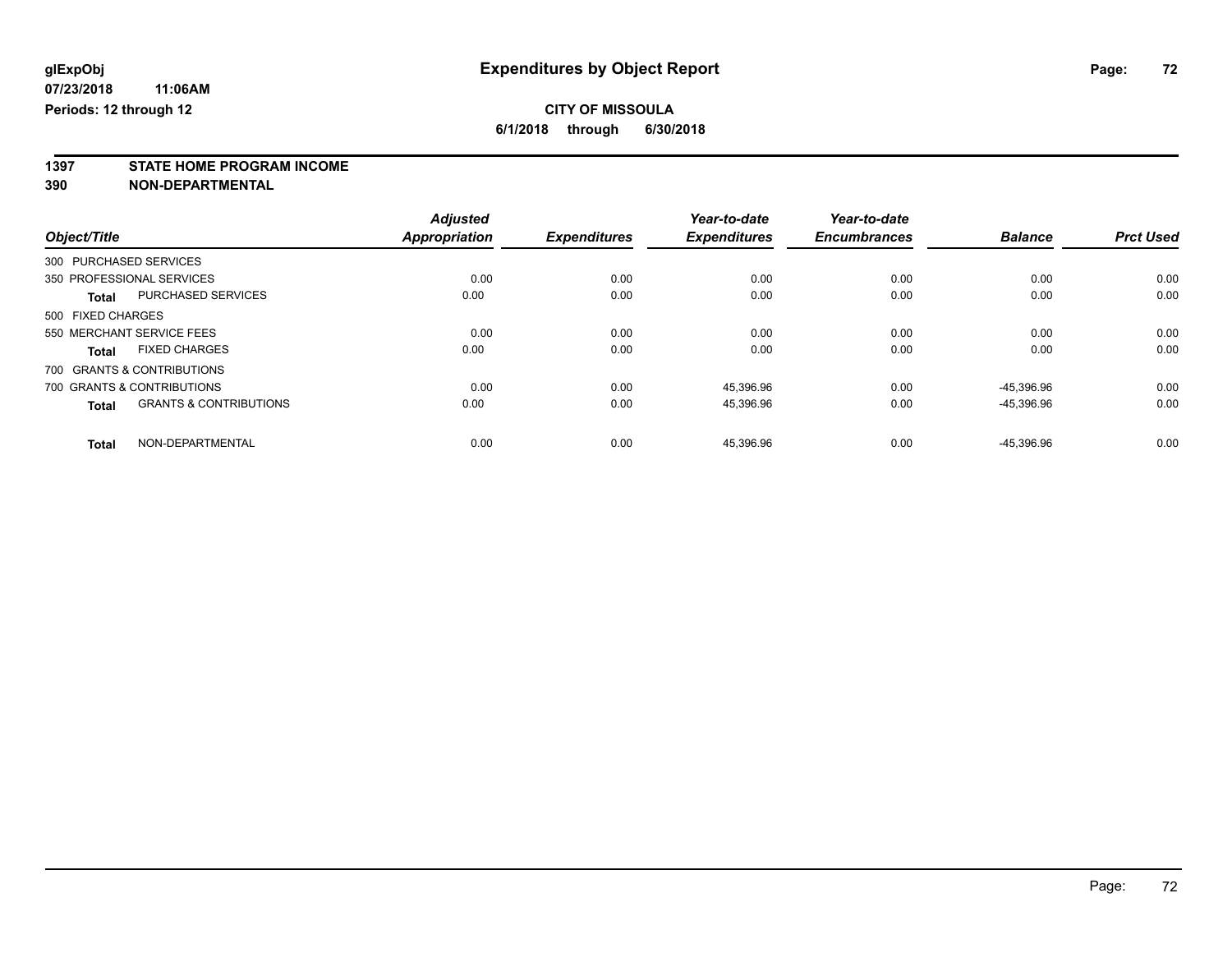**glExpObj** | **Expenditures by Object Report**

**07/23/2018 11:06AM**

**Periods: 12 through 12**

**CITY OF MISSOULA**

**6/1/2018 through 6/30/2018**

**1397 STATE HOME PROGRAM INCOME**

**390 NON-DEPARTMENTAL**

| Object/Title | | Adjusted Appropriation | Expenditures | Year-to-date Expenditures | Year-to-date Encumbrances | Balance | Prct Used |
|---|---|---|---|---|---|---|---|
| 300 PURCHASED SERVICES | | | | | | | |
| 350 PROFESSIONAL SERVICES | | 0.00 | 0.00 | 0.00 | 0.00 | 0.00 | 0.00 |
| **Total** | PURCHASED SERVICES | 0.00 | 0.00 | 0.00 | 0.00 | 0.00 | 0.00 |
| 500 FIXED CHARGES | | | | | | | |
| 550 MERCHANT SERVICE FEES | | 0.00 | 0.00 | 0.00 | 0.00 | 0.00 | 0.00 |
| **Total** | FIXED CHARGES | 0.00 | 0.00 | 0.00 | 0.00 | 0.00 | 0.00 |
| 700 GRANTS & CONTRIBUTIONS | | | | | | | |
| 700 GRANTS & CONTRIBUTIONS | | 0.00 | 0.00 | 45,396.96 | 0.00 | -45,396.96 | 0.00 |
| **Total** | GRANTS & CONTRIBUTIONS | 0.00 | 0.00 | 45,396.96 | 0.00 | -45,396.96 | 0.00 |
| **Total** | NON-DEPARTMENTAL | 0.00 | 0.00 | 45,396.96 | 0.00 | -45,396.96 | 0.00 |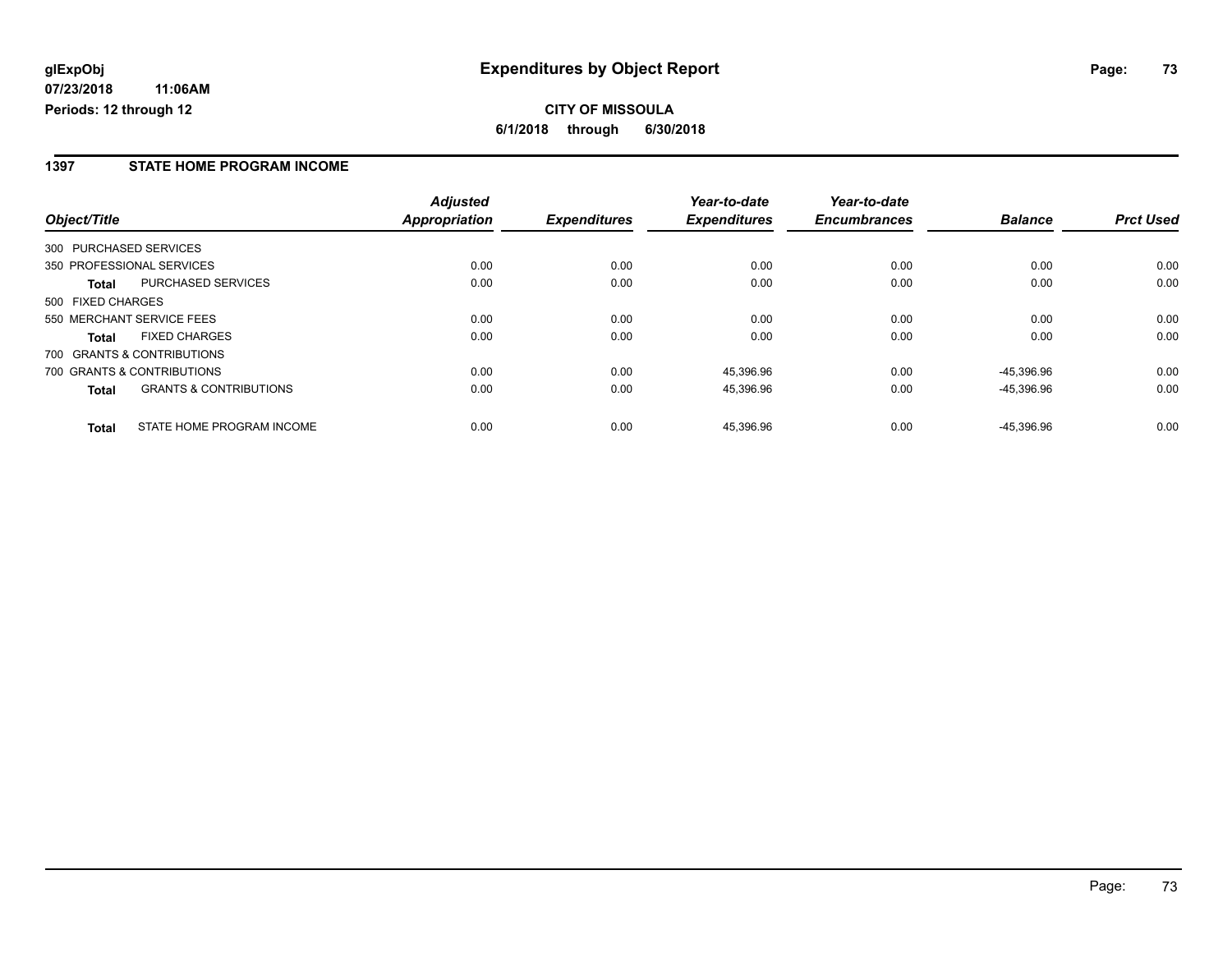glExpObj
07/23/2018 11:06AM
Periods: 12 through 12

# Expenditures by Object Report

**CITY OF MISSOULA**

**6/1/2018 through 6/30/2018**

## 1397 STATE HOME PROGRAM INCOME

| Object/Title | | Adjusted Appropriation | Expenditures | Year-to-date Expenditures | Year-to-date Encumbrances | Balance | Prct Used |
|---|---|---|---|---|---|---|---|
| 300 PURCHASED SERVICES | | | | | | | |
| 350 PROFESSIONAL SERVICES | | 0.00 | 0.00 | 0.00 | 0.00 | 0.00 | 0.00 |
| **Total** | PURCHASED SERVICES | 0.00 | 0.00 | 0.00 | 0.00 | 0.00 | 0.00 |
| 500 FIXED CHARGES | | | | | | | |
| 550 MERCHANT SERVICE FEES | | 0.00 | 0.00 | 0.00 | 0.00 | 0.00 | 0.00 |
| **Total** | FIXED CHARGES | 0.00 | 0.00 | 0.00 | 0.00 | 0.00 | 0.00 |
| 700 GRANTS & CONTRIBUTIONS | | | | | | | |
| 700 GRANTS & CONTRIBUTIONS | | 0.00 | 0.00 | 45,396.96 | 0.00 | -45,396.96 | 0.00 |
| **Total** | GRANTS & CONTRIBUTIONS | 0.00 | 0.00 | 45,396.96 | 0.00 | -45,396.96 | 0.00 |
| **Total** | STATE HOME PROGRAM INCOME | 0.00 | 0.00 | 45,396.96 | 0.00 | -45,396.96 | 0.00 |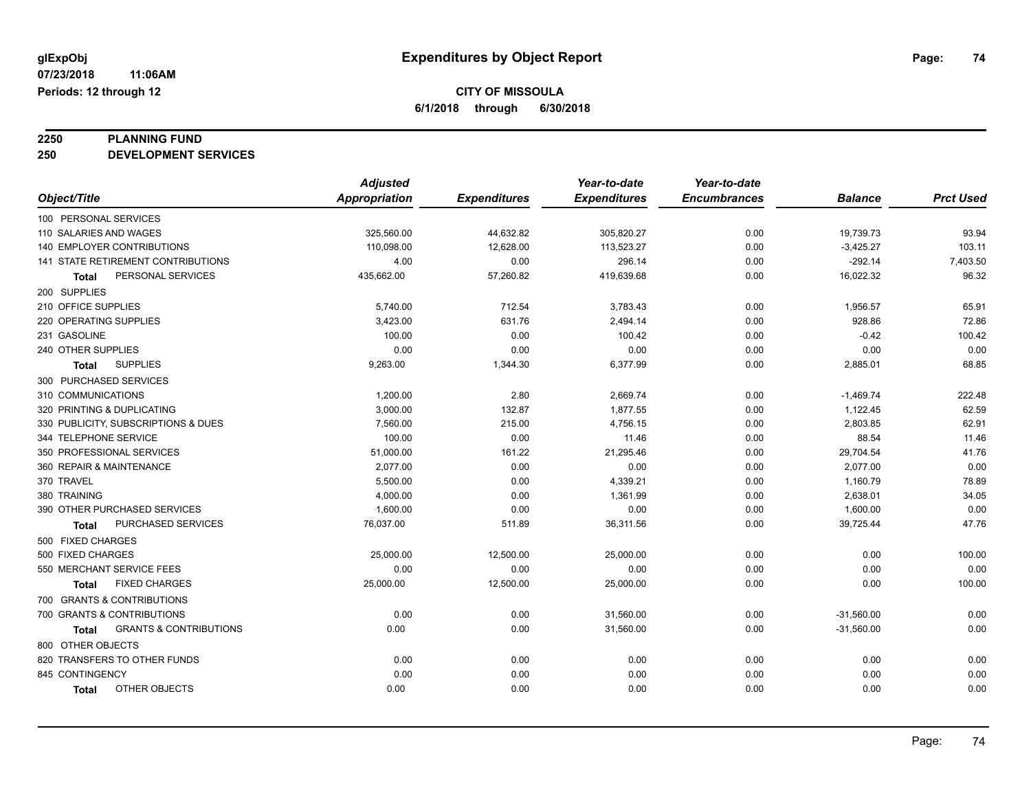glExpObj
07/23/2018 11:06AM
Periods: 12 through 12

# Expenditures by Object Report

**CITY OF MISSOULA**
**6/1/2018 through 6/30/2018**

**2250 PLANNING FUND**
**250 DEVELOPMENT SERVICES**

| Object/Title | Adjusted Appropriation | Expenditures | Year-to-date Expenditures | Year-to-date Encumbrances | Balance | Prct Used |
|---|---|---|---|---|---|---|
| 100 PERSONAL SERVICES | | | | | | |
| 110 SALARIES AND WAGES | 325,560.00 | 44,632.82 | 305,820.27 | 0.00 | 19,739.73 | 93.94 |
| 140 EMPLOYER CONTRIBUTIONS | 110,098.00 | 12,628.00 | 113,523.27 | 0.00 | -3,425.27 | 103.11 |
| 141 STATE RETIREMENT CONTRIBUTIONS | 4.00 | 0.00 | 296.14 | 0.00 | -292.14 | 7,403.50 |
| **Total** PERSONAL SERVICES | 435,662.00 | 57,260.82 | 419,639.68 | 0.00 | 16,022.32 | 96.32 |
| 200 SUPPLIES | | | | | | |
| 210 OFFICE SUPPLIES | 5,740.00 | 712.54 | 3,783.43 | 0.00 | 1,956.57 | 65.91 |
| 220 OPERATING SUPPLIES | 3,423.00 | 631.76 | 2,494.14 | 0.00 | 928.86 | 72.86 |
| 231 GASOLINE | 100.00 | 0.00 | 100.42 | 0.00 | -0.42 | 100.42 |
| 240 OTHER SUPPLIES | 0.00 | 0.00 | 0.00 | 0.00 | 0.00 | 0.00 |
| **Total** SUPPLIES | 9,263.00 | 1,344.30 | 6,377.99 | 0.00 | 2,885.01 | 68.85 |
| 300 PURCHASED SERVICES | | | | | | |
| 310 COMMUNICATIONS | 1,200.00 | 2.80 | 2,669.74 | 0.00 | -1,469.74 | 222.48 |
| 320 PRINTING & DUPLICATING | 3,000.00 | 132.87 | 1,877.55 | 0.00 | 1,122.45 | 62.59 |
| 330 PUBLICITY, SUBSCRIPTIONS & DUES | 7,560.00 | 215.00 | 4,756.15 | 0.00 | 2,803.85 | 62.91 |
| 344 TELEPHONE SERVICE | 100.00 | 0.00 | 11.46 | 0.00 | 88.54 | 11.46 |
| 350 PROFESSIONAL SERVICES | 51,000.00 | 161.22 | 21,295.46 | 0.00 | 29,704.54 | 41.76 |
| 360 REPAIR & MAINTENANCE | 2,077.00 | 0.00 | 0.00 | 0.00 | 2,077.00 | 0.00 |
| 370 TRAVEL | 5,500.00 | 0.00 | 4,339.21 | 0.00 | 1,160.79 | 78.89 |
| 380 TRAINING | 4,000.00 | 0.00 | 1,361.99 | 0.00 | 2,638.01 | 34.05 |
| 390 OTHER PURCHASED SERVICES | 1,600.00 | 0.00 | 0.00 | 0.00 | 1,600.00 | 0.00 |
| **Total** PURCHASED SERVICES | 76,037.00 | 511.89 | 36,311.56 | 0.00 | 39,725.44 | 47.76 |
| 500 FIXED CHARGES | | | | | | |
| 500 FIXED CHARGES | 25,000.00 | 12,500.00 | 25,000.00 | 0.00 | 0.00 | 100.00 |
| 550 MERCHANT SERVICE FEES | 0.00 | 0.00 | 0.00 | 0.00 | 0.00 | 0.00 |
| **Total** FIXED CHARGES | 25,000.00 | 12,500.00 | 25,000.00 | 0.00 | 0.00 | 100.00 |
| 700 GRANTS & CONTRIBUTIONS | | | | | | |
| 700 GRANTS & CONTRIBUTIONS | 0.00 | 0.00 | 31,560.00 | 0.00 | -31,560.00 | 0.00 |
| **Total** GRANTS & CONTRIBUTIONS | 0.00 | 0.00 | 31,560.00 | 0.00 | -31,560.00 | 0.00 |
| 800 OTHER OBJECTS | | | | | | |
| 820 TRANSFERS TO OTHER FUNDS | 0.00 | 0.00 | 0.00 | 0.00 | 0.00 | 0.00 |
| 845 CONTINGENCY | 0.00 | 0.00 | 0.00 | 0.00 | 0.00 | 0.00 |
| **Total** OTHER OBJECTS | 0.00 | 0.00 | 0.00 | 0.00 | 0.00 | 0.00 |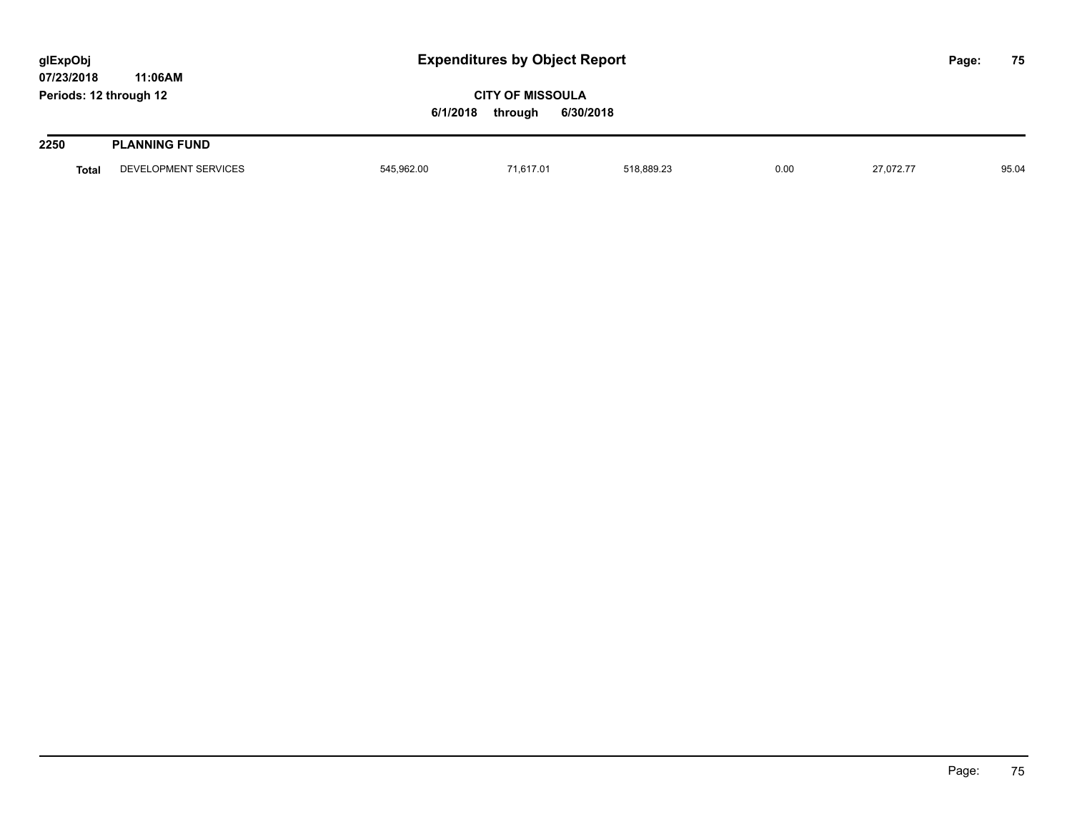**glExpObj**
**07/23/2018 11:06AM**
**Periods: 12 through 12**

# Expenditures by Object Report

**CITY OF MISSOULA**
**6/1/2018 through 6/30/2018**

## 2250 PLANNING FUND

| | | | | | | | |
|---|---|---|---|---|---|---|---|
| **Total** | DEVELOPMENT SERVICES | 545,962.00 | 71,617.01 | 518,889.23 | 0.00 | 27,072.77 | 95.04 |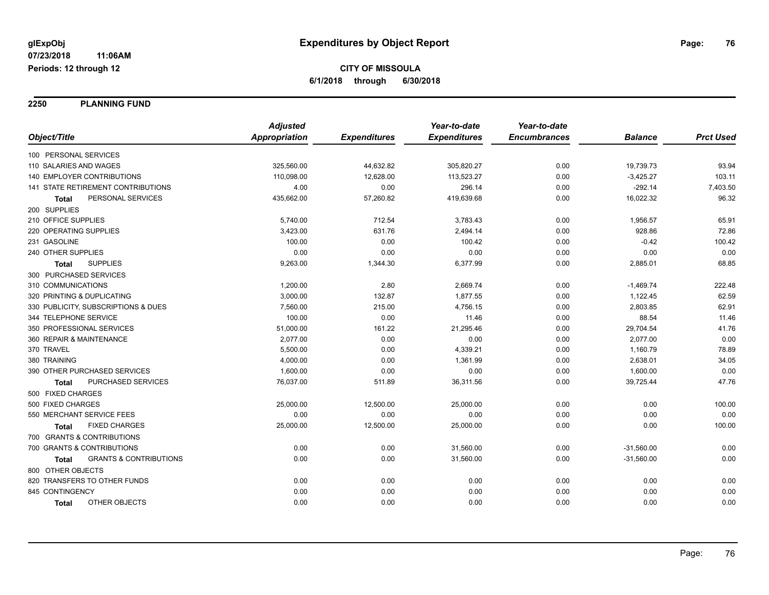glExpObj
07/23/2018 11:06AM
Periods: 12 through 12

# Expenditures by Object Report

**CITY OF MISSOULA**

**6/1/2018 through 6/30/2018**

## 2250 PLANNING FUND

| Object/Title | Adjusted Appropriation | Expenditures | Year-to-date Expenditures | Year-to-date Encumbrances | Balance | Prct Used |
|---|---|---|---|---|---|---|
| 100 PERSONAL SERVICES | | | | | | |
| 110 SALARIES AND WAGES | 325,560.00 | 44,632.82 | 305,820.27 | 0.00 | 19,739.73 | 93.94 |
| 140 EMPLOYER CONTRIBUTIONS | 110,098.00 | 12,628.00 | 113,523.27 | 0.00 | -3,425.27 | 103.11 |
| 141 STATE RETIREMENT CONTRIBUTIONS | 4.00 | 0.00 | 296.14 | 0.00 | -292.14 | 7,403.50 |
| **Total** PERSONAL SERVICES | 435,662.00 | 57,260.82 | 419,639.68 | 0.00 | 16,022.32 | 96.32 |
| 200 SUPPLIES | | | | | | |
| 210 OFFICE SUPPLIES | 5,740.00 | 712.54 | 3,783.43 | 0.00 | 1,956.57 | 65.91 |
| 220 OPERATING SUPPLIES | 3,423.00 | 631.76 | 2,494.14 | 0.00 | 928.86 | 72.86 |
| 231 GASOLINE | 100.00 | 0.00 | 100.42 | 0.00 | -0.42 | 100.42 |
| 240 OTHER SUPPLIES | 0.00 | 0.00 | 0.00 | 0.00 | 0.00 | 0.00 |
| **Total** SUPPLIES | 9,263.00 | 1,344.30 | 6,377.99 | 0.00 | 2,885.01 | 68.85 |
| 300 PURCHASED SERVICES | | | | | | |
| 310 COMMUNICATIONS | 1,200.00 | 2.80 | 2,669.74 | 0.00 | -1,469.74 | 222.48 |
| 320 PRINTING & DUPLICATING | 3,000.00 | 132.87 | 1,877.55 | 0.00 | 1,122.45 | 62.59 |
| 330 PUBLICITY, SUBSCRIPTIONS & DUES | 7,560.00 | 215.00 | 4,756.15 | 0.00 | 2,803.85 | 62.91 |
| 344 TELEPHONE SERVICE | 100.00 | 0.00 | 11.46 | 0.00 | 88.54 | 11.46 |
| 350 PROFESSIONAL SERVICES | 51,000.00 | 161.22 | 21,295.46 | 0.00 | 29,704.54 | 41.76 |
| 360 REPAIR & MAINTENANCE | 2,077.00 | 0.00 | 0.00 | 0.00 | 2,077.00 | 0.00 |
| 370 TRAVEL | 5,500.00 | 0.00 | 4,339.21 | 0.00 | 1,160.79 | 78.89 |
| 380 TRAINING | 4,000.00 | 0.00 | 1,361.99 | 0.00 | 2,638.01 | 34.05 |
| 390 OTHER PURCHASED SERVICES | 1,600.00 | 0.00 | 0.00 | 0.00 | 1,600.00 | 0.00 |
| **Total** PURCHASED SERVICES | 76,037.00 | 511.89 | 36,311.56 | 0.00 | 39,725.44 | 47.76 |
| 500 FIXED CHARGES | | | | | | |
| 500 FIXED CHARGES | 25,000.00 | 12,500.00 | 25,000.00 | 0.00 | 0.00 | 100.00 |
| 550 MERCHANT SERVICE FEES | 0.00 | 0.00 | 0.00 | 0.00 | 0.00 | 0.00 |
| **Total** FIXED CHARGES | 25,000.00 | 12,500.00 | 25,000.00 | 0.00 | 0.00 | 100.00 |
| 700 GRANTS & CONTRIBUTIONS | | | | | | |
| 700 GRANTS & CONTRIBUTIONS | 0.00 | 0.00 | 31,560.00 | 0.00 | -31,560.00 | 0.00 |
| **Total** GRANTS & CONTRIBUTIONS | 0.00 | 0.00 | 31,560.00 | 0.00 | -31,560.00 | 0.00 |
| 800 OTHER OBJECTS | | | | | | |
| 820 TRANSFERS TO OTHER FUNDS | 0.00 | 0.00 | 0.00 | 0.00 | 0.00 | 0.00 |
| 845 CONTINGENCY | 0.00 | 0.00 | 0.00 | 0.00 | 0.00 | 0.00 |
| **Total** OTHER OBJECTS | 0.00 | 0.00 | 0.00 | 0.00 | 0.00 | 0.00 |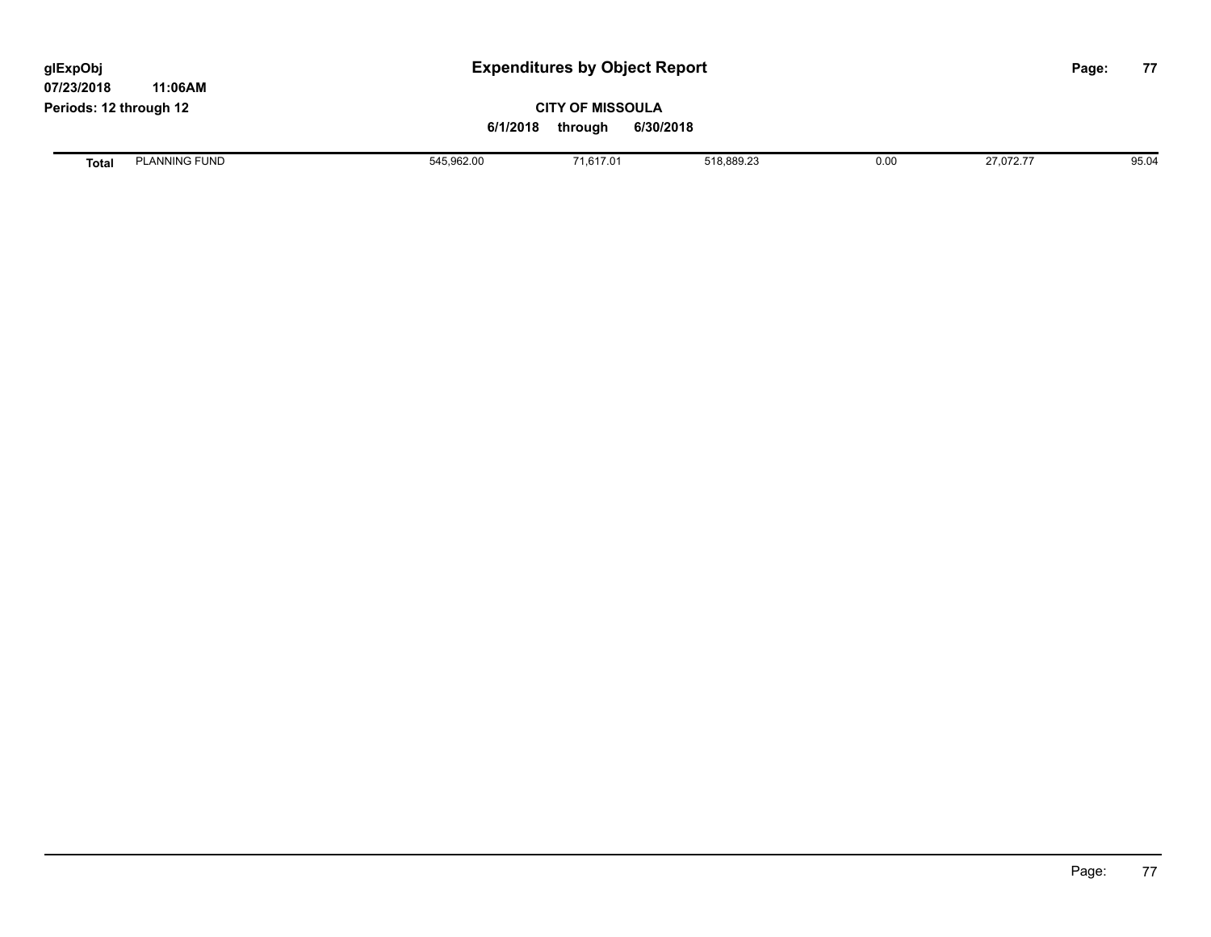# Expenditures by Object Report

glExpObj
07/23/2018 11:06AM
Periods: 12 through 12

**CITY OF MISSOULA**

6/1/2018 through 6/30/2018

| | | | | | | | |
|---|---|---|---|---|---|---|---|
| **Total** | PLANNING FUND | 545,962.00 | 71,617.01 | 518,889.23 | 0.00 | 27,072.77 | 95.04 |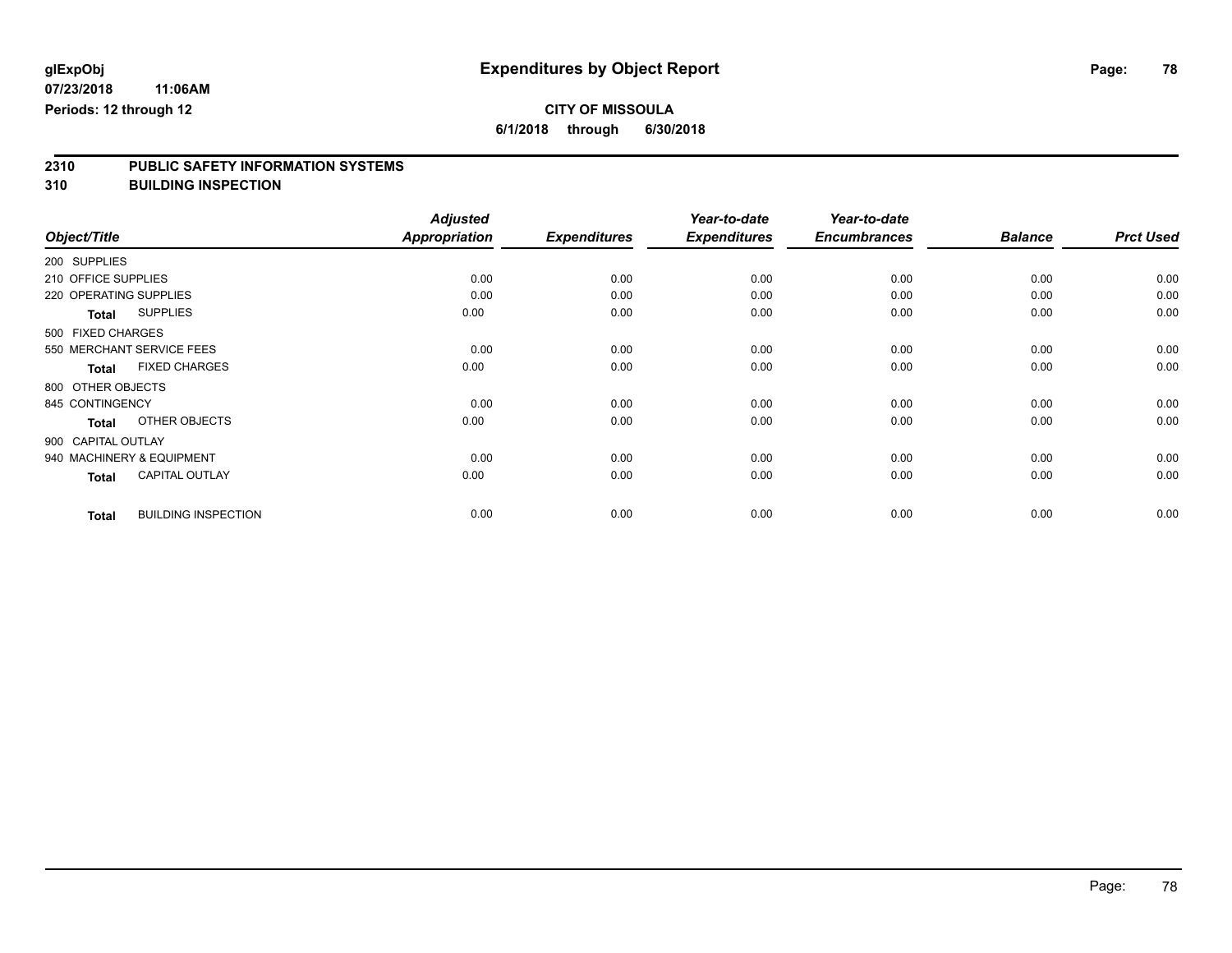**glExpObj** **Expenditures by Object Report**

**07/23/2018 11:06AM**

**Periods: 12 through 12**

**CITY OF MISSOULA**

**6/1/2018 through 6/30/2018**

## 2310 PUBLIC SAFETY INFORMATION SYSTEMS
## 310 BUILDING INSPECTION

| Object/Title | Adjusted Appropriation | Expenditures | Year-to-date Expenditures | Year-to-date Encumbrances | Balance | Prct Used |
|---|---|---|---|---|---|---|
| 200 SUPPLIES | | | | | | |
| 210 OFFICE SUPPLIES | 0.00 | 0.00 | 0.00 | 0.00 | 0.00 | 0.00 |
| 220 OPERATING SUPPLIES | 0.00 | 0.00 | 0.00 | 0.00 | 0.00 | 0.00 |
| **Total** SUPPLIES | 0.00 | 0.00 | 0.00 | 0.00 | 0.00 | 0.00 |
| 500 FIXED CHARGES | | | | | | |
| 550 MERCHANT SERVICE FEES | 0.00 | 0.00 | 0.00 | 0.00 | 0.00 | 0.00 |
| **Total** FIXED CHARGES | 0.00 | 0.00 | 0.00 | 0.00 | 0.00 | 0.00 |
| 800 OTHER OBJECTS | | | | | | |
| 845 CONTINGENCY | 0.00 | 0.00 | 0.00 | 0.00 | 0.00 | 0.00 |
| **Total** OTHER OBJECTS | 0.00 | 0.00 | 0.00 | 0.00 | 0.00 | 0.00 |
| 900 CAPITAL OUTLAY | | | | | | |
| 940 MACHINERY & EQUIPMENT | 0.00 | 0.00 | 0.00 | 0.00 | 0.00 | 0.00 |
| **Total** CAPITAL OUTLAY | 0.00 | 0.00 | 0.00 | 0.00 | 0.00 | 0.00 |
| **Total** BUILDING INSPECTION | 0.00 | 0.00 | 0.00 | 0.00 | 0.00 | 0.00 |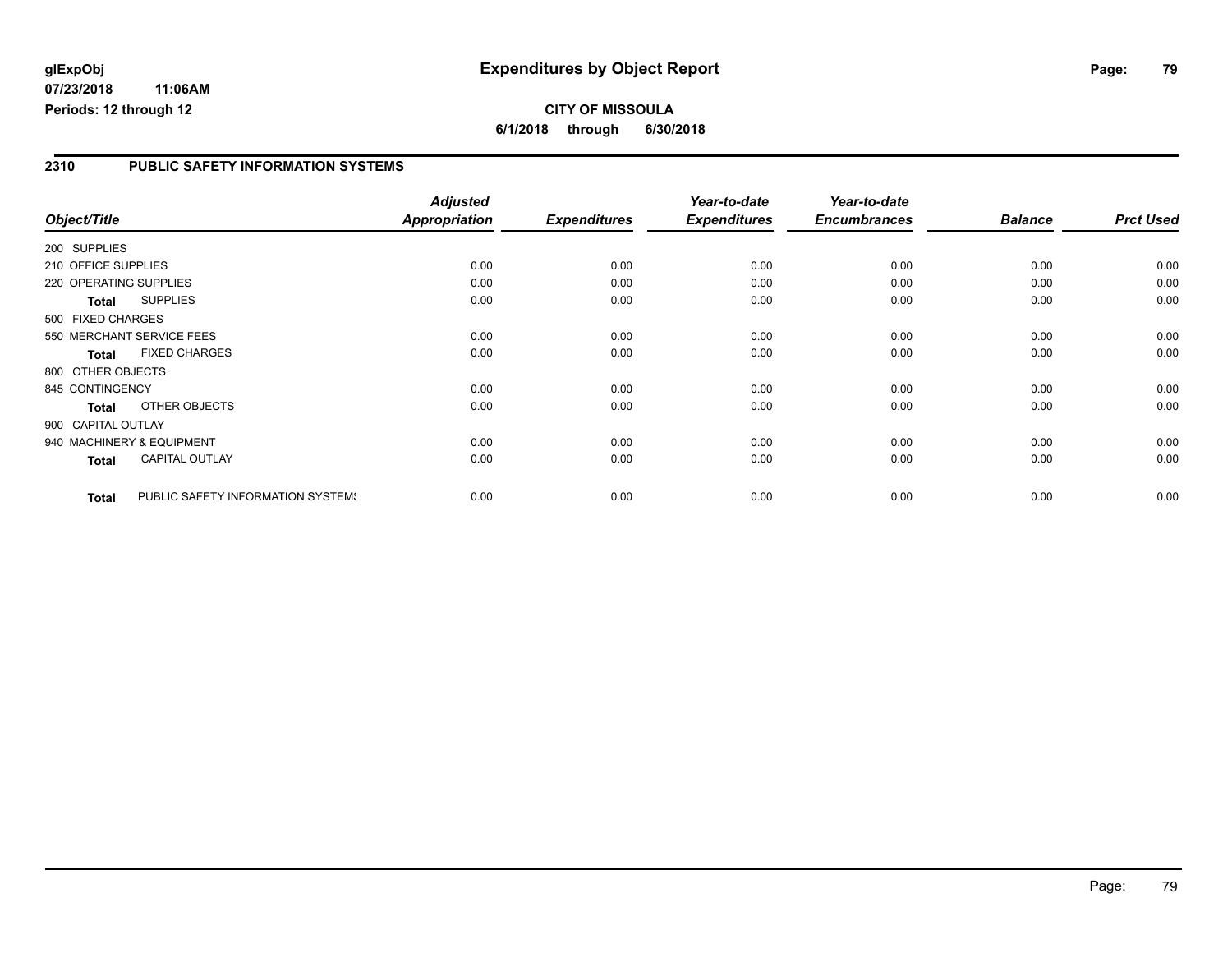**glExpObj** **Expenditures by Object Report**

**07/23/2018 11:06AM**

**Periods: 12 through 12**

**CITY OF MISSOULA**

**6/1/2018 through 6/30/2018**

## 2310 PUBLIC SAFETY INFORMATION SYSTEMS

| Object/Title | | *Adjusted Appropriation* | *Expenditures* | *Year-to-date Expenditures* | *Year-to-date Encumbrances* | *Balance* | *Prct Used* |
|---|---|---|---|---|---|---|---|
| 200 SUPPLIES | | | | | | | |
| 210 OFFICE SUPPLIES | | 0.00 | 0.00 | 0.00 | 0.00 | 0.00 | 0.00 |
| 220 OPERATING SUPPLIES | | 0.00 | 0.00 | 0.00 | 0.00 | 0.00 | 0.00 |
| **Total** | SUPPLIES | 0.00 | 0.00 | 0.00 | 0.00 | 0.00 | 0.00 |
| 500 FIXED CHARGES | | | | | | | |
| 550 MERCHANT SERVICE FEES | | 0.00 | 0.00 | 0.00 | 0.00 | 0.00 | 0.00 |
| **Total** | FIXED CHARGES | 0.00 | 0.00 | 0.00 | 0.00 | 0.00 | 0.00 |
| 800 OTHER OBJECTS | | | | | | | |
| 845 CONTINGENCY | | 0.00 | 0.00 | 0.00 | 0.00 | 0.00 | 0.00 |
| **Total** | OTHER OBJECTS | 0.00 | 0.00 | 0.00 | 0.00 | 0.00 | 0.00 |
| 900 CAPITAL OUTLAY | | | | | | | |
| 940 MACHINERY & EQUIPMENT | | 0.00 | 0.00 | 0.00 | 0.00 | 0.00 | 0.00 |
| **Total** | CAPITAL OUTLAY | 0.00 | 0.00 | 0.00 | 0.00 | 0.00 | 0.00 |
| **Total** | PUBLIC SAFETY INFORMATION SYSTEMS | 0.00 | 0.00 | 0.00 | 0.00 | 0.00 | 0.00 |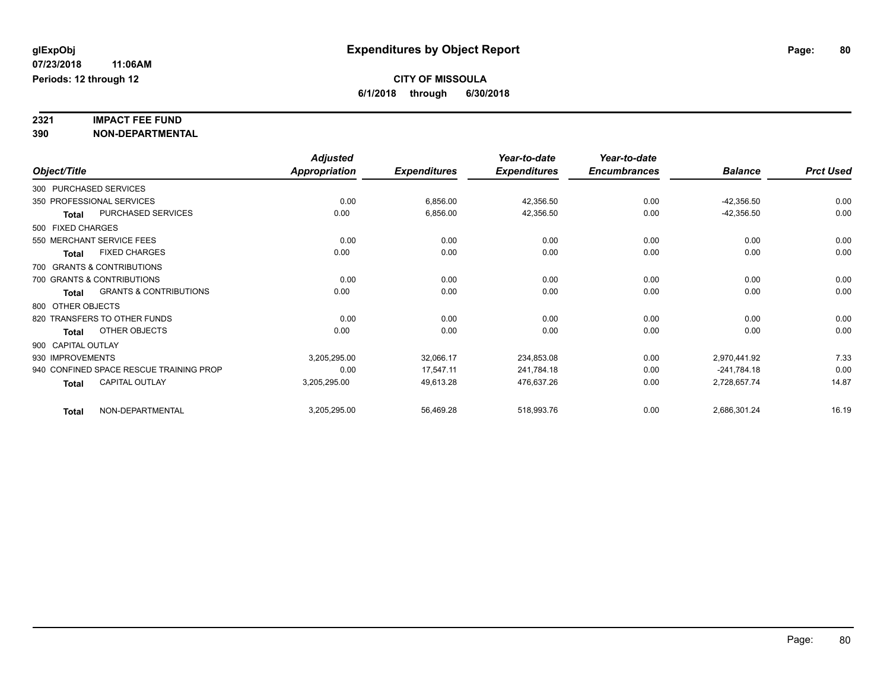**glExpObj**
**07/23/2018 11:06AM**
**Periods: 12 through 12**

# Expenditures by Object Report

**CITY OF MISSOULA**
**6/1/2018 through 6/30/2018**

**2321 IMPACT FEE FUND**
**390 NON-DEPARTMENTAL**

| Object/Title | | Adjusted Appropriation | Expenditures | Year-to-date Expenditures | Year-to-date Encumbrances | Balance | Prct Used |
|---|---|---|---|---|---|---|---|
| 300 PURCHASED SERVICES | | | | | | | |
| 350 PROFESSIONAL SERVICES | | 0.00 | 6,856.00 | 42,356.50 | 0.00 | -42,356.50 | 0.00 |
| **Total** | PURCHASED SERVICES | 0.00 | 6,856.00 | 42,356.50 | 0.00 | -42,356.50 | 0.00 |
| 500 FIXED CHARGES | | | | | | | |
| 550 MERCHANT SERVICE FEES | | 0.00 | 0.00 | 0.00 | 0.00 | 0.00 | 0.00 |
| **Total** | FIXED CHARGES | 0.00 | 0.00 | 0.00 | 0.00 | 0.00 | 0.00 |
| 700 GRANTS & CONTRIBUTIONS | | | | | | | |
| 700 GRANTS & CONTRIBUTIONS | | 0.00 | 0.00 | 0.00 | 0.00 | 0.00 | 0.00 |
| **Total** | GRANTS & CONTRIBUTIONS | 0.00 | 0.00 | 0.00 | 0.00 | 0.00 | 0.00 |
| 800 OTHER OBJECTS | | | | | | | |
| 820 TRANSFERS TO OTHER FUNDS | | 0.00 | 0.00 | 0.00 | 0.00 | 0.00 | 0.00 |
| **Total** | OTHER OBJECTS | 0.00 | 0.00 | 0.00 | 0.00 | 0.00 | 0.00 |
| 900 CAPITAL OUTLAY | | | | | | | |
| 930 IMPROVEMENTS | | 3,205,295.00 | 32,066.17 | 234,853.08 | 0.00 | 2,970,441.92 | 7.33 |
| 940 CONFINED SPACE RESCUE TRAINING PROP | | 0.00 | 17,547.11 | 241,784.18 | 0.00 | -241,784.18 | 0.00 |
| **Total** | CAPITAL OUTLAY | 3,205,295.00 | 49,613.28 | 476,637.26 | 0.00 | 2,728,657.74 | 14.87 |
| **Total** | NON-DEPARTMENTAL | 3,205,295.00 | 56,469.28 | 518,993.76 | 0.00 | 2,686,301.24 | 16.19 |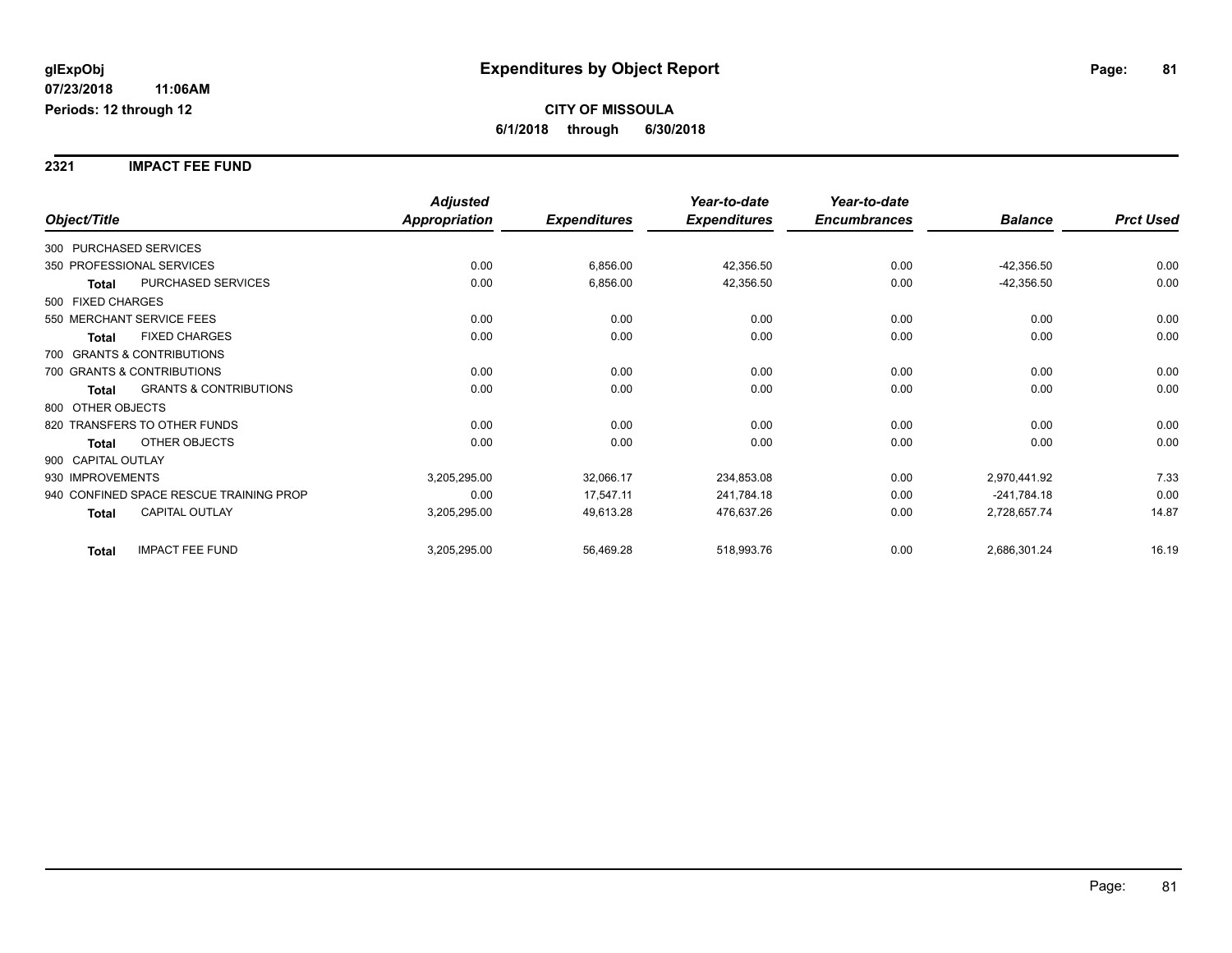**glExpObj**
**07/23/2018 11:06AM**
**Periods: 12 through 12**

# Expenditures by Object Report

**CITY OF MISSOULA**
**6/1/2018 through 6/30/2018**

## 2321 IMPACT FEE FUND

| Object/Title | Adjusted Appropriation | Expenditures | Year-to-date Expenditures | Year-to-date Encumbrances | Balance | Prct Used |
|---|---|---|---|---|---|---|
| 300 PURCHASED SERVICES | | | | | | |
| 350 PROFESSIONAL SERVICES | 0.00 | 6,856.00 | 42,356.50 | 0.00 | -42,356.50 | 0.00 |
| **Total** PURCHASED SERVICES | 0.00 | 6,856.00 | 42,356.50 | 0.00 | -42,356.50 | 0.00 |
| 500 FIXED CHARGES | | | | | | |
| 550 MERCHANT SERVICE FEES | 0.00 | 0.00 | 0.00 | 0.00 | 0.00 | 0.00 |
| **Total** FIXED CHARGES | 0.00 | 0.00 | 0.00 | 0.00 | 0.00 | 0.00 |
| 700 GRANTS & CONTRIBUTIONS | | | | | | |
| 700 GRANTS & CONTRIBUTIONS | 0.00 | 0.00 | 0.00 | 0.00 | 0.00 | 0.00 |
| **Total** GRANTS & CONTRIBUTIONS | 0.00 | 0.00 | 0.00 | 0.00 | 0.00 | 0.00 |
| 800 OTHER OBJECTS | | | | | | |
| 820 TRANSFERS TO OTHER FUNDS | 0.00 | 0.00 | 0.00 | 0.00 | 0.00 | 0.00 |
| **Total** OTHER OBJECTS | 0.00 | 0.00 | 0.00 | 0.00 | 0.00 | 0.00 |
| 900 CAPITAL OUTLAY | | | | | | |
| 930 IMPROVEMENTS | 3,205,295.00 | 32,066.17 | 234,853.08 | 0.00 | 2,970,441.92 | 7.33 |
| 940 CONFINED SPACE RESCUE TRAINING PROP | 0.00 | 17,547.11 | 241,784.18 | 0.00 | -241,784.18 | 0.00 |
| **Total** CAPITAL OUTLAY | 3,205,295.00 | 49,613.28 | 476,637.26 | 0.00 | 2,728,657.74 | 14.87 |
| **Total** IMPACT FEE FUND | 3,205,295.00 | 56,469.28 | 518,993.76 | 0.00 | 2,686,301.24 | 16.19 |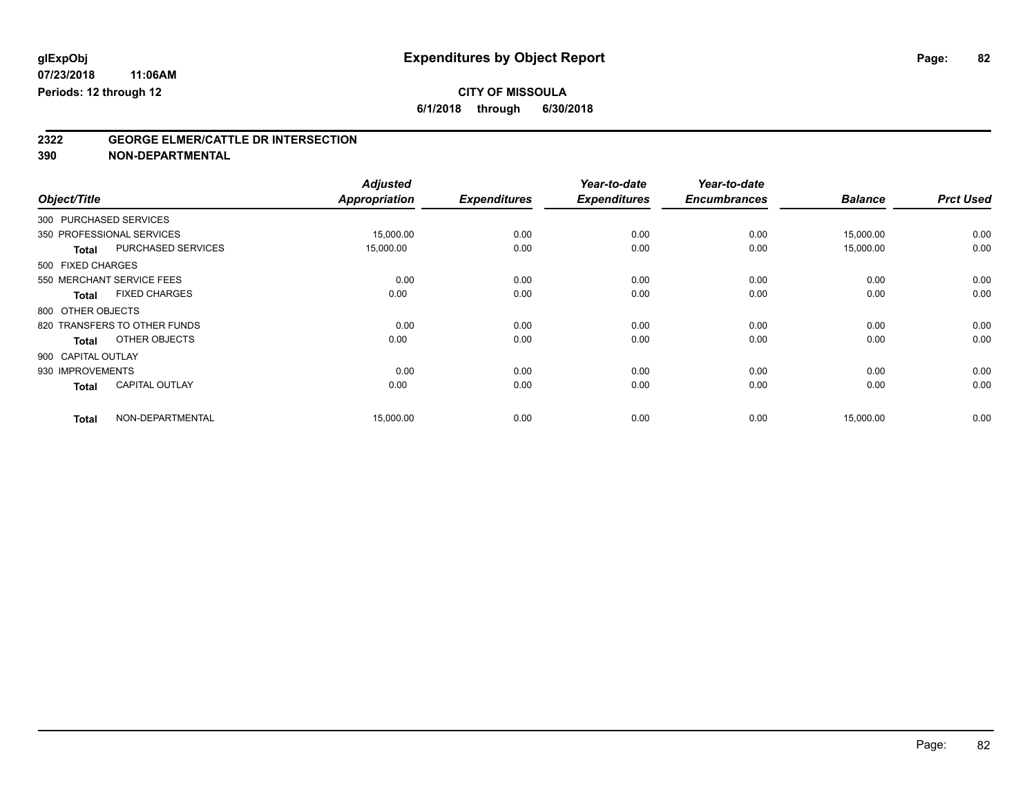**glExpObj** **Expenditures by Object Report**
**07/23/2018 11:06AM**
**Periods: 12 through 12**

**CITY OF MISSOULA**
**6/1/2018 through 6/30/2018**

## 2322 GEORGE ELMER/CATTLE DR INTERSECTION
## 390 NON-DEPARTMENTAL

| Object/Title | Adjusted Appropriation | Expenditures | Year-to-date Expenditures | Year-to-date Encumbrances | Balance | Prct Used |
|---|---|---|---|---|---|---|
| 300 PURCHASED SERVICES | | | | | | |
| 350 PROFESSIONAL SERVICES | 15,000.00 | 0.00 | 0.00 | 0.00 | 15,000.00 | 0.00 |
| **Total** PURCHASED SERVICES | 15,000.00 | 0.00 | 0.00 | 0.00 | 15,000.00 | 0.00 |
| 500 FIXED CHARGES | | | | | | |
| 550 MERCHANT SERVICE FEES | 0.00 | 0.00 | 0.00 | 0.00 | 0.00 | 0.00 |
| **Total** FIXED CHARGES | 0.00 | 0.00 | 0.00 | 0.00 | 0.00 | 0.00 |
| 800 OTHER OBJECTS | | | | | | |
| 820 TRANSFERS TO OTHER FUNDS | 0.00 | 0.00 | 0.00 | 0.00 | 0.00 | 0.00 |
| **Total** OTHER OBJECTS | 0.00 | 0.00 | 0.00 | 0.00 | 0.00 | 0.00 |
| 900 CAPITAL OUTLAY | | | | | | |
| 930 IMPROVEMENTS | 0.00 | 0.00 | 0.00 | 0.00 | 0.00 | 0.00 |
| **Total** CAPITAL OUTLAY | 0.00 | 0.00 | 0.00 | 0.00 | 0.00 | 0.00 |
| **Total** NON-DEPARTMENTAL | 15,000.00 | 0.00 | 0.00 | 0.00 | 15,000.00 | 0.00 |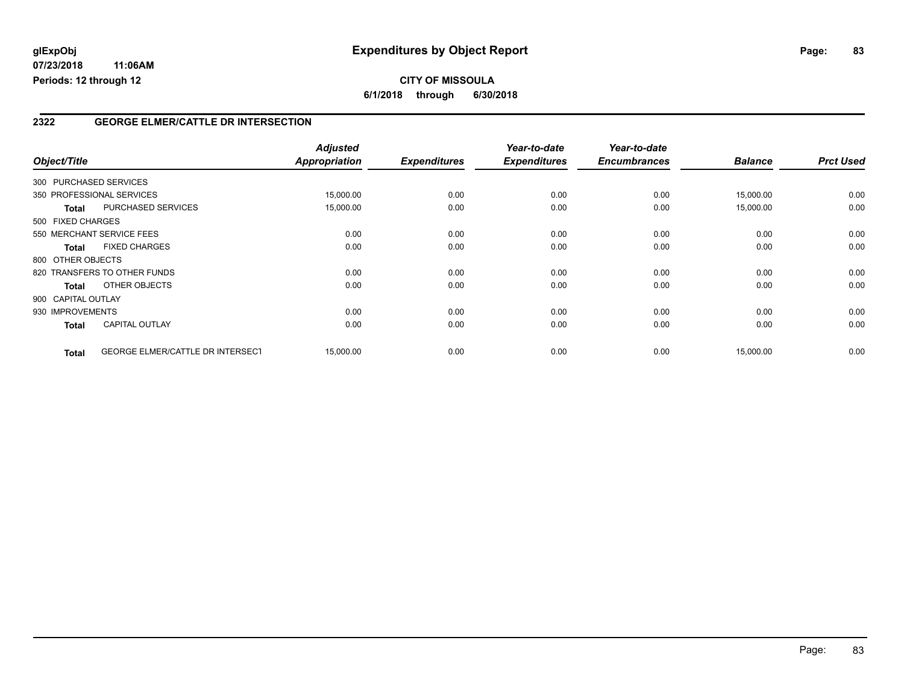**glExpObj** | **Expenditures by Object Report**

**07/23/2018 11:06AM**

**Periods: 12 through 12**

**CITY OF MISSOULA**

**6/1/2018 through 6/30/2018**

## 2322 GEORGE ELMER/CATTLE DR INTERSECTION

| Object/Title | | Adjusted Appropriation | Expenditures | Year-to-date Expenditures | Year-to-date Encumbrances | Balance | Prct Used |
|---|---|---|---|---|---|---|---|
| 300 PURCHASED SERVICES | | | | | | | |
| 350 PROFESSIONAL SERVICES | | 15,000.00 | 0.00 | 0.00 | 0.00 | 15,000.00 | 0.00 |
| **Total** | PURCHASED SERVICES | 15,000.00 | 0.00 | 0.00 | 0.00 | 15,000.00 | 0.00 |
| 500 FIXED CHARGES | | | | | | | |
| 550 MERCHANT SERVICE FEES | | 0.00 | 0.00 | 0.00 | 0.00 | 0.00 | 0.00 |
| **Total** | FIXED CHARGES | 0.00 | 0.00 | 0.00 | 0.00 | 0.00 | 0.00 |
| 800 OTHER OBJECTS | | | | | | | |
| 820 TRANSFERS TO OTHER FUNDS | | 0.00 | 0.00 | 0.00 | 0.00 | 0.00 | 0.00 |
| **Total** | OTHER OBJECTS | 0.00 | 0.00 | 0.00 | 0.00 | 0.00 | 0.00 |
| 900 CAPITAL OUTLAY | | | | | | | |
| 930 IMPROVEMENTS | | 0.00 | 0.00 | 0.00 | 0.00 | 0.00 | 0.00 |
| **Total** | CAPITAL OUTLAY | 0.00 | 0.00 | 0.00 | 0.00 | 0.00 | 0.00 |
| **Total** | GEORGE ELMER/CATTLE DR INTERSECT | 15,000.00 | 0.00 | 0.00 | 0.00 | 15,000.00 | 0.00 |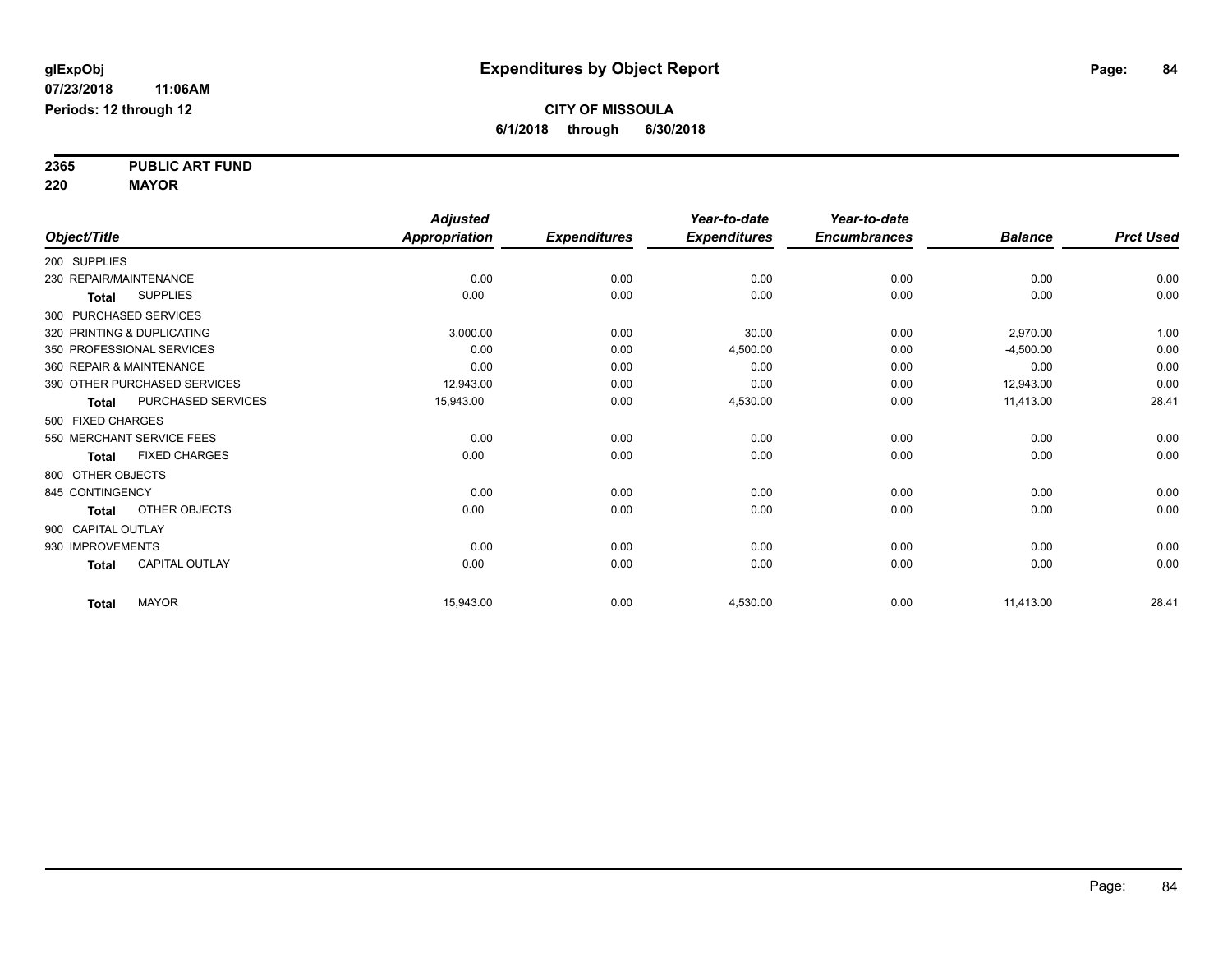glExpObj
07/23/2018 11:06AM
Periods: 12 through 12

# Expenditures by Object Report

**CITY OF MISSOULA**
**6/1/2018 through 6/30/2018**

**2365 PUBLIC ART FUND**
**220 MAYOR**

| Object/Title | Adjusted Appropriation | Expenditures | Year-to-date Expenditures | Year-to-date Encumbrances | Balance | Prct Used |
|---|---|---|---|---|---|---|
| 200 SUPPLIES | | | | | | |
| 230 REPAIR/MAINTENANCE | 0.00 | 0.00 | 0.00 | 0.00 | 0.00 | 0.00 |
| **Total** SUPPLIES | 0.00 | 0.00 | 0.00 | 0.00 | 0.00 | 0.00 |
| 300 PURCHASED SERVICES | | | | | | |
| 320 PRINTING & DUPLICATING | 3,000.00 | 0.00 | 30.00 | 0.00 | 2,970.00 | 1.00 |
| 350 PROFESSIONAL SERVICES | 0.00 | 0.00 | 4,500.00 | 0.00 | -4,500.00 | 0.00 |
| 360 REPAIR & MAINTENANCE | 0.00 | 0.00 | 0.00 | 0.00 | 0.00 | 0.00 |
| 390 OTHER PURCHASED SERVICES | 12,943.00 | 0.00 | 0.00 | 0.00 | 12,943.00 | 0.00 |
| **Total** PURCHASED SERVICES | 15,943.00 | 0.00 | 4,530.00 | 0.00 | 11,413.00 | 28.41 |
| 500 FIXED CHARGES | | | | | | |
| 550 MERCHANT SERVICE FEES | 0.00 | 0.00 | 0.00 | 0.00 | 0.00 | 0.00 |
| **Total** FIXED CHARGES | 0.00 | 0.00 | 0.00 | 0.00 | 0.00 | 0.00 |
| 800 OTHER OBJECTS | | | | | | |
| 845 CONTINGENCY | 0.00 | 0.00 | 0.00 | 0.00 | 0.00 | 0.00 |
| **Total** OTHER OBJECTS | 0.00 | 0.00 | 0.00 | 0.00 | 0.00 | 0.00 |
| 900 CAPITAL OUTLAY | | | | | | |
| 930 IMPROVEMENTS | 0.00 | 0.00 | 0.00 | 0.00 | 0.00 | 0.00 |
| **Total** CAPITAL OUTLAY | 0.00 | 0.00 | 0.00 | 0.00 | 0.00 | 0.00 |
| **Total** MAYOR | 15,943.00 | 0.00 | 4,530.00 | 0.00 | 11,413.00 | 28.41 |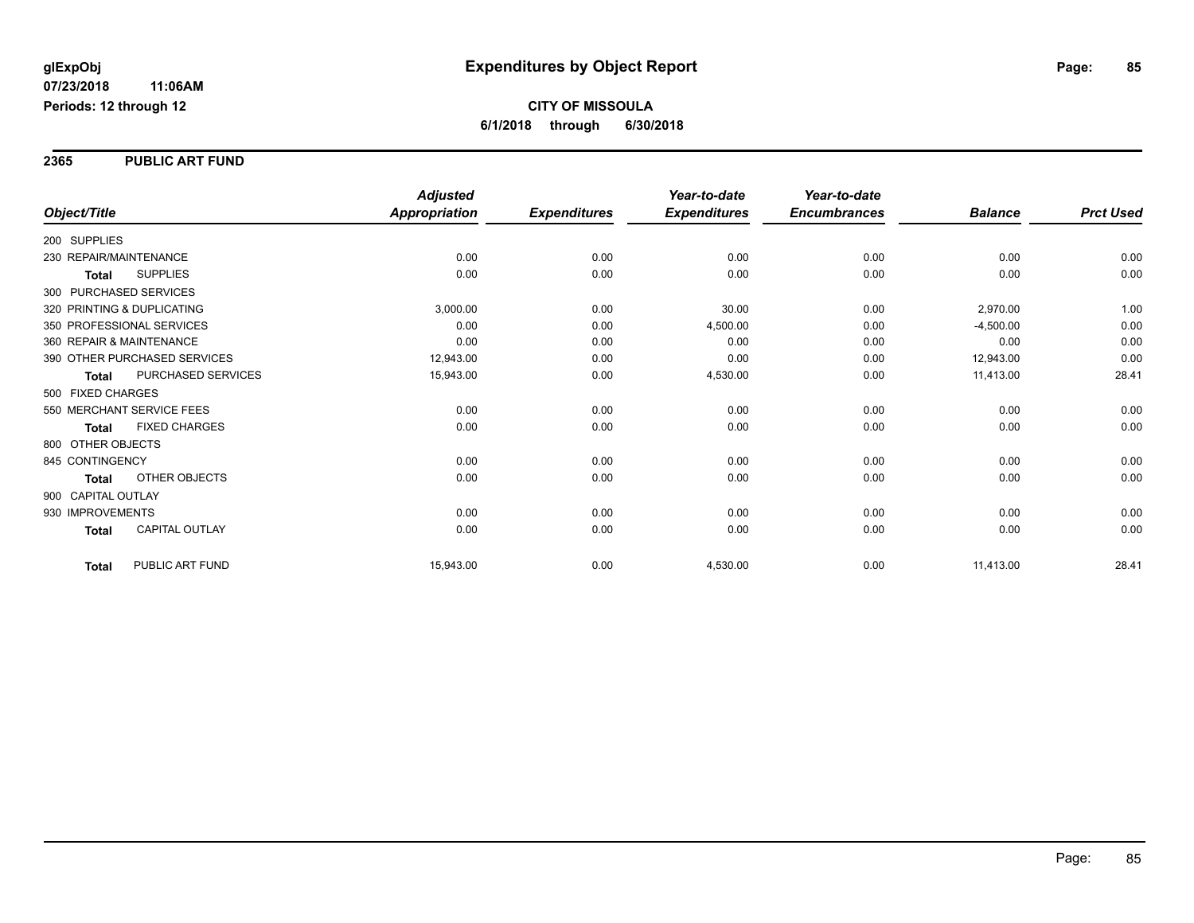glExpObj
07/23/2018 11:06AM
Periods: 12 through 12

# Expenditures by Object Report

**CITY OF MISSOULA**
**6/1/2018 through 6/30/2018**

## 2365 PUBLIC ART FUND

| Object/Title | | Adjusted Appropriation | Expenditures | Year-to-date Expenditures | Year-to-date Encumbrances | Balance | Prct Used |
|---|---|---|---|---|---|---|---|
| 200 SUPPLIES | | | | | | | |
| 230 REPAIR/MAINTENANCE | | 0.00 | 0.00 | 0.00 | 0.00 | 0.00 | 0.00 |
| **Total** | SUPPLIES | 0.00 | 0.00 | 0.00 | 0.00 | 0.00 | 0.00 |
| 300 PURCHASED SERVICES | | | | | | | |
| 320 PRINTING & DUPLICATING | | 3,000.00 | 0.00 | 30.00 | 0.00 | 2,970.00 | 1.00 |
| 350 PROFESSIONAL SERVICES | | 0.00 | 0.00 | 4,500.00 | 0.00 | -4,500.00 | 0.00 |
| 360 REPAIR & MAINTENANCE | | 0.00 | 0.00 | 0.00 | 0.00 | 0.00 | 0.00 |
| 390 OTHER PURCHASED SERVICES | | 12,943.00 | 0.00 | 0.00 | 0.00 | 12,943.00 | 0.00 |
| **Total** | PURCHASED SERVICES | 15,943.00 | 0.00 | 4,530.00 | 0.00 | 11,413.00 | 28.41 |
| 500 FIXED CHARGES | | | | | | | |
| 550 MERCHANT SERVICE FEES | | 0.00 | 0.00 | 0.00 | 0.00 | 0.00 | 0.00 |
| **Total** | FIXED CHARGES | 0.00 | 0.00 | 0.00 | 0.00 | 0.00 | 0.00 |
| 800 OTHER OBJECTS | | | | | | | |
| 845 CONTINGENCY | | 0.00 | 0.00 | 0.00 | 0.00 | 0.00 | 0.00 |
| **Total** | OTHER OBJECTS | 0.00 | 0.00 | 0.00 | 0.00 | 0.00 | 0.00 |
| 900 CAPITAL OUTLAY | | | | | | | |
| 930 IMPROVEMENTS | | 0.00 | 0.00 | 0.00 | 0.00 | 0.00 | 0.00 |
| **Total** | CAPITAL OUTLAY | 0.00 | 0.00 | 0.00 | 0.00 | 0.00 | 0.00 |
| **Total** | PUBLIC ART FUND | 15,943.00 | 0.00 | 4,530.00 | 0.00 | 11,413.00 | 28.41 |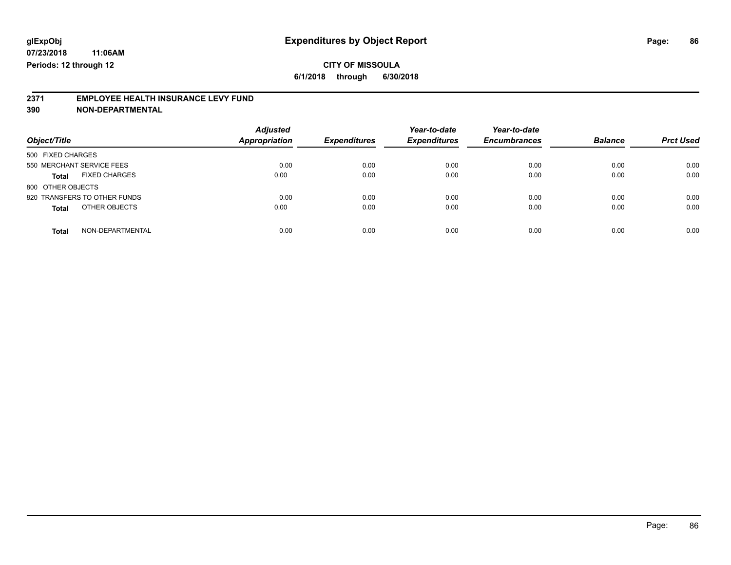# Expenditures by Object Report

glExpObj
07/23/2018 11:06AM
Periods: 12 through 12

**CITY OF MISSOULA**
**6/1/2018 through 6/30/2018**

**2371 EMPLOYEE HEALTH INSURANCE LEVY FUND**
**390 NON-DEPARTMENTAL**

| Object/Title | Adjusted Appropriation | Expenditures | Year-to-date Expenditures | Year-to-date Encumbrances | Balance | Prct Used |
|---|---|---|---|---|---|---|
| 500 FIXED CHARGES | | | | | | |
| 550 MERCHANT SERVICE FEES | 0.00 | 0.00 | 0.00 | 0.00 | 0.00 | 0.00 |
| **Total** FIXED CHARGES | 0.00 | 0.00 | 0.00 | 0.00 | 0.00 | 0.00 |
| 800 OTHER OBJECTS | | | | | | |
| 820 TRANSFERS TO OTHER FUNDS | 0.00 | 0.00 | 0.00 | 0.00 | 0.00 | 0.00 |
| **Total** OTHER OBJECTS | 0.00 | 0.00 | 0.00 | 0.00 | 0.00 | 0.00 |
| **Total** NON-DEPARTMENTAL | 0.00 | 0.00 | 0.00 | 0.00 | 0.00 | 0.00 |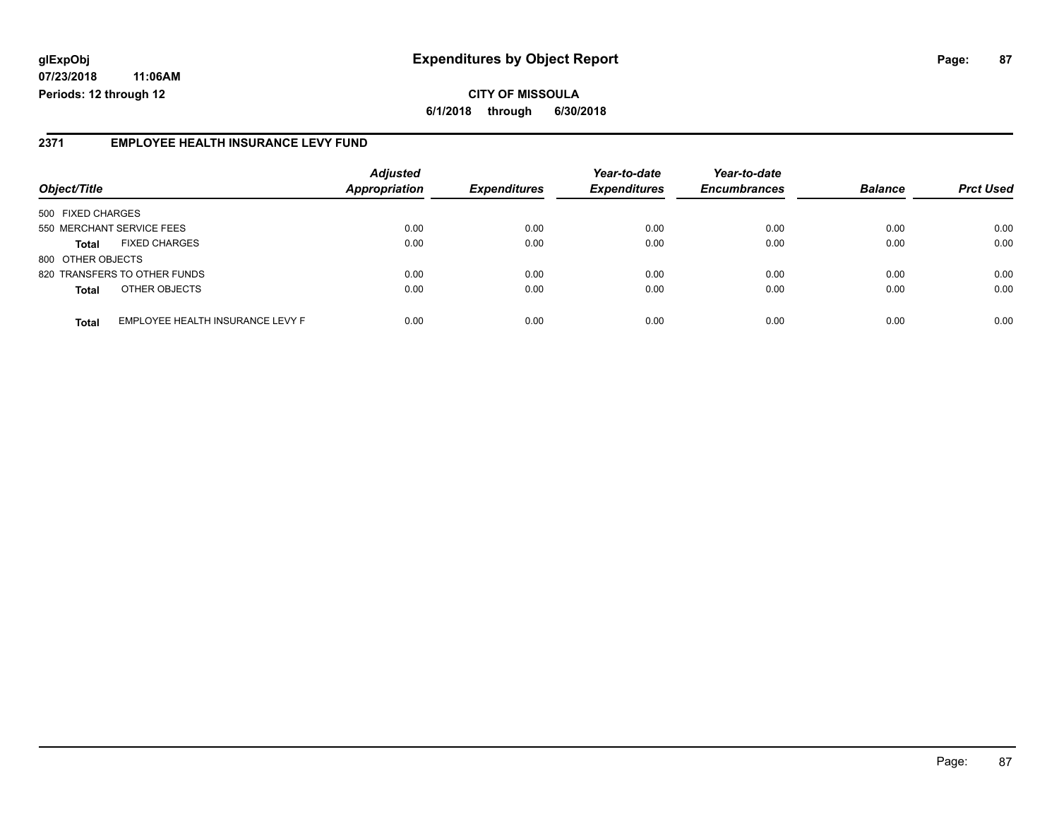# Expenditures by Object Report

glExpObj
07/23/2018 11:06AM
Periods: 12 through 12

**CITY OF MISSOULA**
**6/1/2018 through 6/30/2018**

## 2371 EMPLOYEE HEALTH INSURANCE LEVY FUND

| Object/Title | Adjusted Appropriation | Expenditures | Year-to-date Expenditures | Year-to-date Encumbrances | Balance | Prct Used |
|---|---|---|---|---|---|---|
| 500 FIXED CHARGES | | | | | | |
| 550 MERCHANT SERVICE FEES | 0.00 | 0.00 | 0.00 | 0.00 | 0.00 | 0.00 |
| **Total** FIXED CHARGES | 0.00 | 0.00 | 0.00 | 0.00 | 0.00 | 0.00 |
| 800 OTHER OBJECTS | | | | | | |
| 820 TRANSFERS TO OTHER FUNDS | 0.00 | 0.00 | 0.00 | 0.00 | 0.00 | 0.00 |
| **Total** OTHER OBJECTS | 0.00 | 0.00 | 0.00 | 0.00 | 0.00 | 0.00 |
| **Total** EMPLOYEE HEALTH INSURANCE LEVY F | 0.00 | 0.00 | 0.00 | 0.00 | 0.00 | 0.00 |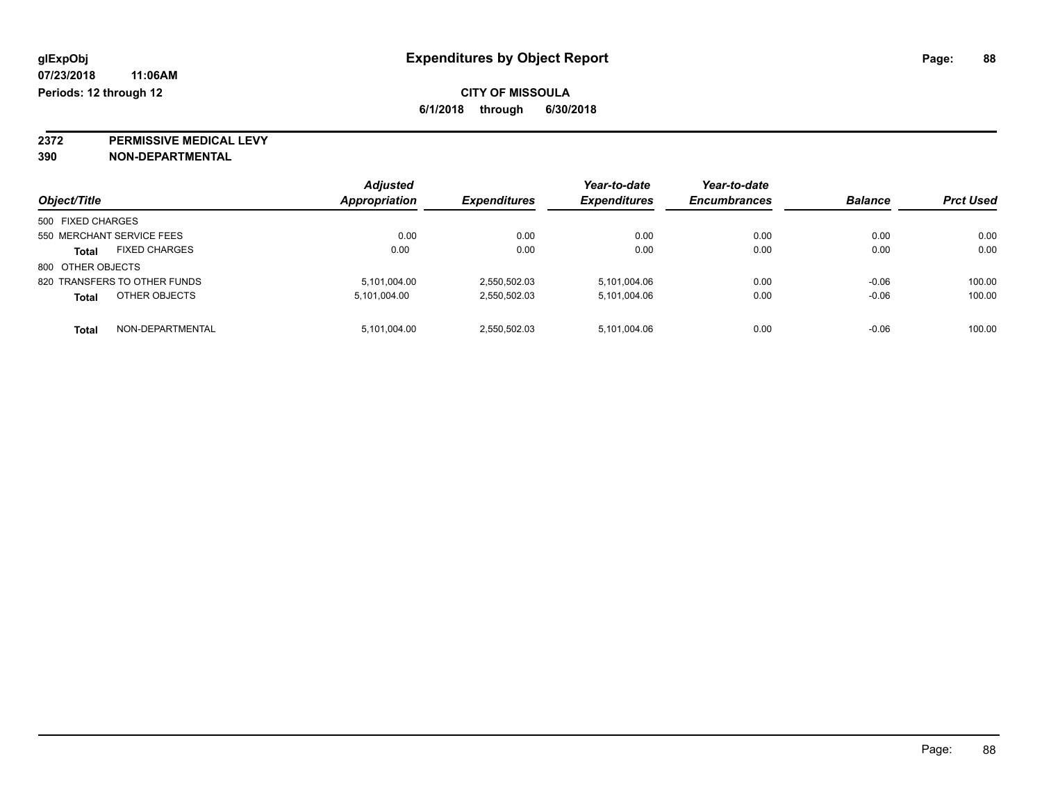glExpObj
07/23/2018 11:06AM
Periods: 12 through 12

# Expenditures by Object Report

**CITY OF MISSOULA**
**6/1/2018 through 6/30/2018**

**2372 PERMISSIVE MEDICAL LEVY**
**390 NON-DEPARTMENTAL**

| Object/Title | | Adjusted Appropriation | Expenditures | Year-to-date Expenditures | Year-to-date Encumbrances | Balance | Prct Used |
|---|---|---|---|---|---|---|---|
| 500 FIXED CHARGES | | | | | | | |
| 550 MERCHANT SERVICE FEES | | 0.00 | 0.00 | 0.00 | 0.00 | 0.00 | 0.00 |
| **Total** | FIXED CHARGES | 0.00 | 0.00 | 0.00 | 0.00 | 0.00 | 0.00 |
| 800 OTHER OBJECTS | | | | | | | |
| 820 TRANSFERS TO OTHER FUNDS | | 5,101,004.00 | 2,550,502.03 | 5,101,004.06 | 0.00 | -0.06 | 100.00 |
| **Total** | OTHER OBJECTS | 5,101,004.00 | 2,550,502.03 | 5,101,004.06 | 0.00 | -0.06 | 100.00 |
| **Total** | NON-DEPARTMENTAL | 5,101,004.00 | 2,550,502.03 | 5,101,004.06 | 0.00 | -0.06 | 100.00 |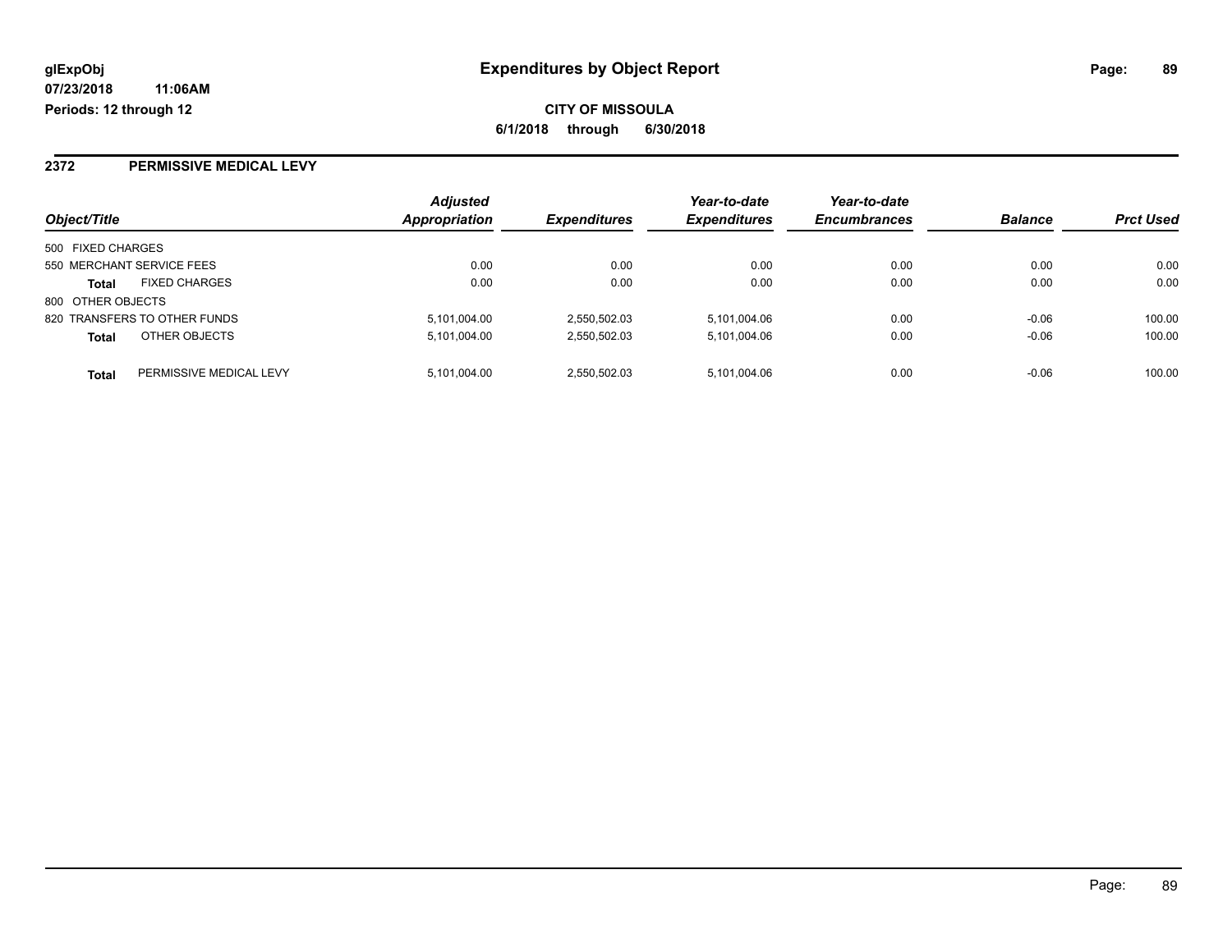# Expenditures by Object Report

glExpObj
07/23/2018 11:06AM
Periods: 12 through 12

**CITY OF MISSOULA**
**6/1/2018 through 6/30/2018**

## 2372 PERMISSIVE MEDICAL LEVY

| Object/Title | | Adjusted Appropriation | Expenditures | Year-to-date Expenditures | Year-to-date Encumbrances | Balance | Prct Used |
|---|---|---|---|---|---|---|---|
| 500 FIXED CHARGES | | | | | | | |
| 550 MERCHANT SERVICE FEES | | 0.00 | 0.00 | 0.00 | 0.00 | 0.00 | 0.00 |
| **Total** | FIXED CHARGES | 0.00 | 0.00 | 0.00 | 0.00 | 0.00 | 0.00 |
| 800 OTHER OBJECTS | | | | | | | |
| 820 TRANSFERS TO OTHER FUNDS | | 5,101,004.00 | 2,550,502.03 | 5,101,004.06 | 0.00 | -0.06 | 100.00 |
| **Total** | OTHER OBJECTS | 5,101,004.00 | 2,550,502.03 | 5,101,004.06 | 0.00 | -0.06 | 100.00 |
| **Total** | PERMISSIVE MEDICAL LEVY | 5,101,004.00 | 2,550,502.03 | 5,101,004.06 | 0.00 | -0.06 | 100.00 |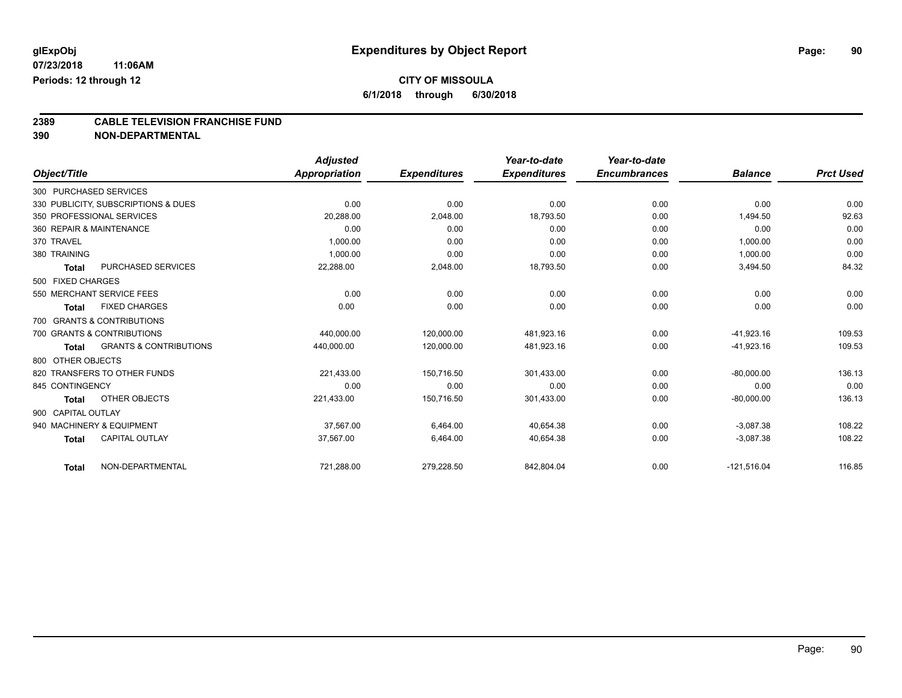glExpObj
07/23/2018 11:06AM
Periods: 12 through 12

# Expenditures by Object Report

**CITY OF MISSOULA**
**6/1/2018 through 6/30/2018**

**2389 CABLE TELEVISION FRANCHISE FUND**
**390 NON-DEPARTMENTAL**

| Object/Title | Adjusted Appropriation | Expenditures | Year-to-date Expenditures | Year-to-date Encumbrances | Balance | Prct Used |
|---|---|---|---|---|---|---|
| 300 PURCHASED SERVICES | | | | | | |
| 330 PUBLICITY, SUBSCRIPTIONS & DUES | 0.00 | 0.00 | 0.00 | 0.00 | 0.00 | 0.00 |
| 350 PROFESSIONAL SERVICES | 20,288.00 | 2,048.00 | 18,793.50 | 0.00 | 1,494.50 | 92.63 |
| 360 REPAIR & MAINTENANCE | 0.00 | 0.00 | 0.00 | 0.00 | 0.00 | 0.00 |
| 370 TRAVEL | 1,000.00 | 0.00 | 0.00 | 0.00 | 1,000.00 | 0.00 |
| 380 TRAINING | 1,000.00 | 0.00 | 0.00 | 0.00 | 1,000.00 | 0.00 |
| **Total** PURCHASED SERVICES | 22,288.00 | 2,048.00 | 18,793.50 | 0.00 | 3,494.50 | 84.32 |
| 500 FIXED CHARGES | | | | | | |
| 550 MERCHANT SERVICE FEES | 0.00 | 0.00 | 0.00 | 0.00 | 0.00 | 0.00 |
| **Total** FIXED CHARGES | 0.00 | 0.00 | 0.00 | 0.00 | 0.00 | 0.00 |
| 700 GRANTS & CONTRIBUTIONS | | | | | | |
| 700 GRANTS & CONTRIBUTIONS | 440,000.00 | 120,000.00 | 481,923.16 | 0.00 | -41,923.16 | 109.53 |
| **Total** GRANTS & CONTRIBUTIONS | 440,000.00 | 120,000.00 | 481,923.16 | 0.00 | -41,923.16 | 109.53 |
| 800 OTHER OBJECTS | | | | | | |
| 820 TRANSFERS TO OTHER FUNDS | 221,433.00 | 150,716.50 | 301,433.00 | 0.00 | -80,000.00 | 136.13 |
| 845 CONTINGENCY | 0.00 | 0.00 | 0.00 | 0.00 | 0.00 | 0.00 |
| **Total** OTHER OBJECTS | 221,433.00 | 150,716.50 | 301,433.00 | 0.00 | -80,000.00 | 136.13 |
| 900 CAPITAL OUTLAY | | | | | | |
| 940 MACHINERY & EQUIPMENT | 37,567.00 | 6,464.00 | 40,654.38 | 0.00 | -3,087.38 | 108.22 |
| **Total** CAPITAL OUTLAY | 37,567.00 | 6,464.00 | 40,654.38 | 0.00 | -3,087.38 | 108.22 |
| **Total** NON-DEPARTMENTAL | 721,288.00 | 279,228.50 | 842,804.04 | 0.00 | -121,516.04 | 116.85 |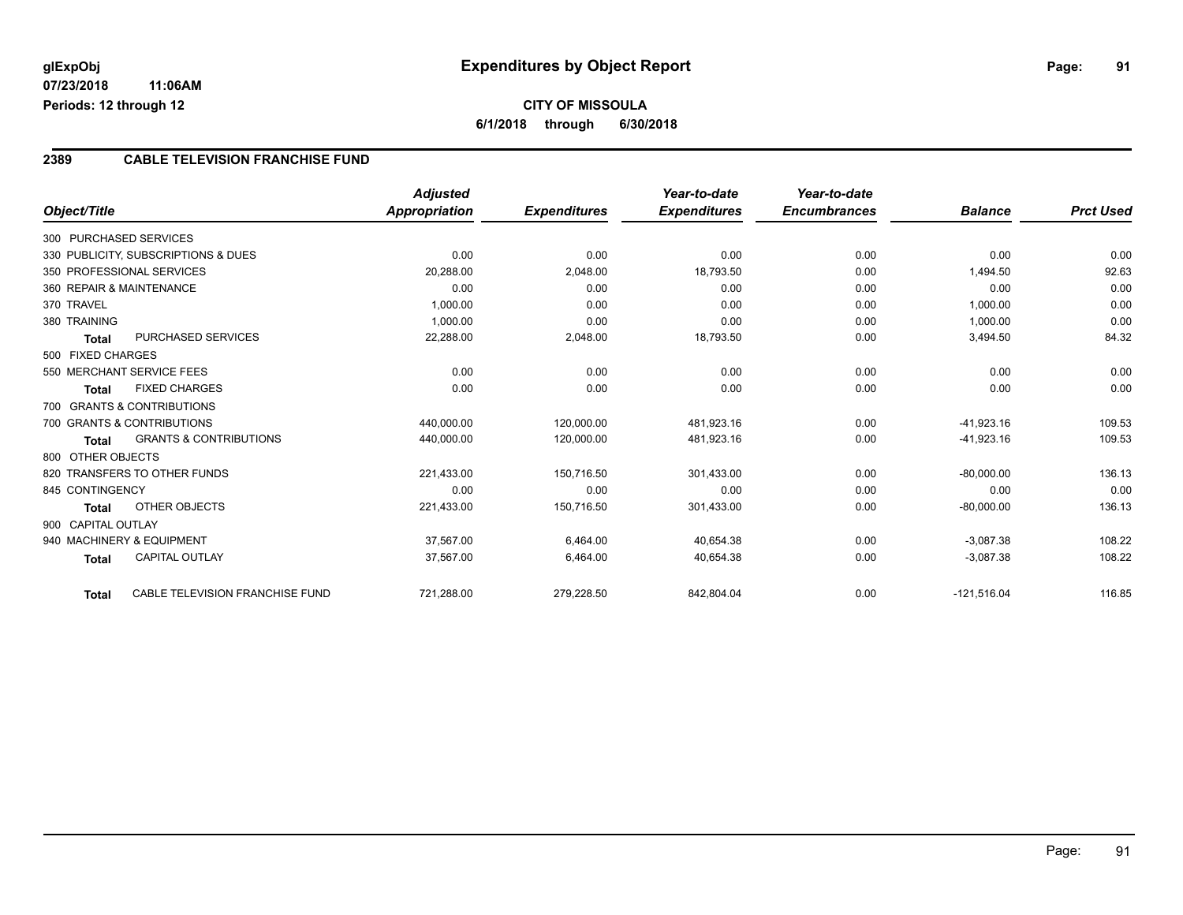# Expenditures by Object Report

glExpObj
07/23/2018 11:06AM
Periods: 12 through 12

**CITY OF MISSOULA**
**6/1/2018 through 6/30/2018**

## 2389 CABLE TELEVISION FRANCHISE FUND

| Object/Title | Adjusted Appropriation | Expenditures | Year-to-date Expenditures | Year-to-date Encumbrances | Balance | Prct Used |
|---|---|---|---|---|---|---|
| 300 PURCHASED SERVICES | | | | | | |
| 330 PUBLICITY, SUBSCRIPTIONS & DUES | 0.00 | 0.00 | 0.00 | 0.00 | 0.00 | 0.00 |
| 350 PROFESSIONAL SERVICES | 20,288.00 | 2,048.00 | 18,793.50 | 0.00 | 1,494.50 | 92.63 |
| 360 REPAIR & MAINTENANCE | 0.00 | 0.00 | 0.00 | 0.00 | 0.00 | 0.00 |
| 370 TRAVEL | 1,000.00 | 0.00 | 0.00 | 0.00 | 1,000.00 | 0.00 |
| 380 TRAINING | 1,000.00 | 0.00 | 0.00 | 0.00 | 1,000.00 | 0.00 |
| **Total** PURCHASED SERVICES | 22,288.00 | 2,048.00 | 18,793.50 | 0.00 | 3,494.50 | 84.32 |
| 500 FIXED CHARGES | | | | | | |
| 550 MERCHANT SERVICE FEES | 0.00 | 0.00 | 0.00 | 0.00 | 0.00 | 0.00 |
| **Total** FIXED CHARGES | 0.00 | 0.00 | 0.00 | 0.00 | 0.00 | 0.00 |
| 700 GRANTS & CONTRIBUTIONS | | | | | | |
| 700 GRANTS & CONTRIBUTIONS | 440,000.00 | 120,000.00 | 481,923.16 | 0.00 | -41,923.16 | 109.53 |
| **Total** GRANTS & CONTRIBUTIONS | 440,000.00 | 120,000.00 | 481,923.16 | 0.00 | -41,923.16 | 109.53 |
| 800 OTHER OBJECTS | | | | | | |
| 820 TRANSFERS TO OTHER FUNDS | 221,433.00 | 150,716.50 | 301,433.00 | 0.00 | -80,000.00 | 136.13 |
| 845 CONTINGENCY | 0.00 | 0.00 | 0.00 | 0.00 | 0.00 | 0.00 |
| **Total** OTHER OBJECTS | 221,433.00 | 150,716.50 | 301,433.00 | 0.00 | -80,000.00 | 136.13 |
| 900 CAPITAL OUTLAY | | | | | | |
| 940 MACHINERY & EQUIPMENT | 37,567.00 | 6,464.00 | 40,654.38 | 0.00 | -3,087.38 | 108.22 |
| **Total** CAPITAL OUTLAY | 37,567.00 | 6,464.00 | 40,654.38 | 0.00 | -3,087.38 | 108.22 |
| **Total** CABLE TELEVISION FRANCHISE FUND | 721,288.00 | 279,228.50 | 842,804.04 | 0.00 | -121,516.04 | 116.85 |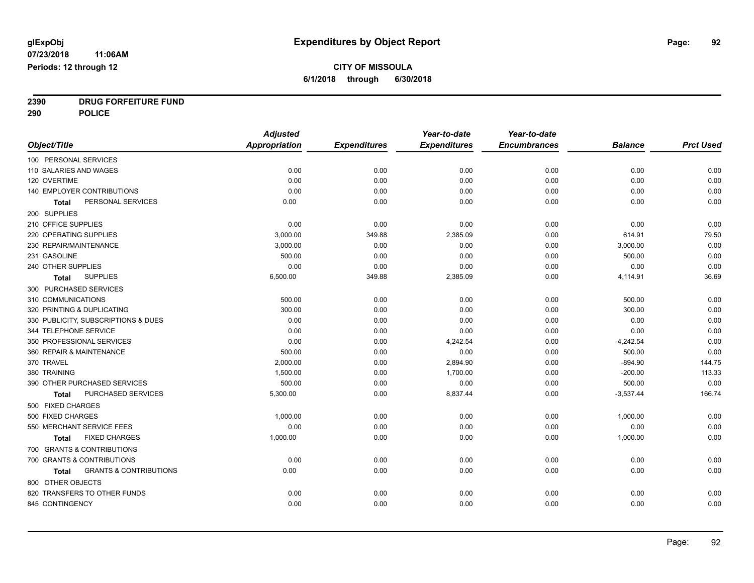**glExpObj** — **Expenditures by Object Report**

**07/23/2018 11:06AM**

**Periods: 12 through 12**

**CITY OF MISSOULA**

**6/1/2018 through 6/30/2018**

**2390 DRUG FORFEITURE FUND**

**290 POLICE**

| Object/Title | Adjusted Appropriation | Expenditures | Year-to-date Expenditures | Year-to-date Encumbrances | Balance | Prct Used |
|---|---|---|---|---|---|---|
| 100 PERSONAL SERVICES | | | | | | |
| 110 SALARIES AND WAGES | 0.00 | 0.00 | 0.00 | 0.00 | 0.00 | 0.00 |
| 120 OVERTIME | 0.00 | 0.00 | 0.00 | 0.00 | 0.00 | 0.00 |
| 140 EMPLOYER CONTRIBUTIONS | 0.00 | 0.00 | 0.00 | 0.00 | 0.00 | 0.00 |
| **Total** PERSONAL SERVICES | 0.00 | 0.00 | 0.00 | 0.00 | 0.00 | 0.00 |
| 200 SUPPLIES | | | | | | |
| 210 OFFICE SUPPLIES | 0.00 | 0.00 | 0.00 | 0.00 | 0.00 | 0.00 |
| 220 OPERATING SUPPLIES | 3,000.00 | 349.88 | 2,385.09 | 0.00 | 614.91 | 79.50 |
| 230 REPAIR/MAINTENANCE | 3,000.00 | 0.00 | 0.00 | 0.00 | 3,000.00 | 0.00 |
| 231 GASOLINE | 500.00 | 0.00 | 0.00 | 0.00 | 500.00 | 0.00 |
| 240 OTHER SUPPLIES | 0.00 | 0.00 | 0.00 | 0.00 | 0.00 | 0.00 |
| **Total** SUPPLIES | 6,500.00 | 349.88 | 2,385.09 | 0.00 | 4,114.91 | 36.69 |
| 300 PURCHASED SERVICES | | | | | | |
| 310 COMMUNICATIONS | 500.00 | 0.00 | 0.00 | 0.00 | 500.00 | 0.00 |
| 320 PRINTING & DUPLICATING | 300.00 | 0.00 | 0.00 | 0.00 | 300.00 | 0.00 |
| 330 PUBLICITY, SUBSCRIPTIONS & DUES | 0.00 | 0.00 | 0.00 | 0.00 | 0.00 | 0.00 |
| 344 TELEPHONE SERVICE | 0.00 | 0.00 | 0.00 | 0.00 | 0.00 | 0.00 |
| 350 PROFESSIONAL SERVICES | 0.00 | 0.00 | 4,242.54 | 0.00 | -4,242.54 | 0.00 |
| 360 REPAIR & MAINTENANCE | 500.00 | 0.00 | 0.00 | 0.00 | 500.00 | 0.00 |
| 370 TRAVEL | 2,000.00 | 0.00 | 2,894.90 | 0.00 | -894.90 | 144.75 |
| 380 TRAINING | 1,500.00 | 0.00 | 1,700.00 | 0.00 | -200.00 | 113.33 |
| 390 OTHER PURCHASED SERVICES | 500.00 | 0.00 | 0.00 | 0.00 | 500.00 | 0.00 |
| **Total** PURCHASED SERVICES | 5,300.00 | 0.00 | 8,837.44 | 0.00 | -3,537.44 | 166.74 |
| 500 FIXED CHARGES | | | | | | |
| 500 FIXED CHARGES | 1,000.00 | 0.00 | 0.00 | 0.00 | 1,000.00 | 0.00 |
| 550 MERCHANT SERVICE FEES | 0.00 | 0.00 | 0.00 | 0.00 | 0.00 | 0.00 |
| **Total** FIXED CHARGES | 1,000.00 | 0.00 | 0.00 | 0.00 | 1,000.00 | 0.00 |
| 700 GRANTS & CONTRIBUTIONS | | | | | | |
| 700 GRANTS & CONTRIBUTIONS | 0.00 | 0.00 | 0.00 | 0.00 | 0.00 | 0.00 |
| **Total** GRANTS & CONTRIBUTIONS | 0.00 | 0.00 | 0.00 | 0.00 | 0.00 | 0.00 |
| 800 OTHER OBJECTS | | | | | | |
| 820 TRANSFERS TO OTHER FUNDS | 0.00 | 0.00 | 0.00 | 0.00 | 0.00 | 0.00 |
| 845 CONTINGENCY | 0.00 | 0.00 | 0.00 | 0.00 | 0.00 | 0.00 |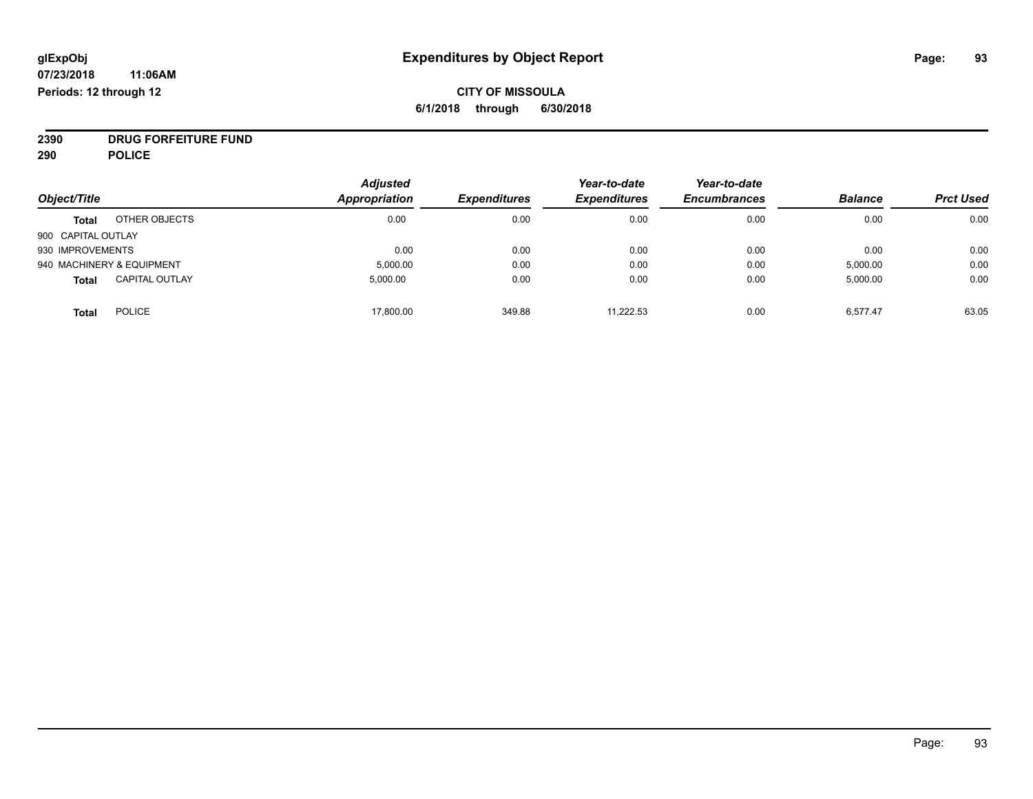**glExpObj** | **Expenditures by Object Report**

**07/23/2018 11:06AM**

**Periods: 12 through 12**

**CITY OF MISSOULA**

**6/1/2018 through 6/30/2018**

**2390 DRUG FORFEITURE FUND**

**290 POLICE**

| Object/Title | Adjusted Appropriation | Expenditures | Year-to-date Expenditures | Year-to-date Encumbrances | Balance | Prct Used |
|---|---|---|---|---|---|---|
| **Total** OTHER OBJECTS | 0.00 | 0.00 | 0.00 | 0.00 | 0.00 | 0.00 |
| 900 CAPITAL OUTLAY | | | | | | |
| 930 IMPROVEMENTS | 0.00 | 0.00 | 0.00 | 0.00 | 0.00 | 0.00 |
| 940 MACHINERY & EQUIPMENT | 5,000.00 | 0.00 | 0.00 | 0.00 | 5,000.00 | 0.00 |
| **Total** CAPITAL OUTLAY | 5,000.00 | 0.00 | 0.00 | 0.00 | 5,000.00 | 0.00 |
| **Total** POLICE | 17,800.00 | 349.88 | 11,222.53 | 0.00 | 6,577.47 | 63.05 |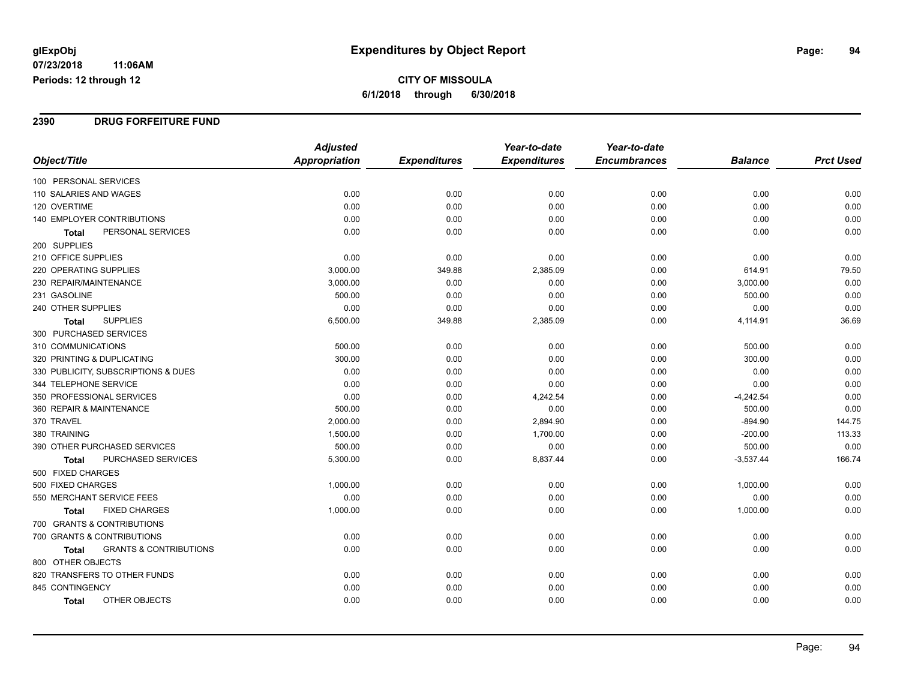glExpObj
07/23/2018 11:06AM
Periods: 12 through 12

# Expenditures by Object Report

**CITY OF MISSOULA**
**6/1/2018 through 6/30/2018**

## 2390 DRUG FORFEITURE FUND

| Object/Title | Adjusted Appropriation | Expenditures | Year-to-date Expenditures | Year-to-date Encumbrances | Balance | Prct Used |
|---|---|---|---|---|---|---|
| 100 PERSONAL SERVICES | | | | | | |
| 110 SALARIES AND WAGES | 0.00 | 0.00 | 0.00 | 0.00 | 0.00 | 0.00 |
| 120 OVERTIME | 0.00 | 0.00 | 0.00 | 0.00 | 0.00 | 0.00 |
| 140 EMPLOYER CONTRIBUTIONS | 0.00 | 0.00 | 0.00 | 0.00 | 0.00 | 0.00 |
| **Total** PERSONAL SERVICES | 0.00 | 0.00 | 0.00 | 0.00 | 0.00 | 0.00 |
| 200 SUPPLIES | | | | | | |
| 210 OFFICE SUPPLIES | 0.00 | 0.00 | 0.00 | 0.00 | 0.00 | 0.00 |
| 220 OPERATING SUPPLIES | 3,000.00 | 349.88 | 2,385.09 | 0.00 | 614.91 | 79.50 |
| 230 REPAIR/MAINTENANCE | 3,000.00 | 0.00 | 0.00 | 0.00 | 3,000.00 | 0.00 |
| 231 GASOLINE | 500.00 | 0.00 | 0.00 | 0.00 | 500.00 | 0.00 |
| 240 OTHER SUPPLIES | 0.00 | 0.00 | 0.00 | 0.00 | 0.00 | 0.00 |
| **Total** SUPPLIES | 6,500.00 | 349.88 | 2,385.09 | 0.00 | 4,114.91 | 36.69 |
| 300 PURCHASED SERVICES | | | | | | |
| 310 COMMUNICATIONS | 500.00 | 0.00 | 0.00 | 0.00 | 500.00 | 0.00 |
| 320 PRINTING & DUPLICATING | 300.00 | 0.00 | 0.00 | 0.00 | 300.00 | 0.00 |
| 330 PUBLICITY, SUBSCRIPTIONS & DUES | 0.00 | 0.00 | 0.00 | 0.00 | 0.00 | 0.00 |
| 344 TELEPHONE SERVICE | 0.00 | 0.00 | 0.00 | 0.00 | 0.00 | 0.00 |
| 350 PROFESSIONAL SERVICES | 0.00 | 0.00 | 4,242.54 | 0.00 | -4,242.54 | 0.00 |
| 360 REPAIR & MAINTENANCE | 500.00 | 0.00 | 0.00 | 0.00 | 500.00 | 0.00 |
| 370 TRAVEL | 2,000.00 | 0.00 | 2,894.90 | 0.00 | -894.90 | 144.75 |
| 380 TRAINING | 1,500.00 | 0.00 | 1,700.00 | 0.00 | -200.00 | 113.33 |
| 390 OTHER PURCHASED SERVICES | 500.00 | 0.00 | 0.00 | 0.00 | 500.00 | 0.00 |
| **Total** PURCHASED SERVICES | 5,300.00 | 0.00 | 8,837.44 | 0.00 | -3,537.44 | 166.74 |
| 500 FIXED CHARGES | | | | | | |
| 500 FIXED CHARGES | 1,000.00 | 0.00 | 0.00 | 0.00 | 1,000.00 | 0.00 |
| 550 MERCHANT SERVICE FEES | 0.00 | 0.00 | 0.00 | 0.00 | 0.00 | 0.00 |
| **Total** FIXED CHARGES | 1,000.00 | 0.00 | 0.00 | 0.00 | 1,000.00 | 0.00 |
| 700 GRANTS & CONTRIBUTIONS | | | | | | |
| 700 GRANTS & CONTRIBUTIONS | 0.00 | 0.00 | 0.00 | 0.00 | 0.00 | 0.00 |
| **Total** GRANTS & CONTRIBUTIONS | 0.00 | 0.00 | 0.00 | 0.00 | 0.00 | 0.00 |
| 800 OTHER OBJECTS | | | | | | |
| 820 TRANSFERS TO OTHER FUNDS | 0.00 | 0.00 | 0.00 | 0.00 | 0.00 | 0.00 |
| 845 CONTINGENCY | 0.00 | 0.00 | 0.00 | 0.00 | 0.00 | 0.00 |
| **Total** OTHER OBJECTS | 0.00 | 0.00 | 0.00 | 0.00 | 0.00 | 0.00 |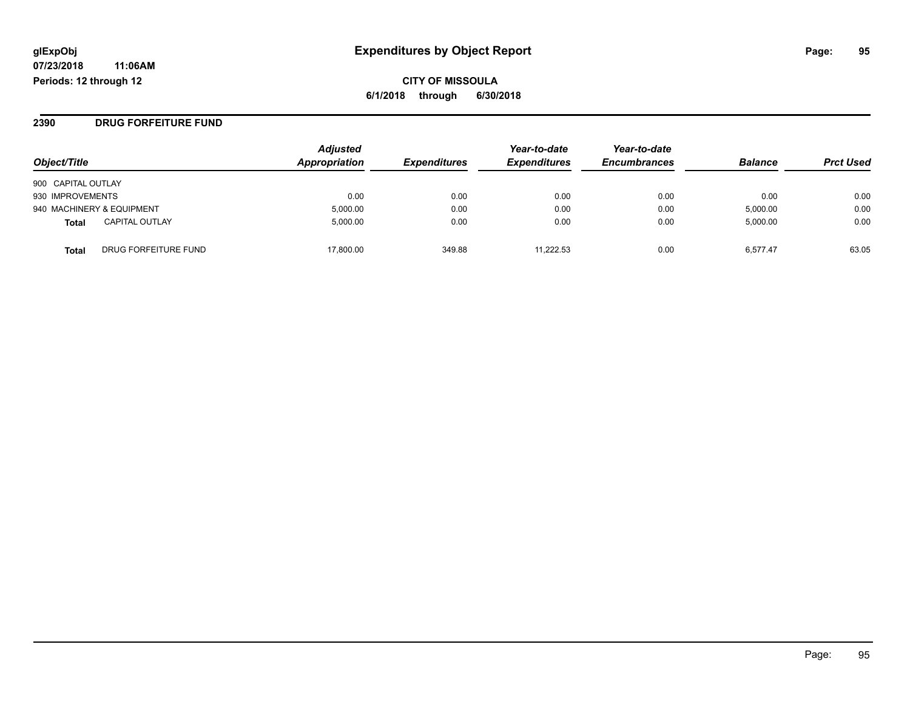**glExpObj**
**07/23/2018 11:06AM**
**Periods: 12 through 12**

# Expenditures by Object Report

**CITY OF MISSOULA**
**6/1/2018 through 6/30/2018**

## 2390 DRUG FORFEITURE FUND

| Object/Title | | Adjusted Appropriation | Expenditures | Year-to-date Expenditures | Year-to-date Encumbrances | Balance | Prct Used |
|---|---|---|---|---|---|---|---|
| 900 CAPITAL OUTLAY | | | | | | | |
| 930 IMPROVEMENTS | | 0.00 | 0.00 | 0.00 | 0.00 | 0.00 | 0.00 |
| 940 MACHINERY & EQUIPMENT | | 5,000.00 | 0.00 | 0.00 | 0.00 | 5,000.00 | 0.00 |
| **Total** | CAPITAL OUTLAY | 5,000.00 | 0.00 | 0.00 | 0.00 | 5,000.00 | 0.00 |
| **Total** | DRUG FORFEITURE FUND | 17,800.00 | 349.88 | 11,222.53 | 0.00 | 6,577.47 | 63.05 |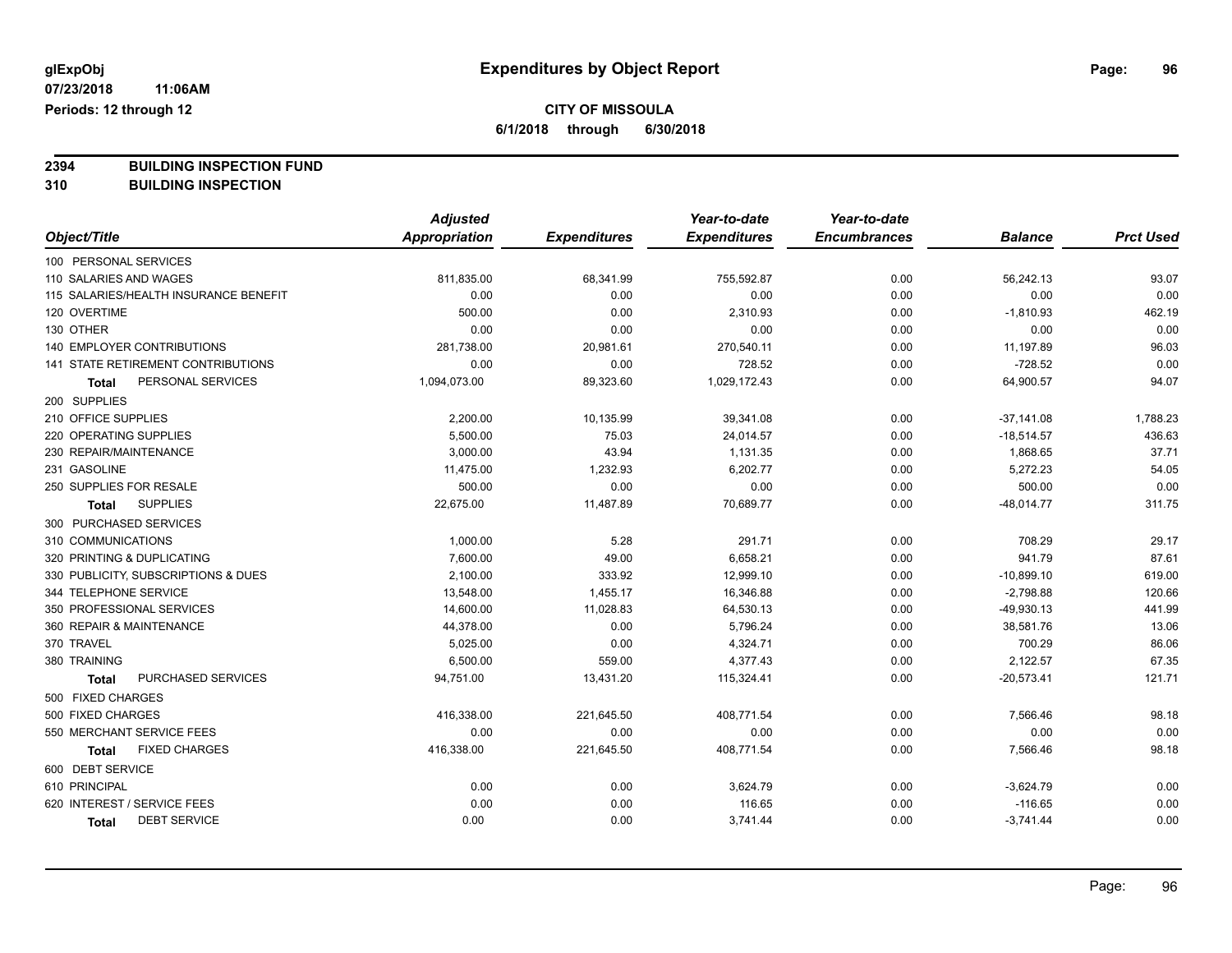glExpObj
07/23/2018 11:06AM
Periods: 12 through 12

# Expenditures by Object Report

**CITY OF MISSOULA**
**6/1/2018 through 6/30/2018**

**2394 BUILDING INSPECTION FUND**
**310 BUILDING INSPECTION**

| Object/Title | Adjusted Appropriation | Expenditures | Year-to-date Expenditures | Year-to-date Encumbrances | Balance | Prct Used |
|---|---|---|---|---|---|---|
| 100 PERSONAL SERVICES | | | | | | |
| 110 SALARIES AND WAGES | 811,835.00 | 68,341.99 | 755,592.87 | 0.00 | 56,242.13 | 93.07 |
| 115 SALARIES/HEALTH INSURANCE BENEFIT | 0.00 | 0.00 | 0.00 | 0.00 | 0.00 | 0.00 |
| 120 OVERTIME | 500.00 | 0.00 | 2,310.93 | 0.00 | -1,810.93 | 462.19 |
| 130 OTHER | 0.00 | 0.00 | 0.00 | 0.00 | 0.00 | 0.00 |
| 140 EMPLOYER CONTRIBUTIONS | 281,738.00 | 20,981.61 | 270,540.11 | 0.00 | 11,197.89 | 96.03 |
| 141 STATE RETIREMENT CONTRIBUTIONS | 0.00 | 0.00 | 728.52 | 0.00 | -728.52 | 0.00 |
| **Total** PERSONAL SERVICES | 1,094,073.00 | 89,323.60 | 1,029,172.43 | 0.00 | 64,900.57 | 94.07 |
| 200 SUPPLIES | | | | | | |
| 210 OFFICE SUPPLIES | 2,200.00 | 10,135.99 | 39,341.08 | 0.00 | -37,141.08 | 1,788.23 |
| 220 OPERATING SUPPLIES | 5,500.00 | 75.03 | 24,014.57 | 0.00 | -18,514.57 | 436.63 |
| 230 REPAIR/MAINTENANCE | 3,000.00 | 43.94 | 1,131.35 | 0.00 | 1,868.65 | 37.71 |
| 231 GASOLINE | 11,475.00 | 1,232.93 | 6,202.77 | 0.00 | 5,272.23 | 54.05 |
| 250 SUPPLIES FOR RESALE | 500.00 | 0.00 | 0.00 | 0.00 | 500.00 | 0.00 |
| **Total** SUPPLIES | 22,675.00 | 11,487.89 | 70,689.77 | 0.00 | -48,014.77 | 311.75 |
| 300 PURCHASED SERVICES | | | | | | |
| 310 COMMUNICATIONS | 1,000.00 | 5.28 | 291.71 | 0.00 | 708.29 | 29.17 |
| 320 PRINTING & DUPLICATING | 7,600.00 | 49.00 | 6,658.21 | 0.00 | 941.79 | 87.61 |
| 330 PUBLICITY, SUBSCRIPTIONS & DUES | 2,100.00 | 333.92 | 12,999.10 | 0.00 | -10,899.10 | 619.00 |
| 344 TELEPHONE SERVICE | 13,548.00 | 1,455.17 | 16,346.88 | 0.00 | -2,798.88 | 120.66 |
| 350 PROFESSIONAL SERVICES | 14,600.00 | 11,028.83 | 64,530.13 | 0.00 | -49,930.13 | 441.99 |
| 360 REPAIR & MAINTENANCE | 44,378.00 | 0.00 | 5,796.24 | 0.00 | 38,581.76 | 13.06 |
| 370 TRAVEL | 5,025.00 | 0.00 | 4,324.71 | 0.00 | 700.29 | 86.06 |
| 380 TRAINING | 6,500.00 | 559.00 | 4,377.43 | 0.00 | 2,122.57 | 67.35 |
| **Total** PURCHASED SERVICES | 94,751.00 | 13,431.20 | 115,324.41 | 0.00 | -20,573.41 | 121.71 |
| 500 FIXED CHARGES | | | | | | |
| 500 FIXED CHARGES | 416,338.00 | 221,645.50 | 408,771.54 | 0.00 | 7,566.46 | 98.18 |
| 550 MERCHANT SERVICE FEES | 0.00 | 0.00 | 0.00 | 0.00 | 0.00 | 0.00 |
| **Total** FIXED CHARGES | 416,338.00 | 221,645.50 | 408,771.54 | 0.00 | 7,566.46 | 98.18 |
| 600 DEBT SERVICE | | | | | | |
| 610 PRINCIPAL | 0.00 | 0.00 | 3,624.79 | 0.00 | -3,624.79 | 0.00 |
| 620 INTEREST / SERVICE FEES | 0.00 | 0.00 | 116.65 | 0.00 | -116.65 | 0.00 |
| **Total** DEBT SERVICE | 0.00 | 0.00 | 3,741.44 | 0.00 | -3,741.44 | 0.00 |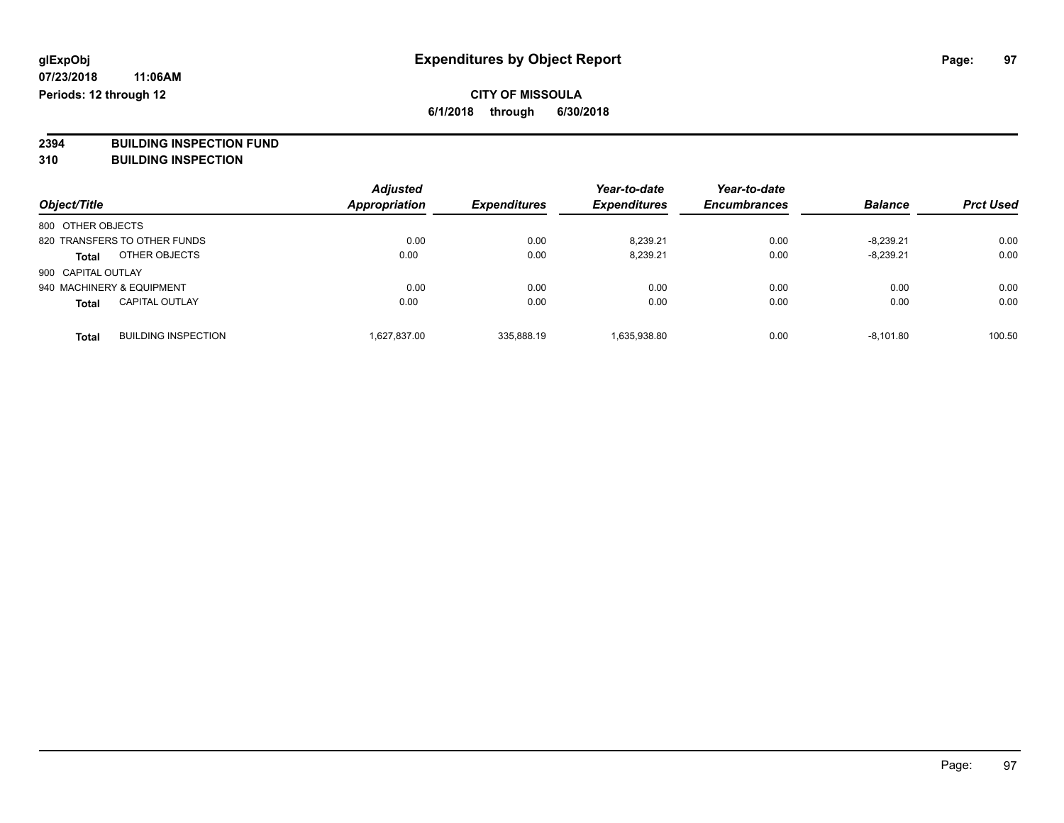**glExpObj** — **Expenditures by Object Report**

**07/23/2018 11:06AM**

**Periods: 12 through 12**

**CITY OF MISSOULA**

**6/1/2018 through 6/30/2018**

## 2394 BUILDING INSPECTION FUND
## 310 BUILDING INSPECTION

| Object/Title | Adjusted Appropriation | Expenditures | Year-to-date Expenditures | Year-to-date Encumbrances | Balance | Prct Used |
|---|---|---|---|---|---|---|
| 800 OTHER OBJECTS | | | | | | |
| 820 TRANSFERS TO OTHER FUNDS | 0.00 | 0.00 | 8,239.21 | 0.00 | -8,239.21 | 0.00 |
| **Total** OTHER OBJECTS | 0.00 | 0.00 | 8,239.21 | 0.00 | -8,239.21 | 0.00 |
| 900 CAPITAL OUTLAY | | | | | | |
| 940 MACHINERY & EQUIPMENT | 0.00 | 0.00 | 0.00 | 0.00 | 0.00 | 0.00 |
| **Total** CAPITAL OUTLAY | 0.00 | 0.00 | 0.00 | 0.00 | 0.00 | 0.00 |
| **Total** BUILDING INSPECTION | 1,627,837.00 | 335,888.19 | 1,635,938.80 | 0.00 | -8,101.80 | 100.50 |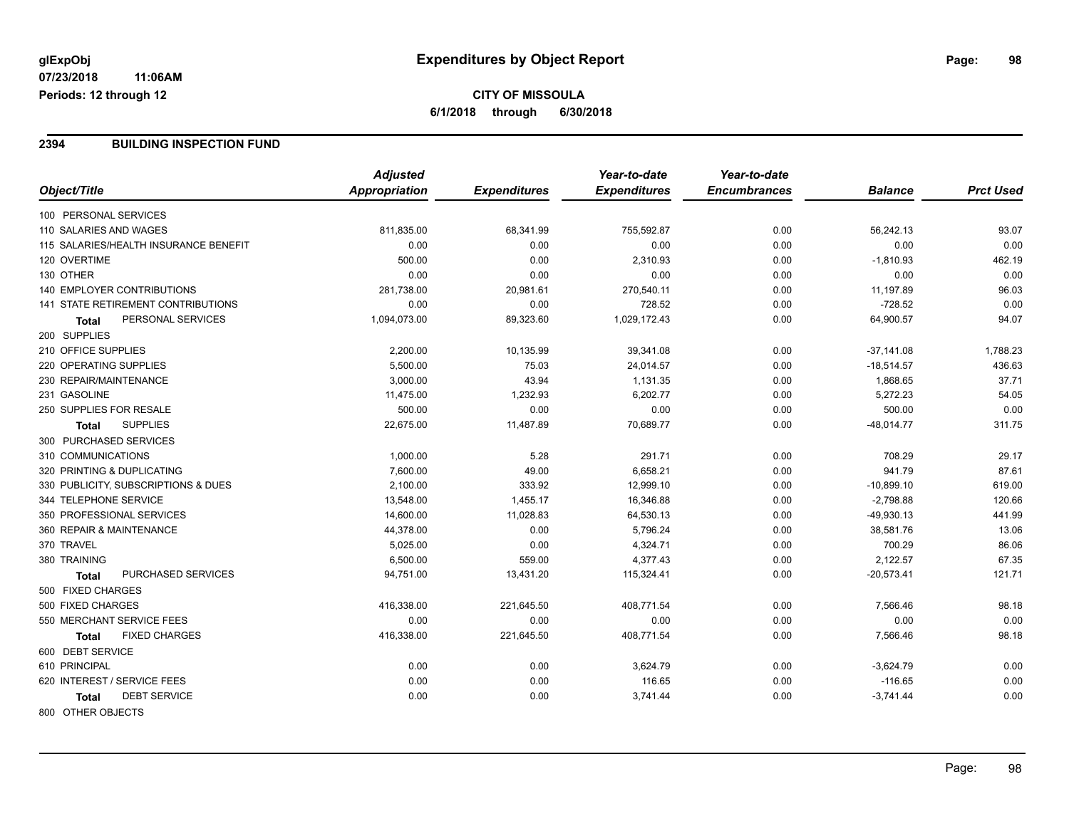# Expenditures by Object Report

glExpObj
07/23/2018 11:06AM
Periods: 12 through 12

**CITY OF MISSOULA**
**6/1/2018 through 6/30/2018**

## 2394 BUILDING INSPECTION FUND

| Object/Title | Adjusted Appropriation | Expenditures | Year-to-date Expenditures | Year-to-date Encumbrances | Balance | Prct Used |
|---|---|---|---|---|---|---|
| 100 PERSONAL SERVICES | | | | | | |
| 110 SALARIES AND WAGES | 811,835.00 | 68,341.99 | 755,592.87 | 0.00 | 56,242.13 | 93.07 |
| 115 SALARIES/HEALTH INSURANCE BENEFIT | 0.00 | 0.00 | 0.00 | 0.00 | 0.00 | 0.00 |
| 120 OVERTIME | 500.00 | 0.00 | 2,310.93 | 0.00 | -1,810.93 | 462.19 |
| 130 OTHER | 0.00 | 0.00 | 0.00 | 0.00 | 0.00 | 0.00 |
| 140 EMPLOYER CONTRIBUTIONS | 281,738.00 | 20,981.61 | 270,540.11 | 0.00 | 11,197.89 | 96.03 |
| 141 STATE RETIREMENT CONTRIBUTIONS | 0.00 | 0.00 | 728.52 | 0.00 | -728.52 | 0.00 |
| **Total** PERSONAL SERVICES | 1,094,073.00 | 89,323.60 | 1,029,172.43 | 0.00 | 64,900.57 | 94.07 |
| 200 SUPPLIES | | | | | | |
| 210 OFFICE SUPPLIES | 2,200.00 | 10,135.99 | 39,341.08 | 0.00 | -37,141.08 | 1,788.23 |
| 220 OPERATING SUPPLIES | 5,500.00 | 75.03 | 24,014.57 | 0.00 | -18,514.57 | 436.63 |
| 230 REPAIR/MAINTENANCE | 3,000.00 | 43.94 | 1,131.35 | 0.00 | 1,868.65 | 37.71 |
| 231 GASOLINE | 11,475.00 | 1,232.93 | 6,202.77 | 0.00 | 5,272.23 | 54.05 |
| 250 SUPPLIES FOR RESALE | 500.00 | 0.00 | 0.00 | 0.00 | 500.00 | 0.00 |
| **Total** SUPPLIES | 22,675.00 | 11,487.89 | 70,689.77 | 0.00 | -48,014.77 | 311.75 |
| 300 PURCHASED SERVICES | | | | | | |
| 310 COMMUNICATIONS | 1,000.00 | 5.28 | 291.71 | 0.00 | 708.29 | 29.17 |
| 320 PRINTING & DUPLICATING | 7,600.00 | 49.00 | 6,658.21 | 0.00 | 941.79 | 87.61 |
| 330 PUBLICITY, SUBSCRIPTIONS & DUES | 2,100.00 | 333.92 | 12,999.10 | 0.00 | -10,899.10 | 619.00 |
| 344 TELEPHONE SERVICE | 13,548.00 | 1,455.17 | 16,346.88 | 0.00 | -2,798.88 | 120.66 |
| 350 PROFESSIONAL SERVICES | 14,600.00 | 11,028.83 | 64,530.13 | 0.00 | -49,930.13 | 441.99 |
| 360 REPAIR & MAINTENANCE | 44,378.00 | 0.00 | 5,796.24 | 0.00 | 38,581.76 | 13.06 |
| 370 TRAVEL | 5,025.00 | 0.00 | 4,324.71 | 0.00 | 700.29 | 86.06 |
| 380 TRAINING | 6,500.00 | 559.00 | 4,377.43 | 0.00 | 2,122.57 | 67.35 |
| **Total** PURCHASED SERVICES | 94,751.00 | 13,431.20 | 115,324.41 | 0.00 | -20,573.41 | 121.71 |
| 500 FIXED CHARGES | | | | | | |
| 500 FIXED CHARGES | 416,338.00 | 221,645.50 | 408,771.54 | 0.00 | 7,566.46 | 98.18 |
| 550 MERCHANT SERVICE FEES | 0.00 | 0.00 | 0.00 | 0.00 | 0.00 | 0.00 |
| **Total** FIXED CHARGES | 416,338.00 | 221,645.50 | 408,771.54 | 0.00 | 7,566.46 | 98.18 |
| 600 DEBT SERVICE | | | | | | |
| 610 PRINCIPAL | 0.00 | 0.00 | 3,624.79 | 0.00 | -3,624.79 | 0.00 |
| 620 INTEREST / SERVICE FEES | 0.00 | 0.00 | 116.65 | 0.00 | -116.65 | 0.00 |
| **Total** DEBT SERVICE | 0.00 | 0.00 | 3,741.44 | 0.00 | -3,741.44 | 0.00 |
| 800 OTHER OBJECTS | | | | | | |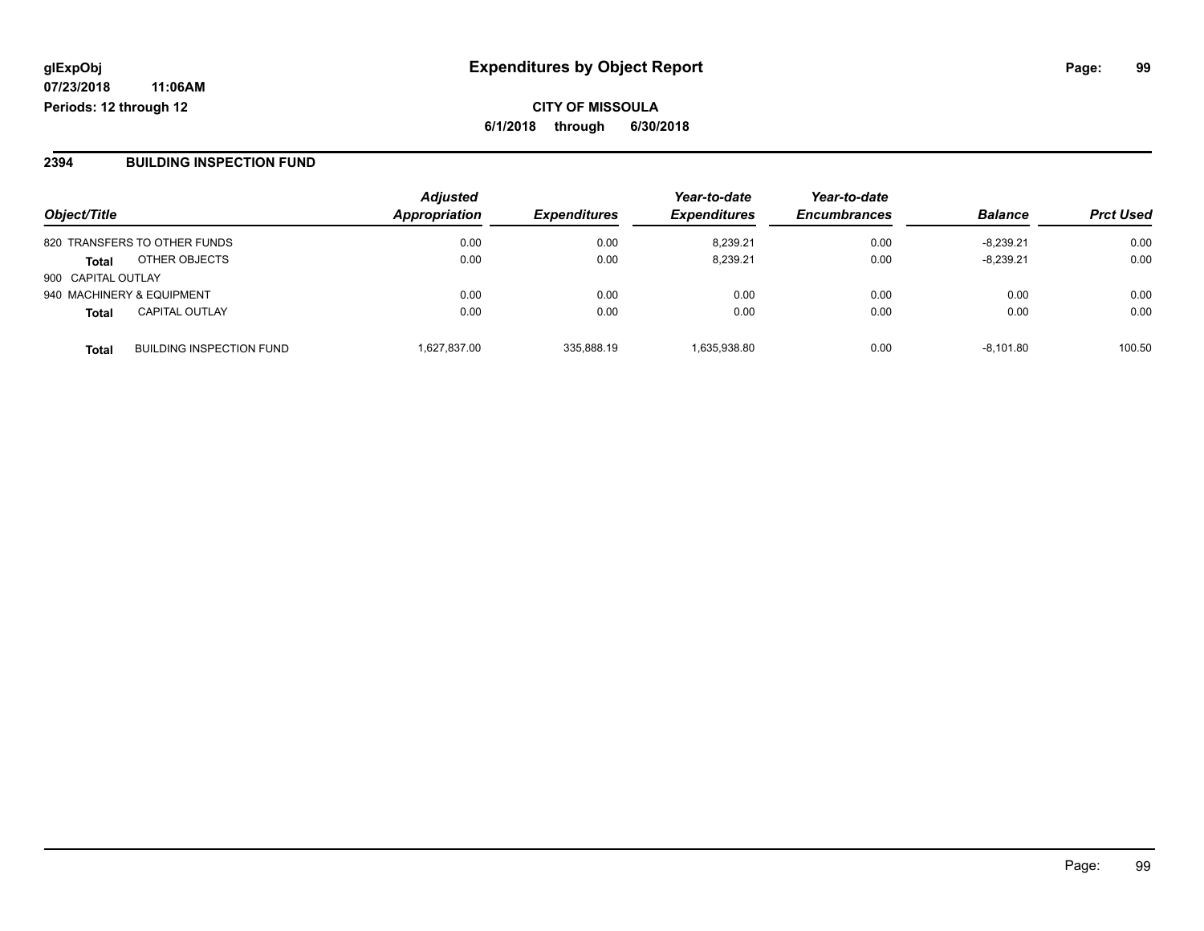# Expenditures by Object Report

glExpObj
07/23/2018 11:06AM
Periods: 12 through 12

**CITY OF MISSOULA**
**6/1/2018 through 6/30/2018**

## 2394 BUILDING INSPECTION FUND

| Object/Title | | Adjusted Appropriation | Expenditures | Year-to-date Expenditures | Year-to-date Encumbrances | Balance | Prct Used |
|---|---|---|---|---|---|---|---|
| 820 TRANSFERS TO OTHER FUNDS | | 0.00 | 0.00 | 8,239.21 | 0.00 | -8,239.21 | 0.00 |
| **Total** | OTHER OBJECTS | 0.00 | 0.00 | 8,239.21 | 0.00 | -8,239.21 | 0.00 |
| 900 CAPITAL OUTLAY | | | | | | | |
| 940 MACHINERY & EQUIPMENT | | 0.00 | 0.00 | 0.00 | 0.00 | 0.00 | 0.00 |
| **Total** | CAPITAL OUTLAY | 0.00 | 0.00 | 0.00 | 0.00 | 0.00 | 0.00 |
| **Total** | BUILDING INSPECTION FUND | 1,627,837.00 | 335,888.19 | 1,635,938.80 | 0.00 | -8,101.80 | 100.50 |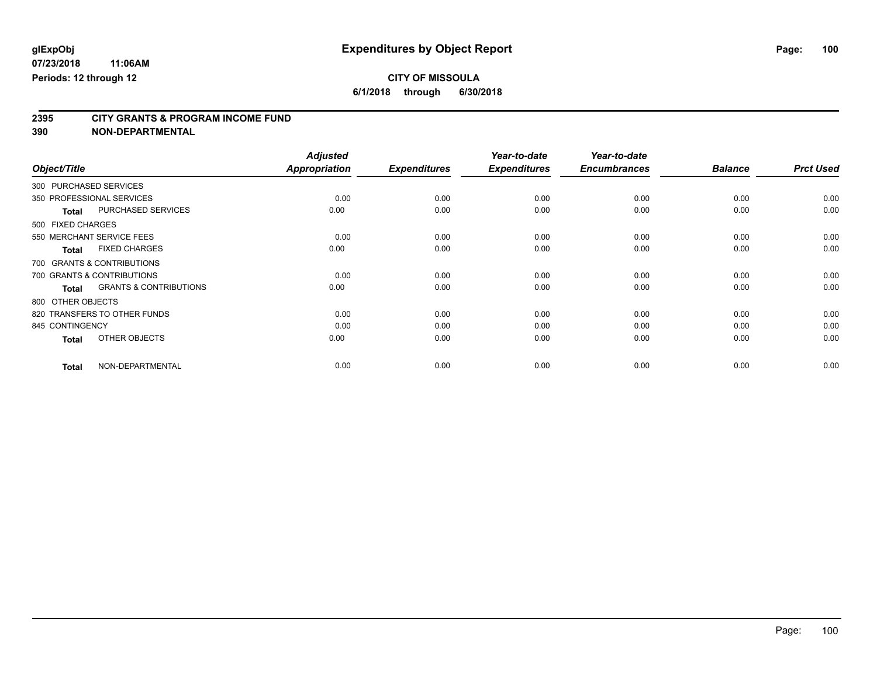# Expenditures by Object Report

**glExpObj**
**07/23/2018 11:06AM**
**Periods: 12 through 12**

**CITY OF MISSOULA**
**6/1/2018 through 6/30/2018**

## 2395 CITY GRANTS & PROGRAM INCOME FUND
## 390 NON-DEPARTMENTAL

| Object/Title | | Adjusted Appropriation | Expenditures | Year-to-date Expenditures | Year-to-date Encumbrances | Balance | Prct Used |
|---|---|---|---|---|---|---|---|
| 300 PURCHASED SERVICES | | | | | | | |
| 350 PROFESSIONAL SERVICES | | 0.00 | 0.00 | 0.00 | 0.00 | 0.00 | 0.00 |
| **Total** | PURCHASED SERVICES | 0.00 | 0.00 | 0.00 | 0.00 | 0.00 | 0.00 |
| 500 FIXED CHARGES | | | | | | | |
| 550 MERCHANT SERVICE FEES | | 0.00 | 0.00 | 0.00 | 0.00 | 0.00 | 0.00 |
| **Total** | FIXED CHARGES | 0.00 | 0.00 | 0.00 | 0.00 | 0.00 | 0.00 |
| 700 GRANTS & CONTRIBUTIONS | | | | | | | |
| 700 GRANTS & CONTRIBUTIONS | | 0.00 | 0.00 | 0.00 | 0.00 | 0.00 | 0.00 |
| **Total** | GRANTS & CONTRIBUTIONS | 0.00 | 0.00 | 0.00 | 0.00 | 0.00 | 0.00 |
| 800 OTHER OBJECTS | | | | | | | |
| 820 TRANSFERS TO OTHER FUNDS | | 0.00 | 0.00 | 0.00 | 0.00 | 0.00 | 0.00 |
| 845 CONTINGENCY | | 0.00 | 0.00 | 0.00 | 0.00 | 0.00 | 0.00 |
| **Total** | OTHER OBJECTS | 0.00 | 0.00 | 0.00 | 0.00 | 0.00 | 0.00 |
| **Total** | NON-DEPARTMENTAL | 0.00 | 0.00 | 0.00 | 0.00 | 0.00 | 0.00 |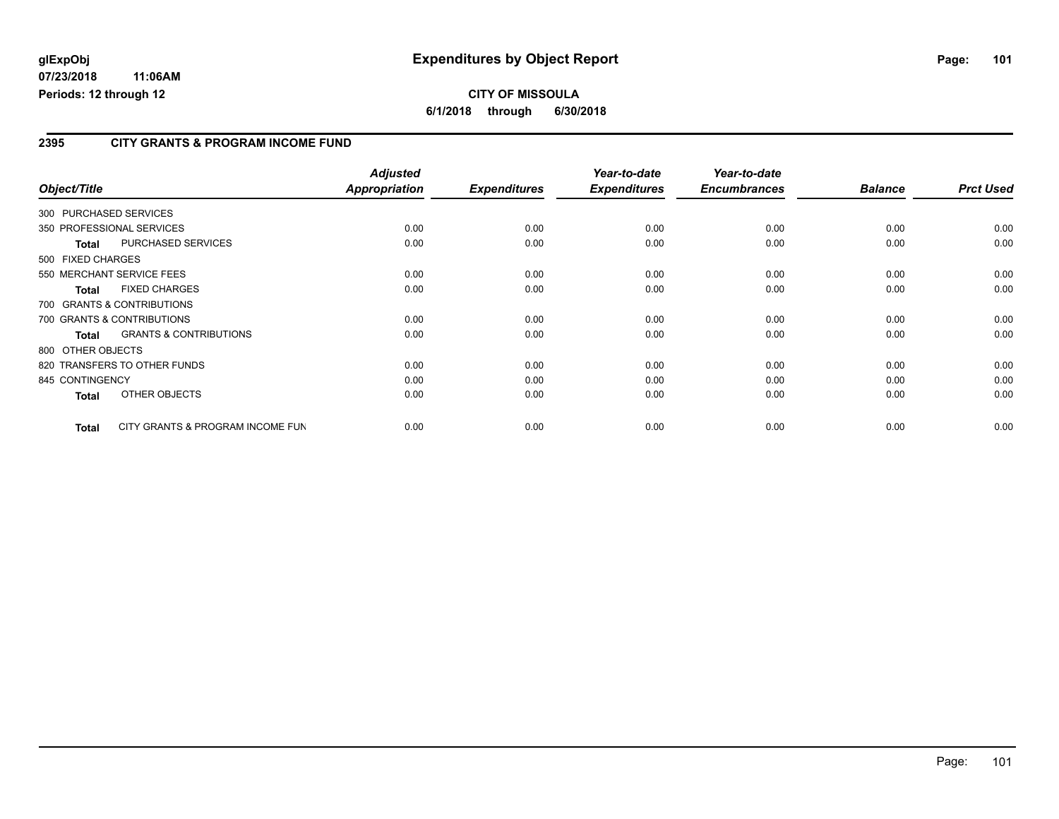**glExpObj**
**07/23/2018 11:06AM**
**Periods: 12 through 12**

# Expenditures by Object Report

**CITY OF MISSOULA**
**6/1/2018 through 6/30/2018**

## 2395 CITY GRANTS & PROGRAM INCOME FUND

| Object/Title | | Adjusted Appropriation | Expenditures | Year-to-date Expenditures | Year-to-date Encumbrances | Balance | Prct Used |
|---|---|---|---|---|---|---|---|
| 300 PURCHASED SERVICES | | | | | | | |
| 350 PROFESSIONAL SERVICES | | 0.00 | 0.00 | 0.00 | 0.00 | 0.00 | 0.00 |
| **Total** | PURCHASED SERVICES | 0.00 | 0.00 | 0.00 | 0.00 | 0.00 | 0.00 |
| 500 FIXED CHARGES | | | | | | | |
| 550 MERCHANT SERVICE FEES | | 0.00 | 0.00 | 0.00 | 0.00 | 0.00 | 0.00 |
| **Total** | FIXED CHARGES | 0.00 | 0.00 | 0.00 | 0.00 | 0.00 | 0.00 |
| 700 GRANTS & CONTRIBUTIONS | | | | | | | |
| 700 GRANTS & CONTRIBUTIONS | | 0.00 | 0.00 | 0.00 | 0.00 | 0.00 | 0.00 |
| **Total** | GRANTS & CONTRIBUTIONS | 0.00 | 0.00 | 0.00 | 0.00 | 0.00 | 0.00 |
| 800 OTHER OBJECTS | | | | | | | |
| 820 TRANSFERS TO OTHER FUNDS | | 0.00 | 0.00 | 0.00 | 0.00 | 0.00 | 0.00 |
| 845 CONTINGENCY | | 0.00 | 0.00 | 0.00 | 0.00 | 0.00 | 0.00 |
| **Total** | OTHER OBJECTS | 0.00 | 0.00 | 0.00 | 0.00 | 0.00 | 0.00 |
| **Total** | CITY GRANTS & PROGRAM INCOME FUN | 0.00 | 0.00 | 0.00 | 0.00 | 0.00 | 0.00 |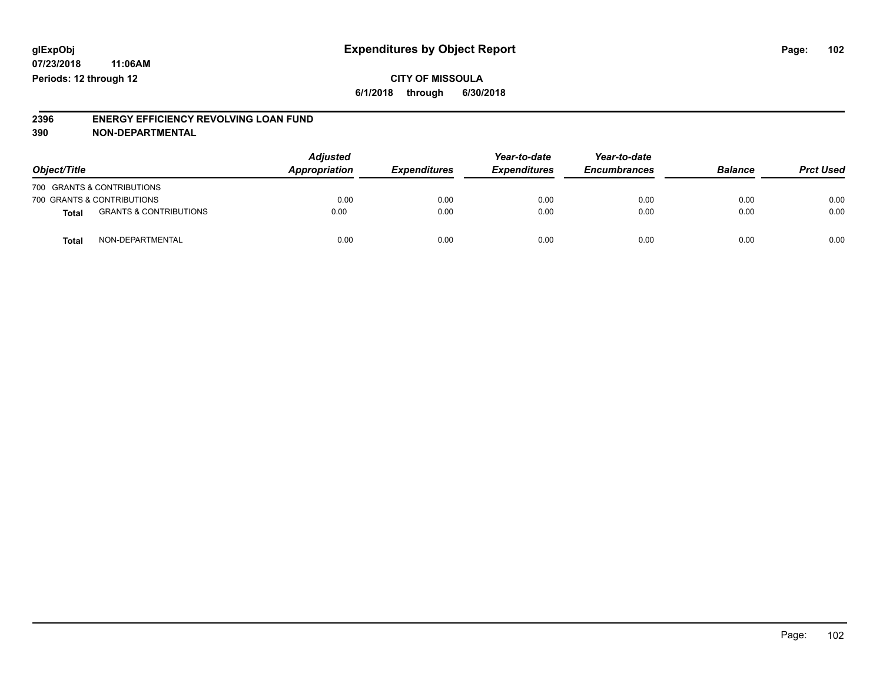glExpObj
07/23/2018 11:06AM
Periods: 12 through 12

# Expenditures by Object Report

**CITY OF MISSOULA**

**6/1/2018 through 6/30/2018**

**2396 ENERGY EFFICIENCY REVOLVING LOAN FUND**
**390 NON-DEPARTMENTAL**

| Object/Title | | Adjusted Appropriation | Expenditures | Year-to-date Expenditures | Year-to-date Encumbrances | Balance | Prct Used |
|---|---|---|---|---|---|---|---|
| 700 GRANTS & CONTRIBUTIONS | | | | | | | |
| 700 GRANTS & CONTRIBUTIONS | | 0.00 | 0.00 | 0.00 | 0.00 | 0.00 | 0.00 |
| **Total** | GRANTS & CONTRIBUTIONS | 0.00 | 0.00 | 0.00 | 0.00 | 0.00 | 0.00 |
| **Total** | NON-DEPARTMENTAL | 0.00 | 0.00 | 0.00 | 0.00 | 0.00 | 0.00 |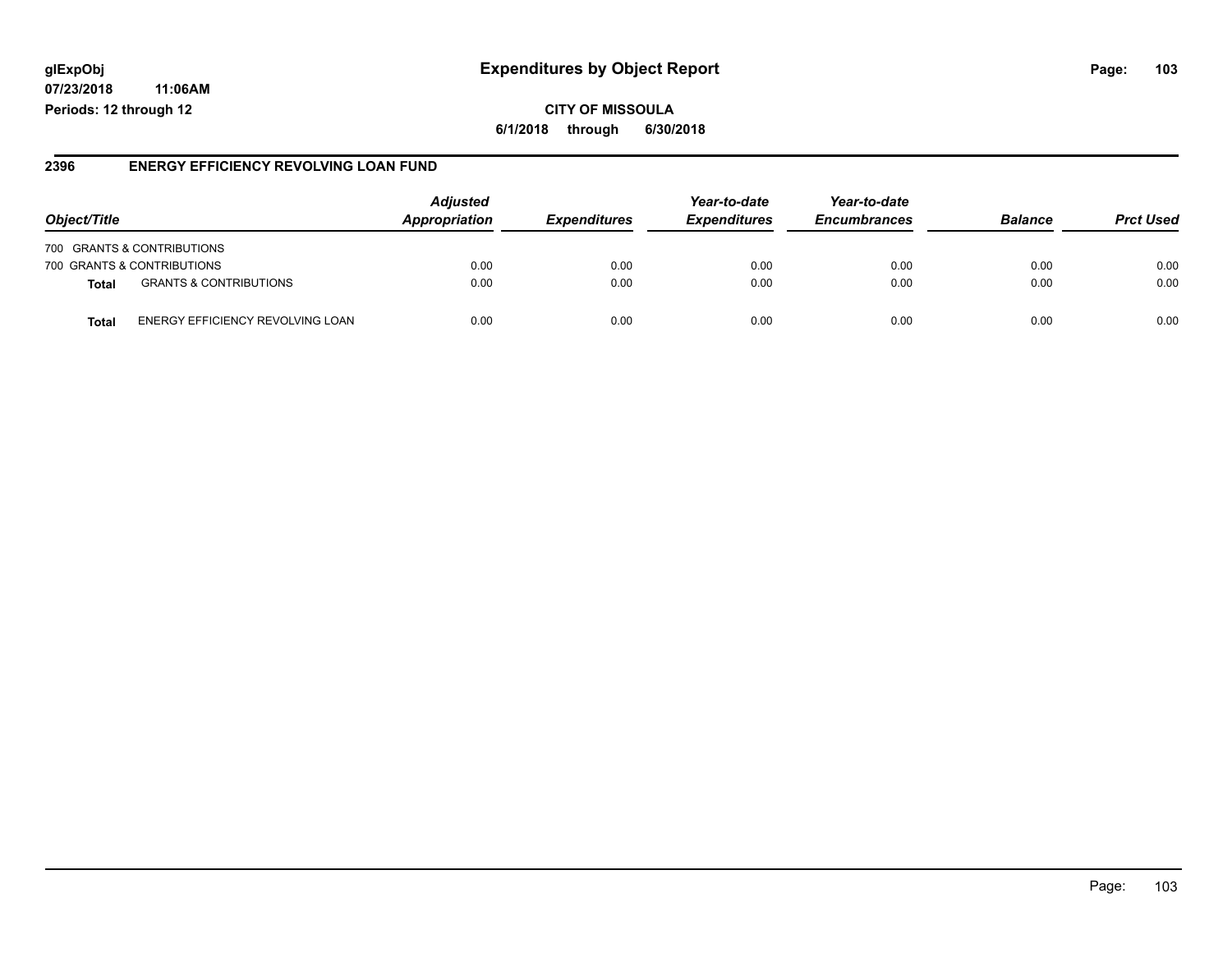**glExpObj** **Expenditures by Object Report**

**07/23/2018 11:06AM**

**Periods: 12 through 12**

**CITY OF MISSOULA**

**6/1/2018 through 6/30/2018**

## 2396 ENERGY EFFICIENCY REVOLVING LOAN FUND

| Object/Title | | Adjusted Appropriation | Expenditures | Year-to-date Expenditures | Year-to-date Encumbrances | Balance | Prct Used |
|---|---|---|---|---|---|---|---|
| 700 GRANTS & CONTRIBUTIONS | | | | | | | |
| 700 GRANTS & CONTRIBUTIONS | | 0.00 | 0.00 | 0.00 | 0.00 | 0.00 | 0.00 |
| **Total** | GRANTS & CONTRIBUTIONS | 0.00 | 0.00 | 0.00 | 0.00 | 0.00 | 0.00 |
| **Total** | ENERGY EFFICIENCY REVOLVING LOAN | 0.00 | 0.00 | 0.00 | 0.00 | 0.00 | 0.00 |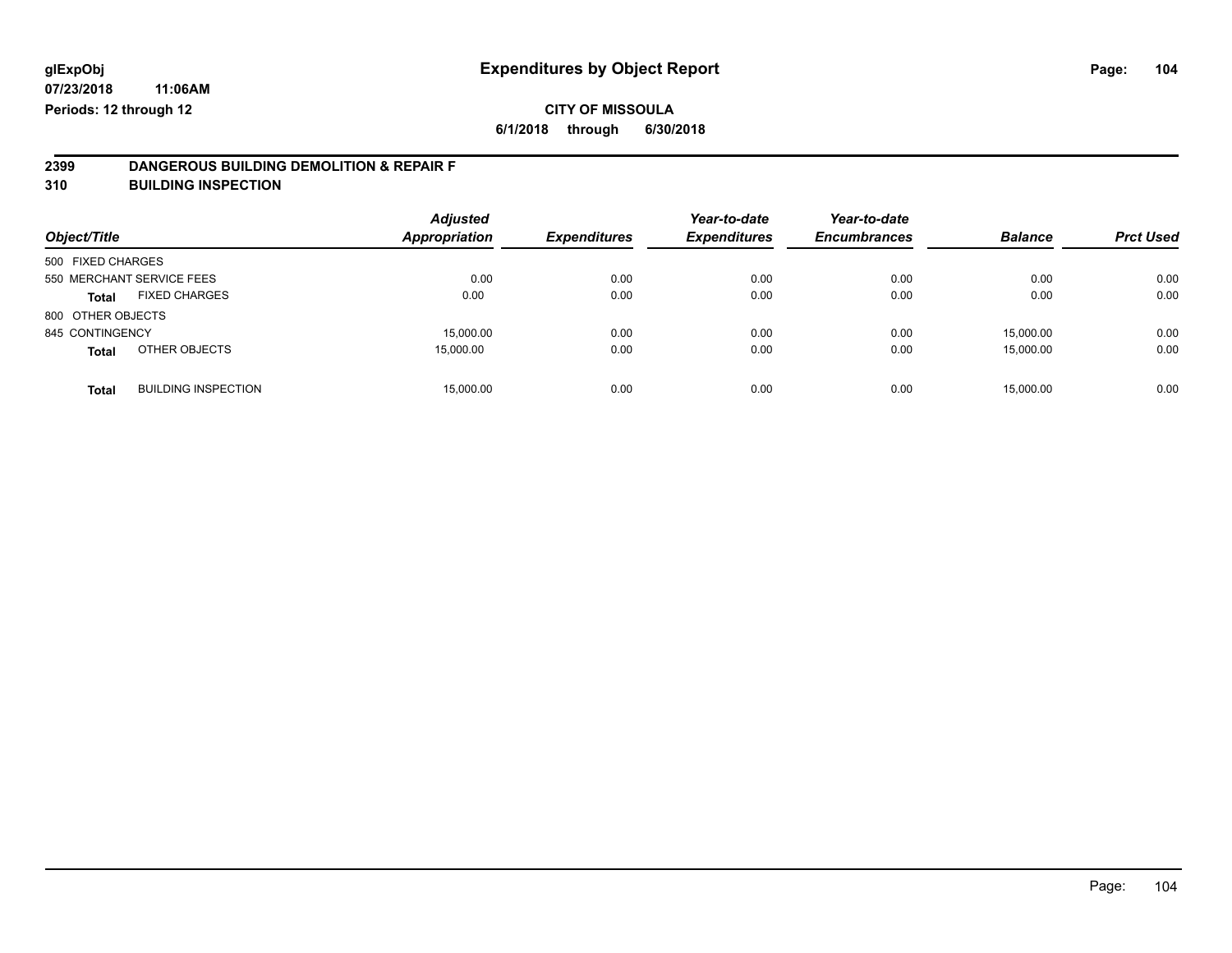**glExpObj** **Expenditures by Object Report**

**07/23/2018 11:06AM**

**Periods: 12 through 12**

**CITY OF MISSOULA**

**6/1/2018 through 6/30/2018**

**2399 DANGEROUS BUILDING DEMOLITION & REPAIR F**

**310 BUILDING INSPECTION**

| Object/Title | | Adjusted Appropriation | Expenditures | Year-to-date Expenditures | Year-to-date Encumbrances | Balance | Prct Used |
|---|---|---|---|---|---|---|---|
| 500 FIXED CHARGES | | | | | | | |
| 550 MERCHANT SERVICE FEES | | 0.00 | 0.00 | 0.00 | 0.00 | 0.00 | 0.00 |
| **Total** | FIXED CHARGES | 0.00 | 0.00 | 0.00 | 0.00 | 0.00 | 0.00 |
| 800 OTHER OBJECTS | | | | | | | |
| 845 CONTINGENCY | | 15,000.00 | 0.00 | 0.00 | 0.00 | 15,000.00 | 0.00 |
| **Total** | OTHER OBJECTS | 15,000.00 | 0.00 | 0.00 | 0.00 | 15,000.00 | 0.00 |
| **Total** | BUILDING INSPECTION | 15,000.00 | 0.00 | 0.00 | 0.00 | 15,000.00 | 0.00 |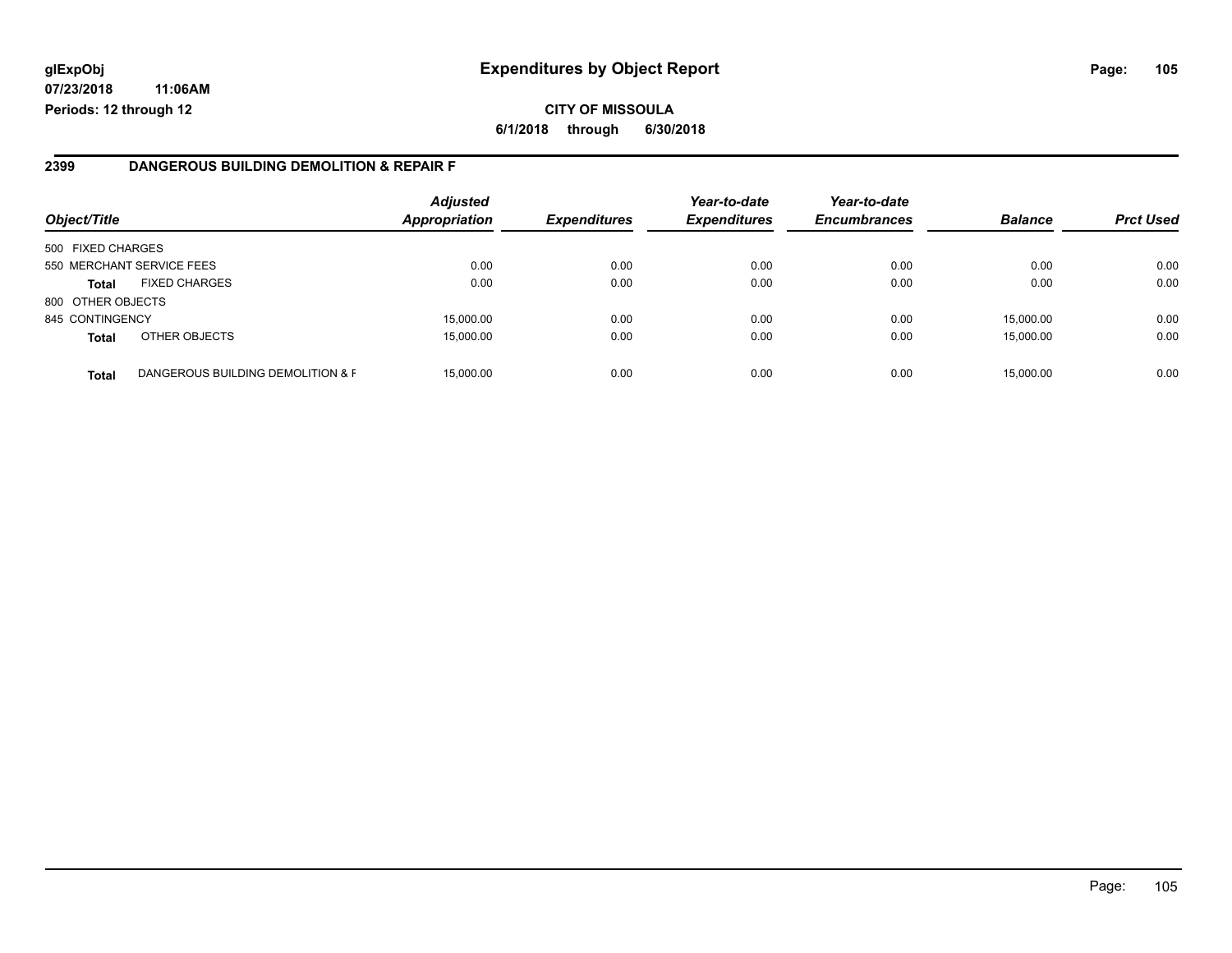**glExpObj** **Expenditures by Object Report**

**07/23/2018 11:06AM**

**Periods: 12 through 12**

**CITY OF MISSOULA**

**6/1/2018 through 6/30/2018**

## 2399 DANGEROUS BUILDING DEMOLITION & REPAIR F

| Object/Title | | Adjusted Appropriation | Expenditures | Year-to-date Expenditures | Year-to-date Encumbrances | Balance | Prct Used |
|---|---|---|---|---|---|---|---|
| 500 FIXED CHARGES | | | | | | | |
| 550 MERCHANT SERVICE FEES | | 0.00 | 0.00 | 0.00 | 0.00 | 0.00 | 0.00 |
| **Total** | FIXED CHARGES | 0.00 | 0.00 | 0.00 | 0.00 | 0.00 | 0.00 |
| 800 OTHER OBJECTS | | | | | | | |
| 845 CONTINGENCY | | 15,000.00 | 0.00 | 0.00 | 0.00 | 15,000.00 | 0.00 |
| **Total** | OTHER OBJECTS | 15,000.00 | 0.00 | 0.00 | 0.00 | 15,000.00 | 0.00 |
| **Total** | DANGEROUS BUILDING DEMOLITION & F | 15,000.00 | 0.00 | 0.00 | 0.00 | 15,000.00 | 0.00 |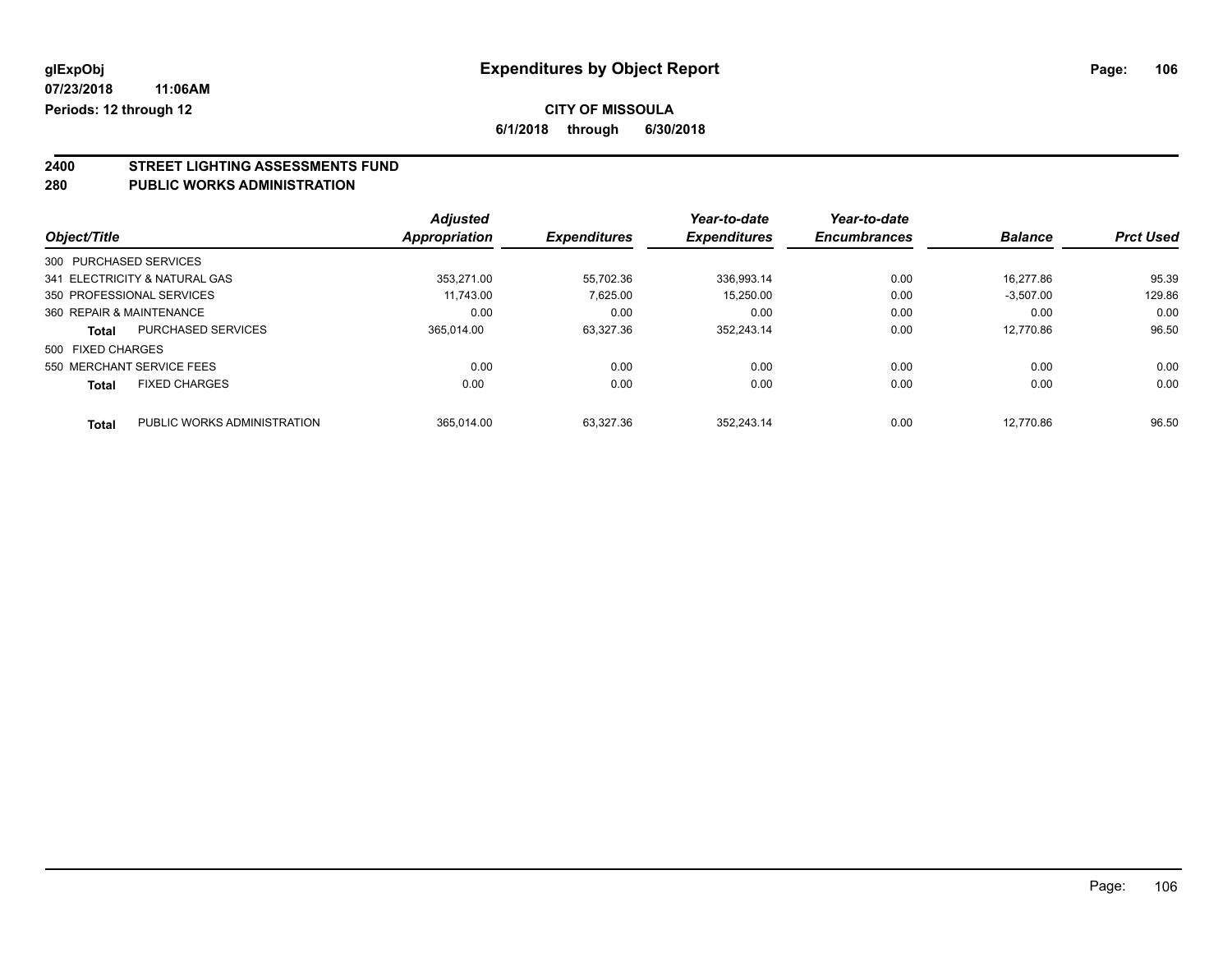**glExpObj** | **Expenditures by Object Report**

**07/23/2018 11:06AM**

**Periods: 12 through 12**

**CITY OF MISSOULA**

**6/1/2018 through 6/30/2018**

## 2400 STREET LIGHTING ASSESSMENTS FUND

## 280 PUBLIC WORKS ADMINISTRATION

| Object/Title | | Adjusted Appropriation | Expenditures | Year-to-date Expenditures | Year-to-date Encumbrances | Balance | Prct Used |
|---|---|---|---|---|---|---|---|
| 300 PURCHASED SERVICES | | | | | | | |
| 341 ELECTRICITY & NATURAL GAS | | 353,271.00 | 55,702.36 | 336,993.14 | 0.00 | 16,277.86 | 95.39 |
| 350 PROFESSIONAL SERVICES | | 11,743.00 | 7,625.00 | 15,250.00 | 0.00 | -3,507.00 | 129.86 |
| 360 REPAIR & MAINTENANCE | | 0.00 | 0.00 | 0.00 | 0.00 | 0.00 | 0.00 |
| **Total** | PURCHASED SERVICES | 365,014.00 | 63,327.36 | 352,243.14 | 0.00 | 12,770.86 | 96.50 |
| 500 FIXED CHARGES | | | | | | | |
| 550 MERCHANT SERVICE FEES | | 0.00 | 0.00 | 0.00 | 0.00 | 0.00 | 0.00 |
| **Total** | FIXED CHARGES | 0.00 | 0.00 | 0.00 | 0.00 | 0.00 | 0.00 |
| **Total** | PUBLIC WORKS ADMINISTRATION | 365,014.00 | 63,327.36 | 352,243.14 | 0.00 | 12,770.86 | 96.50 |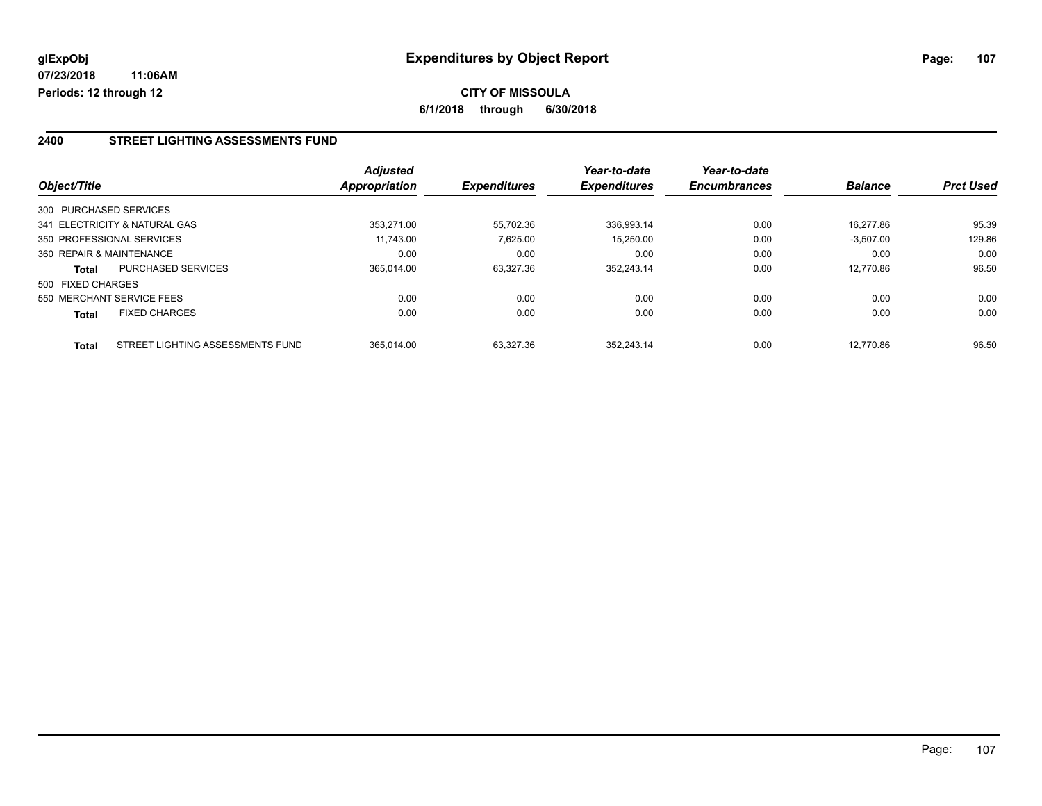# Expenditures by Object Report

glExpObj
07/23/2018 11:06AM
Periods: 12 through 12

**CITY OF MISSOULA**
**6/1/2018 through 6/30/2018**

## 2400 STREET LIGHTING ASSESSMENTS FUND

| Object/Title | | Adjusted Appropriation | Expenditures | Year-to-date Expenditures | Year-to-date Encumbrances | Balance | Prct Used |
|---|---|---|---|---|---|---|---|
| 300 PURCHASED SERVICES | | | | | | | |
| 341 ELECTRICITY & NATURAL GAS | | 353,271.00 | 55,702.36 | 336,993.14 | 0.00 | 16,277.86 | 95.39 |
| 350 PROFESSIONAL SERVICES | | 11,743.00 | 7,625.00 | 15,250.00 | 0.00 | -3,507.00 | 129.86 |
| 360 REPAIR & MAINTENANCE | | 0.00 | 0.00 | 0.00 | 0.00 | 0.00 | 0.00 |
| **Total** | PURCHASED SERVICES | 365,014.00 | 63,327.36 | 352,243.14 | 0.00 | 12,770.86 | 96.50 |
| 500 FIXED CHARGES | | | | | | | |
| 550 MERCHANT SERVICE FEES | | 0.00 | 0.00 | 0.00 | 0.00 | 0.00 | 0.00 |
| **Total** | FIXED CHARGES | 0.00 | 0.00 | 0.00 | 0.00 | 0.00 | 0.00 |
| **Total** | STREET LIGHTING ASSESSMENTS FUND | 365,014.00 | 63,327.36 | 352,243.14 | 0.00 | 12,770.86 | 96.50 |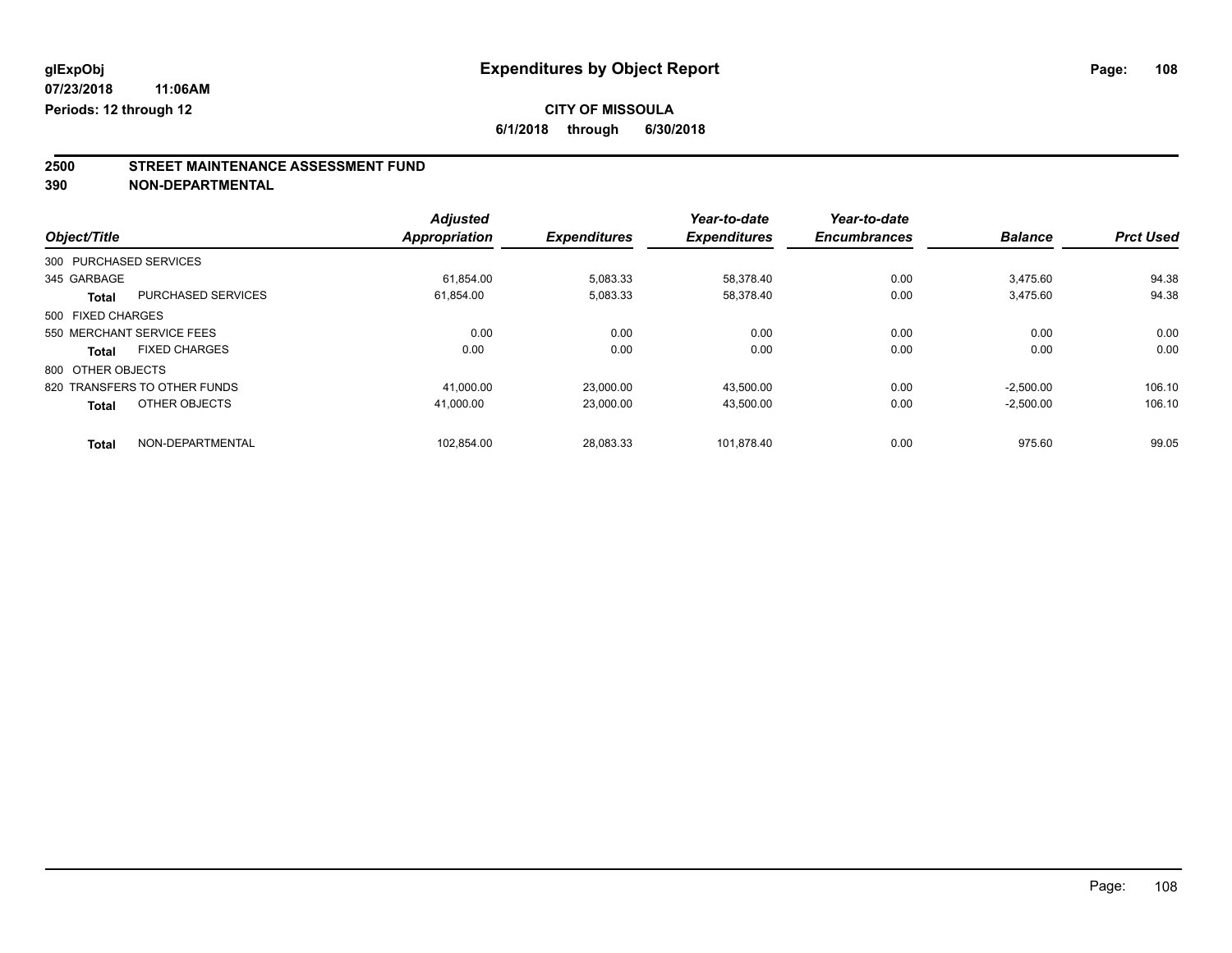**glExpObj** **Expenditures by Object Report**

**07/23/2018 11:06AM**

**Periods: 12 through 12**

**CITY OF MISSOULA**

**6/1/2018 through 6/30/2018**

## 2500 STREET MAINTENANCE ASSESSMENT FUND
## 390 NON-DEPARTMENTAL

| Object/Title | | Adjusted Appropriation | Expenditures | Year-to-date Expenditures | Year-to-date Encumbrances | Balance | Prct Used |
|---|---|---|---|---|---|---|---|
| 300 PURCHASED SERVICES | | | | | | | |
| 345 GARBAGE | | 61,854.00 | 5,083.33 | 58,378.40 | 0.00 | 3,475.60 | 94.38 |
| **Total** | PURCHASED SERVICES | 61,854.00 | 5,083.33 | 58,378.40 | 0.00 | 3,475.60 | 94.38 |
| 500 FIXED CHARGES | | | | | | | |
| 550 MERCHANT SERVICE FEES | | 0.00 | 0.00 | 0.00 | 0.00 | 0.00 | 0.00 |
| **Total** | FIXED CHARGES | 0.00 | 0.00 | 0.00 | 0.00 | 0.00 | 0.00 |
| 800 OTHER OBJECTS | | | | | | | |
| 820 TRANSFERS TO OTHER FUNDS | | 41,000.00 | 23,000.00 | 43,500.00 | 0.00 | -2,500.00 | 106.10 |
| **Total** | OTHER OBJECTS | 41,000.00 | 23,000.00 | 43,500.00 | 0.00 | -2,500.00 | 106.10 |
| **Total** | NON-DEPARTMENTAL | 102,854.00 | 28,083.33 | 101,878.40 | 0.00 | 975.60 | 99.05 |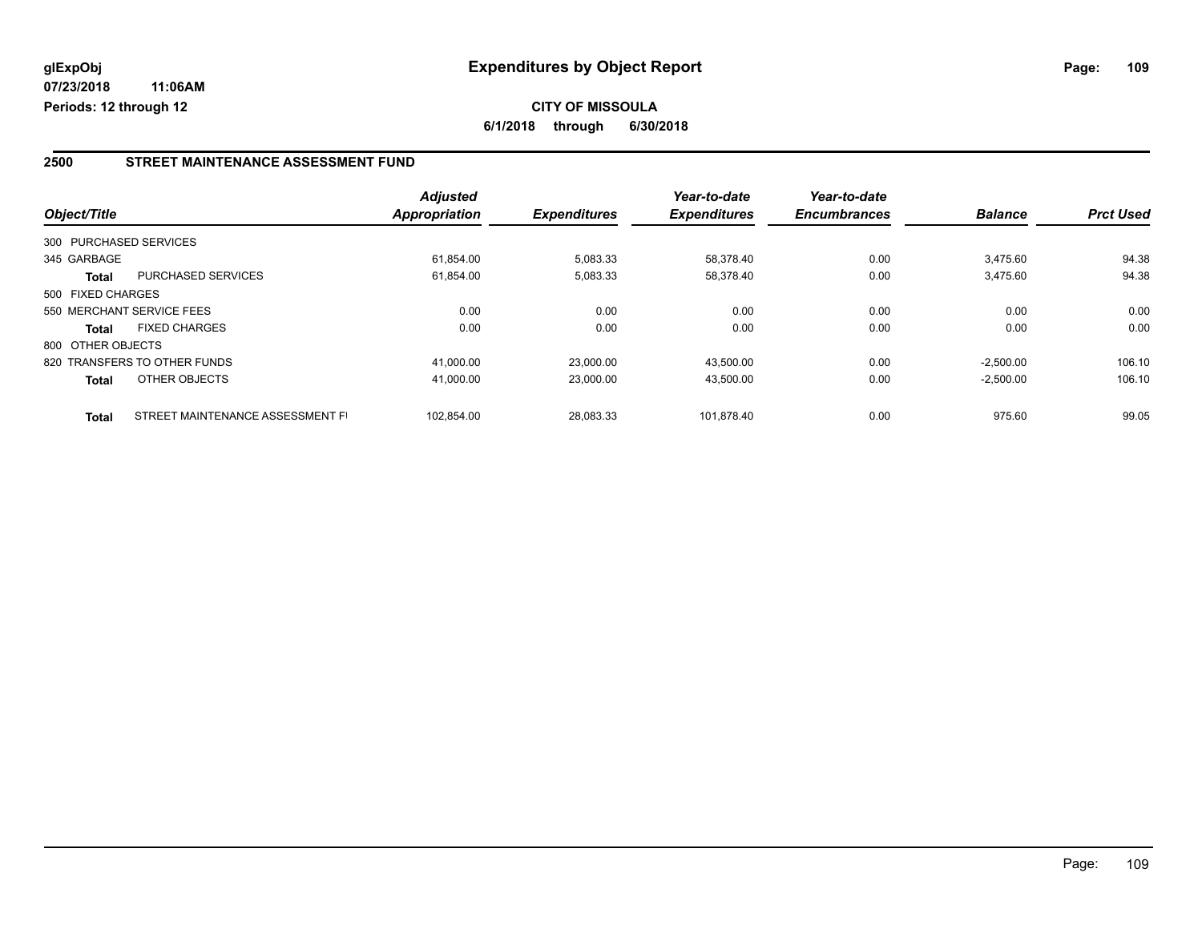**glExpObj** **Expenditures by Object Report**

**07/23/2018 11:06AM**

**Periods: 12 through 12**

**CITY OF MISSOULA**

**6/1/2018 through 6/30/2018**

## 2500 STREET MAINTENANCE ASSESSMENT FUND

| Object/Title | | Adjusted Appropriation | Expenditures | Year-to-date Expenditures | Year-to-date Encumbrances | Balance | Prct Used |
|---|---|---|---|---|---|---|---|
| 300 PURCHASED SERVICES | | | | | | | |
| 345 GARBAGE | | 61,854.00 | 5,083.33 | 58,378.40 | 0.00 | 3,475.60 | 94.38 |
| **Total** | PURCHASED SERVICES | 61,854.00 | 5,083.33 | 58,378.40 | 0.00 | 3,475.60 | 94.38 |
| 500 FIXED CHARGES | | | | | | | |
| 550 MERCHANT SERVICE FEES | | 0.00 | 0.00 | 0.00 | 0.00 | 0.00 | 0.00 |
| **Total** | FIXED CHARGES | 0.00 | 0.00 | 0.00 | 0.00 | 0.00 | 0.00 |
| 800 OTHER OBJECTS | | | | | | | |
| 820 TRANSFERS TO OTHER FUNDS | | 41,000.00 | 23,000.00 | 43,500.00 | 0.00 | -2,500.00 | 106.10 |
| **Total** | OTHER OBJECTS | 41,000.00 | 23,000.00 | 43,500.00 | 0.00 | -2,500.00 | 106.10 |
| **Total** | STREET MAINTENANCE ASSESSMENT FI | 102,854.00 | 28,083.33 | 101,878.40 | 0.00 | 975.60 | 99.05 |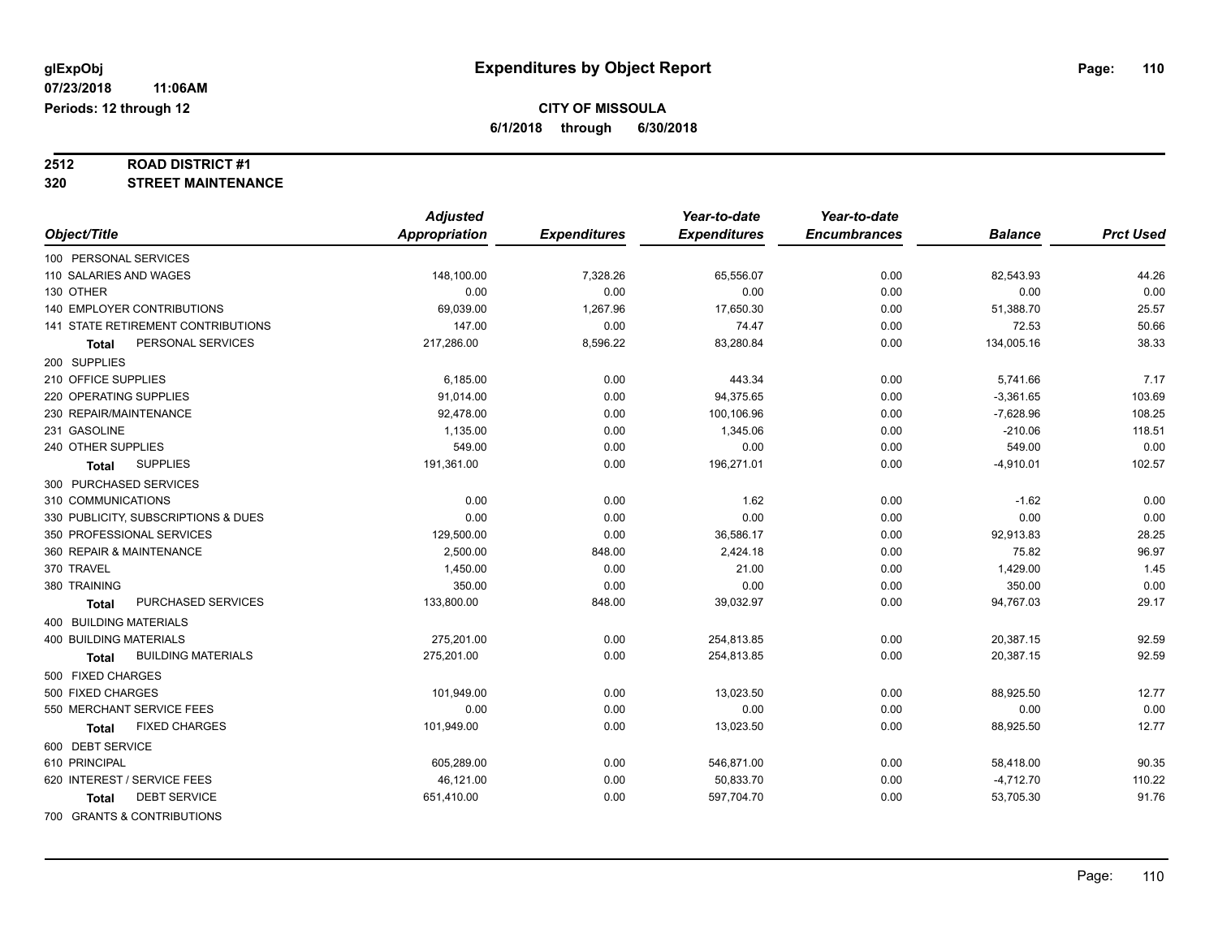**glExpObj**
**07/23/2018 11:06AM**
**Periods: 12 through 12**

# Expenditures by Object Report

**CITY OF MISSOULA**
**6/1/2018 through 6/30/2018**

**2512 ROAD DISTRICT #1**
**320 STREET MAINTENANCE**

| Object/Title | Adjusted Appropriation | Expenditures | Year-to-date Expenditures | Year-to-date Encumbrances | Balance | Prct Used |
|---|---|---|---|---|---|---|
| 100 PERSONAL SERVICES | | | | | | |
| 110 SALARIES AND WAGES | 148,100.00 | 7,328.26 | 65,556.07 | 0.00 | 82,543.93 | 44.26 |
| 130 OTHER | 0.00 | 0.00 | 0.00 | 0.00 | 0.00 | 0.00 |
| 140 EMPLOYER CONTRIBUTIONS | 69,039.00 | 1,267.96 | 17,650.30 | 0.00 | 51,388.70 | 25.57 |
| 141 STATE RETIREMENT CONTRIBUTIONS | 147.00 | 0.00 | 74.47 | 0.00 | 72.53 | 50.66 |
| **Total** PERSONAL SERVICES | 217,286.00 | 8,596.22 | 83,280.84 | 0.00 | 134,005.16 | 38.33 |
| 200 SUPPLIES | | | | | | |
| 210 OFFICE SUPPLIES | 6,185.00 | 0.00 | 443.34 | 0.00 | 5,741.66 | 7.17 |
| 220 OPERATING SUPPLIES | 91,014.00 | 0.00 | 94,375.65 | 0.00 | -3,361.65 | 103.69 |
| 230 REPAIR/MAINTENANCE | 92,478.00 | 0.00 | 100,106.96 | 0.00 | -7,628.96 | 108.25 |
| 231 GASOLINE | 1,135.00 | 0.00 | 1,345.06 | 0.00 | -210.06 | 118.51 |
| 240 OTHER SUPPLIES | 549.00 | 0.00 | 0.00 | 0.00 | 549.00 | 0.00 |
| **Total** SUPPLIES | 191,361.00 | 0.00 | 196,271.01 | 0.00 | -4,910.01 | 102.57 |
| 300 PURCHASED SERVICES | | | | | | |
| 310 COMMUNICATIONS | 0.00 | 0.00 | 1.62 | 0.00 | -1.62 | 0.00 |
| 330 PUBLICITY, SUBSCRIPTIONS & DUES | 0.00 | 0.00 | 0.00 | 0.00 | 0.00 | 0.00 |
| 350 PROFESSIONAL SERVICES | 129,500.00 | 0.00 | 36,586.17 | 0.00 | 92,913.83 | 28.25 |
| 360 REPAIR & MAINTENANCE | 2,500.00 | 848.00 | 2,424.18 | 0.00 | 75.82 | 96.97 |
| 370 TRAVEL | 1,450.00 | 0.00 | 21.00 | 0.00 | 1,429.00 | 1.45 |
| 380 TRAINING | 350.00 | 0.00 | 0.00 | 0.00 | 350.00 | 0.00 |
| **Total** PURCHASED SERVICES | 133,800.00 | 848.00 | 39,032.97 | 0.00 | 94,767.03 | 29.17 |
| 400 BUILDING MATERIALS | | | | | | |
| 400 BUILDING MATERIALS | 275,201.00 | 0.00 | 254,813.85 | 0.00 | 20,387.15 | 92.59 |
| **Total** BUILDING MATERIALS | 275,201.00 | 0.00 | 254,813.85 | 0.00 | 20,387.15 | 92.59 |
| 500 FIXED CHARGES | | | | | | |
| 500 FIXED CHARGES | 101,949.00 | 0.00 | 13,023.50 | 0.00 | 88,925.50 | 12.77 |
| 550 MERCHANT SERVICE FEES | 0.00 | 0.00 | 0.00 | 0.00 | 0.00 | 0.00 |
| **Total** FIXED CHARGES | 101,949.00 | 0.00 | 13,023.50 | 0.00 | 88,925.50 | 12.77 |
| 600 DEBT SERVICE | | | | | | |
| 610 PRINCIPAL | 605,289.00 | 0.00 | 546,871.00 | 0.00 | 58,418.00 | 90.35 |
| 620 INTEREST / SERVICE FEES | 46,121.00 | 0.00 | 50,833.70 | 0.00 | -4,712.70 | 110.22 |
| **Total** DEBT SERVICE | 651,410.00 | 0.00 | 597,704.70 | 0.00 | 53,705.30 | 91.76 |
| 700 GRANTS & CONTRIBUTIONS | | | | | | |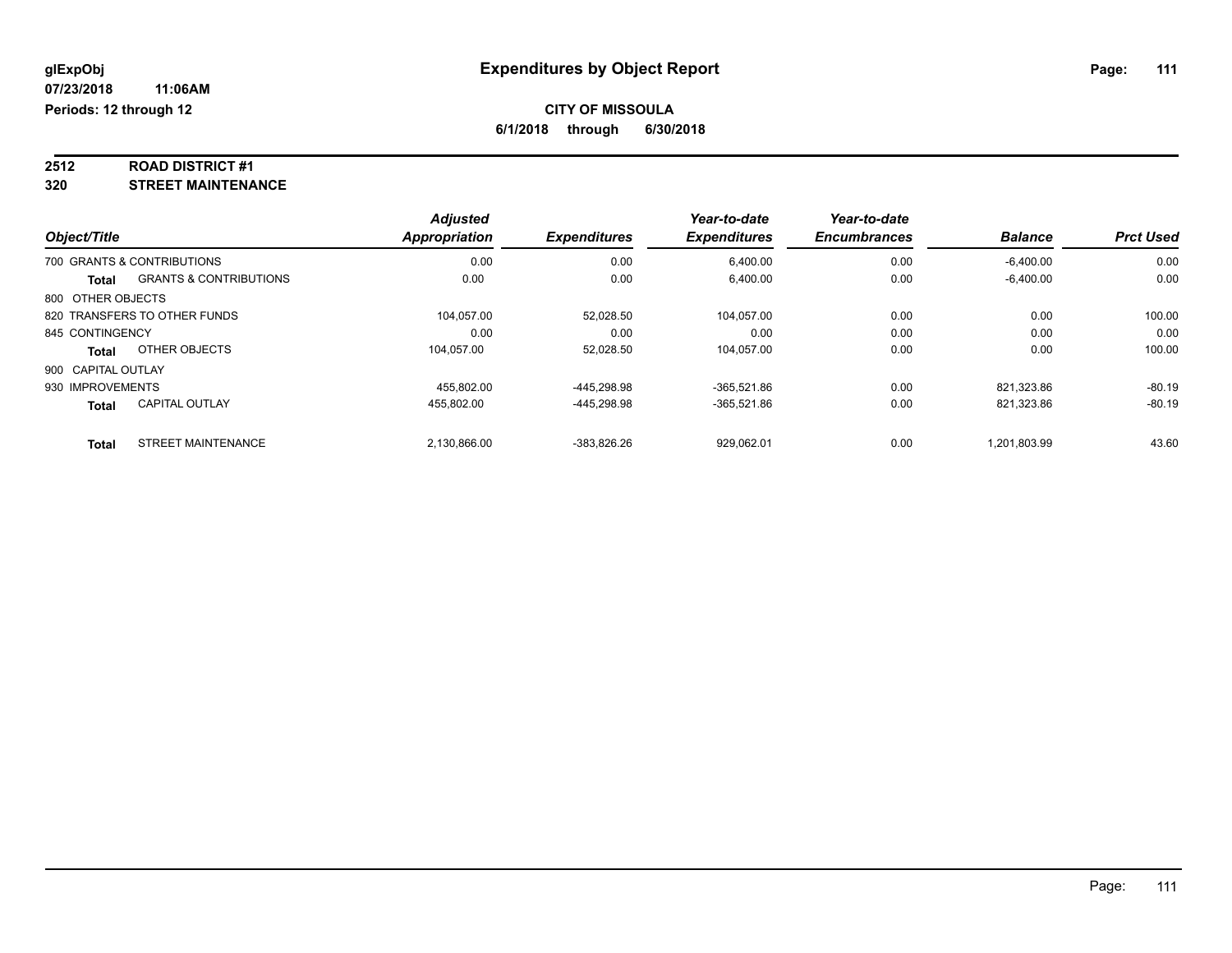**glExpObj**
**07/23/2018 11:06AM**
**Periods: 12 through 12**

# Expenditures by Object Report

**CITY OF MISSOULA**
**6/1/2018 through 6/30/2018**

## 2512 ROAD DISTRICT #1
## 320 STREET MAINTENANCE

| Object/Title | Adjusted Appropriation | Expenditures | Year-to-date Expenditures | Year-to-date Encumbrances | Balance | Prct Used |
|---|---|---|---|---|---|---|
| 700 GRANTS & CONTRIBUTIONS | 0.00 | 0.00 | 6,400.00 | 0.00 | -6,400.00 | 0.00 |
| **Total** GRANTS & CONTRIBUTIONS | 0.00 | 0.00 | 6,400.00 | 0.00 | -6,400.00 | 0.00 |
| 800 OTHER OBJECTS | | | | | | |
| 820 TRANSFERS TO OTHER FUNDS | 104,057.00 | 52,028.50 | 104,057.00 | 0.00 | 0.00 | 100.00 |
| 845 CONTINGENCY | 0.00 | 0.00 | 0.00 | 0.00 | 0.00 | 0.00 |
| **Total** OTHER OBJECTS | 104,057.00 | 52,028.50 | 104,057.00 | 0.00 | 0.00 | 100.00 |
| 900 CAPITAL OUTLAY | | | | | | |
| 930 IMPROVEMENTS | 455,802.00 | -445,298.98 | -365,521.86 | 0.00 | 821,323.86 | -80.19 |
| **Total** CAPITAL OUTLAY | 455,802.00 | -445,298.98 | -365,521.86 | 0.00 | 821,323.86 | -80.19 |
| **Total** STREET MAINTENANCE | 2,130,866.00 | -383,826.26 | 929,062.01 | 0.00 | 1,201,803.99 | 43.60 |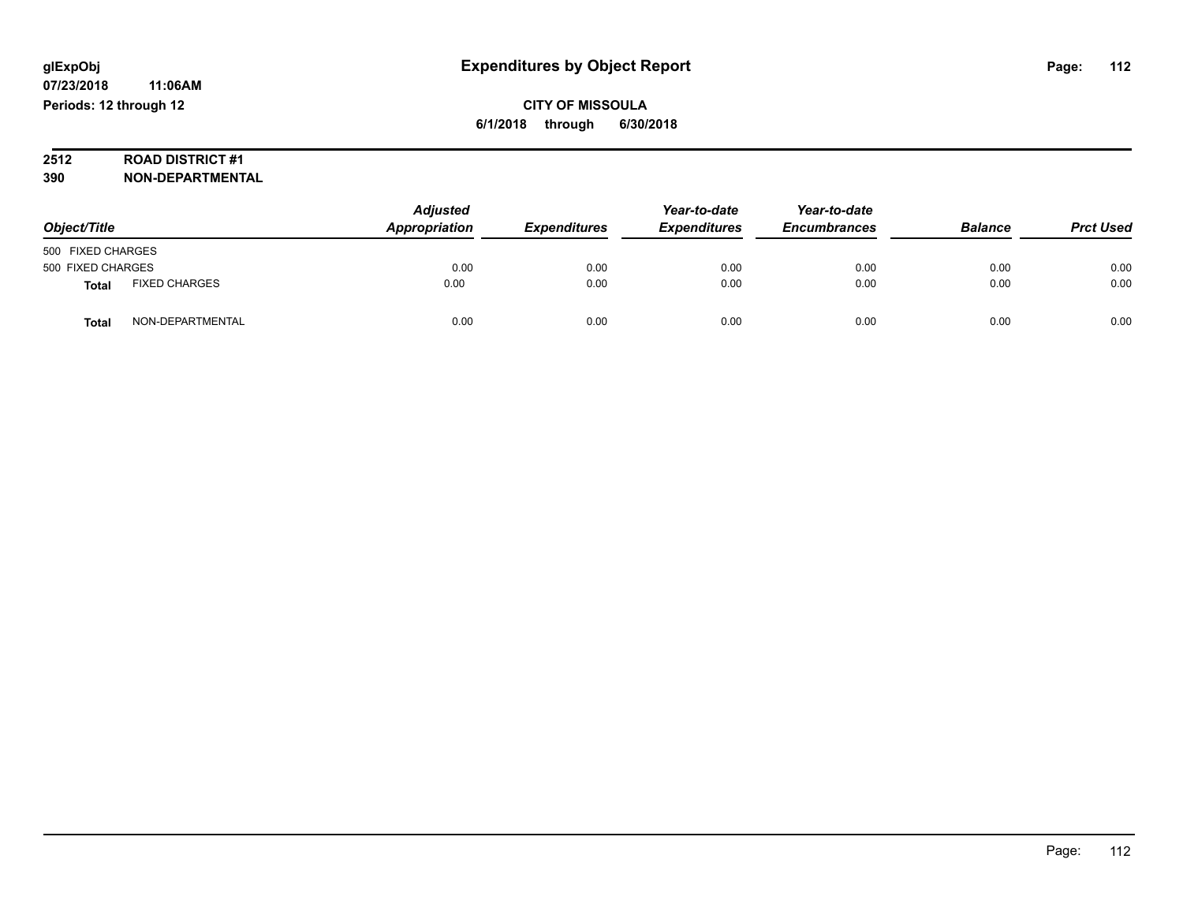# Expenditures by Object Report

glExpObj
07/23/2018 11:06AM
Periods: 12 through 12

**CITY OF MISSOULA**
**6/1/2018 through 6/30/2018**

**2512 ROAD DISTRICT #1**
**390 NON-DEPARTMENTAL**

| Object/Title | | Adjusted Appropriation | Expenditures | Year-to-date Expenditures | Year-to-date Encumbrances | Balance | Prct Used |
|---|---|---|---|---|---|---|---|
| 500 FIXED CHARGES | | | | | | | |
| 500 FIXED CHARGES | | 0.00 | 0.00 | 0.00 | 0.00 | 0.00 | 0.00 |
| **Total** | FIXED CHARGES | 0.00 | 0.00 | 0.00 | 0.00 | 0.00 | 0.00 |
| **Total** | NON-DEPARTMENTAL | 0.00 | 0.00 | 0.00 | 0.00 | 0.00 | 0.00 |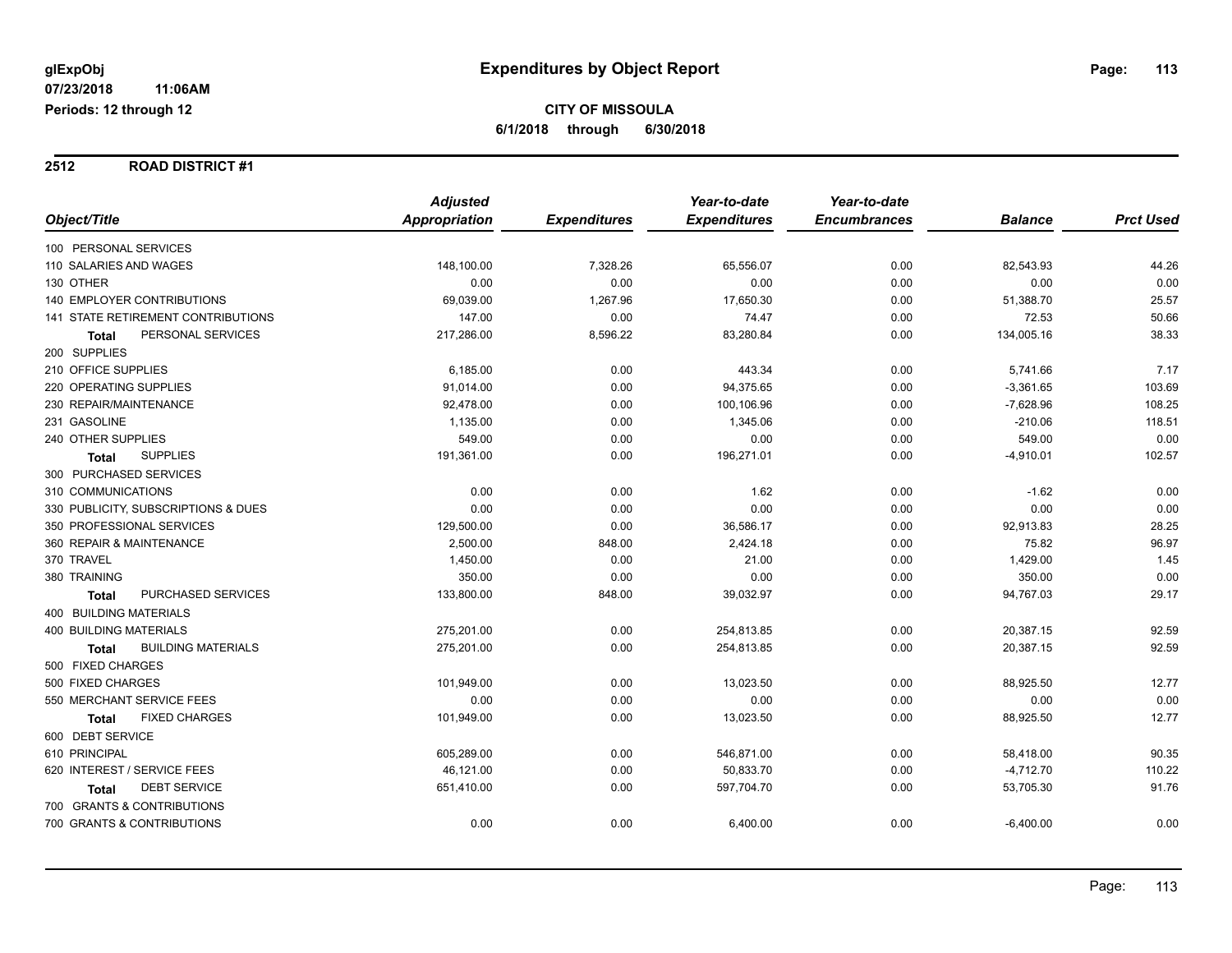**glExpObj**
**07/23/2018 11:06AM**
**Periods: 12 through 12**

# Expenditures by Object Report

**CITY OF MISSOULA**
**6/1/2018 through 6/30/2018**

## 2512 ROAD DISTRICT #1

| Object/Title | Adjusted Appropriation | Expenditures | Year-to-date Expenditures | Year-to-date Encumbrances | Balance | Prct Used |
|---|---|---|---|---|---|---|
| 100 PERSONAL SERVICES | | | | | | |
| 110 SALARIES AND WAGES | 148,100.00 | 7,328.26 | 65,556.07 | 0.00 | 82,543.93 | 44.26 |
| 130 OTHER | 0.00 | 0.00 | 0.00 | 0.00 | 0.00 | 0.00 |
| 140 EMPLOYER CONTRIBUTIONS | 69,039.00 | 1,267.96 | 17,650.30 | 0.00 | 51,388.70 | 25.57 |
| 141 STATE RETIREMENT CONTRIBUTIONS | 147.00 | 0.00 | 74.47 | 0.00 | 72.53 | 50.66 |
| **Total** PERSONAL SERVICES | 217,286.00 | 8,596.22 | 83,280.84 | 0.00 | 134,005.16 | 38.33 |
| 200 SUPPLIES | | | | | | |
| 210 OFFICE SUPPLIES | 6,185.00 | 0.00 | 443.34 | 0.00 | 5,741.66 | 7.17 |
| 220 OPERATING SUPPLIES | 91,014.00 | 0.00 | 94,375.65 | 0.00 | -3,361.65 | 103.69 |
| 230 REPAIR/MAINTENANCE | 92,478.00 | 0.00 | 100,106.96 | 0.00 | -7,628.96 | 108.25 |
| 231 GASOLINE | 1,135.00 | 0.00 | 1,345.06 | 0.00 | -210.06 | 118.51 |
| 240 OTHER SUPPLIES | 549.00 | 0.00 | 0.00 | 0.00 | 549.00 | 0.00 |
| **Total** SUPPLIES | 191,361.00 | 0.00 | 196,271.01 | 0.00 | -4,910.01 | 102.57 |
| 300 PURCHASED SERVICES | | | | | | |
| 310 COMMUNICATIONS | 0.00 | 0.00 | 1.62 | 0.00 | -1.62 | 0.00 |
| 330 PUBLICITY, SUBSCRIPTIONS & DUES | 0.00 | 0.00 | 0.00 | 0.00 | 0.00 | 0.00 |
| 350 PROFESSIONAL SERVICES | 129,500.00 | 0.00 | 36,586.17 | 0.00 | 92,913.83 | 28.25 |
| 360 REPAIR & MAINTENANCE | 2,500.00 | 848.00 | 2,424.18 | 0.00 | 75.82 | 96.97 |
| 370 TRAVEL | 1,450.00 | 0.00 | 21.00 | 0.00 | 1,429.00 | 1.45 |
| 380 TRAINING | 350.00 | 0.00 | 0.00 | 0.00 | 350.00 | 0.00 |
| **Total** PURCHASED SERVICES | 133,800.00 | 848.00 | 39,032.97 | 0.00 | 94,767.03 | 29.17 |
| 400 BUILDING MATERIALS | | | | | | |
| 400 BUILDING MATERIALS | 275,201.00 | 0.00 | 254,813.85 | 0.00 | 20,387.15 | 92.59 |
| **Total** BUILDING MATERIALS | 275,201.00 | 0.00 | 254,813.85 | 0.00 | 20,387.15 | 92.59 |
| 500 FIXED CHARGES | | | | | | |
| 500 FIXED CHARGES | 101,949.00 | 0.00 | 13,023.50 | 0.00 | 88,925.50 | 12.77 |
| 550 MERCHANT SERVICE FEES | 0.00 | 0.00 | 0.00 | 0.00 | 0.00 | 0.00 |
| **Total** FIXED CHARGES | 101,949.00 | 0.00 | 13,023.50 | 0.00 | 88,925.50 | 12.77 |
| 600 DEBT SERVICE | | | | | | |
| 610 PRINCIPAL | 605,289.00 | 0.00 | 546,871.00 | 0.00 | 58,418.00 | 90.35 |
| 620 INTEREST / SERVICE FEES | 46,121.00 | 0.00 | 50,833.70 | 0.00 | -4,712.70 | 110.22 |
| **Total** DEBT SERVICE | 651,410.00 | 0.00 | 597,704.70 | 0.00 | 53,705.30 | 91.76 |
| 700 GRANTS & CONTRIBUTIONS | | | | | | |
| 700 GRANTS & CONTRIBUTIONS | 0.00 | 0.00 | 6,400.00 | 0.00 | -6,400.00 | 0.00 |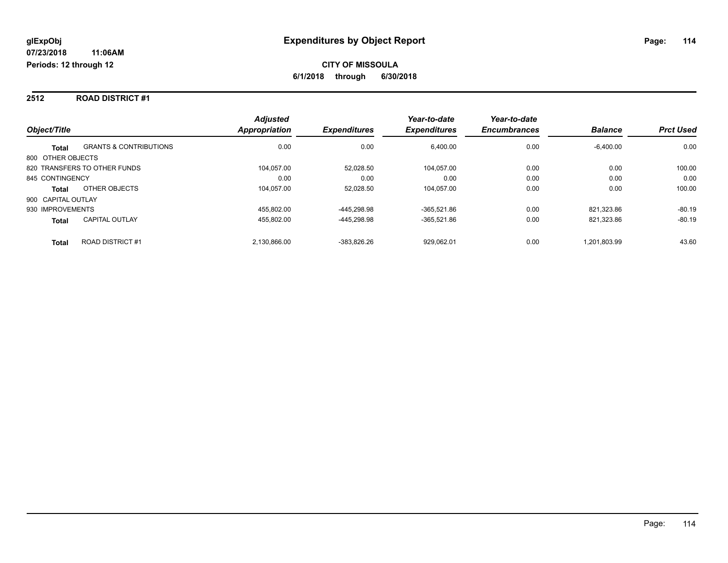**glExpObj**
**07/23/2018 11:06AM**
**Periods: 12 through 12**

# Expenditures by Object Report

**CITY OF MISSOULA**
**6/1/2018 through 6/30/2018**

## 2512 ROAD DISTRICT #1

| Object/Title | | Adjusted Appropriation | Expenditures | Year-to-date Expenditures | Year-to-date Encumbrances | Balance | Prct Used |
|---|---|---|---|---|---|---|---|
| **Total** | GRANTS & CONTRIBUTIONS | 0.00 | 0.00 | 6,400.00 | 0.00 | -6,400.00 | 0.00 |
| 800 OTHER OBJECTS | | | | | | | |
| 820 TRANSFERS TO OTHER FUNDS | | 104,057.00 | 52,028.50 | 104,057.00 | 0.00 | 0.00 | 100.00 |
| 845 CONTINGENCY | | 0.00 | 0.00 | 0.00 | 0.00 | 0.00 | 0.00 |
| **Total** | OTHER OBJECTS | 104,057.00 | 52,028.50 | 104,057.00 | 0.00 | 0.00 | 100.00 |
| 900 CAPITAL OUTLAY | | | | | | | |
| 930 IMPROVEMENTS | | 455,802.00 | -445,298.98 | -365,521.86 | 0.00 | 821,323.86 | -80.19 |
| **Total** | CAPITAL OUTLAY | 455,802.00 | -445,298.98 | -365,521.86 | 0.00 | 821,323.86 | -80.19 |
| **Total** | ROAD DISTRICT #1 | 2,130,866.00 | -383,826.26 | 929,062.01 | 0.00 | 1,201,803.99 | 43.60 |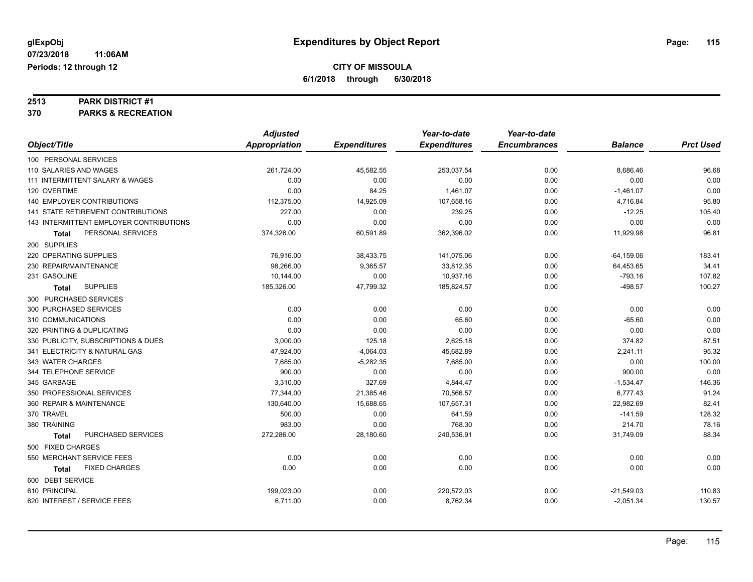glExpObj
07/23/2018 11:06AM
Periods: 12 through 12

# Expenditures by Object Report

**CITY OF MISSOULA**
**6/1/2018 through 6/30/2018**

**2513 PARK DISTRICT #1**
**370 PARKS & RECREATION**

| Object/Title | Adjusted Appropriation | Expenditures | Year-to-date Expenditures | Year-to-date Encumbrances | Balance | Prct Used |
|---|---|---|---|---|---|---|
| 100 PERSONAL SERVICES | | | | | | |
| 110 SALARIES AND WAGES | 261,724.00 | 45,582.55 | 253,037.54 | 0.00 | 8,686.46 | 96.68 |
| 111 INTERMITTENT SALARY & WAGES | 0.00 | 0.00 | 0.00 | 0.00 | 0.00 | 0.00 |
| 120 OVERTIME | 0.00 | 84.25 | 1,461.07 | 0.00 | -1,461.07 | 0.00 |
| 140 EMPLOYER CONTRIBUTIONS | 112,375.00 | 14,925.09 | 107,658.16 | 0.00 | 4,716.84 | 95.80 |
| 141 STATE RETIREMENT CONTRIBUTIONS | 227.00 | 0.00 | 239.25 | 0.00 | -12.25 | 105.40 |
| 143 INTERMITTENT EMPLOYER CONTRIBUTIONS | 0.00 | 0.00 | 0.00 | 0.00 | 0.00 | 0.00 |
| **Total** PERSONAL SERVICES | 374,326.00 | 60,591.89 | 362,396.02 | 0.00 | 11,929.98 | 96.81 |
| 200 SUPPLIES | | | | | | |
| 220 OPERATING SUPPLIES | 76,916.00 | 38,433.75 | 141,075.06 | 0.00 | -64,159.06 | 183.41 |
| 230 REPAIR/MAINTENANCE | 98,266.00 | 9,365.57 | 33,812.35 | 0.00 | 64,453.65 | 34.41 |
| 231 GASOLINE | 10,144.00 | 0.00 | 10,937.16 | 0.00 | -793.16 | 107.82 |
| **Total** SUPPLIES | 185,326.00 | 47,799.32 | 185,824.57 | 0.00 | -498.57 | 100.27 |
| 300 PURCHASED SERVICES | | | | | | |
| 300 PURCHASED SERVICES | 0.00 | 0.00 | 0.00 | 0.00 | 0.00 | 0.00 |
| 310 COMMUNICATIONS | 0.00 | 0.00 | 65.60 | 0.00 | -65.60 | 0.00 |
| 320 PRINTING & DUPLICATING | 0.00 | 0.00 | 0.00 | 0.00 | 0.00 | 0.00 |
| 330 PUBLICITY, SUBSCRIPTIONS & DUES | 3,000.00 | 125.18 | 2,625.18 | 0.00 | 374.82 | 87.51 |
| 341 ELECTRICITY & NATURAL GAS | 47,924.00 | -4,064.03 | 45,682.89 | 0.00 | 2,241.11 | 95.32 |
| 343 WATER CHARGES | 7,685.00 | -5,282.35 | 7,685.00 | 0.00 | 0.00 | 100.00 |
| 344 TELEPHONE SERVICE | 900.00 | 0.00 | 0.00 | 0.00 | 900.00 | 0.00 |
| 345 GARBAGE | 3,310.00 | 327.69 | 4,844.47 | 0.00 | -1,534.47 | 146.36 |
| 350 PROFESSIONAL SERVICES | 77,344.00 | 21,385.46 | 70,566.57 | 0.00 | 6,777.43 | 91.24 |
| 360 REPAIR & MAINTENANCE | 130,640.00 | 15,688.65 | 107,657.31 | 0.00 | 22,982.69 | 82.41 |
| 370 TRAVEL | 500.00 | 0.00 | 641.59 | 0.00 | -141.59 | 128.32 |
| 380 TRAINING | 983.00 | 0.00 | 768.30 | 0.00 | 214.70 | 78.16 |
| **Total** PURCHASED SERVICES | 272,286.00 | 28,180.60 | 240,536.91 | 0.00 | 31,749.09 | 88.34 |
| 500 FIXED CHARGES | | | | | | |
| 550 MERCHANT SERVICE FEES | 0.00 | 0.00 | 0.00 | 0.00 | 0.00 | 0.00 |
| **Total** FIXED CHARGES | 0.00 | 0.00 | 0.00 | 0.00 | 0.00 | 0.00 |
| 600 DEBT SERVICE | | | | | | |
| 610 PRINCIPAL | 199,023.00 | 0.00 | 220,572.03 | 0.00 | -21,549.03 | 110.83 |
| 620 INTEREST / SERVICE FEES | 6,711.00 | 0.00 | 8,762.34 | 0.00 | -2,051.34 | 130.57 |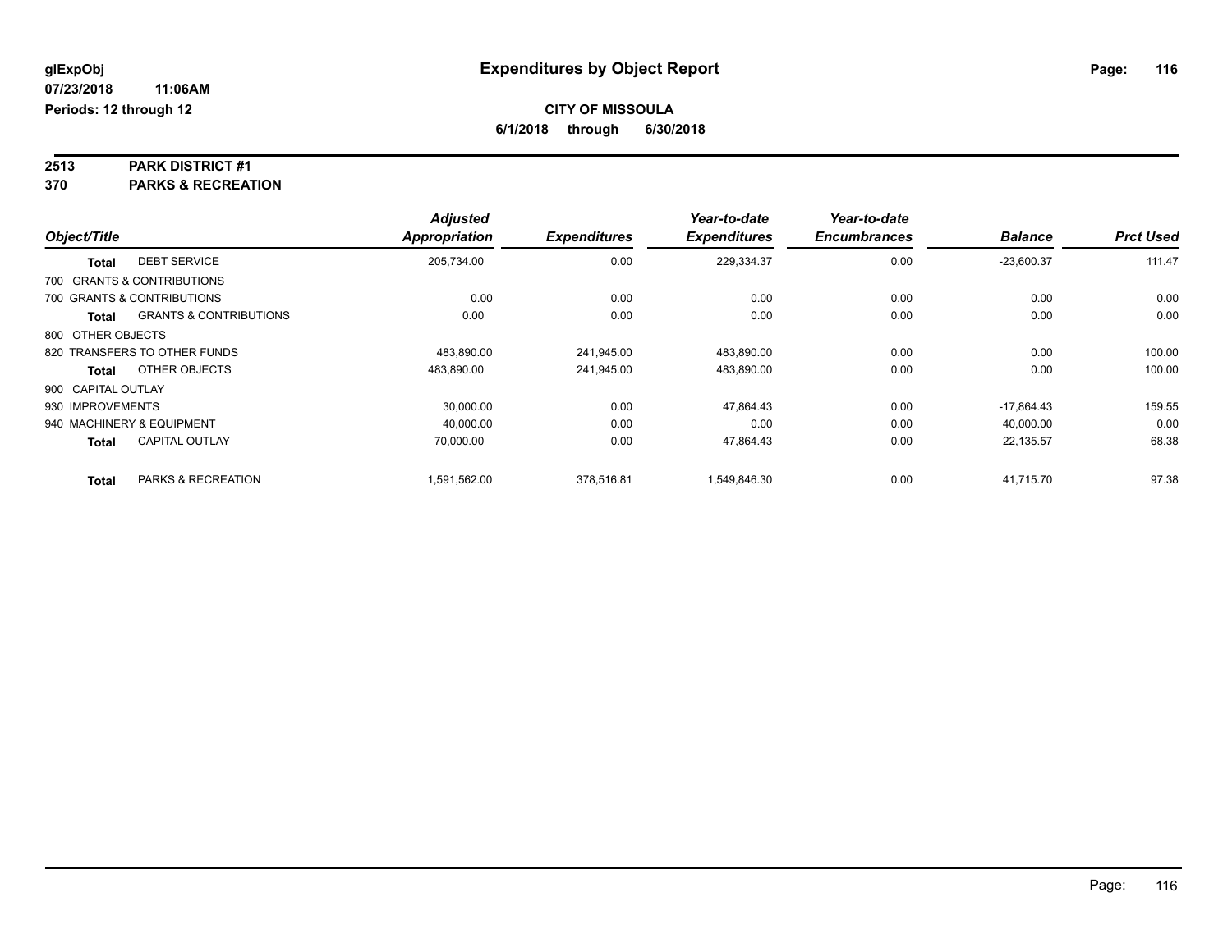**glExpObj**
**07/23/2018 11:06AM**
**Periods: 12 through 12**

# Expenditures by Object Report

**CITY OF MISSOULA**
**6/1/2018 through 6/30/2018**

## 2513 PARK DISTRICT #1
## 370 PARKS & RECREATION

| Object/Title | | Adjusted Appropriation | Expenditures | Year-to-date Expenditures | Year-to-date Encumbrances | Balance | Prct Used |
|---|---|---|---|---|---|---|---|
| **Total** | DEBT SERVICE | 205,734.00 | 0.00 | 229,334.37 | 0.00 | -23,600.37 | 111.47 |
| 700 GRANTS & CONTRIBUTIONS | | | | | | | |
| 700 GRANTS & CONTRIBUTIONS | | 0.00 | 0.00 | 0.00 | 0.00 | 0.00 | 0.00 |
| **Total** | GRANTS & CONTRIBUTIONS | 0.00 | 0.00 | 0.00 | 0.00 | 0.00 | 0.00 |
| 800 OTHER OBJECTS | | | | | | | |
| 820 TRANSFERS TO OTHER FUNDS | | 483,890.00 | 241,945.00 | 483,890.00 | 0.00 | 0.00 | 100.00 |
| **Total** | OTHER OBJECTS | 483,890.00 | 241,945.00 | 483,890.00 | 0.00 | 0.00 | 100.00 |
| 900 CAPITAL OUTLAY | | | | | | | |
| 930 IMPROVEMENTS | | 30,000.00 | 0.00 | 47,864.43 | 0.00 | -17,864.43 | 159.55 |
| 940 MACHINERY & EQUIPMENT | | 40,000.00 | 0.00 | 0.00 | 0.00 | 40,000.00 | 0.00 |
| **Total** | CAPITAL OUTLAY | 70,000.00 | 0.00 | 47,864.43 | 0.00 | 22,135.57 | 68.38 |
| **Total** | PARKS & RECREATION | 1,591,562.00 | 378,516.81 | 1,549,846.30 | 0.00 | 41,715.70 | 97.38 |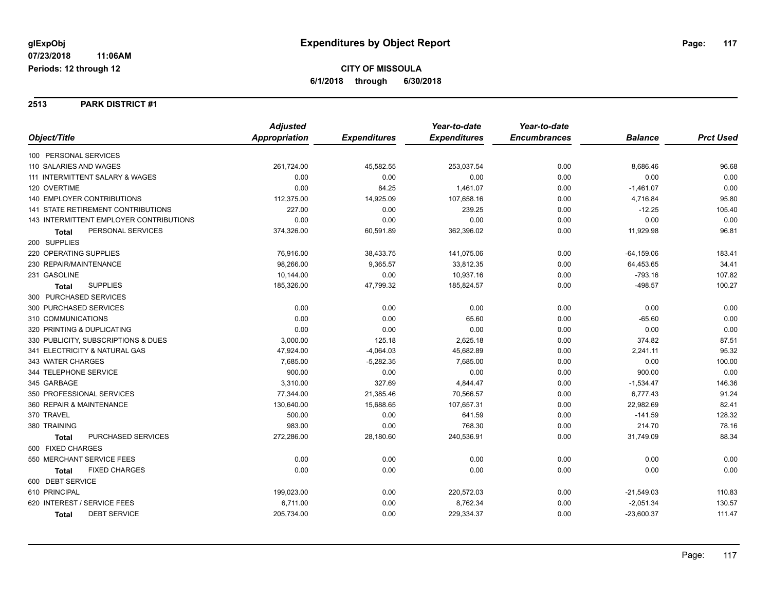# Expenditures by Object Report

glExpObj
07/23/2018 11:06AM
Periods: 12 through 12

**CITY OF MISSOULA**
**6/1/2018 through 6/30/2018**

## 2513 PARK DISTRICT #1

| Object/Title | Adjusted Appropriation | Expenditures | Year-to-date Expenditures | Year-to-date Encumbrances | Balance | Prct Used |
|---|---|---|---|---|---|---|
| 100 PERSONAL SERVICES | | | | | | |
| 110 SALARIES AND WAGES | 261,724.00 | 45,582.55 | 253,037.54 | 0.00 | 8,686.46 | 96.68 |
| 111 INTERMITTENT SALARY & WAGES | 0.00 | 0.00 | 0.00 | 0.00 | 0.00 | 0.00 |
| 120 OVERTIME | 0.00 | 84.25 | 1,461.07 | 0.00 | -1,461.07 | 0.00 |
| 140 EMPLOYER CONTRIBUTIONS | 112,375.00 | 14,925.09 | 107,658.16 | 0.00 | 4,716.84 | 95.80 |
| 141 STATE RETIREMENT CONTRIBUTIONS | 227.00 | 0.00 | 239.25 | 0.00 | -12.25 | 105.40 |
| 143 INTERMITTENT EMPLOYER CONTRIBUTIONS | 0.00 | 0.00 | 0.00 | 0.00 | 0.00 | 0.00 |
| **Total** PERSONAL SERVICES | 374,326.00 | 60,591.89 | 362,396.02 | 0.00 | 11,929.98 | 96.81 |
| 200 SUPPLIES | | | | | | |
| 220 OPERATING SUPPLIES | 76,916.00 | 38,433.75 | 141,075.06 | 0.00 | -64,159.06 | 183.41 |
| 230 REPAIR/MAINTENANCE | 98,266.00 | 9,365.57 | 33,812.35 | 0.00 | 64,453.65 | 34.41 |
| 231 GASOLINE | 10,144.00 | 0.00 | 10,937.16 | 0.00 | -793.16 | 107.82 |
| **Total** SUPPLIES | 185,326.00 | 47,799.32 | 185,824.57 | 0.00 | -498.57 | 100.27 |
| 300 PURCHASED SERVICES | | | | | | |
| 300 PURCHASED SERVICES | 0.00 | 0.00 | 0.00 | 0.00 | 0.00 | 0.00 |
| 310 COMMUNICATIONS | 0.00 | 0.00 | 65.60 | 0.00 | -65.60 | 0.00 |
| 320 PRINTING & DUPLICATING | 0.00 | 0.00 | 0.00 | 0.00 | 0.00 | 0.00 |
| 330 PUBLICITY, SUBSCRIPTIONS & DUES | 3,000.00 | 125.18 | 2,625.18 | 0.00 | 374.82 | 87.51 |
| 341 ELECTRICITY & NATURAL GAS | 47,924.00 | -4,064.03 | 45,682.89 | 0.00 | 2,241.11 | 95.32 |
| 343 WATER CHARGES | 7,685.00 | -5,282.35 | 7,685.00 | 0.00 | 0.00 | 100.00 |
| 344 TELEPHONE SERVICE | 900.00 | 0.00 | 0.00 | 0.00 | 900.00 | 0.00 |
| 345 GARBAGE | 3,310.00 | 327.69 | 4,844.47 | 0.00 | -1,534.47 | 146.36 |
| 350 PROFESSIONAL SERVICES | 77,344.00 | 21,385.46 | 70,566.57 | 0.00 | 6,777.43 | 91.24 |
| 360 REPAIR & MAINTENANCE | 130,640.00 | 15,688.65 | 107,657.31 | 0.00 | 22,982.69 | 82.41 |
| 370 TRAVEL | 500.00 | 0.00 | 641.59 | 0.00 | -141.59 | 128.32 |
| 380 TRAINING | 983.00 | 0.00 | 768.30 | 0.00 | 214.70 | 78.16 |
| **Total** PURCHASED SERVICES | 272,286.00 | 28,180.60 | 240,536.91 | 0.00 | 31,749.09 | 88.34 |
| 500 FIXED CHARGES | | | | | | |
| 550 MERCHANT SERVICE FEES | 0.00 | 0.00 | 0.00 | 0.00 | 0.00 | 0.00 |
| **Total** FIXED CHARGES | 0.00 | 0.00 | 0.00 | 0.00 | 0.00 | 0.00 |
| 600 DEBT SERVICE | | | | | | |
| 610 PRINCIPAL | 199,023.00 | 0.00 | 220,572.03 | 0.00 | -21,549.03 | 110.83 |
| 620 INTEREST / SERVICE FEES | 6,711.00 | 0.00 | 8,762.34 | 0.00 | -2,051.34 | 130.57 |
| **Total** DEBT SERVICE | 205,734.00 | 0.00 | 229,334.37 | 0.00 | -23,600.37 | 111.47 |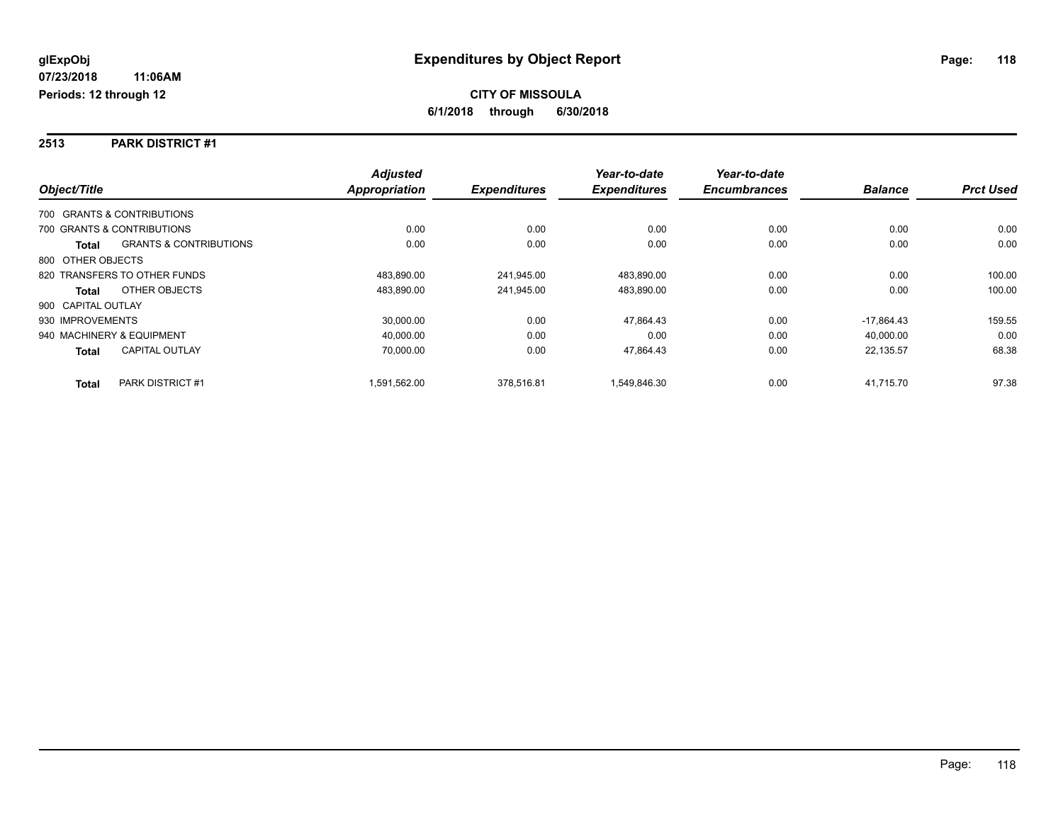**glExpObj**
**07/23/2018 11:06AM**
**Periods: 12 through 12**

# Expenditures by Object Report

**CITY OF MISSOULA**
**6/1/2018 through 6/30/2018**

## 2513 PARK DISTRICT #1

| Object/Title | | Adjusted Appropriation | Expenditures | Year-to-date Expenditures | Year-to-date Encumbrances | Balance | Prct Used |
|---|---|---|---|---|---|---|---|
| 700 GRANTS & CONTRIBUTIONS | | | | | | | |
| 700 GRANTS & CONTRIBUTIONS | | 0.00 | 0.00 | 0.00 | 0.00 | 0.00 | 0.00 |
| **Total** | GRANTS & CONTRIBUTIONS | 0.00 | 0.00 | 0.00 | 0.00 | 0.00 | 0.00 |
| 800 OTHER OBJECTS | | | | | | | |
| 820 TRANSFERS TO OTHER FUNDS | | 483,890.00 | 241,945.00 | 483,890.00 | 0.00 | 0.00 | 100.00 |
| **Total** | OTHER OBJECTS | 483,890.00 | 241,945.00 | 483,890.00 | 0.00 | 0.00 | 100.00 |
| 900 CAPITAL OUTLAY | | | | | | | |
| 930 IMPROVEMENTS | | 30,000.00 | 0.00 | 47,864.43 | 0.00 | -17,864.43 | 159.55 |
| 940 MACHINERY & EQUIPMENT | | 40,000.00 | 0.00 | 0.00 | 0.00 | 40,000.00 | 0.00 |
| **Total** | CAPITAL OUTLAY | 70,000.00 | 0.00 | 47,864.43 | 0.00 | 22,135.57 | 68.38 |
| **Total** | PARK DISTRICT #1 | 1,591,562.00 | 378,516.81 | 1,549,846.30 | 0.00 | 41,715.70 | 97.38 |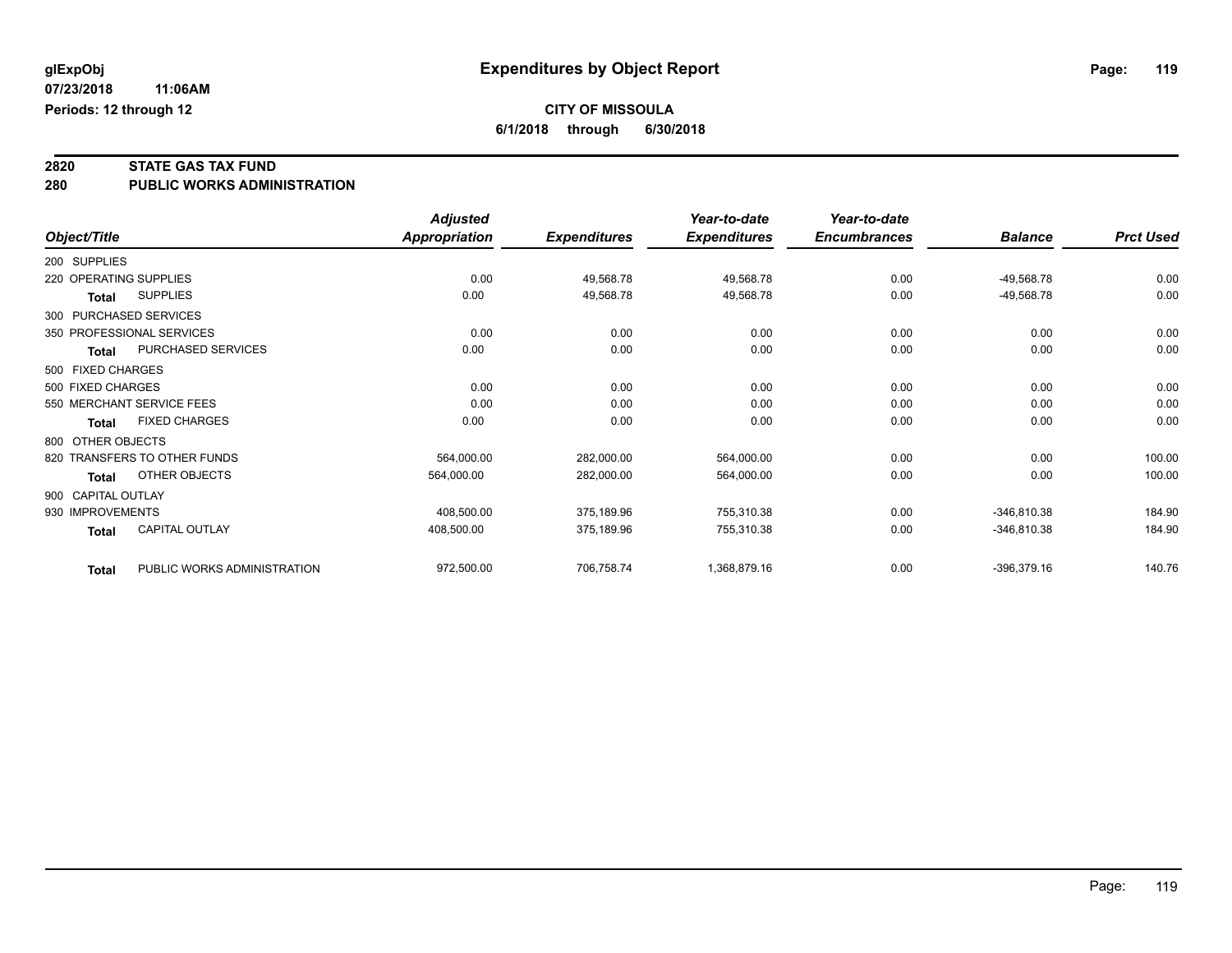**glExpObj** | **Expenditures by Object Report**

**07/23/2018 11:06AM**

**Periods: 12 through 12**

**CITY OF MISSOULA**

**6/1/2018 through 6/30/2018**

## 2820 STATE GAS TAX FUND
## 280 PUBLIC WORKS ADMINISTRATION

| Object/Title | Adjusted Appropriation | Expenditures | Year-to-date Expenditures | Year-to-date Encumbrances | Balance | Prct Used |
|---|---|---|---|---|---|---|
| 200 SUPPLIES | | | | | | |
| 220 OPERATING SUPPLIES | 0.00 | 49,568.78 | 49,568.78 | 0.00 | -49,568.78 | 0.00 |
| **Total** SUPPLIES | 0.00 | 49,568.78 | 49,568.78 | 0.00 | -49,568.78 | 0.00 |
| 300 PURCHASED SERVICES | | | | | | |
| 350 PROFESSIONAL SERVICES | 0.00 | 0.00 | 0.00 | 0.00 | 0.00 | 0.00 |
| **Total** PURCHASED SERVICES | 0.00 | 0.00 | 0.00 | 0.00 | 0.00 | 0.00 |
| 500 FIXED CHARGES | | | | | | |
| 500 FIXED CHARGES | 0.00 | 0.00 | 0.00 | 0.00 | 0.00 | 0.00 |
| 550 MERCHANT SERVICE FEES | 0.00 | 0.00 | 0.00 | 0.00 | 0.00 | 0.00 |
| **Total** FIXED CHARGES | 0.00 | 0.00 | 0.00 | 0.00 | 0.00 | 0.00 |
| 800 OTHER OBJECTS | | | | | | |
| 820 TRANSFERS TO OTHER FUNDS | 564,000.00 | 282,000.00 | 564,000.00 | 0.00 | 0.00 | 100.00 |
| **Total** OTHER OBJECTS | 564,000.00 | 282,000.00 | 564,000.00 | 0.00 | 0.00 | 100.00 |
| 900 CAPITAL OUTLAY | | | | | | |
| 930 IMPROVEMENTS | 408,500.00 | 375,189.96 | 755,310.38 | 0.00 | -346,810.38 | 184.90 |
| **Total** CAPITAL OUTLAY | 408,500.00 | 375,189.96 | 755,310.38 | 0.00 | -346,810.38 | 184.90 |
| **Total** PUBLIC WORKS ADMINISTRATION | 972,500.00 | 706,758.74 | 1,368,879.16 | 0.00 | -396,379.16 | 140.76 |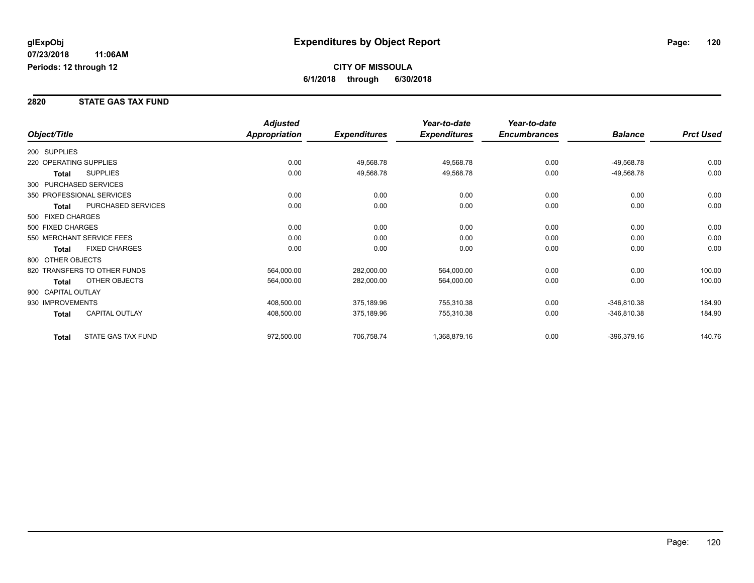glExpObj
07/23/2018 11:06AM
Periods: 12 through 12

# Expenditures by Object Report

**CITY OF MISSOULA**
**6/1/2018 through 6/30/2018**

## 2820 STATE GAS TAX FUND

| Object/Title | | *Adjusted Appropriation* | *Expenditures* | *Year-to-date Expenditures* | *Year-to-date Encumbrances* | *Balance* | *Prct Used* |
|---|---|---|---|---|---|---|---|
| 200 SUPPLIES | | | | | | | |
| 220 OPERATING SUPPLIES | | 0.00 | 49,568.78 | 49,568.78 | 0.00 | -49,568.78 | 0.00 |
| **Total** | SUPPLIES | 0.00 | 49,568.78 | 49,568.78 | 0.00 | -49,568.78 | 0.00 |
| 300 PURCHASED SERVICES | | | | | | | |
| 350 PROFESSIONAL SERVICES | | 0.00 | 0.00 | 0.00 | 0.00 | 0.00 | 0.00 |
| **Total** | PURCHASED SERVICES | 0.00 | 0.00 | 0.00 | 0.00 | 0.00 | 0.00 |
| 500 FIXED CHARGES | | | | | | | |
| 500 FIXED CHARGES | | 0.00 | 0.00 | 0.00 | 0.00 | 0.00 | 0.00 |
| 550 MERCHANT SERVICE FEES | | 0.00 | 0.00 | 0.00 | 0.00 | 0.00 | 0.00 |
| **Total** | FIXED CHARGES | 0.00 | 0.00 | 0.00 | 0.00 | 0.00 | 0.00 |
| 800 OTHER OBJECTS | | | | | | | |
| 820 TRANSFERS TO OTHER FUNDS | | 564,000.00 | 282,000.00 | 564,000.00 | 0.00 | 0.00 | 100.00 |
| **Total** | OTHER OBJECTS | 564,000.00 | 282,000.00 | 564,000.00 | 0.00 | 0.00 | 100.00 |
| 900 CAPITAL OUTLAY | | | | | | | |
| 930 IMPROVEMENTS | | 408,500.00 | 375,189.96 | 755,310.38 | 0.00 | -346,810.38 | 184.90 |
| **Total** | CAPITAL OUTLAY | 408,500.00 | 375,189.96 | 755,310.38 | 0.00 | -346,810.38 | 184.90 |
| **Total** | STATE GAS TAX FUND | 972,500.00 | 706,758.74 | 1,368,879.16 | 0.00 | -396,379.16 | 140.76 |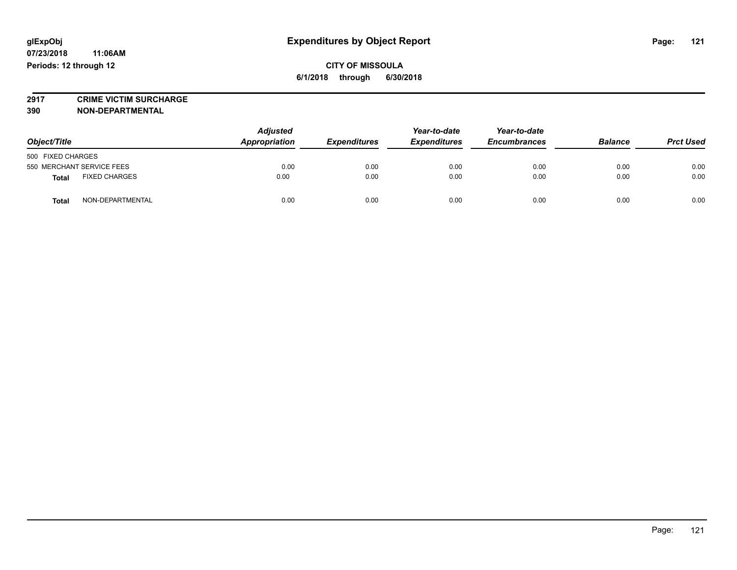# Expenditures by Object Report

glExpObj
07/23/2018 11:06AM
Periods: 12 through 12

**CITY OF MISSOULA**
**6/1/2018 through 6/30/2018**

**2917 CRIME VICTIM SURCHARGE**
**390 NON-DEPARTMENTAL**

| Object/Title | Adjusted Appropriation | Expenditures | Year-to-date Expenditures | Year-to-date Encumbrances | Balance | Prct Used |
|---|---|---|---|---|---|---|
| 500 FIXED CHARGES | | | | | | |
| 550 MERCHANT SERVICE FEES | 0.00 | 0.00 | 0.00 | 0.00 | 0.00 | 0.00 |
| **Total** FIXED CHARGES | 0.00 | 0.00 | 0.00 | 0.00 | 0.00 | 0.00 |
| **Total** NON-DEPARTMENTAL | 0.00 | 0.00 | 0.00 | 0.00 | 0.00 | 0.00 |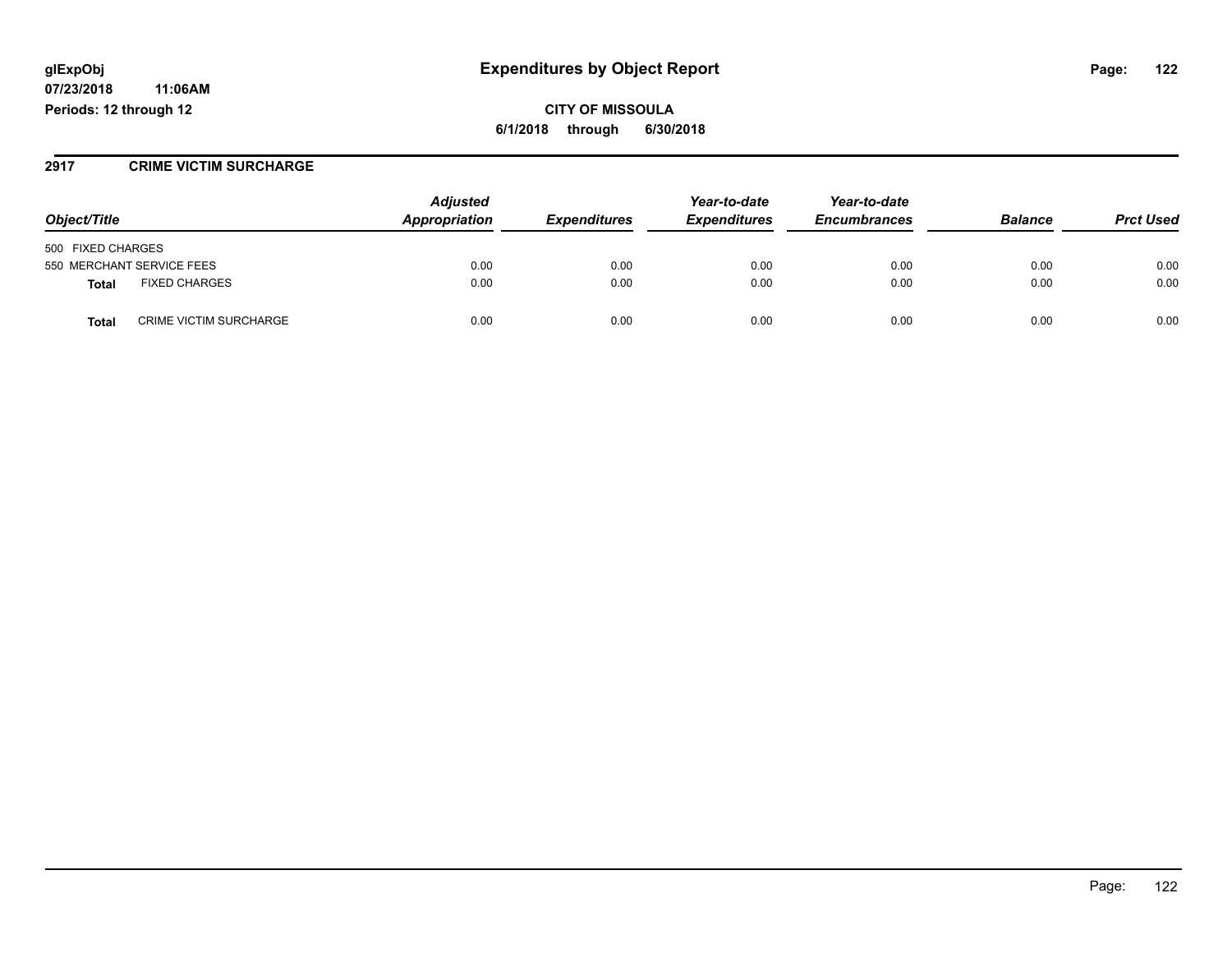**glExpObj**
**07/23/2018 11:06AM**
**Periods: 12 through 12**

# Expenditures by Object Report

**CITY OF MISSOULA**
**6/1/2018 through 6/30/2018**

## 2917 CRIME VICTIM SURCHARGE

| Object/Title | Adjusted Appropriation | Expenditures | Year-to-date Expenditures | Year-to-date Encumbrances | Balance | Prct Used |
|---|---|---|---|---|---|---|
| 500 FIXED CHARGES | | | | | | |
| 550 MERCHANT SERVICE FEES | 0.00 | 0.00 | 0.00 | 0.00 | 0.00 | 0.00 |
| **Total** FIXED CHARGES | 0.00 | 0.00 | 0.00 | 0.00 | 0.00 | 0.00 |
| **Total** CRIME VICTIM SURCHARGE | 0.00 | 0.00 | 0.00 | 0.00 | 0.00 | 0.00 |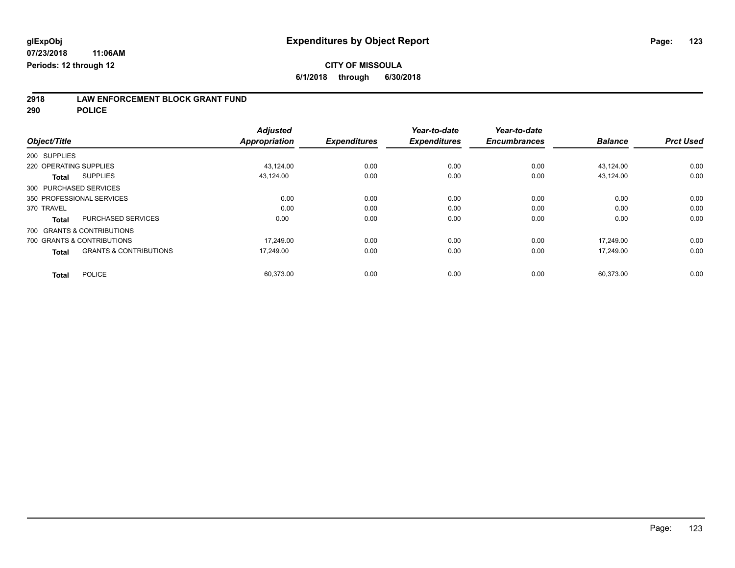glExpObj
07/23/2018 11:06AM
Periods: 12 through 12

# Expenditures by Object Report

**CITY OF MISSOULA**
**6/1/2018 through 6/30/2018**

## 2918 LAW ENFORCEMENT BLOCK GRANT FUND
## 290 POLICE

| Object/Title | Adjusted Appropriation | Expenditures | Year-to-date Expenditures | Year-to-date Encumbrances | Balance | Prct Used |
|---|---|---|---|---|---|---|
| 200 SUPPLIES | | | | | | |
| 220 OPERATING SUPPLIES | 43,124.00 | 0.00 | 0.00 | 0.00 | 43,124.00 | 0.00 |
| **Total** SUPPLIES | 43,124.00 | 0.00 | 0.00 | 0.00 | 43,124.00 | 0.00 |
| 300 PURCHASED SERVICES | | | | | | |
| 350 PROFESSIONAL SERVICES | 0.00 | 0.00 | 0.00 | 0.00 | 0.00 | 0.00 |
| 370 TRAVEL | 0.00 | 0.00 | 0.00 | 0.00 | 0.00 | 0.00 |
| **Total** PURCHASED SERVICES | 0.00 | 0.00 | 0.00 | 0.00 | 0.00 | 0.00 |
| 700 GRANTS & CONTRIBUTIONS | | | | | | |
| 700 GRANTS & CONTRIBUTIONS | 17,249.00 | 0.00 | 0.00 | 0.00 | 17,249.00 | 0.00 |
| **Total** GRANTS & CONTRIBUTIONS | 17,249.00 | 0.00 | 0.00 | 0.00 | 17,249.00 | 0.00 |
| **Total** POLICE | 60,373.00 | 0.00 | 0.00 | 0.00 | 60,373.00 | 0.00 |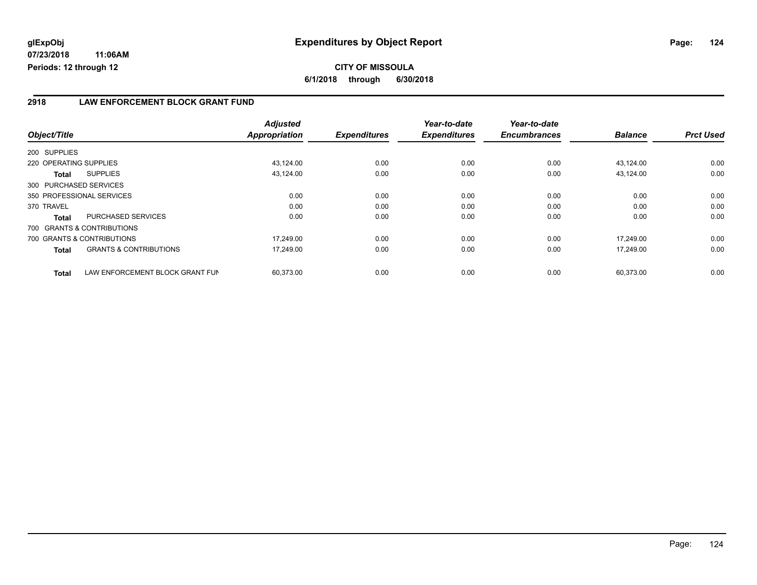**glExpObj** 
**07/23/2018 11:06AM** 
**Periods: 12 through 12**

# Expenditures by Object Report

**CITY OF MISSOULA**

**6/1/2018 through 6/30/2018**

## 2918 LAW ENFORCEMENT BLOCK GRANT FUND

| Object/Title | | Adjusted Appropriation | Expenditures | Year-to-date Expenditures | Year-to-date Encumbrances | Balance | Prct Used |
|---|---|---|---|---|---|---|---|
| 200 SUPPLIES | | | | | | | |
| 220 OPERATING SUPPLIES | | 43,124.00 | 0.00 | 0.00 | 0.00 | 43,124.00 | 0.00 |
| **Total** | SUPPLIES | 43,124.00 | 0.00 | 0.00 | 0.00 | 43,124.00 | 0.00 |
| 300 PURCHASED SERVICES | | | | | | | |
| 350 PROFESSIONAL SERVICES | | 0.00 | 0.00 | 0.00 | 0.00 | 0.00 | 0.00 |
| 370 TRAVEL | | 0.00 | 0.00 | 0.00 | 0.00 | 0.00 | 0.00 |
| **Total** | PURCHASED SERVICES | 0.00 | 0.00 | 0.00 | 0.00 | 0.00 | 0.00 |
| 700 GRANTS & CONTRIBUTIONS | | | | | | | |
| 700 GRANTS & CONTRIBUTIONS | | 17,249.00 | 0.00 | 0.00 | 0.00 | 17,249.00 | 0.00 |
| **Total** | GRANTS & CONTRIBUTIONS | 17,249.00 | 0.00 | 0.00 | 0.00 | 17,249.00 | 0.00 |
| **Total** | LAW ENFORCEMENT BLOCK GRANT FUN | 60,373.00 | 0.00 | 0.00 | 0.00 | 60,373.00 | 0.00 |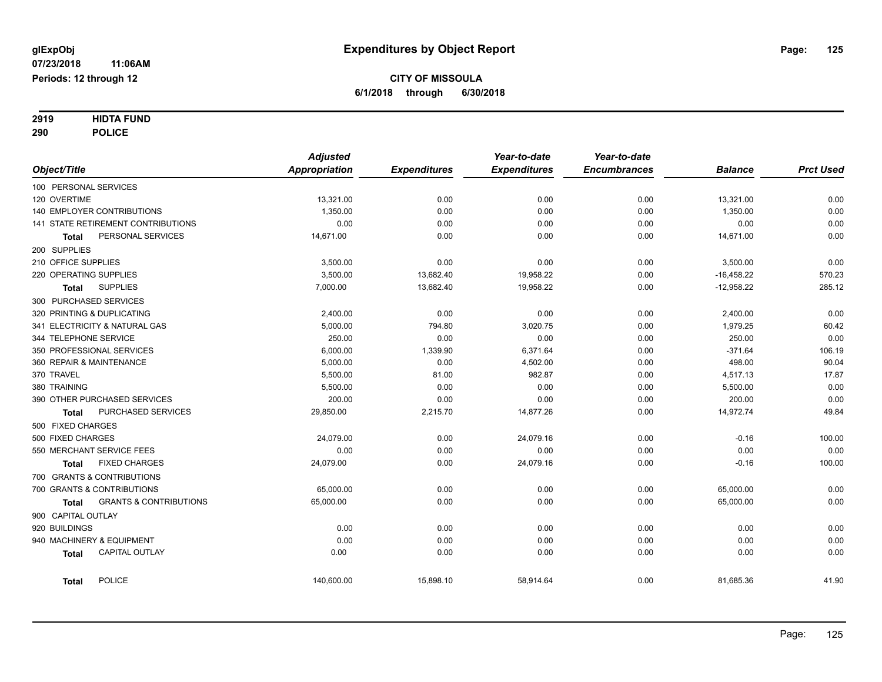**glExpObj**
**07/23/2018 11:06AM**
**Periods: 12 through 12**

# Expenditures by Object Report

**CITY OF MISSOULA**
**6/1/2018 through 6/30/2018**

**2919 HIDTA FUND**
**290 POLICE**

| Object/Title | Adjusted Appropriation | Expenditures | Year-to-date Expenditures | Year-to-date Encumbrances | Balance | Prct Used |
|---|---|---|---|---|---|---|
| 100 PERSONAL SERVICES | | | | | | |
| 120 OVERTIME | 13,321.00 | 0.00 | 0.00 | 0.00 | 13,321.00 | 0.00 |
| 140 EMPLOYER CONTRIBUTIONS | 1,350.00 | 0.00 | 0.00 | 0.00 | 1,350.00 | 0.00 |
| 141 STATE RETIREMENT CONTRIBUTIONS | 0.00 | 0.00 | 0.00 | 0.00 | 0.00 | 0.00 |
| **Total** PERSONAL SERVICES | 14,671.00 | 0.00 | 0.00 | 0.00 | 14,671.00 | 0.00 |
| 200 SUPPLIES | | | | | | |
| 210 OFFICE SUPPLIES | 3,500.00 | 0.00 | 0.00 | 0.00 | 3,500.00 | 0.00 |
| 220 OPERATING SUPPLIES | 3,500.00 | 13,682.40 | 19,958.22 | 0.00 | -16,458.22 | 570.23 |
| **Total** SUPPLIES | 7,000.00 | 13,682.40 | 19,958.22 | 0.00 | -12,958.22 | 285.12 |
| 300 PURCHASED SERVICES | | | | | | |
| 320 PRINTING & DUPLICATING | 2,400.00 | 0.00 | 0.00 | 0.00 | 2,400.00 | 0.00 |
| 341 ELECTRICITY & NATURAL GAS | 5,000.00 | 794.80 | 3,020.75 | 0.00 | 1,979.25 | 60.42 |
| 344 TELEPHONE SERVICE | 250.00 | 0.00 | 0.00 | 0.00 | 250.00 | 0.00 |
| 350 PROFESSIONAL SERVICES | 6,000.00 | 1,339.90 | 6,371.64 | 0.00 | -371.64 | 106.19 |
| 360 REPAIR & MAINTENANCE | 5,000.00 | 0.00 | 4,502.00 | 0.00 | 498.00 | 90.04 |
| 370 TRAVEL | 5,500.00 | 81.00 | 982.87 | 0.00 | 4,517.13 | 17.87 |
| 380 TRAINING | 5,500.00 | 0.00 | 0.00 | 0.00 | 5,500.00 | 0.00 |
| 390 OTHER PURCHASED SERVICES | 200.00 | 0.00 | 0.00 | 0.00 | 200.00 | 0.00 |
| **Total** PURCHASED SERVICES | 29,850.00 | 2,215.70 | 14,877.26 | 0.00 | 14,972.74 | 49.84 |
| 500 FIXED CHARGES | | | | | | |
| 500 FIXED CHARGES | 24,079.00 | 0.00 | 24,079.16 | 0.00 | -0.16 | 100.00 |
| 550 MERCHANT SERVICE FEES | 0.00 | 0.00 | 0.00 | 0.00 | 0.00 | 0.00 |
| **Total** FIXED CHARGES | 24,079.00 | 0.00 | 24,079.16 | 0.00 | -0.16 | 100.00 |
| 700 GRANTS & CONTRIBUTIONS | | | | | | |
| 700 GRANTS & CONTRIBUTIONS | 65,000.00 | 0.00 | 0.00 | 0.00 | 65,000.00 | 0.00 |
| **Total** GRANTS & CONTRIBUTIONS | 65,000.00 | 0.00 | 0.00 | 0.00 | 65,000.00 | 0.00 |
| 900 CAPITAL OUTLAY | | | | | | |
| 920 BUILDINGS | 0.00 | 0.00 | 0.00 | 0.00 | 0.00 | 0.00 |
| 940 MACHINERY & EQUIPMENT | 0.00 | 0.00 | 0.00 | 0.00 | 0.00 | 0.00 |
| **Total** CAPITAL OUTLAY | 0.00 | 0.00 | 0.00 | 0.00 | 0.00 | 0.00 |
| **Total** POLICE | 140,600.00 | 15,898.10 | 58,914.64 | 0.00 | 81,685.36 | 41.90 |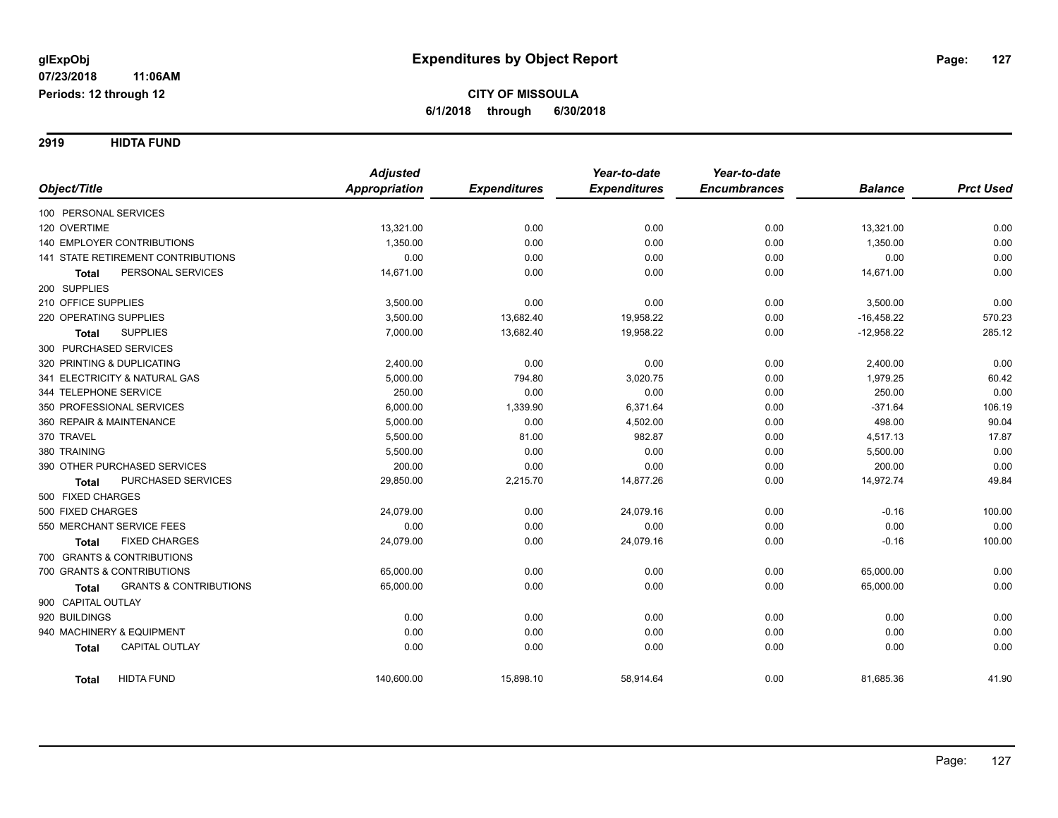# Expenditures by Object Report

glExpObj
07/23/2018 11:06AM
Periods: 12 through 12

**CITY OF MISSOULA**
**6/1/2018 through 6/30/2018**

## 2919 HIDTA FUND

| Object/Title | Adjusted Appropriation | Expenditures | Year-to-date Expenditures | Year-to-date Encumbrances | Balance | Prct Used |
|---|---|---|---|---|---|---|
| 100 PERSONAL SERVICES | | | | | | |
| 120 OVERTIME | 13,321.00 | 0.00 | 0.00 | 0.00 | 13,321.00 | 0.00 |
| 140 EMPLOYER CONTRIBUTIONS | 1,350.00 | 0.00 | 0.00 | 0.00 | 1,350.00 | 0.00 |
| 141 STATE RETIREMENT CONTRIBUTIONS | 0.00 | 0.00 | 0.00 | 0.00 | 0.00 | 0.00 |
| **Total** PERSONAL SERVICES | 14,671.00 | 0.00 | 0.00 | 0.00 | 14,671.00 | 0.00 |
| 200 SUPPLIES | | | | | | |
| 210 OFFICE SUPPLIES | 3,500.00 | 0.00 | 0.00 | 0.00 | 3,500.00 | 0.00 |
| 220 OPERATING SUPPLIES | 3,500.00 | 13,682.40 | 19,958.22 | 0.00 | -16,458.22 | 570.23 |
| **Total** SUPPLIES | 7,000.00 | 13,682.40 | 19,958.22 | 0.00 | -12,958.22 | 285.12 |
| 300 PURCHASED SERVICES | | | | | | |
| 320 PRINTING & DUPLICATING | 2,400.00 | 0.00 | 0.00 | 0.00 | 2,400.00 | 0.00 |
| 341 ELECTRICITY & NATURAL GAS | 5,000.00 | 794.80 | 3,020.75 | 0.00 | 1,979.25 | 60.42 |
| 344 TELEPHONE SERVICE | 250.00 | 0.00 | 0.00 | 0.00 | 250.00 | 0.00 |
| 350 PROFESSIONAL SERVICES | 6,000.00 | 1,339.90 | 6,371.64 | 0.00 | -371.64 | 106.19 |
| 360 REPAIR & MAINTENANCE | 5,000.00 | 0.00 | 4,502.00 | 0.00 | 498.00 | 90.04 |
| 370 TRAVEL | 5,500.00 | 81.00 | 982.87 | 0.00 | 4,517.13 | 17.87 |
| 380 TRAINING | 5,500.00 | 0.00 | 0.00 | 0.00 | 5,500.00 | 0.00 |
| 390 OTHER PURCHASED SERVICES | 200.00 | 0.00 | 0.00 | 0.00 | 200.00 | 0.00 |
| **Total** PURCHASED SERVICES | 29,850.00 | 2,215.70 | 14,877.26 | 0.00 | 14,972.74 | 49.84 |
| 500 FIXED CHARGES | | | | | | |
| 500 FIXED CHARGES | 24,079.00 | 0.00 | 24,079.16 | 0.00 | -0.16 | 100.00 |
| 550 MERCHANT SERVICE FEES | 0.00 | 0.00 | 0.00 | 0.00 | 0.00 | 0.00 |
| **Total** FIXED CHARGES | 24,079.00 | 0.00 | 24,079.16 | 0.00 | -0.16 | 100.00 |
| 700 GRANTS & CONTRIBUTIONS | | | | | | |
| 700 GRANTS & CONTRIBUTIONS | 65,000.00 | 0.00 | 0.00 | 0.00 | 65,000.00 | 0.00 |
| **Total** GRANTS & CONTRIBUTIONS | 65,000.00 | 0.00 | 0.00 | 0.00 | 65,000.00 | 0.00 |
| 900 CAPITAL OUTLAY | | | | | | |
| 920 BUILDINGS | 0.00 | 0.00 | 0.00 | 0.00 | 0.00 | 0.00 |
| 940 MACHINERY & EQUIPMENT | 0.00 | 0.00 | 0.00 | 0.00 | 0.00 | 0.00 |
| **Total** CAPITAL OUTLAY | 0.00 | 0.00 | 0.00 | 0.00 | 0.00 | 0.00 |
| **Total** HIDTA FUND | 140,600.00 | 15,898.10 | 58,914.64 | 0.00 | 81,685.36 | 41.90 |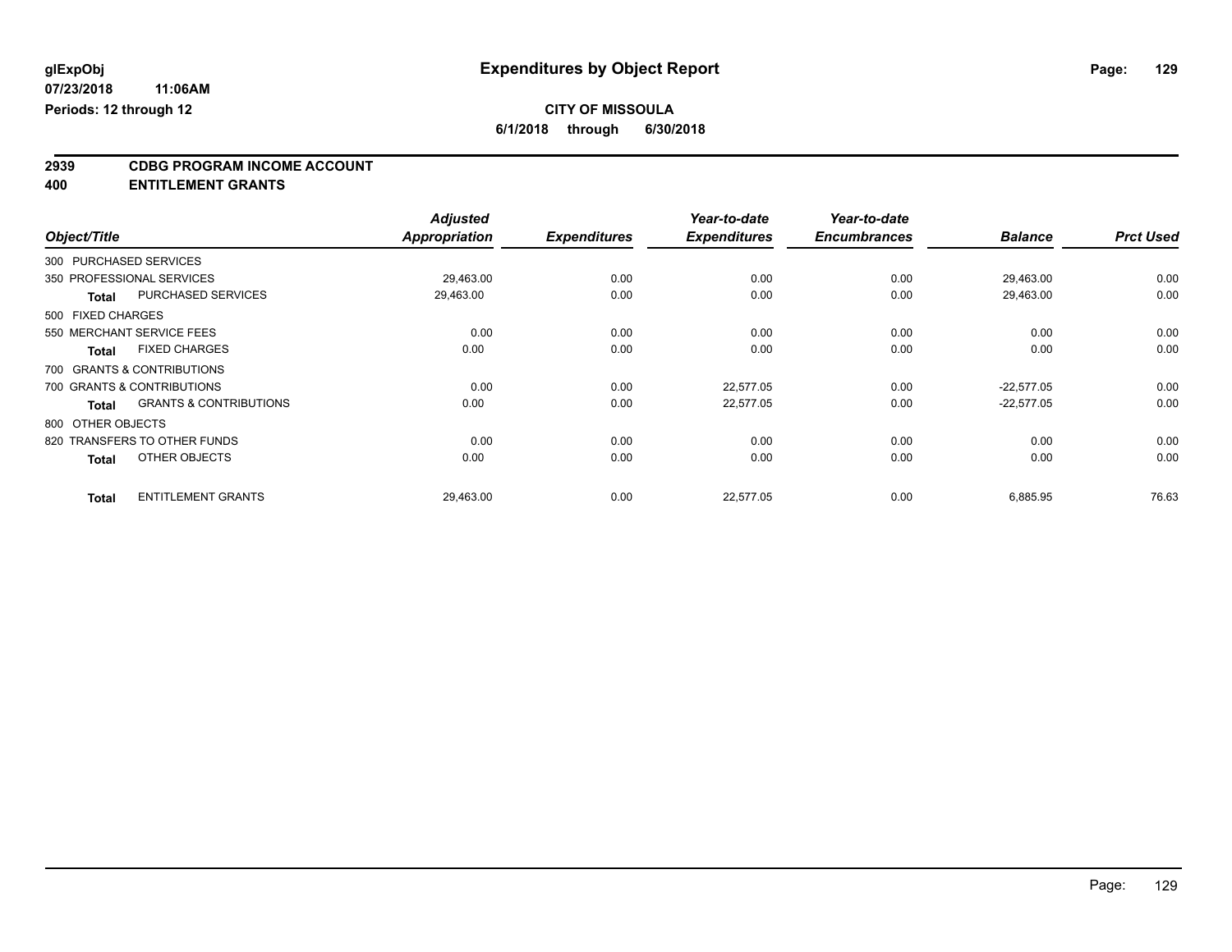glExpObj
07/23/2018 11:06AM
Periods: 12 through 12

# Expenditures by Object Report

**CITY OF MISSOULA**
**6/1/2018 through 6/30/2018**

**2939 CDBG PROGRAM INCOME ACCOUNT**
**400 ENTITLEMENT GRANTS**

| Object/Title | | Adjusted Appropriation | Expenditures | Year-to-date Expenditures | Year-to-date Encumbrances | Balance | Prct Used |
|---|---|---|---|---|---|---|---|
| 300 PURCHASED SERVICES | | | | | | | |
| 350 PROFESSIONAL SERVICES | | 29,463.00 | 0.00 | 0.00 | 0.00 | 29,463.00 | 0.00 |
| Total | PURCHASED SERVICES | 29,463.00 | 0.00 | 0.00 | 0.00 | 29,463.00 | 0.00 |
| 500 FIXED CHARGES | | | | | | | |
| 550 MERCHANT SERVICE FEES | | 0.00 | 0.00 | 0.00 | 0.00 | 0.00 | 0.00 |
| Total | FIXED CHARGES | 0.00 | 0.00 | 0.00 | 0.00 | 0.00 | 0.00 |
| 700 GRANTS & CONTRIBUTIONS | | | | | | | |
| 700 GRANTS & CONTRIBUTIONS | | 0.00 | 0.00 | 22,577.05 | 0.00 | -22,577.05 | 0.00 |
| Total | GRANTS & CONTRIBUTIONS | 0.00 | 0.00 | 22,577.05 | 0.00 | -22,577.05 | 0.00 |
| 800 OTHER OBJECTS | | | | | | | |
| 820 TRANSFERS TO OTHER FUNDS | | 0.00 | 0.00 | 0.00 | 0.00 | 0.00 | 0.00 |
| Total | OTHER OBJECTS | 0.00 | 0.00 | 0.00 | 0.00 | 0.00 | 0.00 |
| Total | ENTITLEMENT GRANTS | 29,463.00 | 0.00 | 22,577.05 | 0.00 | 6,885.95 | 76.63 |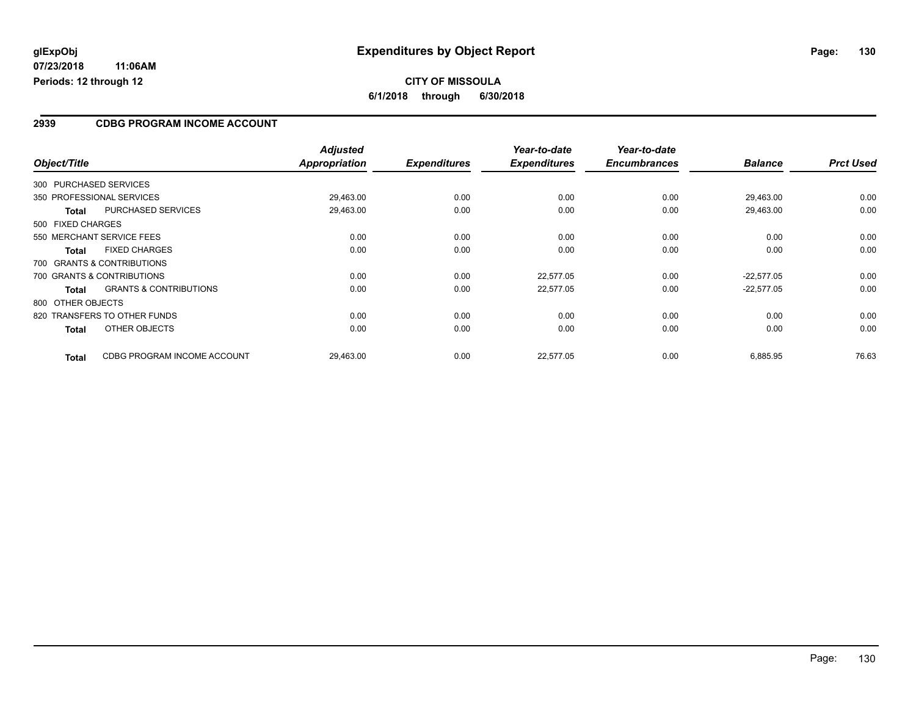**glExpObj** **Expenditures by Object Report**

**07/23/2018 11:06AM**

**Periods: 12 through 12**

**CITY OF MISSOULA**

**6/1/2018 through 6/30/2018**

## 2939 CDBG PROGRAM INCOME ACCOUNT

| Object/Title | | Adjusted Appropriation | Expenditures | Year-to-date Expenditures | Year-to-date Encumbrances | Balance | Prct Used |
|---|---|---|---|---|---|---|---|
| 300 PURCHASED SERVICES | | | | | | | |
| 350 PROFESSIONAL SERVICES | | 29,463.00 | 0.00 | 0.00 | 0.00 | 29,463.00 | 0.00 |
| **Total** | PURCHASED SERVICES | 29,463.00 | 0.00 | 0.00 | 0.00 | 29,463.00 | 0.00 |
| 500 FIXED CHARGES | | | | | | | |
| 550 MERCHANT SERVICE FEES | | 0.00 | 0.00 | 0.00 | 0.00 | 0.00 | 0.00 |
| **Total** | FIXED CHARGES | 0.00 | 0.00 | 0.00 | 0.00 | 0.00 | 0.00 |
| 700 GRANTS & CONTRIBUTIONS | | | | | | | |
| 700 GRANTS & CONTRIBUTIONS | | 0.00 | 0.00 | 22,577.05 | 0.00 | -22,577.05 | 0.00 |
| **Total** | GRANTS & CONTRIBUTIONS | 0.00 | 0.00 | 22,577.05 | 0.00 | -22,577.05 | 0.00 |
| 800 OTHER OBJECTS | | | | | | | |
| 820 TRANSFERS TO OTHER FUNDS | | 0.00 | 0.00 | 0.00 | 0.00 | 0.00 | 0.00 |
| **Total** | OTHER OBJECTS | 0.00 | 0.00 | 0.00 | 0.00 | 0.00 | 0.00 |
| **Total** | CDBG PROGRAM INCOME ACCOUNT | 29,463.00 | 0.00 | 22,577.05 | 0.00 | 6,885.95 | 76.63 |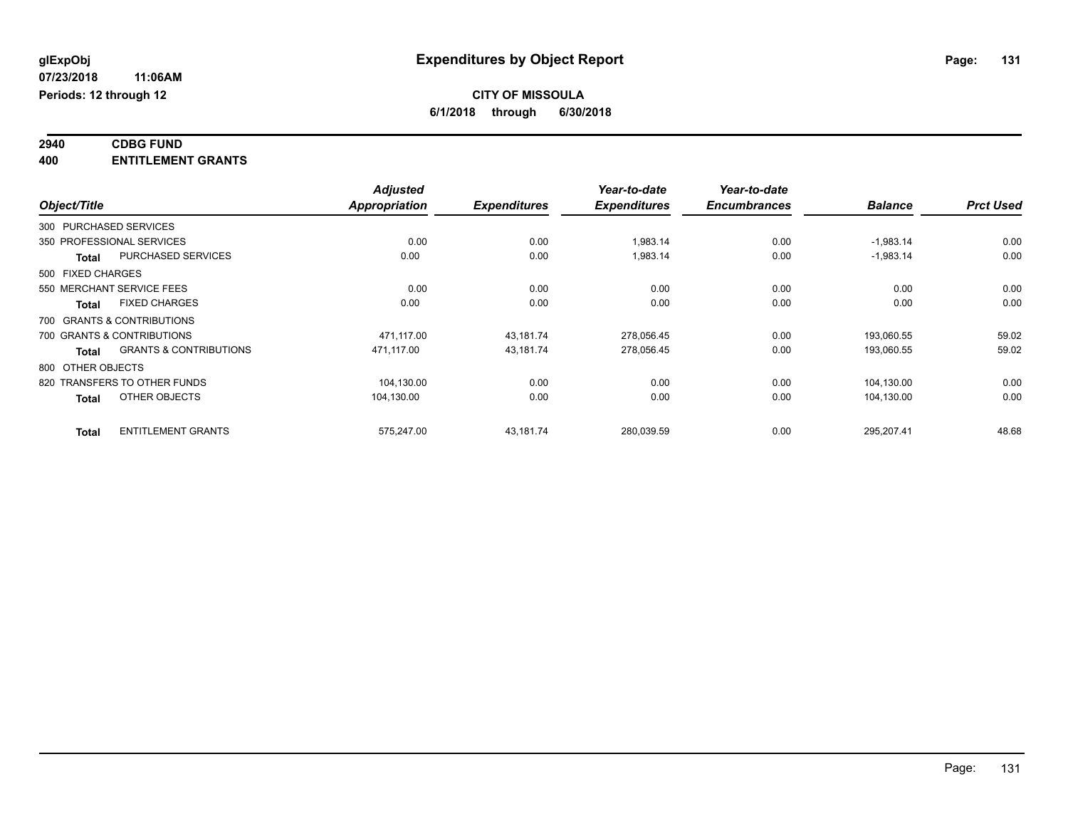**CITY OF MISSOULA**

**6/1/2018 through 6/30/2018**

**Periods: 12 through 12**

## Expenditures by Object Report

**2940 CDBG FUND**

**400 ENTITLEMENT GRANTS**

| Object/Title | | Adjusted Appropriation | Expenditures | Year-to-date Expenditures | Year-to-date Encumbrances | Balance | Prct Used |
|---|---|---|---|---|---|---|---|
| 300 PURCHASED SERVICES | | | | | | | |
| 350 PROFESSIONAL SERVICES | | 0.00 | 0.00 | 1,983.14 | 0.00 | -1,983.14 | 0.00 |
| Total | PURCHASED SERVICES | 0.00 | 0.00 | 1,983.14 | 0.00 | -1,983.14 | 0.00 |
| 500 FIXED CHARGES | | | | | | | |
| 550 MERCHANT SERVICE FEES | | 0.00 | 0.00 | 0.00 | 0.00 | 0.00 | 0.00 |
| Total | FIXED CHARGES | 0.00 | 0.00 | 0.00 | 0.00 | 0.00 | 0.00 |
| 700 GRANTS & CONTRIBUTIONS | | | | | | | |
| 700 GRANTS & CONTRIBUTIONS | | 471,117.00 | 43,181.74 | 278,056.45 | 0.00 | 193,060.55 | 59.02 |
| Total | GRANTS & CONTRIBUTIONS | 471,117.00 | 43,181.74 | 278,056.45 | 0.00 | 193,060.55 | 59.02 |
| 800 OTHER OBJECTS | | | | | | | |
| 820 TRANSFERS TO OTHER FUNDS | | 104,130.00 | 0.00 | 0.00 | 0.00 | 104,130.00 | 0.00 |
| Total | OTHER OBJECTS | 104,130.00 | 0.00 | 0.00 | 0.00 | 104,130.00 | 0.00 |
| Total | ENTITLEMENT GRANTS | 575,247.00 | 43,181.74 | 280,039.59 | 0.00 | 295,207.41 | 48.68 |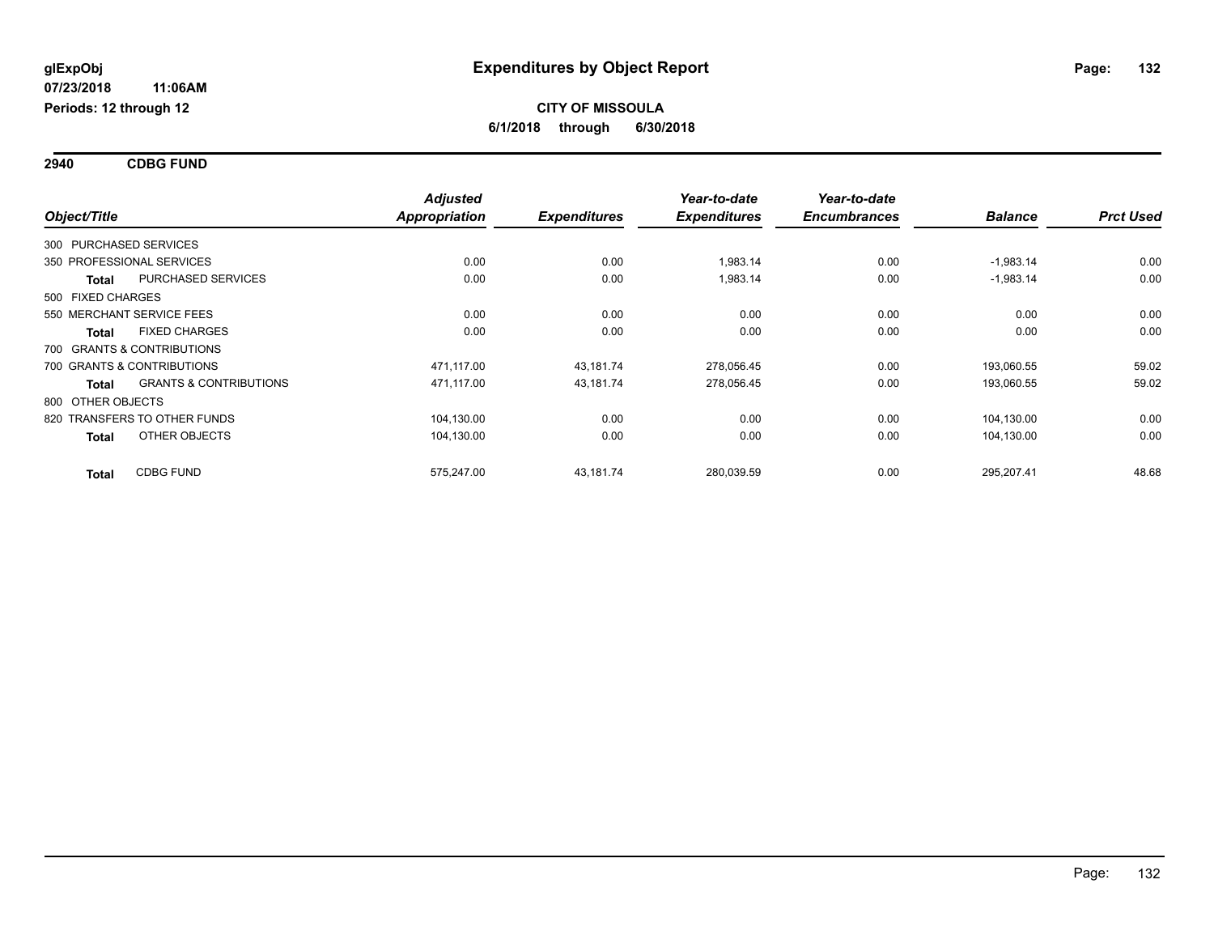**glExpObj**
**07/23/2018 11:06AM**
**Periods: 12 through 12**

# Expenditures by Object Report

**CITY OF MISSOULA**
**6/1/2018 through 6/30/2018**

## 2940 CDBG FUND

| Object/Title | | Adjusted Appropriation | Expenditures | Year-to-date Expenditures | Year-to-date Encumbrances | Balance | Prct Used |
|---|---|---|---|---|---|---|---|
| 300 PURCHASED SERVICES | | | | | | | |
| 350 PROFESSIONAL SERVICES | | 0.00 | 0.00 | 1,983.14 | 0.00 | -1,983.14 | 0.00 |
| **Total** | PURCHASED SERVICES | 0.00 | 0.00 | 1,983.14 | 0.00 | -1,983.14 | 0.00 |
| 500 FIXED CHARGES | | | | | | | |
| 550 MERCHANT SERVICE FEES | | 0.00 | 0.00 | 0.00 | 0.00 | 0.00 | 0.00 |
| **Total** | FIXED CHARGES | 0.00 | 0.00 | 0.00 | 0.00 | 0.00 | 0.00 |
| 700 GRANTS & CONTRIBUTIONS | | | | | | | |
| 700 GRANTS & CONTRIBUTIONS | | 471,117.00 | 43,181.74 | 278,056.45 | 0.00 | 193,060.55 | 59.02 |
| **Total** | GRANTS & CONTRIBUTIONS | 471,117.00 | 43,181.74 | 278,056.45 | 0.00 | 193,060.55 | 59.02 |
| 800 OTHER OBJECTS | | | | | | | |
| 820 TRANSFERS TO OTHER FUNDS | | 104,130.00 | 0.00 | 0.00 | 0.00 | 104,130.00 | 0.00 |
| **Total** | OTHER OBJECTS | 104,130.00 | 0.00 | 0.00 | 0.00 | 104,130.00 | 0.00 |
| **Total** | CDBG FUND | 575,247.00 | 43,181.74 | 280,039.59 | 0.00 | 295,207.41 | 48.68 |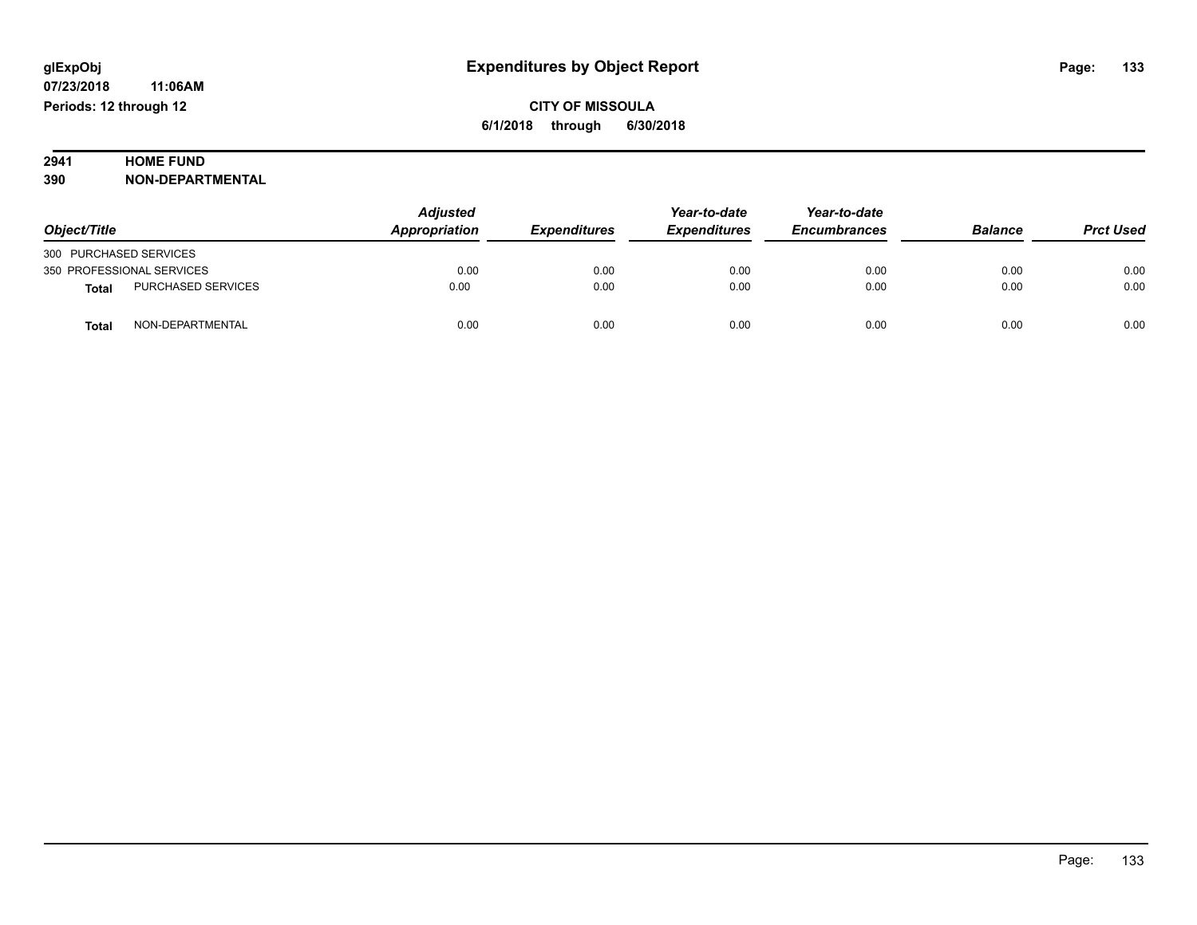# Expenditures by Object Report

glExpObj
07/23/2018 11:06AM
Periods: 12 through 12

**CITY OF MISSOULA**
**6/1/2018 through 6/30/2018**

**2941 HOME FUND**
**390 NON-DEPARTMENTAL**

| Object/Title | | Adjusted Appropriation | Expenditures | Year-to-date Expenditures | Year-to-date Encumbrances | Balance | Prct Used |
|---|---|---|---|---|---|---|---|
| 300 PURCHASED SERVICES | | | | | | | |
| 350 PROFESSIONAL SERVICES | | 0.00 | 0.00 | 0.00 | 0.00 | 0.00 | 0.00 |
| **Total** | PURCHASED SERVICES | 0.00 | 0.00 | 0.00 | 0.00 | 0.00 | 0.00 |
| **Total** | NON-DEPARTMENTAL | 0.00 | 0.00 | 0.00 | 0.00 | 0.00 | 0.00 |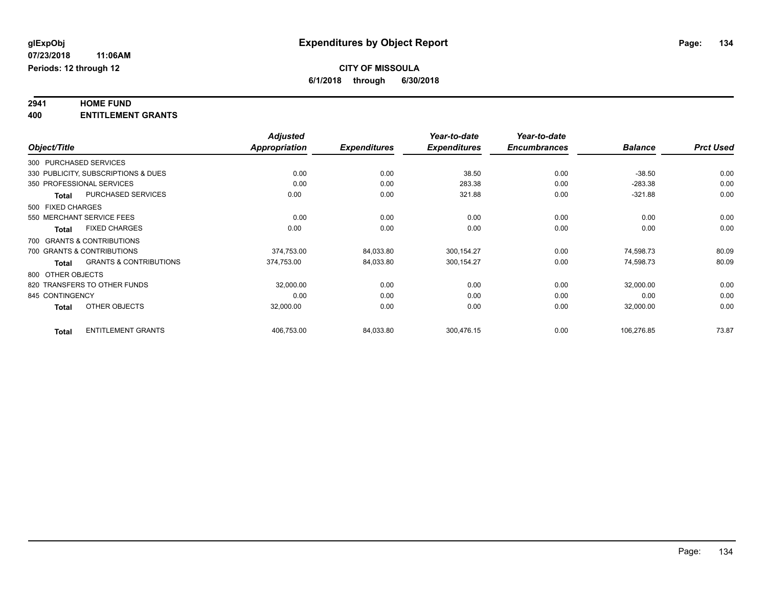**glExpObj**
**07/23/2018 11:06AM**
**Periods: 12 through 12**

# Expenditures by Object Report

**CITY OF MISSOULA**
**6/1/2018 through 6/30/2018**

## 2941 HOME FUND
## 400 ENTITLEMENT GRANTS

| Object/Title | Adjusted Appropriation | Expenditures | Year-to-date Expenditures | Year-to-date Encumbrances | Balance | Prct Used |
|---|---|---|---|---|---|---|
| 300 PURCHASED SERVICES | | | | | | |
| 330 PUBLICITY, SUBSCRIPTIONS & DUES | 0.00 | 0.00 | 38.50 | 0.00 | -38.50 | 0.00 |
| 350 PROFESSIONAL SERVICES | 0.00 | 0.00 | 283.38 | 0.00 | -283.38 | 0.00 |
| **Total** PURCHASED SERVICES | 0.00 | 0.00 | 321.88 | 0.00 | -321.88 | 0.00 |
| 500 FIXED CHARGES | | | | | | |
| 550 MERCHANT SERVICE FEES | 0.00 | 0.00 | 0.00 | 0.00 | 0.00 | 0.00 |
| **Total** FIXED CHARGES | 0.00 | 0.00 | 0.00 | 0.00 | 0.00 | 0.00 |
| 700 GRANTS & CONTRIBUTIONS | | | | | | |
| 700 GRANTS & CONTRIBUTIONS | 374,753.00 | 84,033.80 | 300,154.27 | 0.00 | 74,598.73 | 80.09 |
| **Total** GRANTS & CONTRIBUTIONS | 374,753.00 | 84,033.80 | 300,154.27 | 0.00 | 74,598.73 | 80.09 |
| 800 OTHER OBJECTS | | | | | | |
| 820 TRANSFERS TO OTHER FUNDS | 32,000.00 | 0.00 | 0.00 | 0.00 | 32,000.00 | 0.00 |
| 845 CONTINGENCY | 0.00 | 0.00 | 0.00 | 0.00 | 0.00 | 0.00 |
| **Total** OTHER OBJECTS | 32,000.00 | 0.00 | 0.00 | 0.00 | 32,000.00 | 0.00 |
| **Total** ENTITLEMENT GRANTS | 406,753.00 | 84,033.80 | 300,476.15 | 0.00 | 106,276.85 | 73.87 |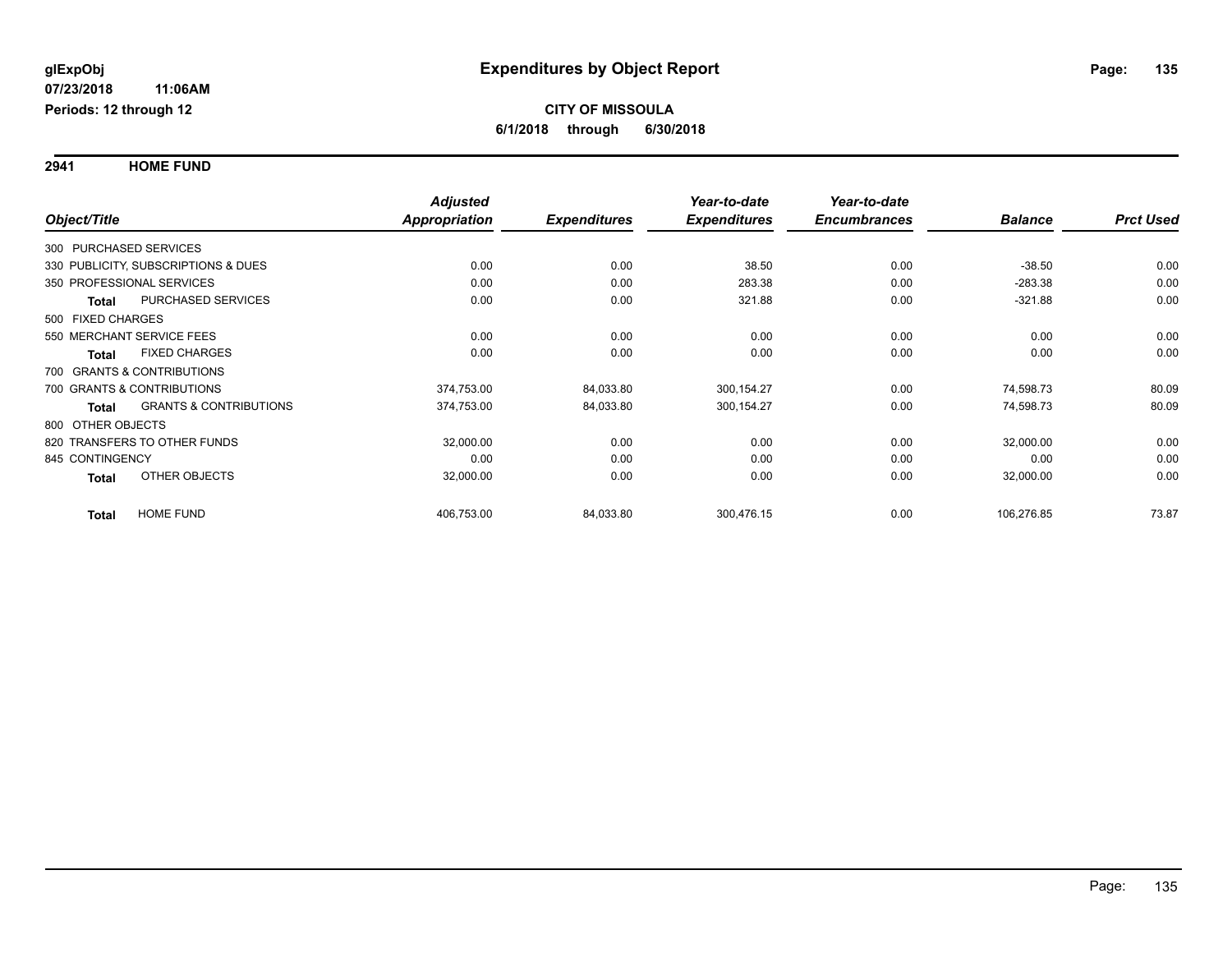**glExpObj**
**07/23/2018 11:06AM**
**Periods: 12 through 12**

# Expenditures by Object Report

**CITY OF MISSOULA**
**6/1/2018 through 6/30/2018**

## 2941 HOME FUND

| Object/Title | | Adjusted Appropriation | Expenditures | Year-to-date Expenditures | Year-to-date Encumbrances | Balance | Prct Used |
|---|---|---|---|---|---|---|---|
| 300 PURCHASED SERVICES | | | | | | | |
| 330 PUBLICITY, SUBSCRIPTIONS & DUES | | 0.00 | 0.00 | 38.50 | 0.00 | -38.50 | 0.00 |
| 350 PROFESSIONAL SERVICES | | 0.00 | 0.00 | 283.38 | 0.00 | -283.38 | 0.00 |
| **Total** | PURCHASED SERVICES | 0.00 | 0.00 | 321.88 | 0.00 | -321.88 | 0.00 |
| 500 FIXED CHARGES | | | | | | | |
| 550 MERCHANT SERVICE FEES | | 0.00 | 0.00 | 0.00 | 0.00 | 0.00 | 0.00 |
| **Total** | FIXED CHARGES | 0.00 | 0.00 | 0.00 | 0.00 | 0.00 | 0.00 |
| 700 GRANTS & CONTRIBUTIONS | | | | | | | |
| 700 GRANTS & CONTRIBUTIONS | | 374,753.00 | 84,033.80 | 300,154.27 | 0.00 | 74,598.73 | 80.09 |
| **Total** | GRANTS & CONTRIBUTIONS | 374,753.00 | 84,033.80 | 300,154.27 | 0.00 | 74,598.73 | 80.09 |
| 800 OTHER OBJECTS | | | | | | | |
| 820 TRANSFERS TO OTHER FUNDS | | 32,000.00 | 0.00 | 0.00 | 0.00 | 32,000.00 | 0.00 |
| 845 CONTINGENCY | | 0.00 | 0.00 | 0.00 | 0.00 | 0.00 | 0.00 |
| **Total** | OTHER OBJECTS | 32,000.00 | 0.00 | 0.00 | 0.00 | 32,000.00 | 0.00 |
| **Total** | HOME FUND | 406,753.00 | 84,033.80 | 300,476.15 | 0.00 | 106,276.85 | 73.87 |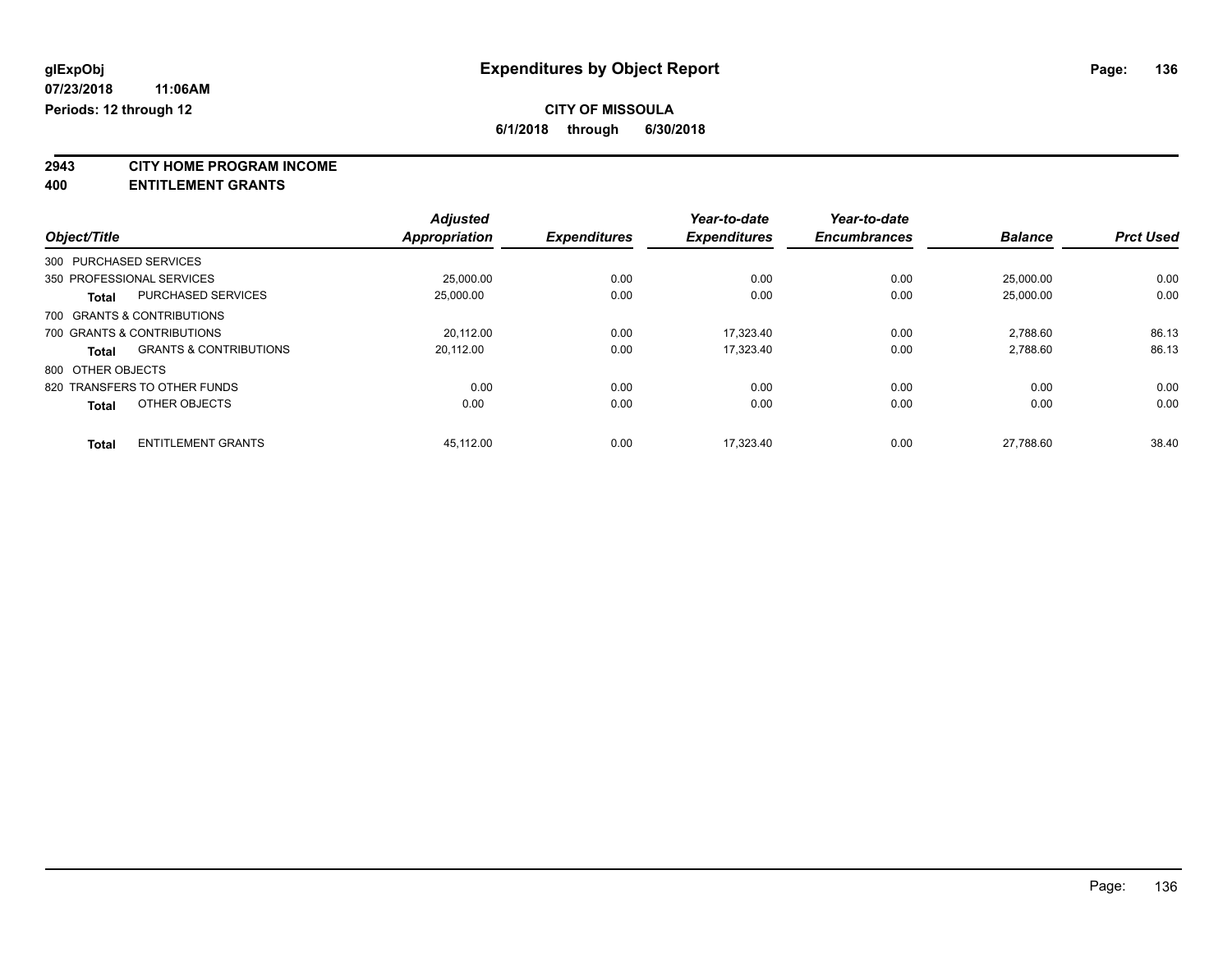**glExpObj** | **Expenditures by Object Report**

**07/23/2018 11:06AM**

**Periods: 12 through 12**

**CITY OF MISSOULA**

**6/1/2018 through 6/30/2018**

**2943 CITY HOME PROGRAM INCOME**

**400 ENTITLEMENT GRANTS**

| Object/Title | | Adjusted Appropriation | Expenditures | Year-to-date Expenditures | Year-to-date Encumbrances | Balance | Prct Used |
|---|---|---|---|---|---|---|---|
| 300 PURCHASED SERVICES | | | | | | | |
| 350 PROFESSIONAL SERVICES | | 25,000.00 | 0.00 | 0.00 | 0.00 | 25,000.00 | 0.00 |
| **Total** | PURCHASED SERVICES | 25,000.00 | 0.00 | 0.00 | 0.00 | 25,000.00 | 0.00 |
| 700 GRANTS & CONTRIBUTIONS | | | | | | | |
| 700 GRANTS & CONTRIBUTIONS | | 20,112.00 | 0.00 | 17,323.40 | 0.00 | 2,788.60 | 86.13 |
| **Total** | GRANTS & CONTRIBUTIONS | 20,112.00 | 0.00 | 17,323.40 | 0.00 | 2,788.60 | 86.13 |
| 800 OTHER OBJECTS | | | | | | | |
| 820 TRANSFERS TO OTHER FUNDS | | 0.00 | 0.00 | 0.00 | 0.00 | 0.00 | 0.00 |
| **Total** | OTHER OBJECTS | 0.00 | 0.00 | 0.00 | 0.00 | 0.00 | 0.00 |
| **Total** | ENTITLEMENT GRANTS | 45,112.00 | 0.00 | 17,323.40 | 0.00 | 27,788.60 | 38.40 |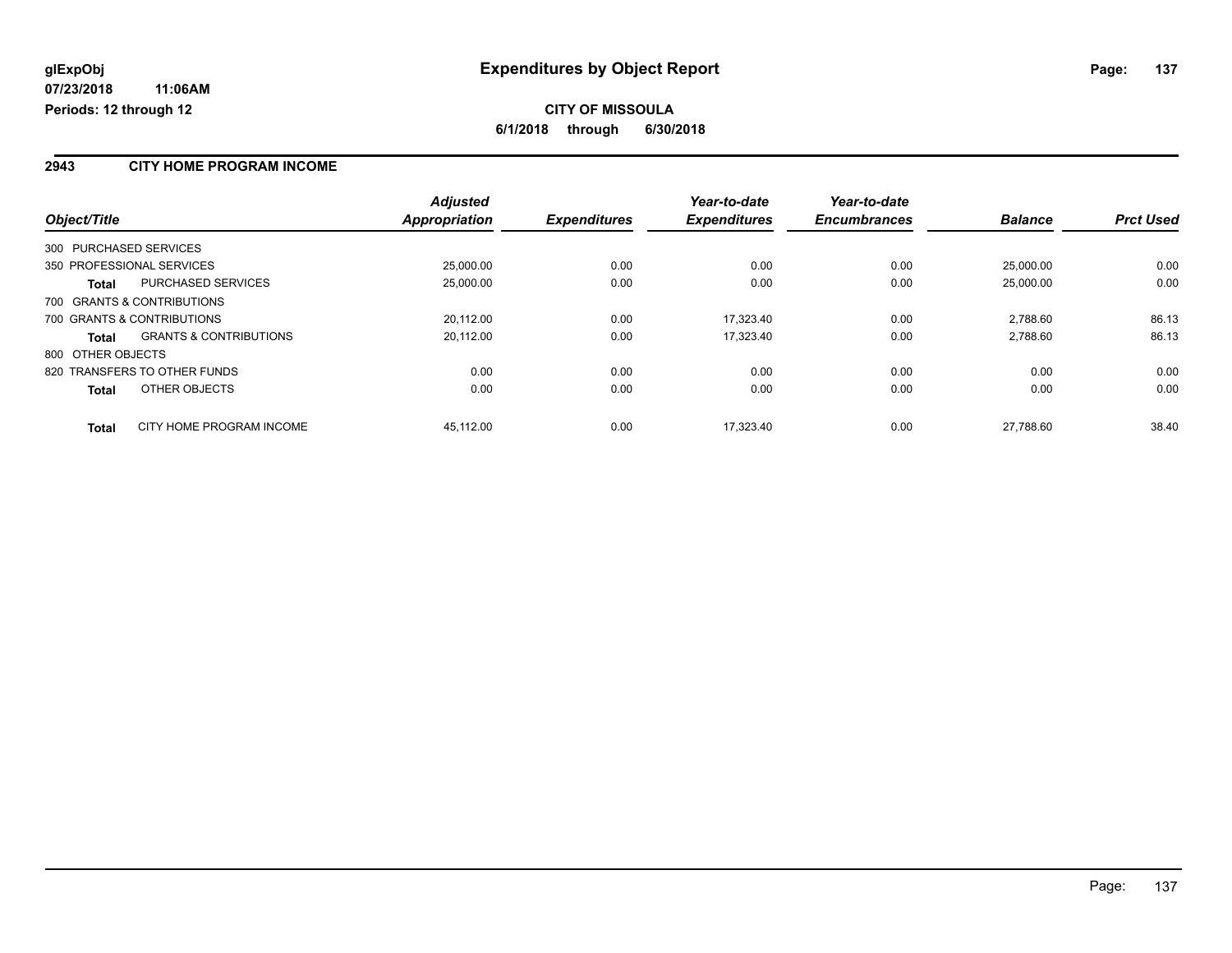**glExpObj** | **Expenditures by Object Report**

**07/23/2018 11:06AM**

**Periods: 12 through 12**

**CITY OF MISSOULA**

**6/1/2018 through 6/30/2018**

## 2943 CITY HOME PROGRAM INCOME

| Object/Title | | Adjusted Appropriation | Expenditures | Year-to-date Expenditures | Year-to-date Encumbrances | Balance | Prct Used |
|---|---|---|---|---|---|---|---|
| 300 PURCHASED SERVICES | | | | | | | |
| 350 PROFESSIONAL SERVICES | | 25,000.00 | 0.00 | 0.00 | 0.00 | 25,000.00 | 0.00 |
| **Total** | PURCHASED SERVICES | 25,000.00 | 0.00 | 0.00 | 0.00 | 25,000.00 | 0.00 |
| 700 GRANTS & CONTRIBUTIONS | | | | | | | |
| 700 GRANTS & CONTRIBUTIONS | | 20,112.00 | 0.00 | 17,323.40 | 0.00 | 2,788.60 | 86.13 |
| **Total** | GRANTS & CONTRIBUTIONS | 20,112.00 | 0.00 | 17,323.40 | 0.00 | 2,788.60 | 86.13 |
| 800 OTHER OBJECTS | | | | | | | |
| 820 TRANSFERS TO OTHER FUNDS | | 0.00 | 0.00 | 0.00 | 0.00 | 0.00 | 0.00 |
| **Total** | OTHER OBJECTS | 0.00 | 0.00 | 0.00 | 0.00 | 0.00 | 0.00 |
| **Total** | CITY HOME PROGRAM INCOME | 45,112.00 | 0.00 | 17,323.40 | 0.00 | 27,788.60 | 38.40 |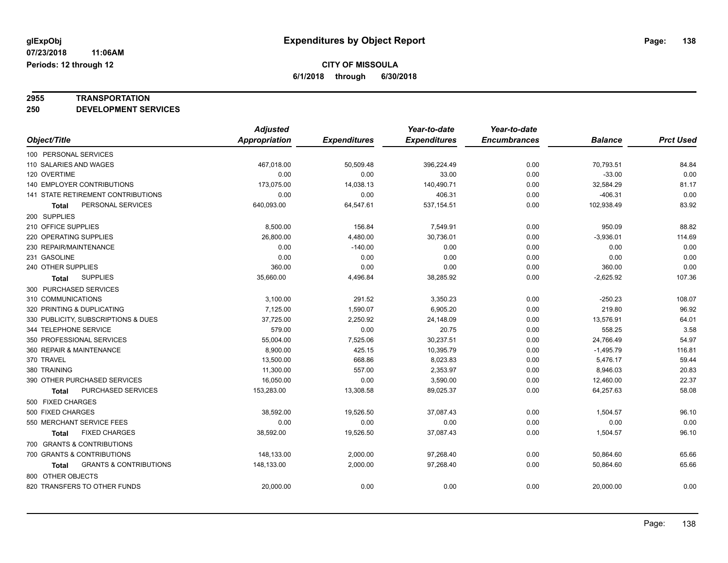**glExpObj** **Expenditures by Object Report**

**07/23/2018 11:06AM**

**Periods: 12 through 12**

**CITY OF MISSOULA**

**6/1/2018 through 6/30/2018**

**2955 TRANSPORTATION**

**250 DEVELOPMENT SERVICES**

| Object/Title | Adjusted Appropriation | Expenditures | Year-to-date Expenditures | Year-to-date Encumbrances | Balance | Prct Used |
|---|---|---|---|---|---|---|
| 100 PERSONAL SERVICES | | | | | | |
| 110 SALARIES AND WAGES | 467,018.00 | 50,509.48 | 396,224.49 | 0.00 | 70,793.51 | 84.84 |
| 120 OVERTIME | 0.00 | 0.00 | 33.00 | 0.00 | -33.00 | 0.00 |
| 140 EMPLOYER CONTRIBUTIONS | 173,075.00 | 14,038.13 | 140,490.71 | 0.00 | 32,584.29 | 81.17 |
| 141 STATE RETIREMENT CONTRIBUTIONS | 0.00 | 0.00 | 406.31 | 0.00 | -406.31 | 0.00 |
| **Total** PERSONAL SERVICES | 640,093.00 | 64,547.61 | 537,154.51 | 0.00 | 102,938.49 | 83.92 |
| 200 SUPPLIES | | | | | | |
| 210 OFFICE SUPPLIES | 8,500.00 | 156.84 | 7,549.91 | 0.00 | 950.09 | 88.82 |
| 220 OPERATING SUPPLIES | 26,800.00 | 4,480.00 | 30,736.01 | 0.00 | -3,936.01 | 114.69 |
| 230 REPAIR/MAINTENANCE | 0.00 | -140.00 | 0.00 | 0.00 | 0.00 | 0.00 |
| 231 GASOLINE | 0.00 | 0.00 | 0.00 | 0.00 | 0.00 | 0.00 |
| 240 OTHER SUPPLIES | 360.00 | 0.00 | 0.00 | 0.00 | 360.00 | 0.00 |
| **Total** SUPPLIES | 35,660.00 | 4,496.84 | 38,285.92 | 0.00 | -2,625.92 | 107.36 |
| 300 PURCHASED SERVICES | | | | | | |
| 310 COMMUNICATIONS | 3,100.00 | 291.52 | 3,350.23 | 0.00 | -250.23 | 108.07 |
| 320 PRINTING & DUPLICATING | 7,125.00 | 1,590.07 | 6,905.20 | 0.00 | 219.80 | 96.92 |
| 330 PUBLICITY, SUBSCRIPTIONS & DUES | 37,725.00 | 2,250.92 | 24,148.09 | 0.00 | 13,576.91 | 64.01 |
| 344 TELEPHONE SERVICE | 579.00 | 0.00 | 20.75 | 0.00 | 558.25 | 3.58 |
| 350 PROFESSIONAL SERVICES | 55,004.00 | 7,525.06 | 30,237.51 | 0.00 | 24,766.49 | 54.97 |
| 360 REPAIR & MAINTENANCE | 8,900.00 | 425.15 | 10,395.79 | 0.00 | -1,495.79 | 116.81 |
| 370 TRAVEL | 13,500.00 | 668.86 | 8,023.83 | 0.00 | 5,476.17 | 59.44 |
| 380 TRAINING | 11,300.00 | 557.00 | 2,353.97 | 0.00 | 8,946.03 | 20.83 |
| 390 OTHER PURCHASED SERVICES | 16,050.00 | 0.00 | 3,590.00 | 0.00 | 12,460.00 | 22.37 |
| **Total** PURCHASED SERVICES | 153,283.00 | 13,308.58 | 89,025.37 | 0.00 | 64,257.63 | 58.08 |
| 500 FIXED CHARGES | | | | | | |
| 500 FIXED CHARGES | 38,592.00 | 19,526.50 | 37,087.43 | 0.00 | 1,504.57 | 96.10 |
| 550 MERCHANT SERVICE FEES | 0.00 | 0.00 | 0.00 | 0.00 | 0.00 | 0.00 |
| **Total** FIXED CHARGES | 38,592.00 | 19,526.50 | 37,087.43 | 0.00 | 1,504.57 | 96.10 |
| 700 GRANTS & CONTRIBUTIONS | | | | | | |
| 700 GRANTS & CONTRIBUTIONS | 148,133.00 | 2,000.00 | 97,268.40 | 0.00 | 50,864.60 | 65.66 |
| **Total** GRANTS & CONTRIBUTIONS | 148,133.00 | 2,000.00 | 97,268.40 | 0.00 | 50,864.60 | 65.66 |
| 800 OTHER OBJECTS | | | | | | |
| 820 TRANSFERS TO OTHER FUNDS | 20,000.00 | 0.00 | 0.00 | 0.00 | 20,000.00 | 0.00 |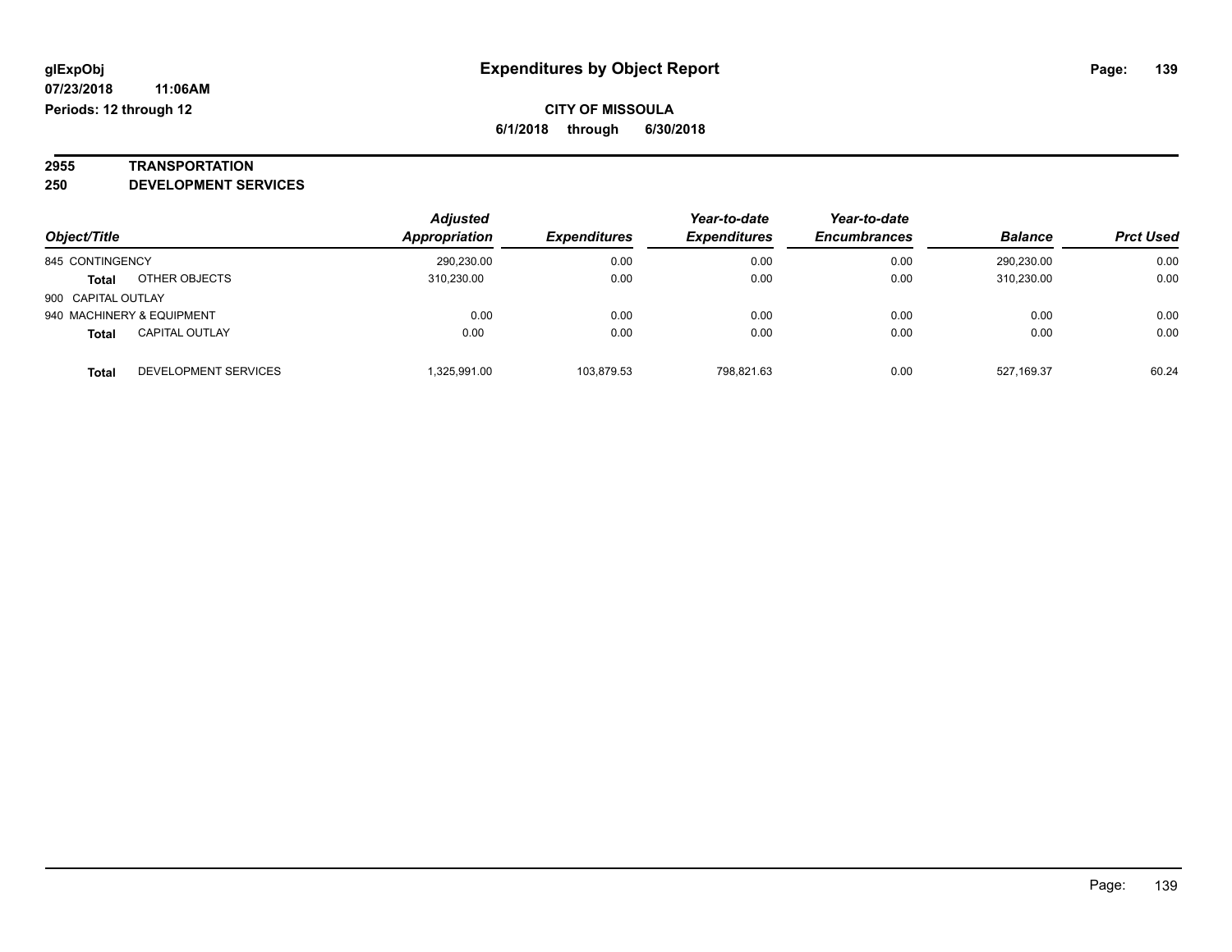**glExpObj**
**07/23/2018 11:06AM**
**Periods: 12 through 12**

# Expenditures by Object Report

**CITY OF MISSOULA**
**6/1/2018 through 6/30/2018**

## 2955 TRANSPORTATION
## 250 DEVELOPMENT SERVICES

| Object/Title | | Adjusted Appropriation | Expenditures | Year-to-date Expenditures | Year-to-date Encumbrances | Balance | Prct Used |
|---|---|---|---|---|---|---|---|
| 845 CONTINGENCY | | 290,230.00 | 0.00 | 0.00 | 0.00 | 290,230.00 | 0.00 |
| **Total** | OTHER OBJECTS | 310,230.00 | 0.00 | 0.00 | 0.00 | 310,230.00 | 0.00 |
| 900 CAPITAL OUTLAY | | | | | | | |
| 940 MACHINERY & EQUIPMENT | | 0.00 | 0.00 | 0.00 | 0.00 | 0.00 | 0.00 |
| **Total** | CAPITAL OUTLAY | 0.00 | 0.00 | 0.00 | 0.00 | 0.00 | 0.00 |
| **Total** | DEVELOPMENT SERVICES | 1,325,991.00 | 103,879.53 | 798,821.63 | 0.00 | 527,169.37 | 60.24 |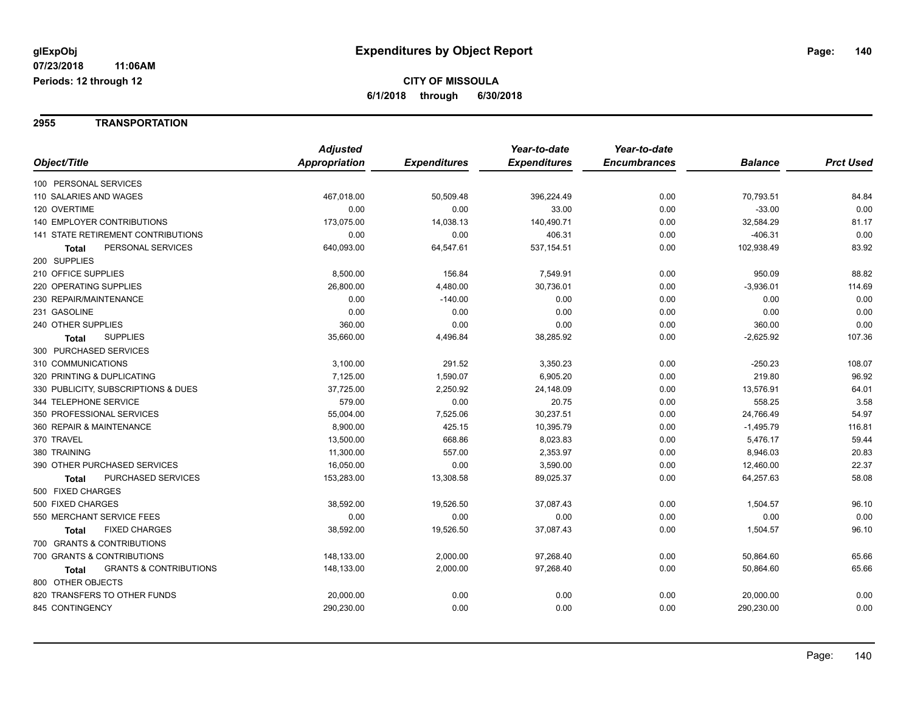**glExpObj**
**07/23/2018 11:06AM**
**Periods: 12 through 12**

# Expenditures by Object Report

**CITY OF MISSOULA**
**6/1/2018 through 6/30/2018**

## 2955 TRANSPORTATION

| Object/Title | Adjusted Appropriation | Expenditures | Year-to-date Expenditures | Year-to-date Encumbrances | Balance | Prct Used |
|---|---|---|---|---|---|---|
| 100 PERSONAL SERVICES | | | | | | |
| 110 SALARIES AND WAGES | 467,018.00 | 50,509.48 | 396,224.49 | 0.00 | 70,793.51 | 84.84 |
| 120 OVERTIME | 0.00 | 0.00 | 33.00 | 0.00 | -33.00 | 0.00 |
| 140 EMPLOYER CONTRIBUTIONS | 173,075.00 | 14,038.13 | 140,490.71 | 0.00 | 32,584.29 | 81.17 |
| 141 STATE RETIREMENT CONTRIBUTIONS | 0.00 | 0.00 | 406.31 | 0.00 | -406.31 | 0.00 |
| **Total** PERSONAL SERVICES | 640,093.00 | 64,547.61 | 537,154.51 | 0.00 | 102,938.49 | 83.92 |
| 200 SUPPLIES | | | | | | |
| 210 OFFICE SUPPLIES | 8,500.00 | 156.84 | 7,549.91 | 0.00 | 950.09 | 88.82 |
| 220 OPERATING SUPPLIES | 26,800.00 | 4,480.00 | 30,736.01 | 0.00 | -3,936.01 | 114.69 |
| 230 REPAIR/MAINTENANCE | 0.00 | -140.00 | 0.00 | 0.00 | 0.00 | 0.00 |
| 231 GASOLINE | 0.00 | 0.00 | 0.00 | 0.00 | 0.00 | 0.00 |
| 240 OTHER SUPPLIES | 360.00 | 0.00 | 0.00 | 0.00 | 360.00 | 0.00 |
| **Total** SUPPLIES | 35,660.00 | 4,496.84 | 38,285.92 | 0.00 | -2,625.92 | 107.36 |
| 300 PURCHASED SERVICES | | | | | | |
| 310 COMMUNICATIONS | 3,100.00 | 291.52 | 3,350.23 | 0.00 | -250.23 | 108.07 |
| 320 PRINTING & DUPLICATING | 7,125.00 | 1,590.07 | 6,905.20 | 0.00 | 219.80 | 96.92 |
| 330 PUBLICITY, SUBSCRIPTIONS & DUES | 37,725.00 | 2,250.92 | 24,148.09 | 0.00 | 13,576.91 | 64.01 |
| 344 TELEPHONE SERVICE | 579.00 | 0.00 | 20.75 | 0.00 | 558.25 | 3.58 |
| 350 PROFESSIONAL SERVICES | 55,004.00 | 7,525.06 | 30,237.51 | 0.00 | 24,766.49 | 54.97 |
| 360 REPAIR & MAINTENANCE | 8,900.00 | 425.15 | 10,395.79 | 0.00 | -1,495.79 | 116.81 |
| 370 TRAVEL | 13,500.00 | 668.86 | 8,023.83 | 0.00 | 5,476.17 | 59.44 |
| 380 TRAINING | 11,300.00 | 557.00 | 2,353.97 | 0.00 | 8,946.03 | 20.83 |
| 390 OTHER PURCHASED SERVICES | 16,050.00 | 0.00 | 3,590.00 | 0.00 | 12,460.00 | 22.37 |
| **Total** PURCHASED SERVICES | 153,283.00 | 13,308.58 | 89,025.37 | 0.00 | 64,257.63 | 58.08 |
| 500 FIXED CHARGES | | | | | | |
| 500 FIXED CHARGES | 38,592.00 | 19,526.50 | 37,087.43 | 0.00 | 1,504.57 | 96.10 |
| 550 MERCHANT SERVICE FEES | 0.00 | 0.00 | 0.00 | 0.00 | 0.00 | 0.00 |
| **Total** FIXED CHARGES | 38,592.00 | 19,526.50 | 37,087.43 | 0.00 | 1,504.57 | 96.10 |
| 700 GRANTS & CONTRIBUTIONS | | | | | | |
| 700 GRANTS & CONTRIBUTIONS | 148,133.00 | 2,000.00 | 97,268.40 | 0.00 | 50,864.60 | 65.66 |
| **Total** GRANTS & CONTRIBUTIONS | 148,133.00 | 2,000.00 | 97,268.40 | 0.00 | 50,864.60 | 65.66 |
| 800 OTHER OBJECTS | | | | | | |
| 820 TRANSFERS TO OTHER FUNDS | 20,000.00 | 0.00 | 0.00 | 0.00 | 20,000.00 | 0.00 |
| 845 CONTINGENCY | 290,230.00 | 0.00 | 0.00 | 0.00 | 290,230.00 | 0.00 |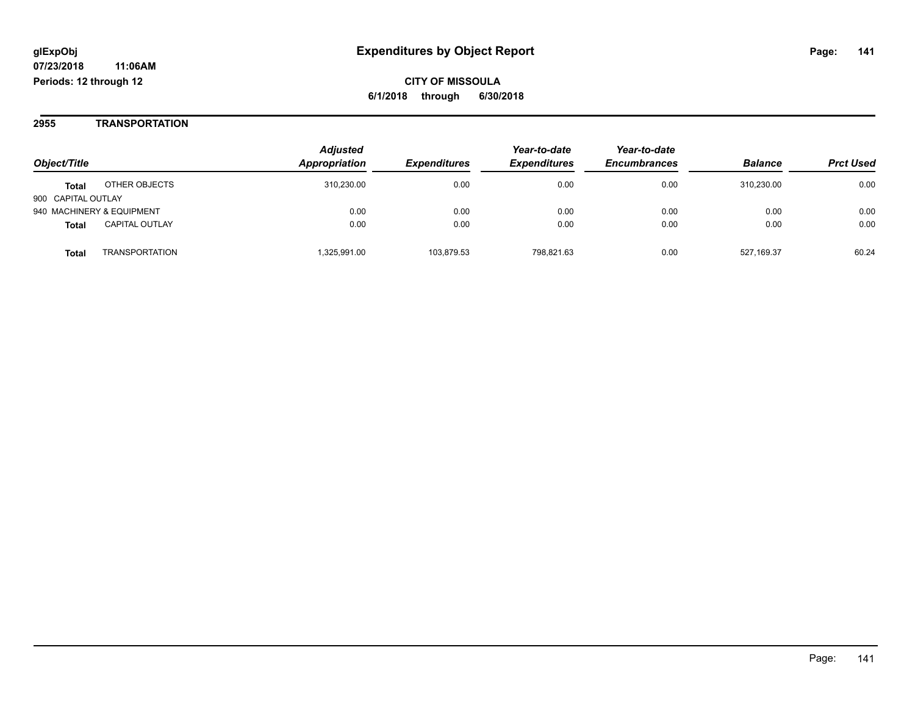**glExpObj**
**07/23/2018 11:06AM**
**Periods: 12 through 12**

# Expenditures by Object Report

**CITY OF MISSOULA**
**6/1/2018 through 6/30/2018**

## 2955 TRANSPORTATION

| Object/Title | | *Adjusted Appropriation* | *Expenditures* | *Year-to-date Expenditures* | *Year-to-date Encumbrances* | *Balance* | *Prct Used* |
|---|---|---|---|---|---|---|---|
| **Total** | OTHER OBJECTS | 310,230.00 | 0.00 | 0.00 | 0.00 | 310,230.00 | 0.00 |
| 900 CAPITAL OUTLAY | | | | | | | |
| 940 MACHINERY & EQUIPMENT | | 0.00 | 0.00 | 0.00 | 0.00 | 0.00 | 0.00 |
| **Total** | CAPITAL OUTLAY | 0.00 | 0.00 | 0.00 | 0.00 | 0.00 | 0.00 |
| **Total** | TRANSPORTATION | 1,325,991.00 | 103,879.53 | 798,821.63 | 0.00 | 527,169.37 | 60.24 |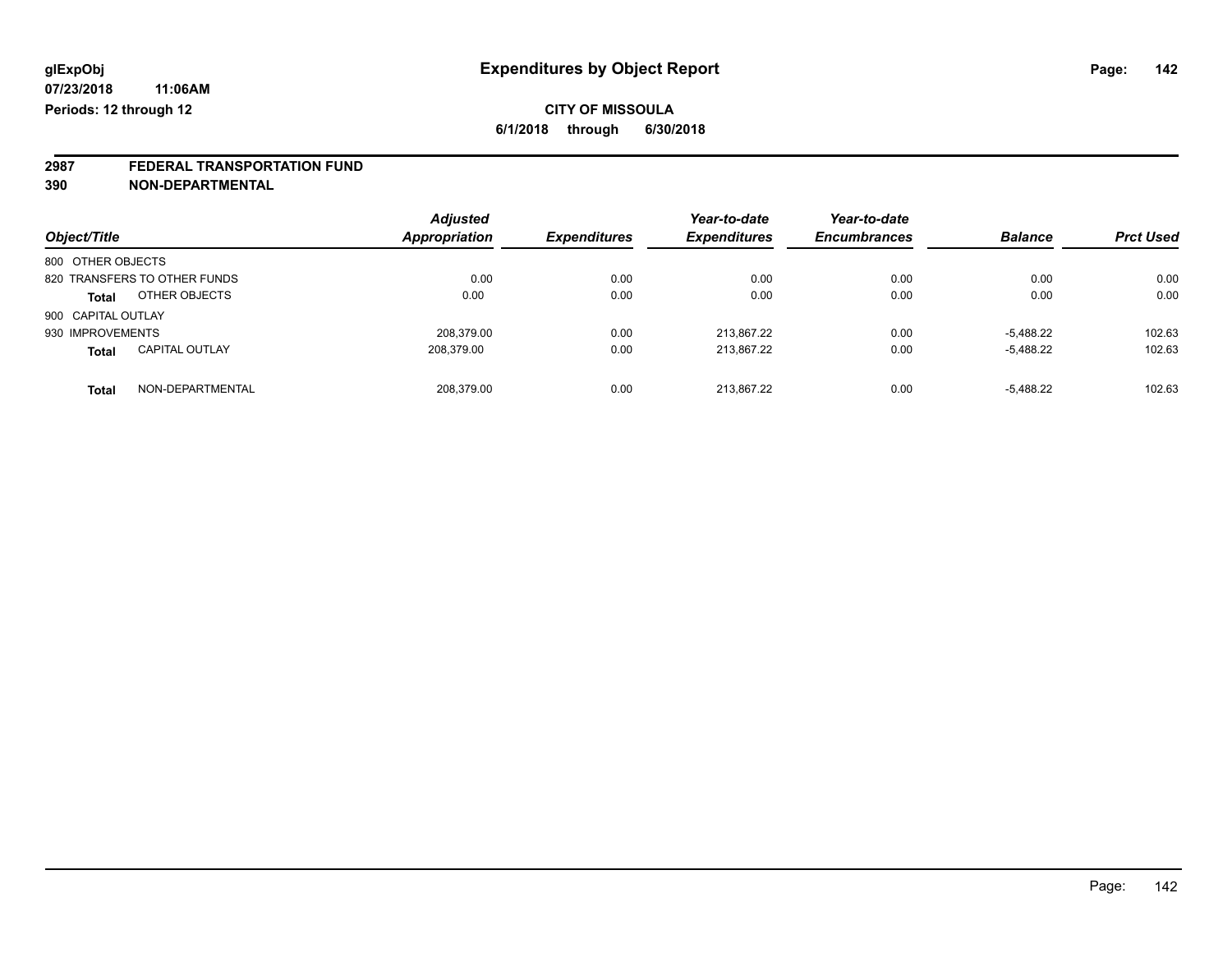**glExpObj** **Expenditures by Object Report**

**07/23/2018 11:06AM**

**Periods: 12 through 12**

**CITY OF MISSOULA**

**6/1/2018 through 6/30/2018**

**2987 FEDERAL TRANSPORTATION FUND**

**390 NON-DEPARTMENTAL**

| Object/Title | | Adjusted Appropriation | Expenditures | Year-to-date Expenditures | Year-to-date Encumbrances | Balance | Prct Used |
|---|---|---|---|---|---|---|---|
| 800 OTHER OBJECTS | | | | | | | |
| 820 TRANSFERS TO OTHER FUNDS | | 0.00 | 0.00 | 0.00 | 0.00 | 0.00 | 0.00 |
| **Total** | OTHER OBJECTS | 0.00 | 0.00 | 0.00 | 0.00 | 0.00 | 0.00 |
| 900 CAPITAL OUTLAY | | | | | | | |
| 930 IMPROVEMENTS | | 208,379.00 | 0.00 | 213,867.22 | 0.00 | -5,488.22 | 102.63 |
| **Total** | CAPITAL OUTLAY | 208,379.00 | 0.00 | 213,867.22 | 0.00 | -5,488.22 | 102.63 |
| **Total** | NON-DEPARTMENTAL | 208,379.00 | 0.00 | 213,867.22 | 0.00 | -5,488.22 | 102.63 |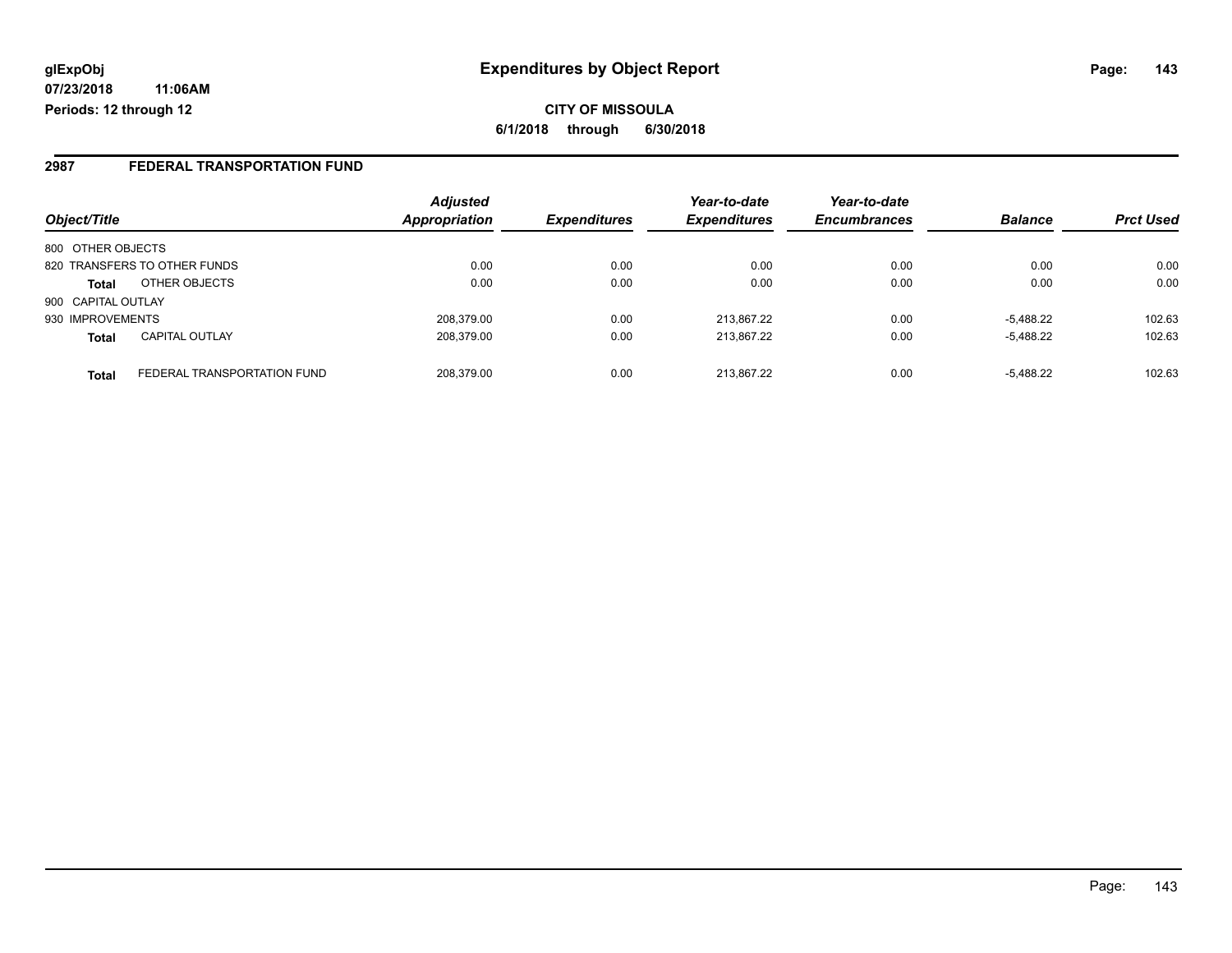**glExpObj**
**07/23/2018 11:06AM**
**Periods: 12 through 12**

# Expenditures by Object Report

**CITY OF MISSOULA**
**6/1/2018 through 6/30/2018**

## 2987 FEDERAL TRANSPORTATION FUND

| Object/Title | | *Adjusted Appropriation* | *Expenditures* | *Year-to-date Expenditures* | *Year-to-date Encumbrances* | *Balance* | *Prct Used* |
|---|---|---|---|---|---|---|---|
| 800 OTHER OBJECTS | | | | | | | |
| 820 TRANSFERS TO OTHER FUNDS | | 0.00 | 0.00 | 0.00 | 0.00 | 0.00 | 0.00 |
| **Total** | OTHER OBJECTS | 0.00 | 0.00 | 0.00 | 0.00 | 0.00 | 0.00 |
| 900 CAPITAL OUTLAY | | | | | | | |
| 930 IMPROVEMENTS | | 208,379.00 | 0.00 | 213,867.22 | 0.00 | -5,488.22 | 102.63 |
| **Total** | CAPITAL OUTLAY | 208,379.00 | 0.00 | 213,867.22 | 0.00 | -5,488.22 | 102.63 |
| **Total** | FEDERAL TRANSPORTATION FUND | 208,379.00 | 0.00 | 213,867.22 | 0.00 | -5,488.22 | 102.63 |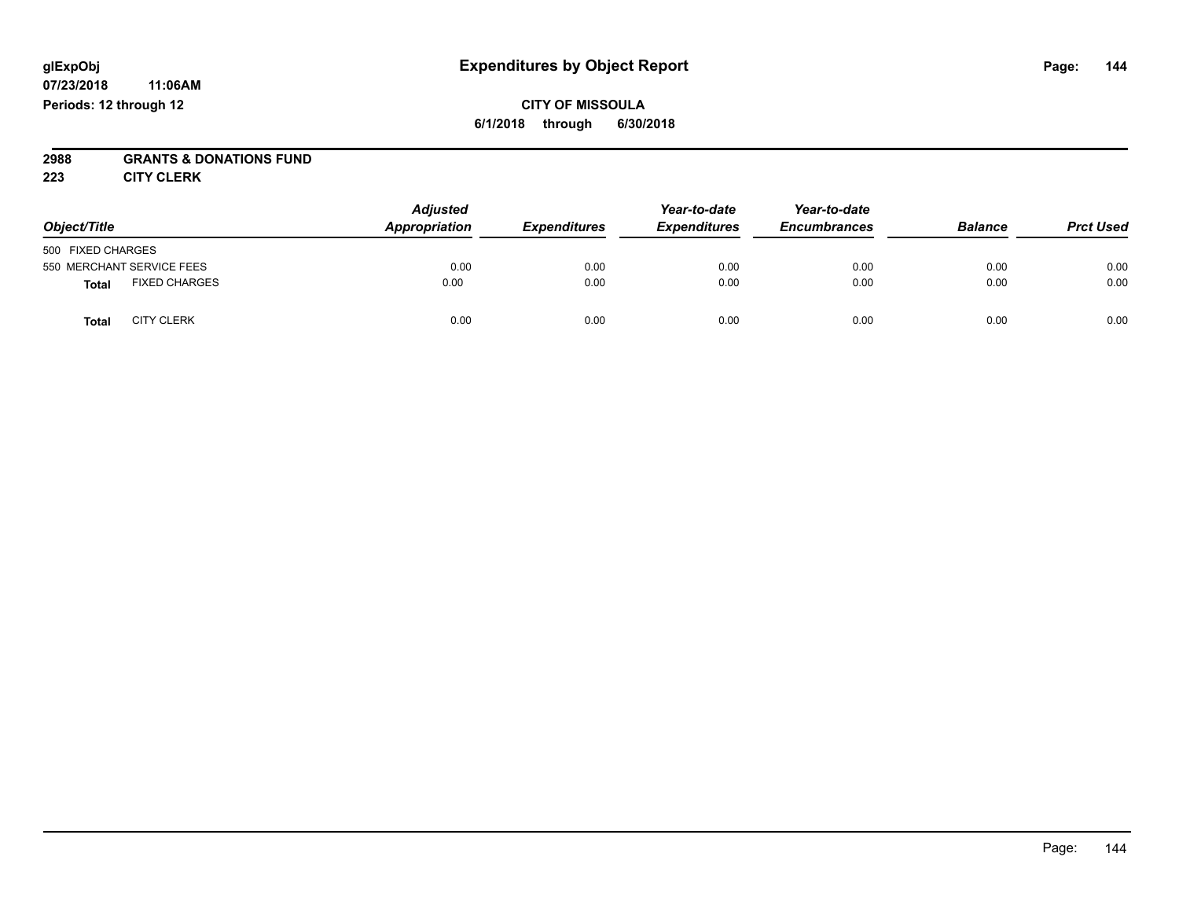**Expenditures by Object Report**

glExpObj
07/23/2018 11:06AM
Periods: 12 through 12

**CITY OF MISSOULA**
**6/1/2018 through 6/30/2018**

**2988 GRANTS & DONATIONS FUND**
**223 CITY CLERK**

| Object/Title | | Adjusted Appropriation | Expenditures | Year-to-date Expenditures | Year-to-date Encumbrances | Balance | Prct Used |
|---|---|---|---|---|---|---|---|
| 500 FIXED CHARGES | | | | | | | |
| 550 MERCHANT SERVICE FEES | | 0.00 | 0.00 | 0.00 | 0.00 | 0.00 | 0.00 |
| **Total** | FIXED CHARGES | 0.00 | 0.00 | 0.00 | 0.00 | 0.00 | 0.00 |
| **Total** | CITY CLERK | 0.00 | 0.00 | 0.00 | 0.00 | 0.00 | 0.00 |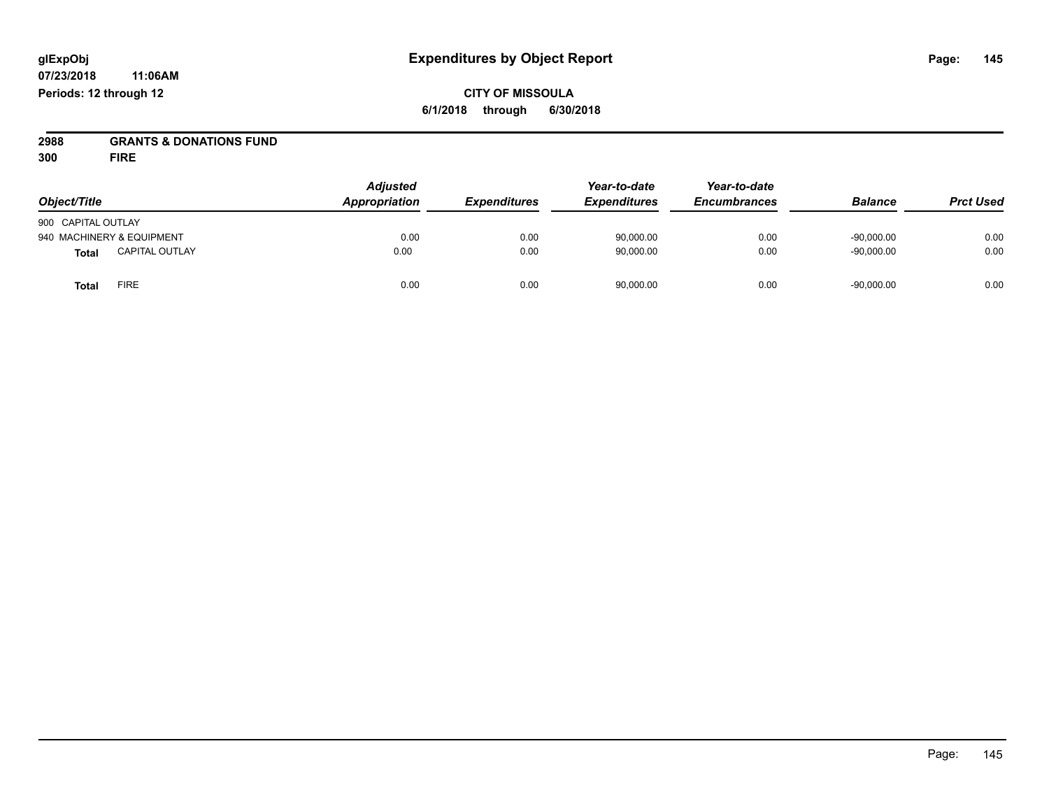glExpObj
07/23/2018 11:06AM
Periods: 12 through 12

# Expenditures by Object Report

**CITY OF MISSOULA**
**6/1/2018 through 6/30/2018**

**2988 GRANTS & DONATIONS FUND**
**300 FIRE**

| Object/Title | Adjusted Appropriation | Expenditures | Year-to-date Expenditures | Year-to-date Encumbrances | Balance | Prct Used |
|---|---|---|---|---|---|---|
| 900 CAPITAL OUTLAY | | | | | | |
| 940 MACHINERY & EQUIPMENT | 0.00 | 0.00 | 90,000.00 | 0.00 | -90,000.00 | 0.00 |
| **Total** CAPITAL OUTLAY | 0.00 | 0.00 | 90,000.00 | 0.00 | -90,000.00 | 0.00 |
| **Total** FIRE | 0.00 | 0.00 | 90,000.00 | 0.00 | -90,000.00 | 0.00 |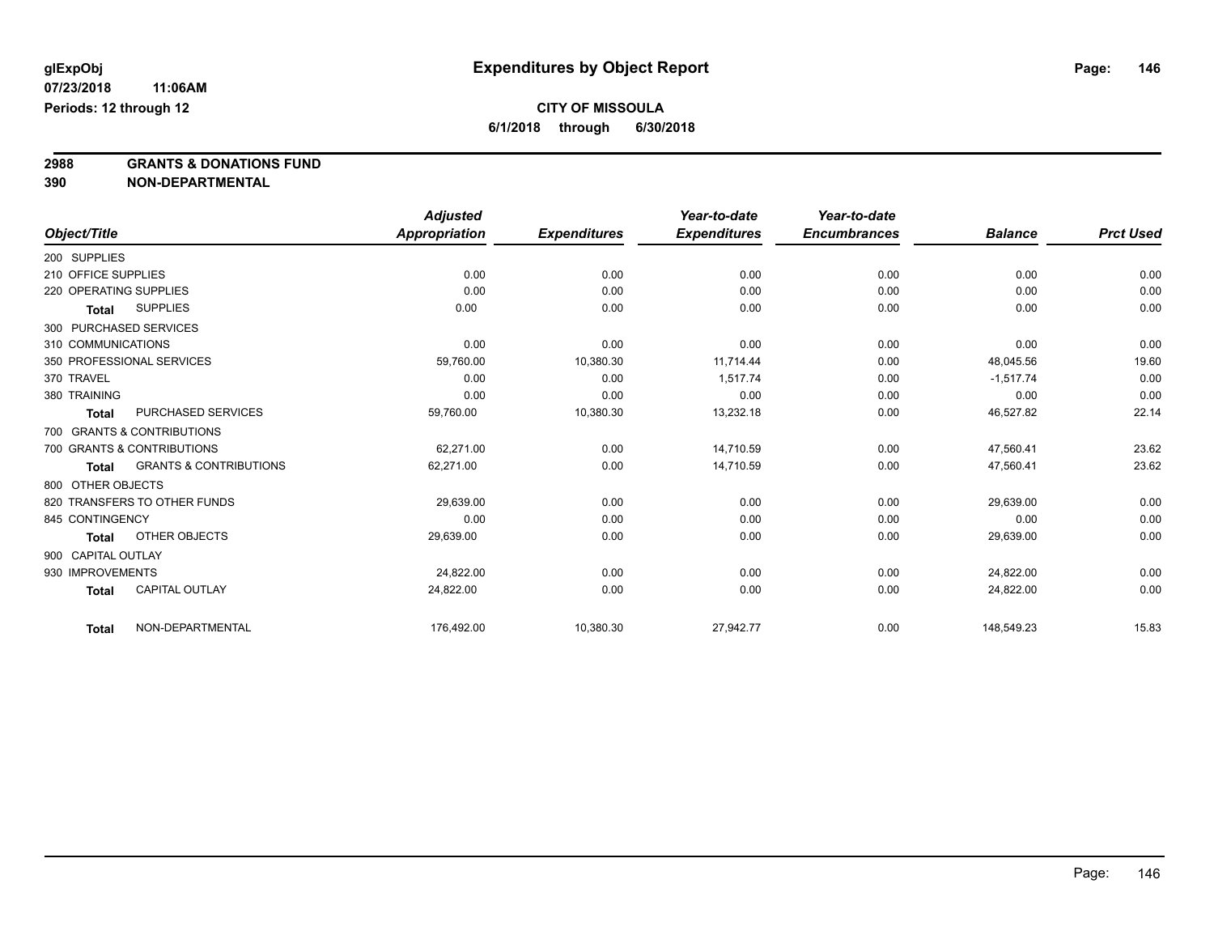**glExpObj** 07/23/2018 11:06AM
**Periods: 12 through 12**

# Expenditures by Object Report

**CITY OF MISSOULA**
**6/1/2018 through 6/30/2018**

**2988 GRANTS & DONATIONS FUND**
**390 NON-DEPARTMENTAL**

| Object/Title | | Adjusted Appropriation | Expenditures | Year-to-date Expenditures | Year-to-date Encumbrances | Balance | Prct Used |
|---|---|---|---|---|---|---|---|
| 200 SUPPLIES | | | | | | | |
| 210 OFFICE SUPPLIES | | 0.00 | 0.00 | 0.00 | 0.00 | 0.00 | 0.00 |
| 220 OPERATING SUPPLIES | | 0.00 | 0.00 | 0.00 | 0.00 | 0.00 | 0.00 |
| **Total** | SUPPLIES | 0.00 | 0.00 | 0.00 | 0.00 | 0.00 | 0.00 |
| 300 PURCHASED SERVICES | | | | | | | |
| 310 COMMUNICATIONS | | 0.00 | 0.00 | 0.00 | 0.00 | 0.00 | 0.00 |
| 350 PROFESSIONAL SERVICES | | 59,760.00 | 10,380.30 | 11,714.44 | 0.00 | 48,045.56 | 19.60 |
| 370 TRAVEL | | 0.00 | 0.00 | 1,517.74 | 0.00 | -1,517.74 | 0.00 |
| 380 TRAINING | | 0.00 | 0.00 | 0.00 | 0.00 | 0.00 | 0.00 |
| **Total** | PURCHASED SERVICES | 59,760.00 | 10,380.30 | 13,232.18 | 0.00 | 46,527.82 | 22.14 |
| 700 GRANTS & CONTRIBUTIONS | | | | | | | |
| 700 GRANTS & CONTRIBUTIONS | | 62,271.00 | 0.00 | 14,710.59 | 0.00 | 47,560.41 | 23.62 |
| **Total** | GRANTS & CONTRIBUTIONS | 62,271.00 | 0.00 | 14,710.59 | 0.00 | 47,560.41 | 23.62 |
| 800 OTHER OBJECTS | | | | | | | |
| 820 TRANSFERS TO OTHER FUNDS | | 29,639.00 | 0.00 | 0.00 | 0.00 | 29,639.00 | 0.00 |
| 845 CONTINGENCY | | 0.00 | 0.00 | 0.00 | 0.00 | 0.00 | 0.00 |
| **Total** | OTHER OBJECTS | 29,639.00 | 0.00 | 0.00 | 0.00 | 29,639.00 | 0.00 |
| 900 CAPITAL OUTLAY | | | | | | | |
| 930 IMPROVEMENTS | | 24,822.00 | 0.00 | 0.00 | 0.00 | 24,822.00 | 0.00 |
| **Total** | CAPITAL OUTLAY | 24,822.00 | 0.00 | 0.00 | 0.00 | 24,822.00 | 0.00 |
| **Total** | NON-DEPARTMENTAL | 176,492.00 | 10,380.30 | 27,942.77 | 0.00 | 148,549.23 | 15.83 |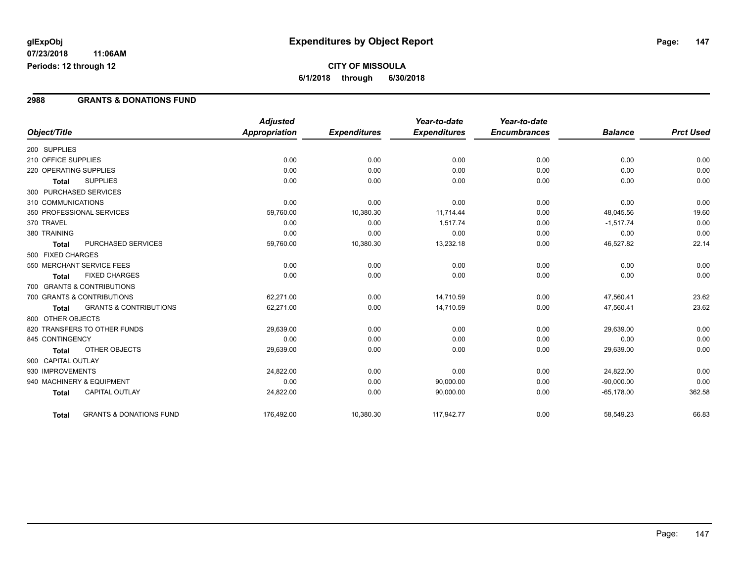glExpObj
07/23/2018 11:06AM
Periods: 12 through 12

# Expenditures by Object Report

**CITY OF MISSOULA**
**6/1/2018 through 6/30/2018**

## 2988 GRANTS & DONATIONS FUND

| Object/Title | Adjusted Appropriation | Expenditures | Year-to-date Expenditures | Year-to-date Encumbrances | Balance | Prct Used |
|---|---|---|---|---|---|---|
| 200 SUPPLIES | | | | | | |
| 210 OFFICE SUPPLIES | 0.00 | 0.00 | 0.00 | 0.00 | 0.00 | 0.00 |
| 220 OPERATING SUPPLIES | 0.00 | 0.00 | 0.00 | 0.00 | 0.00 | 0.00 |
| **Total** SUPPLIES | 0.00 | 0.00 | 0.00 | 0.00 | 0.00 | 0.00 |
| 300 PURCHASED SERVICES | | | | | | |
| 310 COMMUNICATIONS | 0.00 | 0.00 | 0.00 | 0.00 | 0.00 | 0.00 |
| 350 PROFESSIONAL SERVICES | 59,760.00 | 10,380.30 | 11,714.44 | 0.00 | 48,045.56 | 19.60 |
| 370 TRAVEL | 0.00 | 0.00 | 1,517.74 | 0.00 | -1,517.74 | 0.00 |
| 380 TRAINING | 0.00 | 0.00 | 0.00 | 0.00 | 0.00 | 0.00 |
| **Total** PURCHASED SERVICES | 59,760.00 | 10,380.30 | 13,232.18 | 0.00 | 46,527.82 | 22.14 |
| 500 FIXED CHARGES | | | | | | |
| 550 MERCHANT SERVICE FEES | 0.00 | 0.00 | 0.00 | 0.00 | 0.00 | 0.00 |
| **Total** FIXED CHARGES | 0.00 | 0.00 | 0.00 | 0.00 | 0.00 | 0.00 |
| 700 GRANTS & CONTRIBUTIONS | | | | | | |
| 700 GRANTS & CONTRIBUTIONS | 62,271.00 | 0.00 | 14,710.59 | 0.00 | 47,560.41 | 23.62 |
| **Total** GRANTS & CONTRIBUTIONS | 62,271.00 | 0.00 | 14,710.59 | 0.00 | 47,560.41 | 23.62 |
| 800 OTHER OBJECTS | | | | | | |
| 820 TRANSFERS TO OTHER FUNDS | 29,639.00 | 0.00 | 0.00 | 0.00 | 29,639.00 | 0.00 |
| 845 CONTINGENCY | 0.00 | 0.00 | 0.00 | 0.00 | 0.00 | 0.00 |
| **Total** OTHER OBJECTS | 29,639.00 | 0.00 | 0.00 | 0.00 | 29,639.00 | 0.00 |
| 900 CAPITAL OUTLAY | | | | | | |
| 930 IMPROVEMENTS | 24,822.00 | 0.00 | 0.00 | 0.00 | 24,822.00 | 0.00 |
| 940 MACHINERY & EQUIPMENT | 0.00 | 0.00 | 90,000.00 | 0.00 | -90,000.00 | 0.00 |
| **Total** CAPITAL OUTLAY | 24,822.00 | 0.00 | 90,000.00 | 0.00 | -65,178.00 | 362.58 |
| **Total** GRANTS & DONATIONS FUND | 176,492.00 | 10,380.30 | 117,942.77 | 0.00 | 58,549.23 | 66.83 |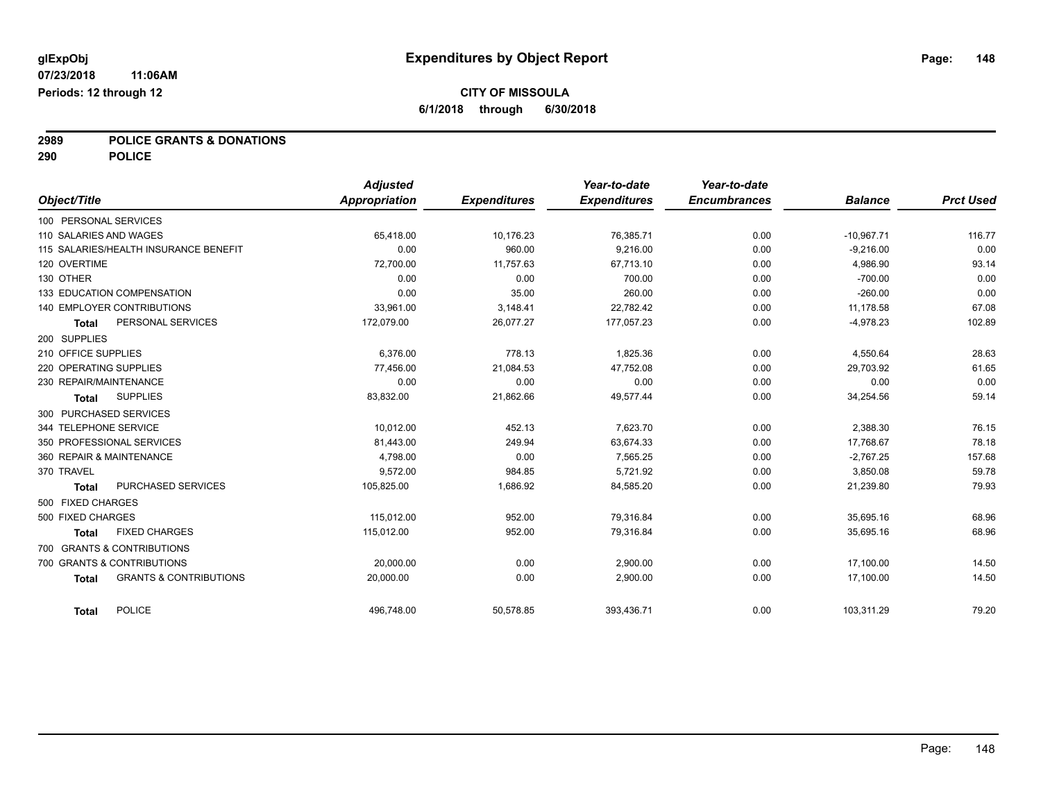# Expenditures by Object Report

glExpObj
07/23/2018 11:06AM
Periods: 12 through 12

**CITY OF MISSOULA**
**6/1/2018 through 6/30/2018**

**2989 POLICE GRANTS & DONATIONS**
**290 POLICE**

| Object/Title | Adjusted Appropriation | Expenditures | Year-to-date Expenditures | Year-to-date Encumbrances | Balance | Prct Used |
|---|---|---|---|---|---|---|
| 100 PERSONAL SERVICES | | | | | | |
| 110 SALARIES AND WAGES | 65,418.00 | 10,176.23 | 76,385.71 | 0.00 | -10,967.71 | 116.77 |
| 115 SALARIES/HEALTH INSURANCE BENEFIT | 0.00 | 960.00 | 9,216.00 | 0.00 | -9,216.00 | 0.00 |
| 120 OVERTIME | 72,700.00 | 11,757.63 | 67,713.10 | 0.00 | 4,986.90 | 93.14 |
| 130 OTHER | 0.00 | 0.00 | 700.00 | 0.00 | -700.00 | 0.00 |
| 133 EDUCATION COMPENSATION | 0.00 | 35.00 | 260.00 | 0.00 | -260.00 | 0.00 |
| 140 EMPLOYER CONTRIBUTIONS | 33,961.00 | 3,148.41 | 22,782.42 | 0.00 | 11,178.58 | 67.08 |
| **Total** PERSONAL SERVICES | 172,079.00 | 26,077.27 | 177,057.23 | 0.00 | -4,978.23 | 102.89 |
| 200 SUPPLIES | | | | | | |
| 210 OFFICE SUPPLIES | 6,376.00 | 778.13 | 1,825.36 | 0.00 | 4,550.64 | 28.63 |
| 220 OPERATING SUPPLIES | 77,456.00 | 21,084.53 | 47,752.08 | 0.00 | 29,703.92 | 61.65 |
| 230 REPAIR/MAINTENANCE | 0.00 | 0.00 | 0.00 | 0.00 | 0.00 | 0.00 |
| **Total** SUPPLIES | 83,832.00 | 21,862.66 | 49,577.44 | 0.00 | 34,254.56 | 59.14 |
| 300 PURCHASED SERVICES | | | | | | |
| 344 TELEPHONE SERVICE | 10,012.00 | 452.13 | 7,623.70 | 0.00 | 2,388.30 | 76.15 |
| 350 PROFESSIONAL SERVICES | 81,443.00 | 249.94 | 63,674.33 | 0.00 | 17,768.67 | 78.18 |
| 360 REPAIR & MAINTENANCE | 4,798.00 | 0.00 | 7,565.25 | 0.00 | -2,767.25 | 157.68 |
| 370 TRAVEL | 9,572.00 | 984.85 | 5,721.92 | 0.00 | 3,850.08 | 59.78 |
| **Total** PURCHASED SERVICES | 105,825.00 | 1,686.92 | 84,585.20 | 0.00 | 21,239.80 | 79.93 |
| 500 FIXED CHARGES | | | | | | |
| 500 FIXED CHARGES | 115,012.00 | 952.00 | 79,316.84 | 0.00 | 35,695.16 | 68.96 |
| **Total** FIXED CHARGES | 115,012.00 | 952.00 | 79,316.84 | 0.00 | 35,695.16 | 68.96 |
| 700 GRANTS & CONTRIBUTIONS | | | | | | |
| 700 GRANTS & CONTRIBUTIONS | 20,000.00 | 0.00 | 2,900.00 | 0.00 | 17,100.00 | 14.50 |
| **Total** GRANTS & CONTRIBUTIONS | 20,000.00 | 0.00 | 2,900.00 | 0.00 | 17,100.00 | 14.50 |
| **Total** POLICE | 496,748.00 | 50,578.85 | 393,436.71 | 0.00 | 103,311.29 | 79.20 |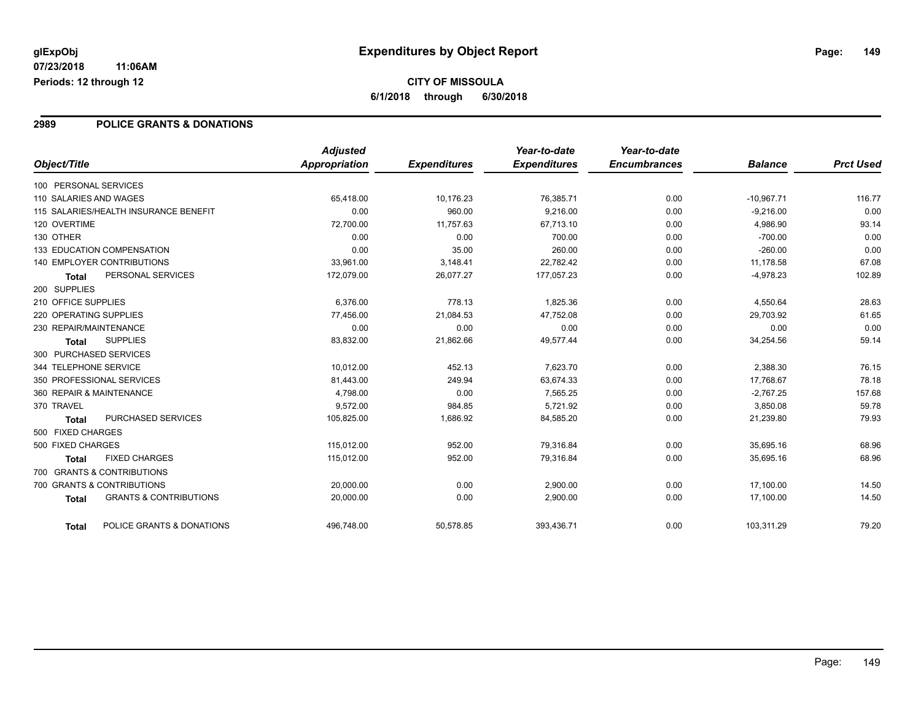glExpObj 07/23/2018 11:06AM
Periods: 12 through 12

# Expenditures by Object Report

**CITY OF MISSOULA**
**6/1/2018 through 6/30/2018**

## 2989 POLICE GRANTS & DONATIONS

| Object/Title | Adjusted Appropriation | Expenditures | Year-to-date Expenditures | Year-to-date Encumbrances | Balance | Prct Used |
|---|---|---|---|---|---|---|
| 100 PERSONAL SERVICES | | | | | | |
| 110 SALARIES AND WAGES | 65,418.00 | 10,176.23 | 76,385.71 | 0.00 | -10,967.71 | 116.77 |
| 115 SALARIES/HEALTH INSURANCE BENEFIT | 0.00 | 960.00 | 9,216.00 | 0.00 | -9,216.00 | 0.00 |
| 120 OVERTIME | 72,700.00 | 11,757.63 | 67,713.10 | 0.00 | 4,986.90 | 93.14 |
| 130 OTHER | 0.00 | 0.00 | 700.00 | 0.00 | -700.00 | 0.00 |
| 133 EDUCATION COMPENSATION | 0.00 | 35.00 | 260.00 | 0.00 | -260.00 | 0.00 |
| 140 EMPLOYER CONTRIBUTIONS | 33,961.00 | 3,148.41 | 22,782.42 | 0.00 | 11,178.58 | 67.08 |
| **Total** PERSONAL SERVICES | 172,079.00 | 26,077.27 | 177,057.23 | 0.00 | -4,978.23 | 102.89 |
| 200 SUPPLIES | | | | | | |
| 210 OFFICE SUPPLIES | 6,376.00 | 778.13 | 1,825.36 | 0.00 | 4,550.64 | 28.63 |
| 220 OPERATING SUPPLIES | 77,456.00 | 21,084.53 | 47,752.08 | 0.00 | 29,703.92 | 61.65 |
| 230 REPAIR/MAINTENANCE | 0.00 | 0.00 | 0.00 | 0.00 | 0.00 | 0.00 |
| **Total** SUPPLIES | 83,832.00 | 21,862.66 | 49,577.44 | 0.00 | 34,254.56 | 59.14 |
| 300 PURCHASED SERVICES | | | | | | |
| 344 TELEPHONE SERVICE | 10,012.00 | 452.13 | 7,623.70 | 0.00 | 2,388.30 | 76.15 |
| 350 PROFESSIONAL SERVICES | 81,443.00 | 249.94 | 63,674.33 | 0.00 | 17,768.67 | 78.18 |
| 360 REPAIR & MAINTENANCE | 4,798.00 | 0.00 | 7,565.25 | 0.00 | -2,767.25 | 157.68 |
| 370 TRAVEL | 9,572.00 | 984.85 | 5,721.92 | 0.00 | 3,850.08 | 59.78 |
| **Total** PURCHASED SERVICES | 105,825.00 | 1,686.92 | 84,585.20 | 0.00 | 21,239.80 | 79.93 |
| 500 FIXED CHARGES | | | | | | |
| 500 FIXED CHARGES | 115,012.00 | 952.00 | 79,316.84 | 0.00 | 35,695.16 | 68.96 |
| **Total** FIXED CHARGES | 115,012.00 | 952.00 | 79,316.84 | 0.00 | 35,695.16 | 68.96 |
| 700 GRANTS & CONTRIBUTIONS | | | | | | |
| 700 GRANTS & CONTRIBUTIONS | 20,000.00 | 0.00 | 2,900.00 | 0.00 | 17,100.00 | 14.50 |
| **Total** GRANTS & CONTRIBUTIONS | 20,000.00 | 0.00 | 2,900.00 | 0.00 | 17,100.00 | 14.50 |
| **Total** POLICE GRANTS & DONATIONS | 496,748.00 | 50,578.85 | 393,436.71 | 0.00 | 103,311.29 | 79.20 |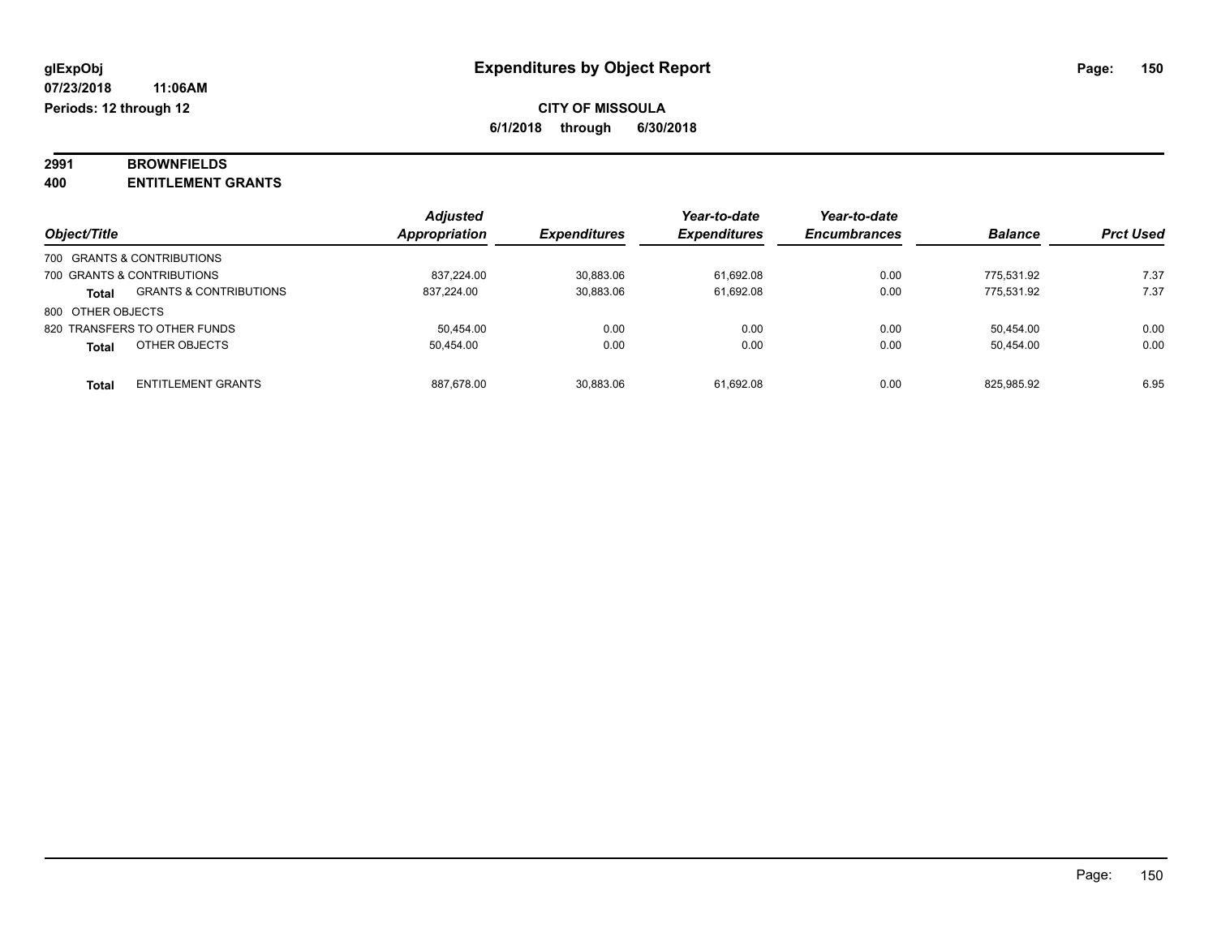**glExpObj** **Expenditures by Object Report**

**07/23/2018 11:06AM**

**Periods: 12 through 12**

**CITY OF MISSOULA**

**6/1/2018 through 6/30/2018**

**2991 BROWNFIELDS**

**400 ENTITLEMENT GRANTS**

| Object/Title | | Adjusted Appropriation | Expenditures | Year-to-date Expenditures | Year-to-date Encumbrances | Balance | Prct Used |
|---|---|---|---|---|---|---|---|
| 700 GRANTS & CONTRIBUTIONS | | | | | | | |
| 700 GRANTS & CONTRIBUTIONS | | 837,224.00 | 30,883.06 | 61,692.08 | 0.00 | 775,531.92 | 7.37 |
| **Total** | GRANTS & CONTRIBUTIONS | 837,224.00 | 30,883.06 | 61,692.08 | 0.00 | 775,531.92 | 7.37 |
| 800 OTHER OBJECTS | | | | | | | |
| 820 TRANSFERS TO OTHER FUNDS | | 50,454.00 | 0.00 | 0.00 | 0.00 | 50,454.00 | 0.00 |
| **Total** | OTHER OBJECTS | 50,454.00 | 0.00 | 0.00 | 0.00 | 50,454.00 | 0.00 |
| **Total** | ENTITLEMENT GRANTS | 887,678.00 | 30,883.06 | 61,692.08 | 0.00 | 825,985.92 | 6.95 |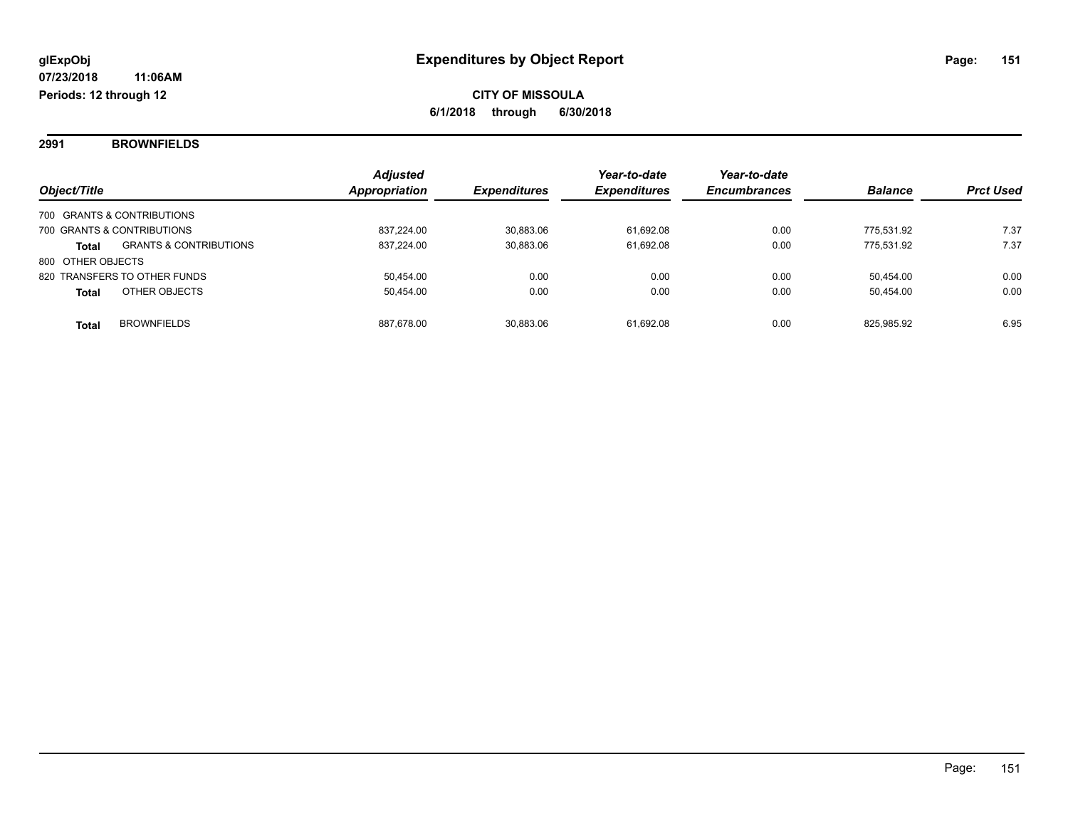**glExpObj** **Expenditures by Object Report**

**07/23/2018 11:06AM**

**Periods: 12 through 12**

**CITY OF MISSOULA**

**6/1/2018 through 6/30/2018**

## 2991 BROWNFIELDS

| Object/Title | | Adjusted Appropriation | Expenditures | Year-to-date Expenditures | Year-to-date Encumbrances | Balance | Prct Used |
|---|---|---|---|---|---|---|---|
| 700 GRANTS & CONTRIBUTIONS | | | | | | | |
| 700 GRANTS & CONTRIBUTIONS | | 837,224.00 | 30,883.06 | 61,692.08 | 0.00 | 775,531.92 | 7.37 |
| **Total** | GRANTS & CONTRIBUTIONS | 837,224.00 | 30,883.06 | 61,692.08 | 0.00 | 775,531.92 | 7.37 |
| 800 OTHER OBJECTS | | | | | | | |
| 820 TRANSFERS TO OTHER FUNDS | | 50,454.00 | 0.00 | 0.00 | 0.00 | 50,454.00 | 0.00 |
| **Total** | OTHER OBJECTS | 50,454.00 | 0.00 | 0.00 | 0.00 | 50,454.00 | 0.00 |
| **Total** | BROWNFIELDS | 887,678.00 | 30,883.06 | 61,692.08 | 0.00 | 825,985.92 | 6.95 |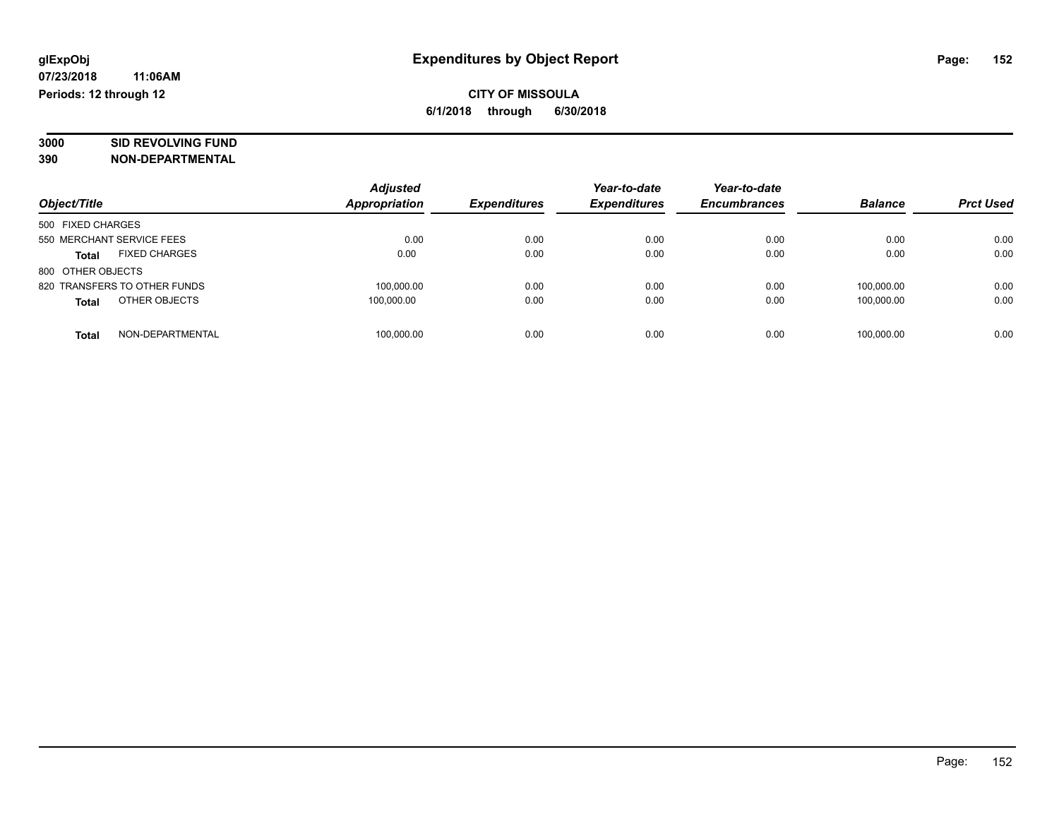glExpObj
07/23/2018 11:06AM
Periods: 12 through 12

# Expenditures by Object Report

**CITY OF MISSOULA**
**6/1/2018 through 6/30/2018**

**3000 SID REVOLVING FUND**
**390 NON-DEPARTMENTAL**

| Object/Title | Adjusted Appropriation | Expenditures | Year-to-date Expenditures | Year-to-date Encumbrances | Balance | Prct Used |
|---|---|---|---|---|---|---|
| 500 FIXED CHARGES | | | | | | |
| 550 MERCHANT SERVICE FEES | 0.00 | 0.00 | 0.00 | 0.00 | 0.00 | 0.00 |
| **Total** FIXED CHARGES | 0.00 | 0.00 | 0.00 | 0.00 | 0.00 | 0.00 |
| 800 OTHER OBJECTS | | | | | | |
| 820 TRANSFERS TO OTHER FUNDS | 100,000.00 | 0.00 | 0.00 | 0.00 | 100,000.00 | 0.00 |
| **Total** OTHER OBJECTS | 100,000.00 | 0.00 | 0.00 | 0.00 | 100,000.00 | 0.00 |
| **Total** NON-DEPARTMENTAL | 100,000.00 | 0.00 | 0.00 | 0.00 | 100,000.00 | 0.00 |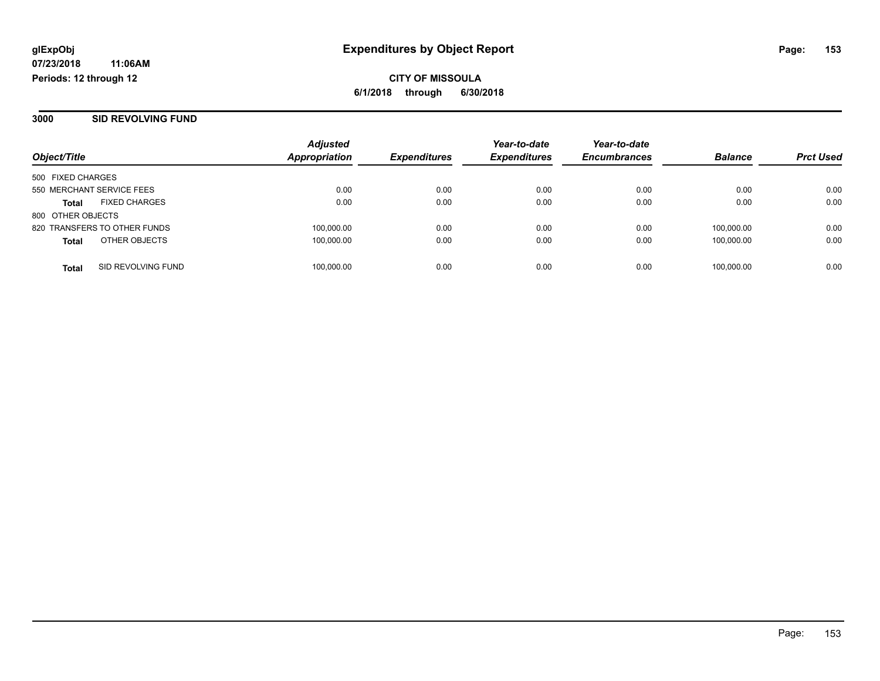# Expenditures by Object Report

glExpObj
07/23/2018 11:06AM
Periods: 12 through 12

**CITY OF MISSOULA**
**6/1/2018 through 6/30/2018**

## 3000 SID REVOLVING FUND

| Object/Title | Adjusted Appropriation | Expenditures | Year-to-date Expenditures | Year-to-date Encumbrances | Balance | Prct Used |
|---|---|---|---|---|---|---|
| 500 FIXED CHARGES | | | | | | |
| 550 MERCHANT SERVICE FEES | 0.00 | 0.00 | 0.00 | 0.00 | 0.00 | 0.00 |
| **Total** FIXED CHARGES | 0.00 | 0.00 | 0.00 | 0.00 | 0.00 | 0.00 |
| 800 OTHER OBJECTS | | | | | | |
| 820 TRANSFERS TO OTHER FUNDS | 100,000.00 | 0.00 | 0.00 | 0.00 | 100,000.00 | 0.00 |
| **Total** OTHER OBJECTS | 100,000.00 | 0.00 | 0.00 | 0.00 | 100,000.00 | 0.00 |
| **Total** SID REVOLVING FUND | 100,000.00 | 0.00 | 0.00 | 0.00 | 100,000.00 | 0.00 |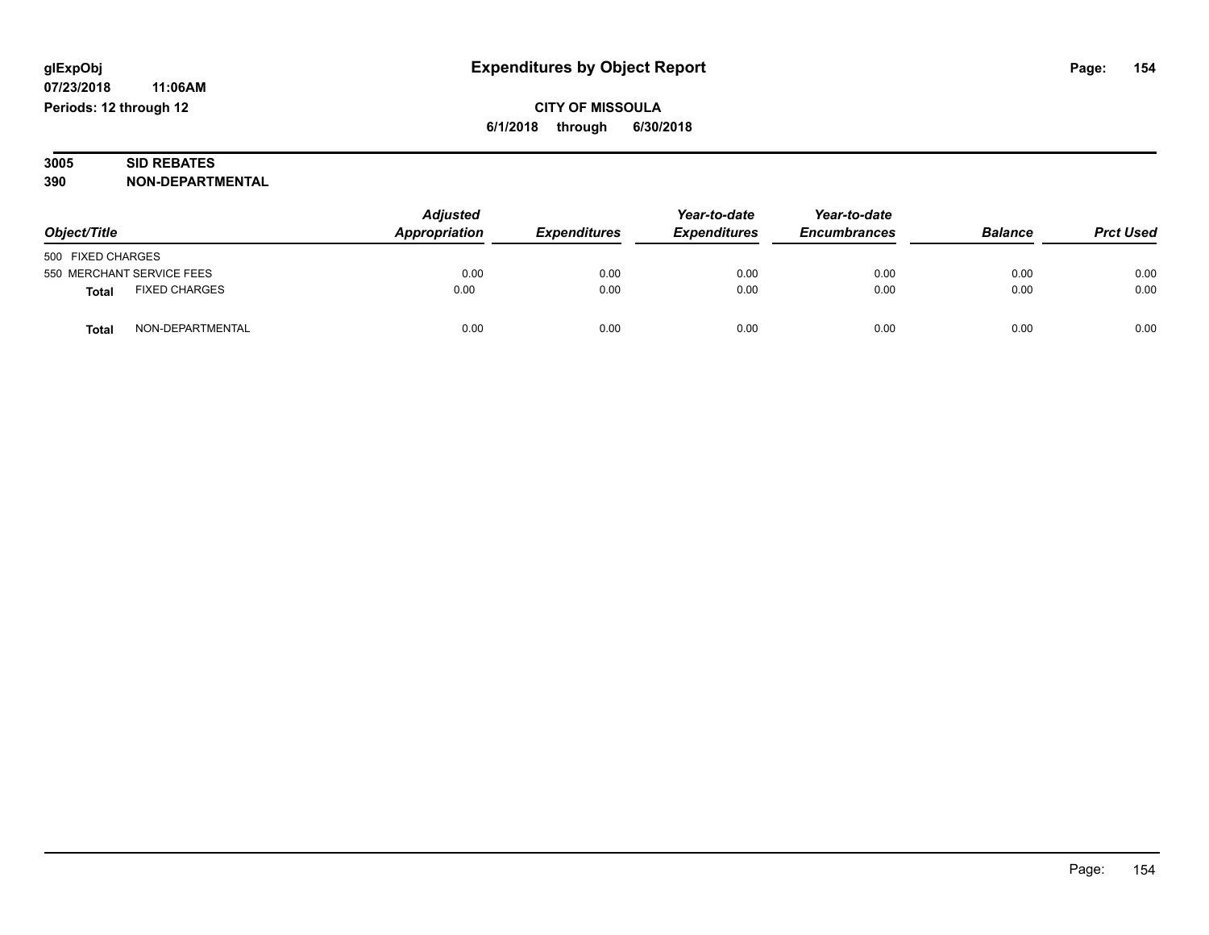**glExpObj**
**07/23/2018 11:06AM**
**Periods: 12 through 12**

# Expenditures by Object Report

**CITY OF MISSOULA**
**6/1/2018 through 6/30/2018**

**3005 SID REBATES**
**390 NON-DEPARTMENTAL**

| Object/Title | | *Adjusted Appropriation* | *Expenditures* | *Year-to-date Expenditures* | *Year-to-date Encumbrances* | *Balance* | *Prct Used* |
|---|---|---|---|---|---|---|---|
| 500 FIXED CHARGES | | | | | | | |
| 550 MERCHANT SERVICE FEES | | 0.00 | 0.00 | 0.00 | 0.00 | 0.00 | 0.00 |
| **Total** | FIXED CHARGES | 0.00 | 0.00 | 0.00 | 0.00 | 0.00 | 0.00 |
| **Total** | NON-DEPARTMENTAL | 0.00 | 0.00 | 0.00 | 0.00 | 0.00 | 0.00 |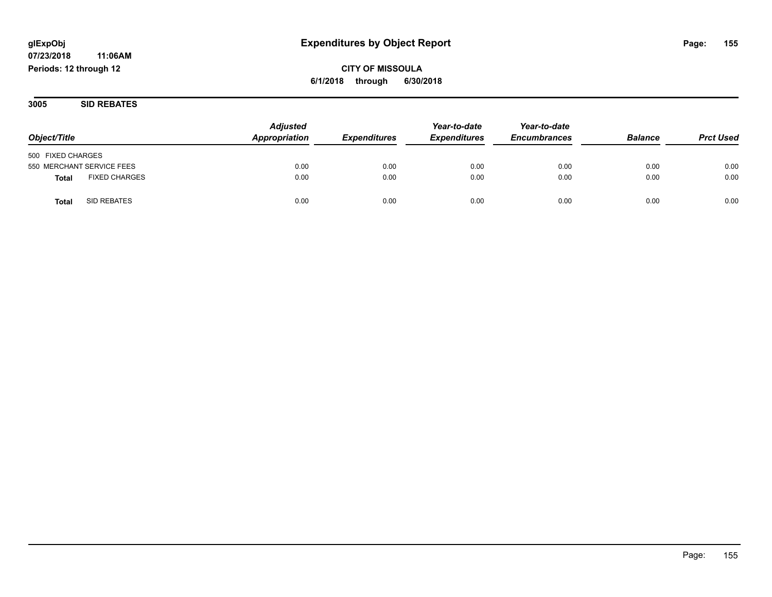# Expenditures by Object Report

glExpObj
07/23/2018 11:06AM
Periods: 12 through 12

**CITY OF MISSOULA**
**6/1/2018 through 6/30/2018**

## 3005 SID REBATES

| Object/Title | Adjusted Appropriation | Expenditures | Year-to-date Expenditures | Year-to-date Encumbrances | Balance | Prct Used |
|---|---|---|---|---|---|---|
| 500 FIXED CHARGES | | | | | | |
| 550 MERCHANT SERVICE FEES | 0.00 | 0.00 | 0.00 | 0.00 | 0.00 | 0.00 |
| **Total** FIXED CHARGES | 0.00 | 0.00 | 0.00 | 0.00 | 0.00 | 0.00 |
| **Total** SID REBATES | 0.00 | 0.00 | 0.00 | 0.00 | 0.00 | 0.00 |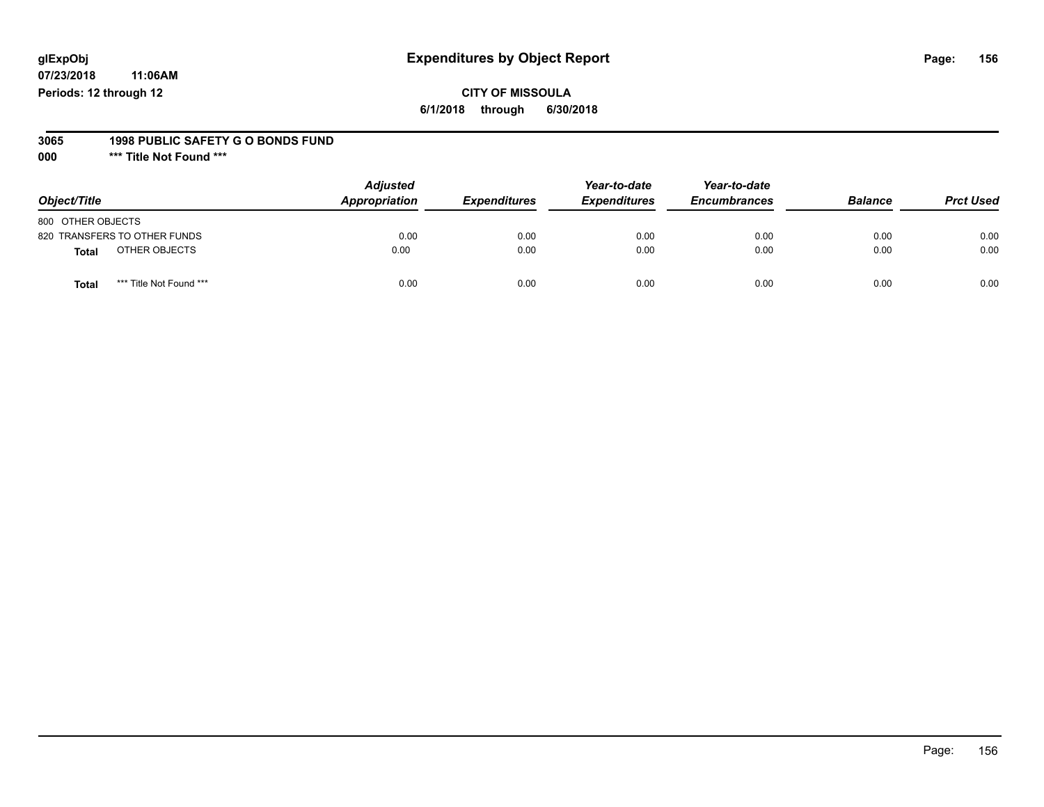**glExpObj**
**07/23/2018 11:06AM**
**Periods: 12 through 12**

# Expenditures by Object Report

**CITY OF MISSOULA**
**6/1/2018 through 6/30/2018**

**3065 1998 PUBLIC SAFETY G O BONDS FUND**
**000 *** Title Not Found *****

| Object/Title | | Adjusted Appropriation | Expenditures | Year-to-date Expenditures | Year-to-date Encumbrances | Balance | Prct Used |
|---|---|---|---|---|---|---|---|
| 800 OTHER OBJECTS | | | | | | | |
| 820 TRANSFERS TO OTHER FUNDS | | 0.00 | 0.00 | 0.00 | 0.00 | 0.00 | 0.00 |
| **Total** | OTHER OBJECTS | 0.00 | 0.00 | 0.00 | 0.00 | 0.00 | 0.00 |
| **Total** | *** Title Not Found *** | 0.00 | 0.00 | 0.00 | 0.00 | 0.00 | 0.00 |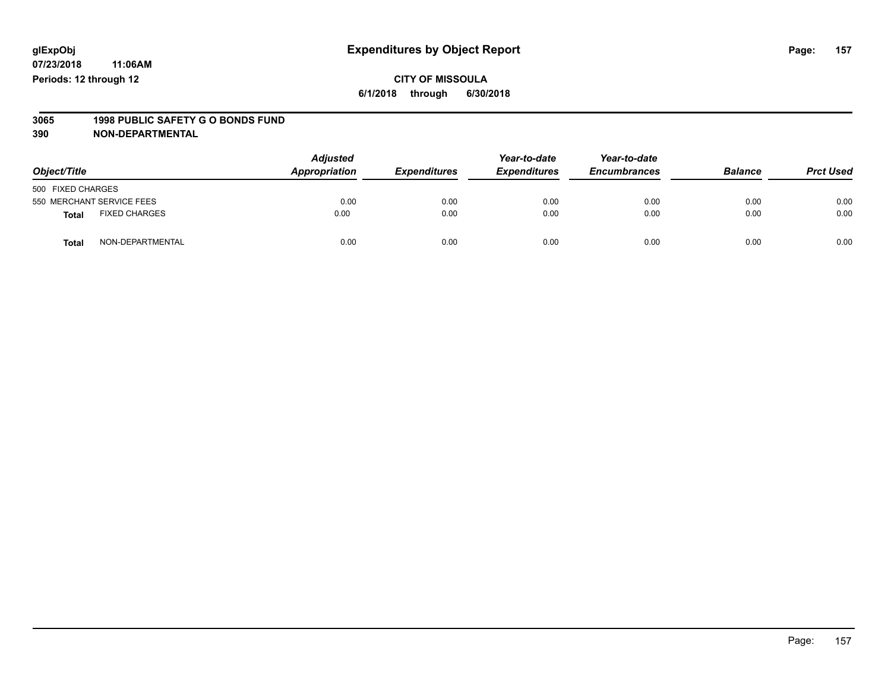glExpObj
07/23/2018 11:06AM
Periods: 12 through 12

# Expenditures by Object Report

**CITY OF MISSOULA**

**6/1/2018 through 6/30/2018**

**3065 1998 PUBLIC SAFETY G O BONDS FUND**
**390 NON-DEPARTMENTAL**

| Object/Title | | Adjusted Appropriation | Expenditures | Year-to-date Expenditures | Year-to-date Encumbrances | Balance | Prct Used |
|---|---|---|---|---|---|---|---|
| 500 FIXED CHARGES | | | | | | | |
| 550 MERCHANT SERVICE FEES | | 0.00 | 0.00 | 0.00 | 0.00 | 0.00 | 0.00 |
| **Total** | FIXED CHARGES | 0.00 | 0.00 | 0.00 | 0.00 | 0.00 | 0.00 |
| **Total** | NON-DEPARTMENTAL | 0.00 | 0.00 | 0.00 | 0.00 | 0.00 | 0.00 |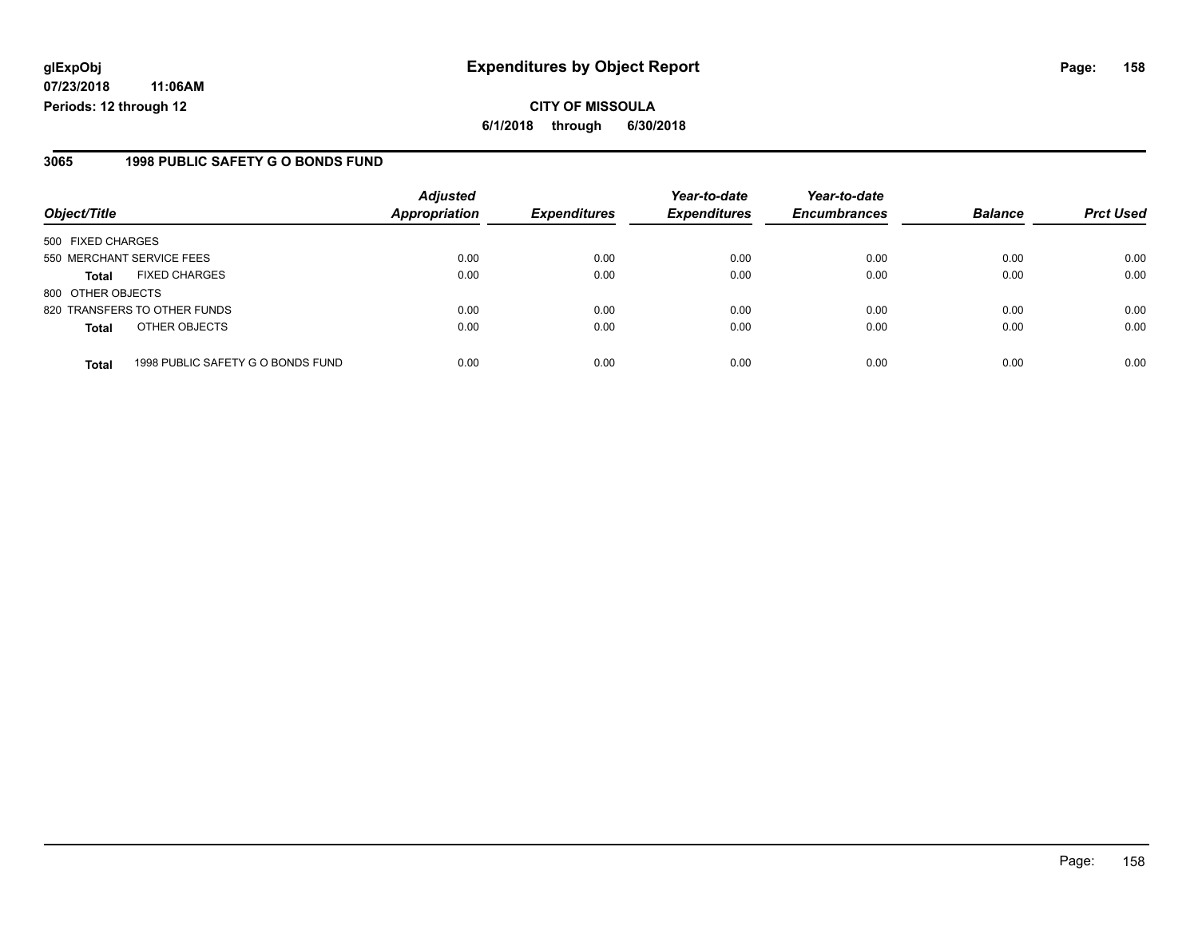**glExpObj** **Expenditures by Object Report**

**07/23/2018 11:06AM**

**Periods: 12 through 12**

**CITY OF MISSOULA**

**6/1/2018 through 6/30/2018**

## 3065 1998 PUBLIC SAFETY G O BONDS FUND

| Object/Title | Adjusted Appropriation | Expenditures | Year-to-date Expenditures | Year-to-date Encumbrances | Balance | Prct Used |
|---|---|---|---|---|---|---|
| 500 FIXED CHARGES | | | | | | |
| 550 MERCHANT SERVICE FEES | 0.00 | 0.00 | 0.00 | 0.00 | 0.00 | 0.00 |
| **Total** FIXED CHARGES | 0.00 | 0.00 | 0.00 | 0.00 | 0.00 | 0.00 |
| 800 OTHER OBJECTS | | | | | | |
| 820 TRANSFERS TO OTHER FUNDS | 0.00 | 0.00 | 0.00 | 0.00 | 0.00 | 0.00 |
| **Total** OTHER OBJECTS | 0.00 | 0.00 | 0.00 | 0.00 | 0.00 | 0.00 |
| **Total** 1998 PUBLIC SAFETY G O BONDS FUND | 0.00 | 0.00 | 0.00 | 0.00 | 0.00 | 0.00 |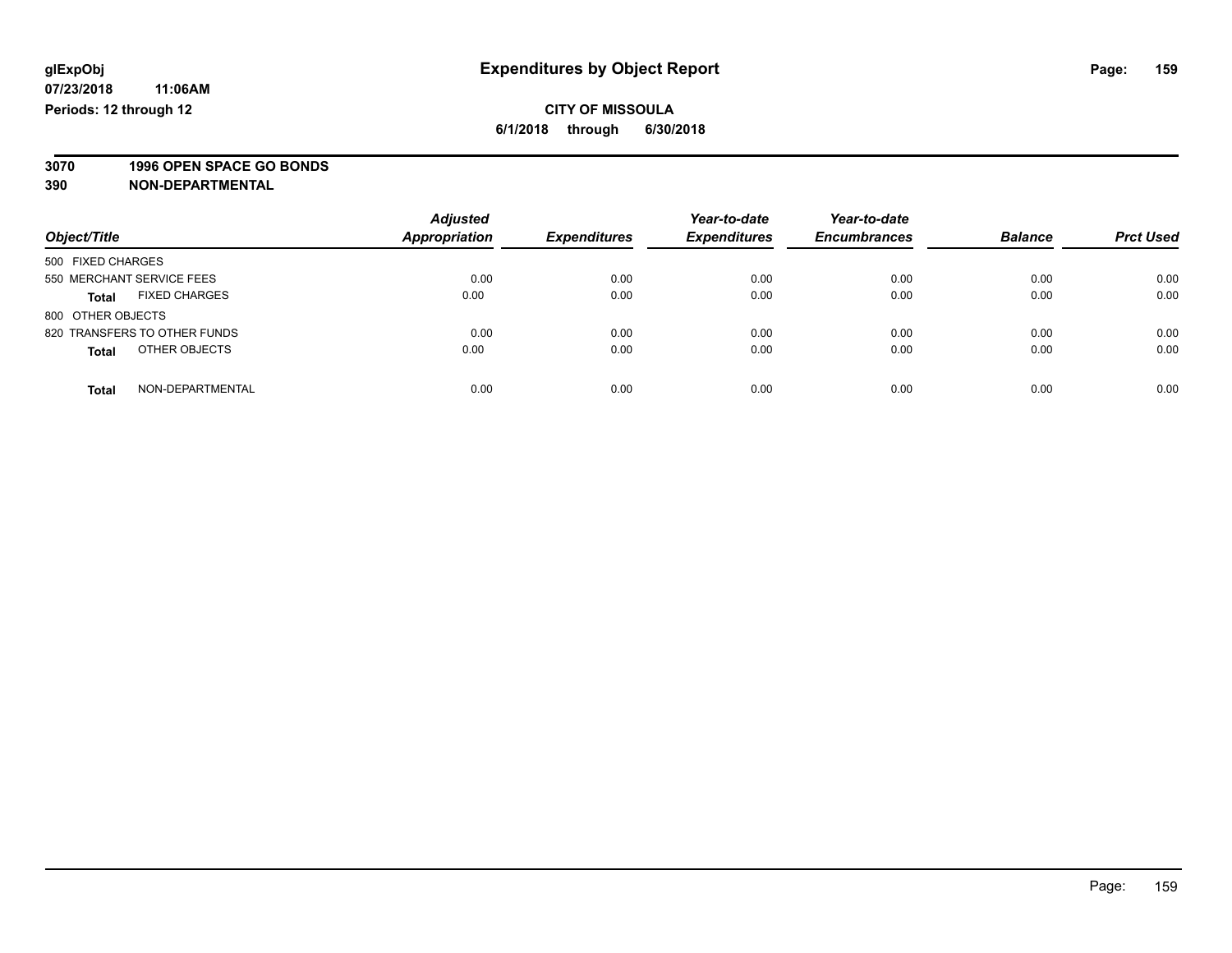**glExpObj**
**07/23/2018 11:06AM**
**Periods: 12 through 12**

# Expenditures by Object Report

**CITY OF MISSOULA**
**6/1/2018 through 6/30/2018**

**3070 1996 OPEN SPACE GO BONDS**
**390 NON-DEPARTMENTAL**

| Object/Title | Adjusted Appropriation | Expenditures | Year-to-date Expenditures | Year-to-date Encumbrances | Balance | Prct Used |
|---|---|---|---|---|---|---|
| 500 FIXED CHARGES | | | | | | |
| 550 MERCHANT SERVICE FEES | 0.00 | 0.00 | 0.00 | 0.00 | 0.00 | 0.00 |
| **Total** FIXED CHARGES | 0.00 | 0.00 | 0.00 | 0.00 | 0.00 | 0.00 |
| 800 OTHER OBJECTS | | | | | | |
| 820 TRANSFERS TO OTHER FUNDS | 0.00 | 0.00 | 0.00 | 0.00 | 0.00 | 0.00 |
| **Total** OTHER OBJECTS | 0.00 | 0.00 | 0.00 | 0.00 | 0.00 | 0.00 |
| **Total** NON-DEPARTMENTAL | 0.00 | 0.00 | 0.00 | 0.00 | 0.00 | 0.00 |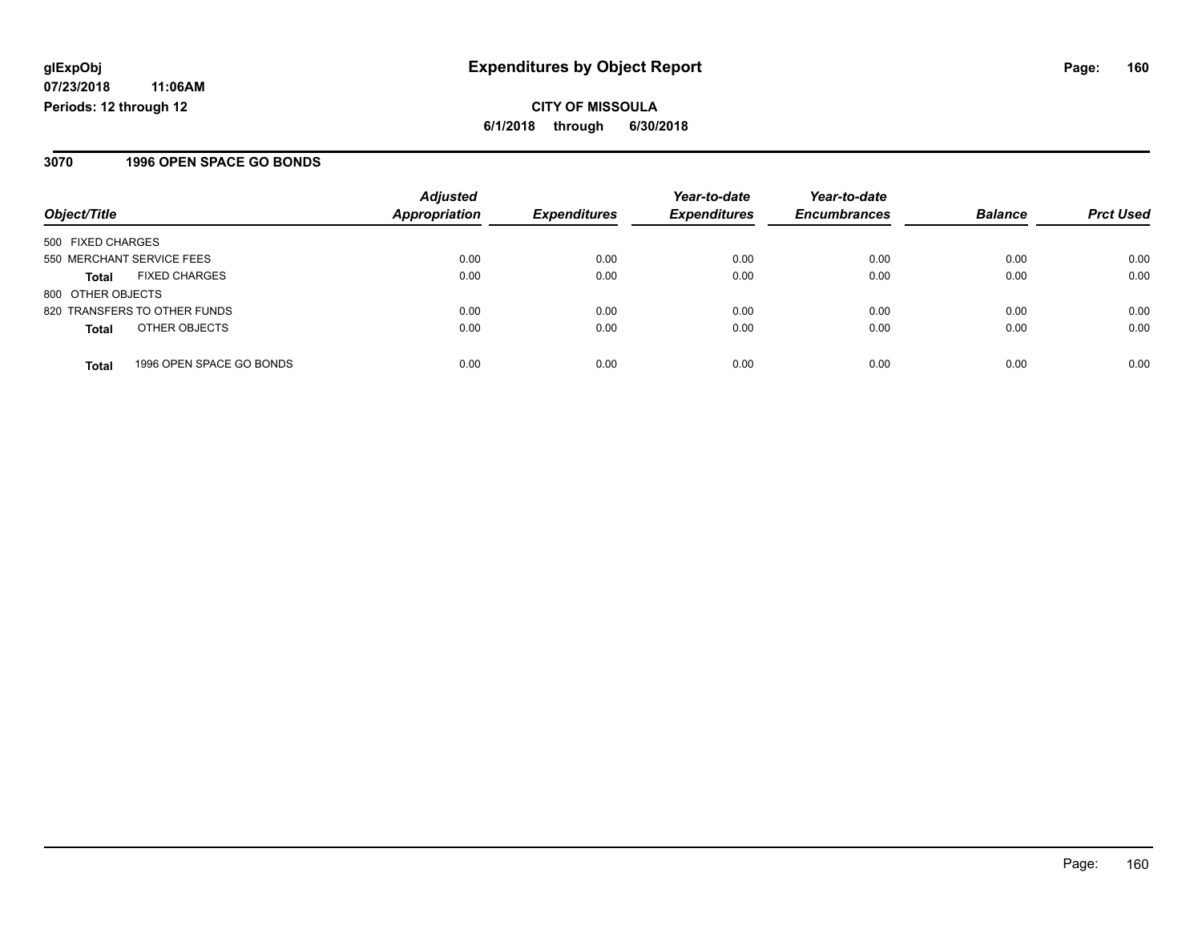# Expenditures by Object Report

glExpObj
07/23/2018 11:06AM
Periods: 12 through 12

**CITY OF MISSOULA**
**6/1/2018 through 6/30/2018**

## 3070 1996 OPEN SPACE GO BONDS

| Object/Title | Adjusted Appropriation | Expenditures | Year-to-date Expenditures | Year-to-date Encumbrances | Balance | Prct Used |
|---|---|---|---|---|---|---|
| 500 FIXED CHARGES | | | | | | |
| 550 MERCHANT SERVICE FEES | 0.00 | 0.00 | 0.00 | 0.00 | 0.00 | 0.00 |
| **Total** FIXED CHARGES | 0.00 | 0.00 | 0.00 | 0.00 | 0.00 | 0.00 |
| 800 OTHER OBJECTS | | | | | | |
| 820 TRANSFERS TO OTHER FUNDS | 0.00 | 0.00 | 0.00 | 0.00 | 0.00 | 0.00 |
| **Total** OTHER OBJECTS | 0.00 | 0.00 | 0.00 | 0.00 | 0.00 | 0.00 |
| **Total** 1996 OPEN SPACE GO BONDS | 0.00 | 0.00 | 0.00 | 0.00 | 0.00 | 0.00 |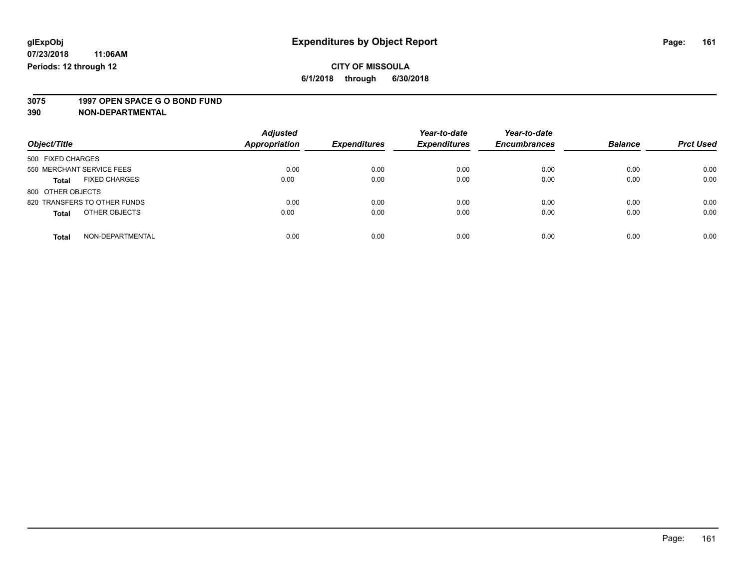glExpObj
07/23/2018 11:06AM
Periods: 12 through 12

# Expenditures by Object Report

**CITY OF MISSOULA**
**6/1/2018 through 6/30/2018**

**3075 1997 OPEN SPACE G O BOND FUND**
**390 NON-DEPARTMENTAL**

| Object/Title | | Adjusted Appropriation | Expenditures | Year-to-date Expenditures | Year-to-date Encumbrances | Balance | Prct Used |
|---|---|---|---|---|---|---|---|
| 500 FIXED CHARGES | | | | | | | |
| 550 MERCHANT SERVICE FEES | | 0.00 | 0.00 | 0.00 | 0.00 | 0.00 | 0.00 |
| **Total** | FIXED CHARGES | 0.00 | 0.00 | 0.00 | 0.00 | 0.00 | 0.00 |
| 800 OTHER OBJECTS | | | | | | | |
| 820 TRANSFERS TO OTHER FUNDS | | 0.00 | 0.00 | 0.00 | 0.00 | 0.00 | 0.00 |
| **Total** | OTHER OBJECTS | 0.00 | 0.00 | 0.00 | 0.00 | 0.00 | 0.00 |
| **Total** | NON-DEPARTMENTAL | 0.00 | 0.00 | 0.00 | 0.00 | 0.00 | 0.00 |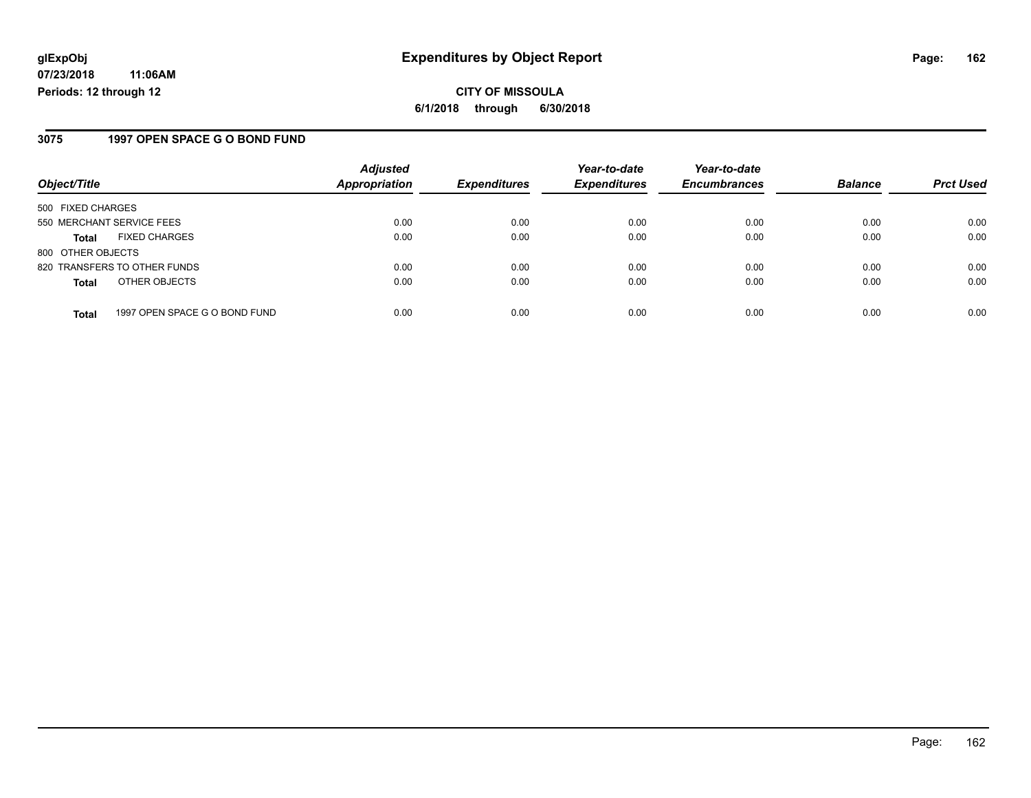**glExpObj** **Expenditures by Object Report**

**07/23/2018 11:06AM**

**Periods: 12 through 12**

**CITY OF MISSOULA**

**6/1/2018 through 6/30/2018**

## 3075 1997 OPEN SPACE G O BOND FUND

| Object/Title | Adjusted Appropriation | Expenditures | Year-to-date Expenditures | Year-to-date Encumbrances | Balance | Prct Used |
|---|---|---|---|---|---|---|
| 500 FIXED CHARGES | | | | | | |
| 550 MERCHANT SERVICE FEES | 0.00 | 0.00 | 0.00 | 0.00 | 0.00 | 0.00 |
| **Total** FIXED CHARGES | 0.00 | 0.00 | 0.00 | 0.00 | 0.00 | 0.00 |
| 800 OTHER OBJECTS | | | | | | |
| 820 TRANSFERS TO OTHER FUNDS | 0.00 | 0.00 | 0.00 | 0.00 | 0.00 | 0.00 |
| **Total** OTHER OBJECTS | 0.00 | 0.00 | 0.00 | 0.00 | 0.00 | 0.00 |
| **Total** 1997 OPEN SPACE G O BOND FUND | 0.00 | 0.00 | 0.00 | 0.00 | 0.00 | 0.00 |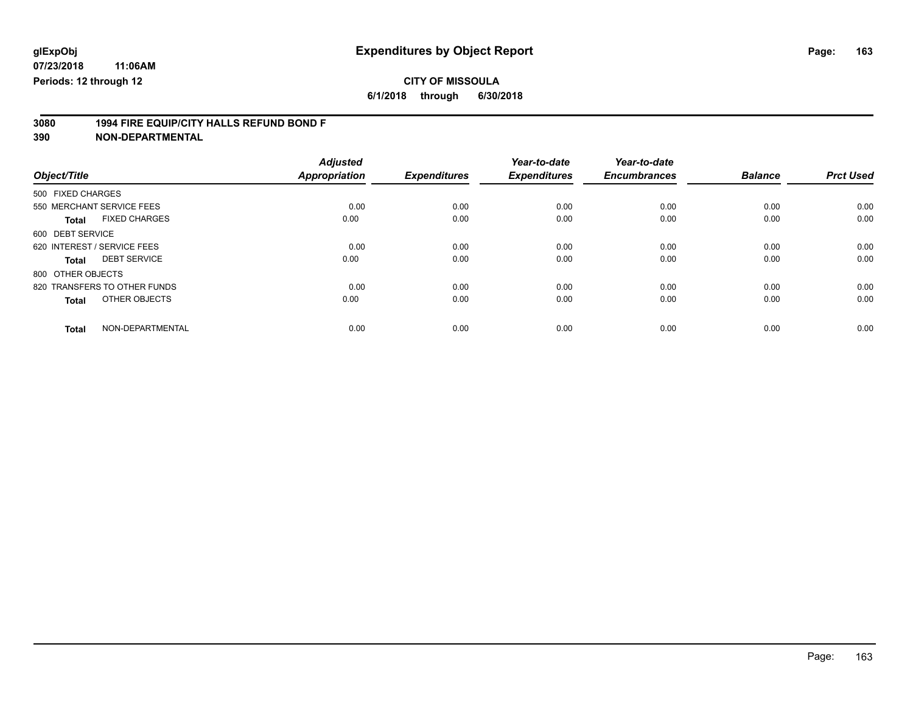**glExpObj** **Expenditures by Object Report**

**07/23/2018 11:06AM**

**Periods: 12 through 12**

**CITY OF MISSOULA**

**6/1/2018 through 6/30/2018**

**3080 1994 FIRE EQUIP/CITY HALLS REFUND BOND F**

**390 NON-DEPARTMENTAL**

| Object/Title | Adjusted Appropriation | Expenditures | Year-to-date Expenditures | Year-to-date Encumbrances | Balance | Prct Used |
|---|---|---|---|---|---|---|
| 500 FIXED CHARGES | | | | | | |
| 550 MERCHANT SERVICE FEES | 0.00 | 0.00 | 0.00 | 0.00 | 0.00 | 0.00 |
| **Total** FIXED CHARGES | 0.00 | 0.00 | 0.00 | 0.00 | 0.00 | 0.00 |
| 600 DEBT SERVICE | | | | | | |
| 620 INTEREST / SERVICE FEES | 0.00 | 0.00 | 0.00 | 0.00 | 0.00 | 0.00 |
| **Total** DEBT SERVICE | 0.00 | 0.00 | 0.00 | 0.00 | 0.00 | 0.00 |
| 800 OTHER OBJECTS | | | | | | |
| 820 TRANSFERS TO OTHER FUNDS | 0.00 | 0.00 | 0.00 | 0.00 | 0.00 | 0.00 |
| **Total** OTHER OBJECTS | 0.00 | 0.00 | 0.00 | 0.00 | 0.00 | 0.00 |
| **Total** NON-DEPARTMENTAL | 0.00 | 0.00 | 0.00 | 0.00 | 0.00 | 0.00 |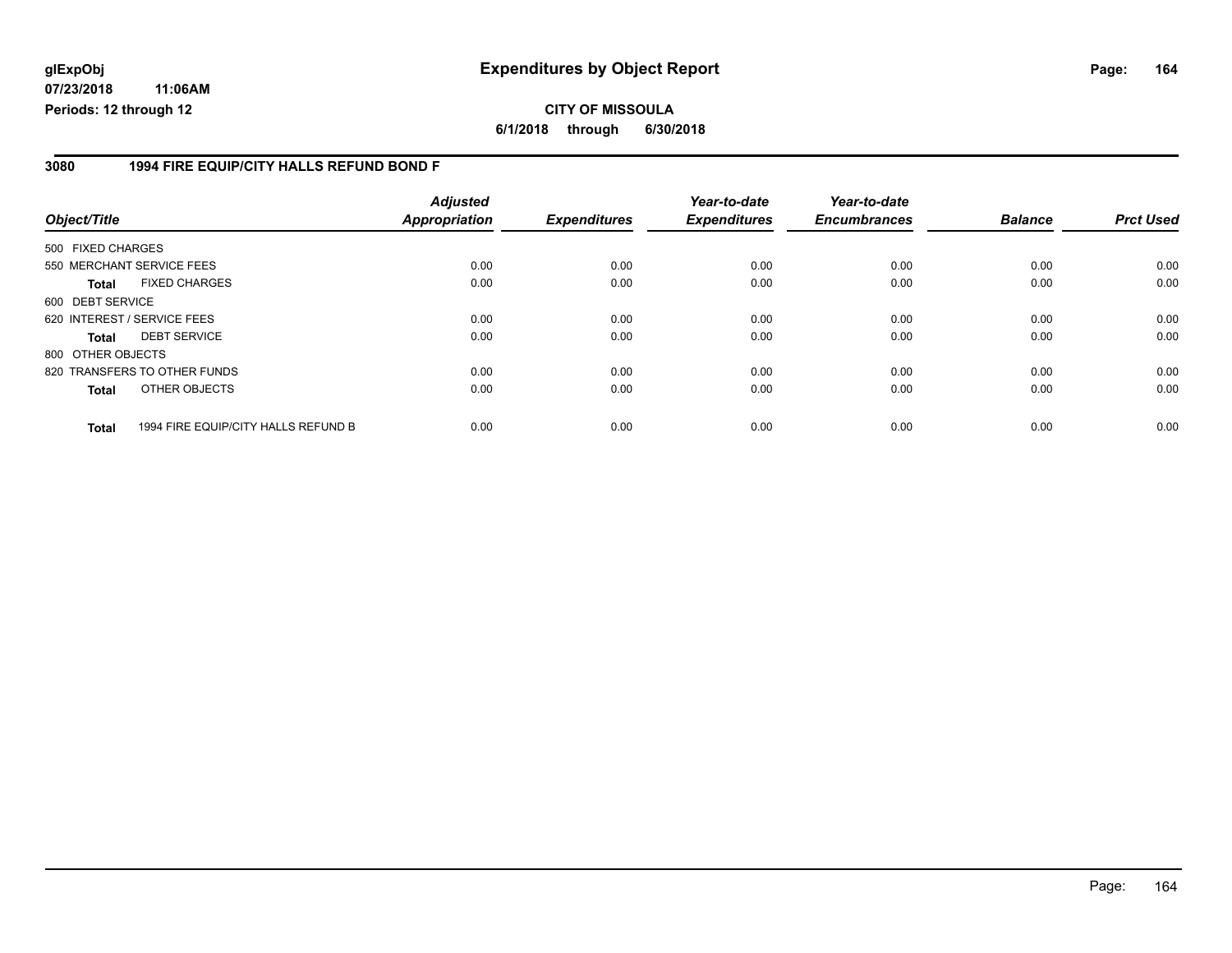# Expenditures by Object Report

glExpObj
07/23/2018 11:06AM
Periods: 12 through 12

**CITY OF MISSOULA**
**6/1/2018 through 6/30/2018**

## 3080 1994 FIRE EQUIP/CITY HALLS REFUND BOND F

| Object/Title | Adjusted Appropriation | Expenditures | Year-to-date Expenditures | Year-to-date Encumbrances | Balance | Prct Used |
|---|---|---|---|---|---|---|
| 500 FIXED CHARGES | | | | | | |
| 550 MERCHANT SERVICE FEES | 0.00 | 0.00 | 0.00 | 0.00 | 0.00 | 0.00 |
| **Total** FIXED CHARGES | 0.00 | 0.00 | 0.00 | 0.00 | 0.00 | 0.00 |
| 600 DEBT SERVICE | | | | | | |
| 620 INTEREST / SERVICE FEES | 0.00 | 0.00 | 0.00 | 0.00 | 0.00 | 0.00 |
| **Total** DEBT SERVICE | 0.00 | 0.00 | 0.00 | 0.00 | 0.00 | 0.00 |
| 800 OTHER OBJECTS | | | | | | |
| 820 TRANSFERS TO OTHER FUNDS | 0.00 | 0.00 | 0.00 | 0.00 | 0.00 | 0.00 |
| **Total** OTHER OBJECTS | 0.00 | 0.00 | 0.00 | 0.00 | 0.00 | 0.00 |
| **Total** 1994 FIRE EQUIP/CITY HALLS REFUND B | 0.00 | 0.00 | 0.00 | 0.00 | 0.00 | 0.00 |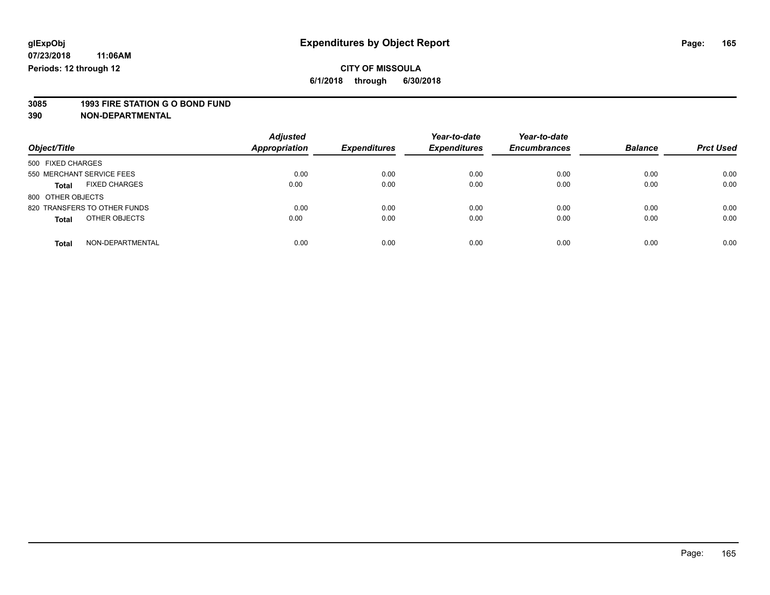glExpObj
07/23/2018 11:06AM
Periods: 12 through 12

# Expenditures by Object Report

**CITY OF MISSOULA**
**6/1/2018 through 6/30/2018**

**3085 1993 FIRE STATION G O BOND FUND**
**390 NON-DEPARTMENTAL**

| Object/Title | | Adjusted Appropriation | Expenditures | Year-to-date Expenditures | Year-to-date Encumbrances | Balance | Prct Used |
|---|---|---|---|---|---|---|---|
| 500 FIXED CHARGES | | | | | | | |
| 550 MERCHANT SERVICE FEES | | 0.00 | 0.00 | 0.00 | 0.00 | 0.00 | 0.00 |
| **Total** | FIXED CHARGES | 0.00 | 0.00 | 0.00 | 0.00 | 0.00 | 0.00 |
| 800 OTHER OBJECTS | | | | | | | |
| 820 TRANSFERS TO OTHER FUNDS | | 0.00 | 0.00 | 0.00 | 0.00 | 0.00 | 0.00 |
| **Total** | OTHER OBJECTS | 0.00 | 0.00 | 0.00 | 0.00 | 0.00 | 0.00 |
| **Total** | NON-DEPARTMENTAL | 0.00 | 0.00 | 0.00 | 0.00 | 0.00 | 0.00 |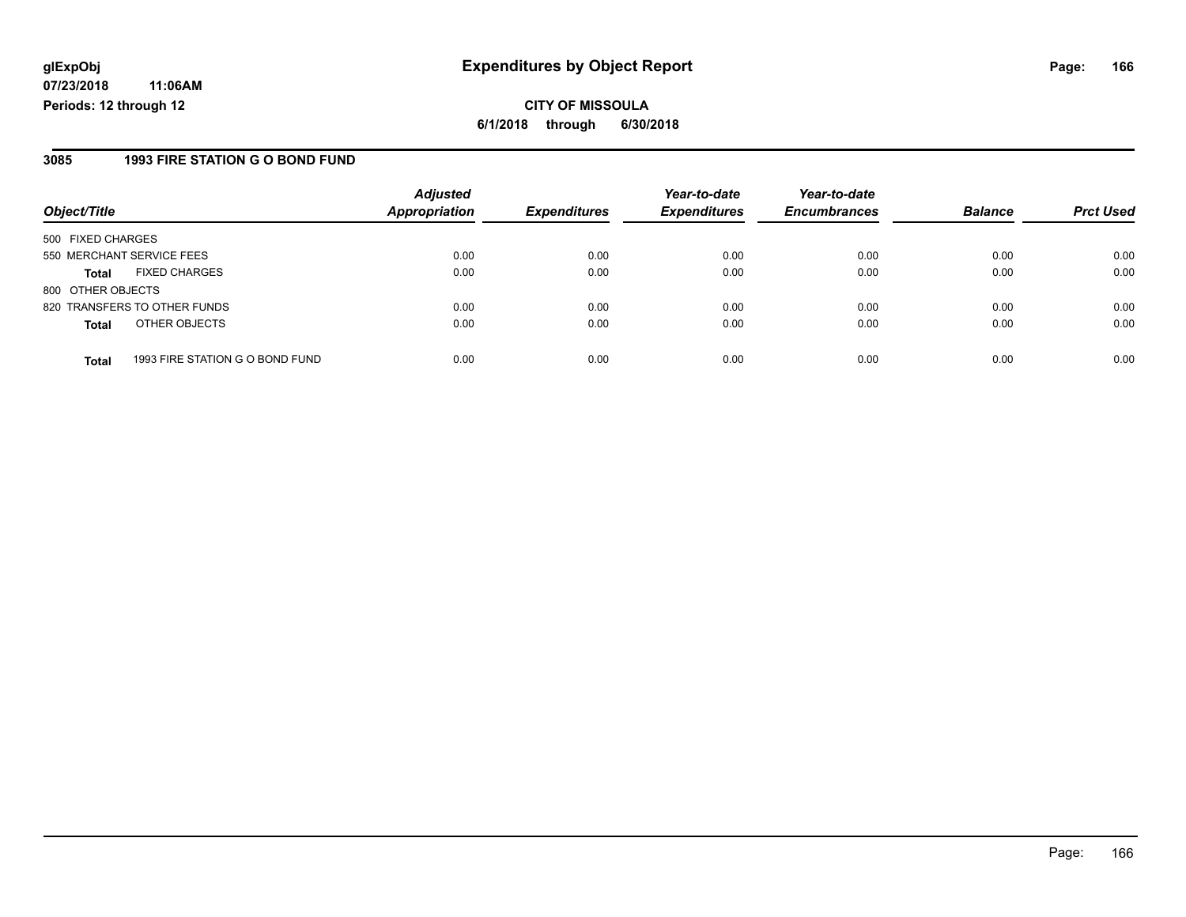**CITY OF MISSOULA**

**6/1/2018 through 6/30/2018**

## 3085 1993 FIRE STATION G O BOND FUND

| Object/Title | | Adjusted Appropriation | Expenditures | Year-to-date Expenditures | Year-to-date Encumbrances | Balance | Prct Used |
|---|---|---|---|---|---|---|---|
| 500 FIXED CHARGES | | | | | | | |
| 550 MERCHANT SERVICE FEES | | 0.00 | 0.00 | 0.00 | 0.00 | 0.00 | 0.00 |
| **Total** | FIXED CHARGES | 0.00 | 0.00 | 0.00 | 0.00 | 0.00 | 0.00 |
| 800 OTHER OBJECTS | | | | | | | |
| 820 TRANSFERS TO OTHER FUNDS | | 0.00 | 0.00 | 0.00 | 0.00 | 0.00 | 0.00 |
| **Total** | OTHER OBJECTS | 0.00 | 0.00 | 0.00 | 0.00 | 0.00 | 0.00 |
| **Total** | 1993 FIRE STATION G O BOND FUND | 0.00 | 0.00 | 0.00 | 0.00 | 0.00 | 0.00 |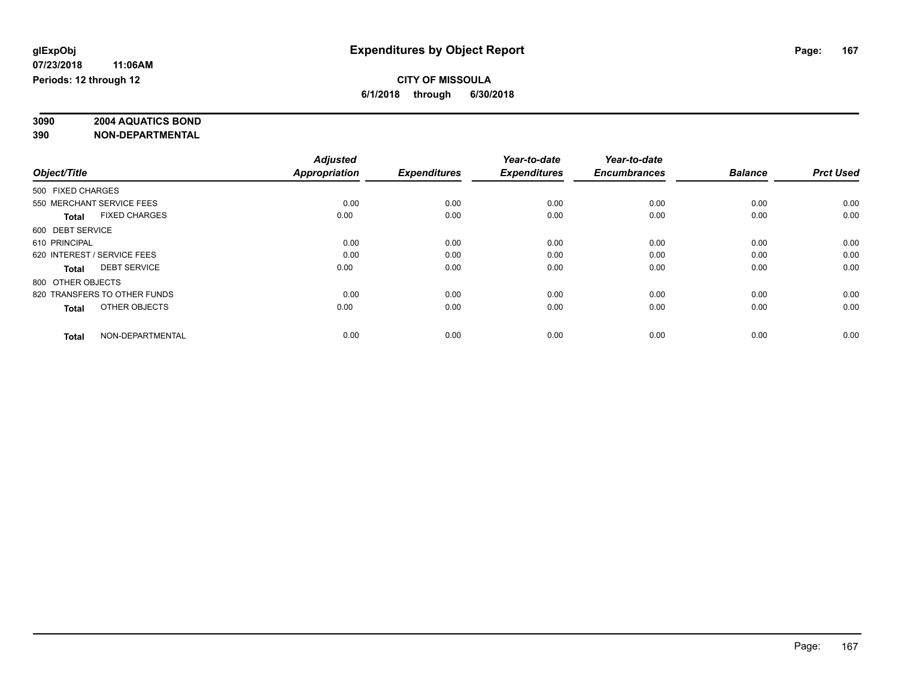# Expenditures by Object Report

glExpObj
07/23/2018 11:06AM
Periods: 12 through 12

**CITY OF MISSOULA**
**6/1/2018 through 6/30/2018**

**3090 2004 AQUATICS BOND**
**390 NON-DEPARTMENTAL**

| Object/Title | Adjusted Appropriation | Expenditures | Year-to-date Expenditures | Year-to-date Encumbrances | Balance | Prct Used |
|---|---|---|---|---|---|---|
| 500 FIXED CHARGES | | | | | | |
| 550 MERCHANT SERVICE FEES | 0.00 | 0.00 | 0.00 | 0.00 | 0.00 | 0.00 |
| **Total** FIXED CHARGES | 0.00 | 0.00 | 0.00 | 0.00 | 0.00 | 0.00 |
| 600 DEBT SERVICE | | | | | | |
| 610 PRINCIPAL | 0.00 | 0.00 | 0.00 | 0.00 | 0.00 | 0.00 |
| 620 INTEREST / SERVICE FEES | 0.00 | 0.00 | 0.00 | 0.00 | 0.00 | 0.00 |
| **Total** DEBT SERVICE | 0.00 | 0.00 | 0.00 | 0.00 | 0.00 | 0.00 |
| 800 OTHER OBJECTS | | | | | | |
| 820 TRANSFERS TO OTHER FUNDS | 0.00 | 0.00 | 0.00 | 0.00 | 0.00 | 0.00 |
| **Total** OTHER OBJECTS | 0.00 | 0.00 | 0.00 | 0.00 | 0.00 | 0.00 |
| **Total** NON-DEPARTMENTAL | 0.00 | 0.00 | 0.00 | 0.00 | 0.00 | 0.00 |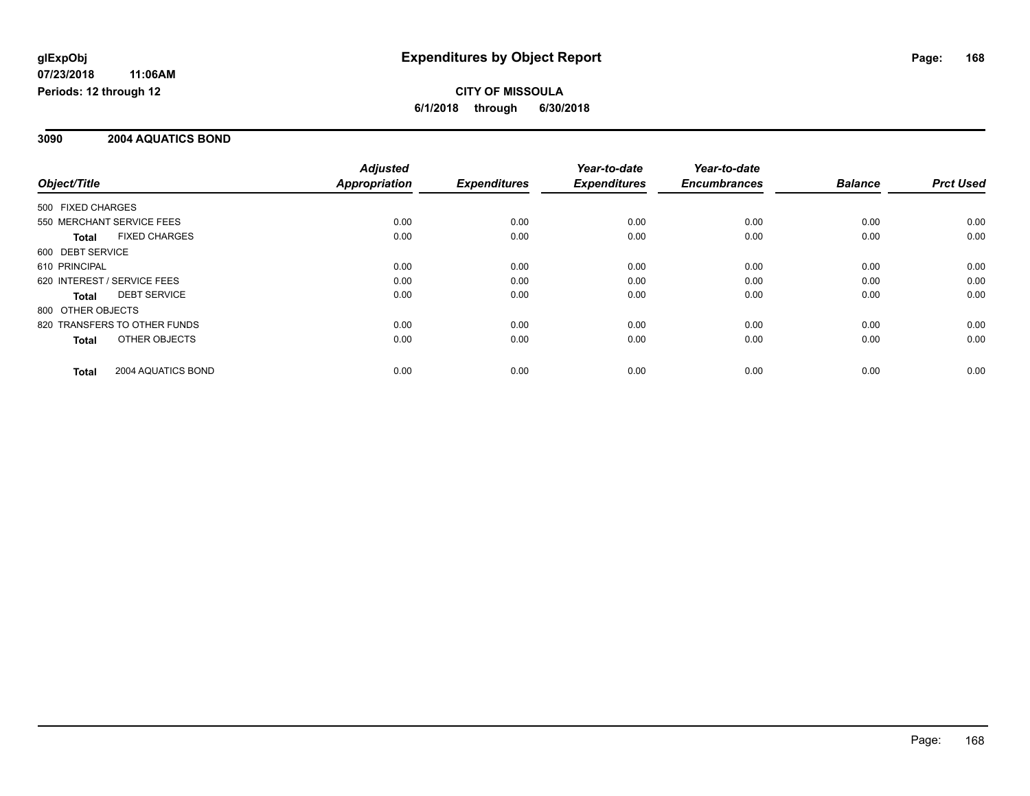**glExpObj** **Expenditures by Object Report**

**07/23/2018 11:06AM**

**Periods: 12 through 12**

**CITY OF MISSOULA**

**6/1/2018 through 6/30/2018**

## 3090 2004 AQUATICS BOND

| Object/Title | Adjusted Appropriation | Expenditures | Year-to-date Expenditures | Year-to-date Encumbrances | Balance | Prct Used |
|---|---|---|---|---|---|---|
| 500 FIXED CHARGES | | | | | | |
| 550 MERCHANT SERVICE FEES | 0.00 | 0.00 | 0.00 | 0.00 | 0.00 | 0.00 |
| **Total** FIXED CHARGES | 0.00 | 0.00 | 0.00 | 0.00 | 0.00 | 0.00 |
| 600 DEBT SERVICE | | | | | | |
| 610 PRINCIPAL | 0.00 | 0.00 | 0.00 | 0.00 | 0.00 | 0.00 |
| 620 INTEREST / SERVICE FEES | 0.00 | 0.00 | 0.00 | 0.00 | 0.00 | 0.00 |
| **Total** DEBT SERVICE | 0.00 | 0.00 | 0.00 | 0.00 | 0.00 | 0.00 |
| 800 OTHER OBJECTS | | | | | | |
| 820 TRANSFERS TO OTHER FUNDS | 0.00 | 0.00 | 0.00 | 0.00 | 0.00 | 0.00 |
| **Total** OTHER OBJECTS | 0.00 | 0.00 | 0.00 | 0.00 | 0.00 | 0.00 |
| **Total** 2004 AQUATICS BOND | 0.00 | 0.00 | 0.00 | 0.00 | 0.00 | 0.00 |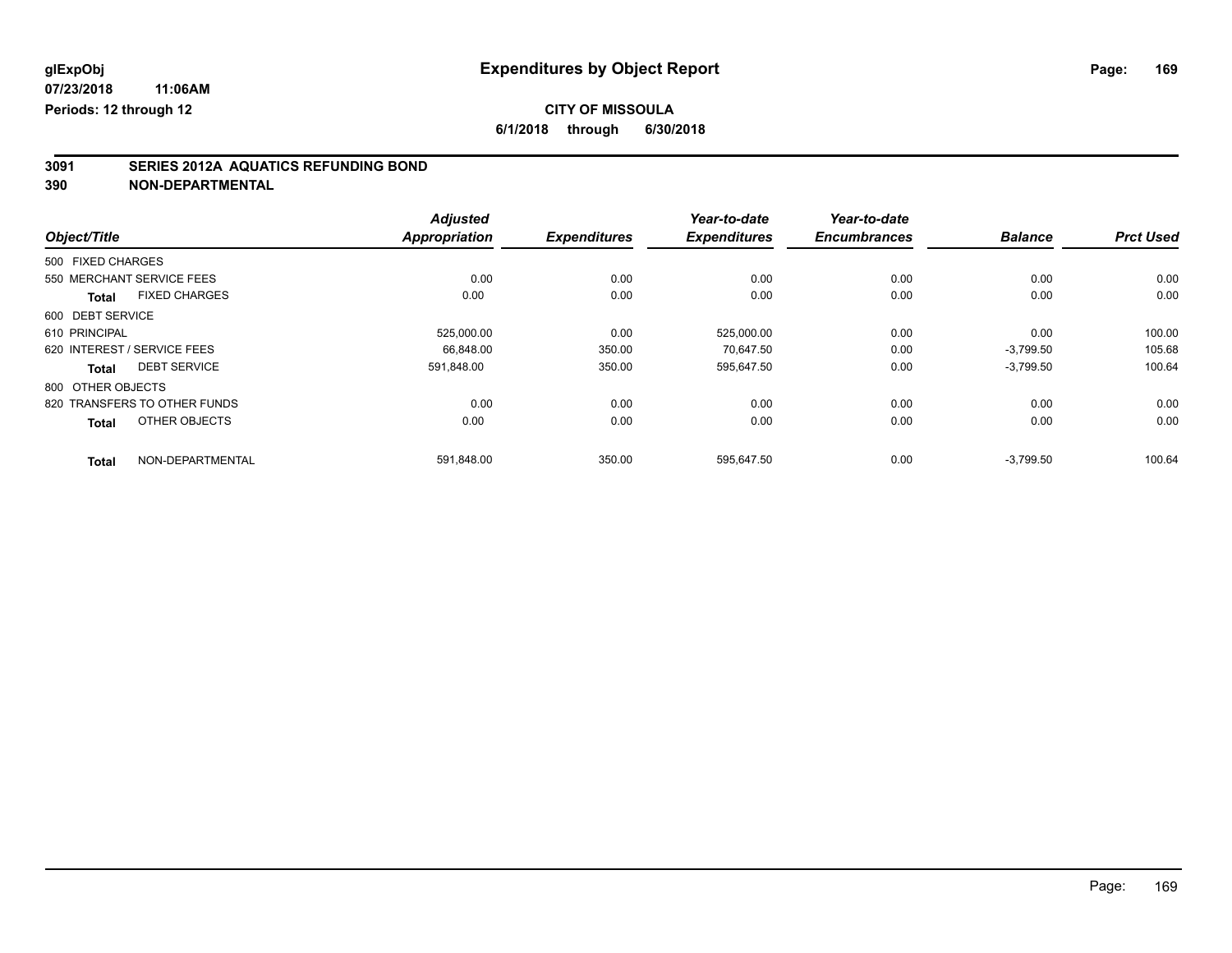# Expenditures by Object Report

glExpObj
07/23/2018 11:06AM
Periods: 12 through 12

**CITY OF MISSOULA**
**6/1/2018 through 6/30/2018**

## 3091 SERIES 2012A AQUATICS REFUNDING BOND
## 390 NON-DEPARTMENTAL

| Object/Title | Adjusted Appropriation | Expenditures | Year-to-date Expenditures | Year-to-date Encumbrances | Balance | Prct Used |
|---|---|---|---|---|---|---|
| 500 FIXED CHARGES | | | | | | |
| 550 MERCHANT SERVICE FEES | 0.00 | 0.00 | 0.00 | 0.00 | 0.00 | 0.00 |
| **Total** FIXED CHARGES | 0.00 | 0.00 | 0.00 | 0.00 | 0.00 | 0.00 |
| 600 DEBT SERVICE | | | | | | |
| 610 PRINCIPAL | 525,000.00 | 0.00 | 525,000.00 | 0.00 | 0.00 | 100.00 |
| 620 INTEREST / SERVICE FEES | 66,848.00 | 350.00 | 70,647.50 | 0.00 | -3,799.50 | 105.68 |
| **Total** DEBT SERVICE | 591,848.00 | 350.00 | 595,647.50 | 0.00 | -3,799.50 | 100.64 |
| 800 OTHER OBJECTS | | | | | | |
| 820 TRANSFERS TO OTHER FUNDS | 0.00 | 0.00 | 0.00 | 0.00 | 0.00 | 0.00 |
| **Total** OTHER OBJECTS | 0.00 | 0.00 | 0.00 | 0.00 | 0.00 | 0.00 |
| **Total** NON-DEPARTMENTAL | 591,848.00 | 350.00 | 595,647.50 | 0.00 | -3,799.50 | 100.64 |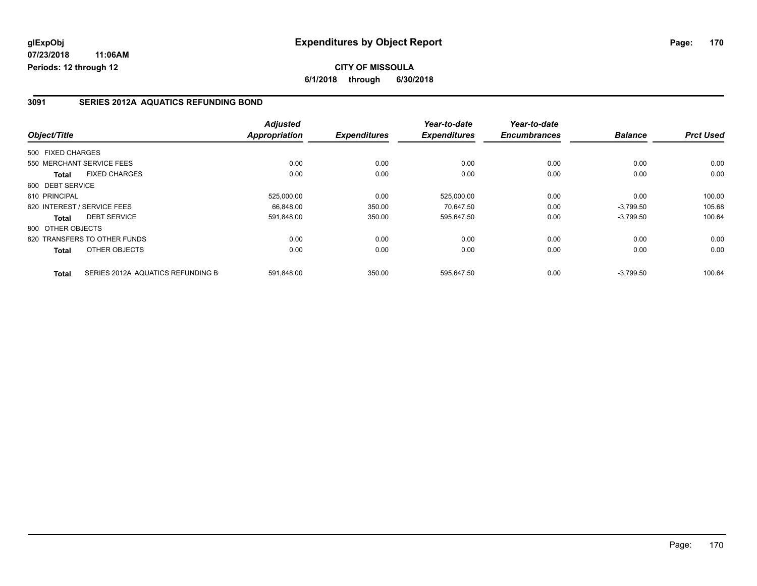**glExpObj** 07/23/2018 11:06AM
**Periods: 12 through 12**

# Expenditures by Object Report

**CITY OF MISSOULA**
**6/1/2018 through 6/30/2018**

## 3091 SERIES 2012A AQUATICS REFUNDING BOND

| Object/Title | | Adjusted Appropriation | Expenditures | Year-to-date Expenditures | Year-to-date Encumbrances | Balance | Prct Used |
|---|---|---|---|---|---|---|---|
| 500 FIXED CHARGES | | | | | | | |
| 550 MERCHANT SERVICE FEES | | 0.00 | 0.00 | 0.00 | 0.00 | 0.00 | 0.00 |
| **Total** | FIXED CHARGES | 0.00 | 0.00 | 0.00 | 0.00 | 0.00 | 0.00 |
| 600 DEBT SERVICE | | | | | | | |
| 610 PRINCIPAL | | 525,000.00 | 0.00 | 525,000.00 | 0.00 | 0.00 | 100.00 |
| 620 INTEREST / SERVICE FEES | | 66,848.00 | 350.00 | 70,647.50 | 0.00 | -3,799.50 | 105.68 |
| **Total** | DEBT SERVICE | 591,848.00 | 350.00 | 595,647.50 | 0.00 | -3,799.50 | 100.64 |
| 800 OTHER OBJECTS | | | | | | | |
| 820 TRANSFERS TO OTHER FUNDS | | 0.00 | 0.00 | 0.00 | 0.00 | 0.00 | 0.00 |
| **Total** | OTHER OBJECTS | 0.00 | 0.00 | 0.00 | 0.00 | 0.00 | 0.00 |
| **Total** | SERIES 2012A AQUATICS REFUNDING B | 591,848.00 | 350.00 | 595,647.50 | 0.00 | -3,799.50 | 100.64 |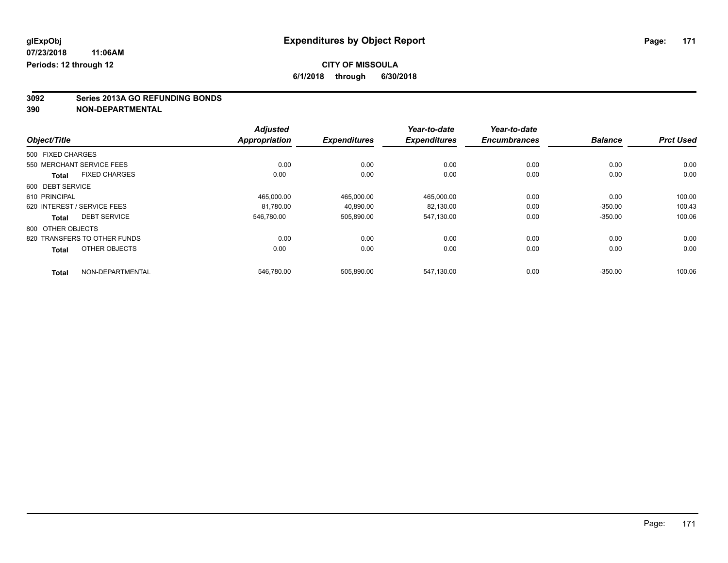# Expenditures by Object Report

glExpObj
07/23/2018 11:06AM
Periods: 12 through 12

**CITY OF MISSOULA**
**6/1/2018 through 6/30/2018**

**3092 Series 2013A GO REFUNDING BONDS**
**390 NON-DEPARTMENTAL**

| Object/Title | | Adjusted Appropriation | Expenditures | Year-to-date Expenditures | Year-to-date Encumbrances | Balance | Prct Used |
|---|---|---|---|---|---|---|---|
| 500 FIXED CHARGES | | | | | | | |
| 550 MERCHANT SERVICE FEES | | 0.00 | 0.00 | 0.00 | 0.00 | 0.00 | 0.00 |
| **Total** | FIXED CHARGES | 0.00 | 0.00 | 0.00 | 0.00 | 0.00 | 0.00 |
| 600 DEBT SERVICE | | | | | | | |
| 610 PRINCIPAL | | 465,000.00 | 465,000.00 | 465,000.00 | 0.00 | 0.00 | 100.00 |
| 620 INTEREST / SERVICE FEES | | 81,780.00 | 40,890.00 | 82,130.00 | 0.00 | -350.00 | 100.43 |
| **Total** | DEBT SERVICE | 546,780.00 | 505,890.00 | 547,130.00 | 0.00 | -350.00 | 100.06 |
| 800 OTHER OBJECTS | | | | | | | |
| 820 TRANSFERS TO OTHER FUNDS | | 0.00 | 0.00 | 0.00 | 0.00 | 0.00 | 0.00 |
| **Total** | OTHER OBJECTS | 0.00 | 0.00 | 0.00 | 0.00 | 0.00 | 0.00 |
| **Total** | NON-DEPARTMENTAL | 546,780.00 | 505,890.00 | 547,130.00 | 0.00 | -350.00 | 100.06 |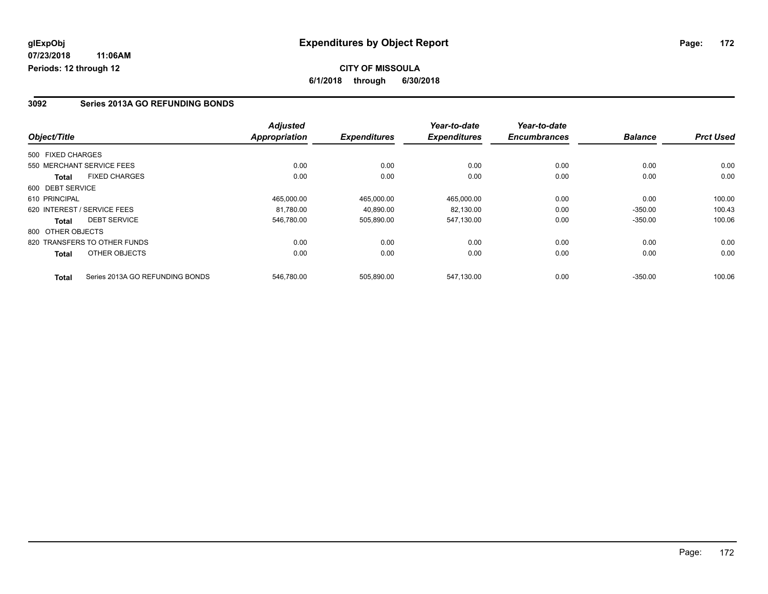**Expenditures by Object Report**

**CITY OF MISSOULA**

**6/1/2018 through 6/30/2018**

**glExpObj**
**07/23/2018 11:06AM**
**Periods: 12 through 12**

## 3092 Series 2013A GO REFUNDING BONDS

| Object/Title | Adjusted Appropriation | Expenditures | Year-to-date Expenditures | Year-to-date Encumbrances | Balance | Prct Used |
|---|---|---|---|---|---|---|
| 500 FIXED CHARGES | | | | | | |
| 550 MERCHANT SERVICE FEES | 0.00 | 0.00 | 0.00 | 0.00 | 0.00 | 0.00 |
| **Total** FIXED CHARGES | 0.00 | 0.00 | 0.00 | 0.00 | 0.00 | 0.00 |
| 600 DEBT SERVICE | | | | | | |
| 610 PRINCIPAL | 465,000.00 | 465,000.00 | 465,000.00 | 0.00 | 0.00 | 100.00 |
| 620 INTEREST / SERVICE FEES | 81,780.00 | 40,890.00 | 82,130.00 | 0.00 | -350.00 | 100.43 |
| **Total** DEBT SERVICE | 546,780.00 | 505,890.00 | 547,130.00 | 0.00 | -350.00 | 100.06 |
| 800 OTHER OBJECTS | | | | | | |
| 820 TRANSFERS TO OTHER FUNDS | 0.00 | 0.00 | 0.00 | 0.00 | 0.00 | 0.00 |
| **Total** OTHER OBJECTS | 0.00 | 0.00 | 0.00 | 0.00 | 0.00 | 0.00 |
| **Total** Series 2013A GO REFUNDING BONDS | 546,780.00 | 505,890.00 | 547,130.00 | 0.00 | -350.00 | 100.06 |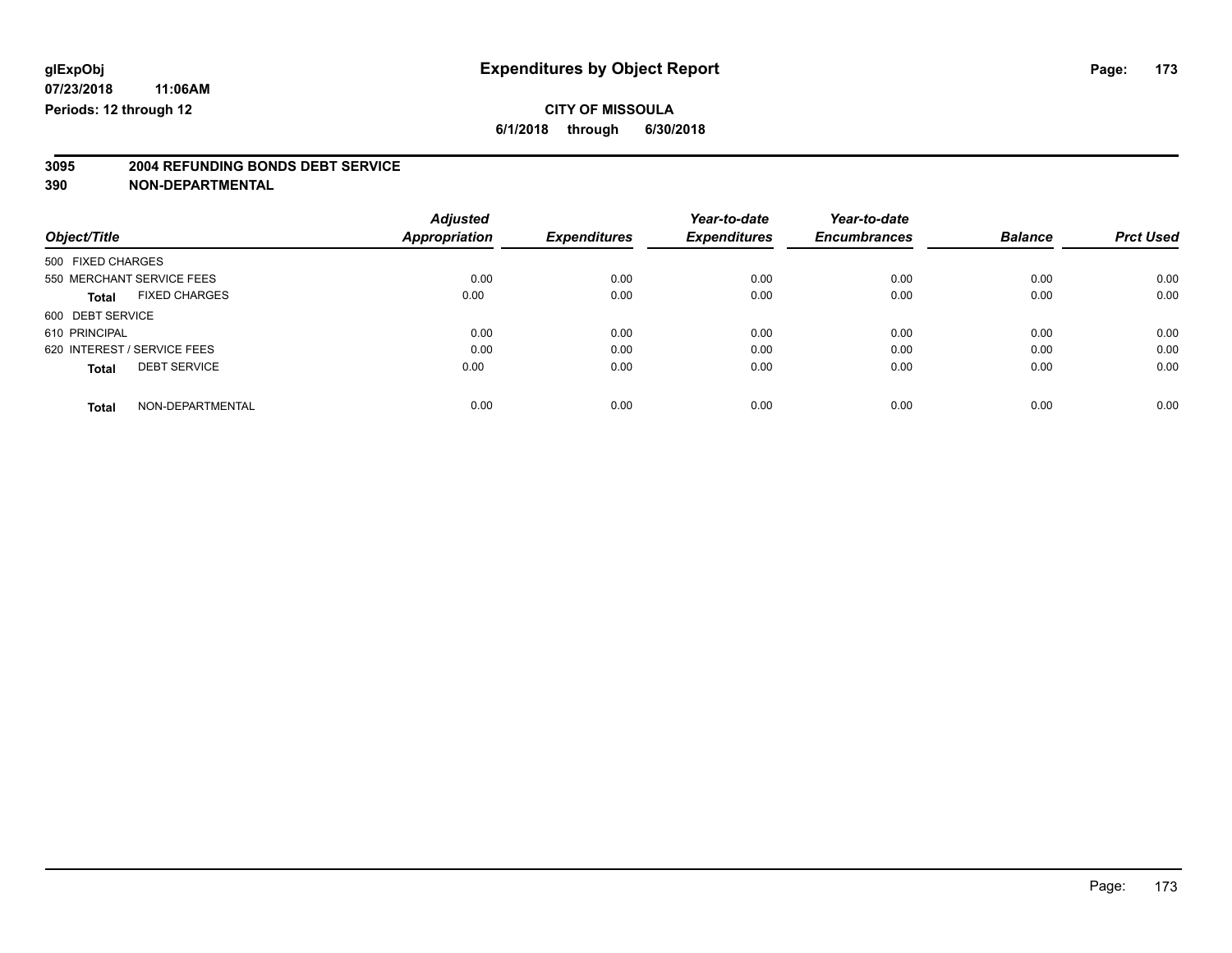glExpObj
07/23/2018 11:06AM
Periods: 12 through 12

# Expenditures by Object Report

## CITY OF MISSOULA

6/1/2018 through 6/30/2018

### 3095 2004 REFUNDING BONDS DEBT SERVICE
### 390 NON-DEPARTMENTAL

| Object/Title | | Adjusted Appropriation | Expenditures | Year-to-date Expenditures | Year-to-date Encumbrances | Balance | Prct Used |
|---|---|---|---|---|---|---|---|
| 500 FIXED CHARGES | | | | | | | |
| 550 MERCHANT SERVICE FEES | | 0.00 | 0.00 | 0.00 | 0.00 | 0.00 | 0.00 |
| **Total** | FIXED CHARGES | 0.00 | 0.00 | 0.00 | 0.00 | 0.00 | 0.00 |
| 600 DEBT SERVICE | | | | | | | |
| 610 PRINCIPAL | | 0.00 | 0.00 | 0.00 | 0.00 | 0.00 | 0.00 |
| 620 INTEREST / SERVICE FEES | | 0.00 | 0.00 | 0.00 | 0.00 | 0.00 | 0.00 |
| **Total** | DEBT SERVICE | 0.00 | 0.00 | 0.00 | 0.00 | 0.00 | 0.00 |
| **Total** | NON-DEPARTMENTAL | 0.00 | 0.00 | 0.00 | 0.00 | 0.00 | 0.00 |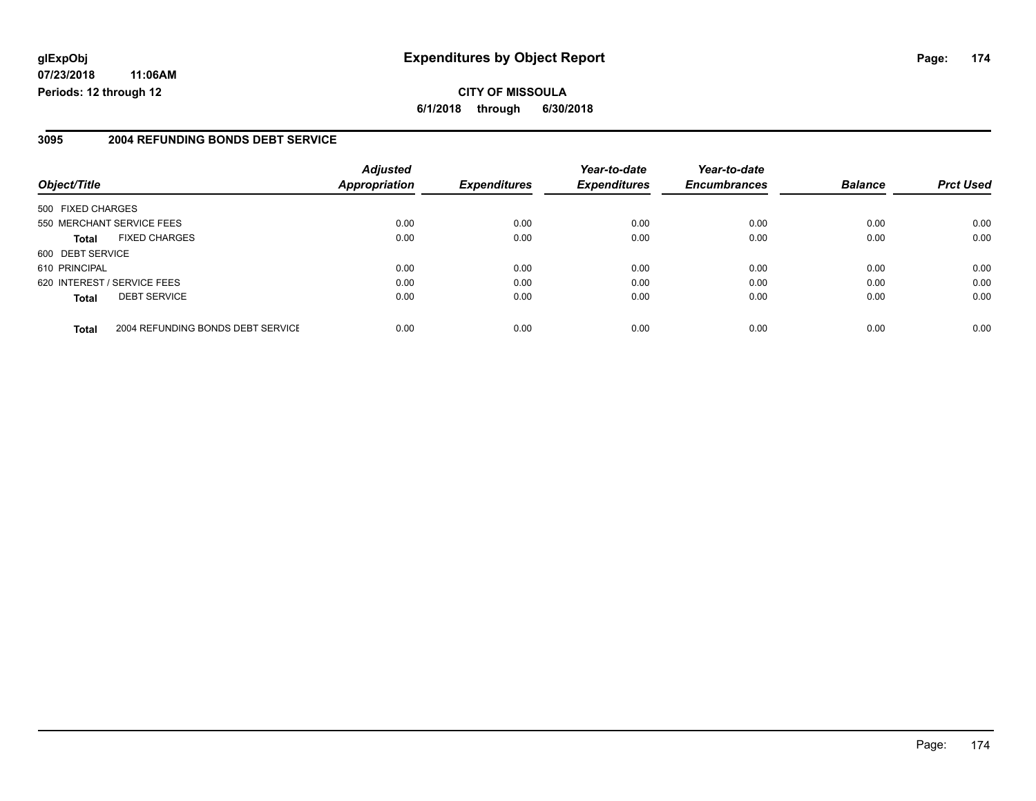glExpObj
07/23/2018 11:06AM
Periods: 12 through 12

# Expenditures by Object Report

**CITY OF MISSOULA**

**6/1/2018 through 6/30/2018**

## 3095 2004 REFUNDING BONDS DEBT SERVICE

| Object/Title | | Adjusted Appropriation | Expenditures | Year-to-date Expenditures | Year-to-date Encumbrances | Balance | Prct Used |
|---|---|---|---|---|---|---|---|
| 500 FIXED CHARGES | | | | | | | |
| 550 MERCHANT SERVICE FEES | | 0.00 | 0.00 | 0.00 | 0.00 | 0.00 | 0.00 |
| **Total** | FIXED CHARGES | 0.00 | 0.00 | 0.00 | 0.00 | 0.00 | 0.00 |
| 600 DEBT SERVICE | | | | | | | |
| 610 PRINCIPAL | | 0.00 | 0.00 | 0.00 | 0.00 | 0.00 | 0.00 |
| 620 INTEREST / SERVICE FEES | | 0.00 | 0.00 | 0.00 | 0.00 | 0.00 | 0.00 |
| **Total** | DEBT SERVICE | 0.00 | 0.00 | 0.00 | 0.00 | 0.00 | 0.00 |
| **Total** | 2004 REFUNDING BONDS DEBT SERVICE | 0.00 | 0.00 | 0.00 | 0.00 | 0.00 | 0.00 |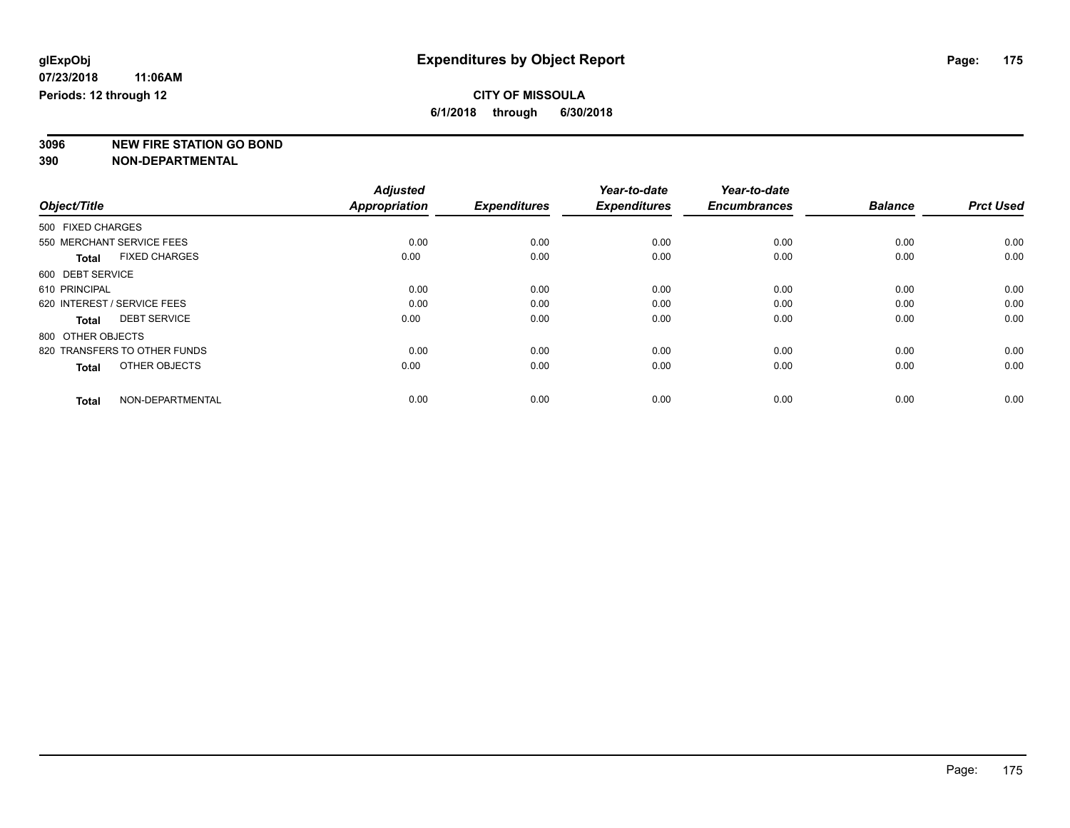glExpObj
07/23/2018 11:06AM
Periods: 12 through 12

# Expenditures by Object Report

**CITY OF MISSOULA**
**6/1/2018 through 6/30/2018**

**3096 NEW FIRE STATION GO BOND**
**390 NON-DEPARTMENTAL**

| Object/Title | Adjusted Appropriation | Expenditures | Year-to-date Expenditures | Year-to-date Encumbrances | Balance | Prct Used |
|---|---|---|---|---|---|---|
| 500 FIXED CHARGES | | | | | | |
| 550 MERCHANT SERVICE FEES | 0.00 | 0.00 | 0.00 | 0.00 | 0.00 | 0.00 |
| **Total** FIXED CHARGES | 0.00 | 0.00 | 0.00 | 0.00 | 0.00 | 0.00 |
| 600 DEBT SERVICE | | | | | | |
| 610 PRINCIPAL | 0.00 | 0.00 | 0.00 | 0.00 | 0.00 | 0.00 |
| 620 INTEREST / SERVICE FEES | 0.00 | 0.00 | 0.00 | 0.00 | 0.00 | 0.00 |
| **Total** DEBT SERVICE | 0.00 | 0.00 | 0.00 | 0.00 | 0.00 | 0.00 |
| 800 OTHER OBJECTS | | | | | | |
| 820 TRANSFERS TO OTHER FUNDS | 0.00 | 0.00 | 0.00 | 0.00 | 0.00 | 0.00 |
| **Total** OTHER OBJECTS | 0.00 | 0.00 | 0.00 | 0.00 | 0.00 | 0.00 |
| **Total** NON-DEPARTMENTAL | 0.00 | 0.00 | 0.00 | 0.00 | 0.00 | 0.00 |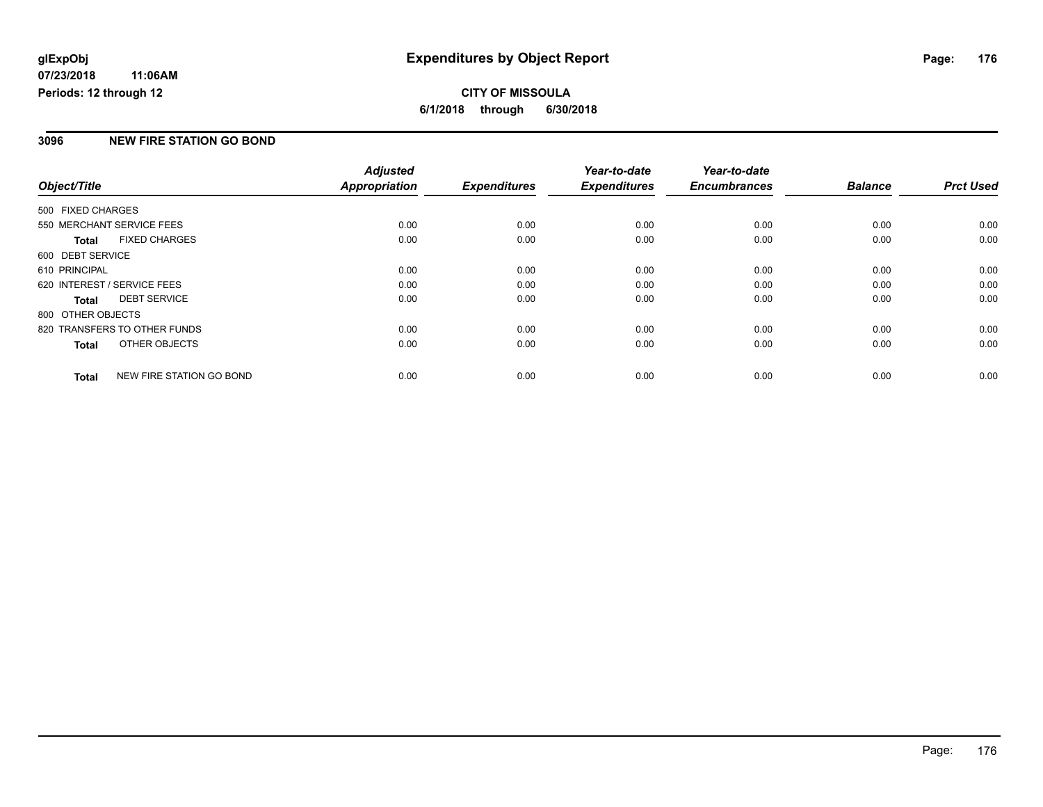**glExpObj**
**07/23/2018 11:06AM**
**Periods: 12 through 12**

# Expenditures by Object Report

**CITY OF MISSOULA**
**6/1/2018 through 6/30/2018**

## 3096 NEW FIRE STATION GO BOND

| Object/Title | Adjusted Appropriation | Expenditures | Year-to-date Expenditures | Year-to-date Encumbrances | Balance | Prct Used |
|---|---|---|---|---|---|---|
| 500 FIXED CHARGES | | | | | | |
| 550 MERCHANT SERVICE FEES | 0.00 | 0.00 | 0.00 | 0.00 | 0.00 | 0.00 |
| **Total** FIXED CHARGES | 0.00 | 0.00 | 0.00 | 0.00 | 0.00 | 0.00 |
| 600 DEBT SERVICE | | | | | | |
| 610 PRINCIPAL | 0.00 | 0.00 | 0.00 | 0.00 | 0.00 | 0.00 |
| 620 INTEREST / SERVICE FEES | 0.00 | 0.00 | 0.00 | 0.00 | 0.00 | 0.00 |
| **Total** DEBT SERVICE | 0.00 | 0.00 | 0.00 | 0.00 | 0.00 | 0.00 |
| 800 OTHER OBJECTS | | | | | | |
| 820 TRANSFERS TO OTHER FUNDS | 0.00 | 0.00 | 0.00 | 0.00 | 0.00 | 0.00 |
| **Total** OTHER OBJECTS | 0.00 | 0.00 | 0.00 | 0.00 | 0.00 | 0.00 |
| **Total** NEW FIRE STATION GO BOND | 0.00 | 0.00 | 0.00 | 0.00 | 0.00 | 0.00 |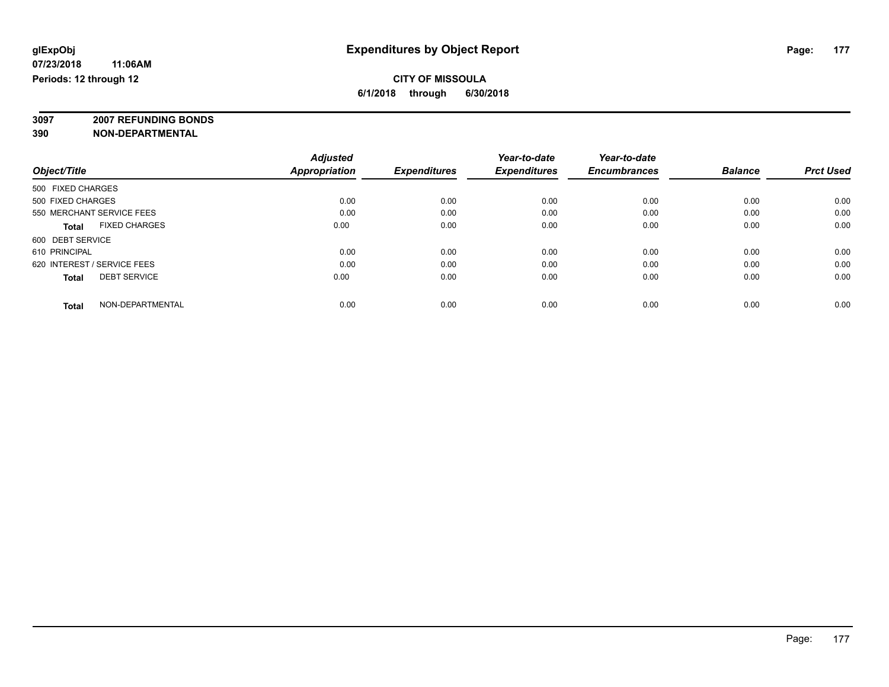glExpObj
07/23/2018 11:06AM
Periods: 12 through 12

# Expenditures by Object Report

**CITY OF MISSOULA**
**6/1/2018 through 6/30/2018**

**3097 2007 REFUNDING BONDS**
**390 NON-DEPARTMENTAL**

| Object/Title | Adjusted Appropriation | Expenditures | Year-to-date Expenditures | Year-to-date Encumbrances | Balance | Prct Used |
|---|---|---|---|---|---|---|
| 500 FIXED CHARGES | | | | | | |
| 500 FIXED CHARGES | 0.00 | 0.00 | 0.00 | 0.00 | 0.00 | 0.00 |
| 550 MERCHANT SERVICE FEES | 0.00 | 0.00 | 0.00 | 0.00 | 0.00 | 0.00 |
| **Total** FIXED CHARGES | 0.00 | 0.00 | 0.00 | 0.00 | 0.00 | 0.00 |
| 600 DEBT SERVICE | | | | | | |
| 610 PRINCIPAL | 0.00 | 0.00 | 0.00 | 0.00 | 0.00 | 0.00 |
| 620 INTEREST / SERVICE FEES | 0.00 | 0.00 | 0.00 | 0.00 | 0.00 | 0.00 |
| **Total** DEBT SERVICE | 0.00 | 0.00 | 0.00 | 0.00 | 0.00 | 0.00 |
| **Total** NON-DEPARTMENTAL | 0.00 | 0.00 | 0.00 | 0.00 | 0.00 | 0.00 |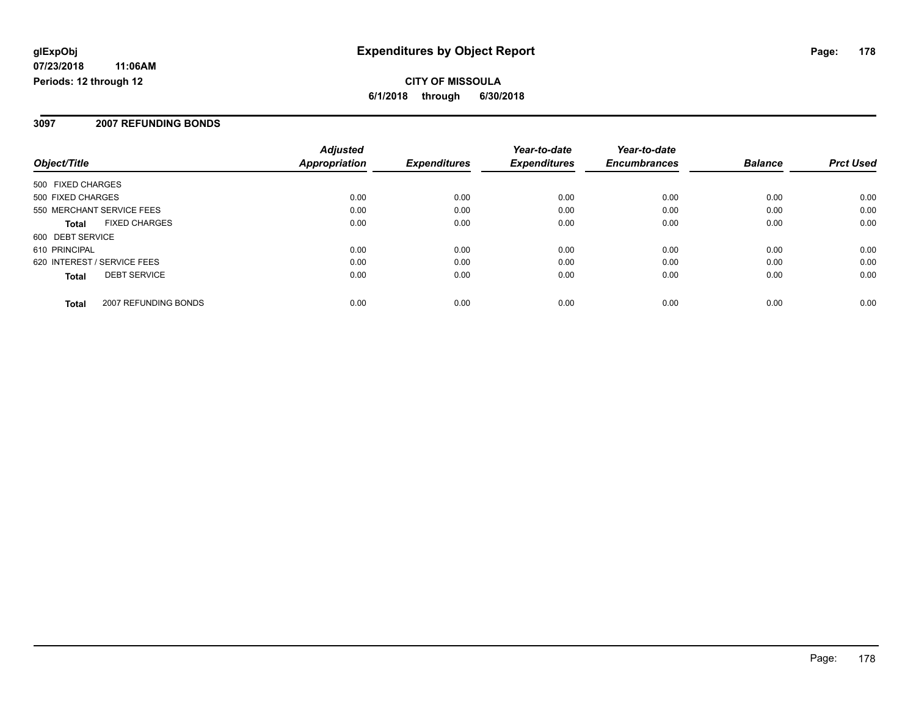**glExpObj**
**07/23/2018 11:06AM**
**Periods: 12 through 12**

# Expenditures by Object Report

**CITY OF MISSOULA**
**6/1/2018 through 6/30/2018**

## 3097 2007 REFUNDING BONDS

| Object/Title | Adjusted Appropriation | Expenditures | Year-to-date Expenditures | Year-to-date Encumbrances | Balance | Prct Used |
|---|---|---|---|---|---|---|
| 500 FIXED CHARGES | | | | | | |
| 500 FIXED CHARGES | 0.00 | 0.00 | 0.00 | 0.00 | 0.00 | 0.00 |
| 550 MERCHANT SERVICE FEES | 0.00 | 0.00 | 0.00 | 0.00 | 0.00 | 0.00 |
| **Total** FIXED CHARGES | 0.00 | 0.00 | 0.00 | 0.00 | 0.00 | 0.00 |
| 600 DEBT SERVICE | | | | | | |
| 610 PRINCIPAL | 0.00 | 0.00 | 0.00 | 0.00 | 0.00 | 0.00 |
| 620 INTEREST / SERVICE FEES | 0.00 | 0.00 | 0.00 | 0.00 | 0.00 | 0.00 |
| **Total** DEBT SERVICE | 0.00 | 0.00 | 0.00 | 0.00 | 0.00 | 0.00 |
| **Total** 2007 REFUNDING BONDS | 0.00 | 0.00 | 0.00 | 0.00 | 0.00 | 0.00 |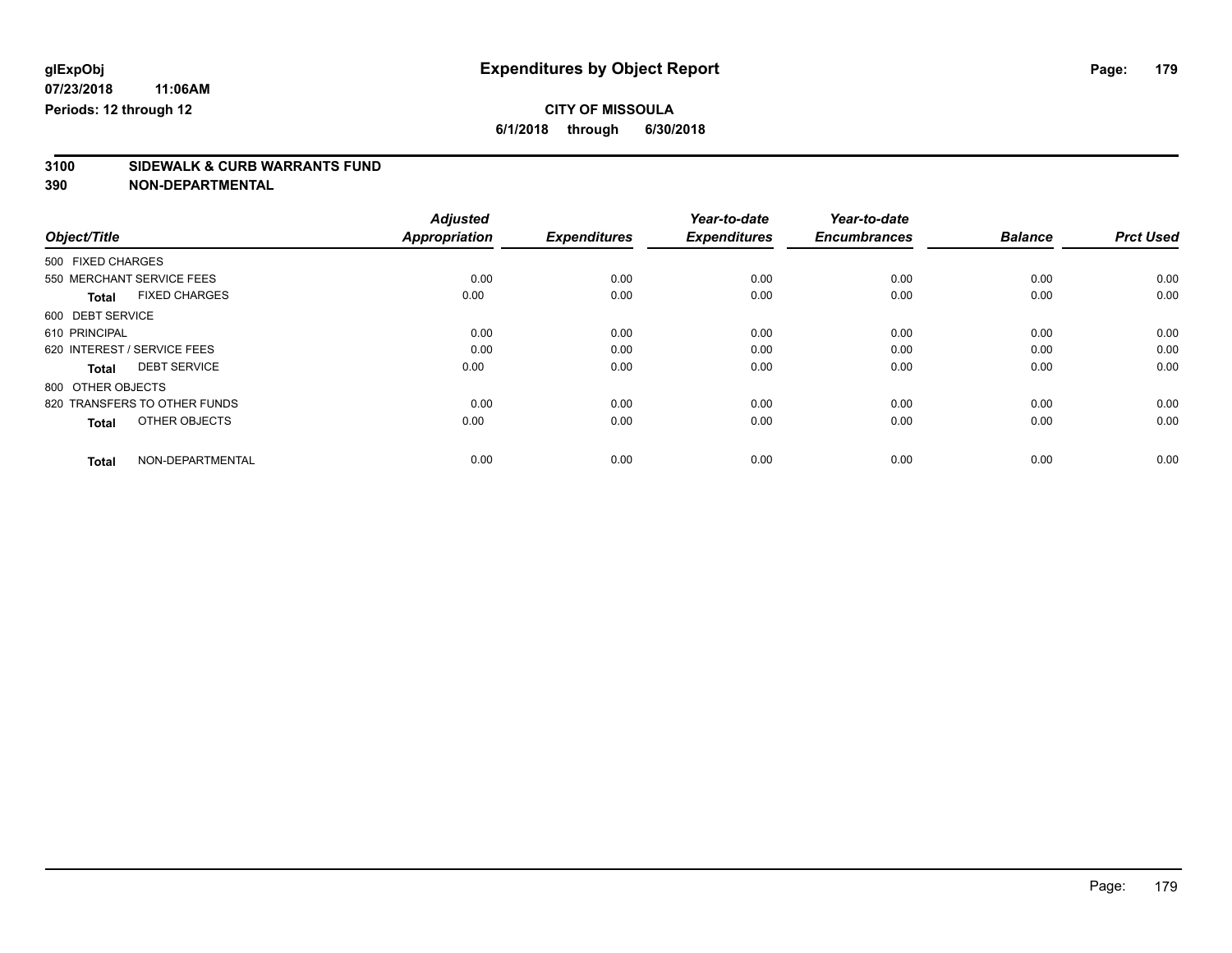**glExpObj** **Expenditures by Object Report**

**07/23/2018 11:06AM**

**Periods: 12 through 12**

**CITY OF MISSOULA**

**6/1/2018 through 6/30/2018**

**3100 SIDEWALK & CURB WARRANTS FUND**

**390 NON-DEPARTMENTAL**

| Object/Title | Adjusted Appropriation | Expenditures | Year-to-date Expenditures | Year-to-date Encumbrances | Balance | Prct Used |
|---|---|---|---|---|---|---|
| 500 FIXED CHARGES | | | | | | |
| 550 MERCHANT SERVICE FEES | 0.00 | 0.00 | 0.00 | 0.00 | 0.00 | 0.00 |
| **Total** FIXED CHARGES | 0.00 | 0.00 | 0.00 | 0.00 | 0.00 | 0.00 |
| 600 DEBT SERVICE | | | | | | |
| 610 PRINCIPAL | 0.00 | 0.00 | 0.00 | 0.00 | 0.00 | 0.00 |
| 620 INTEREST / SERVICE FEES | 0.00 | 0.00 | 0.00 | 0.00 | 0.00 | 0.00 |
| **Total** DEBT SERVICE | 0.00 | 0.00 | 0.00 | 0.00 | 0.00 | 0.00 |
| 800 OTHER OBJECTS | | | | | | |
| 820 TRANSFERS TO OTHER FUNDS | 0.00 | 0.00 | 0.00 | 0.00 | 0.00 | 0.00 |
| **Total** OTHER OBJECTS | 0.00 | 0.00 | 0.00 | 0.00 | 0.00 | 0.00 |
| **Total** NON-DEPARTMENTAL | 0.00 | 0.00 | 0.00 | 0.00 | 0.00 | 0.00 |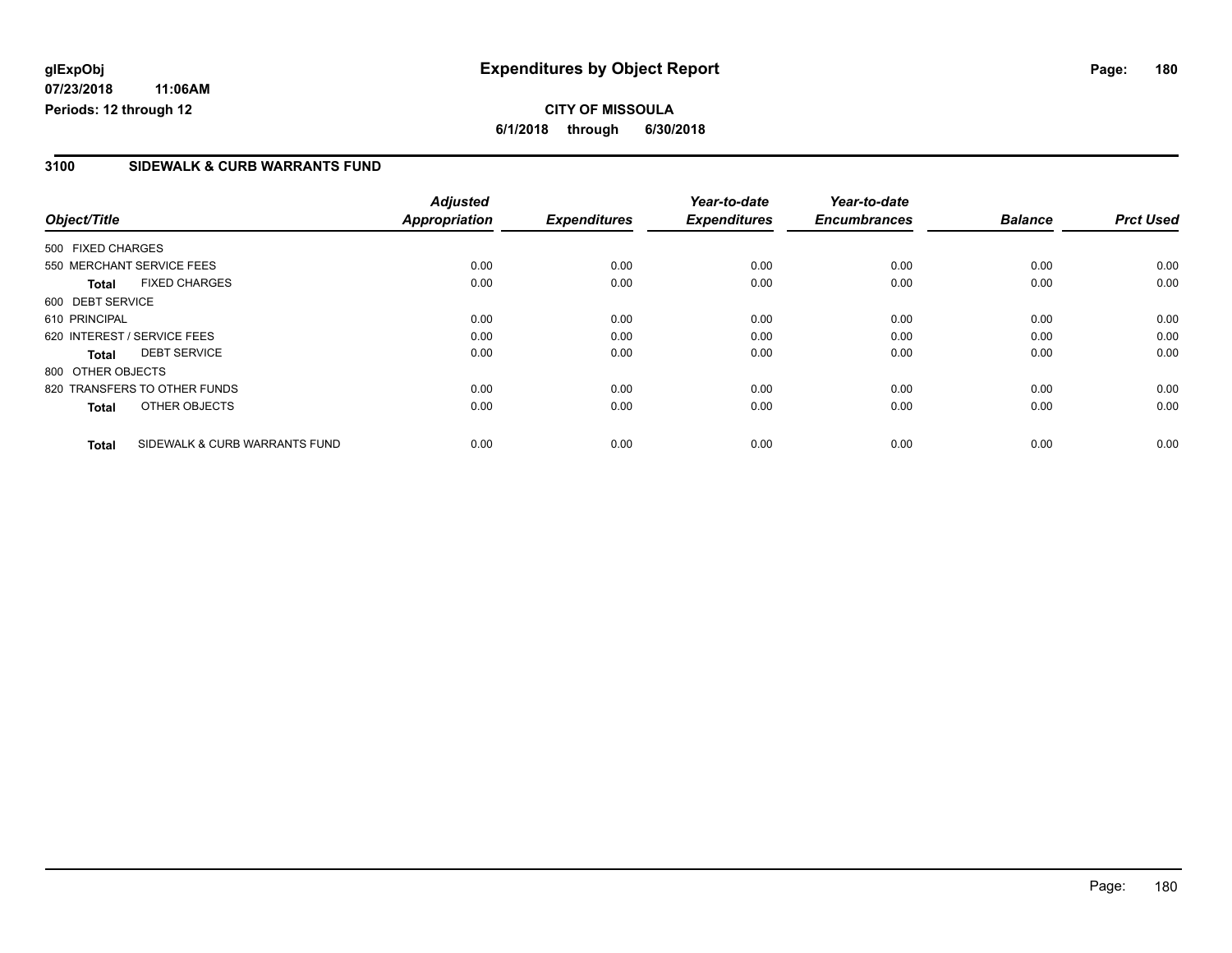**glExpObj** **Expenditures by Object Report**

**07/23/2018 11:06AM**

**Periods: 12 through 12**

**CITY OF MISSOULA**

**6/1/2018 through 6/30/2018**

## 3100 SIDEWALK & CURB WARRANTS FUND

| Object/Title | Adjusted Appropriation | Expenditures | Year-to-date Expenditures | Year-to-date Encumbrances | Balance | Prct Used |
|---|---|---|---|---|---|---|
| 500 FIXED CHARGES | | | | | | |
| 550 MERCHANT SERVICE FEES | 0.00 | 0.00 | 0.00 | 0.00 | 0.00 | 0.00 |
| **Total** FIXED CHARGES | 0.00 | 0.00 | 0.00 | 0.00 | 0.00 | 0.00 |
| 600 DEBT SERVICE | | | | | | |
| 610 PRINCIPAL | 0.00 | 0.00 | 0.00 | 0.00 | 0.00 | 0.00 |
| 620 INTEREST / SERVICE FEES | 0.00 | 0.00 | 0.00 | 0.00 | 0.00 | 0.00 |
| **Total** DEBT SERVICE | 0.00 | 0.00 | 0.00 | 0.00 | 0.00 | 0.00 |
| 800 OTHER OBJECTS | | | | | | |
| 820 TRANSFERS TO OTHER FUNDS | 0.00 | 0.00 | 0.00 | 0.00 | 0.00 | 0.00 |
| **Total** OTHER OBJECTS | 0.00 | 0.00 | 0.00 | 0.00 | 0.00 | 0.00 |
| **Total** SIDEWALK & CURB WARRANTS FUND | 0.00 | 0.00 | 0.00 | 0.00 | 0.00 | 0.00 |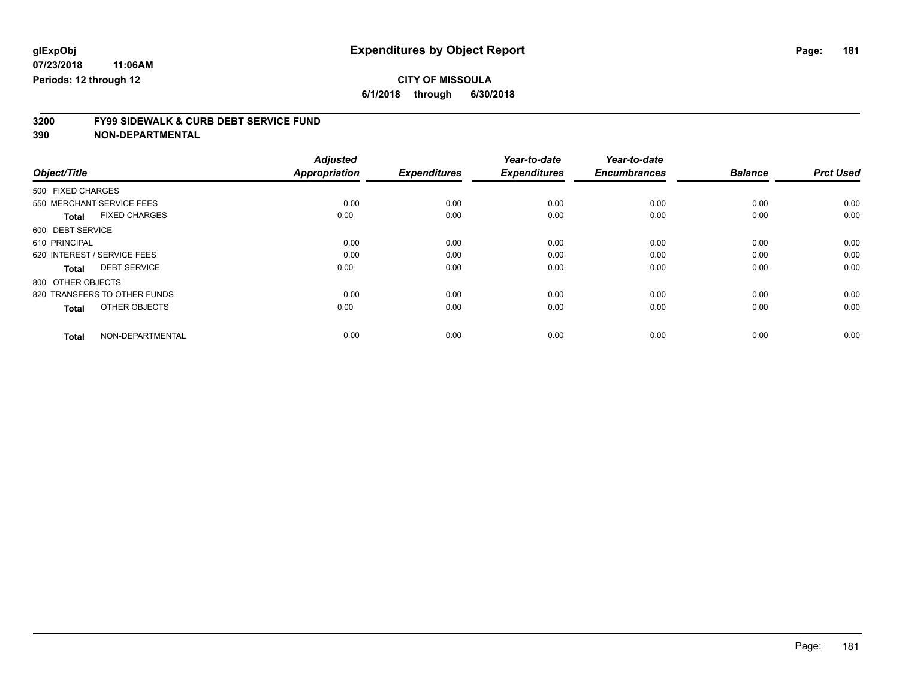**glExpObj** **Expenditures by Object Report**

**07/23/2018 11:06AM**

**Periods: 12 through 12**

**CITY OF MISSOULA**

**6/1/2018 through 6/30/2018**

**3200 FY99 SIDEWALK & CURB DEBT SERVICE FUND**

**390 NON-DEPARTMENTAL**

| Object/Title | Adjusted Appropriation | Expenditures | Year-to-date Expenditures | Year-to-date Encumbrances | Balance | Prct Used |
|---|---|---|---|---|---|---|
| 500 FIXED CHARGES | | | | | | |
| 550 MERCHANT SERVICE FEES | 0.00 | 0.00 | 0.00 | 0.00 | 0.00 | 0.00 |
| **Total** FIXED CHARGES | 0.00 | 0.00 | 0.00 | 0.00 | 0.00 | 0.00 |
| 600 DEBT SERVICE | | | | | | |
| 610 PRINCIPAL | 0.00 | 0.00 | 0.00 | 0.00 | 0.00 | 0.00 |
| 620 INTEREST / SERVICE FEES | 0.00 | 0.00 | 0.00 | 0.00 | 0.00 | 0.00 |
| **Total** DEBT SERVICE | 0.00 | 0.00 | 0.00 | 0.00 | 0.00 | 0.00 |
| 800 OTHER OBJECTS | | | | | | |
| 820 TRANSFERS TO OTHER FUNDS | 0.00 | 0.00 | 0.00 | 0.00 | 0.00 | 0.00 |
| **Total** OTHER OBJECTS | 0.00 | 0.00 | 0.00 | 0.00 | 0.00 | 0.00 |
| **Total** NON-DEPARTMENTAL | 0.00 | 0.00 | 0.00 | 0.00 | 0.00 | 0.00 |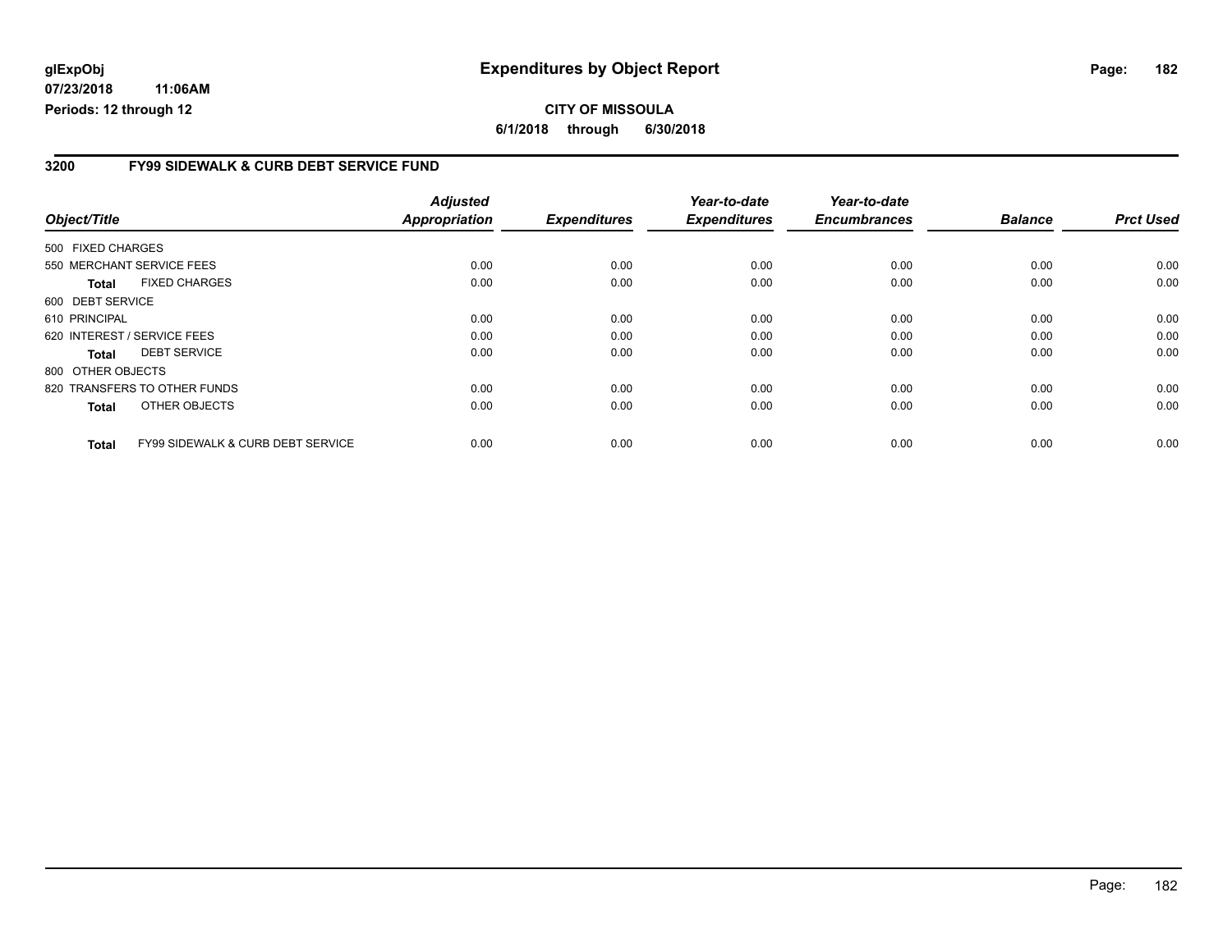glExpObj
07/23/2018 11:06AM
Periods: 12 through 12

# Expenditures by Object Report

**CITY OF MISSOULA**
**6/1/2018 through 6/30/2018**

## 3200 FY99 SIDEWALK & CURB DEBT SERVICE FUND

| Object/Title | | Adjusted Appropriation | Expenditures | Year-to-date Expenditures | Year-to-date Encumbrances | Balance | Prct Used |
|---|---|---|---|---|---|---|---|
| 500 FIXED CHARGES | | | | | | | |
| 550 MERCHANT SERVICE FEES | | 0.00 | 0.00 | 0.00 | 0.00 | 0.00 | 0.00 |
| **Total** | FIXED CHARGES | 0.00 | 0.00 | 0.00 | 0.00 | 0.00 | 0.00 |
| 600 DEBT SERVICE | | | | | | | |
| 610 PRINCIPAL | | 0.00 | 0.00 | 0.00 | 0.00 | 0.00 | 0.00 |
| 620 INTEREST / SERVICE FEES | | 0.00 | 0.00 | 0.00 | 0.00 | 0.00 | 0.00 |
| **Total** | DEBT SERVICE | 0.00 | 0.00 | 0.00 | 0.00 | 0.00 | 0.00 |
| 800 OTHER OBJECTS | | | | | | | |
| 820 TRANSFERS TO OTHER FUNDS | | 0.00 | 0.00 | 0.00 | 0.00 | 0.00 | 0.00 |
| **Total** | OTHER OBJECTS | 0.00 | 0.00 | 0.00 | 0.00 | 0.00 | 0.00 |
| **Total** | FY99 SIDEWALK & CURB DEBT SERVICE | 0.00 | 0.00 | 0.00 | 0.00 | 0.00 | 0.00 |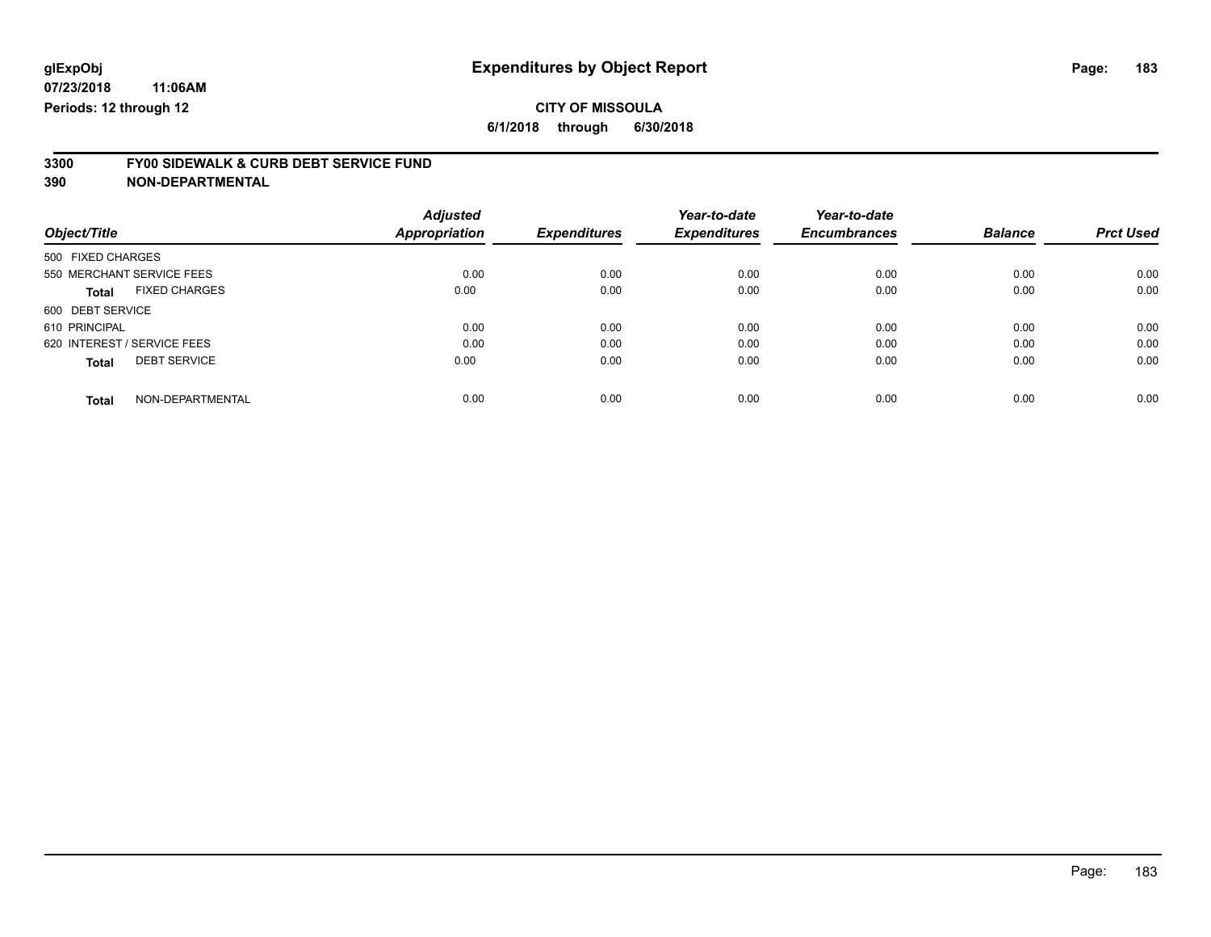**glExpObj**
**07/23/2018 11:06AM**
**Periods: 12 through 12**

# Expenditures by Object Report

**CITY OF MISSOULA**
**6/1/2018 through 6/30/2018**

**3300 FY00 SIDEWALK & CURB DEBT SERVICE FUND**
**390 NON-DEPARTMENTAL**

| Object/Title | | Adjusted Appropriation | Expenditures | Year-to-date Expenditures | Year-to-date Encumbrances | Balance | Prct Used |
|---|---|---|---|---|---|---|---|
| 500 FIXED CHARGES | | | | | | | |
| 550 MERCHANT SERVICE FEES | | 0.00 | 0.00 | 0.00 | 0.00 | 0.00 | 0.00 |
| **Total** | FIXED CHARGES | 0.00 | 0.00 | 0.00 | 0.00 | 0.00 | 0.00 |
| 600 DEBT SERVICE | | | | | | | |
| 610 PRINCIPAL | | 0.00 | 0.00 | 0.00 | 0.00 | 0.00 | 0.00 |
| 620 INTEREST / SERVICE FEES | | 0.00 | 0.00 | 0.00 | 0.00 | 0.00 | 0.00 |
| **Total** | DEBT SERVICE | 0.00 | 0.00 | 0.00 | 0.00 | 0.00 | 0.00 |
| **Total** | NON-DEPARTMENTAL | 0.00 | 0.00 | 0.00 | 0.00 | 0.00 | 0.00 |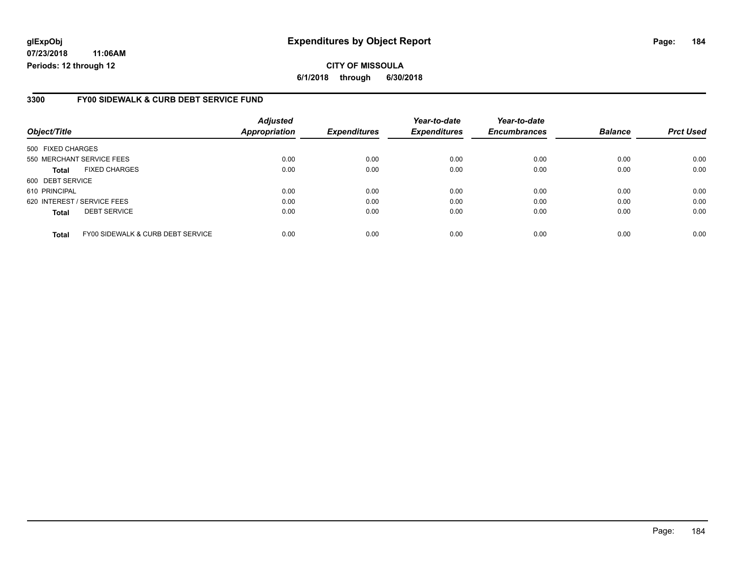**glExpObj** | **Expenditures by Object Report**

**07/23/2018 11:06AM**

**Periods: 12 through 12**

**CITY OF MISSOULA**

**6/1/2018 through 6/30/2018**

## 3300 FY00 SIDEWALK & CURB DEBT SERVICE FUND

| Object/Title | | Adjusted Appropriation | Expenditures | Year-to-date Expenditures | Year-to-date Encumbrances | Balance | Prct Used |
|---|---|---|---|---|---|---|---|
| 500 FIXED CHARGES | | | | | | | |
| 550 MERCHANT SERVICE FEES | | 0.00 | 0.00 | 0.00 | 0.00 | 0.00 | 0.00 |
| **Total** | FIXED CHARGES | 0.00 | 0.00 | 0.00 | 0.00 | 0.00 | 0.00 |
| 600 DEBT SERVICE | | | | | | | |
| 610 PRINCIPAL | | 0.00 | 0.00 | 0.00 | 0.00 | 0.00 | 0.00 |
| 620 INTEREST / SERVICE FEES | | 0.00 | 0.00 | 0.00 | 0.00 | 0.00 | 0.00 |
| **Total** | DEBT SERVICE | 0.00 | 0.00 | 0.00 | 0.00 | 0.00 | 0.00 |
| **Total** | FY00 SIDEWALK & CURB DEBT SERVICE | 0.00 | 0.00 | 0.00 | 0.00 | 0.00 | 0.00 |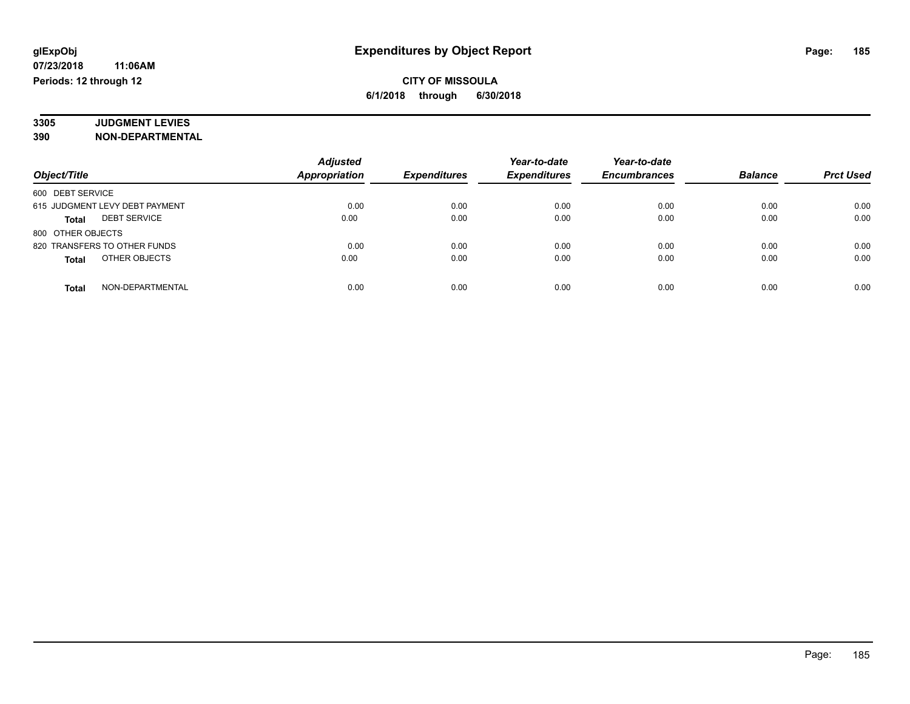**glExpObj**
**07/23/2018 11:06AM**
**Periods: 12 through 12**

# Expenditures by Object Report

**CITY OF MISSOULA**
**6/1/2018 through 6/30/2018**

**3305 JUDGMENT LEVIES**
**390 NON-DEPARTMENTAL**

| Object/Title | Adjusted Appropriation | Expenditures | Year-to-date Expenditures | Year-to-date Encumbrances | Balance | Prct Used |
|---|---|---|---|---|---|---|
| 600 DEBT SERVICE | | | | | | |
| 615 JUDGMENT LEVY DEBT PAYMENT | 0.00 | 0.00 | 0.00 | 0.00 | 0.00 | 0.00 |
| **Total** DEBT SERVICE | 0.00 | 0.00 | 0.00 | 0.00 | 0.00 | 0.00 |
| 800 OTHER OBJECTS | | | | | | |
| 820 TRANSFERS TO OTHER FUNDS | 0.00 | 0.00 | 0.00 | 0.00 | 0.00 | 0.00 |
| **Total** OTHER OBJECTS | 0.00 | 0.00 | 0.00 | 0.00 | 0.00 | 0.00 |
| **Total** NON-DEPARTMENTAL | 0.00 | 0.00 | 0.00 | 0.00 | 0.00 | 0.00 |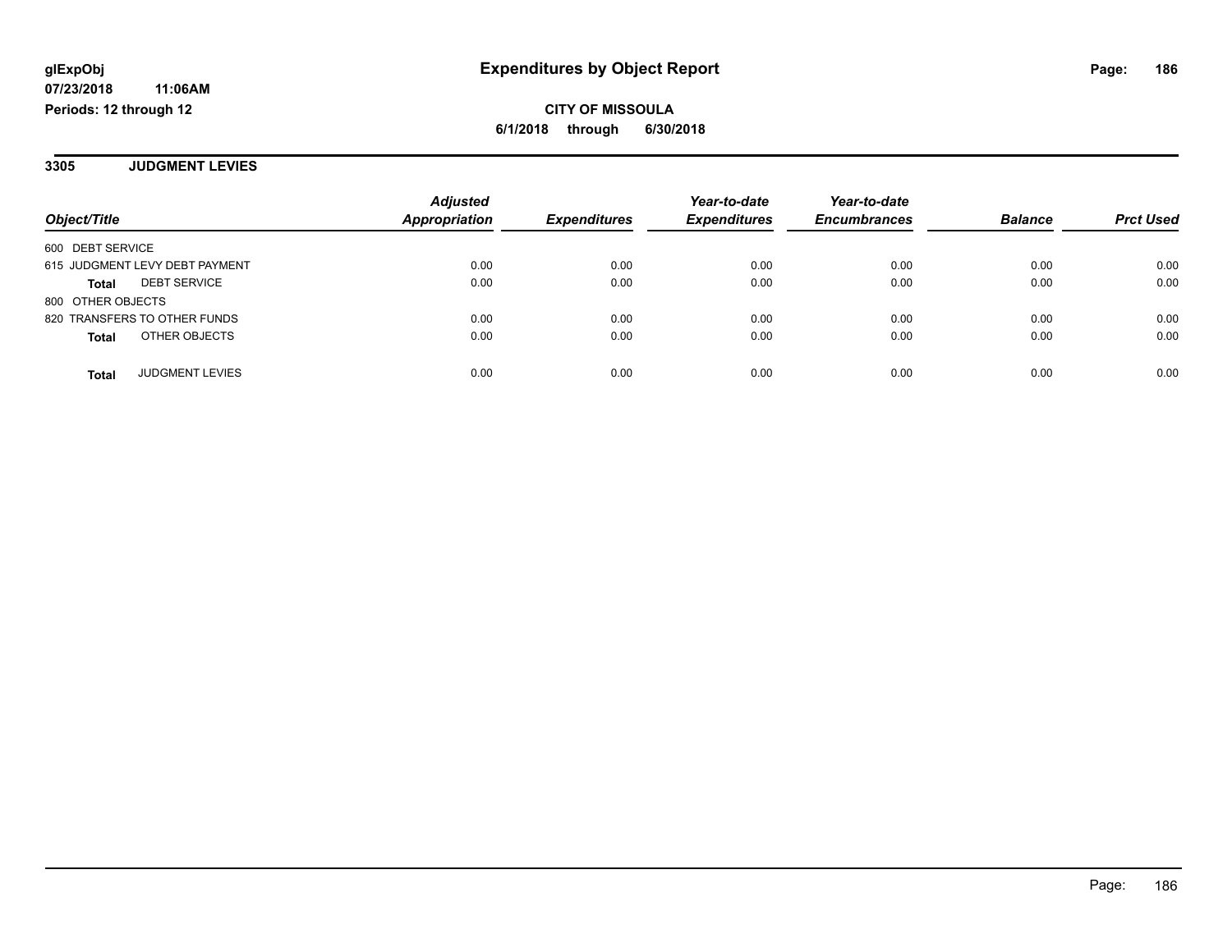# Expenditures by Object Report

glExpObj
07/23/2018 11:06AM
Periods: 12 through 12

**CITY OF MISSOULA**
**6/1/2018 through 6/30/2018**

## 3305 JUDGMENT LEVIES

| Object/Title | Adjusted Appropriation | Expenditures | Year-to-date Expenditures | Year-to-date Encumbrances | Balance | Prct Used |
|---|---|---|---|---|---|---|
| 600 DEBT SERVICE | | | | | | |
| 615 JUDGMENT LEVY DEBT PAYMENT | 0.00 | 0.00 | 0.00 | 0.00 | 0.00 | 0.00 |
| **Total** DEBT SERVICE | 0.00 | 0.00 | 0.00 | 0.00 | 0.00 | 0.00 |
| 800 OTHER OBJECTS | | | | | | |
| 820 TRANSFERS TO OTHER FUNDS | 0.00 | 0.00 | 0.00 | 0.00 | 0.00 | 0.00 |
| **Total** OTHER OBJECTS | 0.00 | 0.00 | 0.00 | 0.00 | 0.00 | 0.00 |
| **Total** JUDGMENT LEVIES | 0.00 | 0.00 | 0.00 | 0.00 | 0.00 | 0.00 |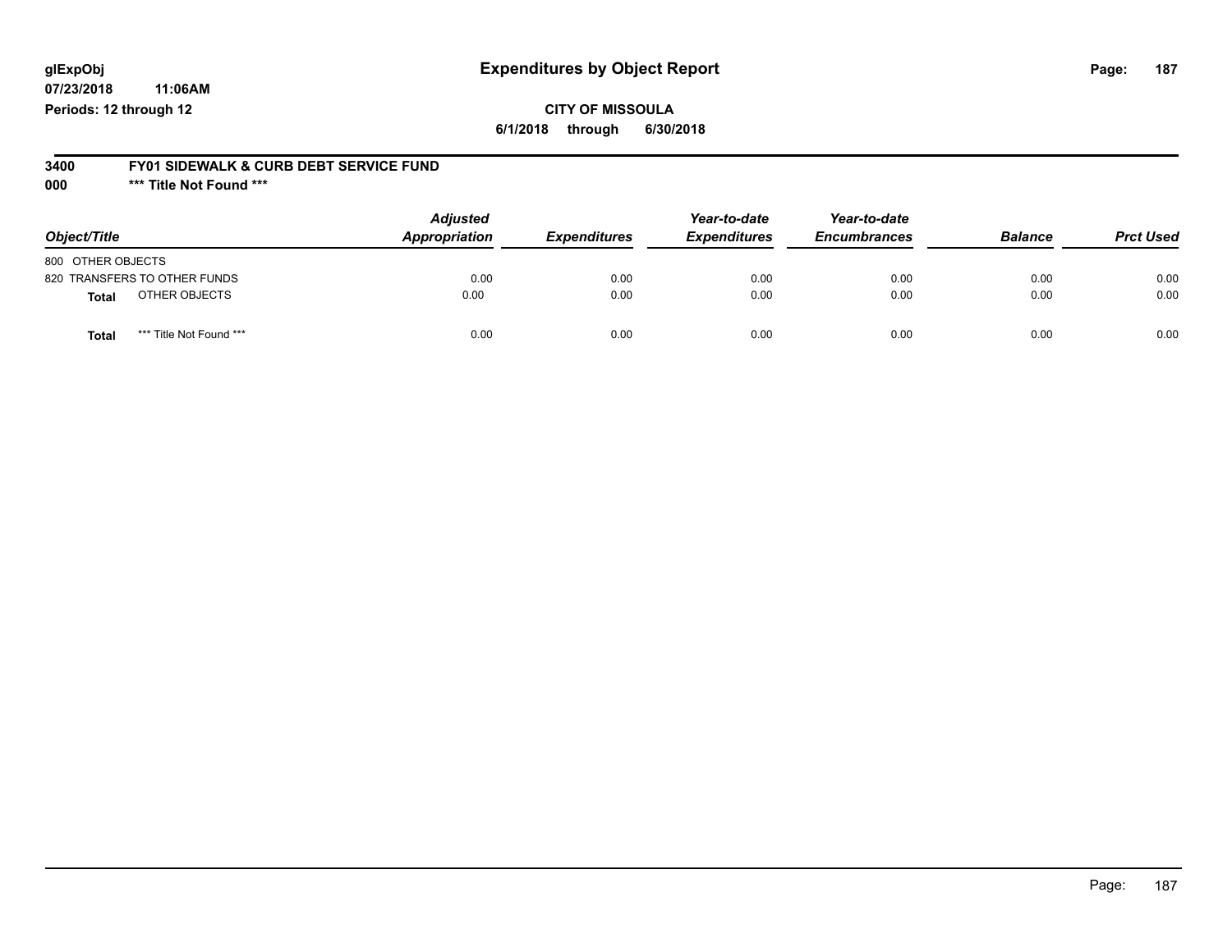# Expenditures by Object Report

glExpObj
07/23/2018 11:06AM
Periods: 12 through 12

**CITY OF MISSOULA**
**6/1/2018 through 6/30/2018**

**3400 FY01 SIDEWALK & CURB DEBT SERVICE FUND**
**000 \*\*\* Title Not Found \*\*\***

| Object/Title | Adjusted Appropriation | Expenditures | Year-to-date Expenditures | Year-to-date Encumbrances | Balance | Prct Used |
|---|---|---|---|---|---|---|
| 800 OTHER OBJECTS | | | | | | |
| 820 TRANSFERS TO OTHER FUNDS | 0.00 | 0.00 | 0.00 | 0.00 | 0.00 | 0.00 |
| **Total** OTHER OBJECTS | 0.00 | 0.00 | 0.00 | 0.00 | 0.00 | 0.00 |
| **Total** *** Title Not Found *** | 0.00 | 0.00 | 0.00 | 0.00 | 0.00 | 0.00 |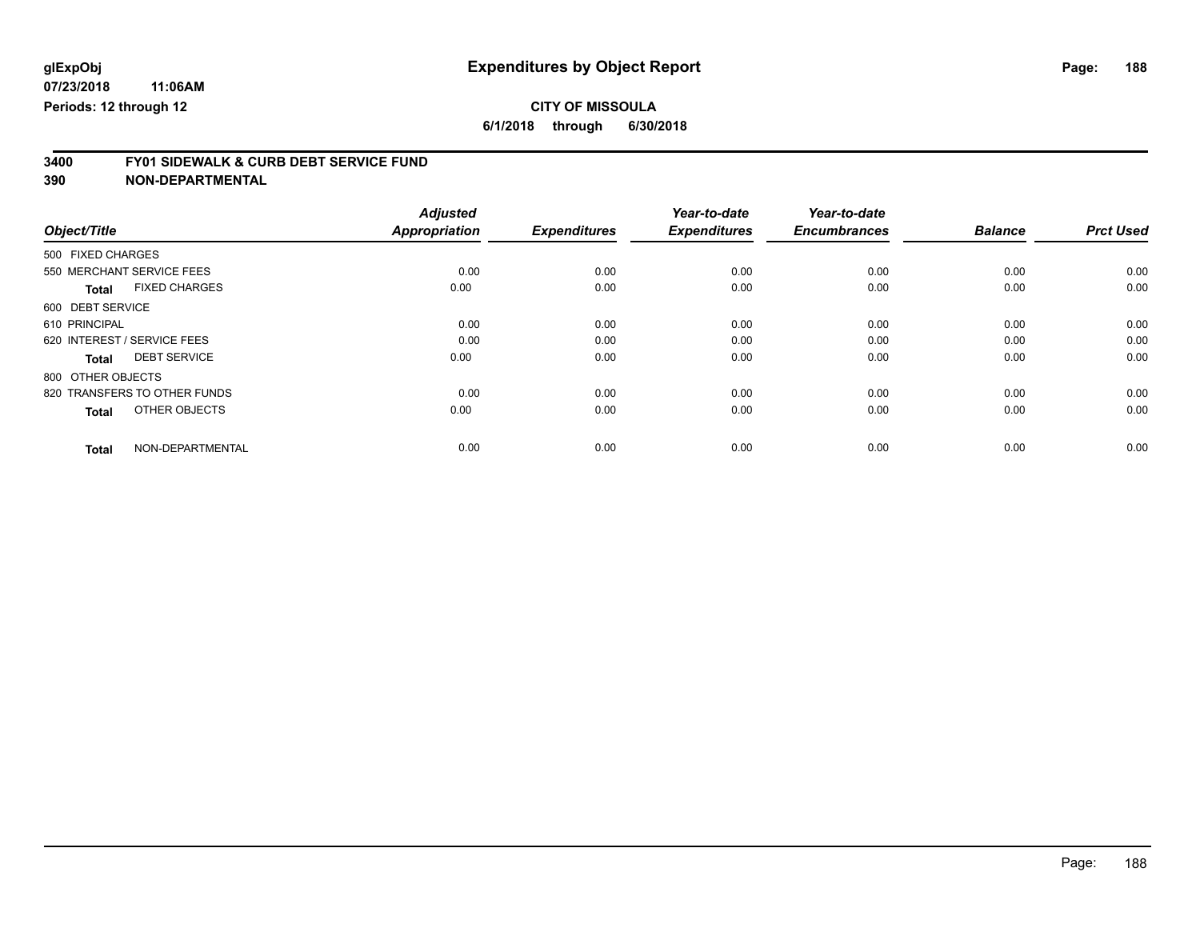**glExpObj**
**07/23/2018 11:06AM**
**Periods: 12 through 12**

# Expenditures by Object Report

**CITY OF MISSOULA**
**6/1/2018 through 6/30/2018**

**3400 FY01 SIDEWALK & CURB DEBT SERVICE FUND**
**390 NON-DEPARTMENTAL**

| Object/Title | Adjusted Appropriation | Expenditures | Year-to-date Expenditures | Year-to-date Encumbrances | Balance | Prct Used |
|---|---|---|---|---|---|---|
| 500 FIXED CHARGES | | | | | | |
| 550 MERCHANT SERVICE FEES | 0.00 | 0.00 | 0.00 | 0.00 | 0.00 | 0.00 |
| **Total** FIXED CHARGES | 0.00 | 0.00 | 0.00 | 0.00 | 0.00 | 0.00 |
| 600 DEBT SERVICE | | | | | | |
| 610 PRINCIPAL | 0.00 | 0.00 | 0.00 | 0.00 | 0.00 | 0.00 |
| 620 INTEREST / SERVICE FEES | 0.00 | 0.00 | 0.00 | 0.00 | 0.00 | 0.00 |
| **Total** DEBT SERVICE | 0.00 | 0.00 | 0.00 | 0.00 | 0.00 | 0.00 |
| 800 OTHER OBJECTS | | | | | | |
| 820 TRANSFERS TO OTHER FUNDS | 0.00 | 0.00 | 0.00 | 0.00 | 0.00 | 0.00 |
| **Total** OTHER OBJECTS | 0.00 | 0.00 | 0.00 | 0.00 | 0.00 | 0.00 |
| **Total** NON-DEPARTMENTAL | 0.00 | 0.00 | 0.00 | 0.00 | 0.00 | 0.00 |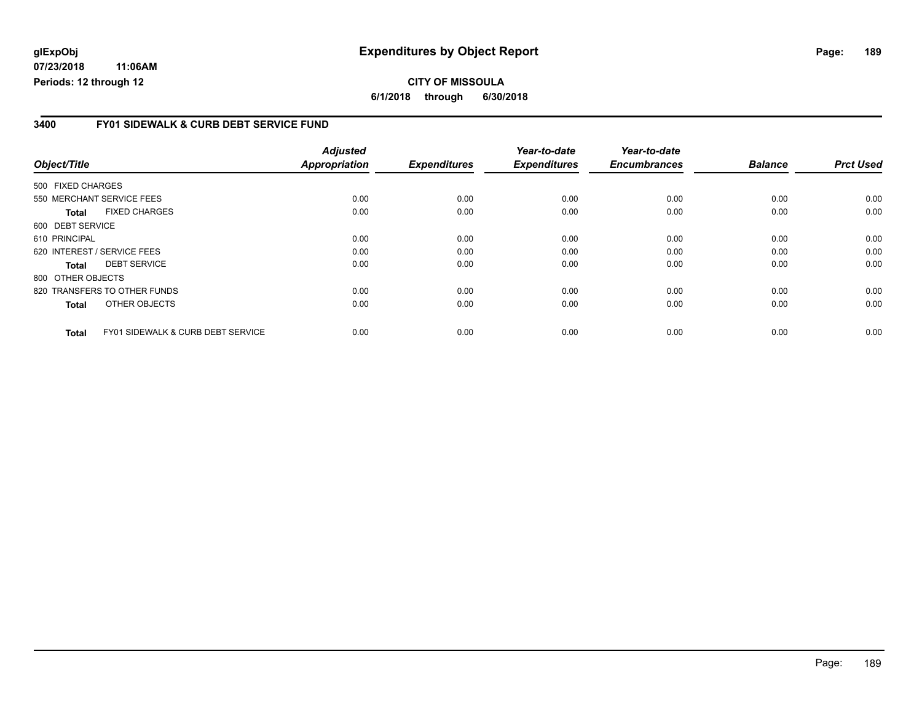**glExpObj** 
**07/23/2018 11:06AM** 
**Periods: 12 through 12**

# Expenditures by Object Report

**CITY OF MISSOULA**
**6/1/2018 through 6/30/2018**

## 3400 FY01 SIDEWALK & CURB DEBT SERVICE FUND

| Object/Title | Adjusted Appropriation | Expenditures | Year-to-date Expenditures | Year-to-date Encumbrances | Balance | Prct Used |
|---|---|---|---|---|---|---|
| 500 FIXED CHARGES | | | | | | |
| 550 MERCHANT SERVICE FEES | 0.00 | 0.00 | 0.00 | 0.00 | 0.00 | 0.00 |
| **Total** FIXED CHARGES | 0.00 | 0.00 | 0.00 | 0.00 | 0.00 | 0.00 |
| 600 DEBT SERVICE | | | | | | |
| 610 PRINCIPAL | 0.00 | 0.00 | 0.00 | 0.00 | 0.00 | 0.00 |
| 620 INTEREST / SERVICE FEES | 0.00 | 0.00 | 0.00 | 0.00 | 0.00 | 0.00 |
| **Total** DEBT SERVICE | 0.00 | 0.00 | 0.00 | 0.00 | 0.00 | 0.00 |
| 800 OTHER OBJECTS | | | | | | |
| 820 TRANSFERS TO OTHER FUNDS | 0.00 | 0.00 | 0.00 | 0.00 | 0.00 | 0.00 |
| **Total** OTHER OBJECTS | 0.00 | 0.00 | 0.00 | 0.00 | 0.00 | 0.00 |
| **Total** FY01 SIDEWALK & CURB DEBT SERVICE | 0.00 | 0.00 | 0.00 | 0.00 | 0.00 | 0.00 |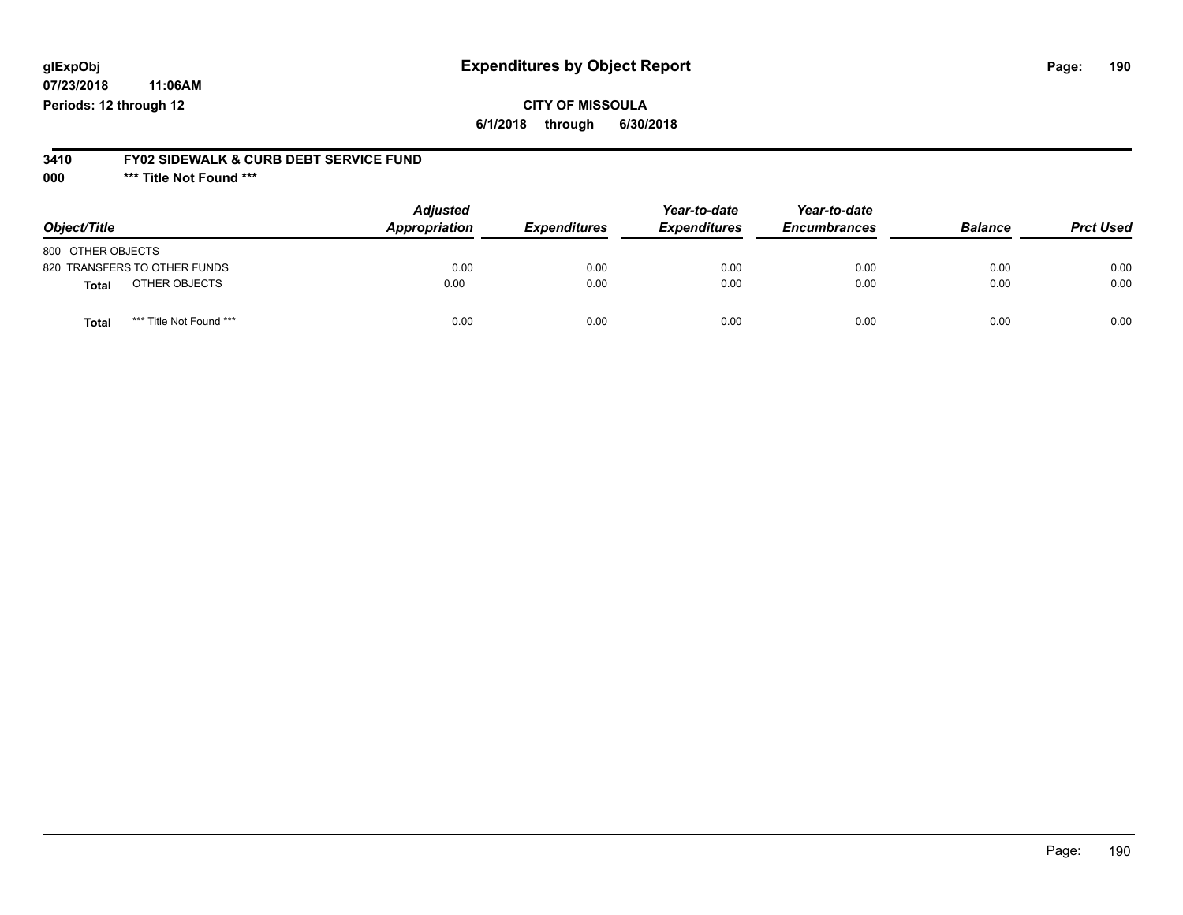# Expenditures by Object Report

glExpObj
07/23/2018 11:06AM
Periods: 12 through 12

**CITY OF MISSOULA**
**6/1/2018 through 6/30/2018**

**3410 FY02 SIDEWALK & CURB DEBT SERVICE FUND**
**000 *** Title Not Found *****

| Object/Title | Adjusted Appropriation | Expenditures | Year-to-date Expenditures | Year-to-date Encumbrances | Balance | Prct Used |
|---|---|---|---|---|---|---|
| 800 OTHER OBJECTS | | | | | | |
| 820 TRANSFERS TO OTHER FUNDS | 0.00 | 0.00 | 0.00 | 0.00 | 0.00 | 0.00 |
| **Total** OTHER OBJECTS | 0.00 | 0.00 | 0.00 | 0.00 | 0.00 | 0.00 |
| **Total** *** Title Not Found *** | 0.00 | 0.00 | 0.00 | 0.00 | 0.00 | 0.00 |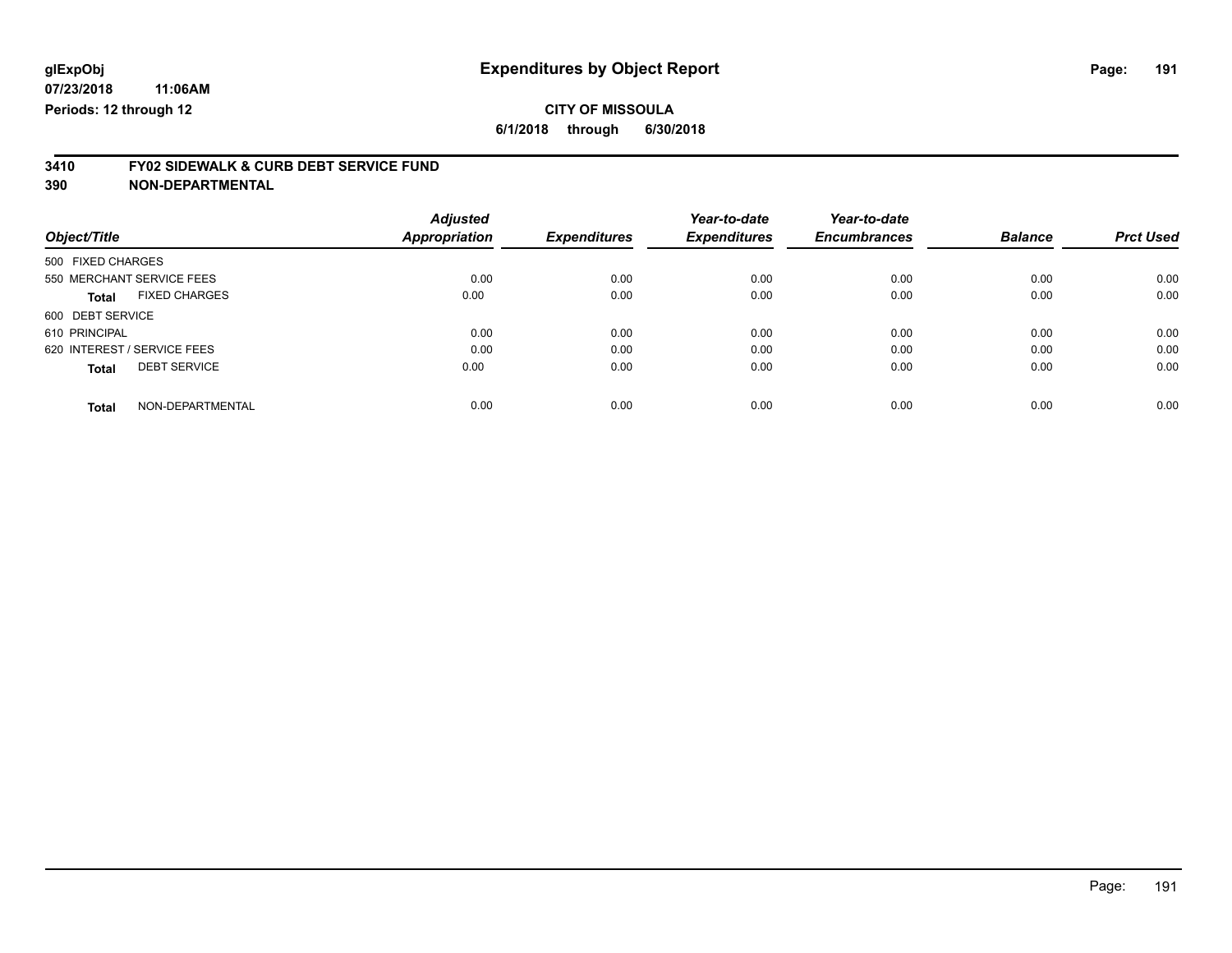glExpObj
07/23/2018 11:06AM
Periods: 12 through 12

# Expenditures by Object Report

**CITY OF MISSOULA**
**6/1/2018 through 6/30/2018**

## 3410 FY02 SIDEWALK & CURB DEBT SERVICE FUND
## 390 NON-DEPARTMENTAL

| Object/Title | | Adjusted Appropriation | Expenditures | Year-to-date Expenditures | Year-to-date Encumbrances | Balance | Prct Used |
|---|---|---|---|---|---|---|---|
| 500 FIXED CHARGES | | | | | | | |
| 550 MERCHANT SERVICE FEES | | 0.00 | 0.00 | 0.00 | 0.00 | 0.00 | 0.00 |
| **Total** | FIXED CHARGES | 0.00 | 0.00 | 0.00 | 0.00 | 0.00 | 0.00 |
| 600 DEBT SERVICE | | | | | | | |
| 610 PRINCIPAL | | 0.00 | 0.00 | 0.00 | 0.00 | 0.00 | 0.00 |
| 620 INTEREST / SERVICE FEES | | 0.00 | 0.00 | 0.00 | 0.00 | 0.00 | 0.00 |
| **Total** | DEBT SERVICE | 0.00 | 0.00 | 0.00 | 0.00 | 0.00 | 0.00 |
| **Total** | NON-DEPARTMENTAL | 0.00 | 0.00 | 0.00 | 0.00 | 0.00 | 0.00 |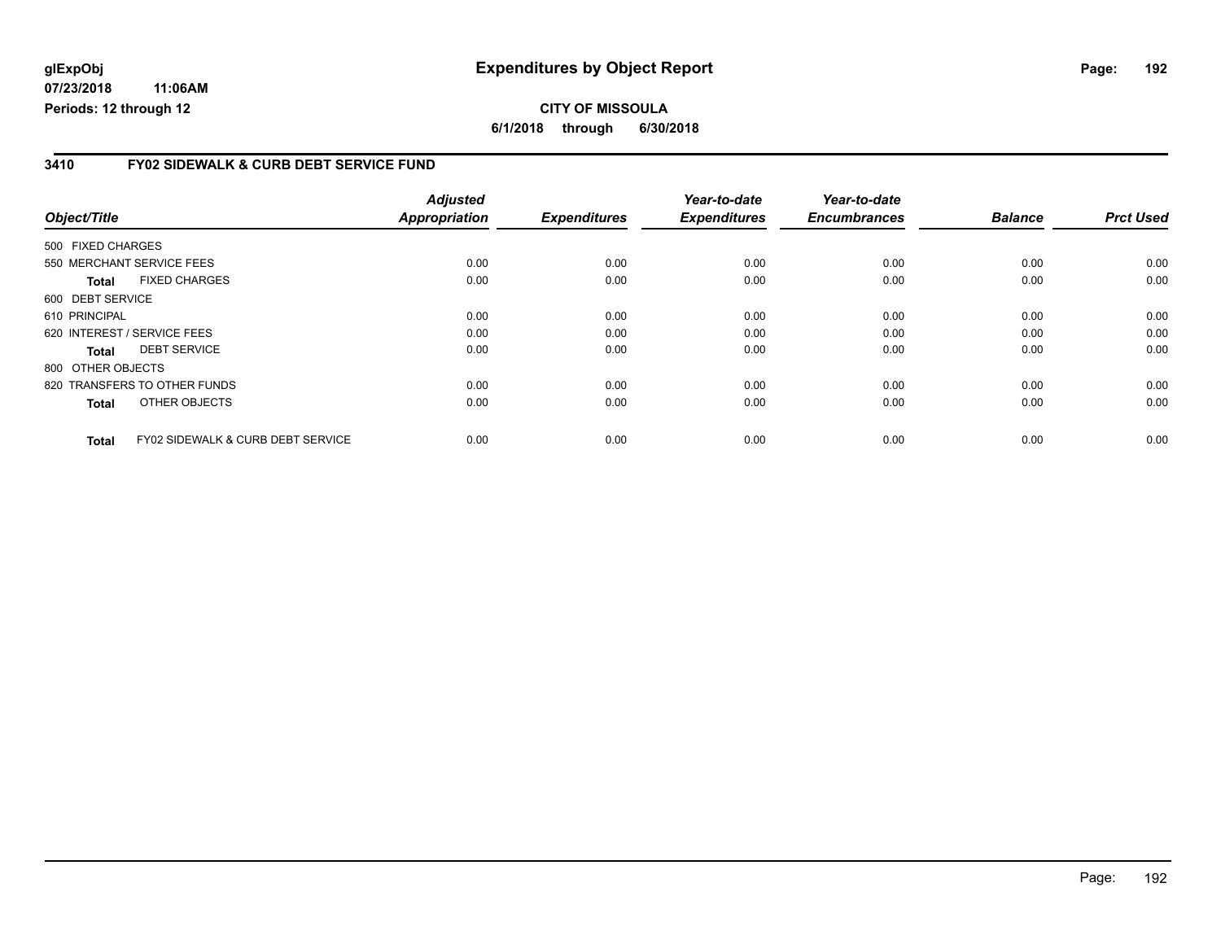**glExpObj** **Expenditures by Object Report**

**07/23/2018 11:06AM**

**Periods: 12 through 12**

**CITY OF MISSOULA**

**6/1/2018 through 6/30/2018**

## 3410 FY02 SIDEWALK & CURB DEBT SERVICE FUND

| Object/Title | | Adjusted Appropriation | Expenditures | Year-to-date Expenditures | Year-to-date Encumbrances | Balance | Prct Used |
|---|---|---|---|---|---|---|---|
| 500 FIXED CHARGES | | | | | | | |
| 550 MERCHANT SERVICE FEES | | 0.00 | 0.00 | 0.00 | 0.00 | 0.00 | 0.00 |
| **Total** | FIXED CHARGES | 0.00 | 0.00 | 0.00 | 0.00 | 0.00 | 0.00 |
| 600 DEBT SERVICE | | | | | | | |
| 610 PRINCIPAL | | 0.00 | 0.00 | 0.00 | 0.00 | 0.00 | 0.00 |
| 620 INTEREST / SERVICE FEES | | 0.00 | 0.00 | 0.00 | 0.00 | 0.00 | 0.00 |
| **Total** | DEBT SERVICE | 0.00 | 0.00 | 0.00 | 0.00 | 0.00 | 0.00 |
| 800 OTHER OBJECTS | | | | | | | |
| 820 TRANSFERS TO OTHER FUNDS | | 0.00 | 0.00 | 0.00 | 0.00 | 0.00 | 0.00 |
| **Total** | OTHER OBJECTS | 0.00 | 0.00 | 0.00 | 0.00 | 0.00 | 0.00 |
| **Total** | FY02 SIDEWALK & CURB DEBT SERVICE | 0.00 | 0.00 | 0.00 | 0.00 | 0.00 | 0.00 |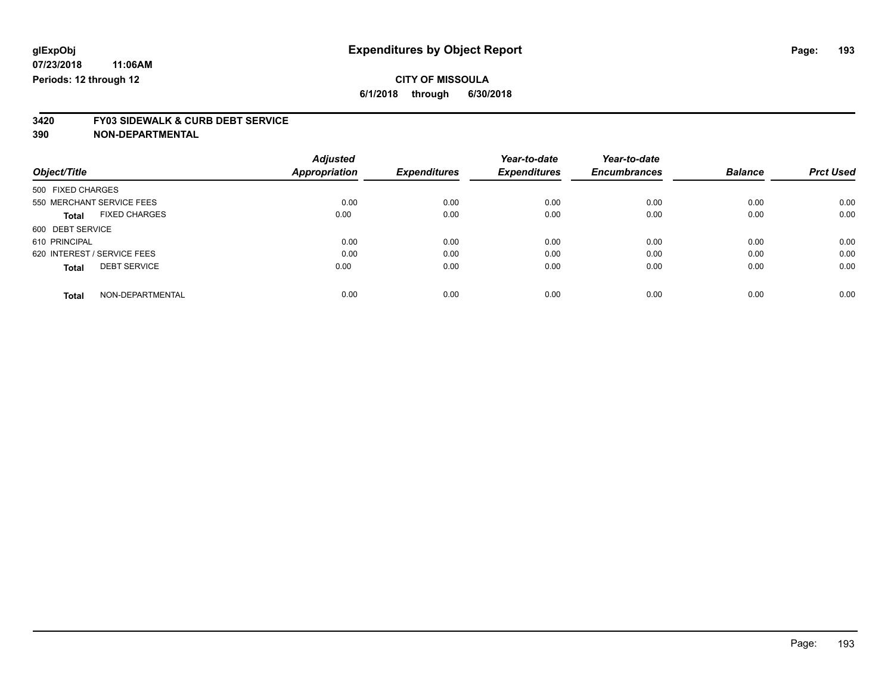**glExpObj** **Expenditures by Object Report**

**07/23/2018 11:06AM**

**Periods: 12 through 12**

**CITY OF MISSOULA**

**6/1/2018 through 6/30/2018**

## 3420 FY03 SIDEWALK & CURB DEBT SERVICE

## 390 NON-DEPARTMENTAL

| Object/Title | | Adjusted Appropriation | Expenditures | Year-to-date Expenditures | Year-to-date Encumbrances | Balance | Prct Used |
|---|---|---|---|---|---|---|---|
| 500 FIXED CHARGES | | | | | | | |
| 550 MERCHANT SERVICE FEES | | 0.00 | 0.00 | 0.00 | 0.00 | 0.00 | 0.00 |
| **Total** | FIXED CHARGES | 0.00 | 0.00 | 0.00 | 0.00 | 0.00 | 0.00 |
| 600 DEBT SERVICE | | | | | | | |
| 610 PRINCIPAL | | 0.00 | 0.00 | 0.00 | 0.00 | 0.00 | 0.00 |
| 620 INTEREST / SERVICE FEES | | 0.00 | 0.00 | 0.00 | 0.00 | 0.00 | 0.00 |
| **Total** | DEBT SERVICE | 0.00 | 0.00 | 0.00 | 0.00 | 0.00 | 0.00 |
| **Total** | NON-DEPARTMENTAL | 0.00 | 0.00 | 0.00 | 0.00 | 0.00 | 0.00 |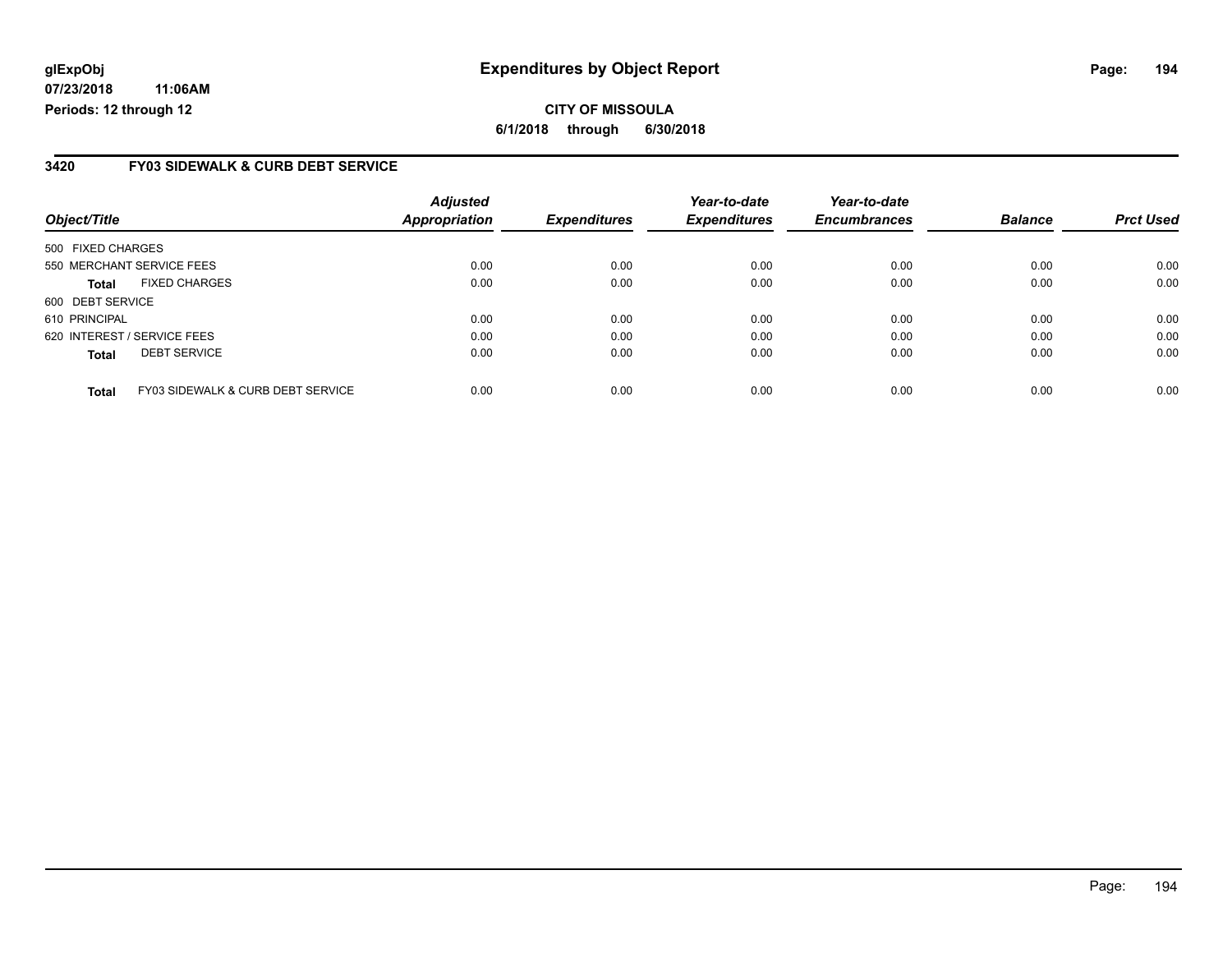glExpObj
07/23/2018 11:06AM
Periods: 12 through 12

# Expenditures by Object Report

**CITY OF MISSOULA**

**6/1/2018 through 6/30/2018**

## 3420 FY03 SIDEWALK & CURB DEBT SERVICE

| Object/Title | | Adjusted Appropriation | Expenditures | Year-to-date Expenditures | Year-to-date Encumbrances | Balance | Prct Used |
|---|---|---|---|---|---|---|---|
| 500 FIXED CHARGES | | | | | | | |
| 550 MERCHANT SERVICE FEES | | 0.00 | 0.00 | 0.00 | 0.00 | 0.00 | 0.00 |
| **Total** | FIXED CHARGES | 0.00 | 0.00 | 0.00 | 0.00 | 0.00 | 0.00 |
| 600 DEBT SERVICE | | | | | | | |
| 610 PRINCIPAL | | 0.00 | 0.00 | 0.00 | 0.00 | 0.00 | 0.00 |
| 620 INTEREST / SERVICE FEES | | 0.00 | 0.00 | 0.00 | 0.00 | 0.00 | 0.00 |
| **Total** | DEBT SERVICE | 0.00 | 0.00 | 0.00 | 0.00 | 0.00 | 0.00 |
| **Total** | FY03 SIDEWALK & CURB DEBT SERVICE | 0.00 | 0.00 | 0.00 | 0.00 | 0.00 | 0.00 |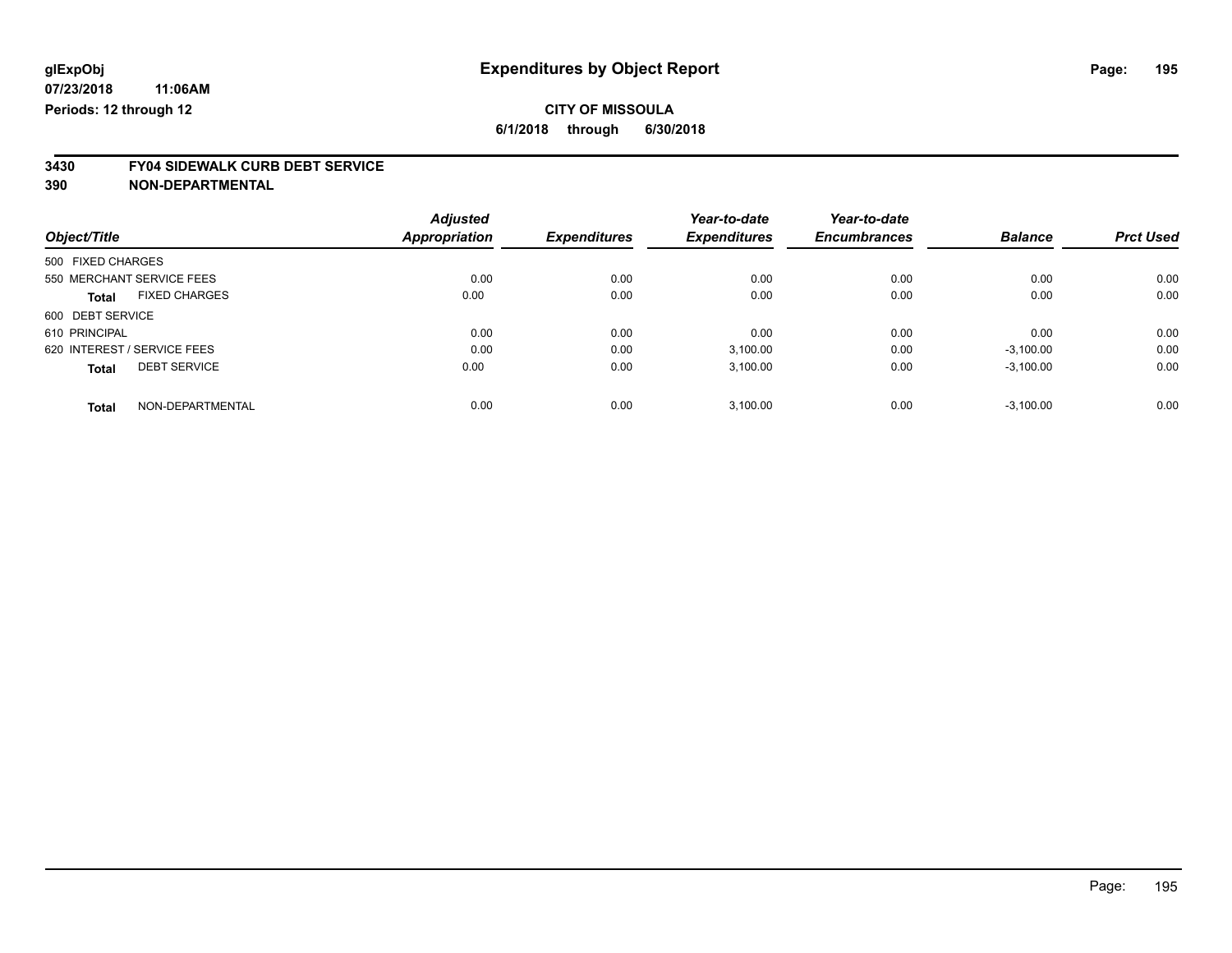**glExpObj** 
**07/23/2018 11:06AM** 
**Periods: 12 through 12**

# Expenditures by Object Report

**CITY OF MISSOULA** 
**6/1/2018 through 6/30/2018**

## 3430 FY04 SIDEWALK CURB DEBT SERVICE
## 390 NON-DEPARTMENTAL

| Object/Title | Adjusted Appropriation | Expenditures | Year-to-date Expenditures | Year-to-date Encumbrances | Balance | Prct Used |
|---|---|---|---|---|---|---|
| 500 FIXED CHARGES | | | | | | |
| 550 MERCHANT SERVICE FEES | 0.00 | 0.00 | 0.00 | 0.00 | 0.00 | 0.00 |
| **Total** FIXED CHARGES | 0.00 | 0.00 | 0.00 | 0.00 | 0.00 | 0.00 |
| 600 DEBT SERVICE | | | | | | |
| 610 PRINCIPAL | 0.00 | 0.00 | 0.00 | 0.00 | 0.00 | 0.00 |
| 620 INTEREST / SERVICE FEES | 0.00 | 0.00 | 3,100.00 | 0.00 | -3,100.00 | 0.00 |
| **Total** DEBT SERVICE | 0.00 | 0.00 | 3,100.00 | 0.00 | -3,100.00 | 0.00 |
| **Total** NON-DEPARTMENTAL | 0.00 | 0.00 | 3,100.00 | 0.00 | -3,100.00 | 0.00 |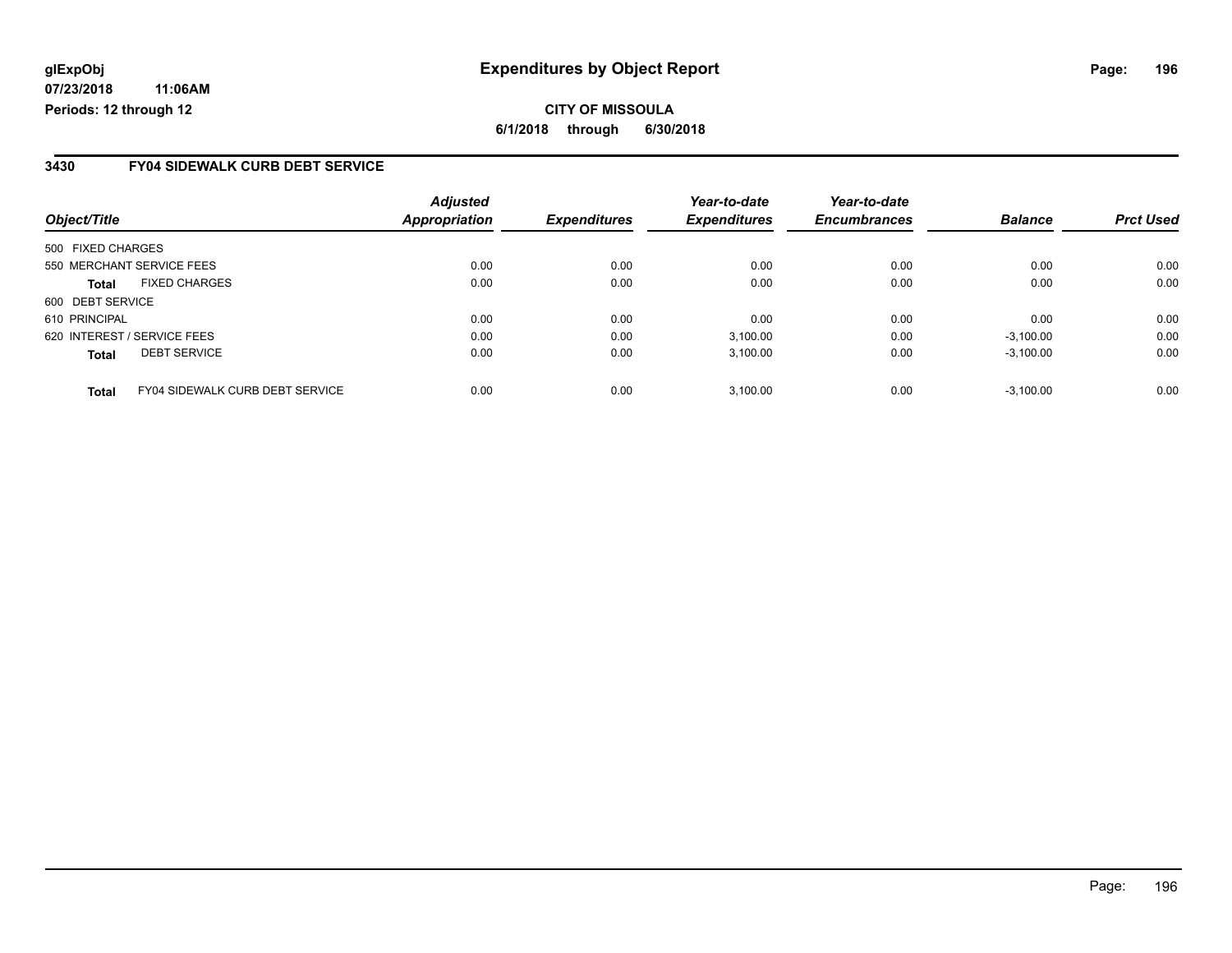**glExpObj**
**07/23/2018 11:06AM**
**Periods: 12 through 12**

# Expenditures by Object Report

**CITY OF MISSOULA**
**6/1/2018 through 6/30/2018**

## 3430 FY04 SIDEWALK CURB DEBT SERVICE

| Object/Title | Adjusted Appropriation | Expenditures | Year-to-date Expenditures | Year-to-date Encumbrances | Balance | Prct Used |
|---|---|---|---|---|---|---|
| 500 FIXED CHARGES | | | | | | |
| 550 MERCHANT SERVICE FEES | 0.00 | 0.00 | 0.00 | 0.00 | 0.00 | 0.00 |
| **Total** FIXED CHARGES | 0.00 | 0.00 | 0.00 | 0.00 | 0.00 | 0.00 |
| 600 DEBT SERVICE | | | | | | |
| 610 PRINCIPAL | 0.00 | 0.00 | 0.00 | 0.00 | 0.00 | 0.00 |
| 620 INTEREST / SERVICE FEES | 0.00 | 0.00 | 3,100.00 | 0.00 | -3,100.00 | 0.00 |
| **Total** DEBT SERVICE | 0.00 | 0.00 | 3,100.00 | 0.00 | -3,100.00 | 0.00 |
| **Total** FY04 SIDEWALK CURB DEBT SERVICE | 0.00 | 0.00 | 3,100.00 | 0.00 | -3,100.00 | 0.00 |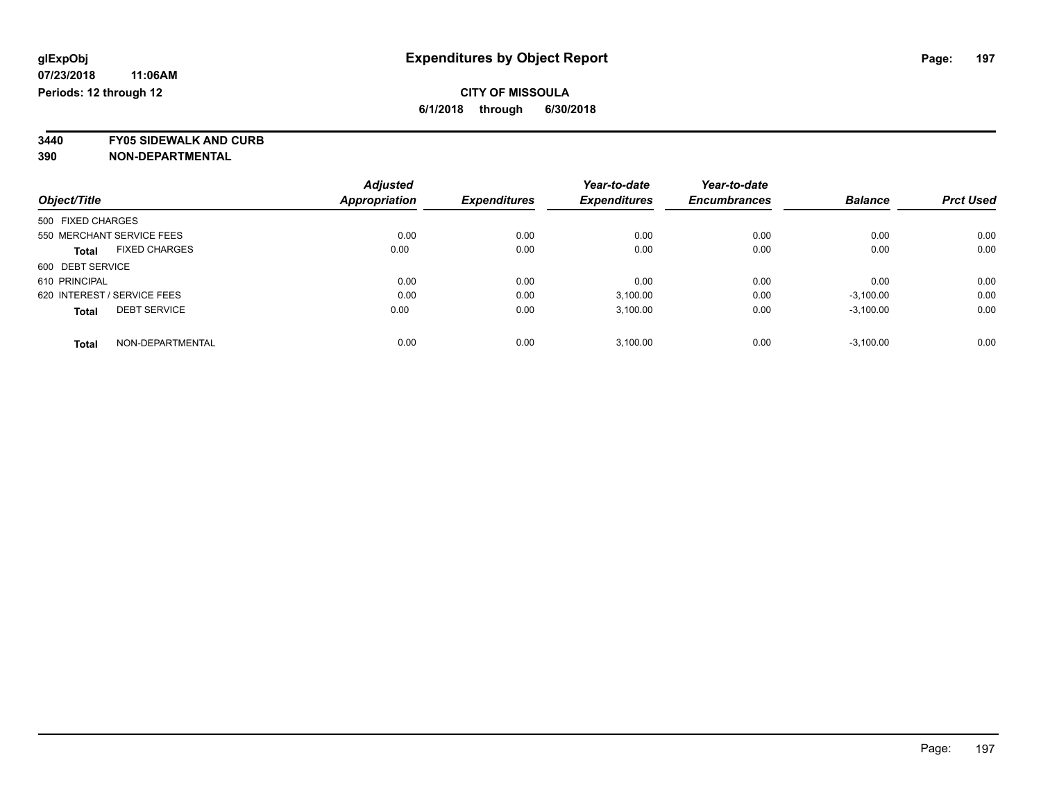**glExpObj**
**07/23/2018 11:06AM**
**Periods: 12 through 12**

# Expenditures by Object Report

**CITY OF MISSOULA**
**6/1/2018 through 6/30/2018**

**3440 FY05 SIDEWALK AND CURB**
**390 NON-DEPARTMENTAL**

| Object/Title | | Adjusted Appropriation | Expenditures | Year-to-date Expenditures | Year-to-date Encumbrances | Balance | Prct Used |
|---|---|---|---|---|---|---|---|
| 500 FIXED CHARGES | | | | | | | |
| 550 MERCHANT SERVICE FEES | | 0.00 | 0.00 | 0.00 | 0.00 | 0.00 | 0.00 |
| **Total** | FIXED CHARGES | 0.00 | 0.00 | 0.00 | 0.00 | 0.00 | 0.00 |
| 600 DEBT SERVICE | | | | | | | |
| 610 PRINCIPAL | | 0.00 | 0.00 | 0.00 | 0.00 | 0.00 | 0.00 |
| 620 INTEREST / SERVICE FEES | | 0.00 | 0.00 | 3,100.00 | 0.00 | -3,100.00 | 0.00 |
| **Total** | DEBT SERVICE | 0.00 | 0.00 | 3,100.00 | 0.00 | -3,100.00 | 0.00 |
| **Total** | NON-DEPARTMENTAL | 0.00 | 0.00 | 3,100.00 | 0.00 | -3,100.00 | 0.00 |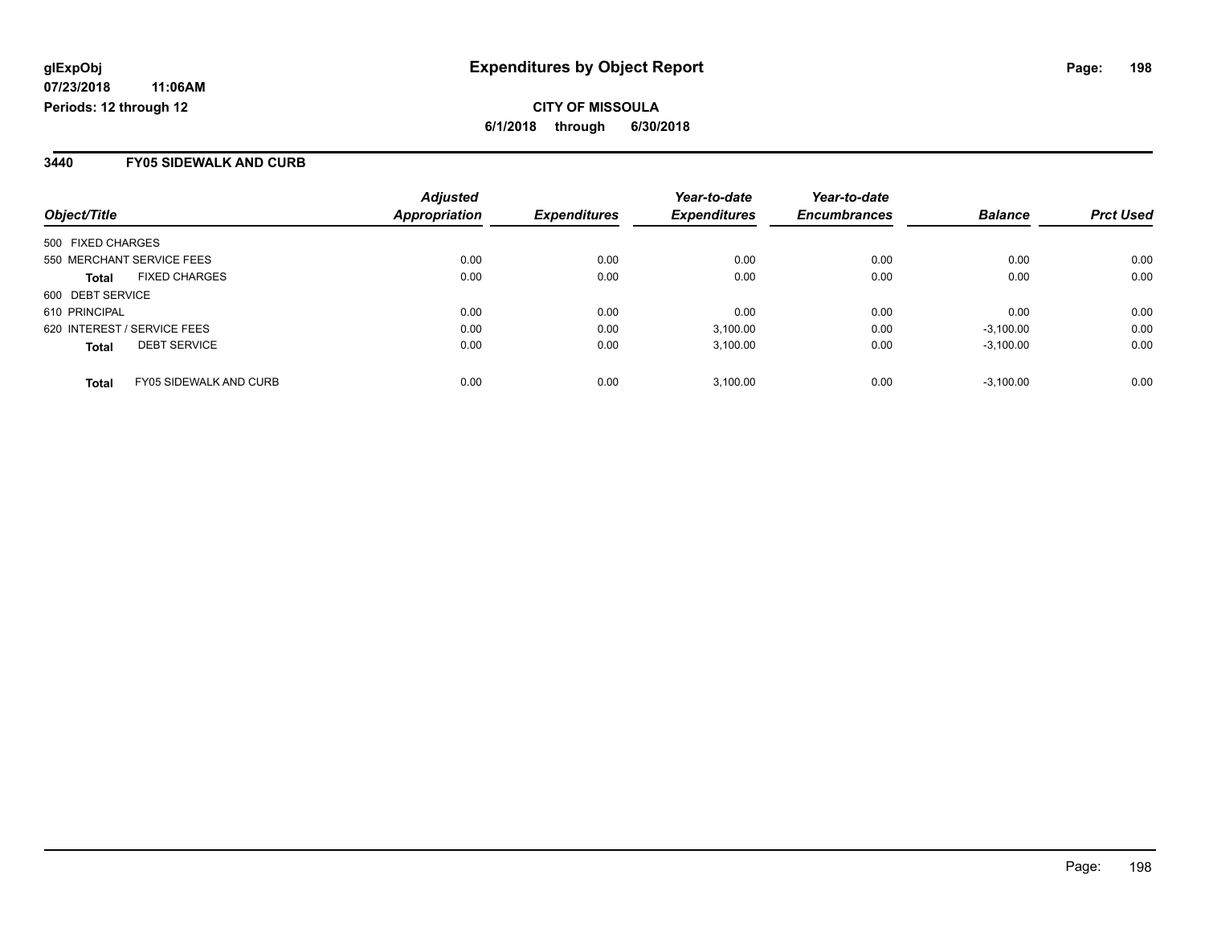**glExpObj**
**07/23/2018 11:06AM**
**Periods: 12 through 12**

# Expenditures by Object Report

**CITY OF MISSOULA**
**6/1/2018 through 6/30/2018**

## 3440 FY05 SIDEWALK AND CURB

| Object/Title | | Adjusted Appropriation | Expenditures | Year-to-date Expenditures | Year-to-date Encumbrances | Balance | Prct Used |
|---|---|---|---|---|---|---|---|
| 500 FIXED CHARGES | | | | | | | |
| 550 MERCHANT SERVICE FEES | | 0.00 | 0.00 | 0.00 | 0.00 | 0.00 | 0.00 |
| **Total** | FIXED CHARGES | 0.00 | 0.00 | 0.00 | 0.00 | 0.00 | 0.00 |
| 600 DEBT SERVICE | | | | | | | |
| 610 PRINCIPAL | | 0.00 | 0.00 | 0.00 | 0.00 | 0.00 | 0.00 |
| 620 INTEREST / SERVICE FEES | | 0.00 | 0.00 | 3,100.00 | 0.00 | -3,100.00 | 0.00 |
| **Total** | DEBT SERVICE | 0.00 | 0.00 | 3,100.00 | 0.00 | -3,100.00 | 0.00 |
| **Total** | FY05 SIDEWALK AND CURB | 0.00 | 0.00 | 3,100.00 | 0.00 | -3,100.00 | 0.00 |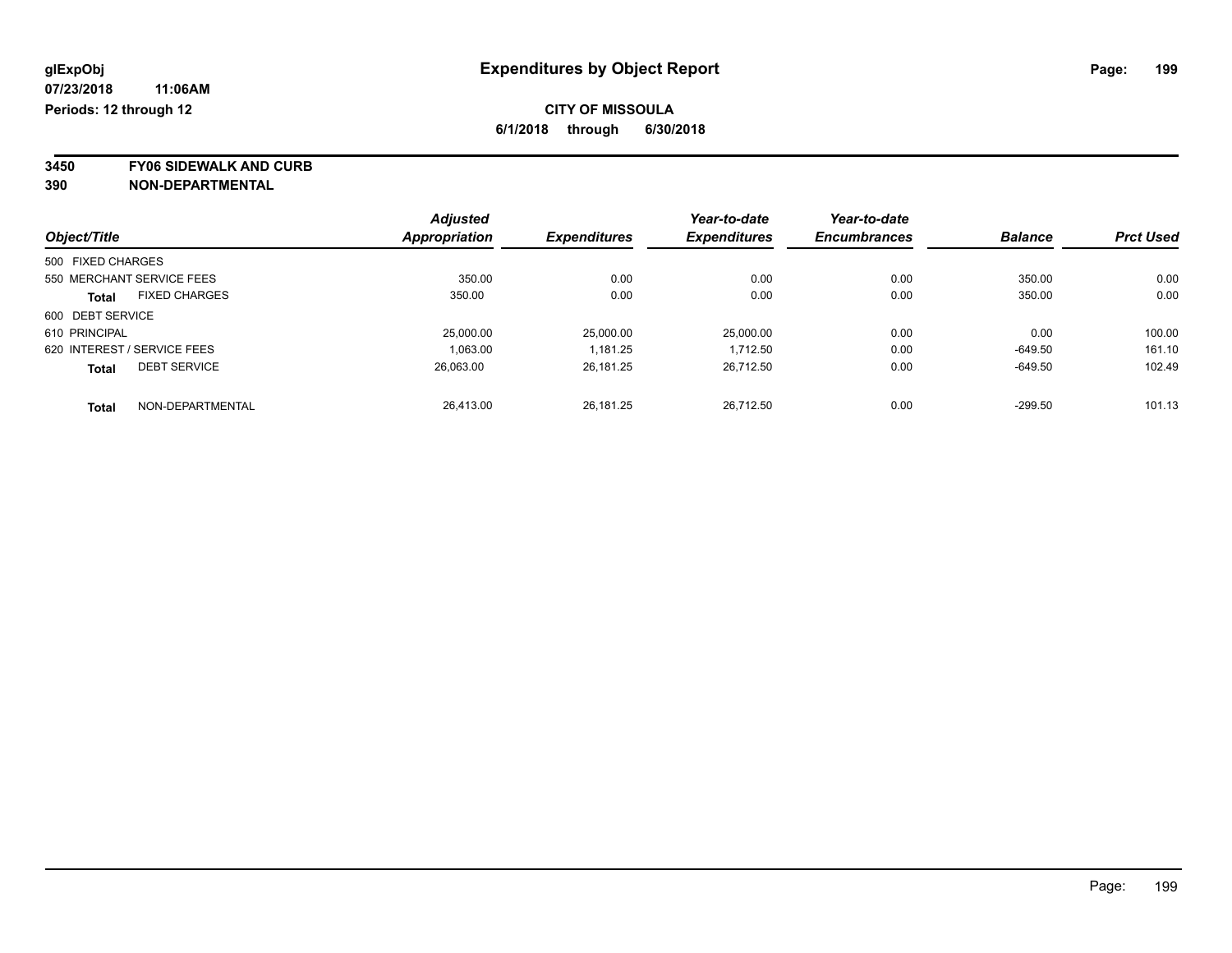glExpObj
07/23/2018 11:06AM
Periods: 12 through 12

# Expenditures by Object Report

**CITY OF MISSOULA**
**6/1/2018 through 6/30/2018**

**3450 FY06 SIDEWALK AND CURB**
**390 NON-DEPARTMENTAL**

| Object/Title | | Adjusted Appropriation | Expenditures | Year-to-date Expenditures | Year-to-date Encumbrances | Balance | Prct Used |
|---|---|---|---|---|---|---|---|
| 500 FIXED CHARGES | | | | | | | |
| 550 MERCHANT SERVICE FEES | | 350.00 | 0.00 | 0.00 | 0.00 | 350.00 | 0.00 |
| **Total** | FIXED CHARGES | 350.00 | 0.00 | 0.00 | 0.00 | 350.00 | 0.00 |
| 600 DEBT SERVICE | | | | | | | |
| 610 PRINCIPAL | | 25,000.00 | 25,000.00 | 25,000.00 | 0.00 | 0.00 | 100.00 |
| 620 INTEREST / SERVICE FEES | | 1,063.00 | 1,181.25 | 1,712.50 | 0.00 | -649.50 | 161.10 |
| **Total** | DEBT SERVICE | 26,063.00 | 26,181.25 | 26,712.50 | 0.00 | -649.50 | 102.49 |
| **Total** | NON-DEPARTMENTAL | 26,413.00 | 26,181.25 | 26,712.50 | 0.00 | -299.50 | 101.13 |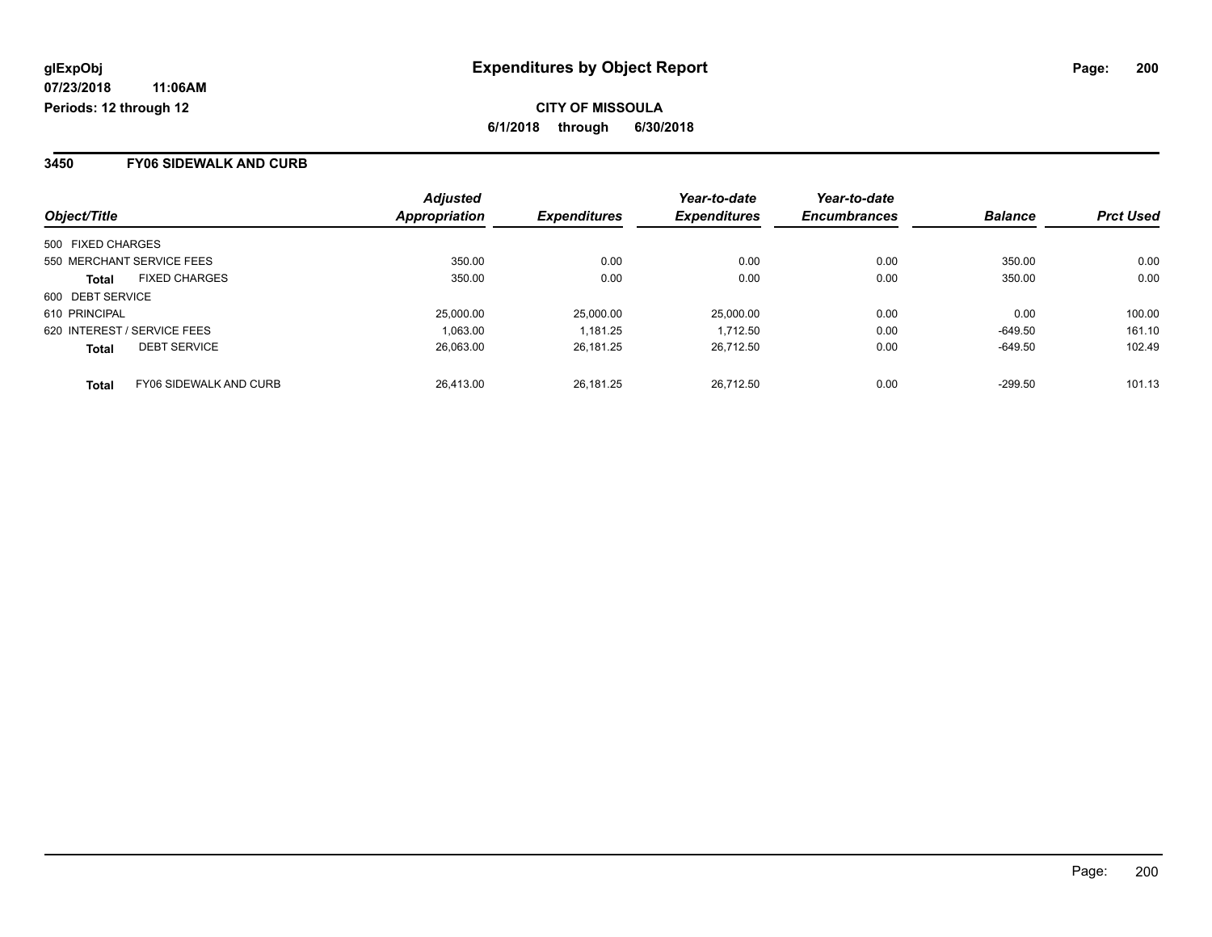glExpObj
07/23/2018 11:06AM
Periods: 12 through 12

# Expenditures by Object Report

**CITY OF MISSOULA**

**6/1/2018 through 6/30/2018**

## 3450 FY06 SIDEWALK AND CURB

| Object/Title | | Adjusted Appropriation | Expenditures | Year-to-date Expenditures | Year-to-date Encumbrances | Balance | Prct Used |
|---|---|---|---|---|---|---|---|
| 500 FIXED CHARGES | | | | | | | |
| 550 MERCHANT SERVICE FEES | | 350.00 | 0.00 | 0.00 | 0.00 | 350.00 | 0.00 |
| **Total** | FIXED CHARGES | 350.00 | 0.00 | 0.00 | 0.00 | 350.00 | 0.00 |
| 600 DEBT SERVICE | | | | | | | |
| 610 PRINCIPAL | | 25,000.00 | 25,000.00 | 25,000.00 | 0.00 | 0.00 | 100.00 |
| 620 INTEREST / SERVICE FEES | | 1,063.00 | 1,181.25 | 1,712.50 | 0.00 | -649.50 | 161.10 |
| **Total** | DEBT SERVICE | 26,063.00 | 26,181.25 | 26,712.50 | 0.00 | -649.50 | 102.49 |
| **Total** | FY06 SIDEWALK AND CURB | 26,413.00 | 26,181.25 | 26,712.50 | 0.00 | -299.50 | 101.13 |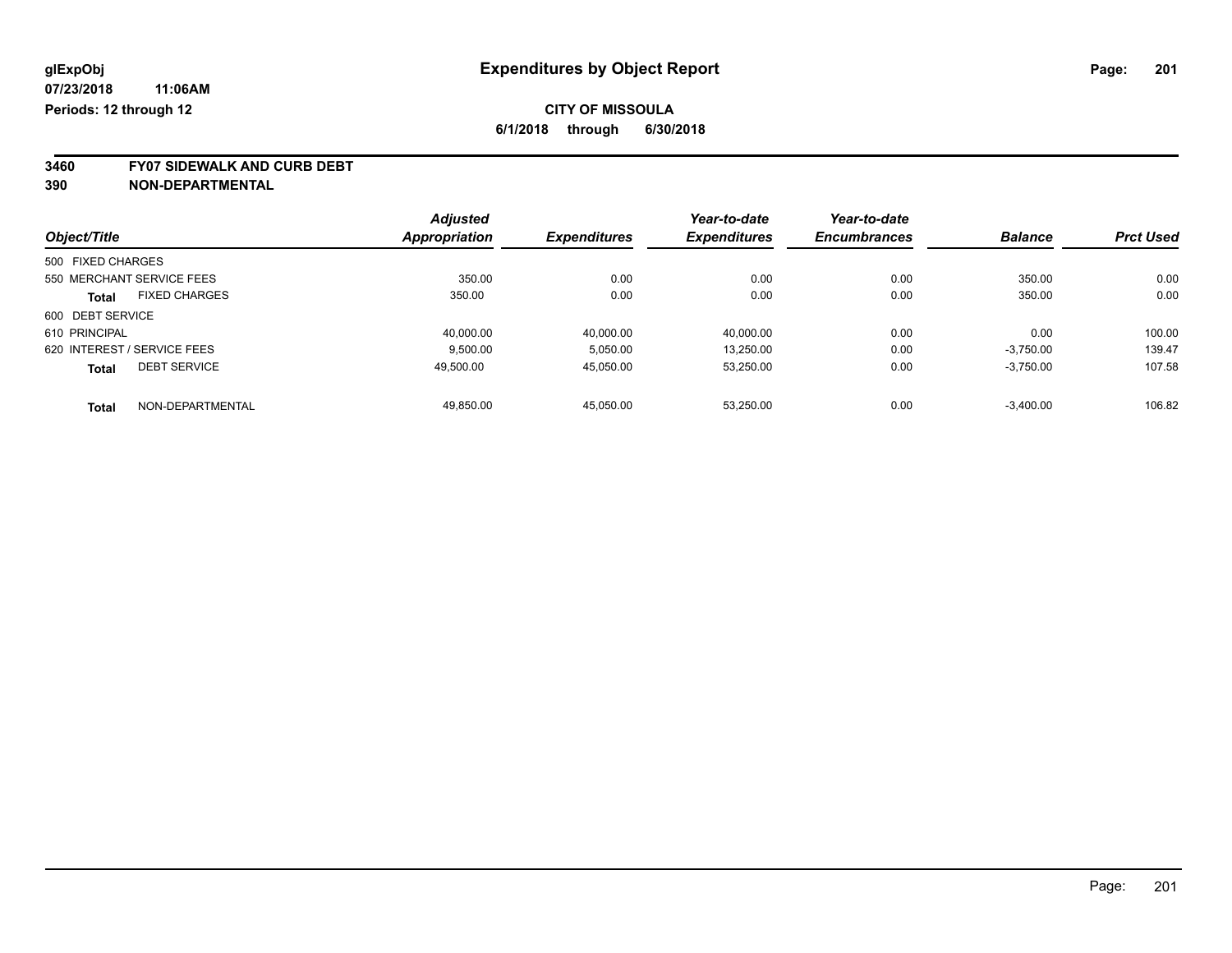glExpObj
07/23/2018 11:06AM
Periods: 12 through 12

# Expenditures by Object Report

**CITY OF MISSOULA**
**6/1/2018 through 6/30/2018**

**3460 FY07 SIDEWALK AND CURB DEBT**
**390 NON-DEPARTMENTAL**

| Object/Title | | Adjusted Appropriation | Expenditures | Year-to-date Expenditures | Year-to-date Encumbrances | Balance | Prct Used |
|---|---|---|---|---|---|---|---|
| 500 FIXED CHARGES | | | | | | | |
| 550 MERCHANT SERVICE FEES | | 350.00 | 0.00 | 0.00 | 0.00 | 350.00 | 0.00 |
| **Total** | FIXED CHARGES | 350.00 | 0.00 | 0.00 | 0.00 | 350.00 | 0.00 |
| 600 DEBT SERVICE | | | | | | | |
| 610 PRINCIPAL | | 40,000.00 | 40,000.00 | 40,000.00 | 0.00 | 0.00 | 100.00 |
| 620 INTEREST / SERVICE FEES | | 9,500.00 | 5,050.00 | 13,250.00 | 0.00 | -3,750.00 | 139.47 |
| **Total** | DEBT SERVICE | 49,500.00 | 45,050.00 | 53,250.00 | 0.00 | -3,750.00 | 107.58 |
| **Total** | NON-DEPARTMENTAL | 49,850.00 | 45,050.00 | 53,250.00 | 0.00 | -3,400.00 | 106.82 |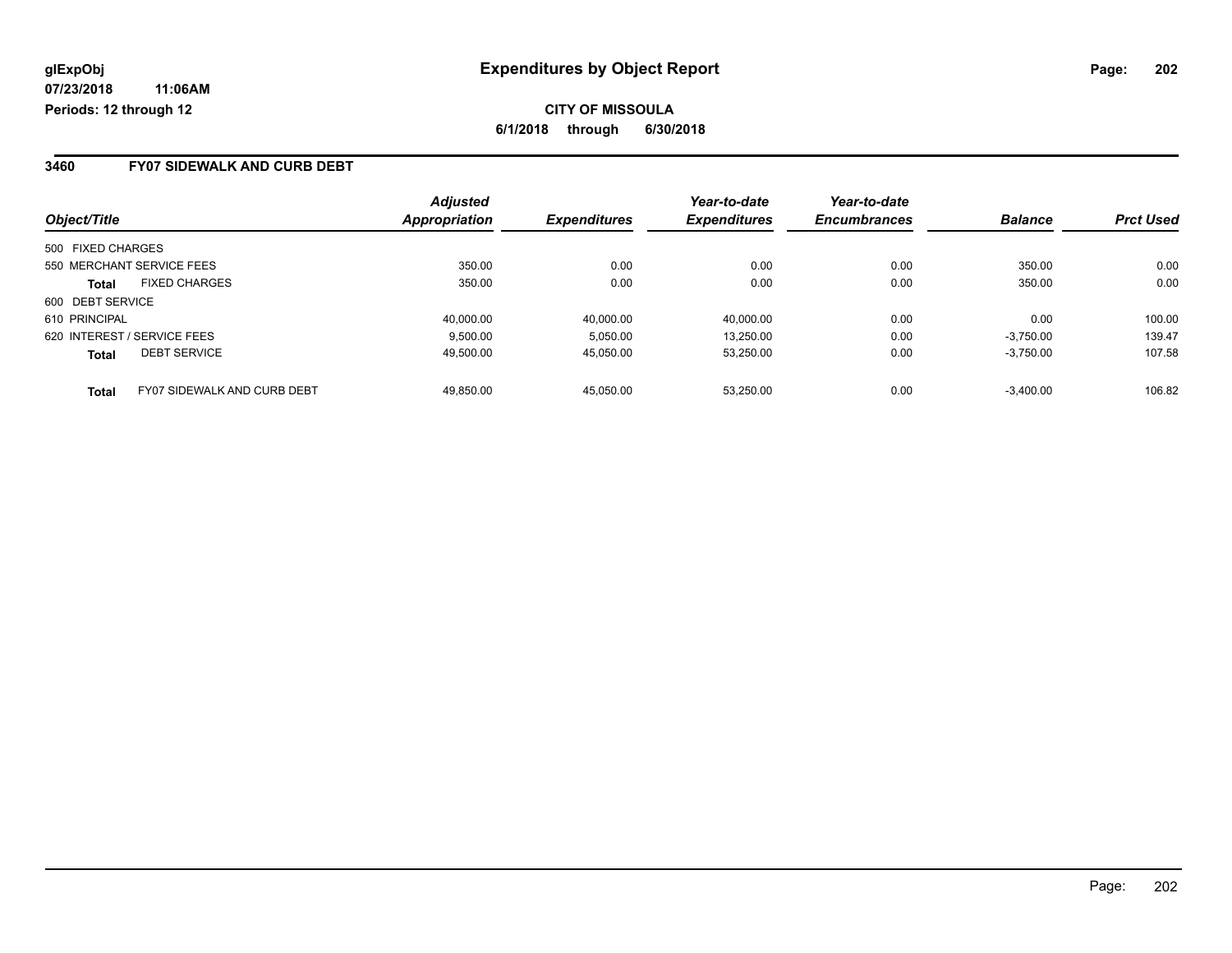glExpObj
07/23/2018 11:06AM
Periods: 12 through 12

# Expenditures by Object Report

**CITY OF MISSOULA**
**6/1/2018 through 6/30/2018**

## 3460 FY07 SIDEWALK AND CURB DEBT

| Object/Title | | Adjusted Appropriation | Expenditures | Year-to-date Expenditures | Year-to-date Encumbrances | Balance | Prct Used |
|---|---|---|---|---|---|---|---|
| 500 FIXED CHARGES | | | | | | | |
| 550 MERCHANT SERVICE FEES | | 350.00 | 0.00 | 0.00 | 0.00 | 350.00 | 0.00 |
| **Total** | FIXED CHARGES | 350.00 | 0.00 | 0.00 | 0.00 | 350.00 | 0.00 |
| 600 DEBT SERVICE | | | | | | | |
| 610 PRINCIPAL | | 40,000.00 | 40,000.00 | 40,000.00 | 0.00 | 0.00 | 100.00 |
| 620 INTEREST / SERVICE FEES | | 9,500.00 | 5,050.00 | 13,250.00 | 0.00 | -3,750.00 | 139.47 |
| **Total** | DEBT SERVICE | 49,500.00 | 45,050.00 | 53,250.00 | 0.00 | -3,750.00 | 107.58 |
| **Total** | FY07 SIDEWALK AND CURB DEBT | 49,850.00 | 45,050.00 | 53,250.00 | 0.00 | -3,400.00 | 106.82 |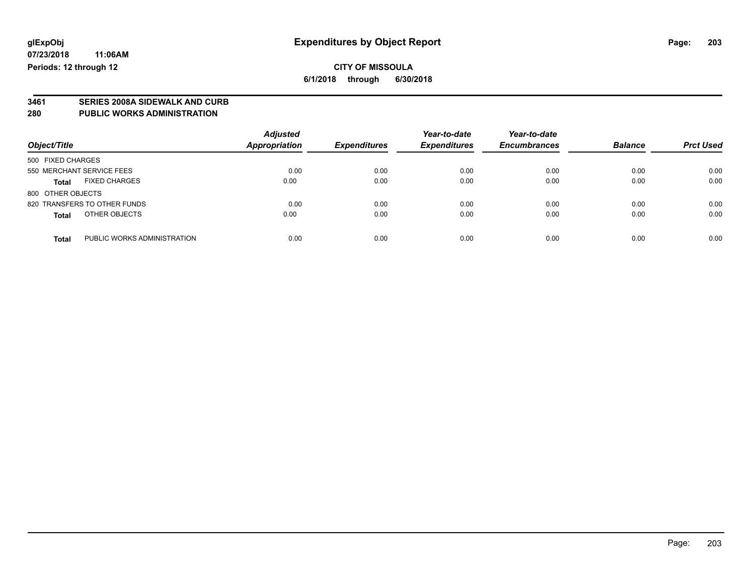**glExpObj** — **Expenditures by Object Report**

**07/23/2018 11:06AM**

**Periods: 12 through 12**

**CITY OF MISSOULA**

**6/1/2018 through 6/30/2018**

## 3461 SERIES 2008A SIDEWALK AND CURB
## 280 PUBLIC WORKS ADMINISTRATION

| Object/Title | Adjusted Appropriation | Expenditures | Year-to-date Expenditures | Year-to-date Encumbrances | Balance | Prct Used |
|---|---|---|---|---|---|---|
| 500 FIXED CHARGES | | | | | | |
| 550 MERCHANT SERVICE FEES | 0.00 | 0.00 | 0.00 | 0.00 | 0.00 | 0.00 |
| **Total** FIXED CHARGES | 0.00 | 0.00 | 0.00 | 0.00 | 0.00 | 0.00 |
| 800 OTHER OBJECTS | | | | | | |
| 820 TRANSFERS TO OTHER FUNDS | 0.00 | 0.00 | 0.00 | 0.00 | 0.00 | 0.00 |
| **Total** OTHER OBJECTS | 0.00 | 0.00 | 0.00 | 0.00 | 0.00 | 0.00 |
| **Total** PUBLIC WORKS ADMINISTRATION | 0.00 | 0.00 | 0.00 | 0.00 | 0.00 | 0.00 |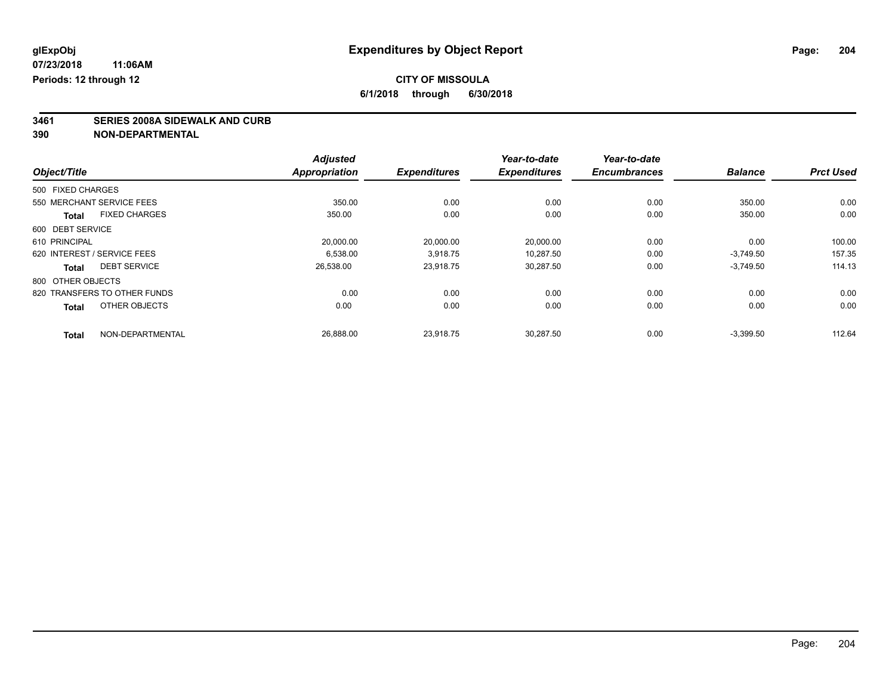**glExpObj**
**07/23/2018 11:06AM**
**Periods: 12 through 12**

# Expenditures by Object Report

**CITY OF MISSOULA**
**6/1/2018 through 6/30/2018**

## 3461 SERIES 2008A SIDEWALK AND CURB
## 390 NON-DEPARTMENTAL

| Object/Title | Adjusted Appropriation | Expenditures | Year-to-date Expenditures | Year-to-date Encumbrances | Balance | Prct Used |
|---|---|---|---|---|---|---|
| 500 FIXED CHARGES | | | | | | |
| 550 MERCHANT SERVICE FEES | 350.00 | 0.00 | 0.00 | 0.00 | 350.00 | 0.00 |
| **Total** FIXED CHARGES | 350.00 | 0.00 | 0.00 | 0.00 | 350.00 | 0.00 |
| 600 DEBT SERVICE | | | | | | |
| 610 PRINCIPAL | 20,000.00 | 20,000.00 | 20,000.00 | 0.00 | 0.00 | 100.00 |
| 620 INTEREST / SERVICE FEES | 6,538.00 | 3,918.75 | 10,287.50 | 0.00 | -3,749.50 | 157.35 |
| **Total** DEBT SERVICE | 26,538.00 | 23,918.75 | 30,287.50 | 0.00 | -3,749.50 | 114.13 |
| 800 OTHER OBJECTS | | | | | | |
| 820 TRANSFERS TO OTHER FUNDS | 0.00 | 0.00 | 0.00 | 0.00 | 0.00 | 0.00 |
| **Total** OTHER OBJECTS | 0.00 | 0.00 | 0.00 | 0.00 | 0.00 | 0.00 |
| **Total** NON-DEPARTMENTAL | 26,888.00 | 23,918.75 | 30,287.50 | 0.00 | -3,399.50 | 112.64 |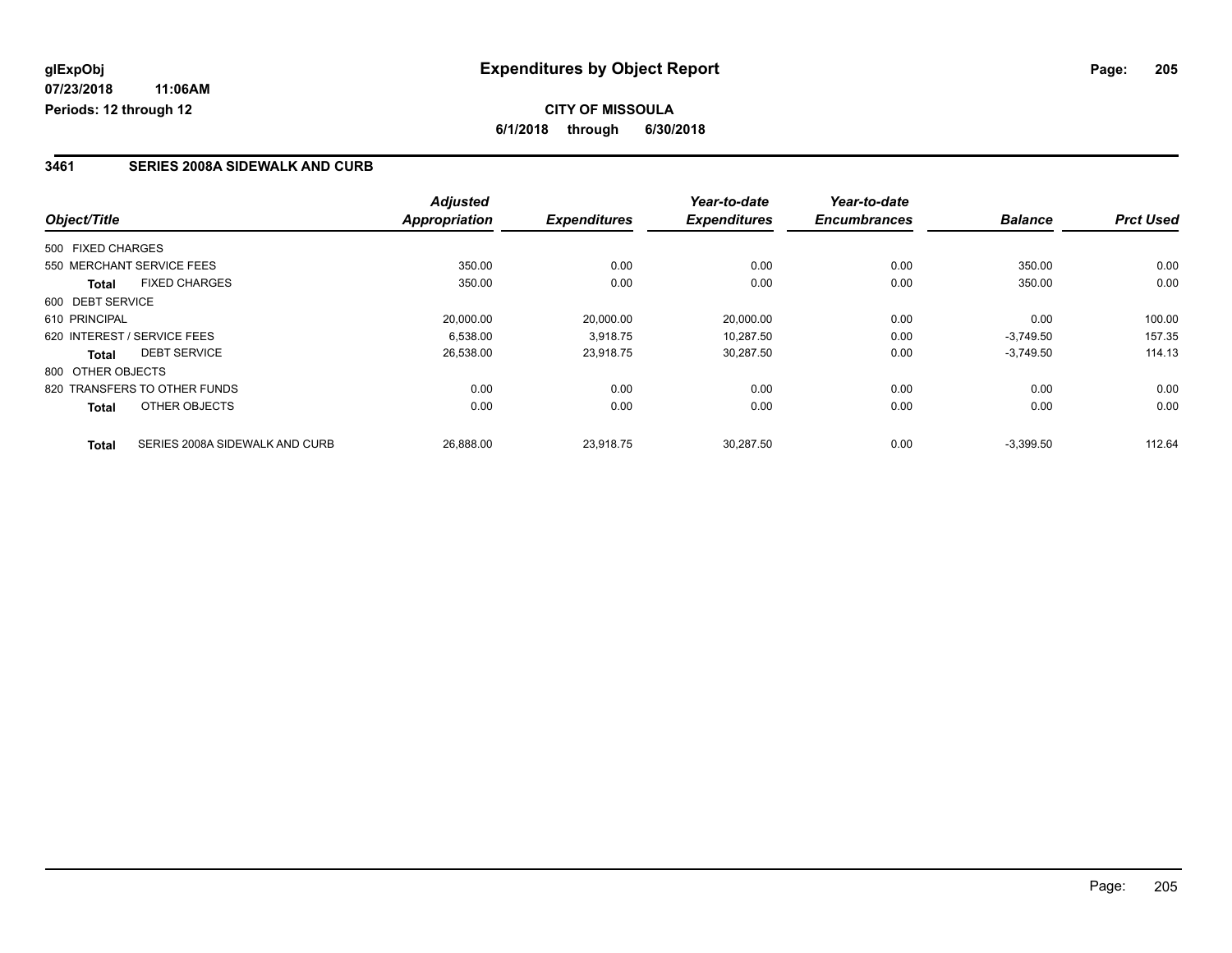**glExpObj** **Expenditures by Object Report**

**07/23/2018 11:06AM**

**Periods: 12 through 12**

**CITY OF MISSOULA**

**6/1/2018 through 6/30/2018**

## 3461 SERIES 2008A SIDEWALK AND CURB

| Object/Title | | Adjusted Appropriation | Expenditures | Year-to-date Expenditures | Year-to-date Encumbrances | Balance | Prct Used |
|---|---|---|---|---|---|---|---|
| 500 FIXED CHARGES | | | | | | | |
| 550 MERCHANT SERVICE FEES | | 350.00 | 0.00 | 0.00 | 0.00 | 350.00 | 0.00 |
| **Total** | FIXED CHARGES | 350.00 | 0.00 | 0.00 | 0.00 | 350.00 | 0.00 |
| 600 DEBT SERVICE | | | | | | | |
| 610 PRINCIPAL | | 20,000.00 | 20,000.00 | 20,000.00 | 0.00 | 0.00 | 100.00 |
| 620 INTEREST / SERVICE FEES | | 6,538.00 | 3,918.75 | 10,287.50 | 0.00 | -3,749.50 | 157.35 |
| **Total** | DEBT SERVICE | 26,538.00 | 23,918.75 | 30,287.50 | 0.00 | -3,749.50 | 114.13 |
| 800 OTHER OBJECTS | | | | | | | |
| 820 TRANSFERS TO OTHER FUNDS | | 0.00 | 0.00 | 0.00 | 0.00 | 0.00 | 0.00 |
| **Total** | OTHER OBJECTS | 0.00 | 0.00 | 0.00 | 0.00 | 0.00 | 0.00 |
| **Total** | SERIES 2008A SIDEWALK AND CURB | 26,888.00 | 23,918.75 | 30,287.50 | 0.00 | -3,399.50 | 112.64 |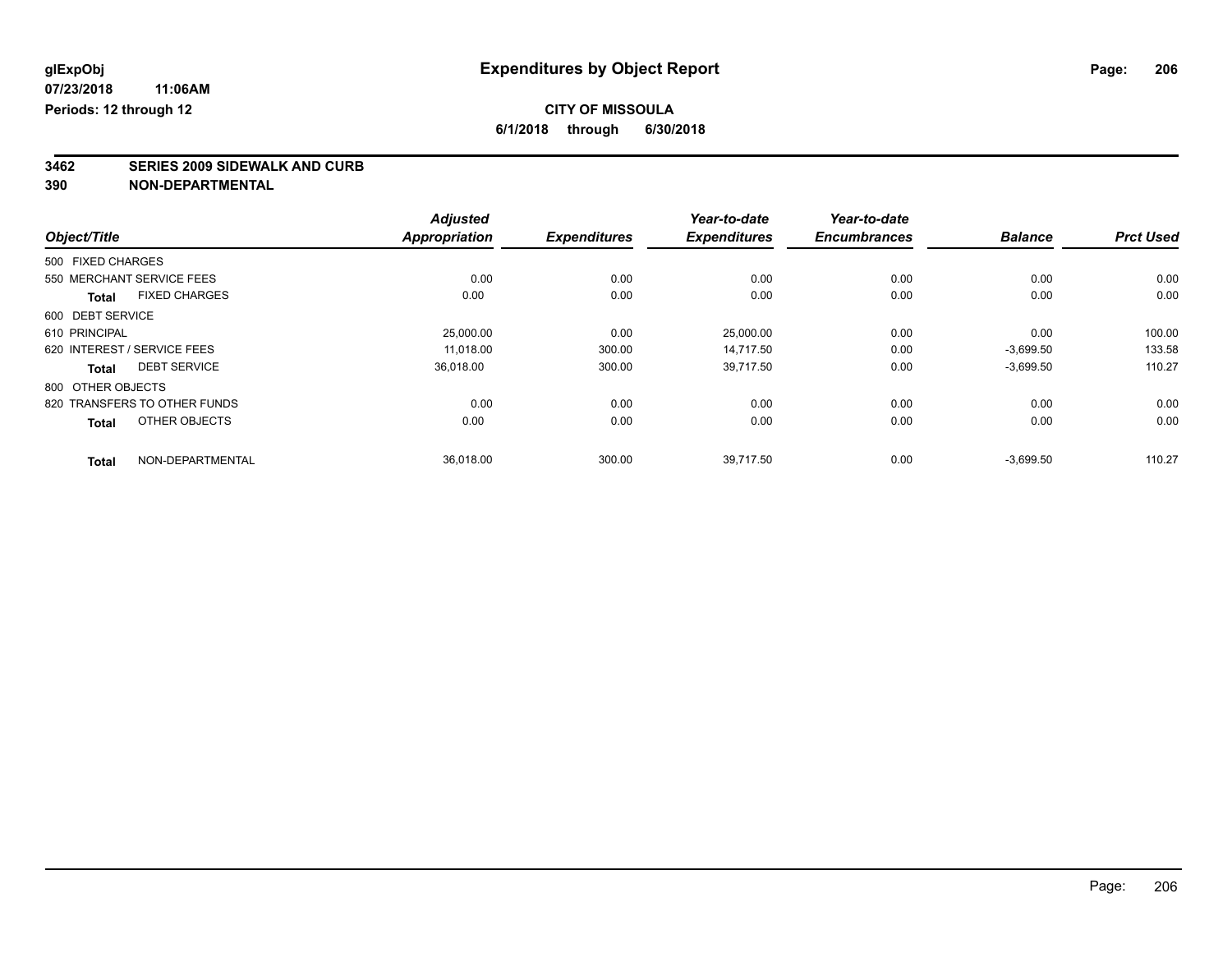glExpObj
07/23/2018 11:06AM
Periods: 12 through 12

# Expenditures by Object Report

**CITY OF MISSOULA**
**6/1/2018 through 6/30/2018**

## 3462 SERIES 2009 SIDEWALK AND CURB
## 390 NON-DEPARTMENTAL

| Object/Title | Adjusted Appropriation | Expenditures | Year-to-date Expenditures | Year-to-date Encumbrances | Balance | Prct Used |
|---|---|---|---|---|---|---|
| 500 FIXED CHARGES | | | | | | |
| 550 MERCHANT SERVICE FEES | 0.00 | 0.00 | 0.00 | 0.00 | 0.00 | 0.00 |
| **Total** FIXED CHARGES | 0.00 | 0.00 | 0.00 | 0.00 | 0.00 | 0.00 |
| 600 DEBT SERVICE | | | | | | |
| 610 PRINCIPAL | 25,000.00 | 0.00 | 25,000.00 | 0.00 | 0.00 | 100.00 |
| 620 INTEREST / SERVICE FEES | 11,018.00 | 300.00 | 14,717.50 | 0.00 | -3,699.50 | 133.58 |
| **Total** DEBT SERVICE | 36,018.00 | 300.00 | 39,717.50 | 0.00 | -3,699.50 | 110.27 |
| 800 OTHER OBJECTS | | | | | | |
| 820 TRANSFERS TO OTHER FUNDS | 0.00 | 0.00 | 0.00 | 0.00 | 0.00 | 0.00 |
| **Total** OTHER OBJECTS | 0.00 | 0.00 | 0.00 | 0.00 | 0.00 | 0.00 |
| **Total** NON-DEPARTMENTAL | 36,018.00 | 300.00 | 39,717.50 | 0.00 | -3,699.50 | 110.27 |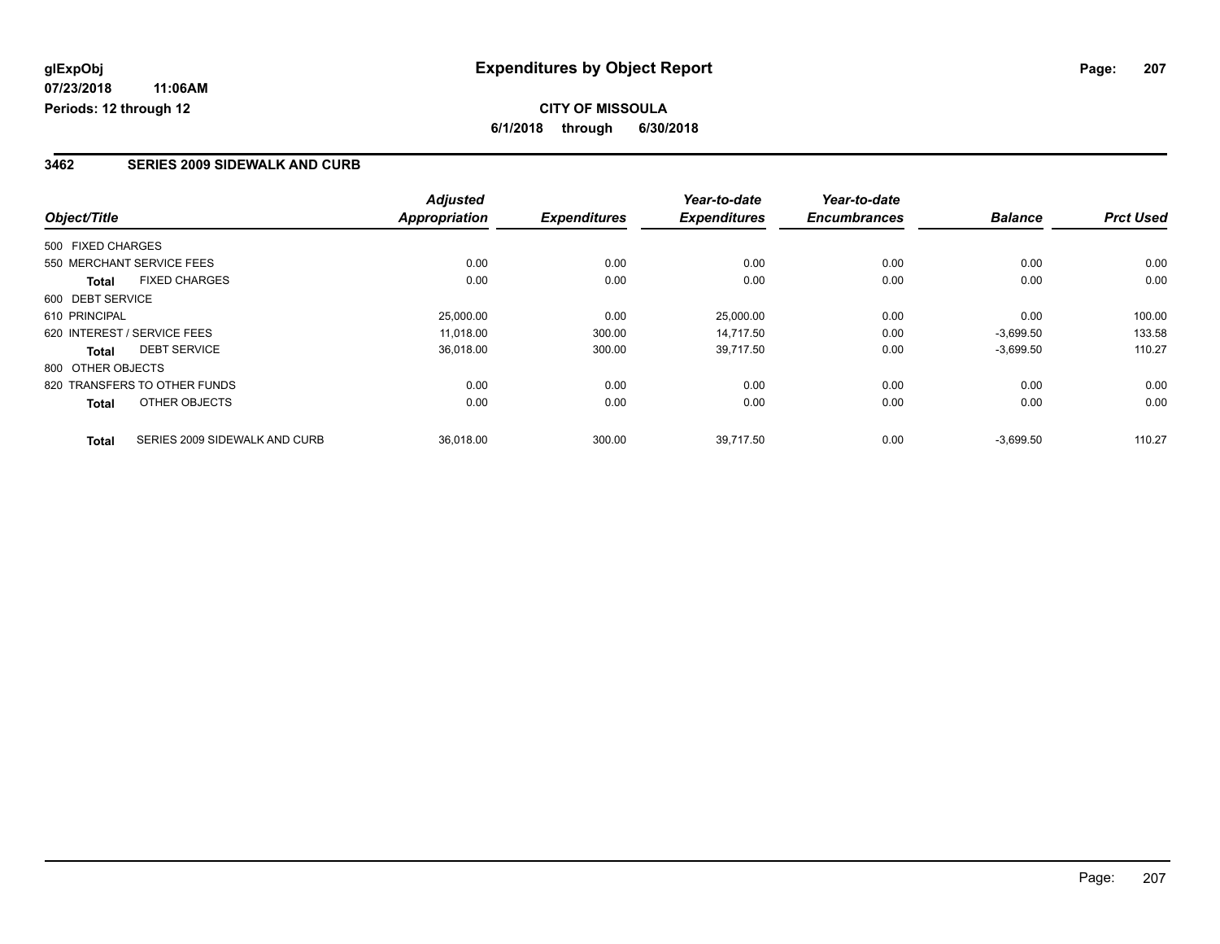glExpObj
07/23/2018 11:06AM
Periods: 12 through 12

# Expenditures by Object Report

**CITY OF MISSOULA**

**6/1/2018 through 6/30/2018**

## 3462 SERIES 2009 SIDEWALK AND CURB

| Object/Title | | Adjusted Appropriation | Expenditures | Year-to-date Expenditures | Year-to-date Encumbrances | Balance | Prct Used |
|---|---|---|---|---|---|---|---|
| 500 FIXED CHARGES | | | | | | | |
| 550 MERCHANT SERVICE FEES | | 0.00 | 0.00 | 0.00 | 0.00 | 0.00 | 0.00 |
| **Total** | FIXED CHARGES | 0.00 | 0.00 | 0.00 | 0.00 | 0.00 | 0.00 |
| 600 DEBT SERVICE | | | | | | | |
| 610 PRINCIPAL | | 25,000.00 | 0.00 | 25,000.00 | 0.00 | 0.00 | 100.00 |
| 620 INTEREST / SERVICE FEES | | 11,018.00 | 300.00 | 14,717.50 | 0.00 | -3,699.50 | 133.58 |
| **Total** | DEBT SERVICE | 36,018.00 | 300.00 | 39,717.50 | 0.00 | -3,699.50 | 110.27 |
| 800 OTHER OBJECTS | | | | | | | |
| 820 TRANSFERS TO OTHER FUNDS | | 0.00 | 0.00 | 0.00 | 0.00 | 0.00 | 0.00 |
| **Total** | OTHER OBJECTS | 0.00 | 0.00 | 0.00 | 0.00 | 0.00 | 0.00 |
| **Total** | SERIES 2009 SIDEWALK AND CURB | 36,018.00 | 300.00 | 39,717.50 | 0.00 | -3,699.50 | 110.27 |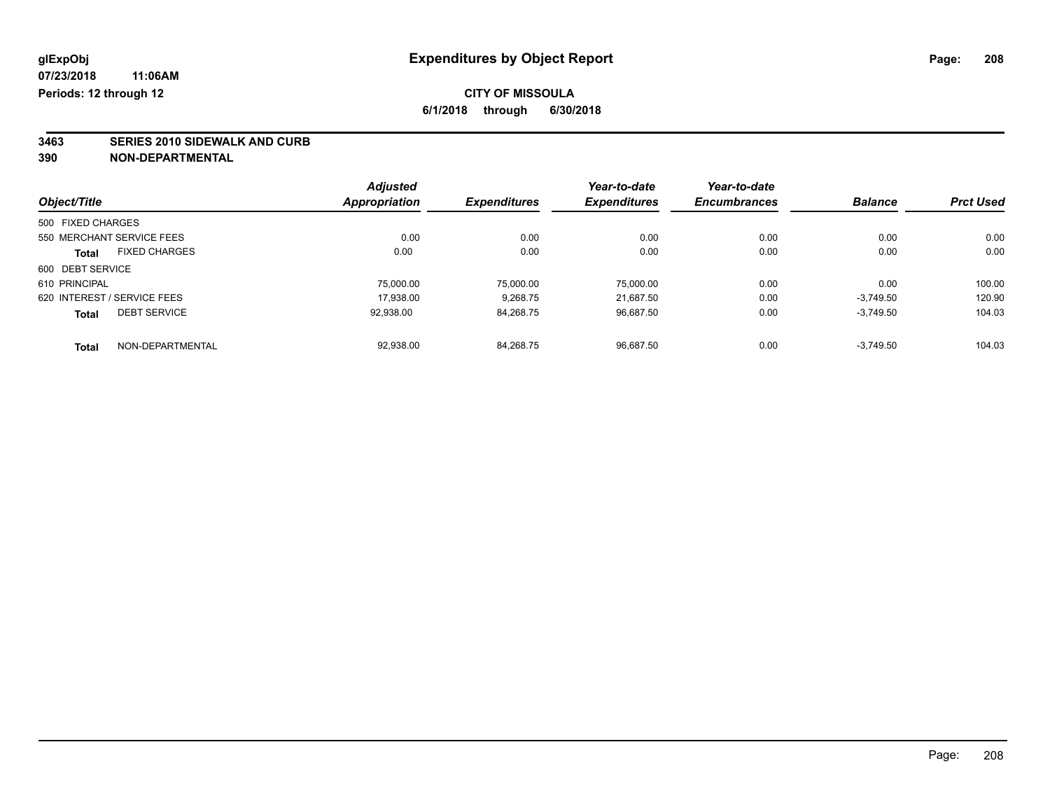**glExpObj** **Expenditures by Object Report**

**07/23/2018 11:06AM**

**Periods: 12 through 12**

**CITY OF MISSOULA**

**6/1/2018 through 6/30/2018**

**3463 SERIES 2010 SIDEWALK AND CURB**

**390 NON-DEPARTMENTAL**

| Object/Title | Adjusted Appropriation | Expenditures | Year-to-date Expenditures | Year-to-date Encumbrances | Balance | Prct Used |
|---|---|---|---|---|---|---|
| 500 FIXED CHARGES | | | | | | |
| 550 MERCHANT SERVICE FEES | 0.00 | 0.00 | 0.00 | 0.00 | 0.00 | 0.00 |
| **Total** FIXED CHARGES | 0.00 | 0.00 | 0.00 | 0.00 | 0.00 | 0.00 |
| 600 DEBT SERVICE | | | | | | |
| 610 PRINCIPAL | 75,000.00 | 75,000.00 | 75,000.00 | 0.00 | 0.00 | 100.00 |
| 620 INTEREST / SERVICE FEES | 17,938.00 | 9,268.75 | 21,687.50 | 0.00 | -3,749.50 | 120.90 |
| **Total** DEBT SERVICE | 92,938.00 | 84,268.75 | 96,687.50 | 0.00 | -3,749.50 | 104.03 |
| **Total** NON-DEPARTMENTAL | 92,938.00 | 84,268.75 | 96,687.50 | 0.00 | -3,749.50 | 104.03 |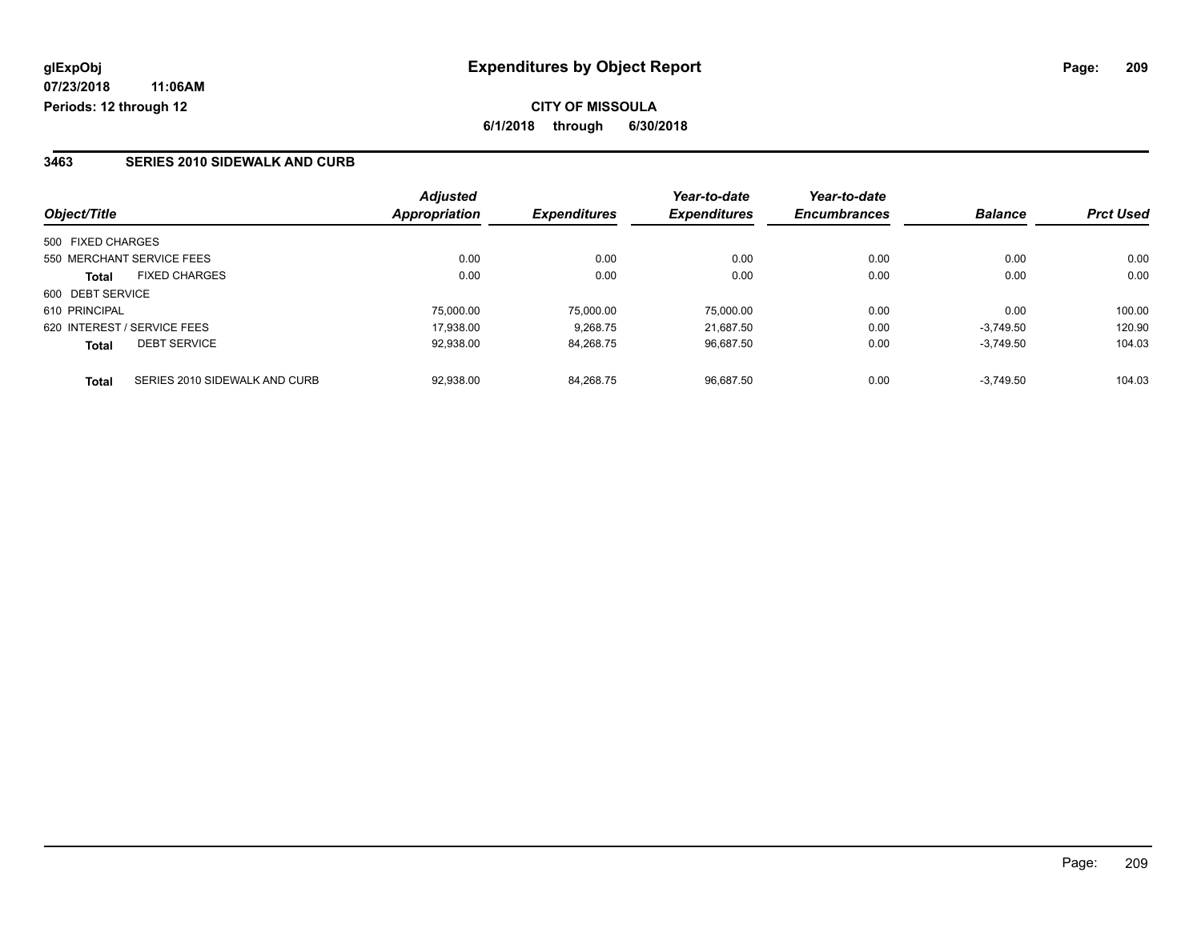**glExpObj**
**07/23/2018 11:06AM**
**Periods: 12 through 12**

# Expenditures by Object Report

**CITY OF MISSOULA**
**6/1/2018 through 6/30/2018**

## 3463 SERIES 2010 SIDEWALK AND CURB

| Object/Title | | Adjusted Appropriation | Expenditures | Year-to-date Expenditures | Year-to-date Encumbrances | Balance | Prct Used |
|---|---|---|---|---|---|---|---|
| 500 FIXED CHARGES | | | | | | | |
| 550 MERCHANT SERVICE FEES | | 0.00 | 0.00 | 0.00 | 0.00 | 0.00 | 0.00 |
| **Total** | FIXED CHARGES | 0.00 | 0.00 | 0.00 | 0.00 | 0.00 | 0.00 |
| 600 DEBT SERVICE | | | | | | | |
| 610 PRINCIPAL | | 75,000.00 | 75,000.00 | 75,000.00 | 0.00 | 0.00 | 100.00 |
| 620 INTEREST / SERVICE FEES | | 17,938.00 | 9,268.75 | 21,687.50 | 0.00 | -3,749.50 | 120.90 |
| **Total** | DEBT SERVICE | 92,938.00 | 84,268.75 | 96,687.50 | 0.00 | -3,749.50 | 104.03 |
| **Total** | SERIES 2010 SIDEWALK AND CURB | 92,938.00 | 84,268.75 | 96,687.50 | 0.00 | -3,749.50 | 104.03 |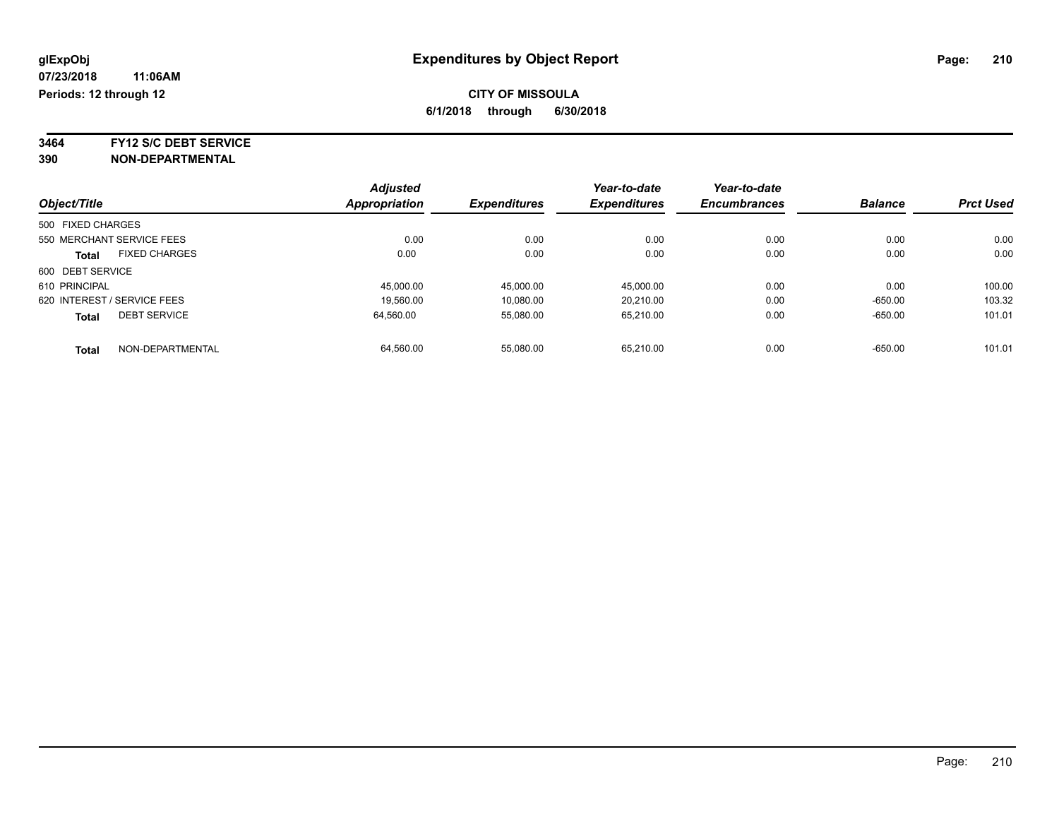glExpObj
07/23/2018 11:06AM
Periods: 12 through 12

# Expenditures by Object Report

**CITY OF MISSOULA**

**6/1/2018 through 6/30/2018**

**3464 FY12 S/C DEBT SERVICE**
**390 NON-DEPARTMENTAL**

| Object/Title | Adjusted Appropriation | Expenditures | Year-to-date Expenditures | Year-to-date Encumbrances | Balance | Prct Used |
|---|---|---|---|---|---|---|
| 500 FIXED CHARGES | | | | | | |
| 550 MERCHANT SERVICE FEES | 0.00 | 0.00 | 0.00 | 0.00 | 0.00 | 0.00 |
| **Total** FIXED CHARGES | 0.00 | 0.00 | 0.00 | 0.00 | 0.00 | 0.00 |
| 600 DEBT SERVICE | | | | | | |
| 610 PRINCIPAL | 45,000.00 | 45,000.00 | 45,000.00 | 0.00 | 0.00 | 100.00 |
| 620 INTEREST / SERVICE FEES | 19,560.00 | 10,080.00 | 20,210.00 | 0.00 | -650.00 | 103.32 |
| **Total** DEBT SERVICE | 64,560.00 | 55,080.00 | 65,210.00 | 0.00 | -650.00 | 101.01 |
| **Total** NON-DEPARTMENTAL | 64,560.00 | 55,080.00 | 65,210.00 | 0.00 | -650.00 | 101.01 |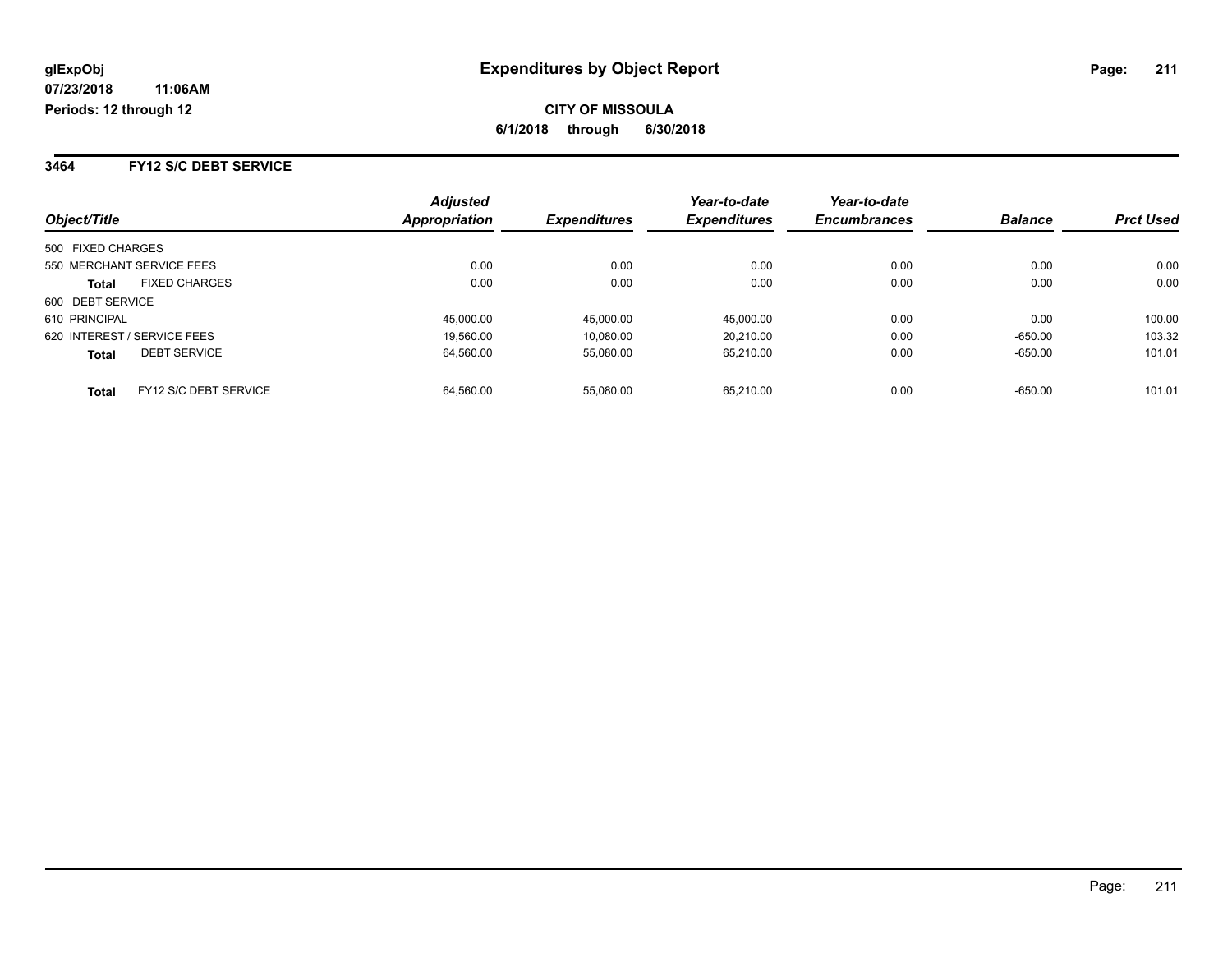**glExpObj**
**07/23/2018 11:06AM**
**Periods: 12 through 12**

# Expenditures by Object Report

**CITY OF MISSOULA**
**6/1/2018 through 6/30/2018**

## 3464 FY12 S/C DEBT SERVICE

| Object/Title | | Adjusted Appropriation | Expenditures | Year-to-date Expenditures | Year-to-date Encumbrances | Balance | Prct Used |
|---|---|---|---|---|---|---|---|
| 500 FIXED CHARGES | | | | | | | |
| 550 MERCHANT SERVICE FEES | | 0.00 | 0.00 | 0.00 | 0.00 | 0.00 | 0.00 |
| **Total** | FIXED CHARGES | 0.00 | 0.00 | 0.00 | 0.00 | 0.00 | 0.00 |
| 600 DEBT SERVICE | | | | | | | |
| 610 PRINCIPAL | | 45,000.00 | 45,000.00 | 45,000.00 | 0.00 | 0.00 | 100.00 |
| 620 INTEREST / SERVICE FEES | | 19,560.00 | 10,080.00 | 20,210.00 | 0.00 | -650.00 | 103.32 |
| **Total** | DEBT SERVICE | 64,560.00 | 55,080.00 | 65,210.00 | 0.00 | -650.00 | 101.01 |
| **Total** | FY12 S/C DEBT SERVICE | 64,560.00 | 55,080.00 | 65,210.00 | 0.00 | -650.00 | 101.01 |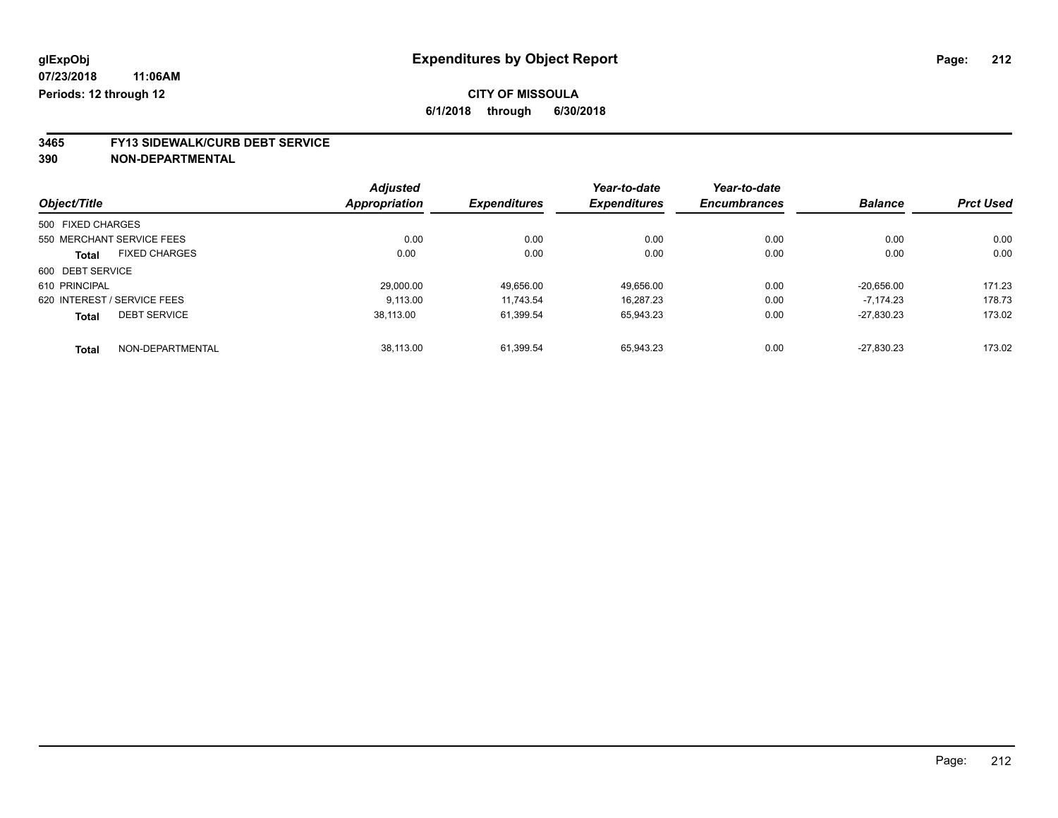# Expenditures by Object Report

glExpObj
07/23/2018 11:06AM
Periods: 12 through 12

**CITY OF MISSOULA**
**6/1/2018 through 6/30/2018**

## 3465 FY13 SIDEWALK/CURB DEBT SERVICE
## 390 NON-DEPARTMENTAL

| Object/Title | Adjusted Appropriation | Expenditures | Year-to-date Expenditures | Year-to-date Encumbrances | Balance | Prct Used |
|---|---|---|---|---|---|---|
| 500 FIXED CHARGES | | | | | | |
| 550 MERCHANT SERVICE FEES | 0.00 | 0.00 | 0.00 | 0.00 | 0.00 | 0.00 |
| **Total** FIXED CHARGES | 0.00 | 0.00 | 0.00 | 0.00 | 0.00 | 0.00 |
| 600 DEBT SERVICE | | | | | | |
| 610 PRINCIPAL | 29,000.00 | 49,656.00 | 49,656.00 | 0.00 | -20,656.00 | 171.23 |
| 620 INTEREST / SERVICE FEES | 9,113.00 | 11,743.54 | 16,287.23 | 0.00 | -7,174.23 | 178.73 |
| **Total** DEBT SERVICE | 38,113.00 | 61,399.54 | 65,943.23 | 0.00 | -27,830.23 | 173.02 |
| **Total** NON-DEPARTMENTAL | 38,113.00 | 61,399.54 | 65,943.23 | 0.00 | -27,830.23 | 173.02 |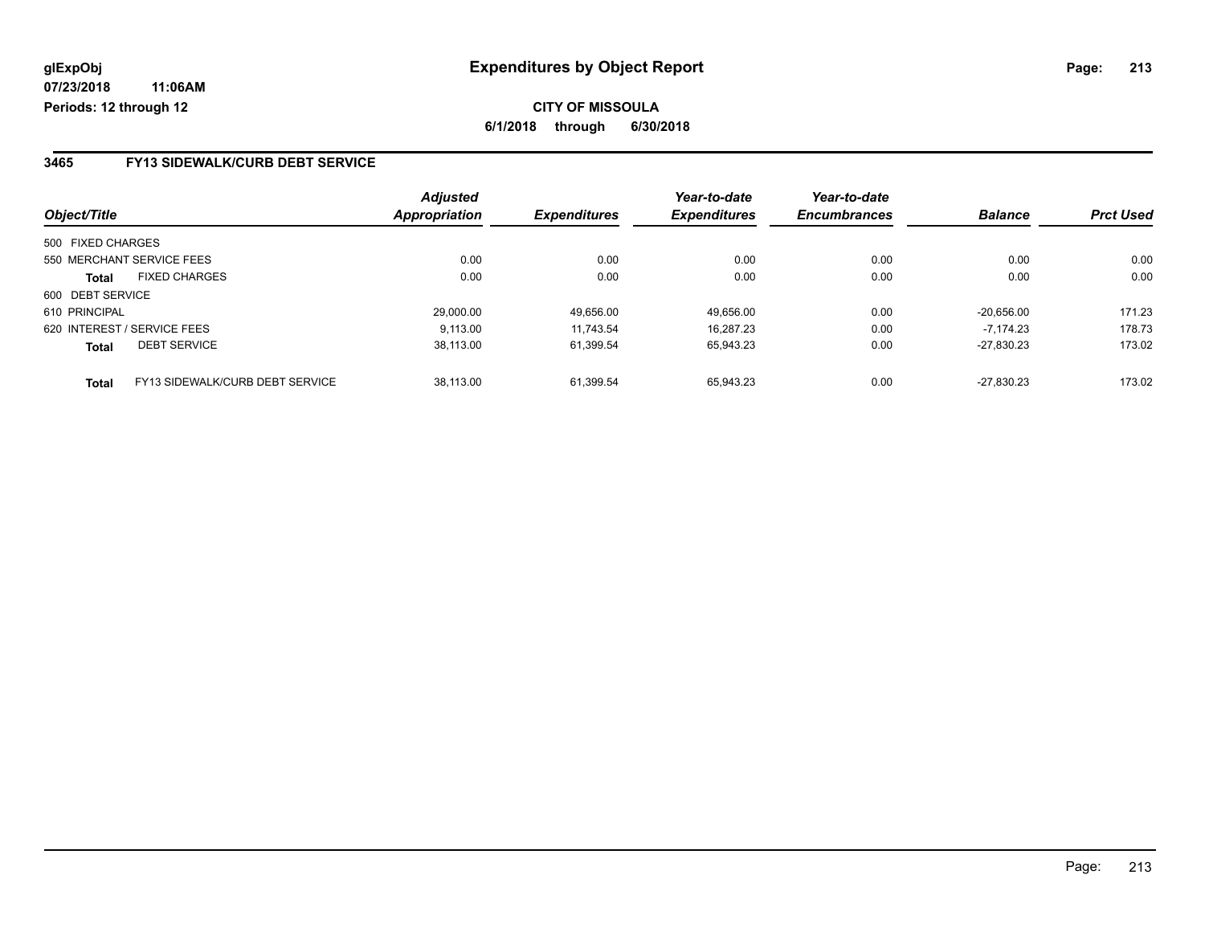**glExpObj**
**07/23/2018 11:06AM**
**Periods: 12 through 12**

# Expenditures by Object Report

**CITY OF MISSOULA**
**6/1/2018 through 6/30/2018**

## 3465 FY13 SIDEWALK/CURB DEBT SERVICE

| Object/Title | | Adjusted Appropriation | Expenditures | Year-to-date Expenditures | Year-to-date Encumbrances | Balance | Prct Used |
|---|---|---|---|---|---|---|---|
| 500 FIXED CHARGES | | | | | | | |
| 550 MERCHANT SERVICE FEES | | 0.00 | 0.00 | 0.00 | 0.00 | 0.00 | 0.00 |
| **Total** | FIXED CHARGES | 0.00 | 0.00 | 0.00 | 0.00 | 0.00 | 0.00 |
| 600 DEBT SERVICE | | | | | | | |
| 610 PRINCIPAL | | 29,000.00 | 49,656.00 | 49,656.00 | 0.00 | -20,656.00 | 171.23 |
| 620 INTEREST / SERVICE FEES | | 9,113.00 | 11,743.54 | 16,287.23 | 0.00 | -7,174.23 | 178.73 |
| **Total** | DEBT SERVICE | 38,113.00 | 61,399.54 | 65,943.23 | 0.00 | -27,830.23 | 173.02 |
| **Total** | FY13 SIDEWALK/CURB DEBT SERVICE | 38,113.00 | 61,399.54 | 65,943.23 | 0.00 | -27,830.23 | 173.02 |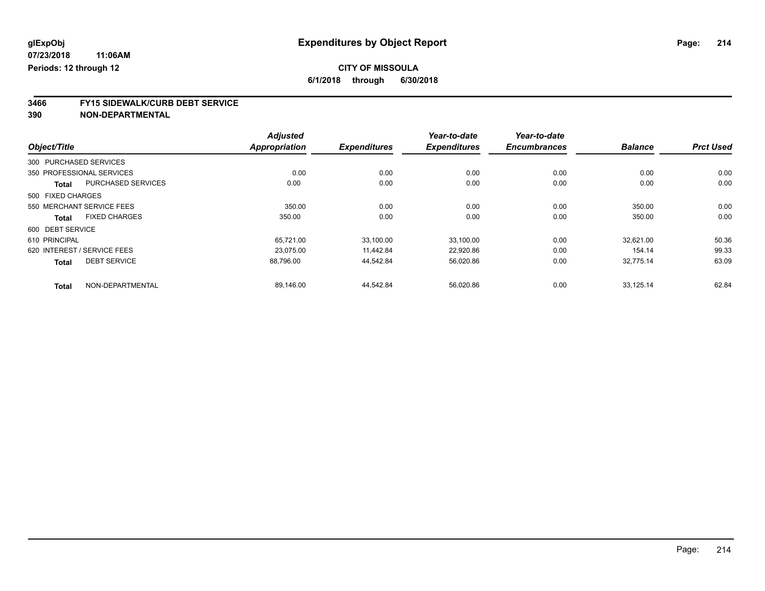**glExpObj**
**07/23/2018 11:06AM**
**Periods: 12 through 12**

# Expenditures by Object Report

**CITY OF MISSOULA**
**6/1/2018 through 6/30/2018**

## 3466 FY15 SIDEWALK/CURB DEBT SERVICE
## 390 NON-DEPARTMENTAL

| Object/Title | | Adjusted Appropriation | Expenditures | Year-to-date Expenditures | Year-to-date Encumbrances | Balance | Prct Used |
|---|---|---|---|---|---|---|---|
| 300 PURCHASED SERVICES | | | | | | | |
| 350 PROFESSIONAL SERVICES | | 0.00 | 0.00 | 0.00 | 0.00 | 0.00 | 0.00 |
| **Total** | PURCHASED SERVICES | 0.00 | 0.00 | 0.00 | 0.00 | 0.00 | 0.00 |
| 500 FIXED CHARGES | | | | | | | |
| 550 MERCHANT SERVICE FEES | | 350.00 | 0.00 | 0.00 | 0.00 | 350.00 | 0.00 |
| **Total** | FIXED CHARGES | 350.00 | 0.00 | 0.00 | 0.00 | 350.00 | 0.00 |
| 600 DEBT SERVICE | | | | | | | |
| 610 PRINCIPAL | | 65,721.00 | 33,100.00 | 33,100.00 | 0.00 | 32,621.00 | 50.36 |
| 620 INTEREST / SERVICE FEES | | 23,075.00 | 11,442.84 | 22,920.86 | 0.00 | 154.14 | 99.33 |
| **Total** | DEBT SERVICE | 88,796.00 | 44,542.84 | 56,020.86 | 0.00 | 32,775.14 | 63.09 |
| **Total** | NON-DEPARTMENTAL | 89,146.00 | 44,542.84 | 56,020.86 | 0.00 | 33,125.14 | 62.84 |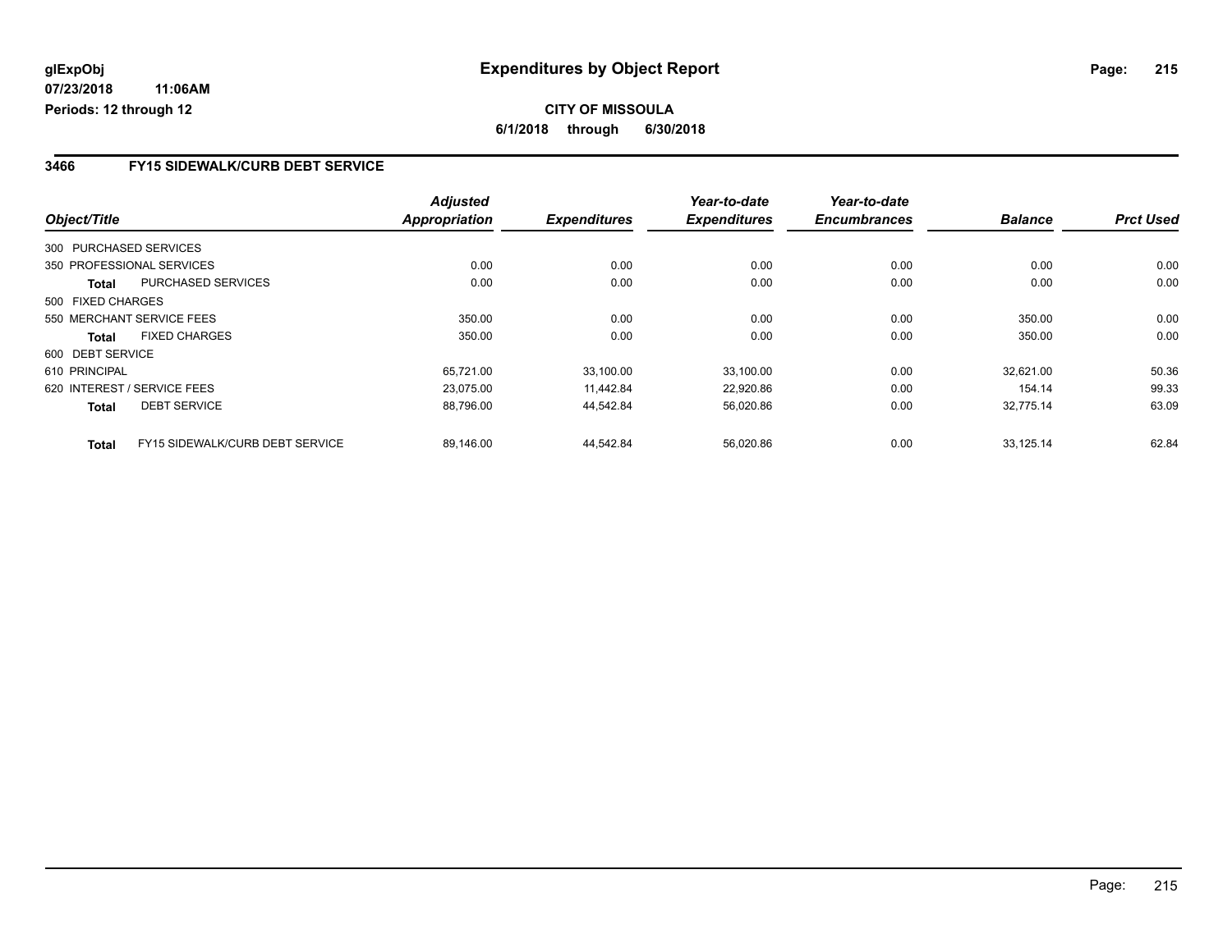**glExpObj** 
**07/23/2018 11:06AM** 
**Periods: 12 through 12**

# Expenditures by Object Report

**CITY OF MISSOULA** 
**6/1/2018 through 6/30/2018**

## 3466 FY15 SIDEWALK/CURB DEBT SERVICE

| Object/Title | | Adjusted Appropriation | Expenditures | Year-to-date Expenditures | Year-to-date Encumbrances | Balance | Prct Used |
|---|---|---|---|---|---|---|---|
| 300 PURCHASED SERVICES | | | | | | | |
| 350 PROFESSIONAL SERVICES | | 0.00 | 0.00 | 0.00 | 0.00 | 0.00 | 0.00 |
| **Total** | PURCHASED SERVICES | 0.00 | 0.00 | 0.00 | 0.00 | 0.00 | 0.00 |
| 500 FIXED CHARGES | | | | | | | |
| 550 MERCHANT SERVICE FEES | | 350.00 | 0.00 | 0.00 | 0.00 | 350.00 | 0.00 |
| **Total** | FIXED CHARGES | 350.00 | 0.00 | 0.00 | 0.00 | 350.00 | 0.00 |
| 600 DEBT SERVICE | | | | | | | |
| 610 PRINCIPAL | | 65,721.00 | 33,100.00 | 33,100.00 | 0.00 | 32,621.00 | 50.36 |
| 620 INTEREST / SERVICE FEES | | 23,075.00 | 11,442.84 | 22,920.86 | 0.00 | 154.14 | 99.33 |
| **Total** | DEBT SERVICE | 88,796.00 | 44,542.84 | 56,020.86 | 0.00 | 32,775.14 | 63.09 |
| **Total** | FY15 SIDEWALK/CURB DEBT SERVICE | 89,146.00 | 44,542.84 | 56,020.86 | 0.00 | 33,125.14 | 62.84 |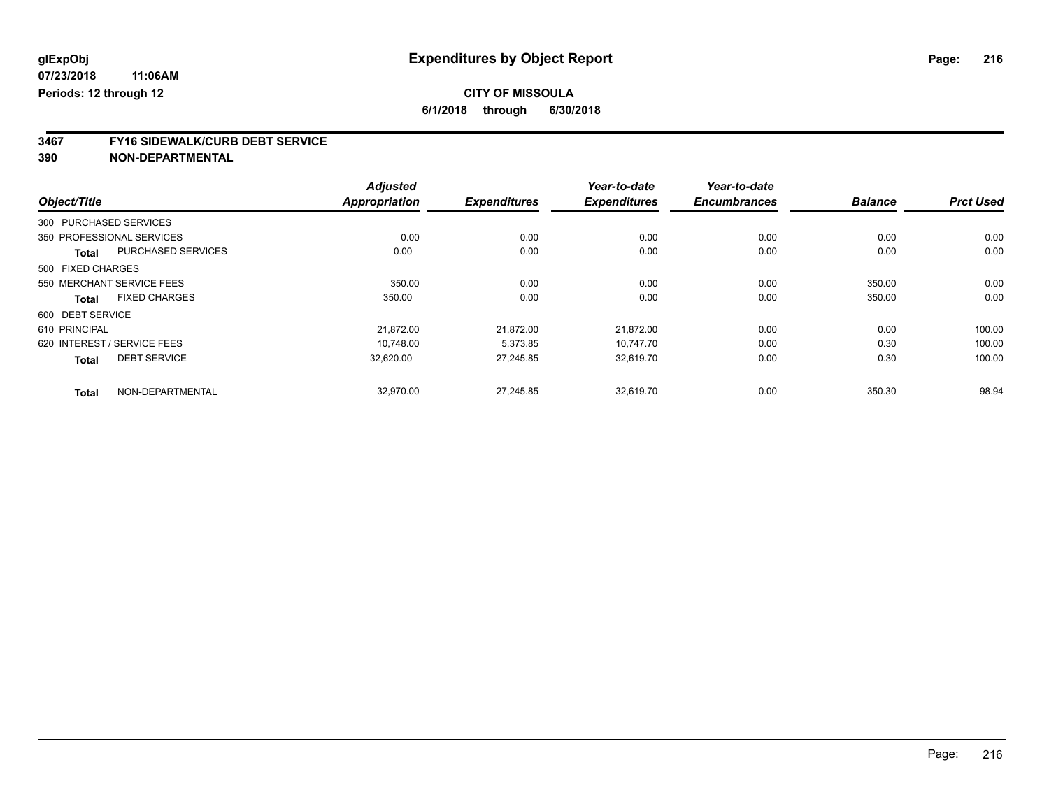glExpObj
07/23/2018 11:06AM
Periods: 12 through 12

# Expenditures by Object Report

**CITY OF MISSOULA**
**6/1/2018 through 6/30/2018**

**3467 FY16 SIDEWALK/CURB DEBT SERVICE**
**390 NON-DEPARTMENTAL**

| Object/Title | | Adjusted Appropriation | Expenditures | Year-to-date Expenditures | Year-to-date Encumbrances | Balance | Prct Used |
|---|---|---|---|---|---|---|---|
| 300 PURCHASED SERVICES | | | | | | | |
| 350 PROFESSIONAL SERVICES | | 0.00 | 0.00 | 0.00 | 0.00 | 0.00 | 0.00 |
| **Total** | PURCHASED SERVICES | 0.00 | 0.00 | 0.00 | 0.00 | 0.00 | 0.00 |
| 500 FIXED CHARGES | | | | | | | |
| 550 MERCHANT SERVICE FEES | | 350.00 | 0.00 | 0.00 | 0.00 | 350.00 | 0.00 |
| **Total** | FIXED CHARGES | 350.00 | 0.00 | 0.00 | 0.00 | 350.00 | 0.00 |
| 600 DEBT SERVICE | | | | | | | |
| 610 PRINCIPAL | | 21,872.00 | 21,872.00 | 21,872.00 | 0.00 | 0.00 | 100.00 |
| 620 INTEREST / SERVICE FEES | | 10,748.00 | 5,373.85 | 10,747.70 | 0.00 | 0.30 | 100.00 |
| **Total** | DEBT SERVICE | 32,620.00 | 27,245.85 | 32,619.70 | 0.00 | 0.30 | 100.00 |
| **Total** | NON-DEPARTMENTAL | 32,970.00 | 27,245.85 | 32,619.70 | 0.00 | 350.30 | 98.94 |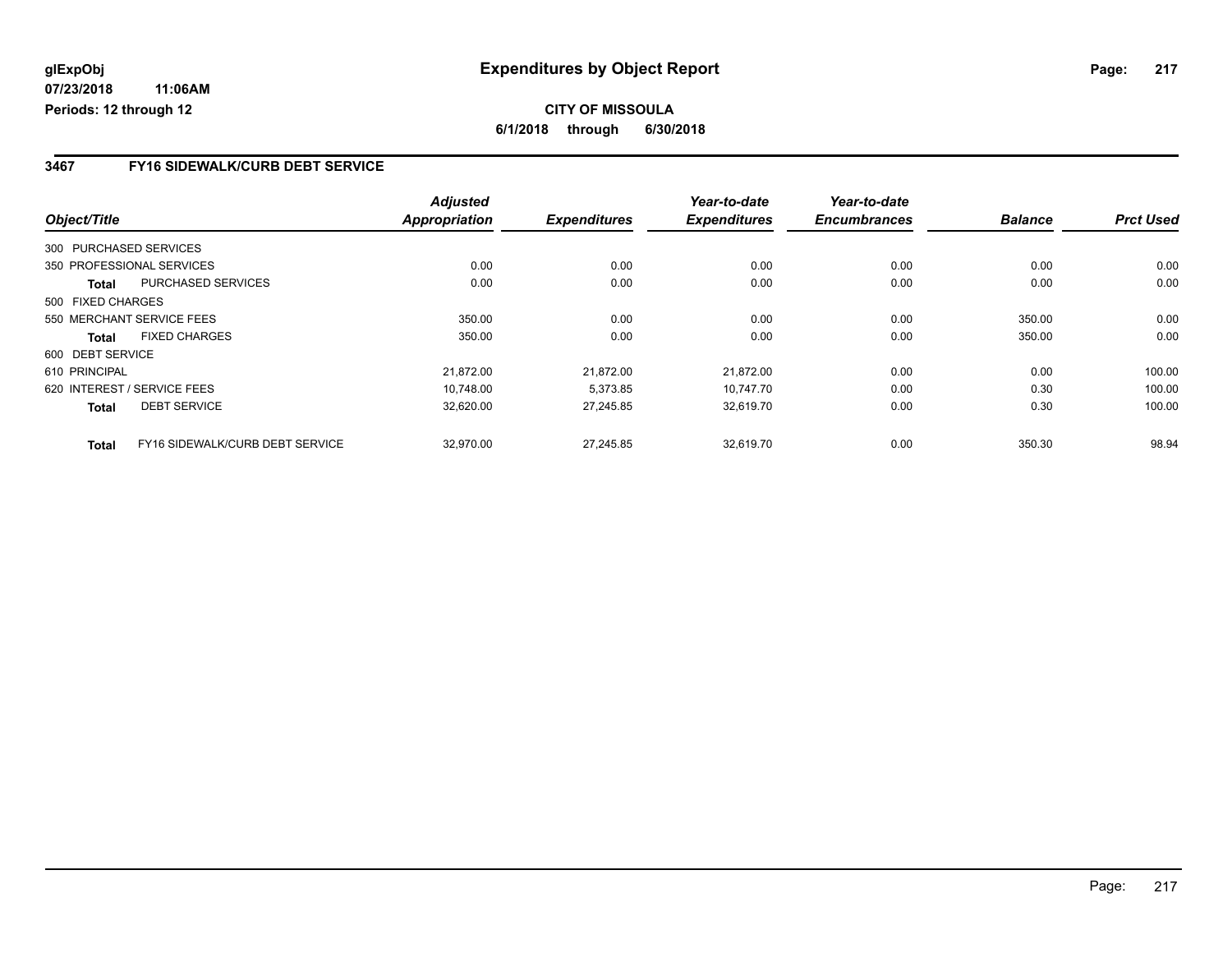glExpObj
07/23/2018 11:06AM
Periods: 12 through 12

# Expenditures by Object Report

**CITY OF MISSOULA**

**6/1/2018 through 6/30/2018**

## 3467 FY16 SIDEWALK/CURB DEBT SERVICE

| Object/Title | | Adjusted Appropriation | Expenditures | Year-to-date Expenditures | Year-to-date Encumbrances | Balance | Prct Used |
|---|---|---|---|---|---|---|---|
| 300 PURCHASED SERVICES | | | | | | | |
| 350 PROFESSIONAL SERVICES | | 0.00 | 0.00 | 0.00 | 0.00 | 0.00 | 0.00 |
| **Total** | PURCHASED SERVICES | 0.00 | 0.00 | 0.00 | 0.00 | 0.00 | 0.00 |
| 500 FIXED CHARGES | | | | | | | |
| 550 MERCHANT SERVICE FEES | | 350.00 | 0.00 | 0.00 | 0.00 | 350.00 | 0.00 |
| **Total** | FIXED CHARGES | 350.00 | 0.00 | 0.00 | 0.00 | 350.00 | 0.00 |
| 600 DEBT SERVICE | | | | | | | |
| 610 PRINCIPAL | | 21,872.00 | 21,872.00 | 21,872.00 | 0.00 | 0.00 | 100.00 |
| 620 INTEREST / SERVICE FEES | | 10,748.00 | 5,373.85 | 10,747.70 | 0.00 | 0.30 | 100.00 |
| **Total** | DEBT SERVICE | 32,620.00 | 27,245.85 | 32,619.70 | 0.00 | 0.30 | 100.00 |
| **Total** | FY16 SIDEWALK/CURB DEBT SERVICE | 32,970.00 | 27,245.85 | 32,619.70 | 0.00 | 350.30 | 98.94 |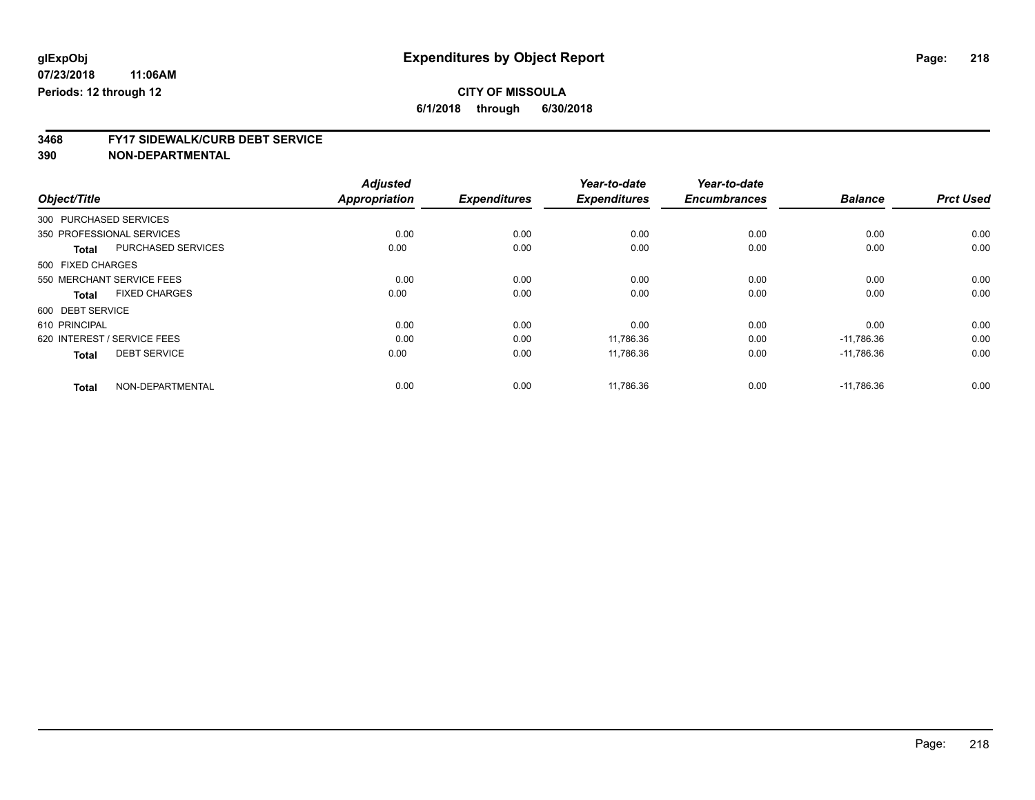# Expenditures by Object Report

glExpObj
07/23/2018 11:06AM
Periods: 12 through 12

**CITY OF MISSOULA**
**6/1/2018 through 6/30/2018**

## 3468 FY17 SIDEWALK/CURB DEBT SERVICE
## 390 NON-DEPARTMENTAL

| Object/Title | | Adjusted Appropriation | Expenditures | Year-to-date Expenditures | Year-to-date Encumbrances | Balance | Prct Used |
|---|---|---|---|---|---|---|---|
| 300 PURCHASED SERVICES | | | | | | | |
| 350 PROFESSIONAL SERVICES | | 0.00 | 0.00 | 0.00 | 0.00 | 0.00 | 0.00 |
| **Total** | PURCHASED SERVICES | 0.00 | 0.00 | 0.00 | 0.00 | 0.00 | 0.00 |
| 500 FIXED CHARGES | | | | | | | |
| 550 MERCHANT SERVICE FEES | | 0.00 | 0.00 | 0.00 | 0.00 | 0.00 | 0.00 |
| **Total** | FIXED CHARGES | 0.00 | 0.00 | 0.00 | 0.00 | 0.00 | 0.00 |
| 600 DEBT SERVICE | | | | | | | |
| 610 PRINCIPAL | | 0.00 | 0.00 | 0.00 | 0.00 | 0.00 | 0.00 |
| 620 INTEREST / SERVICE FEES | | 0.00 | 0.00 | 11,786.36 | 0.00 | -11,786.36 | 0.00 |
| **Total** | DEBT SERVICE | 0.00 | 0.00 | 11,786.36 | 0.00 | -11,786.36 | 0.00 |
| **Total** | NON-DEPARTMENTAL | 0.00 | 0.00 | 11,786.36 | 0.00 | -11,786.36 | 0.00 |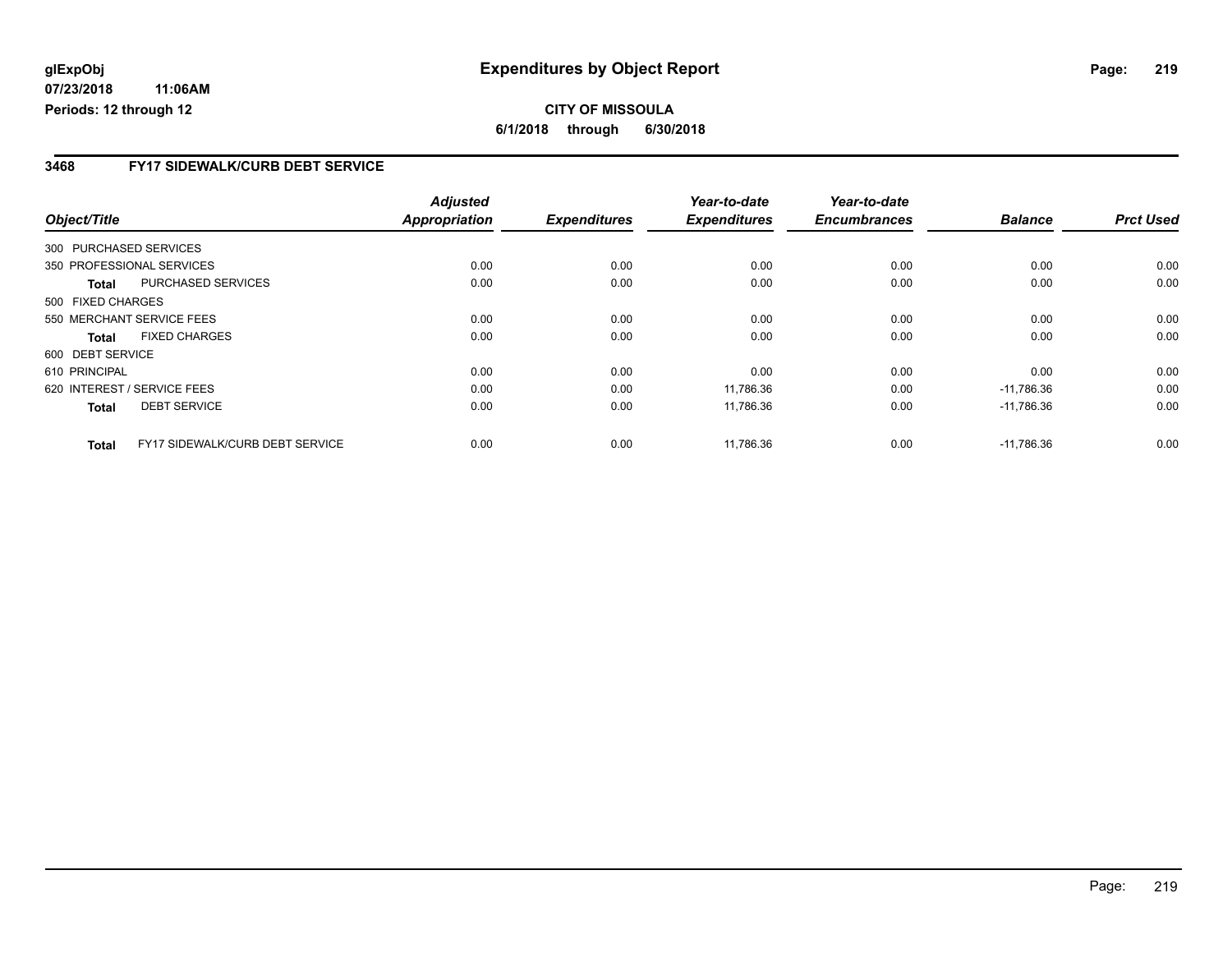**glExpObj**
**07/23/2018 11:06AM**
**Periods: 12 through 12**

# Expenditures by Object Report

**CITY OF MISSOULA**
**6/1/2018 through 6/30/2018**

## 3468 FY17 SIDEWALK/CURB DEBT SERVICE

| Object/Title | Adjusted Appropriation | Expenditures | Year-to-date Expenditures | Year-to-date Encumbrances | Balance | Prct Used |
|---|---|---|---|---|---|---|
| 300 PURCHASED SERVICES | | | | | | |
| 350 PROFESSIONAL SERVICES | 0.00 | 0.00 | 0.00 | 0.00 | 0.00 | 0.00 |
| **Total** PURCHASED SERVICES | 0.00 | 0.00 | 0.00 | 0.00 | 0.00 | 0.00 |
| 500 FIXED CHARGES | | | | | | |
| 550 MERCHANT SERVICE FEES | 0.00 | 0.00 | 0.00 | 0.00 | 0.00 | 0.00 |
| **Total** FIXED CHARGES | 0.00 | 0.00 | 0.00 | 0.00 | 0.00 | 0.00 |
| 600 DEBT SERVICE | | | | | | |
| 610 PRINCIPAL | 0.00 | 0.00 | 0.00 | 0.00 | 0.00 | 0.00 |
| 620 INTEREST / SERVICE FEES | 0.00 | 0.00 | 11,786.36 | 0.00 | -11,786.36 | 0.00 |
| **Total** DEBT SERVICE | 0.00 | 0.00 | 11,786.36 | 0.00 | -11,786.36 | 0.00 |
| **Total** FY17 SIDEWALK/CURB DEBT SERVICE | 0.00 | 0.00 | 11,786.36 | 0.00 | -11,786.36 | 0.00 |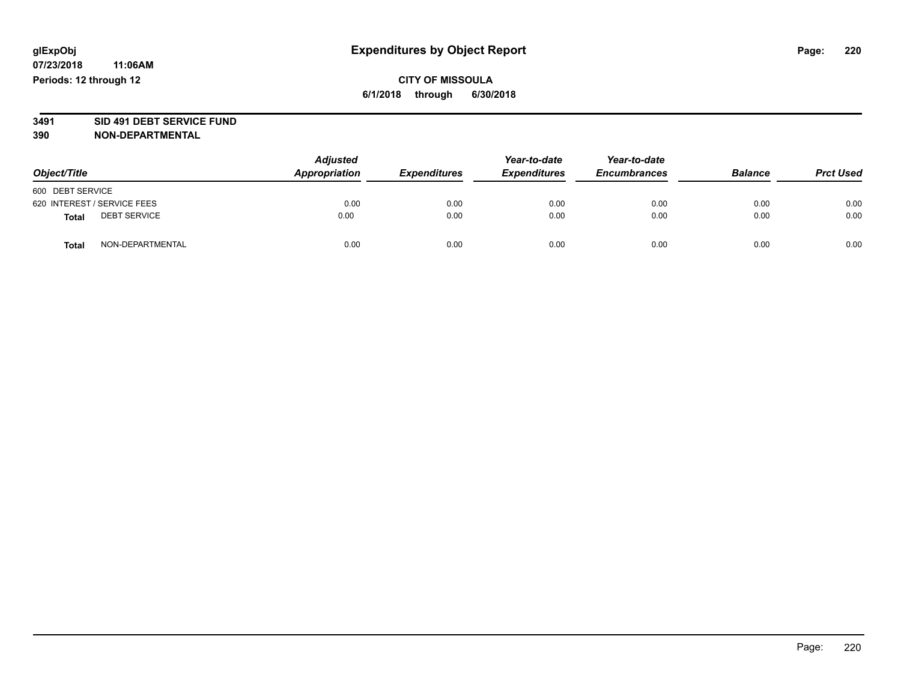**glExpObj**
**07/23/2018 11:06AM**
**Periods: 12 through 12**

# Expenditures by Object Report

**CITY OF MISSOULA**
**6/1/2018 through 6/30/2018**

**3491 SID 491 DEBT SERVICE FUND**
**390 NON-DEPARTMENTAL**

| Object/Title | Adjusted Appropriation | Expenditures | Year-to-date Expenditures | Year-to-date Encumbrances | Balance | Prct Used |
|---|---|---|---|---|---|---|
| 600 DEBT SERVICE | | | | | | |
| 620 INTEREST / SERVICE FEES | 0.00 | 0.00 | 0.00 | 0.00 | 0.00 | 0.00 |
| **Total** DEBT SERVICE | 0.00 | 0.00 | 0.00 | 0.00 | 0.00 | 0.00 |
| **Total** NON-DEPARTMENTAL | 0.00 | 0.00 | 0.00 | 0.00 | 0.00 | 0.00 |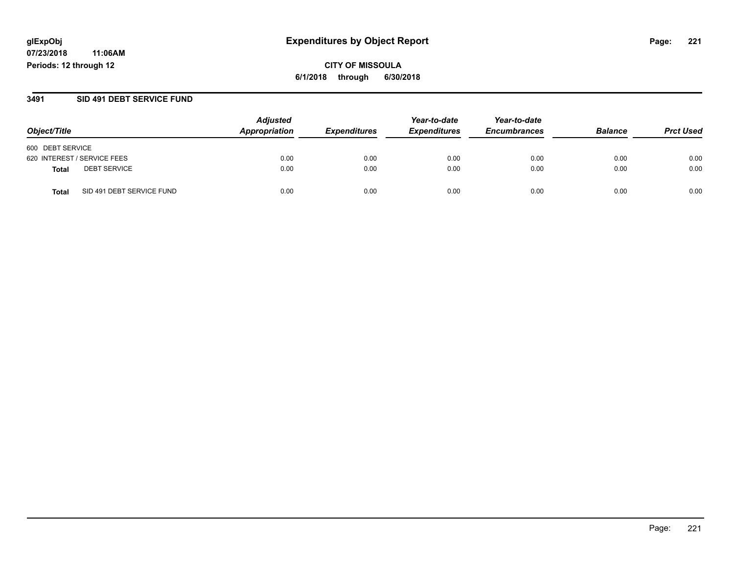glExpObj
07/23/2018 11:06AM
Periods: 12 through 12

# Expenditures by Object Report

**CITY OF MISSOULA**
**6/1/2018 through 6/30/2018**

## 3491 SID 491 DEBT SERVICE FUND

| Object/Title | | Adjusted Appropriation | Expenditures | Year-to-date Expenditures | Year-to-date Encumbrances | Balance | Prct Used |
|---|---|---|---|---|---|---|---|
| 600 DEBT SERVICE | | | | | | | |
| 620 INTEREST / SERVICE FEES | | 0.00 | 0.00 | 0.00 | 0.00 | 0.00 | 0.00 |
| **Total** | DEBT SERVICE | 0.00 | 0.00 | 0.00 | 0.00 | 0.00 | 0.00 |
| **Total** | SID 491 DEBT SERVICE FUND | 0.00 | 0.00 | 0.00 | 0.00 | 0.00 | 0.00 |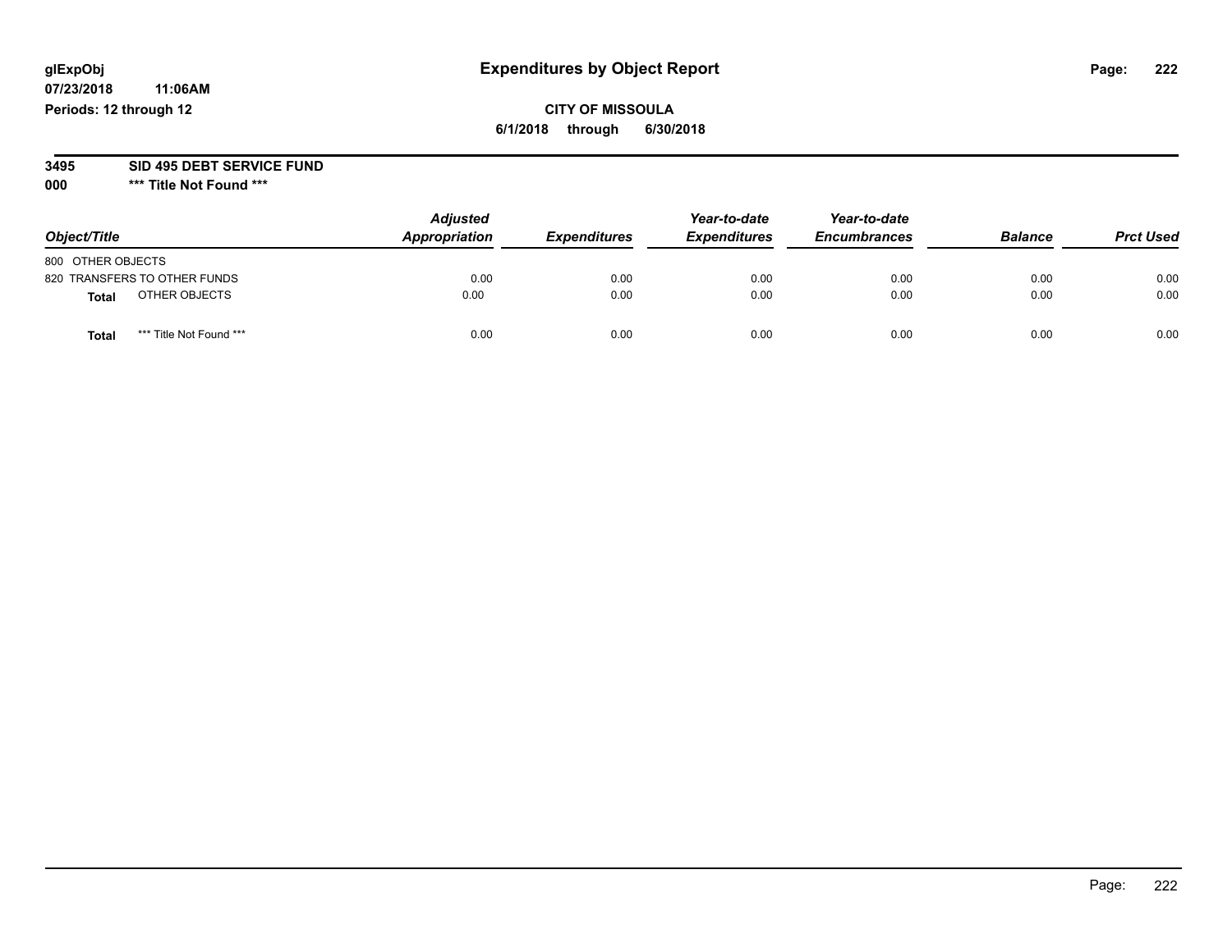glExpObj
07/23/2018 11:06AM
Periods: 12 through 12

# Expenditures by Object Report

**CITY OF MISSOULA**
**6/1/2018 through 6/30/2018**

**3495 SID 495 DEBT SERVICE FUND**
**000 *** Title Not Found *****

| Object/Title | Adjusted Appropriation | Expenditures | Year-to-date Expenditures | Year-to-date Encumbrances | Balance | Prct Used |
|---|---|---|---|---|---|---|
| 800 OTHER OBJECTS | | | | | | |
| 820 TRANSFERS TO OTHER FUNDS | 0.00 | 0.00 | 0.00 | 0.00 | 0.00 | 0.00 |
| **Total** OTHER OBJECTS | 0.00 | 0.00 | 0.00 | 0.00 | 0.00 | 0.00 |
| **Total** *** Title Not Found *** | 0.00 | 0.00 | 0.00 | 0.00 | 0.00 | 0.00 |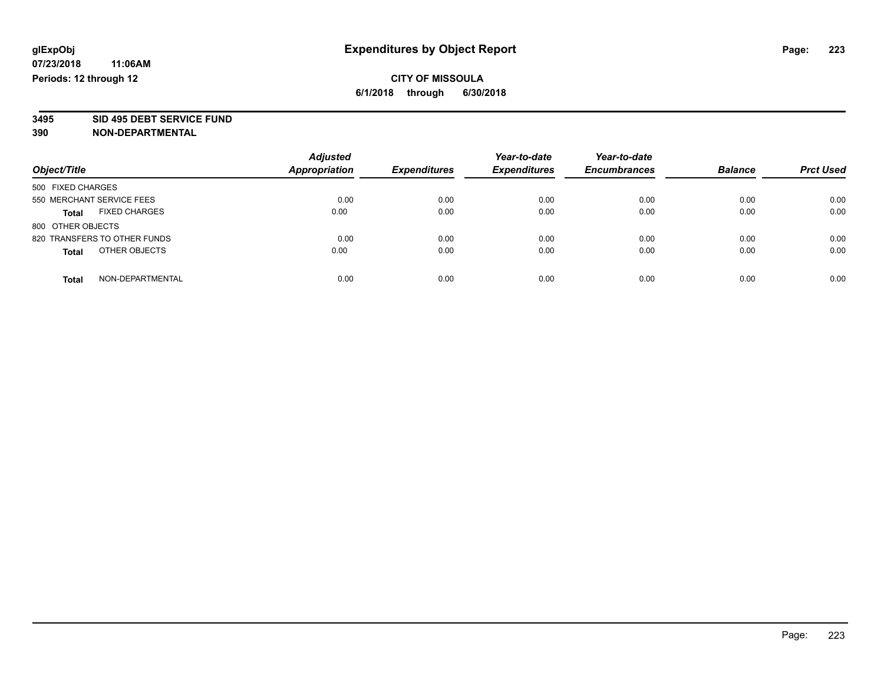**glExpObj**
**07/23/2018 11:06AM**
**Periods: 12 through 12**

# Expenditures by Object Report

**CITY OF MISSOULA**
**6/1/2018 through 6/30/2018**

**3495 SID 495 DEBT SERVICE FUND**
**390 NON-DEPARTMENTAL**

| Object/Title | Adjusted Appropriation | Expenditures | Year-to-date Expenditures | Year-to-date Encumbrances | Balance | Prct Used |
|---|---|---|---|---|---|---|
| 500 FIXED CHARGES | | | | | | |
| 550 MERCHANT SERVICE FEES | 0.00 | 0.00 | 0.00 | 0.00 | 0.00 | 0.00 |
| **Total** FIXED CHARGES | 0.00 | 0.00 | 0.00 | 0.00 | 0.00 | 0.00 |
| 800 OTHER OBJECTS | | | | | | |
| 820 TRANSFERS TO OTHER FUNDS | 0.00 | 0.00 | 0.00 | 0.00 | 0.00 | 0.00 |
| **Total** OTHER OBJECTS | 0.00 | 0.00 | 0.00 | 0.00 | 0.00 | 0.00 |
| **Total** NON-DEPARTMENTAL | 0.00 | 0.00 | 0.00 | 0.00 | 0.00 | 0.00 |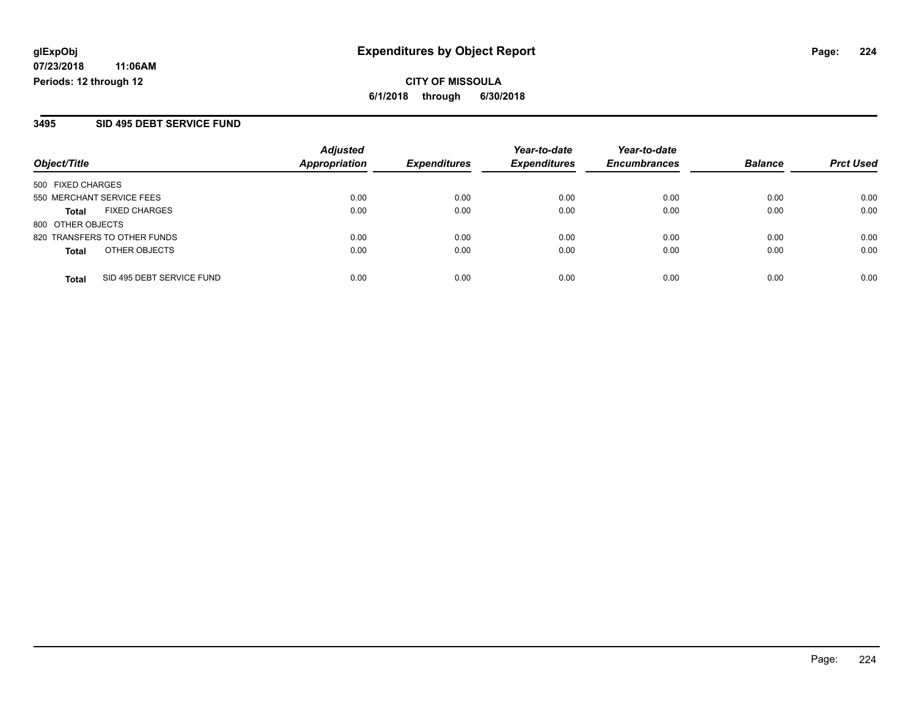# Expenditures by Object Report

glExpObj
07/23/2018 11:06AM
Periods: 12 through 12

**CITY OF MISSOULA**
**6/1/2018 through 6/30/2018**

## 3495 SID 495 DEBT SERVICE FUND

| Object/Title | Adjusted Appropriation | Expenditures | Year-to-date Expenditures | Year-to-date Encumbrances | Balance | Prct Used |
|---|---|---|---|---|---|---|
| 500 FIXED CHARGES | | | | | | |
| 550 MERCHANT SERVICE FEES | 0.00 | 0.00 | 0.00 | 0.00 | 0.00 | 0.00 |
| **Total** FIXED CHARGES | 0.00 | 0.00 | 0.00 | 0.00 | 0.00 | 0.00 |
| 800 OTHER OBJECTS | | | | | | |
| 820 TRANSFERS TO OTHER FUNDS | 0.00 | 0.00 | 0.00 | 0.00 | 0.00 | 0.00 |
| **Total** OTHER OBJECTS | 0.00 | 0.00 | 0.00 | 0.00 | 0.00 | 0.00 |
| **Total** SID 495 DEBT SERVICE FUND | 0.00 | 0.00 | 0.00 | 0.00 | 0.00 | 0.00 |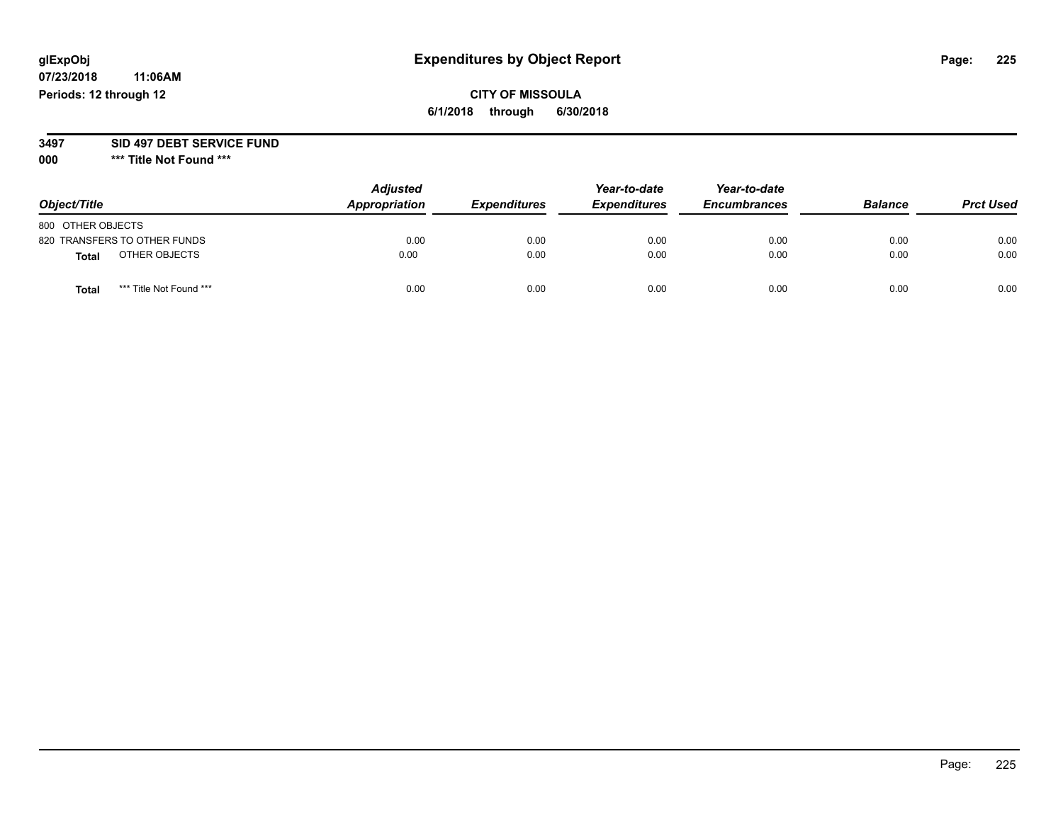glExpObj **Expenditures by Object Report**

07/23/2018 11:06AM

Periods: 12 through 12

**CITY OF MISSOULA**

**6/1/2018 through 6/30/2018**

**3497 SID 497 DEBT SERVICE FUND**

**000 \*\*\* Title Not Found \*\*\***

| Object/Title | Adjusted Appropriation | Expenditures | Year-to-date Expenditures | Year-to-date Encumbrances | Balance | Prct Used |
|---|---|---|---|---|---|---|
| 800 OTHER OBJECTS | | | | | | |
| 820 TRANSFERS TO OTHER FUNDS | 0.00 | 0.00 | 0.00 | 0.00 | 0.00 | 0.00 |
| **Total** OTHER OBJECTS | 0.00 | 0.00 | 0.00 | 0.00 | 0.00 | 0.00 |
| **Total** \*\*\* Title Not Found \*\*\* | 0.00 | 0.00 | 0.00 | 0.00 | 0.00 | 0.00 |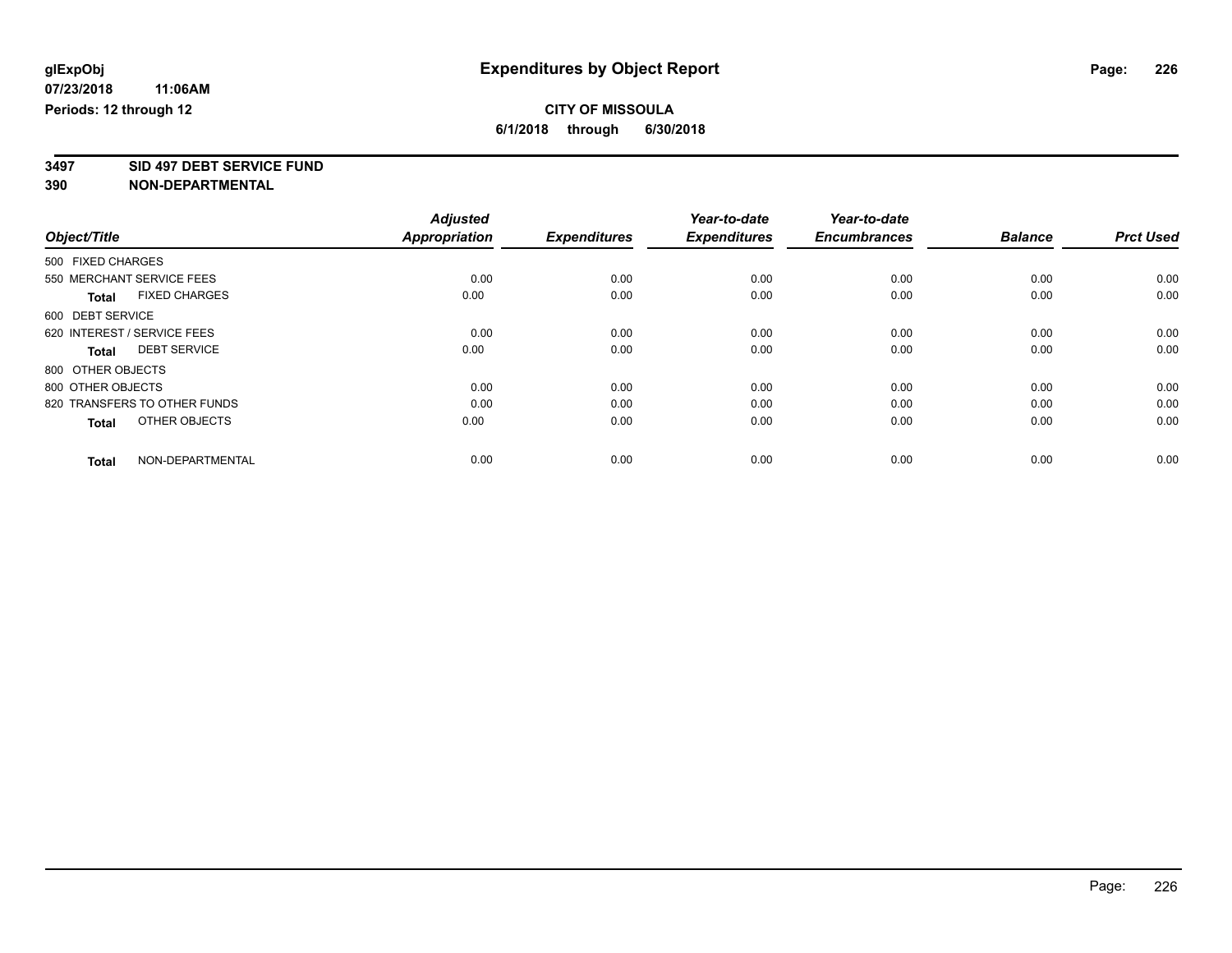**glExpObj** **Expenditures by Object Report**

**07/23/2018 11:06AM**

**Periods: 12 through 12**

**CITY OF MISSOULA**

**6/1/2018 through 6/30/2018**

**3497 SID 497 DEBT SERVICE FUND**

**390 NON-DEPARTMENTAL**

| Object/Title | | Adjusted Appropriation | Expenditures | Year-to-date Expenditures | Year-to-date Encumbrances | Balance | Prct Used |
|---|---|---|---|---|---|---|---|
| 500 FIXED CHARGES | | | | | | | |
| 550 MERCHANT SERVICE FEES | | 0.00 | 0.00 | 0.00 | 0.00 | 0.00 | 0.00 |
| **Total** | FIXED CHARGES | 0.00 | 0.00 | 0.00 | 0.00 | 0.00 | 0.00 |
| 600 DEBT SERVICE | | | | | | | |
| 620 INTEREST / SERVICE FEES | | 0.00 | 0.00 | 0.00 | 0.00 | 0.00 | 0.00 |
| **Total** | DEBT SERVICE | 0.00 | 0.00 | 0.00 | 0.00 | 0.00 | 0.00 |
| 800 OTHER OBJECTS | | | | | | | |
| 800 OTHER OBJECTS | | 0.00 | 0.00 | 0.00 | 0.00 | 0.00 | 0.00 |
| 820 TRANSFERS TO OTHER FUNDS | | 0.00 | 0.00 | 0.00 | 0.00 | 0.00 | 0.00 |
| **Total** | OTHER OBJECTS | 0.00 | 0.00 | 0.00 | 0.00 | 0.00 | 0.00 |
| **Total** | NON-DEPARTMENTAL | 0.00 | 0.00 | 0.00 | 0.00 | 0.00 | 0.00 |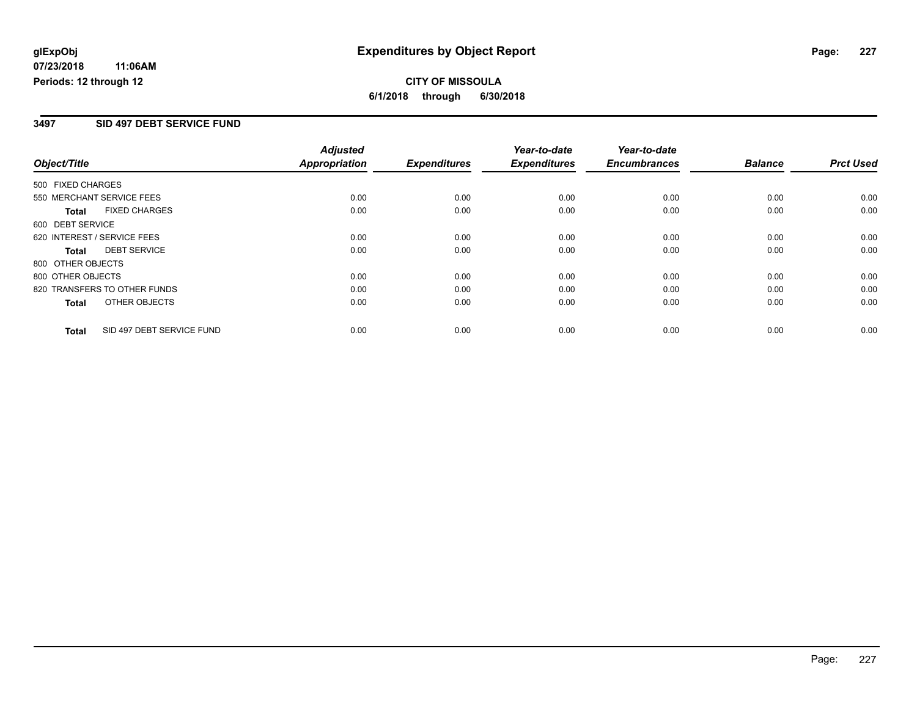**glExpObj**
**07/23/2018 11:06AM**
**Periods: 12 through 12**

# Expenditures by Object Report

**CITY OF MISSOULA**
**6/1/2018 through 6/30/2018**

## 3497 SID 497 DEBT SERVICE FUND

| Object/Title | Adjusted Appropriation | Expenditures | Year-to-date Expenditures | Year-to-date Encumbrances | Balance | Prct Used |
|---|---|---|---|---|---|---|
| 500 FIXED CHARGES | | | | | | |
| 550 MERCHANT SERVICE FEES | 0.00 | 0.00 | 0.00 | 0.00 | 0.00 | 0.00 |
| **Total** FIXED CHARGES | 0.00 | 0.00 | 0.00 | 0.00 | 0.00 | 0.00 |
| 600 DEBT SERVICE | | | | | | |
| 620 INTEREST / SERVICE FEES | 0.00 | 0.00 | 0.00 | 0.00 | 0.00 | 0.00 |
| **Total** DEBT SERVICE | 0.00 | 0.00 | 0.00 | 0.00 | 0.00 | 0.00 |
| 800 OTHER OBJECTS | | | | | | |
| 800 OTHER OBJECTS | 0.00 | 0.00 | 0.00 | 0.00 | 0.00 | 0.00 |
| 820 TRANSFERS TO OTHER FUNDS | 0.00 | 0.00 | 0.00 | 0.00 | 0.00 | 0.00 |
| **Total** OTHER OBJECTS | 0.00 | 0.00 | 0.00 | 0.00 | 0.00 | 0.00 |
| **Total** SID 497 DEBT SERVICE FUND | 0.00 | 0.00 | 0.00 | 0.00 | 0.00 | 0.00 |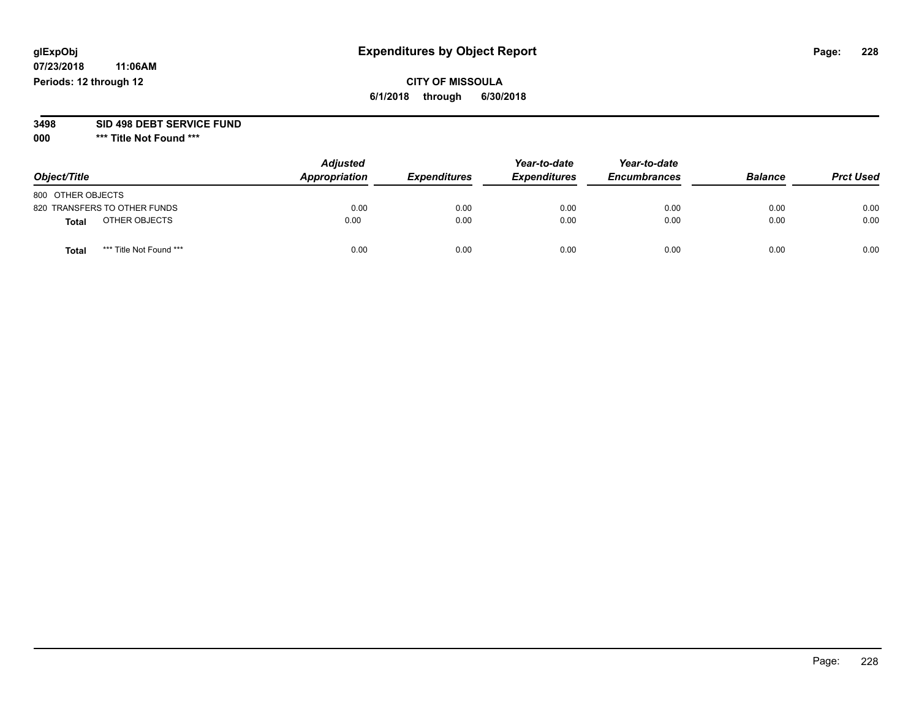glExpObj
07/23/2018 11:06AM
Periods: 12 through 12

# Expenditures by Object Report

**CITY OF MISSOULA**
**6/1/2018 through 6/30/2018**

**3498 SID 498 DEBT SERVICE FUND**
**000 *** Title Not Found *****

| Object/Title | Adjusted Appropriation | Expenditures | Year-to-date Expenditures | Year-to-date Encumbrances | Balance | Prct Used |
|---|---|---|---|---|---|---|
| 800 OTHER OBJECTS | | | | | | |
| 820 TRANSFERS TO OTHER FUNDS | 0.00 | 0.00 | 0.00 | 0.00 | 0.00 | 0.00 |
| **Total** OTHER OBJECTS | 0.00 | 0.00 | 0.00 | 0.00 | 0.00 | 0.00 |
| **Total** *** Title Not Found *** | 0.00 | 0.00 | 0.00 | 0.00 | 0.00 | 0.00 |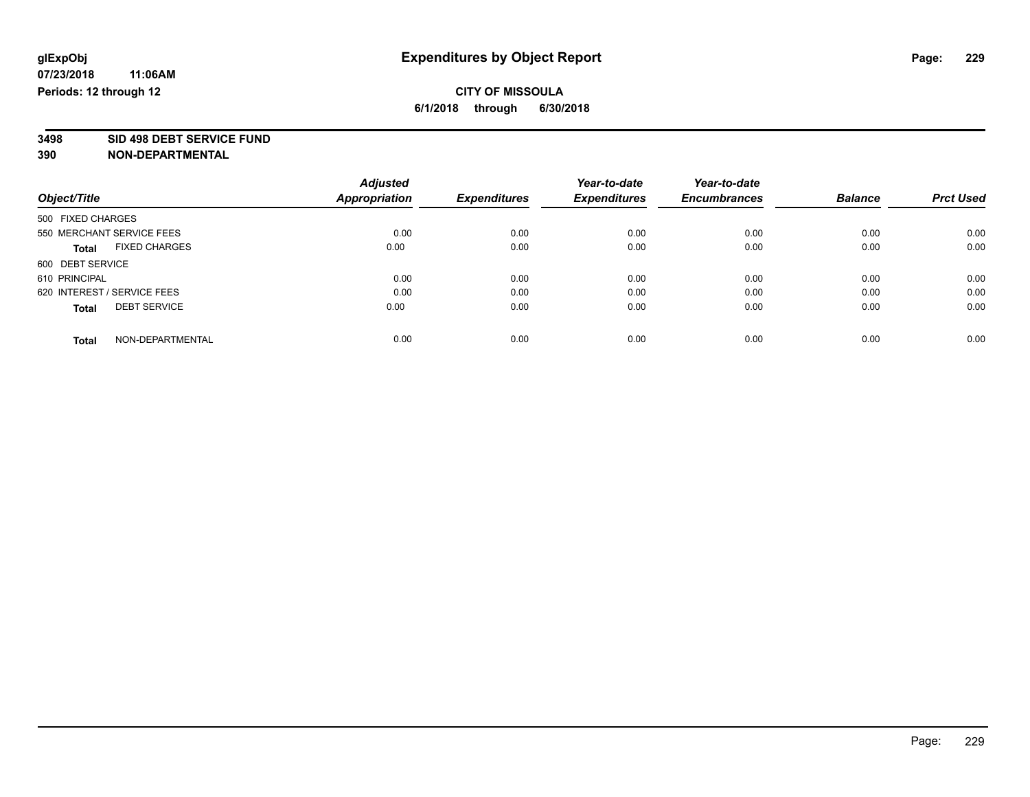glExpObj
07/23/2018 11:06AM
Periods: 12 through 12

# Expenditures by Object Report

**CITY OF MISSOULA**
**6/1/2018 through 6/30/2018**

**3498 SID 498 DEBT SERVICE FUND**
**390 NON-DEPARTMENTAL**

| Object/Title | Adjusted Appropriation | Expenditures | Year-to-date Expenditures | Year-to-date Encumbrances | Balance | Prct Used |
|---|---|---|---|---|---|---|
| 500 FIXED CHARGES | | | | | | |
| 550 MERCHANT SERVICE FEES | 0.00 | 0.00 | 0.00 | 0.00 | 0.00 | 0.00 |
| **Total** FIXED CHARGES | 0.00 | 0.00 | 0.00 | 0.00 | 0.00 | 0.00 |
| 600 DEBT SERVICE | | | | | | |
| 610 PRINCIPAL | 0.00 | 0.00 | 0.00 | 0.00 | 0.00 | 0.00 |
| 620 INTEREST / SERVICE FEES | 0.00 | 0.00 | 0.00 | 0.00 | 0.00 | 0.00 |
| **Total** DEBT SERVICE | 0.00 | 0.00 | 0.00 | 0.00 | 0.00 | 0.00 |
| **Total** NON-DEPARTMENTAL | 0.00 | 0.00 | 0.00 | 0.00 | 0.00 | 0.00 |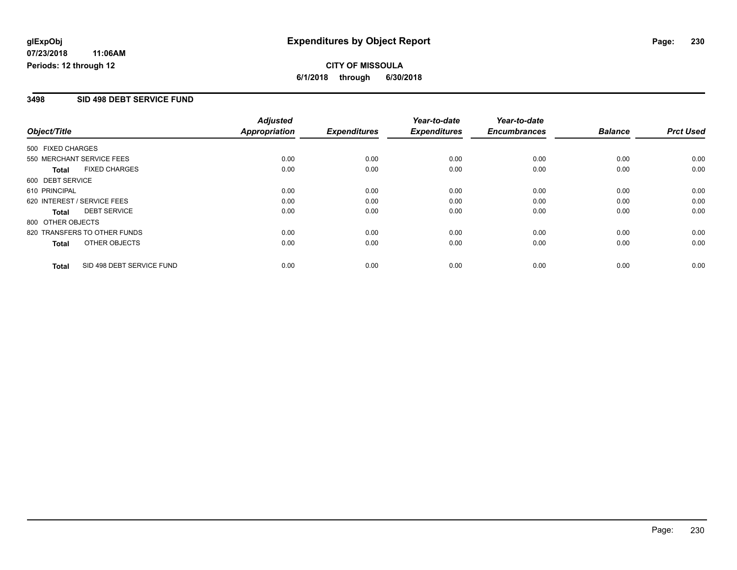glExpObj
07/23/2018 11:06AM
Periods: 12 through 12

# Expenditures by Object Report

**CITY OF MISSOULA**

**6/1/2018 through 6/30/2018**

## 3498 SID 498 DEBT SERVICE FUND

| Object/Title | Adjusted Appropriation | Expenditures | Year-to-date Expenditures | Year-to-date Encumbrances | Balance | Prct Used |
|---|---|---|---|---|---|---|
| 500 FIXED CHARGES | | | | | | |
| 550 MERCHANT SERVICE FEES | 0.00 | 0.00 | 0.00 | 0.00 | 0.00 | 0.00 |
| **Total** FIXED CHARGES | 0.00 | 0.00 | 0.00 | 0.00 | 0.00 | 0.00 |
| 600 DEBT SERVICE | | | | | | |
| 610 PRINCIPAL | 0.00 | 0.00 | 0.00 | 0.00 | 0.00 | 0.00 |
| 620 INTEREST / SERVICE FEES | 0.00 | 0.00 | 0.00 | 0.00 | 0.00 | 0.00 |
| **Total** DEBT SERVICE | 0.00 | 0.00 | 0.00 | 0.00 | 0.00 | 0.00 |
| 800 OTHER OBJECTS | | | | | | |
| 820 TRANSFERS TO OTHER FUNDS | 0.00 | 0.00 | 0.00 | 0.00 | 0.00 | 0.00 |
| **Total** OTHER OBJECTS | 0.00 | 0.00 | 0.00 | 0.00 | 0.00 | 0.00 |
| **Total** SID 498 DEBT SERVICE FUND | 0.00 | 0.00 | 0.00 | 0.00 | 0.00 | 0.00 |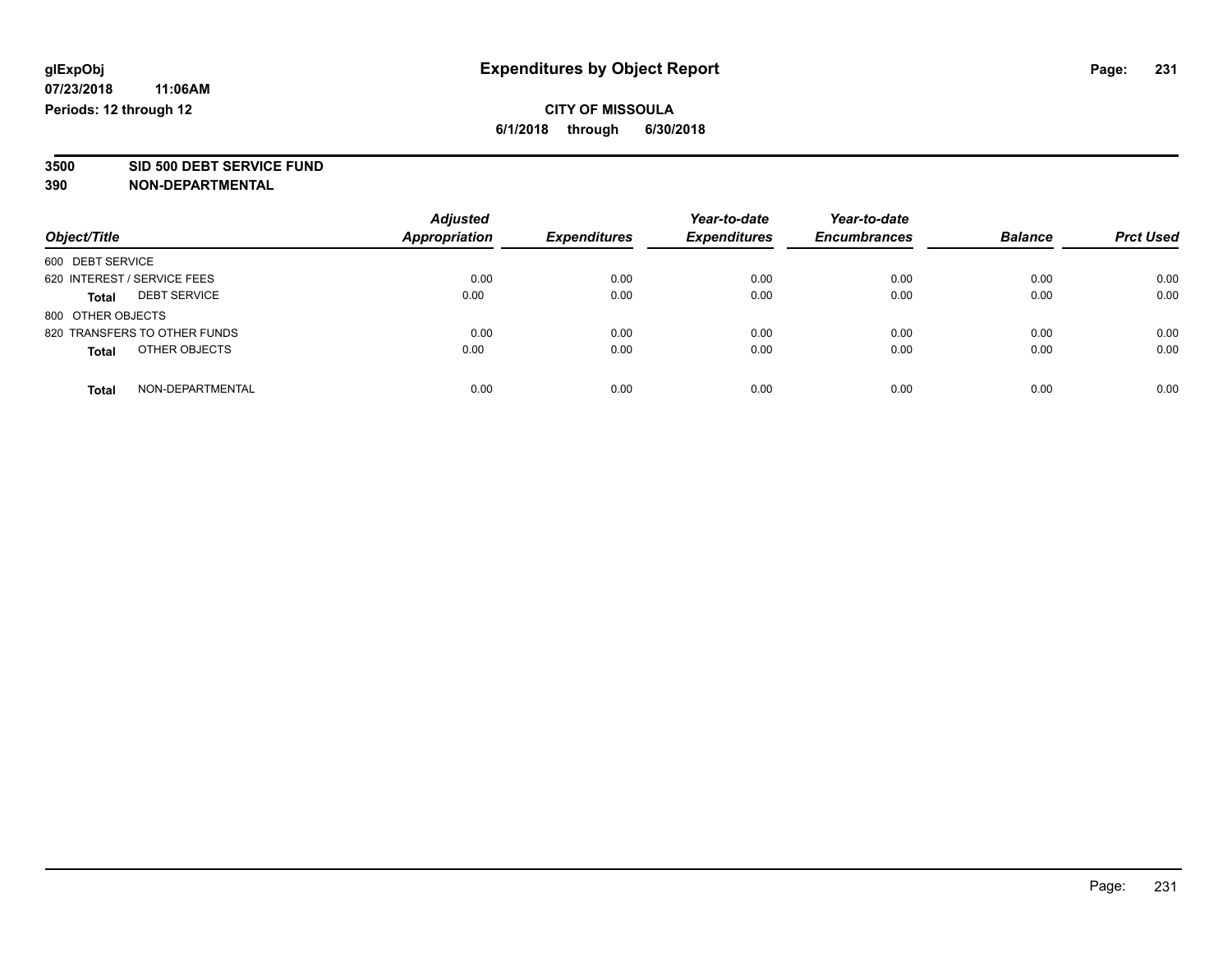glExpObj
07/23/2018 11:06AM
Periods: 12 through 12

# Expenditures by Object Report

**CITY OF MISSOULA**
**6/1/2018 through 6/30/2018**

**3500 SID 500 DEBT SERVICE FUND**
**390 NON-DEPARTMENTAL**

| Object/Title | Adjusted Appropriation | Expenditures | Year-to-date Expenditures | Year-to-date Encumbrances | Balance | Prct Used |
|---|---|---|---|---|---|---|
| 600 DEBT SERVICE | | | | | | |
| 620 INTEREST / SERVICE FEES | 0.00 | 0.00 | 0.00 | 0.00 | 0.00 | 0.00 |
| **Total** DEBT SERVICE | 0.00 | 0.00 | 0.00 | 0.00 | 0.00 | 0.00 |
| 800 OTHER OBJECTS | | | | | | |
| 820 TRANSFERS TO OTHER FUNDS | 0.00 | 0.00 | 0.00 | 0.00 | 0.00 | 0.00 |
| **Total** OTHER OBJECTS | 0.00 | 0.00 | 0.00 | 0.00 | 0.00 | 0.00 |
| **Total** NON-DEPARTMENTAL | 0.00 | 0.00 | 0.00 | 0.00 | 0.00 | 0.00 |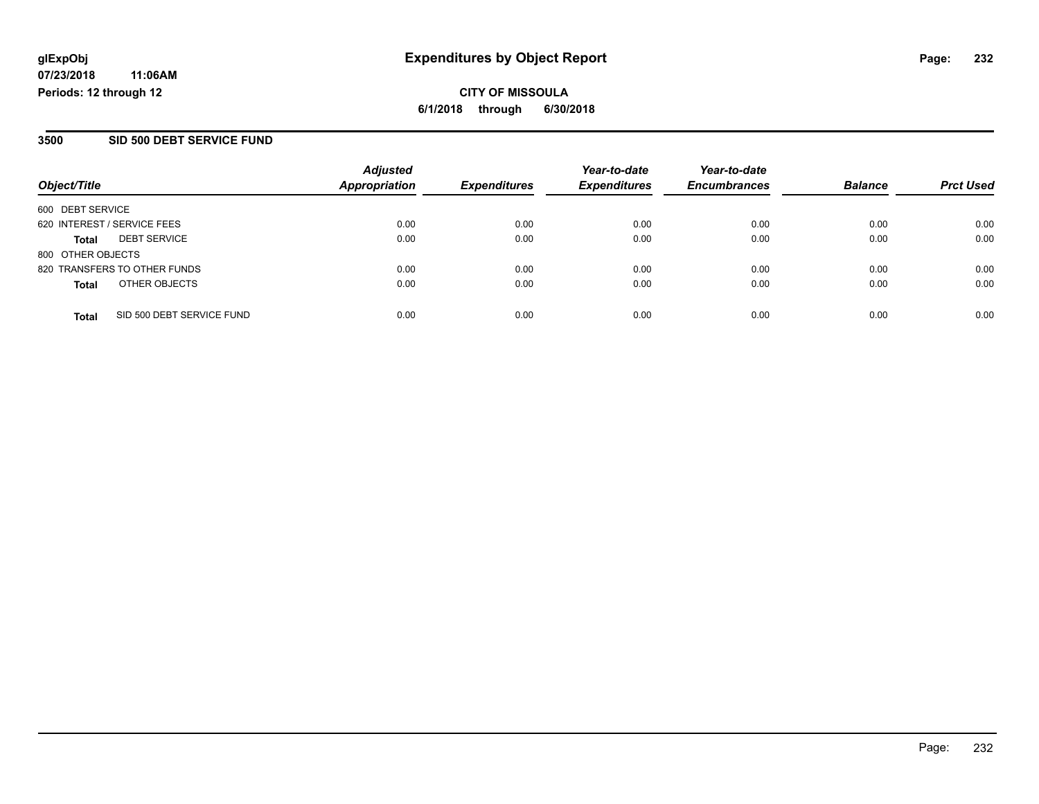**glExpObj** 
**07/23/2018 11:06AM** 
**Periods: 12 through 12**

# Expenditures by Object Report

**CITY OF MISSOULA** 
**6/1/2018 through 6/30/2018**

## 3500 SID 500 DEBT SERVICE FUND

| Object/Title | | Adjusted Appropriation | Expenditures | Year-to-date Expenditures | Year-to-date Encumbrances | Balance | Prct Used |
|---|---|---|---|---|---|---|---|
| 600 DEBT SERVICE | | | | | | | |
| 620 INTEREST / SERVICE FEES | | 0.00 | 0.00 | 0.00 | 0.00 | 0.00 | 0.00 |
| **Total** | DEBT SERVICE | 0.00 | 0.00 | 0.00 | 0.00 | 0.00 | 0.00 |
| 800 OTHER OBJECTS | | | | | | | |
| 820 TRANSFERS TO OTHER FUNDS | | 0.00 | 0.00 | 0.00 | 0.00 | 0.00 | 0.00 |
| **Total** | OTHER OBJECTS | 0.00 | 0.00 | 0.00 | 0.00 | 0.00 | 0.00 |
| **Total** | SID 500 DEBT SERVICE FUND | 0.00 | 0.00 | 0.00 | 0.00 | 0.00 | 0.00 |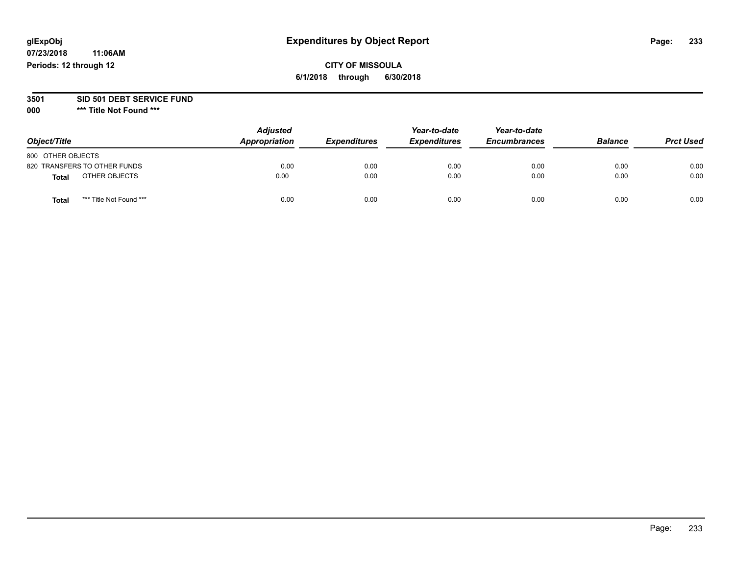# Expenditures by Object Report

glExpObj
07/23/2018 11:06AM
Periods: 12 through 12

**CITY OF MISSOULA**
**6/1/2018 through 6/30/2018**

**3501 SID 501 DEBT SERVICE FUND**
**000 *** Title Not Found *****

| Object/Title | Adjusted Appropriation | Expenditures | Year-to-date Expenditures | Year-to-date Encumbrances | Balance | Prct Used |
|---|---|---|---|---|---|---|
| 800 OTHER OBJECTS | | | | | | |
| 820 TRANSFERS TO OTHER FUNDS | 0.00 | 0.00 | 0.00 | 0.00 | 0.00 | 0.00 |
| **Total** OTHER OBJECTS | 0.00 | 0.00 | 0.00 | 0.00 | 0.00 | 0.00 |
| **Total** *** Title Not Found *** | 0.00 | 0.00 | 0.00 | 0.00 | 0.00 | 0.00 |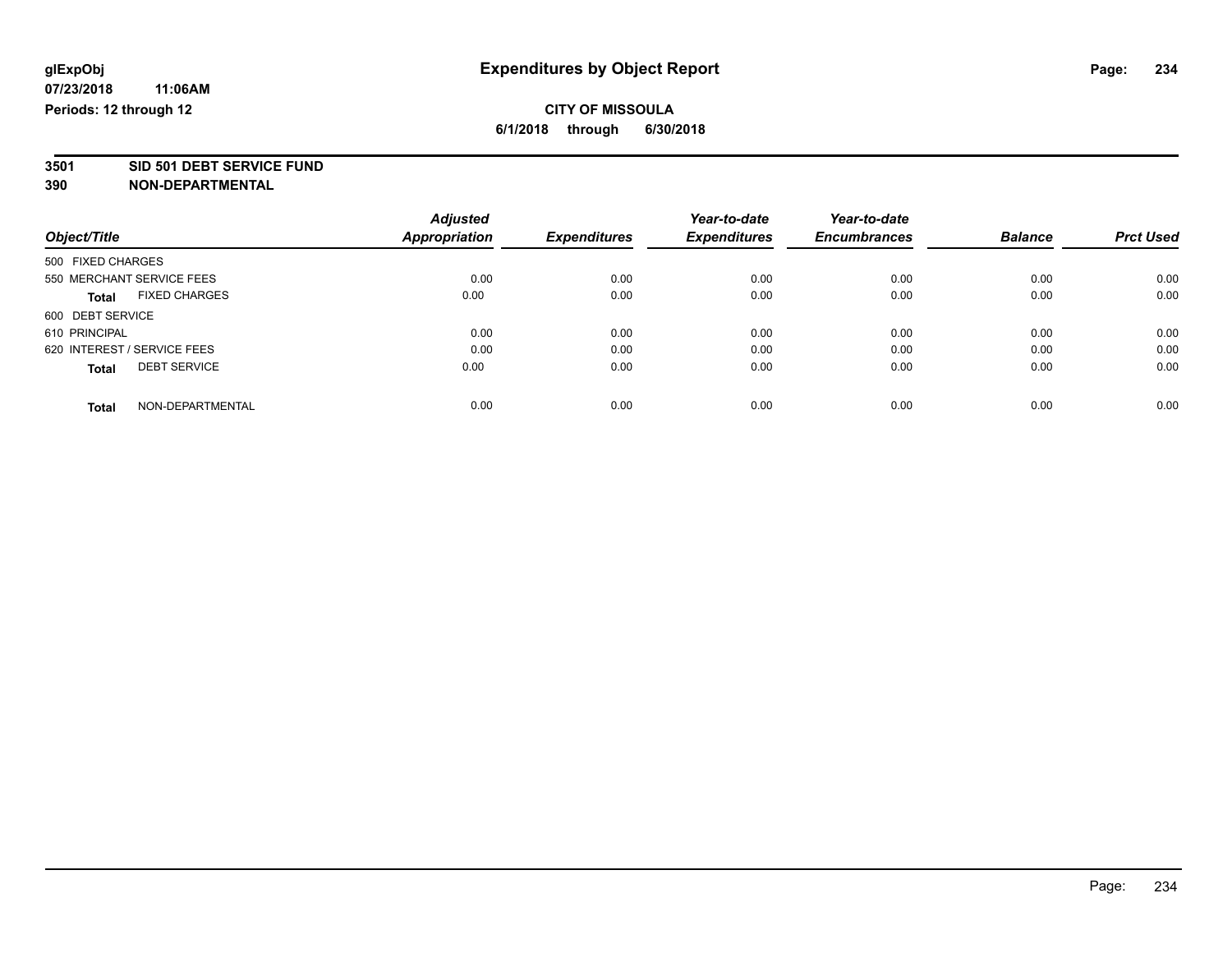**glExpObj**
**07/23/2018 11:06AM**
**Periods: 12 through 12**

# Expenditures by Object Report

**CITY OF MISSOULA**
**6/1/2018 through 6/30/2018**

**3501 SID 501 DEBT SERVICE FUND**
**390 NON-DEPARTMENTAL**

| Object/Title | | *Adjusted Appropriation* | *Expenditures* | *Year-to-date Expenditures* | *Year-to-date Encumbrances* | *Balance* | *Prct Used* |
|---|---|---|---|---|---|---|---|
| 500 FIXED CHARGES | | | | | | | |
| 550 MERCHANT SERVICE FEES | | 0.00 | 0.00 | 0.00 | 0.00 | 0.00 | 0.00 |
| **Total** | FIXED CHARGES | 0.00 | 0.00 | 0.00 | 0.00 | 0.00 | 0.00 |
| 600 DEBT SERVICE | | | | | | | |
| 610 PRINCIPAL | | 0.00 | 0.00 | 0.00 | 0.00 | 0.00 | 0.00 |
| 620 INTEREST / SERVICE FEES | | 0.00 | 0.00 | 0.00 | 0.00 | 0.00 | 0.00 |
| **Total** | DEBT SERVICE | 0.00 | 0.00 | 0.00 | 0.00 | 0.00 | 0.00 |
| **Total** | NON-DEPARTMENTAL | 0.00 | 0.00 | 0.00 | 0.00 | 0.00 | 0.00 |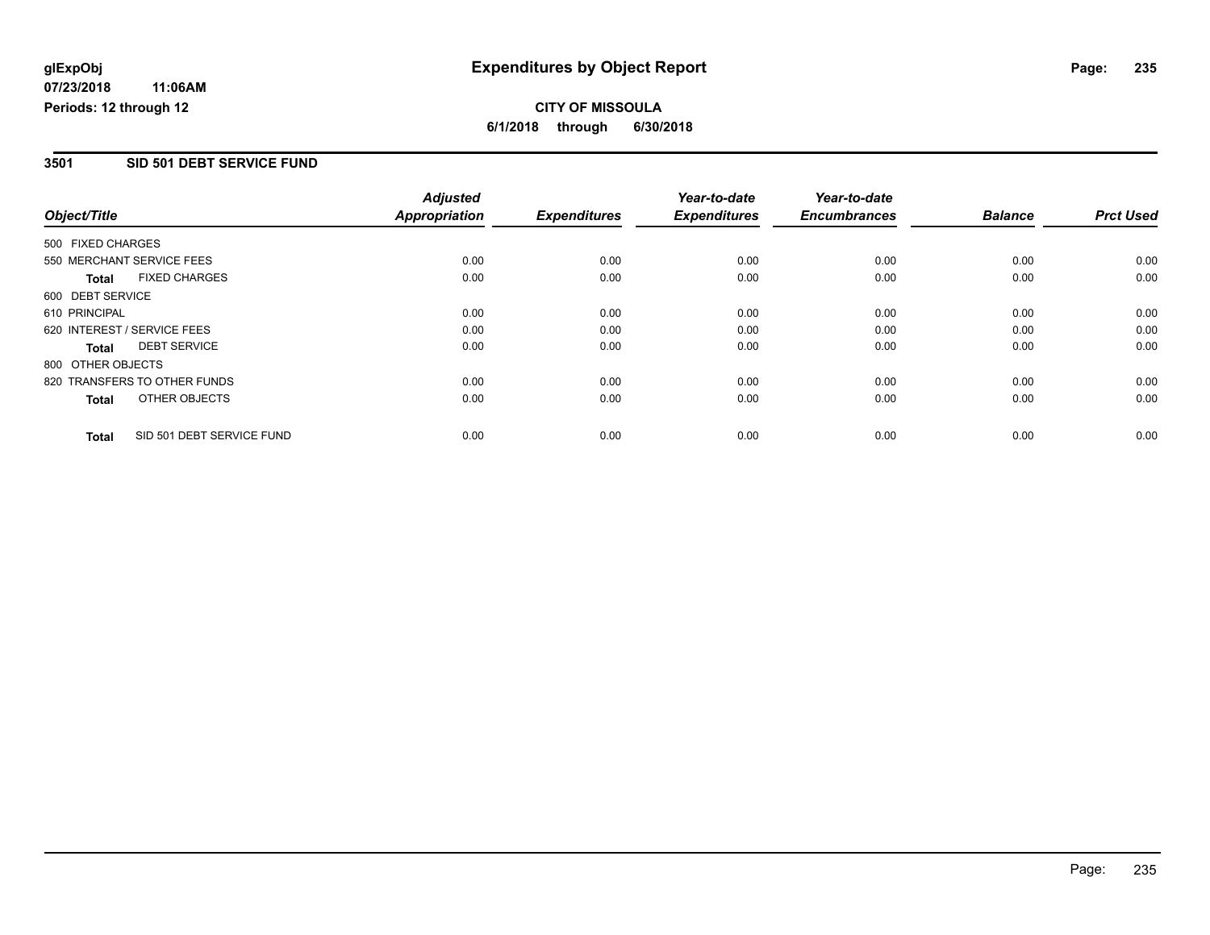**glExpObj**
**07/23/2018 11:06AM**
**Periods: 12 through 12**

# Expenditures by Object Report

**CITY OF MISSOULA**
**6/1/2018 through 6/30/2018**

## 3501 SID 501 DEBT SERVICE FUND

| Object/Title | Adjusted Appropriation | Expenditures | Year-to-date Expenditures | Year-to-date Encumbrances | Balance | Prct Used |
|---|---|---|---|---|---|---|
| 500 FIXED CHARGES | | | | | | |
| 550 MERCHANT SERVICE FEES | 0.00 | 0.00 | 0.00 | 0.00 | 0.00 | 0.00 |
| **Total** FIXED CHARGES | 0.00 | 0.00 | 0.00 | 0.00 | 0.00 | 0.00 |
| 600 DEBT SERVICE | | | | | | |
| 610 PRINCIPAL | 0.00 | 0.00 | 0.00 | 0.00 | 0.00 | 0.00 |
| 620 INTEREST / SERVICE FEES | 0.00 | 0.00 | 0.00 | 0.00 | 0.00 | 0.00 |
| **Total** DEBT SERVICE | 0.00 | 0.00 | 0.00 | 0.00 | 0.00 | 0.00 |
| 800 OTHER OBJECTS | | | | | | |
| 820 TRANSFERS TO OTHER FUNDS | 0.00 | 0.00 | 0.00 | 0.00 | 0.00 | 0.00 |
| **Total** OTHER OBJECTS | 0.00 | 0.00 | 0.00 | 0.00 | 0.00 | 0.00 |
| **Total** SID 501 DEBT SERVICE FUND | 0.00 | 0.00 | 0.00 | 0.00 | 0.00 | 0.00 |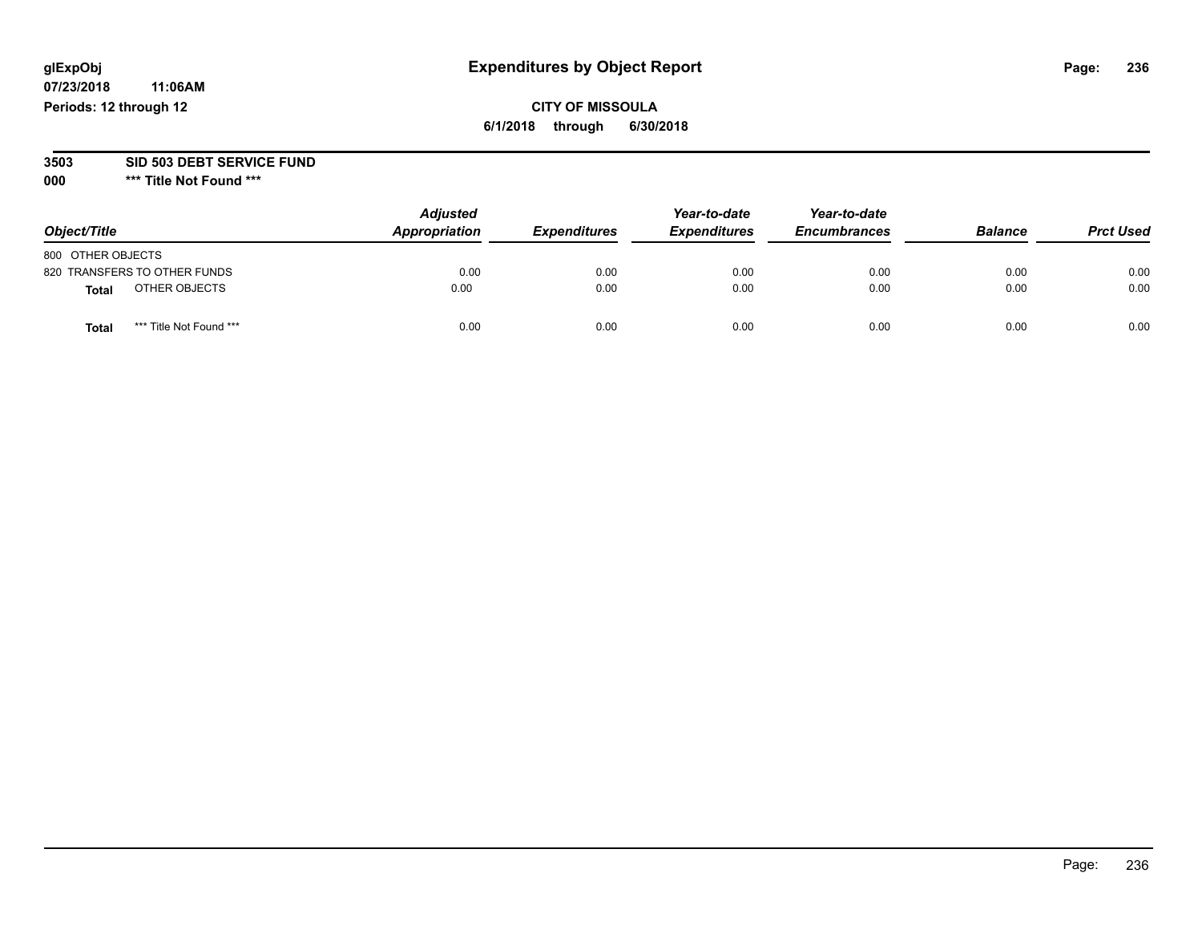glExpObj
07/23/2018 11:06AM
Periods: 12 through 12

# Expenditures by Object Report

**CITY OF MISSOULA**
**6/1/2018 through 6/30/2018**

**3503 SID 503 DEBT SERVICE FUND**
**000 *** Title Not Found *****

| Object/Title | Adjusted Appropriation | Expenditures | Year-to-date Expenditures | Year-to-date Encumbrances | Balance | Prct Used |
|---|---|---|---|---|---|---|
| 800 OTHER OBJECTS | | | | | | |
| 820 TRANSFERS TO OTHER FUNDS | 0.00 | 0.00 | 0.00 | 0.00 | 0.00 | 0.00 |
| **Total** OTHER OBJECTS | 0.00 | 0.00 | 0.00 | 0.00 | 0.00 | 0.00 |
| **Total** *** Title Not Found *** | 0.00 | 0.00 | 0.00 | 0.00 | 0.00 | 0.00 |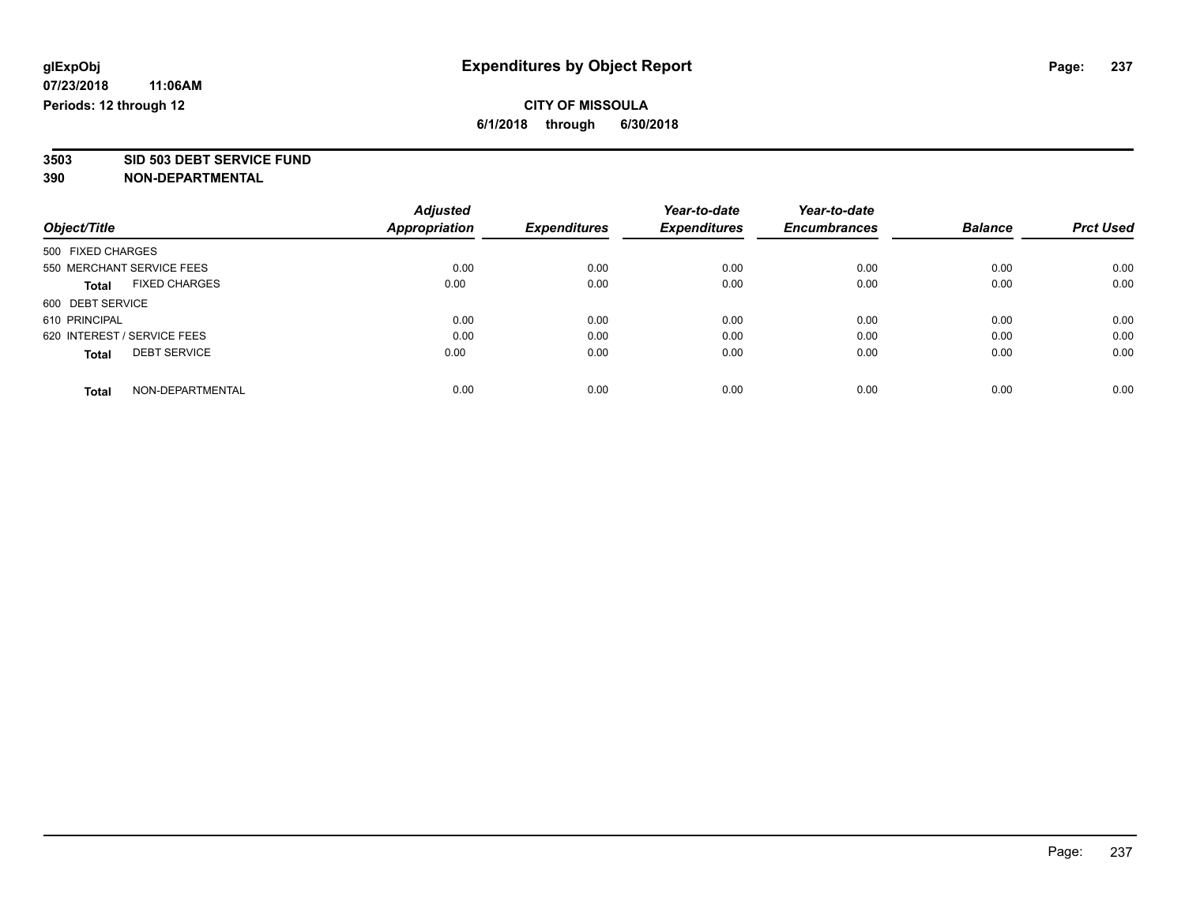**glExpObj** | **Expenditures by Object Report**

**07/23/2018 11:06AM**

**Periods: 12 through 12**

**CITY OF MISSOULA**

**6/1/2018 through 6/30/2018**

**3503 SID 503 DEBT SERVICE FUND**

**390 NON-DEPARTMENTAL**

| Object/Title | Adjusted Appropriation | Expenditures | Year-to-date Expenditures | Year-to-date Encumbrances | Balance | Prct Used |
|---|---|---|---|---|---|---|
| 500 FIXED CHARGES | | | | | | |
| 550 MERCHANT SERVICE FEES | 0.00 | 0.00 | 0.00 | 0.00 | 0.00 | 0.00 |
| **Total** FIXED CHARGES | 0.00 | 0.00 | 0.00 | 0.00 | 0.00 | 0.00 |
| 600 DEBT SERVICE | | | | | | |
| 610 PRINCIPAL | 0.00 | 0.00 | 0.00 | 0.00 | 0.00 | 0.00 |
| 620 INTEREST / SERVICE FEES | 0.00 | 0.00 | 0.00 | 0.00 | 0.00 | 0.00 |
| **Total** DEBT SERVICE | 0.00 | 0.00 | 0.00 | 0.00 | 0.00 | 0.00 |
| **Total** NON-DEPARTMENTAL | 0.00 | 0.00 | 0.00 | 0.00 | 0.00 | 0.00 |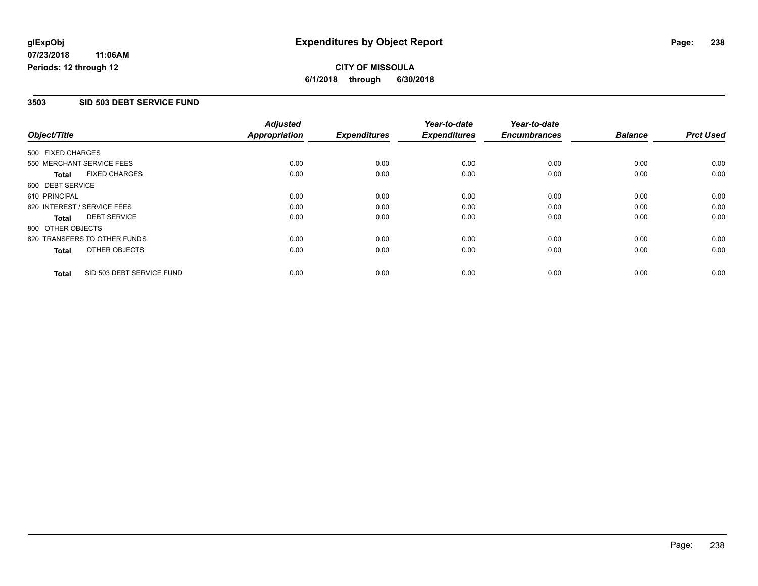**glExpObj**
**07/23/2018 11:06AM**
**Periods: 12 through 12**

# Expenditures by Object Report

**CITY OF MISSOULA**
**6/1/2018 through 6/30/2018**

## 3503 SID 503 DEBT SERVICE FUND

| Object/Title | Adjusted Appropriation | Expenditures | Year-to-date Expenditures | Year-to-date Encumbrances | Balance | Prct Used |
|---|---|---|---|---|---|---|
| 500 FIXED CHARGES | | | | | | |
| 550 MERCHANT SERVICE FEES | 0.00 | 0.00 | 0.00 | 0.00 | 0.00 | 0.00 |
| **Total** FIXED CHARGES | 0.00 | 0.00 | 0.00 | 0.00 | 0.00 | 0.00 |
| 600 DEBT SERVICE | | | | | | |
| 610 PRINCIPAL | 0.00 | 0.00 | 0.00 | 0.00 | 0.00 | 0.00 |
| 620 INTEREST / SERVICE FEES | 0.00 | 0.00 | 0.00 | 0.00 | 0.00 | 0.00 |
| **Total** DEBT SERVICE | 0.00 | 0.00 | 0.00 | 0.00 | 0.00 | 0.00 |
| 800 OTHER OBJECTS | | | | | | |
| 820 TRANSFERS TO OTHER FUNDS | 0.00 | 0.00 | 0.00 | 0.00 | 0.00 | 0.00 |
| **Total** OTHER OBJECTS | 0.00 | 0.00 | 0.00 | 0.00 | 0.00 | 0.00 |
| **Total** SID 503 DEBT SERVICE FUND | 0.00 | 0.00 | 0.00 | 0.00 | 0.00 | 0.00 |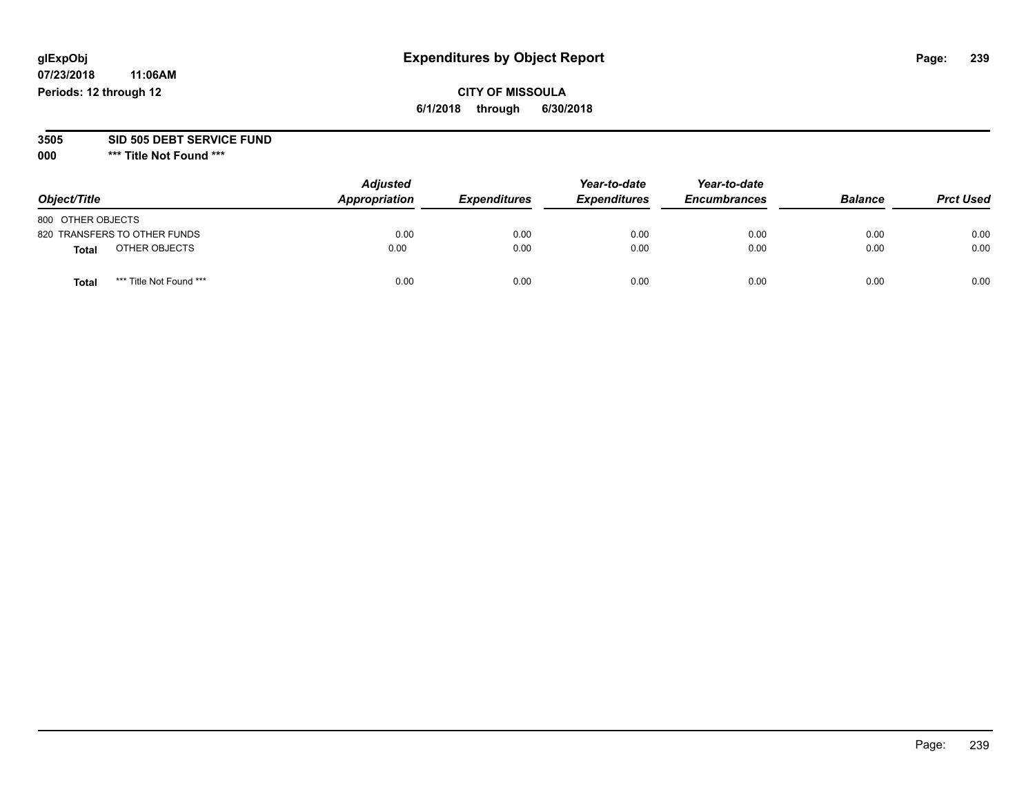glExpObj
07/23/2018 11:06AM
Periods: 12 through 12

# Expenditures by Object Report

**CITY OF MISSOULA**

**6/1/2018 through 6/30/2018**

**3505 SID 505 DEBT SERVICE FUND**

**000 \*\*\* Title Not Found \*\*\***

| Object/Title | Adjusted Appropriation | Expenditures | Year-to-date Expenditures | Year-to-date Encumbrances | Balance | Prct Used |
|---|---|---|---|---|---|---|
| 800 OTHER OBJECTS | | | | | | |
| 820 TRANSFERS TO OTHER FUNDS | 0.00 | 0.00 | 0.00 | 0.00 | 0.00 | 0.00 |
| **Total** OTHER OBJECTS | 0.00 | 0.00 | 0.00 | 0.00 | 0.00 | 0.00 |
| **Total** \*\*\* Title Not Found \*\*\* | 0.00 | 0.00 | 0.00 | 0.00 | 0.00 | 0.00 |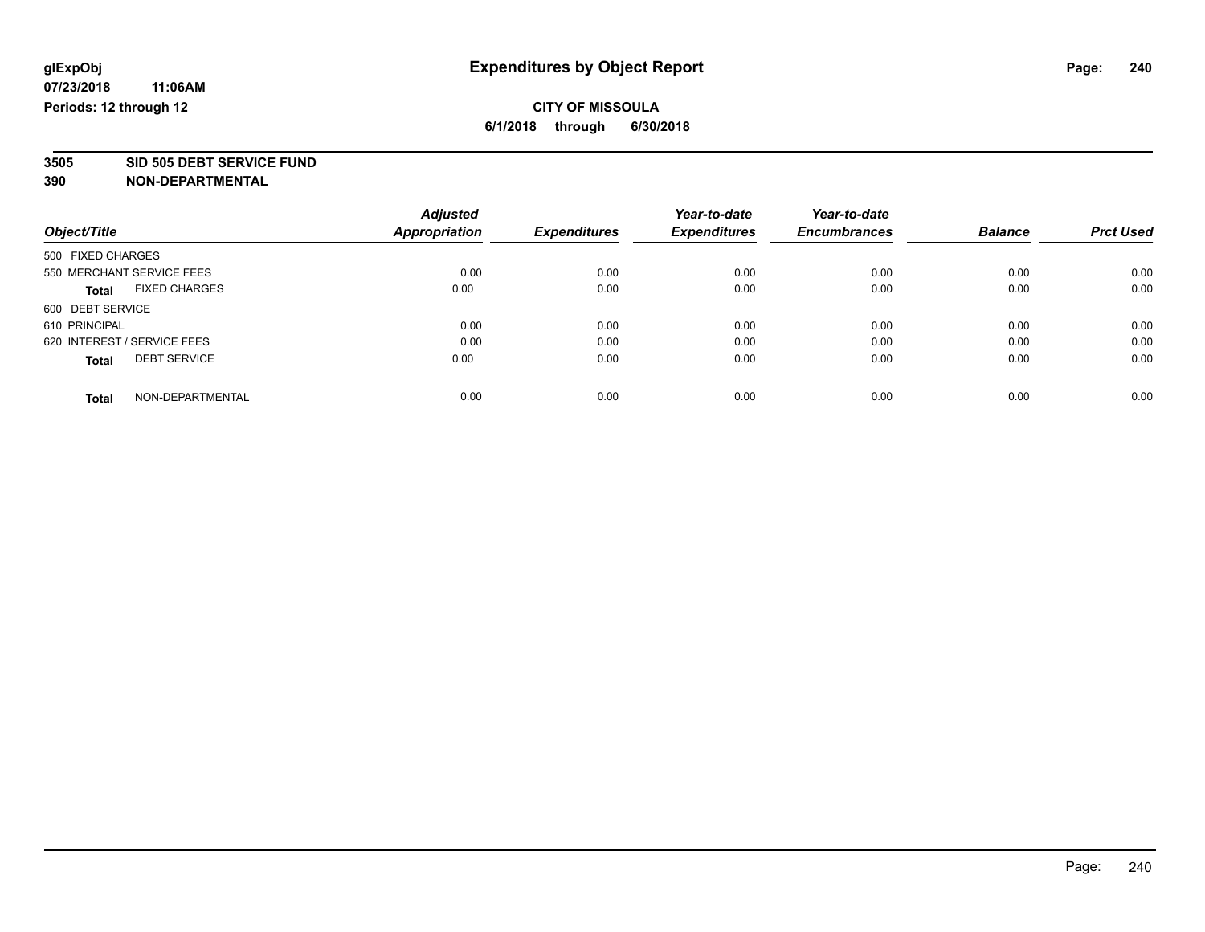**Expenditures by Object Report**

**CITY OF MISSOULA**
**6/1/2018 through 6/30/2018**

glExpObj
07/23/2018 11:06AM
Periods: 12 through 12

**3505 SID 505 DEBT SERVICE FUND**
**390 NON-DEPARTMENTAL**

| Object/Title | Adjusted Appropriation | Expenditures | Year-to-date Expenditures | Year-to-date Encumbrances | Balance | Prct Used |
|---|---|---|---|---|---|---|
| 500 FIXED CHARGES | | | | | | |
| 550 MERCHANT SERVICE FEES | 0.00 | 0.00 | 0.00 | 0.00 | 0.00 | 0.00 |
| **Total** FIXED CHARGES | 0.00 | 0.00 | 0.00 | 0.00 | 0.00 | 0.00 |
| 600 DEBT SERVICE | | | | | | |
| 610 PRINCIPAL | 0.00 | 0.00 | 0.00 | 0.00 | 0.00 | 0.00 |
| 620 INTEREST / SERVICE FEES | 0.00 | 0.00 | 0.00 | 0.00 | 0.00 | 0.00 |
| **Total** DEBT SERVICE | 0.00 | 0.00 | 0.00 | 0.00 | 0.00 | 0.00 |
| **Total** NON-DEPARTMENTAL | 0.00 | 0.00 | 0.00 | 0.00 | 0.00 | 0.00 |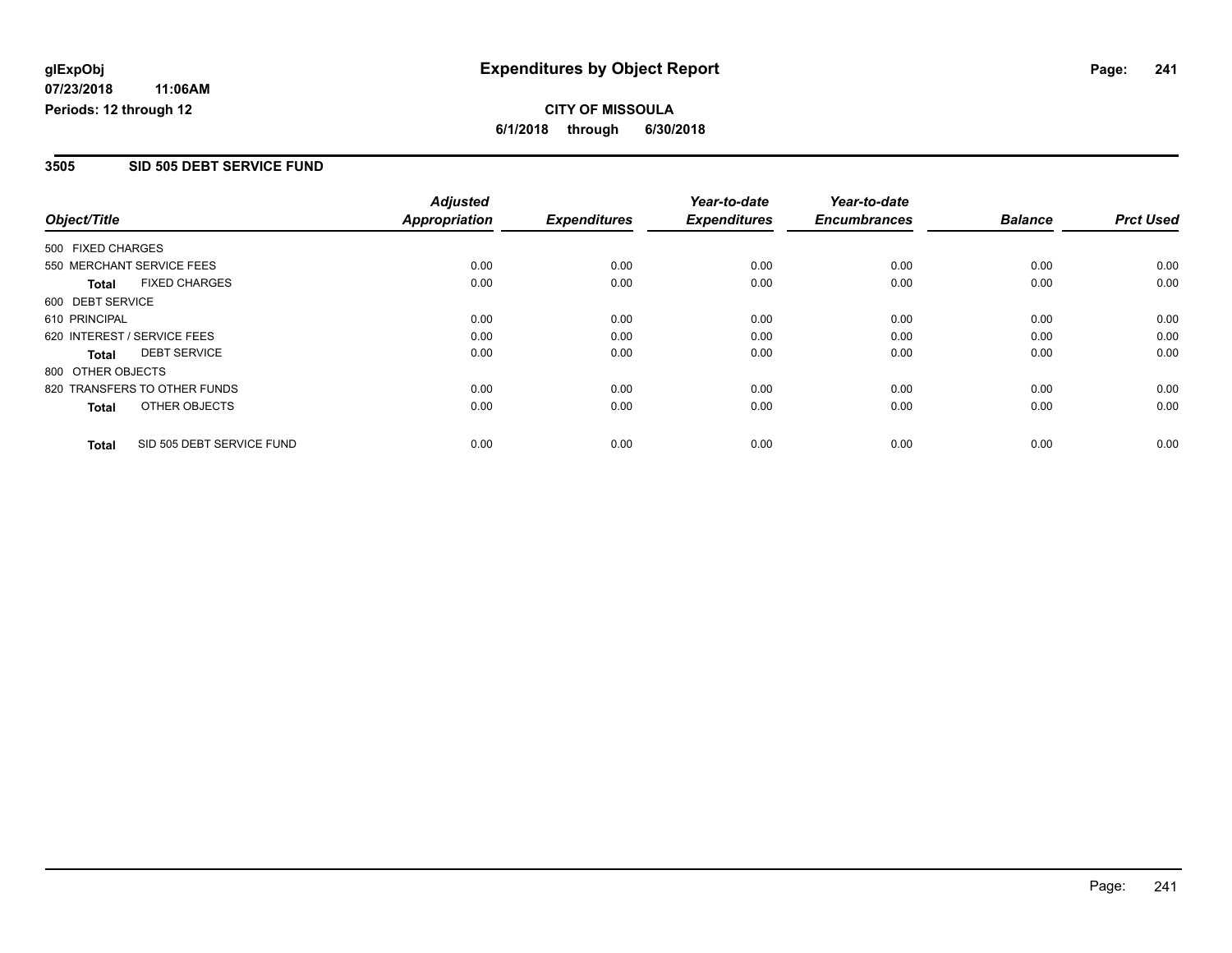**glExpObj**
**07/23/2018 11:06AM**
**Periods: 12 through 12**

# Expenditures by Object Report

**CITY OF MISSOULA**
**6/1/2018 through 6/30/2018**

## 3505 SID 505 DEBT SERVICE FUND

| Object/Title | | Adjusted Appropriation | Expenditures | Year-to-date Expenditures | Year-to-date Encumbrances | Balance | Prct Used |
|---|---|---|---|---|---|---|---|
| 500 FIXED CHARGES | | | | | | | |
| 550 MERCHANT SERVICE FEES | | 0.00 | 0.00 | 0.00 | 0.00 | 0.00 | 0.00 |
| **Total** | FIXED CHARGES | 0.00 | 0.00 | 0.00 | 0.00 | 0.00 | 0.00 |
| 600 DEBT SERVICE | | | | | | | |
| 610 PRINCIPAL | | 0.00 | 0.00 | 0.00 | 0.00 | 0.00 | 0.00 |
| 620 INTEREST / SERVICE FEES | | 0.00 | 0.00 | 0.00 | 0.00 | 0.00 | 0.00 |
| **Total** | DEBT SERVICE | 0.00 | 0.00 | 0.00 | 0.00 | 0.00 | 0.00 |
| 800 OTHER OBJECTS | | | | | | | |
| 820 TRANSFERS TO OTHER FUNDS | | 0.00 | 0.00 | 0.00 | 0.00 | 0.00 | 0.00 |
| **Total** | OTHER OBJECTS | 0.00 | 0.00 | 0.00 | 0.00 | 0.00 | 0.00 |
| **Total** | SID 505 DEBT SERVICE FUND | 0.00 | 0.00 | 0.00 | 0.00 | 0.00 | 0.00 |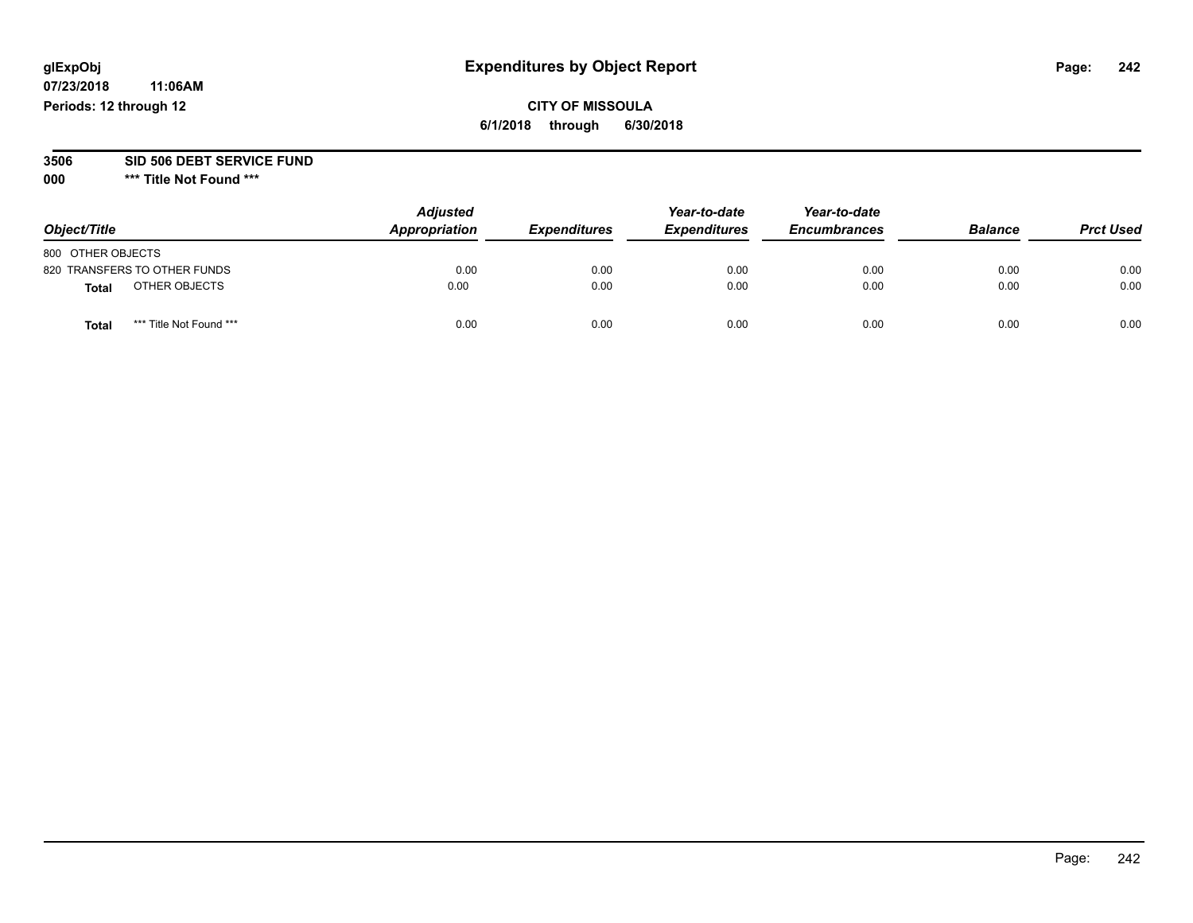# Expenditures by Object Report

glExpObj
07/23/2018 11:06AM
Periods: 12 through 12

**CITY OF MISSOULA**
**6/1/2018 through 6/30/2018**

**3506 SID 506 DEBT SERVICE FUND**
**000 *** Title Not Found *****

| Object/Title | Adjusted Appropriation | Expenditures | Year-to-date Expenditures | Year-to-date Encumbrances | Balance | Prct Used |
|---|---|---|---|---|---|---|
| 800 OTHER OBJECTS | | | | | | |
| 820 TRANSFERS TO OTHER FUNDS | 0.00 | 0.00 | 0.00 | 0.00 | 0.00 | 0.00 |
| **Total** OTHER OBJECTS | 0.00 | 0.00 | 0.00 | 0.00 | 0.00 | 0.00 |
| **Total** *** Title Not Found *** | 0.00 | 0.00 | 0.00 | 0.00 | 0.00 | 0.00 |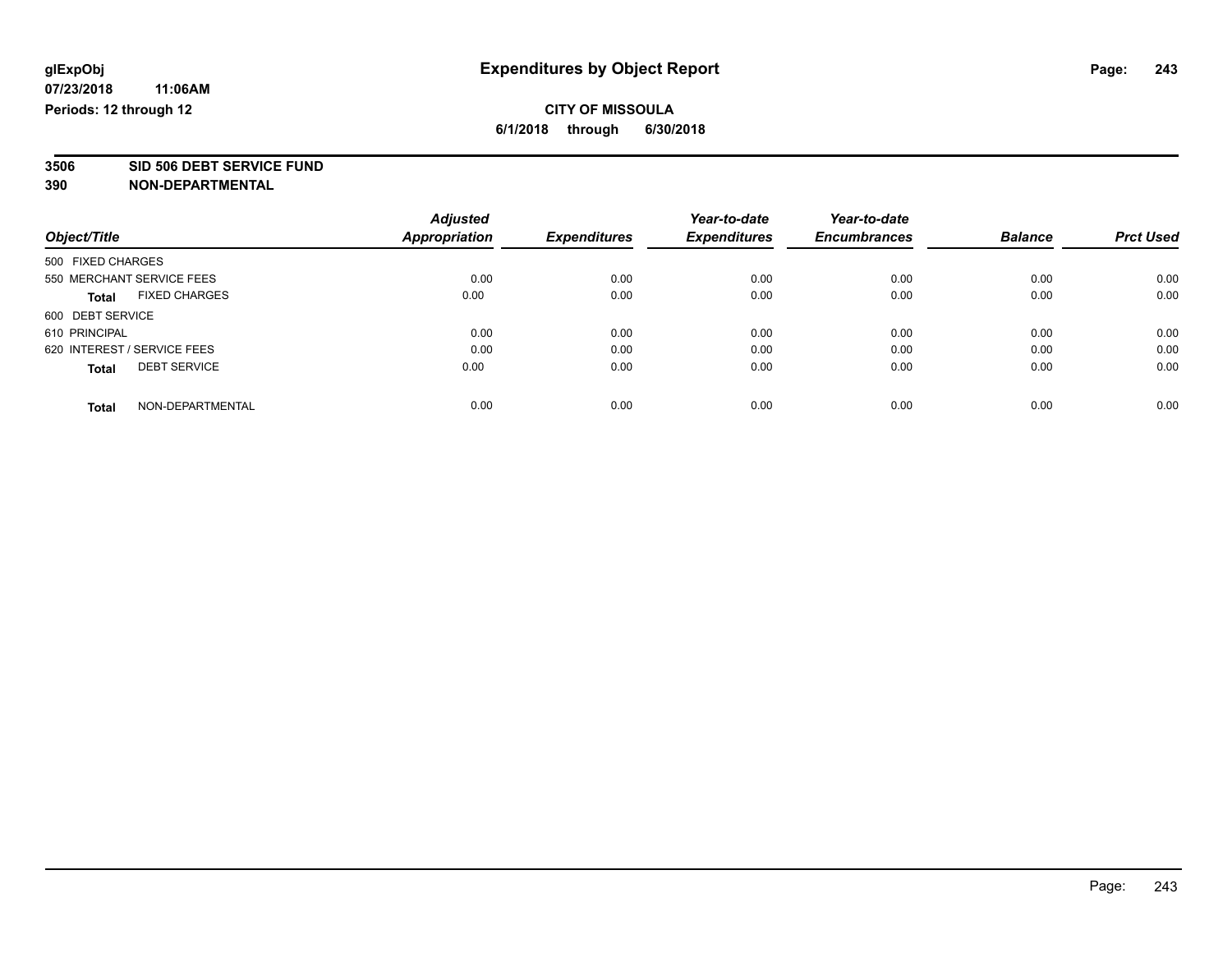# Expenditures by Object Report

glExpObj
07/23/2018 11:06AM
Periods: 12 through 12

**CITY OF MISSOULA**
**6/1/2018 through 6/30/2018**

**3506 SID 506 DEBT SERVICE FUND**
**390 NON-DEPARTMENTAL**

| Object/Title | Adjusted Appropriation | Expenditures | Year-to-date Expenditures | Year-to-date Encumbrances | Balance | Prct Used |
|---|---|---|---|---|---|---|
| 500 FIXED CHARGES | | | | | | |
| 550 MERCHANT SERVICE FEES | 0.00 | 0.00 | 0.00 | 0.00 | 0.00 | 0.00 |
| **Total** FIXED CHARGES | 0.00 | 0.00 | 0.00 | 0.00 | 0.00 | 0.00 |
| 600 DEBT SERVICE | | | | | | |
| 610 PRINCIPAL | 0.00 | 0.00 | 0.00 | 0.00 | 0.00 | 0.00 |
| 620 INTEREST / SERVICE FEES | 0.00 | 0.00 | 0.00 | 0.00 | 0.00 | 0.00 |
| **Total** DEBT SERVICE | 0.00 | 0.00 | 0.00 | 0.00 | 0.00 | 0.00 |
| **Total** NON-DEPARTMENTAL | 0.00 | 0.00 | 0.00 | 0.00 | 0.00 | 0.00 |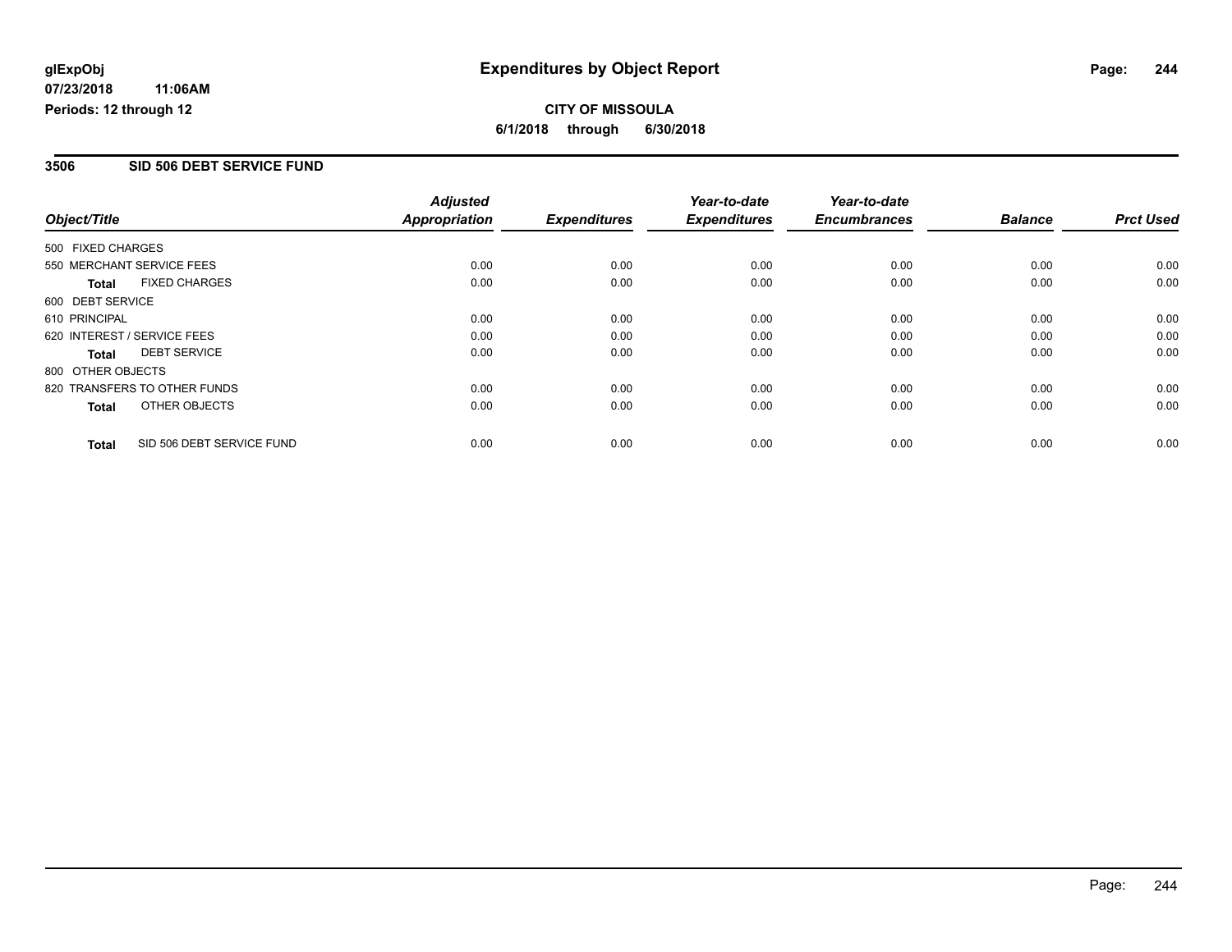glExpObj
07/23/2018 11:06AM
Periods: 12 through 12

# Expenditures by Object Report

**CITY OF MISSOULA**

**6/1/2018 through 6/30/2018**

## 3506 SID 506 DEBT SERVICE FUND

| Object/Title | | Adjusted Appropriation | Expenditures | Year-to-date Expenditures | Year-to-date Encumbrances | Balance | Prct Used |
|---|---|---|---|---|---|---|---|
| 500 FIXED CHARGES | | | | | | | |
| 550 MERCHANT SERVICE FEES | | 0.00 | 0.00 | 0.00 | 0.00 | 0.00 | 0.00 |
| **Total** | FIXED CHARGES | 0.00 | 0.00 | 0.00 | 0.00 | 0.00 | 0.00 |
| 600 DEBT SERVICE | | | | | | | |
| 610 PRINCIPAL | | 0.00 | 0.00 | 0.00 | 0.00 | 0.00 | 0.00 |
| 620 INTEREST / SERVICE FEES | | 0.00 | 0.00 | 0.00 | 0.00 | 0.00 | 0.00 |
| **Total** | DEBT SERVICE | 0.00 | 0.00 | 0.00 | 0.00 | 0.00 | 0.00 |
| 800 OTHER OBJECTS | | | | | | | |
| 820 TRANSFERS TO OTHER FUNDS | | 0.00 | 0.00 | 0.00 | 0.00 | 0.00 | 0.00 |
| **Total** | OTHER OBJECTS | 0.00 | 0.00 | 0.00 | 0.00 | 0.00 | 0.00 |
| **Total** | SID 506 DEBT SERVICE FUND | 0.00 | 0.00 | 0.00 | 0.00 | 0.00 | 0.00 |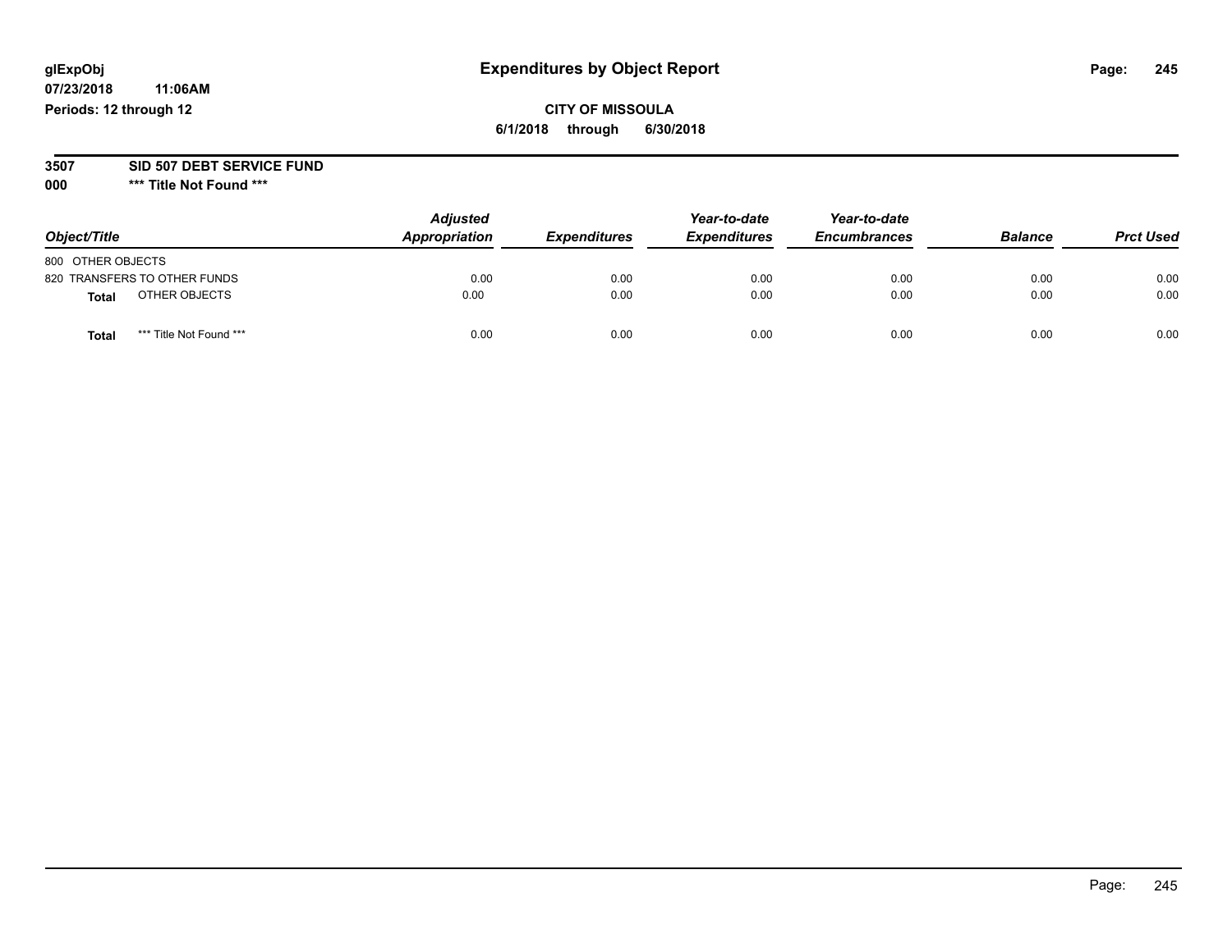glExpObj
07/23/2018 11:06AM
Periods: 12 through 12

# Expenditures by Object Report

**CITY OF MISSOULA**
**6/1/2018 through 6/30/2018**

**3507 SID 507 DEBT SERVICE FUND**
**000 \*\*\* Title Not Found \*\*\***

| Object/Title | Adjusted Appropriation | Expenditures | Year-to-date Expenditures | Year-to-date Encumbrances | Balance | Prct Used |
|---|---|---|---|---|---|---|
| 800 OTHER OBJECTS | | | | | | |
| 820 TRANSFERS TO OTHER FUNDS | 0.00 | 0.00 | 0.00 | 0.00 | 0.00 | 0.00 |
| **Total** OTHER OBJECTS | 0.00 | 0.00 | 0.00 | 0.00 | 0.00 | 0.00 |
| **Total** *** Title Not Found *** | 0.00 | 0.00 | 0.00 | 0.00 | 0.00 | 0.00 |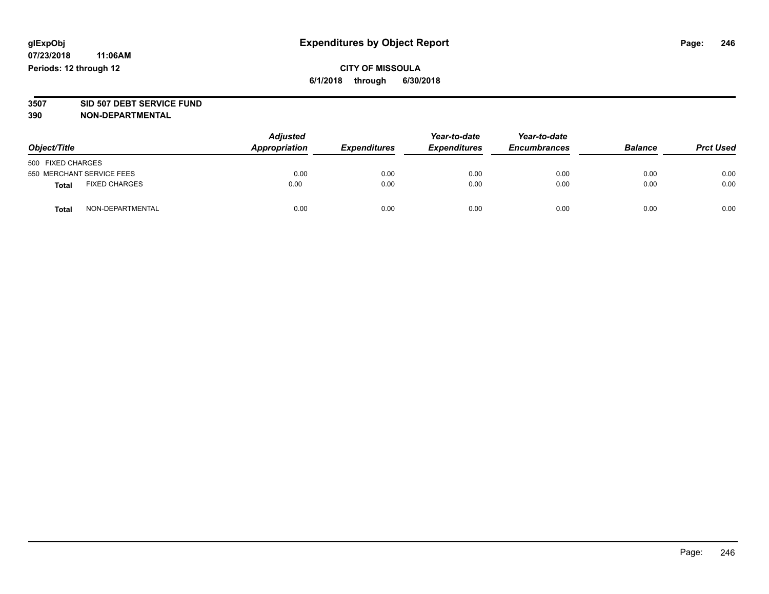glExpObj
07/23/2018 11:06AM
Periods: 12 through 12

# Expenditures by Object Report

**CITY OF MISSOULA**

**6/1/2018 through 6/30/2018**

**3507 SID 507 DEBT SERVICE FUND**
**390 NON-DEPARTMENTAL**

| Object/Title | | *Adjusted Appropriation* | *Expenditures* | *Year-to-date Expenditures* | *Year-to-date Encumbrances* | *Balance* | *Prct Used* |
|---|---|---|---|---|---|---|---|
| 500 FIXED CHARGES | | | | | | | |
| 550 MERCHANT SERVICE FEES | | 0.00 | 0.00 | 0.00 | 0.00 | 0.00 | 0.00 |
| **Total** | FIXED CHARGES | 0.00 | 0.00 | 0.00 | 0.00 | 0.00 | 0.00 |
| **Total** | NON-DEPARTMENTAL | 0.00 | 0.00 | 0.00 | 0.00 | 0.00 | 0.00 |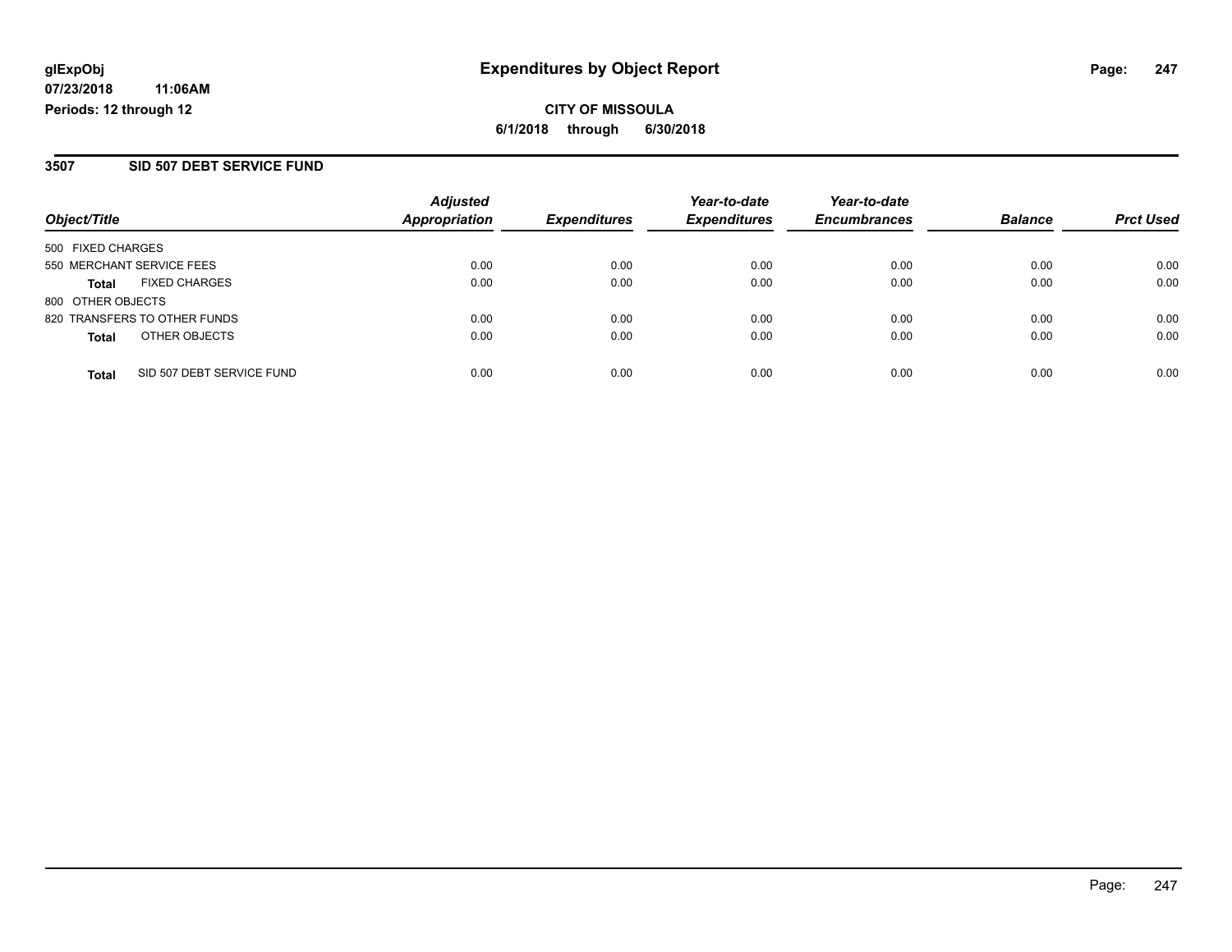glExpObj
07/23/2018 11:06AM
Periods: 12 through 12

# Expenditures by Object Report

**CITY OF MISSOULA**
**6/1/2018 through 6/30/2018**

## 3507 SID 507 DEBT SERVICE FUND

| Object/Title | Adjusted Appropriation | Expenditures | Year-to-date Expenditures | Year-to-date Encumbrances | Balance | Prct Used |
|---|---|---|---|---|---|---|
| 500 FIXED CHARGES | | | | | | |
| 550 MERCHANT SERVICE FEES | 0.00 | 0.00 | 0.00 | 0.00 | 0.00 | 0.00 |
| **Total** FIXED CHARGES | 0.00 | 0.00 | 0.00 | 0.00 | 0.00 | 0.00 |
| 800 OTHER OBJECTS | | | | | | |
| 820 TRANSFERS TO OTHER FUNDS | 0.00 | 0.00 | 0.00 | 0.00 | 0.00 | 0.00 |
| **Total** OTHER OBJECTS | 0.00 | 0.00 | 0.00 | 0.00 | 0.00 | 0.00 |
| **Total** SID 507 DEBT SERVICE FUND | 0.00 | 0.00 | 0.00 | 0.00 | 0.00 | 0.00 |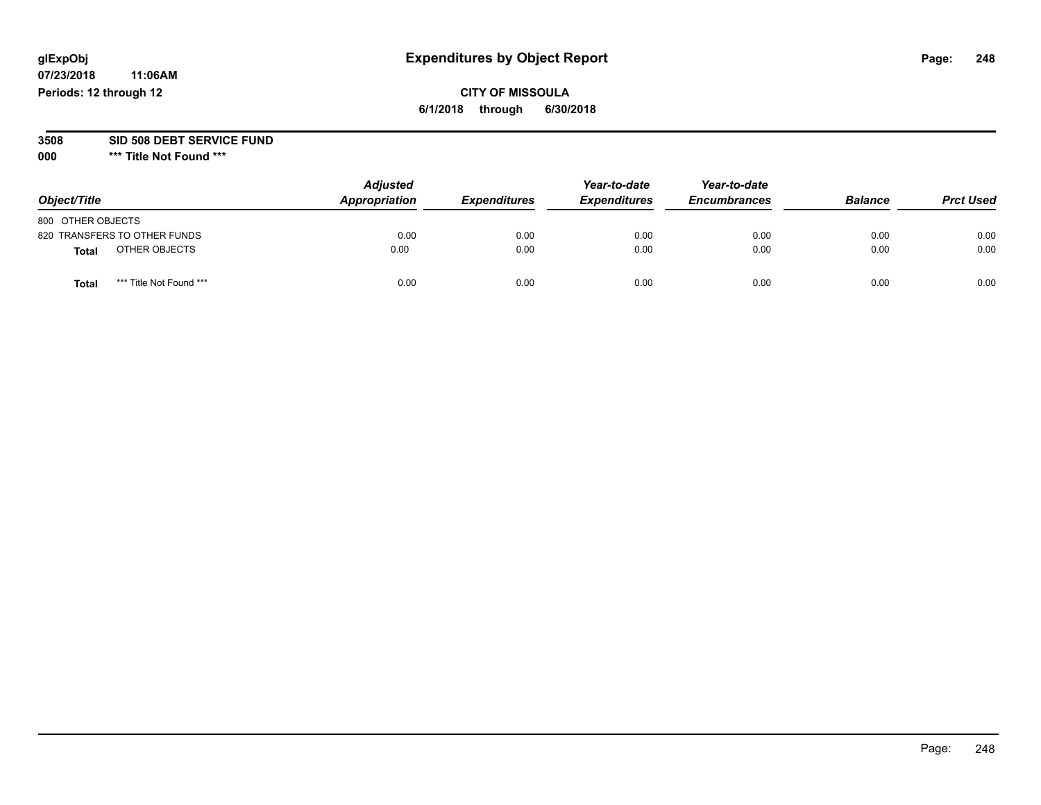glExpObj **Expenditures by Object Report**

07/23/2018 11:06AM

Periods: 12 through 12

**CITY OF MISSOULA**

**6/1/2018 through 6/30/2018**

**3508 SID 508 DEBT SERVICE FUND**

**000 \*\*\* Title Not Found \*\*\***

| Object/Title | Adjusted Appropriation | Expenditures | Year-to-date Expenditures | Year-to-date Encumbrances | Balance | Prct Used |
|---|---|---|---|---|---|---|
| 800 OTHER OBJECTS | | | | | | |
| 820 TRANSFERS TO OTHER FUNDS | 0.00 | 0.00 | 0.00 | 0.00 | 0.00 | 0.00 |
| **Total** OTHER OBJECTS | 0.00 | 0.00 | 0.00 | 0.00 | 0.00 | 0.00 |
| **Total** \*\*\* Title Not Found \*\*\* | 0.00 | 0.00 | 0.00 | 0.00 | 0.00 | 0.00 |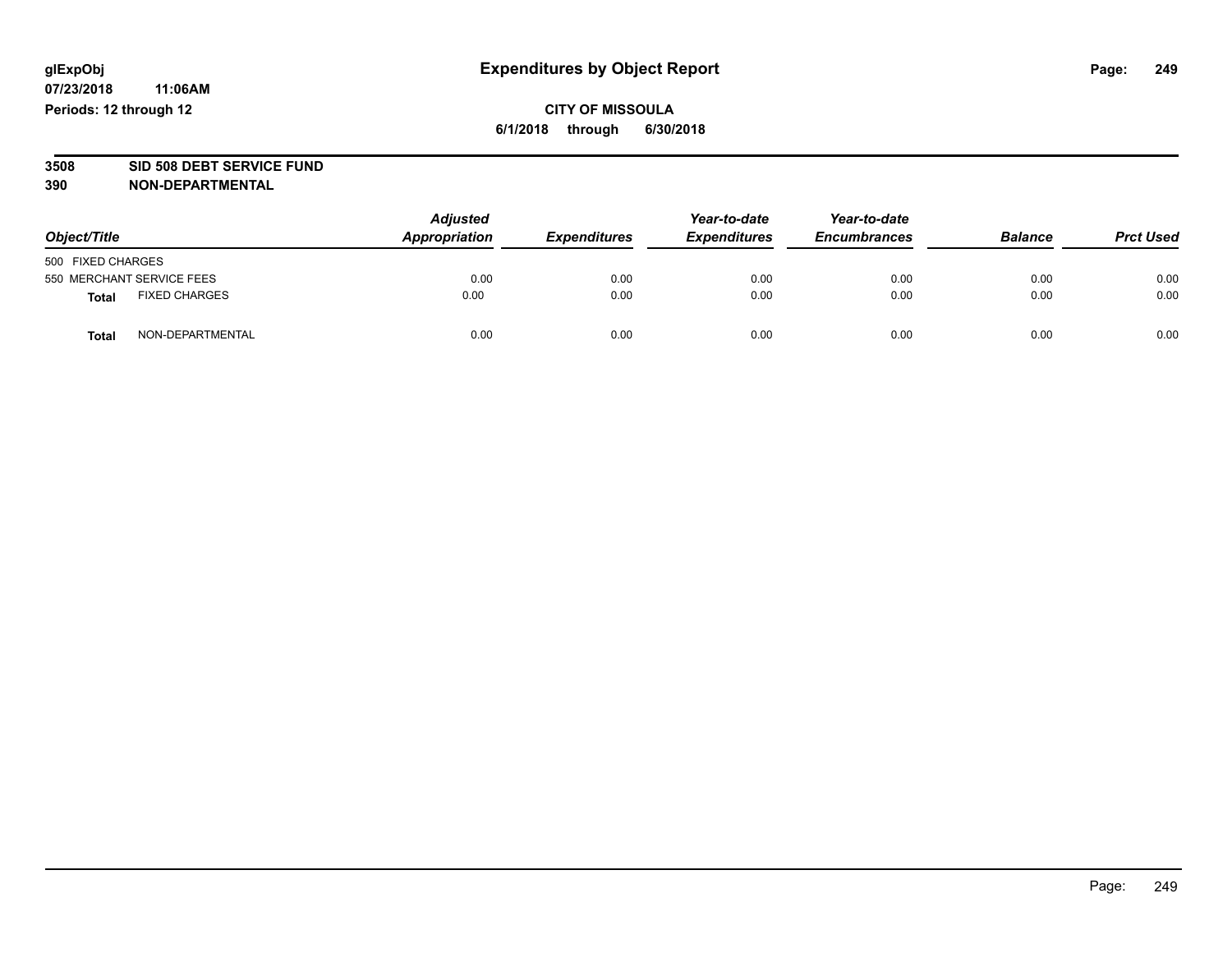**glExpObj**
**07/23/2018 11:06AM**
**Periods: 12 through 12**

# Expenditures by Object Report

**CITY OF MISSOULA**
**6/1/2018 through 6/30/2018**

**3508 SID 508 DEBT SERVICE FUND**
**390 NON-DEPARTMENTAL**

| Object/Title | | *Adjusted Appropriation* | *Expenditures* | *Year-to-date Expenditures* | *Year-to-date Encumbrances* | *Balance* | *Prct Used* |
|---|---|---|---|---|---|---|---|
| 500 FIXED CHARGES | | | | | | | |
| 550 MERCHANT SERVICE FEES | | 0.00 | 0.00 | 0.00 | 0.00 | 0.00 | 0.00 |
| **Total** | FIXED CHARGES | 0.00 | 0.00 | 0.00 | 0.00 | 0.00 | 0.00 |
| **Total** | NON-DEPARTMENTAL | 0.00 | 0.00 | 0.00 | 0.00 | 0.00 | 0.00 |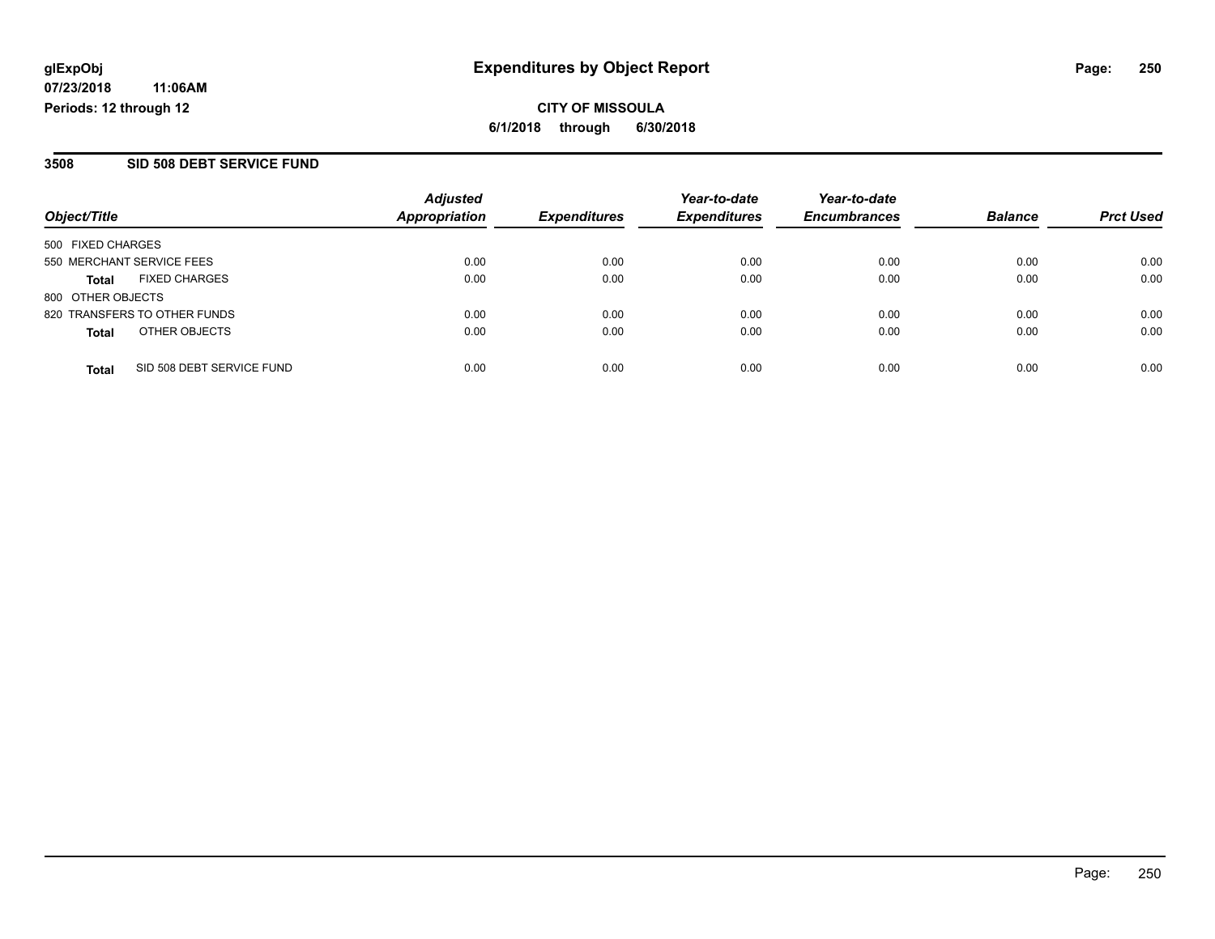**glExpObj**
**07/23/2018 11:06AM**
**Periods: 12 through 12**

# Expenditures by Object Report

**CITY OF MISSOULA**
**6/1/2018 through 6/30/2018**

## 3508 SID 508 DEBT SERVICE FUND

| Object/Title | Adjusted Appropriation | Expenditures | Year-to-date Expenditures | Year-to-date Encumbrances | Balance | Prct Used |
|---|---|---|---|---|---|---|
| 500 FIXED CHARGES | | | | | | |
| 550 MERCHANT SERVICE FEES | 0.00 | 0.00 | 0.00 | 0.00 | 0.00 | 0.00 |
| **Total** FIXED CHARGES | 0.00 | 0.00 | 0.00 | 0.00 | 0.00 | 0.00 |
| 800 OTHER OBJECTS | | | | | | |
| 820 TRANSFERS TO OTHER FUNDS | 0.00 | 0.00 | 0.00 | 0.00 | 0.00 | 0.00 |
| **Total** OTHER OBJECTS | 0.00 | 0.00 | 0.00 | 0.00 | 0.00 | 0.00 |
| **Total** SID 508 DEBT SERVICE FUND | 0.00 | 0.00 | 0.00 | 0.00 | 0.00 | 0.00 |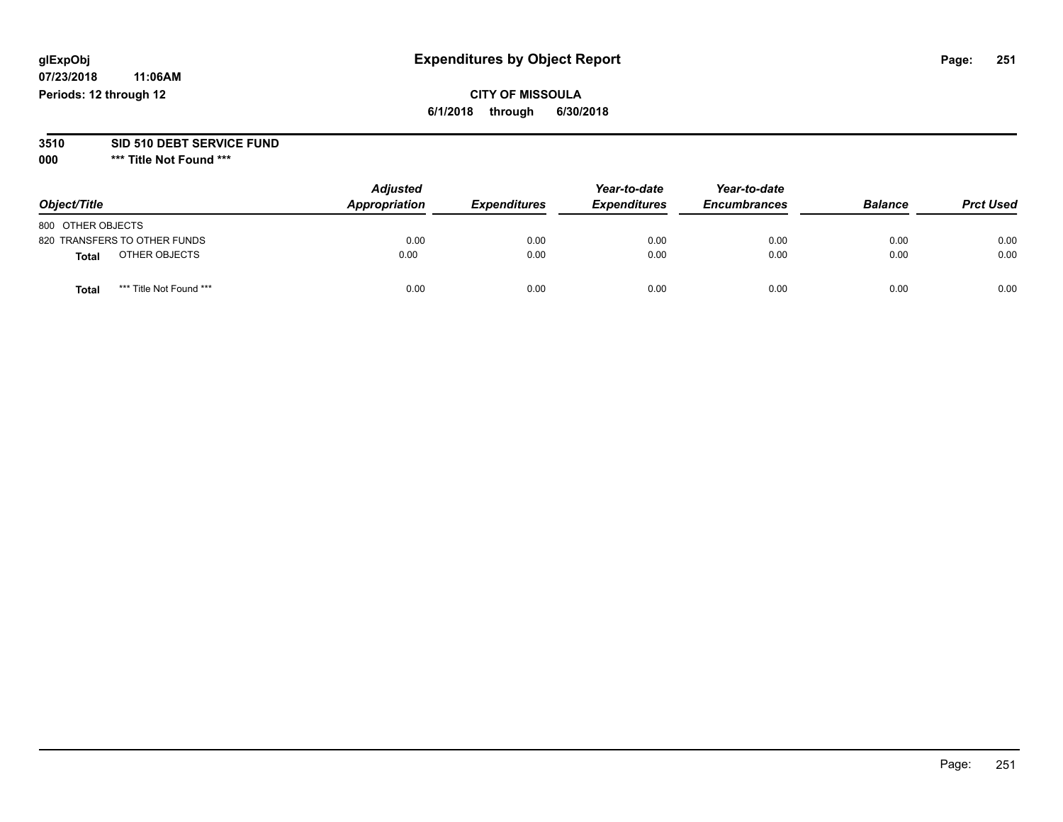glExpObj
07/23/2018 11:06AM
Periods: 12 through 12

# Expenditures by Object Report

**CITY OF MISSOULA**
**6/1/2018 through 6/30/2018**

**3510 SID 510 DEBT SERVICE FUND**
**000 \*\*\* Title Not Found \*\*\***

| Object/Title | Adjusted Appropriation | Expenditures | Year-to-date Expenditures | Year-to-date Encumbrances | Balance | Prct Used |
|---|---|---|---|---|---|---|
| 800 OTHER OBJECTS | | | | | | |
| 820 TRANSFERS TO OTHER FUNDS | 0.00 | 0.00 | 0.00 | 0.00 | 0.00 | 0.00 |
| **Total** OTHER OBJECTS | 0.00 | 0.00 | 0.00 | 0.00 | 0.00 | 0.00 |
| **Total** *** Title Not Found *** | 0.00 | 0.00 | 0.00 | 0.00 | 0.00 | 0.00 |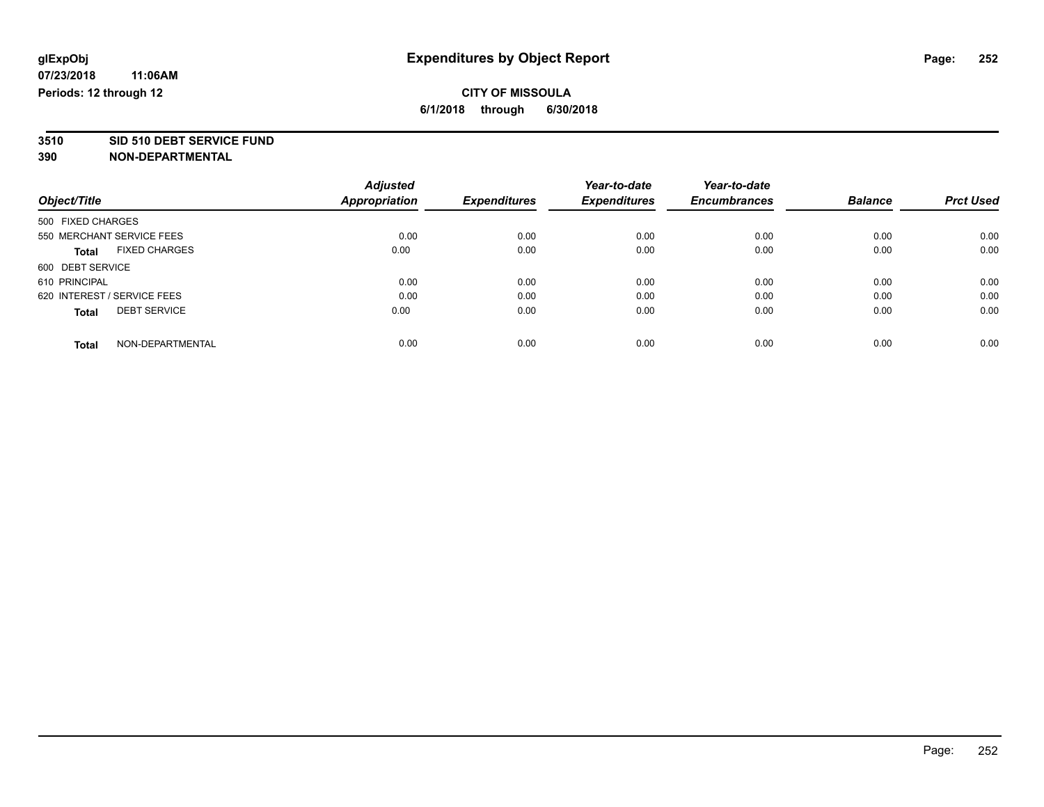# Expenditures by Object Report

glExpObj
07/23/2018 11:06AM
Periods: 12 through 12

**CITY OF MISSOULA**
**6/1/2018 through 6/30/2018**

**3510 SID 510 DEBT SERVICE FUND**
**390 NON-DEPARTMENTAL**

| Object/Title | Adjusted Appropriation | Expenditures | Year-to-date Expenditures | Year-to-date Encumbrances | Balance | Prct Used |
|---|---|---|---|---|---|---|
| 500 FIXED CHARGES | | | | | | |
| 550 MERCHANT SERVICE FEES | 0.00 | 0.00 | 0.00 | 0.00 | 0.00 | 0.00 |
| **Total** FIXED CHARGES | 0.00 | 0.00 | 0.00 | 0.00 | 0.00 | 0.00 |
| 600 DEBT SERVICE | | | | | | |
| 610 PRINCIPAL | 0.00 | 0.00 | 0.00 | 0.00 | 0.00 | 0.00 |
| 620 INTEREST / SERVICE FEES | 0.00 | 0.00 | 0.00 | 0.00 | 0.00 | 0.00 |
| **Total** DEBT SERVICE | 0.00 | 0.00 | 0.00 | 0.00 | 0.00 | 0.00 |
| **Total** NON-DEPARTMENTAL | 0.00 | 0.00 | 0.00 | 0.00 | 0.00 | 0.00 |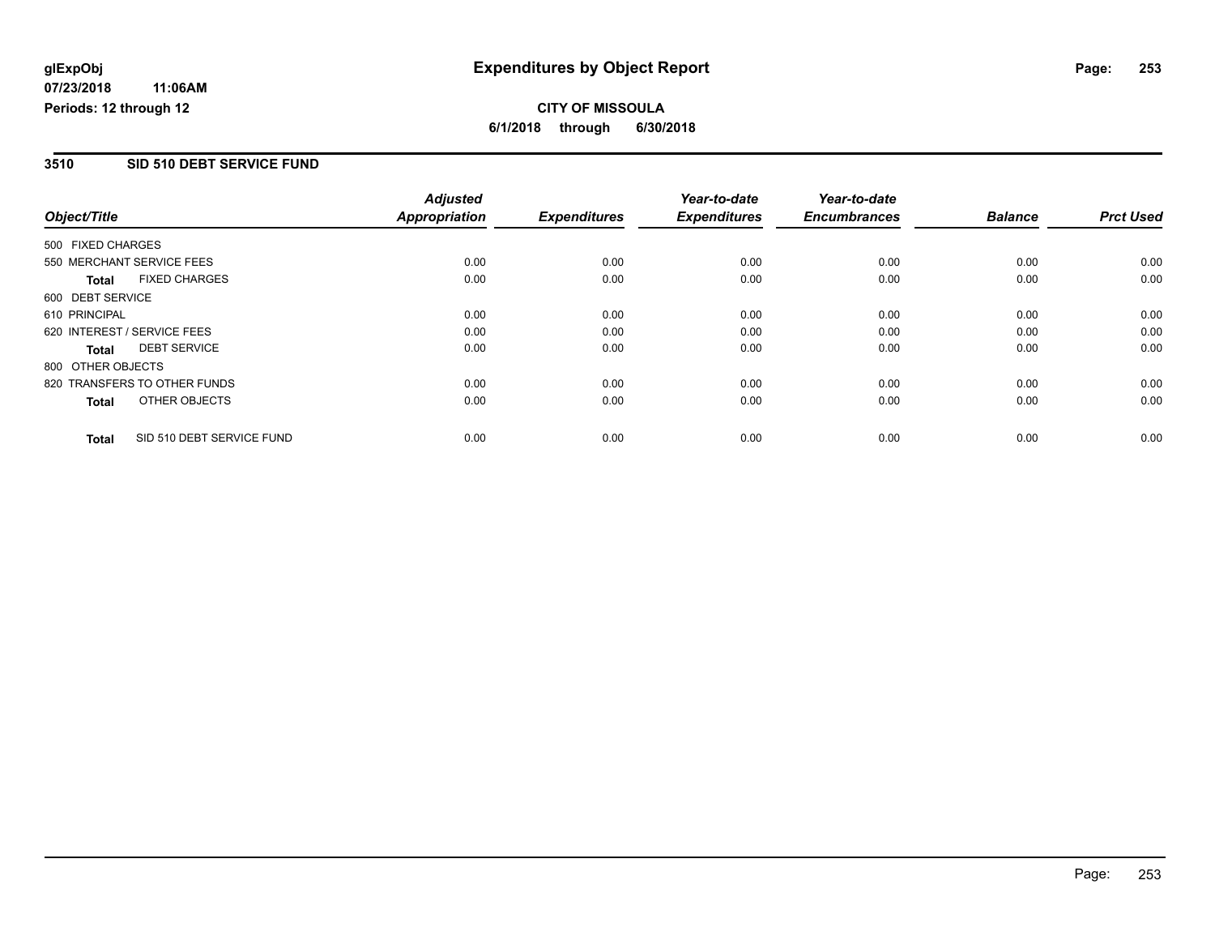**glExpObj** | **Expenditures by Object Report**

**07/23/2018 11:06AM**

**Periods: 12 through 12**

**CITY OF MISSOULA**

**6/1/2018 through 6/30/2018**

## 3510 SID 510 DEBT SERVICE FUND

| Object/Title | Adjusted Appropriation | Expenditures | Year-to-date Expenditures | Year-to-date Encumbrances | Balance | Prct Used |
|---|---|---|---|---|---|---|
| 500 FIXED CHARGES | | | | | | |
| 550 MERCHANT SERVICE FEES | 0.00 | 0.00 | 0.00 | 0.00 | 0.00 | 0.00 |
| **Total** FIXED CHARGES | 0.00 | 0.00 | 0.00 | 0.00 | 0.00 | 0.00 |
| 600 DEBT SERVICE | | | | | | |
| 610 PRINCIPAL | 0.00 | 0.00 | 0.00 | 0.00 | 0.00 | 0.00 |
| 620 INTEREST / SERVICE FEES | 0.00 | 0.00 | 0.00 | 0.00 | 0.00 | 0.00 |
| **Total** DEBT SERVICE | 0.00 | 0.00 | 0.00 | 0.00 | 0.00 | 0.00 |
| 800 OTHER OBJECTS | | | | | | |
| 820 TRANSFERS TO OTHER FUNDS | 0.00 | 0.00 | 0.00 | 0.00 | 0.00 | 0.00 |
| **Total** OTHER OBJECTS | 0.00 | 0.00 | 0.00 | 0.00 | 0.00 | 0.00 |
| **Total** SID 510 DEBT SERVICE FUND | 0.00 | 0.00 | 0.00 | 0.00 | 0.00 | 0.00 |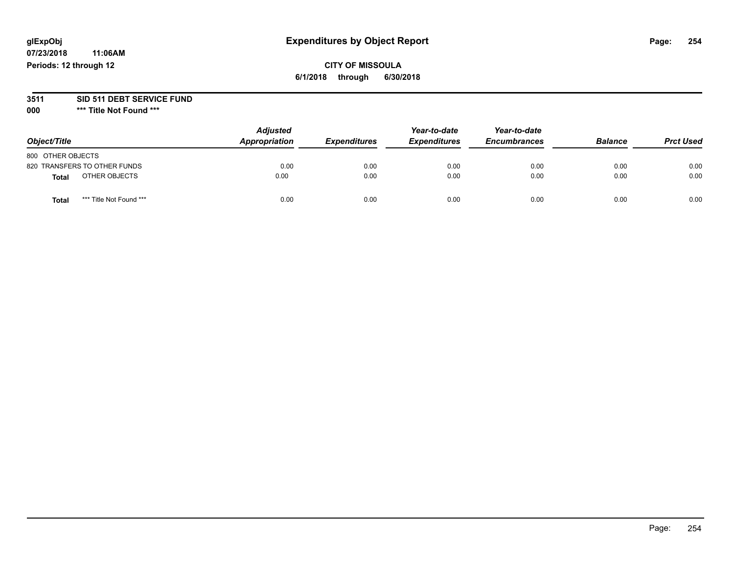glExpObj
07/23/2018 11:06AM
Periods: 12 through 12

# Expenditures by Object Report

**CITY OF MISSOULA**
**6/1/2018 through 6/30/2018**

**3511 SID 511 DEBT SERVICE FUND**
**000 *** Title Not Found *****

| Object/Title | Adjusted Appropriation | Expenditures | Year-to-date Expenditures | Year-to-date Encumbrances | Balance | Prct Used |
|---|---|---|---|---|---|---|
| 800 OTHER OBJECTS | | | | | | |
| 820 TRANSFERS TO OTHER FUNDS | 0.00 | 0.00 | 0.00 | 0.00 | 0.00 | 0.00 |
| **Total** OTHER OBJECTS | 0.00 | 0.00 | 0.00 | 0.00 | 0.00 | 0.00 |
| **Total** *** Title Not Found *** | 0.00 | 0.00 | 0.00 | 0.00 | 0.00 | 0.00 |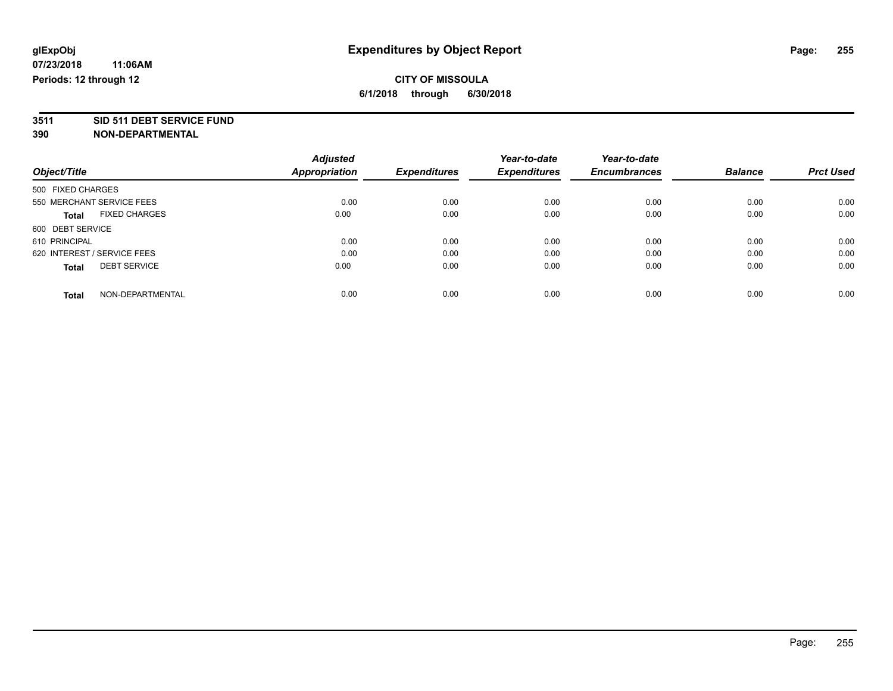**glExpObj** | **Expenditures by Object Report**

**07/23/2018 11:06AM**

**Periods: 12 through 12**

**CITY OF MISSOULA**

**6/1/2018 through 6/30/2018**

**3511 SID 511 DEBT SERVICE FUND**

**390 NON-DEPARTMENTAL**

| Object/Title | Adjusted Appropriation | Expenditures | Year-to-date Expenditures | Year-to-date Encumbrances | Balance | Prct Used |
|---|---|---|---|---|---|---|
| 500 FIXED CHARGES | | | | | | |
| 550 MERCHANT SERVICE FEES | 0.00 | 0.00 | 0.00 | 0.00 | 0.00 | 0.00 |
| **Total** FIXED CHARGES | 0.00 | 0.00 | 0.00 | 0.00 | 0.00 | 0.00 |
| 600 DEBT SERVICE | | | | | | |
| 610 PRINCIPAL | 0.00 | 0.00 | 0.00 | 0.00 | 0.00 | 0.00 |
| 620 INTEREST / SERVICE FEES | 0.00 | 0.00 | 0.00 | 0.00 | 0.00 | 0.00 |
| **Total** DEBT SERVICE | 0.00 | 0.00 | 0.00 | 0.00 | 0.00 | 0.00 |
| **Total** NON-DEPARTMENTAL | 0.00 | 0.00 | 0.00 | 0.00 | 0.00 | 0.00 |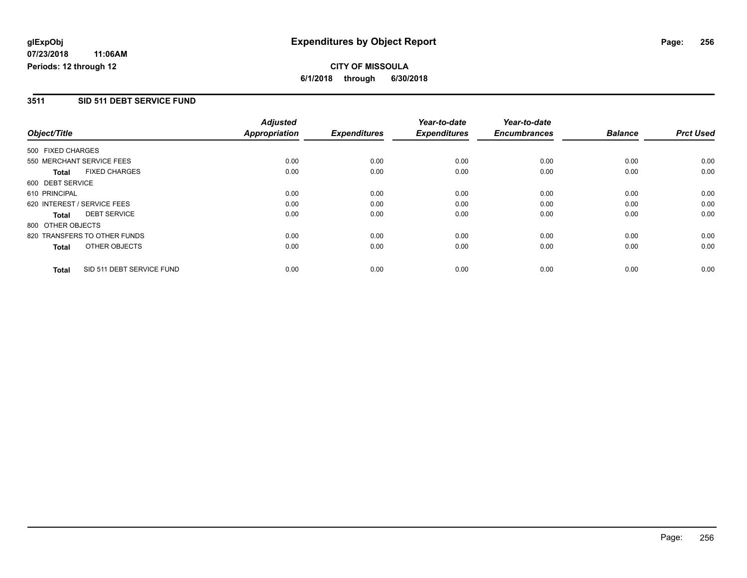**glExpObj** **Expenditures by Object Report**

**07/23/2018 11:06AM**

**Periods: 12 through 12**

**CITY OF MISSOULA**

**6/1/2018 through 6/30/2018**

## 3511 SID 511 DEBT SERVICE FUND

| Object/Title | Adjusted Appropriation | Expenditures | Year-to-date Expenditures | Year-to-date Encumbrances | Balance | Prct Used |
|---|---|---|---|---|---|---|
| 500 FIXED CHARGES | | | | | | |
| 550 MERCHANT SERVICE FEES | 0.00 | 0.00 | 0.00 | 0.00 | 0.00 | 0.00 |
| **Total** FIXED CHARGES | 0.00 | 0.00 | 0.00 | 0.00 | 0.00 | 0.00 |
| 600 DEBT SERVICE | | | | | | |
| 610 PRINCIPAL | 0.00 | 0.00 | 0.00 | 0.00 | 0.00 | 0.00 |
| 620 INTEREST / SERVICE FEES | 0.00 | 0.00 | 0.00 | 0.00 | 0.00 | 0.00 |
| **Total** DEBT SERVICE | 0.00 | 0.00 | 0.00 | 0.00 | 0.00 | 0.00 |
| 800 OTHER OBJECTS | | | | | | |
| 820 TRANSFERS TO OTHER FUNDS | 0.00 | 0.00 | 0.00 | 0.00 | 0.00 | 0.00 |
| **Total** OTHER OBJECTS | 0.00 | 0.00 | 0.00 | 0.00 | 0.00 | 0.00 |
| **Total** SID 511 DEBT SERVICE FUND | 0.00 | 0.00 | 0.00 | 0.00 | 0.00 | 0.00 |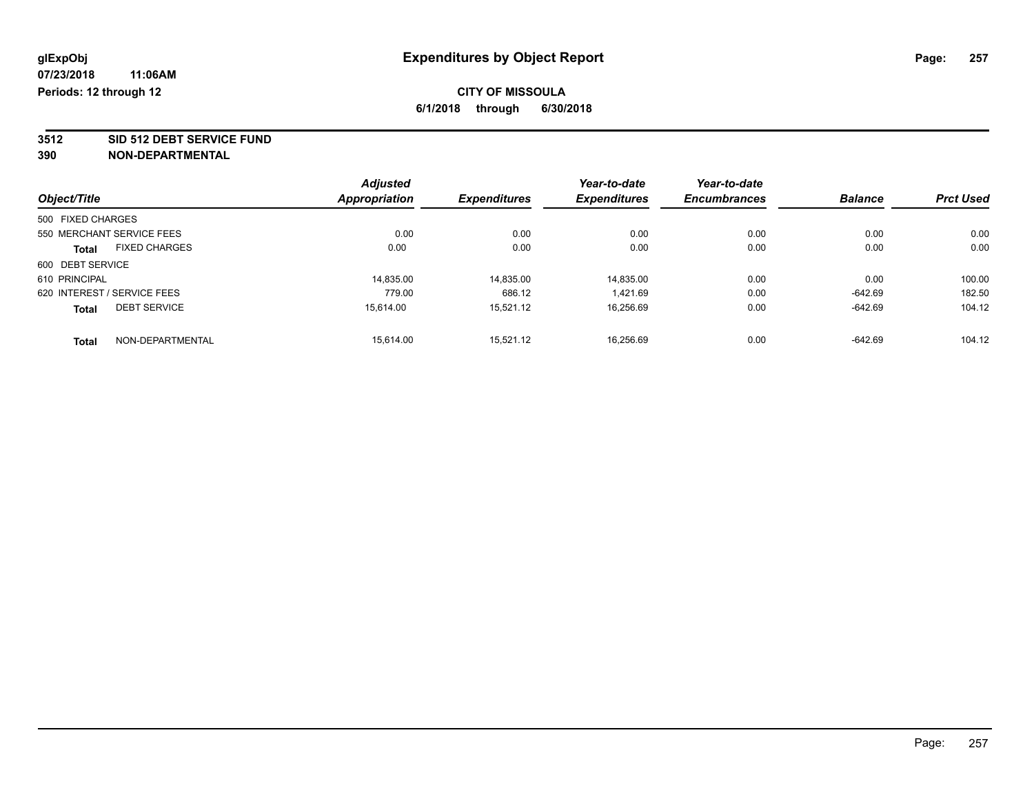# Expenditures by Object Report

glExpObj
07/23/2018 11:06AM
Periods: 12 through 12

**CITY OF MISSOULA**
**6/1/2018 through 6/30/2018**

**3512 SID 512 DEBT SERVICE FUND**
**390 NON-DEPARTMENTAL**

| Object/Title | Adjusted Appropriation | Expenditures | Year-to-date Expenditures | Year-to-date Encumbrances | Balance | Prct Used |
|---|---|---|---|---|---|---|
| 500 FIXED CHARGES | | | | | | |
| 550 MERCHANT SERVICE FEES | 0.00 | 0.00 | 0.00 | 0.00 | 0.00 | 0.00 |
| **Total** FIXED CHARGES | 0.00 | 0.00 | 0.00 | 0.00 | 0.00 | 0.00 |
| 600 DEBT SERVICE | | | | | | |
| 610 PRINCIPAL | 14,835.00 | 14,835.00 | 14,835.00 | 0.00 | 0.00 | 100.00 |
| 620 INTEREST / SERVICE FEES | 779.00 | 686.12 | 1,421.69 | 0.00 | -642.69 | 182.50 |
| **Total** DEBT SERVICE | 15,614.00 | 15,521.12 | 16,256.69 | 0.00 | -642.69 | 104.12 |
| **Total** NON-DEPARTMENTAL | 15,614.00 | 15,521.12 | 16,256.69 | 0.00 | -642.69 | 104.12 |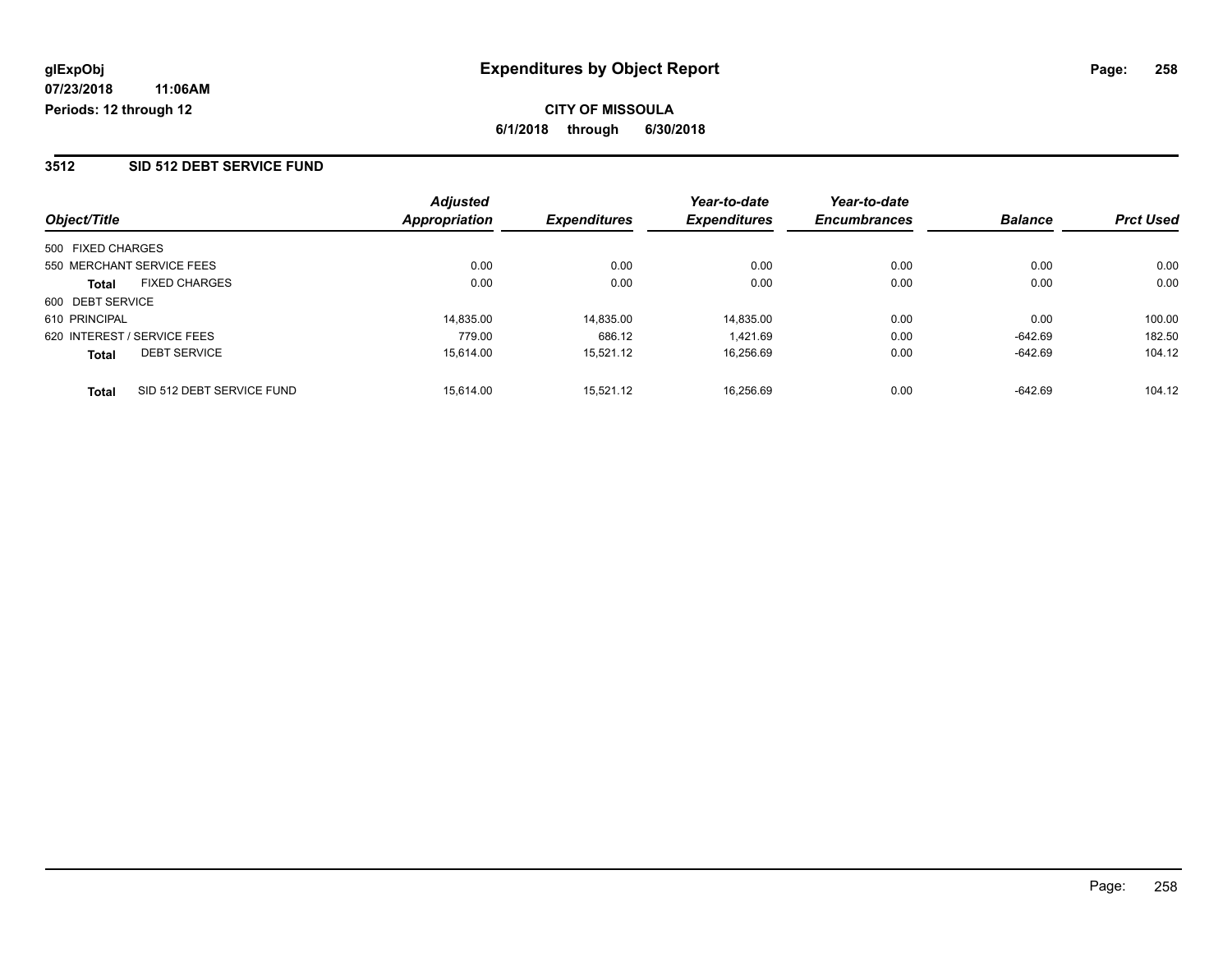glExpObj
07/23/2018 11:06AM
Periods: 12 through 12

# Expenditures by Object Report

**CITY OF MISSOULA**

**6/1/2018 through 6/30/2018**

## 3512 SID 512 DEBT SERVICE FUND

| Object/Title | | Adjusted Appropriation | Expenditures | Year-to-date Expenditures | Year-to-date Encumbrances | Balance | Prct Used |
|---|---|---|---|---|---|---|---|
| 500 FIXED CHARGES | | | | | | | |
| 550 MERCHANT SERVICE FEES | | 0.00 | 0.00 | 0.00 | 0.00 | 0.00 | 0.00 |
| **Total** | FIXED CHARGES | 0.00 | 0.00 | 0.00 | 0.00 | 0.00 | 0.00 |
| 600 DEBT SERVICE | | | | | | | |
| 610 PRINCIPAL | | 14,835.00 | 14,835.00 | 14,835.00 | 0.00 | 0.00 | 100.00 |
| 620 INTEREST / SERVICE FEES | | 779.00 | 686.12 | 1,421.69 | 0.00 | -642.69 | 182.50 |
| **Total** | DEBT SERVICE | 15,614.00 | 15,521.12 | 16,256.69 | 0.00 | -642.69 | 104.12 |
| **Total** | SID 512 DEBT SERVICE FUND | 15,614.00 | 15,521.12 | 16,256.69 | 0.00 | -642.69 | 104.12 |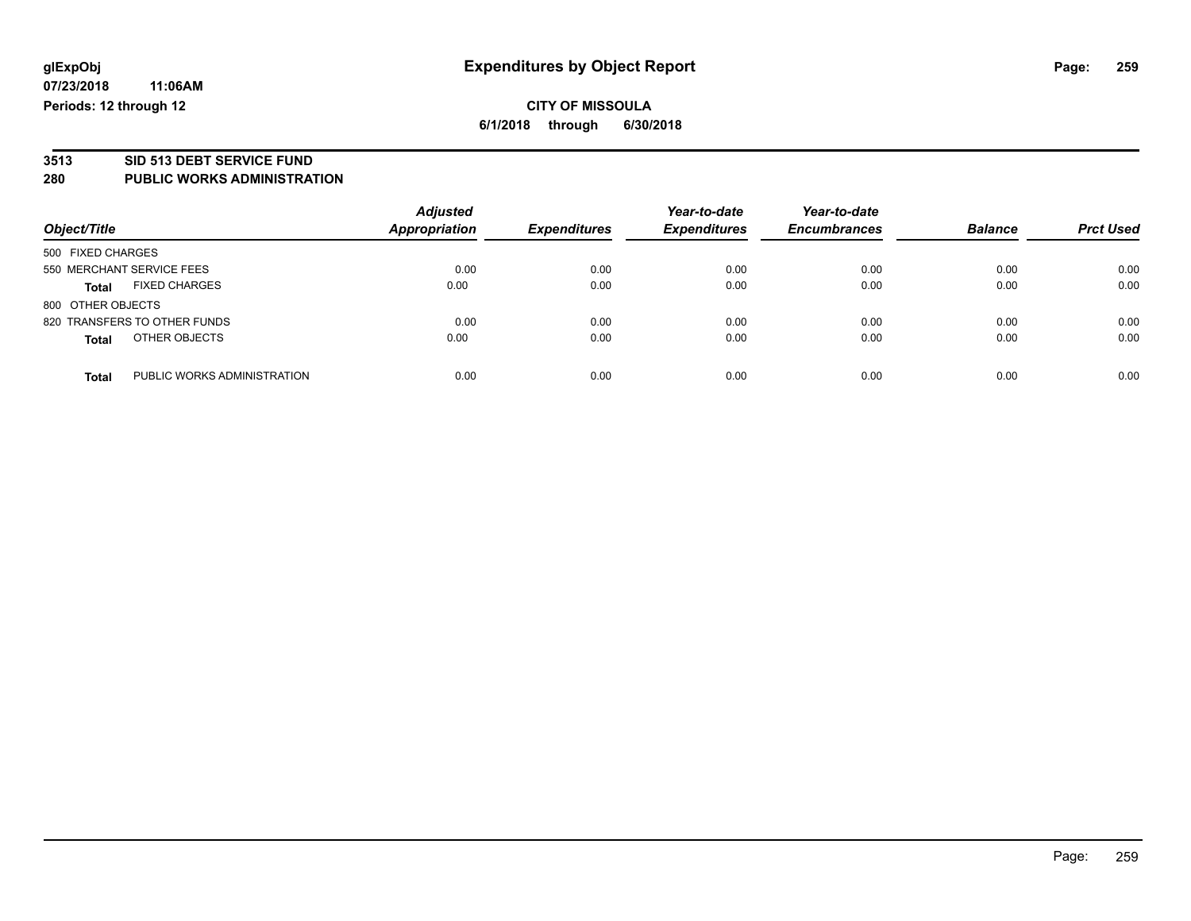**glExpObj** **Expenditures by Object Report**

**07/23/2018 11:06AM**

**Periods: 12 through 12**

**CITY OF MISSOULA**

**6/1/2018 through 6/30/2018**

## 3513 SID 513 DEBT SERVICE FUND

## 280 PUBLIC WORKS ADMINISTRATION

| Object/Title | | Adjusted Appropriation | Expenditures | Year-to-date Expenditures | Year-to-date Encumbrances | Balance | Prct Used |
|---|---|---|---|---|---|---|---|
| 500 FIXED CHARGES | | | | | | | |
| 550 MERCHANT SERVICE FEES | | 0.00 | 0.00 | 0.00 | 0.00 | 0.00 | 0.00 |
| **Total** | FIXED CHARGES | 0.00 | 0.00 | 0.00 | 0.00 | 0.00 | 0.00 |
| 800 OTHER OBJECTS | | | | | | | |
| 820 TRANSFERS TO OTHER FUNDS | | 0.00 | 0.00 | 0.00 | 0.00 | 0.00 | 0.00 |
| **Total** | OTHER OBJECTS | 0.00 | 0.00 | 0.00 | 0.00 | 0.00 | 0.00 |
| **Total** | PUBLIC WORKS ADMINISTRATION | 0.00 | 0.00 | 0.00 | 0.00 | 0.00 | 0.00 |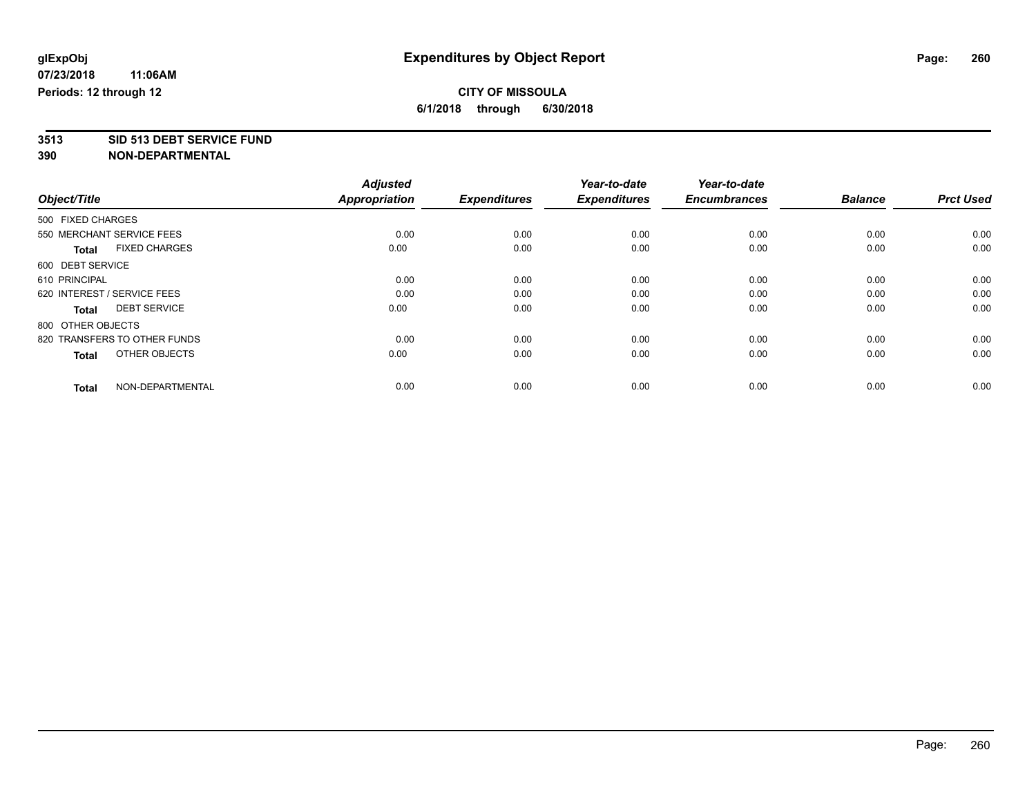**glExpObj** **Expenditures by Object Report**

**07/23/2018 11:06AM**

**Periods: 12 through 12**

**CITY OF MISSOULA**

**6/1/2018 through 6/30/2018**

## 3513 SID 513 DEBT SERVICE FUND
## 390 NON-DEPARTMENTAL

| Object/Title | Adjusted Appropriation | Expenditures | Year-to-date Expenditures | Year-to-date Encumbrances | Balance | Prct Used |
|---|---|---|---|---|---|---|
| 500 FIXED CHARGES | | | | | | |
| 550 MERCHANT SERVICE FEES | 0.00 | 0.00 | 0.00 | 0.00 | 0.00 | 0.00 |
| **Total** FIXED CHARGES | 0.00 | 0.00 | 0.00 | 0.00 | 0.00 | 0.00 |
| 600 DEBT SERVICE | | | | | | |
| 610 PRINCIPAL | 0.00 | 0.00 | 0.00 | 0.00 | 0.00 | 0.00 |
| 620 INTEREST / SERVICE FEES | 0.00 | 0.00 | 0.00 | 0.00 | 0.00 | 0.00 |
| **Total** DEBT SERVICE | 0.00 | 0.00 | 0.00 | 0.00 | 0.00 | 0.00 |
| 800 OTHER OBJECTS | | | | | | |
| 820 TRANSFERS TO OTHER FUNDS | 0.00 | 0.00 | 0.00 | 0.00 | 0.00 | 0.00 |
| **Total** OTHER OBJECTS | 0.00 | 0.00 | 0.00 | 0.00 | 0.00 | 0.00 |
| **Total** NON-DEPARTMENTAL | 0.00 | 0.00 | 0.00 | 0.00 | 0.00 | 0.00 |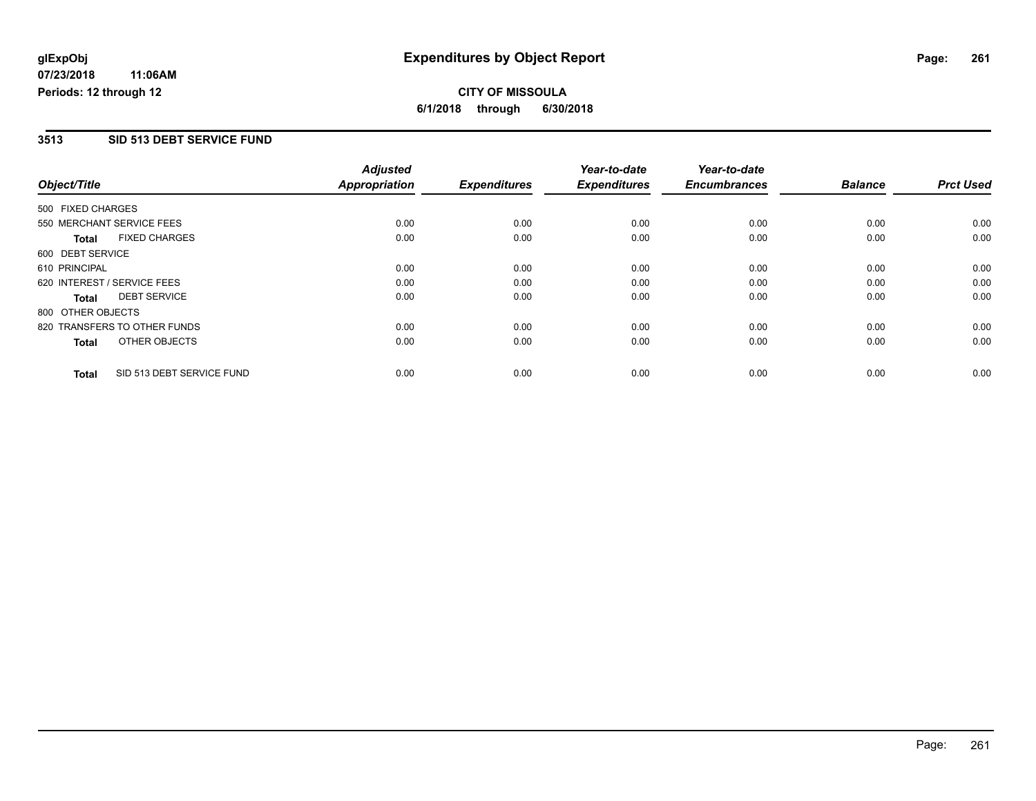**glExpObj**
**07/23/2018 11:06AM**
**Periods: 12 through 12**

# Expenditures by Object Report

**CITY OF MISSOULA**
**6/1/2018 through 6/30/2018**

## 3513 SID 513 DEBT SERVICE FUND

| Object/Title | Adjusted Appropriation | Expenditures | Year-to-date Expenditures | Year-to-date Encumbrances | Balance | Prct Used |
|---|---|---|---|---|---|---|
| 500 FIXED CHARGES | | | | | | |
| 550 MERCHANT SERVICE FEES | 0.00 | 0.00 | 0.00 | 0.00 | 0.00 | 0.00 |
| **Total** FIXED CHARGES | 0.00 | 0.00 | 0.00 | 0.00 | 0.00 | 0.00 |
| 600 DEBT SERVICE | | | | | | |
| 610 PRINCIPAL | 0.00 | 0.00 | 0.00 | 0.00 | 0.00 | 0.00 |
| 620 INTEREST / SERVICE FEES | 0.00 | 0.00 | 0.00 | 0.00 | 0.00 | 0.00 |
| **Total** DEBT SERVICE | 0.00 | 0.00 | 0.00 | 0.00 | 0.00 | 0.00 |
| 800 OTHER OBJECTS | | | | | | |
| 820 TRANSFERS TO OTHER FUNDS | 0.00 | 0.00 | 0.00 | 0.00 | 0.00 | 0.00 |
| **Total** OTHER OBJECTS | 0.00 | 0.00 | 0.00 | 0.00 | 0.00 | 0.00 |
| **Total** SID 513 DEBT SERVICE FUND | 0.00 | 0.00 | 0.00 | 0.00 | 0.00 | 0.00 |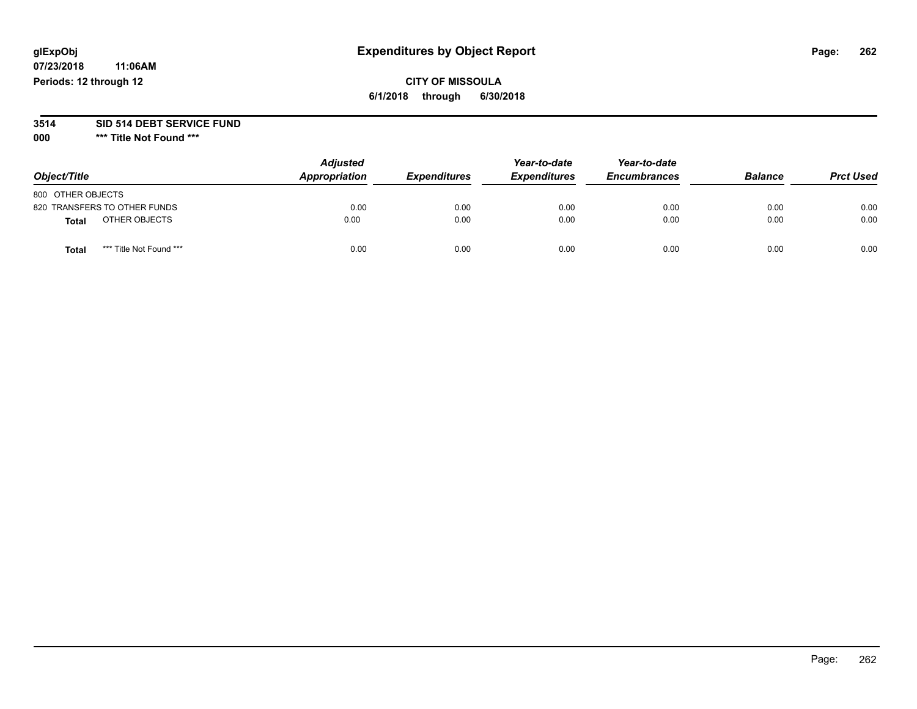# Expenditures by Object Report

glExpObj
07/23/2018 11:06AM
Periods: 12 through 12

**CITY OF MISSOULA**
**6/1/2018 through 6/30/2018**

**3514 SID 514 DEBT SERVICE FUND**
**000 \*\*\* Title Not Found \*\*\***

| Object/Title | Adjusted Appropriation | Expenditures | Year-to-date Expenditures | Year-to-date Encumbrances | Balance | Prct Used |
|---|---|---|---|---|---|---|
| 800 OTHER OBJECTS | | | | | | |
| 820 TRANSFERS TO OTHER FUNDS | 0.00 | 0.00 | 0.00 | 0.00 | 0.00 | 0.00 |
| **Total** OTHER OBJECTS | 0.00 | 0.00 | 0.00 | 0.00 | 0.00 | 0.00 |
| **Total** *** Title Not Found *** | 0.00 | 0.00 | 0.00 | 0.00 | 0.00 | 0.00 |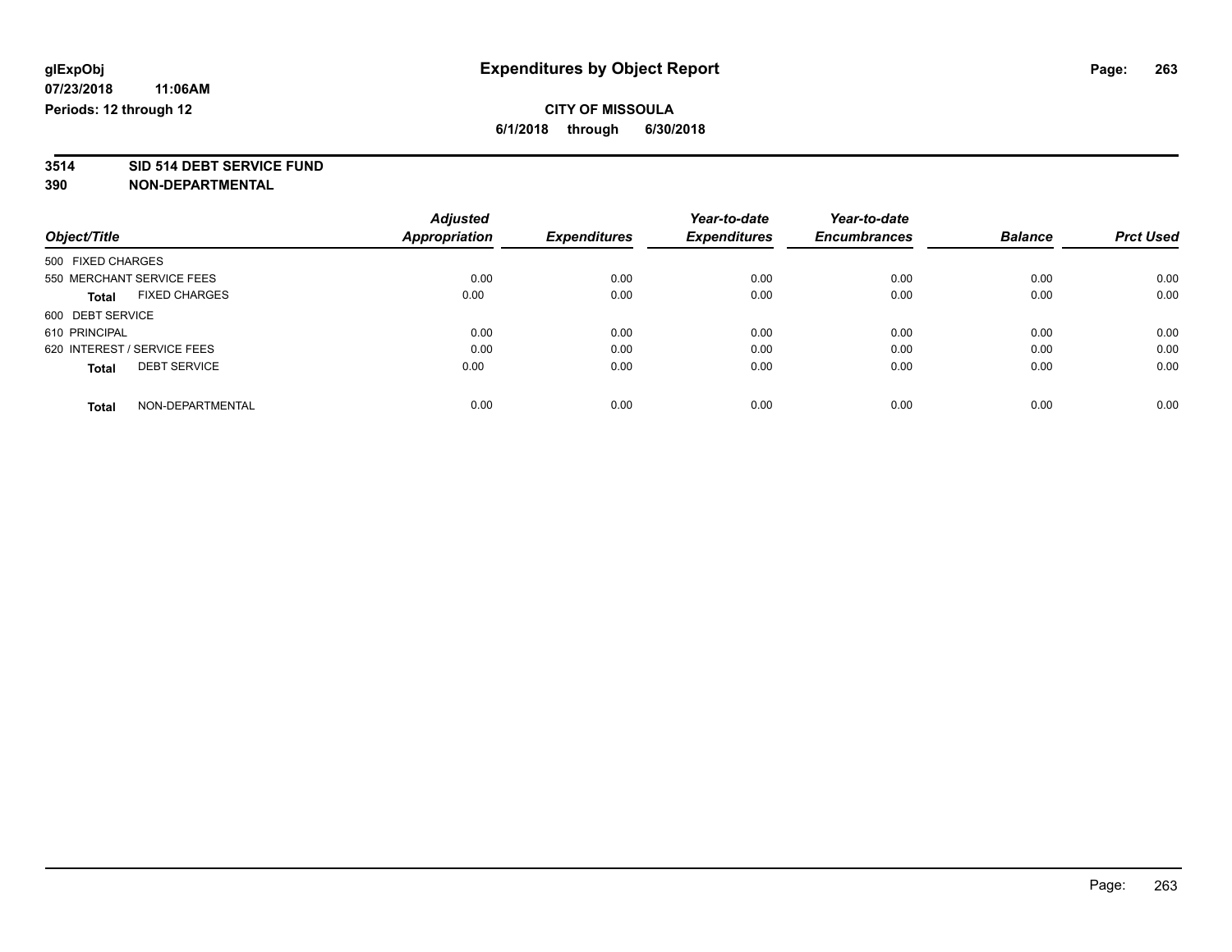# Expenditures by Object Report

glExpObj
07/23/2018 11:06AM
Periods: 12 through 12

**CITY OF MISSOULA**
**6/1/2018 through 6/30/2018**

**3514 SID 514 DEBT SERVICE FUND**
**390 NON-DEPARTMENTAL**

| Object/Title | Adjusted Appropriation | Expenditures | Year-to-date Expenditures | Year-to-date Encumbrances | Balance | Prct Used |
|---|---|---|---|---|---|---|
| 500 FIXED CHARGES | | | | | | |
| 550 MERCHANT SERVICE FEES | 0.00 | 0.00 | 0.00 | 0.00 | 0.00 | 0.00 |
| **Total** FIXED CHARGES | 0.00 | 0.00 | 0.00 | 0.00 | 0.00 | 0.00 |
| 600 DEBT SERVICE | | | | | | |
| 610 PRINCIPAL | 0.00 | 0.00 | 0.00 | 0.00 | 0.00 | 0.00 |
| 620 INTEREST / SERVICE FEES | 0.00 | 0.00 | 0.00 | 0.00 | 0.00 | 0.00 |
| **Total** DEBT SERVICE | 0.00 | 0.00 | 0.00 | 0.00 | 0.00 | 0.00 |
| **Total** NON-DEPARTMENTAL | 0.00 | 0.00 | 0.00 | 0.00 | 0.00 | 0.00 |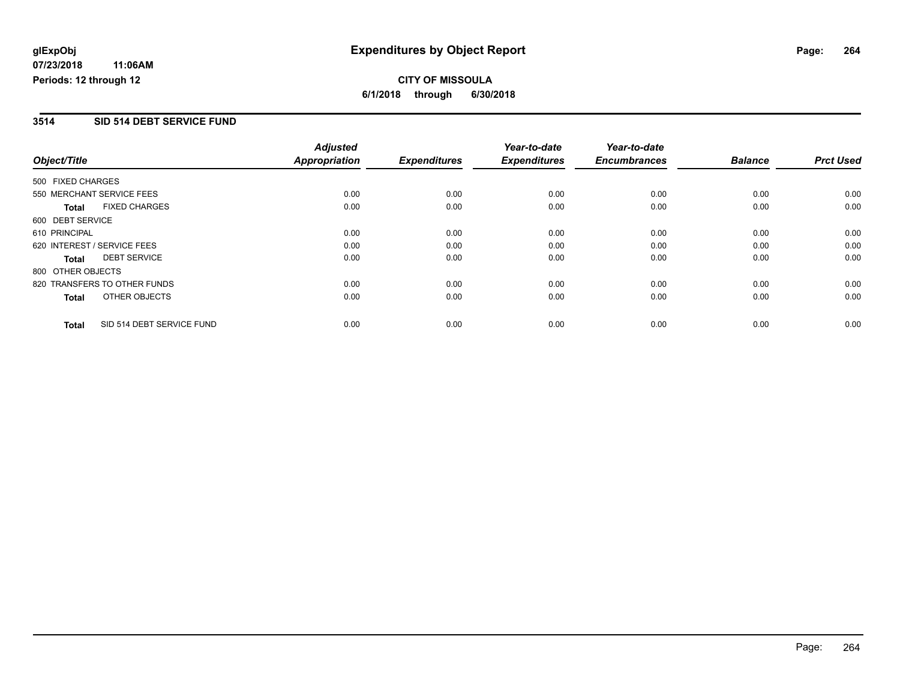glExpObj
07/23/2018 11:06AM
Periods: 12 through 12

# Expenditures by Object Report

**CITY OF MISSOULA**

**6/1/2018 through 6/30/2018**

## 3514 SID 514 DEBT SERVICE FUND

| Object/Title | Adjusted Appropriation | Expenditures | Year-to-date Expenditures | Year-to-date Encumbrances | Balance | Prct Used |
|---|---|---|---|---|---|---|
| 500 FIXED CHARGES | | | | | | |
| 550 MERCHANT SERVICE FEES | 0.00 | 0.00 | 0.00 | 0.00 | 0.00 | 0.00 |
| **Total** FIXED CHARGES | 0.00 | 0.00 | 0.00 | 0.00 | 0.00 | 0.00 |
| 600 DEBT SERVICE | | | | | | |
| 610 PRINCIPAL | 0.00 | 0.00 | 0.00 | 0.00 | 0.00 | 0.00 |
| 620 INTEREST / SERVICE FEES | 0.00 | 0.00 | 0.00 | 0.00 | 0.00 | 0.00 |
| **Total** DEBT SERVICE | 0.00 | 0.00 | 0.00 | 0.00 | 0.00 | 0.00 |
| 800 OTHER OBJECTS | | | | | | |
| 820 TRANSFERS TO OTHER FUNDS | 0.00 | 0.00 | 0.00 | 0.00 | 0.00 | 0.00 |
| **Total** OTHER OBJECTS | 0.00 | 0.00 | 0.00 | 0.00 | 0.00 | 0.00 |
| **Total** SID 514 DEBT SERVICE FUND | 0.00 | 0.00 | 0.00 | 0.00 | 0.00 | 0.00 |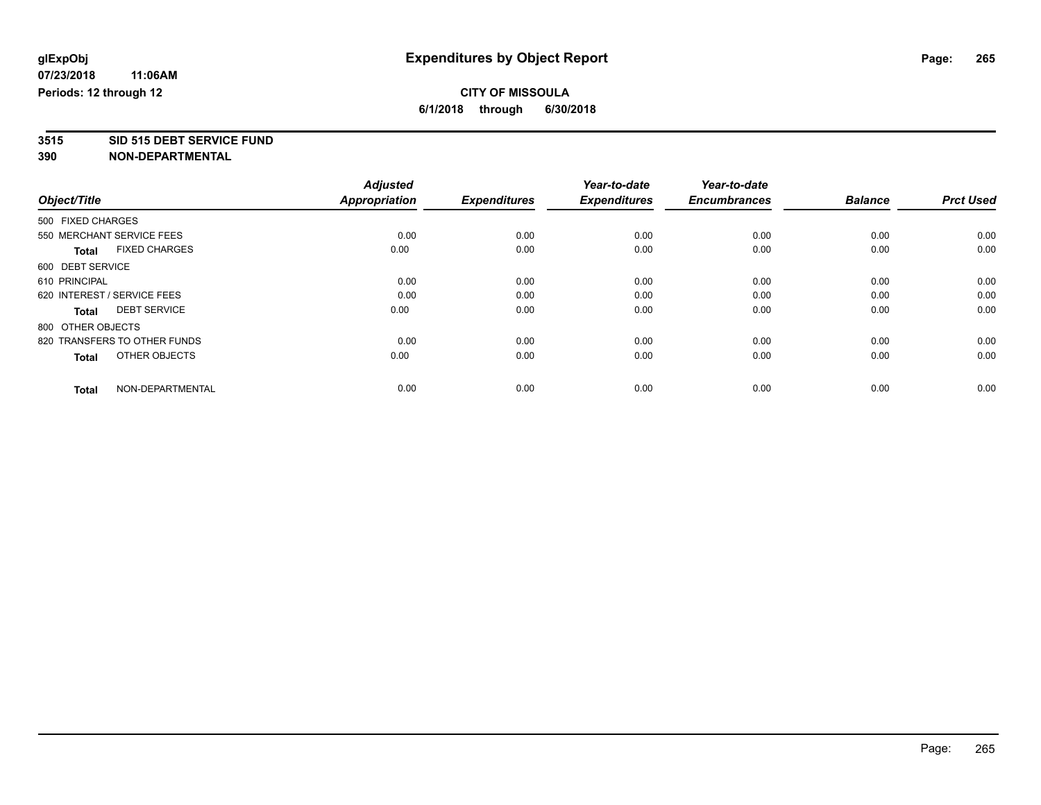glExpObj
07/23/2018 11:06AM
Periods: 12 through 12

# Expenditures by Object Report

**CITY OF MISSOULA**
**6/1/2018 through 6/30/2018**

**3515 SID 515 DEBT SERVICE FUND**
**390 NON-DEPARTMENTAL**

| Object/Title | Adjusted Appropriation | Expenditures | Year-to-date Expenditures | Year-to-date Encumbrances | Balance | Prct Used |
|---|---|---|---|---|---|---|
| 500 FIXED CHARGES | | | | | | |
| 550 MERCHANT SERVICE FEES | 0.00 | 0.00 | 0.00 | 0.00 | 0.00 | 0.00 |
| **Total** FIXED CHARGES | 0.00 | 0.00 | 0.00 | 0.00 | 0.00 | 0.00 |
| 600 DEBT SERVICE | | | | | | |
| 610 PRINCIPAL | 0.00 | 0.00 | 0.00 | 0.00 | 0.00 | 0.00 |
| 620 INTEREST / SERVICE FEES | 0.00 | 0.00 | 0.00 | 0.00 | 0.00 | 0.00 |
| **Total** DEBT SERVICE | 0.00 | 0.00 | 0.00 | 0.00 | 0.00 | 0.00 |
| 800 OTHER OBJECTS | | | | | | |
| 820 TRANSFERS TO OTHER FUNDS | 0.00 | 0.00 | 0.00 | 0.00 | 0.00 | 0.00 |
| **Total** OTHER OBJECTS | 0.00 | 0.00 | 0.00 | 0.00 | 0.00 | 0.00 |
| **Total** NON-DEPARTMENTAL | 0.00 | 0.00 | 0.00 | 0.00 | 0.00 | 0.00 |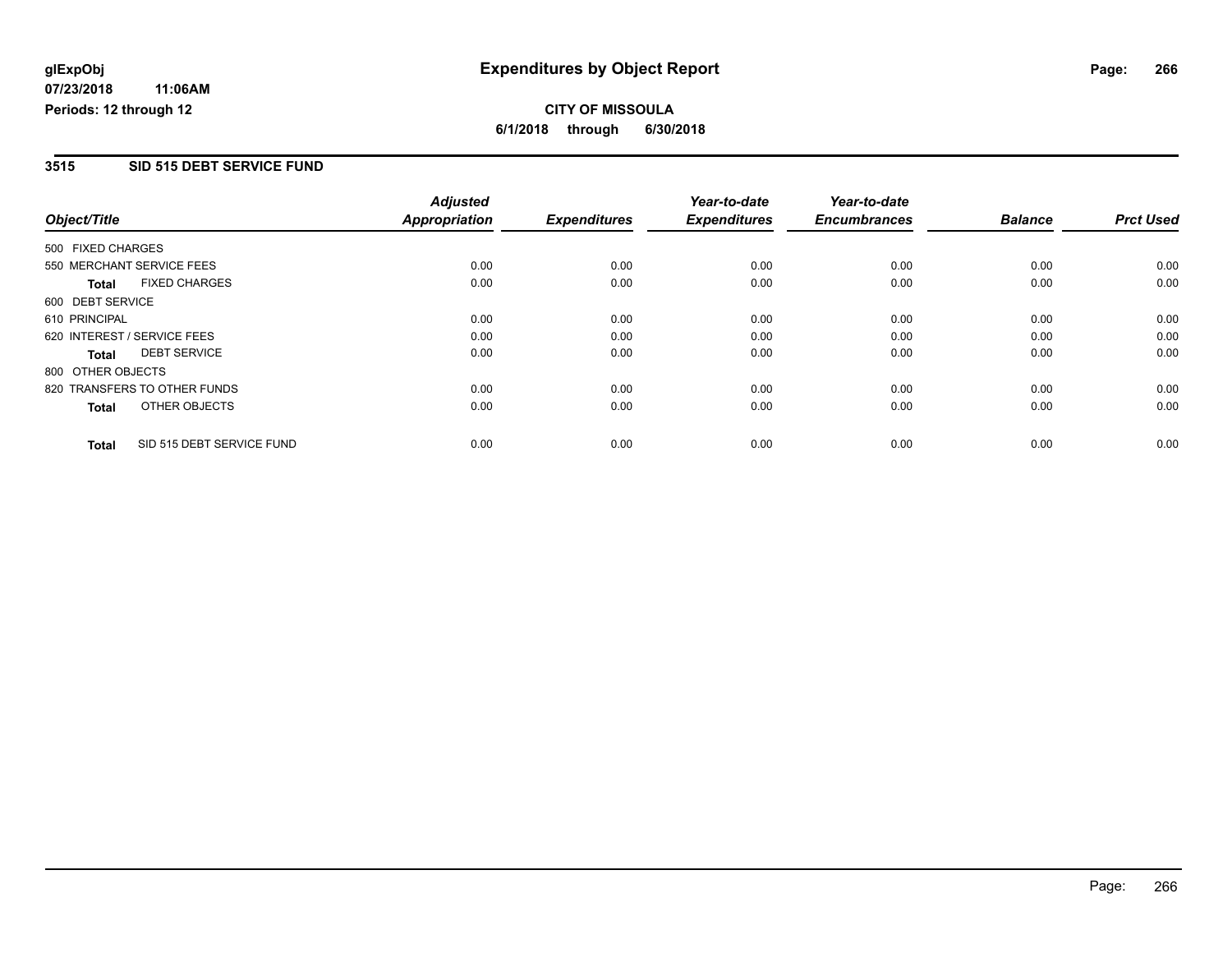**glExpObj**
**07/23/2018 11:06AM**
**Periods: 12 through 12**

# Expenditures by Object Report

**CITY OF MISSOULA**
**6/1/2018 through 6/30/2018**

## 3515 SID 515 DEBT SERVICE FUND

| Object/Title | Adjusted Appropriation | Expenditures | Year-to-date Expenditures | Year-to-date Encumbrances | Balance | Prct Used |
|---|---|---|---|---|---|---|
| 500 FIXED CHARGES | | | | | | |
| 550 MERCHANT SERVICE FEES | 0.00 | 0.00 | 0.00 | 0.00 | 0.00 | 0.00 |
| **Total** FIXED CHARGES | 0.00 | 0.00 | 0.00 | 0.00 | 0.00 | 0.00 |
| 600 DEBT SERVICE | | | | | | |
| 610 PRINCIPAL | 0.00 | 0.00 | 0.00 | 0.00 | 0.00 | 0.00 |
| 620 INTEREST / SERVICE FEES | 0.00 | 0.00 | 0.00 | 0.00 | 0.00 | 0.00 |
| **Total** DEBT SERVICE | 0.00 | 0.00 | 0.00 | 0.00 | 0.00 | 0.00 |
| 800 OTHER OBJECTS | | | | | | |
| 820 TRANSFERS TO OTHER FUNDS | 0.00 | 0.00 | 0.00 | 0.00 | 0.00 | 0.00 |
| **Total** OTHER OBJECTS | 0.00 | 0.00 | 0.00 | 0.00 | 0.00 | 0.00 |
| **Total** SID 515 DEBT SERVICE FUND | 0.00 | 0.00 | 0.00 | 0.00 | 0.00 | 0.00 |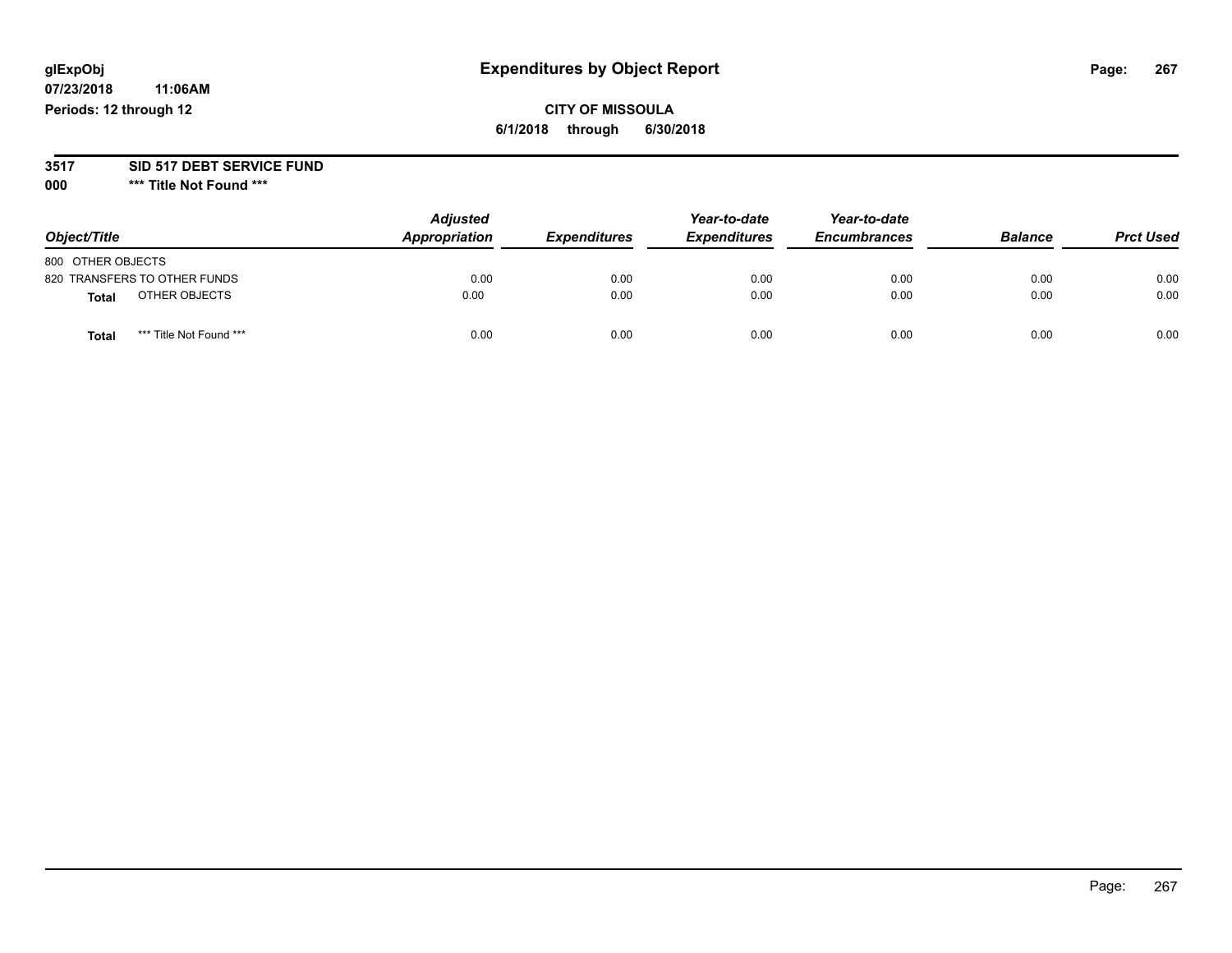**glExpObj**
**07/23/2018 11:06AM**
**Periods: 12 through 12**

# Expenditures by Object Report

**CITY OF MISSOULA**
**6/1/2018 through 6/30/2018**

**3517 SID 517 DEBT SERVICE FUND**
**000 *** Title Not Found *****

| Object/Title | Adjusted Appropriation | Expenditures | Year-to-date Expenditures | Year-to-date Encumbrances | Balance | Prct Used |
|---|---|---|---|---|---|---|
| 800 OTHER OBJECTS | | | | | | |
| 820 TRANSFERS TO OTHER FUNDS | 0.00 | 0.00 | 0.00 | 0.00 | 0.00 | 0.00 |
| **Total** OTHER OBJECTS | 0.00 | 0.00 | 0.00 | 0.00 | 0.00 | 0.00 |
| **Total** *** Title Not Found *** | 0.00 | 0.00 | 0.00 | 0.00 | 0.00 | 0.00 |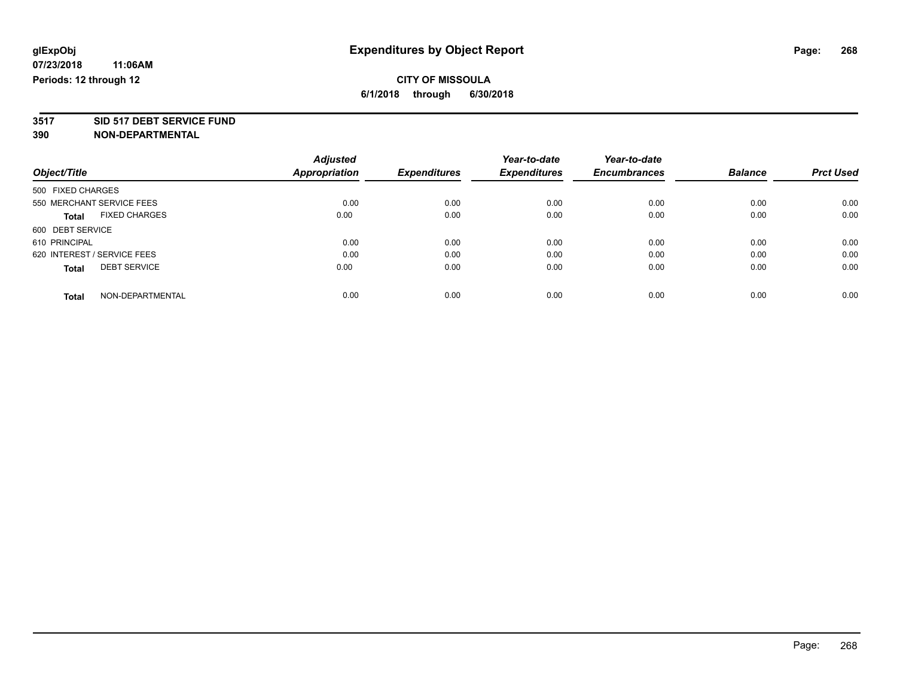**glExpObj**
**07/23/2018 11:06AM**
**Periods: 12 through 12**

# Expenditures by Object Report

**CITY OF MISSOULA**
**6/1/2018 through 6/30/2018**

**3517 SID 517 DEBT SERVICE FUND**
**390 NON-DEPARTMENTAL**

| Object/Title | Adjusted Appropriation | Expenditures | Year-to-date Expenditures | Year-to-date Encumbrances | Balance | Prct Used |
|---|---|---|---|---|---|---|
| 500 FIXED CHARGES | | | | | | |
| 550 MERCHANT SERVICE FEES | 0.00 | 0.00 | 0.00 | 0.00 | 0.00 | 0.00 |
| **Total** FIXED CHARGES | 0.00 | 0.00 | 0.00 | 0.00 | 0.00 | 0.00 |
| 600 DEBT SERVICE | | | | | | |
| 610 PRINCIPAL | 0.00 | 0.00 | 0.00 | 0.00 | 0.00 | 0.00 |
| 620 INTEREST / SERVICE FEES | 0.00 | 0.00 | 0.00 | 0.00 | 0.00 | 0.00 |
| **Total** DEBT SERVICE | 0.00 | 0.00 | 0.00 | 0.00 | 0.00 | 0.00 |
| **Total** NON-DEPARTMENTAL | 0.00 | 0.00 | 0.00 | 0.00 | 0.00 | 0.00 |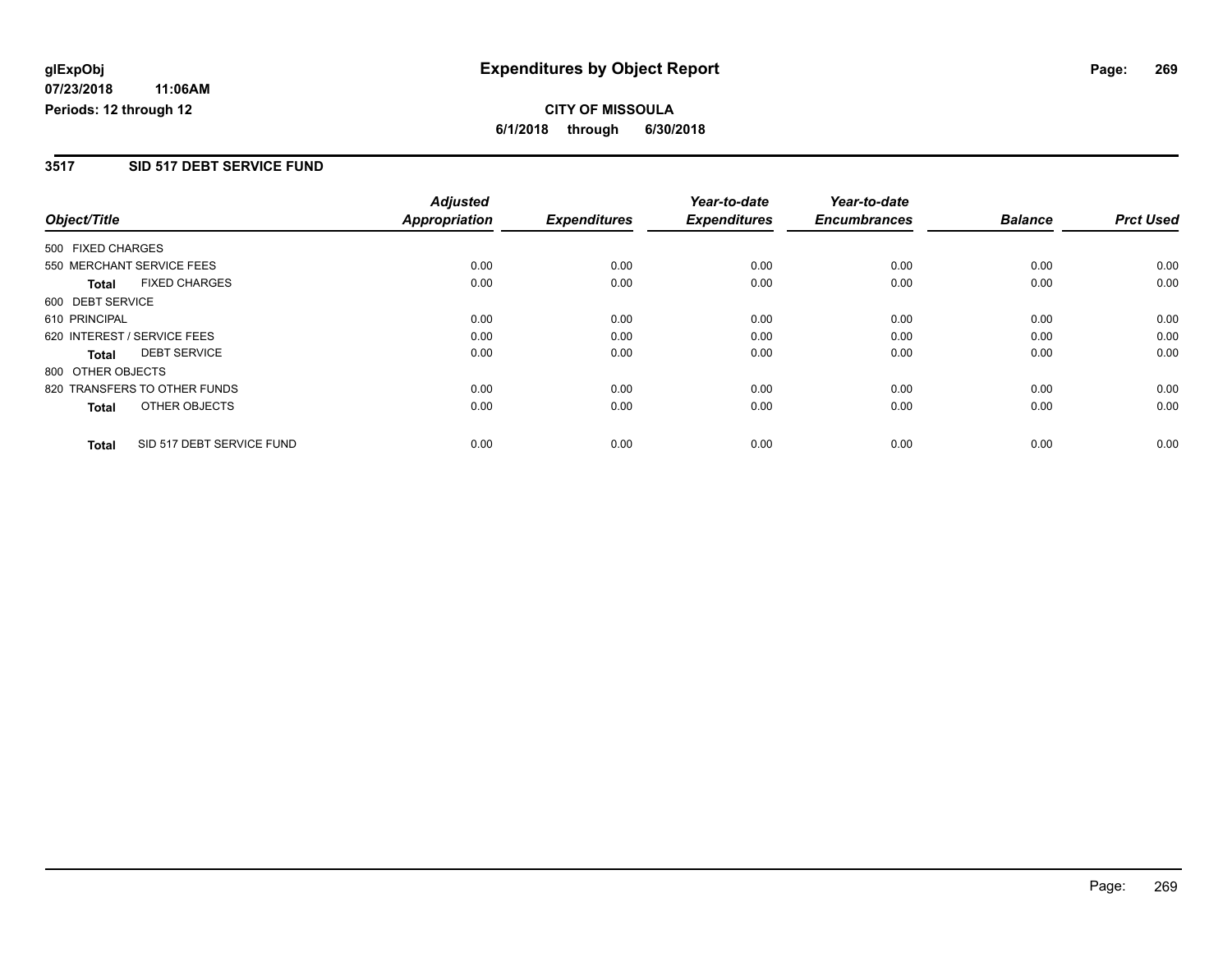**glExpObj** 
**07/23/2018 11:06AM** 
**Periods: 12 through 12**

# Expenditures by Object Report

**CITY OF MISSOULA**
**6/1/2018 through 6/30/2018**

## 3517 SID 517 DEBT SERVICE FUND

| Object/Title | Adjusted Appropriation | Expenditures | Year-to-date Expenditures | Year-to-date Encumbrances | Balance | Prct Used |
|---|---|---|---|---|---|---|
| 500 FIXED CHARGES | | | | | | |
| 550 MERCHANT SERVICE FEES | 0.00 | 0.00 | 0.00 | 0.00 | 0.00 | 0.00 |
| **Total** FIXED CHARGES | 0.00 | 0.00 | 0.00 | 0.00 | 0.00 | 0.00 |
| 600 DEBT SERVICE | | | | | | |
| 610 PRINCIPAL | 0.00 | 0.00 | 0.00 | 0.00 | 0.00 | 0.00 |
| 620 INTEREST / SERVICE FEES | 0.00 | 0.00 | 0.00 | 0.00 | 0.00 | 0.00 |
| **Total** DEBT SERVICE | 0.00 | 0.00 | 0.00 | 0.00 | 0.00 | 0.00 |
| 800 OTHER OBJECTS | | | | | | |
| 820 TRANSFERS TO OTHER FUNDS | 0.00 | 0.00 | 0.00 | 0.00 | 0.00 | 0.00 |
| **Total** OTHER OBJECTS | 0.00 | 0.00 | 0.00 | 0.00 | 0.00 | 0.00 |
| **Total** SID 517 DEBT SERVICE FUND | 0.00 | 0.00 | 0.00 | 0.00 | 0.00 | 0.00 |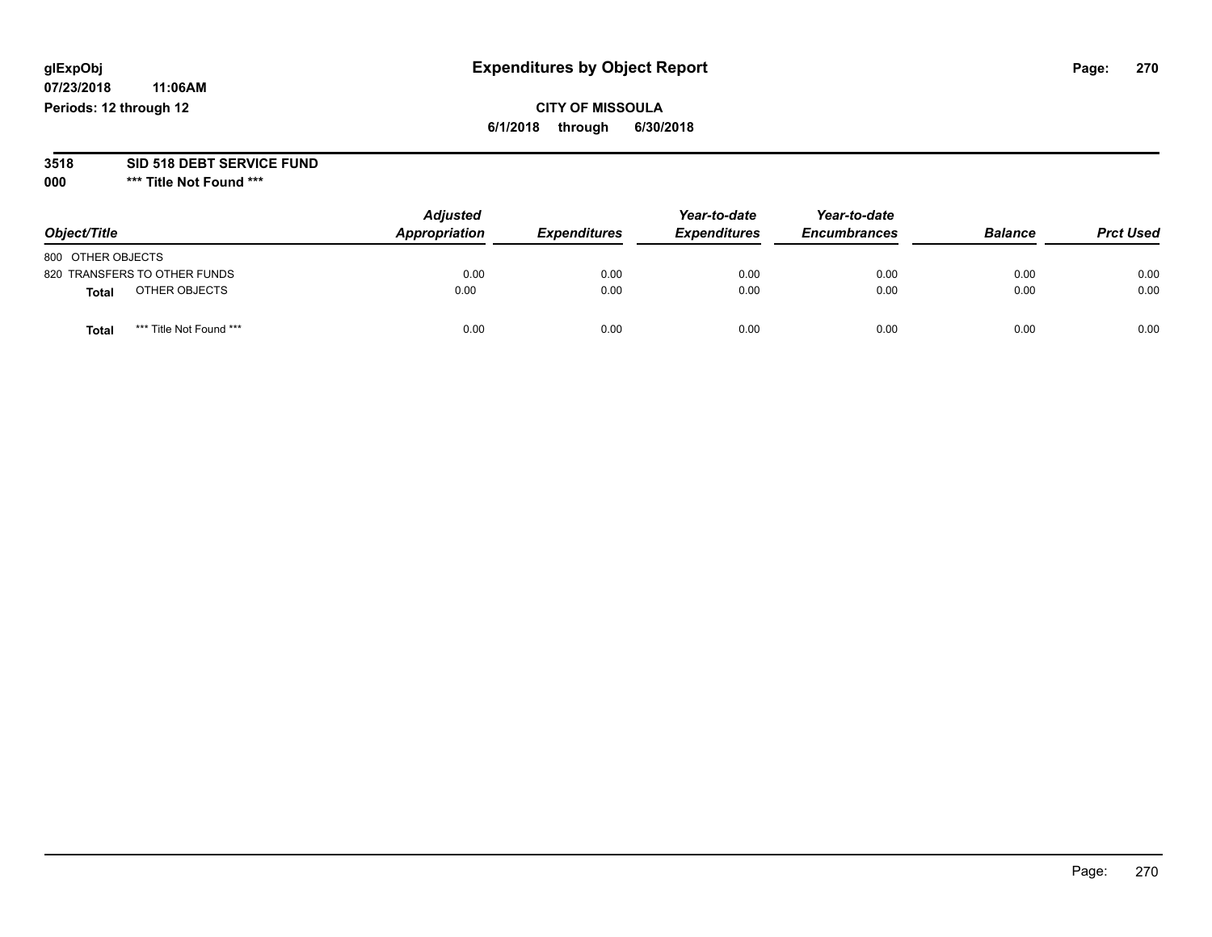# Expenditures by Object Report

glExpObj
07/23/2018 11:06AM
Periods: 12 through 12

**CITY OF MISSOULA**
**6/1/2018 through 6/30/2018**

**3518 SID 518 DEBT SERVICE FUND**
**000 *** Title Not Found *****

| Object/Title | Adjusted Appropriation | Expenditures | Year-to-date Expenditures | Year-to-date Encumbrances | Balance | Prct Used |
|---|---|---|---|---|---|---|
| 800 OTHER OBJECTS | | | | | | |
| 820 TRANSFERS TO OTHER FUNDS | 0.00 | 0.00 | 0.00 | 0.00 | 0.00 | 0.00 |
| **Total** OTHER OBJECTS | 0.00 | 0.00 | 0.00 | 0.00 | 0.00 | 0.00 |
| **Total** *** Title Not Found *** | 0.00 | 0.00 | 0.00 | 0.00 | 0.00 | 0.00 |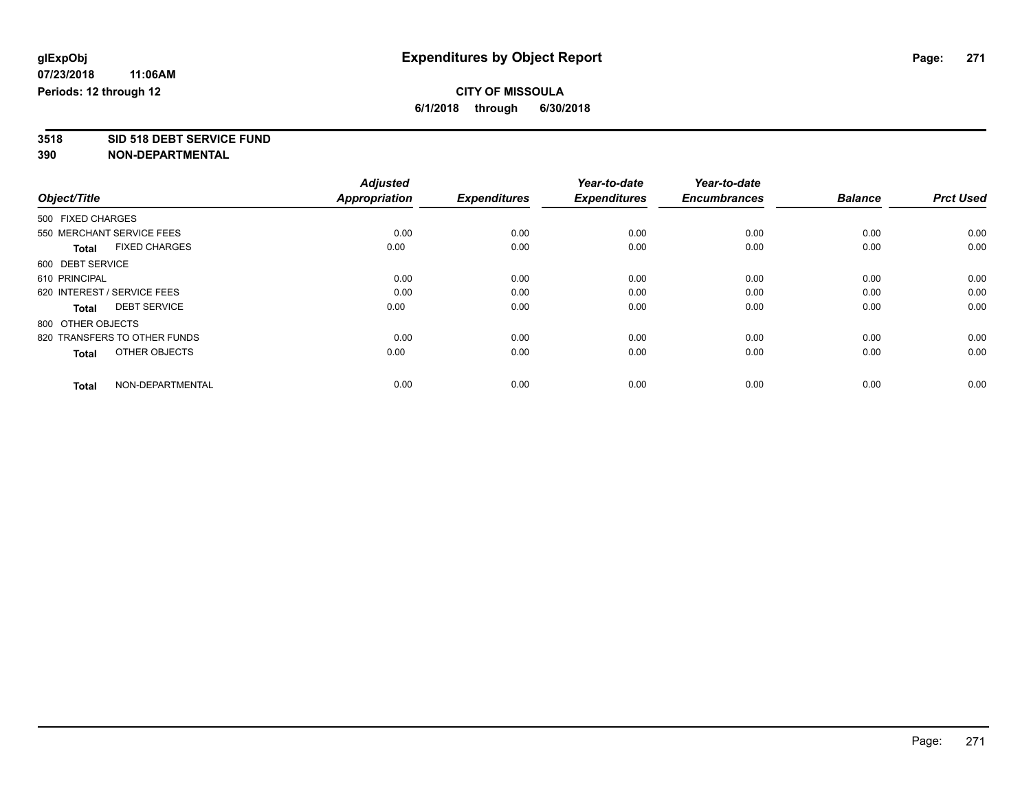glExpObj
07/23/2018 11:06AM
Periods: 12 through 12

# Expenditures by Object Report

**CITY OF MISSOULA**
**6/1/2018 through 6/30/2018**

**3518 SID 518 DEBT SERVICE FUND**
**390 NON-DEPARTMENTAL**

| Object/Title | Adjusted Appropriation | Expenditures | Year-to-date Expenditures | Year-to-date Encumbrances | Balance | Prct Used |
|---|---|---|---|---|---|---|
| 500 FIXED CHARGES | | | | | | |
| 550 MERCHANT SERVICE FEES | 0.00 | 0.00 | 0.00 | 0.00 | 0.00 | 0.00 |
| **Total** FIXED CHARGES | 0.00 | 0.00 | 0.00 | 0.00 | 0.00 | 0.00 |
| 600 DEBT SERVICE | | | | | | |
| 610 PRINCIPAL | 0.00 | 0.00 | 0.00 | 0.00 | 0.00 | 0.00 |
| 620 INTEREST / SERVICE FEES | 0.00 | 0.00 | 0.00 | 0.00 | 0.00 | 0.00 |
| **Total** DEBT SERVICE | 0.00 | 0.00 | 0.00 | 0.00 | 0.00 | 0.00 |
| 800 OTHER OBJECTS | | | | | | |
| 820 TRANSFERS TO OTHER FUNDS | 0.00 | 0.00 | 0.00 | 0.00 | 0.00 | 0.00 |
| **Total** OTHER OBJECTS | 0.00 | 0.00 | 0.00 | 0.00 | 0.00 | 0.00 |
| **Total** NON-DEPARTMENTAL | 0.00 | 0.00 | 0.00 | 0.00 | 0.00 | 0.00 |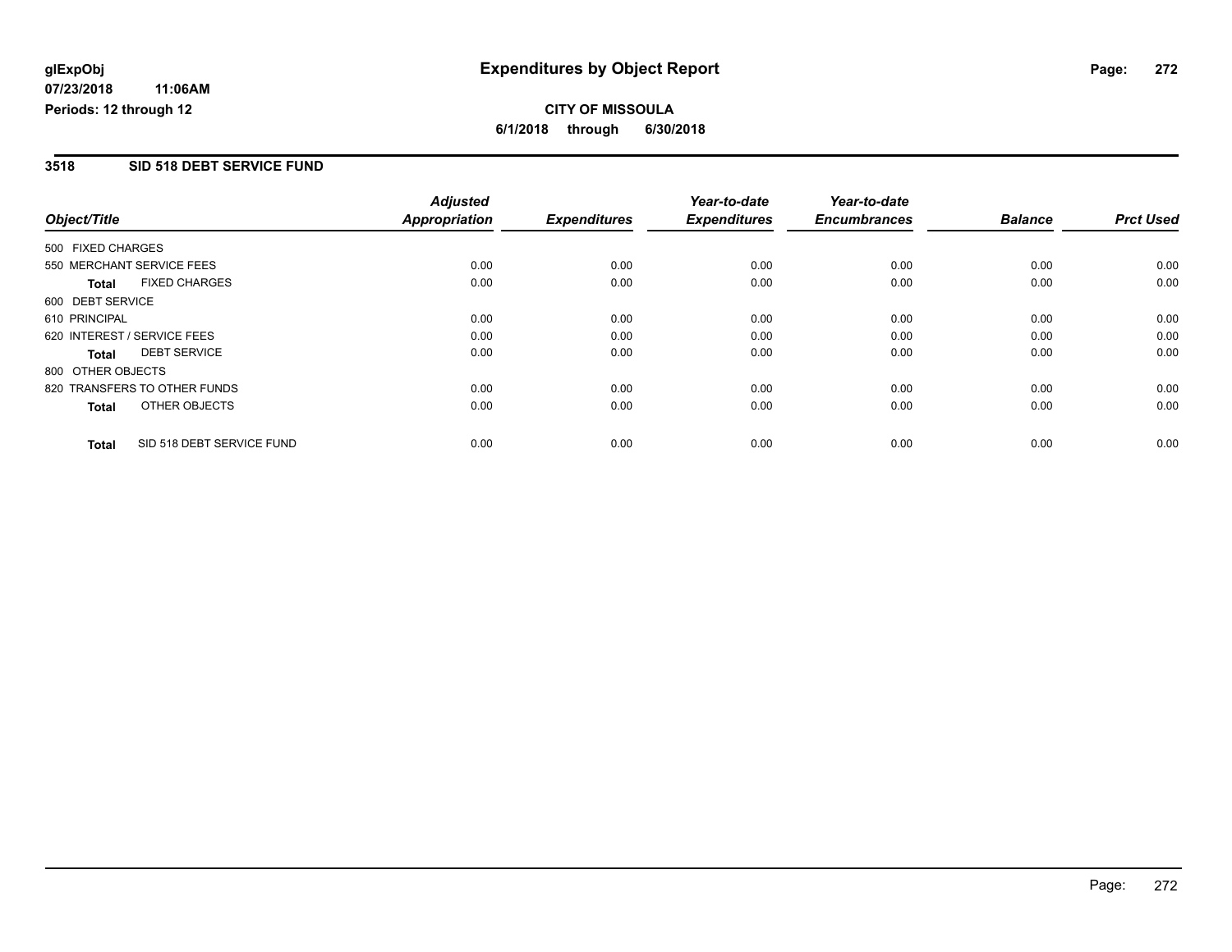**glExpObj** | **Expenditures by Object Report**

**07/23/2018 11:06AM**

**Periods: 12 through 12**

**CITY OF MISSOULA**

**6/1/2018 through 6/30/2018**

## 3518 SID 518 DEBT SERVICE FUND

| Object/Title | Adjusted Appropriation | Expenditures | Year-to-date Expenditures | Year-to-date Encumbrances | Balance | Prct Used |
|---|---|---|---|---|---|---|
| 500 FIXED CHARGES | | | | | | |
| 550 MERCHANT SERVICE FEES | 0.00 | 0.00 | 0.00 | 0.00 | 0.00 | 0.00 |
| **Total** FIXED CHARGES | 0.00 | 0.00 | 0.00 | 0.00 | 0.00 | 0.00 |
| 600 DEBT SERVICE | | | | | | |
| 610 PRINCIPAL | 0.00 | 0.00 | 0.00 | 0.00 | 0.00 | 0.00 |
| 620 INTEREST / SERVICE FEES | 0.00 | 0.00 | 0.00 | 0.00 | 0.00 | 0.00 |
| **Total** DEBT SERVICE | 0.00 | 0.00 | 0.00 | 0.00 | 0.00 | 0.00 |
| 800 OTHER OBJECTS | | | | | | |
| 820 TRANSFERS TO OTHER FUNDS | 0.00 | 0.00 | 0.00 | 0.00 | 0.00 | 0.00 |
| **Total** OTHER OBJECTS | 0.00 | 0.00 | 0.00 | 0.00 | 0.00 | 0.00 |
| **Total** SID 518 DEBT SERVICE FUND | 0.00 | 0.00 | 0.00 | 0.00 | 0.00 | 0.00 |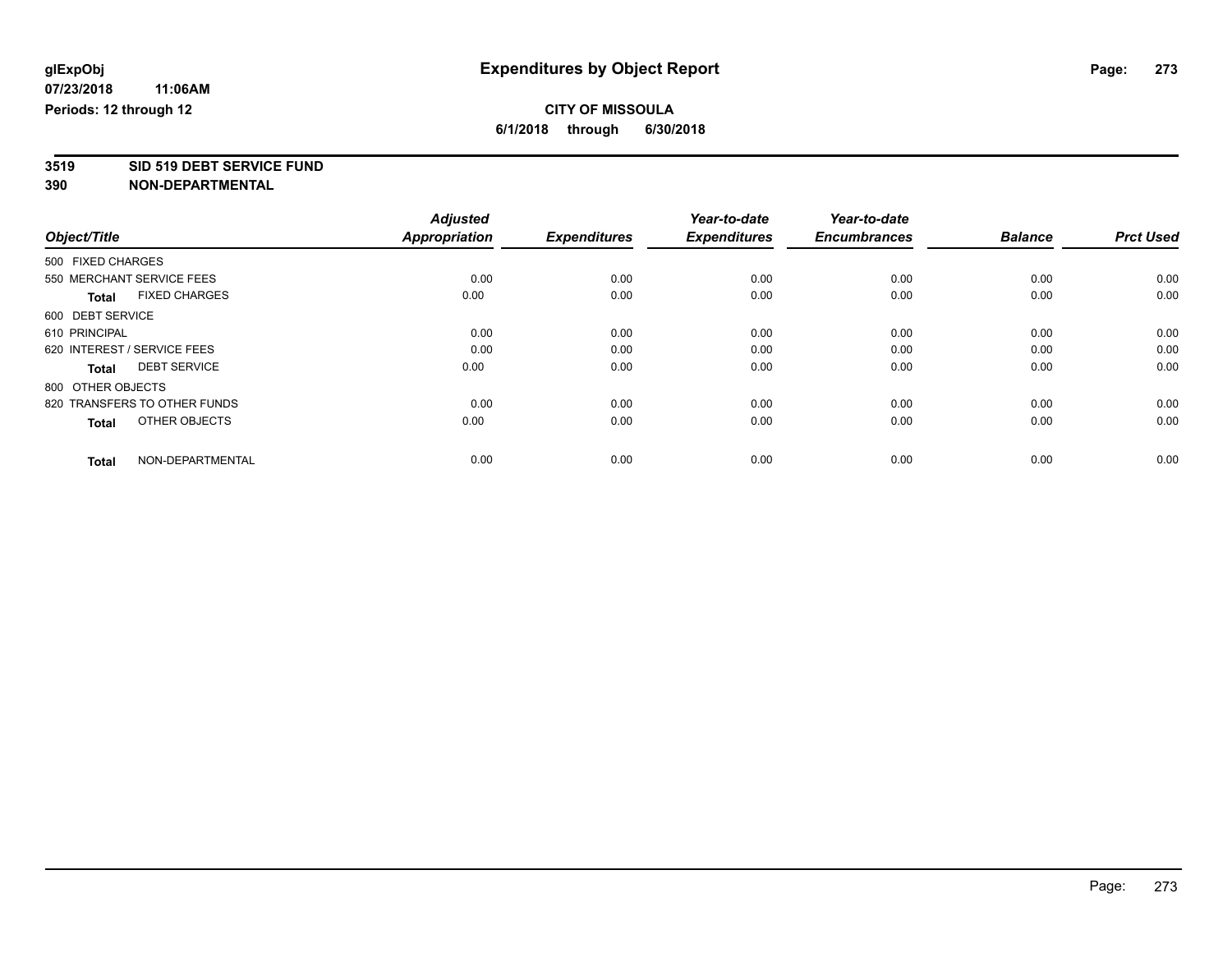**glExpObj**
**07/23/2018 11:06AM**
**Periods: 12 through 12**

# Expenditures by Object Report

**CITY OF MISSOULA**
**6/1/2018 through 6/30/2018**

**3519 SID 519 DEBT SERVICE FUND**
**390 NON-DEPARTMENTAL**

| Object/Title | | Adjusted Appropriation | Expenditures | Year-to-date Expenditures | Year-to-date Encumbrances | Balance | Prct Used |
|---|---|---|---|---|---|---|---|
| 500 FIXED CHARGES | | | | | | | |
| 550 MERCHANT SERVICE FEES | | 0.00 | 0.00 | 0.00 | 0.00 | 0.00 | 0.00 |
| **Total** | FIXED CHARGES | 0.00 | 0.00 | 0.00 | 0.00 | 0.00 | 0.00 |
| 600 DEBT SERVICE | | | | | | | |
| 610 PRINCIPAL | | 0.00 | 0.00 | 0.00 | 0.00 | 0.00 | 0.00 |
| 620 INTEREST / SERVICE FEES | | 0.00 | 0.00 | 0.00 | 0.00 | 0.00 | 0.00 |
| **Total** | DEBT SERVICE | 0.00 | 0.00 | 0.00 | 0.00 | 0.00 | 0.00 |
| 800 OTHER OBJECTS | | | | | | | |
| 820 TRANSFERS TO OTHER FUNDS | | 0.00 | 0.00 | 0.00 | 0.00 | 0.00 | 0.00 |
| **Total** | OTHER OBJECTS | 0.00 | 0.00 | 0.00 | 0.00 | 0.00 | 0.00 |
| **Total** | NON-DEPARTMENTAL | 0.00 | 0.00 | 0.00 | 0.00 | 0.00 | 0.00 |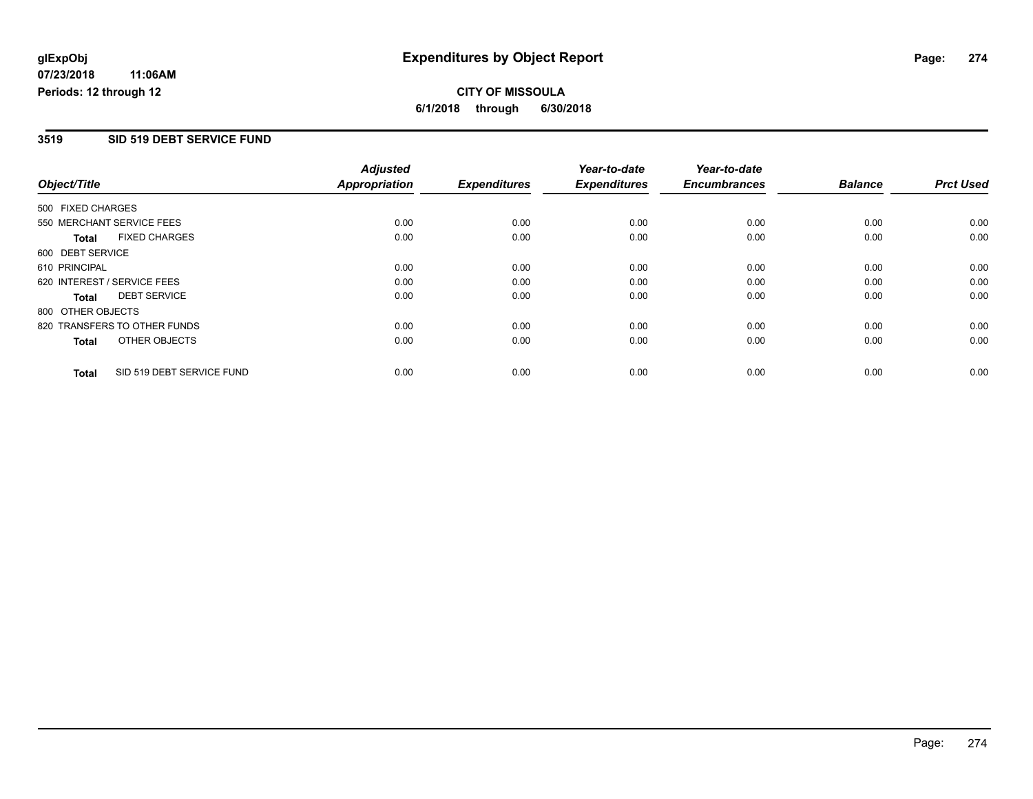glExpObj
07/23/2018 11:06AM
Periods: 12 through 12

# Expenditures by Object Report

**CITY OF MISSOULA**

**6/1/2018 through 6/30/2018**

## 3519 SID 519 DEBT SERVICE FUND

| Object/Title | Adjusted Appropriation | Expenditures | Year-to-date Expenditures | Year-to-date Encumbrances | Balance | Prct Used |
|---|---|---|---|---|---|---|
| 500 FIXED CHARGES | | | | | | |
| 550 MERCHANT SERVICE FEES | 0.00 | 0.00 | 0.00 | 0.00 | 0.00 | 0.00 |
| **Total** FIXED CHARGES | 0.00 | 0.00 | 0.00 | 0.00 | 0.00 | 0.00 |
| 600 DEBT SERVICE | | | | | | |
| 610 PRINCIPAL | 0.00 | 0.00 | 0.00 | 0.00 | 0.00 | 0.00 |
| 620 INTEREST / SERVICE FEES | 0.00 | 0.00 | 0.00 | 0.00 | 0.00 | 0.00 |
| **Total** DEBT SERVICE | 0.00 | 0.00 | 0.00 | 0.00 | 0.00 | 0.00 |
| 800 OTHER OBJECTS | | | | | | |
| 820 TRANSFERS TO OTHER FUNDS | 0.00 | 0.00 | 0.00 | 0.00 | 0.00 | 0.00 |
| **Total** OTHER OBJECTS | 0.00 | 0.00 | 0.00 | 0.00 | 0.00 | 0.00 |
| **Total** SID 519 DEBT SERVICE FUND | 0.00 | 0.00 | 0.00 | 0.00 | 0.00 | 0.00 |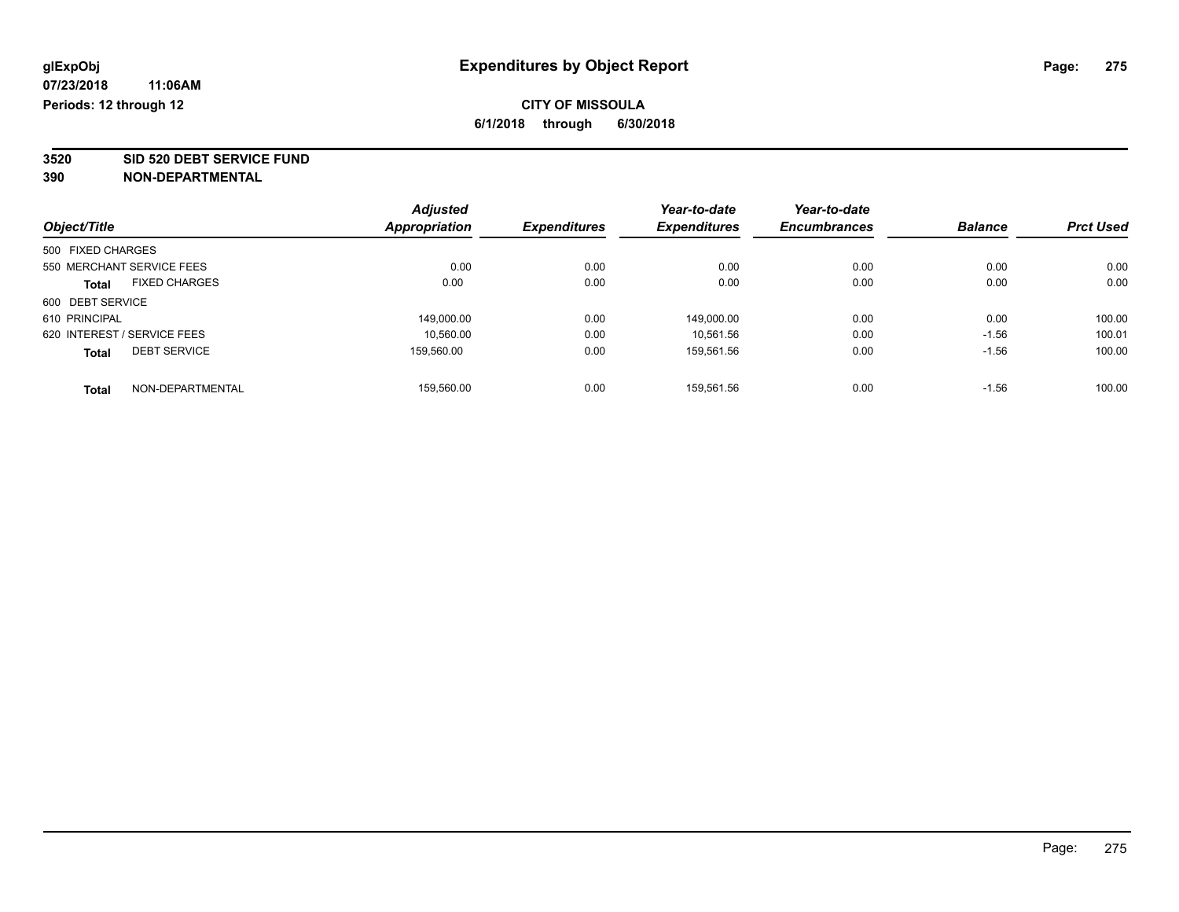glExpObj
07/23/2018 11:06AM
Periods: 12 through 12

# Expenditures by Object Report

**CITY OF MISSOULA**
**6/1/2018 through 6/30/2018**

**3520 SID 520 DEBT SERVICE FUND**
**390 NON-DEPARTMENTAL**

| Object/Title | | Adjusted Appropriation | Expenditures | Year-to-date Expenditures | Year-to-date Encumbrances | Balance | Prct Used |
|---|---|---|---|---|---|---|---|
| 500 FIXED CHARGES | | | | | | | |
| 550 MERCHANT SERVICE FEES | | 0.00 | 0.00 | 0.00 | 0.00 | 0.00 | 0.00 |
| **Total** | FIXED CHARGES | 0.00 | 0.00 | 0.00 | 0.00 | 0.00 | 0.00 |
| 600 DEBT SERVICE | | | | | | | |
| 610 PRINCIPAL | | 149,000.00 | 0.00 | 149,000.00 | 0.00 | 0.00 | 100.00 |
| 620 INTEREST / SERVICE FEES | | 10,560.00 | 0.00 | 10,561.56 | 0.00 | -1.56 | 100.01 |
| **Total** | DEBT SERVICE | 159,560.00 | 0.00 | 159,561.56 | 0.00 | -1.56 | 100.00 |
| **Total** | NON-DEPARTMENTAL | 159,560.00 | 0.00 | 159,561.56 | 0.00 | -1.56 | 100.00 |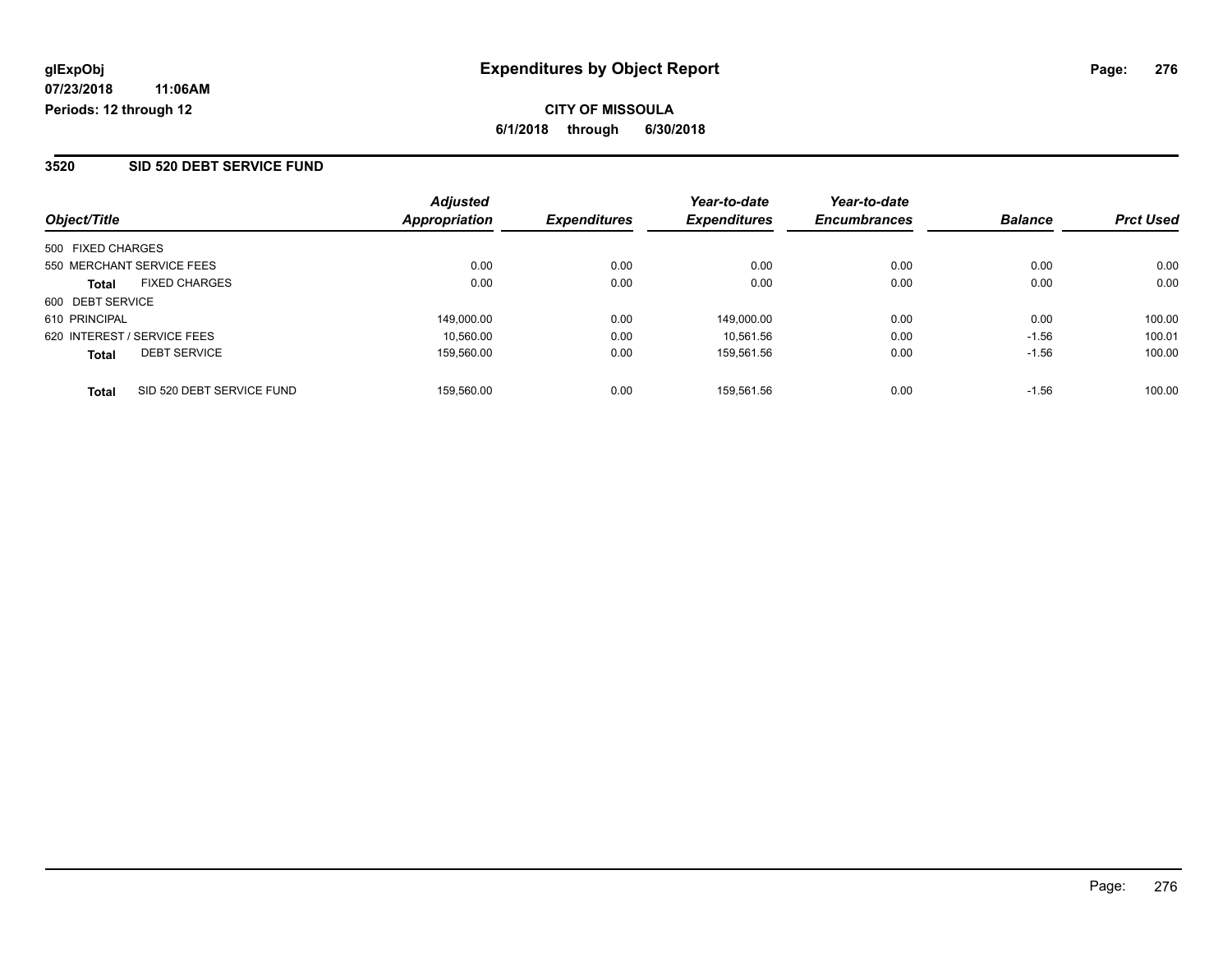glExpObj
07/23/2018 11:06AM
Periods: 12 through 12

# Expenditures by Object Report

**CITY OF MISSOULA**
**6/1/2018 through 6/30/2018**

## 3520 SID 520 DEBT SERVICE FUND

| Object/Title | | Adjusted Appropriation | Expenditures | Year-to-date Expenditures | Year-to-date Encumbrances | Balance | Prct Used |
|---|---|---|---|---|---|---|---|
| 500 FIXED CHARGES | | | | | | | |
| 550 MERCHANT SERVICE FEES | | 0.00 | 0.00 | 0.00 | 0.00 | 0.00 | 0.00 |
| **Total** | FIXED CHARGES | 0.00 | 0.00 | 0.00 | 0.00 | 0.00 | 0.00 |
| 600 DEBT SERVICE | | | | | | | |
| 610 PRINCIPAL | | 149,000.00 | 0.00 | 149,000.00 | 0.00 | 0.00 | 100.00 |
| 620 INTEREST / SERVICE FEES | | 10,560.00 | 0.00 | 10,561.56 | 0.00 | -1.56 | 100.01 |
| **Total** | DEBT SERVICE | 159,560.00 | 0.00 | 159,561.56 | 0.00 | -1.56 | 100.00 |
| **Total** | SID 520 DEBT SERVICE FUND | 159,560.00 | 0.00 | 159,561.56 | 0.00 | -1.56 | 100.00 |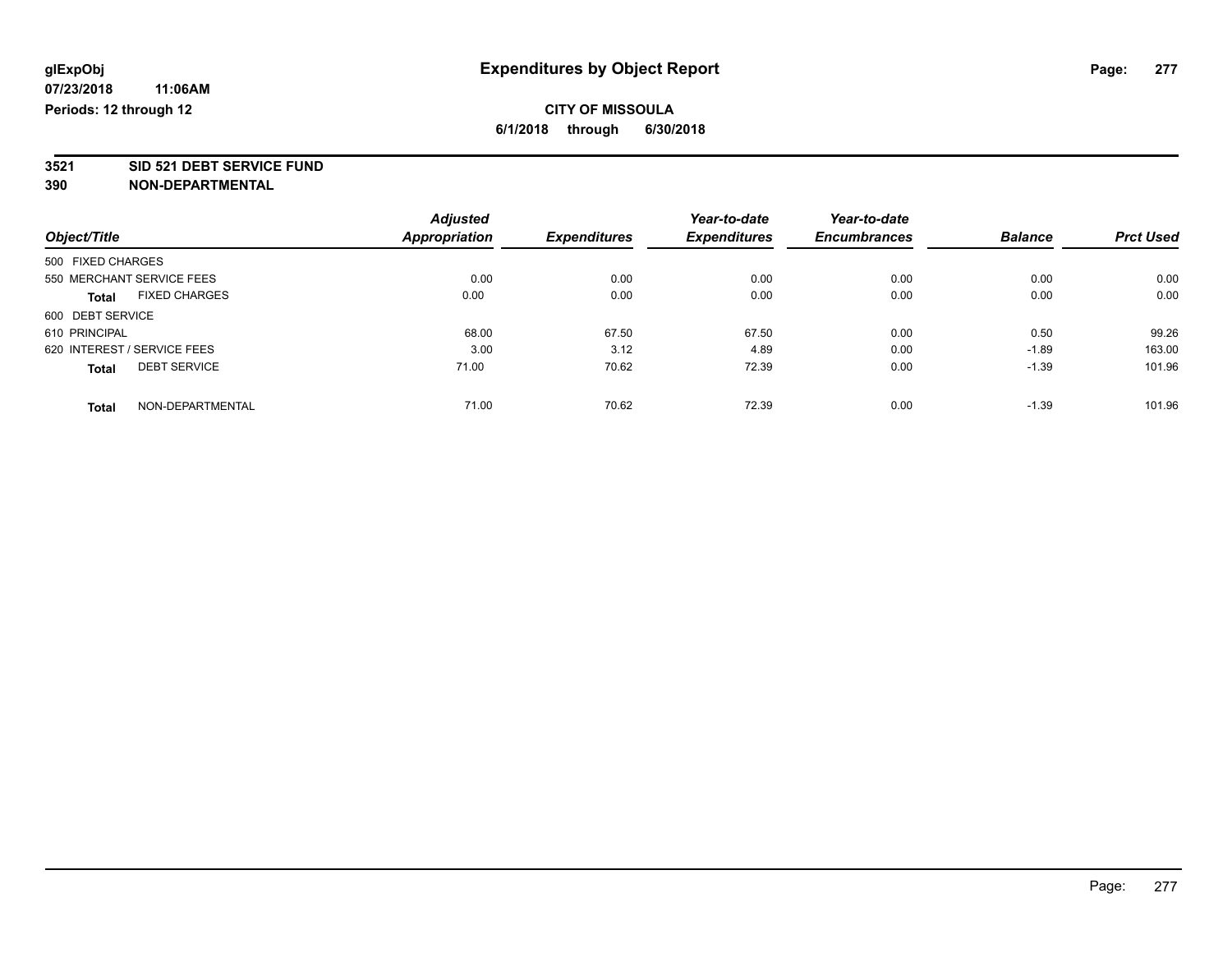**glExpObj** 

**07/23/2018 11:06AM**

**Periods: 12 through 12**

# Expenditures by Object Report

**CITY OF MISSOULA**

**6/1/2018 through 6/30/2018**

**3521 SID 521 DEBT SERVICE FUND**

**390 NON-DEPARTMENTAL**

| Object/Title | Adjusted Appropriation | Expenditures | Year-to-date Expenditures | Year-to-date Encumbrances | Balance | Prct Used |
|---|---|---|---|---|---|---|
| 500 FIXED CHARGES | | | | | | |
| 550 MERCHANT SERVICE FEES | 0.00 | 0.00 | 0.00 | 0.00 | 0.00 | 0.00 |
| **Total** FIXED CHARGES | 0.00 | 0.00 | 0.00 | 0.00 | 0.00 | 0.00 |
| 600 DEBT SERVICE | | | | | | |
| 610 PRINCIPAL | 68.00 | 67.50 | 67.50 | 0.00 | 0.50 | 99.26 |
| 620 INTEREST / SERVICE FEES | 3.00 | 3.12 | 4.89 | 0.00 | -1.89 | 163.00 |
| **Total** DEBT SERVICE | 71.00 | 70.62 | 72.39 | 0.00 | -1.39 | 101.96 |
| **Total** NON-DEPARTMENTAL | 71.00 | 70.62 | 72.39 | 0.00 | -1.39 | 101.96 |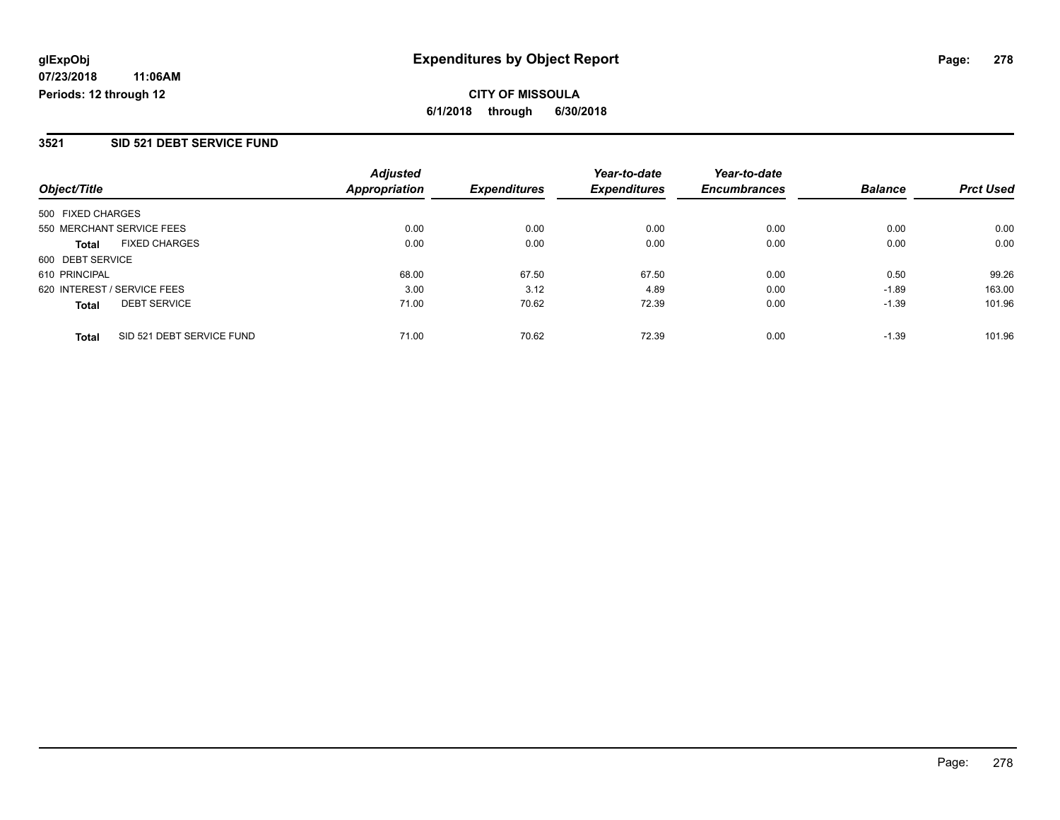**glExpObj** **Expenditures by Object Report**

**07/23/2018 11:06AM**

**Periods: 12 through 12**

**CITY OF MISSOULA**

**6/1/2018 through 6/30/2018**

## 3521 SID 521 DEBT SERVICE FUND

| Object/Title | | Adjusted Appropriation | Expenditures | Year-to-date Expenditures | Year-to-date Encumbrances | Balance | Prct Used |
|---|---|---|---|---|---|---|---|
| 500 FIXED CHARGES | | | | | | | |
| 550 MERCHANT SERVICE FEES | | 0.00 | 0.00 | 0.00 | 0.00 | 0.00 | 0.00 |
| **Total** | FIXED CHARGES | 0.00 | 0.00 | 0.00 | 0.00 | 0.00 | 0.00 |
| 600 DEBT SERVICE | | | | | | | |
| 610 PRINCIPAL | | 68.00 | 67.50 | 67.50 | 0.00 | 0.50 | 99.26 |
| 620 INTEREST / SERVICE FEES | | 3.00 | 3.12 | 4.89 | 0.00 | -1.89 | 163.00 |
| **Total** | DEBT SERVICE | 71.00 | 70.62 | 72.39 | 0.00 | -1.39 | 101.96 |
| **Total** | SID 521 DEBT SERVICE FUND | 71.00 | 70.62 | 72.39 | 0.00 | -1.39 | 101.96 |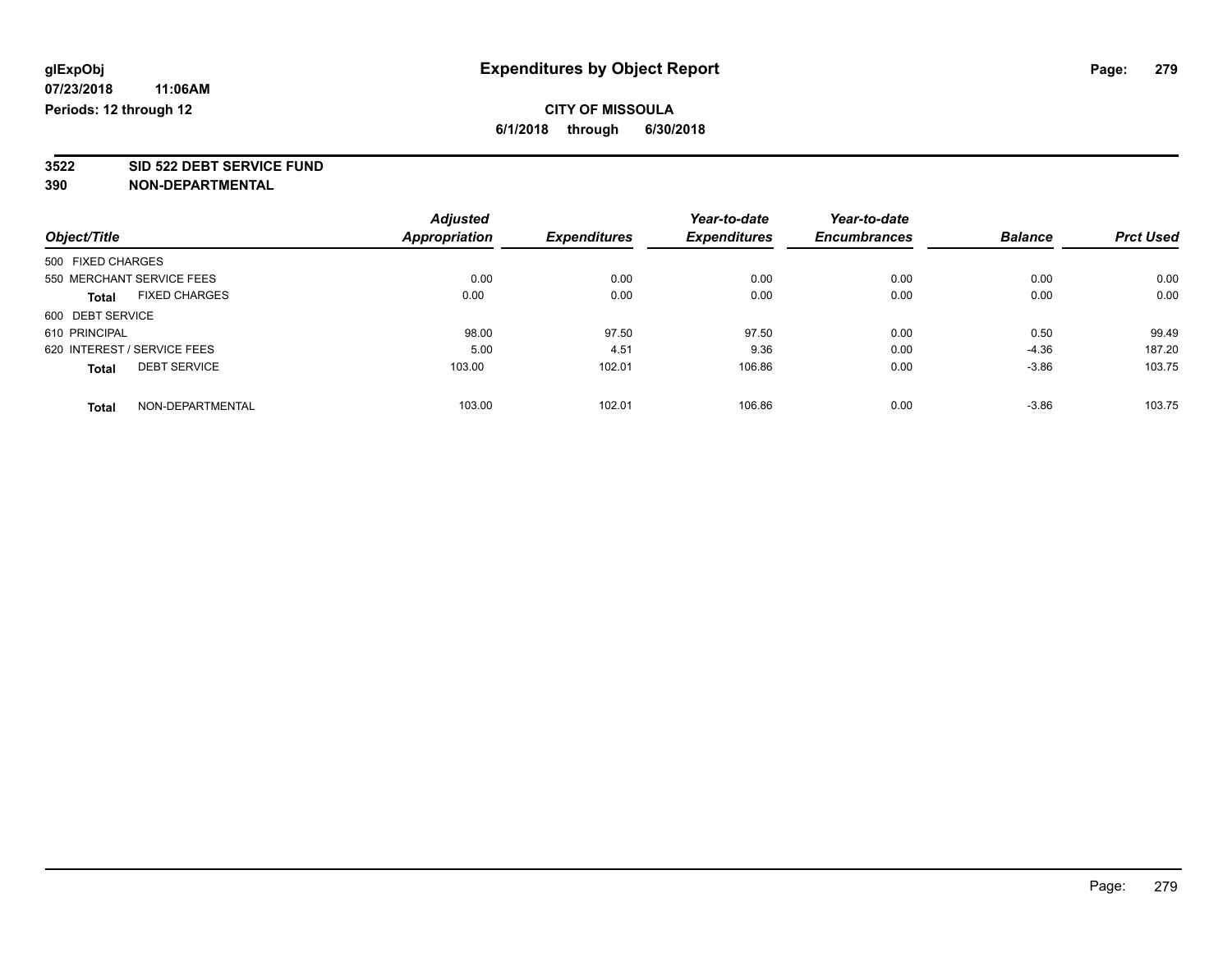glExpObj
07/23/2018 11:06AM
Periods: 12 through 12

# Expenditures by Object Report

**CITY OF MISSOULA**
**6/1/2018 through 6/30/2018**

**3522 SID 522 DEBT SERVICE FUND**
**390 NON-DEPARTMENTAL**

| Object/Title | Adjusted Appropriation | Expenditures | Year-to-date Expenditures | Year-to-date Encumbrances | Balance | Prct Used |
|---|---|---|---|---|---|---|
| 500 FIXED CHARGES | | | | | | |
| 550 MERCHANT SERVICE FEES | 0.00 | 0.00 | 0.00 | 0.00 | 0.00 | 0.00 |
| **Total** FIXED CHARGES | 0.00 | 0.00 | 0.00 | 0.00 | 0.00 | 0.00 |
| 600 DEBT SERVICE | | | | | | |
| 610 PRINCIPAL | 98.00 | 97.50 | 97.50 | 0.00 | 0.50 | 99.49 |
| 620 INTEREST / SERVICE FEES | 5.00 | 4.51 | 9.36 | 0.00 | -4.36 | 187.20 |
| **Total** DEBT SERVICE | 103.00 | 102.01 | 106.86 | 0.00 | -3.86 | 103.75 |
| **Total** NON-DEPARTMENTAL | 103.00 | 102.01 | 106.86 | 0.00 | -3.86 | 103.75 |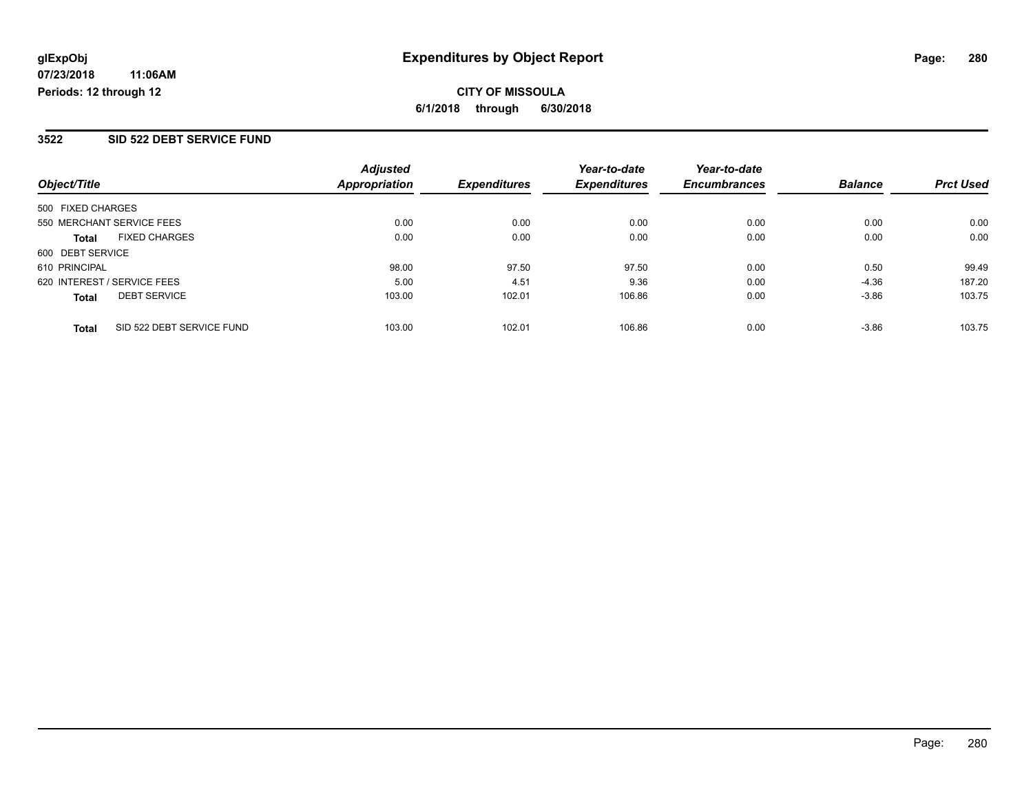glExpObj
07/23/2018 11:06AM
Periods: 12 through 12

# Expenditures by Object Report

**CITY OF MISSOULA**

**6/1/2018 through 6/30/2018**

## 3522 SID 522 DEBT SERVICE FUND

| Object/Title | | Adjusted Appropriation | Expenditures | Year-to-date Expenditures | Year-to-date Encumbrances | Balance | Prct Used |
|---|---|---|---|---|---|---|---|
| 500 FIXED CHARGES | | | | | | | |
| 550 MERCHANT SERVICE FEES | | 0.00 | 0.00 | 0.00 | 0.00 | 0.00 | 0.00 |
| **Total** | FIXED CHARGES | 0.00 | 0.00 | 0.00 | 0.00 | 0.00 | 0.00 |
| 600 DEBT SERVICE | | | | | | | |
| 610 PRINCIPAL | | 98.00 | 97.50 | 97.50 | 0.00 | 0.50 | 99.49 |
| 620 INTEREST / SERVICE FEES | | 5.00 | 4.51 | 9.36 | 0.00 | -4.36 | 187.20 |
| **Total** | DEBT SERVICE | 103.00 | 102.01 | 106.86 | 0.00 | -3.86 | 103.75 |
| **Total** | SID 522 DEBT SERVICE FUND | 103.00 | 102.01 | 106.86 | 0.00 | -3.86 | 103.75 |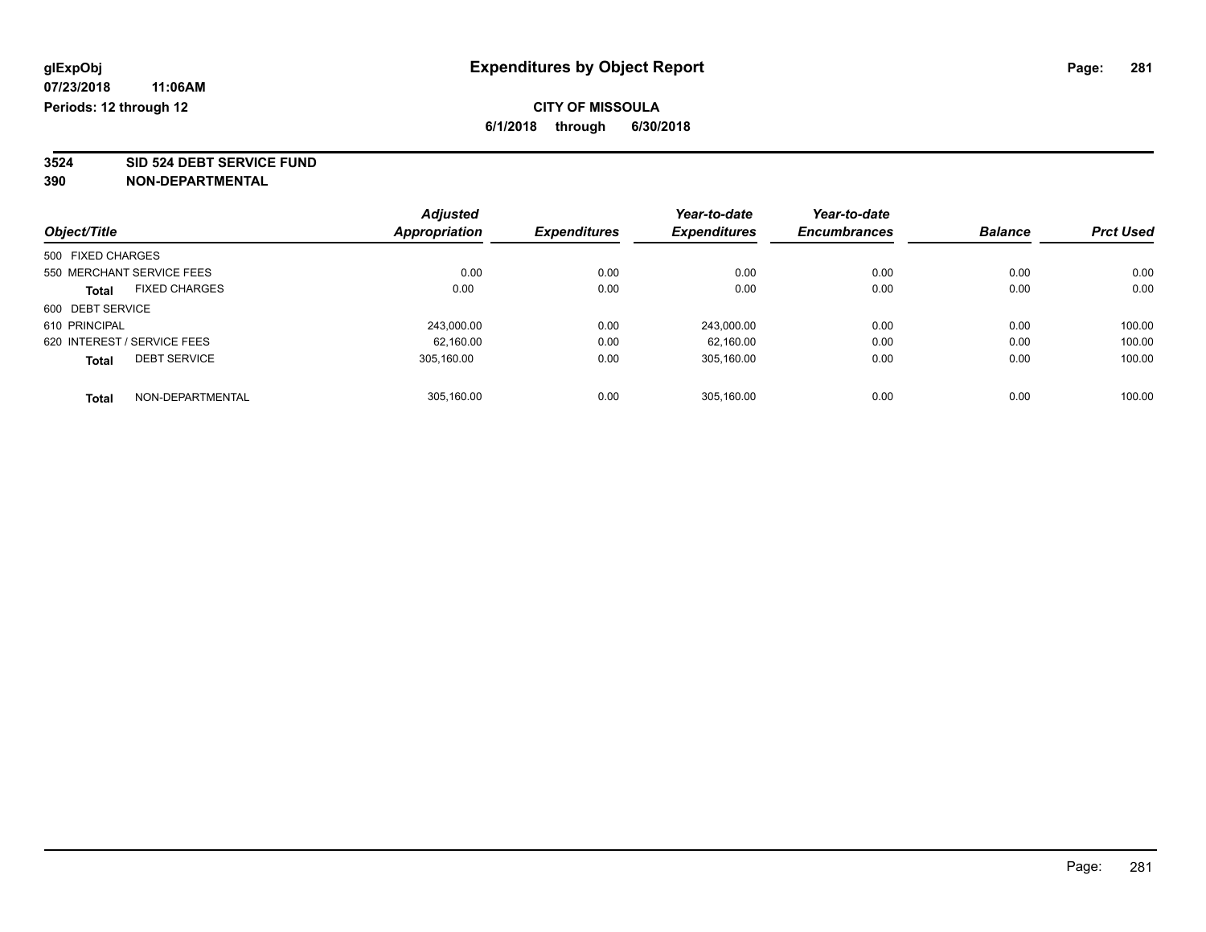**glExpObj**
**07/23/2018 11:06AM**
**Periods: 12 through 12**

# Expenditures by Object Report

**CITY OF MISSOULA**
**6/1/2018 through 6/30/2018**

**3524 SID 524 DEBT SERVICE FUND**
**390 NON-DEPARTMENTAL**

| Object/Title | Adjusted Appropriation | Expenditures | Year-to-date Expenditures | Year-to-date Encumbrances | Balance | Prct Used |
|---|---|---|---|---|---|---|
| 500 FIXED CHARGES | | | | | | |
| 550 MERCHANT SERVICE FEES | 0.00 | 0.00 | 0.00 | 0.00 | 0.00 | 0.00 |
| **Total** FIXED CHARGES | 0.00 | 0.00 | 0.00 | 0.00 | 0.00 | 0.00 |
| 600 DEBT SERVICE | | | | | | |
| 610 PRINCIPAL | 243,000.00 | 0.00 | 243,000.00 | 0.00 | 0.00 | 100.00 |
| 620 INTEREST / SERVICE FEES | 62,160.00 | 0.00 | 62,160.00 | 0.00 | 0.00 | 100.00 |
| **Total** DEBT SERVICE | 305,160.00 | 0.00 | 305,160.00 | 0.00 | 0.00 | 100.00 |
| **Total** NON-DEPARTMENTAL | 305,160.00 | 0.00 | 305,160.00 | 0.00 | 0.00 | 100.00 |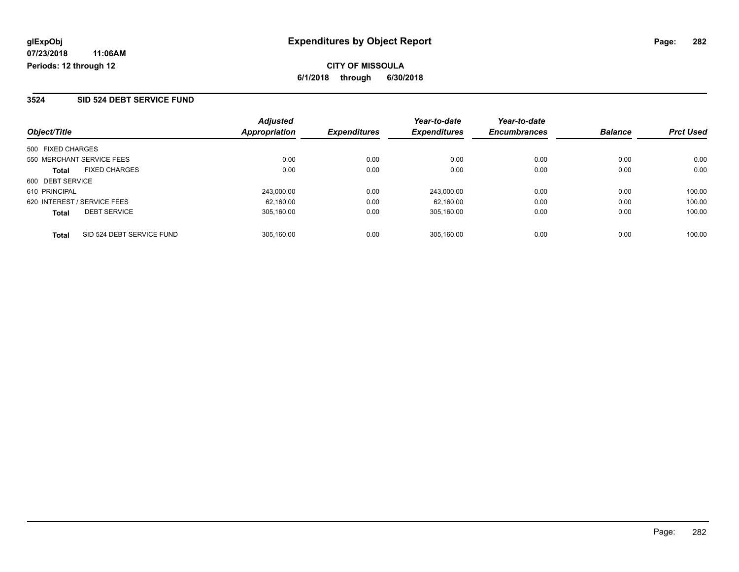glExpObj
07/23/2018 11:06AM
Periods: 12 through 12

# Expenditures by Object Report

**CITY OF MISSOULA**
**6/1/2018 through 6/30/2018**

## 3524 SID 524 DEBT SERVICE FUND

| Object/Title | | Adjusted Appropriation | Expenditures | Year-to-date Expenditures | Year-to-date Encumbrances | Balance | Prct Used |
|---|---|---|---|---|---|---|---|
| 500 FIXED CHARGES | | | | | | | |
| 550 MERCHANT SERVICE FEES | | 0.00 | 0.00 | 0.00 | 0.00 | 0.00 | 0.00 |
| **Total** | FIXED CHARGES | 0.00 | 0.00 | 0.00 | 0.00 | 0.00 | 0.00 |
| 600 DEBT SERVICE | | | | | | | |
| 610 PRINCIPAL | | 243,000.00 | 0.00 | 243,000.00 | 0.00 | 0.00 | 100.00 |
| 620 INTEREST / SERVICE FEES | | 62,160.00 | 0.00 | 62,160.00 | 0.00 | 0.00 | 100.00 |
| **Total** | DEBT SERVICE | 305,160.00 | 0.00 | 305,160.00 | 0.00 | 0.00 | 100.00 |
| **Total** | SID 524 DEBT SERVICE FUND | 305,160.00 | 0.00 | 305,160.00 | 0.00 | 0.00 | 100.00 |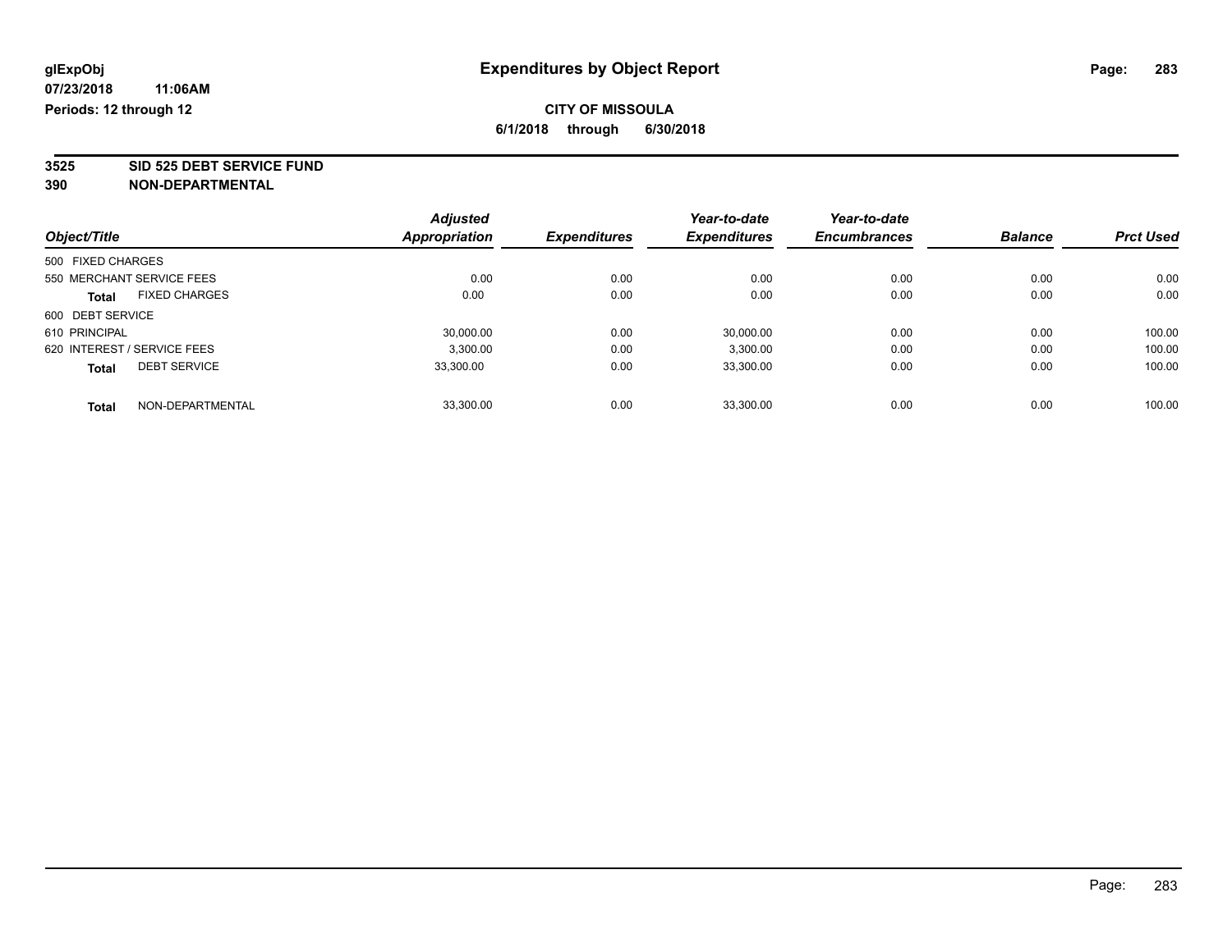glExpObj
07/23/2018 11:06AM
Periods: 12 through 12

# Expenditures by Object Report

**CITY OF MISSOULA**
**6/1/2018 through 6/30/2018**

**3525 SID 525 DEBT SERVICE FUND**
**390 NON-DEPARTMENTAL**

| Object/Title | | Adjusted Appropriation | Expenditures | Year-to-date Expenditures | Year-to-date Encumbrances | Balance | Prct Used |
|---|---|---|---|---|---|---|---|
| 500 FIXED CHARGES | | | | | | | |
| 550 MERCHANT SERVICE FEES | | 0.00 | 0.00 | 0.00 | 0.00 | 0.00 | 0.00 |
| **Total** | FIXED CHARGES | 0.00 | 0.00 | 0.00 | 0.00 | 0.00 | 0.00 |
| 600 DEBT SERVICE | | | | | | | |
| 610 PRINCIPAL | | 30,000.00 | 0.00 | 30,000.00 | 0.00 | 0.00 | 100.00 |
| 620 INTEREST / SERVICE FEES | | 3,300.00 | 0.00 | 3,300.00 | 0.00 | 0.00 | 100.00 |
| **Total** | DEBT SERVICE | 33,300.00 | 0.00 | 33,300.00 | 0.00 | 0.00 | 100.00 |
| **Total** | NON-DEPARTMENTAL | 33,300.00 | 0.00 | 33,300.00 | 0.00 | 0.00 | 100.00 |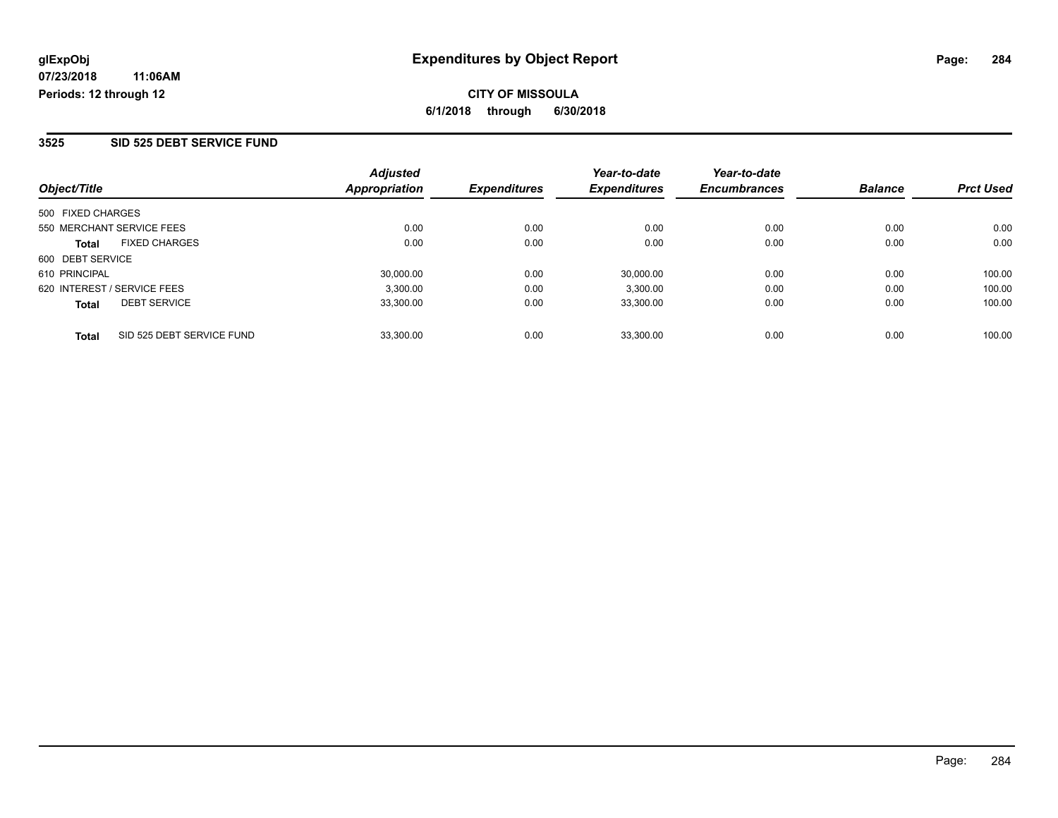**glExpObj** 07/23/2018 11:06AM
**Periods: 12 through 12**

# Expenditures by Object Report

**CITY OF MISSOULA**
**6/1/2018 through 6/30/2018**

## 3525 SID 525 DEBT SERVICE FUND

| Object/Title | | Adjusted Appropriation | Expenditures | Year-to-date Expenditures | Year-to-date Encumbrances | Balance | Prct Used |
|---|---|---|---|---|---|---|---|
| 500 FIXED CHARGES | | | | | | | |
| 550 MERCHANT SERVICE FEES | | 0.00 | 0.00 | 0.00 | 0.00 | 0.00 | 0.00 |
| **Total** | FIXED CHARGES | 0.00 | 0.00 | 0.00 | 0.00 | 0.00 | 0.00 |
| 600 DEBT SERVICE | | | | | | | |
| 610 PRINCIPAL | | 30,000.00 | 0.00 | 30,000.00 | 0.00 | 0.00 | 100.00 |
| 620 INTEREST / SERVICE FEES | | 3,300.00 | 0.00 | 3,300.00 | 0.00 | 0.00 | 100.00 |
| **Total** | DEBT SERVICE | 33,300.00 | 0.00 | 33,300.00 | 0.00 | 0.00 | 100.00 |
| **Total** | SID 525 DEBT SERVICE FUND | 33,300.00 | 0.00 | 33,300.00 | 0.00 | 0.00 | 100.00 |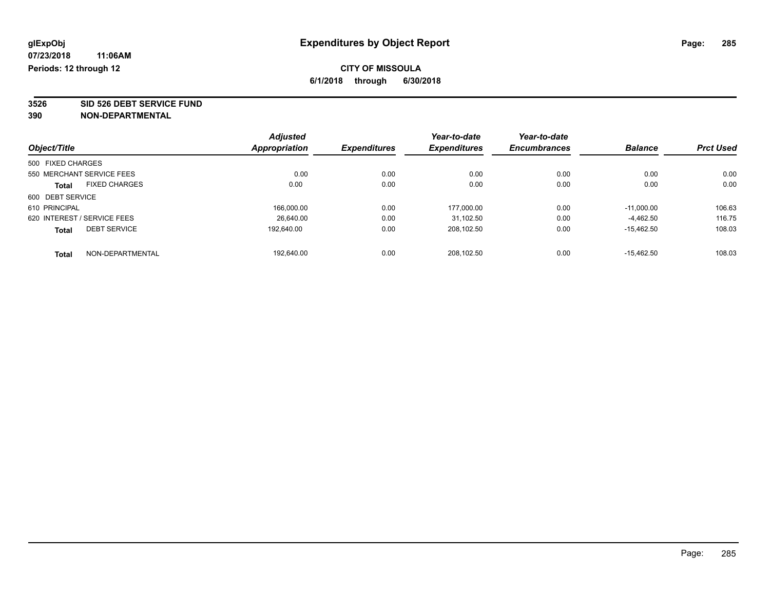# Expenditures by Object Report

glExpObj
07/23/2018 11:06AM
Periods: 12 through 12

**CITY OF MISSOULA**
**6/1/2018 through 6/30/2018**

**3526 SID 526 DEBT SERVICE FUND**
**390 NON-DEPARTMENTAL**

| Object/Title | | Adjusted Appropriation | Expenditures | Year-to-date Expenditures | Year-to-date Encumbrances | Balance | Prct Used |
|---|---|---|---|---|---|---|---|
| 500 FIXED CHARGES | | | | | | | |
| 550 MERCHANT SERVICE FEES | | 0.00 | 0.00 | 0.00 | 0.00 | 0.00 | 0.00 |
| **Total** | FIXED CHARGES | 0.00 | 0.00 | 0.00 | 0.00 | 0.00 | 0.00 |
| 600 DEBT SERVICE | | | | | | | |
| 610 PRINCIPAL | | 166,000.00 | 0.00 | 177,000.00 | 0.00 | -11,000.00 | 106.63 |
| 620 INTEREST / SERVICE FEES | | 26,640.00 | 0.00 | 31,102.50 | 0.00 | -4,462.50 | 116.75 |
| **Total** | DEBT SERVICE | 192,640.00 | 0.00 | 208,102.50 | 0.00 | -15,462.50 | 108.03 |
| **Total** | NON-DEPARTMENTAL | 192,640.00 | 0.00 | 208,102.50 | 0.00 | -15,462.50 | 108.03 |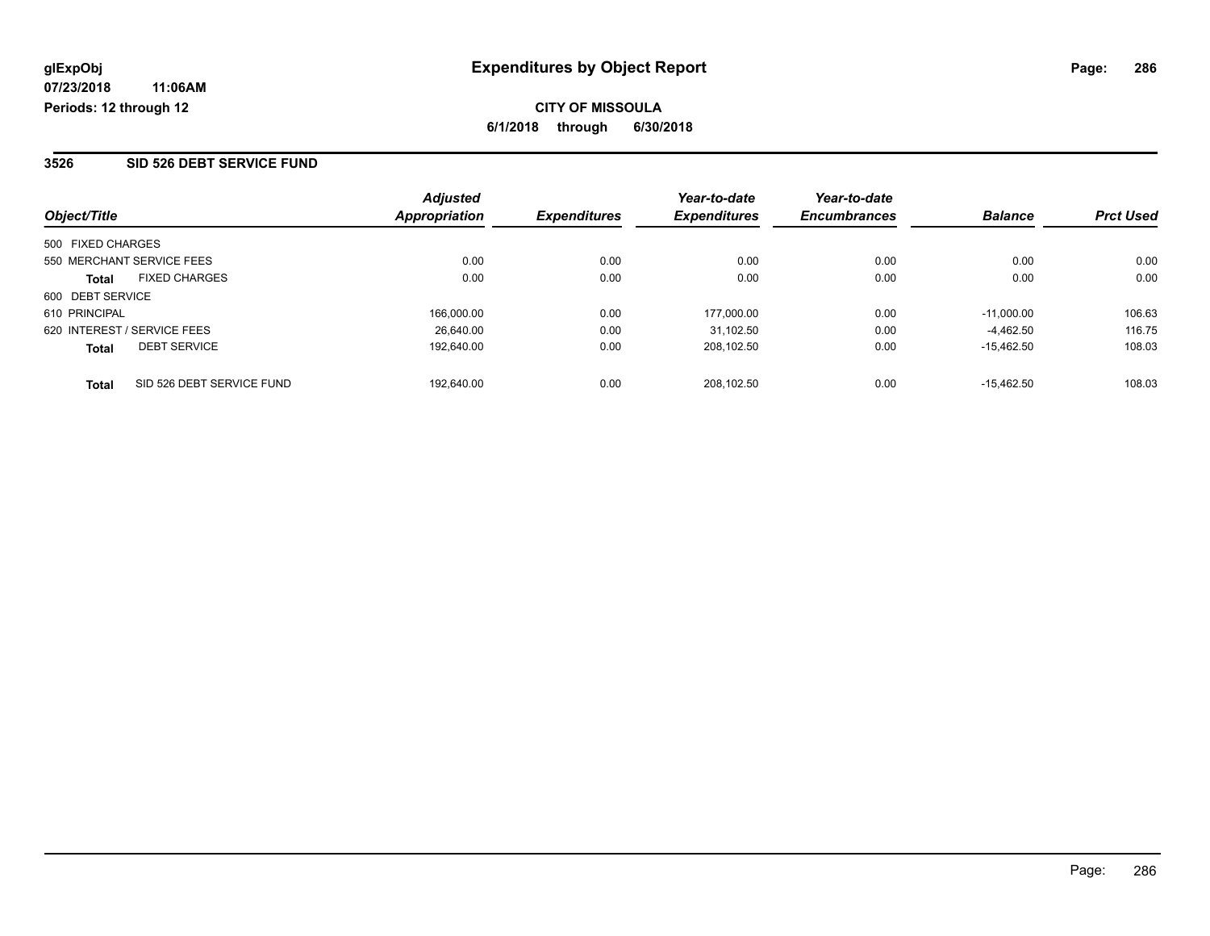**glExpObj** | **Expenditures by Object Report**

**07/23/2018 11:06AM**

**Periods: 12 through 12**

**CITY OF MISSOULA**

**6/1/2018 through 6/30/2018**

### 3526 SID 526 DEBT SERVICE FUND

| Object/Title | | Adjusted Appropriation | Expenditures | Year-to-date Expenditures | Year-to-date Encumbrances | Balance | Prct Used |
|---|---|---|---|---|---|---|---|
| 500 FIXED CHARGES | | | | | | | |
| 550 MERCHANT SERVICE FEES | | 0.00 | 0.00 | 0.00 | 0.00 | 0.00 | 0.00 |
| **Total** | FIXED CHARGES | 0.00 | 0.00 | 0.00 | 0.00 | 0.00 | 0.00 |
| 600 DEBT SERVICE | | | | | | | |
| 610 PRINCIPAL | | 166,000.00 | 0.00 | 177,000.00 | 0.00 | -11,000.00 | 106.63 |
| 620 INTEREST / SERVICE FEES | | 26,640.00 | 0.00 | 31,102.50 | 0.00 | -4,462.50 | 116.75 |
| **Total** | DEBT SERVICE | 192,640.00 | 0.00 | 208,102.50 | 0.00 | -15,462.50 | 108.03 |
| **Total** | SID 526 DEBT SERVICE FUND | 192,640.00 | 0.00 | 208,102.50 | 0.00 | -15,462.50 | 108.03 |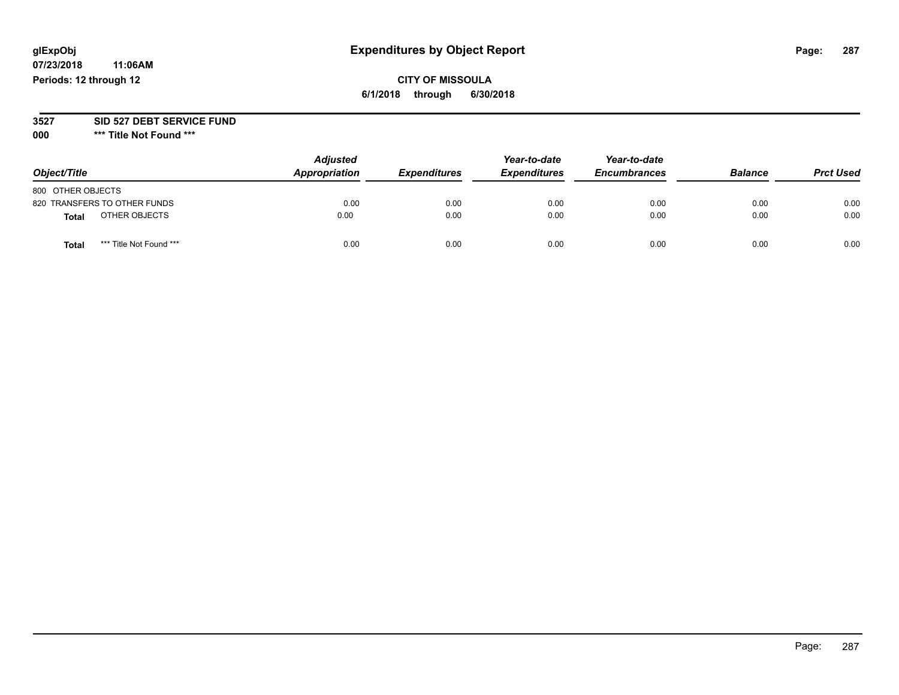# Expenditures by Object Report

glExpObj
07/23/2018 11:06AM
Periods: 12 through 12

**CITY OF MISSOULA**
**6/1/2018 through 6/30/2018**

**3527 SID 527 DEBT SERVICE FUND**
**000 *** Title Not Found *****

| Object/Title | Adjusted Appropriation | Expenditures | Year-to-date Expenditures | Year-to-date Encumbrances | Balance | Prct Used |
|---|---|---|---|---|---|---|
| 800 OTHER OBJECTS | | | | | | |
| 820 TRANSFERS TO OTHER FUNDS | 0.00 | 0.00 | 0.00 | 0.00 | 0.00 | 0.00 |
| **Total** OTHER OBJECTS | 0.00 | 0.00 | 0.00 | 0.00 | 0.00 | 0.00 |
| **Total** *** Title Not Found *** | 0.00 | 0.00 | 0.00 | 0.00 | 0.00 | 0.00 |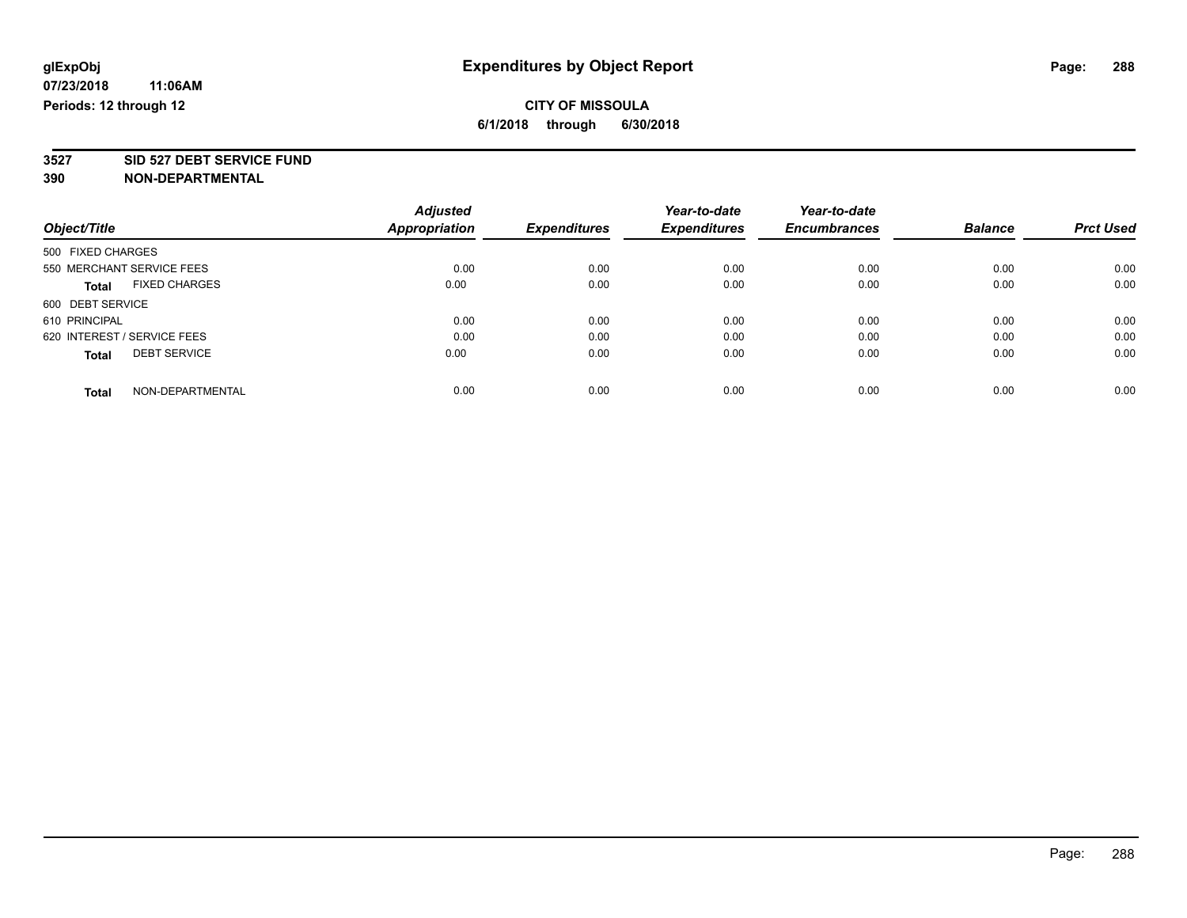glExpObj
07/23/2018 11:06AM
Periods: 12 through 12

# Expenditures by Object Report

**CITY OF MISSOULA**
**6/1/2018 through 6/30/2018**

**3527 SID 527 DEBT SERVICE FUND**
**390 NON-DEPARTMENTAL**

| Object/Title | | Adjusted Appropriation | Expenditures | Year-to-date Expenditures | Year-to-date Encumbrances | Balance | Prct Used |
|---|---|---|---|---|---|---|---|
| 500 FIXED CHARGES | | | | | | | |
| 550 MERCHANT SERVICE FEES | | 0.00 | 0.00 | 0.00 | 0.00 | 0.00 | 0.00 |
| **Total** | FIXED CHARGES | 0.00 | 0.00 | 0.00 | 0.00 | 0.00 | 0.00 |
| 600 DEBT SERVICE | | | | | | | |
| 610 PRINCIPAL | | 0.00 | 0.00 | 0.00 | 0.00 | 0.00 | 0.00 |
| 620 INTEREST / SERVICE FEES | | 0.00 | 0.00 | 0.00 | 0.00 | 0.00 | 0.00 |
| **Total** | DEBT SERVICE | 0.00 | 0.00 | 0.00 | 0.00 | 0.00 | 0.00 |
| **Total** | NON-DEPARTMENTAL | 0.00 | 0.00 | 0.00 | 0.00 | 0.00 | 0.00 |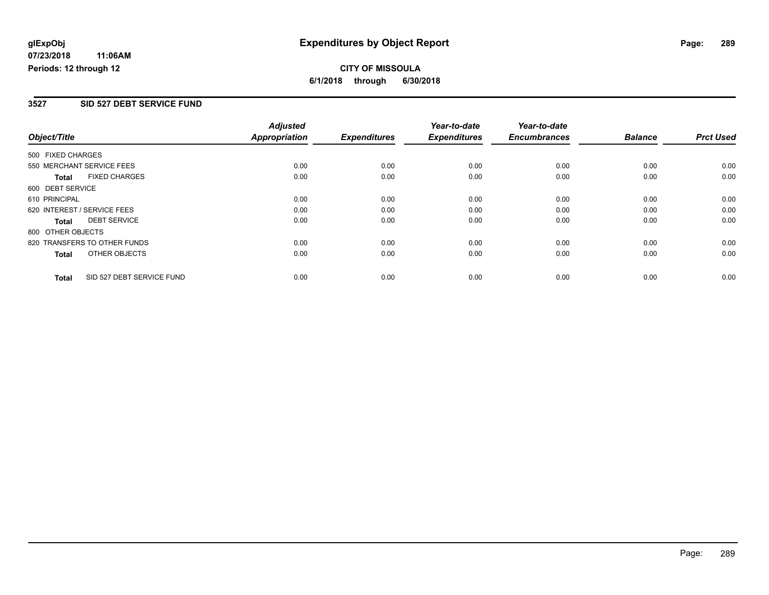**glExpObj** **Expenditures by Object Report**

**07/23/2018 11:06AM**

**Periods: 12 through 12**

**CITY OF MISSOULA**

**6/1/2018 through 6/30/2018**

## 3527 SID 527 DEBT SERVICE FUND

| Object/Title | Adjusted Appropriation | Expenditures | Year-to-date Expenditures | Year-to-date Encumbrances | Balance | Prct Used |
|---|---|---|---|---|---|---|
| 500 FIXED CHARGES | | | | | | |
| 550 MERCHANT SERVICE FEES | 0.00 | 0.00 | 0.00 | 0.00 | 0.00 | 0.00 |
| **Total** FIXED CHARGES | 0.00 | 0.00 | 0.00 | 0.00 | 0.00 | 0.00 |
| 600 DEBT SERVICE | | | | | | |
| 610 PRINCIPAL | 0.00 | 0.00 | 0.00 | 0.00 | 0.00 | 0.00 |
| 620 INTEREST / SERVICE FEES | 0.00 | 0.00 | 0.00 | 0.00 | 0.00 | 0.00 |
| **Total** DEBT SERVICE | 0.00 | 0.00 | 0.00 | 0.00 | 0.00 | 0.00 |
| 800 OTHER OBJECTS | | | | | | |
| 820 TRANSFERS TO OTHER FUNDS | 0.00 | 0.00 | 0.00 | 0.00 | 0.00 | 0.00 |
| **Total** OTHER OBJECTS | 0.00 | 0.00 | 0.00 | 0.00 | 0.00 | 0.00 |
| **Total** SID 527 DEBT SERVICE FUND | 0.00 | 0.00 | 0.00 | 0.00 | 0.00 | 0.00 |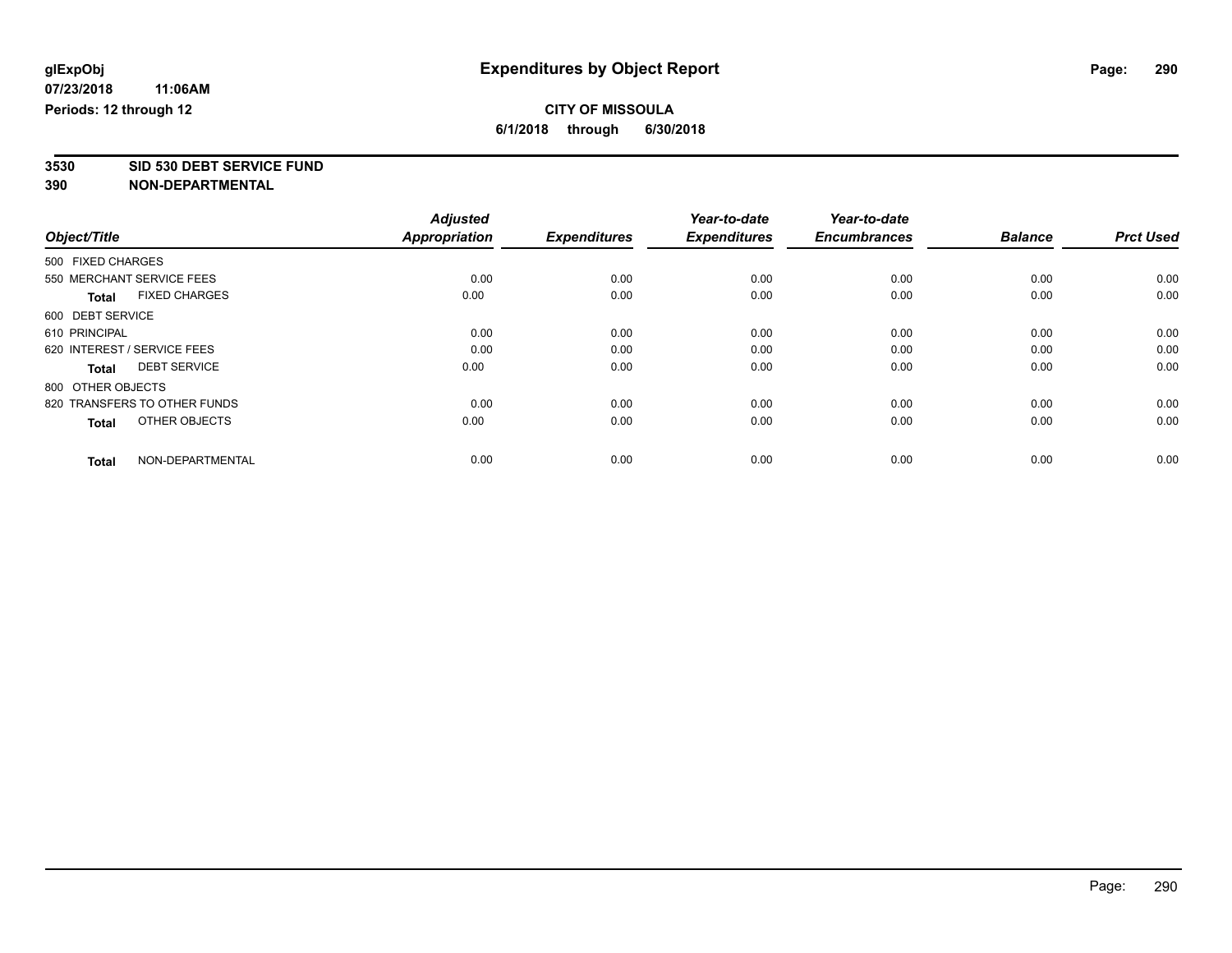**glExpObj** | **Expenditures by Object Report**

**07/23/2018 11:06AM**

**Periods: 12 through 12**

**CITY OF MISSOULA**

**6/1/2018 through 6/30/2018**

**3530 SID 530 DEBT SERVICE FUND**

**390 NON-DEPARTMENTAL**

| Object/Title | Adjusted Appropriation | Expenditures | Year-to-date Expenditures | Year-to-date Encumbrances | Balance | Prct Used |
|---|---|---|---|---|---|---|
| 500 FIXED CHARGES | | | | | | |
| 550 MERCHANT SERVICE FEES | 0.00 | 0.00 | 0.00 | 0.00 | 0.00 | 0.00 |
| **Total** FIXED CHARGES | 0.00 | 0.00 | 0.00 | 0.00 | 0.00 | 0.00 |
| 600 DEBT SERVICE | | | | | | |
| 610 PRINCIPAL | 0.00 | 0.00 | 0.00 | 0.00 | 0.00 | 0.00 |
| 620 INTEREST / SERVICE FEES | 0.00 | 0.00 | 0.00 | 0.00 | 0.00 | 0.00 |
| **Total** DEBT SERVICE | 0.00 | 0.00 | 0.00 | 0.00 | 0.00 | 0.00 |
| 800 OTHER OBJECTS | | | | | | |
| 820 TRANSFERS TO OTHER FUNDS | 0.00 | 0.00 | 0.00 | 0.00 | 0.00 | 0.00 |
| **Total** OTHER OBJECTS | 0.00 | 0.00 | 0.00 | 0.00 | 0.00 | 0.00 |
| **Total** NON-DEPARTMENTAL | 0.00 | 0.00 | 0.00 | 0.00 | 0.00 | 0.00 |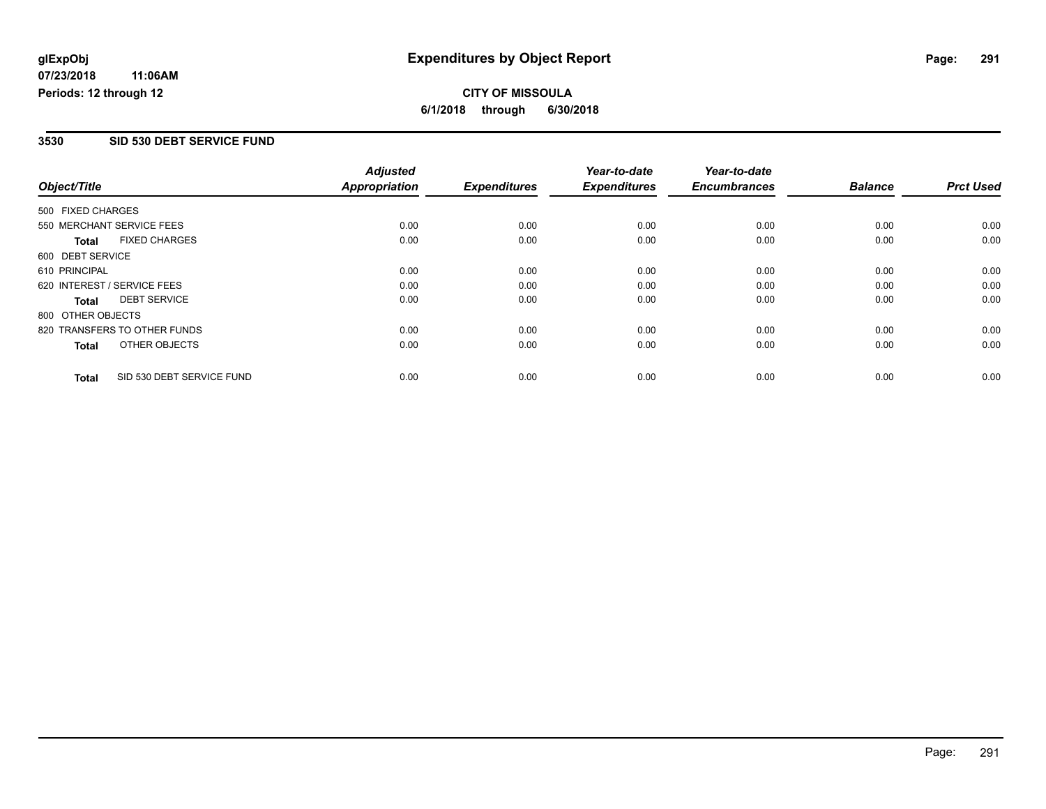**glExpObj** | **Expenditures by Object Report**

**07/23/2018 11:06AM**

**Periods: 12 through 12**

**CITY OF MISSOULA**

**6/1/2018 through 6/30/2018**

## 3530 SID 530 DEBT SERVICE FUND

| Object/Title | Adjusted Appropriation | Expenditures | Year-to-date Expenditures | Year-to-date Encumbrances | Balance | Prct Used |
|---|---|---|---|---|---|---|
| 500 FIXED CHARGES | | | | | | |
| 550 MERCHANT SERVICE FEES | 0.00 | 0.00 | 0.00 | 0.00 | 0.00 | 0.00 |
| **Total** FIXED CHARGES | 0.00 | 0.00 | 0.00 | 0.00 | 0.00 | 0.00 |
| 600 DEBT SERVICE | | | | | | |
| 610 PRINCIPAL | 0.00 | 0.00 | 0.00 | 0.00 | 0.00 | 0.00 |
| 620 INTEREST / SERVICE FEES | 0.00 | 0.00 | 0.00 | 0.00 | 0.00 | 0.00 |
| **Total** DEBT SERVICE | 0.00 | 0.00 | 0.00 | 0.00 | 0.00 | 0.00 |
| 800 OTHER OBJECTS | | | | | | |
| 820 TRANSFERS TO OTHER FUNDS | 0.00 | 0.00 | 0.00 | 0.00 | 0.00 | 0.00 |
| **Total** OTHER OBJECTS | 0.00 | 0.00 | 0.00 | 0.00 | 0.00 | 0.00 |
| **Total** SID 530 DEBT SERVICE FUND | 0.00 | 0.00 | 0.00 | 0.00 | 0.00 | 0.00 |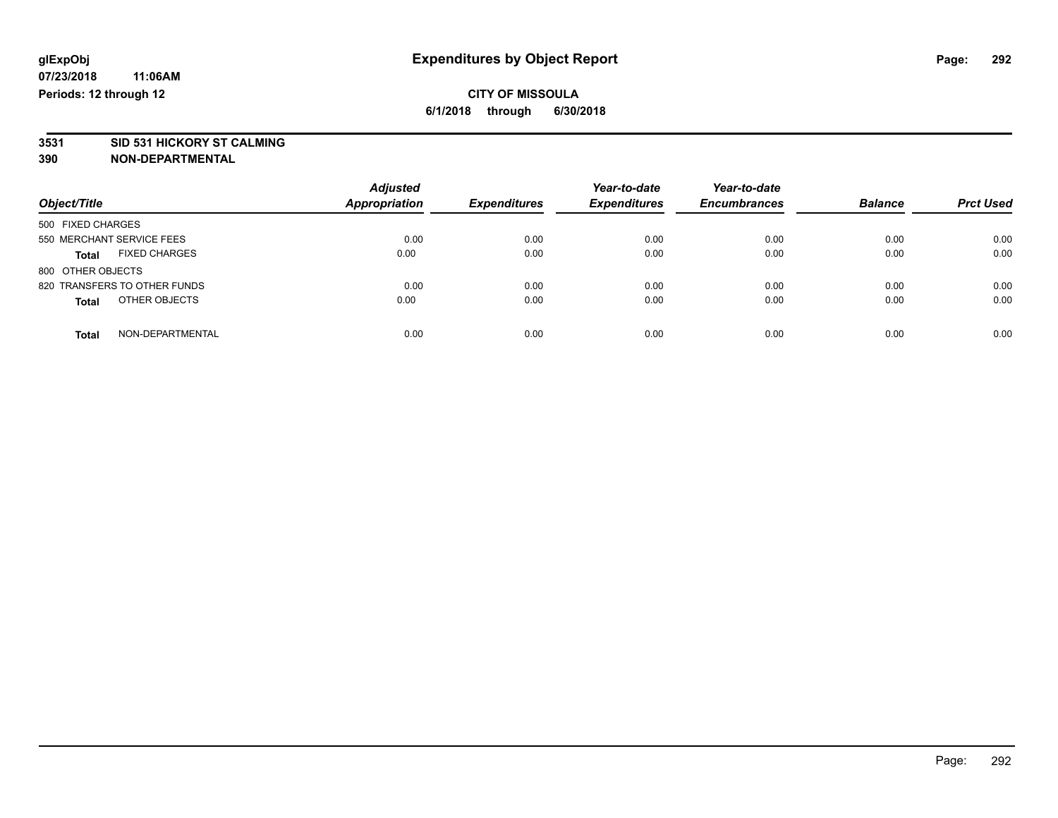glExpObj
07/23/2018 11:06AM
Periods: 12 through 12

# Expenditures by Object Report

**CITY OF MISSOULA**
**6/1/2018 through 6/30/2018**

**3531 SID 531 HICKORY ST CALMING**
**390 NON-DEPARTMENTAL**

| Object/Title | Adjusted Appropriation | Expenditures | Year-to-date Expenditures | Year-to-date Encumbrances | Balance | Prct Used |
|---|---|---|---|---|---|---|
| 500 FIXED CHARGES | | | | | | |
| 550 MERCHANT SERVICE FEES | 0.00 | 0.00 | 0.00 | 0.00 | 0.00 | 0.00 |
| **Total** FIXED CHARGES | 0.00 | 0.00 | 0.00 | 0.00 | 0.00 | 0.00 |
| 800 OTHER OBJECTS | | | | | | |
| 820 TRANSFERS TO OTHER FUNDS | 0.00 | 0.00 | 0.00 | 0.00 | 0.00 | 0.00 |
| **Total** OTHER OBJECTS | 0.00 | 0.00 | 0.00 | 0.00 | 0.00 | 0.00 |
| **Total** NON-DEPARTMENTAL | 0.00 | 0.00 | 0.00 | 0.00 | 0.00 | 0.00 |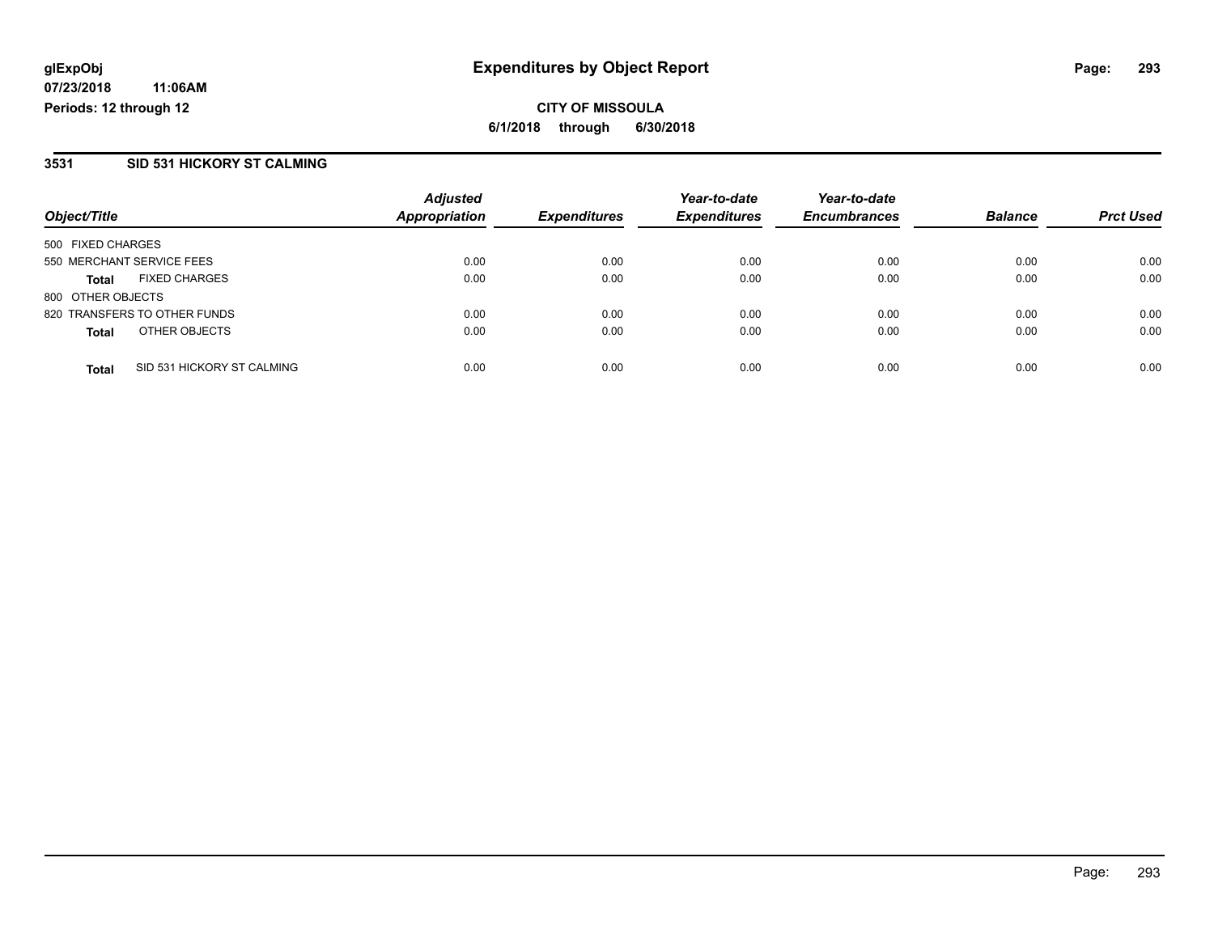**glExpObj** **Expenditures by Object Report**

**07/23/2018 11:06AM**

**Periods: 12 through 12**

**CITY OF MISSOULA**

**6/1/2018 through 6/30/2018**

## 3531 SID 531 HICKORY ST CALMING

| Object/Title | | Adjusted Appropriation | Expenditures | Year-to-date Expenditures | Year-to-date Encumbrances | Balance | Prct Used |
|---|---|---|---|---|---|---|---|
| 500 FIXED CHARGES | | | | | | | |
| 550 MERCHANT SERVICE FEES | | 0.00 | 0.00 | 0.00 | 0.00 | 0.00 | 0.00 |
| **Total** | FIXED CHARGES | 0.00 | 0.00 | 0.00 | 0.00 | 0.00 | 0.00 |
| 800 OTHER OBJECTS | | | | | | | |
| 820 TRANSFERS TO OTHER FUNDS | | 0.00 | 0.00 | 0.00 | 0.00 | 0.00 | 0.00 |
| **Total** | OTHER OBJECTS | 0.00 | 0.00 | 0.00 | 0.00 | 0.00 | 0.00 |
| **Total** | SID 531 HICKORY ST CALMING | 0.00 | 0.00 | 0.00 | 0.00 | 0.00 | 0.00 |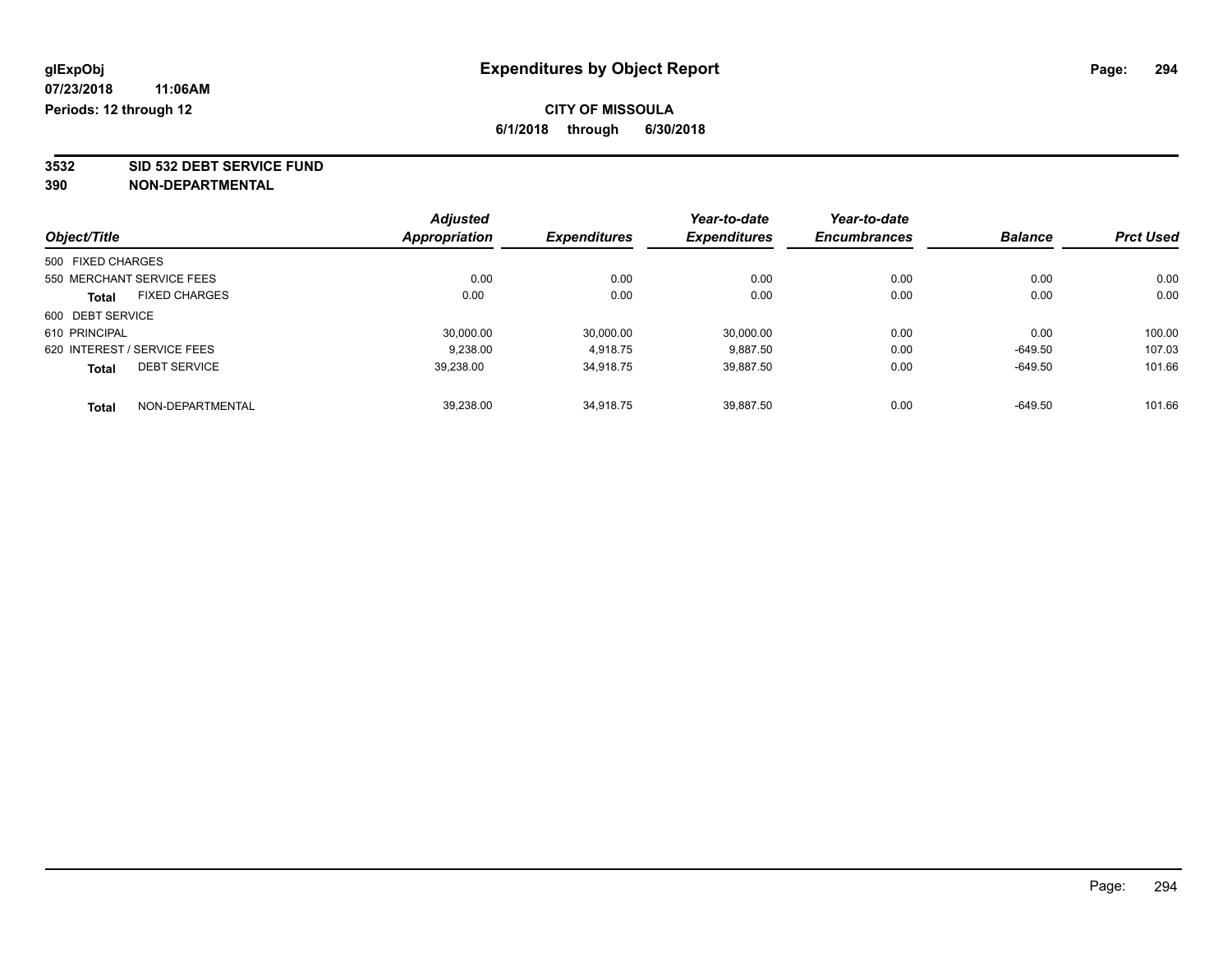glExpObj
07/23/2018 11:06AM
Periods: 12 through 12

# Expenditures by Object Report

**CITY OF MISSOULA**
**6/1/2018 through 6/30/2018**

**3532 SID 532 DEBT SERVICE FUND**
**390 NON-DEPARTMENTAL**

| Object/Title | | Adjusted Appropriation | Expenditures | Year-to-date Expenditures | Year-to-date Encumbrances | Balance | Prct Used |
|---|---|---|---|---|---|---|---|
| 500 FIXED CHARGES | | | | | | | |
| 550 MERCHANT SERVICE FEES | | 0.00 | 0.00 | 0.00 | 0.00 | 0.00 | 0.00 |
| **Total** | FIXED CHARGES | 0.00 | 0.00 | 0.00 | 0.00 | 0.00 | 0.00 |
| 600 DEBT SERVICE | | | | | | | |
| 610 PRINCIPAL | | 30,000.00 | 30,000.00 | 30,000.00 | 0.00 | 0.00 | 100.00 |
| 620 INTEREST / SERVICE FEES | | 9,238.00 | 4,918.75 | 9,887.50 | 0.00 | -649.50 | 107.03 |
| **Total** | DEBT SERVICE | 39,238.00 | 34,918.75 | 39,887.50 | 0.00 | -649.50 | 101.66 |
| **Total** | NON-DEPARTMENTAL | 39,238.00 | 34,918.75 | 39,887.50 | 0.00 | -649.50 | 101.66 |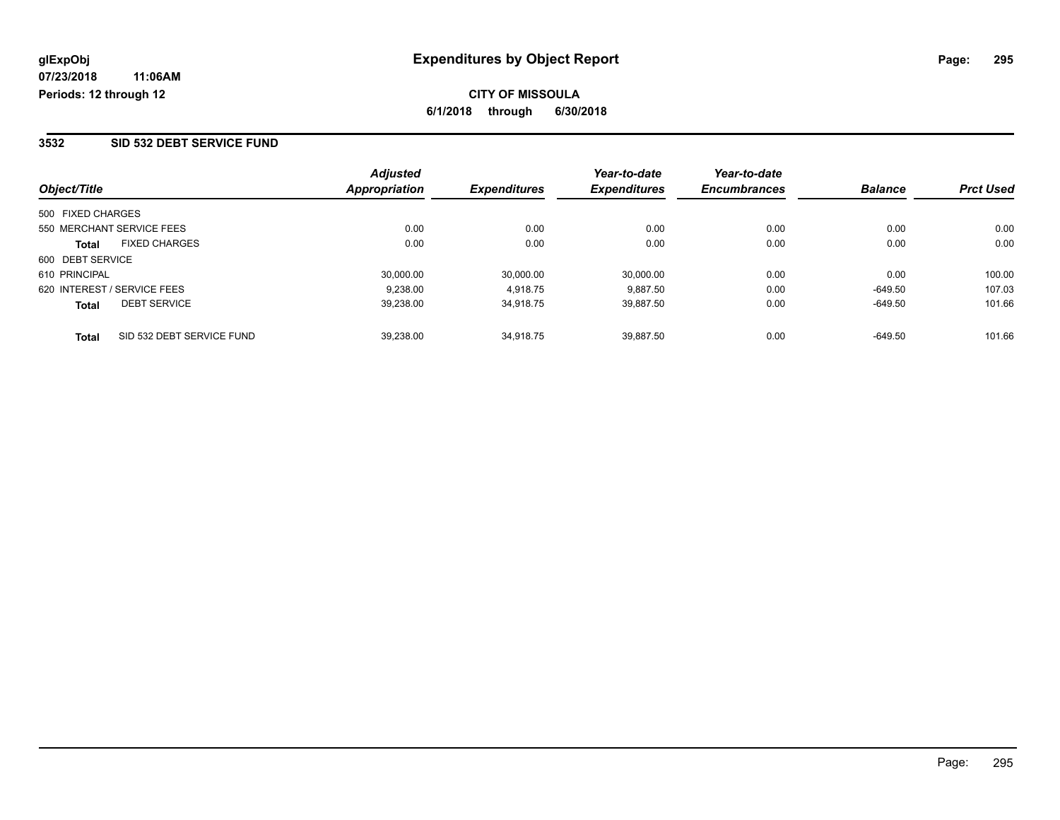**glExpObj** **Expenditures by Object Report**

**07/23/2018 11:06AM**

**Periods: 12 through 12**

**CITY OF MISSOULA**

**6/1/2018 through 6/30/2018**

## 3532 SID 532 DEBT SERVICE FUND

| Object/Title | | Adjusted Appropriation | Expenditures | Year-to-date Expenditures | Year-to-date Encumbrances | Balance | Prct Used |
|---|---|---|---|---|---|---|---|
| 500 FIXED CHARGES | | | | | | | |
| 550 MERCHANT SERVICE FEES | | 0.00 | 0.00 | 0.00 | 0.00 | 0.00 | 0.00 |
| **Total** | FIXED CHARGES | 0.00 | 0.00 | 0.00 | 0.00 | 0.00 | 0.00 |
| 600 DEBT SERVICE | | | | | | | |
| 610 PRINCIPAL | | 30,000.00 | 30,000.00 | 30,000.00 | 0.00 | 0.00 | 100.00 |
| 620 INTEREST / SERVICE FEES | | 9,238.00 | 4,918.75 | 9,887.50 | 0.00 | -649.50 | 107.03 |
| **Total** | DEBT SERVICE | 39,238.00 | 34,918.75 | 39,887.50 | 0.00 | -649.50 | 101.66 |
| **Total** | SID 532 DEBT SERVICE FUND | 39,238.00 | 34,918.75 | 39,887.50 | 0.00 | -649.50 | 101.66 |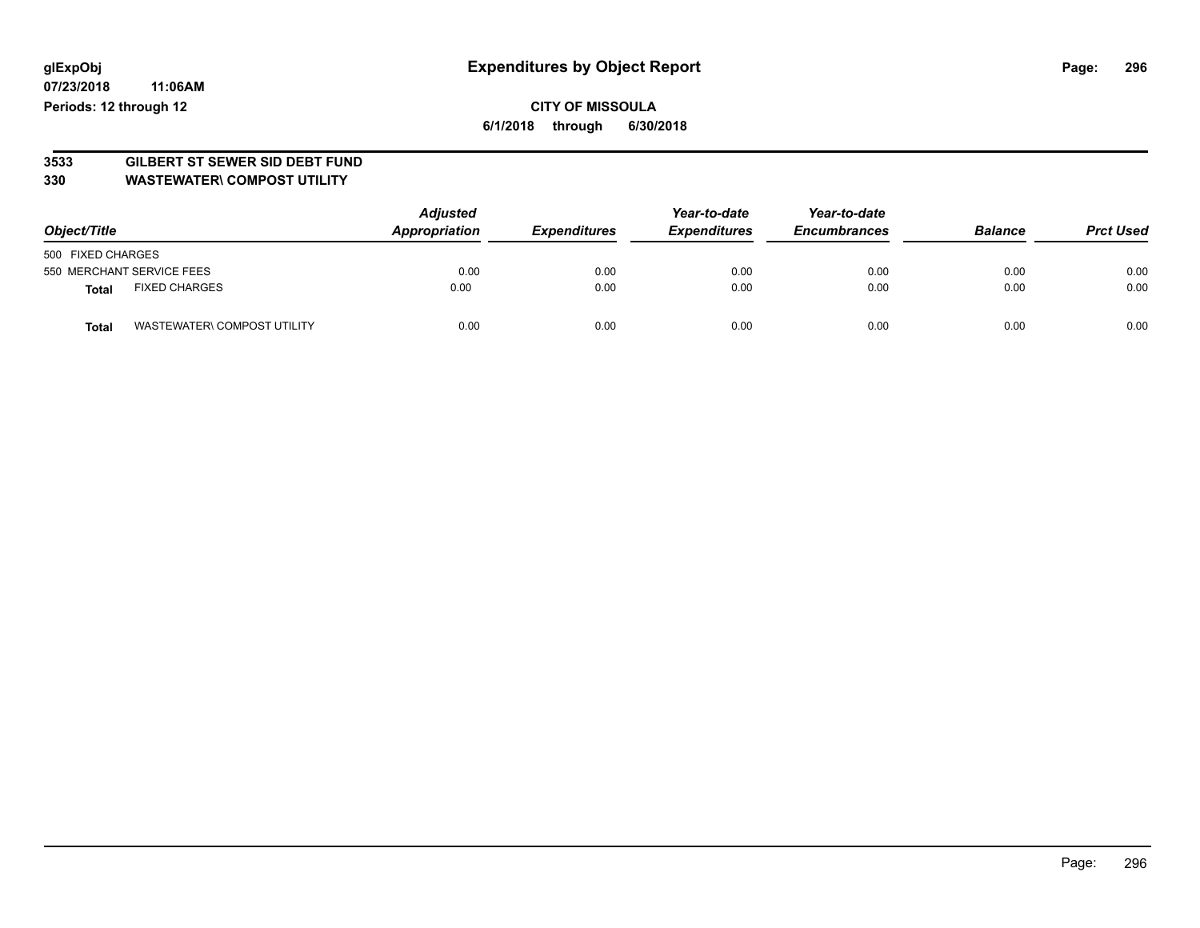**glExpObj**
**07/23/2018 11:06AM**
**Periods: 12 through 12**

# Expenditures by Object Report

**CITY OF MISSOULA**
**6/1/2018 through 6/30/2018**

## 3533 GILBERT ST SEWER SID DEBT FUND
## 330 WASTEWATER\ COMPOST UTILITY

| Object/Title | Adjusted Appropriation | Expenditures | Year-to-date Expenditures | Year-to-date Encumbrances | Balance | Prct Used |
|---|---|---|---|---|---|---|
| 500 FIXED CHARGES | | | | | | |
| 550 MERCHANT SERVICE FEES | 0.00 | 0.00 | 0.00 | 0.00 | 0.00 | 0.00 |
| **Total** FIXED CHARGES | 0.00 | 0.00 | 0.00 | 0.00 | 0.00 | 0.00 |
| **Total** WASTEWATER\ COMPOST UTILITY | 0.00 | 0.00 | 0.00 | 0.00 | 0.00 | 0.00 |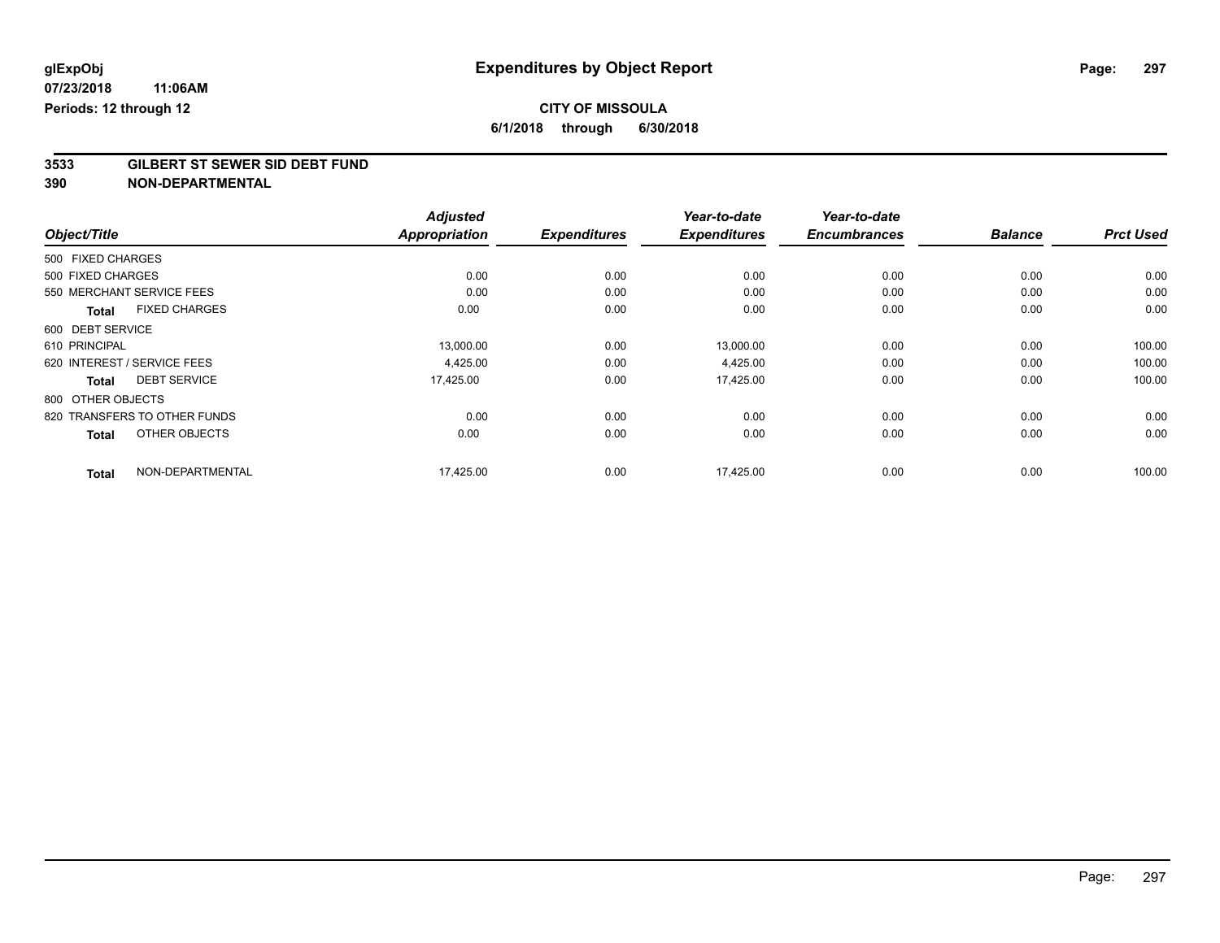**glExpObj**
**07/23/2018 11:06AM**
**Periods: 12 through 12**

# Expenditures by Object Report

**CITY OF MISSOULA**
**6/1/2018 through 6/30/2018**

## 3533 GILBERT ST SEWER SID DEBT FUND
## 390 NON-DEPARTMENTAL

| Object/Title | Adjusted Appropriation | Expenditures | Year-to-date Expenditures | Year-to-date Encumbrances | Balance | Prct Used |
|---|---|---|---|---|---|---|
| 500 FIXED CHARGES | | | | | | |
| 500 FIXED CHARGES | 0.00 | 0.00 | 0.00 | 0.00 | 0.00 | 0.00 |
| 550 MERCHANT SERVICE FEES | 0.00 | 0.00 | 0.00 | 0.00 | 0.00 | 0.00 |
| **Total** FIXED CHARGES | 0.00 | 0.00 | 0.00 | 0.00 | 0.00 | 0.00 |
| 600 DEBT SERVICE | | | | | | |
| 610 PRINCIPAL | 13,000.00 | 0.00 | 13,000.00 | 0.00 | 0.00 | 100.00 |
| 620 INTEREST / SERVICE FEES | 4,425.00 | 0.00 | 4,425.00 | 0.00 | 0.00 | 100.00 |
| **Total** DEBT SERVICE | 17,425.00 | 0.00 | 17,425.00 | 0.00 | 0.00 | 100.00 |
| 800 OTHER OBJECTS | | | | | | |
| 820 TRANSFERS TO OTHER FUNDS | 0.00 | 0.00 | 0.00 | 0.00 | 0.00 | 0.00 |
| **Total** OTHER OBJECTS | 0.00 | 0.00 | 0.00 | 0.00 | 0.00 | 0.00 |
| **Total** NON-DEPARTMENTAL | 17,425.00 | 0.00 | 17,425.00 | 0.00 | 0.00 | 100.00 |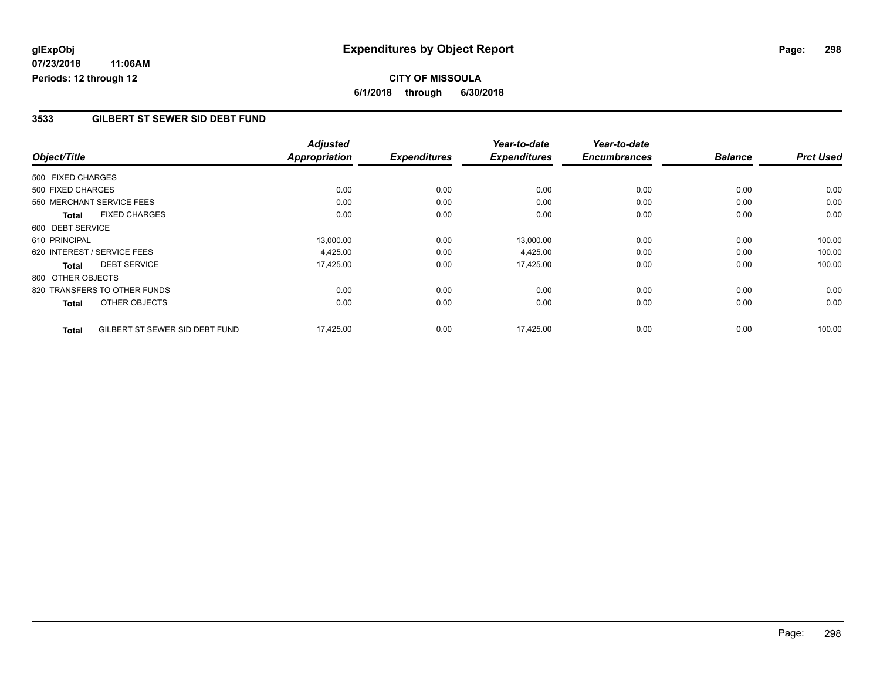**glExpObj** 07/23/2018 11:06AM Periods: 12 through 12

# Expenditures by Object Report

**CITY OF MISSOULA**

**6/1/2018 through 6/30/2018**

## 3533 GILBERT ST SEWER SID DEBT FUND

| Object/Title | Adjusted Appropriation | Expenditures | Year-to-date Expenditures | Year-to-date Encumbrances | Balance | Prct Used |
|---|---|---|---|---|---|---|
| 500 FIXED CHARGES | | | | | | |
| 500 FIXED CHARGES | 0.00 | 0.00 | 0.00 | 0.00 | 0.00 | 0.00 |
| 550 MERCHANT SERVICE FEES | 0.00 | 0.00 | 0.00 | 0.00 | 0.00 | 0.00 |
| **Total** FIXED CHARGES | 0.00 | 0.00 | 0.00 | 0.00 | 0.00 | 0.00 |
| 600 DEBT SERVICE | | | | | | |
| 610 PRINCIPAL | 13,000.00 | 0.00 | 13,000.00 | 0.00 | 0.00 | 100.00 |
| 620 INTEREST / SERVICE FEES | 4,425.00 | 0.00 | 4,425.00 | 0.00 | 0.00 | 100.00 |
| **Total** DEBT SERVICE | 17,425.00 | 0.00 | 17,425.00 | 0.00 | 0.00 | 100.00 |
| 800 OTHER OBJECTS | | | | | | |
| 820 TRANSFERS TO OTHER FUNDS | 0.00 | 0.00 | 0.00 | 0.00 | 0.00 | 0.00 |
| **Total** OTHER OBJECTS | 0.00 | 0.00 | 0.00 | 0.00 | 0.00 | 0.00 |
| **Total** GILBERT ST SEWER SID DEBT FUND | 17,425.00 | 0.00 | 17,425.00 | 0.00 | 0.00 | 100.00 |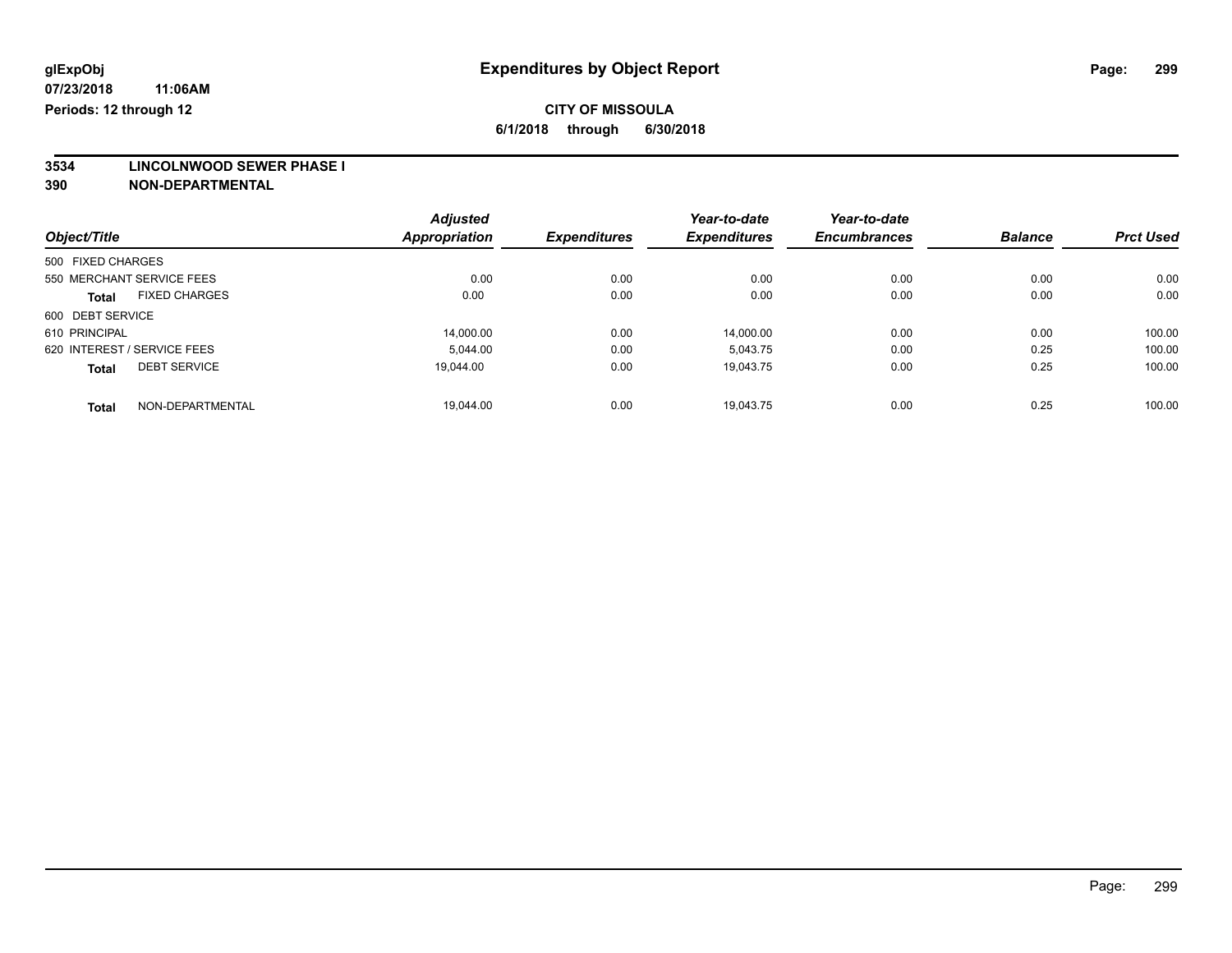glExpObj
07/23/2018 11:06AM
Periods: 12 through 12

# Expenditures by Object Report

**CITY OF MISSOULA**
**6/1/2018 through 6/30/2018**

**3534 LINCOLNWOOD SEWER PHASE I**
**390 NON-DEPARTMENTAL**

| Object/Title | Adjusted Appropriation | Expenditures | Year-to-date Expenditures | Year-to-date Encumbrances | Balance | Prct Used |
|---|---|---|---|---|---|---|
| 500 FIXED CHARGES | | | | | | |
| 550 MERCHANT SERVICE FEES | 0.00 | 0.00 | 0.00 | 0.00 | 0.00 | 0.00 |
| **Total** FIXED CHARGES | 0.00 | 0.00 | 0.00 | 0.00 | 0.00 | 0.00 |
| 600 DEBT SERVICE | | | | | | |
| 610 PRINCIPAL | 14,000.00 | 0.00 | 14,000.00 | 0.00 | 0.00 | 100.00 |
| 620 INTEREST / SERVICE FEES | 5,044.00 | 0.00 | 5,043.75 | 0.00 | 0.25 | 100.00 |
| **Total** DEBT SERVICE | 19,044.00 | 0.00 | 19,043.75 | 0.00 | 0.25 | 100.00 |
| **Total** NON-DEPARTMENTAL | 19,044.00 | 0.00 | 19,043.75 | 0.00 | 0.25 | 100.00 |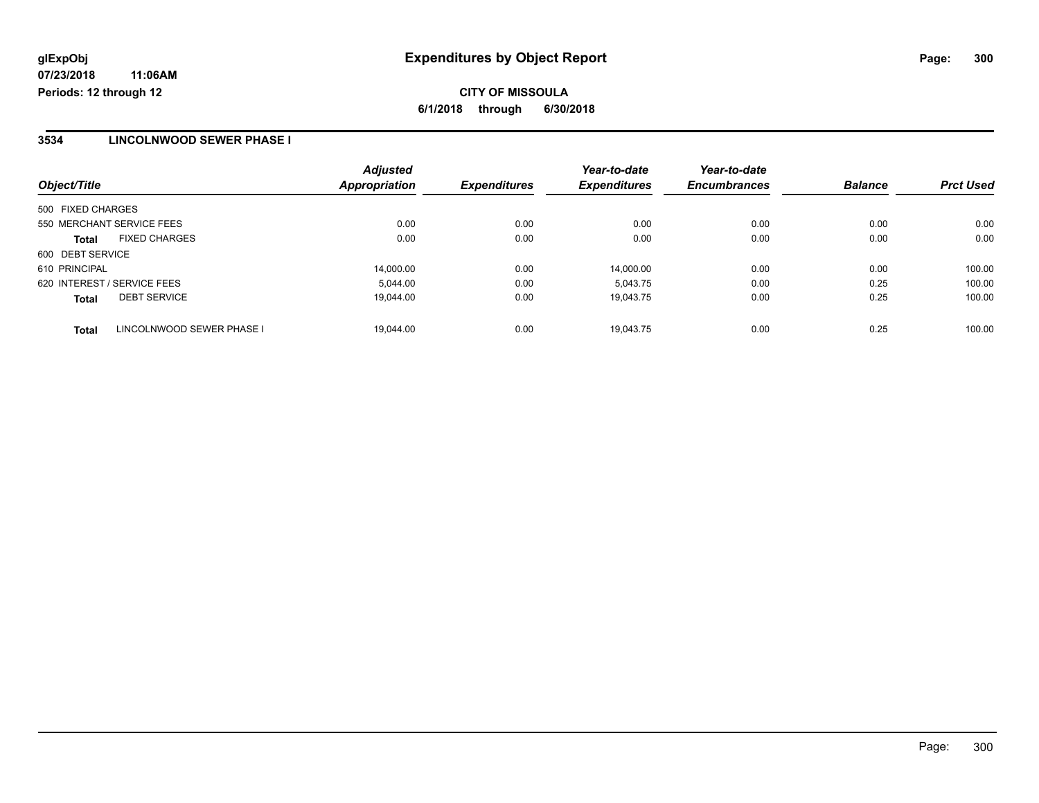**glExpObj**
**07/23/2018 11:06AM**
**Periods: 12 through 12**

# Expenditures by Object Report

**CITY OF MISSOULA**
**6/1/2018 through 6/30/2018**

## 3534 LINCOLNWOOD SEWER PHASE I

| Object/Title | | *Adjusted Appropriation* | *Expenditures* | *Year-to-date Expenditures* | *Year-to-date Encumbrances* | *Balance* | *Prct Used* |
|---|---|---|---|---|---|---|---|
| 500 FIXED CHARGES | | | | | | | |
| 550 MERCHANT SERVICE FEES | | 0.00 | 0.00 | 0.00 | 0.00 | 0.00 | 0.00 |
| **Total** | FIXED CHARGES | 0.00 | 0.00 | 0.00 | 0.00 | 0.00 | 0.00 |
| 600 DEBT SERVICE | | | | | | | |
| 610 PRINCIPAL | | 14,000.00 | 0.00 | 14,000.00 | 0.00 | 0.00 | 100.00 |
| 620 INTEREST / SERVICE FEES | | 5,044.00 | 0.00 | 5,043.75 | 0.00 | 0.25 | 100.00 |
| **Total** | DEBT SERVICE | 19,044.00 | 0.00 | 19,043.75 | 0.00 | 0.25 | 100.00 |
| **Total** | LINCOLNWOOD SEWER PHASE I | 19,044.00 | 0.00 | 19,043.75 | 0.00 | 0.25 | 100.00 |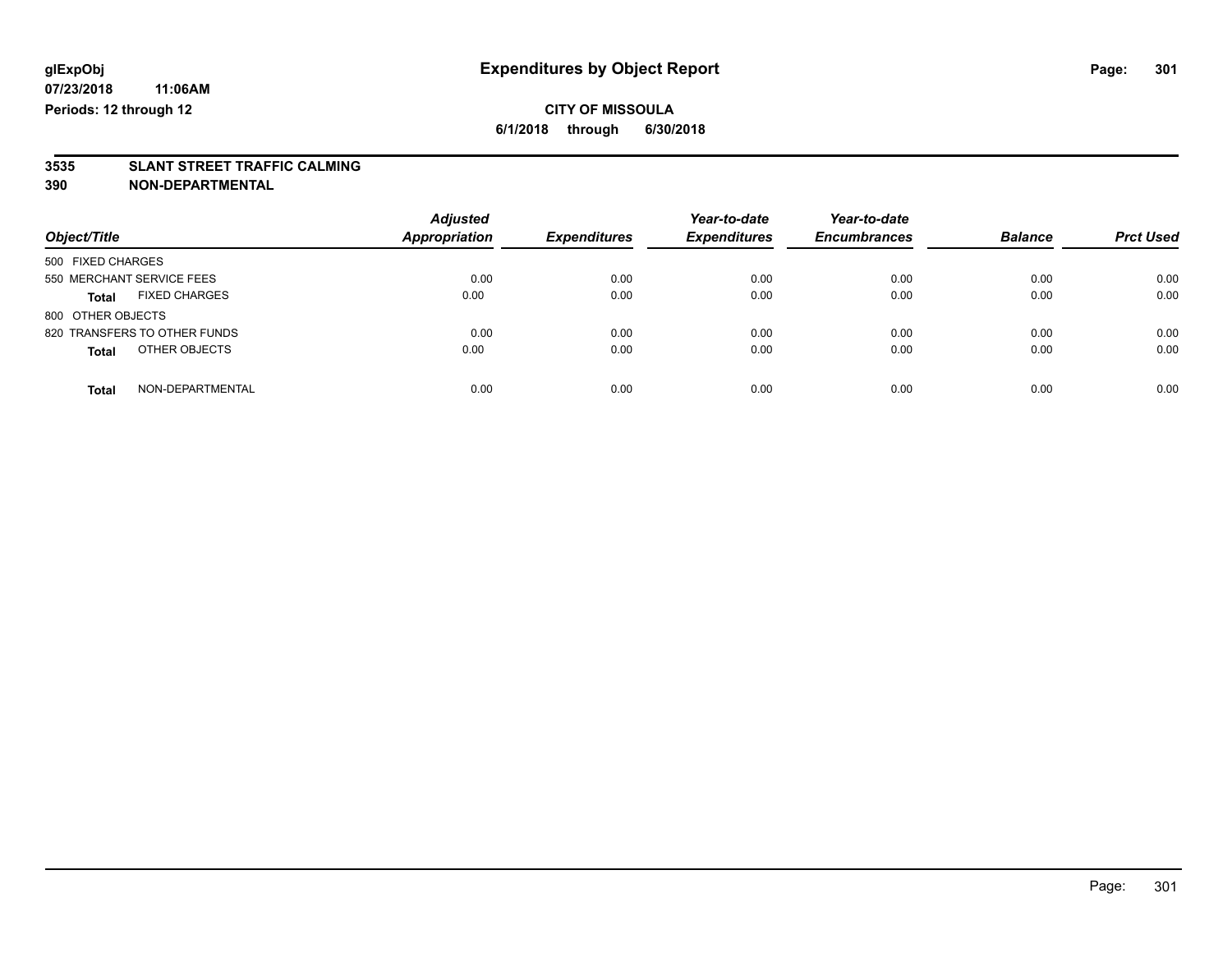**glExpObj** | **Expenditures by Object Report**

**07/23/2018 11:06AM**

**Periods: 12 through 12**

**CITY OF MISSOULA**

**6/1/2018 through 6/30/2018**

## 3535 SLANT STREET TRAFFIC CALMING

## 390 NON-DEPARTMENTAL

| Object/Title | Adjusted Appropriation | Expenditures | Year-to-date Expenditures | Year-to-date Encumbrances | Balance | Prct Used |
|---|---|---|---|---|---|---|
| 500 FIXED CHARGES | | | | | | |
| 550 MERCHANT SERVICE FEES | 0.00 | 0.00 | 0.00 | 0.00 | 0.00 | 0.00 |
| **Total** FIXED CHARGES | 0.00 | 0.00 | 0.00 | 0.00 | 0.00 | 0.00 |
| 800 OTHER OBJECTS | | | | | | |
| 820 TRANSFERS TO OTHER FUNDS | 0.00 | 0.00 | 0.00 | 0.00 | 0.00 | 0.00 |
| **Total** OTHER OBJECTS | 0.00 | 0.00 | 0.00 | 0.00 | 0.00 | 0.00 |
| **Total** NON-DEPARTMENTAL | 0.00 | 0.00 | 0.00 | 0.00 | 0.00 | 0.00 |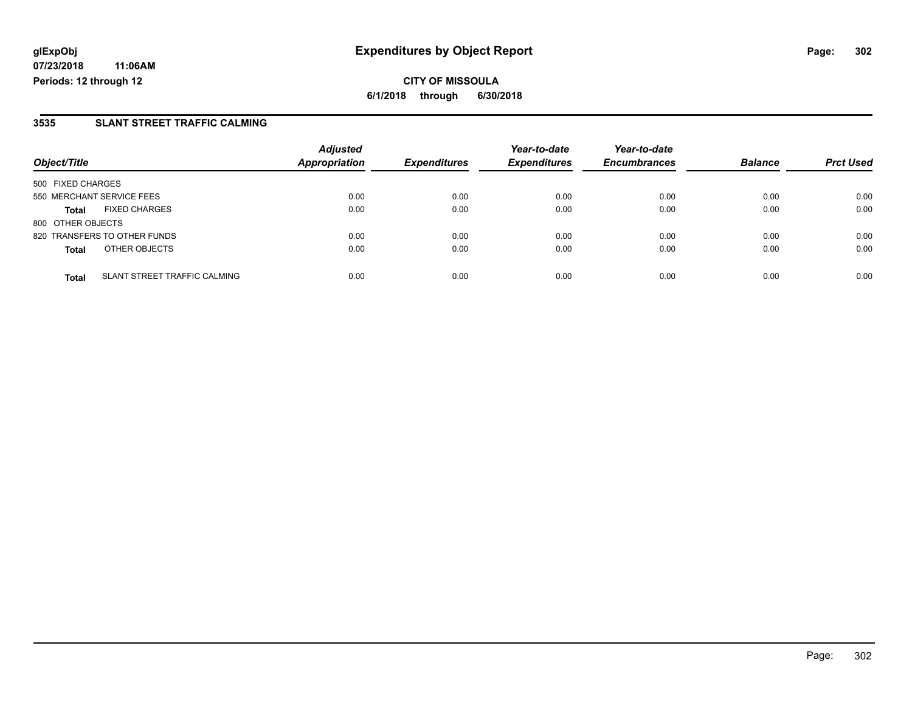**glExpObj**
**07/23/2018 11:06AM**
**Periods: 12 through 12**

# Expenditures by Object Report

**CITY OF MISSOULA**
**6/1/2018 through 6/30/2018**

## 3535 SLANT STREET TRAFFIC CALMING

| Object/Title | | *Adjusted Appropriation* | *Expenditures* | *Year-to-date Expenditures* | *Year-to-date Encumbrances* | *Balance* | *Prct Used* |
|---|---|---|---|---|---|---|---|
| 500 FIXED CHARGES | | | | | | | |
| 550 MERCHANT SERVICE FEES | | 0.00 | 0.00 | 0.00 | 0.00 | 0.00 | 0.00 |
| **Total** | FIXED CHARGES | 0.00 | 0.00 | 0.00 | 0.00 | 0.00 | 0.00 |
| 800 OTHER OBJECTS | | | | | | | |
| 820 TRANSFERS TO OTHER FUNDS | | 0.00 | 0.00 | 0.00 | 0.00 | 0.00 | 0.00 |
| **Total** | OTHER OBJECTS | 0.00 | 0.00 | 0.00 | 0.00 | 0.00 | 0.00 |
| **Total** | SLANT STREET TRAFFIC CALMING | 0.00 | 0.00 | 0.00 | 0.00 | 0.00 | 0.00 |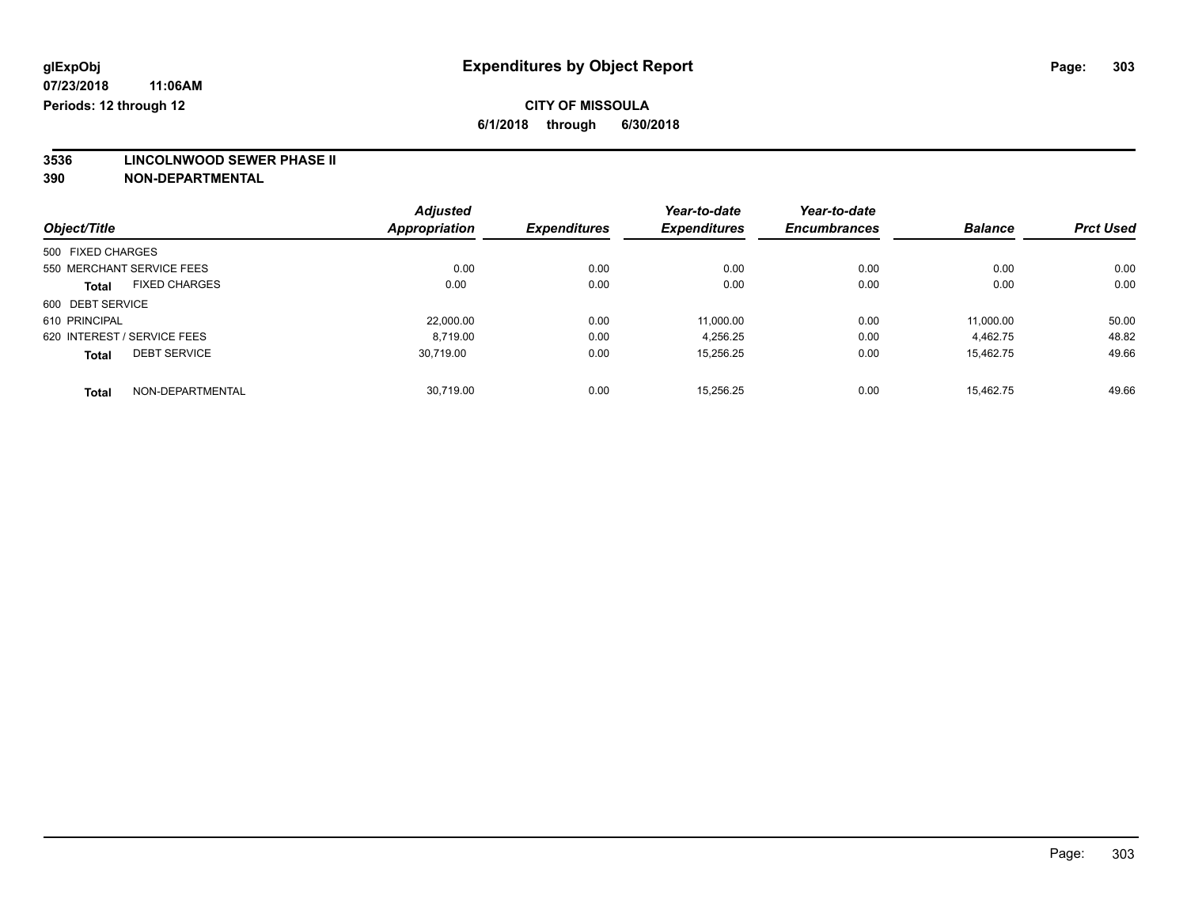**glExpObj** **Expenditures by Object Report**

**07/23/2018 11:06AM**

**Periods: 12 through 12**

**CITY OF MISSOULA**

**6/1/2018 through 6/30/2018**

## 3536 LINCOLNWOOD SEWER PHASE II
## 390 NON-DEPARTMENTAL

| Object/Title | Adjusted Appropriation | Expenditures | Year-to-date Expenditures | Year-to-date Encumbrances | Balance | Prct Used |
|---|---|---|---|---|---|---|
| 500 FIXED CHARGES | | | | | | |
| 550 MERCHANT SERVICE FEES | 0.00 | 0.00 | 0.00 | 0.00 | 0.00 | 0.00 |
| **Total** FIXED CHARGES | 0.00 | 0.00 | 0.00 | 0.00 | 0.00 | 0.00 |
| 600 DEBT SERVICE | | | | | | |
| 610 PRINCIPAL | 22,000.00 | 0.00 | 11,000.00 | 0.00 | 11,000.00 | 50.00 |
| 620 INTEREST / SERVICE FEES | 8,719.00 | 0.00 | 4,256.25 | 0.00 | 4,462.75 | 48.82 |
| **Total** DEBT SERVICE | 30,719.00 | 0.00 | 15,256.25 | 0.00 | 15,462.75 | 49.66 |
| **Total** NON-DEPARTMENTAL | 30,719.00 | 0.00 | 15,256.25 | 0.00 | 15,462.75 | 49.66 |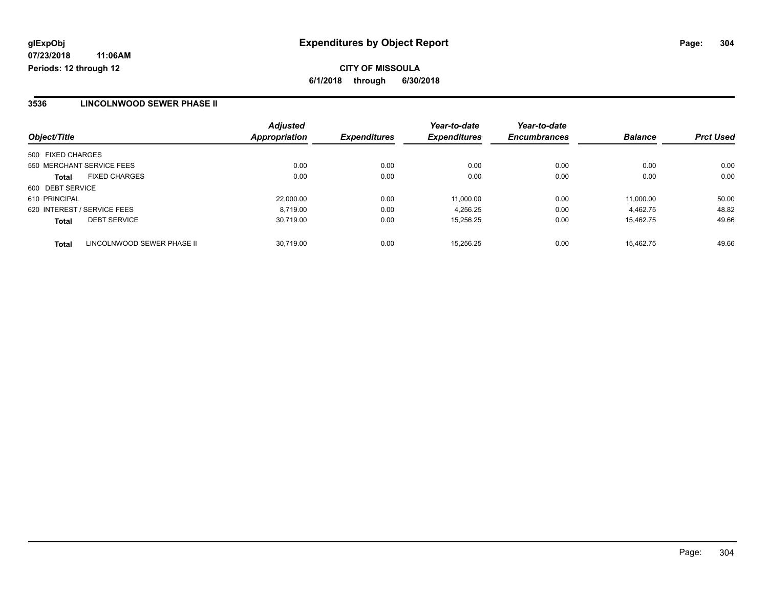**glExpObj** **Expenditures by Object Report**

**07/23/2018 11:06AM**

**Periods: 12 through 12**

**CITY OF MISSOULA**

**6/1/2018 through 6/30/2018**

## 3536 LINCOLNWOOD SEWER PHASE II

| Object/Title | | Adjusted Appropriation | Expenditures | Year-to-date Expenditures | Year-to-date Encumbrances | Balance | Prct Used |
|---|---|---|---|---|---|---|---|
| 500 FIXED CHARGES | | | | | | | |
| 550 MERCHANT SERVICE FEES | | 0.00 | 0.00 | 0.00 | 0.00 | 0.00 | 0.00 |
| **Total** | FIXED CHARGES | 0.00 | 0.00 | 0.00 | 0.00 | 0.00 | 0.00 |
| 600 DEBT SERVICE | | | | | | | |
| 610 PRINCIPAL | | 22,000.00 | 0.00 | 11,000.00 | 0.00 | 11,000.00 | 50.00 |
| 620 INTEREST / SERVICE FEES | | 8,719.00 | 0.00 | 4,256.25 | 0.00 | 4,462.75 | 48.82 |
| **Total** | DEBT SERVICE | 30,719.00 | 0.00 | 15,256.25 | 0.00 | 15,462.75 | 49.66 |
| **Total** | LINCOLNWOOD SEWER PHASE II | 30,719.00 | 0.00 | 15,256.25 | 0.00 | 15,462.75 | 49.66 |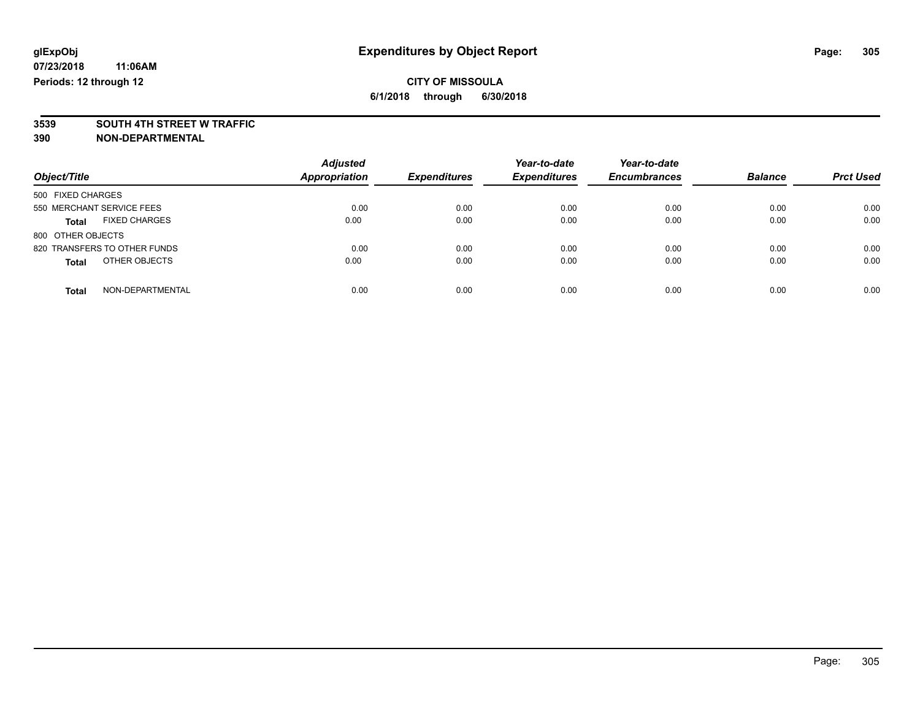**glExpObj** — **Expenditures by Object Report**

**07/23/2018 11:06AM**

**Periods: 12 through 12**

**CITY OF MISSOULA**

**6/1/2018 through 6/30/2018**

**3539 SOUTH 4TH STREET W TRAFFIC**

**390 NON-DEPARTMENTAL**

| Object/Title | Adjusted Appropriation | Expenditures | Year-to-date Expenditures | Year-to-date Encumbrances | Balance | Prct Used |
|---|---|---|---|---|---|---|
| 500 FIXED CHARGES | | | | | | |
| 550 MERCHANT SERVICE FEES | 0.00 | 0.00 | 0.00 | 0.00 | 0.00 | 0.00 |
| **Total** FIXED CHARGES | 0.00 | 0.00 | 0.00 | 0.00 | 0.00 | 0.00 |
| 800 OTHER OBJECTS | | | | | | |
| 820 TRANSFERS TO OTHER FUNDS | 0.00 | 0.00 | 0.00 | 0.00 | 0.00 | 0.00 |
| **Total** OTHER OBJECTS | 0.00 | 0.00 | 0.00 | 0.00 | 0.00 | 0.00 |
| **Total** NON-DEPARTMENTAL | 0.00 | 0.00 | 0.00 | 0.00 | 0.00 | 0.00 |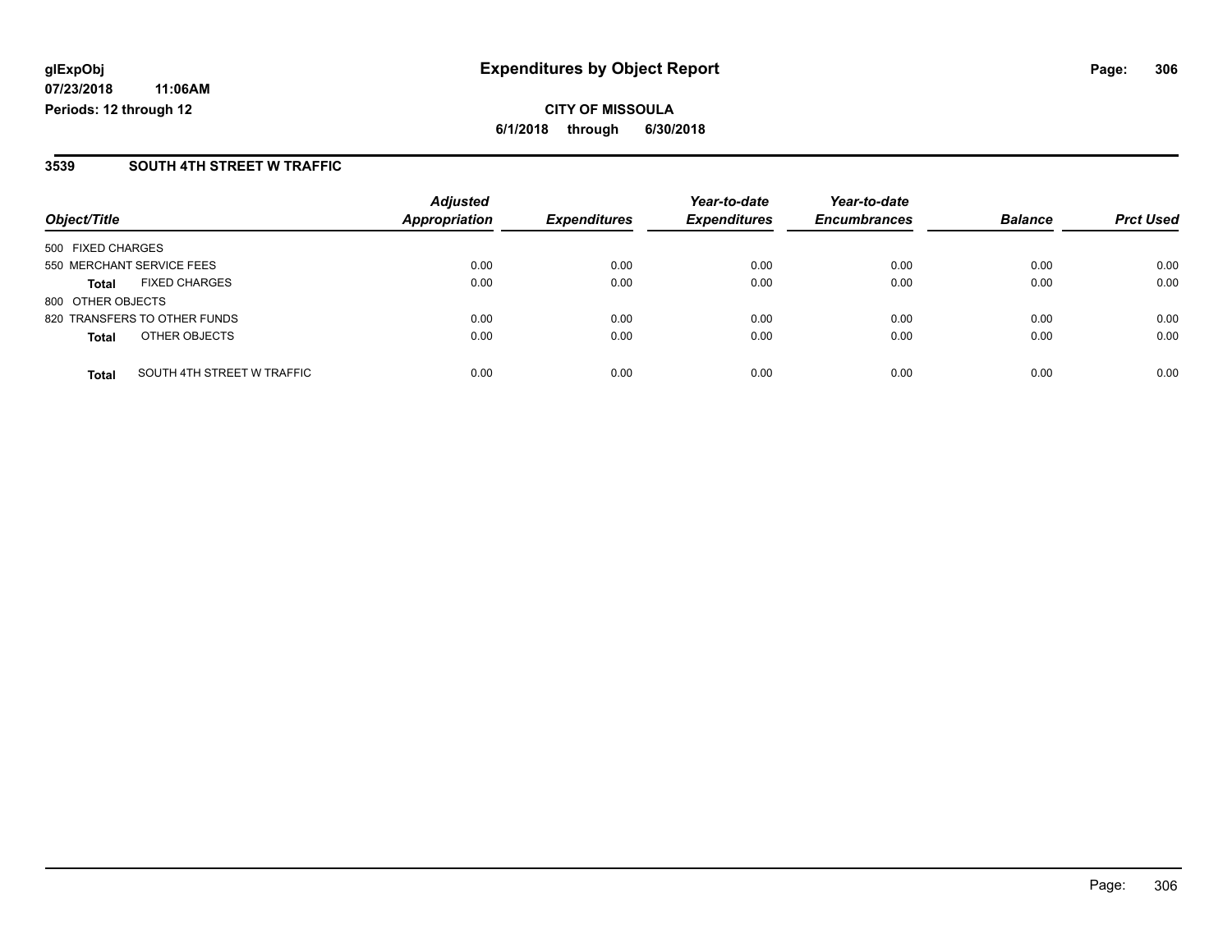**glExpObj** **Expenditures by Object Report**

**07/23/2018 11:06AM**

**Periods: 12 through 12**

**CITY OF MISSOULA**

**6/1/2018 through 6/30/2018**

## 3539 SOUTH 4TH STREET W TRAFFIC

| Object/Title | | Adjusted Appropriation | Expenditures | Year-to-date Expenditures | Year-to-date Encumbrances | Balance | Prct Used |
|---|---|---|---|---|---|---|---|
| 500 FIXED CHARGES | | | | | | | |
| 550 MERCHANT SERVICE FEES | | 0.00 | 0.00 | 0.00 | 0.00 | 0.00 | 0.00 |
| **Total** | FIXED CHARGES | 0.00 | 0.00 | 0.00 | 0.00 | 0.00 | 0.00 |
| 800 OTHER OBJECTS | | | | | | | |
| 820 TRANSFERS TO OTHER FUNDS | | 0.00 | 0.00 | 0.00 | 0.00 | 0.00 | 0.00 |
| **Total** | OTHER OBJECTS | 0.00 | 0.00 | 0.00 | 0.00 | 0.00 | 0.00 |
| **Total** | SOUTH 4TH STREET W TRAFFIC | 0.00 | 0.00 | 0.00 | 0.00 | 0.00 | 0.00 |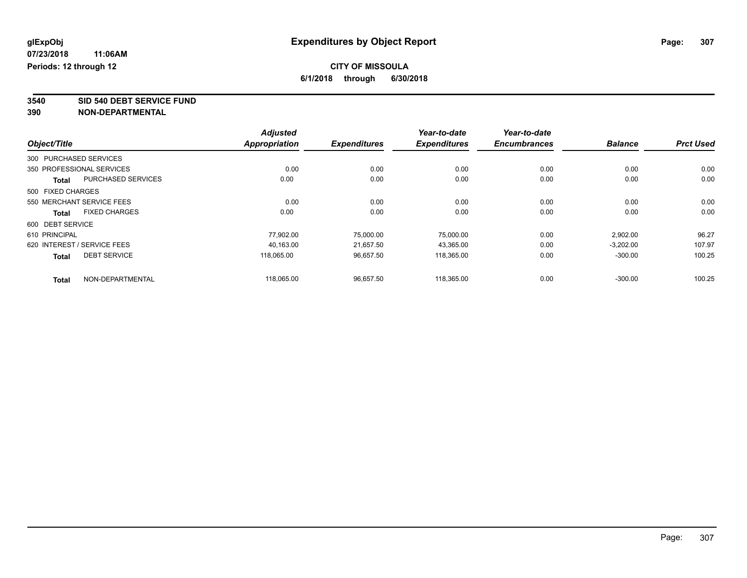**glExpObj**
**07/23/2018 11:06AM**
**Periods: 12 through 12**

# Expenditures by Object Report

**CITY OF MISSOULA**
**6/1/2018 through 6/30/2018**

## 3540 SID 540 DEBT SERVICE FUND
## 390 NON-DEPARTMENTAL

| Object/Title | | Adjusted Appropriation | Expenditures | Year-to-date Expenditures | Year-to-date Encumbrances | Balance | Prct Used |
|---|---|---|---|---|---|---|---|
| 300 PURCHASED SERVICES | | | | | | | |
| 350 PROFESSIONAL SERVICES | | 0.00 | 0.00 | 0.00 | 0.00 | 0.00 | 0.00 |
| **Total** | PURCHASED SERVICES | 0.00 | 0.00 | 0.00 | 0.00 | 0.00 | 0.00 |
| 500 FIXED CHARGES | | | | | | | |
| 550 MERCHANT SERVICE FEES | | 0.00 | 0.00 | 0.00 | 0.00 | 0.00 | 0.00 |
| **Total** | FIXED CHARGES | 0.00 | 0.00 | 0.00 | 0.00 | 0.00 | 0.00 |
| 600 DEBT SERVICE | | | | | | | |
| 610 PRINCIPAL | | 77,902.00 | 75,000.00 | 75,000.00 | 0.00 | 2,902.00 | 96.27 |
| 620 INTEREST / SERVICE FEES | | 40,163.00 | 21,657.50 | 43,365.00 | 0.00 | -3,202.00 | 107.97 |
| **Total** | DEBT SERVICE | 118,065.00 | 96,657.50 | 118,365.00 | 0.00 | -300.00 | 100.25 |
| **Total** | NON-DEPARTMENTAL | 118,065.00 | 96,657.50 | 118,365.00 | 0.00 | -300.00 | 100.25 |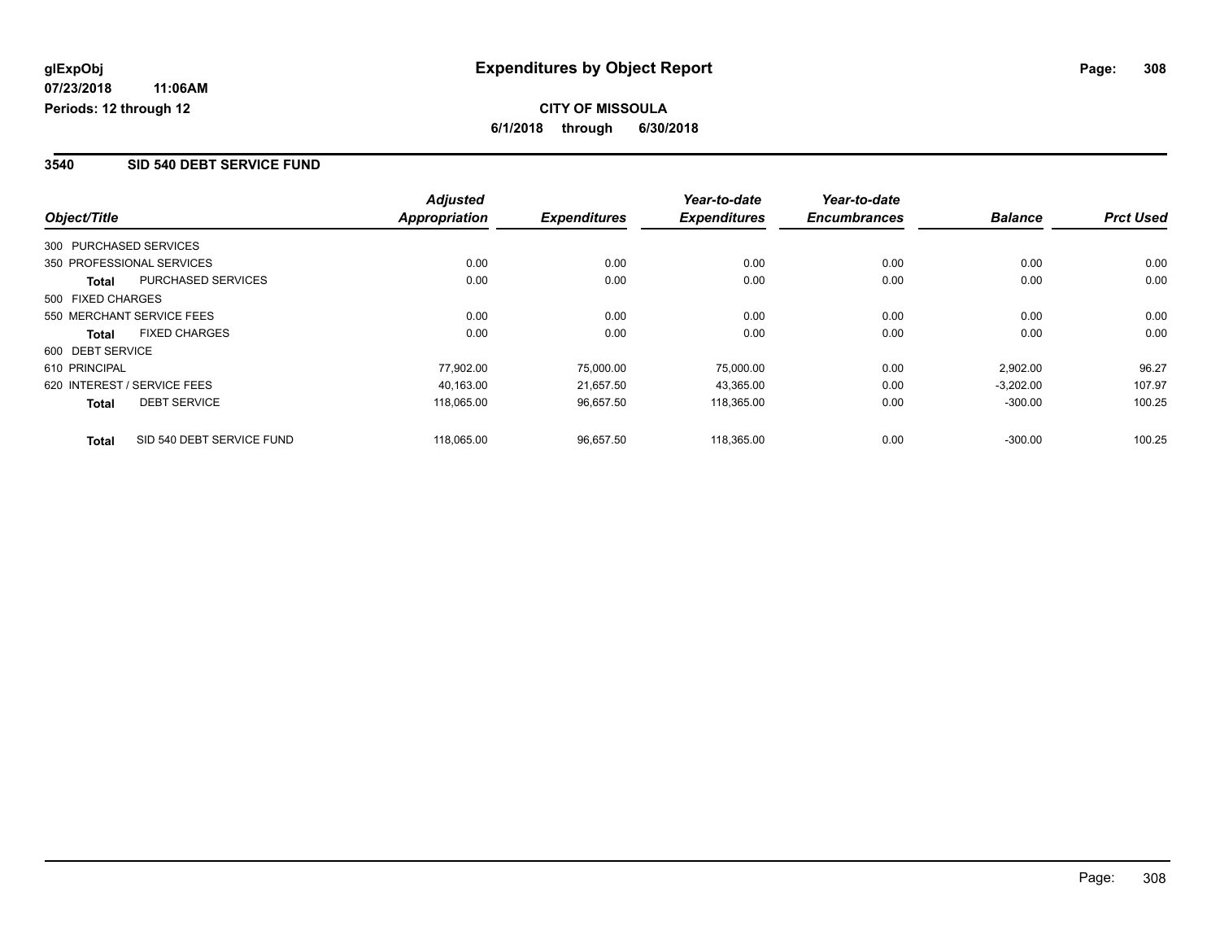# Expenditures by Object Report

glExpObj
07/23/2018 11:06AM
Periods: 12 through 12

**CITY OF MISSOULA**
**6/1/2018 through 6/30/2018**

## 3540 SID 540 DEBT SERVICE FUND

| Object/Title | Adjusted Appropriation | Expenditures | Year-to-date Expenditures | Year-to-date Encumbrances | Balance | Prct Used |
|---|---|---|---|---|---|---|
| 300 PURCHASED SERVICES | | | | | | |
| 350 PROFESSIONAL SERVICES | 0.00 | 0.00 | 0.00 | 0.00 | 0.00 | 0.00 |
| **Total** PURCHASED SERVICES | 0.00 | 0.00 | 0.00 | 0.00 | 0.00 | 0.00 |
| 500 FIXED CHARGES | | | | | | |
| 550 MERCHANT SERVICE FEES | 0.00 | 0.00 | 0.00 | 0.00 | 0.00 | 0.00 |
| **Total** FIXED CHARGES | 0.00 | 0.00 | 0.00 | 0.00 | 0.00 | 0.00 |
| 600 DEBT SERVICE | | | | | | |
| 610 PRINCIPAL | 77,902.00 | 75,000.00 | 75,000.00 | 0.00 | 2,902.00 | 96.27 |
| 620 INTEREST / SERVICE FEES | 40,163.00 | 21,657.50 | 43,365.00 | 0.00 | -3,202.00 | 107.97 |
| **Total** DEBT SERVICE | 118,065.00 | 96,657.50 | 118,365.00 | 0.00 | -300.00 | 100.25 |
| **Total** SID 540 DEBT SERVICE FUND | 118,065.00 | 96,657.50 | 118,365.00 | 0.00 | -300.00 | 100.25 |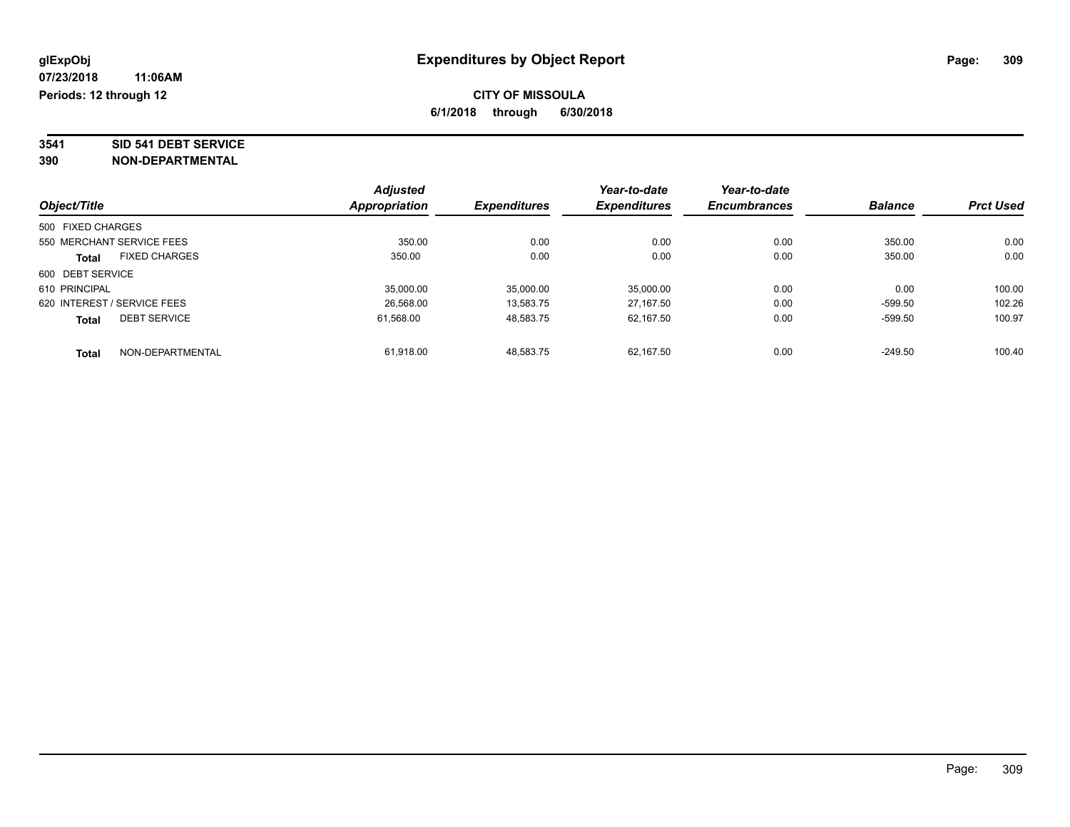**glExpObj**
**07/23/2018 11:06AM**
**Periods: 12 through 12**

# Expenditures by Object Report

**CITY OF MISSOULA**
**6/1/2018 through 6/30/2018**

**3541 SID 541 DEBT SERVICE**
**390 NON-DEPARTMENTAL**

| Object/Title | | Adjusted Appropriation | Expenditures | Year-to-date Expenditures | Year-to-date Encumbrances | Balance | Prct Used |
|---|---|---|---|---|---|---|---|
| 500 FIXED CHARGES | | | | | | | |
| 550 MERCHANT SERVICE FEES | | 350.00 | 0.00 | 0.00 | 0.00 | 350.00 | 0.00 |
| **Total** | FIXED CHARGES | 350.00 | 0.00 | 0.00 | 0.00 | 350.00 | 0.00 |
| 600 DEBT SERVICE | | | | | | | |
| 610 PRINCIPAL | | 35,000.00 | 35,000.00 | 35,000.00 | 0.00 | 0.00 | 100.00 |
| 620 INTEREST / SERVICE FEES | | 26,568.00 | 13,583.75 | 27,167.50 | 0.00 | -599.50 | 102.26 |
| **Total** | DEBT SERVICE | 61,568.00 | 48,583.75 | 62,167.50 | 0.00 | -599.50 | 100.97 |
| **Total** | NON-DEPARTMENTAL | 61,918.00 | 48,583.75 | 62,167.50 | 0.00 | -249.50 | 100.40 |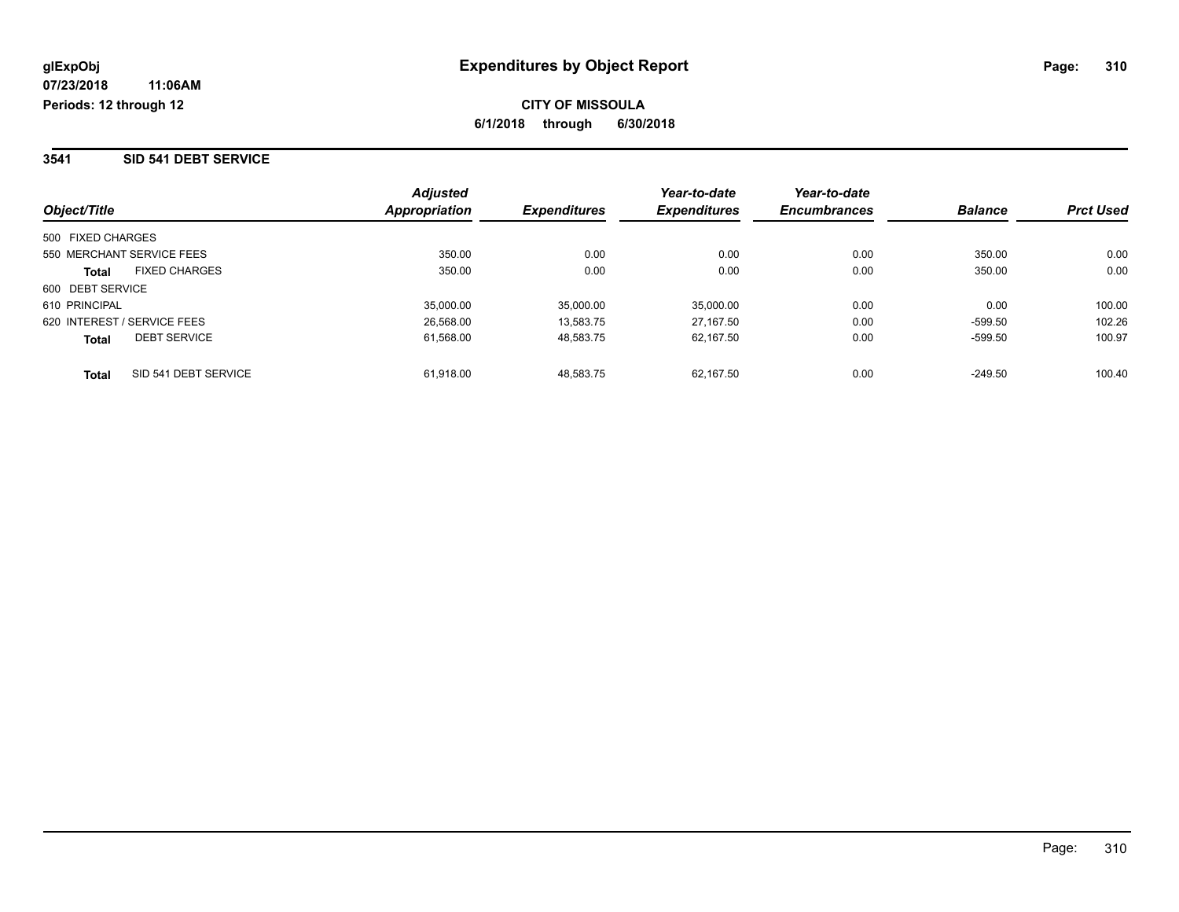**glExpObj**
**07/23/2018 11:06AM**
**Periods: 12 through 12**

# Expenditures by Object Report

**CITY OF MISSOULA**
**6/1/2018 through 6/30/2018**

## 3541 SID 541 DEBT SERVICE

| Object/Title | | Adjusted Appropriation | Expenditures | Year-to-date Expenditures | Year-to-date Encumbrances | Balance | Prct Used |
|---|---|---|---|---|---|---|---|
| 500 FIXED CHARGES | | | | | | | |
| 550 MERCHANT SERVICE FEES | | 350.00 | 0.00 | 0.00 | 0.00 | 350.00 | 0.00 |
| **Total** | FIXED CHARGES | 350.00 | 0.00 | 0.00 | 0.00 | 350.00 | 0.00 |
| 600 DEBT SERVICE | | | | | | | |
| 610 PRINCIPAL | | 35,000.00 | 35,000.00 | 35,000.00 | 0.00 | 0.00 | 100.00 |
| 620 INTEREST / SERVICE FEES | | 26,568.00 | 13,583.75 | 27,167.50 | 0.00 | -599.50 | 102.26 |
| **Total** | DEBT SERVICE | 61,568.00 | 48,583.75 | 62,167.50 | 0.00 | -599.50 | 100.97 |
| **Total** | SID 541 DEBT SERVICE | 61,918.00 | 48,583.75 | 62,167.50 | 0.00 | -249.50 | 100.40 |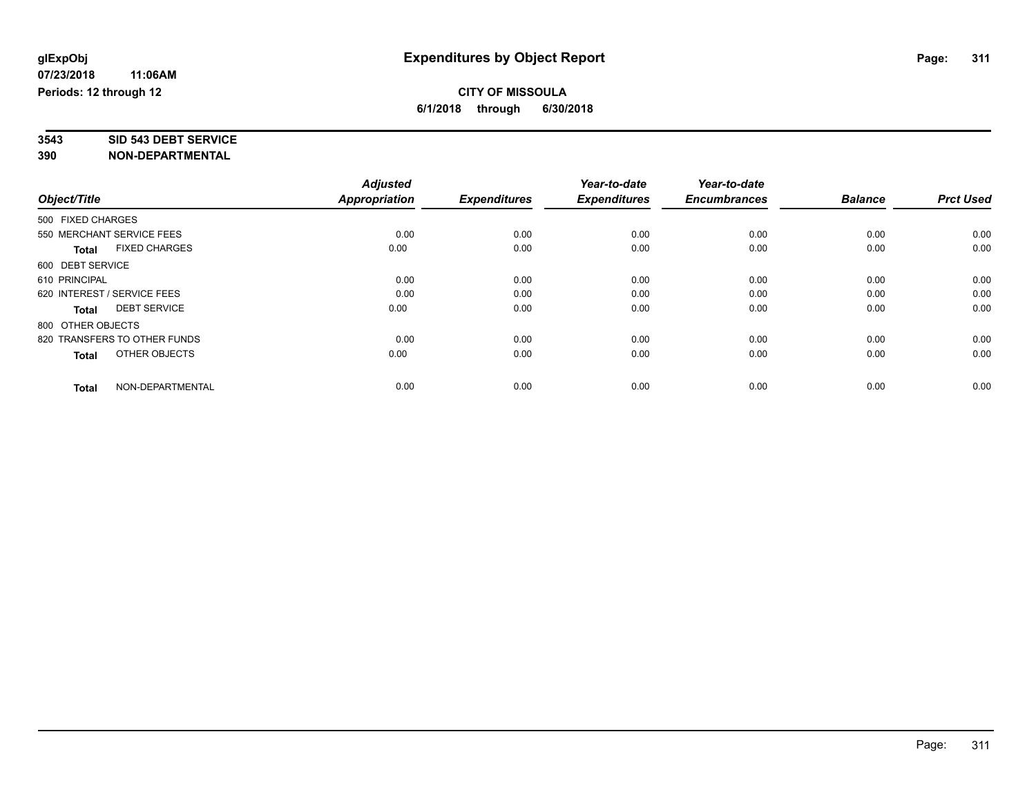**glExpObj** **Expenditures by Object Report**

**07/23/2018 11:06AM**

**Periods: 12 through 12**

**CITY OF MISSOULA**

**6/1/2018 through 6/30/2018**

**3543 SID 543 DEBT SERVICE**

**390 NON-DEPARTMENTAL**

| Object/Title | Adjusted Appropriation | Expenditures | Year-to-date Expenditures | Year-to-date Encumbrances | Balance | Prct Used |
|---|---|---|---|---|---|---|
| 500 FIXED CHARGES | | | | | | |
| 550 MERCHANT SERVICE FEES | 0.00 | 0.00 | 0.00 | 0.00 | 0.00 | 0.00 |
| **Total** FIXED CHARGES | 0.00 | 0.00 | 0.00 | 0.00 | 0.00 | 0.00 |
| 600 DEBT SERVICE | | | | | | |
| 610 PRINCIPAL | 0.00 | 0.00 | 0.00 | 0.00 | 0.00 | 0.00 |
| 620 INTEREST / SERVICE FEES | 0.00 | 0.00 | 0.00 | 0.00 | 0.00 | 0.00 |
| **Total** DEBT SERVICE | 0.00 | 0.00 | 0.00 | 0.00 | 0.00 | 0.00 |
| 800 OTHER OBJECTS | | | | | | |
| 820 TRANSFERS TO OTHER FUNDS | 0.00 | 0.00 | 0.00 | 0.00 | 0.00 | 0.00 |
| **Total** OTHER OBJECTS | 0.00 | 0.00 | 0.00 | 0.00 | 0.00 | 0.00 |
| **Total** NON-DEPARTMENTAL | 0.00 | 0.00 | 0.00 | 0.00 | 0.00 | 0.00 |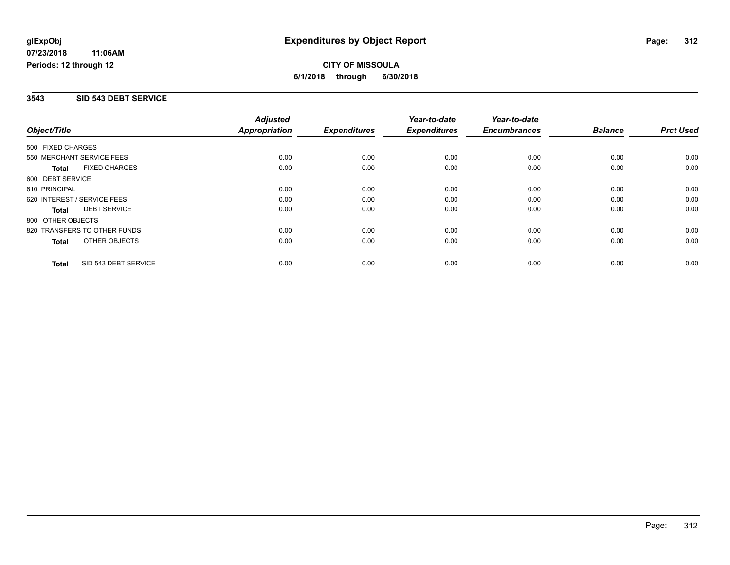**glExpObj** **Expenditures by Object Report**

**07/23/2018 11:06AM**

**Periods: 12 through 12**

**CITY OF MISSOULA**

**6/1/2018 through 6/30/2018**

## 3543 SID 543 DEBT SERVICE

| Object/Title | Adjusted Appropriation | Expenditures | Year-to-date Expenditures | Year-to-date Encumbrances | Balance | Prct Used |
|---|---|---|---|---|---|---|
| 500 FIXED CHARGES | | | | | | |
| 550 MERCHANT SERVICE FEES | 0.00 | 0.00 | 0.00 | 0.00 | 0.00 | 0.00 |
| **Total** FIXED CHARGES | 0.00 | 0.00 | 0.00 | 0.00 | 0.00 | 0.00 |
| 600 DEBT SERVICE | | | | | | |
| 610 PRINCIPAL | 0.00 | 0.00 | 0.00 | 0.00 | 0.00 | 0.00 |
| 620 INTEREST / SERVICE FEES | 0.00 | 0.00 | 0.00 | 0.00 | 0.00 | 0.00 |
| **Total** DEBT SERVICE | 0.00 | 0.00 | 0.00 | 0.00 | 0.00 | 0.00 |
| 800 OTHER OBJECTS | | | | | | |
| 820 TRANSFERS TO OTHER FUNDS | 0.00 | 0.00 | 0.00 | 0.00 | 0.00 | 0.00 |
| **Total** OTHER OBJECTS | 0.00 | 0.00 | 0.00 | 0.00 | 0.00 | 0.00 |
| **Total** SID 543 DEBT SERVICE | 0.00 | 0.00 | 0.00 | 0.00 | 0.00 | 0.00 |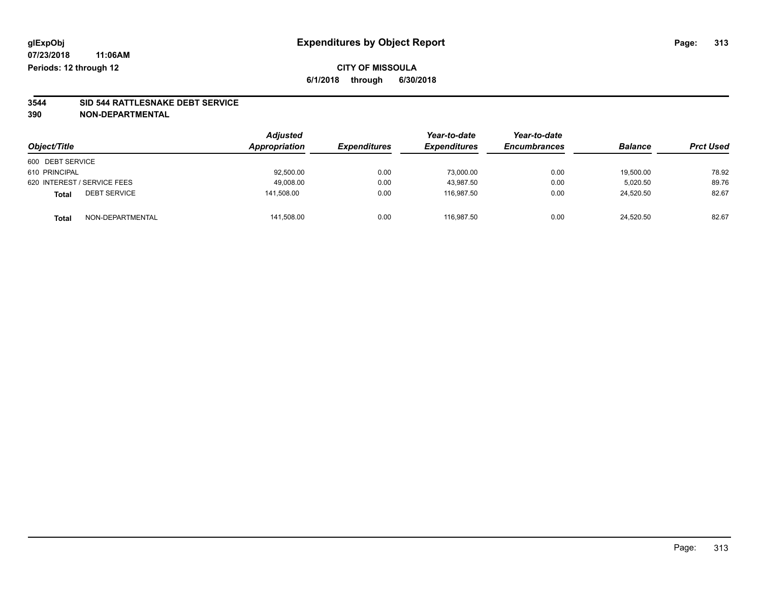**glExpObj** **Expenditures by Object Report**

**07/23/2018 11:06AM**

**Periods: 12 through 12**

**CITY OF MISSOULA**

**6/1/2018 through 6/30/2018**

**3544 SID 544 RATTLESNAKE DEBT SERVICE**

**390 NON-DEPARTMENTAL**

| Object/Title | | Adjusted Appropriation | Expenditures | Year-to-date Expenditures | Year-to-date Encumbrances | Balance | Prct Used |
|---|---|---|---|---|---|---|---|
| 600 DEBT SERVICE | | | | | | | |
| 610 PRINCIPAL | | 92,500.00 | 0.00 | 73,000.00 | 0.00 | 19,500.00 | 78.92 |
| 620 INTEREST / SERVICE FEES | | 49,008.00 | 0.00 | 43,987.50 | 0.00 | 5,020.50 | 89.76 |
| **Total** | DEBT SERVICE | 141,508.00 | 0.00 | 116,987.50 | 0.00 | 24,520.50 | 82.67 |
| **Total** | NON-DEPARTMENTAL | 141,508.00 | 0.00 | 116,987.50 | 0.00 | 24,520.50 | 82.67 |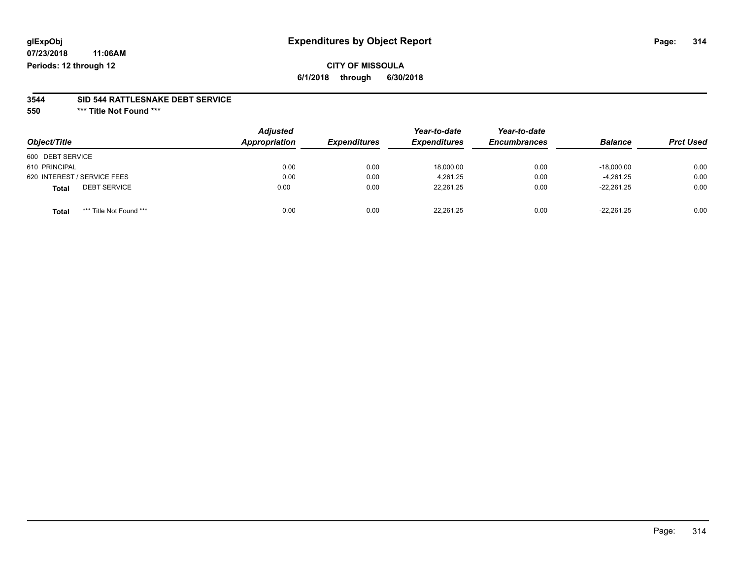**glExpObj**
**07/23/2018 11:06AM**
**Periods: 12 through 12**

# Expenditures by Object Report

**CITY OF MISSOULA**
**6/1/2018 through 6/30/2018**

**3544 SID 544 RATTLESNAKE DEBT SERVICE**
**550 \*\*\* Title Not Found \*\*\***

| Object/Title | Adjusted Appropriation | Expenditures | Year-to-date Expenditures | Year-to-date Encumbrances | Balance | Prct Used |
|---|---|---|---|---|---|---|
| 600 DEBT SERVICE | | | | | | |
| 610 PRINCIPAL | 0.00 | 0.00 | 18,000.00 | 0.00 | -18,000.00 | 0.00 |
| 620 INTEREST / SERVICE FEES | 0.00 | 0.00 | 4,261.25 | 0.00 | -4,261.25 | 0.00 |
| **Total** DEBT SERVICE | 0.00 | 0.00 | 22,261.25 | 0.00 | -22,261.25 | 0.00 |
| **Total** *** Title Not Found *** | 0.00 | 0.00 | 22,261.25 | 0.00 | -22,261.25 | 0.00 |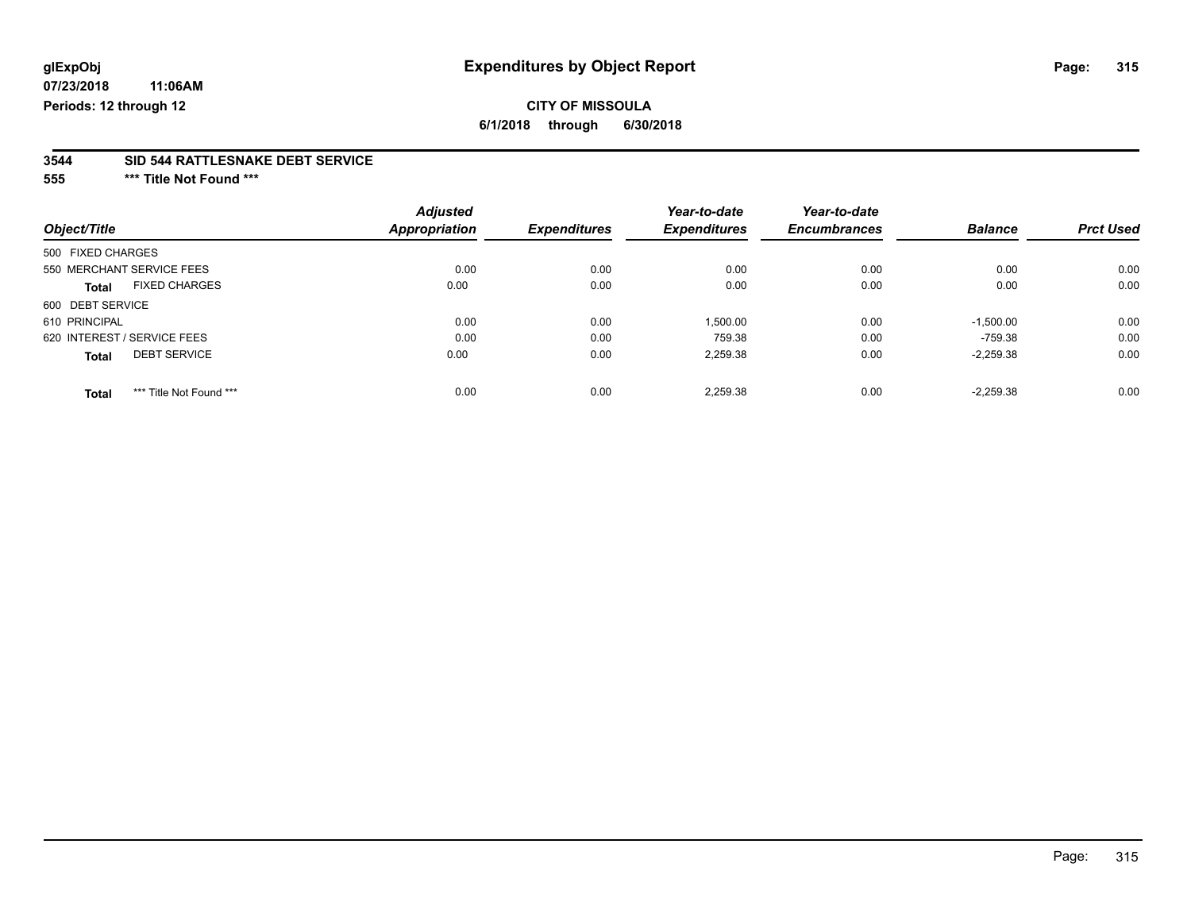glExpObj
07/23/2018 11:06AM
Periods: 12 through 12

# Expenditures by Object Report

**CITY OF MISSOULA**

**6/1/2018 through 6/30/2018**

**3544 SID 544 RATTLESNAKE DEBT SERVICE**

**555 *** Title Not Found *****

| Object/Title | Adjusted Appropriation | Expenditures | Year-to-date Expenditures | Year-to-date Encumbrances | Balance | Prct Used |
|---|---|---|---|---|---|---|
| 500 FIXED CHARGES | | | | | | |
| 550 MERCHANT SERVICE FEES | 0.00 | 0.00 | 0.00 | 0.00 | 0.00 | 0.00 |
| **Total** FIXED CHARGES | 0.00 | 0.00 | 0.00 | 0.00 | 0.00 | 0.00 |
| 600 DEBT SERVICE | | | | | | |
| 610 PRINCIPAL | 0.00 | 0.00 | 1,500.00 | 0.00 | -1,500.00 | 0.00 |
| 620 INTEREST / SERVICE FEES | 0.00 | 0.00 | 759.38 | 0.00 | -759.38 | 0.00 |
| **Total** DEBT SERVICE | 0.00 | 0.00 | 2,259.38 | 0.00 | -2,259.38 | 0.00 |
| **Total** *** Title Not Found *** | 0.00 | 0.00 | 2,259.38 | 0.00 | -2,259.38 | 0.00 |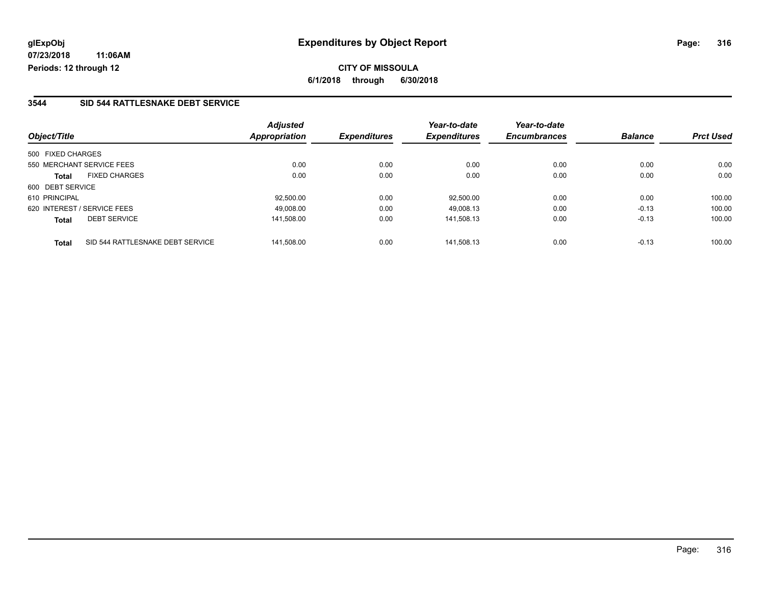**glExpObj** **Expenditures by Object Report**

**07/23/2018 11:06AM**

**Periods: 12 through 12**

**CITY OF MISSOULA**

**6/1/2018 through 6/30/2018**

## 3544 SID 544 RATTLESNAKE DEBT SERVICE

| Object/Title | | Adjusted Appropriation | Expenditures | Year-to-date Expenditures | Year-to-date Encumbrances | Balance | Prct Used |
|---|---|---|---|---|---|---|---|
| 500 FIXED CHARGES | | | | | | | |
| 550 MERCHANT SERVICE FEES | | 0.00 | 0.00 | 0.00 | 0.00 | 0.00 | 0.00 |
| **Total** | FIXED CHARGES | 0.00 | 0.00 | 0.00 | 0.00 | 0.00 | 0.00 |
| 600 DEBT SERVICE | | | | | | | |
| 610 PRINCIPAL | | 92,500.00 | 0.00 | 92,500.00 | 0.00 | 0.00 | 100.00 |
| 620 INTEREST / SERVICE FEES | | 49,008.00 | 0.00 | 49,008.13 | 0.00 | -0.13 | 100.00 |
| **Total** | DEBT SERVICE | 141,508.00 | 0.00 | 141,508.13 | 0.00 | -0.13 | 100.00 |
| **Total** | SID 544 RATTLESNAKE DEBT SERVICE | 141,508.00 | 0.00 | 141,508.13 | 0.00 | -0.13 | 100.00 |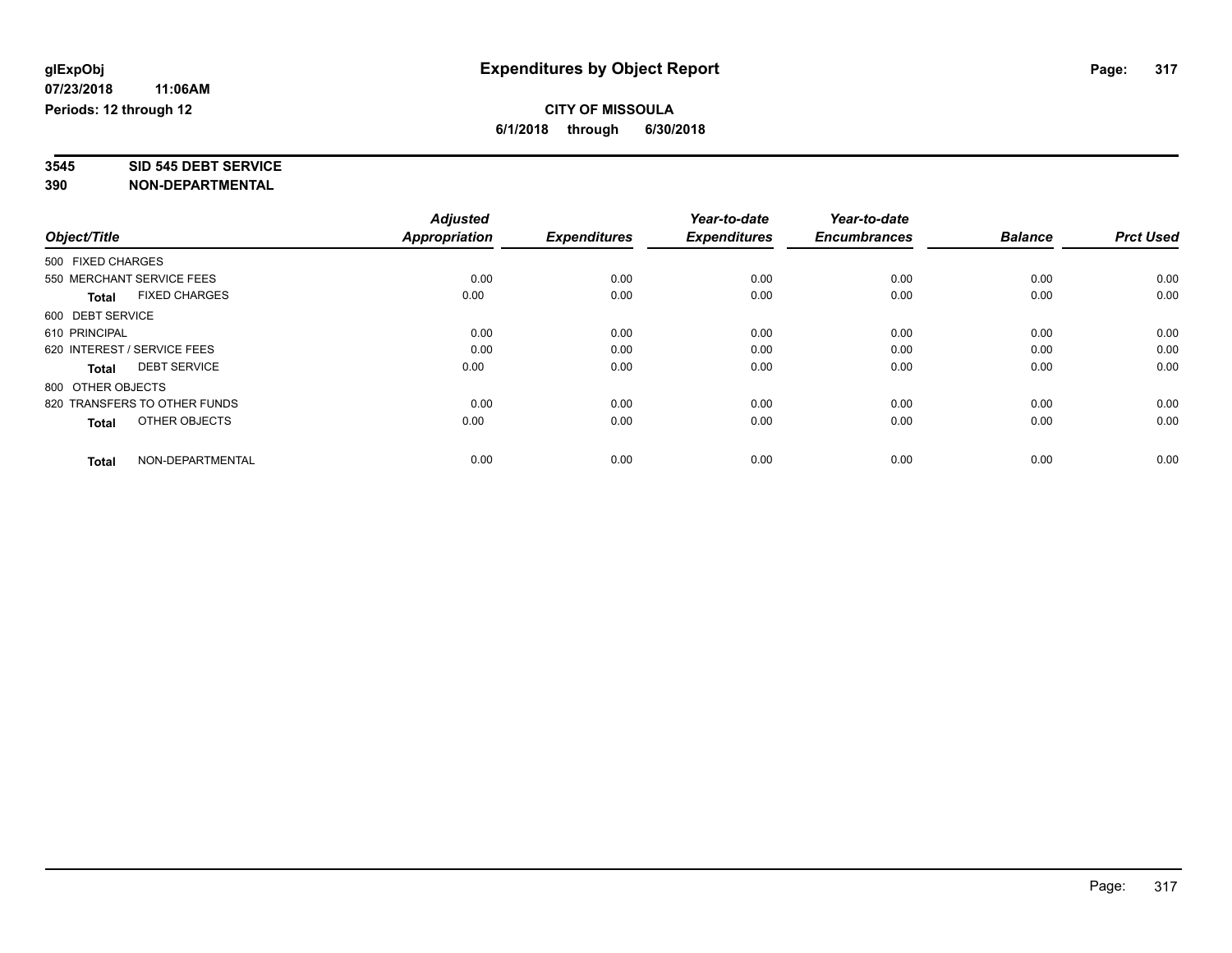# Expenditures by Object Report

glExpObj
07/23/2018 11:06AM
Periods: 12 through 12

**CITY OF MISSOULA**
**6/1/2018 through 6/30/2018**

**3545 SID 545 DEBT SERVICE**
**390 NON-DEPARTMENTAL**

| Object/Title | Adjusted Appropriation | Expenditures | Year-to-date Expenditures | Year-to-date Encumbrances | Balance | Prct Used |
|---|---|---|---|---|---|---|
| 500 FIXED CHARGES | | | | | | |
| 550 MERCHANT SERVICE FEES | 0.00 | 0.00 | 0.00 | 0.00 | 0.00 | 0.00 |
| **Total** FIXED CHARGES | 0.00 | 0.00 | 0.00 | 0.00 | 0.00 | 0.00 |
| 600 DEBT SERVICE | | | | | | |
| 610 PRINCIPAL | 0.00 | 0.00 | 0.00 | 0.00 | 0.00 | 0.00 |
| 620 INTEREST / SERVICE FEES | 0.00 | 0.00 | 0.00 | 0.00 | 0.00 | 0.00 |
| **Total** DEBT SERVICE | 0.00 | 0.00 | 0.00 | 0.00 | 0.00 | 0.00 |
| 800 OTHER OBJECTS | | | | | | |
| 820 TRANSFERS TO OTHER FUNDS | 0.00 | 0.00 | 0.00 | 0.00 | 0.00 | 0.00 |
| **Total** OTHER OBJECTS | 0.00 | 0.00 | 0.00 | 0.00 | 0.00 | 0.00 |
| **Total** NON-DEPARTMENTAL | 0.00 | 0.00 | 0.00 | 0.00 | 0.00 | 0.00 |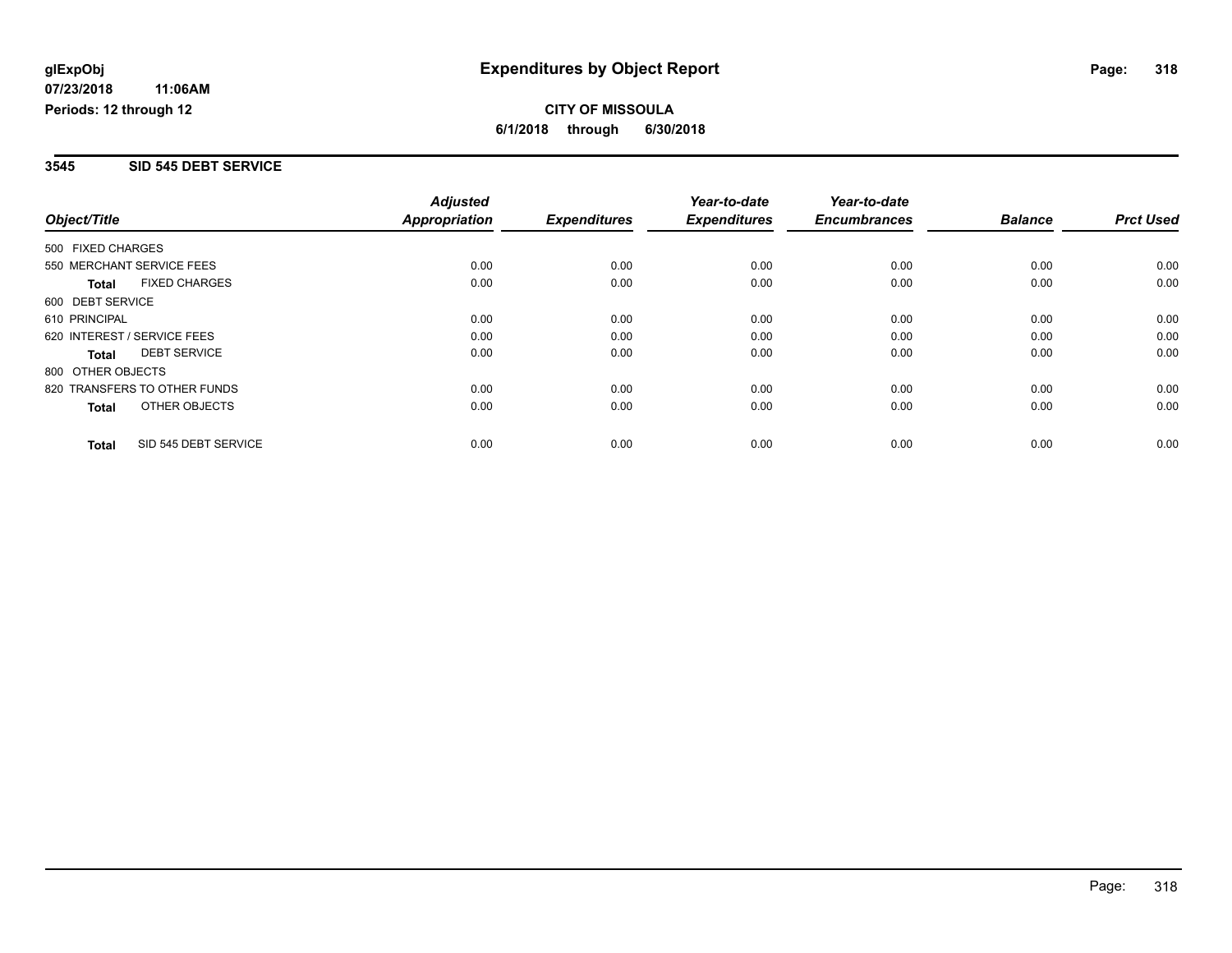**glExpObj** **Expenditures by Object Report**

**07/23/2018 11:06AM**

**Periods: 12 through 12**

**CITY OF MISSOULA**

**6/1/2018 through 6/30/2018**

## 3545 SID 545 DEBT SERVICE

| Object/Title | Adjusted Appropriation | Expenditures | Year-to-date Expenditures | Year-to-date Encumbrances | Balance | Prct Used |
|---|---|---|---|---|---|---|
| 500 FIXED CHARGES | | | | | | |
| 550 MERCHANT SERVICE FEES | 0.00 | 0.00 | 0.00 | 0.00 | 0.00 | 0.00 |
| **Total** FIXED CHARGES | 0.00 | 0.00 | 0.00 | 0.00 | 0.00 | 0.00 |
| 600 DEBT SERVICE | | | | | | |
| 610 PRINCIPAL | 0.00 | 0.00 | 0.00 | 0.00 | 0.00 | 0.00 |
| 620 INTEREST / SERVICE FEES | 0.00 | 0.00 | 0.00 | 0.00 | 0.00 | 0.00 |
| **Total** DEBT SERVICE | 0.00 | 0.00 | 0.00 | 0.00 | 0.00 | 0.00 |
| 800 OTHER OBJECTS | | | | | | |
| 820 TRANSFERS TO OTHER FUNDS | 0.00 | 0.00 | 0.00 | 0.00 | 0.00 | 0.00 |
| **Total** OTHER OBJECTS | 0.00 | 0.00 | 0.00 | 0.00 | 0.00 | 0.00 |
| **Total** SID 545 DEBT SERVICE | 0.00 | 0.00 | 0.00 | 0.00 | 0.00 | 0.00 |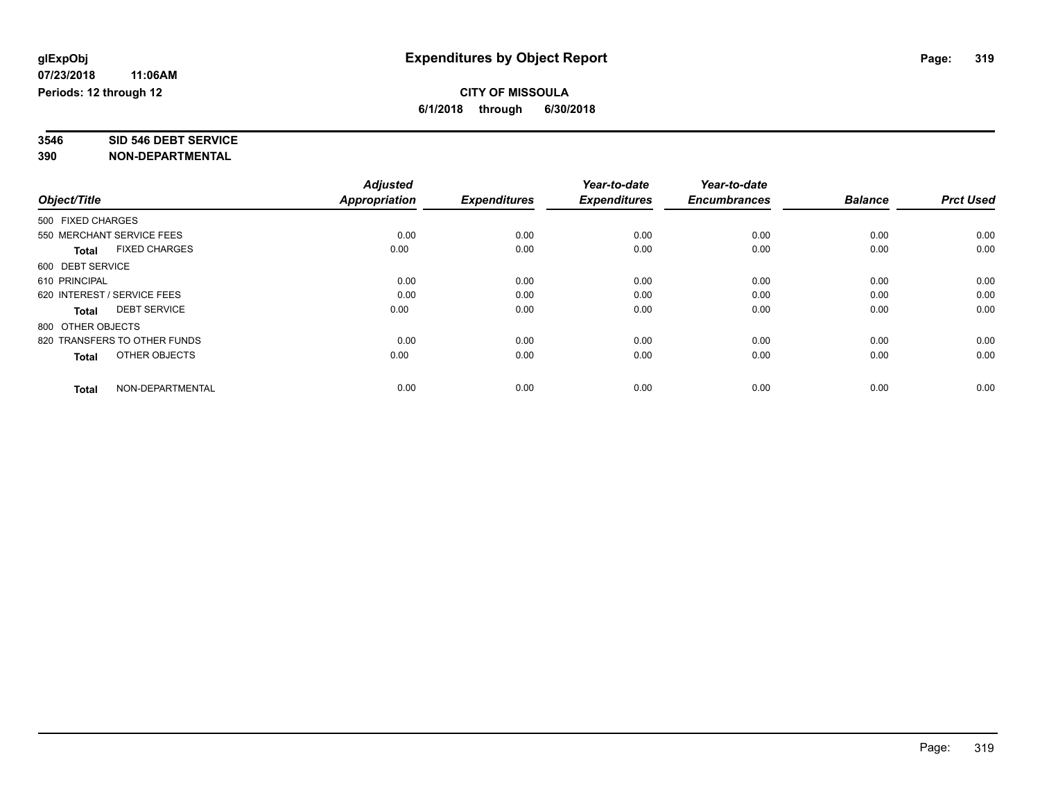**glExpObj**
**07/23/2018 11:06AM**
**Periods: 12 through 12**

# Expenditures by Object Report

**CITY OF MISSOULA**
**6/1/2018 through 6/30/2018**

**3546 SID 546 DEBT SERVICE**
**390 NON-DEPARTMENTAL**

| Object/Title | Adjusted Appropriation | Expenditures | Year-to-date Expenditures | Year-to-date Encumbrances | Balance | Prct Used |
|---|---|---|---|---|---|---|
| 500 FIXED CHARGES | | | | | | |
| 550 MERCHANT SERVICE FEES | 0.00 | 0.00 | 0.00 | 0.00 | 0.00 | 0.00 |
| **Total** FIXED CHARGES | 0.00 | 0.00 | 0.00 | 0.00 | 0.00 | 0.00 |
| 600 DEBT SERVICE | | | | | | |
| 610 PRINCIPAL | 0.00 | 0.00 | 0.00 | 0.00 | 0.00 | 0.00 |
| 620 INTEREST / SERVICE FEES | 0.00 | 0.00 | 0.00 | 0.00 | 0.00 | 0.00 |
| **Total** DEBT SERVICE | 0.00 | 0.00 | 0.00 | 0.00 | 0.00 | 0.00 |
| 800 OTHER OBJECTS | | | | | | |
| 820 TRANSFERS TO OTHER FUNDS | 0.00 | 0.00 | 0.00 | 0.00 | 0.00 | 0.00 |
| **Total** OTHER OBJECTS | 0.00 | 0.00 | 0.00 | 0.00 | 0.00 | 0.00 |
| **Total** NON-DEPARTMENTAL | 0.00 | 0.00 | 0.00 | 0.00 | 0.00 | 0.00 |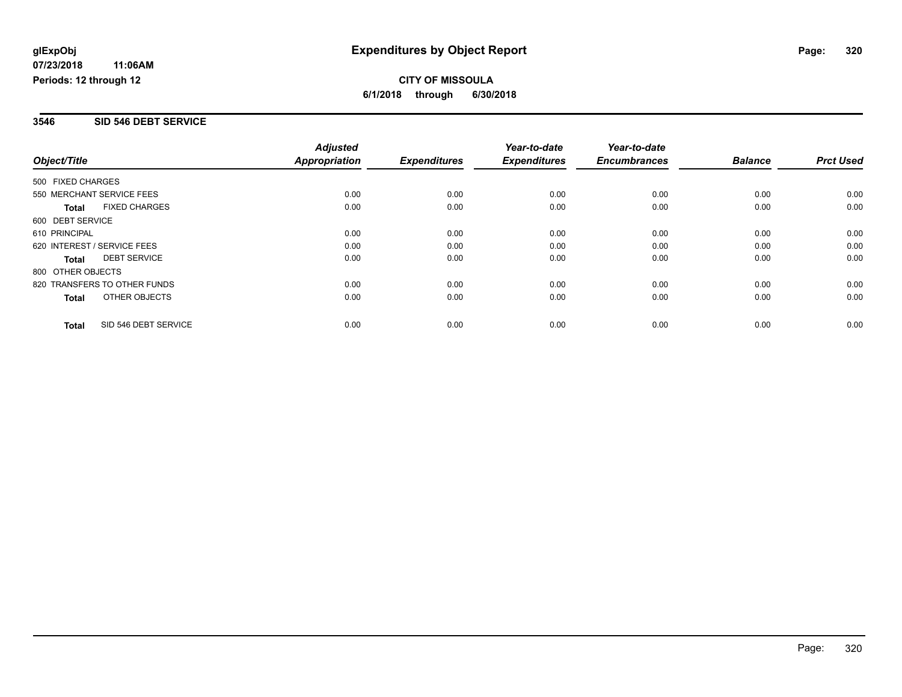**glExpObj** **Expenditures by Object Report**

**07/23/2018 11:06AM**

**Periods: 12 through 12**

**CITY OF MISSOULA**

**6/1/2018 through 6/30/2018**

## 3546 SID 546 DEBT SERVICE

| Object/Title | Adjusted Appropriation | Expenditures | Year-to-date Expenditures | Year-to-date Encumbrances | Balance | Prct Used |
|---|---|---|---|---|---|---|
| 500 FIXED CHARGES | | | | | | |
| 550 MERCHANT SERVICE FEES | 0.00 | 0.00 | 0.00 | 0.00 | 0.00 | 0.00 |
| **Total** FIXED CHARGES | 0.00 | 0.00 | 0.00 | 0.00 | 0.00 | 0.00 |
| 600 DEBT SERVICE | | | | | | |
| 610 PRINCIPAL | 0.00 | 0.00 | 0.00 | 0.00 | 0.00 | 0.00 |
| 620 INTEREST / SERVICE FEES | 0.00 | 0.00 | 0.00 | 0.00 | 0.00 | 0.00 |
| **Total** DEBT SERVICE | 0.00 | 0.00 | 0.00 | 0.00 | 0.00 | 0.00 |
| 800 OTHER OBJECTS | | | | | | |
| 820 TRANSFERS TO OTHER FUNDS | 0.00 | 0.00 | 0.00 | 0.00 | 0.00 | 0.00 |
| **Total** OTHER OBJECTS | 0.00 | 0.00 | 0.00 | 0.00 | 0.00 | 0.00 |
| **Total** SID 546 DEBT SERVICE | 0.00 | 0.00 | 0.00 | 0.00 | 0.00 | 0.00 |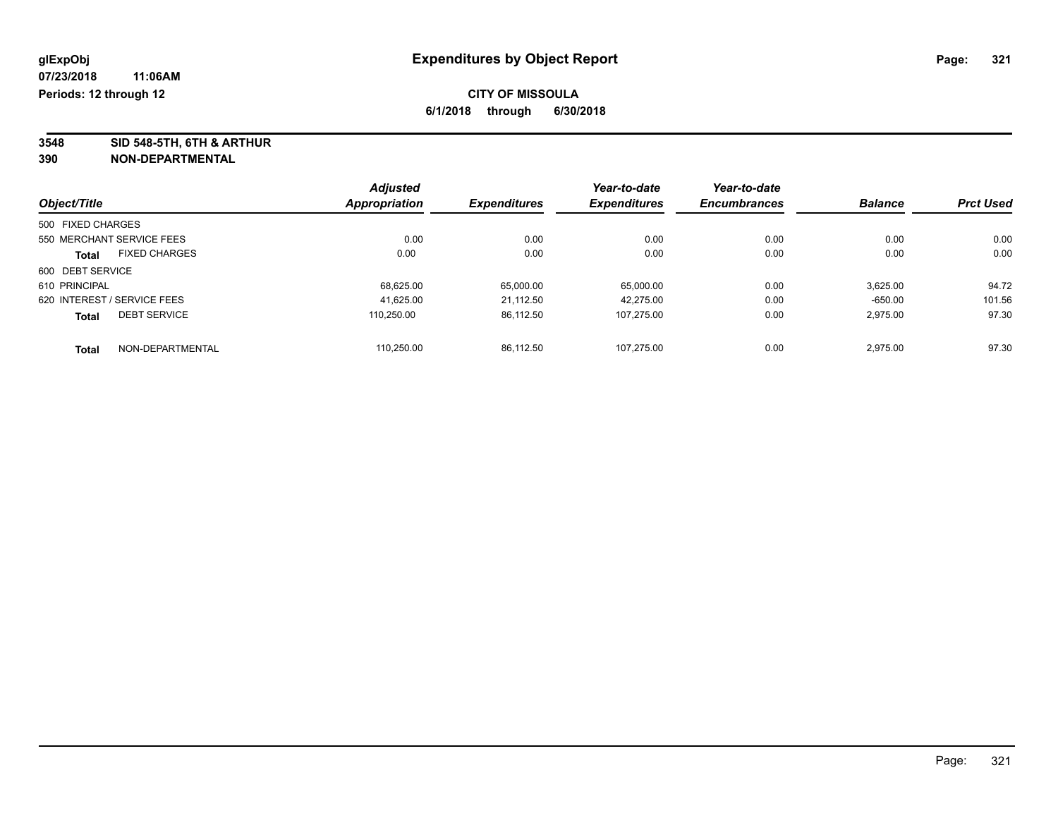# Expenditures by Object Report

glExpObj
07/23/2018 11:06AM
Periods: 12 through 12

**CITY OF MISSOULA**
**6/1/2018 through 6/30/2018**

**3548 SID 548-5TH, 6TH & ARTHUR**
**390 NON-DEPARTMENTAL**

| Object/Title | Adjusted Appropriation | Expenditures | Year-to-date Expenditures | Year-to-date Encumbrances | Balance | Prct Used |
|---|---|---|---|---|---|---|
| 500 FIXED CHARGES | | | | | | |
| 550 MERCHANT SERVICE FEES | 0.00 | 0.00 | 0.00 | 0.00 | 0.00 | 0.00 |
| **Total** FIXED CHARGES | 0.00 | 0.00 | 0.00 | 0.00 | 0.00 | 0.00 |
| 600 DEBT SERVICE | | | | | | |
| 610 PRINCIPAL | 68,625.00 | 65,000.00 | 65,000.00 | 0.00 | 3,625.00 | 94.72 |
| 620 INTEREST / SERVICE FEES | 41,625.00 | 21,112.50 | 42,275.00 | 0.00 | -650.00 | 101.56 |
| **Total** DEBT SERVICE | 110,250.00 | 86,112.50 | 107,275.00 | 0.00 | 2,975.00 | 97.30 |
| **Total** NON-DEPARTMENTAL | 110,250.00 | 86,112.50 | 107,275.00 | 0.00 | 2,975.00 | 97.30 |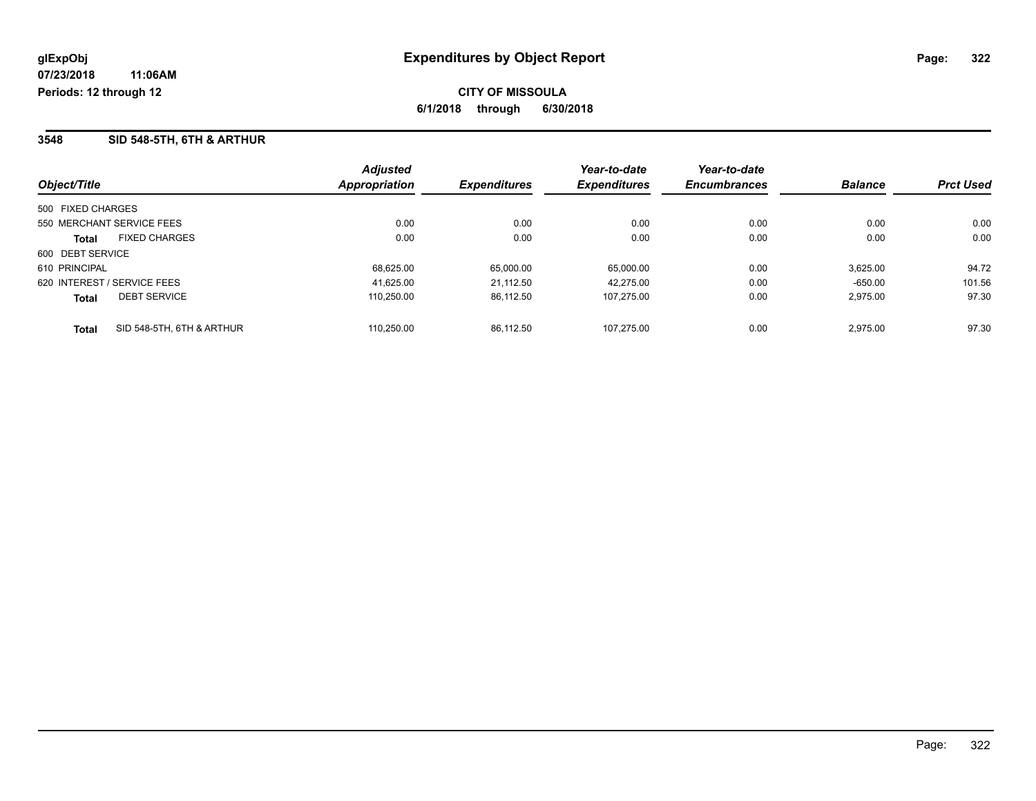glExpObj
07/23/2018 11:06AM
Periods: 12 through 12

# Expenditures by Object Report

**CITY OF MISSOULA**

**6/1/2018 through 6/30/2018**

## 3548 SID 548-5TH, 6TH & ARTHUR

| Object/Title | Adjusted Appropriation | Expenditures | Year-to-date Expenditures | Year-to-date Encumbrances | Balance | Prct Used |
|---|---|---|---|---|---|---|
| 500 FIXED CHARGES | | | | | | |
| 550 MERCHANT SERVICE FEES | 0.00 | 0.00 | 0.00 | 0.00 | 0.00 | 0.00 |
| **Total** FIXED CHARGES | 0.00 | 0.00 | 0.00 | 0.00 | 0.00 | 0.00 |
| 600 DEBT SERVICE | | | | | | |
| 610 PRINCIPAL | 68,625.00 | 65,000.00 | 65,000.00 | 0.00 | 3,625.00 | 94.72 |
| 620 INTEREST / SERVICE FEES | 41,625.00 | 21,112.50 | 42,275.00 | 0.00 | -650.00 | 101.56 |
| **Total** DEBT SERVICE | 110,250.00 | 86,112.50 | 107,275.00 | 0.00 | 2,975.00 | 97.30 |
| **Total** SID 548-5TH, 6TH & ARTHUR | 110,250.00 | 86,112.50 | 107,275.00 | 0.00 | 2,975.00 | 97.30 |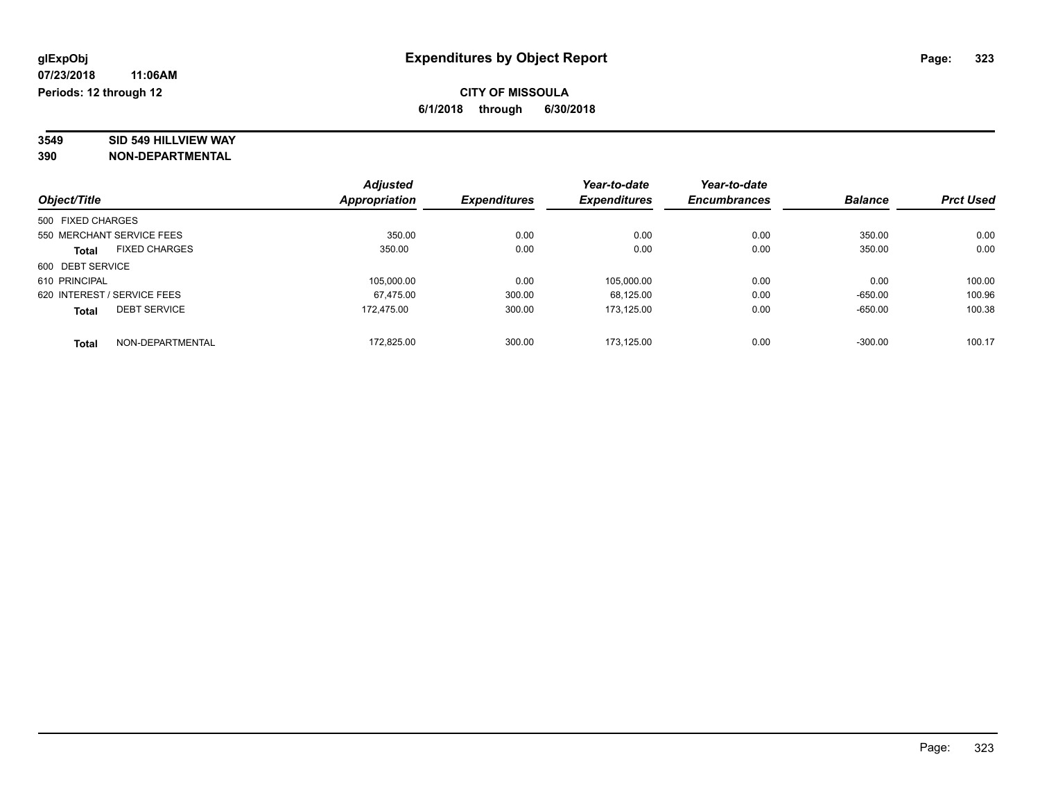# Expenditures by Object Report

glExpObj
07/23/2018 11:06AM
Periods: 12 through 12

**CITY OF MISSOULA**
**6/1/2018 through 6/30/2018**

**3549 SID 549 HILLVIEW WAY**
**390 NON-DEPARTMENTAL**

| Object/Title | Adjusted Appropriation | Expenditures | Year-to-date Expenditures | Year-to-date Encumbrances | Balance | Prct Used |
|---|---|---|---|---|---|---|
| 500 FIXED CHARGES | | | | | | |
| 550 MERCHANT SERVICE FEES | 350.00 | 0.00 | 0.00 | 0.00 | 350.00 | 0.00 |
| **Total** FIXED CHARGES | 350.00 | 0.00 | 0.00 | 0.00 | 350.00 | 0.00 |
| 600 DEBT SERVICE | | | | | | |
| 610 PRINCIPAL | 105,000.00 | 0.00 | 105,000.00 | 0.00 | 0.00 | 100.00 |
| 620 INTEREST / SERVICE FEES | 67,475.00 | 300.00 | 68,125.00 | 0.00 | -650.00 | 100.96 |
| **Total** DEBT SERVICE | 172,475.00 | 300.00 | 173,125.00 | 0.00 | -650.00 | 100.38 |
| **Total** NON-DEPARTMENTAL | 172,825.00 | 300.00 | 173,125.00 | 0.00 | -300.00 | 100.17 |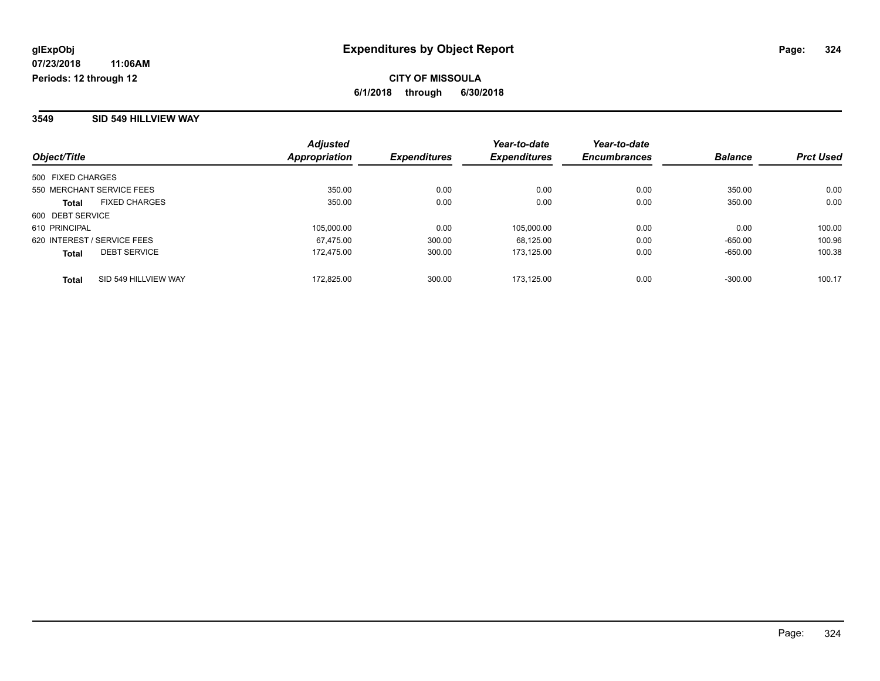# Expenditures by Object Report

glExpObj
07/23/2018 11:06AM
Periods: 12 through 12

**CITY OF MISSOULA**
**6/1/2018 through 6/30/2018**

## 3549 SID 549 HILLVIEW WAY

| Object/Title | | Adjusted Appropriation | Expenditures | Year-to-date Expenditures | Year-to-date Encumbrances | Balance | Prct Used |
|---|---|---|---|---|---|---|---|
| 500 FIXED CHARGES | | | | | | | |
| 550 MERCHANT SERVICE FEES | | 350.00 | 0.00 | 0.00 | 0.00 | 350.00 | 0.00 |
| **Total** | FIXED CHARGES | 350.00 | 0.00 | 0.00 | 0.00 | 350.00 | 0.00 |
| 600 DEBT SERVICE | | | | | | | |
| 610 PRINCIPAL | | 105,000.00 | 0.00 | 105,000.00 | 0.00 | 0.00 | 100.00 |
| 620 INTEREST / SERVICE FEES | | 67,475.00 | 300.00 | 68,125.00 | 0.00 | -650.00 | 100.96 |
| **Total** | DEBT SERVICE | 172,475.00 | 300.00 | 173,125.00 | 0.00 | -650.00 | 100.38 |
| **Total** | SID 549 HILLVIEW WAY | 172,825.00 | 300.00 | 173,125.00 | 0.00 | -300.00 | 100.17 |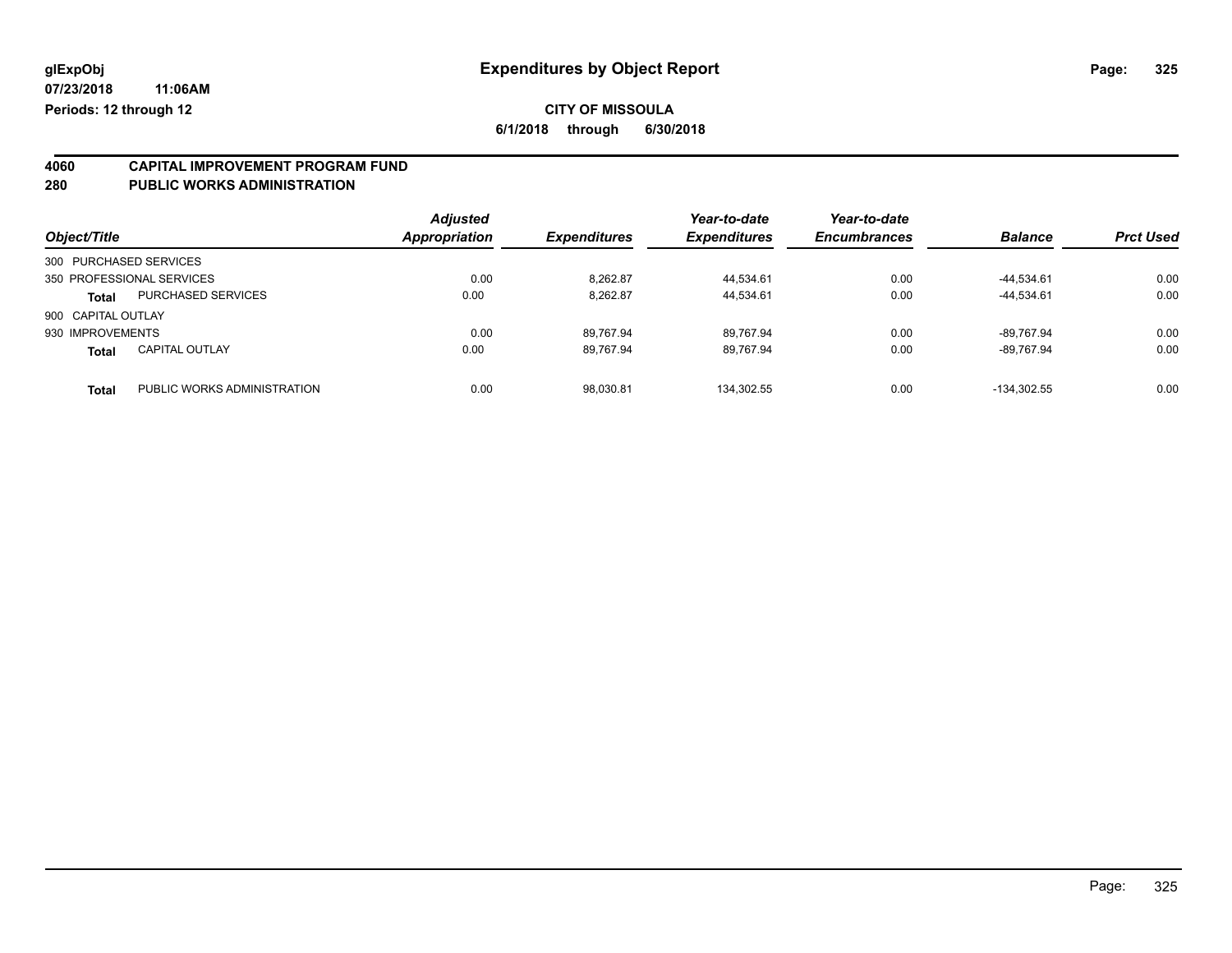glExpObj
07/23/2018 11:06AM
Periods: 12 through 12

# Expenditures by Object Report

**CITY OF MISSOULA**

**6/1/2018 through 6/30/2018**

## 4060 CAPITAL IMPROVEMENT PROGRAM FUND
## 280 PUBLIC WORKS ADMINISTRATION

| Object/Title | | Adjusted Appropriation | Expenditures | Year-to-date Expenditures | Year-to-date Encumbrances | Balance | Prct Used |
|---|---|---|---|---|---|---|---|
| 300 PURCHASED SERVICES | | | | | | | |
| 350 PROFESSIONAL SERVICES | | 0.00 | 8,262.87 | 44,534.61 | 0.00 | -44,534.61 | 0.00 |
| **Total** | PURCHASED SERVICES | 0.00 | 8,262.87 | 44,534.61 | 0.00 | -44,534.61 | 0.00 |
| 900 CAPITAL OUTLAY | | | | | | | |
| 930 IMPROVEMENTS | | 0.00 | 89,767.94 | 89,767.94 | 0.00 | -89,767.94 | 0.00 |
| **Total** | CAPITAL OUTLAY | 0.00 | 89,767.94 | 89,767.94 | 0.00 | -89,767.94 | 0.00 |
| **Total** | PUBLIC WORKS ADMINISTRATION | 0.00 | 98,030.81 | 134,302.55 | 0.00 | -134,302.55 | 0.00 |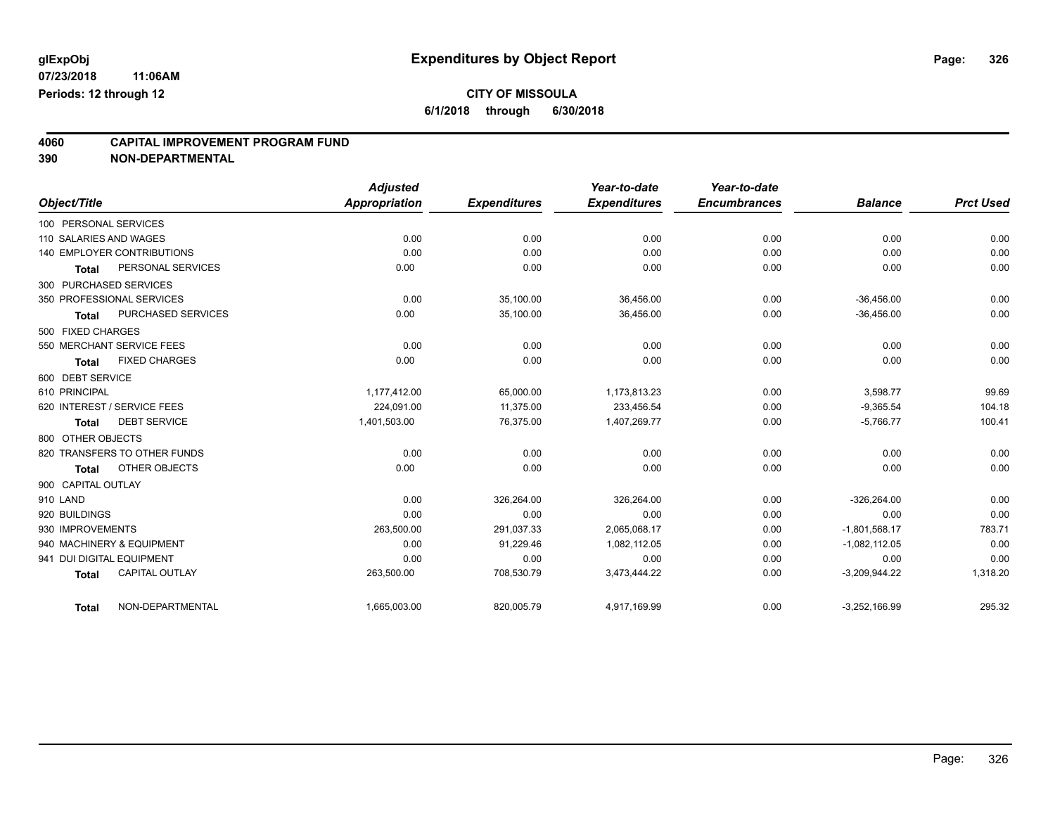glExpObj
07/23/2018 11:06AM
Periods: 12 through 12

# Expenditures by Object Report

**CITY OF MISSOULA**

**6/1/2018 through 6/30/2018**

## 4060 CAPITAL IMPROVEMENT PROGRAM FUND
## 390 NON-DEPARTMENTAL

| Object/Title | Adjusted Appropriation | Expenditures | Year-to-date Expenditures | Year-to-date Encumbrances | Balance | Prct Used |
|---|---|---|---|---|---|---|
| 100 PERSONAL SERVICES | | | | | | |
| 110 SALARIES AND WAGES | 0.00 | 0.00 | 0.00 | 0.00 | 0.00 | 0.00 |
| 140 EMPLOYER CONTRIBUTIONS | 0.00 | 0.00 | 0.00 | 0.00 | 0.00 | 0.00 |
| **Total** PERSONAL SERVICES | 0.00 | 0.00 | 0.00 | 0.00 | 0.00 | 0.00 |
| 300 PURCHASED SERVICES | | | | | | |
| 350 PROFESSIONAL SERVICES | 0.00 | 35,100.00 | 36,456.00 | 0.00 | -36,456.00 | 0.00 |
| **Total** PURCHASED SERVICES | 0.00 | 35,100.00 | 36,456.00 | 0.00 | -36,456.00 | 0.00 |
| 500 FIXED CHARGES | | | | | | |
| 550 MERCHANT SERVICE FEES | 0.00 | 0.00 | 0.00 | 0.00 | 0.00 | 0.00 |
| **Total** FIXED CHARGES | 0.00 | 0.00 | 0.00 | 0.00 | 0.00 | 0.00 |
| 600 DEBT SERVICE | | | | | | |
| 610 PRINCIPAL | 1,177,412.00 | 65,000.00 | 1,173,813.23 | 0.00 | 3,598.77 | 99.69 |
| 620 INTEREST / SERVICE FEES | 224,091.00 | 11,375.00 | 233,456.54 | 0.00 | -9,365.54 | 104.18 |
| **Total** DEBT SERVICE | 1,401,503.00 | 76,375.00 | 1,407,269.77 | 0.00 | -5,766.77 | 100.41 |
| 800 OTHER OBJECTS | | | | | | |
| 820 TRANSFERS TO OTHER FUNDS | 0.00 | 0.00 | 0.00 | 0.00 | 0.00 | 0.00 |
| **Total** OTHER OBJECTS | 0.00 | 0.00 | 0.00 | 0.00 | 0.00 | 0.00 |
| 900 CAPITAL OUTLAY | | | | | | |
| 910 LAND | 0.00 | 326,264.00 | 326,264.00 | 0.00 | -326,264.00 | 0.00 |
| 920 BUILDINGS | 0.00 | 0.00 | 0.00 | 0.00 | 0.00 | 0.00 |
| 930 IMPROVEMENTS | 263,500.00 | 291,037.33 | 2,065,068.17 | 0.00 | -1,801,568.17 | 783.71 |
| 940 MACHINERY & EQUIPMENT | 0.00 | 91,229.46 | 1,082,112.05 | 0.00 | -1,082,112.05 | 0.00 |
| 941 DUI DIGITAL EQUIPMENT | 0.00 | 0.00 | 0.00 | 0.00 | 0.00 | 0.00 |
| **Total** CAPITAL OUTLAY | 263,500.00 | 708,530.79 | 3,473,444.22 | 0.00 | -3,209,944.22 | 1,318.20 |
| **Total** NON-DEPARTMENTAL | 1,665,003.00 | 820,005.79 | 4,917,169.99 | 0.00 | -3,252,166.99 | 295.32 |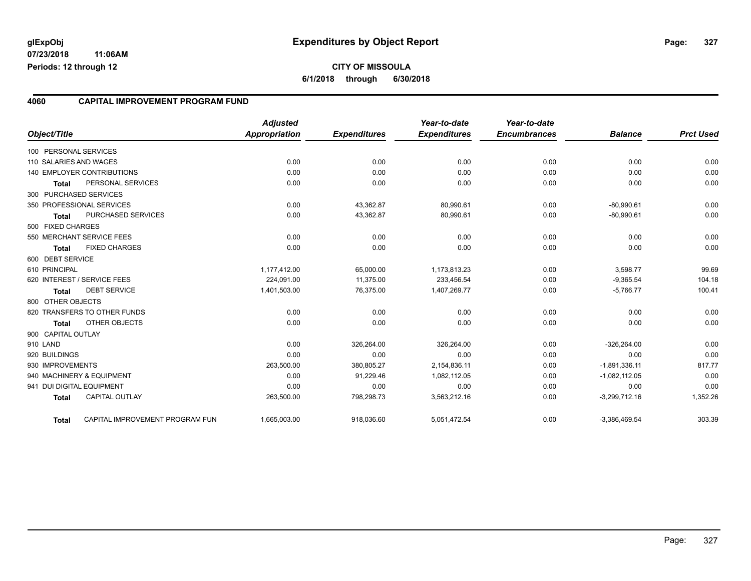**glExpObj** 
**07/23/2018 11:06AM** 
**Periods: 12 through 12**

# Expenditures by Object Report

**CITY OF MISSOULA**
**6/1/2018 through 6/30/2018**

## 4060 CAPITAL IMPROVEMENT PROGRAM FUND

| Object/Title | Adjusted Appropriation | Expenditures | Year-to-date Expenditures | Year-to-date Encumbrances | Balance | Prct Used |
|---|---|---|---|---|---|---|
| 100 PERSONAL SERVICES | | | | | | |
| 110 SALARIES AND WAGES | 0.00 | 0.00 | 0.00 | 0.00 | 0.00 | 0.00 |
| 140 EMPLOYER CONTRIBUTIONS | 0.00 | 0.00 | 0.00 | 0.00 | 0.00 | 0.00 |
| **Total** PERSONAL SERVICES | 0.00 | 0.00 | 0.00 | 0.00 | 0.00 | 0.00 |
| 300 PURCHASED SERVICES | | | | | | |
| 350 PROFESSIONAL SERVICES | 0.00 | 43,362.87 | 80,990.61 | 0.00 | -80,990.61 | 0.00 |
| **Total** PURCHASED SERVICES | 0.00 | 43,362.87 | 80,990.61 | 0.00 | -80,990.61 | 0.00 |
| 500 FIXED CHARGES | | | | | | |
| 550 MERCHANT SERVICE FEES | 0.00 | 0.00 | 0.00 | 0.00 | 0.00 | 0.00 |
| **Total** FIXED CHARGES | 0.00 | 0.00 | 0.00 | 0.00 | 0.00 | 0.00 |
| 600 DEBT SERVICE | | | | | | |
| 610 PRINCIPAL | 1,177,412.00 | 65,000.00 | 1,173,813.23 | 0.00 | 3,598.77 | 99.69 |
| 620 INTEREST / SERVICE FEES | 224,091.00 | 11,375.00 | 233,456.54 | 0.00 | -9,365.54 | 104.18 |
| **Total** DEBT SERVICE | 1,401,503.00 | 76,375.00 | 1,407,269.77 | 0.00 | -5,766.77 | 100.41 |
| 800 OTHER OBJECTS | | | | | | |
| 820 TRANSFERS TO OTHER FUNDS | 0.00 | 0.00 | 0.00 | 0.00 | 0.00 | 0.00 |
| **Total** OTHER OBJECTS | 0.00 | 0.00 | 0.00 | 0.00 | 0.00 | 0.00 |
| 900 CAPITAL OUTLAY | | | | | | |
| 910 LAND | 0.00 | 326,264.00 | 326,264.00 | 0.00 | -326,264.00 | 0.00 |
| 920 BUILDINGS | 0.00 | 0.00 | 0.00 | 0.00 | 0.00 | 0.00 |
| 930 IMPROVEMENTS | 263,500.00 | 380,805.27 | 2,154,836.11 | 0.00 | -1,891,336.11 | 817.77 |
| 940 MACHINERY & EQUIPMENT | 0.00 | 91,229.46 | 1,082,112.05 | 0.00 | -1,082,112.05 | 0.00 |
| 941 DUI DIGITAL EQUIPMENT | 0.00 | 0.00 | 0.00 | 0.00 | 0.00 | 0.00 |
| **Total** CAPITAL OUTLAY | 263,500.00 | 798,298.73 | 3,563,212.16 | 0.00 | -3,299,712.16 | 1,352.26 |
| **Total** CAPITAL IMPROVEMENT PROGRAM FUN | 1,665,003.00 | 918,036.60 | 5,051,472.54 | 0.00 | -3,386,469.54 | 303.39 |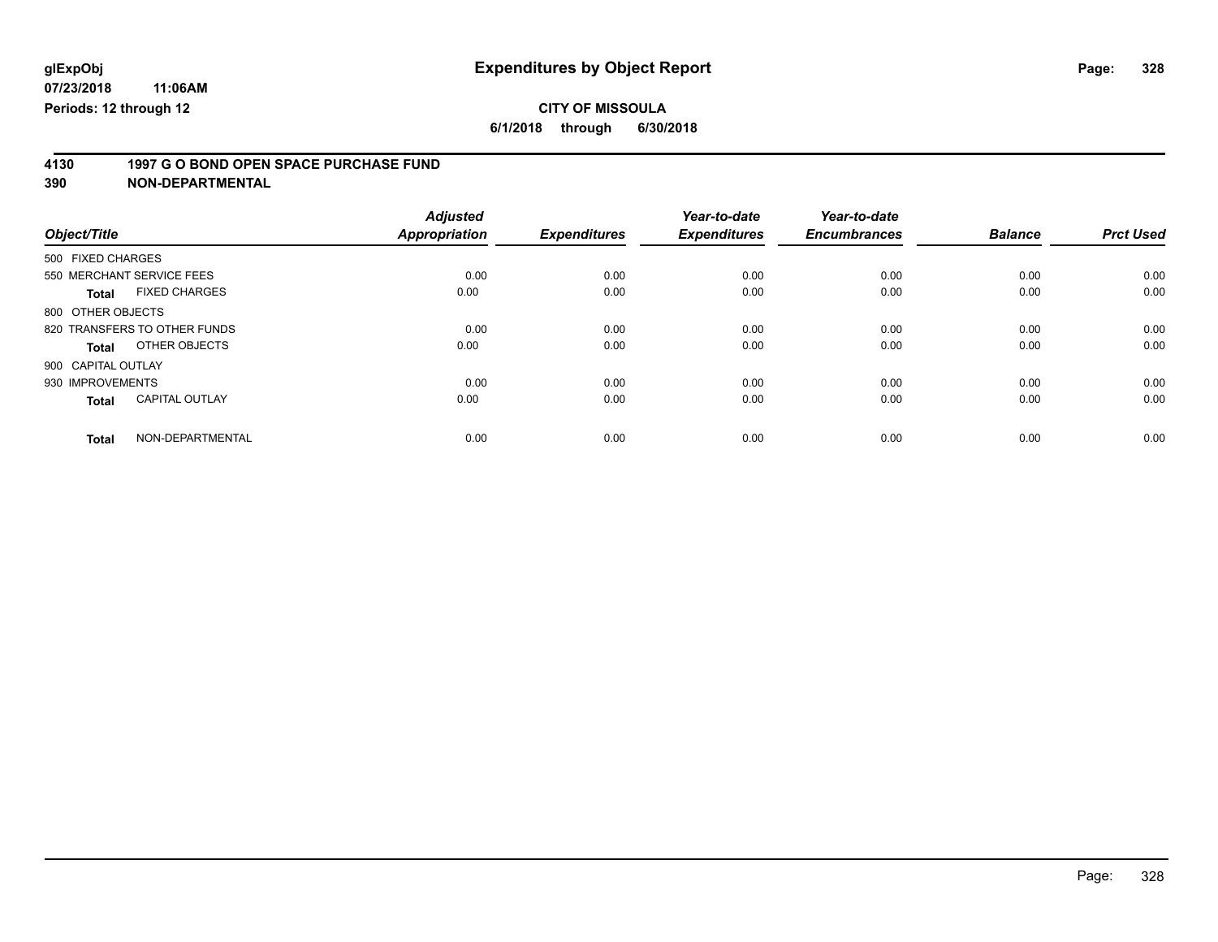glExpObj
07/23/2018 11:06AM
Periods: 12 through 12

# Expenditures by Object Report

**CITY OF MISSOULA**

**6/1/2018 through 6/30/2018**

**4130 1997 G O BOND OPEN SPACE PURCHASE FUND**
**390 NON-DEPARTMENTAL**

| Object/Title | | Adjusted Appropriation | Expenditures | Year-to-date Expenditures | Year-to-date Encumbrances | Balance | Prct Used |
|---|---|---|---|---|---|---|---|
| 500 FIXED CHARGES | | | | | | | |
| 550 MERCHANT SERVICE FEES | | 0.00 | 0.00 | 0.00 | 0.00 | 0.00 | 0.00 |
| **Total** | FIXED CHARGES | 0.00 | 0.00 | 0.00 | 0.00 | 0.00 | 0.00 |
| 800 OTHER OBJECTS | | | | | | | |
| 820 TRANSFERS TO OTHER FUNDS | | 0.00 | 0.00 | 0.00 | 0.00 | 0.00 | 0.00 |
| **Total** | OTHER OBJECTS | 0.00 | 0.00 | 0.00 | 0.00 | 0.00 | 0.00 |
| 900 CAPITAL OUTLAY | | | | | | | |
| 930 IMPROVEMENTS | | 0.00 | 0.00 | 0.00 | 0.00 | 0.00 | 0.00 |
| **Total** | CAPITAL OUTLAY | 0.00 | 0.00 | 0.00 | 0.00 | 0.00 | 0.00 |
| **Total** | NON-DEPARTMENTAL | 0.00 | 0.00 | 0.00 | 0.00 | 0.00 | 0.00 |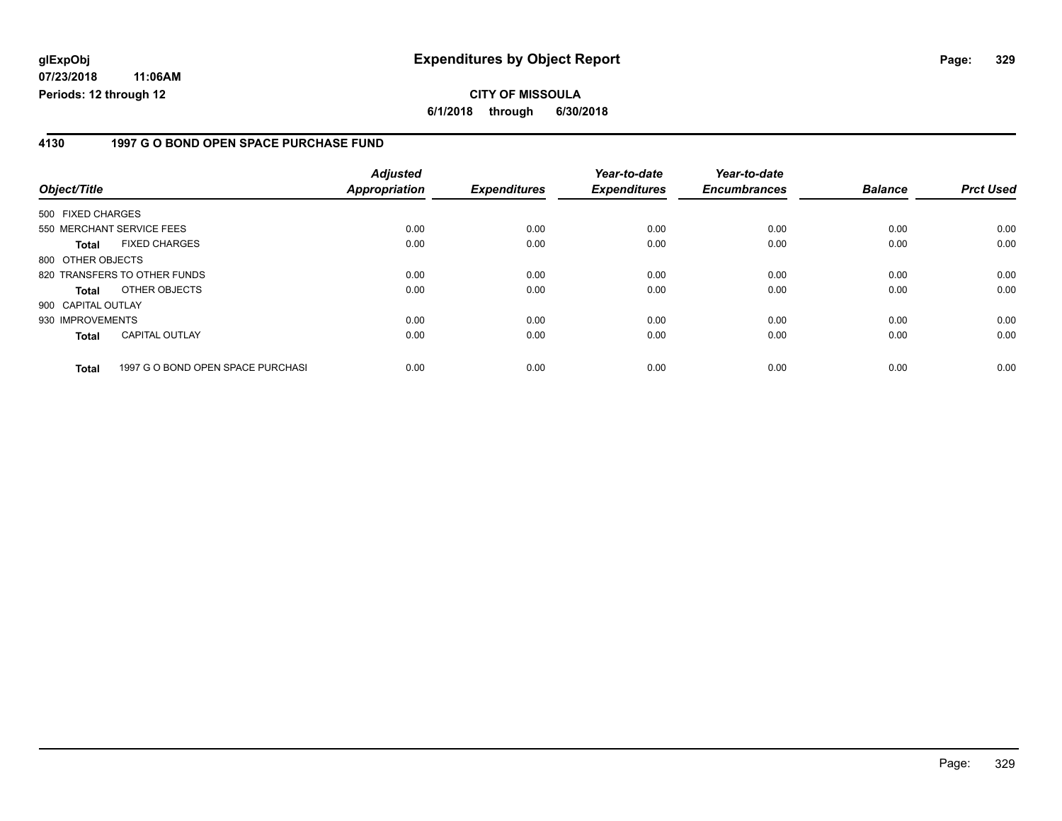# Expenditures by Object Report

glExpObj
07/23/2018 11:06AM
Periods: 12 through 12

**CITY OF MISSOULA**
**6/1/2018 through 6/30/2018**

## 4130 1997 G O BOND OPEN SPACE PURCHASE FUND

| Object/Title | Adjusted Appropriation | Expenditures | Year-to-date Expenditures | Year-to-date Encumbrances | Balance | Prct Used |
|---|---|---|---|---|---|---|
| 500 FIXED CHARGES | | | | | | |
| 550 MERCHANT SERVICE FEES | 0.00 | 0.00 | 0.00 | 0.00 | 0.00 | 0.00 |
| **Total** FIXED CHARGES | 0.00 | 0.00 | 0.00 | 0.00 | 0.00 | 0.00 |
| 800 OTHER OBJECTS | | | | | | |
| 820 TRANSFERS TO OTHER FUNDS | 0.00 | 0.00 | 0.00 | 0.00 | 0.00 | 0.00 |
| **Total** OTHER OBJECTS | 0.00 | 0.00 | 0.00 | 0.00 | 0.00 | 0.00 |
| 900 CAPITAL OUTLAY | | | | | | |
| 930 IMPROVEMENTS | 0.00 | 0.00 | 0.00 | 0.00 | 0.00 | 0.00 |
| **Total** CAPITAL OUTLAY | 0.00 | 0.00 | 0.00 | 0.00 | 0.00 | 0.00 |
| **Total** 1997 G O BOND OPEN SPACE PURCHASI | 0.00 | 0.00 | 0.00 | 0.00 | 0.00 | 0.00 |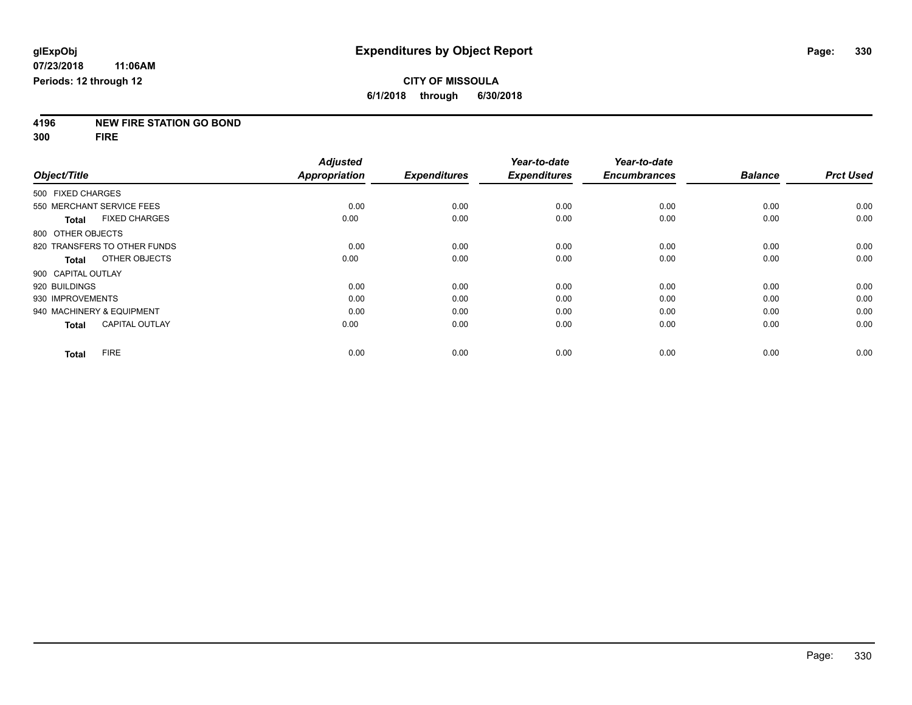glExpObj
07/23/2018 11:06AM
Periods: 12 through 12

# Expenditures by Object Report

**CITY OF MISSOULA**
**6/1/2018 through 6/30/2018**

**4196 NEW FIRE STATION GO BOND**
**300 FIRE**

| Object/Title | Adjusted Appropriation | Expenditures | Year-to-date Expenditures | Year-to-date Encumbrances | Balance | Prct Used |
|---|---|---|---|---|---|---|
| 500 FIXED CHARGES | | | | | | |
| 550 MERCHANT SERVICE FEES | 0.00 | 0.00 | 0.00 | 0.00 | 0.00 | 0.00 |
| **Total** FIXED CHARGES | 0.00 | 0.00 | 0.00 | 0.00 | 0.00 | 0.00 |
| 800 OTHER OBJECTS | | | | | | |
| 820 TRANSFERS TO OTHER FUNDS | 0.00 | 0.00 | 0.00 | 0.00 | 0.00 | 0.00 |
| **Total** OTHER OBJECTS | 0.00 | 0.00 | 0.00 | 0.00 | 0.00 | 0.00 |
| 900 CAPITAL OUTLAY | | | | | | |
| 920 BUILDINGS | 0.00 | 0.00 | 0.00 | 0.00 | 0.00 | 0.00 |
| 930 IMPROVEMENTS | 0.00 | 0.00 | 0.00 | 0.00 | 0.00 | 0.00 |
| 940 MACHINERY & EQUIPMENT | 0.00 | 0.00 | 0.00 | 0.00 | 0.00 | 0.00 |
| **Total** CAPITAL OUTLAY | 0.00 | 0.00 | 0.00 | 0.00 | 0.00 | 0.00 |
| **Total** FIRE | 0.00 | 0.00 | 0.00 | 0.00 | 0.00 | 0.00 |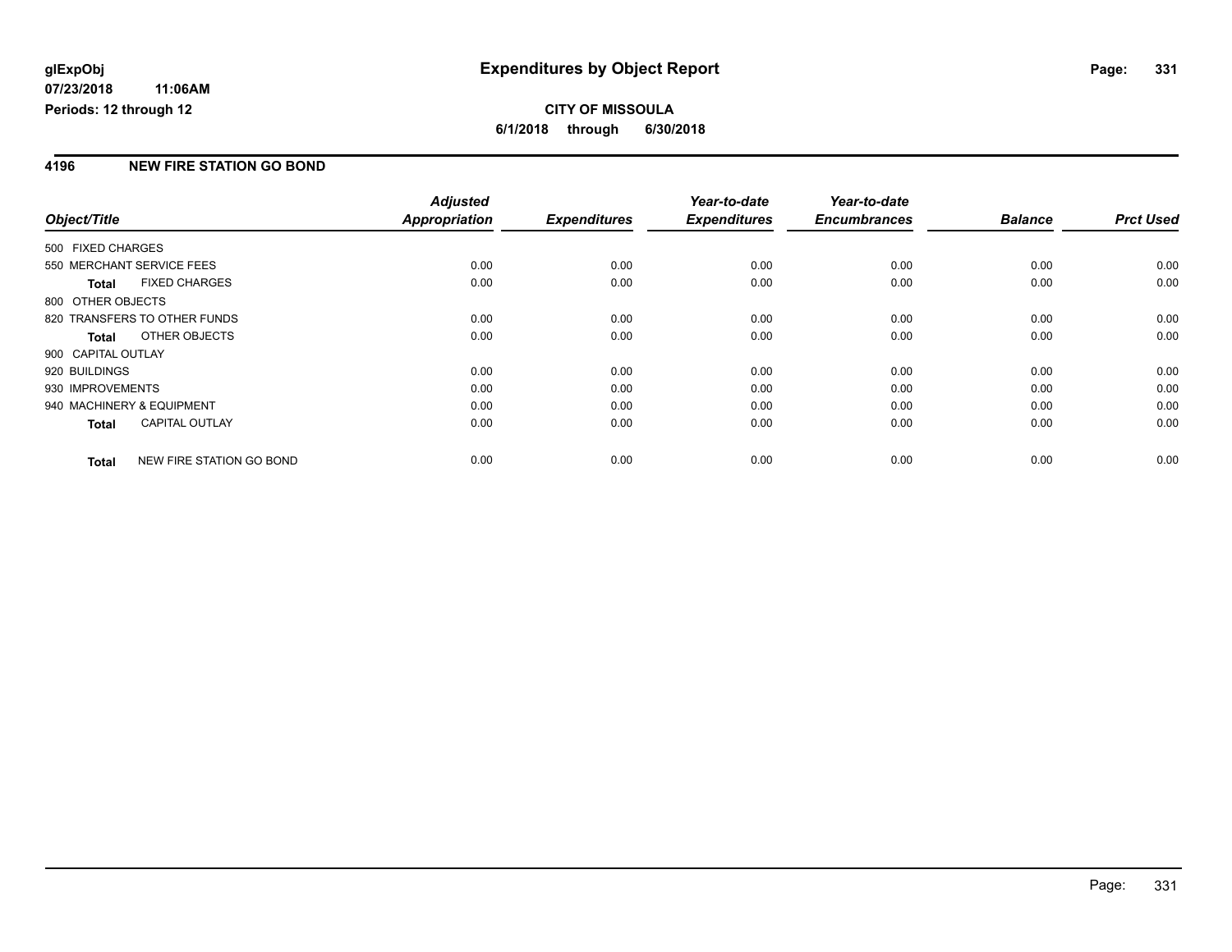glExpObj
07/23/2018 11:06AM
Periods: 12 through 12

# Expenditures by Object Report

**CITY OF MISSOULA**
**6/1/2018 through 6/30/2018**

## 4196 NEW FIRE STATION GO BOND

| Object/Title | Adjusted Appropriation | Expenditures | Year-to-date Expenditures | Year-to-date Encumbrances | Balance | Prct Used |
|---|---|---|---|---|---|---|
| 500 FIXED CHARGES | | | | | | |
| 550 MERCHANT SERVICE FEES | 0.00 | 0.00 | 0.00 | 0.00 | 0.00 | 0.00 |
| **Total** FIXED CHARGES | 0.00 | 0.00 | 0.00 | 0.00 | 0.00 | 0.00 |
| 800 OTHER OBJECTS | | | | | | |
| 820 TRANSFERS TO OTHER FUNDS | 0.00 | 0.00 | 0.00 | 0.00 | 0.00 | 0.00 |
| **Total** OTHER OBJECTS | 0.00 | 0.00 | 0.00 | 0.00 | 0.00 | 0.00 |
| 900 CAPITAL OUTLAY | | | | | | |
| 920 BUILDINGS | 0.00 | 0.00 | 0.00 | 0.00 | 0.00 | 0.00 |
| 930 IMPROVEMENTS | 0.00 | 0.00 | 0.00 | 0.00 | 0.00 | 0.00 |
| 940 MACHINERY & EQUIPMENT | 0.00 | 0.00 | 0.00 | 0.00 | 0.00 | 0.00 |
| **Total** CAPITAL OUTLAY | 0.00 | 0.00 | 0.00 | 0.00 | 0.00 | 0.00 |
| **Total** NEW FIRE STATION GO BOND | 0.00 | 0.00 | 0.00 | 0.00 | 0.00 | 0.00 |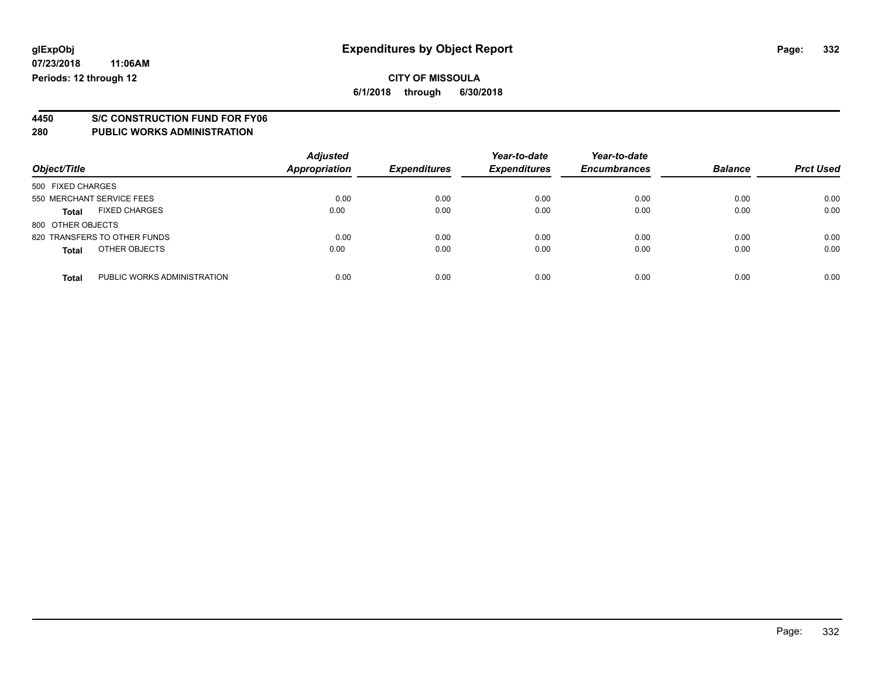# Expenditures by Object Report

glExpObj
07/23/2018 11:06AM
Periods: 12 through 12

**CITY OF MISSOULA**
**6/1/2018 through 6/30/2018**

## 4450 S/C CONSTRUCTION FUND FOR FY06
## 280 PUBLIC WORKS ADMINISTRATION

| Object/Title | Adjusted Appropriation | Expenditures | Year-to-date Expenditures | Year-to-date Encumbrances | Balance | Prct Used |
|---|---|---|---|---|---|---|
| 500 FIXED CHARGES | | | | | | |
| 550 MERCHANT SERVICE FEES | 0.00 | 0.00 | 0.00 | 0.00 | 0.00 | 0.00 |
| **Total** FIXED CHARGES | 0.00 | 0.00 | 0.00 | 0.00 | 0.00 | 0.00 |
| 800 OTHER OBJECTS | | | | | | |
| 820 TRANSFERS TO OTHER FUNDS | 0.00 | 0.00 | 0.00 | 0.00 | 0.00 | 0.00 |
| **Total** OTHER OBJECTS | 0.00 | 0.00 | 0.00 | 0.00 | 0.00 | 0.00 |
| **Total** PUBLIC WORKS ADMINISTRATION | 0.00 | 0.00 | 0.00 | 0.00 | 0.00 | 0.00 |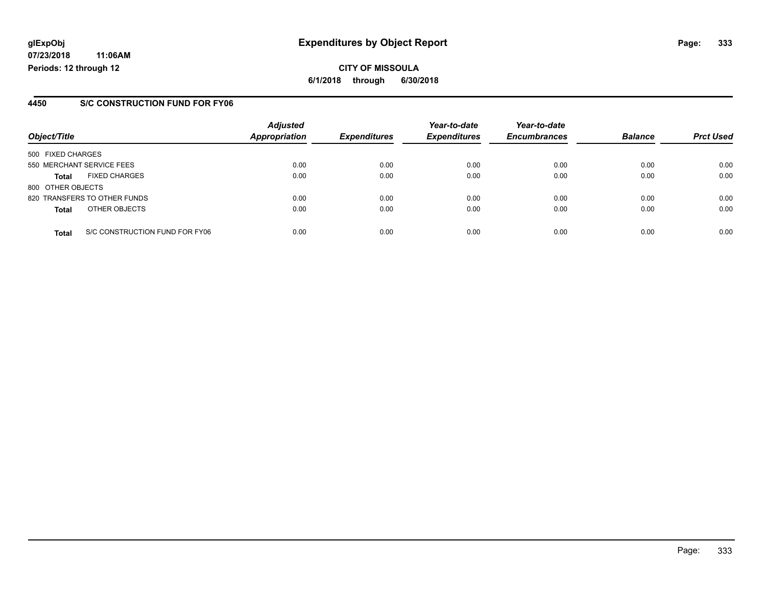**glExpObj**
**07/23/2018 11:06AM**
**Periods: 12 through 12**

# Expenditures by Object Report

**CITY OF MISSOULA**
**6/1/2018 through 6/30/2018**

## 4450 S/C CONSTRUCTION FUND FOR FY06

| Object/Title | Adjusted Appropriation | Expenditures | Year-to-date Expenditures | Year-to-date Encumbrances | Balance | Prct Used |
|---|---|---|---|---|---|---|
| 500 FIXED CHARGES | | | | | | |
| 550 MERCHANT SERVICE FEES | 0.00 | 0.00 | 0.00 | 0.00 | 0.00 | 0.00 |
| **Total** FIXED CHARGES | 0.00 | 0.00 | 0.00 | 0.00 | 0.00 | 0.00 |
| 800 OTHER OBJECTS | | | | | | |
| 820 TRANSFERS TO OTHER FUNDS | 0.00 | 0.00 | 0.00 | 0.00 | 0.00 | 0.00 |
| **Total** OTHER OBJECTS | 0.00 | 0.00 | 0.00 | 0.00 | 0.00 | 0.00 |
| **Total** S/C CONSTRUCTION FUND FOR FY06 | 0.00 | 0.00 | 0.00 | 0.00 | 0.00 | 0.00 |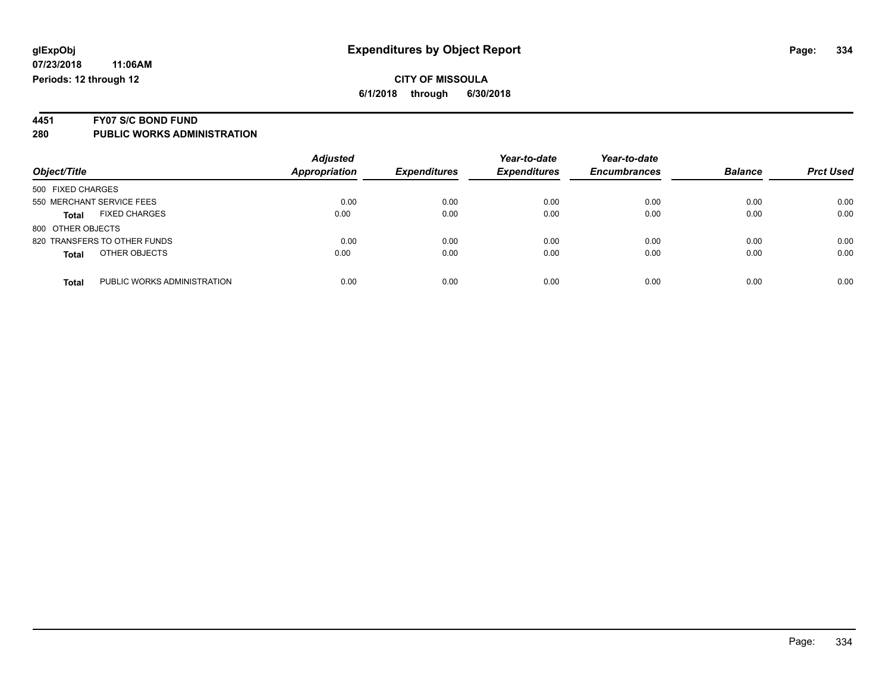**glExpObj** **Expenditures by Object Report**

**07/23/2018 11:06AM**

**Periods: 12 through 12**

**CITY OF MISSOULA**

**6/1/2018 through 6/30/2018**

## 4451 FY07 S/C BOND FUND

## 280 PUBLIC WORKS ADMINISTRATION

| Object/Title | | *Adjusted Appropriation* | *Expenditures* | *Year-to-date Expenditures* | *Year-to-date Encumbrances* | *Balance* | *Prct Used* |
|---|---|---|---|---|---|---|---|
| 500 FIXED CHARGES | | | | | | | |
| 550 MERCHANT SERVICE FEES | | 0.00 | 0.00 | 0.00 | 0.00 | 0.00 | 0.00 |
| **Total** | FIXED CHARGES | 0.00 | 0.00 | 0.00 | 0.00 | 0.00 | 0.00 |
| 800 OTHER OBJECTS | | | | | | | |
| 820 TRANSFERS TO OTHER FUNDS | | 0.00 | 0.00 | 0.00 | 0.00 | 0.00 | 0.00 |
| **Total** | OTHER OBJECTS | 0.00 | 0.00 | 0.00 | 0.00 | 0.00 | 0.00 |
| **Total** | PUBLIC WORKS ADMINISTRATION | 0.00 | 0.00 | 0.00 | 0.00 | 0.00 | 0.00 |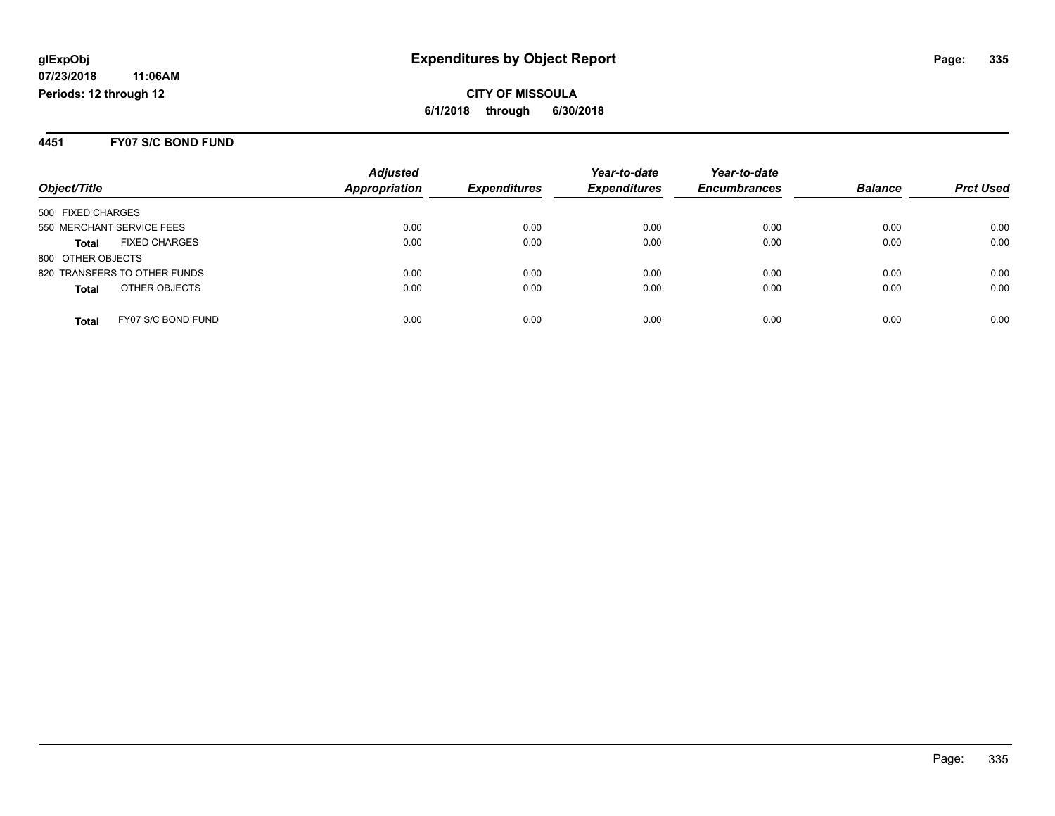**glExpObj** 
**07/23/2018 11:06AM** 
**Periods: 12 through 12**

# Expenditures by Object Report

**CITY OF MISSOULA**

**6/1/2018 through 6/30/2018**

## 4451 FY07 S/C BOND FUND

| Object/Title | | Adjusted Appropriation | Expenditures | Year-to-date Expenditures | Year-to-date Encumbrances | Balance | Prct Used |
|---|---|---|---|---|---|---|---|
| 500 FIXED CHARGES | | | | | | | |
| 550 MERCHANT SERVICE FEES | | 0.00 | 0.00 | 0.00 | 0.00 | 0.00 | 0.00 |
| **Total** | FIXED CHARGES | 0.00 | 0.00 | 0.00 | 0.00 | 0.00 | 0.00 |
| 800 OTHER OBJECTS | | | | | | | |
| 820 TRANSFERS TO OTHER FUNDS | | 0.00 | 0.00 | 0.00 | 0.00 | 0.00 | 0.00 |
| **Total** | OTHER OBJECTS | 0.00 | 0.00 | 0.00 | 0.00 | 0.00 | 0.00 |
| **Total** | FY07 S/C BOND FUND | 0.00 | 0.00 | 0.00 | 0.00 | 0.00 | 0.00 |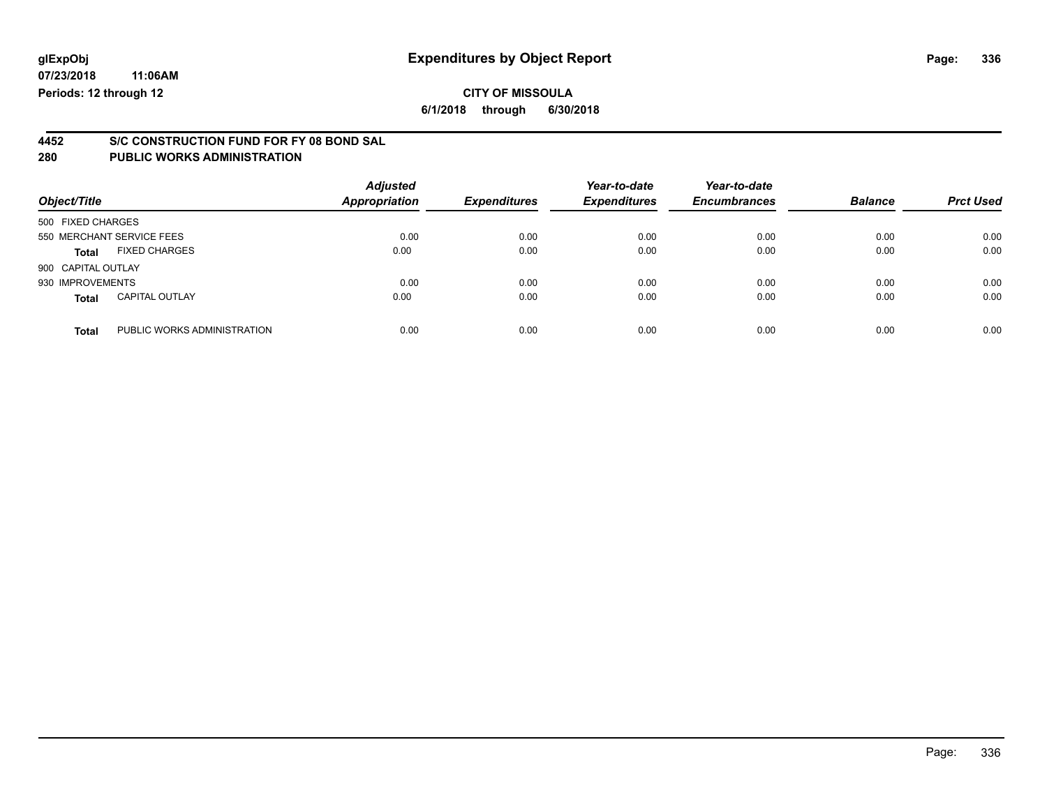glExpObj
07/23/2018 11:06AM
Periods: 12 through 12

# Expenditures by Object Report

**CITY OF MISSOULA**

**6/1/2018 through 6/30/2018**

## 4452 S/C CONSTRUCTION FUND FOR FY 08 BOND SAL
## 280 PUBLIC WORKS ADMINISTRATION

| Object/Title | | Adjusted Appropriation | Expenditures | Year-to-date Expenditures | Year-to-date Encumbrances | Balance | Prct Used |
|---|---|---|---|---|---|---|---|
| 500 FIXED CHARGES | | | | | | | |
| 550 MERCHANT SERVICE FEES | | 0.00 | 0.00 | 0.00 | 0.00 | 0.00 | 0.00 |
| **Total** | FIXED CHARGES | 0.00 | 0.00 | 0.00 | 0.00 | 0.00 | 0.00 |
| 900 CAPITAL OUTLAY | | | | | | | |
| 930 IMPROVEMENTS | | 0.00 | 0.00 | 0.00 | 0.00 | 0.00 | 0.00 |
| **Total** | CAPITAL OUTLAY | 0.00 | 0.00 | 0.00 | 0.00 | 0.00 | 0.00 |
| **Total** | PUBLIC WORKS ADMINISTRATION | 0.00 | 0.00 | 0.00 | 0.00 | 0.00 | 0.00 |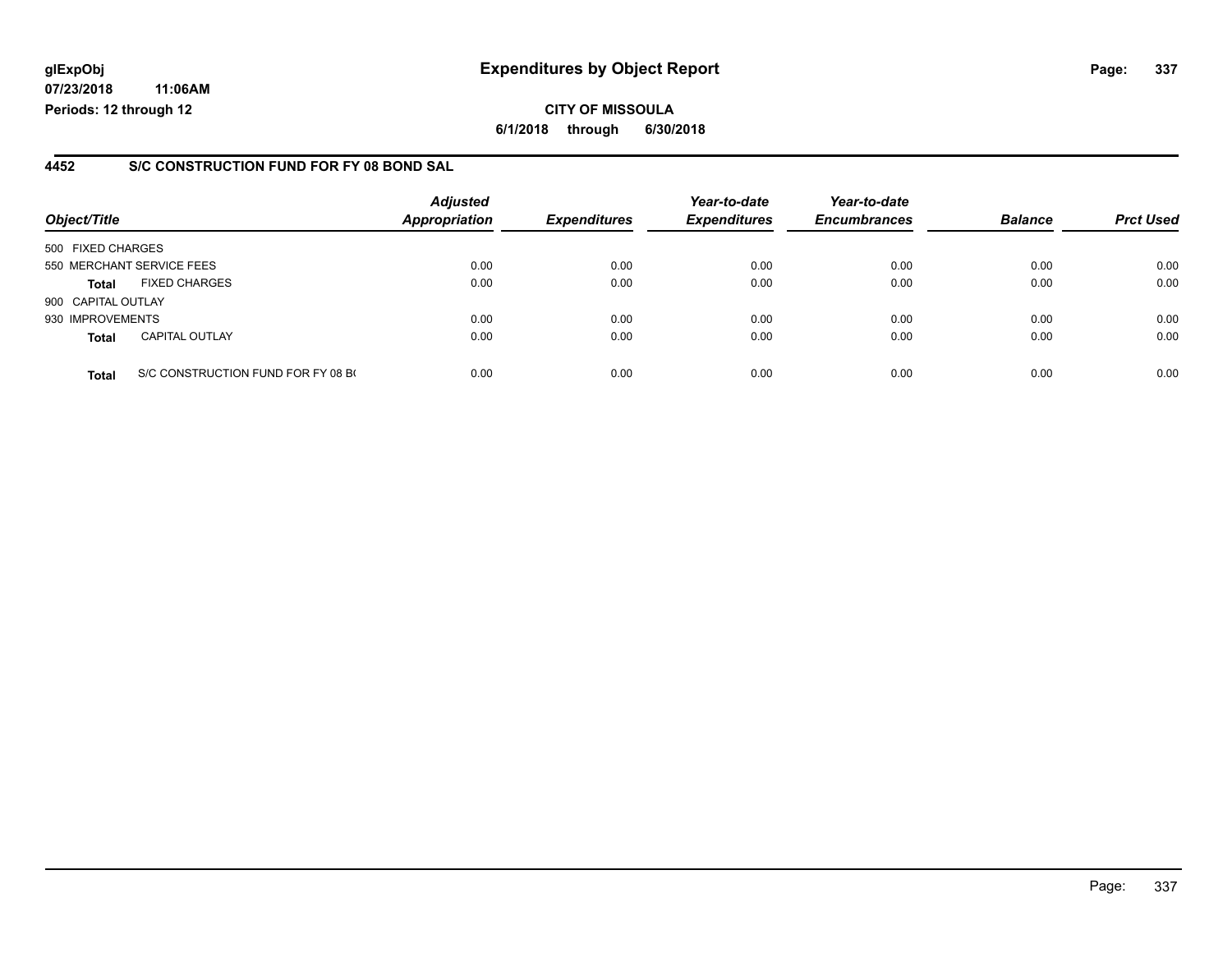glExpObj **Expenditures by Object Report**

07/23/2018 11:06AM

Periods: 12 through 12

**CITY OF MISSOULA**

**6/1/2018 through 6/30/2018**

## 4452 S/C CONSTRUCTION FUND FOR FY 08 BOND SAL

| Object/Title | | Adjusted Appropriation | Expenditures | Year-to-date Expenditures | Year-to-date Encumbrances | Balance | Prct Used |
|---|---|---|---|---|---|---|---|
| 500 FIXED CHARGES | | | | | | | |
| 550 MERCHANT SERVICE FEES | | 0.00 | 0.00 | 0.00 | 0.00 | 0.00 | 0.00 |
| **Total** | FIXED CHARGES | 0.00 | 0.00 | 0.00 | 0.00 | 0.00 | 0.00 |
| 900 CAPITAL OUTLAY | | | | | | | |
| 930 IMPROVEMENTS | | 0.00 | 0.00 | 0.00 | 0.00 | 0.00 | 0.00 |
| **Total** | CAPITAL OUTLAY | 0.00 | 0.00 | 0.00 | 0.00 | 0.00 | 0.00 |
| **Total** | S/C CONSTRUCTION FUND FOR FY 08 B( | 0.00 | 0.00 | 0.00 | 0.00 | 0.00 | 0.00 |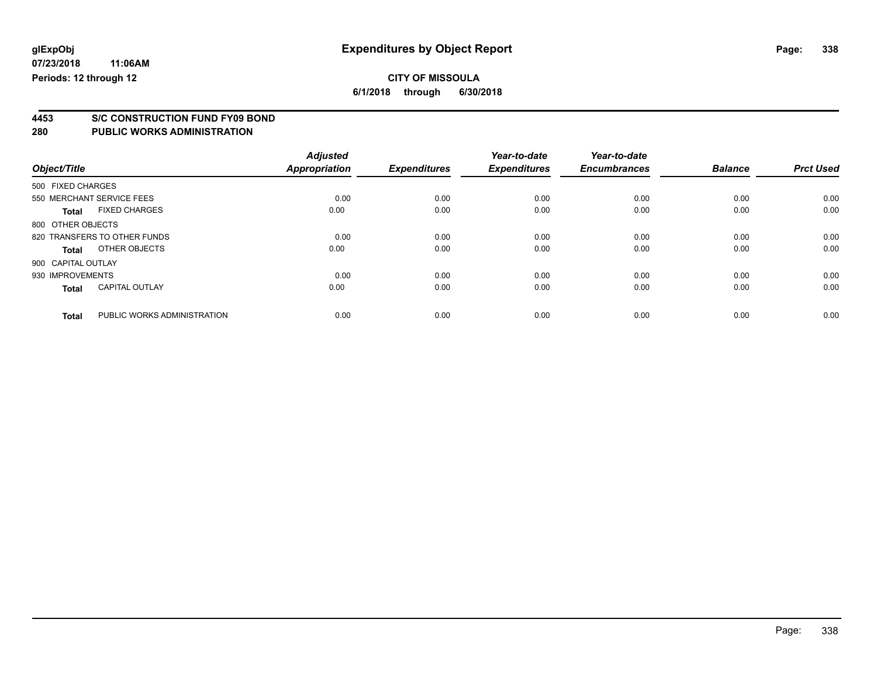**glExpObj** | **Expenditures by Object Report**

**07/23/2018 11:06AM**

**Periods: 12 through 12**

**CITY OF MISSOULA**

**6/1/2018 through 6/30/2018**

## 4453 S/C CONSTRUCTION FUND FY09 BOND

## 280 PUBLIC WORKS ADMINISTRATION

| Object/Title | | Adjusted Appropriation | Expenditures | Year-to-date Expenditures | Year-to-date Encumbrances | Balance | Prct Used |
|---|---|---|---|---|---|---|---|
| 500 FIXED CHARGES | | | | | | | |
| 550 MERCHANT SERVICE FEES | | 0.00 | 0.00 | 0.00 | 0.00 | 0.00 | 0.00 |
| **Total** | FIXED CHARGES | 0.00 | 0.00 | 0.00 | 0.00 | 0.00 | 0.00 |
| 800 OTHER OBJECTS | | | | | | | |
| 820 TRANSFERS TO OTHER FUNDS | | 0.00 | 0.00 | 0.00 | 0.00 | 0.00 | 0.00 |
| **Total** | OTHER OBJECTS | 0.00 | 0.00 | 0.00 | 0.00 | 0.00 | 0.00 |
| 900 CAPITAL OUTLAY | | | | | | | |
| 930 IMPROVEMENTS | | 0.00 | 0.00 | 0.00 | 0.00 | 0.00 | 0.00 |
| **Total** | CAPITAL OUTLAY | 0.00 | 0.00 | 0.00 | 0.00 | 0.00 | 0.00 |
| **Total** | PUBLIC WORKS ADMINISTRATION | 0.00 | 0.00 | 0.00 | 0.00 | 0.00 | 0.00 |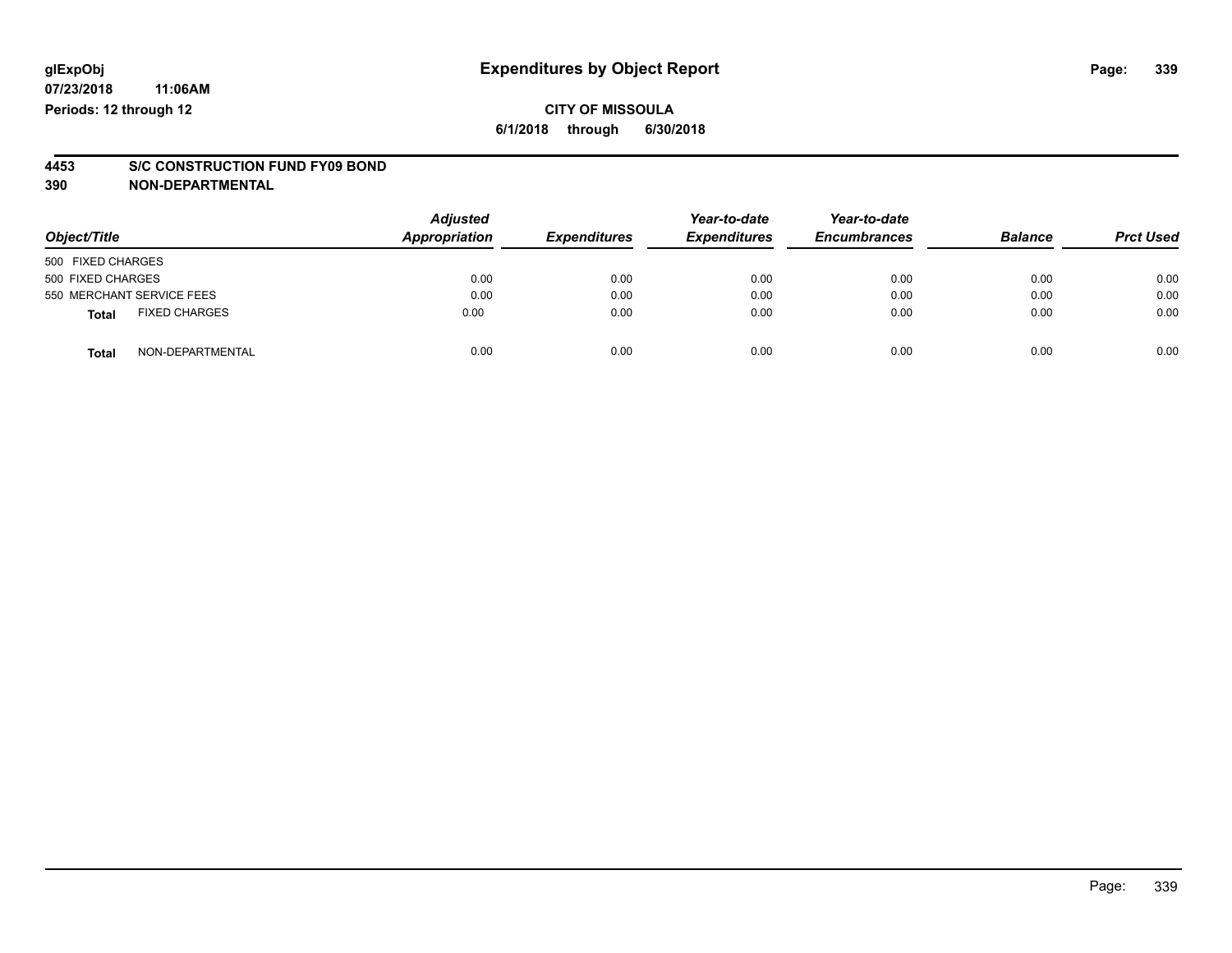glExpObj
07/23/2018 11:06AM
Periods: 12 through 12

# Expenditures by Object Report

**CITY OF MISSOULA**
**6/1/2018 through 6/30/2018**

**4453 S/C CONSTRUCTION FUND FY09 BOND**
**390 NON-DEPARTMENTAL**

| Object/Title | Adjusted Appropriation | Expenditures | Year-to-date Expenditures | Year-to-date Encumbrances | Balance | Prct Used |
|---|---|---|---|---|---|---|
| 500 FIXED CHARGES | | | | | | |
| 500 FIXED CHARGES | 0.00 | 0.00 | 0.00 | 0.00 | 0.00 | 0.00 |
| 550 MERCHANT SERVICE FEES | 0.00 | 0.00 | 0.00 | 0.00 | 0.00 | 0.00 |
| **Total** FIXED CHARGES | 0.00 | 0.00 | 0.00 | 0.00 | 0.00 | 0.00 |
| **Total** NON-DEPARTMENTAL | 0.00 | 0.00 | 0.00 | 0.00 | 0.00 | 0.00 |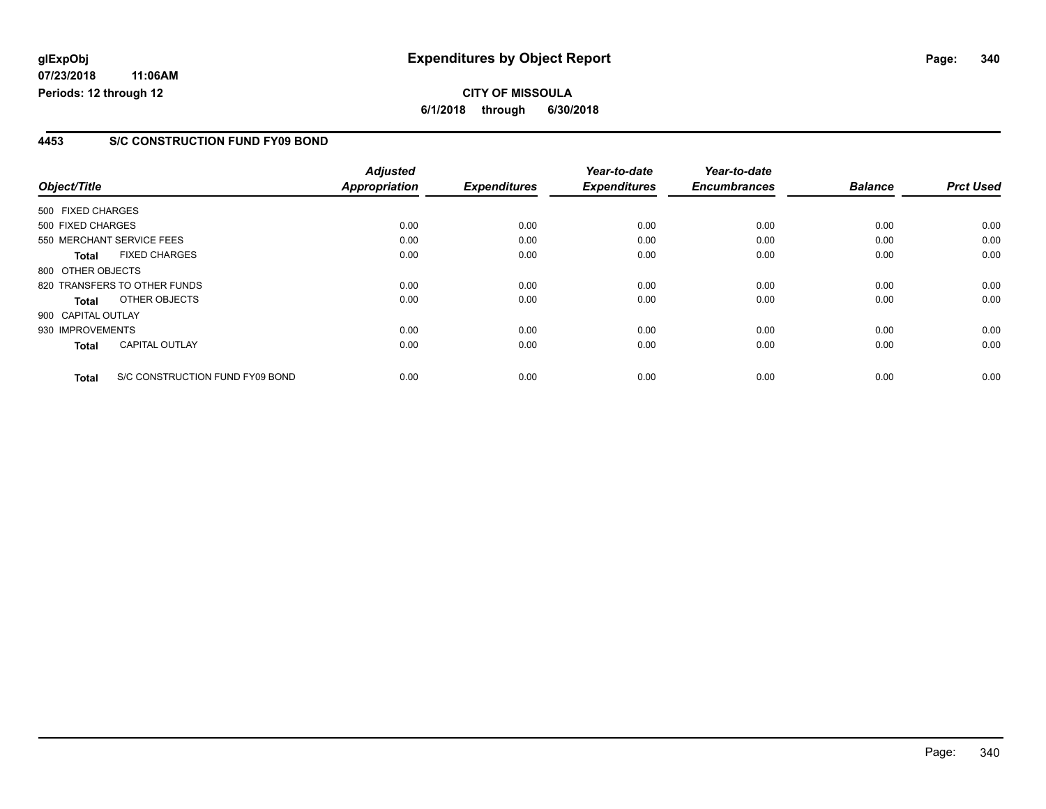**glExpObj** **Expenditures by Object Report**

**07/23/2018 11:06AM**

**Periods: 12 through 12**

**CITY OF MISSOULA**

**6/1/2018 through 6/30/2018**

## 4453 S/C CONSTRUCTION FUND FY09 BOND

| Object/Title | Adjusted Appropriation | Expenditures | Year-to-date Expenditures | Year-to-date Encumbrances | Balance | Prct Used |
|---|---|---|---|---|---|---|
| 500 FIXED CHARGES | | | | | | |
| 500 FIXED CHARGES | 0.00 | 0.00 | 0.00 | 0.00 | 0.00 | 0.00 |
| 550 MERCHANT SERVICE FEES | 0.00 | 0.00 | 0.00 | 0.00 | 0.00 | 0.00 |
| **Total** FIXED CHARGES | 0.00 | 0.00 | 0.00 | 0.00 | 0.00 | 0.00 |
| 800 OTHER OBJECTS | | | | | | |
| 820 TRANSFERS TO OTHER FUNDS | 0.00 | 0.00 | 0.00 | 0.00 | 0.00 | 0.00 |
| **Total** OTHER OBJECTS | 0.00 | 0.00 | 0.00 | 0.00 | 0.00 | 0.00 |
| 900 CAPITAL OUTLAY | | | | | | |
| 930 IMPROVEMENTS | 0.00 | 0.00 | 0.00 | 0.00 | 0.00 | 0.00 |
| **Total** CAPITAL OUTLAY | 0.00 | 0.00 | 0.00 | 0.00 | 0.00 | 0.00 |
| **Total** S/C CONSTRUCTION FUND FY09 BOND | 0.00 | 0.00 | 0.00 | 0.00 | 0.00 | 0.00 |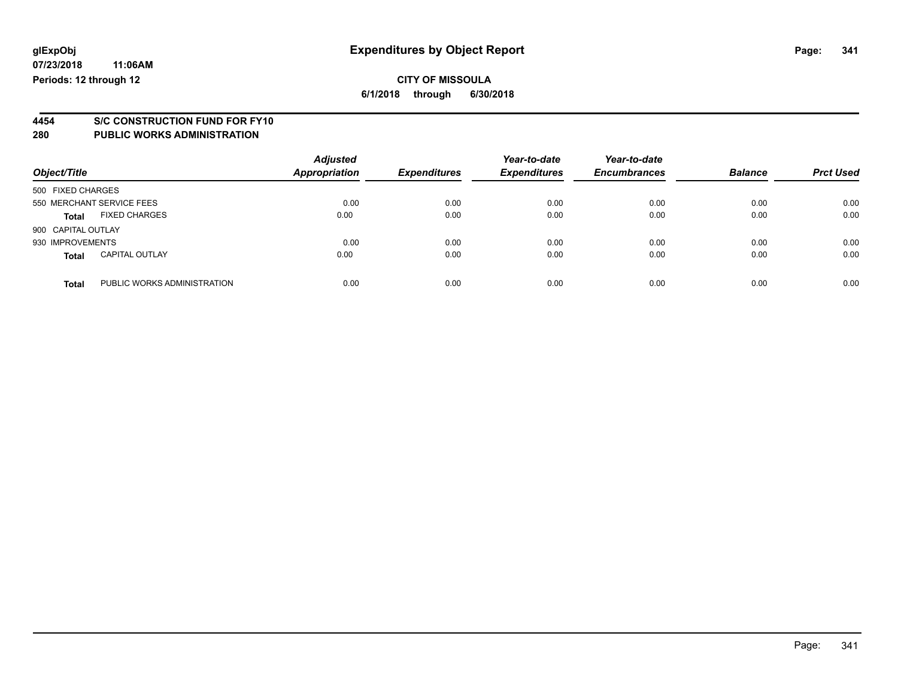# Expenditures by Object Report

glExpObj
07/23/2018 11:06AM
Periods: 12 through 12

**CITY OF MISSOULA**
**6/1/2018 through 6/30/2018**

## 4454 S/C CONSTRUCTION FUND FOR FY10
## 280 PUBLIC WORKS ADMINISTRATION

| Object/Title | Adjusted Appropriation | Expenditures | Year-to-date Expenditures | Year-to-date Encumbrances | Balance | Prct Used |
|---|---|---|---|---|---|---|
| 500 FIXED CHARGES | | | | | | |
| 550 MERCHANT SERVICE FEES | 0.00 | 0.00 | 0.00 | 0.00 | 0.00 | 0.00 |
| **Total** FIXED CHARGES | 0.00 | 0.00 | 0.00 | 0.00 | 0.00 | 0.00 |
| 900 CAPITAL OUTLAY | | | | | | |
| 930 IMPROVEMENTS | 0.00 | 0.00 | 0.00 | 0.00 | 0.00 | 0.00 |
| **Total** CAPITAL OUTLAY | 0.00 | 0.00 | 0.00 | 0.00 | 0.00 | 0.00 |
| **Total** PUBLIC WORKS ADMINISTRATION | 0.00 | 0.00 | 0.00 | 0.00 | 0.00 | 0.00 |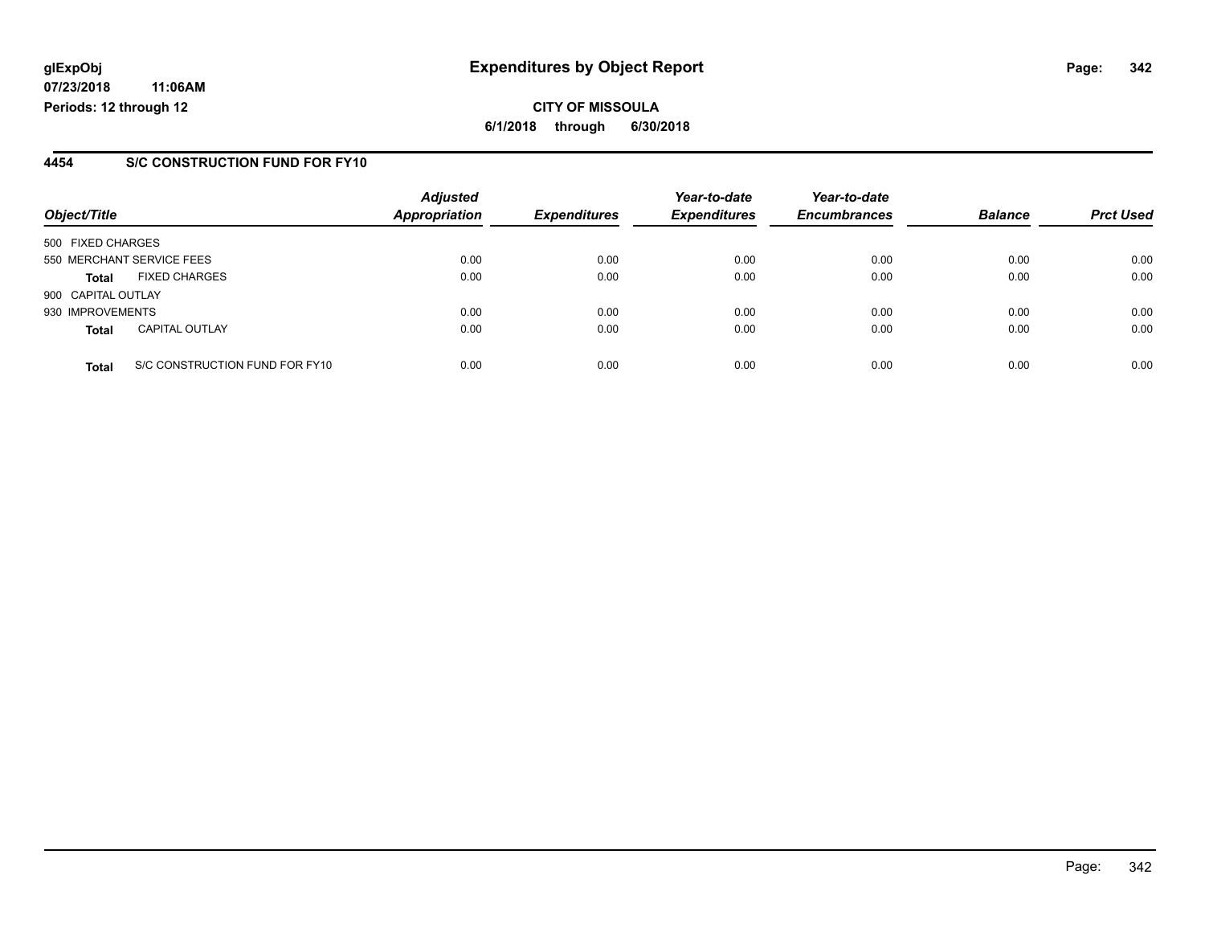glExpObj
07/23/2018 11:06AM
Periods: 12 through 12

# Expenditures by Object Report

**CITY OF MISSOULA**

**6/1/2018 through 6/30/2018**

## 4454 S/C CONSTRUCTION FUND FOR FY10

| Object/Title | Adjusted Appropriation | Expenditures | Year-to-date Expenditures | Year-to-date Encumbrances | Balance | Prct Used |
|---|---|---|---|---|---|---|
| 500 FIXED CHARGES | | | | | | |
| 550 MERCHANT SERVICE FEES | 0.00 | 0.00 | 0.00 | 0.00 | 0.00 | 0.00 |
| **Total** FIXED CHARGES | 0.00 | 0.00 | 0.00 | 0.00 | 0.00 | 0.00 |
| 900 CAPITAL OUTLAY | | | | | | |
| 930 IMPROVEMENTS | 0.00 | 0.00 | 0.00 | 0.00 | 0.00 | 0.00 |
| **Total** CAPITAL OUTLAY | 0.00 | 0.00 | 0.00 | 0.00 | 0.00 | 0.00 |
| **Total** S/C CONSTRUCTION FUND FOR FY10 | 0.00 | 0.00 | 0.00 | 0.00 | 0.00 | 0.00 |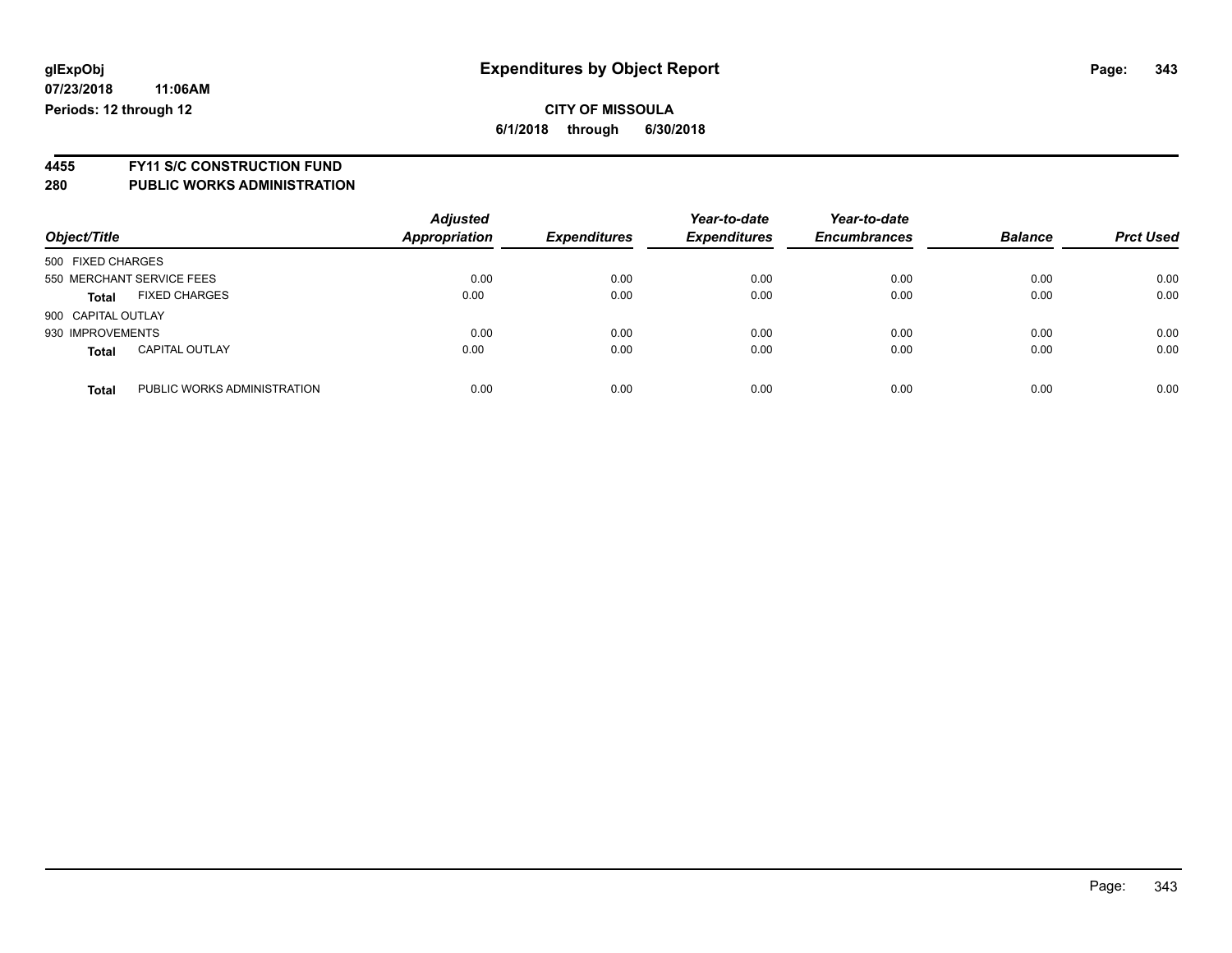**glExpObj** | **Expenditures by Object Report**

**07/23/2018 11:06AM**

**Periods: 12 through 12**

**CITY OF MISSOULA**

**6/1/2018 through 6/30/2018**

## 4455 FY11 S/C CONSTRUCTION FUND
## 280 PUBLIC WORKS ADMINISTRATION

| Object/Title | | Adjusted Appropriation | Expenditures | Year-to-date Expenditures | Year-to-date Encumbrances | Balance | Prct Used |
|---|---|---|---|---|---|---|---|
| 500 FIXED CHARGES | | | | | | | |
| 550 MERCHANT SERVICE FEES | | 0.00 | 0.00 | 0.00 | 0.00 | 0.00 | 0.00 |
| **Total** | FIXED CHARGES | 0.00 | 0.00 | 0.00 | 0.00 | 0.00 | 0.00 |
| 900 CAPITAL OUTLAY | | | | | | | |
| 930 IMPROVEMENTS | | 0.00 | 0.00 | 0.00 | 0.00 | 0.00 | 0.00 |
| **Total** | CAPITAL OUTLAY | 0.00 | 0.00 | 0.00 | 0.00 | 0.00 | 0.00 |
| **Total** | PUBLIC WORKS ADMINISTRATION | 0.00 | 0.00 | 0.00 | 0.00 | 0.00 | 0.00 |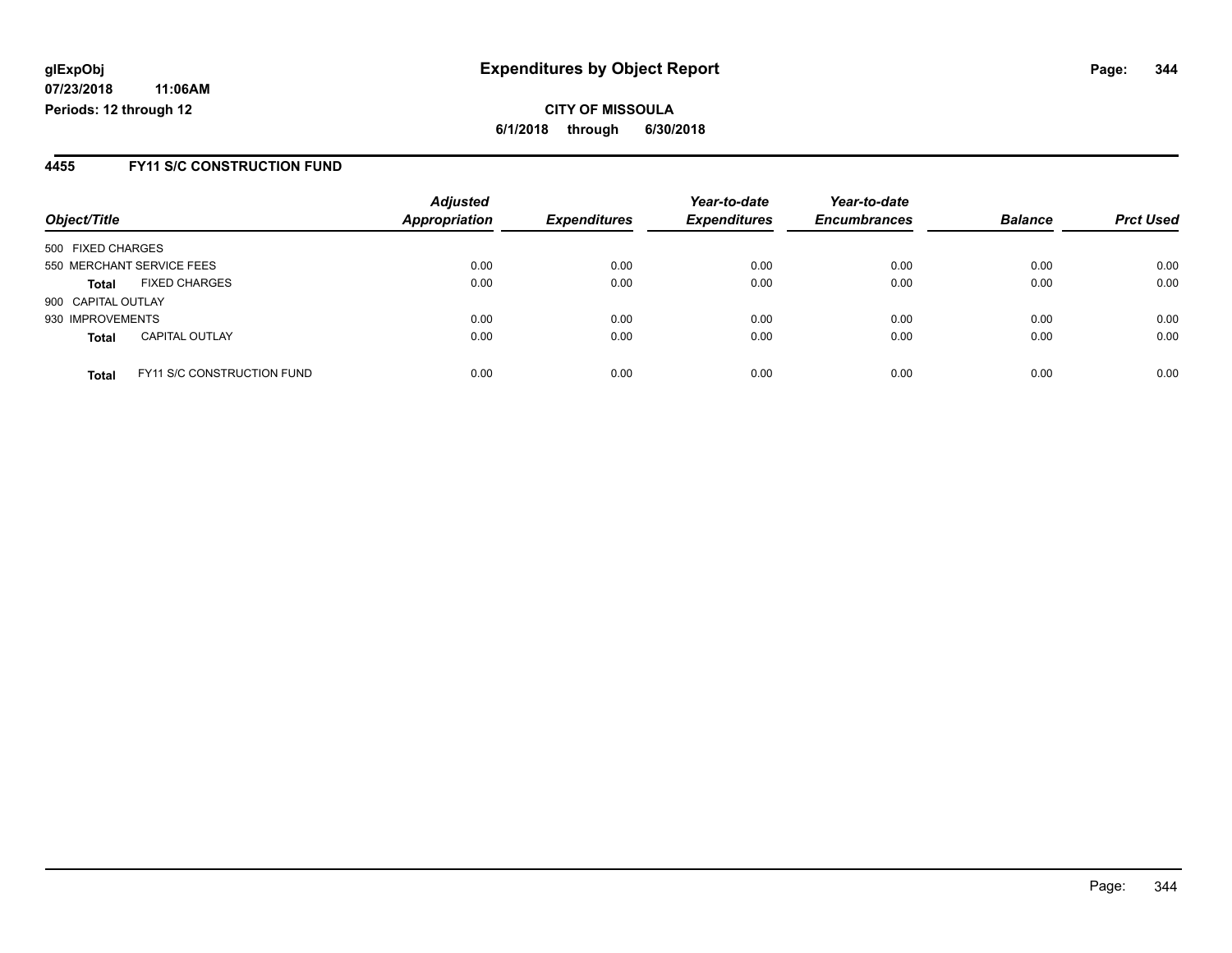# Expenditures by Object Report

glExpObj
07/23/2018 11:06AM
Periods: 12 through 12

**CITY OF MISSOULA**
**6/1/2018 through 6/30/2018**

## 4455 FY11 S/C CONSTRUCTION FUND

| Object/Title | | Adjusted Appropriation | Expenditures | Year-to-date Expenditures | Year-to-date Encumbrances | Balance | Prct Used |
|---|---|---|---|---|---|---|---|
| 500 FIXED CHARGES | | | | | | | |
| 550 MERCHANT SERVICE FEES | | 0.00 | 0.00 | 0.00 | 0.00 | 0.00 | 0.00 |
| **Total** | FIXED CHARGES | 0.00 | 0.00 | 0.00 | 0.00 | 0.00 | 0.00 |
| 900 CAPITAL OUTLAY | | | | | | | |
| 930 IMPROVEMENTS | | 0.00 | 0.00 | 0.00 | 0.00 | 0.00 | 0.00 |
| **Total** | CAPITAL OUTLAY | 0.00 | 0.00 | 0.00 | 0.00 | 0.00 | 0.00 |
| **Total** | FY11 S/C CONSTRUCTION FUND | 0.00 | 0.00 | 0.00 | 0.00 | 0.00 | 0.00 |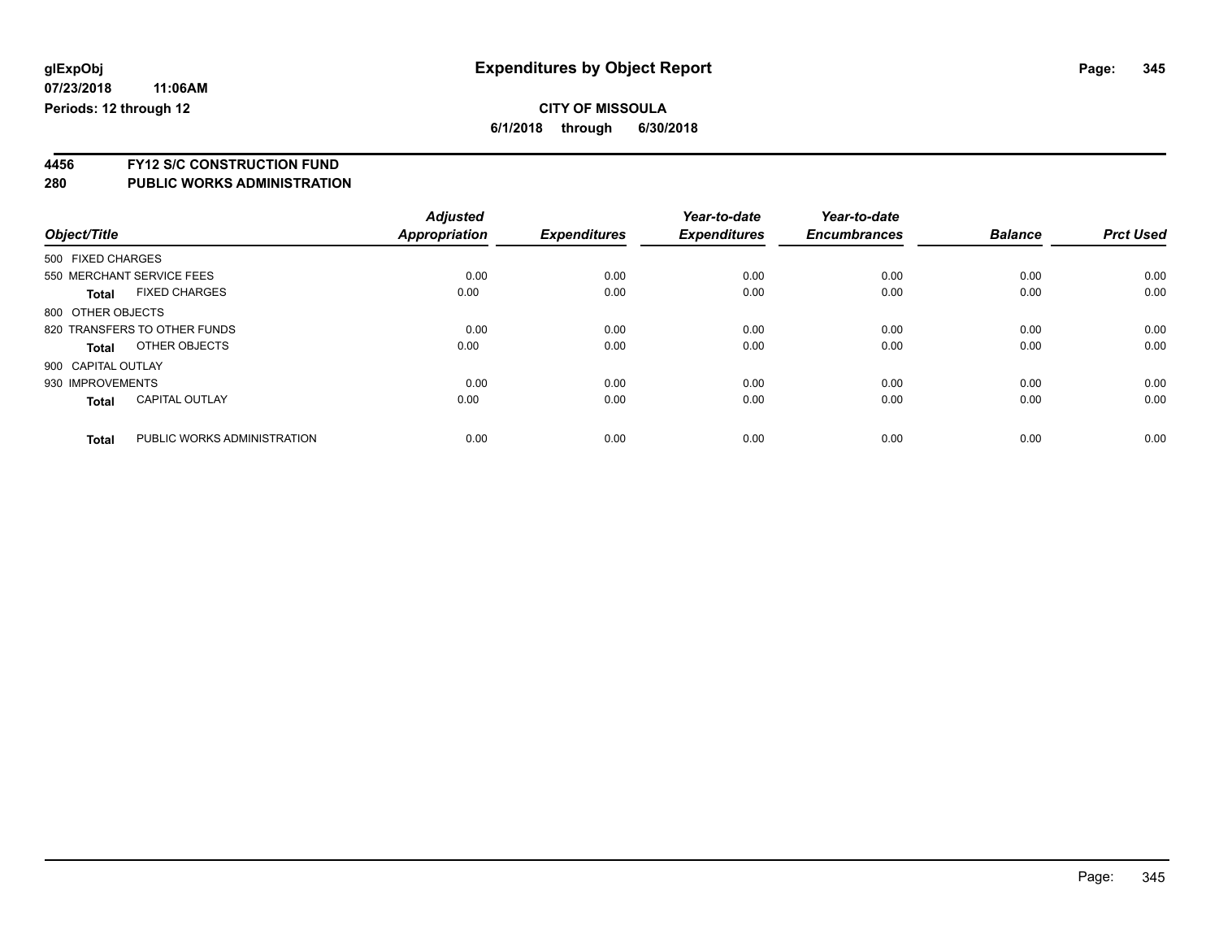# Expenditures by Object Report

glExpObj
07/23/2018 11:06AM
Periods: 12 through 12

**CITY OF MISSOULA**
**6/1/2018 through 6/30/2018**

## 4456 FY12 S/C CONSTRUCTION FUND
## 280 PUBLIC WORKS ADMINISTRATION

| Object/Title | Adjusted Appropriation | Expenditures | Year-to-date Expenditures | Year-to-date Encumbrances | Balance | Prct Used |
|---|---|---|---|---|---|---|
| 500 FIXED CHARGES | | | | | | |
| 550 MERCHANT SERVICE FEES | 0.00 | 0.00 | 0.00 | 0.00 | 0.00 | 0.00 |
| **Total** FIXED CHARGES | 0.00 | 0.00 | 0.00 | 0.00 | 0.00 | 0.00 |
| 800 OTHER OBJECTS | | | | | | |
| 820 TRANSFERS TO OTHER FUNDS | 0.00 | 0.00 | 0.00 | 0.00 | 0.00 | 0.00 |
| **Total** OTHER OBJECTS | 0.00 | 0.00 | 0.00 | 0.00 | 0.00 | 0.00 |
| 900 CAPITAL OUTLAY | | | | | | |
| 930 IMPROVEMENTS | 0.00 | 0.00 | 0.00 | 0.00 | 0.00 | 0.00 |
| **Total** CAPITAL OUTLAY | 0.00 | 0.00 | 0.00 | 0.00 | 0.00 | 0.00 |
| **Total** PUBLIC WORKS ADMINISTRATION | 0.00 | 0.00 | 0.00 | 0.00 | 0.00 | 0.00 |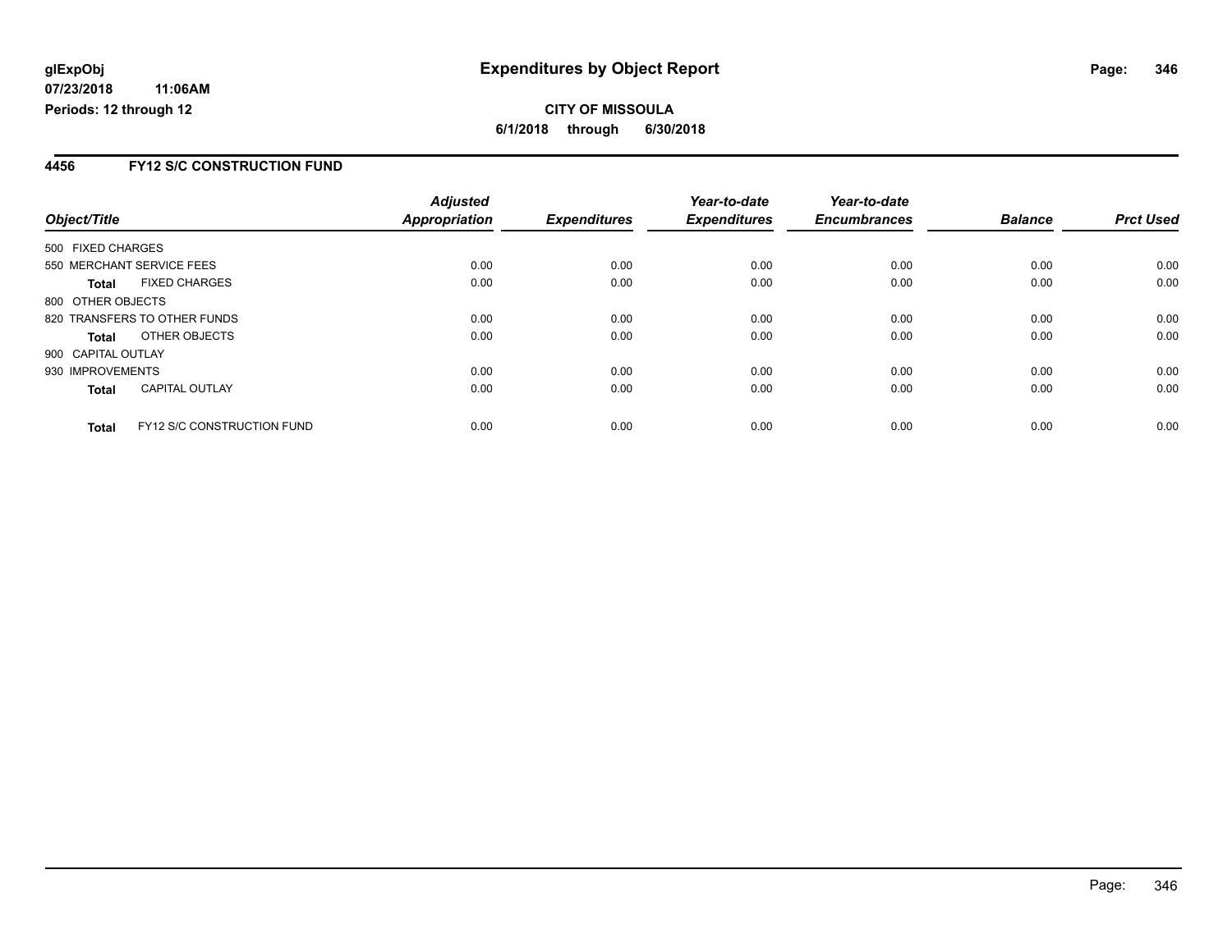**CITY OF MISSOULA**

**6/1/2018 through 6/30/2018**

## 4456 FY12 S/C CONSTRUCTION FUND

| Object/Title | | Adjusted Appropriation | Expenditures | Year-to-date Expenditures | Year-to-date Encumbrances | Balance | Prct Used |
|---|---|---|---|---|---|---|---|
| 500 FIXED CHARGES | | | | | | | |
| 550 MERCHANT SERVICE FEES | | 0.00 | 0.00 | 0.00 | 0.00 | 0.00 | 0.00 |
| **Total** | FIXED CHARGES | 0.00 | 0.00 | 0.00 | 0.00 | 0.00 | 0.00 |
| 800 OTHER OBJECTS | | | | | | | |
| 820 TRANSFERS TO OTHER FUNDS | | 0.00 | 0.00 | 0.00 | 0.00 | 0.00 | 0.00 |
| **Total** | OTHER OBJECTS | 0.00 | 0.00 | 0.00 | 0.00 | 0.00 | 0.00 |
| 900 CAPITAL OUTLAY | | | | | | | |
| 930 IMPROVEMENTS | | 0.00 | 0.00 | 0.00 | 0.00 | 0.00 | 0.00 |
| **Total** | CAPITAL OUTLAY | 0.00 | 0.00 | 0.00 | 0.00 | 0.00 | 0.00 |
| **Total** | FY12 S/C CONSTRUCTION FUND | 0.00 | 0.00 | 0.00 | 0.00 | 0.00 | 0.00 |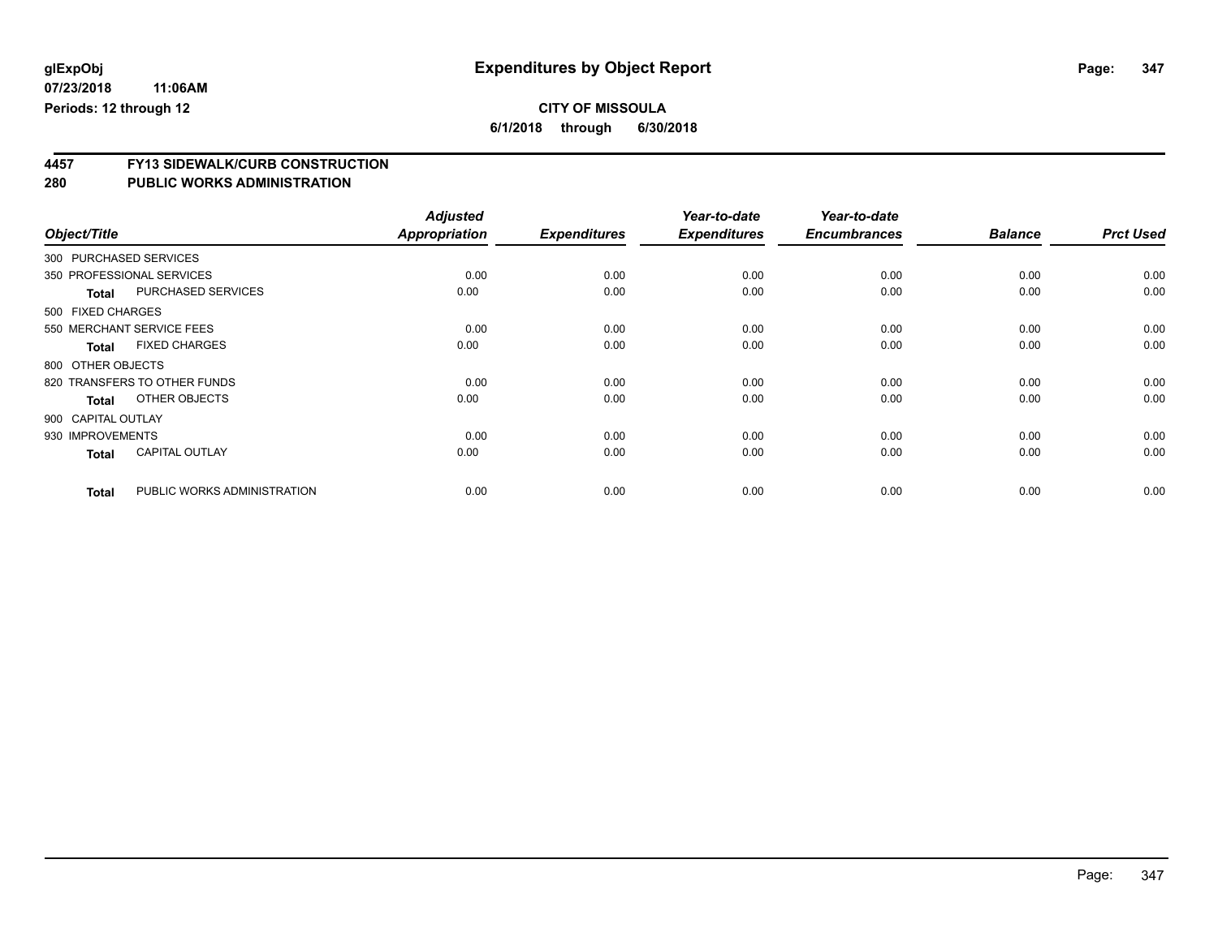**glExpObj**
**07/23/2018 11:06AM**
**Periods: 12 through 12**

# Expenditures by Object Report

**CITY OF MISSOULA**
**6/1/2018 through 6/30/2018**

## 4457 FY13 SIDEWALK/CURB CONSTRUCTION
## 280 PUBLIC WORKS ADMINISTRATION

| Object/Title | | Adjusted Appropriation | Expenditures | Year-to-date Expenditures | Year-to-date Encumbrances | Balance | Prct Used |
|---|---|---|---|---|---|---|---|
| 300 PURCHASED SERVICES | | | | | | | |
| 350 PROFESSIONAL SERVICES | | 0.00 | 0.00 | 0.00 | 0.00 | 0.00 | 0.00 |
| **Total** | PURCHASED SERVICES | 0.00 | 0.00 | 0.00 | 0.00 | 0.00 | 0.00 |
| 500 FIXED CHARGES | | | | | | | |
| 550 MERCHANT SERVICE FEES | | 0.00 | 0.00 | 0.00 | 0.00 | 0.00 | 0.00 |
| **Total** | FIXED CHARGES | 0.00 | 0.00 | 0.00 | 0.00 | 0.00 | 0.00 |
| 800 OTHER OBJECTS | | | | | | | |
| 820 TRANSFERS TO OTHER FUNDS | | 0.00 | 0.00 | 0.00 | 0.00 | 0.00 | 0.00 |
| **Total** | OTHER OBJECTS | 0.00 | 0.00 | 0.00 | 0.00 | 0.00 | 0.00 |
| 900 CAPITAL OUTLAY | | | | | | | |
| 930 IMPROVEMENTS | | 0.00 | 0.00 | 0.00 | 0.00 | 0.00 | 0.00 |
| **Total** | CAPITAL OUTLAY | 0.00 | 0.00 | 0.00 | 0.00 | 0.00 | 0.00 |
| **Total** | PUBLIC WORKS ADMINISTRATION | 0.00 | 0.00 | 0.00 | 0.00 | 0.00 | 0.00 |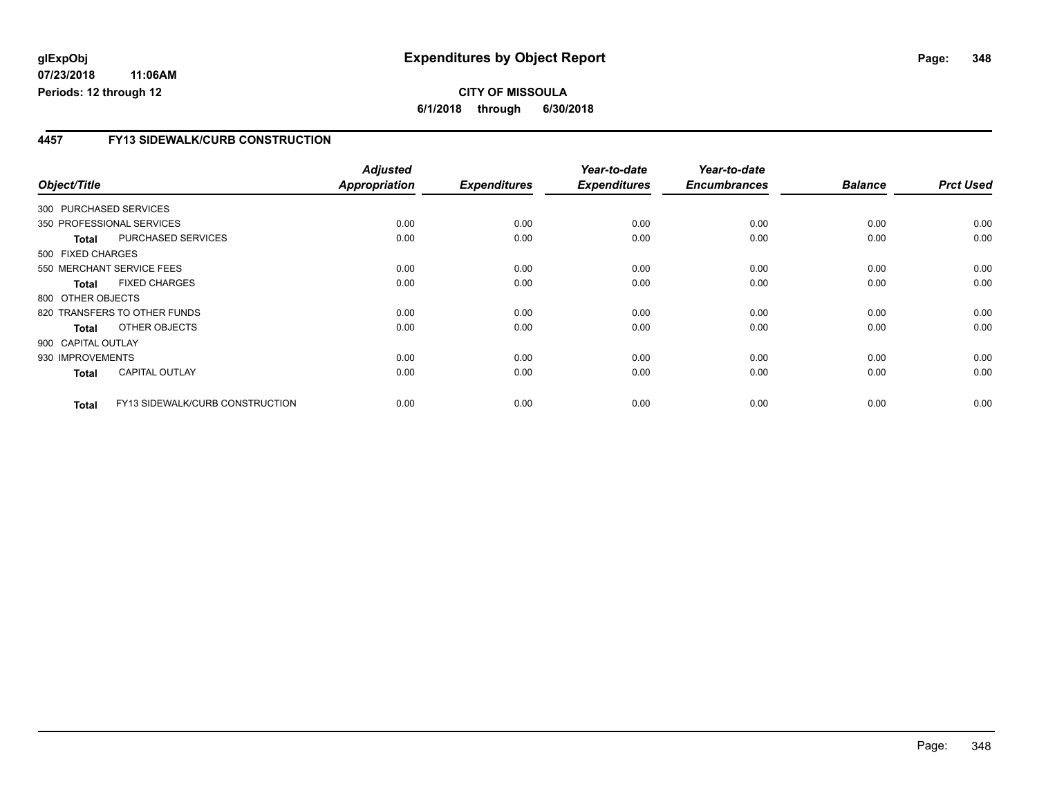**glExpObj** **Expenditures by Object Report**

**07/23/2018 11:06AM**

**Periods: 12 through 12**

**CITY OF MISSOULA**

**6/1/2018 through 6/30/2018**

## 4457 FY13 SIDEWALK/CURB CONSTRUCTION

| Object/Title | | Adjusted Appropriation | Expenditures | Year-to-date Expenditures | Year-to-date Encumbrances | Balance | Prct Used |
|---|---|---|---|---|---|---|---|
| 300 PURCHASED SERVICES | | | | | | | |
| 350 PROFESSIONAL SERVICES | | 0.00 | 0.00 | 0.00 | 0.00 | 0.00 | 0.00 |
| **Total** | PURCHASED SERVICES | 0.00 | 0.00 | 0.00 | 0.00 | 0.00 | 0.00 |
| 500 FIXED CHARGES | | | | | | | |
| 550 MERCHANT SERVICE FEES | | 0.00 | 0.00 | 0.00 | 0.00 | 0.00 | 0.00 |
| **Total** | FIXED CHARGES | 0.00 | 0.00 | 0.00 | 0.00 | 0.00 | 0.00 |
| 800 OTHER OBJECTS | | | | | | | |
| 820 TRANSFERS TO OTHER FUNDS | | 0.00 | 0.00 | 0.00 | 0.00 | 0.00 | 0.00 |
| **Total** | OTHER OBJECTS | 0.00 | 0.00 | 0.00 | 0.00 | 0.00 | 0.00 |
| 900 CAPITAL OUTLAY | | | | | | | |
| 930 IMPROVEMENTS | | 0.00 | 0.00 | 0.00 | 0.00 | 0.00 | 0.00 |
| **Total** | CAPITAL OUTLAY | 0.00 | 0.00 | 0.00 | 0.00 | 0.00 | 0.00 |
| **Total** | FY13 SIDEWALK/CURB CONSTRUCTION | 0.00 | 0.00 | 0.00 | 0.00 | 0.00 | 0.00 |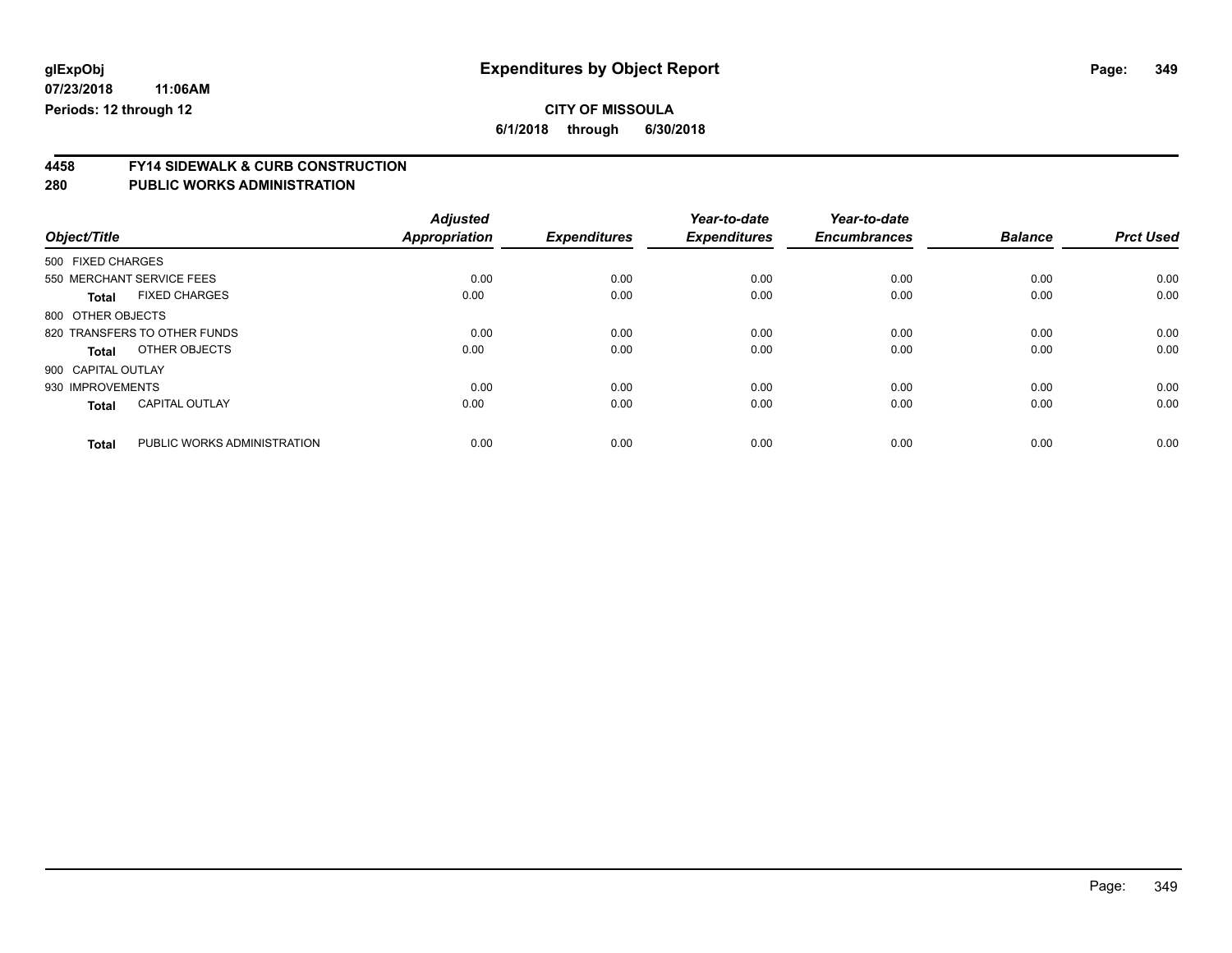glExpObj
07/23/2018 11:06AM
Periods: 12 through 12

# Expenditures by Object Report

**CITY OF MISSOULA**

**6/1/2018 through 6/30/2018**

## 4458 FY14 SIDEWALK & CURB CONSTRUCTION
## 280 PUBLIC WORKS ADMINISTRATION

| Object/Title | | Adjusted Appropriation | Expenditures | Year-to-date Expenditures | Year-to-date Encumbrances | Balance | Prct Used |
|---|---|---|---|---|---|---|---|
| 500 FIXED CHARGES | | | | | | | |
| 550 MERCHANT SERVICE FEES | | 0.00 | 0.00 | 0.00 | 0.00 | 0.00 | 0.00 |
| **Total** | FIXED CHARGES | 0.00 | 0.00 | 0.00 | 0.00 | 0.00 | 0.00 |
| 800 OTHER OBJECTS | | | | | | | |
| 820 TRANSFERS TO OTHER FUNDS | | 0.00 | 0.00 | 0.00 | 0.00 | 0.00 | 0.00 |
| **Total** | OTHER OBJECTS | 0.00 | 0.00 | 0.00 | 0.00 | 0.00 | 0.00 |
| 900 CAPITAL OUTLAY | | | | | | | |
| 930 IMPROVEMENTS | | 0.00 | 0.00 | 0.00 | 0.00 | 0.00 | 0.00 |
| **Total** | CAPITAL OUTLAY | 0.00 | 0.00 | 0.00 | 0.00 | 0.00 | 0.00 |
| **Total** | PUBLIC WORKS ADMINISTRATION | 0.00 | 0.00 | 0.00 | 0.00 | 0.00 | 0.00 |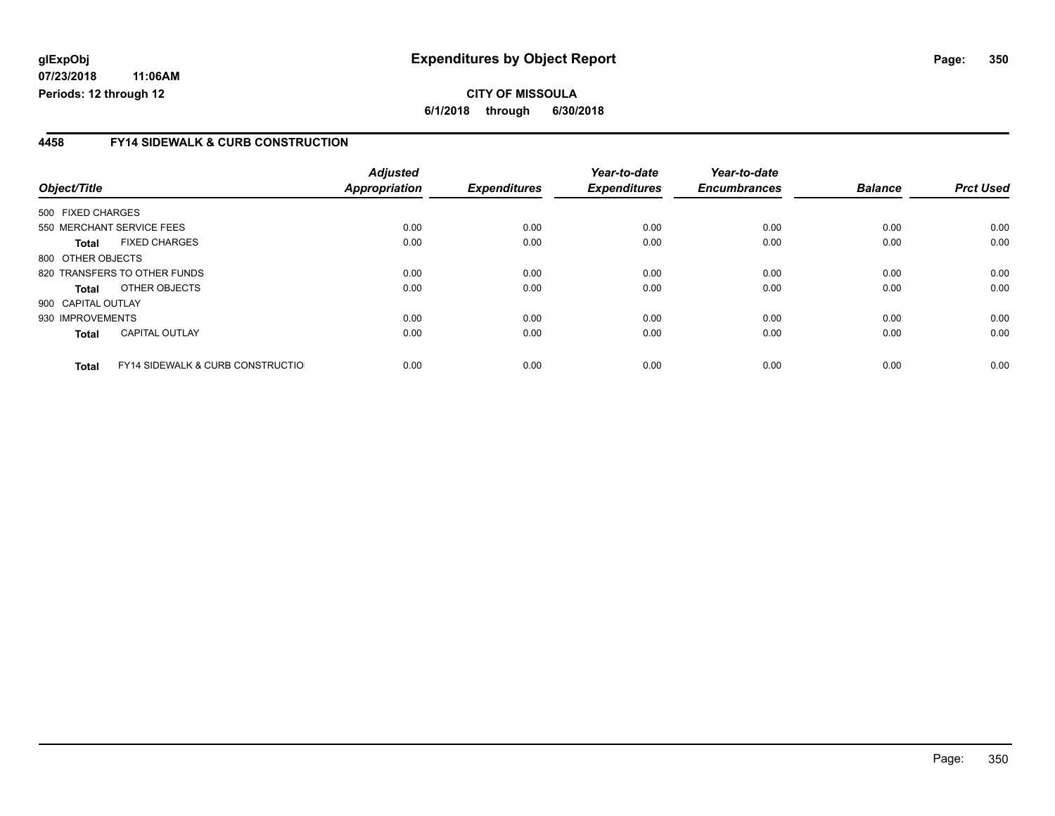**glExpObj** 07/23/2018 11:06AM
**Periods: 12 through 12**

# Expenditures by Object Report

**CITY OF MISSOULA**
**6/1/2018 through 6/30/2018**

## 4458 FY14 SIDEWALK & CURB CONSTRUCTION

| Object/Title | | Adjusted Appropriation | Expenditures | Year-to-date Expenditures | Year-to-date Encumbrances | Balance | Prct Used |
|---|---|---|---|---|---|---|---|
| 500 FIXED CHARGES | | | | | | | |
| 550 MERCHANT SERVICE FEES | | 0.00 | 0.00 | 0.00 | 0.00 | 0.00 | 0.00 |
| **Total** | FIXED CHARGES | 0.00 | 0.00 | 0.00 | 0.00 | 0.00 | 0.00 |
| 800 OTHER OBJECTS | | | | | | | |
| 820 TRANSFERS TO OTHER FUNDS | | 0.00 | 0.00 | 0.00 | 0.00 | 0.00 | 0.00 |
| **Total** | OTHER OBJECTS | 0.00 | 0.00 | 0.00 | 0.00 | 0.00 | 0.00 |
| 900 CAPITAL OUTLAY | | | | | | | |
| 930 IMPROVEMENTS | | 0.00 | 0.00 | 0.00 | 0.00 | 0.00 | 0.00 |
| **Total** | CAPITAL OUTLAY | 0.00 | 0.00 | 0.00 | 0.00 | 0.00 | 0.00 |
| **Total** | FY14 SIDEWALK & CURB CONSTRUCTIO | 0.00 | 0.00 | 0.00 | 0.00 | 0.00 | 0.00 |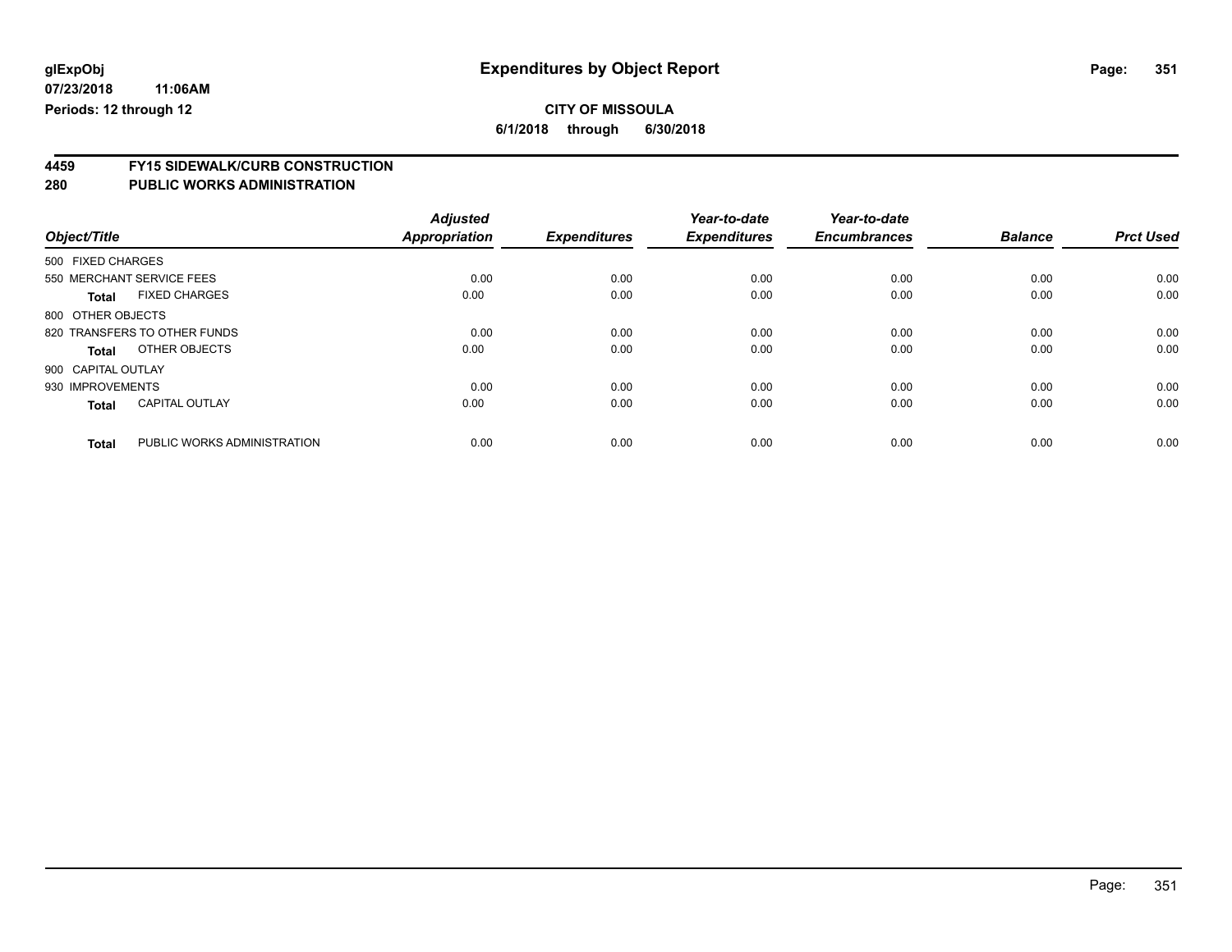# Expenditures by Object Report

glExpObj
07/23/2018 11:06AM
Periods: 12 through 12

**CITY OF MISSOULA**
**6/1/2018 through 6/30/2018**

## 4459 FY15 SIDEWALK/CURB CONSTRUCTION
## 280 PUBLIC WORKS ADMINISTRATION

| Object/Title | | Adjusted Appropriation | Expenditures | Year-to-date Expenditures | Year-to-date Encumbrances | Balance | Prct Used |
|---|---|---|---|---|---|---|---|
| 500 FIXED CHARGES | | | | | | | |
| 550 MERCHANT SERVICE FEES | | 0.00 | 0.00 | 0.00 | 0.00 | 0.00 | 0.00 |
| **Total** | FIXED CHARGES | 0.00 | 0.00 | 0.00 | 0.00 | 0.00 | 0.00 |
| 800 OTHER OBJECTS | | | | | | | |
| 820 TRANSFERS TO OTHER FUNDS | | 0.00 | 0.00 | 0.00 | 0.00 | 0.00 | 0.00 |
| **Total** | OTHER OBJECTS | 0.00 | 0.00 | 0.00 | 0.00 | 0.00 | 0.00 |
| 900 CAPITAL OUTLAY | | | | | | | |
| 930 IMPROVEMENTS | | 0.00 | 0.00 | 0.00 | 0.00 | 0.00 | 0.00 |
| **Total** | CAPITAL OUTLAY | 0.00 | 0.00 | 0.00 | 0.00 | 0.00 | 0.00 |
| **Total** | PUBLIC WORKS ADMINISTRATION | 0.00 | 0.00 | 0.00 | 0.00 | 0.00 | 0.00 |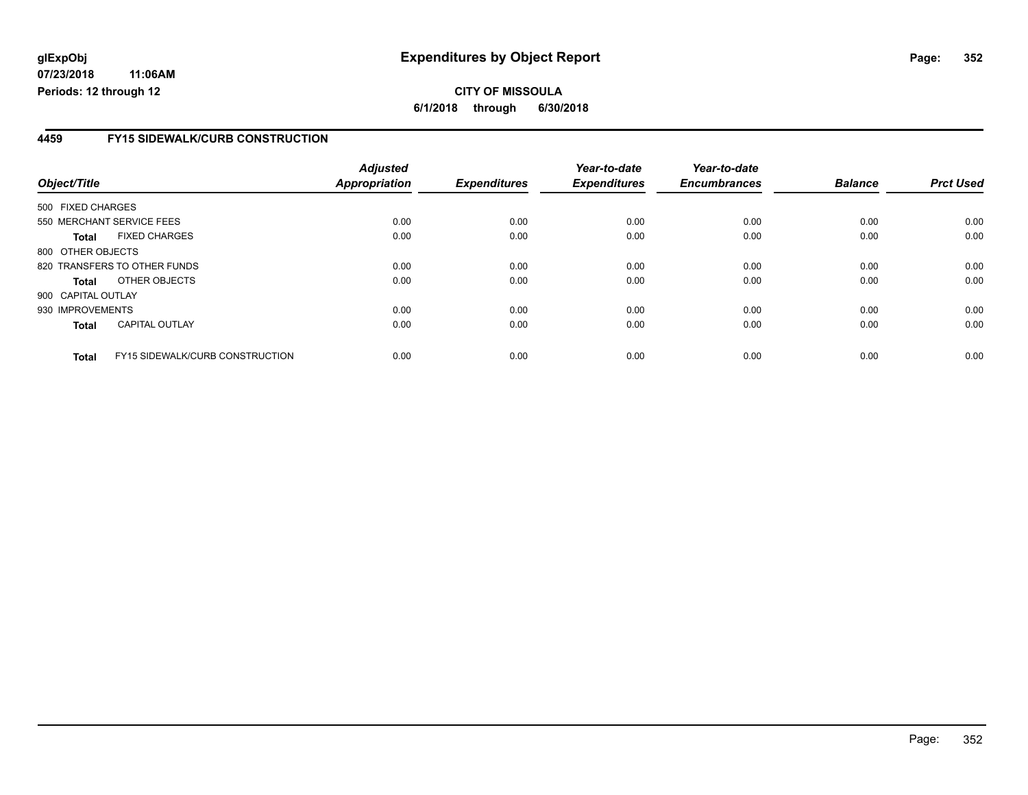glExpObj
07/23/2018 11:06AM
Periods: 12 through 12

# Expenditures by Object Report

**CITY OF MISSOULA**

**6/1/2018 through 6/30/2018**

## 4459 FY15 SIDEWALK/CURB CONSTRUCTION

| Object/Title | | Adjusted Appropriation | Expenditures | Year-to-date Expenditures | Year-to-date Encumbrances | Balance | Prct Used |
|---|---|---|---|---|---|---|---|
| 500 FIXED CHARGES | | | | | | | |
| 550 MERCHANT SERVICE FEES | | 0.00 | 0.00 | 0.00 | 0.00 | 0.00 | 0.00 |
| **Total** | FIXED CHARGES | 0.00 | 0.00 | 0.00 | 0.00 | 0.00 | 0.00 |
| 800 OTHER OBJECTS | | | | | | | |
| 820 TRANSFERS TO OTHER FUNDS | | 0.00 | 0.00 | 0.00 | 0.00 | 0.00 | 0.00 |
| **Total** | OTHER OBJECTS | 0.00 | 0.00 | 0.00 | 0.00 | 0.00 | 0.00 |
| 900 CAPITAL OUTLAY | | | | | | | |
| 930 IMPROVEMENTS | | 0.00 | 0.00 | 0.00 | 0.00 | 0.00 | 0.00 |
| **Total** | CAPITAL OUTLAY | 0.00 | 0.00 | 0.00 | 0.00 | 0.00 | 0.00 |
| **Total** | FY15 SIDEWALK/CURB CONSTRUCTION | 0.00 | 0.00 | 0.00 | 0.00 | 0.00 | 0.00 |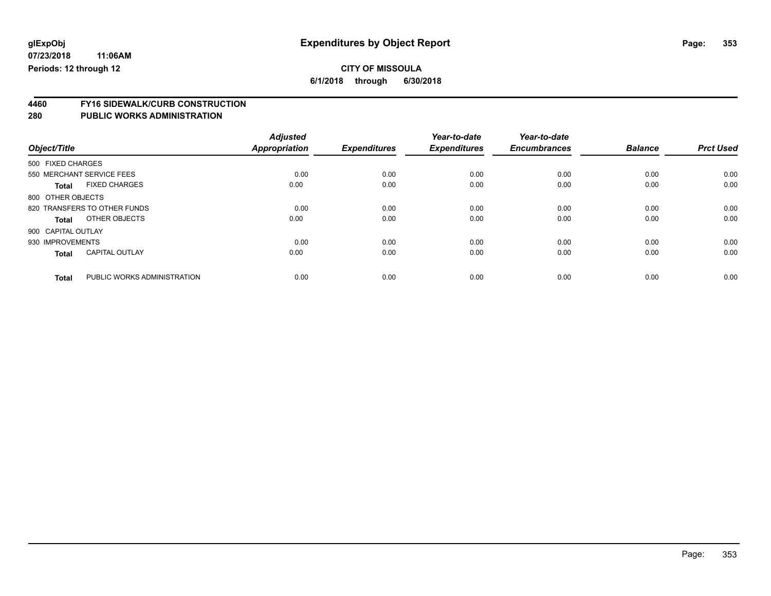**glExpObj** 
**07/23/2018 11:06AM** 
**Periods: 12 through 12**

# Expenditures by Object Report

**CITY OF MISSOULA**
**6/1/2018 through 6/30/2018**

## 4460 FY16 SIDEWALK/CURB CONSTRUCTION
## 280 PUBLIC WORKS ADMINISTRATION

| Object/Title | | Adjusted Appropriation | Expenditures | Year-to-date Expenditures | Year-to-date Encumbrances | Balance | Prct Used |
|---|---|---|---|---|---|---|---|
| 500 FIXED CHARGES | | | | | | | |
| 550 MERCHANT SERVICE FEES | | 0.00 | 0.00 | 0.00 | 0.00 | 0.00 | 0.00 |
| **Total** | FIXED CHARGES | 0.00 | 0.00 | 0.00 | 0.00 | 0.00 | 0.00 |
| 800 OTHER OBJECTS | | | | | | | |
| 820 TRANSFERS TO OTHER FUNDS | | 0.00 | 0.00 | 0.00 | 0.00 | 0.00 | 0.00 |
| **Total** | OTHER OBJECTS | 0.00 | 0.00 | 0.00 | 0.00 | 0.00 | 0.00 |
| 900 CAPITAL OUTLAY | | | | | | | |
| 930 IMPROVEMENTS | | 0.00 | 0.00 | 0.00 | 0.00 | 0.00 | 0.00 |
| **Total** | CAPITAL OUTLAY | 0.00 | 0.00 | 0.00 | 0.00 | 0.00 | 0.00 |
| **Total** | PUBLIC WORKS ADMINISTRATION | 0.00 | 0.00 | 0.00 | 0.00 | 0.00 | 0.00 |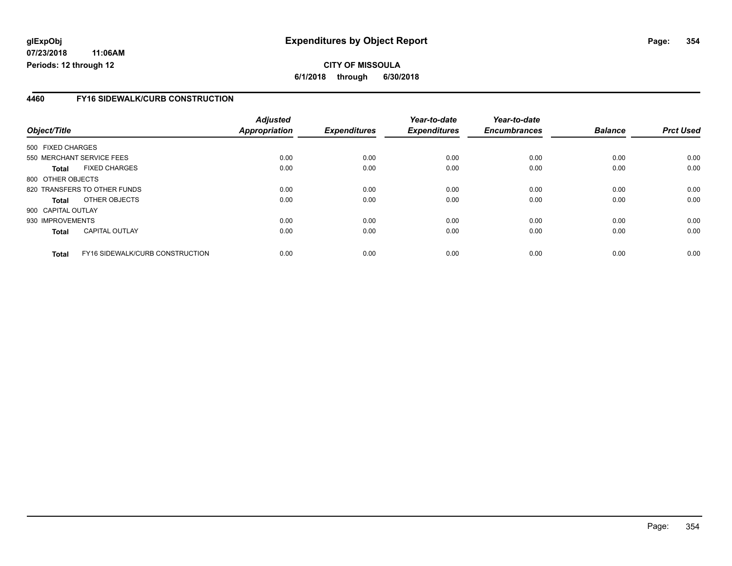**glExpObj**
**07/23/2018 11:06AM**
**Periods: 12 through 12**

# Expenditures by Object Report

**CITY OF MISSOULA**
**6/1/2018 through 6/30/2018**

## 4460 FY16 SIDEWALK/CURB CONSTRUCTION

| Object/Title | Adjusted Appropriation | Expenditures | Year-to-date Expenditures | Year-to-date Encumbrances | Balance | Prct Used |
|---|---|---|---|---|---|---|
| 500 FIXED CHARGES | | | | | | |
| 550 MERCHANT SERVICE FEES | 0.00 | 0.00 | 0.00 | 0.00 | 0.00 | 0.00 |
| **Total** FIXED CHARGES | 0.00 | 0.00 | 0.00 | 0.00 | 0.00 | 0.00 |
| 800 OTHER OBJECTS | | | | | | |
| 820 TRANSFERS TO OTHER FUNDS | 0.00 | 0.00 | 0.00 | 0.00 | 0.00 | 0.00 |
| **Total** OTHER OBJECTS | 0.00 | 0.00 | 0.00 | 0.00 | 0.00 | 0.00 |
| 900 CAPITAL OUTLAY | | | | | | |
| 930 IMPROVEMENTS | 0.00 | 0.00 | 0.00 | 0.00 | 0.00 | 0.00 |
| **Total** CAPITAL OUTLAY | 0.00 | 0.00 | 0.00 | 0.00 | 0.00 | 0.00 |
| **Total** FY16 SIDEWALK/CURB CONSTRUCTION | 0.00 | 0.00 | 0.00 | 0.00 | 0.00 | 0.00 |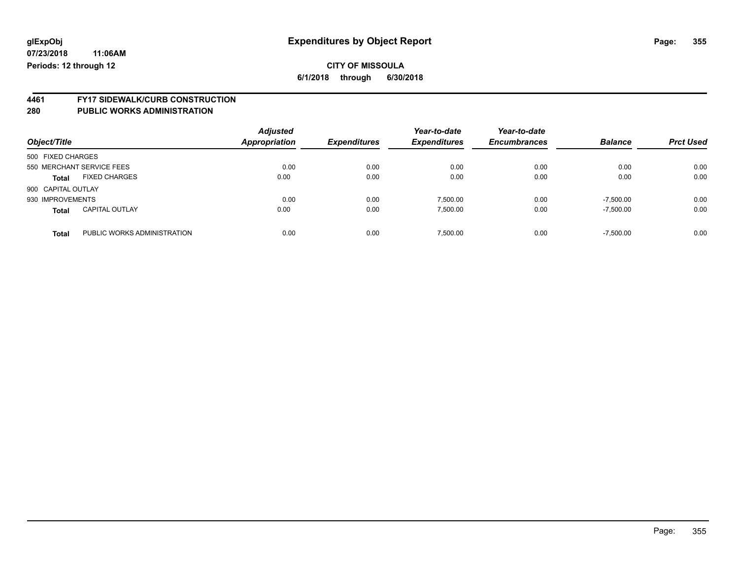**glExpObj** **Expenditures by Object Report**

**07/23/2018 11:06AM**

**Periods: 12 through 12**

**CITY OF MISSOULA**

**6/1/2018 through 6/30/2018**

## 4461 FY17 SIDEWALK/CURB CONSTRUCTION
## 280 PUBLIC WORKS ADMINISTRATION

| Object/Title | | *Adjusted Appropriation* | *Expenditures* | *Year-to-date Expenditures* | *Year-to-date Encumbrances* | *Balance* | *Prct Used* |
|---|---|---|---|---|---|---|---|
| 500 FIXED CHARGES | | | | | | | |
| 550 MERCHANT SERVICE FEES | | 0.00 | 0.00 | 0.00 | 0.00 | 0.00 | 0.00 |
| **Total** | FIXED CHARGES | 0.00 | 0.00 | 0.00 | 0.00 | 0.00 | 0.00 |
| 900 CAPITAL OUTLAY | | | | | | | |
| 930 IMPROVEMENTS | | 0.00 | 0.00 | 7,500.00 | 0.00 | -7,500.00 | 0.00 |
| **Total** | CAPITAL OUTLAY | 0.00 | 0.00 | 7,500.00 | 0.00 | -7,500.00 | 0.00 |
| **Total** | PUBLIC WORKS ADMINISTRATION | 0.00 | 0.00 | 7,500.00 | 0.00 | -7,500.00 | 0.00 |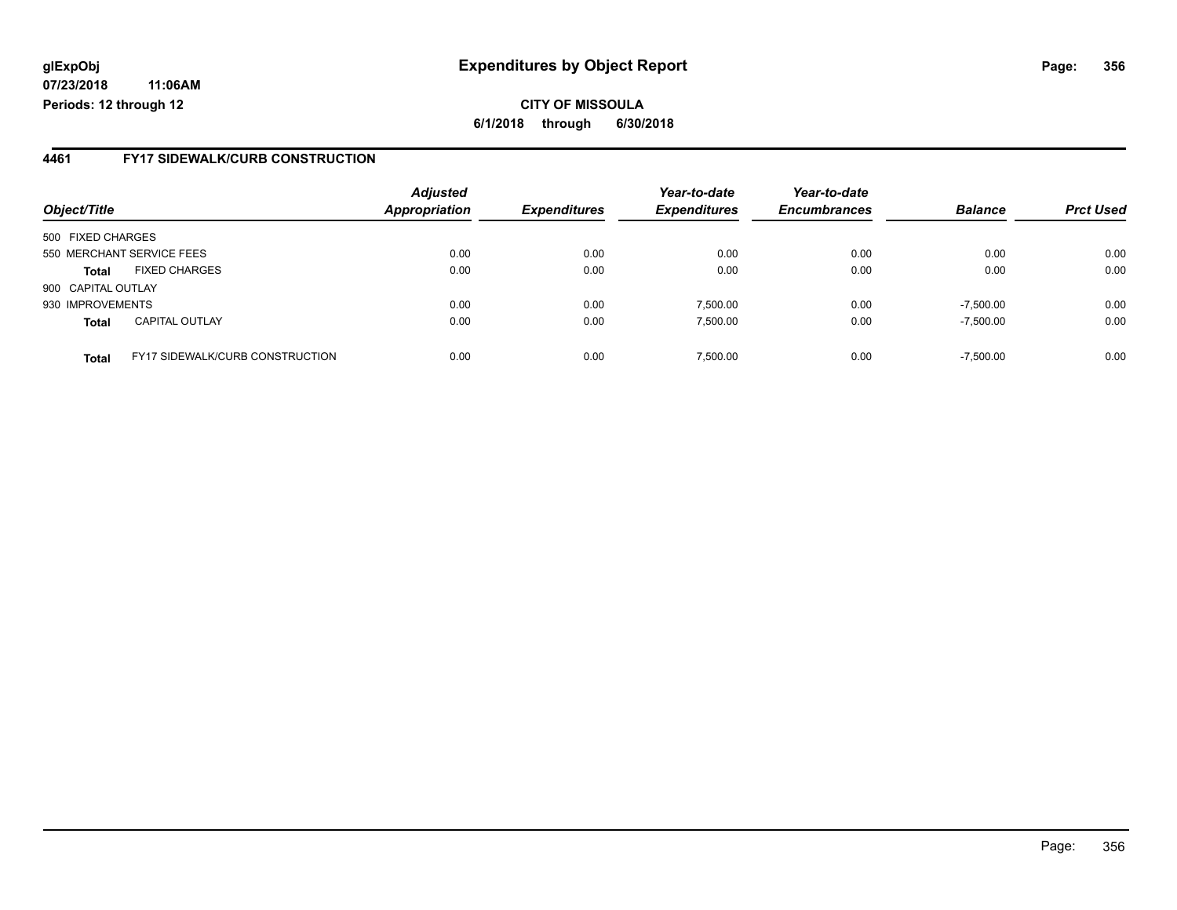**glExpObj** **Expenditures by Object Report**

**07/23/2018 11:06AM**

**Periods: 12 through 12**

**CITY OF MISSOULA**

**6/1/2018 through 6/30/2018**

## 4461 FY17 SIDEWALK/CURB CONSTRUCTION

| Object/Title | | Adjusted Appropriation | Expenditures | Year-to-date Expenditures | Year-to-date Encumbrances | Balance | Prct Used |
|---|---|---|---|---|---|---|---|
| 500 FIXED CHARGES | | | | | | | |
| 550 MERCHANT SERVICE FEES | | 0.00 | 0.00 | 0.00 | 0.00 | 0.00 | 0.00 |
| **Total** | FIXED CHARGES | 0.00 | 0.00 | 0.00 | 0.00 | 0.00 | 0.00 |
| 900 CAPITAL OUTLAY | | | | | | | |
| 930 IMPROVEMENTS | | 0.00 | 0.00 | 7,500.00 | 0.00 | -7,500.00 | 0.00 |
| **Total** | CAPITAL OUTLAY | 0.00 | 0.00 | 7,500.00 | 0.00 | -7,500.00 | 0.00 |
| **Total** | FY17 SIDEWALK/CURB CONSTRUCTION | 0.00 | 0.00 | 7,500.00 | 0.00 | -7,500.00 | 0.00 |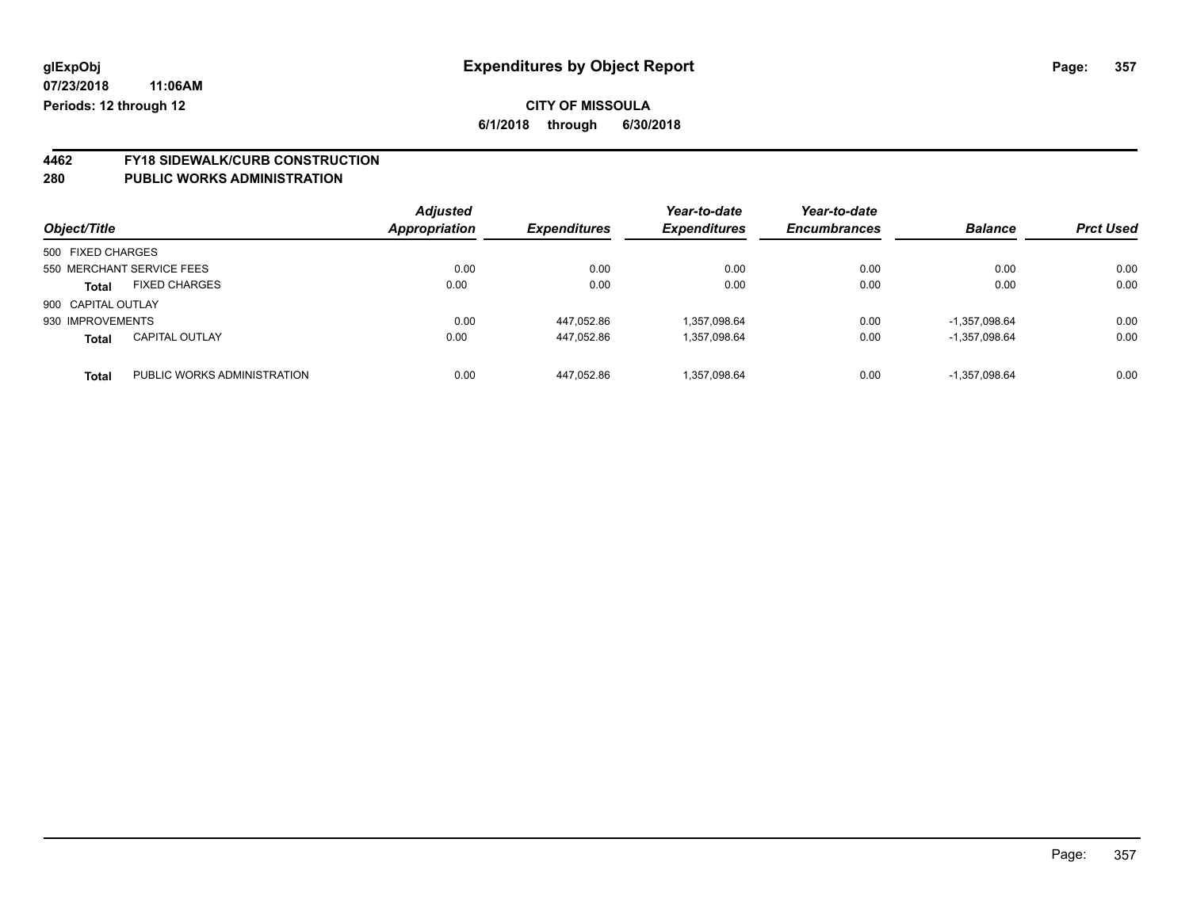# Expenditures by Object Report

glExpObj
07/23/2018 11:06AM
Periods: 12 through 12

**CITY OF MISSOULA**
**6/1/2018 through 6/30/2018**

## 4462 FY18 SIDEWALK/CURB CONSTRUCTION
## 280 PUBLIC WORKS ADMINISTRATION

| Object/Title | | *Adjusted Appropriation* | *Expenditures* | *Year-to-date Expenditures* | *Year-to-date Encumbrances* | *Balance* | *Prct Used* |
|---|---|---|---|---|---|---|---|
| 500 FIXED CHARGES | | | | | | | |
| 550 MERCHANT SERVICE FEES | | 0.00 | 0.00 | 0.00 | 0.00 | 0.00 | 0.00 |
| **Total** | FIXED CHARGES | 0.00 | 0.00 | 0.00 | 0.00 | 0.00 | 0.00 |
| 900 CAPITAL OUTLAY | | | | | | | |
| 930 IMPROVEMENTS | | 0.00 | 447,052.86 | 1,357,098.64 | 0.00 | -1,357,098.64 | 0.00 |
| **Total** | CAPITAL OUTLAY | 0.00 | 447,052.86 | 1,357,098.64 | 0.00 | -1,357,098.64 | 0.00 |
| **Total** | PUBLIC WORKS ADMINISTRATION | 0.00 | 447,052.86 | 1,357,098.64 | 0.00 | -1,357,098.64 | 0.00 |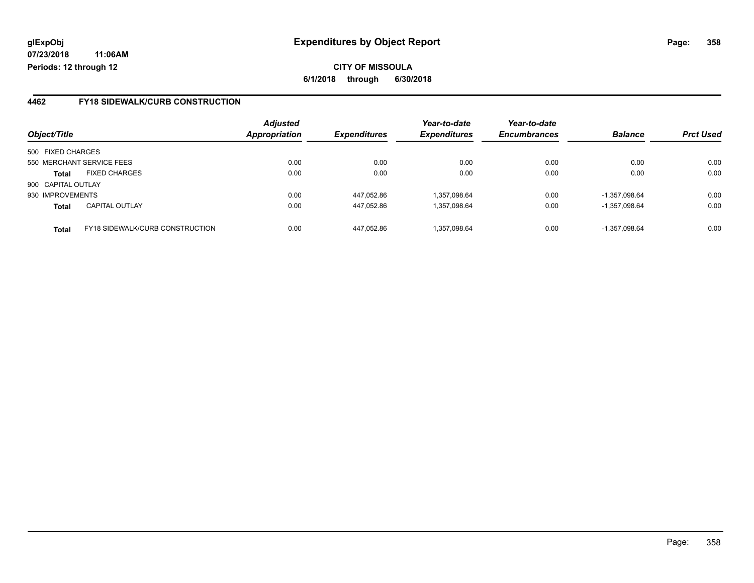**glExpObj**
**07/23/2018 11:06AM**
**Periods: 12 through 12**

# Expenditures by Object Report

**CITY OF MISSOULA**
**6/1/2018 through 6/30/2018**

## 4462 FY18 SIDEWALK/CURB CONSTRUCTION

| Object/Title | | Adjusted Appropriation | Expenditures | Year-to-date Expenditures | Year-to-date Encumbrances | Balance | Prct Used |
|---|---|---|---|---|---|---|---|
| 500 FIXED CHARGES | | | | | | | |
| 550 MERCHANT SERVICE FEES | | 0.00 | 0.00 | 0.00 | 0.00 | 0.00 | 0.00 |
| **Total** | FIXED CHARGES | 0.00 | 0.00 | 0.00 | 0.00 | 0.00 | 0.00 |
| 900 CAPITAL OUTLAY | | | | | | | |
| 930 IMPROVEMENTS | | 0.00 | 447,052.86 | 1,357,098.64 | 0.00 | -1,357,098.64 | 0.00 |
| **Total** | CAPITAL OUTLAY | 0.00 | 447,052.86 | 1,357,098.64 | 0.00 | -1,357,098.64 | 0.00 |
| **Total** | FY18 SIDEWALK/CURB CONSTRUCTION | 0.00 | 447,052.86 | 1,357,098.64 | 0.00 | -1,357,098.64 | 0.00 |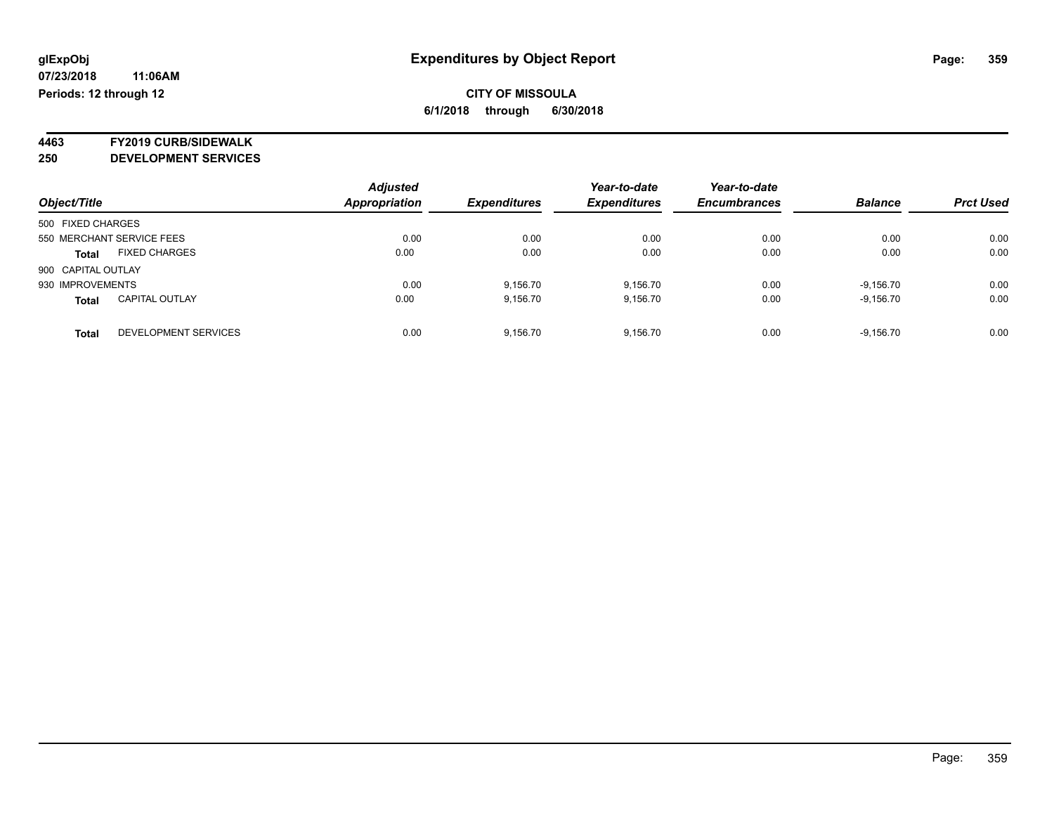**glExpObj** **Expenditures by Object Report**

**07/23/2018 11:06AM**

**Periods: 12 through 12**

**CITY OF MISSOULA**

**6/1/2018 through 6/30/2018**

**4463 FY2019 CURB/SIDEWALK**

**250 DEVELOPMENT SERVICES**

| Object/Title | | Adjusted Appropriation | Expenditures | Year-to-date Expenditures | Year-to-date Encumbrances | Balance | Prct Used |
|---|---|---|---|---|---|---|---|
| 500 FIXED CHARGES | | | | | | | |
| 550 MERCHANT SERVICE FEES | | 0.00 | 0.00 | 0.00 | 0.00 | 0.00 | 0.00 |
| **Total** | FIXED CHARGES | 0.00 | 0.00 | 0.00 | 0.00 | 0.00 | 0.00 |
| 900 CAPITAL OUTLAY | | | | | | | |
| 930 IMPROVEMENTS | | 0.00 | 9,156.70 | 9,156.70 | 0.00 | -9,156.70 | 0.00 |
| **Total** | CAPITAL OUTLAY | 0.00 | 9,156.70 | 9,156.70 | 0.00 | -9,156.70 | 0.00 |
| **Total** | DEVELOPMENT SERVICES | 0.00 | 9,156.70 | 9,156.70 | 0.00 | -9,156.70 | 0.00 |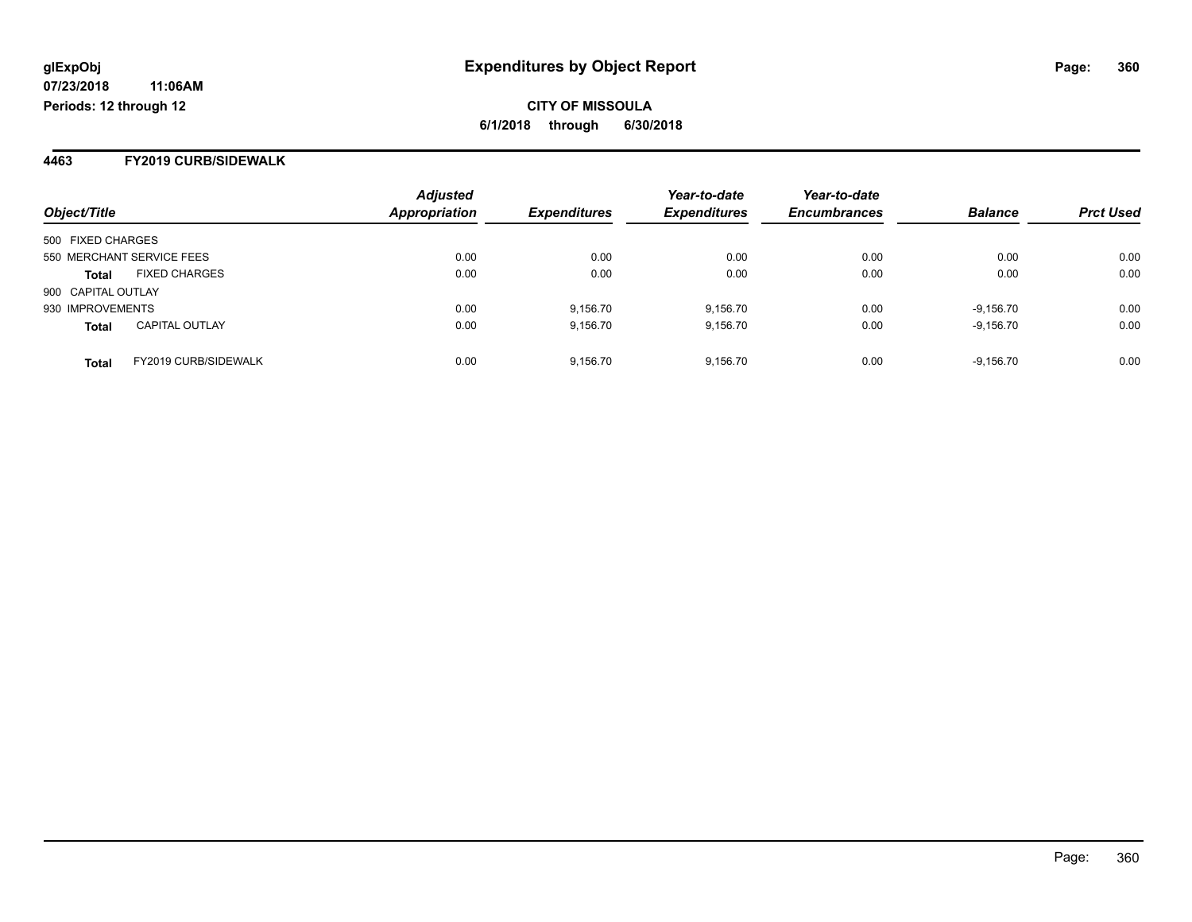glExpObj
07/23/2018 11:06AM
Periods: 12 through 12

# Expenditures by Object Report

**CITY OF MISSOULA**
**6/1/2018 through 6/30/2018**

## 4463 FY2019 CURB/SIDEWALK

| Object/Title | | Adjusted Appropriation | Expenditures | Year-to-date Expenditures | Year-to-date Encumbrances | Balance | Prct Used |
|---|---|---|---|---|---|---|---|
| 500 FIXED CHARGES | | | | | | | |
| 550 MERCHANT SERVICE FEES | | 0.00 | 0.00 | 0.00 | 0.00 | 0.00 | 0.00 |
| **Total** | FIXED CHARGES | 0.00 | 0.00 | 0.00 | 0.00 | 0.00 | 0.00 |
| 900 CAPITAL OUTLAY | | | | | | | |
| 930 IMPROVEMENTS | | 0.00 | 9,156.70 | 9,156.70 | 0.00 | -9,156.70 | 0.00 |
| **Total** | CAPITAL OUTLAY | 0.00 | 9,156.70 | 9,156.70 | 0.00 | -9,156.70 | 0.00 |
| **Total** | FY2019 CURB/SIDEWALK | 0.00 | 9,156.70 | 9,156.70 | 0.00 | -9,156.70 | 0.00 |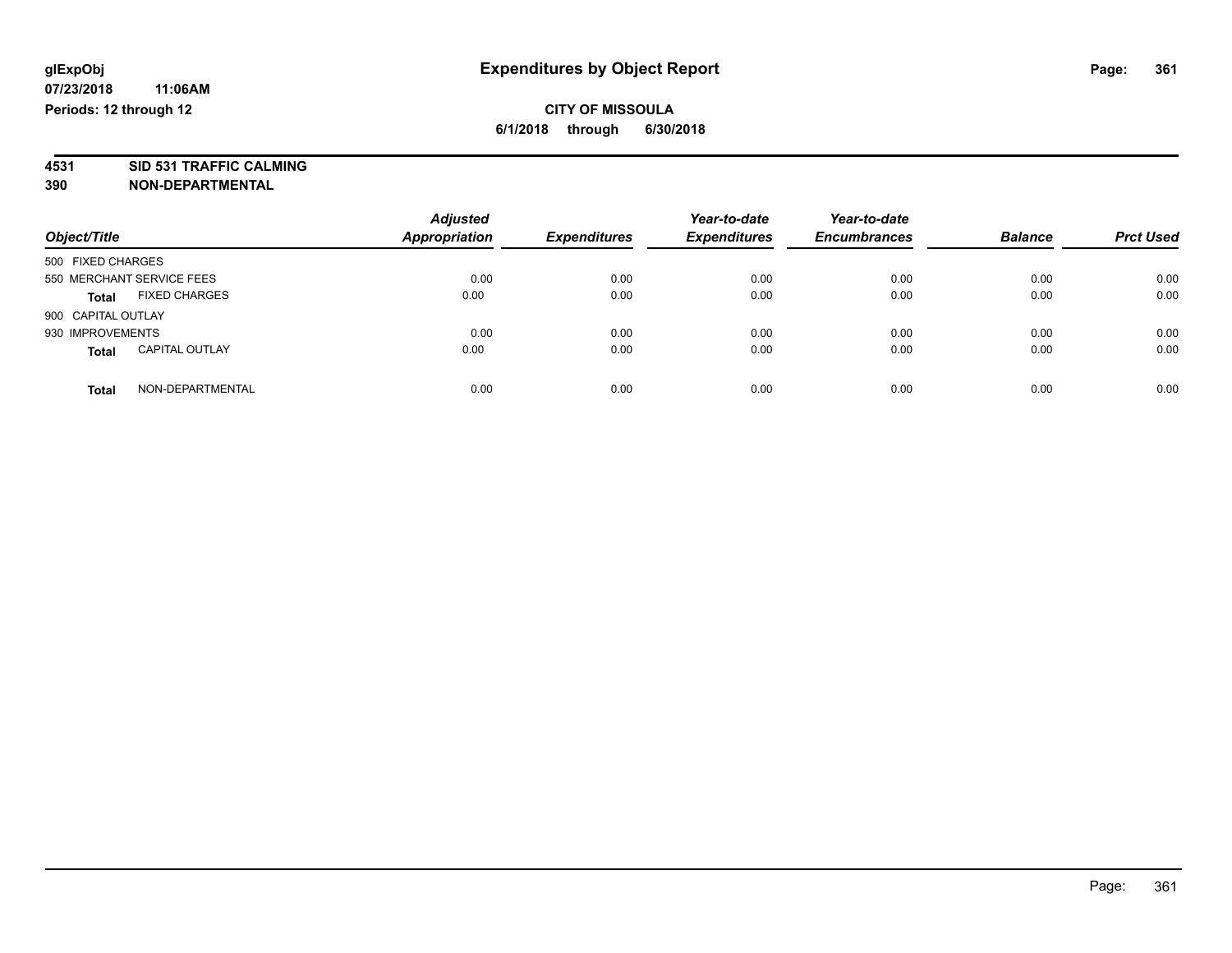**glExpObj**
**07/23/2018 11:06AM**
**Periods: 12 through 12**

# Expenditures by Object Report

**CITY OF MISSOULA**
**6/1/2018 through 6/30/2018**

**4531 SID 531 TRAFFIC CALMING**
**390 NON-DEPARTMENTAL**

| Object/Title | | Adjusted Appropriation | Expenditures | Year-to-date Expenditures | Year-to-date Encumbrances | Balance | Prct Used |
|---|---|---|---|---|---|---|---|
| 500 FIXED CHARGES | | | | | | | |
| 550 MERCHANT SERVICE FEES | | 0.00 | 0.00 | 0.00 | 0.00 | 0.00 | 0.00 |
| **Total** | FIXED CHARGES | 0.00 | 0.00 | 0.00 | 0.00 | 0.00 | 0.00 |
| 900 CAPITAL OUTLAY | | | | | | | |
| 930 IMPROVEMENTS | | 0.00 | 0.00 | 0.00 | 0.00 | 0.00 | 0.00 |
| **Total** | CAPITAL OUTLAY | 0.00 | 0.00 | 0.00 | 0.00 | 0.00 | 0.00 |
| **Total** | NON-DEPARTMENTAL | 0.00 | 0.00 | 0.00 | 0.00 | 0.00 | 0.00 |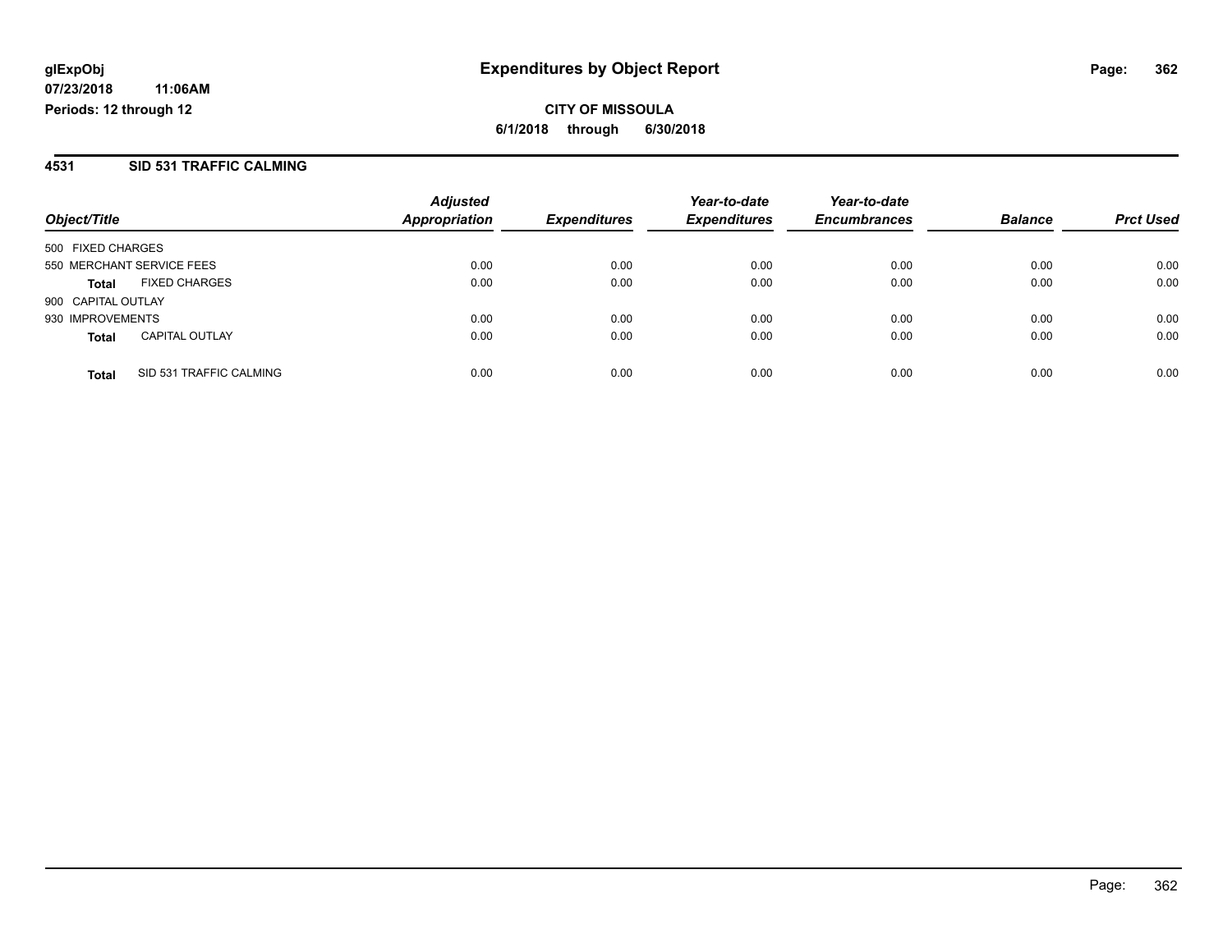**glExpObj**
**07/23/2018 11:06AM**
**Periods: 12 through 12**

# Expenditures by Object Report

**CITY OF MISSOULA**
**6/1/2018 through 6/30/2018**

## 4531 SID 531 TRAFFIC CALMING

| Object/Title | | *Adjusted Appropriation* | *Expenditures* | *Year-to-date Expenditures* | *Year-to-date Encumbrances* | *Balance* | *Prct Used* |
|---|---|---|---|---|---|---|---|
| 500 FIXED CHARGES | | | | | | | |
| 550 MERCHANT SERVICE FEES | | 0.00 | 0.00 | 0.00 | 0.00 | 0.00 | 0.00 |
| **Total** | FIXED CHARGES | 0.00 | 0.00 | 0.00 | 0.00 | 0.00 | 0.00 |
| 900 CAPITAL OUTLAY | | | | | | | |
| 930 IMPROVEMENTS | | 0.00 | 0.00 | 0.00 | 0.00 | 0.00 | 0.00 |
| **Total** | CAPITAL OUTLAY | 0.00 | 0.00 | 0.00 | 0.00 | 0.00 | 0.00 |
| **Total** | SID 531 TRAFFIC CALMING | 0.00 | 0.00 | 0.00 | 0.00 | 0.00 | 0.00 |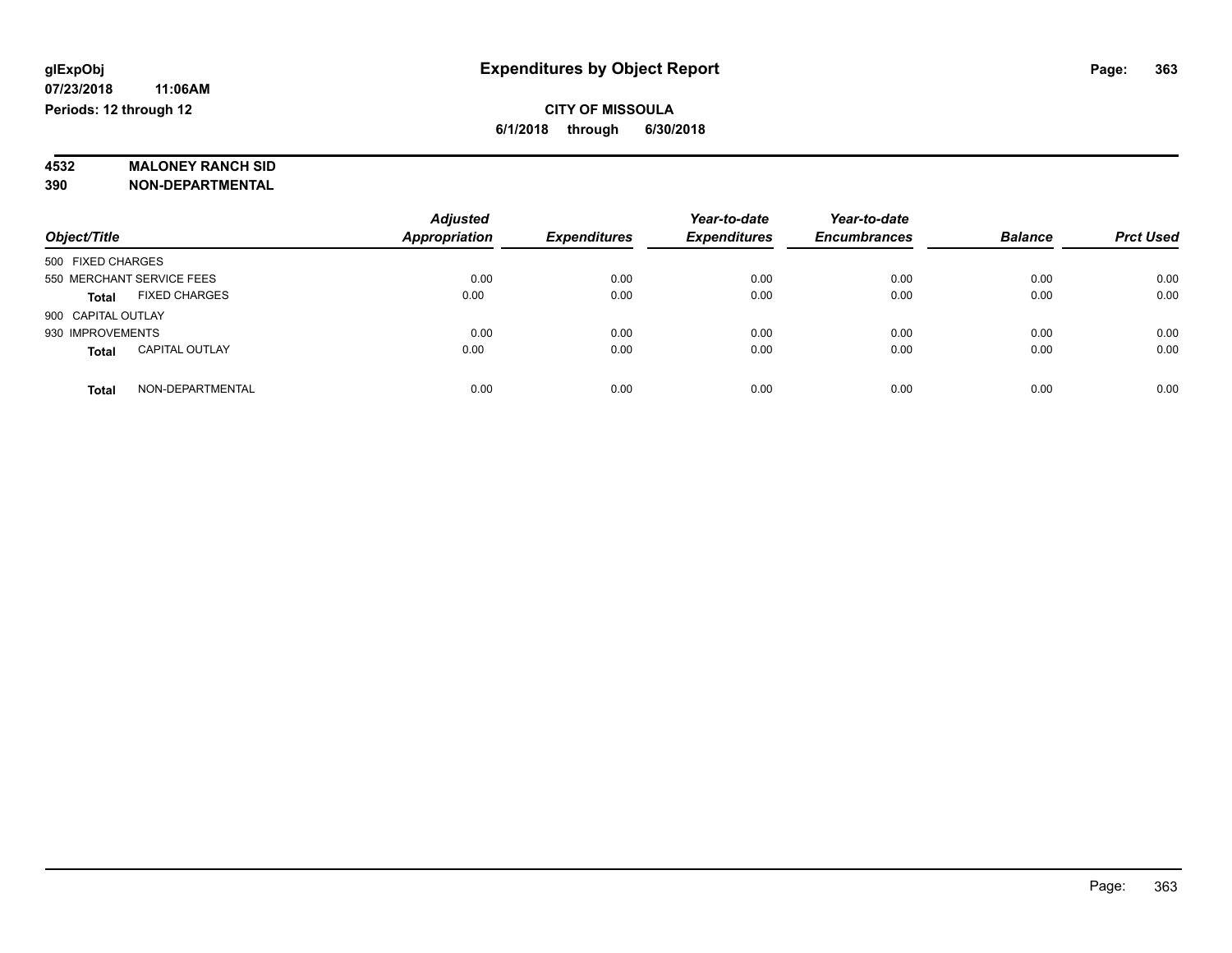# Expenditures by Object Report

glExpObj
07/23/2018 11:06AM
Periods: 12 through 12

**CITY OF MISSOULA**
**6/1/2018 through 6/30/2018**

**4532 MALONEY RANCH SID**
**390 NON-DEPARTMENTAL**

| Object/Title | | Adjusted Appropriation | Expenditures | Year-to-date Expenditures | Year-to-date Encumbrances | Balance | Prct Used |
|---|---|---|---|---|---|---|---|
| 500 FIXED CHARGES | | | | | | | |
| 550 MERCHANT SERVICE FEES | | 0.00 | 0.00 | 0.00 | 0.00 | 0.00 | 0.00 |
| **Total** | FIXED CHARGES | 0.00 | 0.00 | 0.00 | 0.00 | 0.00 | 0.00 |
| 900 CAPITAL OUTLAY | | | | | | | |
| 930 IMPROVEMENTS | | 0.00 | 0.00 | 0.00 | 0.00 | 0.00 | 0.00 |
| **Total** | CAPITAL OUTLAY | 0.00 | 0.00 | 0.00 | 0.00 | 0.00 | 0.00 |
| **Total** | NON-DEPARTMENTAL | 0.00 | 0.00 | 0.00 | 0.00 | 0.00 | 0.00 |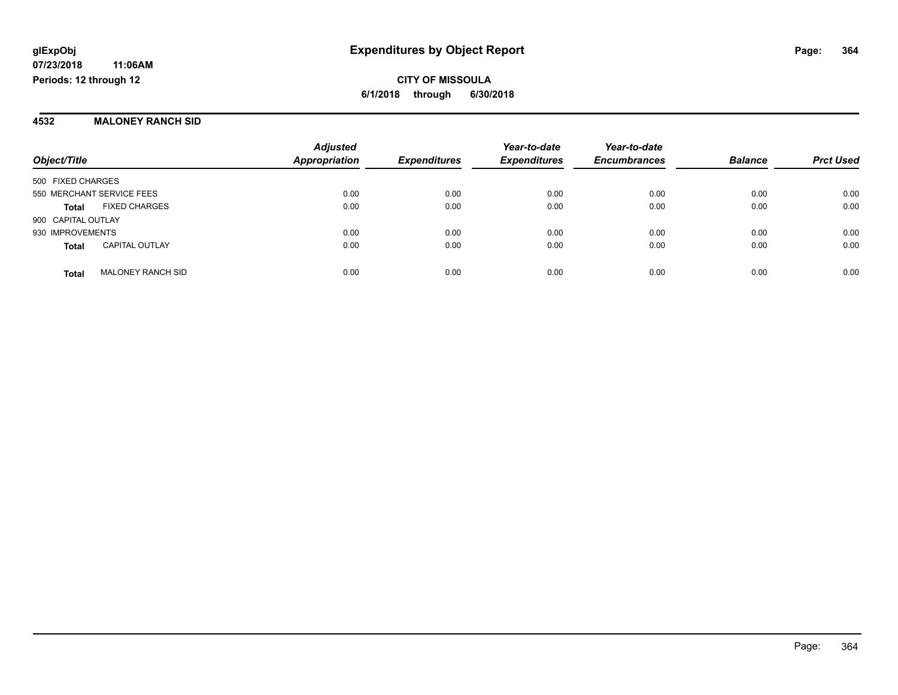glExpObj
07/23/2018 11:06AM
Periods: 12 through 12

# Expenditures by Object Report

**CITY OF MISSOULA**
**6/1/2018 through 6/30/2018**

## 4532 MALONEY RANCH SID

| Object/Title | Adjusted Appropriation | Expenditures | Year-to-date Expenditures | Year-to-date Encumbrances | Balance | Prct Used |
|---|---|---|---|---|---|---|
| 500 FIXED CHARGES | | | | | | |
| 550 MERCHANT SERVICE FEES | 0.00 | 0.00 | 0.00 | 0.00 | 0.00 | 0.00 |
| **Total** FIXED CHARGES | 0.00 | 0.00 | 0.00 | 0.00 | 0.00 | 0.00 |
| 900 CAPITAL OUTLAY | | | | | | |
| 930 IMPROVEMENTS | 0.00 | 0.00 | 0.00 | 0.00 | 0.00 | 0.00 |
| **Total** CAPITAL OUTLAY | 0.00 | 0.00 | 0.00 | 0.00 | 0.00 | 0.00 |
| **Total** MALONEY RANCH SID | 0.00 | 0.00 | 0.00 | 0.00 | 0.00 | 0.00 |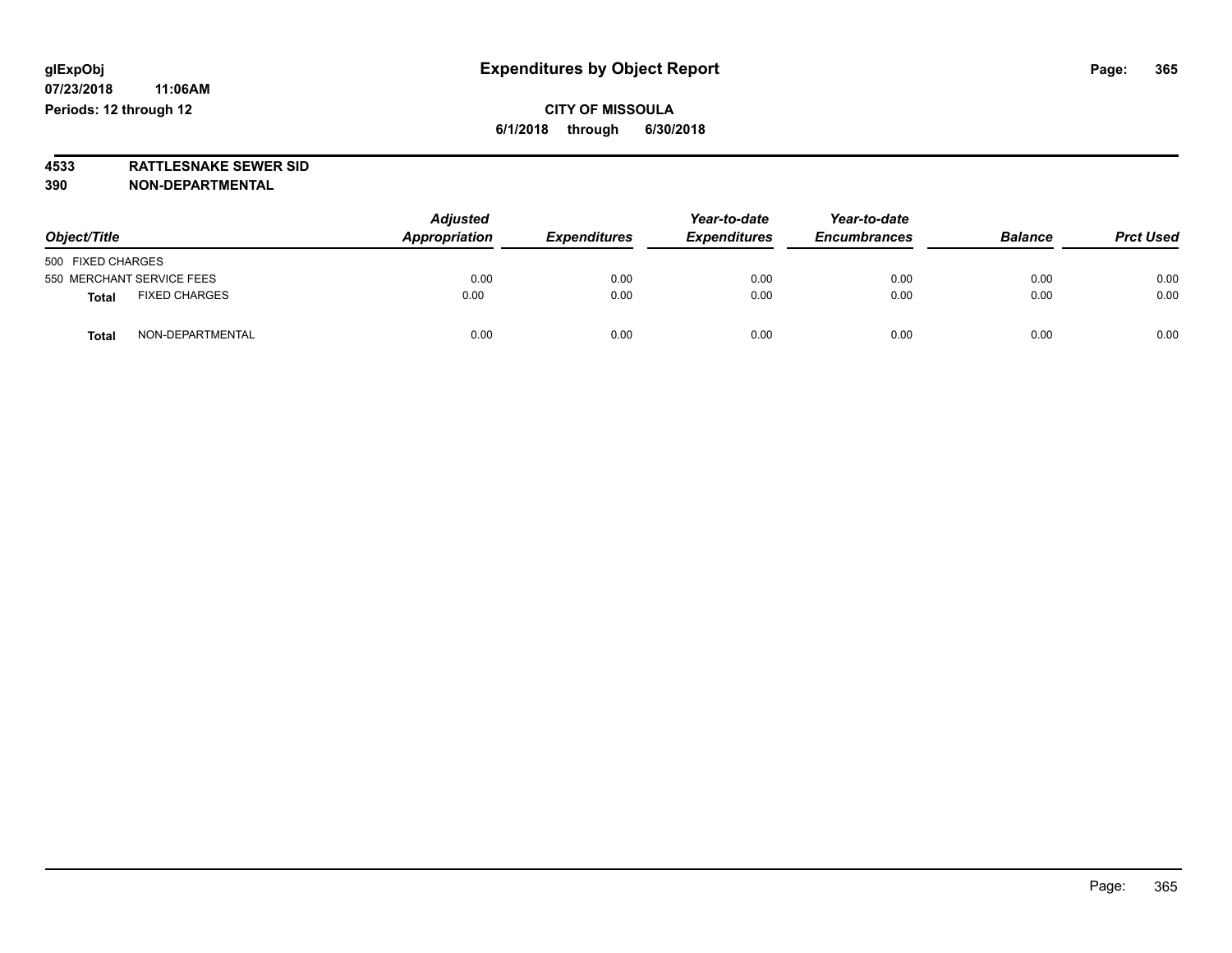**glExpObj**
**07/23/2018 11:06AM**
**Periods: 12 through 12**

# Expenditures by Object Report

**CITY OF MISSOULA**
**6/1/2018 through 6/30/2018**

**4533 RATTLESNAKE SEWER SID**
**390 NON-DEPARTMENTAL**

| Object/Title | | Adjusted Appropriation | Expenditures | Year-to-date Expenditures | Year-to-date Encumbrances | Balance | Prct Used |
|---|---|---|---|---|---|---|---|
| 500 FIXED CHARGES | | | | | | | |
| 550 MERCHANT SERVICE FEES | | 0.00 | 0.00 | 0.00 | 0.00 | 0.00 | 0.00 |
| **Total** | FIXED CHARGES | 0.00 | 0.00 | 0.00 | 0.00 | 0.00 | 0.00 |
| **Total** | NON-DEPARTMENTAL | 0.00 | 0.00 | 0.00 | 0.00 | 0.00 | 0.00 |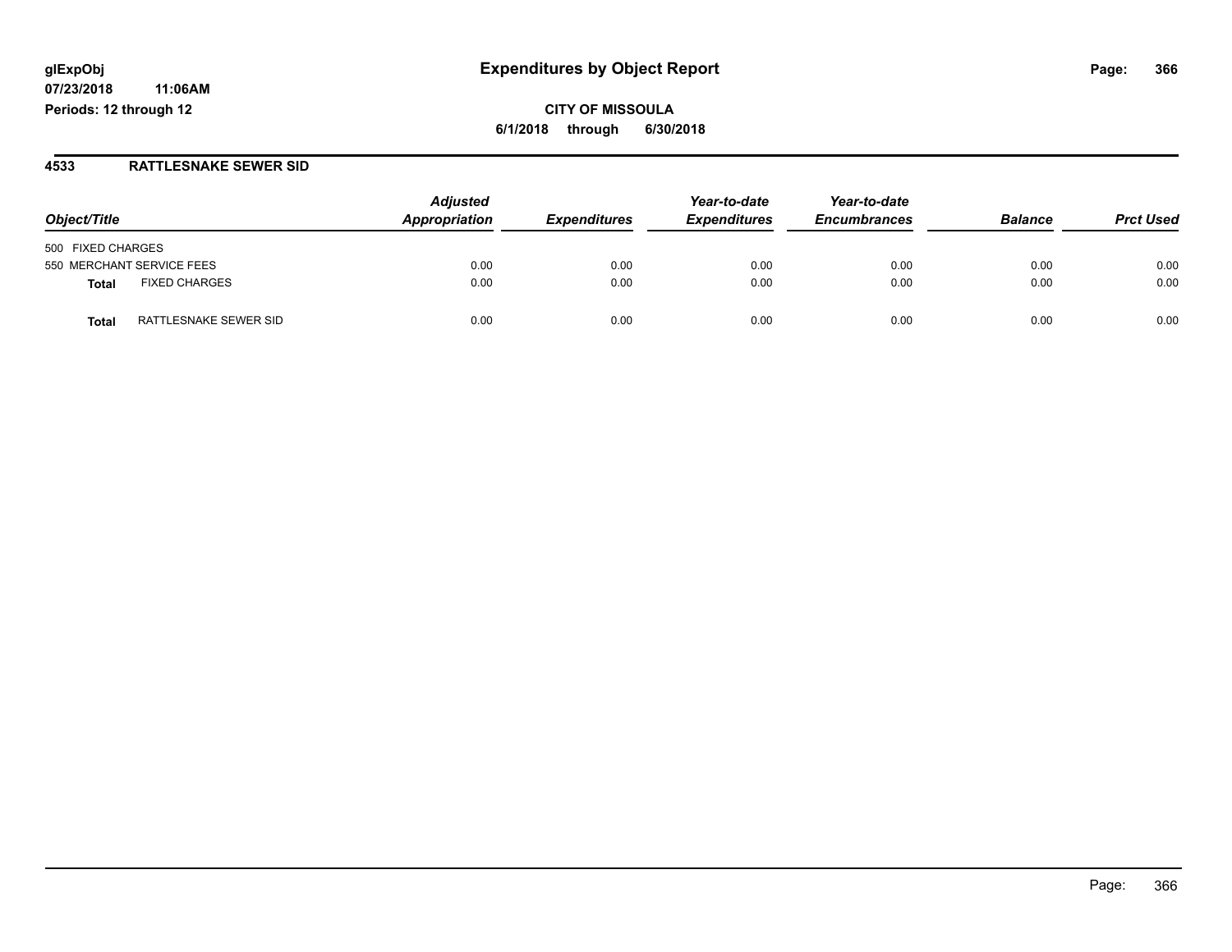# Expenditures by Object Report

glExpObj
07/23/2018 11:06AM
Periods: 12 through 12

**CITY OF MISSOULA**
**6/1/2018 through 6/30/2018**

## 4533 RATTLESNAKE SEWER SID

| Object/Title | Adjusted Appropriation | Expenditures | Year-to-date Expenditures | Year-to-date Encumbrances | Balance | Prct Used |
|---|---|---|---|---|---|---|
| 500 FIXED CHARGES | | | | | | |
| 550 MERCHANT SERVICE FEES | 0.00 | 0.00 | 0.00 | 0.00 | 0.00 | 0.00 |
| **Total** FIXED CHARGES | 0.00 | 0.00 | 0.00 | 0.00 | 0.00 | 0.00 |
| **Total** RATTLESNAKE SEWER SID | 0.00 | 0.00 | 0.00 | 0.00 | 0.00 | 0.00 |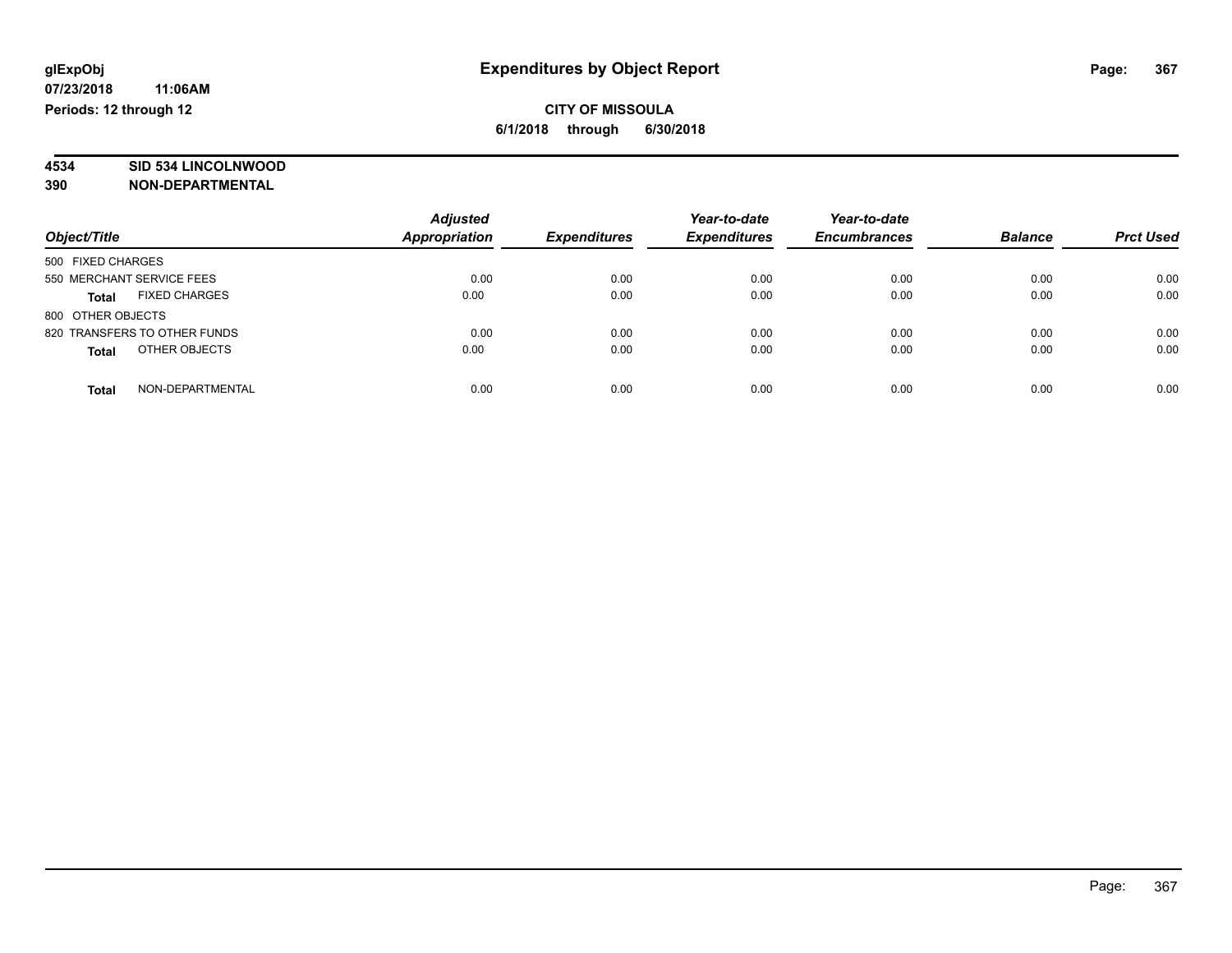**glExpObj** **Expenditures by Object Report**

**07/23/2018 11:06AM**

**Periods: 12 through 12**

**CITY OF MISSOULA**

**6/1/2018 through 6/30/2018**

**4534 SID 534 LINCOLNWOOD**

**390 NON-DEPARTMENTAL**

| Object/Title | Adjusted Appropriation | Expenditures | Year-to-date Expenditures | Year-to-date Encumbrances | Balance | Prct Used |
|---|---|---|---|---|---|---|
| 500 FIXED CHARGES | | | | | | |
| 550 MERCHANT SERVICE FEES | 0.00 | 0.00 | 0.00 | 0.00 | 0.00 | 0.00 |
| **Total** FIXED CHARGES | 0.00 | 0.00 | 0.00 | 0.00 | 0.00 | 0.00 |
| 800 OTHER OBJECTS | | | | | | |
| 820 TRANSFERS TO OTHER FUNDS | 0.00 | 0.00 | 0.00 | 0.00 | 0.00 | 0.00 |
| **Total** OTHER OBJECTS | 0.00 | 0.00 | 0.00 | 0.00 | 0.00 | 0.00 |
| **Total** NON-DEPARTMENTAL | 0.00 | 0.00 | 0.00 | 0.00 | 0.00 | 0.00 |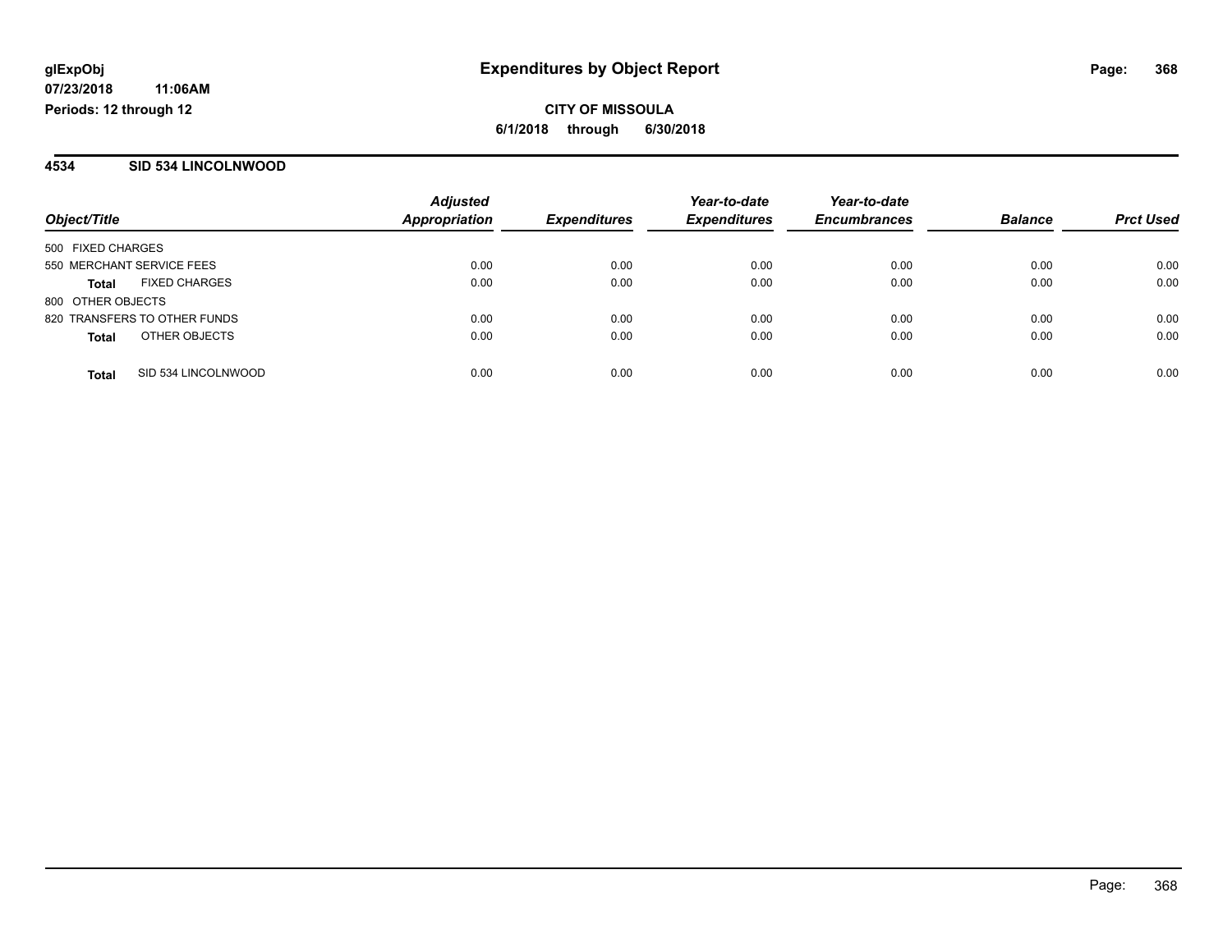**glExpObj**
**07/23/2018 11:06AM**
**Periods: 12 through 12**

# Expenditures by Object Report

**CITY OF MISSOULA**
**6/1/2018 through 6/30/2018**

## 4534 SID 534 LINCOLNWOOD

| Object/Title | | *Adjusted Appropriation* | *Expenditures* | *Year-to-date Expenditures* | *Year-to-date Encumbrances* | *Balance* | *Prct Used* |
|---|---|---|---|---|---|---|---|
| 500 FIXED CHARGES | | | | | | | |
| 550 MERCHANT SERVICE FEES | | 0.00 | 0.00 | 0.00 | 0.00 | 0.00 | 0.00 |
| **Total** | FIXED CHARGES | 0.00 | 0.00 | 0.00 | 0.00 | 0.00 | 0.00 |
| 800 OTHER OBJECTS | | | | | | | |
| 820 TRANSFERS TO OTHER FUNDS | | 0.00 | 0.00 | 0.00 | 0.00 | 0.00 | 0.00 |
| **Total** | OTHER OBJECTS | 0.00 | 0.00 | 0.00 | 0.00 | 0.00 | 0.00 |
| **Total** | SID 534 LINCOLNWOOD | 0.00 | 0.00 | 0.00 | 0.00 | 0.00 | 0.00 |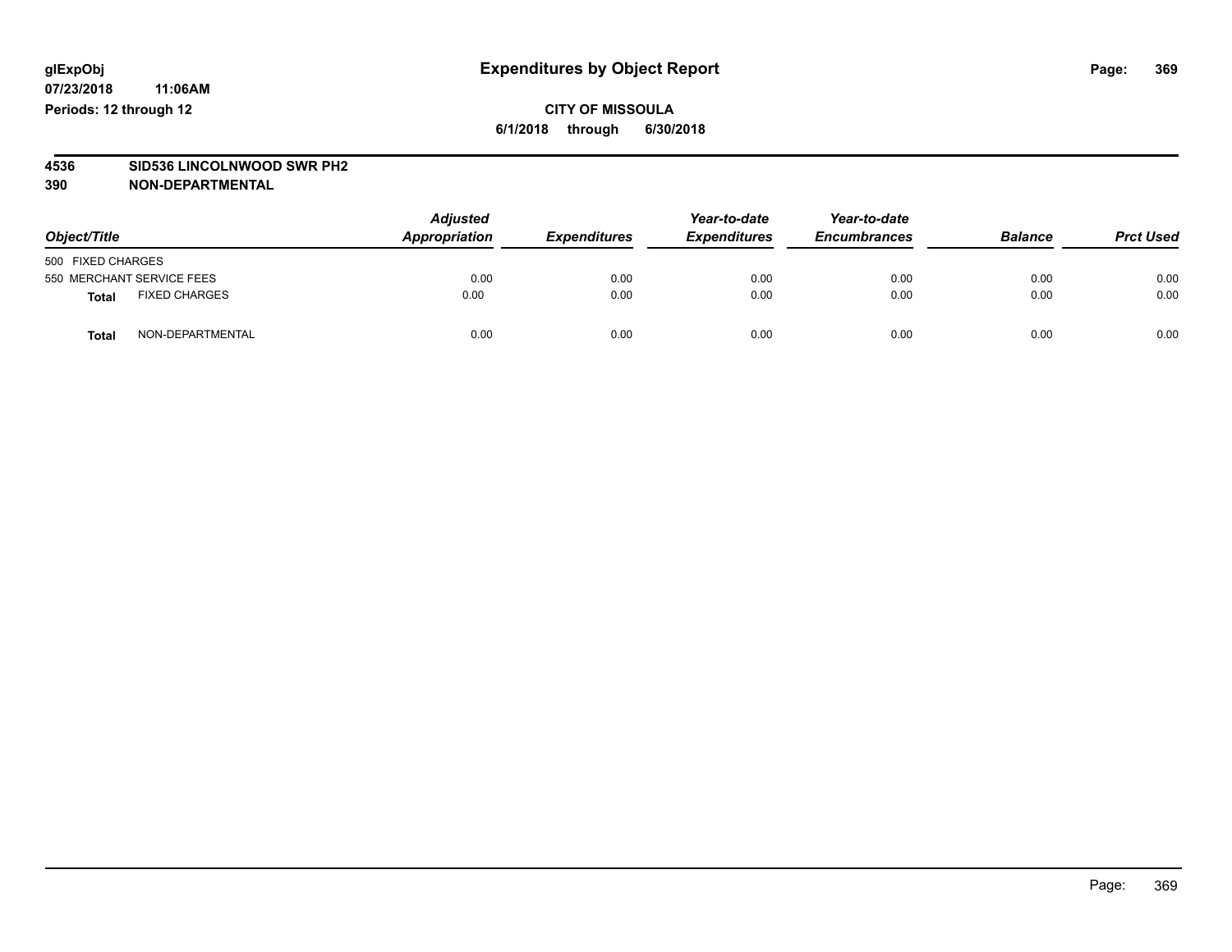**glExpObj** **Expenditures by Object Report**

**07/23/2018 11:06AM**

**Periods: 12 through 12**

**CITY OF MISSOULA**

**6/1/2018 through 6/30/2018**

**4536 SID536 LINCOLNWOOD SWR PH2**

**390 NON-DEPARTMENTAL**

| Object/Title | Adjusted Appropriation | Expenditures | Year-to-date Expenditures | Year-to-date Encumbrances | Balance | Prct Used |
|---|---|---|---|---|---|---|
| 500 FIXED CHARGES | | | | | | |
| 550 MERCHANT SERVICE FEES | 0.00 | 0.00 | 0.00 | 0.00 | 0.00 | 0.00 |
| **Total** FIXED CHARGES | 0.00 | 0.00 | 0.00 | 0.00 | 0.00 | 0.00 |
| **Total** NON-DEPARTMENTAL | 0.00 | 0.00 | 0.00 | 0.00 | 0.00 | 0.00 |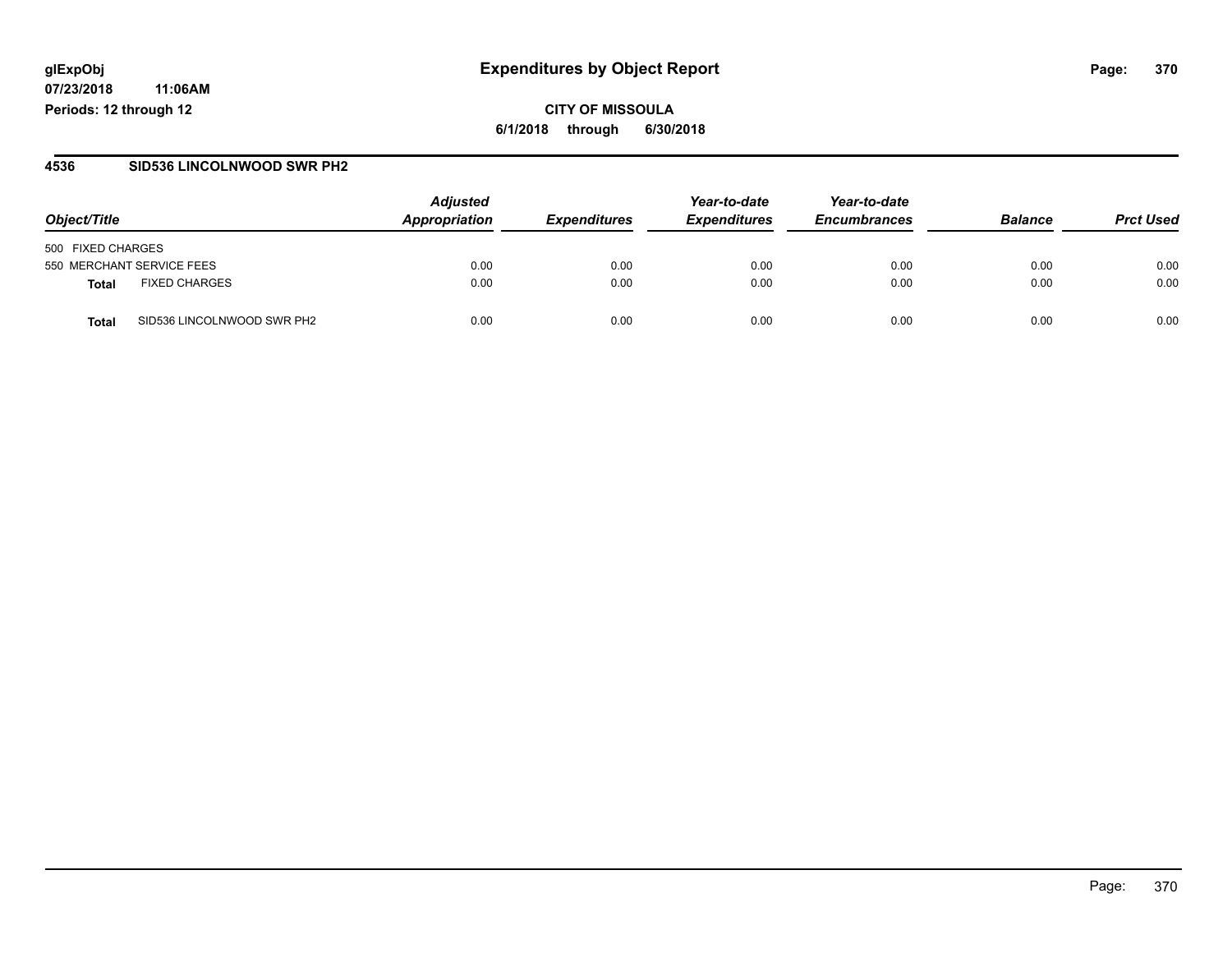**glExpObj** | **Expenditures by Object Report**

**07/23/2018 11:06AM**

**Periods: 12 through 12**

**CITY OF MISSOULA**

**6/1/2018 through 6/30/2018**

## 4536 SID536 LINCOLNWOOD SWR PH2

| Object/Title | Adjusted Appropriation | Expenditures | Year-to-date Expenditures | Year-to-date Encumbrances | Balance | Prct Used |
|---|---|---|---|---|---|---|
| 500 FIXED CHARGES | | | | | | |
| 550 MERCHANT SERVICE FEES | 0.00 | 0.00 | 0.00 | 0.00 | 0.00 | 0.00 |
| **Total** FIXED CHARGES | 0.00 | 0.00 | 0.00 | 0.00 | 0.00 | 0.00 |
| **Total** SID536 LINCOLNWOOD SWR PH2 | 0.00 | 0.00 | 0.00 | 0.00 | 0.00 | 0.00 |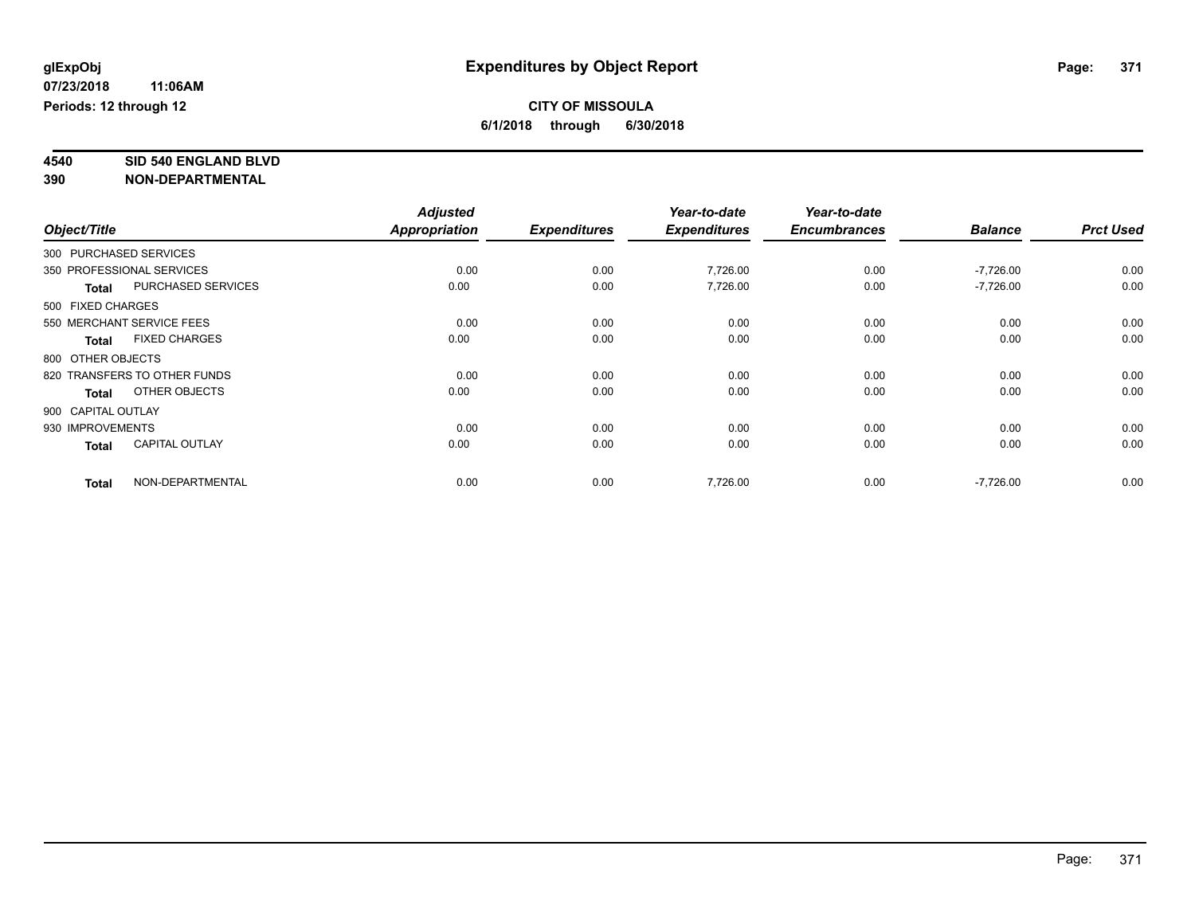**glExpObj**
**07/23/2018 11:06AM**
**Periods: 12 through 12**

# Expenditures by Object Report

**CITY OF MISSOULA**
**6/1/2018 through 6/30/2018**

**4540 SID 540 ENGLAND BLVD**
**390 NON-DEPARTMENTAL**

| Object/Title | Adjusted Appropriation | Expenditures | Year-to-date Expenditures | Year-to-date Encumbrances | Balance | Prct Used |
|---|---|---|---|---|---|---|
| 300 PURCHASED SERVICES | | | | | | |
| 350 PROFESSIONAL SERVICES | 0.00 | 0.00 | 7,726.00 | 0.00 | -7,726.00 | 0.00 |
| **Total** PURCHASED SERVICES | 0.00 | 0.00 | 7,726.00 | 0.00 | -7,726.00 | 0.00 |
| 500 FIXED CHARGES | | | | | | |
| 550 MERCHANT SERVICE FEES | 0.00 | 0.00 | 0.00 | 0.00 | 0.00 | 0.00 |
| **Total** FIXED CHARGES | 0.00 | 0.00 | 0.00 | 0.00 | 0.00 | 0.00 |
| 800 OTHER OBJECTS | | | | | | |
| 820 TRANSFERS TO OTHER FUNDS | 0.00 | 0.00 | 0.00 | 0.00 | 0.00 | 0.00 |
| **Total** OTHER OBJECTS | 0.00 | 0.00 | 0.00 | 0.00 | 0.00 | 0.00 |
| 900 CAPITAL OUTLAY | | | | | | |
| 930 IMPROVEMENTS | 0.00 | 0.00 | 0.00 | 0.00 | 0.00 | 0.00 |
| **Total** CAPITAL OUTLAY | 0.00 | 0.00 | 0.00 | 0.00 | 0.00 | 0.00 |
| **Total** NON-DEPARTMENTAL | 0.00 | 0.00 | 7,726.00 | 0.00 | -7,726.00 | 0.00 |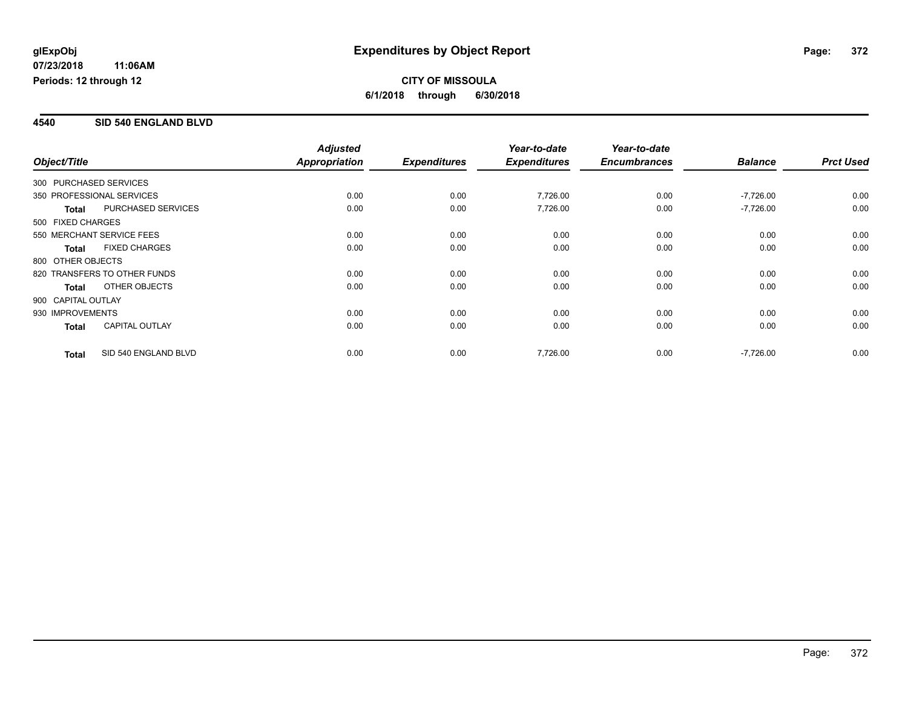# Expenditures by Object Report

glExpObj
07/23/2018 11:06AM
Periods: 12 through 12

**CITY OF MISSOULA**
**6/1/2018 through 6/30/2018**

## 4540 SID 540 ENGLAND BLVD

| Object/Title | | Adjusted Appropriation | Expenditures | Year-to-date Expenditures | Year-to-date Encumbrances | Balance | Prct Used |
|---|---|---|---|---|---|---|---|
| 300 PURCHASED SERVICES | | | | | | | |
| 350 PROFESSIONAL SERVICES | | 0.00 | 0.00 | 7,726.00 | 0.00 | -7,726.00 | 0.00 |
| **Total** | PURCHASED SERVICES | 0.00 | 0.00 | 7,726.00 | 0.00 | -7,726.00 | 0.00 |
| 500 FIXED CHARGES | | | | | | | |
| 550 MERCHANT SERVICE FEES | | 0.00 | 0.00 | 0.00 | 0.00 | 0.00 | 0.00 |
| **Total** | FIXED CHARGES | 0.00 | 0.00 | 0.00 | 0.00 | 0.00 | 0.00 |
| 800 OTHER OBJECTS | | | | | | | |
| 820 TRANSFERS TO OTHER FUNDS | | 0.00 | 0.00 | 0.00 | 0.00 | 0.00 | 0.00 |
| **Total** | OTHER OBJECTS | 0.00 | 0.00 | 0.00 | 0.00 | 0.00 | 0.00 |
| 900 CAPITAL OUTLAY | | | | | | | |
| 930 IMPROVEMENTS | | 0.00 | 0.00 | 0.00 | 0.00 | 0.00 | 0.00 |
| **Total** | CAPITAL OUTLAY | 0.00 | 0.00 | 0.00 | 0.00 | 0.00 | 0.00 |
| **Total** | SID 540 ENGLAND BLVD | 0.00 | 0.00 | 7,726.00 | 0.00 | -7,726.00 | 0.00 |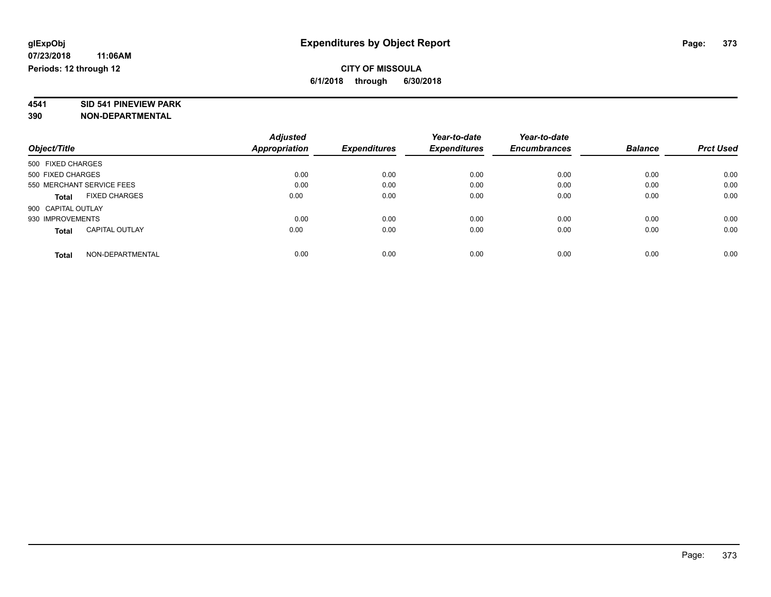**glExpObj** **Expenditures by Object Report**

**07/23/2018 11:06AM**

**Periods: 12 through 12**

**CITY OF MISSOULA**

**6/1/2018 through 6/30/2018**

**4541 SID 541 PINEVIEW PARK**

**390 NON-DEPARTMENTAL**

| Object/Title | Adjusted Appropriation | Expenditures | Year-to-date Expenditures | Year-to-date Encumbrances | Balance | Prct Used |
|---|---|---|---|---|---|---|
| 500 FIXED CHARGES | | | | | | |
| 500 FIXED CHARGES | 0.00 | 0.00 | 0.00 | 0.00 | 0.00 | 0.00 |
| 550 MERCHANT SERVICE FEES | 0.00 | 0.00 | 0.00 | 0.00 | 0.00 | 0.00 |
| **Total** FIXED CHARGES | 0.00 | 0.00 | 0.00 | 0.00 | 0.00 | 0.00 |
| 900 CAPITAL OUTLAY | | | | | | |
| 930 IMPROVEMENTS | 0.00 | 0.00 | 0.00 | 0.00 | 0.00 | 0.00 |
| **Total** CAPITAL OUTLAY | 0.00 | 0.00 | 0.00 | 0.00 | 0.00 | 0.00 |
| **Total** NON-DEPARTMENTAL | 0.00 | 0.00 | 0.00 | 0.00 | 0.00 | 0.00 |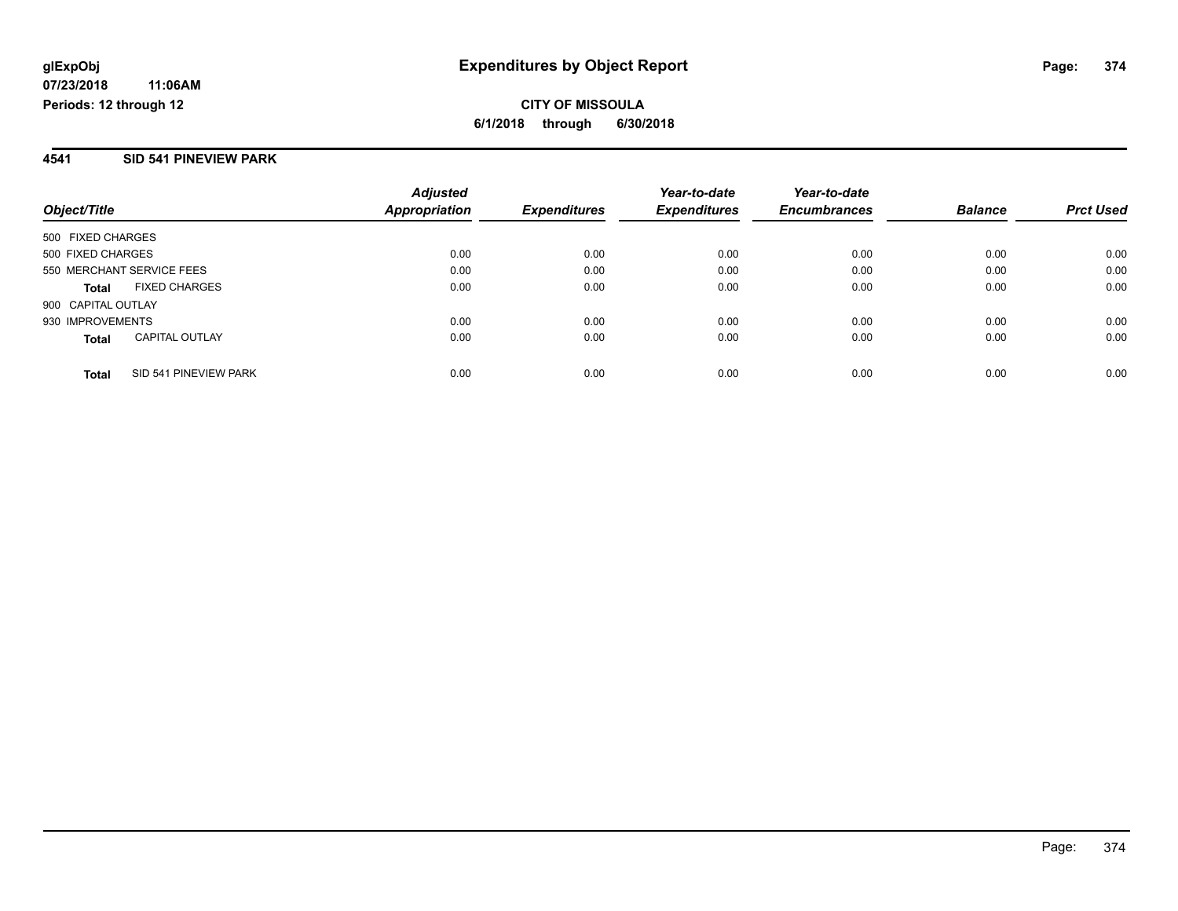glExpObj **Expenditures by Object Report**

07/23/2018 11:06AM

Periods: 12 through 12

**CITY OF MISSOULA**

**6/1/2018 through 6/30/2018**

## 4541 SID 541 PINEVIEW PARK

| Object/Title | | Adjusted Appropriation | Expenditures | Year-to-date Expenditures | Year-to-date Encumbrances | Balance | Prct Used |
|---|---|---|---|---|---|---|---|
| 500 FIXED CHARGES | | | | | | | |
| 500 FIXED CHARGES | | 0.00 | 0.00 | 0.00 | 0.00 | 0.00 | 0.00 |
| 550 MERCHANT SERVICE FEES | | 0.00 | 0.00 | 0.00 | 0.00 | 0.00 | 0.00 |
| **Total** | FIXED CHARGES | 0.00 | 0.00 | 0.00 | 0.00 | 0.00 | 0.00 |
| 900 CAPITAL OUTLAY | | | | | | | |
| 930 IMPROVEMENTS | | 0.00 | 0.00 | 0.00 | 0.00 | 0.00 | 0.00 |
| **Total** | CAPITAL OUTLAY | 0.00 | 0.00 | 0.00 | 0.00 | 0.00 | 0.00 |
| **Total** | SID 541 PINEVIEW PARK | 0.00 | 0.00 | 0.00 | 0.00 | 0.00 | 0.00 |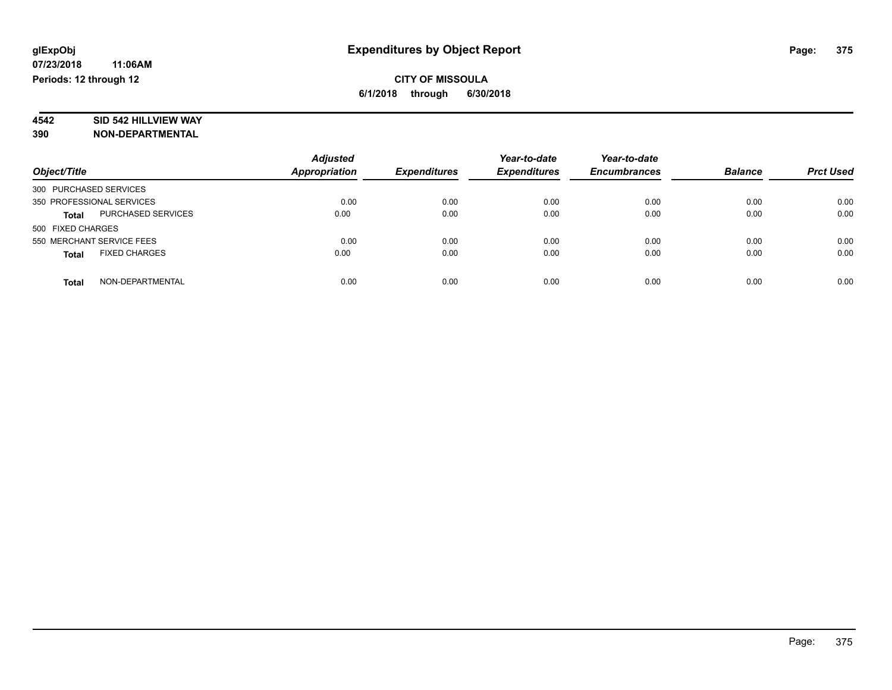**glExpObj**
**07/23/2018 11:06AM**
**Periods: 12 through 12**

# Expenditures by Object Report

**CITY OF MISSOULA**
**6/1/2018 through 6/30/2018**

**4542 SID 542 HILLVIEW WAY**
**390 NON-DEPARTMENTAL**

| Object/Title | *Adjusted Appropriation* | *Expenditures* | *Year-to-date Expenditures* | *Year-to-date Encumbrances* | *Balance* | *Prct Used* |
|---|---|---|---|---|---|---|
| 300 PURCHASED SERVICES | | | | | | |
| 350 PROFESSIONAL SERVICES | 0.00 | 0.00 | 0.00 | 0.00 | 0.00 | 0.00 |
| **Total** PURCHASED SERVICES | 0.00 | 0.00 | 0.00 | 0.00 | 0.00 | 0.00 |
| 500 FIXED CHARGES | | | | | | |
| 550 MERCHANT SERVICE FEES | 0.00 | 0.00 | 0.00 | 0.00 | 0.00 | 0.00 |
| **Total** FIXED CHARGES | 0.00 | 0.00 | 0.00 | 0.00 | 0.00 | 0.00 |
| **Total** NON-DEPARTMENTAL | 0.00 | 0.00 | 0.00 | 0.00 | 0.00 | 0.00 |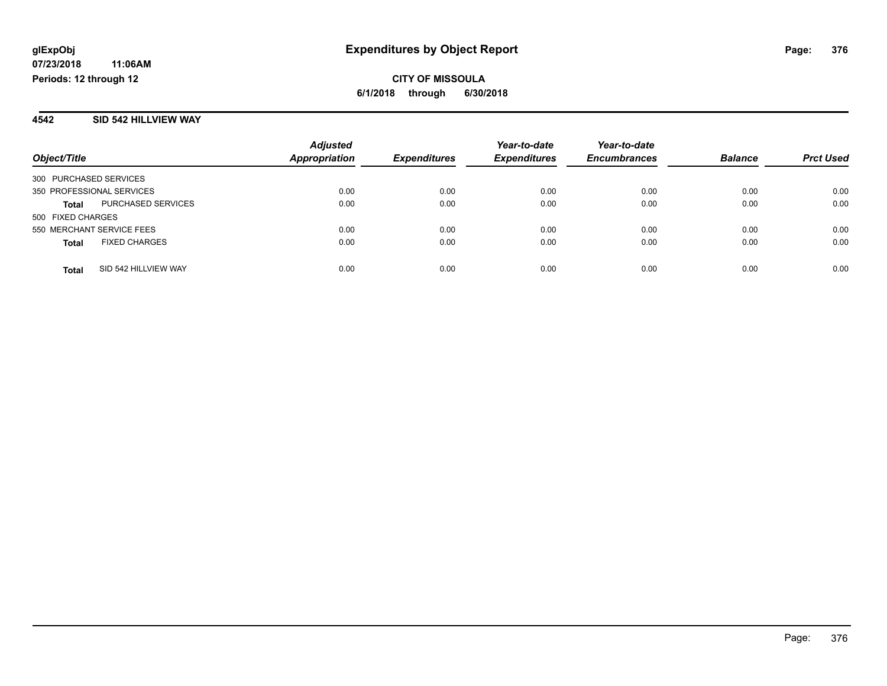**glExpObj**
**07/23/2018 11:06AM**
**Periods: 12 through 12**

# Expenditures by Object Report

**CITY OF MISSOULA**
**6/1/2018 through 6/30/2018**

## 4542 SID 542 HILLVIEW WAY

| Object/Title | Adjusted Appropriation | Expenditures | Year-to-date Expenditures | Year-to-date Encumbrances | Balance | Prct Used |
|---|---|---|---|---|---|---|
| 300 PURCHASED SERVICES | | | | | | |
| 350 PROFESSIONAL SERVICES | 0.00 | 0.00 | 0.00 | 0.00 | 0.00 | 0.00 |
| **Total** PURCHASED SERVICES | 0.00 | 0.00 | 0.00 | 0.00 | 0.00 | 0.00 |
| 500 FIXED CHARGES | | | | | | |
| 550 MERCHANT SERVICE FEES | 0.00 | 0.00 | 0.00 | 0.00 | 0.00 | 0.00 |
| **Total** FIXED CHARGES | 0.00 | 0.00 | 0.00 | 0.00 | 0.00 | 0.00 |
| **Total** SID 542 HILLVIEW WAY | 0.00 | 0.00 | 0.00 | 0.00 | 0.00 | 0.00 |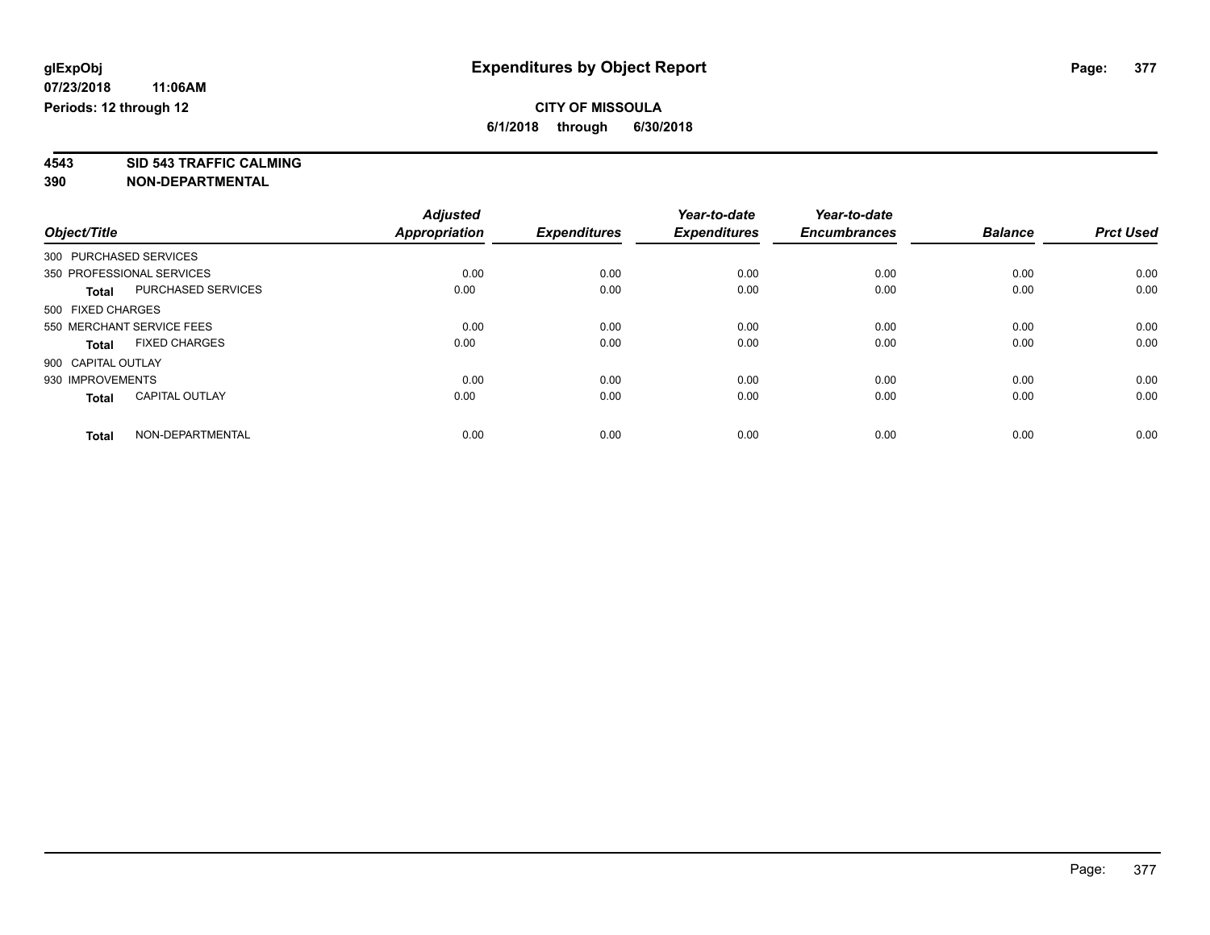# Expenditures by Object Report

glExpObj
07/23/2018 11:06AM
Periods: 12 through 12

**CITY OF MISSOULA**
**6/1/2018 through 6/30/2018**

**4543 SID 543 TRAFFIC CALMING**
**390 NON-DEPARTMENTAL**

| Object/Title | Adjusted Appropriation | Expenditures | Year-to-date Expenditures | Year-to-date Encumbrances | Balance | Prct Used |
|---|---|---|---|---|---|---|
| 300 PURCHASED SERVICES | | | | | | |
| 350 PROFESSIONAL SERVICES | 0.00 | 0.00 | 0.00 | 0.00 | 0.00 | 0.00 |
| **Total** PURCHASED SERVICES | 0.00 | 0.00 | 0.00 | 0.00 | 0.00 | 0.00 |
| 500 FIXED CHARGES | | | | | | |
| 550 MERCHANT SERVICE FEES | 0.00 | 0.00 | 0.00 | 0.00 | 0.00 | 0.00 |
| **Total** FIXED CHARGES | 0.00 | 0.00 | 0.00 | 0.00 | 0.00 | 0.00 |
| 900 CAPITAL OUTLAY | | | | | | |
| 930 IMPROVEMENTS | 0.00 | 0.00 | 0.00 | 0.00 | 0.00 | 0.00 |
| **Total** CAPITAL OUTLAY | 0.00 | 0.00 | 0.00 | 0.00 | 0.00 | 0.00 |
| **Total** NON-DEPARTMENTAL | 0.00 | 0.00 | 0.00 | 0.00 | 0.00 | 0.00 |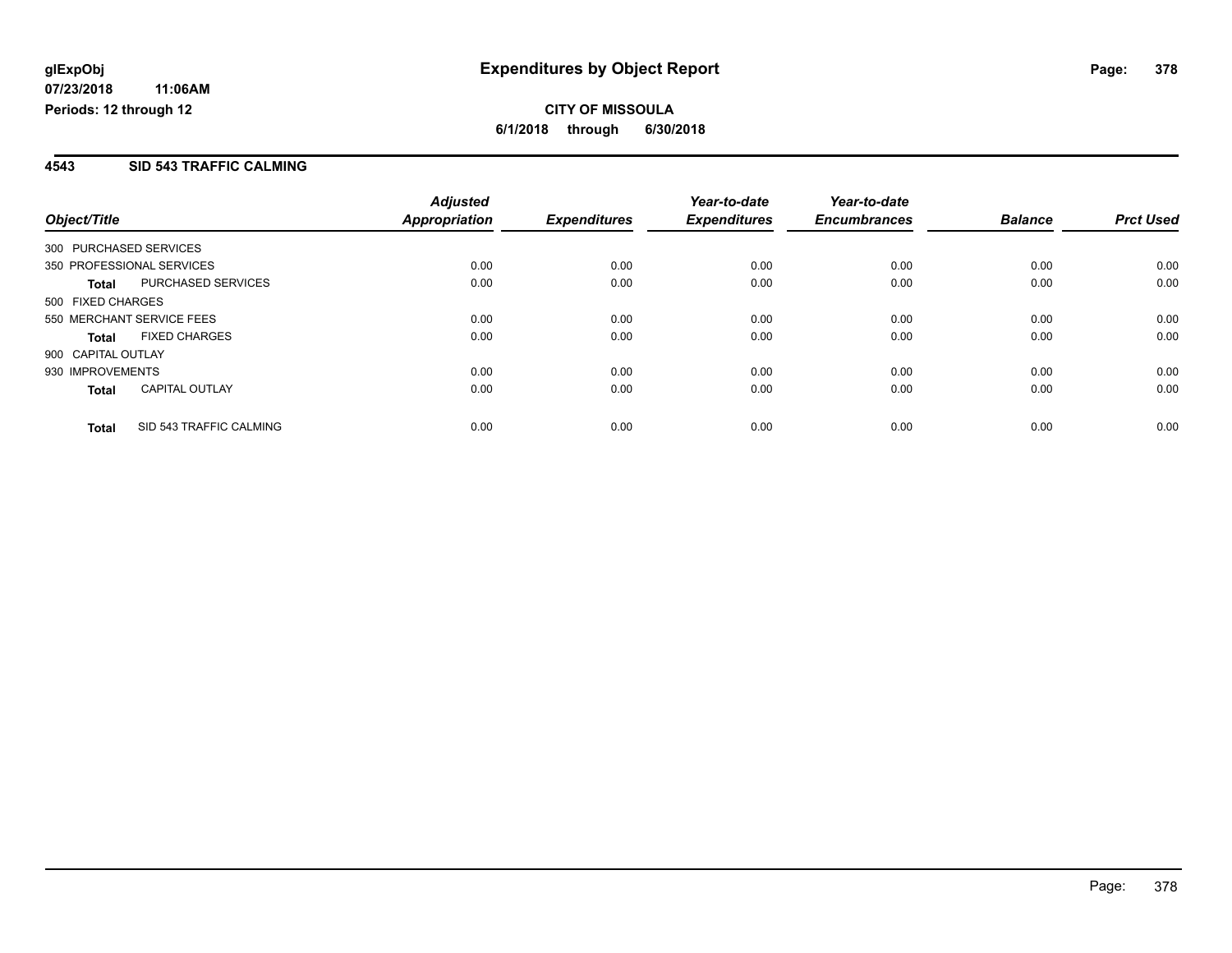**glExpObj**
**07/23/2018 11:06AM**
**Periods: 12 through 12**

# Expenditures by Object Report

**CITY OF MISSOULA**
**6/1/2018 through 6/30/2018**

## 4543 SID 543 TRAFFIC CALMING

| Object/Title | | Adjusted Appropriation | Expenditures | Year-to-date Expenditures | Year-to-date Encumbrances | Balance | Prct Used |
|---|---|---|---|---|---|---|---|
| 300 PURCHASED SERVICES | | | | | | | |
| 350 PROFESSIONAL SERVICES | | 0.00 | 0.00 | 0.00 | 0.00 | 0.00 | 0.00 |
| **Total** | PURCHASED SERVICES | 0.00 | 0.00 | 0.00 | 0.00 | 0.00 | 0.00 |
| 500 FIXED CHARGES | | | | | | | |
| 550 MERCHANT SERVICE FEES | | 0.00 | 0.00 | 0.00 | 0.00 | 0.00 | 0.00 |
| **Total** | FIXED CHARGES | 0.00 | 0.00 | 0.00 | 0.00 | 0.00 | 0.00 |
| 900 CAPITAL OUTLAY | | | | | | | |
| 930 IMPROVEMENTS | | 0.00 | 0.00 | 0.00 | 0.00 | 0.00 | 0.00 |
| **Total** | CAPITAL OUTLAY | 0.00 | 0.00 | 0.00 | 0.00 | 0.00 | 0.00 |
| **Total** | SID 543 TRAFFIC CALMING | 0.00 | 0.00 | 0.00 | 0.00 | 0.00 | 0.00 |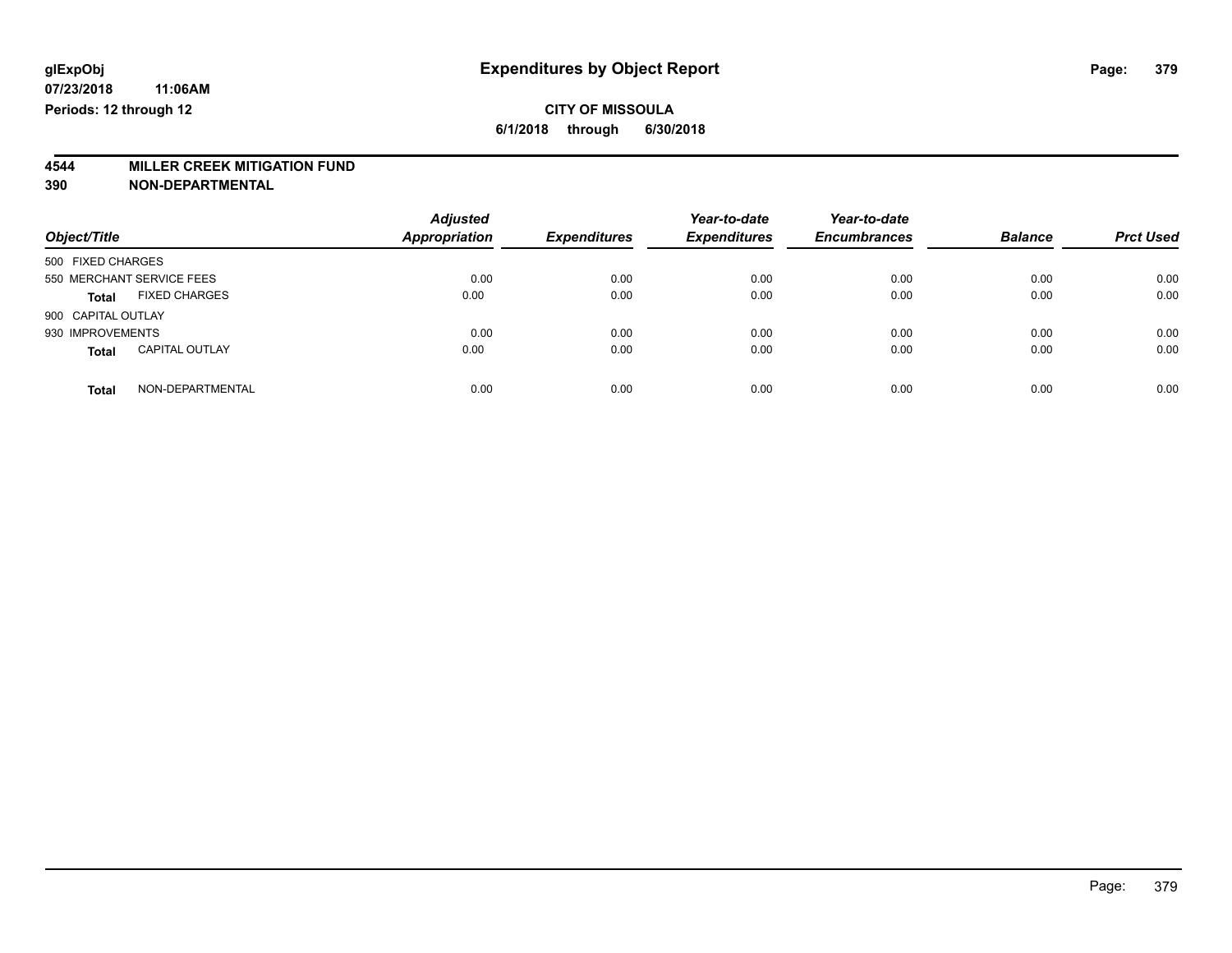glExpObj
07/23/2018 11:06AM
Periods: 12 through 12

# Expenditures by Object Report

**CITY OF MISSOULA**
**6/1/2018 through 6/30/2018**

**4544 MILLER CREEK MITIGATION FUND**
**390 NON-DEPARTMENTAL**

| Object/Title | | *Adjusted Appropriation* | *Expenditures* | *Year-to-date Expenditures* | *Year-to-date Encumbrances* | *Balance* | *Prct Used* |
|---|---|---|---|---|---|---|---|
| 500 FIXED CHARGES | | | | | | | |
| 550 MERCHANT SERVICE FEES | | 0.00 | 0.00 | 0.00 | 0.00 | 0.00 | 0.00 |
| **Total** | FIXED CHARGES | 0.00 | 0.00 | 0.00 | 0.00 | 0.00 | 0.00 |
| 900 CAPITAL OUTLAY | | | | | | | |
| 930 IMPROVEMENTS | | 0.00 | 0.00 | 0.00 | 0.00 | 0.00 | 0.00 |
| **Total** | CAPITAL OUTLAY | 0.00 | 0.00 | 0.00 | 0.00 | 0.00 | 0.00 |
| **Total** | NON-DEPARTMENTAL | 0.00 | 0.00 | 0.00 | 0.00 | 0.00 | 0.00 |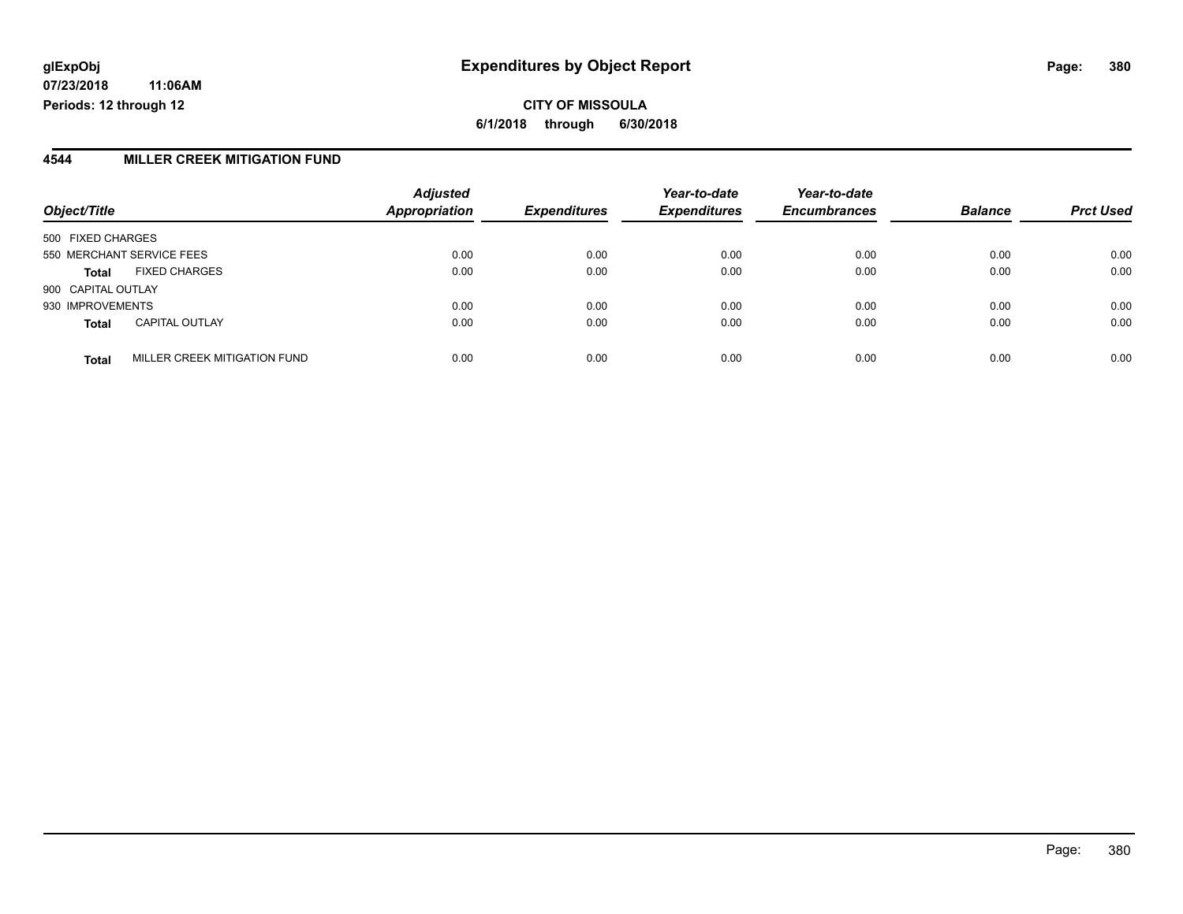# Expenditures by Object Report

glExpObj
07/23/2018 11:06AM
Periods: 12 through 12

**CITY OF MISSOULA**
**6/1/2018 through 6/30/2018**

## 4544 MILLER CREEK MITIGATION FUND

| Object/Title | | Adjusted Appropriation | Expenditures | Year-to-date Expenditures | Year-to-date Encumbrances | Balance | Prct Used |
|---|---|---|---|---|---|---|---|
| 500 FIXED CHARGES | | | | | | | |
| 550 MERCHANT SERVICE FEES | | 0.00 | 0.00 | 0.00 | 0.00 | 0.00 | 0.00 |
| **Total** | FIXED CHARGES | 0.00 | 0.00 | 0.00 | 0.00 | 0.00 | 0.00 |
| 900 CAPITAL OUTLAY | | | | | | | |
| 930 IMPROVEMENTS | | 0.00 | 0.00 | 0.00 | 0.00 | 0.00 | 0.00 |
| **Total** | CAPITAL OUTLAY | 0.00 | 0.00 | 0.00 | 0.00 | 0.00 | 0.00 |
| **Total** | MILLER CREEK MITIGATION FUND | 0.00 | 0.00 | 0.00 | 0.00 | 0.00 | 0.00 |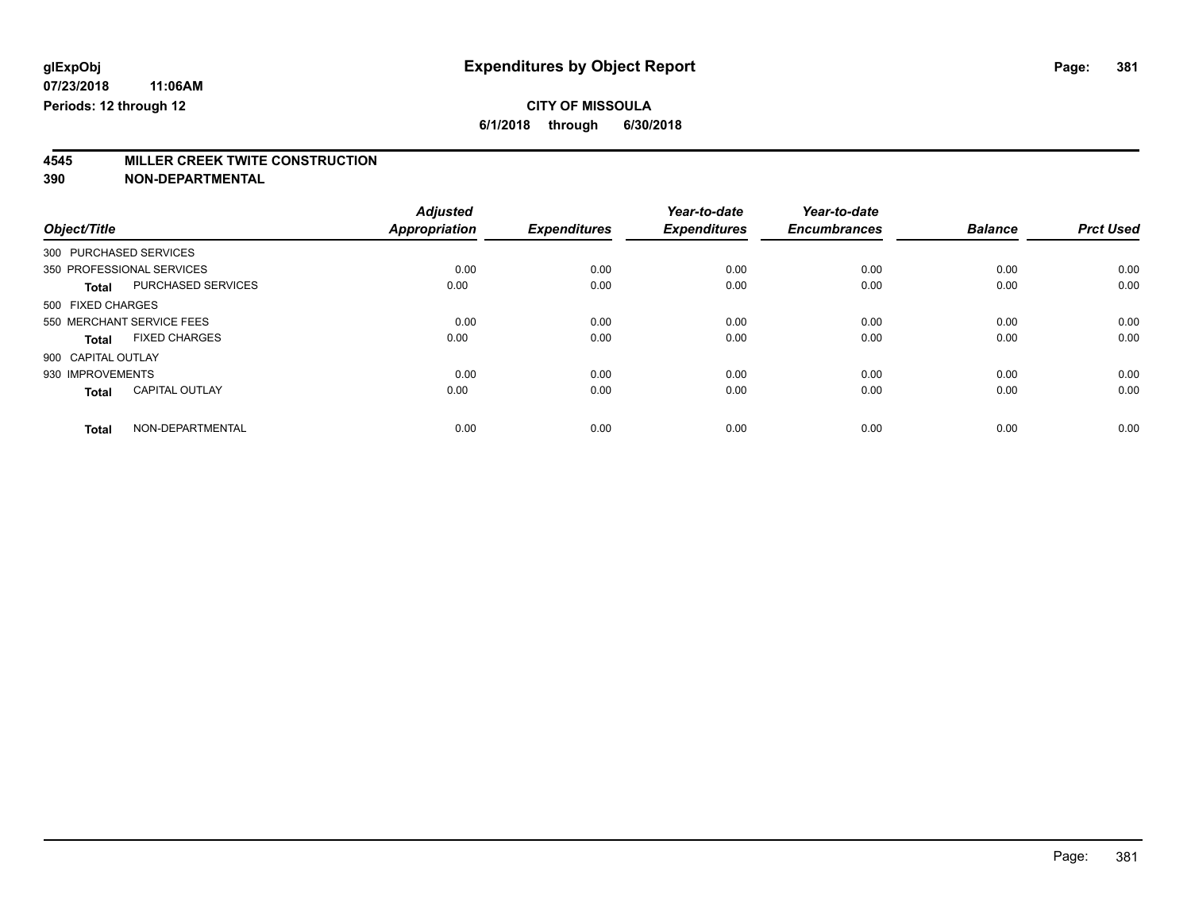glExpObj
07/23/2018 11:06AM
Periods: 12 through 12

# Expenditures by Object Report

## CITY OF MISSOULA

6/1/2018 through 6/30/2018

### 4545 MILLER CREEK TWITE CONSTRUCTION
### 390 NON-DEPARTMENTAL

| Object/Title | | Adjusted Appropriation | Expenditures | Year-to-date Expenditures | Year-to-date Encumbrances | Balance | Prct Used |
|---|---|---|---|---|---|---|---|
| 300 PURCHASED SERVICES | | | | | | | |
| 350 PROFESSIONAL SERVICES | | 0.00 | 0.00 | 0.00 | 0.00 | 0.00 | 0.00 |
| **Total** | PURCHASED SERVICES | 0.00 | 0.00 | 0.00 | 0.00 | 0.00 | 0.00 |
| 500 FIXED CHARGES | | | | | | | |
| 550 MERCHANT SERVICE FEES | | 0.00 | 0.00 | 0.00 | 0.00 | 0.00 | 0.00 |
| **Total** | FIXED CHARGES | 0.00 | 0.00 | 0.00 | 0.00 | 0.00 | 0.00 |
| 900 CAPITAL OUTLAY | | | | | | | |
| 930 IMPROVEMENTS | | 0.00 | 0.00 | 0.00 | 0.00 | 0.00 | 0.00 |
| **Total** | CAPITAL OUTLAY | 0.00 | 0.00 | 0.00 | 0.00 | 0.00 | 0.00 |
| **Total** | NON-DEPARTMENTAL | 0.00 | 0.00 | 0.00 | 0.00 | 0.00 | 0.00 |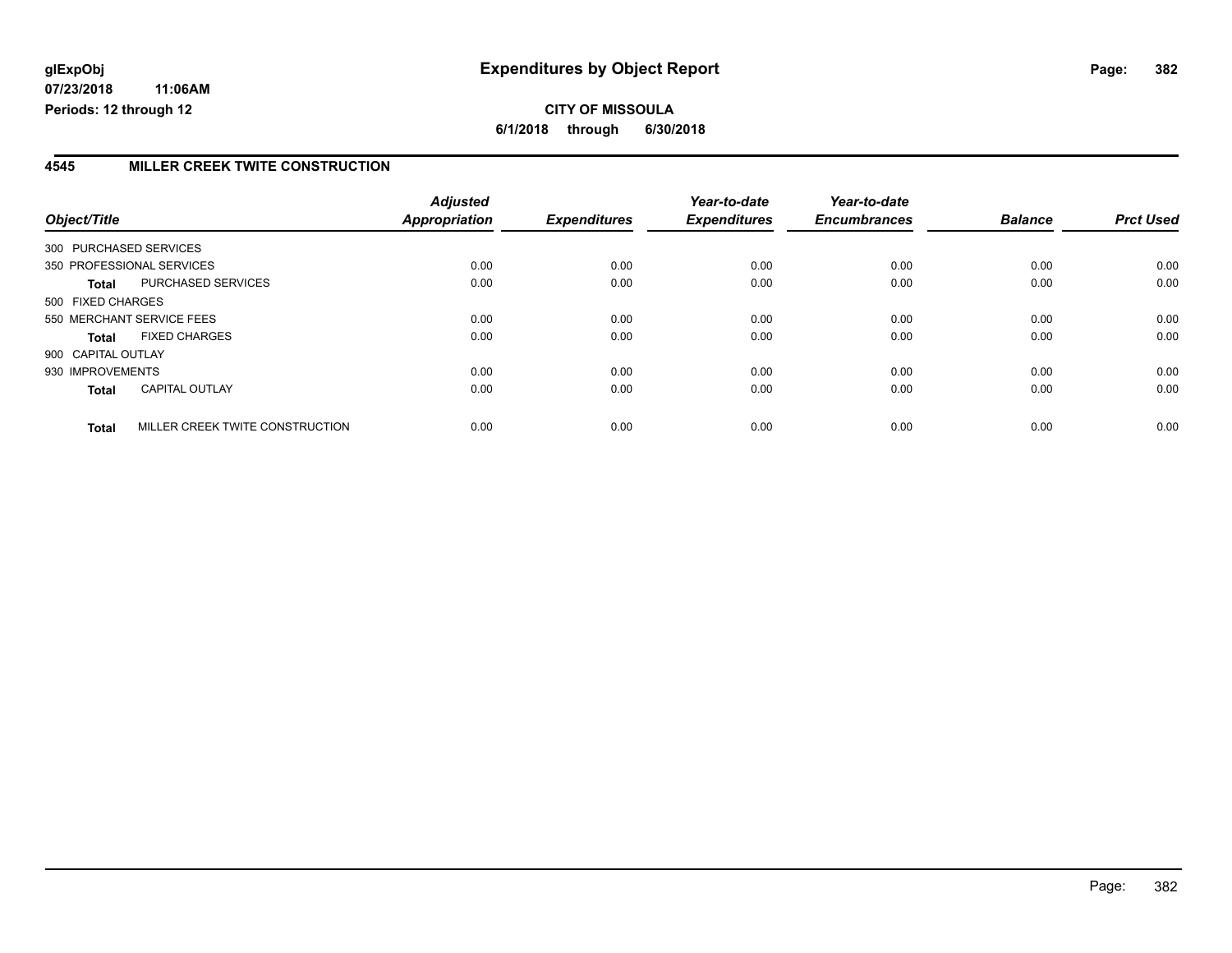**glExpObj** **Expenditures by Object Report**

**07/23/2018 11:06AM**

**Periods: 12 through 12**

**CITY OF MISSOULA**

**6/1/2018 through 6/30/2018**

## 4545 MILLER CREEK TWITE CONSTRUCTION

| Object/Title | | Adjusted Appropriation | Expenditures | Year-to-date Expenditures | Year-to-date Encumbrances | Balance | Prct Used |
|---|---|---|---|---|---|---|---|
| 300 PURCHASED SERVICES | | | | | | | |
| 350 PROFESSIONAL SERVICES | | 0.00 | 0.00 | 0.00 | 0.00 | 0.00 | 0.00 |
| **Total** | PURCHASED SERVICES | 0.00 | 0.00 | 0.00 | 0.00 | 0.00 | 0.00 |
| 500 FIXED CHARGES | | | | | | | |
| 550 MERCHANT SERVICE FEES | | 0.00 | 0.00 | 0.00 | 0.00 | 0.00 | 0.00 |
| **Total** | FIXED CHARGES | 0.00 | 0.00 | 0.00 | 0.00 | 0.00 | 0.00 |
| 900 CAPITAL OUTLAY | | | | | | | |
| 930 IMPROVEMENTS | | 0.00 | 0.00 | 0.00 | 0.00 | 0.00 | 0.00 |
| **Total** | CAPITAL OUTLAY | 0.00 | 0.00 | 0.00 | 0.00 | 0.00 | 0.00 |
| **Total** | MILLER CREEK TWITE CONSTRUCTION | 0.00 | 0.00 | 0.00 | 0.00 | 0.00 | 0.00 |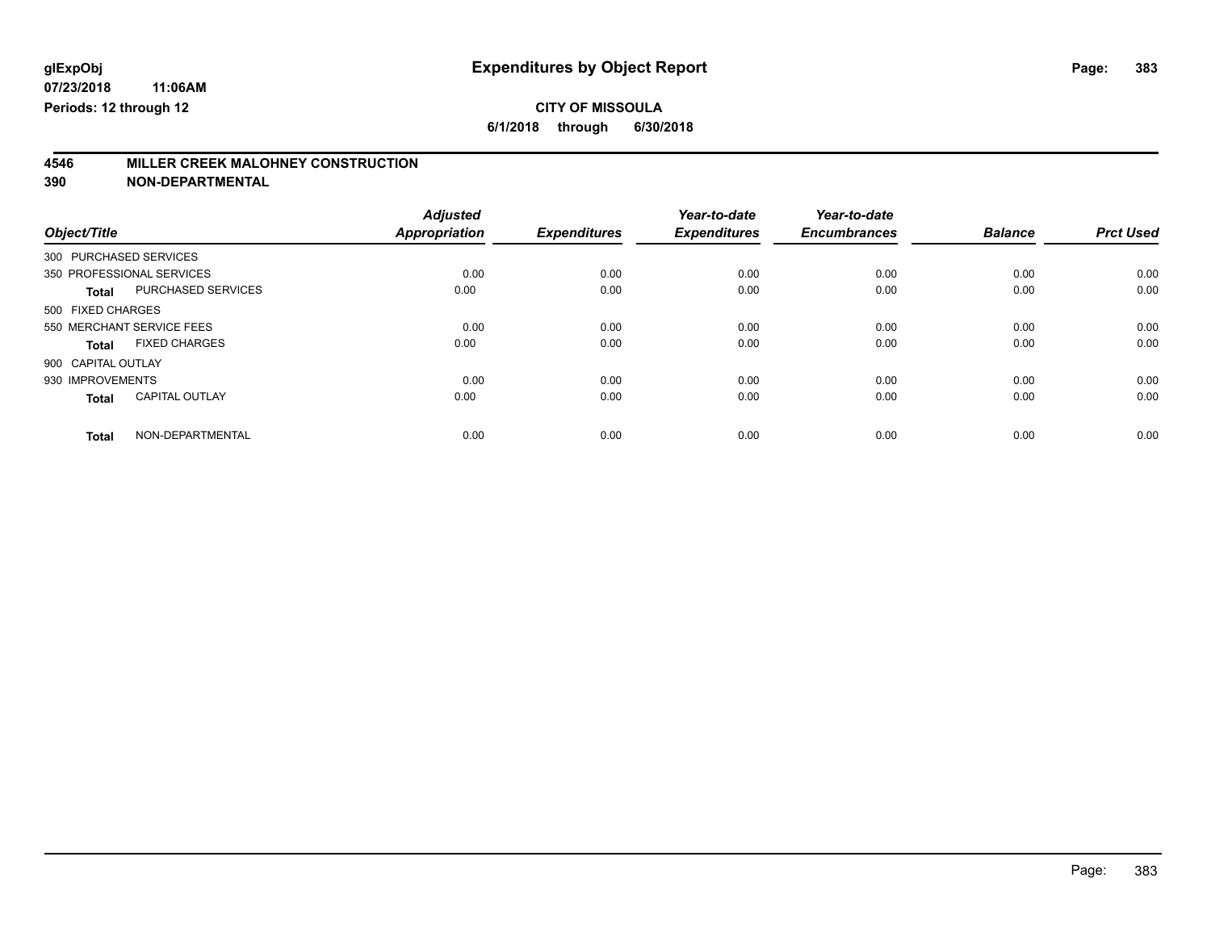glExpObj
07/23/2018 11:06AM
Periods: 12 through 12

# Expenditures by Object Report

**CITY OF MISSOULA**
**6/1/2018 through 6/30/2018**

## 4546 MILLER CREEK MALOHNEY CONSTRUCTION
## 390 NON-DEPARTMENTAL

| Object/Title | | Adjusted Appropriation | Expenditures | Year-to-date Expenditures | Year-to-date Encumbrances | Balance | Prct Used |
|---|---|---|---|---|---|---|---|
| 300 PURCHASED SERVICES | | | | | | | |
| 350 PROFESSIONAL SERVICES | | 0.00 | 0.00 | 0.00 | 0.00 | 0.00 | 0.00 |
| **Total** | PURCHASED SERVICES | 0.00 | 0.00 | 0.00 | 0.00 | 0.00 | 0.00 |
| 500 FIXED CHARGES | | | | | | | |
| 550 MERCHANT SERVICE FEES | | 0.00 | 0.00 | 0.00 | 0.00 | 0.00 | 0.00 |
| **Total** | FIXED CHARGES | 0.00 | 0.00 | 0.00 | 0.00 | 0.00 | 0.00 |
| 900 CAPITAL OUTLAY | | | | | | | |
| 930 IMPROVEMENTS | | 0.00 | 0.00 | 0.00 | 0.00 | 0.00 | 0.00 |
| **Total** | CAPITAL OUTLAY | 0.00 | 0.00 | 0.00 | 0.00 | 0.00 | 0.00 |
| **Total** | NON-DEPARTMENTAL | 0.00 | 0.00 | 0.00 | 0.00 | 0.00 | 0.00 |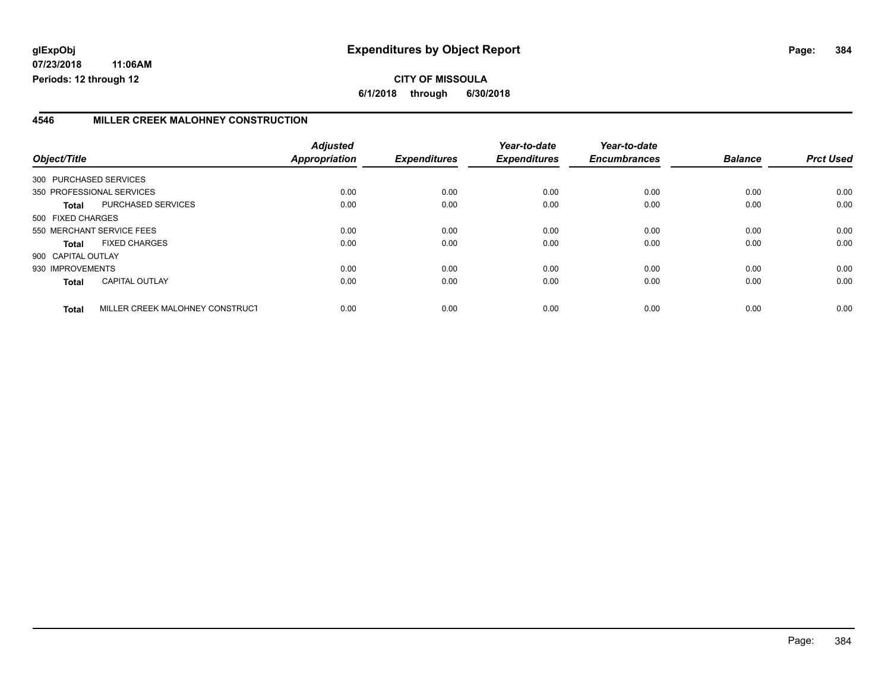**glExpObj**
**07/23/2018 11:06AM**
**Periods: 12 through 12**

# Expenditures by Object Report

**CITY OF MISSOULA**
**6/1/2018 through 6/30/2018**

## 4546 MILLER CREEK MALOHNEY CONSTRUCTION

| Object/Title | | Adjusted Appropriation | Expenditures | Year-to-date Expenditures | Year-to-date Encumbrances | Balance | Prct Used |
|---|---|---|---|---|---|---|---|
| 300 PURCHASED SERVICES | | | | | | | |
| 350 PROFESSIONAL SERVICES | | 0.00 | 0.00 | 0.00 | 0.00 | 0.00 | 0.00 |
| **Total** | PURCHASED SERVICES | 0.00 | 0.00 | 0.00 | 0.00 | 0.00 | 0.00 |
| 500 FIXED CHARGES | | | | | | | |
| 550 MERCHANT SERVICE FEES | | 0.00 | 0.00 | 0.00 | 0.00 | 0.00 | 0.00 |
| **Total** | FIXED CHARGES | 0.00 | 0.00 | 0.00 | 0.00 | 0.00 | 0.00 |
| 900 CAPITAL OUTLAY | | | | | | | |
| 930 IMPROVEMENTS | | 0.00 | 0.00 | 0.00 | 0.00 | 0.00 | 0.00 |
| **Total** | CAPITAL OUTLAY | 0.00 | 0.00 | 0.00 | 0.00 | 0.00 | 0.00 |
| **Total** | MILLER CREEK MALOHNEY CONSTRUCT | 0.00 | 0.00 | 0.00 | 0.00 | 0.00 | 0.00 |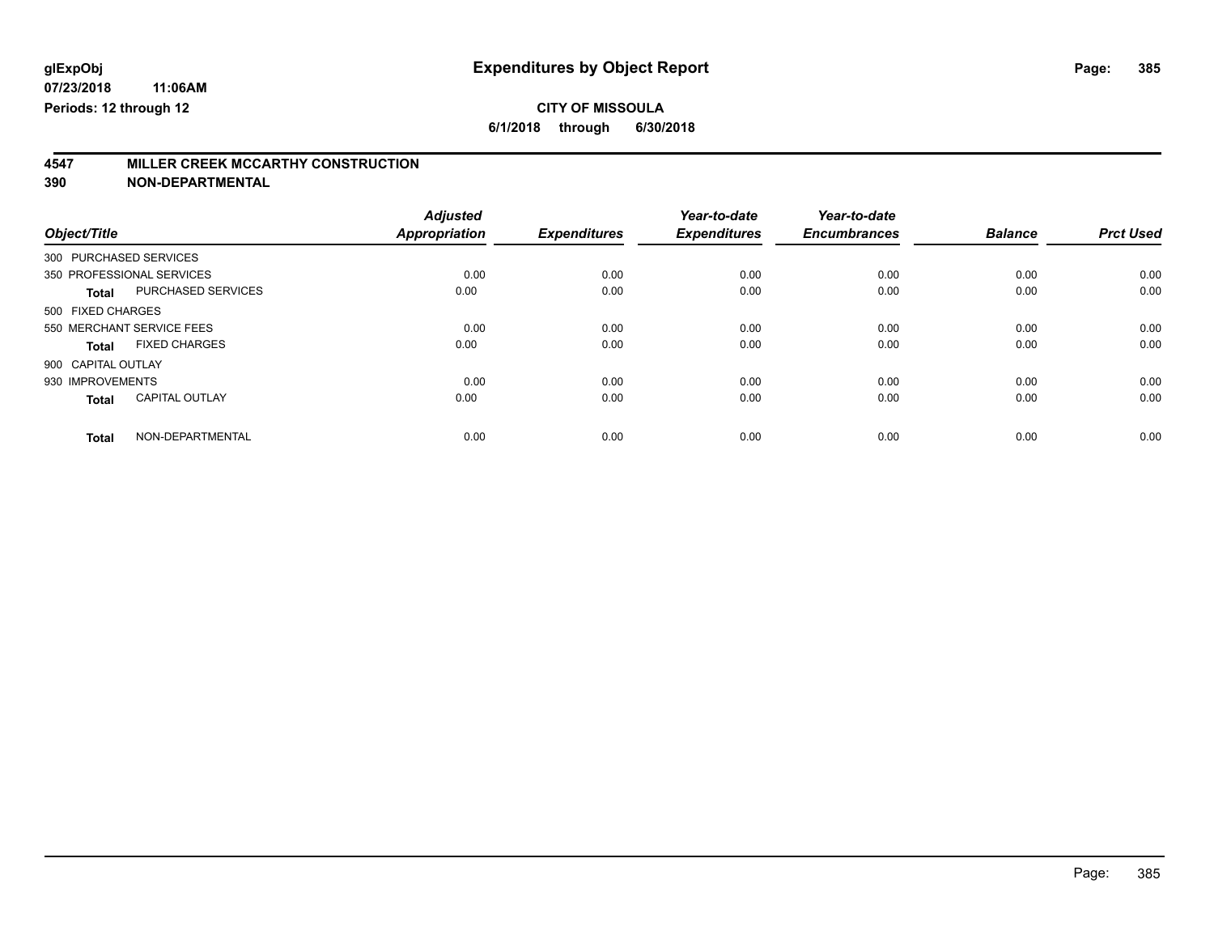# Expenditures by Object Report

**CITY OF MISSOULA**

**6/1/2018 through 6/30/2018**

glExpObj
07/23/2018 11:06AM
Periods: 12 through 12

## 4547 MILLER CREEK MCCARTHY CONSTRUCTION
## 390 NON-DEPARTMENTAL

| Object/Title | | Adjusted Appropriation | Expenditures | Year-to-date Expenditures | Year-to-date Encumbrances | Balance | Prct Used |
|---|---|---|---|---|---|---|---|
| 300 PURCHASED SERVICES | | | | | | | |
| 350 PROFESSIONAL SERVICES | | 0.00 | 0.00 | 0.00 | 0.00 | 0.00 | 0.00 |
| **Total** | PURCHASED SERVICES | 0.00 | 0.00 | 0.00 | 0.00 | 0.00 | 0.00 |
| 500 FIXED CHARGES | | | | | | | |
| 550 MERCHANT SERVICE FEES | | 0.00 | 0.00 | 0.00 | 0.00 | 0.00 | 0.00 |
| **Total** | FIXED CHARGES | 0.00 | 0.00 | 0.00 | 0.00 | 0.00 | 0.00 |
| 900 CAPITAL OUTLAY | | | | | | | |
| 930 IMPROVEMENTS | | 0.00 | 0.00 | 0.00 | 0.00 | 0.00 | 0.00 |
| **Total** | CAPITAL OUTLAY | 0.00 | 0.00 | 0.00 | 0.00 | 0.00 | 0.00 |
| **Total** | NON-DEPARTMENTAL | 0.00 | 0.00 | 0.00 | 0.00 | 0.00 | 0.00 |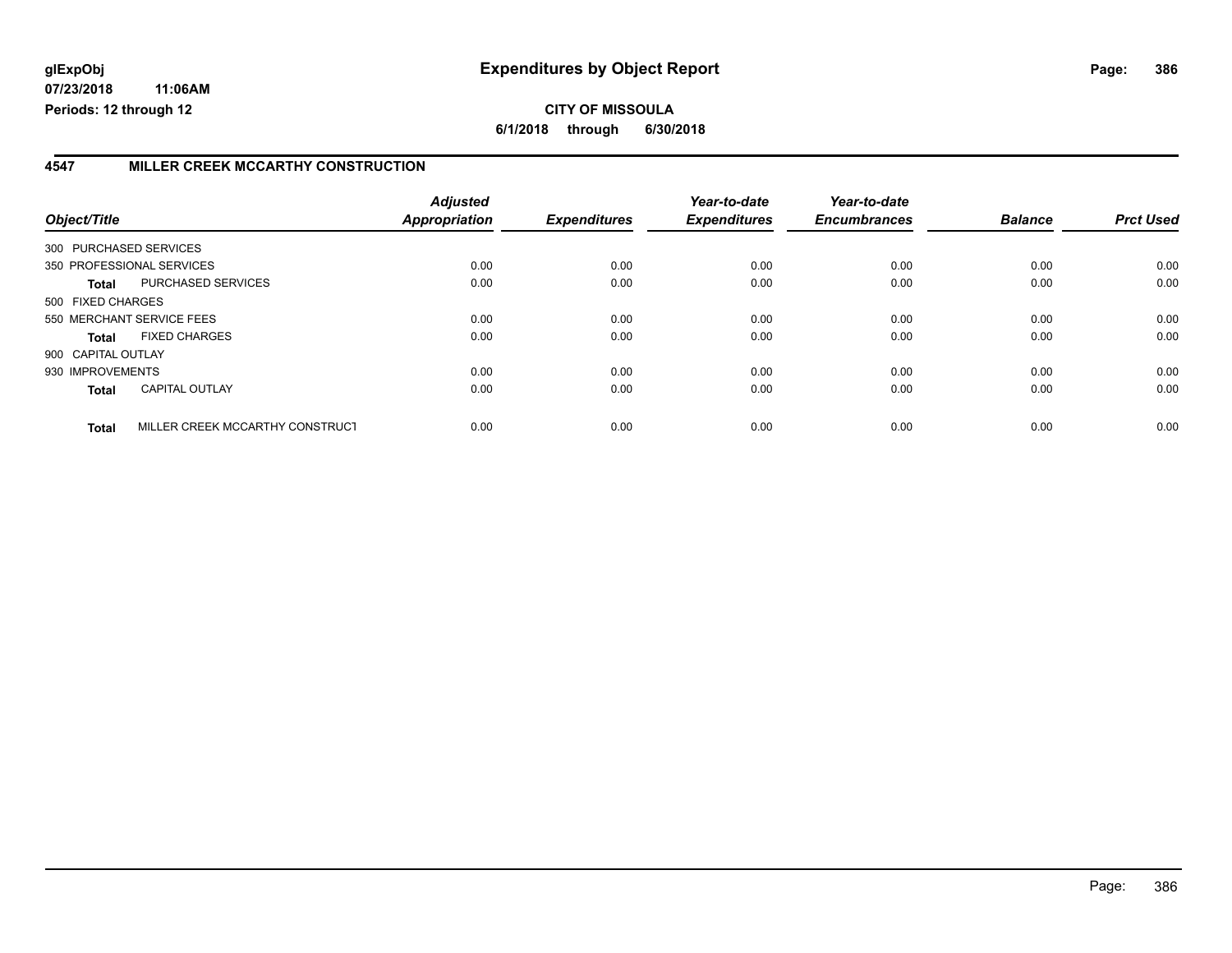**glExpObj**
**07/23/2018 11:06AM**
**Periods: 12 through 12**

# Expenditures by Object Report

**CITY OF MISSOULA**
**6/1/2018 through 6/30/2018**

## 4547 MILLER CREEK MCCARTHY CONSTRUCTION

| Object/Title | | Adjusted Appropriation | Expenditures | Year-to-date Expenditures | Year-to-date Encumbrances | Balance | Prct Used |
|---|---|---|---|---|---|---|---|
| 300 PURCHASED SERVICES | | | | | | | |
| 350 PROFESSIONAL SERVICES | | 0.00 | 0.00 | 0.00 | 0.00 | 0.00 | 0.00 |
| **Total** | PURCHASED SERVICES | 0.00 | 0.00 | 0.00 | 0.00 | 0.00 | 0.00 |
| 500 FIXED CHARGES | | | | | | | |
| 550 MERCHANT SERVICE FEES | | 0.00 | 0.00 | 0.00 | 0.00 | 0.00 | 0.00 |
| **Total** | FIXED CHARGES | 0.00 | 0.00 | 0.00 | 0.00 | 0.00 | 0.00 |
| 900 CAPITAL OUTLAY | | | | | | | |
| 930 IMPROVEMENTS | | 0.00 | 0.00 | 0.00 | 0.00 | 0.00 | 0.00 |
| **Total** | CAPITAL OUTLAY | 0.00 | 0.00 | 0.00 | 0.00 | 0.00 | 0.00 |
| **Total** | MILLER CREEK MCCARTHY CONSTRUCT | 0.00 | 0.00 | 0.00 | 0.00 | 0.00 | 0.00 |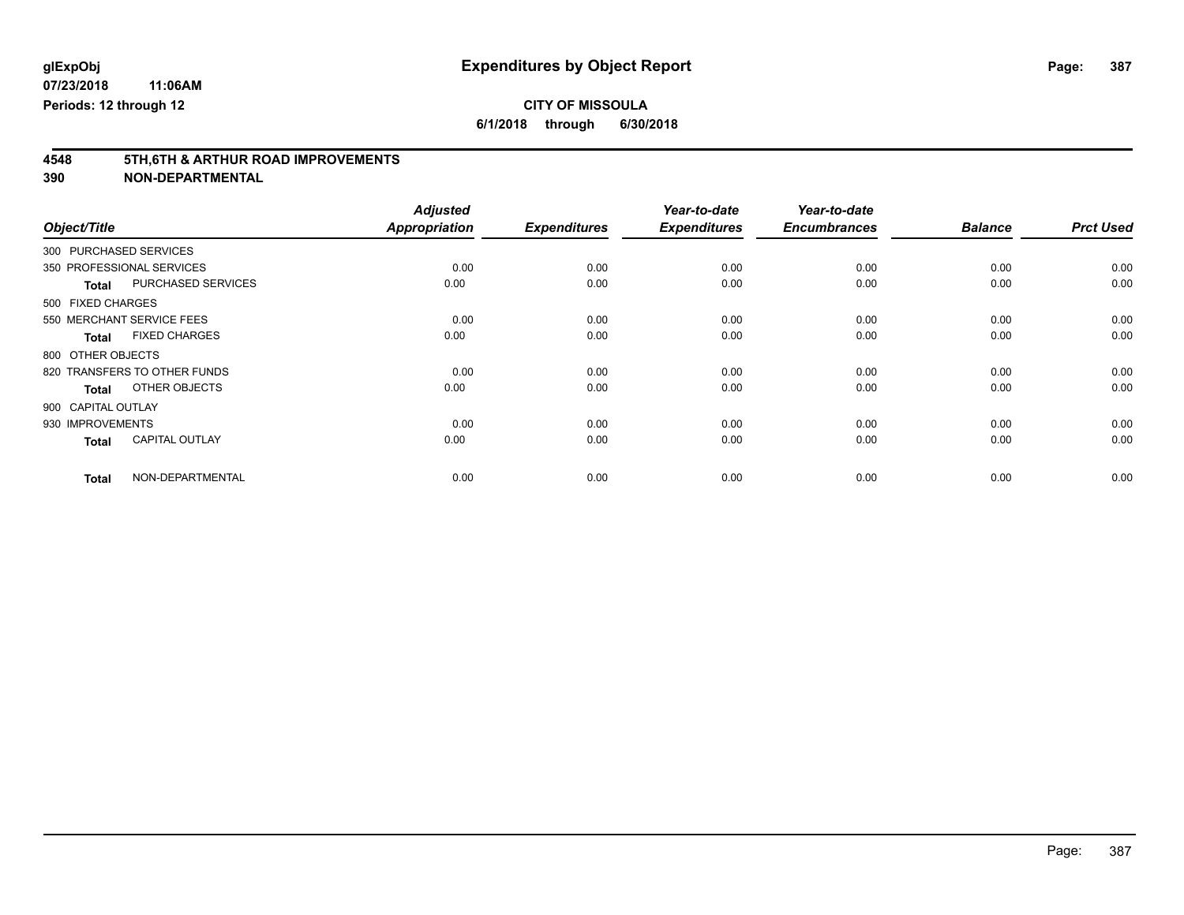glExpObj
07/23/2018 11:06AM
Periods: 12 through 12

# Expenditures by Object Report

**CITY OF MISSOULA**
**6/1/2018 through 6/30/2018**

## 4548 5TH,6TH & ARTHUR ROAD IMPROVEMENTS
## 390 NON-DEPARTMENTAL

| Object/Title | | Adjusted Appropriation | Expenditures | Year-to-date Expenditures | Year-to-date Encumbrances | Balance | Prct Used |
|---|---|---|---|---|---|---|---|
| 300 PURCHASED SERVICES | | | | | | | |
| 350 PROFESSIONAL SERVICES | | 0.00 | 0.00 | 0.00 | 0.00 | 0.00 | 0.00 |
| **Total** | PURCHASED SERVICES | 0.00 | 0.00 | 0.00 | 0.00 | 0.00 | 0.00 |
| 500 FIXED CHARGES | | | | | | | |
| 550 MERCHANT SERVICE FEES | | 0.00 | 0.00 | 0.00 | 0.00 | 0.00 | 0.00 |
| **Total** | FIXED CHARGES | 0.00 | 0.00 | 0.00 | 0.00 | 0.00 | 0.00 |
| 800 OTHER OBJECTS | | | | | | | |
| 820 TRANSFERS TO OTHER FUNDS | | 0.00 | 0.00 | 0.00 | 0.00 | 0.00 | 0.00 |
| **Total** | OTHER OBJECTS | 0.00 | 0.00 | 0.00 | 0.00 | 0.00 | 0.00 |
| 900 CAPITAL OUTLAY | | | | | | | |
| 930 IMPROVEMENTS | | 0.00 | 0.00 | 0.00 | 0.00 | 0.00 | 0.00 |
| **Total** | CAPITAL OUTLAY | 0.00 | 0.00 | 0.00 | 0.00 | 0.00 | 0.00 |
| **Total** | NON-DEPARTMENTAL | 0.00 | 0.00 | 0.00 | 0.00 | 0.00 | 0.00 |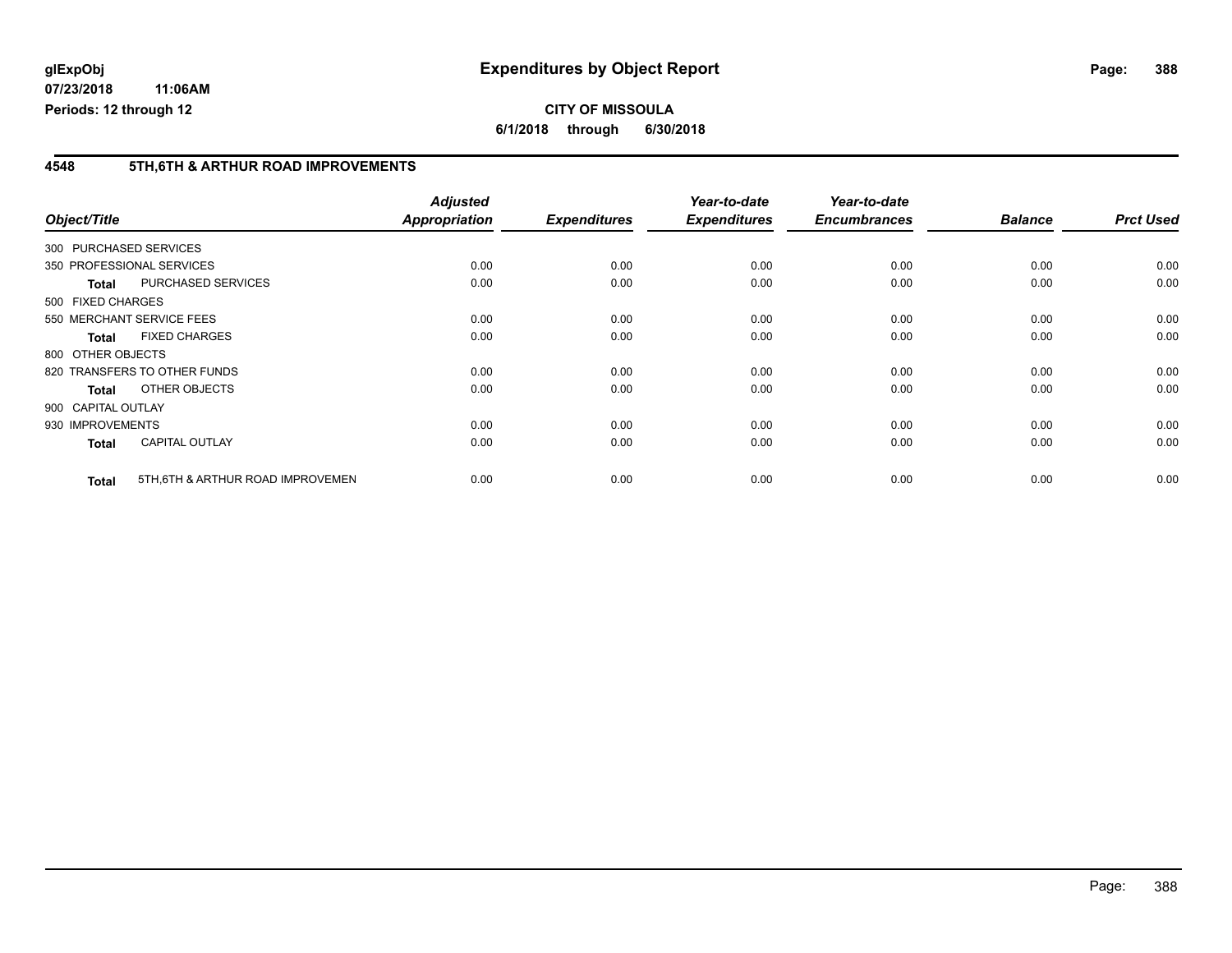**glExpObj** 07/23/2018 11:06AM
Periods: 12 through 12

# Expenditures by Object Report

**CITY OF MISSOULA**
**6/1/2018 through 6/30/2018**

## 4548 5TH,6TH & ARTHUR ROAD IMPROVEMENTS

| Object/Title | | Adjusted Appropriation | Expenditures | Year-to-date Expenditures | Year-to-date Encumbrances | Balance | Prct Used |
|---|---|---|---|---|---|---|---|
| 300 PURCHASED SERVICES | | | | | | | |
| 350 PROFESSIONAL SERVICES | | 0.00 | 0.00 | 0.00 | 0.00 | 0.00 | 0.00 |
| **Total** | PURCHASED SERVICES | 0.00 | 0.00 | 0.00 | 0.00 | 0.00 | 0.00 |
| 500 FIXED CHARGES | | | | | | | |
| 550 MERCHANT SERVICE FEES | | 0.00 | 0.00 | 0.00 | 0.00 | 0.00 | 0.00 |
| **Total** | FIXED CHARGES | 0.00 | 0.00 | 0.00 | 0.00 | 0.00 | 0.00 |
| 800 OTHER OBJECTS | | | | | | | |
| 820 TRANSFERS TO OTHER FUNDS | | 0.00 | 0.00 | 0.00 | 0.00 | 0.00 | 0.00 |
| **Total** | OTHER OBJECTS | 0.00 | 0.00 | 0.00 | 0.00 | 0.00 | 0.00 |
| 900 CAPITAL OUTLAY | | | | | | | |
| 930 IMPROVEMENTS | | 0.00 | 0.00 | 0.00 | 0.00 | 0.00 | 0.00 |
| **Total** | CAPITAL OUTLAY | 0.00 | 0.00 | 0.00 | 0.00 | 0.00 | 0.00 |
| **Total** | 5TH,6TH & ARTHUR ROAD IMPROVEMEN | 0.00 | 0.00 | 0.00 | 0.00 | 0.00 | 0.00 |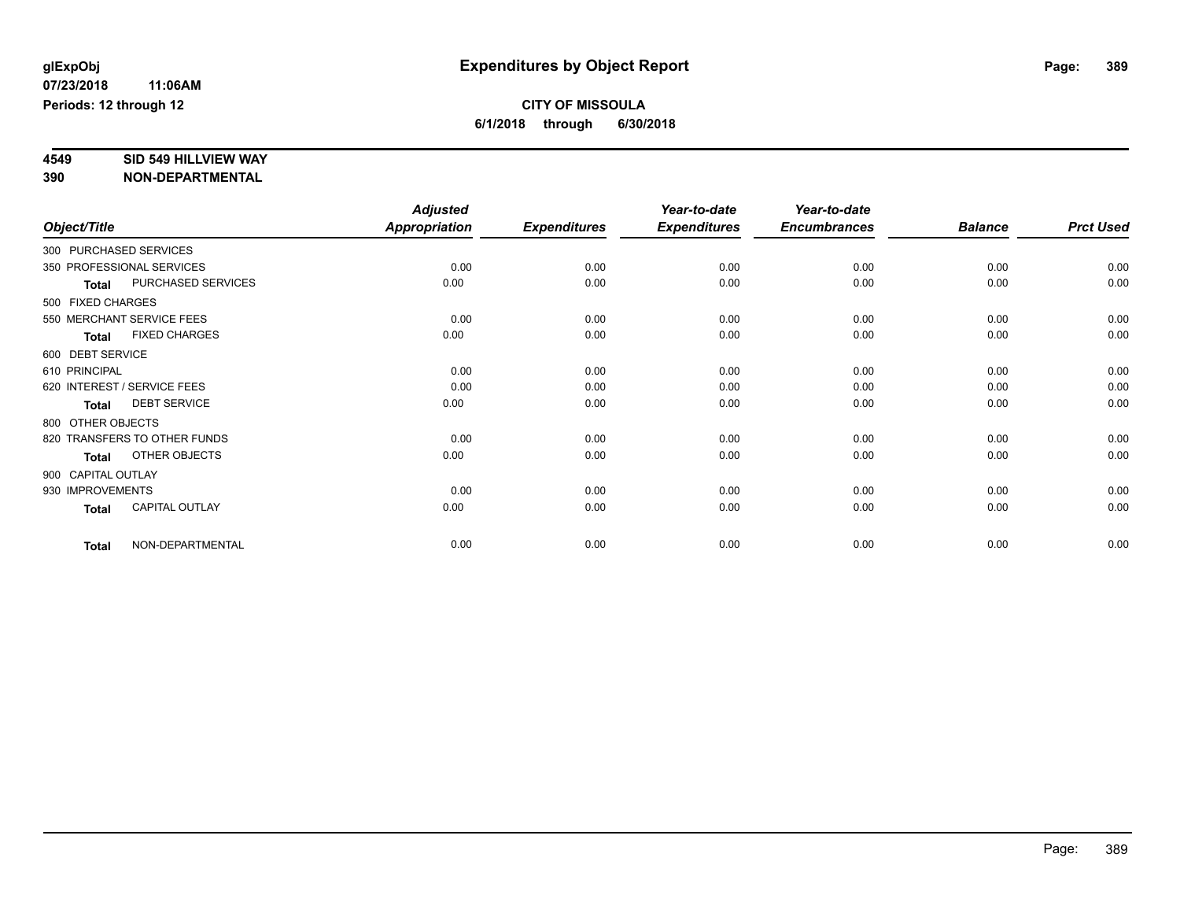glExpObj
07/23/2018 11:06AM
Periods: 12 through 12

# Expenditures by Object Report

**CITY OF MISSOULA**
**6/1/2018 through 6/30/2018**

**4549 SID 549 HILLVIEW WAY**
**390 NON-DEPARTMENTAL**

| Object/Title | Adjusted Appropriation | Expenditures | Year-to-date Expenditures | Year-to-date Encumbrances | Balance | Prct Used |
|---|---|---|---|---|---|---|
| 300 PURCHASED SERVICES | | | | | | |
| 350 PROFESSIONAL SERVICES | 0.00 | 0.00 | 0.00 | 0.00 | 0.00 | 0.00 |
| **Total** PURCHASED SERVICES | 0.00 | 0.00 | 0.00 | 0.00 | 0.00 | 0.00 |
| 500 FIXED CHARGES | | | | | | |
| 550 MERCHANT SERVICE FEES | 0.00 | 0.00 | 0.00 | 0.00 | 0.00 | 0.00 |
| **Total** FIXED CHARGES | 0.00 | 0.00 | 0.00 | 0.00 | 0.00 | 0.00 |
| 600 DEBT SERVICE | | | | | | |
| 610 PRINCIPAL | 0.00 | 0.00 | 0.00 | 0.00 | 0.00 | 0.00 |
| 620 INTEREST / SERVICE FEES | 0.00 | 0.00 | 0.00 | 0.00 | 0.00 | 0.00 |
| **Total** DEBT SERVICE | 0.00 | 0.00 | 0.00 | 0.00 | 0.00 | 0.00 |
| 800 OTHER OBJECTS | | | | | | |
| 820 TRANSFERS TO OTHER FUNDS | 0.00 | 0.00 | 0.00 | 0.00 | 0.00 | 0.00 |
| **Total** OTHER OBJECTS | 0.00 | 0.00 | 0.00 | 0.00 | 0.00 | 0.00 |
| 900 CAPITAL OUTLAY | | | | | | |
| 930 IMPROVEMENTS | 0.00 | 0.00 | 0.00 | 0.00 | 0.00 | 0.00 |
| **Total** CAPITAL OUTLAY | 0.00 | 0.00 | 0.00 | 0.00 | 0.00 | 0.00 |
| **Total** NON-DEPARTMENTAL | 0.00 | 0.00 | 0.00 | 0.00 | 0.00 | 0.00 |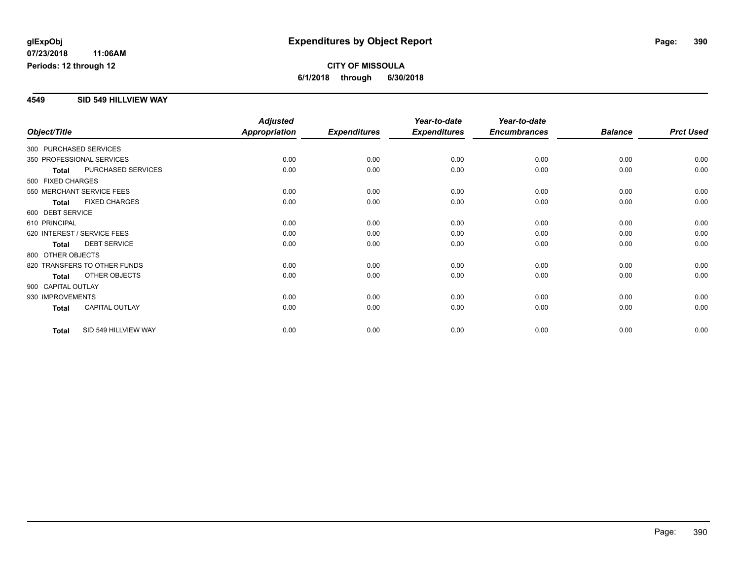glExpObj
07/23/2018 11:06AM
Periods: 12 through 12

# Expenditures by Object Report

**CITY OF MISSOULA**
**6/1/2018 through 6/30/2018**

## 4549 SID 549 HILLVIEW WAY

| Object/Title | | Adjusted Appropriation | Expenditures | Year-to-date Expenditures | Year-to-date Encumbrances | Balance | Prct Used |
|---|---|---|---|---|---|---|---|
| 300 PURCHASED SERVICES | | | | | | | |
| 350 PROFESSIONAL SERVICES | | 0.00 | 0.00 | 0.00 | 0.00 | 0.00 | 0.00 |
| **Total** | PURCHASED SERVICES | 0.00 | 0.00 | 0.00 | 0.00 | 0.00 | 0.00 |
| 500 FIXED CHARGES | | | | | | | |
| 550 MERCHANT SERVICE FEES | | 0.00 | 0.00 | 0.00 | 0.00 | 0.00 | 0.00 |
| **Total** | FIXED CHARGES | 0.00 | 0.00 | 0.00 | 0.00 | 0.00 | 0.00 |
| 600 DEBT SERVICE | | | | | | | |
| 610 PRINCIPAL | | 0.00 | 0.00 | 0.00 | 0.00 | 0.00 | 0.00 |
| 620 INTEREST / SERVICE FEES | | 0.00 | 0.00 | 0.00 | 0.00 | 0.00 | 0.00 |
| **Total** | DEBT SERVICE | 0.00 | 0.00 | 0.00 | 0.00 | 0.00 | 0.00 |
| 800 OTHER OBJECTS | | | | | | | |
| 820 TRANSFERS TO OTHER FUNDS | | 0.00 | 0.00 | 0.00 | 0.00 | 0.00 | 0.00 |
| **Total** | OTHER OBJECTS | 0.00 | 0.00 | 0.00 | 0.00 | 0.00 | 0.00 |
| 900 CAPITAL OUTLAY | | | | | | | |
| 930 IMPROVEMENTS | | 0.00 | 0.00 | 0.00 | 0.00 | 0.00 | 0.00 |
| **Total** | CAPITAL OUTLAY | 0.00 | 0.00 | 0.00 | 0.00 | 0.00 | 0.00 |
| **Total** | SID 549 HILLVIEW WAY | 0.00 | 0.00 | 0.00 | 0.00 | 0.00 | 0.00 |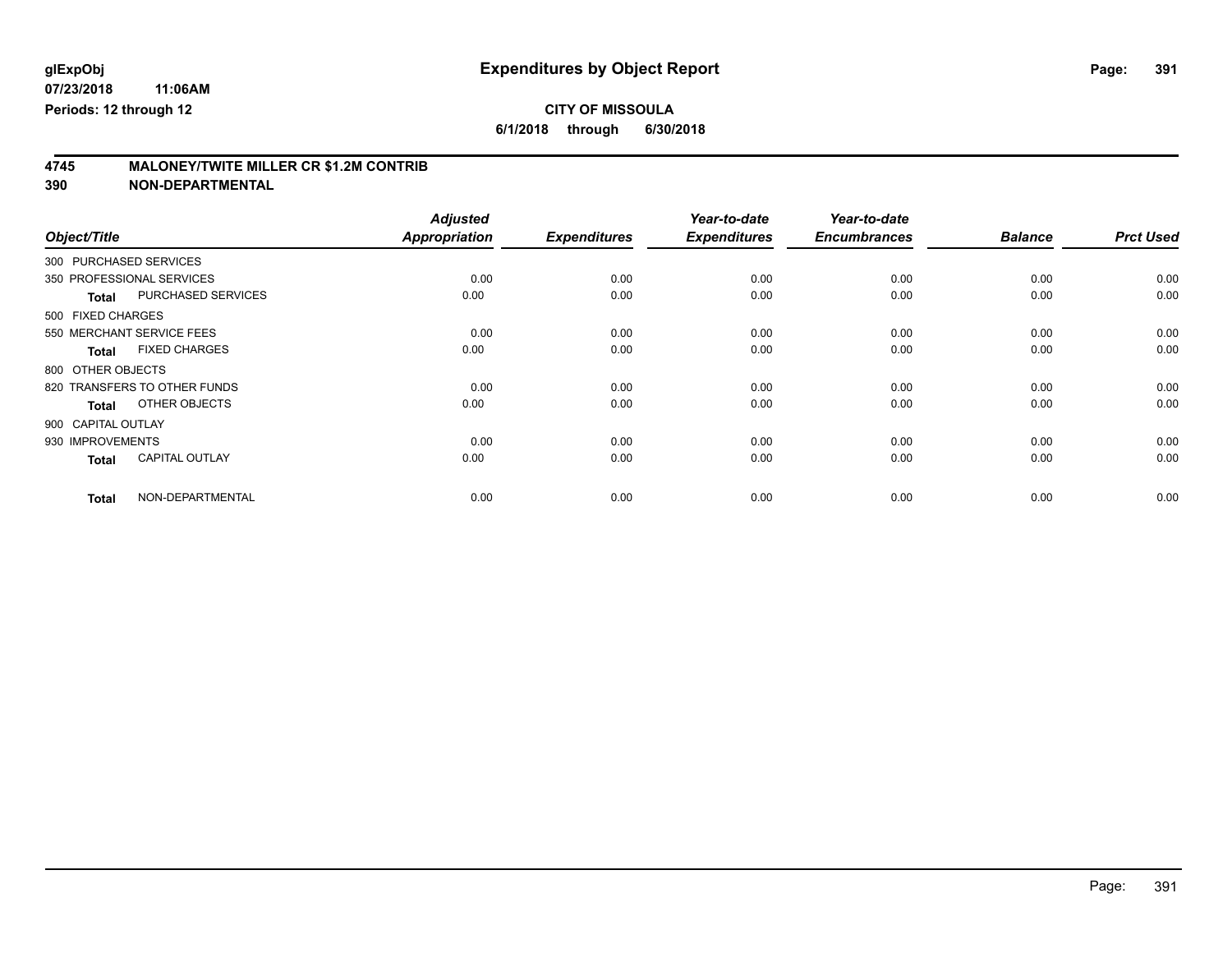glExpObj
07/23/2018 11:06AM
Periods: 12 through 12

# Expenditures by Object Report

**CITY OF MISSOULA**
**6/1/2018 through 6/30/2018**

## 4745 MALONEY/TWITE MILLER CR $1.2M CONTRIB
## 390 NON-DEPARTMENTAL

| Object/Title | | Adjusted Appropriation | Expenditures | Year-to-date Expenditures | Year-to-date Encumbrances | Balance | Prct Used |
|---|---|---|---|---|---|---|---|
| 300 PURCHASED SERVICES | | | | | | | |
| 350 PROFESSIONAL SERVICES | | 0.00 | 0.00 | 0.00 | 0.00 | 0.00 | 0.00 |
| **Total** | PURCHASED SERVICES | 0.00 | 0.00 | 0.00 | 0.00 | 0.00 | 0.00 |
| 500 FIXED CHARGES | | | | | | | |
| 550 MERCHANT SERVICE FEES | | 0.00 | 0.00 | 0.00 | 0.00 | 0.00 | 0.00 |
| **Total** | FIXED CHARGES | 0.00 | 0.00 | 0.00 | 0.00 | 0.00 | 0.00 |
| 800 OTHER OBJECTS | | | | | | | |
| 820 TRANSFERS TO OTHER FUNDS | | 0.00 | 0.00 | 0.00 | 0.00 | 0.00 | 0.00 |
| **Total** | OTHER OBJECTS | 0.00 | 0.00 | 0.00 | 0.00 | 0.00 | 0.00 |
| 900 CAPITAL OUTLAY | | | | | | | |
| 930 IMPROVEMENTS | | 0.00 | 0.00 | 0.00 | 0.00 | 0.00 | 0.00 |
| **Total** | CAPITAL OUTLAY | 0.00 | 0.00 | 0.00 | 0.00 | 0.00 | 0.00 |
| **Total** | NON-DEPARTMENTAL | 0.00 | 0.00 | 0.00 | 0.00 | 0.00 | 0.00 |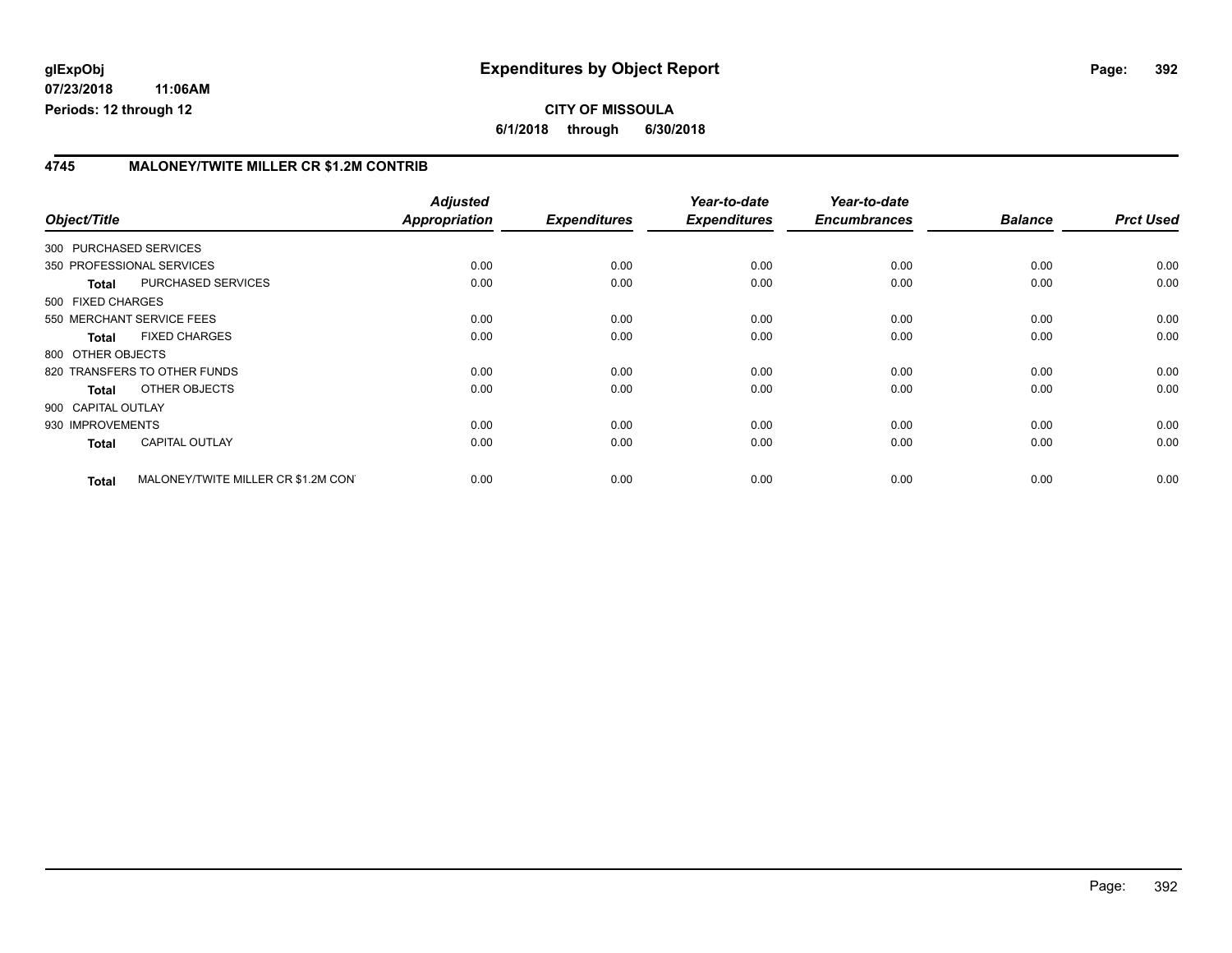**glExpObj** **Expenditures by Object Report**

**07/23/2018 11:06AM**

**Periods: 12 through 12**

**CITY OF MISSOULA**

**6/1/2018 through 6/30/2018**

## 4745 MALONEY/TWITE MILLER CR $1.2M CONTRIB

| Object/Title | | Adjusted Appropriation | Expenditures | Year-to-date Expenditures | Year-to-date Encumbrances | Balance | Prct Used |
|---|---|---|---|---|---|---|---|
| 300 PURCHASED SERVICES | | | | | | | |
| 350 PROFESSIONAL SERVICES | | 0.00 | 0.00 | 0.00 | 0.00 | 0.00 | 0.00 |
| **Total** | PURCHASED SERVICES | 0.00 | 0.00 | 0.00 | 0.00 | 0.00 | 0.00 |
| 500 FIXED CHARGES | | | | | | | |
| 550 MERCHANT SERVICE FEES | | 0.00 | 0.00 | 0.00 | 0.00 | 0.00 | 0.00 |
| **Total** | FIXED CHARGES | 0.00 | 0.00 | 0.00 | 0.00 | 0.00 | 0.00 |
| 800 OTHER OBJECTS | | | | | | | |
| 820 TRANSFERS TO OTHER FUNDS | | 0.00 | 0.00 | 0.00 | 0.00 | 0.00 | 0.00 |
| **Total** | OTHER OBJECTS | 0.00 | 0.00 | 0.00 | 0.00 | 0.00 | 0.00 |
| 900 CAPITAL OUTLAY | | | | | | | |
| 930 IMPROVEMENTS | | 0.00 | 0.00 | 0.00 | 0.00 | 0.00 | 0.00 |
| **Total** | CAPITAL OUTLAY | 0.00 | 0.00 | 0.00 | 0.00 | 0.00 | 0.00 |
| **Total** | MALONEY/TWITE MILLER CR $1.2M CON | 0.00 | 0.00 | 0.00 | 0.00 | 0.00 | 0.00 |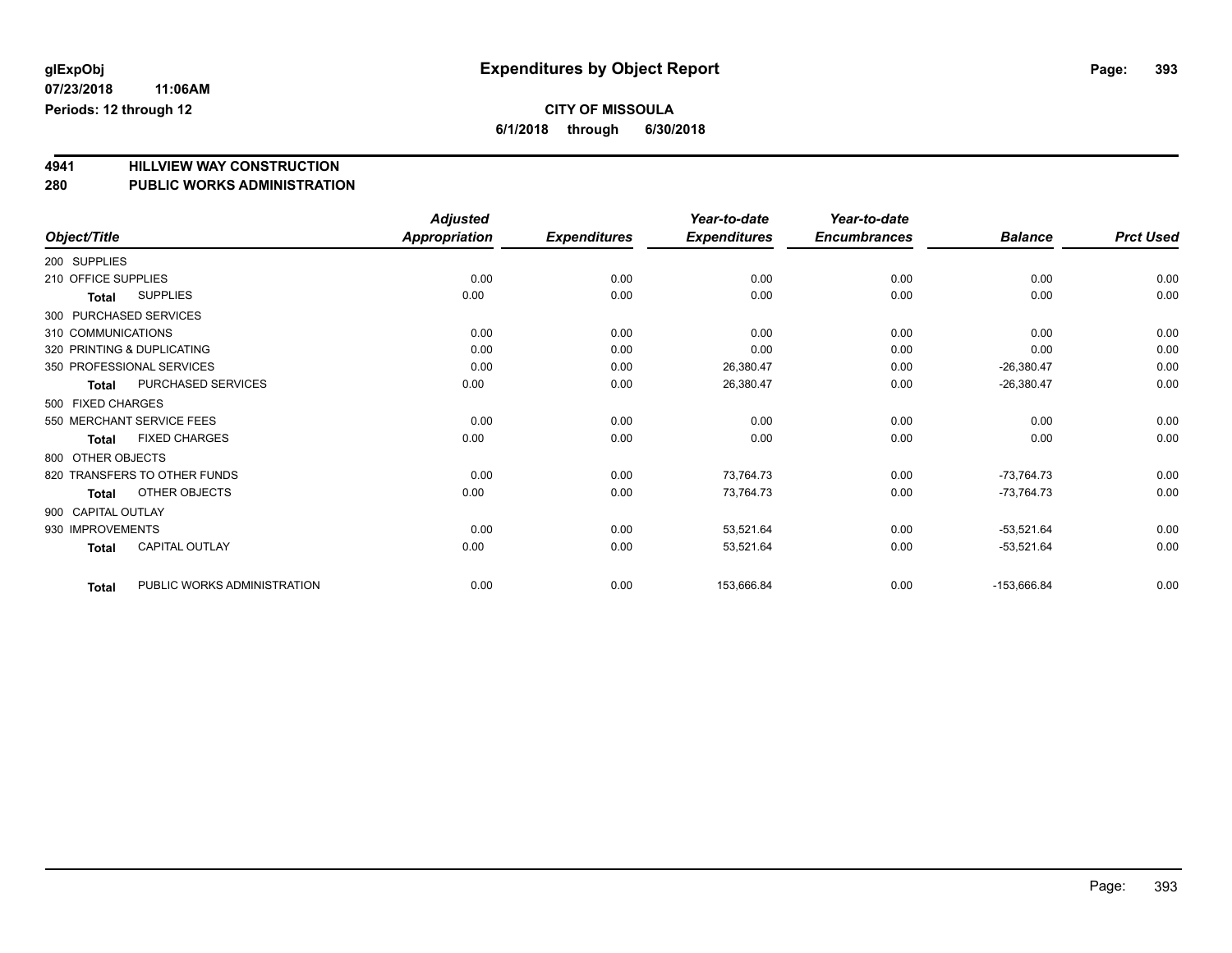# Expenditures by Object Report

glExpObj
07/23/2018 11:06AM
Periods: 12 through 12

**CITY OF MISSOULA**
**6/1/2018 through 6/30/2018**

## 4941 HILLVIEW WAY CONSTRUCTION
## 280 PUBLIC WORKS ADMINISTRATION

| Object/Title | Adjusted Appropriation | Expenditures | Year-to-date Expenditures | Year-to-date Encumbrances | Balance | Prct Used |
|---|---|---|---|---|---|---|
| 200 SUPPLIES | | | | | | |
| 210 OFFICE SUPPLIES | 0.00 | 0.00 | 0.00 | 0.00 | 0.00 | 0.00 |
| **Total** SUPPLIES | 0.00 | 0.00 | 0.00 | 0.00 | 0.00 | 0.00 |
| 300 PURCHASED SERVICES | | | | | | |
| 310 COMMUNICATIONS | 0.00 | 0.00 | 0.00 | 0.00 | 0.00 | 0.00 |
| 320 PRINTING & DUPLICATING | 0.00 | 0.00 | 0.00 | 0.00 | 0.00 | 0.00 |
| 350 PROFESSIONAL SERVICES | 0.00 | 0.00 | 26,380.47 | 0.00 | -26,380.47 | 0.00 |
| **Total** PURCHASED SERVICES | 0.00 | 0.00 | 26,380.47 | 0.00 | -26,380.47 | 0.00 |
| 500 FIXED CHARGES | | | | | | |
| 550 MERCHANT SERVICE FEES | 0.00 | 0.00 | 0.00 | 0.00 | 0.00 | 0.00 |
| **Total** FIXED CHARGES | 0.00 | 0.00 | 0.00 | 0.00 | 0.00 | 0.00 |
| 800 OTHER OBJECTS | | | | | | |
| 820 TRANSFERS TO OTHER FUNDS | 0.00 | 0.00 | 73,764.73 | 0.00 | -73,764.73 | 0.00 |
| **Total** OTHER OBJECTS | 0.00 | 0.00 | 73,764.73 | 0.00 | -73,764.73 | 0.00 |
| 900 CAPITAL OUTLAY | | | | | | |
| 930 IMPROVEMENTS | 0.00 | 0.00 | 53,521.64 | 0.00 | -53,521.64 | 0.00 |
| **Total** CAPITAL OUTLAY | 0.00 | 0.00 | 53,521.64 | 0.00 | -53,521.64 | 0.00 |
| **Total** PUBLIC WORKS ADMINISTRATION | 0.00 | 0.00 | 153,666.84 | 0.00 | -153,666.84 | 0.00 |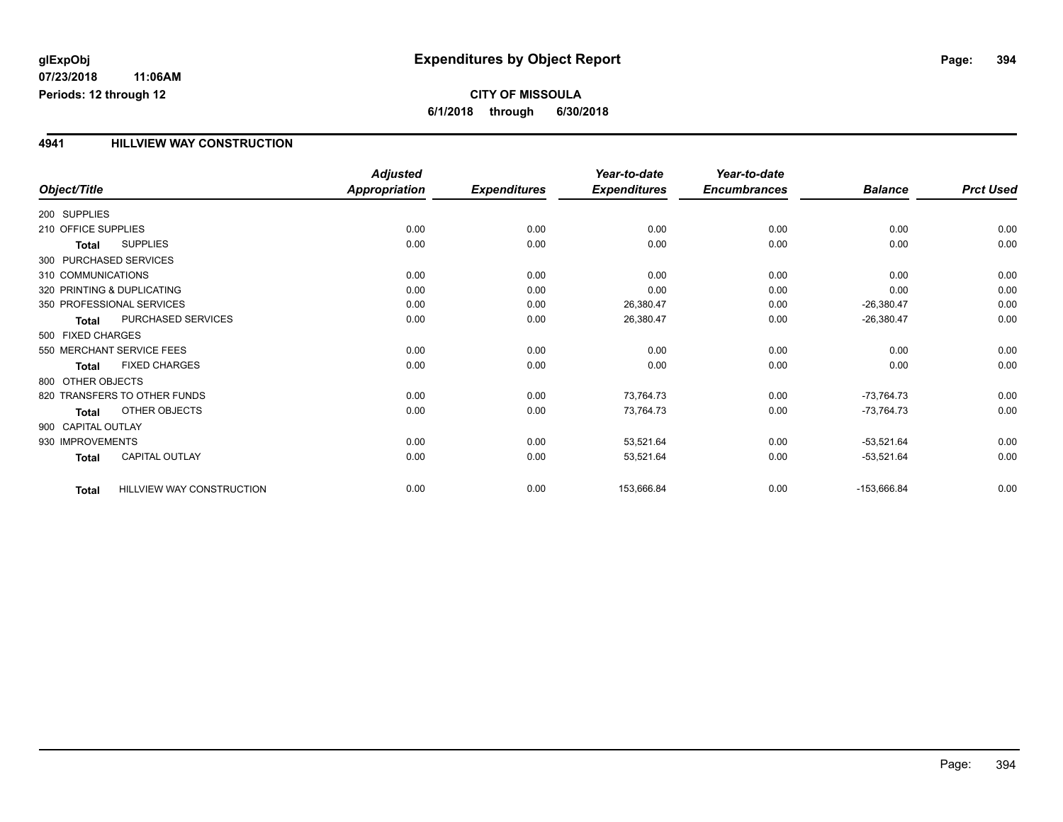# Expenditures by Object Report

glExpObj
07/23/2018 11:06AM
Periods: 12 through 12

**CITY OF MISSOULA**
**6/1/2018 through 6/30/2018**

## 4941 HILLVIEW WAY CONSTRUCTION

| Object/Title | | Adjusted Appropriation | Expenditures | Year-to-date Expenditures | Year-to-date Encumbrances | Balance | Prct Used |
|---|---|---|---|---|---|---|---|
| 200 SUPPLIES | | | | | | | |
| 210 OFFICE SUPPLIES | | 0.00 | 0.00 | 0.00 | 0.00 | 0.00 | 0.00 |
| Total | SUPPLIES | 0.00 | 0.00 | 0.00 | 0.00 | 0.00 | 0.00 |
| 300 PURCHASED SERVICES | | | | | | | |
| 310 COMMUNICATIONS | | 0.00 | 0.00 | 0.00 | 0.00 | 0.00 | 0.00 |
| 320 PRINTING & DUPLICATING | | 0.00 | 0.00 | 0.00 | 0.00 | 0.00 | 0.00 |
| 350 PROFESSIONAL SERVICES | | 0.00 | 0.00 | 26,380.47 | 0.00 | -26,380.47 | 0.00 |
| Total | PURCHASED SERVICES | 0.00 | 0.00 | 26,380.47 | 0.00 | -26,380.47 | 0.00 |
| 500 FIXED CHARGES | | | | | | | |
| 550 MERCHANT SERVICE FEES | | 0.00 | 0.00 | 0.00 | 0.00 | 0.00 | 0.00 |
| Total | FIXED CHARGES | 0.00 | 0.00 | 0.00 | 0.00 | 0.00 | 0.00 |
| 800 OTHER OBJECTS | | | | | | | |
| 820 TRANSFERS TO OTHER FUNDS | | 0.00 | 0.00 | 73,764.73 | 0.00 | -73,764.73 | 0.00 |
| Total | OTHER OBJECTS | 0.00 | 0.00 | 73,764.73 | 0.00 | -73,764.73 | 0.00 |
| 900 CAPITAL OUTLAY | | | | | | | |
| 930 IMPROVEMENTS | | 0.00 | 0.00 | 53,521.64 | 0.00 | -53,521.64 | 0.00 |
| Total | CAPITAL OUTLAY | 0.00 | 0.00 | 53,521.64 | 0.00 | -53,521.64 | 0.00 |
| Total | HILLVIEW WAY CONSTRUCTION | 0.00 | 0.00 | 153,666.84 | 0.00 | -153,666.84 | 0.00 |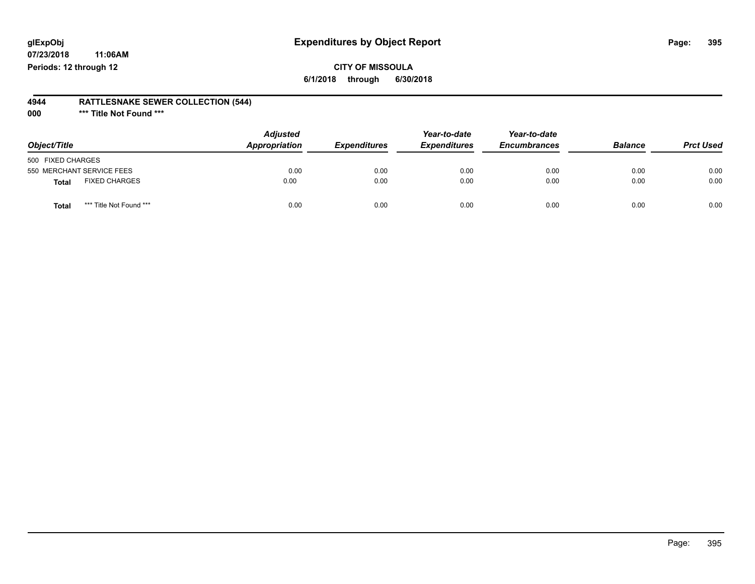glExpObj
07/23/2018 11:06AM
Periods: 12 through 12

# Expenditures by Object Report

**CITY OF MISSOULA**

**6/1/2018 through 6/30/2018**

**4944 RATTLESNAKE SEWER COLLECTION (544)**

**000 *** Title Not Found *****

| Object/Title | Adjusted Appropriation | Expenditures | Year-to-date Expenditures | Year-to-date Encumbrances | Balance | Prct Used |
|---|---|---|---|---|---|---|
| 500 FIXED CHARGES | | | | | | |
| 550 MERCHANT SERVICE FEES | 0.00 | 0.00 | 0.00 | 0.00 | 0.00 | 0.00 |
| **Total** FIXED CHARGES | 0.00 | 0.00 | 0.00 | 0.00 | 0.00 | 0.00 |
| **Total** *** Title Not Found *** | 0.00 | 0.00 | 0.00 | 0.00 | 0.00 | 0.00 |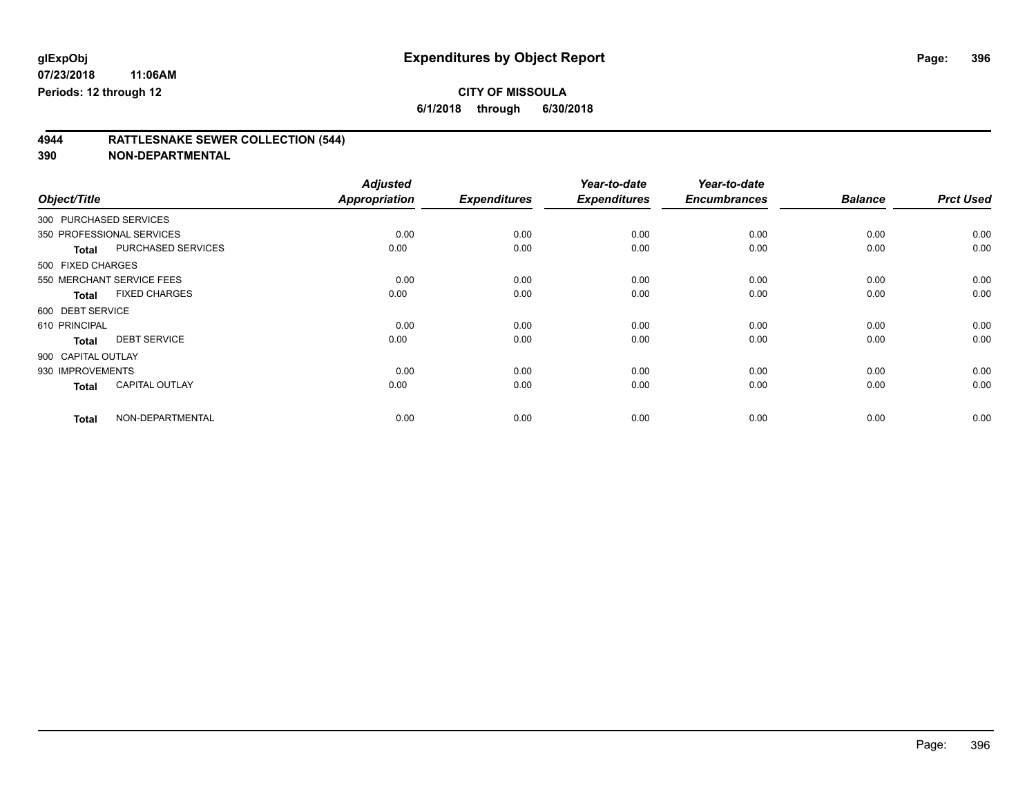# Expenditures by Object Report

glExpObj
07/23/2018 11:06AM
Periods: 12 through 12

**CITY OF MISSOULA**
**6/1/2018 through 6/30/2018**

## 4944 RATTLESNAKE SEWER COLLECTION (544)
## 390 NON-DEPARTMENTAL

| Object/Title | Adjusted Appropriation | Expenditures | Year-to-date Expenditures | Year-to-date Encumbrances | Balance | Prct Used |
|---|---|---|---|---|---|---|
| 300 PURCHASED SERVICES | | | | | | |
| 350 PROFESSIONAL SERVICES | 0.00 | 0.00 | 0.00 | 0.00 | 0.00 | 0.00 |
| **Total** PURCHASED SERVICES | 0.00 | 0.00 | 0.00 | 0.00 | 0.00 | 0.00 |
| 500 FIXED CHARGES | | | | | | |
| 550 MERCHANT SERVICE FEES | 0.00 | 0.00 | 0.00 | 0.00 | 0.00 | 0.00 |
| **Total** FIXED CHARGES | 0.00 | 0.00 | 0.00 | 0.00 | 0.00 | 0.00 |
| 600 DEBT SERVICE | | | | | | |
| 610 PRINCIPAL | 0.00 | 0.00 | 0.00 | 0.00 | 0.00 | 0.00 |
| **Total** DEBT SERVICE | 0.00 | 0.00 | 0.00 | 0.00 | 0.00 | 0.00 |
| 900 CAPITAL OUTLAY | | | | | | |
| 930 IMPROVEMENTS | 0.00 | 0.00 | 0.00 | 0.00 | 0.00 | 0.00 |
| **Total** CAPITAL OUTLAY | 0.00 | 0.00 | 0.00 | 0.00 | 0.00 | 0.00 |
| **Total** NON-DEPARTMENTAL | 0.00 | 0.00 | 0.00 | 0.00 | 0.00 | 0.00 |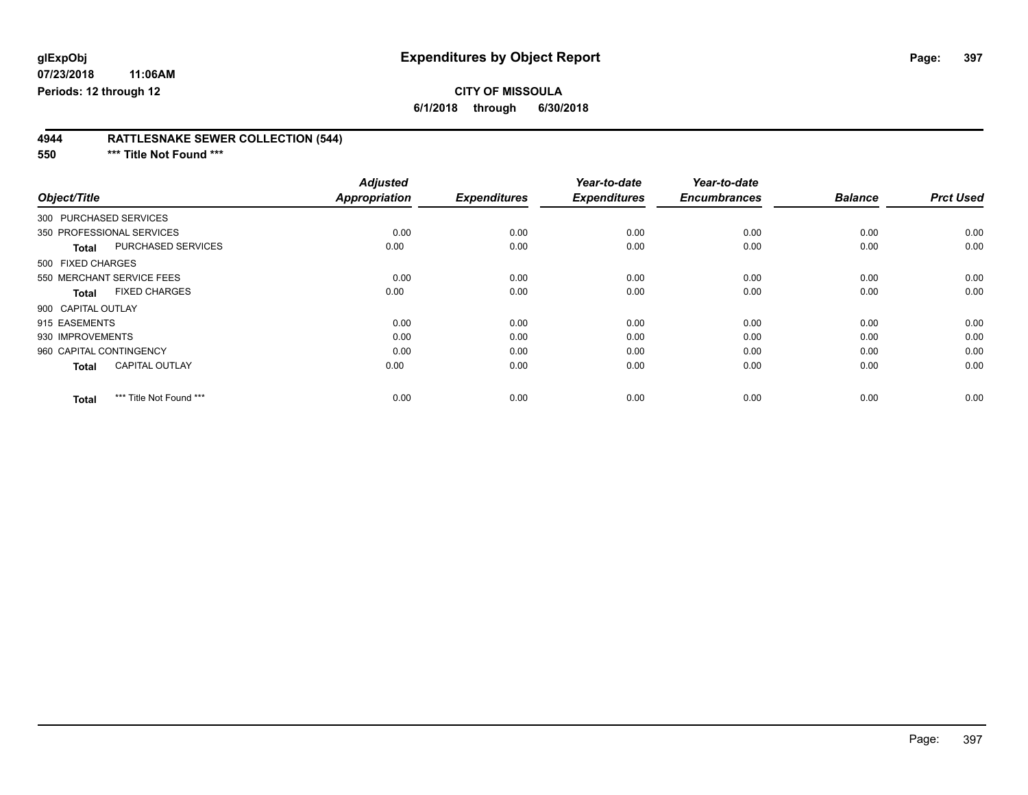**glExpObj** **Expenditures by Object Report**

07/23/2018 11:06AM

Periods: 12 through 12

**CITY OF MISSOULA**

**6/1/2018 through 6/30/2018**

## 4944 RATTLESNAKE SEWER COLLECTION (544)

### 550 *** Title Not Found ***

| Object/Title | Adjusted Appropriation | Expenditures | Year-to-date Expenditures | Year-to-date Encumbrances | Balance | Prct Used |
|---|---|---|---|---|---|---|
| 300 PURCHASED SERVICES | | | | | | |
| 350 PROFESSIONAL SERVICES | 0.00 | 0.00 | 0.00 | 0.00 | 0.00 | 0.00 |
| **Total** PURCHASED SERVICES | 0.00 | 0.00 | 0.00 | 0.00 | 0.00 | 0.00 |
| 500 FIXED CHARGES | | | | | | |
| 550 MERCHANT SERVICE FEES | 0.00 | 0.00 | 0.00 | 0.00 | 0.00 | 0.00 |
| **Total** FIXED CHARGES | 0.00 | 0.00 | 0.00 | 0.00 | 0.00 | 0.00 |
| 900 CAPITAL OUTLAY | | | | | | |
| 915 EASEMENTS | 0.00 | 0.00 | 0.00 | 0.00 | 0.00 | 0.00 |
| 930 IMPROVEMENTS | 0.00 | 0.00 | 0.00 | 0.00 | 0.00 | 0.00 |
| 960 CAPITAL CONTINGENCY | 0.00 | 0.00 | 0.00 | 0.00 | 0.00 | 0.00 |
| **Total** CAPITAL OUTLAY | 0.00 | 0.00 | 0.00 | 0.00 | 0.00 | 0.00 |
| **Total** *** Title Not Found *** | 0.00 | 0.00 | 0.00 | 0.00 | 0.00 | 0.00 |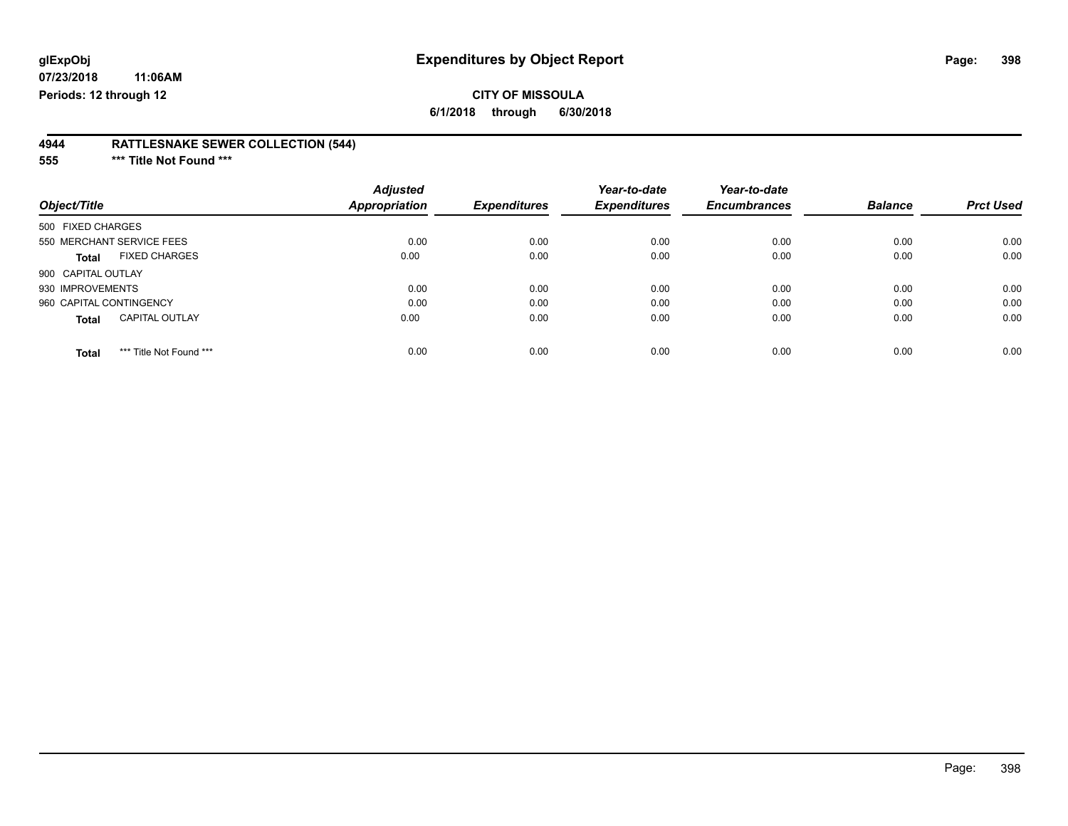**CITY OF MISSOULA**

**6/1/2018 through 6/30/2018**

**glExpObj**
**07/23/2018 11:06AM**
**Periods: 12 through 12**

# Expenditures by Object Report

## 4944 RATTLESNAKE SEWER COLLECTION (544)

### 555 *** Title Not Found ***

| Object/Title | Adjusted Appropriation | Expenditures | Year-to-date Expenditures | Year-to-date Encumbrances | Balance | Prct Used |
|---|---|---|---|---|---|---|
| 500 FIXED CHARGES | | | | | | |
| 550 MERCHANT SERVICE FEES | 0.00 | 0.00 | 0.00 | 0.00 | 0.00 | 0.00 |
| **Total** FIXED CHARGES | 0.00 | 0.00 | 0.00 | 0.00 | 0.00 | 0.00 |
| 900 CAPITAL OUTLAY | | | | | | |
| 930 IMPROVEMENTS | 0.00 | 0.00 | 0.00 | 0.00 | 0.00 | 0.00 |
| 960 CAPITAL CONTINGENCY | 0.00 | 0.00 | 0.00 | 0.00 | 0.00 | 0.00 |
| **Total** CAPITAL OUTLAY | 0.00 | 0.00 | 0.00 | 0.00 | 0.00 | 0.00 |
| **Total** *** Title Not Found *** | 0.00 | 0.00 | 0.00 | 0.00 | 0.00 | 0.00 |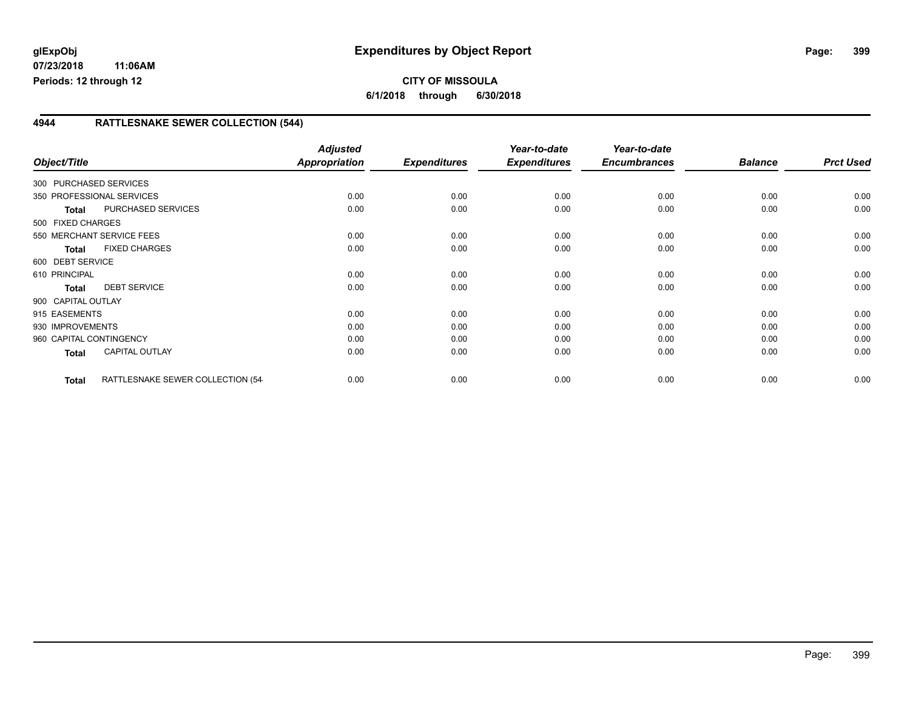**glExpObj**
**07/23/2018 11:06AM**
**Periods: 12 through 12**

# Expenditures by Object Report

**CITY OF MISSOULA**
**6/1/2018 through 6/30/2018**

## 4944 RATTLESNAKE SEWER COLLECTION (544)

| Object/Title | | Adjusted Appropriation | Expenditures | Year-to-date Expenditures | Year-to-date Encumbrances | Balance | Prct Used |
|---|---|---|---|---|---|---|---|
| 300 PURCHASED SERVICES | | | | | | | |
| 350 PROFESSIONAL SERVICES | | 0.00 | 0.00 | 0.00 | 0.00 | 0.00 | 0.00 |
| **Total** | PURCHASED SERVICES | 0.00 | 0.00 | 0.00 | 0.00 | 0.00 | 0.00 |
| 500 FIXED CHARGES | | | | | | | |
| 550 MERCHANT SERVICE FEES | | 0.00 | 0.00 | 0.00 | 0.00 | 0.00 | 0.00 |
| **Total** | FIXED CHARGES | 0.00 | 0.00 | 0.00 | 0.00 | 0.00 | 0.00 |
| 600 DEBT SERVICE | | | | | | | |
| 610 PRINCIPAL | | 0.00 | 0.00 | 0.00 | 0.00 | 0.00 | 0.00 |
| **Total** | DEBT SERVICE | 0.00 | 0.00 | 0.00 | 0.00 | 0.00 | 0.00 |
| 900 CAPITAL OUTLAY | | | | | | | |
| 915 EASEMENTS | | 0.00 | 0.00 | 0.00 | 0.00 | 0.00 | 0.00 |
| 930 IMPROVEMENTS | | 0.00 | 0.00 | 0.00 | 0.00 | 0.00 | 0.00 |
| 960 CAPITAL CONTINGENCY | | 0.00 | 0.00 | 0.00 | 0.00 | 0.00 | 0.00 |
| **Total** | CAPITAL OUTLAY | 0.00 | 0.00 | 0.00 | 0.00 | 0.00 | 0.00 |
| **Total** | RATTLESNAKE SEWER COLLECTION (54 | 0.00 | 0.00 | 0.00 | 0.00 | 0.00 | 0.00 |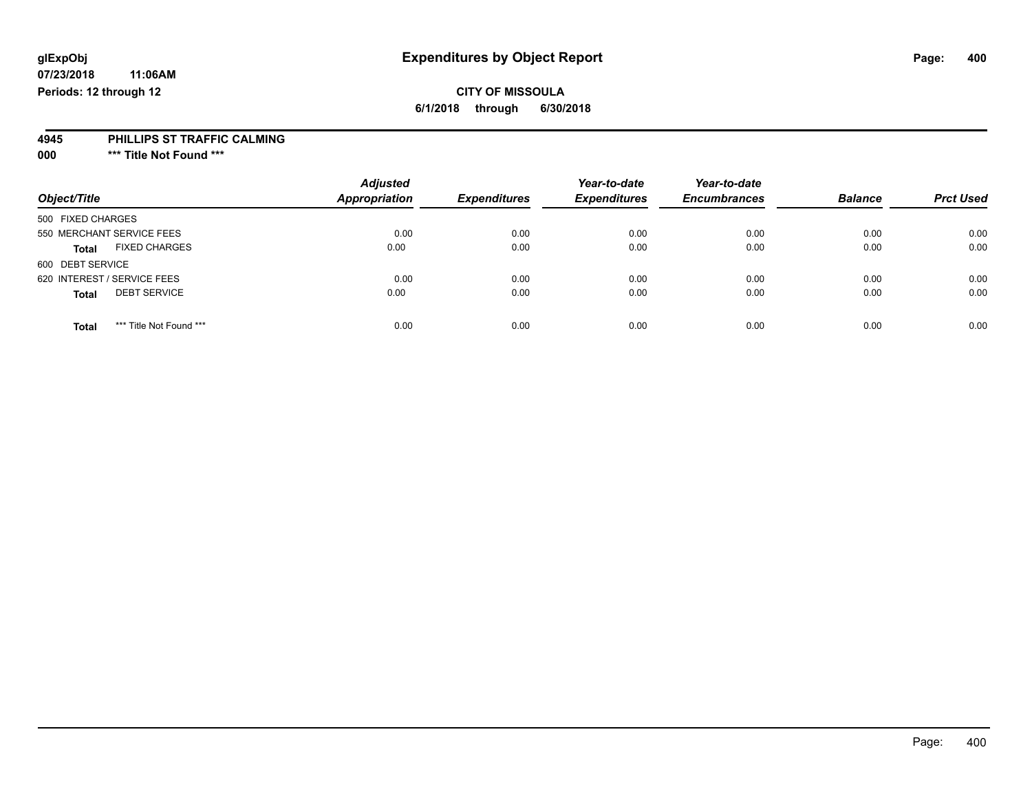# Expenditures by Object Report

glExpObj
07/23/2018 11:06AM
Periods: 12 through 12

**CITY OF MISSOULA**
**6/1/2018 through 6/30/2018**

**4945 PHILLIPS ST TRAFFIC CALMING**
**000 \*\*\* Title Not Found \*\*\***

| Object/Title | Adjusted Appropriation | Expenditures | Year-to-date Expenditures | Year-to-date Encumbrances | Balance | Prct Used |
|---|---|---|---|---|---|---|
| 500 FIXED CHARGES | | | | | | |
| 550 MERCHANT SERVICE FEES | 0.00 | 0.00 | 0.00 | 0.00 | 0.00 | 0.00 |
| **Total** FIXED CHARGES | 0.00 | 0.00 | 0.00 | 0.00 | 0.00 | 0.00 |
| 600 DEBT SERVICE | | | | | | |
| 620 INTEREST / SERVICE FEES | 0.00 | 0.00 | 0.00 | 0.00 | 0.00 | 0.00 |
| **Total** DEBT SERVICE | 0.00 | 0.00 | 0.00 | 0.00 | 0.00 | 0.00 |
| **Total** *** Title Not Found *** | 0.00 | 0.00 | 0.00 | 0.00 | 0.00 | 0.00 |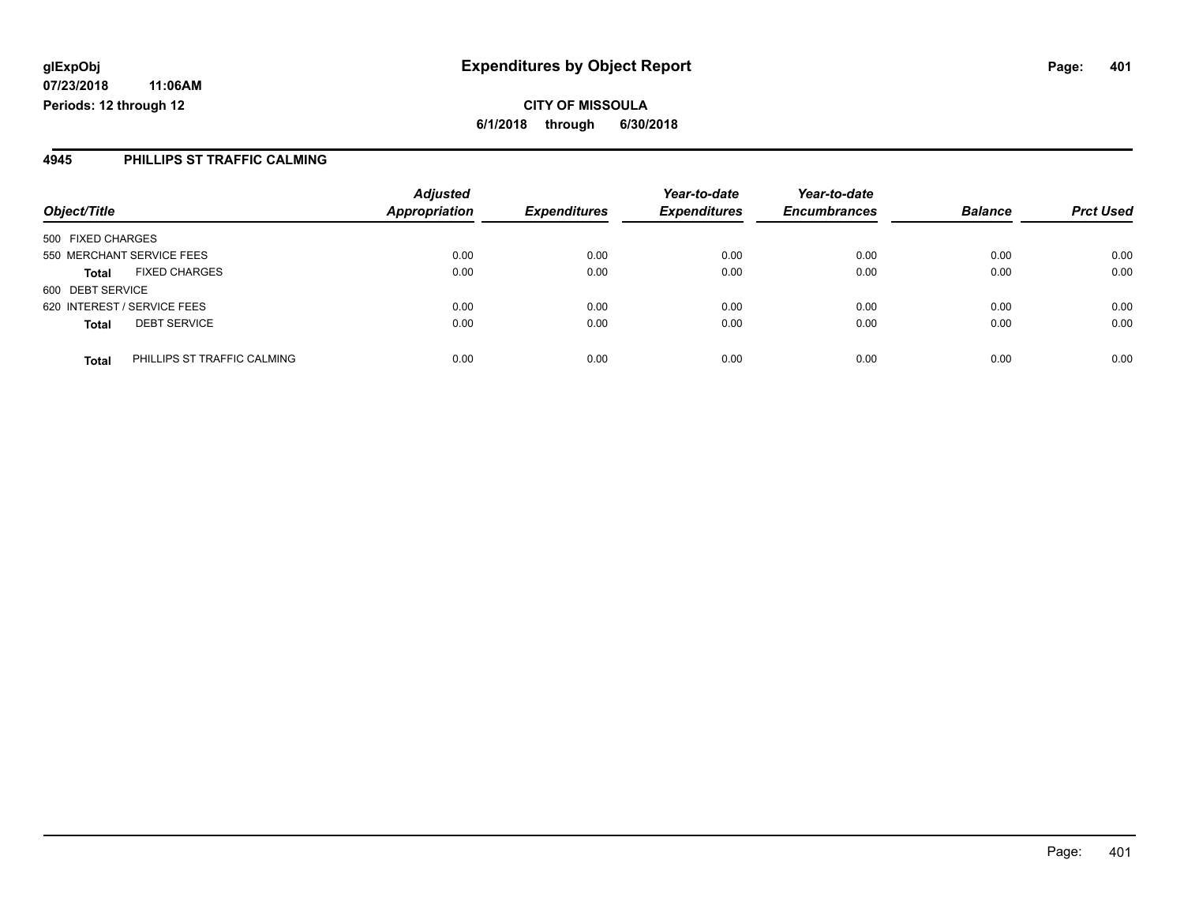glExpObj
07/23/2018 11:06AM
Periods: 12 through 12

# Expenditures by Object Report

**CITY OF MISSOULA**

**6/1/2018 through 6/30/2018**

## 4945 PHILLIPS ST TRAFFIC CALMING

| Object/Title | | Adjusted Appropriation | Expenditures | Year-to-date Expenditures | Year-to-date Encumbrances | Balance | Prct Used |
|---|---|---|---|---|---|---|---|
| 500 FIXED CHARGES | | | | | | | |
| 550 MERCHANT SERVICE FEES | | 0.00 | 0.00 | 0.00 | 0.00 | 0.00 | 0.00 |
| **Total** | FIXED CHARGES | 0.00 | 0.00 | 0.00 | 0.00 | 0.00 | 0.00 |
| 600 DEBT SERVICE | | | | | | | |
| 620 INTEREST / SERVICE FEES | | 0.00 | 0.00 | 0.00 | 0.00 | 0.00 | 0.00 |
| **Total** | DEBT SERVICE | 0.00 | 0.00 | 0.00 | 0.00 | 0.00 | 0.00 |
| **Total** | PHILLIPS ST TRAFFIC CALMING | 0.00 | 0.00 | 0.00 | 0.00 | 0.00 | 0.00 |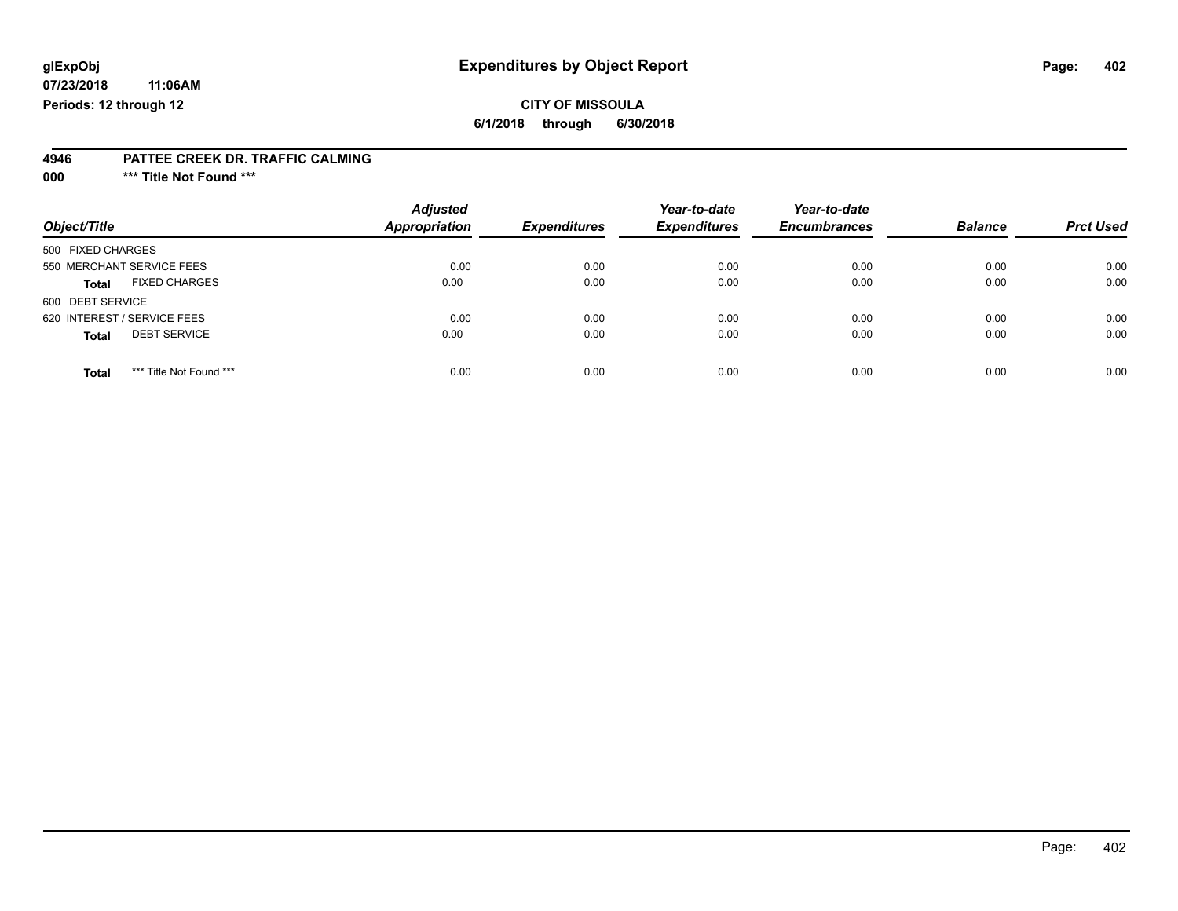glExpObj
07/23/2018 11:06AM
Periods: 12 through 12

# Expenditures by Object Report

**CITY OF MISSOULA**

**6/1/2018 through 6/30/2018**

**4946 PATTEE CREEK DR. TRAFFIC CALMING**

**000 *** Title Not Found *****

| Object/Title | Adjusted Appropriation | Expenditures | Year-to-date Expenditures | Year-to-date Encumbrances | Balance | Prct Used |
|---|---|---|---|---|---|---|
| 500 FIXED CHARGES | | | | | | |
| 550 MERCHANT SERVICE FEES | 0.00 | 0.00 | 0.00 | 0.00 | 0.00 | 0.00 |
| **Total** FIXED CHARGES | 0.00 | 0.00 | 0.00 | 0.00 | 0.00 | 0.00 |
| 600 DEBT SERVICE | | | | | | |
| 620 INTEREST / SERVICE FEES | 0.00 | 0.00 | 0.00 | 0.00 | 0.00 | 0.00 |
| **Total** DEBT SERVICE | 0.00 | 0.00 | 0.00 | 0.00 | 0.00 | 0.00 |
| **Total** *** Title Not Found *** | 0.00 | 0.00 | 0.00 | 0.00 | 0.00 | 0.00 |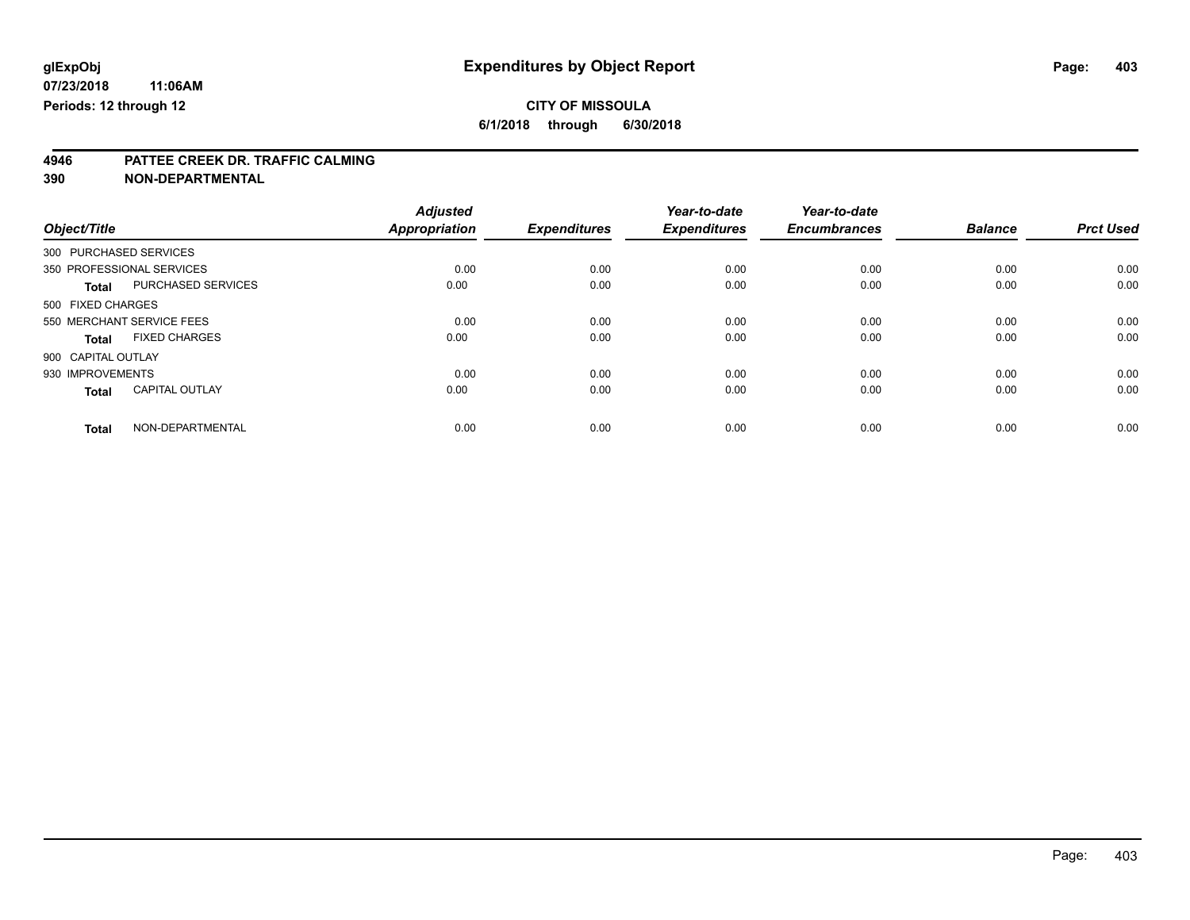**glExpObj** | **Expenditures by Object Report**

**07/23/2018 11:06AM**

**Periods: 12 through 12**

**CITY OF MISSOULA**

**6/1/2018 through 6/30/2018**

**4946 PATTEE CREEK DR. TRAFFIC CALMING**

**390 NON-DEPARTMENTAL**

| Object/Title | | Adjusted Appropriation | Expenditures | Year-to-date Expenditures | Year-to-date Encumbrances | Balance | Prct Used |
|---|---|---|---|---|---|---|---|
| 300 PURCHASED SERVICES | | | | | | | |
| 350 PROFESSIONAL SERVICES | | 0.00 | 0.00 | 0.00 | 0.00 | 0.00 | 0.00 |
| **Total** | PURCHASED SERVICES | 0.00 | 0.00 | 0.00 | 0.00 | 0.00 | 0.00 |
| 500 FIXED CHARGES | | | | | | | |
| 550 MERCHANT SERVICE FEES | | 0.00 | 0.00 | 0.00 | 0.00 | 0.00 | 0.00 |
| **Total** | FIXED CHARGES | 0.00 | 0.00 | 0.00 | 0.00 | 0.00 | 0.00 |
| 900 CAPITAL OUTLAY | | | | | | | |
| 930 IMPROVEMENTS | | 0.00 | 0.00 | 0.00 | 0.00 | 0.00 | 0.00 |
| **Total** | CAPITAL OUTLAY | 0.00 | 0.00 | 0.00 | 0.00 | 0.00 | 0.00 |
| **Total** | NON-DEPARTMENTAL | 0.00 | 0.00 | 0.00 | 0.00 | 0.00 | 0.00 |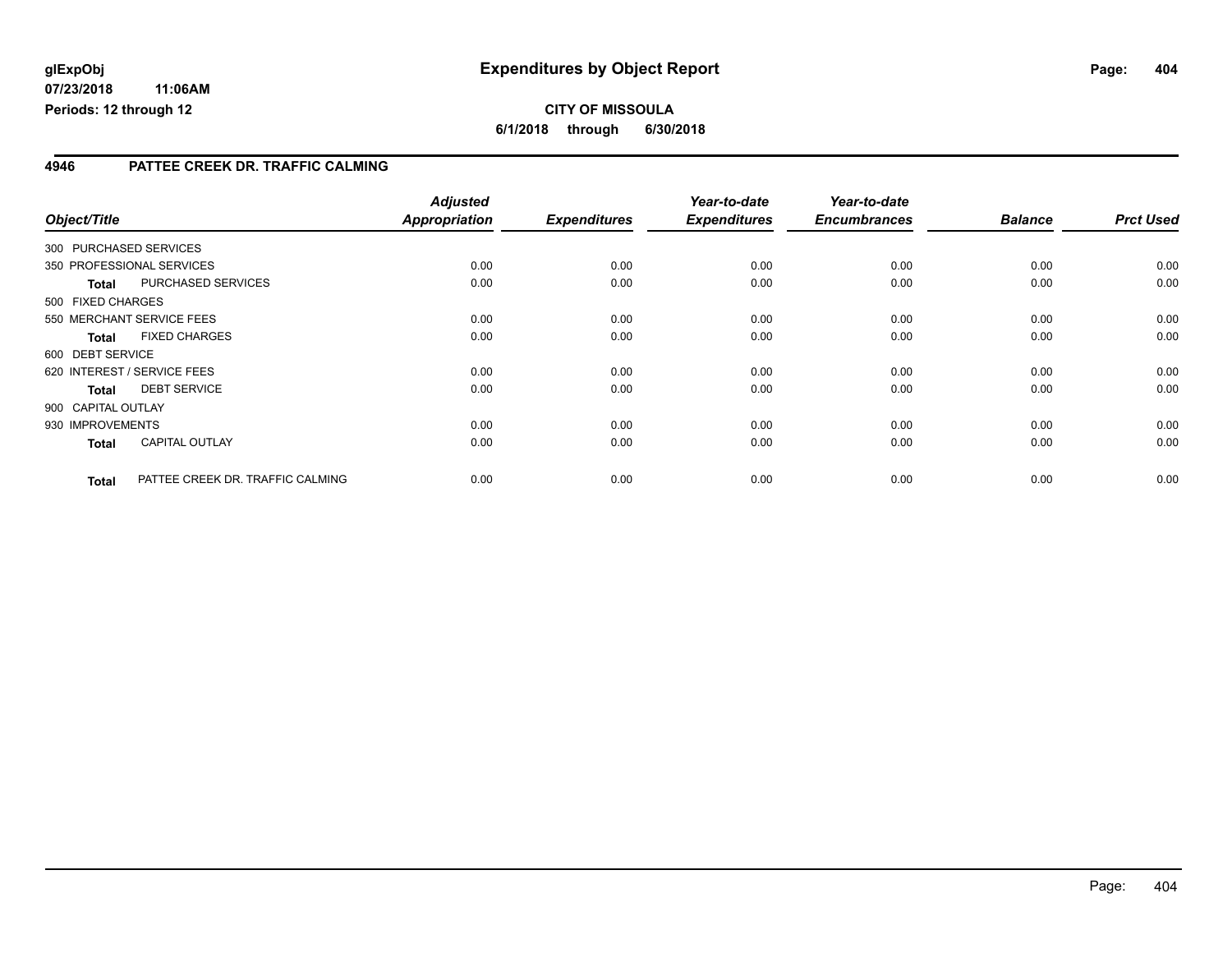**glExpObj**
**07/23/2018 11:06AM**
**Periods: 12 through 12**

# Expenditures by Object Report

**CITY OF MISSOULA**
**6/1/2018 through 6/30/2018**

## 4946 PATTEE CREEK DR. TRAFFIC CALMING

| Object/Title | | Adjusted Appropriation | Expenditures | Year-to-date Expenditures | Year-to-date Encumbrances | Balance | Prct Used |
|---|---|---|---|---|---|---|---|
| 300 PURCHASED SERVICES | | | | | | | |
| 350 PROFESSIONAL SERVICES | | 0.00 | 0.00 | 0.00 | 0.00 | 0.00 | 0.00 |
| **Total** | PURCHASED SERVICES | 0.00 | 0.00 | 0.00 | 0.00 | 0.00 | 0.00 |
| 500 FIXED CHARGES | | | | | | | |
| 550 MERCHANT SERVICE FEES | | 0.00 | 0.00 | 0.00 | 0.00 | 0.00 | 0.00 |
| **Total** | FIXED CHARGES | 0.00 | 0.00 | 0.00 | 0.00 | 0.00 | 0.00 |
| 600 DEBT SERVICE | | | | | | | |
| 620 INTEREST / SERVICE FEES | | 0.00 | 0.00 | 0.00 | 0.00 | 0.00 | 0.00 |
| **Total** | DEBT SERVICE | 0.00 | 0.00 | 0.00 | 0.00 | 0.00 | 0.00 |
| 900 CAPITAL OUTLAY | | | | | | | |
| 930 IMPROVEMENTS | | 0.00 | 0.00 | 0.00 | 0.00 | 0.00 | 0.00 |
| **Total** | CAPITAL OUTLAY | 0.00 | 0.00 | 0.00 | 0.00 | 0.00 | 0.00 |
| **Total** | PATTEE CREEK DR. TRAFFIC CALMING | 0.00 | 0.00 | 0.00 | 0.00 | 0.00 | 0.00 |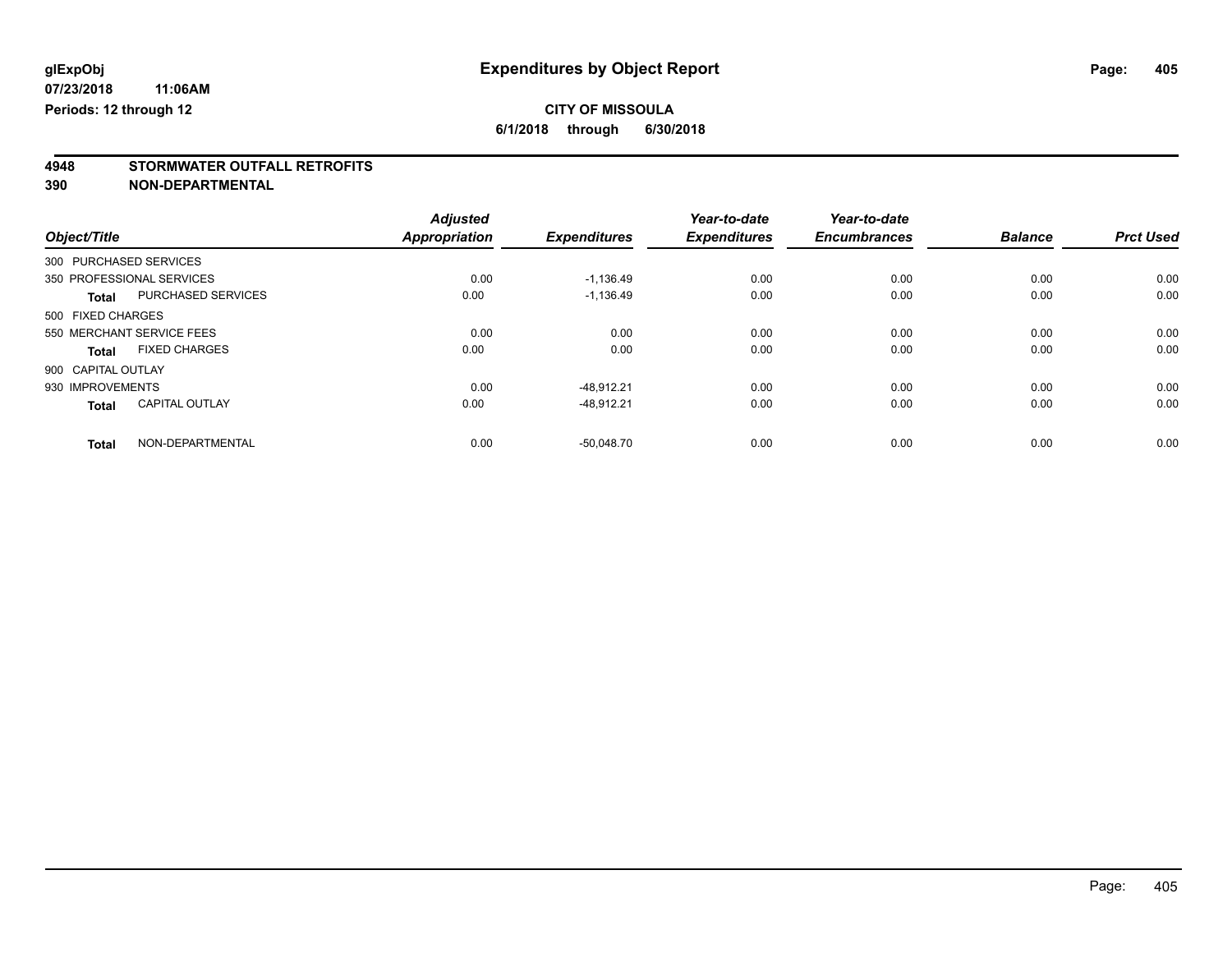**glExpObj** | **Expenditures by Object Report**

**07/23/2018 11:06AM**

**Periods: 12 through 12**

**CITY OF MISSOULA**

**6/1/2018 through 6/30/2018**

## 4948 STORMWATER OUTFALL RETROFITS
## 390 NON-DEPARTMENTAL

| Object/Title | | Adjusted Appropriation | Expenditures | Year-to-date Expenditures | Year-to-date Encumbrances | Balance | Prct Used |
|---|---|---|---|---|---|---|---|
| 300 PURCHASED SERVICES | | | | | | | |
| 350 PROFESSIONAL SERVICES | | 0.00 | -1,136.49 | 0.00 | 0.00 | 0.00 | 0.00 |
| **Total** | PURCHASED SERVICES | 0.00 | -1,136.49 | 0.00 | 0.00 | 0.00 | 0.00 |
| 500 FIXED CHARGES | | | | | | | |
| 550 MERCHANT SERVICE FEES | | 0.00 | 0.00 | 0.00 | 0.00 | 0.00 | 0.00 |
| **Total** | FIXED CHARGES | 0.00 | 0.00 | 0.00 | 0.00 | 0.00 | 0.00 |
| 900 CAPITAL OUTLAY | | | | | | | |
| 930 IMPROVEMENTS | | 0.00 | -48,912.21 | 0.00 | 0.00 | 0.00 | 0.00 |
| **Total** | CAPITAL OUTLAY | 0.00 | -48,912.21 | 0.00 | 0.00 | 0.00 | 0.00 |
| **Total** | NON-DEPARTMENTAL | 0.00 | -50,048.70 | 0.00 | 0.00 | 0.00 | 0.00 |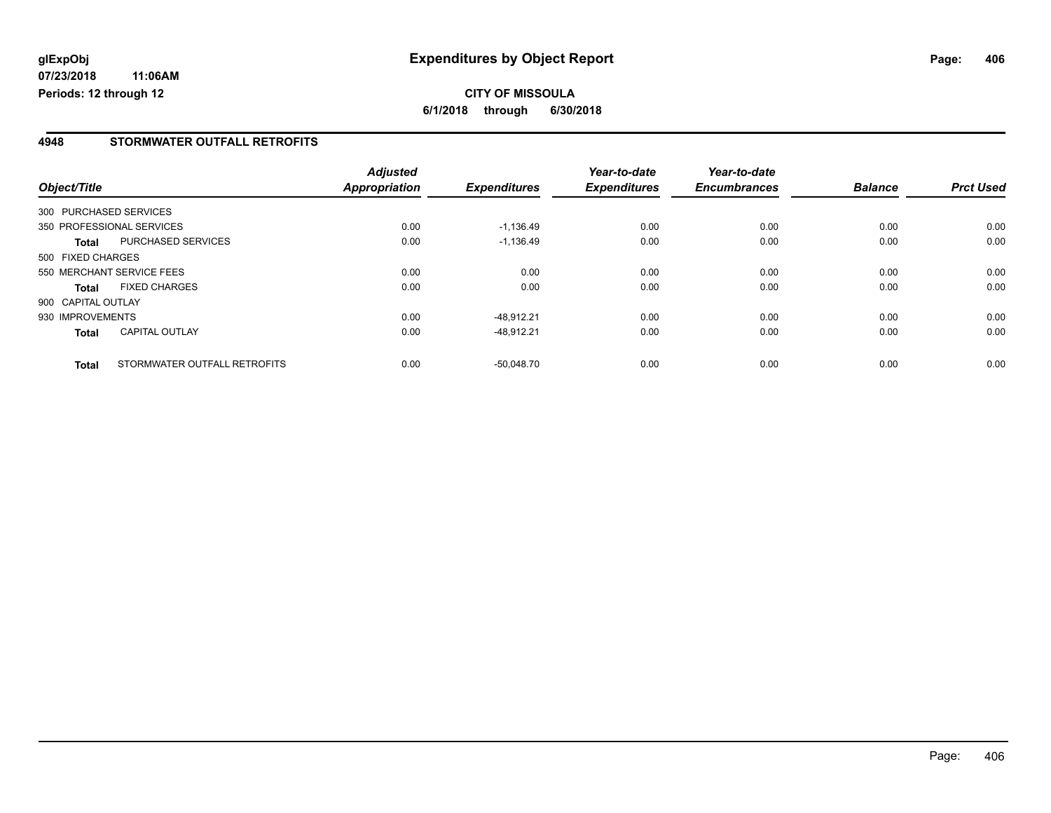**glExpObj**
**07/23/2018 11:06AM**
**Periods: 12 through 12**

# Expenditures by Object Report

**CITY OF MISSOULA**
**6/1/2018 through 6/30/2018**

## 4948 STORMWATER OUTFALL RETROFITS

| Object/Title | | Adjusted Appropriation | Expenditures | Year-to-date Expenditures | Year-to-date Encumbrances | Balance | Prct Used |
|---|---|---|---|---|---|---|---|
| 300 PURCHASED SERVICES | | | | | | | |
| 350 PROFESSIONAL SERVICES | | 0.00 | -1,136.49 | 0.00 | 0.00 | 0.00 | 0.00 |
| **Total** | PURCHASED SERVICES | 0.00 | -1,136.49 | 0.00 | 0.00 | 0.00 | 0.00 |
| 500 FIXED CHARGES | | | | | | | |
| 550 MERCHANT SERVICE FEES | | 0.00 | 0.00 | 0.00 | 0.00 | 0.00 | 0.00 |
| **Total** | FIXED CHARGES | 0.00 | 0.00 | 0.00 | 0.00 | 0.00 | 0.00 |
| 900 CAPITAL OUTLAY | | | | | | | |
| 930 IMPROVEMENTS | | 0.00 | -48,912.21 | 0.00 | 0.00 | 0.00 | 0.00 |
| **Total** | CAPITAL OUTLAY | 0.00 | -48,912.21 | 0.00 | 0.00 | 0.00 | 0.00 |
| **Total** | STORMWATER OUTFALL RETROFITS | 0.00 | -50,048.70 | 0.00 | 0.00 | 0.00 | 0.00 |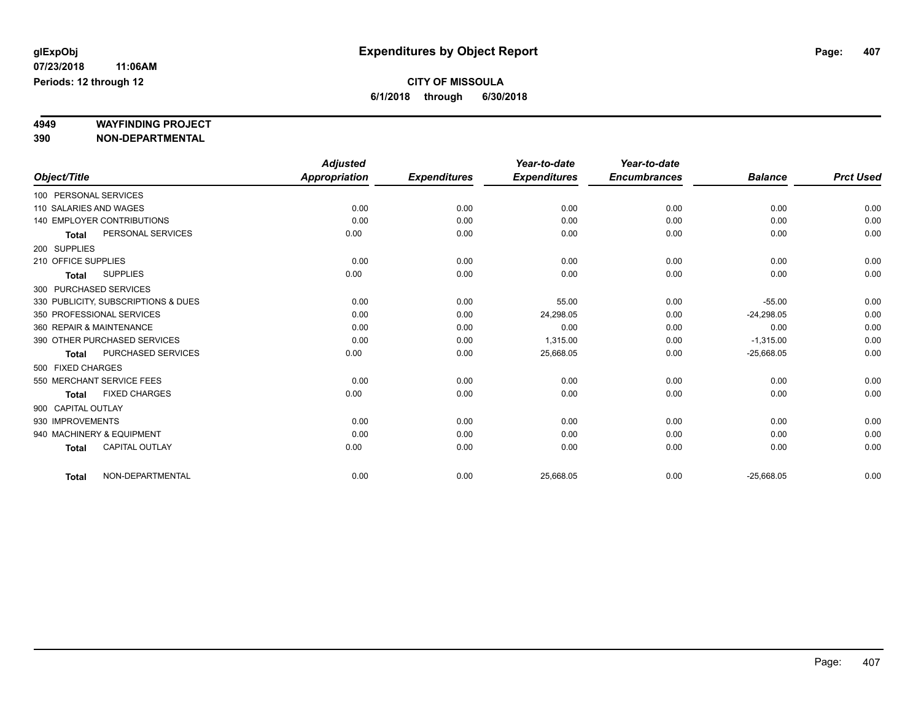**glExpObj** **Expenditures by Object Report**
**07/23/2018 11:06AM**
**Periods: 12 through 12**

**CITY OF MISSOULA**
**6/1/2018 through 6/30/2018**

## 4949 WAYFINDING PROJECT
## 390 NON-DEPARTMENTAL

| Object/Title | Adjusted Appropriation | Expenditures | Year-to-date Expenditures | Year-to-date Encumbrances | Balance | Prct Used |
|---|---|---|---|---|---|---|
| 100 PERSONAL SERVICES | | | | | | |
| 110 SALARIES AND WAGES | 0.00 | 0.00 | 0.00 | 0.00 | 0.00 | 0.00 |
| 140 EMPLOYER CONTRIBUTIONS | 0.00 | 0.00 | 0.00 | 0.00 | 0.00 | 0.00 |
| **Total** PERSONAL SERVICES | 0.00 | 0.00 | 0.00 | 0.00 | 0.00 | 0.00 |
| 200 SUPPLIES | | | | | | |
| 210 OFFICE SUPPLIES | 0.00 | 0.00 | 0.00 | 0.00 | 0.00 | 0.00 |
| **Total** SUPPLIES | 0.00 | 0.00 | 0.00 | 0.00 | 0.00 | 0.00 |
| 300 PURCHASED SERVICES | | | | | | |
| 330 PUBLICITY, SUBSCRIPTIONS & DUES | 0.00 | 0.00 | 55.00 | 0.00 | -55.00 | 0.00 |
| 350 PROFESSIONAL SERVICES | 0.00 | 0.00 | 24,298.05 | 0.00 | -24,298.05 | 0.00 |
| 360 REPAIR & MAINTENANCE | 0.00 | 0.00 | 0.00 | 0.00 | 0.00 | 0.00 |
| 390 OTHER PURCHASED SERVICES | 0.00 | 0.00 | 1,315.00 | 0.00 | -1,315.00 | 0.00 |
| **Total** PURCHASED SERVICES | 0.00 | 0.00 | 25,668.05 | 0.00 | -25,668.05 | 0.00 |
| 500 FIXED CHARGES | | | | | | |
| 550 MERCHANT SERVICE FEES | 0.00 | 0.00 | 0.00 | 0.00 | 0.00 | 0.00 |
| **Total** FIXED CHARGES | 0.00 | 0.00 | 0.00 | 0.00 | 0.00 | 0.00 |
| 900 CAPITAL OUTLAY | | | | | | |
| 930 IMPROVEMENTS | 0.00 | 0.00 | 0.00 | 0.00 | 0.00 | 0.00 |
| 940 MACHINERY & EQUIPMENT | 0.00 | 0.00 | 0.00 | 0.00 | 0.00 | 0.00 |
| **Total** CAPITAL OUTLAY | 0.00 | 0.00 | 0.00 | 0.00 | 0.00 | 0.00 |
| **Total** NON-DEPARTMENTAL | 0.00 | 0.00 | 25,668.05 | 0.00 | -25,668.05 | 0.00 |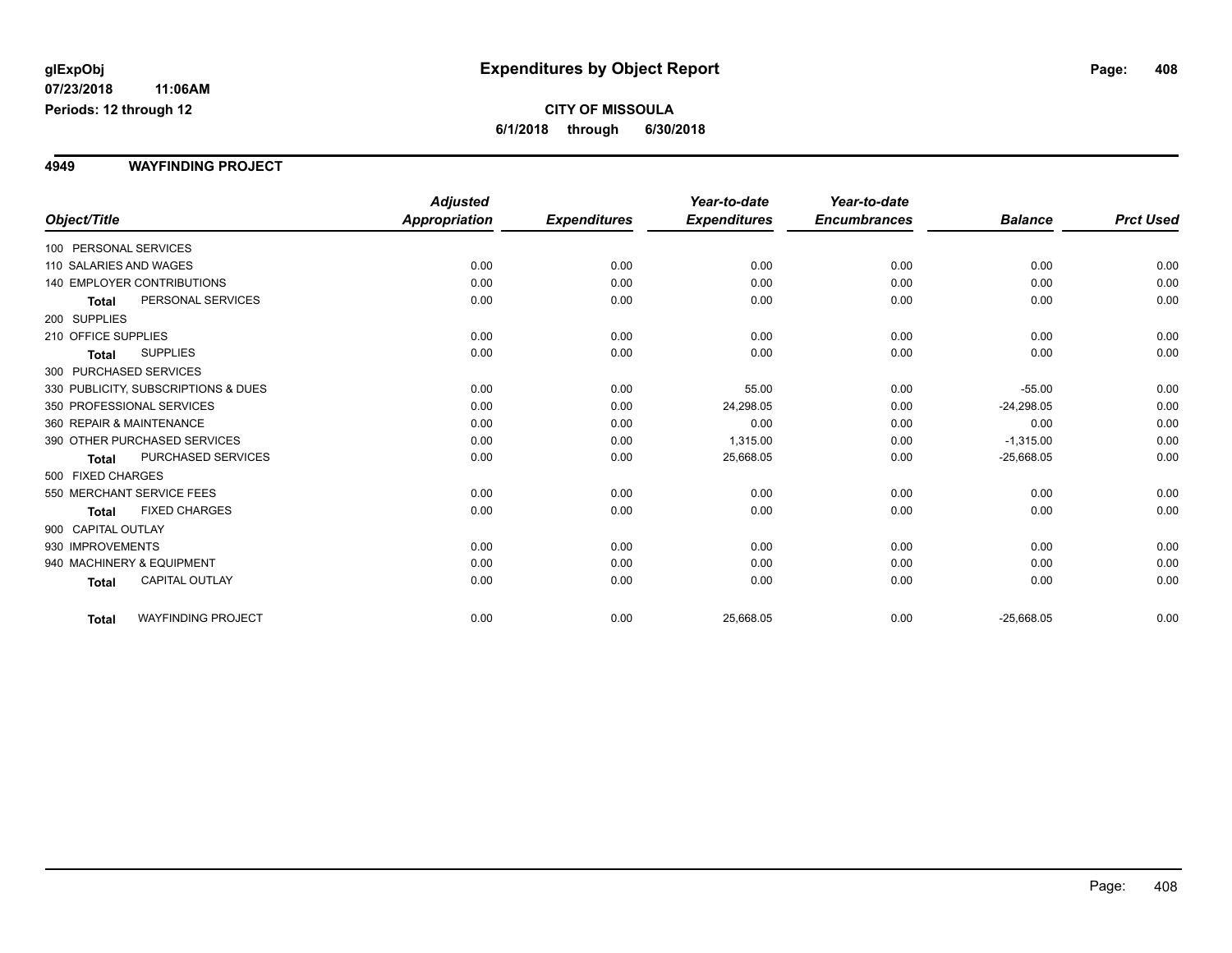**glExpObj**
**07/23/2018 11:06AM**
**Periods: 12 through 12**

# Expenditures by Object Report

**CITY OF MISSOULA**
**6/1/2018 through 6/30/2018**

## 4949 WAYFINDING PROJECT

| Object/Title | Adjusted Appropriation | Expenditures | Year-to-date Expenditures | Year-to-date Encumbrances | Balance | Prct Used |
|---|---|---|---|---|---|---|
| 100 PERSONAL SERVICES | | | | | | |
| 110 SALARIES AND WAGES | 0.00 | 0.00 | 0.00 | 0.00 | 0.00 | 0.00 |
| 140 EMPLOYER CONTRIBUTIONS | 0.00 | 0.00 | 0.00 | 0.00 | 0.00 | 0.00 |
| **Total** PERSONAL SERVICES | 0.00 | 0.00 | 0.00 | 0.00 | 0.00 | 0.00 |
| 200 SUPPLIES | | | | | | |
| 210 OFFICE SUPPLIES | 0.00 | 0.00 | 0.00 | 0.00 | 0.00 | 0.00 |
| **Total** SUPPLIES | 0.00 | 0.00 | 0.00 | 0.00 | 0.00 | 0.00 |
| 300 PURCHASED SERVICES | | | | | | |
| 330 PUBLICITY, SUBSCRIPTIONS & DUES | 0.00 | 0.00 | 55.00 | 0.00 | -55.00 | 0.00 |
| 350 PROFESSIONAL SERVICES | 0.00 | 0.00 | 24,298.05 | 0.00 | -24,298.05 | 0.00 |
| 360 REPAIR & MAINTENANCE | 0.00 | 0.00 | 0.00 | 0.00 | 0.00 | 0.00 |
| 390 OTHER PURCHASED SERVICES | 0.00 | 0.00 | 1,315.00 | 0.00 | -1,315.00 | 0.00 |
| **Total** PURCHASED SERVICES | 0.00 | 0.00 | 25,668.05 | 0.00 | -25,668.05 | 0.00 |
| 500 FIXED CHARGES | | | | | | |
| 550 MERCHANT SERVICE FEES | 0.00 | 0.00 | 0.00 | 0.00 | 0.00 | 0.00 |
| **Total** FIXED CHARGES | 0.00 | 0.00 | 0.00 | 0.00 | 0.00 | 0.00 |
| 900 CAPITAL OUTLAY | | | | | | |
| 930 IMPROVEMENTS | 0.00 | 0.00 | 0.00 | 0.00 | 0.00 | 0.00 |
| 940 MACHINERY & EQUIPMENT | 0.00 | 0.00 | 0.00 | 0.00 | 0.00 | 0.00 |
| **Total** CAPITAL OUTLAY | 0.00 | 0.00 | 0.00 | 0.00 | 0.00 | 0.00 |
| **Total** WAYFINDING PROJECT | 0.00 | 0.00 | 25,668.05 | 0.00 | -25,668.05 | 0.00 |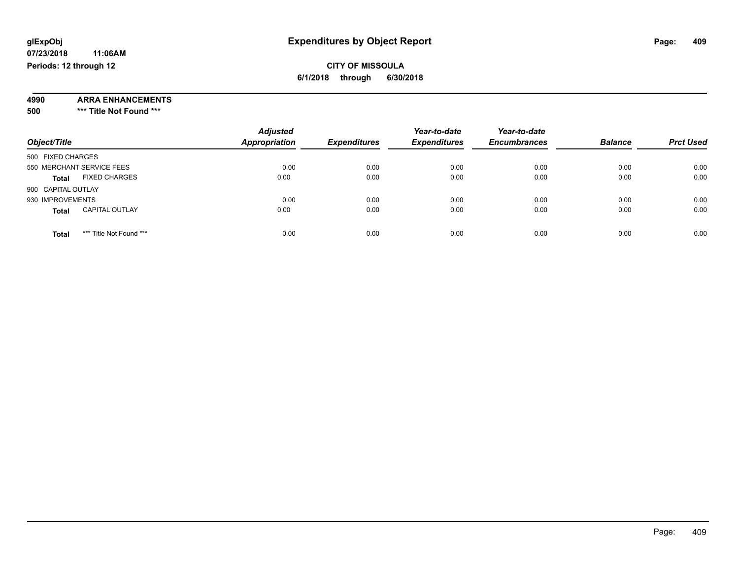glExpObj
07/23/2018 11:06AM
Periods: 12 through 12

# Expenditures by Object Report

**CITY OF MISSOULA**
**6/1/2018 through 6/30/2018**

**4990 ARRA ENHANCEMENTS**
**500 *** Title Not Found *****

| Object/Title | | Adjusted Appropriation | Expenditures | Year-to-date Expenditures | Year-to-date Encumbrances | Balance | Prct Used |
|---|---|---|---|---|---|---|---|
| 500 FIXED CHARGES | | | | | | | |
| 550 MERCHANT SERVICE FEES | | 0.00 | 0.00 | 0.00 | 0.00 | 0.00 | 0.00 |
| **Total** | FIXED CHARGES | 0.00 | 0.00 | 0.00 | 0.00 | 0.00 | 0.00 |
| 900 CAPITAL OUTLAY | | | | | | | |
| 930 IMPROVEMENTS | | 0.00 | 0.00 | 0.00 | 0.00 | 0.00 | 0.00 |
| **Total** | CAPITAL OUTLAY | 0.00 | 0.00 | 0.00 | 0.00 | 0.00 | 0.00 |
| **Total** | *** Title Not Found *** | 0.00 | 0.00 | 0.00 | 0.00 | 0.00 | 0.00 |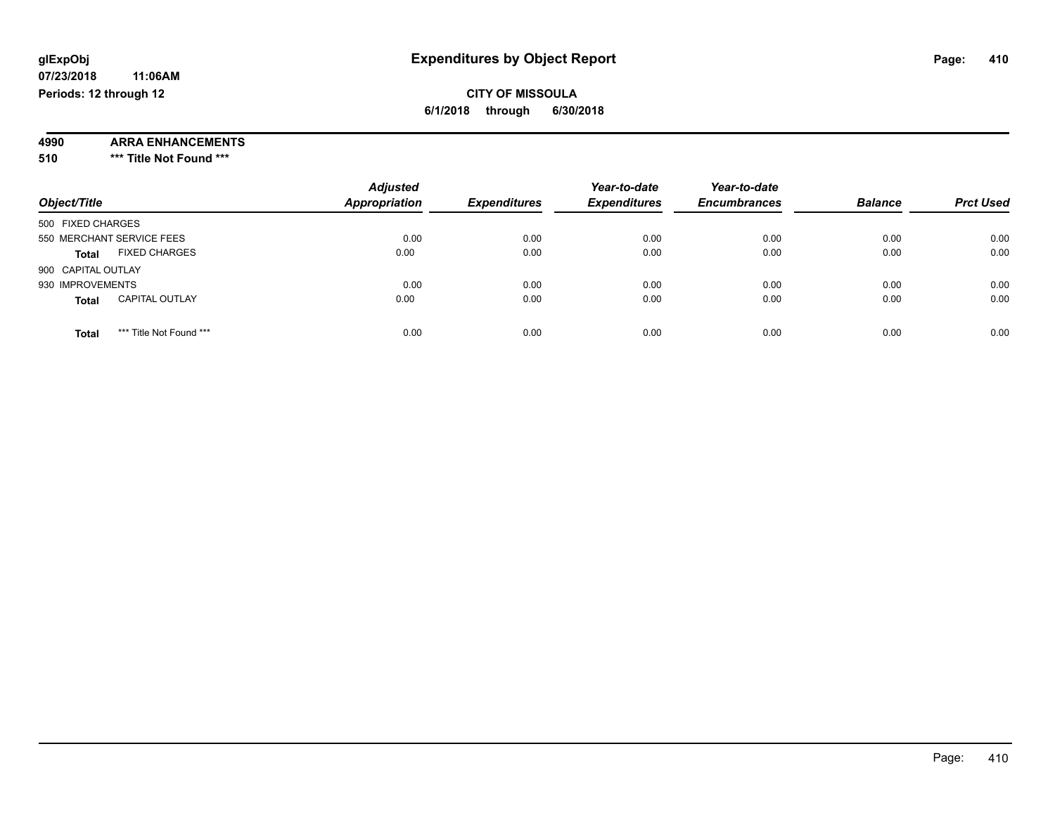**glExpObj**
**07/23/2018 11:06AM**
**Periods: 12 through 12**

# Expenditures by Object Report

**CITY OF MISSOULA**
**6/1/2018 through 6/30/2018**

**4990 ARRA ENHANCEMENTS**
**510 *** Title Not Found *****

| Object/Title | Adjusted Appropriation | Expenditures | Year-to-date Expenditures | Year-to-date Encumbrances | Balance | Prct Used |
|---|---|---|---|---|---|---|
| 500 FIXED CHARGES | | | | | | |
| 550 MERCHANT SERVICE FEES | 0.00 | 0.00 | 0.00 | 0.00 | 0.00 | 0.00 |
| **Total** FIXED CHARGES | 0.00 | 0.00 | 0.00 | 0.00 | 0.00 | 0.00 |
| 900 CAPITAL OUTLAY | | | | | | |
| 930 IMPROVEMENTS | 0.00 | 0.00 | 0.00 | 0.00 | 0.00 | 0.00 |
| **Total** CAPITAL OUTLAY | 0.00 | 0.00 | 0.00 | 0.00 | 0.00 | 0.00 |
| **Total** *** Title Not Found *** | 0.00 | 0.00 | 0.00 | 0.00 | 0.00 | 0.00 |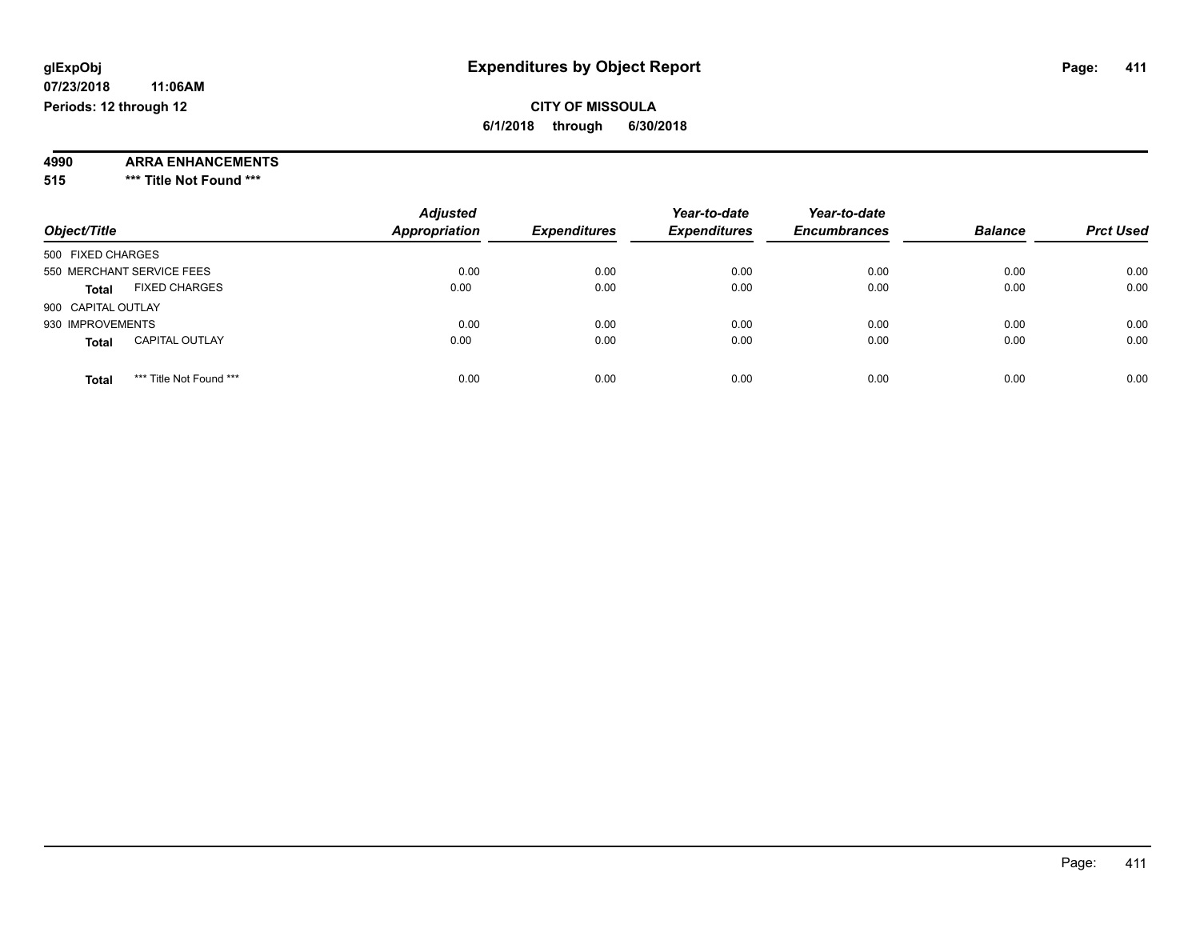glExpObj
07/23/2018 11:06AM
Periods: 12 through 12

# Expenditures by Object Report

**CITY OF MISSOULA**
**6/1/2018 through 6/30/2018**

**4990 ARRA ENHANCEMENTS**
**515 *** Title Not Found *****

| Object/Title | Adjusted Appropriation | Expenditures | Year-to-date Expenditures | Year-to-date Encumbrances | Balance | Prct Used |
|---|---|---|---|---|---|---|
| 500 FIXED CHARGES | | | | | | |
| 550 MERCHANT SERVICE FEES | 0.00 | 0.00 | 0.00 | 0.00 | 0.00 | 0.00 |
| **Total** FIXED CHARGES | 0.00 | 0.00 | 0.00 | 0.00 | 0.00 | 0.00 |
| 900 CAPITAL OUTLAY | | | | | | |
| 930 IMPROVEMENTS | 0.00 | 0.00 | 0.00 | 0.00 | 0.00 | 0.00 |
| **Total** CAPITAL OUTLAY | 0.00 | 0.00 | 0.00 | 0.00 | 0.00 | 0.00 |
| **Total** *** Title Not Found *** | 0.00 | 0.00 | 0.00 | 0.00 | 0.00 | 0.00 |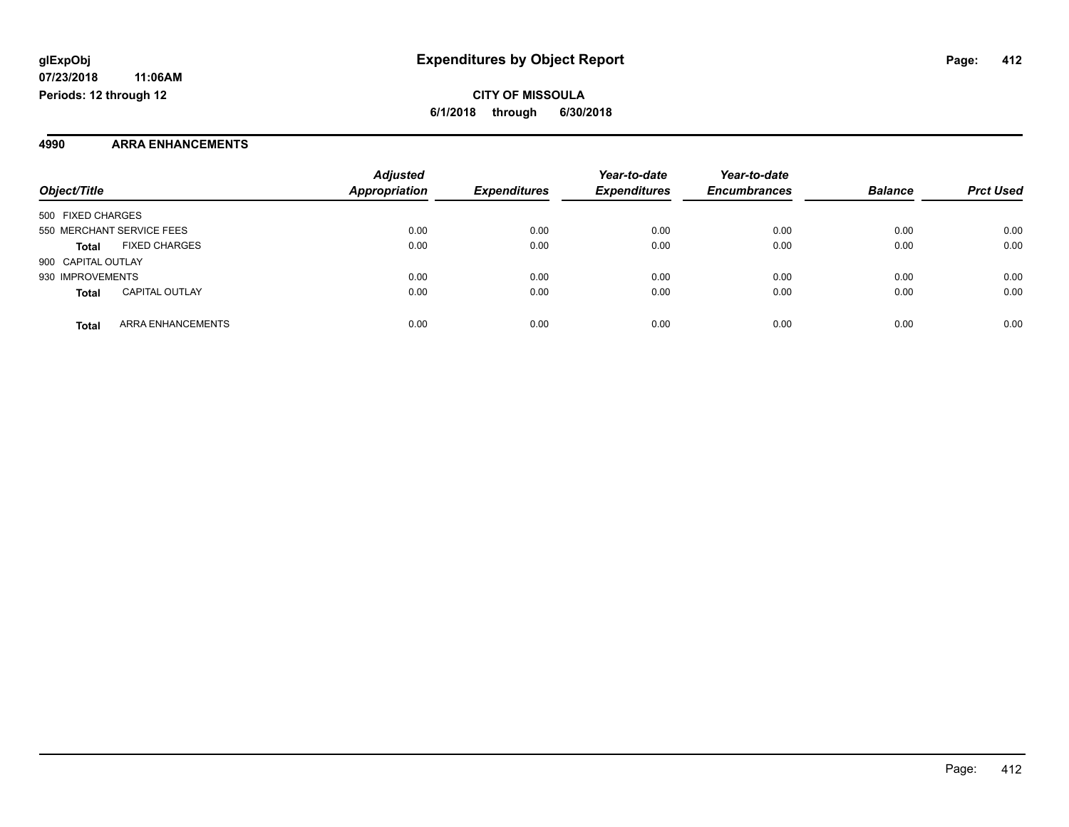**glExpObj**
**07/23/2018 11:06AM**
**Periods: 12 through 12**

# Expenditures by Object Report

**CITY OF MISSOULA**
**6/1/2018 through 6/30/2018**

## 4990 ARRA ENHANCEMENTS

| Object/Title | | Adjusted Appropriation | Expenditures | Year-to-date Expenditures | Year-to-date Encumbrances | Balance | Prct Used |
|---|---|---|---|---|---|---|---|
| 500 FIXED CHARGES | | | | | | | |
| 550 MERCHANT SERVICE FEES | | 0.00 | 0.00 | 0.00 | 0.00 | 0.00 | 0.00 |
| **Total** | FIXED CHARGES | 0.00 | 0.00 | 0.00 | 0.00 | 0.00 | 0.00 |
| 900 CAPITAL OUTLAY | | | | | | | |
| 930 IMPROVEMENTS | | 0.00 | 0.00 | 0.00 | 0.00 | 0.00 | 0.00 |
| **Total** | CAPITAL OUTLAY | 0.00 | 0.00 | 0.00 | 0.00 | 0.00 | 0.00 |
| **Total** | ARRA ENHANCEMENTS | 0.00 | 0.00 | 0.00 | 0.00 | 0.00 | 0.00 |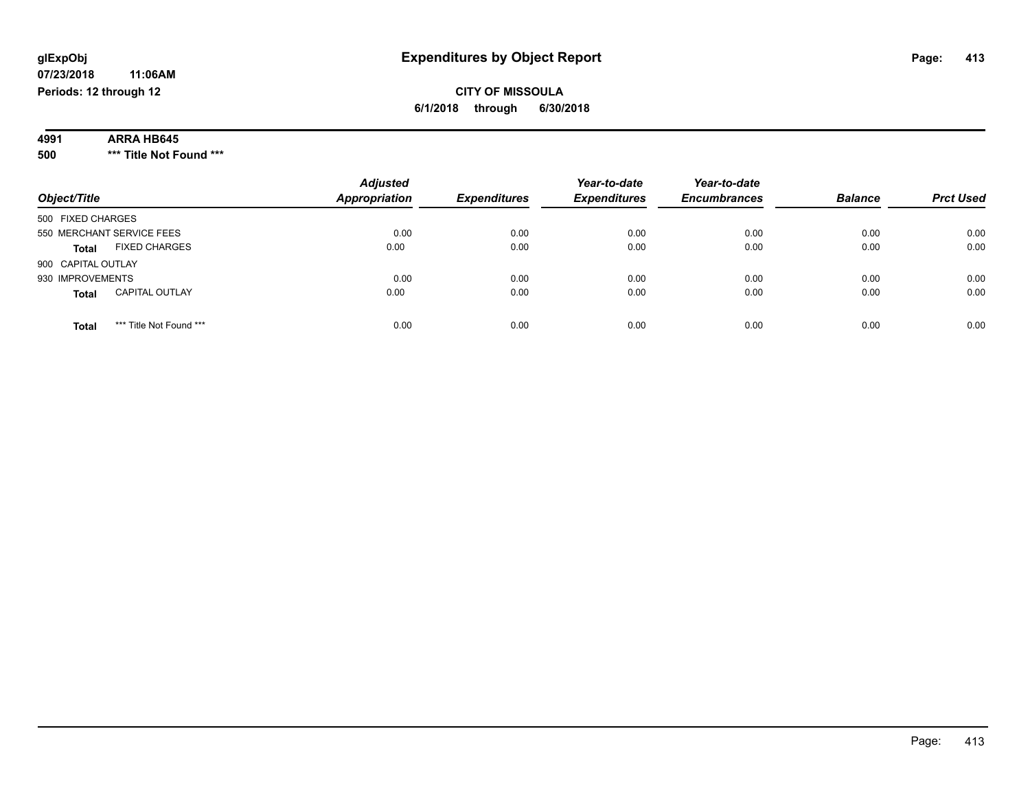# Expenditures by Object Report

glExpObj
07/23/2018 11:06AM
Periods: 12 through 12

**CITY OF MISSOULA**
**6/1/2018 through 6/30/2018**

**4991 ARRA HB645**
**500 *** Title Not Found *****

| Object/Title | Adjusted Appropriation | Expenditures | Year-to-date Expenditures | Year-to-date Encumbrances | Balance | Prct Used |
|---|---|---|---|---|---|---|
| 500 FIXED CHARGES | | | | | | |
| 550 MERCHANT SERVICE FEES | 0.00 | 0.00 | 0.00 | 0.00 | 0.00 | 0.00 |
| **Total** FIXED CHARGES | 0.00 | 0.00 | 0.00 | 0.00 | 0.00 | 0.00 |
| 900 CAPITAL OUTLAY | | | | | | |
| 930 IMPROVEMENTS | 0.00 | 0.00 | 0.00 | 0.00 | 0.00 | 0.00 |
| **Total** CAPITAL OUTLAY | 0.00 | 0.00 | 0.00 | 0.00 | 0.00 | 0.00 |
| **Total** *** Title Not Found *** | 0.00 | 0.00 | 0.00 | 0.00 | 0.00 | 0.00 |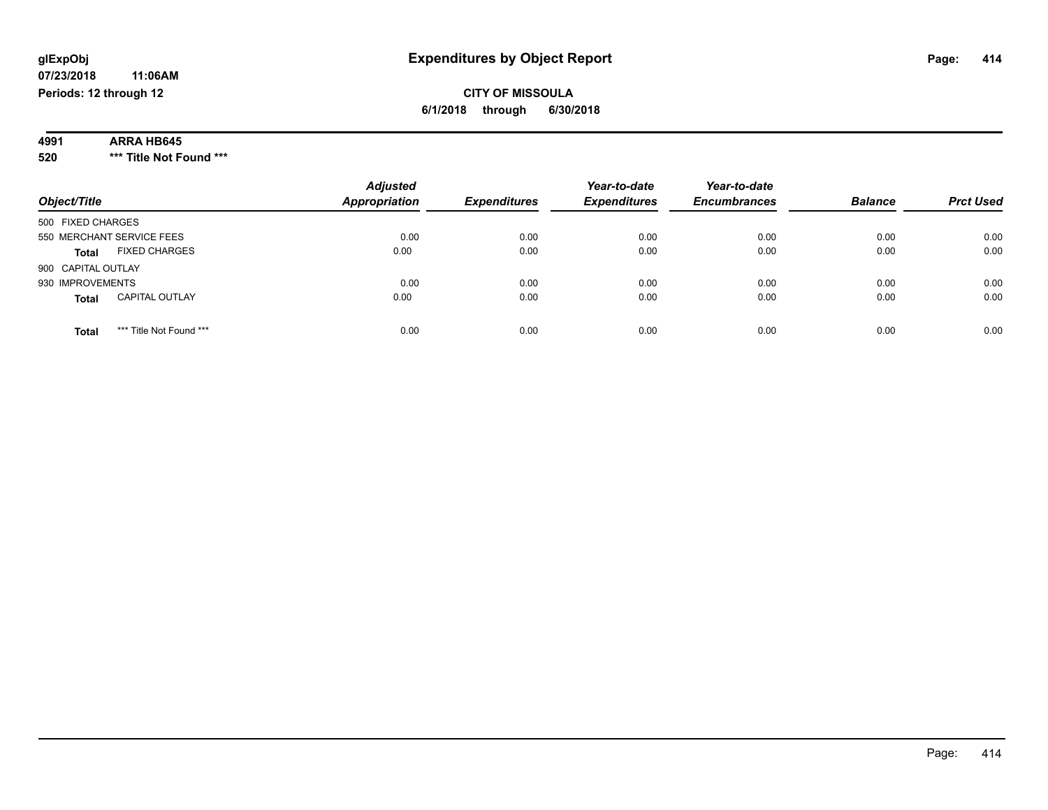glExpObj
07/23/2018 11:06AM
Periods: 12 through 12

# Expenditures by Object Report

**CITY OF MISSOULA**
**6/1/2018 through 6/30/2018**

**4991 ARRA HB645**
**520 *** Title Not Found *****

| Object/Title | Adjusted Appropriation | Expenditures | Year-to-date Expenditures | Year-to-date Encumbrances | Balance | Prct Used |
|---|---|---|---|---|---|---|
| 500 FIXED CHARGES | | | | | | |
| 550 MERCHANT SERVICE FEES | 0.00 | 0.00 | 0.00 | 0.00 | 0.00 | 0.00 |
| **Total** FIXED CHARGES | 0.00 | 0.00 | 0.00 | 0.00 | 0.00 | 0.00 |
| 900 CAPITAL OUTLAY | | | | | | |
| 930 IMPROVEMENTS | 0.00 | 0.00 | 0.00 | 0.00 | 0.00 | 0.00 |
| **Total** CAPITAL OUTLAY | 0.00 | 0.00 | 0.00 | 0.00 | 0.00 | 0.00 |
| **Total** *** Title Not Found *** | 0.00 | 0.00 | 0.00 | 0.00 | 0.00 | 0.00 |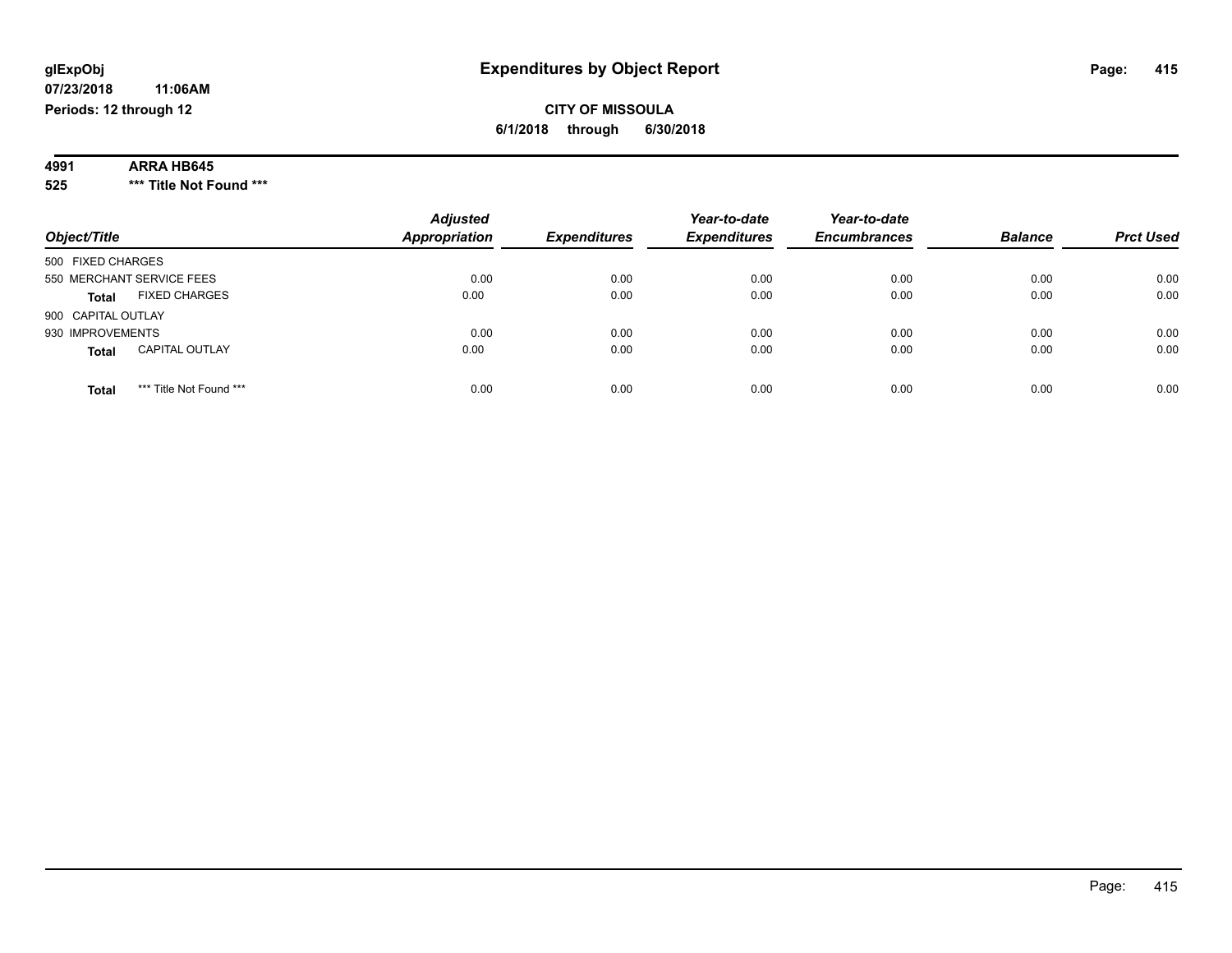# Expenditures by Object Report

glExpObj
07/23/2018 11:06AM
Periods: 12 through 12

**CITY OF MISSOULA**
**6/1/2018 through 6/30/2018**

**4991 ARRA HB645**
**525 *** Title Not Found *****

| Object/Title | Adjusted Appropriation | Expenditures | Year-to-date Expenditures | Year-to-date Encumbrances | Balance | Prct Used |
|---|---|---|---|---|---|---|
| 500 FIXED CHARGES | | | | | | |
| 550 MERCHANT SERVICE FEES | 0.00 | 0.00 | 0.00 | 0.00 | 0.00 | 0.00 |
| **Total** FIXED CHARGES | 0.00 | 0.00 | 0.00 | 0.00 | 0.00 | 0.00 |
| 900 CAPITAL OUTLAY | | | | | | |
| 930 IMPROVEMENTS | 0.00 | 0.00 | 0.00 | 0.00 | 0.00 | 0.00 |
| **Total** CAPITAL OUTLAY | 0.00 | 0.00 | 0.00 | 0.00 | 0.00 | 0.00 |
| **Total** *** Title Not Found *** | 0.00 | 0.00 | 0.00 | 0.00 | 0.00 | 0.00 |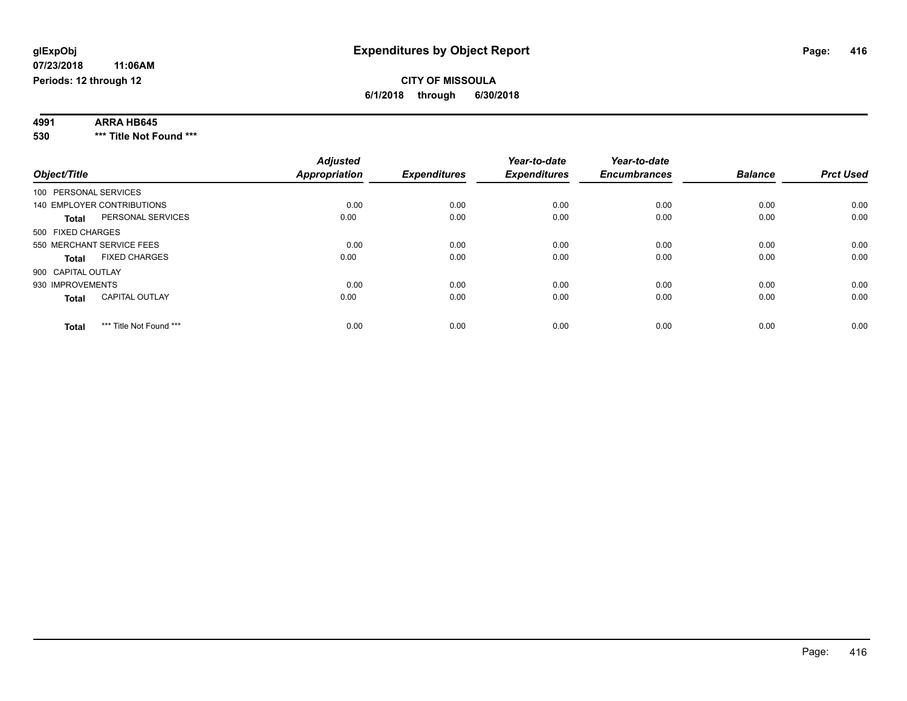# Expenditures by Object Report

glExpObj
07/23/2018 11:06AM
Periods: 12 through 12

**CITY OF MISSOULA**
**6/1/2018 through 6/30/2018**

**4991 ARRA HB645**
**530 *** Title Not Found *****

| Object/Title | Adjusted Appropriation | Expenditures | Year-to-date Expenditures | Year-to-date Encumbrances | Balance | Prct Used |
|---|---|---|---|---|---|---|
| 100 PERSONAL SERVICES | | | | | | |
| 140 EMPLOYER CONTRIBUTIONS | 0.00 | 0.00 | 0.00 | 0.00 | 0.00 | 0.00 |
| **Total** PERSONAL SERVICES | 0.00 | 0.00 | 0.00 | 0.00 | 0.00 | 0.00 |
| 500 FIXED CHARGES | | | | | | |
| 550 MERCHANT SERVICE FEES | 0.00 | 0.00 | 0.00 | 0.00 | 0.00 | 0.00 |
| **Total** FIXED CHARGES | 0.00 | 0.00 | 0.00 | 0.00 | 0.00 | 0.00 |
| 900 CAPITAL OUTLAY | | | | | | |
| 930 IMPROVEMENTS | 0.00 | 0.00 | 0.00 | 0.00 | 0.00 | 0.00 |
| **Total** CAPITAL OUTLAY | 0.00 | 0.00 | 0.00 | 0.00 | 0.00 | 0.00 |
| **Total** *** Title Not Found *** | 0.00 | 0.00 | 0.00 | 0.00 | 0.00 | 0.00 |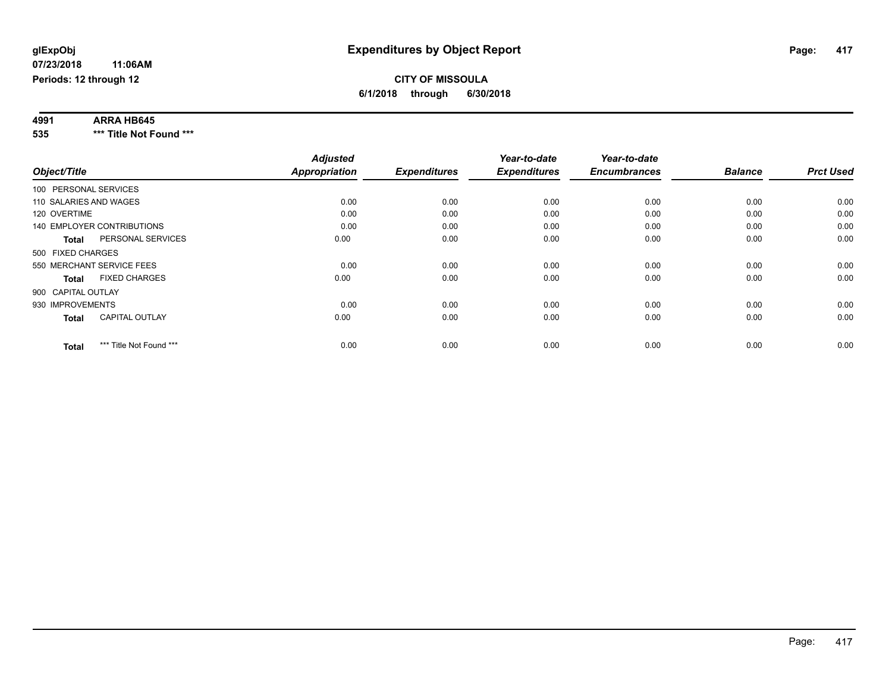**glExpObj**
**07/23/2018 11:06AM**
**Periods: 12 through 12**

# Expenditures by Object Report

**CITY OF MISSOULA**
**6/1/2018 through 6/30/2018**

**4991 ARRA HB645**
**535 *** Title Not Found *****

| Object/Title | Adjusted Appropriation | Expenditures | Year-to-date Expenditures | Year-to-date Encumbrances | Balance | Prct Used |
|---|---|---|---|---|---|---|
| 100 PERSONAL SERVICES | | | | | | |
| 110 SALARIES AND WAGES | 0.00 | 0.00 | 0.00 | 0.00 | 0.00 | 0.00 |
| 120 OVERTIME | 0.00 | 0.00 | 0.00 | 0.00 | 0.00 | 0.00 |
| 140 EMPLOYER CONTRIBUTIONS | 0.00 | 0.00 | 0.00 | 0.00 | 0.00 | 0.00 |
| **Total** PERSONAL SERVICES | 0.00 | 0.00 | 0.00 | 0.00 | 0.00 | 0.00 |
| 500 FIXED CHARGES | | | | | | |
| 550 MERCHANT SERVICE FEES | 0.00 | 0.00 | 0.00 | 0.00 | 0.00 | 0.00 |
| **Total** FIXED CHARGES | 0.00 | 0.00 | 0.00 | 0.00 | 0.00 | 0.00 |
| 900 CAPITAL OUTLAY | | | | | | |
| 930 IMPROVEMENTS | 0.00 | 0.00 | 0.00 | 0.00 | 0.00 | 0.00 |
| **Total** CAPITAL OUTLAY | 0.00 | 0.00 | 0.00 | 0.00 | 0.00 | 0.00 |
| **Total** *** Title Not Found *** | 0.00 | 0.00 | 0.00 | 0.00 | 0.00 | 0.00 |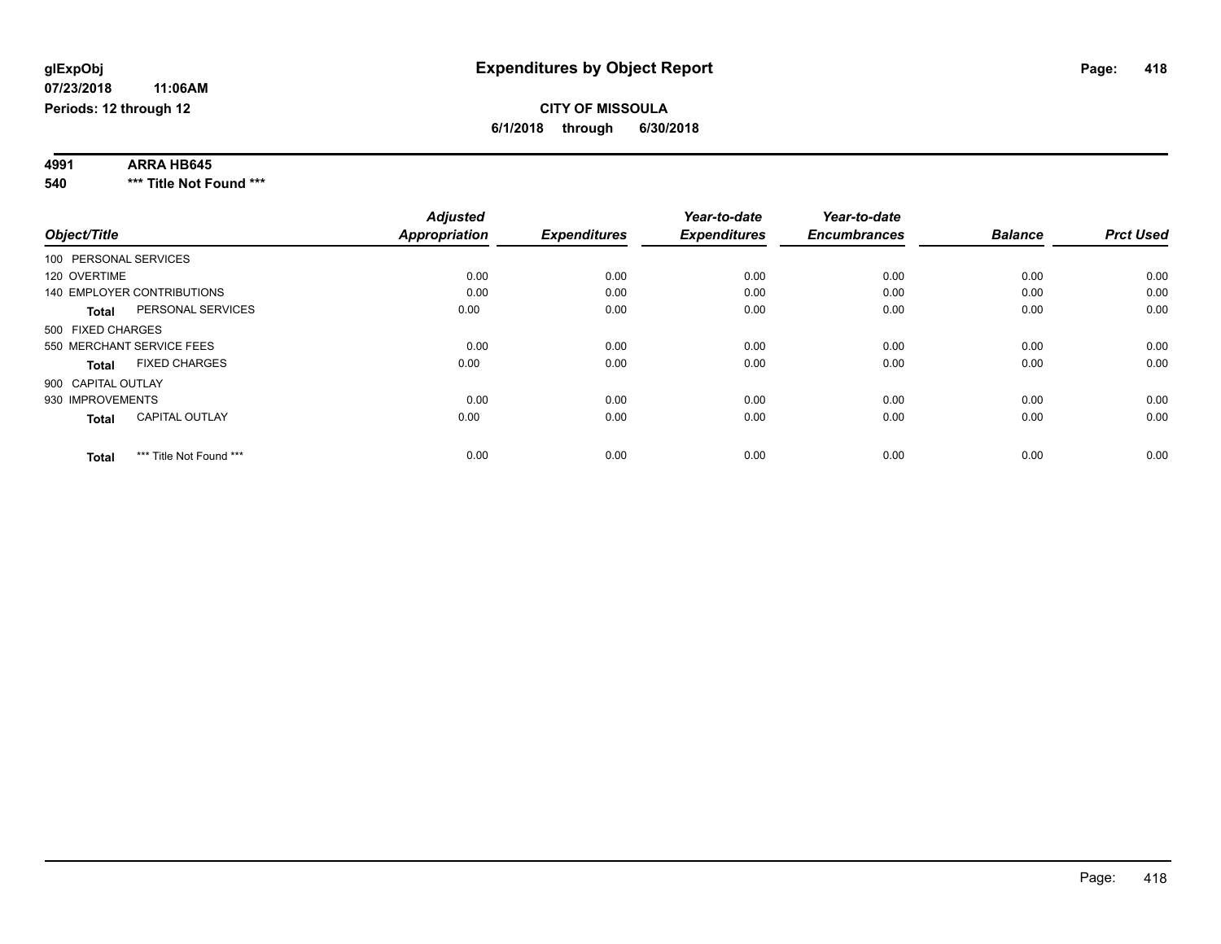glExpObj  
07/23/2018 11:06AM  
Periods: 12 through 12

# Expenditures by Object Report

**CITY OF MISSOULA**  
**6/1/2018 through 6/30/2018**

**4991 ARRA HB645**  
**540 \*\*\* Title Not Found \*\*\***

| Object/Title | Adjusted Appropriation | Expenditures | Year-to-date Expenditures | Year-to-date Encumbrances | Balance | Prct Used |
|---|---|---|---|---|---|---|
| 100 PERSONAL SERVICES | | | | | | |
| 120 OVERTIME | 0.00 | 0.00 | 0.00 | 0.00 | 0.00 | 0.00 |
| 140 EMPLOYER CONTRIBUTIONS | 0.00 | 0.00 | 0.00 | 0.00 | 0.00 | 0.00 |
| **Total** PERSONAL SERVICES | 0.00 | 0.00 | 0.00 | 0.00 | 0.00 | 0.00 |
| 500 FIXED CHARGES | | | | | | |
| 550 MERCHANT SERVICE FEES | 0.00 | 0.00 | 0.00 | 0.00 | 0.00 | 0.00 |
| **Total** FIXED CHARGES | 0.00 | 0.00 | 0.00 | 0.00 | 0.00 | 0.00 |
| 900 CAPITAL OUTLAY | | | | | | |
| 930 IMPROVEMENTS | 0.00 | 0.00 | 0.00 | 0.00 | 0.00 | 0.00 |
| **Total** CAPITAL OUTLAY | 0.00 | 0.00 | 0.00 | 0.00 | 0.00 | 0.00 |
| **Total** *** Title Not Found *** | 0.00 | 0.00 | 0.00 | 0.00 | 0.00 | 0.00 |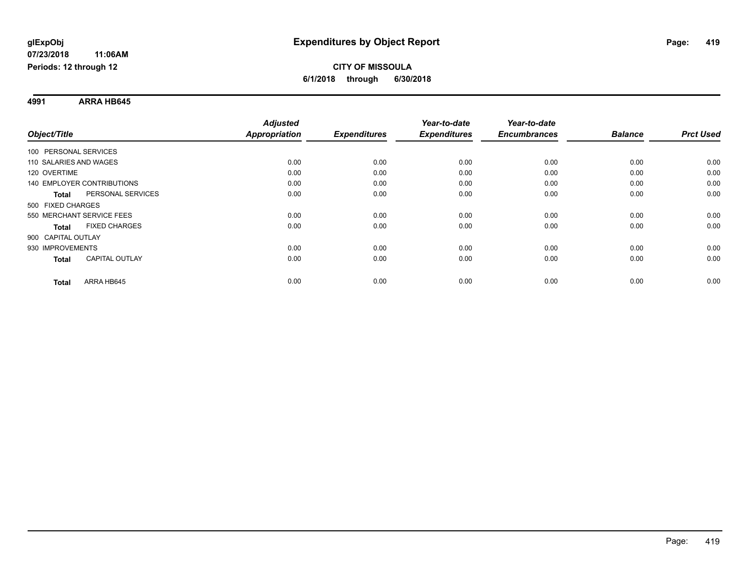**glExpObj** | **Expenditures by Object Report**

**07/23/2018 11:06AM**

**Periods: 12 through 12**

**CITY OF MISSOULA**

**6/1/2018 through 6/30/2018**

## 4991 ARRA HB645

| Object/Title | | Adjusted Appropriation | Expenditures | Year-to-date Expenditures | Year-to-date Encumbrances | Balance | Prct Used |
|---|---|---|---|---|---|---|---|
| 100 PERSONAL SERVICES | | | | | | | |
| 110 SALARIES AND WAGES | | 0.00 | 0.00 | 0.00 | 0.00 | 0.00 | 0.00 |
| 120 OVERTIME | | 0.00 | 0.00 | 0.00 | 0.00 | 0.00 | 0.00 |
| 140 EMPLOYER CONTRIBUTIONS | | 0.00 | 0.00 | 0.00 | 0.00 | 0.00 | 0.00 |
| **Total** | PERSONAL SERVICES | 0.00 | 0.00 | 0.00 | 0.00 | 0.00 | 0.00 |
| 500 FIXED CHARGES | | | | | | | |
| 550 MERCHANT SERVICE FEES | | 0.00 | 0.00 | 0.00 | 0.00 | 0.00 | 0.00 |
| **Total** | FIXED CHARGES | 0.00 | 0.00 | 0.00 | 0.00 | 0.00 | 0.00 |
| 900 CAPITAL OUTLAY | | | | | | | |
| 930 IMPROVEMENTS | | 0.00 | 0.00 | 0.00 | 0.00 | 0.00 | 0.00 |
| **Total** | CAPITAL OUTLAY | 0.00 | 0.00 | 0.00 | 0.00 | 0.00 | 0.00 |
| **Total** | ARRA HB645 | 0.00 | 0.00 | 0.00 | 0.00 | 0.00 | 0.00 |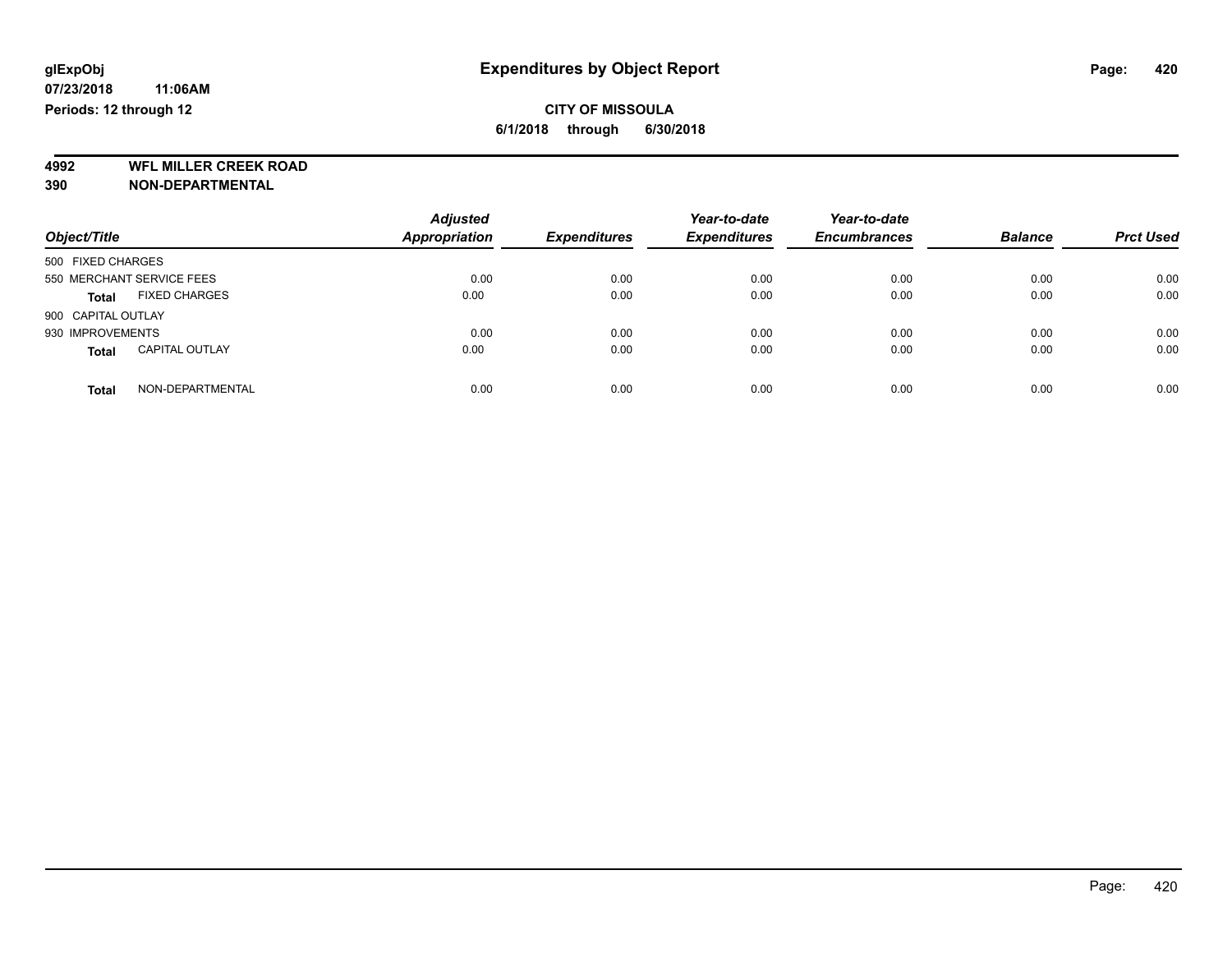glExpObj
07/23/2018 11:06AM
Periods: 12 through 12

# Expenditures by Object Report

**CITY OF MISSOULA**

**6/1/2018 through 6/30/2018**

**4992 WFL MILLER CREEK ROAD**
**390 NON-DEPARTMENTAL**

| Object/Title | | Adjusted Appropriation | Expenditures | Year-to-date Expenditures | Year-to-date Encumbrances | Balance | Prct Used |
|---|---|---|---|---|---|---|---|
| 500 FIXED CHARGES | | | | | | | |
| 550 MERCHANT SERVICE FEES | | 0.00 | 0.00 | 0.00 | 0.00 | 0.00 | 0.00 |
| **Total** | FIXED CHARGES | 0.00 | 0.00 | 0.00 | 0.00 | 0.00 | 0.00 |
| 900 CAPITAL OUTLAY | | | | | | | |
| 930 IMPROVEMENTS | | 0.00 | 0.00 | 0.00 | 0.00 | 0.00 | 0.00 |
| **Total** | CAPITAL OUTLAY | 0.00 | 0.00 | 0.00 | 0.00 | 0.00 | 0.00 |
| **Total** | NON-DEPARTMENTAL | 0.00 | 0.00 | 0.00 | 0.00 | 0.00 | 0.00 |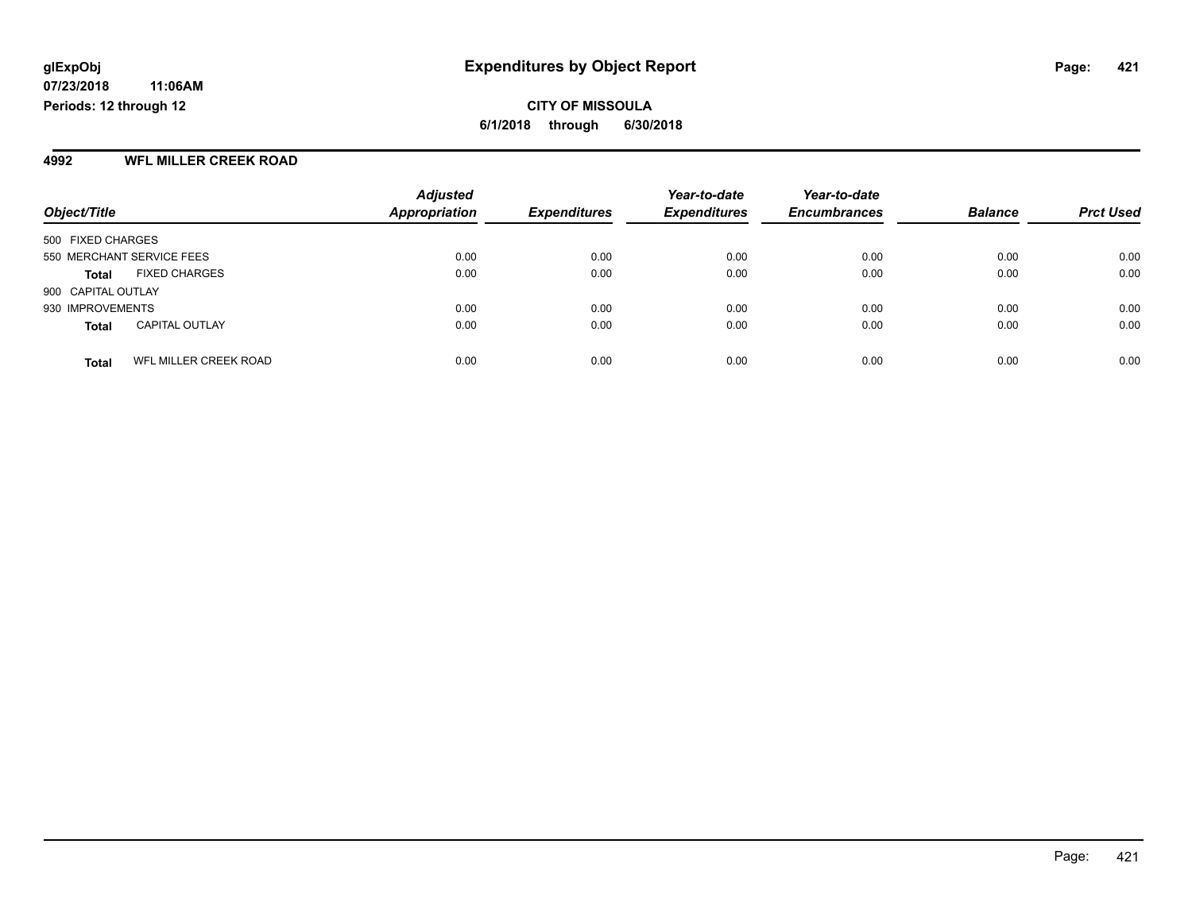# Expenditures by Object Report

glExpObj
07/23/2018 11:06AM
Periods: 12 through 12

**CITY OF MISSOULA**
**6/1/2018 through 6/30/2018**

## 4992 WFL MILLER CREEK ROAD

| Object/Title | | Adjusted Appropriation | Expenditures | Year-to-date Expenditures | Year-to-date Encumbrances | Balance | Prct Used |
|---|---|---|---|---|---|---|---|
| 500 FIXED CHARGES | | | | | | | |
| 550 MERCHANT SERVICE FEES | | 0.00 | 0.00 | 0.00 | 0.00 | 0.00 | 0.00 |
| **Total** | FIXED CHARGES | 0.00 | 0.00 | 0.00 | 0.00 | 0.00 | 0.00 |
| 900 CAPITAL OUTLAY | | | | | | | |
| 930 IMPROVEMENTS | | 0.00 | 0.00 | 0.00 | 0.00 | 0.00 | 0.00 |
| **Total** | CAPITAL OUTLAY | 0.00 | 0.00 | 0.00 | 0.00 | 0.00 | 0.00 |
| **Total** | WFL MILLER CREEK ROAD | 0.00 | 0.00 | 0.00 | 0.00 | 0.00 | 0.00 |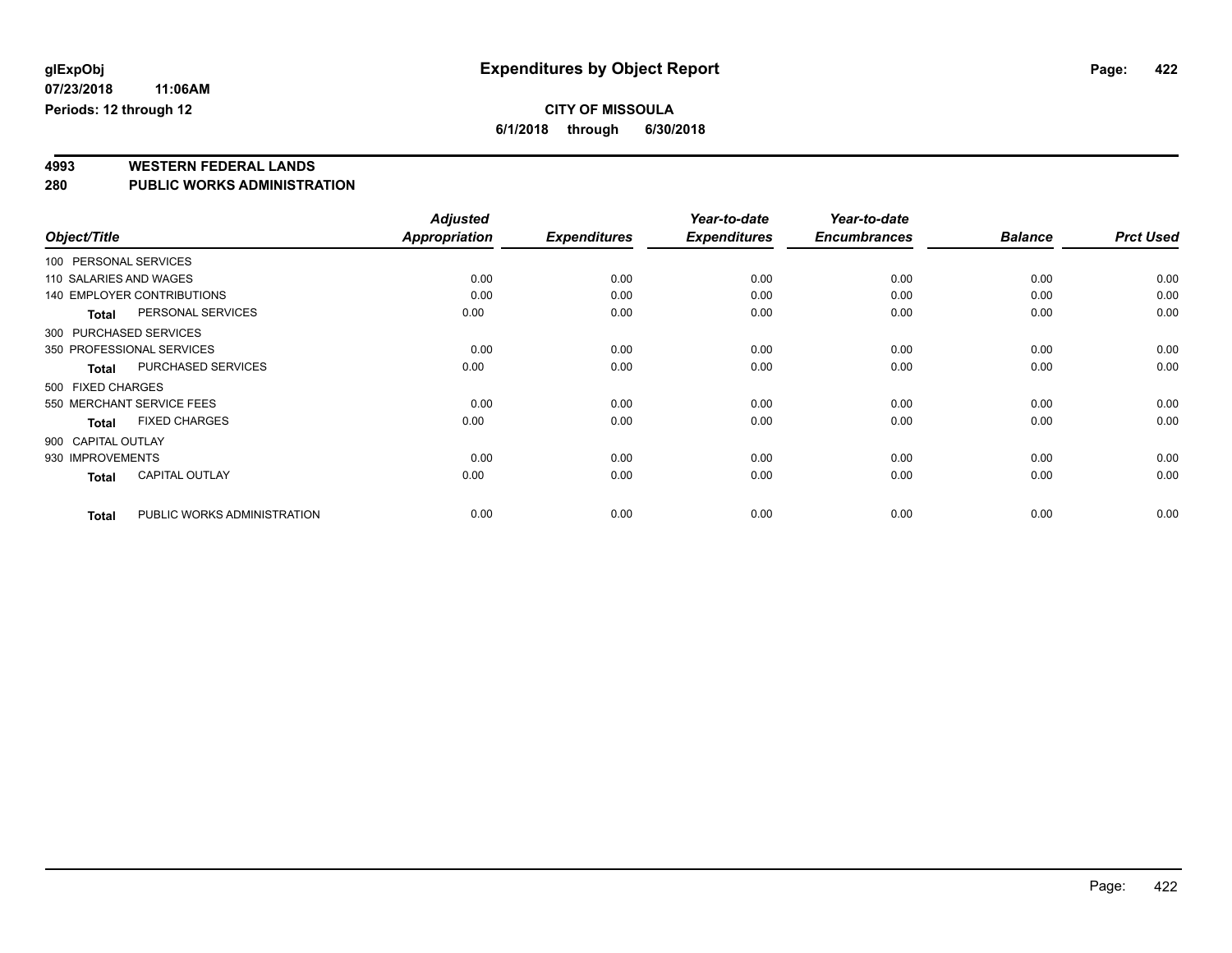**glExpObj**
**07/23/2018 11:06AM**
**Periods: 12 through 12**

# Expenditures by Object Report

**CITY OF MISSOULA**
**6/1/2018 through 6/30/2018**

## 4993 WESTERN FEDERAL LANDS
## 280 PUBLIC WORKS ADMINISTRATION

| Object/Title | | Adjusted Appropriation | Expenditures | Year-to-date Expenditures | Year-to-date Encumbrances | Balance | Prct Used |
|---|---|---|---|---|---|---|---|
| 100 PERSONAL SERVICES | | | | | | | |
| 110 SALARIES AND WAGES | | 0.00 | 0.00 | 0.00 | 0.00 | 0.00 | 0.00 |
| 140 EMPLOYER CONTRIBUTIONS | | 0.00 | 0.00 | 0.00 | 0.00 | 0.00 | 0.00 |
| **Total** | PERSONAL SERVICES | 0.00 | 0.00 | 0.00 | 0.00 | 0.00 | 0.00 |
| 300 PURCHASED SERVICES | | | | | | | |
| 350 PROFESSIONAL SERVICES | | 0.00 | 0.00 | 0.00 | 0.00 | 0.00 | 0.00 |
| **Total** | PURCHASED SERVICES | 0.00 | 0.00 | 0.00 | 0.00 | 0.00 | 0.00 |
| 500 FIXED CHARGES | | | | | | | |
| 550 MERCHANT SERVICE FEES | | 0.00 | 0.00 | 0.00 | 0.00 | 0.00 | 0.00 |
| **Total** | FIXED CHARGES | 0.00 | 0.00 | 0.00 | 0.00 | 0.00 | 0.00 |
| 900 CAPITAL OUTLAY | | | | | | | |
| 930 IMPROVEMENTS | | 0.00 | 0.00 | 0.00 | 0.00 | 0.00 | 0.00 |
| **Total** | CAPITAL OUTLAY | 0.00 | 0.00 | 0.00 | 0.00 | 0.00 | 0.00 |
| **Total** | PUBLIC WORKS ADMINISTRATION | 0.00 | 0.00 | 0.00 | 0.00 | 0.00 | 0.00 |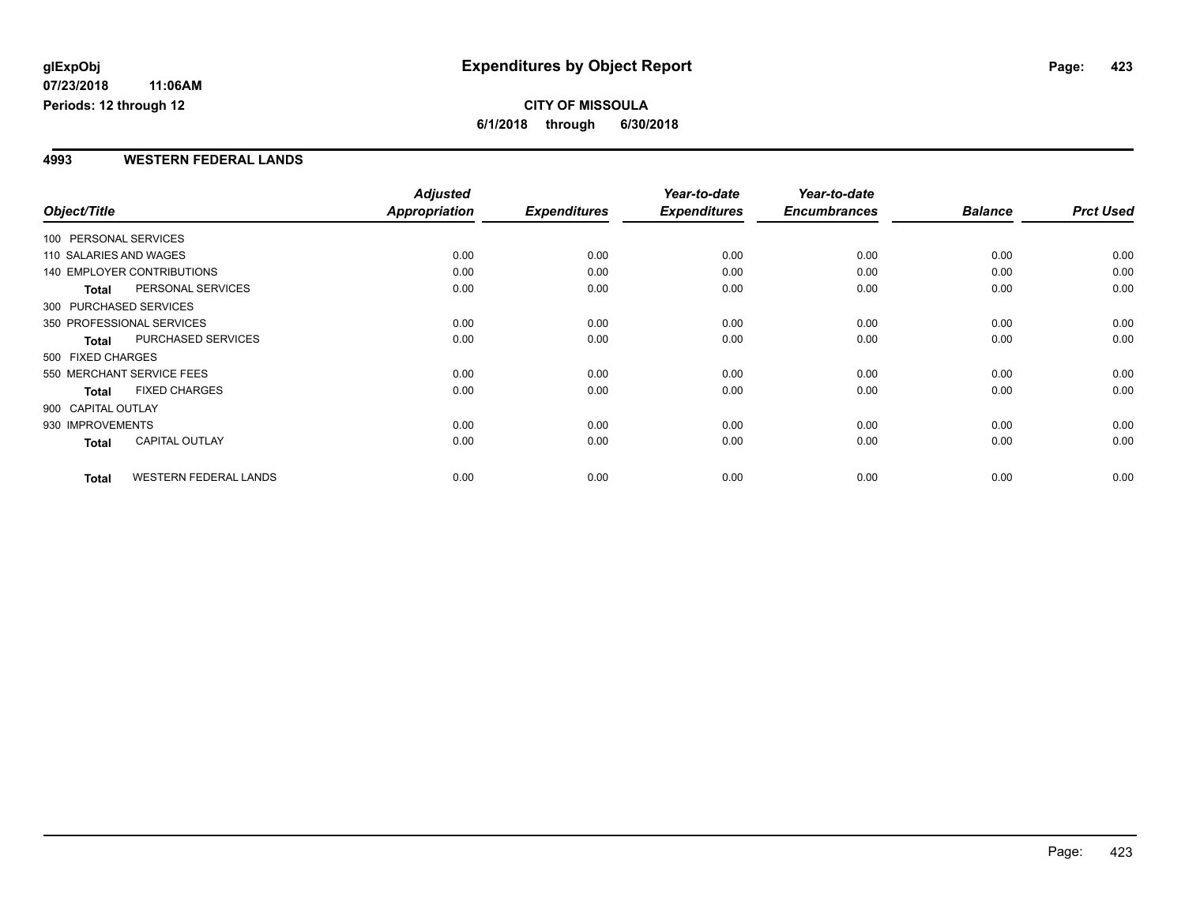**glExpObj**
**07/23/2018 11:06AM**
**Periods: 12 through 12**

# Expenditures by Object Report

**CITY OF MISSOULA**
**6/1/2018 through 6/30/2018**

## 4993 WESTERN FEDERAL LANDS

| Object/Title | | Adjusted Appropriation | Expenditures | Year-to-date Expenditures | Year-to-date Encumbrances | Balance | Prct Used |
|---|---|---|---|---|---|---|---|
| 100 PERSONAL SERVICES | | | | | | | |
| 110 SALARIES AND WAGES | | 0.00 | 0.00 | 0.00 | 0.00 | 0.00 | 0.00 |
| 140 EMPLOYER CONTRIBUTIONS | | 0.00 | 0.00 | 0.00 | 0.00 | 0.00 | 0.00 |
| **Total** | PERSONAL SERVICES | 0.00 | 0.00 | 0.00 | 0.00 | 0.00 | 0.00 |
| 300 PURCHASED SERVICES | | | | | | | |
| 350 PROFESSIONAL SERVICES | | 0.00 | 0.00 | 0.00 | 0.00 | 0.00 | 0.00 |
| **Total** | PURCHASED SERVICES | 0.00 | 0.00 | 0.00 | 0.00 | 0.00 | 0.00 |
| 500 FIXED CHARGES | | | | | | | |
| 550 MERCHANT SERVICE FEES | | 0.00 | 0.00 | 0.00 | 0.00 | 0.00 | 0.00 |
| **Total** | FIXED CHARGES | 0.00 | 0.00 | 0.00 | 0.00 | 0.00 | 0.00 |
| 900 CAPITAL OUTLAY | | | | | | | |
| 930 IMPROVEMENTS | | 0.00 | 0.00 | 0.00 | 0.00 | 0.00 | 0.00 |
| **Total** | CAPITAL OUTLAY | 0.00 | 0.00 | 0.00 | 0.00 | 0.00 | 0.00 |
| **Total** | WESTERN FEDERAL LANDS | 0.00 | 0.00 | 0.00 | 0.00 | 0.00 | 0.00 |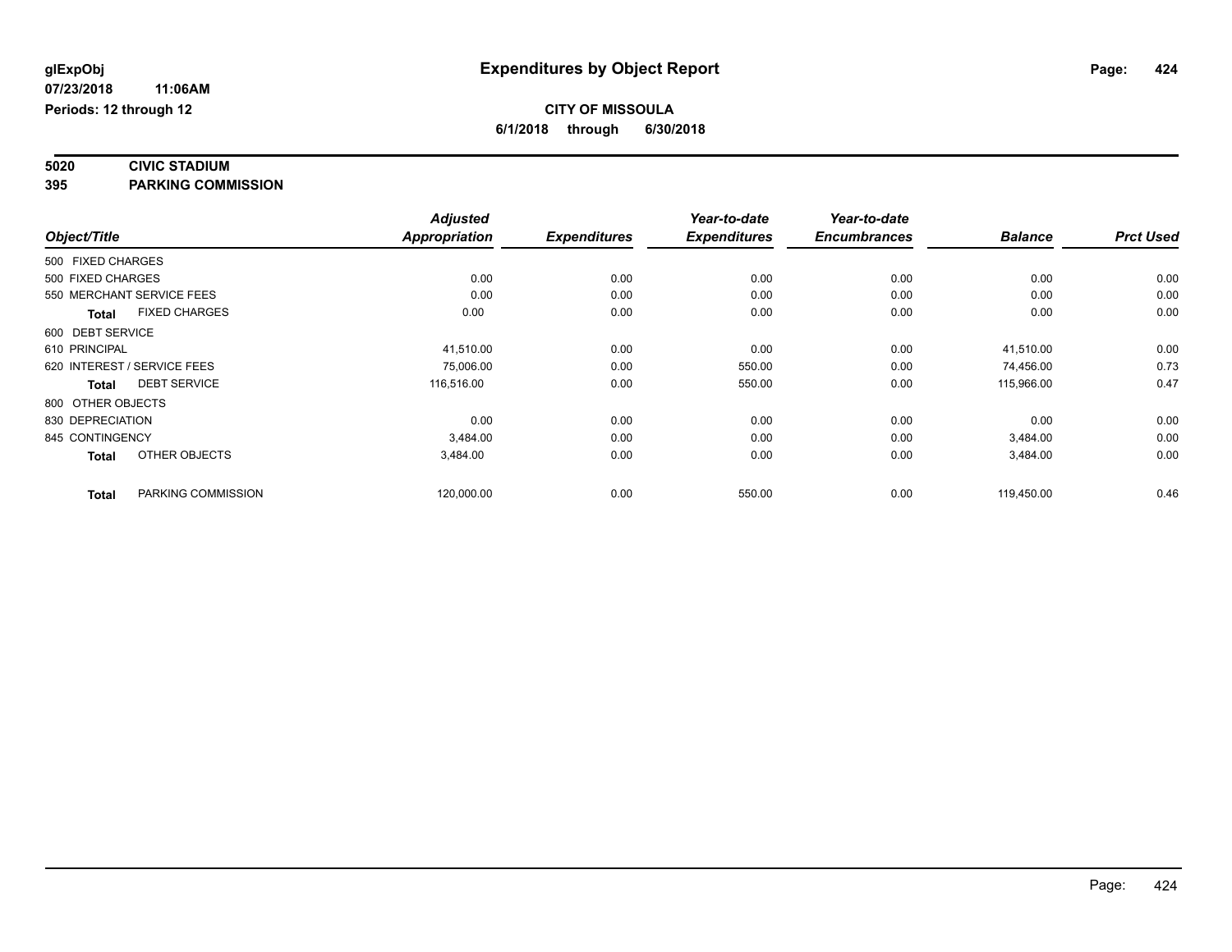# Expenditures by Object Report

glExpObj
07/23/2018 11:06AM
Periods: 12 through 12

**CITY OF MISSOULA**
**6/1/2018 through 6/30/2018**

**5020 CIVIC STADIUM**
**395 PARKING COMMISSION**

| Object/Title | Adjusted Appropriation | Expenditures | Year-to-date Expenditures | Year-to-date Encumbrances | Balance | Prct Used |
|---|---|---|---|---|---|---|
| 500 FIXED CHARGES | | | | | | |
| 500 FIXED CHARGES | 0.00 | 0.00 | 0.00 | 0.00 | 0.00 | 0.00 |
| 550 MERCHANT SERVICE FEES | 0.00 | 0.00 | 0.00 | 0.00 | 0.00 | 0.00 |
| **Total** FIXED CHARGES | 0.00 | 0.00 | 0.00 | 0.00 | 0.00 | 0.00 |
| 600 DEBT SERVICE | | | | | | |
| 610 PRINCIPAL | 41,510.00 | 0.00 | 0.00 | 0.00 | 41,510.00 | 0.00 |
| 620 INTEREST / SERVICE FEES | 75,006.00 | 0.00 | 550.00 | 0.00 | 74,456.00 | 0.73 |
| **Total** DEBT SERVICE | 116,516.00 | 0.00 | 550.00 | 0.00 | 115,966.00 | 0.47 |
| 800 OTHER OBJECTS | | | | | | |
| 830 DEPRECIATION | 0.00 | 0.00 | 0.00 | 0.00 | 0.00 | 0.00 |
| 845 CONTINGENCY | 3,484.00 | 0.00 | 0.00 | 0.00 | 3,484.00 | 0.00 |
| **Total** OTHER OBJECTS | 3,484.00 | 0.00 | 0.00 | 0.00 | 3,484.00 | 0.00 |
| **Total** PARKING COMMISSION | 120,000.00 | 0.00 | 550.00 | 0.00 | 119,450.00 | 0.46 |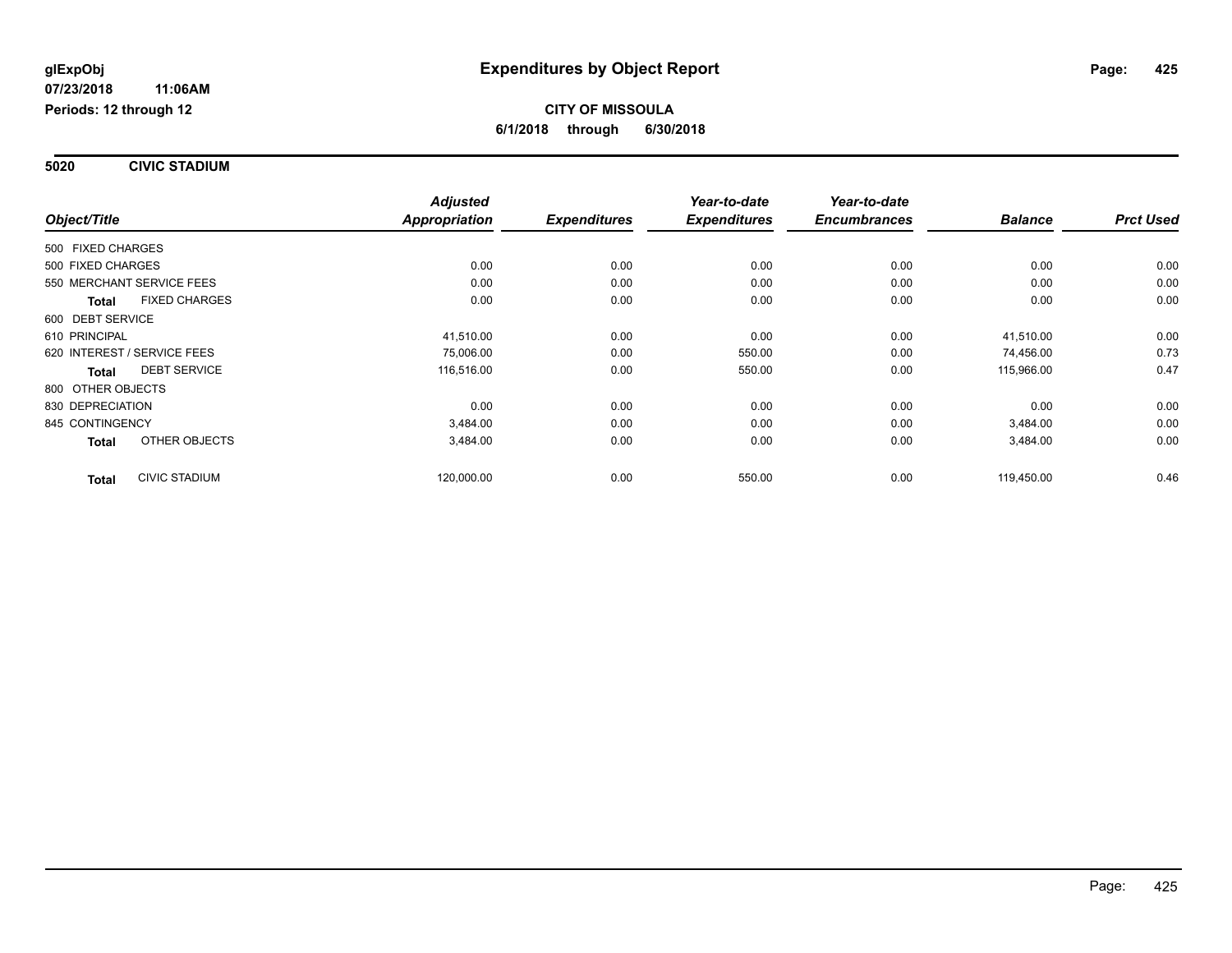# Expenditures by Object Report

glExpObj
07/23/2018 11:06AM
Periods: 12 through 12

**CITY OF MISSOULA**
**6/1/2018 through 6/30/2018**

## 5020 CIVIC STADIUM

| Object/Title | | Adjusted Appropriation | Expenditures | Year-to-date Expenditures | Year-to-date Encumbrances | Balance | Prct Used |
|---|---|---|---|---|---|---|---|
| 500 FIXED CHARGES | | | | | | | |
| 500 FIXED CHARGES | | 0.00 | 0.00 | 0.00 | 0.00 | 0.00 | 0.00 |
| 550 MERCHANT SERVICE FEES | | 0.00 | 0.00 | 0.00 | 0.00 | 0.00 | 0.00 |
| **Total** | FIXED CHARGES | 0.00 | 0.00 | 0.00 | 0.00 | 0.00 | 0.00 |
| 600 DEBT SERVICE | | | | | | | |
| 610 PRINCIPAL | | 41,510.00 | 0.00 | 0.00 | 0.00 | 41,510.00 | 0.00 |
| 620 INTEREST / SERVICE FEES | | 75,006.00 | 0.00 | 550.00 | 0.00 | 74,456.00 | 0.73 |
| **Total** | DEBT SERVICE | 116,516.00 | 0.00 | 550.00 | 0.00 | 115,966.00 | 0.47 |
| 800 OTHER OBJECTS | | | | | | | |
| 830 DEPRECIATION | | 0.00 | 0.00 | 0.00 | 0.00 | 0.00 | 0.00 |
| 845 CONTINGENCY | | 3,484.00 | 0.00 | 0.00 | 0.00 | 3,484.00 | 0.00 |
| **Total** | OTHER OBJECTS | 3,484.00 | 0.00 | 0.00 | 0.00 | 3,484.00 | 0.00 |
| **Total** | CIVIC STADIUM | 120,000.00 | 0.00 | 550.00 | 0.00 | 119,450.00 | 0.46 |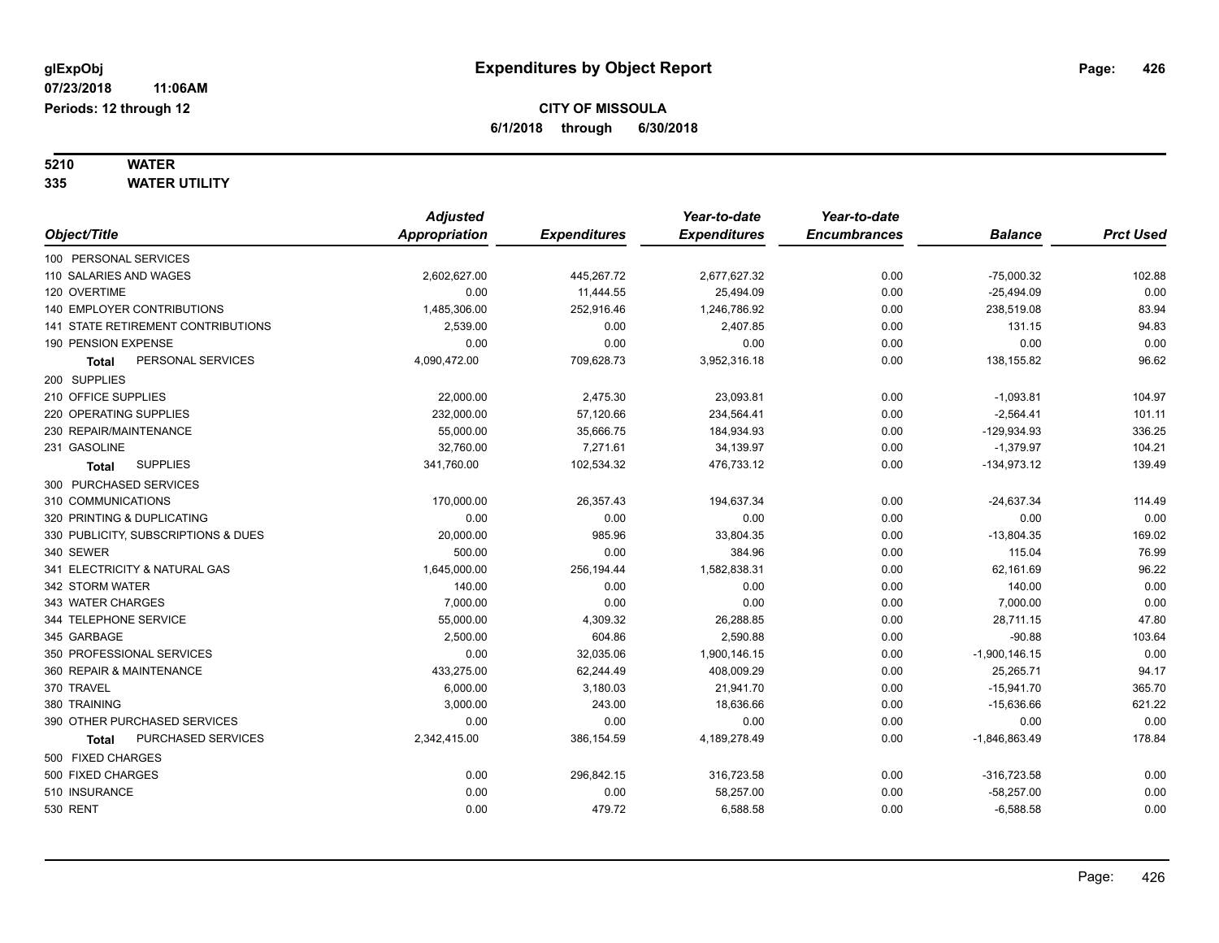# Expenditures by Object Report

glExpObj
07/23/2018 11:06AM
Periods: 12 through 12

**CITY OF MISSOULA**
**6/1/2018 through 6/30/2018**

**5210 WATER**
**335 WATER UTILITY**

| Object/Title | Adjusted Appropriation | Expenditures | Year-to-date Expenditures | Year-to-date Encumbrances | Balance | Prct Used |
|---|---|---|---|---|---|---|
| 100 PERSONAL SERVICES | | | | | | |
| 110 SALARIES AND WAGES | 2,602,627.00 | 445,267.72 | 2,677,627.32 | 0.00 | -75,000.32 | 102.88 |
| 120 OVERTIME | 0.00 | 11,444.55 | 25,494.09 | 0.00 | -25,494.09 | 0.00 |
| 140 EMPLOYER CONTRIBUTIONS | 1,485,306.00 | 252,916.46 | 1,246,786.92 | 0.00 | 238,519.08 | 83.94 |
| 141 STATE RETIREMENT CONTRIBUTIONS | 2,539.00 | 0.00 | 2,407.85 | 0.00 | 131.15 | 94.83 |
| 190 PENSION EXPENSE | 0.00 | 0.00 | 0.00 | 0.00 | 0.00 | 0.00 |
| **Total** PERSONAL SERVICES | 4,090,472.00 | 709,628.73 | 3,952,316.18 | 0.00 | 138,155.82 | 96.62 |
| 200 SUPPLIES | | | | | | |
| 210 OFFICE SUPPLIES | 22,000.00 | 2,475.30 | 23,093.81 | 0.00 | -1,093.81 | 104.97 |
| 220 OPERATING SUPPLIES | 232,000.00 | 57,120.66 | 234,564.41 | 0.00 | -2,564.41 | 101.11 |
| 230 REPAIR/MAINTENANCE | 55,000.00 | 35,666.75 | 184,934.93 | 0.00 | -129,934.93 | 336.25 |
| 231 GASOLINE | 32,760.00 | 7,271.61 | 34,139.97 | 0.00 | -1,379.97 | 104.21 |
| **Total** SUPPLIES | 341,760.00 | 102,534.32 | 476,733.12 | 0.00 | -134,973.12 | 139.49 |
| 300 PURCHASED SERVICES | | | | | | |
| 310 COMMUNICATIONS | 170,000.00 | 26,357.43 | 194,637.34 | 0.00 | -24,637.34 | 114.49 |
| 320 PRINTING & DUPLICATING | 0.00 | 0.00 | 0.00 | 0.00 | 0.00 | 0.00 |
| 330 PUBLICITY, SUBSCRIPTIONS & DUES | 20,000.00 | 985.96 | 33,804.35 | 0.00 | -13,804.35 | 169.02 |
| 340 SEWER | 500.00 | 0.00 | 384.96 | 0.00 | 115.04 | 76.99 |
| 341 ELECTRICITY & NATURAL GAS | 1,645,000.00 | 256,194.44 | 1,582,838.31 | 0.00 | 62,161.69 | 96.22 |
| 342 STORM WATER | 140.00 | 0.00 | 0.00 | 0.00 | 140.00 | 0.00 |
| 343 WATER CHARGES | 7,000.00 | 0.00 | 0.00 | 0.00 | 7,000.00 | 0.00 |
| 344 TELEPHONE SERVICE | 55,000.00 | 4,309.32 | 26,288.85 | 0.00 | 28,711.15 | 47.80 |
| 345 GARBAGE | 2,500.00 | 604.86 | 2,590.88 | 0.00 | -90.88 | 103.64 |
| 350 PROFESSIONAL SERVICES | 0.00 | 32,035.06 | 1,900,146.15 | 0.00 | -1,900,146.15 | 0.00 |
| 360 REPAIR & MAINTENANCE | 433,275.00 | 62,244.49 | 408,009.29 | 0.00 | 25,265.71 | 94.17 |
| 370 TRAVEL | 6,000.00 | 3,180.03 | 21,941.70 | 0.00 | -15,941.70 | 365.70 |
| 380 TRAINING | 3,000.00 | 243.00 | 18,636.66 | 0.00 | -15,636.66 | 621.22 |
| 390 OTHER PURCHASED SERVICES | 0.00 | 0.00 | 0.00 | 0.00 | 0.00 | 0.00 |
| **Total** PURCHASED SERVICES | 2,342,415.00 | 386,154.59 | 4,189,278.49 | 0.00 | -1,846,863.49 | 178.84 |
| 500 FIXED CHARGES | | | | | | |
| 500 FIXED CHARGES | 0.00 | 296,842.15 | 316,723.58 | 0.00 | -316,723.58 | 0.00 |
| 510 INSURANCE | 0.00 | 0.00 | 58,257.00 | 0.00 | -58,257.00 | 0.00 |
| 530 RENT | 0.00 | 479.72 | 6,588.58 | 0.00 | -6,588.58 | 0.00 |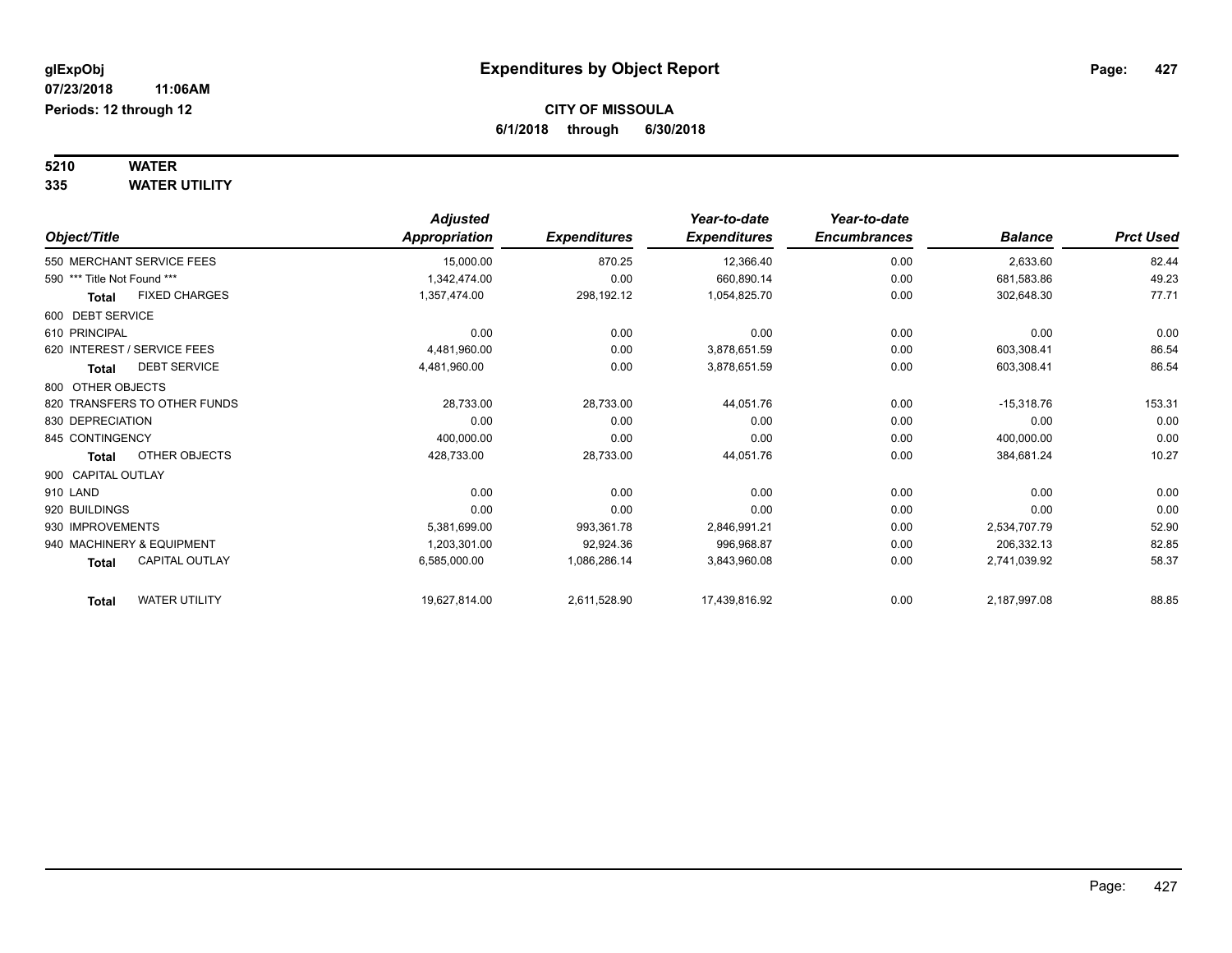# Expenditures by Object Report

**glExpObj**
**07/23/2018 11:06AM**
**Periods: 12 through 12**

**CITY OF MISSOULA**
**6/1/2018 through 6/30/2018**

**5210 WATER**
**335 WATER UTILITY**

| Object/Title | Adjusted Appropriation | Expenditures | Year-to-date Expenditures | Year-to-date Encumbrances | Balance | Prct Used |
|---|---|---|---|---|---|---|
| 550 MERCHANT SERVICE FEES | 15,000.00 | 870.25 | 12,366.40 | 0.00 | 2,633.60 | 82.44 |
| 590 *** Title Not Found *** | 1,342,474.00 | 0.00 | 660,890.14 | 0.00 | 681,583.86 | 49.23 |
| **Total** FIXED CHARGES | 1,357,474.00 | 298,192.12 | 1,054,825.70 | 0.00 | 302,648.30 | 77.71 |
| 600 DEBT SERVICE | | | | | | |
| 610 PRINCIPAL | 0.00 | 0.00 | 0.00 | 0.00 | 0.00 | 0.00 |
| 620 INTEREST / SERVICE FEES | 4,481,960.00 | 0.00 | 3,878,651.59 | 0.00 | 603,308.41 | 86.54 |
| **Total** DEBT SERVICE | 4,481,960.00 | 0.00 | 3,878,651.59 | 0.00 | 603,308.41 | 86.54 |
| 800 OTHER OBJECTS | | | | | | |
| 820 TRANSFERS TO OTHER FUNDS | 28,733.00 | 28,733.00 | 44,051.76 | 0.00 | -15,318.76 | 153.31 |
| 830 DEPRECIATION | 0.00 | 0.00 | 0.00 | 0.00 | 0.00 | 0.00 |
| 845 CONTINGENCY | 400,000.00 | 0.00 | 0.00 | 0.00 | 400,000.00 | 0.00 |
| **Total** OTHER OBJECTS | 428,733.00 | 28,733.00 | 44,051.76 | 0.00 | 384,681.24 | 10.27 |
| 900 CAPITAL OUTLAY | | | | | | |
| 910 LAND | 0.00 | 0.00 | 0.00 | 0.00 | 0.00 | 0.00 |
| 920 BUILDINGS | 0.00 | 0.00 | 0.00 | 0.00 | 0.00 | 0.00 |
| 930 IMPROVEMENTS | 5,381,699.00 | 993,361.78 | 2,846,991.21 | 0.00 | 2,534,707.79 | 52.90 |
| 940 MACHINERY & EQUIPMENT | 1,203,301.00 | 92,924.36 | 996,968.87 | 0.00 | 206,332.13 | 82.85 |
| **Total** CAPITAL OUTLAY | 6,585,000.00 | 1,086,286.14 | 3,843,960.08 | 0.00 | 2,741,039.92 | 58.37 |
| **Total** WATER UTILITY | 19,627,814.00 | 2,611,528.90 | 17,439,816.92 | 0.00 | 2,187,997.08 | 88.85 |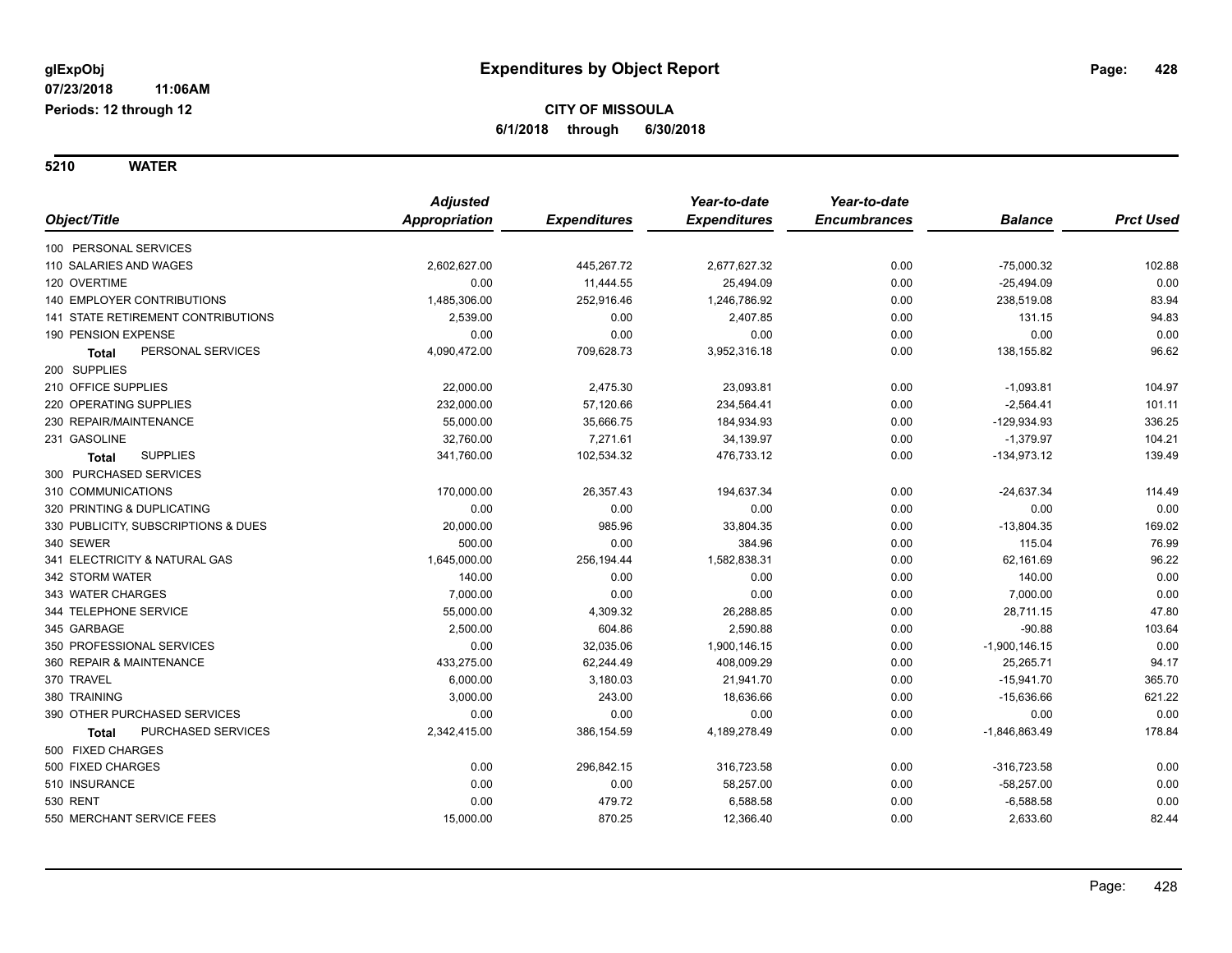glExpObj
07/23/2018 11:06AM
Periods: 12 through 12

# Expenditures by Object Report

**CITY OF MISSOULA**
**6/1/2018 through 6/30/2018**

**5210 WATER**

| Object/Title | Adjusted Appropriation | Expenditures | Year-to-date Expenditures | Year-to-date Encumbrances | Balance | Prct Used |
|---|---|---|---|---|---|---|
| 100 PERSONAL SERVICES | | | | | | |
| 110 SALARIES AND WAGES | 2,602,627.00 | 445,267.72 | 2,677,627.32 | 0.00 | -75,000.32 | 102.88 |
| 120 OVERTIME | 0.00 | 11,444.55 | 25,494.09 | 0.00 | -25,494.09 | 0.00 |
| 140 EMPLOYER CONTRIBUTIONS | 1,485,306.00 | 252,916.46 | 1,246,786.92 | 0.00 | 238,519.08 | 83.94 |
| 141 STATE RETIREMENT CONTRIBUTIONS | 2,539.00 | 0.00 | 2,407.85 | 0.00 | 131.15 | 94.83 |
| 190 PENSION EXPENSE | 0.00 | 0.00 | 0.00 | 0.00 | 0.00 | 0.00 |
| **Total** PERSONAL SERVICES | 4,090,472.00 | 709,628.73 | 3,952,316.18 | 0.00 | 138,155.82 | 96.62 |
| 200 SUPPLIES | | | | | | |
| 210 OFFICE SUPPLIES | 22,000.00 | 2,475.30 | 23,093.81 | 0.00 | -1,093.81 | 104.97 |
| 220 OPERATING SUPPLIES | 232,000.00 | 57,120.66 | 234,564.41 | 0.00 | -2,564.41 | 101.11 |
| 230 REPAIR/MAINTENANCE | 55,000.00 | 35,666.75 | 184,934.93 | 0.00 | -129,934.93 | 336.25 |
| 231 GASOLINE | 32,760.00 | 7,271.61 | 34,139.97 | 0.00 | -1,379.97 | 104.21 |
| **Total** SUPPLIES | 341,760.00 | 102,534.32 | 476,733.12 | 0.00 | -134,973.12 | 139.49 |
| 300 PURCHASED SERVICES | | | | | | |
| 310 COMMUNICATIONS | 170,000.00 | 26,357.43 | 194,637.34 | 0.00 | -24,637.34 | 114.49 |
| 320 PRINTING & DUPLICATING | 0.00 | 0.00 | 0.00 | 0.00 | 0.00 | 0.00 |
| 330 PUBLICITY, SUBSCRIPTIONS & DUES | 20,000.00 | 985.96 | 33,804.35 | 0.00 | -13,804.35 | 169.02 |
| 340 SEWER | 500.00 | 0.00 | 384.96 | 0.00 | 115.04 | 76.99 |
| 341 ELECTRICITY & NATURAL GAS | 1,645,000.00 | 256,194.44 | 1,582,838.31 | 0.00 | 62,161.69 | 96.22 |
| 342 STORM WATER | 140.00 | 0.00 | 0.00 | 0.00 | 140.00 | 0.00 |
| 343 WATER CHARGES | 7,000.00 | 0.00 | 0.00 | 0.00 | 7,000.00 | 0.00 |
| 344 TELEPHONE SERVICE | 55,000.00 | 4,309.32 | 26,288.85 | 0.00 | 28,711.15 | 47.80 |
| 345 GARBAGE | 2,500.00 | 604.86 | 2,590.88 | 0.00 | -90.88 | 103.64 |
| 350 PROFESSIONAL SERVICES | 0.00 | 32,035.06 | 1,900,146.15 | 0.00 | -1,900,146.15 | 0.00 |
| 360 REPAIR & MAINTENANCE | 433,275.00 | 62,244.49 | 408,009.29 | 0.00 | 25,265.71 | 94.17 |
| 370 TRAVEL | 6,000.00 | 3,180.03 | 21,941.70 | 0.00 | -15,941.70 | 365.70 |
| 380 TRAINING | 3,000.00 | 243.00 | 18,636.66 | 0.00 | -15,636.66 | 621.22 |
| 390 OTHER PURCHASED SERVICES | 0.00 | 0.00 | 0.00 | 0.00 | 0.00 | 0.00 |
| **Total** PURCHASED SERVICES | 2,342,415.00 | 386,154.59 | 4,189,278.49 | 0.00 | -1,846,863.49 | 178.84 |
| 500 FIXED CHARGES | | | | | | |
| 500 FIXED CHARGES | 0.00 | 296,842.15 | 316,723.58 | 0.00 | -316,723.58 | 0.00 |
| 510 INSURANCE | 0.00 | 0.00 | 58,257.00 | 0.00 | -58,257.00 | 0.00 |
| 530 RENT | 0.00 | 479.72 | 6,588.58 | 0.00 | -6,588.58 | 0.00 |
| 550 MERCHANT SERVICE FEES | 15,000.00 | 870.25 | 12,366.40 | 0.00 | 2,633.60 | 82.44 |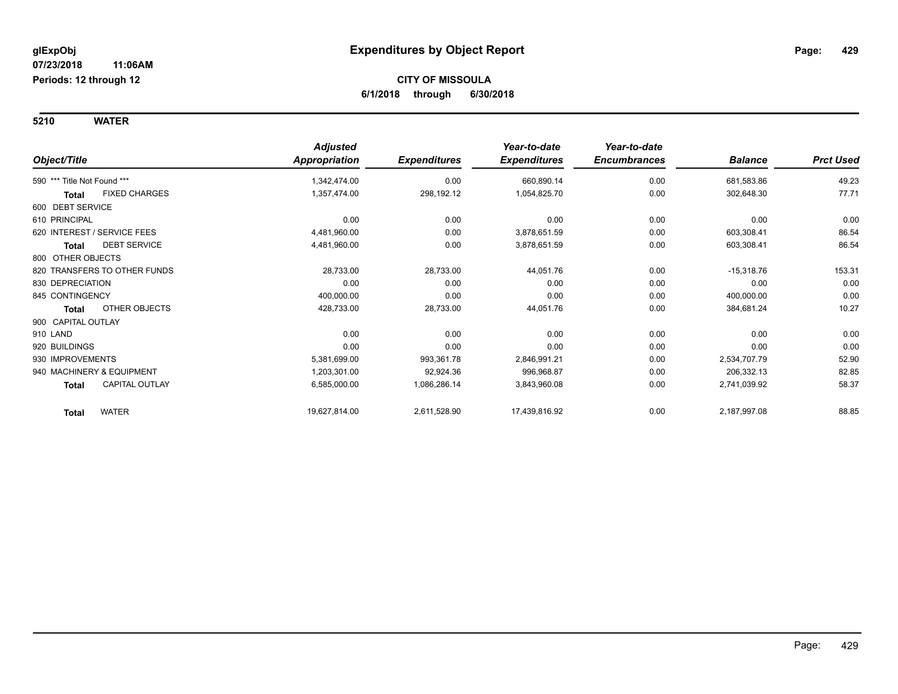glExpObj
07/23/2018 11:06AM
Periods: 12 through 12

# Expenditures by Object Report

**CITY OF MISSOULA**
**6/1/2018 through 6/30/2018**

**5210 WATER**

| Object/Title | Adjusted Appropriation | Expenditures | Year-to-date Expenditures | Year-to-date Encumbrances | Balance | Prct Used |
|---|---|---|---|---|---|---|
| 590 *** Title Not Found *** | 1,342,474.00 | 0.00 | 660,890.14 | 0.00 | 681,583.86 | 49.23 |
| **Total** FIXED CHARGES | 1,357,474.00 | 298,192.12 | 1,054,825.70 | 0.00 | 302,648.30 | 77.71 |
| 600 DEBT SERVICE | | | | | | |
| 610 PRINCIPAL | 0.00 | 0.00 | 0.00 | 0.00 | 0.00 | 0.00 |
| 620 INTEREST / SERVICE FEES | 4,481,960.00 | 0.00 | 3,878,651.59 | 0.00 | 603,308.41 | 86.54 |
| **Total** DEBT SERVICE | 4,481,960.00 | 0.00 | 3,878,651.59 | 0.00 | 603,308.41 | 86.54 |
| 800 OTHER OBJECTS | | | | | | |
| 820 TRANSFERS TO OTHER FUNDS | 28,733.00 | 28,733.00 | 44,051.76 | 0.00 | -15,318.76 | 153.31 |
| 830 DEPRECIATION | 0.00 | 0.00 | 0.00 | 0.00 | 0.00 | 0.00 |
| 845 CONTINGENCY | 400,000.00 | 0.00 | 0.00 | 0.00 | 400,000.00 | 0.00 |
| **Total** OTHER OBJECTS | 428,733.00 | 28,733.00 | 44,051.76 | 0.00 | 384,681.24 | 10.27 |
| 900 CAPITAL OUTLAY | | | | | | |
| 910 LAND | 0.00 | 0.00 | 0.00 | 0.00 | 0.00 | 0.00 |
| 920 BUILDINGS | 0.00 | 0.00 | 0.00 | 0.00 | 0.00 | 0.00 |
| 930 IMPROVEMENTS | 5,381,699.00 | 993,361.78 | 2,846,991.21 | 0.00 | 2,534,707.79 | 52.90 |
| 940 MACHINERY & EQUIPMENT | 1,203,301.00 | 92,924.36 | 996,968.87 | 0.00 | 206,332.13 | 82.85 |
| **Total** CAPITAL OUTLAY | 6,585,000.00 | 1,086,286.14 | 3,843,960.08 | 0.00 | 2,741,039.92 | 58.37 |
| **Total** WATER | 19,627,814.00 | 2,611,528.90 | 17,439,816.92 | 0.00 | 2,187,997.08 | 88.85 |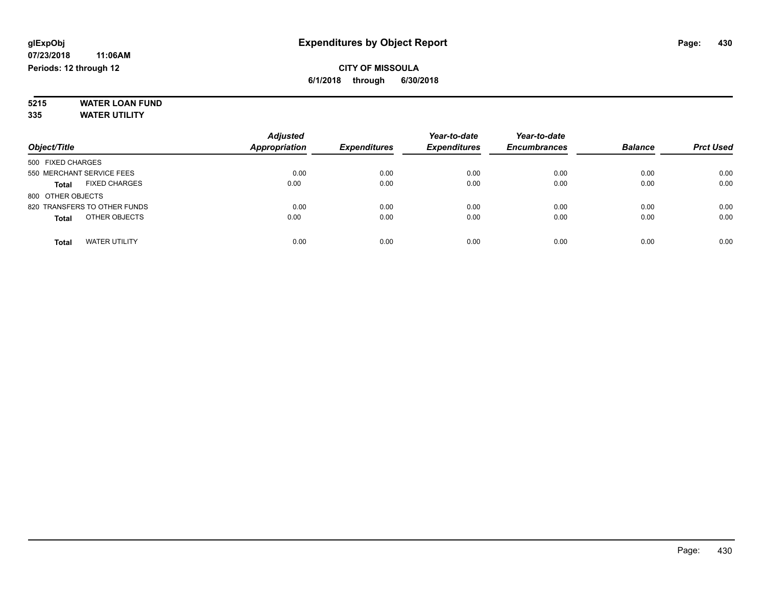**glExpObj**
**07/23/2018 11:06AM**
**Periods: 12 through 12**

# Expenditures by Object Report

**CITY OF MISSOULA**
**6/1/2018 through 6/30/2018**

**5215 WATER LOAN FUND**
**335 WATER UTILITY**

| Object/Title | Adjusted Appropriation | Expenditures | Year-to-date Expenditures | Year-to-date Encumbrances | Balance | Prct Used |
|---|---|---|---|---|---|---|
| 500 FIXED CHARGES | | | | | | |
| 550 MERCHANT SERVICE FEES | 0.00 | 0.00 | 0.00 | 0.00 | 0.00 | 0.00 |
| **Total** FIXED CHARGES | 0.00 | 0.00 | 0.00 | 0.00 | 0.00 | 0.00 |
| 800 OTHER OBJECTS | | | | | | |
| 820 TRANSFERS TO OTHER FUNDS | 0.00 | 0.00 | 0.00 | 0.00 | 0.00 | 0.00 |
| **Total** OTHER OBJECTS | 0.00 | 0.00 | 0.00 | 0.00 | 0.00 | 0.00 |
| **Total** WATER UTILITY | 0.00 | 0.00 | 0.00 | 0.00 | 0.00 | 0.00 |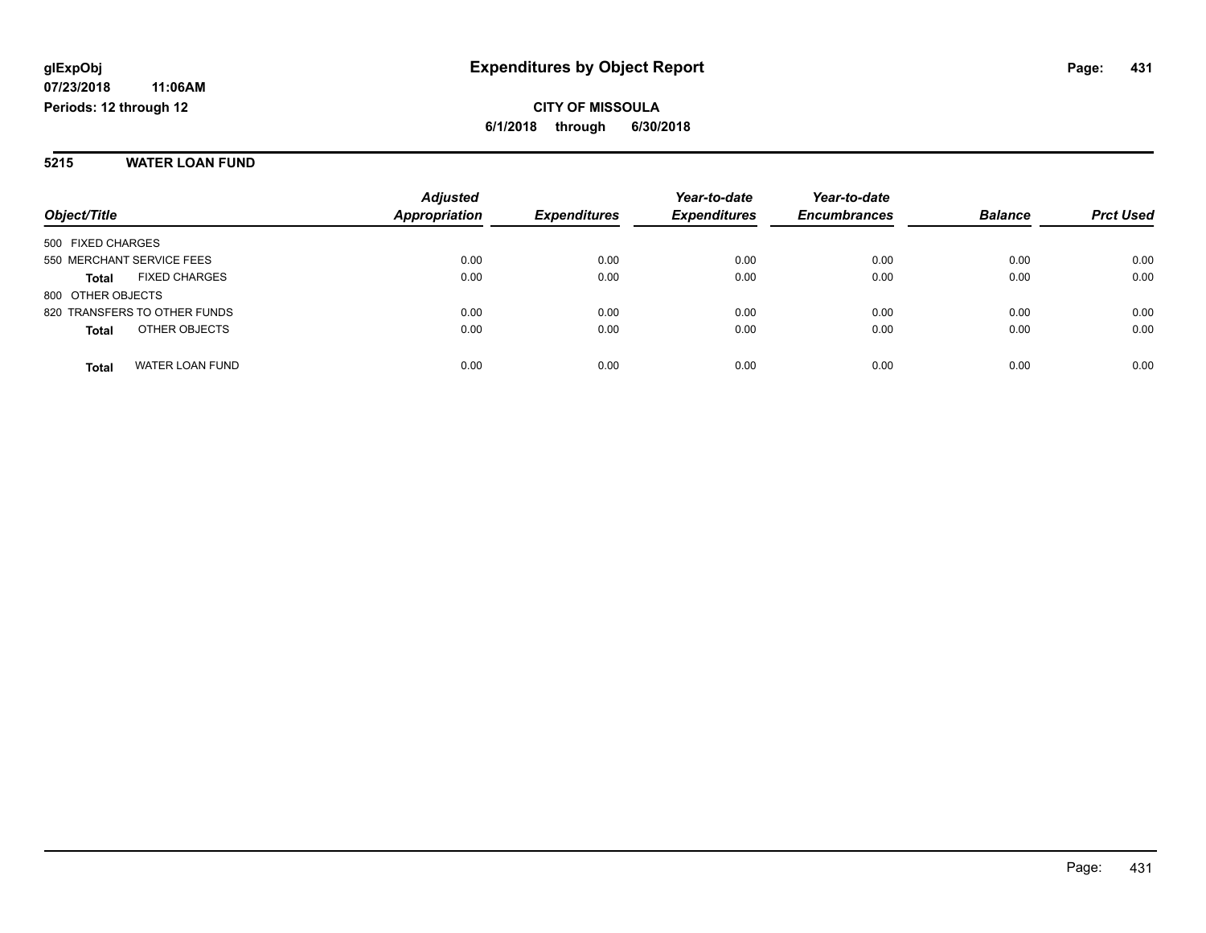**glExpObj** **Expenditures by Object Report**

**07/23/2018 11:06AM**

**Periods: 12 through 12**

**CITY OF MISSOULA**

**6/1/2018 through 6/30/2018**

## 5215 WATER LOAN FUND

| Object/Title | Adjusted Appropriation | Expenditures | Year-to-date Expenditures | Year-to-date Encumbrances | Balance | Prct Used |
|---|---|---|---|---|---|---|
| 500 FIXED CHARGES | | | | | | |
| 550 MERCHANT SERVICE FEES | 0.00 | 0.00 | 0.00 | 0.00 | 0.00 | 0.00 |
| **Total** FIXED CHARGES | 0.00 | 0.00 | 0.00 | 0.00 | 0.00 | 0.00 |
| 800 OTHER OBJECTS | | | | | | |
| 820 TRANSFERS TO OTHER FUNDS | 0.00 | 0.00 | 0.00 | 0.00 | 0.00 | 0.00 |
| **Total** OTHER OBJECTS | 0.00 | 0.00 | 0.00 | 0.00 | 0.00 | 0.00 |
| **Total** WATER LOAN FUND | 0.00 | 0.00 | 0.00 | 0.00 | 0.00 | 0.00 |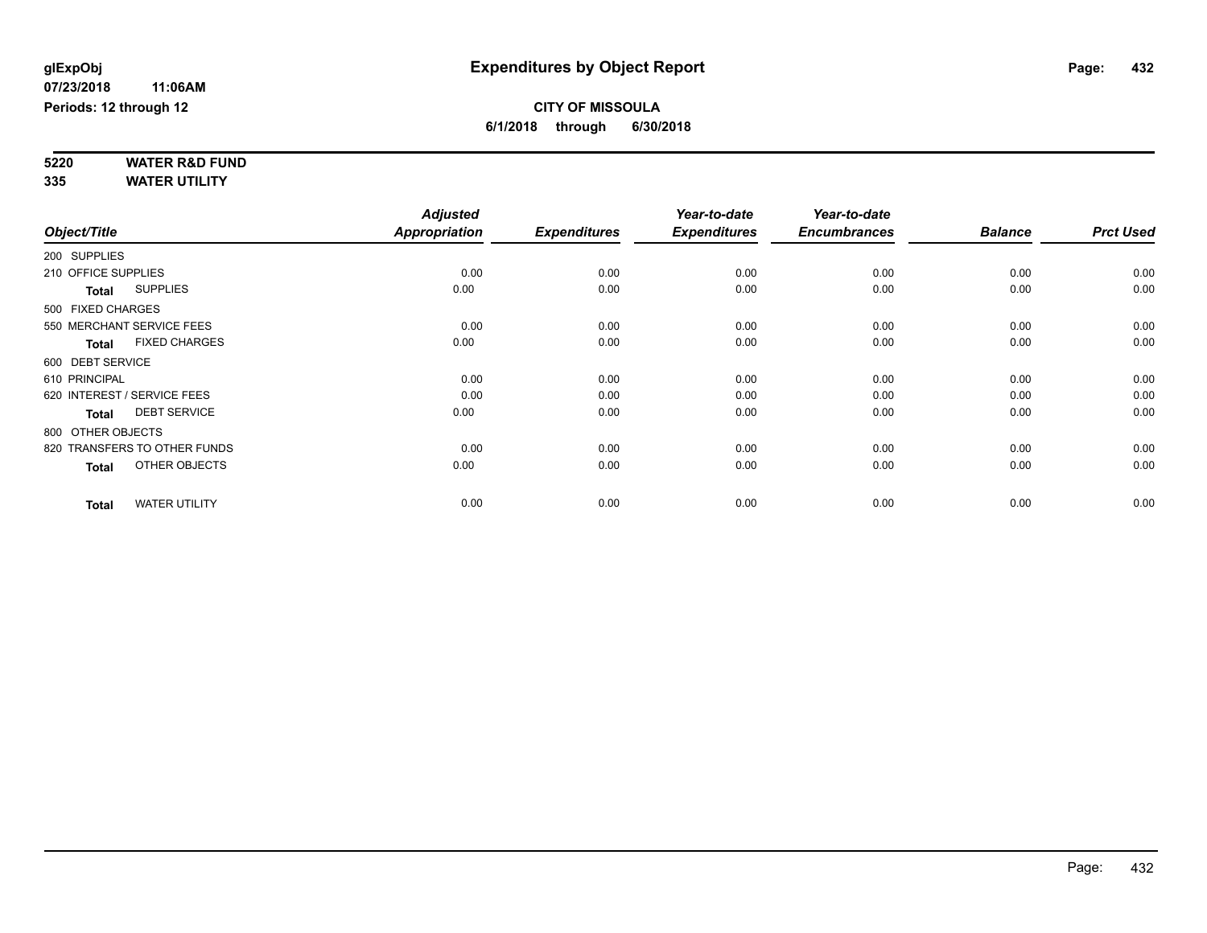**glExpObj**
**07/23/2018 11:06AM**
**Periods: 12 through 12**

# Expenditures by Object Report

**CITY OF MISSOULA**
**6/1/2018 through 6/30/2018**

**5220 WATER R&D FUND**
**335 WATER UTILITY**

| Object/Title | Adjusted Appropriation | Expenditures | Year-to-date Expenditures | Year-to-date Encumbrances | Balance | Prct Used |
|---|---|---|---|---|---|---|
| 200 SUPPLIES | | | | | | |
| 210 OFFICE SUPPLIES | 0.00 | 0.00 | 0.00 | 0.00 | 0.00 | 0.00 |
| **Total** SUPPLIES | 0.00 | 0.00 | 0.00 | 0.00 | 0.00 | 0.00 |
| 500 FIXED CHARGES | | | | | | |
| 550 MERCHANT SERVICE FEES | 0.00 | 0.00 | 0.00 | 0.00 | 0.00 | 0.00 |
| **Total** FIXED CHARGES | 0.00 | 0.00 | 0.00 | 0.00 | 0.00 | 0.00 |
| 600 DEBT SERVICE | | | | | | |
| 610 PRINCIPAL | 0.00 | 0.00 | 0.00 | 0.00 | 0.00 | 0.00 |
| 620 INTEREST / SERVICE FEES | 0.00 | 0.00 | 0.00 | 0.00 | 0.00 | 0.00 |
| **Total** DEBT SERVICE | 0.00 | 0.00 | 0.00 | 0.00 | 0.00 | 0.00 |
| 800 OTHER OBJECTS | | | | | | |
| 820 TRANSFERS TO OTHER FUNDS | 0.00 | 0.00 | 0.00 | 0.00 | 0.00 | 0.00 |
| **Total** OTHER OBJECTS | 0.00 | 0.00 | 0.00 | 0.00 | 0.00 | 0.00 |
| **Total** WATER UTILITY | 0.00 | 0.00 | 0.00 | 0.00 | 0.00 | 0.00 |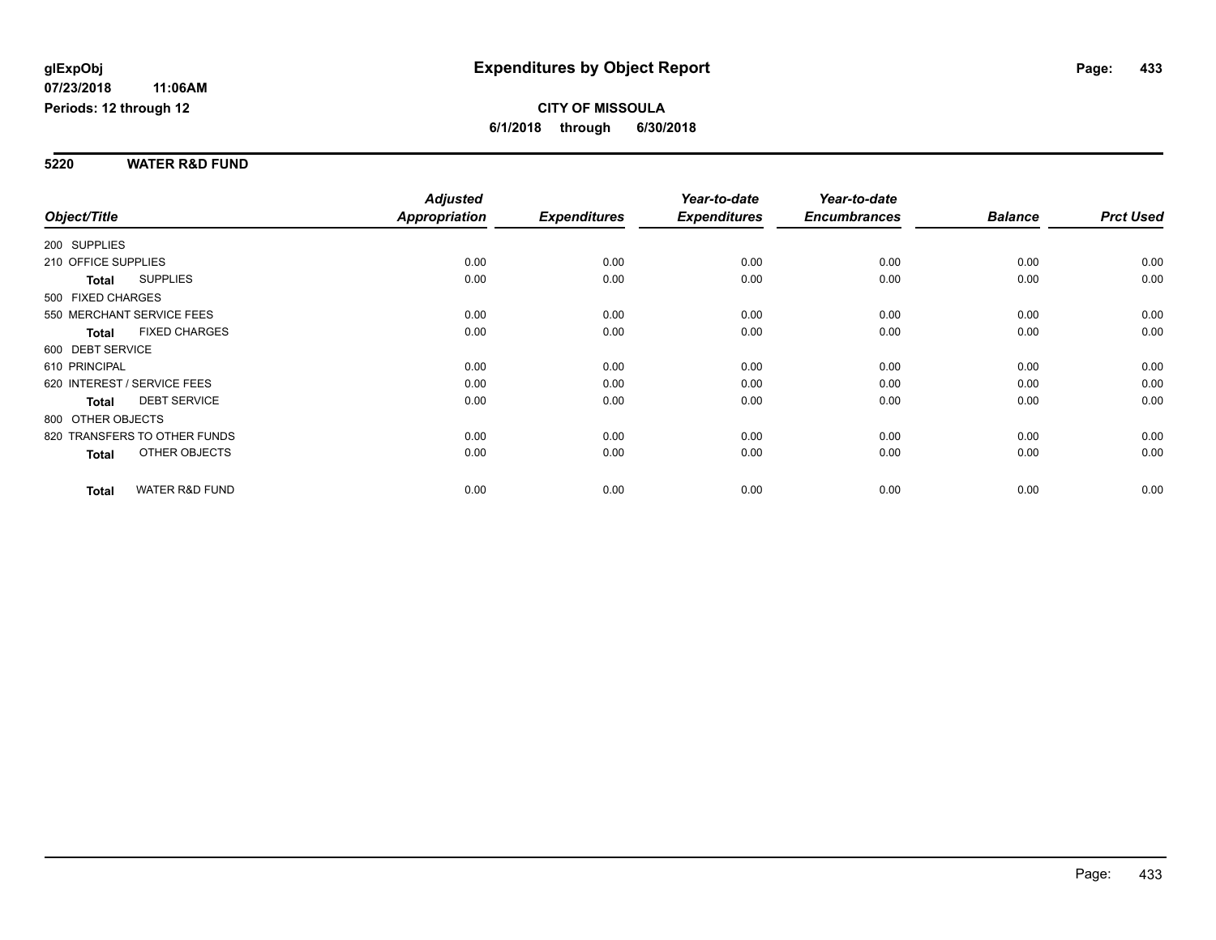**glExpObj** | **Expenditures by Object Report**

**07/23/2018 11:06AM**

**Periods: 12 through 12**

**CITY OF MISSOULA**

**6/1/2018 through 6/30/2018**

## 5220 WATER R&D FUND

| Object/Title | Adjusted Appropriation | Expenditures | Year-to-date Expenditures | Year-to-date Encumbrances | Balance | Prct Used |
|---|---|---|---|---|---|---|
| 200 SUPPLIES | | | | | | |
| 210 OFFICE SUPPLIES | 0.00 | 0.00 | 0.00 | 0.00 | 0.00 | 0.00 |
| **Total** SUPPLIES | 0.00 | 0.00 | 0.00 | 0.00 | 0.00 | 0.00 |
| 500 FIXED CHARGES | | | | | | |
| 550 MERCHANT SERVICE FEES | 0.00 | 0.00 | 0.00 | 0.00 | 0.00 | 0.00 |
| **Total** FIXED CHARGES | 0.00 | 0.00 | 0.00 | 0.00 | 0.00 | 0.00 |
| 600 DEBT SERVICE | | | | | | |
| 610 PRINCIPAL | 0.00 | 0.00 | 0.00 | 0.00 | 0.00 | 0.00 |
| 620 INTEREST / SERVICE FEES | 0.00 | 0.00 | 0.00 | 0.00 | 0.00 | 0.00 |
| **Total** DEBT SERVICE | 0.00 | 0.00 | 0.00 | 0.00 | 0.00 | 0.00 |
| 800 OTHER OBJECTS | | | | | | |
| 820 TRANSFERS TO OTHER FUNDS | 0.00 | 0.00 | 0.00 | 0.00 | 0.00 | 0.00 |
| **Total** OTHER OBJECTS | 0.00 | 0.00 | 0.00 | 0.00 | 0.00 | 0.00 |
| **Total** WATER R&D FUND | 0.00 | 0.00 | 0.00 | 0.00 | 0.00 | 0.00 |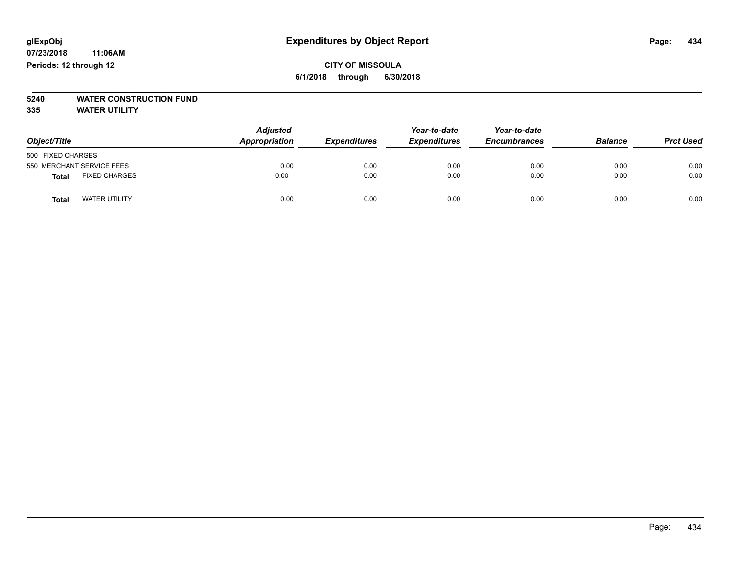**glExpObj** | **Expenditures by Object Report**
**07/23/2018 11:06AM**
**Periods: 12 through 12**

**CITY OF MISSOULA**
**6/1/2018 through 6/30/2018**

**5240 WATER CONSTRUCTION FUND**
**335 WATER UTILITY**

| Object/Title | Adjusted Appropriation | Expenditures | Year-to-date Expenditures | Year-to-date Encumbrances | Balance | Prct Used |
|---|---|---|---|---|---|---|
| 500 FIXED CHARGES | | | | | | |
| 550 MERCHANT SERVICE FEES | 0.00 | 0.00 | 0.00 | 0.00 | 0.00 | 0.00 |
| **Total** FIXED CHARGES | 0.00 | 0.00 | 0.00 | 0.00 | 0.00 | 0.00 |
| **Total** WATER UTILITY | 0.00 | 0.00 | 0.00 | 0.00 | 0.00 | 0.00 |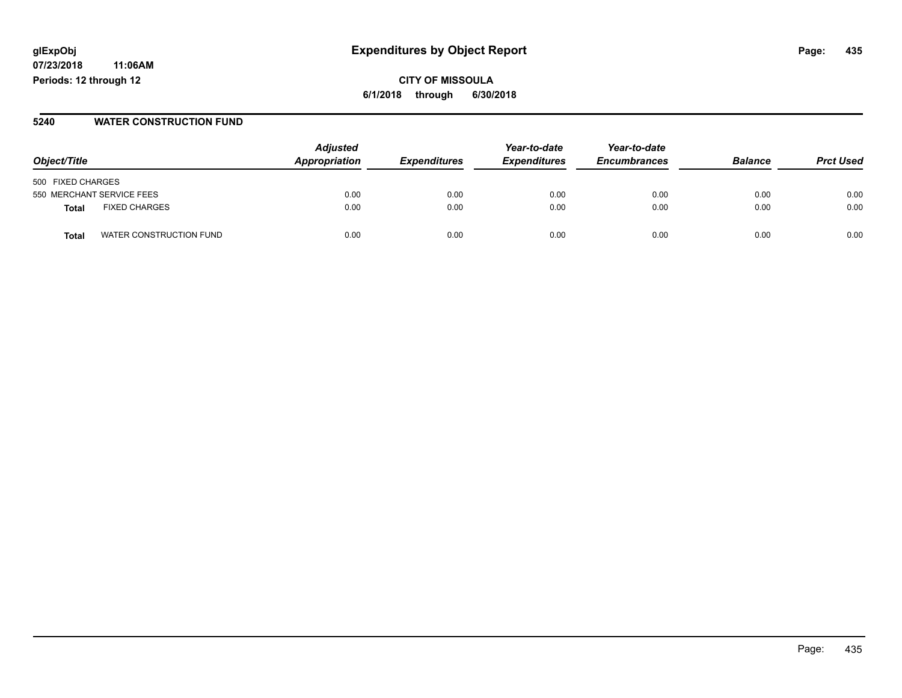glExpObj
07/23/2018 11:06AM
Periods: 12 through 12

# Expenditures by Object Report

**CITY OF MISSOULA**
**6/1/2018 through 6/30/2018**

## 5240 WATER CONSTRUCTION FUND

| Object/Title | | Adjusted Appropriation | Expenditures | Year-to-date Expenditures | Year-to-date Encumbrances | Balance | Prct Used |
|---|---|---|---|---|---|---|---|
| 500 FIXED CHARGES | | | | | | | |
| 550 MERCHANT SERVICE FEES | | 0.00 | 0.00 | 0.00 | 0.00 | 0.00 | 0.00 |
| **Total** | FIXED CHARGES | 0.00 | 0.00 | 0.00 | 0.00 | 0.00 | 0.00 |
| **Total** | WATER CONSTRUCTION FUND | 0.00 | 0.00 | 0.00 | 0.00 | 0.00 | 0.00 |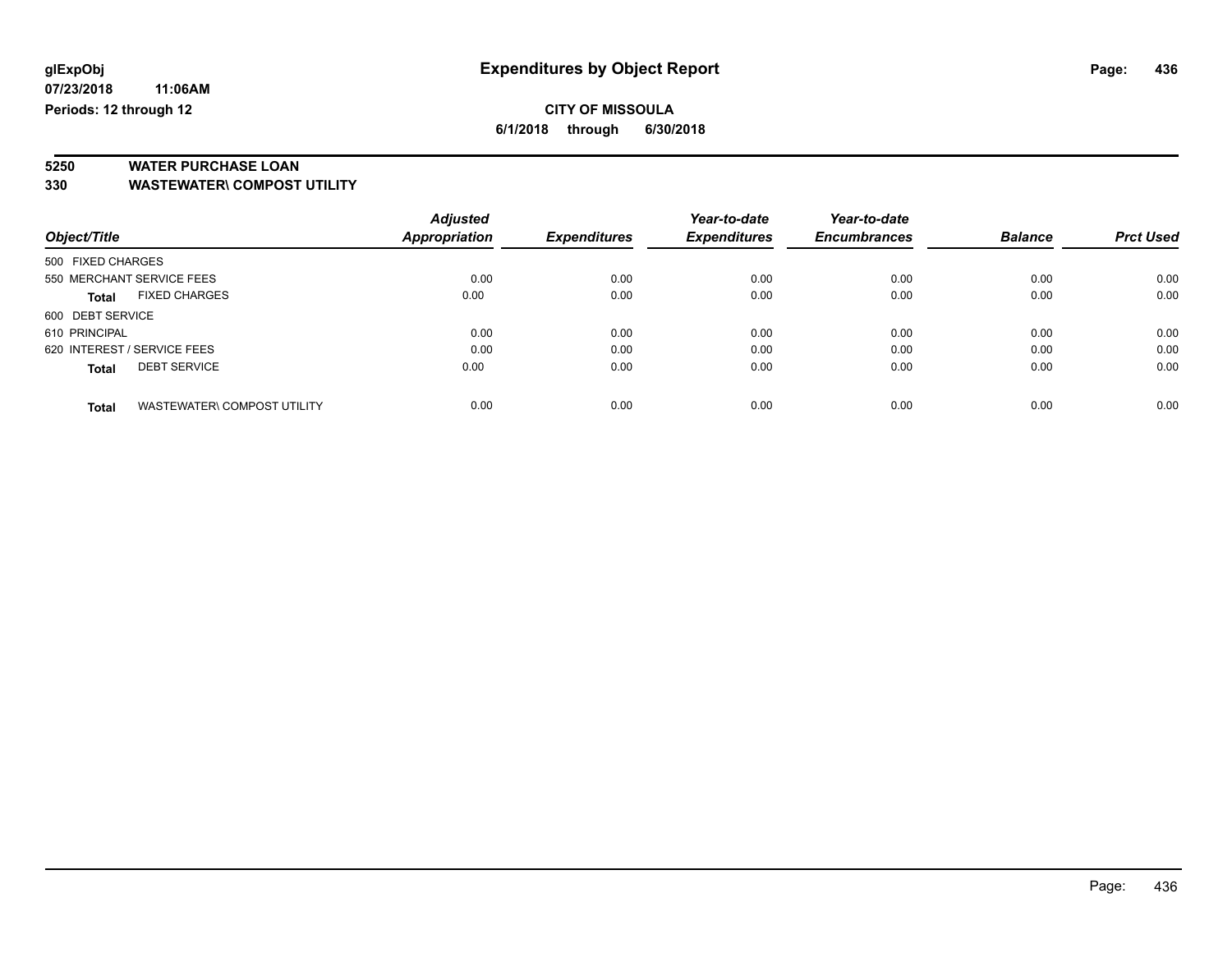**glExpObj**
**07/23/2018 11:06AM**
**Periods: 12 through 12**

# Expenditures by Object Report

**CITY OF MISSOULA**
**6/1/2018 through 6/30/2018**

## 5250 WATER PURCHASE LOAN
## 330 WASTEWATER\ COMPOST UTILITY

| Object/Title | Adjusted Appropriation | Expenditures | Year-to-date Expenditures | Year-to-date Encumbrances | Balance | Prct Used |
|---|---|---|---|---|---|---|
| 500 FIXED CHARGES | | | | | | |
| 550 MERCHANT SERVICE FEES | 0.00 | 0.00 | 0.00 | 0.00 | 0.00 | 0.00 |
| **Total** FIXED CHARGES | 0.00 | 0.00 | 0.00 | 0.00 | 0.00 | 0.00 |
| 600 DEBT SERVICE | | | | | | |
| 610 PRINCIPAL | 0.00 | 0.00 | 0.00 | 0.00 | 0.00 | 0.00 |
| 620 INTEREST / SERVICE FEES | 0.00 | 0.00 | 0.00 | 0.00 | 0.00 | 0.00 |
| **Total** DEBT SERVICE | 0.00 | 0.00 | 0.00 | 0.00 | 0.00 | 0.00 |
| **Total** WASTEWATER\ COMPOST UTILITY | 0.00 | 0.00 | 0.00 | 0.00 | 0.00 | 0.00 |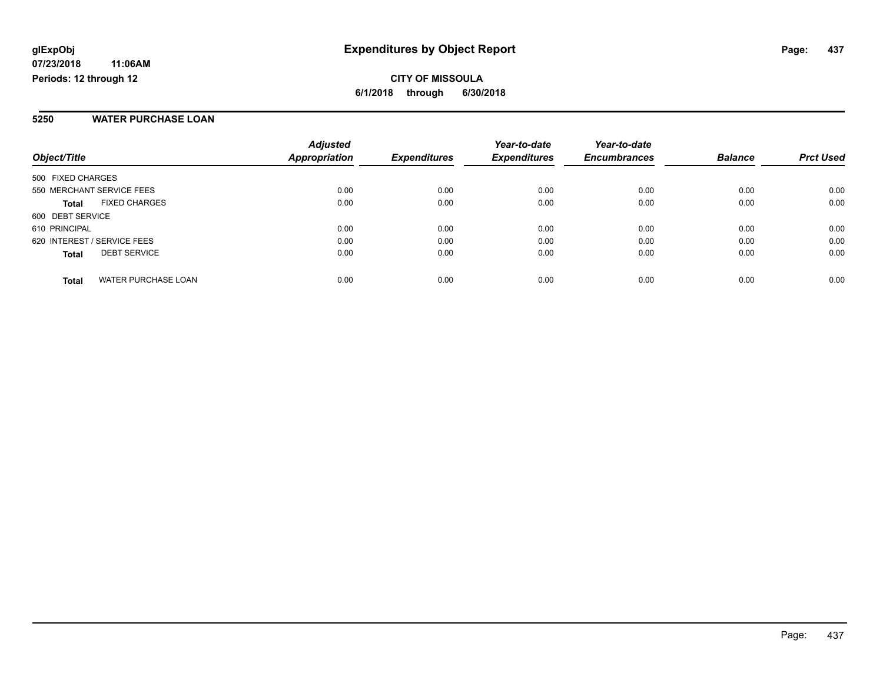**Expenditures by Object Report**

**CITY OF MISSOULA**

**6/1/2018 through 6/30/2018**

glExpObj
07/23/2018 11:06AM
Periods: 12 through 12

## 5250 WATER PURCHASE LOAN

| Object/Title | Adjusted Appropriation | Expenditures | Year-to-date Expenditures | Year-to-date Encumbrances | Balance | Prct Used |
|---|---|---|---|---|---|---|
| 500 FIXED CHARGES | | | | | | |
| 550 MERCHANT SERVICE FEES | 0.00 | 0.00 | 0.00 | 0.00 | 0.00 | 0.00 |
| **Total** FIXED CHARGES | 0.00 | 0.00 | 0.00 | 0.00 | 0.00 | 0.00 |
| 600 DEBT SERVICE | | | | | | |
| 610 PRINCIPAL | 0.00 | 0.00 | 0.00 | 0.00 | 0.00 | 0.00 |
| 620 INTEREST / SERVICE FEES | 0.00 | 0.00 | 0.00 | 0.00 | 0.00 | 0.00 |
| **Total** DEBT SERVICE | 0.00 | 0.00 | 0.00 | 0.00 | 0.00 | 0.00 |
| **Total** WATER PURCHASE LOAN | 0.00 | 0.00 | 0.00 | 0.00 | 0.00 | 0.00 |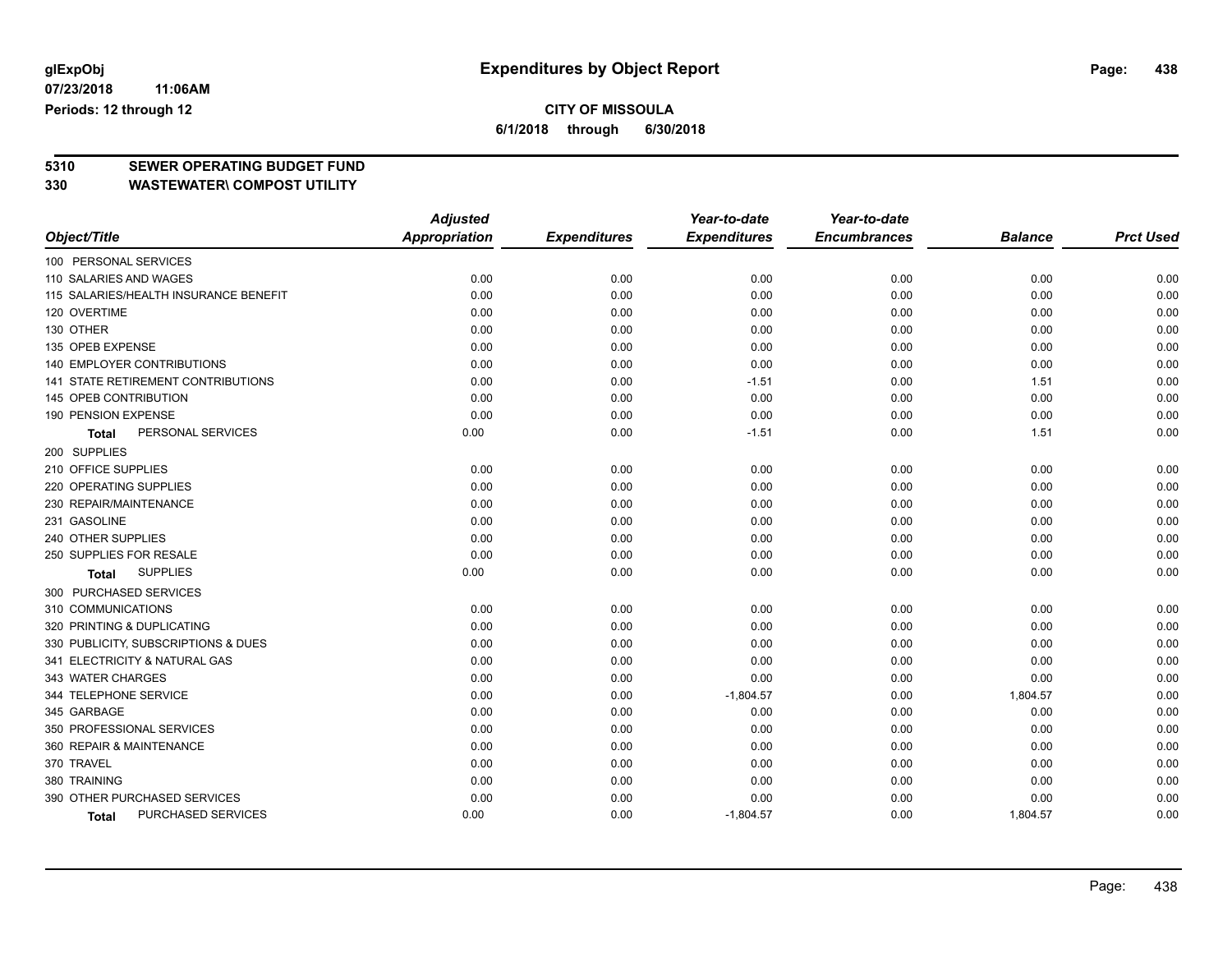**glExpObj**
**07/23/2018 11:06AM**
**Periods: 12 through 12**

# Expenditures by Object Report

**CITY OF MISSOULA**
**6/1/2018 through 6/30/2018**

**5310 SEWER OPERATING BUDGET FUND**
**330 WASTEWATER\ COMPOST UTILITY**

| Object/Title | Adjusted Appropriation | Expenditures | Year-to-date Expenditures | Year-to-date Encumbrances | Balance | Prct Used |
|---|---|---|---|---|---|---|
| 100 PERSONAL SERVICES | | | | | | |
| 110 SALARIES AND WAGES | 0.00 | 0.00 | 0.00 | 0.00 | 0.00 | 0.00 |
| 115 SALARIES/HEALTH INSURANCE BENEFIT | 0.00 | 0.00 | 0.00 | 0.00 | 0.00 | 0.00 |
| 120 OVERTIME | 0.00 | 0.00 | 0.00 | 0.00 | 0.00 | 0.00 |
| 130 OTHER | 0.00 | 0.00 | 0.00 | 0.00 | 0.00 | 0.00 |
| 135 OPEB EXPENSE | 0.00 | 0.00 | 0.00 | 0.00 | 0.00 | 0.00 |
| 140 EMPLOYER CONTRIBUTIONS | 0.00 | 0.00 | 0.00 | 0.00 | 0.00 | 0.00 |
| 141 STATE RETIREMENT CONTRIBUTIONS | 0.00 | 0.00 | -1.51 | 0.00 | 1.51 | 0.00 |
| 145 OPEB CONTRIBUTION | 0.00 | 0.00 | 0.00 | 0.00 | 0.00 | 0.00 |
| 190 PENSION EXPENSE | 0.00 | 0.00 | 0.00 | 0.00 | 0.00 | 0.00 |
| **Total** PERSONAL SERVICES | 0.00 | 0.00 | -1.51 | 0.00 | 1.51 | 0.00 |
| 200 SUPPLIES | | | | | | |
| 210 OFFICE SUPPLIES | 0.00 | 0.00 | 0.00 | 0.00 | 0.00 | 0.00 |
| 220 OPERATING SUPPLIES | 0.00 | 0.00 | 0.00 | 0.00 | 0.00 | 0.00 |
| 230 REPAIR/MAINTENANCE | 0.00 | 0.00 | 0.00 | 0.00 | 0.00 | 0.00 |
| 231 GASOLINE | 0.00 | 0.00 | 0.00 | 0.00 | 0.00 | 0.00 |
| 240 OTHER SUPPLIES | 0.00 | 0.00 | 0.00 | 0.00 | 0.00 | 0.00 |
| 250 SUPPLIES FOR RESALE | 0.00 | 0.00 | 0.00 | 0.00 | 0.00 | 0.00 |
| **Total** SUPPLIES | 0.00 | 0.00 | 0.00 | 0.00 | 0.00 | 0.00 |
| 300 PURCHASED SERVICES | | | | | | |
| 310 COMMUNICATIONS | 0.00 | 0.00 | 0.00 | 0.00 | 0.00 | 0.00 |
| 320 PRINTING & DUPLICATING | 0.00 | 0.00 | 0.00 | 0.00 | 0.00 | 0.00 |
| 330 PUBLICITY, SUBSCRIPTIONS & DUES | 0.00 | 0.00 | 0.00 | 0.00 | 0.00 | 0.00 |
| 341 ELECTRICITY & NATURAL GAS | 0.00 | 0.00 | 0.00 | 0.00 | 0.00 | 0.00 |
| 343 WATER CHARGES | 0.00 | 0.00 | 0.00 | 0.00 | 0.00 | 0.00 |
| 344 TELEPHONE SERVICE | 0.00 | 0.00 | -1,804.57 | 0.00 | 1,804.57 | 0.00 |
| 345 GARBAGE | 0.00 | 0.00 | 0.00 | 0.00 | 0.00 | 0.00 |
| 350 PROFESSIONAL SERVICES | 0.00 | 0.00 | 0.00 | 0.00 | 0.00 | 0.00 |
| 360 REPAIR & MAINTENANCE | 0.00 | 0.00 | 0.00 | 0.00 | 0.00 | 0.00 |
| 370 TRAVEL | 0.00 | 0.00 | 0.00 | 0.00 | 0.00 | 0.00 |
| 380 TRAINING | 0.00 | 0.00 | 0.00 | 0.00 | 0.00 | 0.00 |
| 390 OTHER PURCHASED SERVICES | 0.00 | 0.00 | 0.00 | 0.00 | 0.00 | 0.00 |
| **Total** PURCHASED SERVICES | 0.00 | 0.00 | -1,804.57 | 0.00 | 1,804.57 | 0.00 |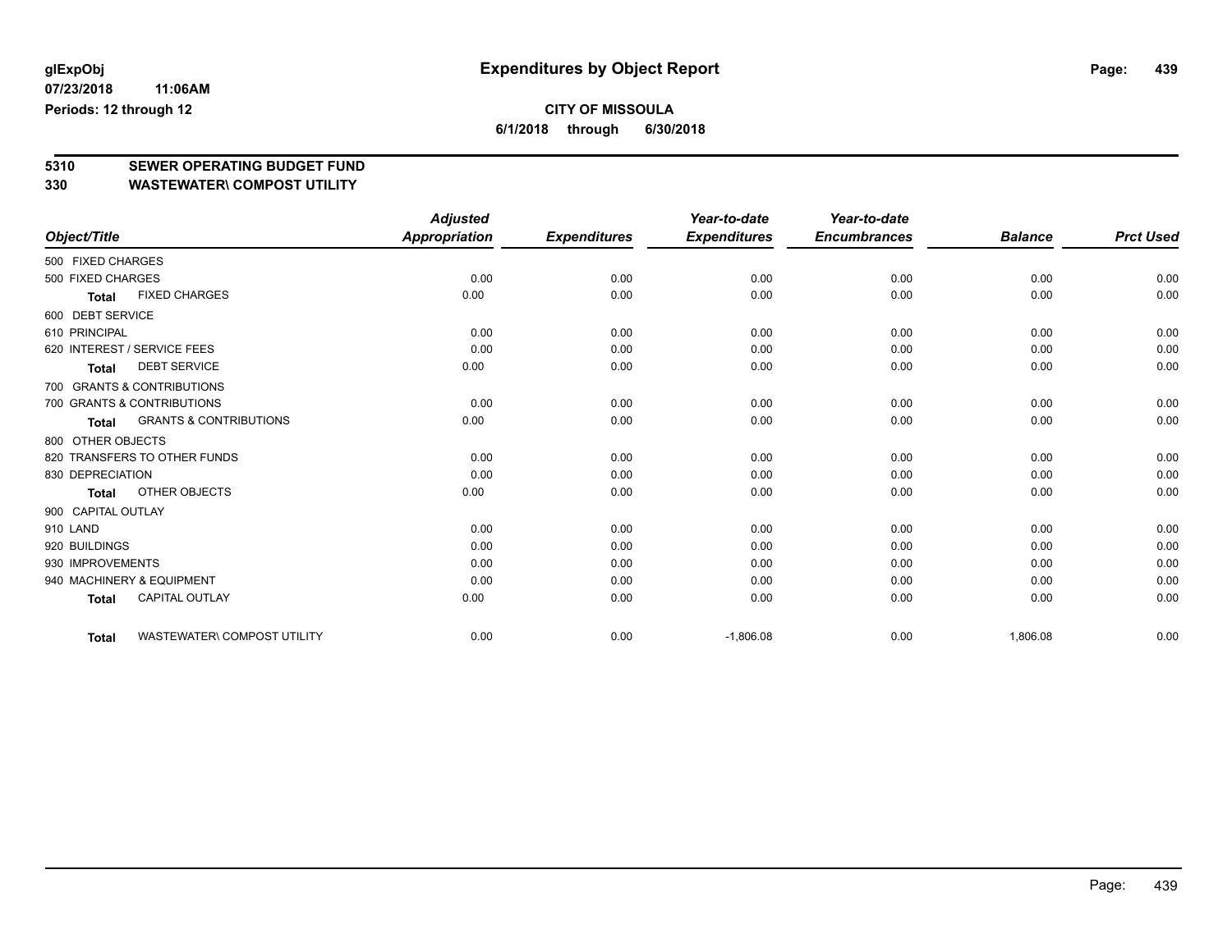**glExpObj** **Expenditures by Object Report**

**07/23/2018 11:06AM**

**Periods: 12 through 12**

**CITY OF MISSOULA**

**6/1/2018 through 6/30/2018**

## 5310 SEWER OPERATING BUDGET FUND
## 330 WASTEWATER\ COMPOST UTILITY

| Object/Title | Adjusted Appropriation | Expenditures | Year-to-date Expenditures | Year-to-date Encumbrances | Balance | Prct Used |
|---|---|---|---|---|---|---|
| 500 FIXED CHARGES | | | | | | |
| 500 FIXED CHARGES | 0.00 | 0.00 | 0.00 | 0.00 | 0.00 | 0.00 |
| **Total** FIXED CHARGES | 0.00 | 0.00 | 0.00 | 0.00 | 0.00 | 0.00 |
| 600 DEBT SERVICE | | | | | | |
| 610 PRINCIPAL | 0.00 | 0.00 | 0.00 | 0.00 | 0.00 | 0.00 |
| 620 INTEREST / SERVICE FEES | 0.00 | 0.00 | 0.00 | 0.00 | 0.00 | 0.00 |
| **Total** DEBT SERVICE | 0.00 | 0.00 | 0.00 | 0.00 | 0.00 | 0.00 |
| 700 GRANTS & CONTRIBUTIONS | | | | | | |
| 700 GRANTS & CONTRIBUTIONS | 0.00 | 0.00 | 0.00 | 0.00 | 0.00 | 0.00 |
| **Total** GRANTS & CONTRIBUTIONS | 0.00 | 0.00 | 0.00 | 0.00 | 0.00 | 0.00 |
| 800 OTHER OBJECTS | | | | | | |
| 820 TRANSFERS TO OTHER FUNDS | 0.00 | 0.00 | 0.00 | 0.00 | 0.00 | 0.00 |
| 830 DEPRECIATION | 0.00 | 0.00 | 0.00 | 0.00 | 0.00 | 0.00 |
| **Total** OTHER OBJECTS | 0.00 | 0.00 | 0.00 | 0.00 | 0.00 | 0.00 |
| 900 CAPITAL OUTLAY | | | | | | |
| 910 LAND | 0.00 | 0.00 | 0.00 | 0.00 | 0.00 | 0.00 |
| 920 BUILDINGS | 0.00 | 0.00 | 0.00 | 0.00 | 0.00 | 0.00 |
| 930 IMPROVEMENTS | 0.00 | 0.00 | 0.00 | 0.00 | 0.00 | 0.00 |
| 940 MACHINERY & EQUIPMENT | 0.00 | 0.00 | 0.00 | 0.00 | 0.00 | 0.00 |
| **Total** CAPITAL OUTLAY | 0.00 | 0.00 | 0.00 | 0.00 | 0.00 | 0.00 |
| **Total** WASTEWATER\ COMPOST UTILITY | 0.00 | 0.00 | -1,806.08 | 0.00 | 1,806.08 | 0.00 |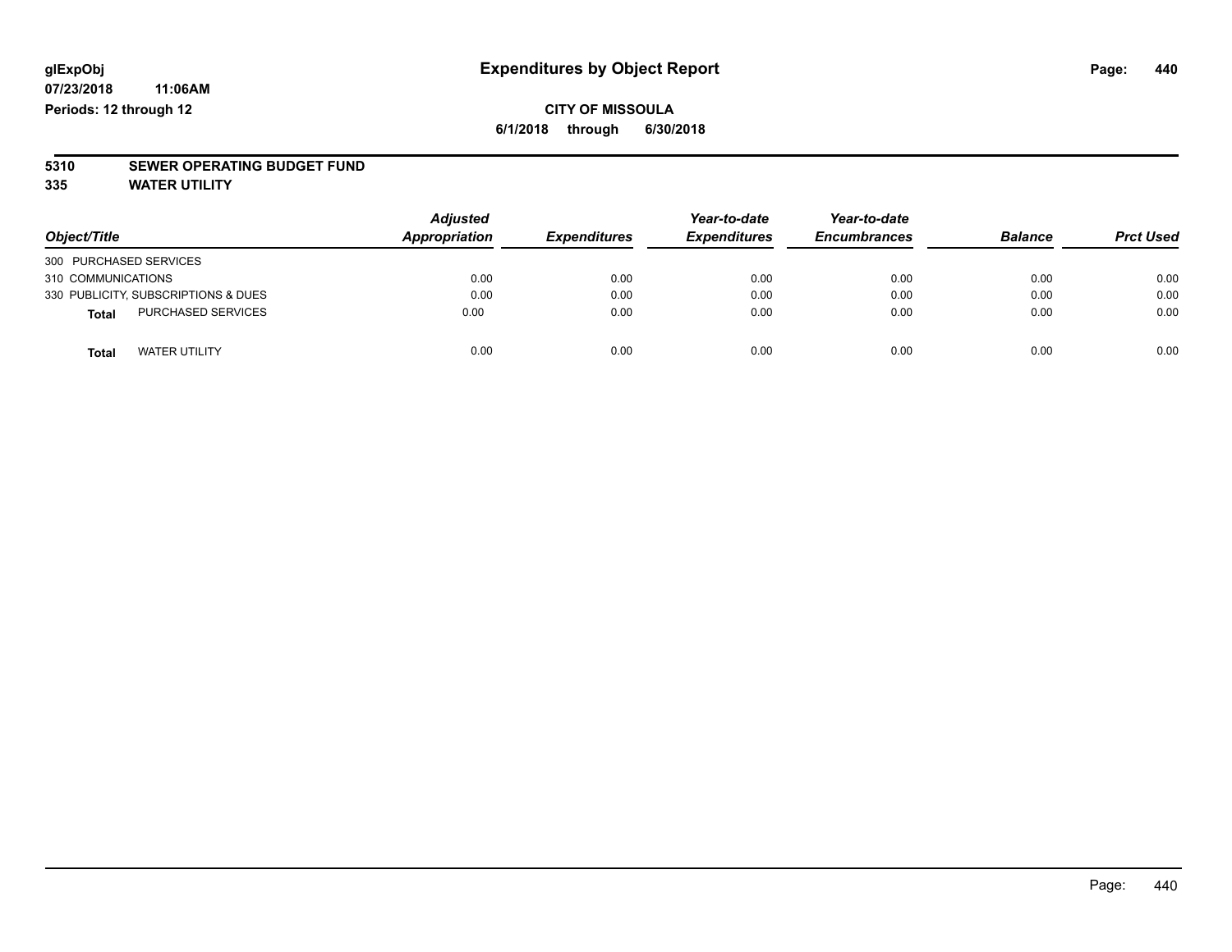**glExpObj**
**07/23/2018 11:06AM**
**Periods: 12 through 12**

# Expenditures by Object Report

**CITY OF MISSOULA**
**6/1/2018 through 6/30/2018**

**5310 SEWER OPERATING BUDGET FUND**
**335 WATER UTILITY**

| Object/Title | Adjusted Appropriation | Expenditures | Year-to-date Expenditures | Year-to-date Encumbrances | Balance | Prct Used |
|---|---|---|---|---|---|---|
| 300 PURCHASED SERVICES | | | | | | |
| 310 COMMUNICATIONS | 0.00 | 0.00 | 0.00 | 0.00 | 0.00 | 0.00 |
| 330 PUBLICITY, SUBSCRIPTIONS & DUES | 0.00 | 0.00 | 0.00 | 0.00 | 0.00 | 0.00 |
| **Total** PURCHASED SERVICES | 0.00 | 0.00 | 0.00 | 0.00 | 0.00 | 0.00 |
| **Total** WATER UTILITY | 0.00 | 0.00 | 0.00 | 0.00 | 0.00 | 0.00 |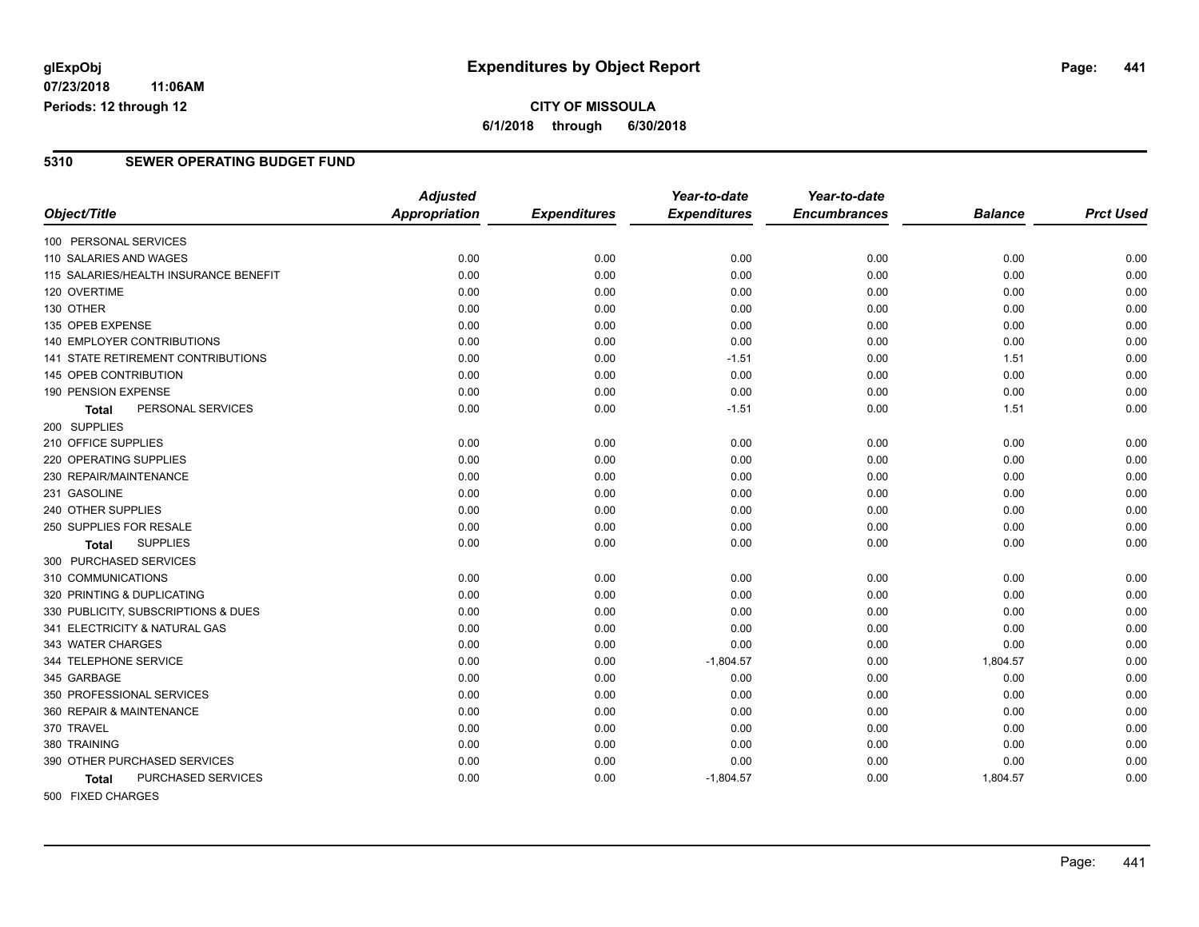# Expenditures by Object Report

glExpObj
07/23/2018 11:06AM
Periods: 12 through 12

**CITY OF MISSOULA**
**6/1/2018 through 6/30/2018**

## 5310 SEWER OPERATING BUDGET FUND

| Object/Title | Adjusted Appropriation | Expenditures | Year-to-date Expenditures | Year-to-date Encumbrances | Balance | Prct Used |
|---|---|---|---|---|---|---|
| 100 PERSONAL SERVICES | | | | | | |
| 110 SALARIES AND WAGES | 0.00 | 0.00 | 0.00 | 0.00 | 0.00 | 0.00 |
| 115 SALARIES/HEALTH INSURANCE BENEFIT | 0.00 | 0.00 | 0.00 | 0.00 | 0.00 | 0.00 |
| 120 OVERTIME | 0.00 | 0.00 | 0.00 | 0.00 | 0.00 | 0.00 |
| 130 OTHER | 0.00 | 0.00 | 0.00 | 0.00 | 0.00 | 0.00 |
| 135 OPEB EXPENSE | 0.00 | 0.00 | 0.00 | 0.00 | 0.00 | 0.00 |
| 140 EMPLOYER CONTRIBUTIONS | 0.00 | 0.00 | 0.00 | 0.00 | 0.00 | 0.00 |
| 141 STATE RETIREMENT CONTRIBUTIONS | 0.00 | 0.00 | -1.51 | 0.00 | 1.51 | 0.00 |
| 145 OPEB CONTRIBUTION | 0.00 | 0.00 | 0.00 | 0.00 | 0.00 | 0.00 |
| 190 PENSION EXPENSE | 0.00 | 0.00 | 0.00 | 0.00 | 0.00 | 0.00 |
| **Total** PERSONAL SERVICES | 0.00 | 0.00 | -1.51 | 0.00 | 1.51 | 0.00 |
| 200 SUPPLIES | | | | | | |
| 210 OFFICE SUPPLIES | 0.00 | 0.00 | 0.00 | 0.00 | 0.00 | 0.00 |
| 220 OPERATING SUPPLIES | 0.00 | 0.00 | 0.00 | 0.00 | 0.00 | 0.00 |
| 230 REPAIR/MAINTENANCE | 0.00 | 0.00 | 0.00 | 0.00 | 0.00 | 0.00 |
| 231 GASOLINE | 0.00 | 0.00 | 0.00 | 0.00 | 0.00 | 0.00 |
| 240 OTHER SUPPLIES | 0.00 | 0.00 | 0.00 | 0.00 | 0.00 | 0.00 |
| 250 SUPPLIES FOR RESALE | 0.00 | 0.00 | 0.00 | 0.00 | 0.00 | 0.00 |
| **Total** SUPPLIES | 0.00 | 0.00 | 0.00 | 0.00 | 0.00 | 0.00 |
| 300 PURCHASED SERVICES | | | | | | |
| 310 COMMUNICATIONS | 0.00 | 0.00 | 0.00 | 0.00 | 0.00 | 0.00 |
| 320 PRINTING & DUPLICATING | 0.00 | 0.00 | 0.00 | 0.00 | 0.00 | 0.00 |
| 330 PUBLICITY, SUBSCRIPTIONS & DUES | 0.00 | 0.00 | 0.00 | 0.00 | 0.00 | 0.00 |
| 341 ELECTRICITY & NATURAL GAS | 0.00 | 0.00 | 0.00 | 0.00 | 0.00 | 0.00 |
| 343 WATER CHARGES | 0.00 | 0.00 | 0.00 | 0.00 | 0.00 | 0.00 |
| 344 TELEPHONE SERVICE | 0.00 | 0.00 | -1,804.57 | 0.00 | 1,804.57 | 0.00 |
| 345 GARBAGE | 0.00 | 0.00 | 0.00 | 0.00 | 0.00 | 0.00 |
| 350 PROFESSIONAL SERVICES | 0.00 | 0.00 | 0.00 | 0.00 | 0.00 | 0.00 |
| 360 REPAIR & MAINTENANCE | 0.00 | 0.00 | 0.00 | 0.00 | 0.00 | 0.00 |
| 370 TRAVEL | 0.00 | 0.00 | 0.00 | 0.00 | 0.00 | 0.00 |
| 380 TRAINING | 0.00 | 0.00 | 0.00 | 0.00 | 0.00 | 0.00 |
| 390 OTHER PURCHASED SERVICES | 0.00 | 0.00 | 0.00 | 0.00 | 0.00 | 0.00 |
| **Total** PURCHASED SERVICES | 0.00 | 0.00 | -1,804.57 | 0.00 | 1,804.57 | 0.00 |
| 500 FIXED CHARGES | | | | | | |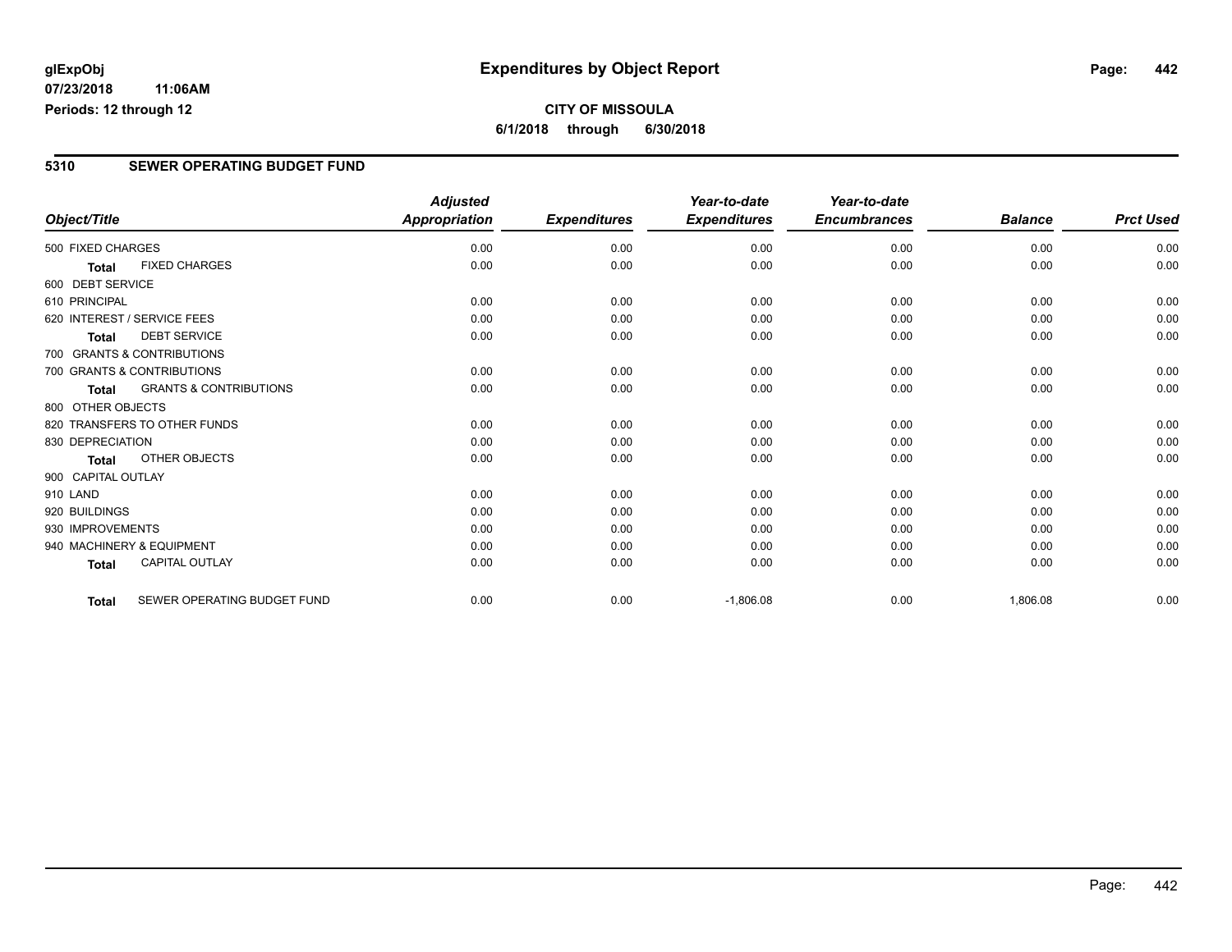glExpObj
07/23/2018 11:06AM
Periods: 12 through 12

# Expenditures by Object Report

**CITY OF MISSOULA**
**6/1/2018 through 6/30/2018**

## 5310 SEWER OPERATING BUDGET FUND

| Object/Title | | Adjusted Appropriation | Expenditures | Year-to-date Expenditures | Year-to-date Encumbrances | Balance | Prct Used |
|---|---|---|---|---|---|---|---|
| 500 FIXED CHARGES | | 0.00 | 0.00 | 0.00 | 0.00 | 0.00 | 0.00 |
| Total | FIXED CHARGES | 0.00 | 0.00 | 0.00 | 0.00 | 0.00 | 0.00 |
| 600 DEBT SERVICE | | | | | | | |
| 610 PRINCIPAL | | 0.00 | 0.00 | 0.00 | 0.00 | 0.00 | 0.00 |
| 620 INTEREST / SERVICE FEES | | 0.00 | 0.00 | 0.00 | 0.00 | 0.00 | 0.00 |
| Total | DEBT SERVICE | 0.00 | 0.00 | 0.00 | 0.00 | 0.00 | 0.00 |
| 700 GRANTS & CONTRIBUTIONS | | | | | | | |
| 700 GRANTS & CONTRIBUTIONS | | 0.00 | 0.00 | 0.00 | 0.00 | 0.00 | 0.00 |
| Total | GRANTS & CONTRIBUTIONS | 0.00 | 0.00 | 0.00 | 0.00 | 0.00 | 0.00 |
| 800 OTHER OBJECTS | | | | | | | |
| 820 TRANSFERS TO OTHER FUNDS | | 0.00 | 0.00 | 0.00 | 0.00 | 0.00 | 0.00 |
| 830 DEPRECIATION | | 0.00 | 0.00 | 0.00 | 0.00 | 0.00 | 0.00 |
| Total | OTHER OBJECTS | 0.00 | 0.00 | 0.00 | 0.00 | 0.00 | 0.00 |
| 900 CAPITAL OUTLAY | | | | | | | |
| 910 LAND | | 0.00 | 0.00 | 0.00 | 0.00 | 0.00 | 0.00 |
| 920 BUILDINGS | | 0.00 | 0.00 | 0.00 | 0.00 | 0.00 | 0.00 |
| 930 IMPROVEMENTS | | 0.00 | 0.00 | 0.00 | 0.00 | 0.00 | 0.00 |
| 940 MACHINERY & EQUIPMENT | | 0.00 | 0.00 | 0.00 | 0.00 | 0.00 | 0.00 |
| Total | CAPITAL OUTLAY | 0.00 | 0.00 | 0.00 | 0.00 | 0.00 | 0.00 |
| Total | SEWER OPERATING BUDGET FUND | 0.00 | 0.00 | -1,806.08 | 0.00 | 1,806.08 | 0.00 |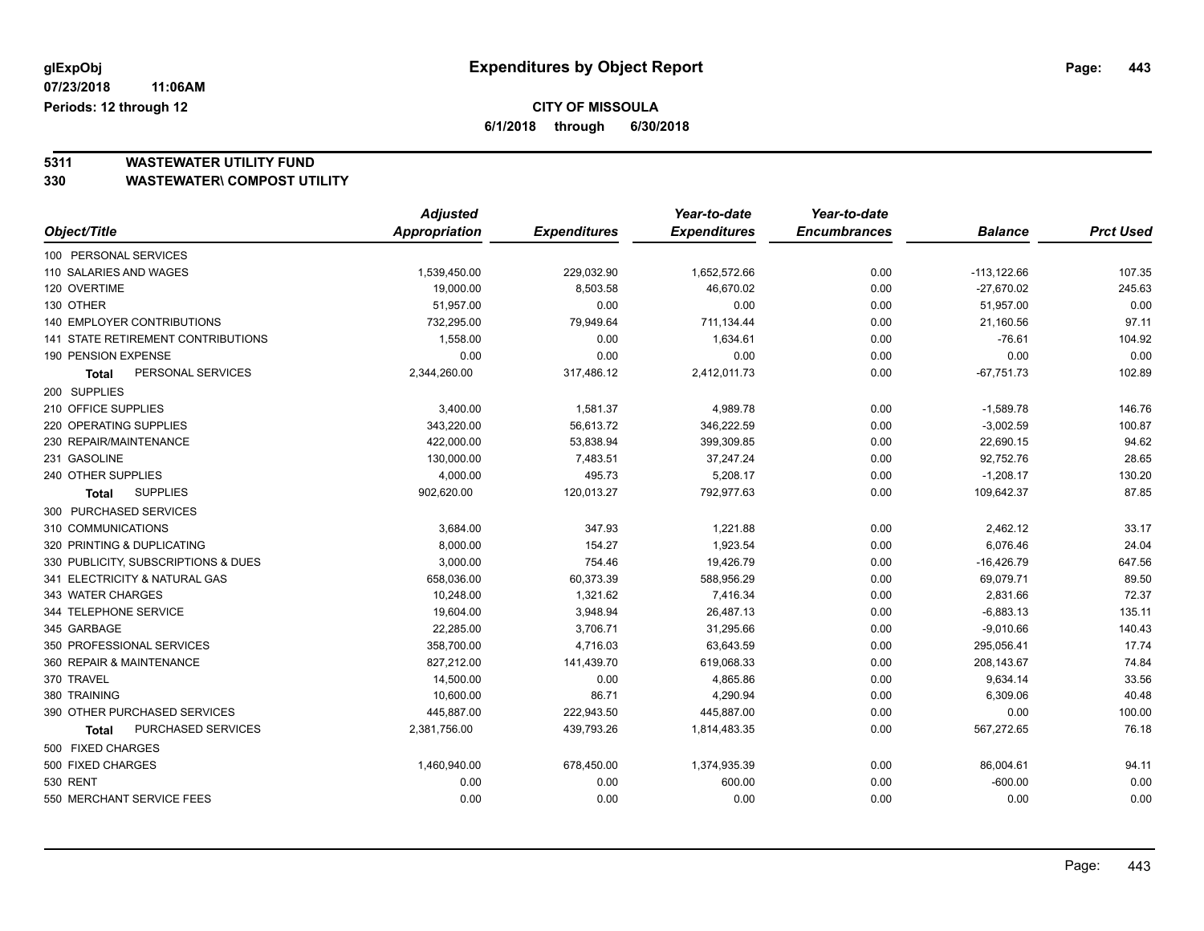**CITY OF MISSOULA**

**6/1/2018 through 6/30/2018**

## 5311 WASTEWATER UTILITY FUND
## 330 WASTEWATER\ COMPOST UTILITY

| Object/Title | Adjusted Appropriation | Expenditures | Year-to-date Expenditures | Year-to-date Encumbrances | Balance | Prct Used |
|---|---|---|---|---|---|---|
| 100 PERSONAL SERVICES | | | | | | |
| 110 SALARIES AND WAGES | 1,539,450.00 | 229,032.90 | 1,652,572.66 | 0.00 | -113,122.66 | 107.35 |
| 120 OVERTIME | 19,000.00 | 8,503.58 | 46,670.02 | 0.00 | -27,670.02 | 245.63 |
| 130 OTHER | 51,957.00 | 0.00 | 0.00 | 0.00 | 51,957.00 | 0.00 |
| 140 EMPLOYER CONTRIBUTIONS | 732,295.00 | 79,949.64 | 711,134.44 | 0.00 | 21,160.56 | 97.11 |
| 141 STATE RETIREMENT CONTRIBUTIONS | 1,558.00 | 0.00 | 1,634.61 | 0.00 | -76.61 | 104.92 |
| 190 PENSION EXPENSE | 0.00 | 0.00 | 0.00 | 0.00 | 0.00 | 0.00 |
| **Total** PERSONAL SERVICES | 2,344,260.00 | 317,486.12 | 2,412,011.73 | 0.00 | -67,751.73 | 102.89 |
| 200 SUPPLIES | | | | | | |
| 210 OFFICE SUPPLIES | 3,400.00 | 1,581.37 | 4,989.78 | 0.00 | -1,589.78 | 146.76 |
| 220 OPERATING SUPPLIES | 343,220.00 | 56,613.72 | 346,222.59 | 0.00 | -3,002.59 | 100.87 |
| 230 REPAIR/MAINTENANCE | 422,000.00 | 53,838.94 | 399,309.85 | 0.00 | 22,690.15 | 94.62 |
| 231 GASOLINE | 130,000.00 | 7,483.51 | 37,247.24 | 0.00 | 92,752.76 | 28.65 |
| 240 OTHER SUPPLIES | 4,000.00 | 495.73 | 5,208.17 | 0.00 | -1,208.17 | 130.20 |
| **Total** SUPPLIES | 902,620.00 | 120,013.27 | 792,977.63 | 0.00 | 109,642.37 | 87.85 |
| 300 PURCHASED SERVICES | | | | | | |
| 310 COMMUNICATIONS | 3,684.00 | 347.93 | 1,221.88 | 0.00 | 2,462.12 | 33.17 |
| 320 PRINTING & DUPLICATING | 8,000.00 | 154.27 | 1,923.54 | 0.00 | 6,076.46 | 24.04 |
| 330 PUBLICITY, SUBSCRIPTIONS & DUES | 3,000.00 | 754.46 | 19,426.79 | 0.00 | -16,426.79 | 647.56 |
| 341 ELECTRICITY & NATURAL GAS | 658,036.00 | 60,373.39 | 588,956.29 | 0.00 | 69,079.71 | 89.50 |
| 343 WATER CHARGES | 10,248.00 | 1,321.62 | 7,416.34 | 0.00 | 2,831.66 | 72.37 |
| 344 TELEPHONE SERVICE | 19,604.00 | 3,948.94 | 26,487.13 | 0.00 | -6,883.13 | 135.11 |
| 345 GARBAGE | 22,285.00 | 3,706.71 | 31,295.66 | 0.00 | -9,010.66 | 140.43 |
| 350 PROFESSIONAL SERVICES | 358,700.00 | 4,716.03 | 63,643.59 | 0.00 | 295,056.41 | 17.74 |
| 360 REPAIR & MAINTENANCE | 827,212.00 | 141,439.70 | 619,068.33 | 0.00 | 208,143.67 | 74.84 |
| 370 TRAVEL | 14,500.00 | 0.00 | 4,865.86 | 0.00 | 9,634.14 | 33.56 |
| 380 TRAINING | 10,600.00 | 86.71 | 4,290.94 | 0.00 | 6,309.06 | 40.48 |
| 390 OTHER PURCHASED SERVICES | 445,887.00 | 222,943.50 | 445,887.00 | 0.00 | 0.00 | 100.00 |
| **Total** PURCHASED SERVICES | 2,381,756.00 | 439,793.26 | 1,814,483.35 | 0.00 | 567,272.65 | 76.18 |
| 500 FIXED CHARGES | | | | | | |
| 500 FIXED CHARGES | 1,460,940.00 | 678,450.00 | 1,374,935.39 | 0.00 | 86,004.61 | 94.11 |
| 530 RENT | 0.00 | 0.00 | 600.00 | 0.00 | -600.00 | 0.00 |
| 550 MERCHANT SERVICE FEES | 0.00 | 0.00 | 0.00 | 0.00 | 0.00 | 0.00 |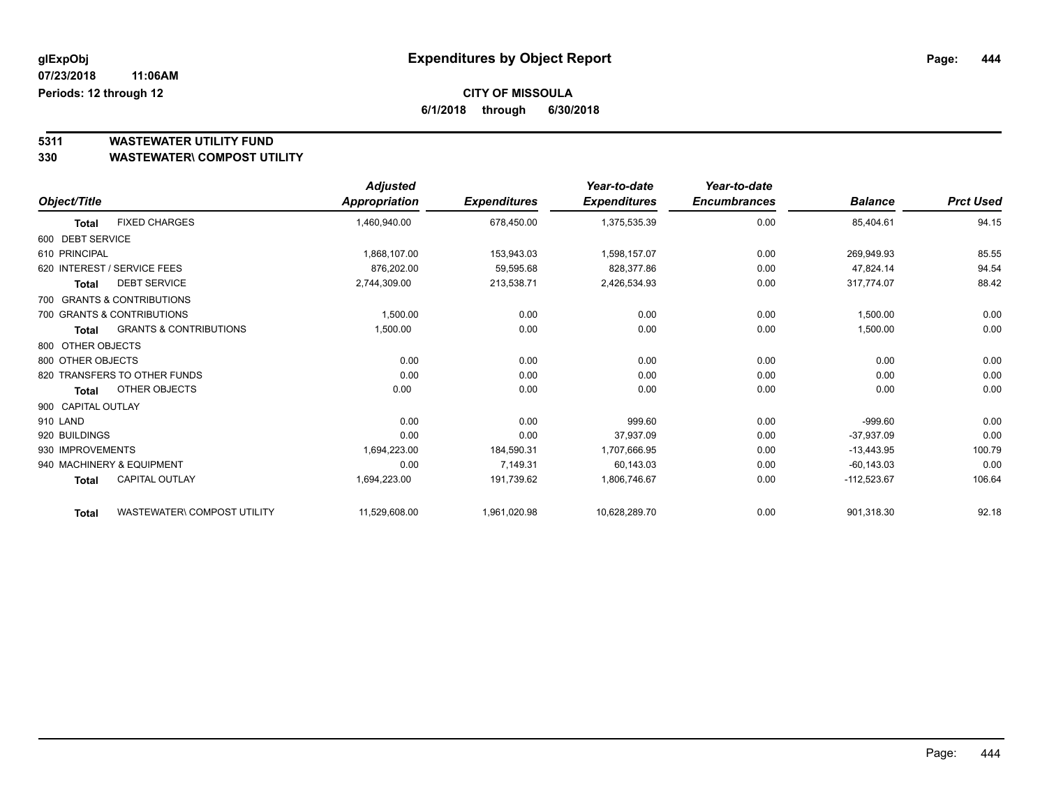**glExpObj**
**07/23/2018 11:06AM**
**Periods: 12 through 12**

# Expenditures by Object Report

**CITY OF MISSOULA**
**6/1/2018 through 6/30/2018**

## 5311 WASTEWATER UTILITY FUND
## 330 WASTEWATER\ COMPOST UTILITY

| Object/Title | Adjusted Appropriation | Expenditures | Year-to-date Expenditures | Year-to-date Encumbrances | Balance | Prct Used |
|---|---|---|---|---|---|---|
| **Total** FIXED CHARGES | 1,460,940.00 | 678,450.00 | 1,375,535.39 | 0.00 | 85,404.61 | 94.15 |
| 600 DEBT SERVICE | | | | | | |
| 610 PRINCIPAL | 1,868,107.00 | 153,943.03 | 1,598,157.07 | 0.00 | 269,949.93 | 85.55 |
| 620 INTEREST / SERVICE FEES | 876,202.00 | 59,595.68 | 828,377.86 | 0.00 | 47,824.14 | 94.54 |
| **Total** DEBT SERVICE | 2,744,309.00 | 213,538.71 | 2,426,534.93 | 0.00 | 317,774.07 | 88.42 |
| 700 GRANTS & CONTRIBUTIONS | | | | | | |
| 700 GRANTS & CONTRIBUTIONS | 1,500.00 | 0.00 | 0.00 | 0.00 | 1,500.00 | 0.00 |
| **Total** GRANTS & CONTRIBUTIONS | 1,500.00 | 0.00 | 0.00 | 0.00 | 1,500.00 | 0.00 |
| 800 OTHER OBJECTS | | | | | | |
| 800 OTHER OBJECTS | 0.00 | 0.00 | 0.00 | 0.00 | 0.00 | 0.00 |
| 820 TRANSFERS TO OTHER FUNDS | 0.00 | 0.00 | 0.00 | 0.00 | 0.00 | 0.00 |
| **Total** OTHER OBJECTS | 0.00 | 0.00 | 0.00 | 0.00 | 0.00 | 0.00 |
| 900 CAPITAL OUTLAY | | | | | | |
| 910 LAND | 0.00 | 0.00 | 999.60 | 0.00 | -999.60 | 0.00 |
| 920 BUILDINGS | 0.00 | 0.00 | 37,937.09 | 0.00 | -37,937.09 | 0.00 |
| 930 IMPROVEMENTS | 1,694,223.00 | 184,590.31 | 1,707,666.95 | 0.00 | -13,443.95 | 100.79 |
| 940 MACHINERY & EQUIPMENT | 0.00 | 7,149.31 | 60,143.03 | 0.00 | -60,143.03 | 0.00 |
| **Total** CAPITAL OUTLAY | 1,694,223.00 | 191,739.62 | 1,806,746.67 | 0.00 | -112,523.67 | 106.64 |
| **Total** WASTEWATER\ COMPOST UTILITY | 11,529,608.00 | 1,961,020.98 | 10,628,289.70 | 0.00 | 901,318.30 | 92.18 |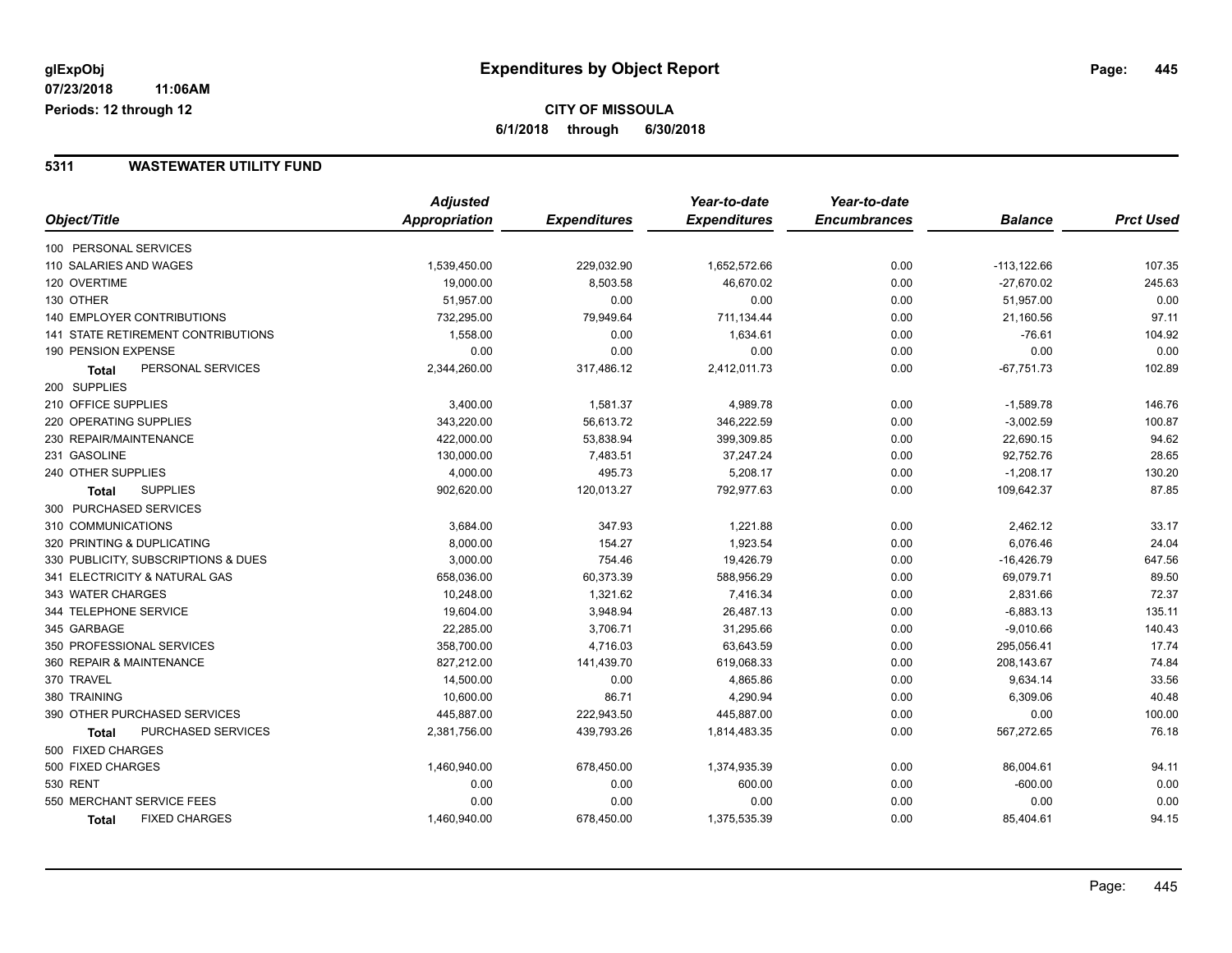**glExpObj** **Expenditures by Object Report**

**07/23/2018 11:06AM**

**Periods: 12 through 12**

**CITY OF MISSOULA**

**6/1/2018 through 6/30/2018**

## 5311 WASTEWATER UTILITY FUND

| Object/Title | Adjusted Appropriation | Expenditures | Year-to-date Expenditures | Year-to-date Encumbrances | Balance | Prct Used |
|---|---|---|---|---|---|---|
| 100 PERSONAL SERVICES | | | | | | |
| 110 SALARIES AND WAGES | 1,539,450.00 | 229,032.90 | 1,652,572.66 | 0.00 | -113,122.66 | 107.35 |
| 120 OVERTIME | 19,000.00 | 8,503.58 | 46,670.02 | 0.00 | -27,670.02 | 245.63 |
| 130 OTHER | 51,957.00 | 0.00 | 0.00 | 0.00 | 51,957.00 | 0.00 |
| 140 EMPLOYER CONTRIBUTIONS | 732,295.00 | 79,949.64 | 711,134.44 | 0.00 | 21,160.56 | 97.11 |
| 141 STATE RETIREMENT CONTRIBUTIONS | 1,558.00 | 0.00 | 1,634.61 | 0.00 | -76.61 | 104.92 |
| 190 PENSION EXPENSE | 0.00 | 0.00 | 0.00 | 0.00 | 0.00 | 0.00 |
| **Total** PERSONAL SERVICES | 2,344,260.00 | 317,486.12 | 2,412,011.73 | 0.00 | -67,751.73 | 102.89 |
| 200 SUPPLIES | | | | | | |
| 210 OFFICE SUPPLIES | 3,400.00 | 1,581.37 | 4,989.78 | 0.00 | -1,589.78 | 146.76 |
| 220 OPERATING SUPPLIES | 343,220.00 | 56,613.72 | 346,222.59 | 0.00 | -3,002.59 | 100.87 |
| 230 REPAIR/MAINTENANCE | 422,000.00 | 53,838.94 | 399,309.85 | 0.00 | 22,690.15 | 94.62 |
| 231 GASOLINE | 130,000.00 | 7,483.51 | 37,247.24 | 0.00 | 92,752.76 | 28.65 |
| 240 OTHER SUPPLIES | 4,000.00 | 495.73 | 5,208.17 | 0.00 | -1,208.17 | 130.20 |
| **Total** SUPPLIES | 902,620.00 | 120,013.27 | 792,977.63 | 0.00 | 109,642.37 | 87.85 |
| 300 PURCHASED SERVICES | | | | | | |
| 310 COMMUNICATIONS | 3,684.00 | 347.93 | 1,221.88 | 0.00 | 2,462.12 | 33.17 |
| 320 PRINTING & DUPLICATING | 8,000.00 | 154.27 | 1,923.54 | 0.00 | 6,076.46 | 24.04 |
| 330 PUBLICITY, SUBSCRIPTIONS & DUES | 3,000.00 | 754.46 | 19,426.79 | 0.00 | -16,426.79 | 647.56 |
| 341 ELECTRICITY & NATURAL GAS | 658,036.00 | 60,373.39 | 588,956.29 | 0.00 | 69,079.71 | 89.50 |
| 343 WATER CHARGES | 10,248.00 | 1,321.62 | 7,416.34 | 0.00 | 2,831.66 | 72.37 |
| 344 TELEPHONE SERVICE | 19,604.00 | 3,948.94 | 26,487.13 | 0.00 | -6,883.13 | 135.11 |
| 345 GARBAGE | 22,285.00 | 3,706.71 | 31,295.66 | 0.00 | -9,010.66 | 140.43 |
| 350 PROFESSIONAL SERVICES | 358,700.00 | 4,716.03 | 63,643.59 | 0.00 | 295,056.41 | 17.74 |
| 360 REPAIR & MAINTENANCE | 827,212.00 | 141,439.70 | 619,068.33 | 0.00 | 208,143.67 | 74.84 |
| 370 TRAVEL | 14,500.00 | 0.00 | 4,865.86 | 0.00 | 9,634.14 | 33.56 |
| 380 TRAINING | 10,600.00 | 86.71 | 4,290.94 | 0.00 | 6,309.06 | 40.48 |
| 390 OTHER PURCHASED SERVICES | 445,887.00 | 222,943.50 | 445,887.00 | 0.00 | 0.00 | 100.00 |
| **Total** PURCHASED SERVICES | 2,381,756.00 | 439,793.26 | 1,814,483.35 | 0.00 | 567,272.65 | 76.18 |
| 500 FIXED CHARGES | | | | | | |
| 500 FIXED CHARGES | 1,460,940.00 | 678,450.00 | 1,374,935.39 | 0.00 | 86,004.61 | 94.11 |
| 530 RENT | 0.00 | 0.00 | 600.00 | 0.00 | -600.00 | 0.00 |
| 550 MERCHANT SERVICE FEES | 0.00 | 0.00 | 0.00 | 0.00 | 0.00 | 0.00 |
| **Total** FIXED CHARGES | 1,460,940.00 | 678,450.00 | 1,375,535.39 | 0.00 | 85,404.61 | 94.15 |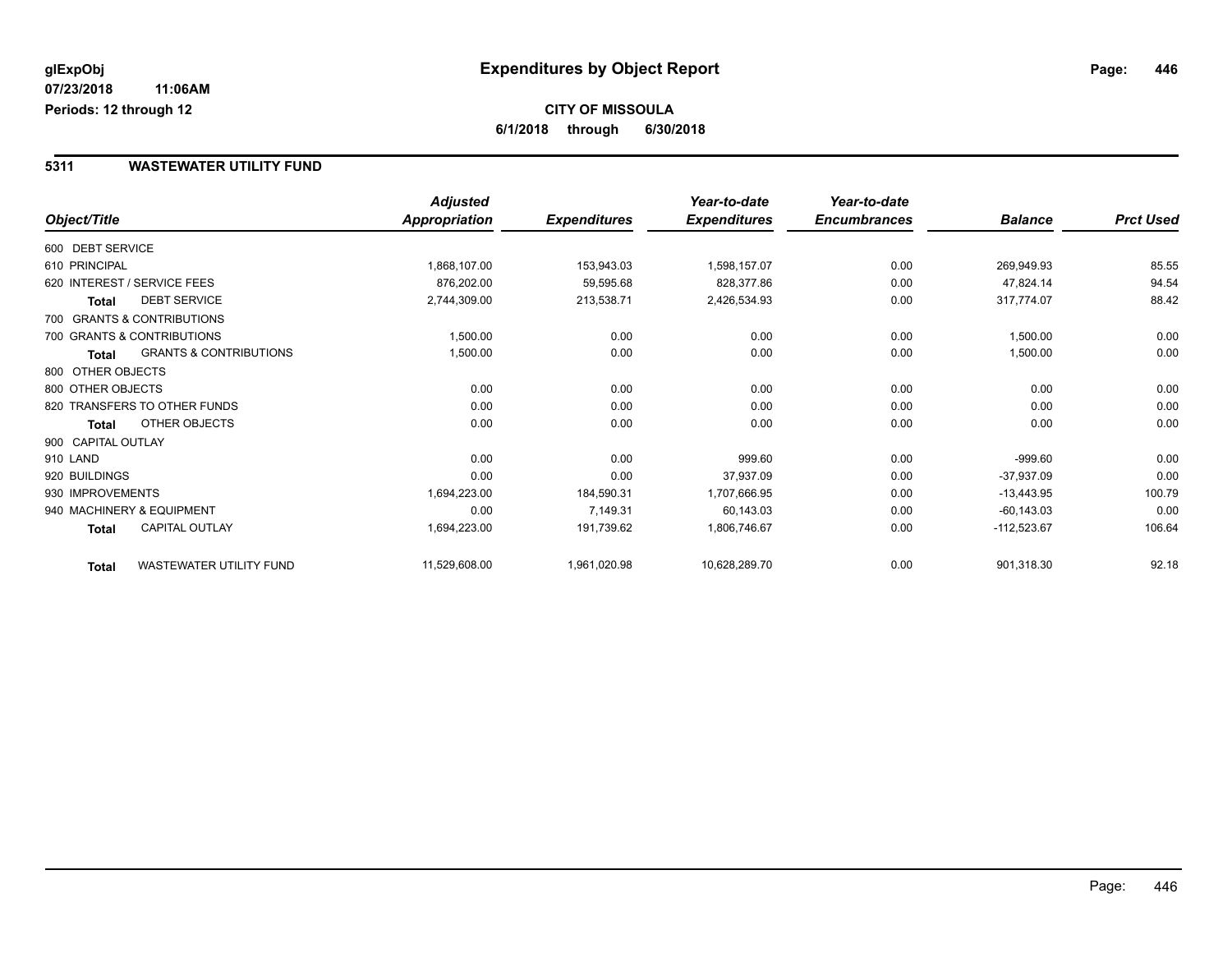**glExpObj** **Expenditures by Object Report**

**07/23/2018 11:06AM**

**Periods: 12 through 12**

**CITY OF MISSOULA**

**6/1/2018 through 6/30/2018**

## 5311 WASTEWATER UTILITY FUND

| Object/Title | | Adjusted Appropriation | Expenditures | Year-to-date Expenditures | Year-to-date Encumbrances | Balance | Prct Used |
|---|---|---|---|---|---|---|---|
| 600 DEBT SERVICE | | | | | | | |
| 610 PRINCIPAL | | 1,868,107.00 | 153,943.03 | 1,598,157.07 | 0.00 | 269,949.93 | 85.55 |
| 620 INTEREST / SERVICE FEES | | 876,202.00 | 59,595.68 | 828,377.86 | 0.00 | 47,824.14 | 94.54 |
| **Total** | DEBT SERVICE | 2,744,309.00 | 213,538.71 | 2,426,534.93 | 0.00 | 317,774.07 | 88.42 |
| 700 GRANTS & CONTRIBUTIONS | | | | | | | |
| 700 GRANTS & CONTRIBUTIONS | | 1,500.00 | 0.00 | 0.00 | 0.00 | 1,500.00 | 0.00 |
| **Total** | GRANTS & CONTRIBUTIONS | 1,500.00 | 0.00 | 0.00 | 0.00 | 1,500.00 | 0.00 |
| 800 OTHER OBJECTS | | | | | | | |
| 800 OTHER OBJECTS | | 0.00 | 0.00 | 0.00 | 0.00 | 0.00 | 0.00 |
| 820 TRANSFERS TO OTHER FUNDS | | 0.00 | 0.00 | 0.00 | 0.00 | 0.00 | 0.00 |
| **Total** | OTHER OBJECTS | 0.00 | 0.00 | 0.00 | 0.00 | 0.00 | 0.00 |
| 900 CAPITAL OUTLAY | | | | | | | |
| 910 LAND | | 0.00 | 0.00 | 999.60 | 0.00 | -999.60 | 0.00 |
| 920 BUILDINGS | | 0.00 | 0.00 | 37,937.09 | 0.00 | -37,937.09 | 0.00 |
| 930 IMPROVEMENTS | | 1,694,223.00 | 184,590.31 | 1,707,666.95 | 0.00 | -13,443.95 | 100.79 |
| 940 MACHINERY & EQUIPMENT | | 0.00 | 7,149.31 | 60,143.03 | 0.00 | -60,143.03 | 0.00 |
| **Total** | CAPITAL OUTLAY | 1,694,223.00 | 191,739.62 | 1,806,746.67 | 0.00 | -112,523.67 | 106.64 |
| **Total** | WASTEWATER UTILITY FUND | 11,529,608.00 | 1,961,020.98 | 10,628,289.70 | 0.00 | 901,318.30 | 92.18 |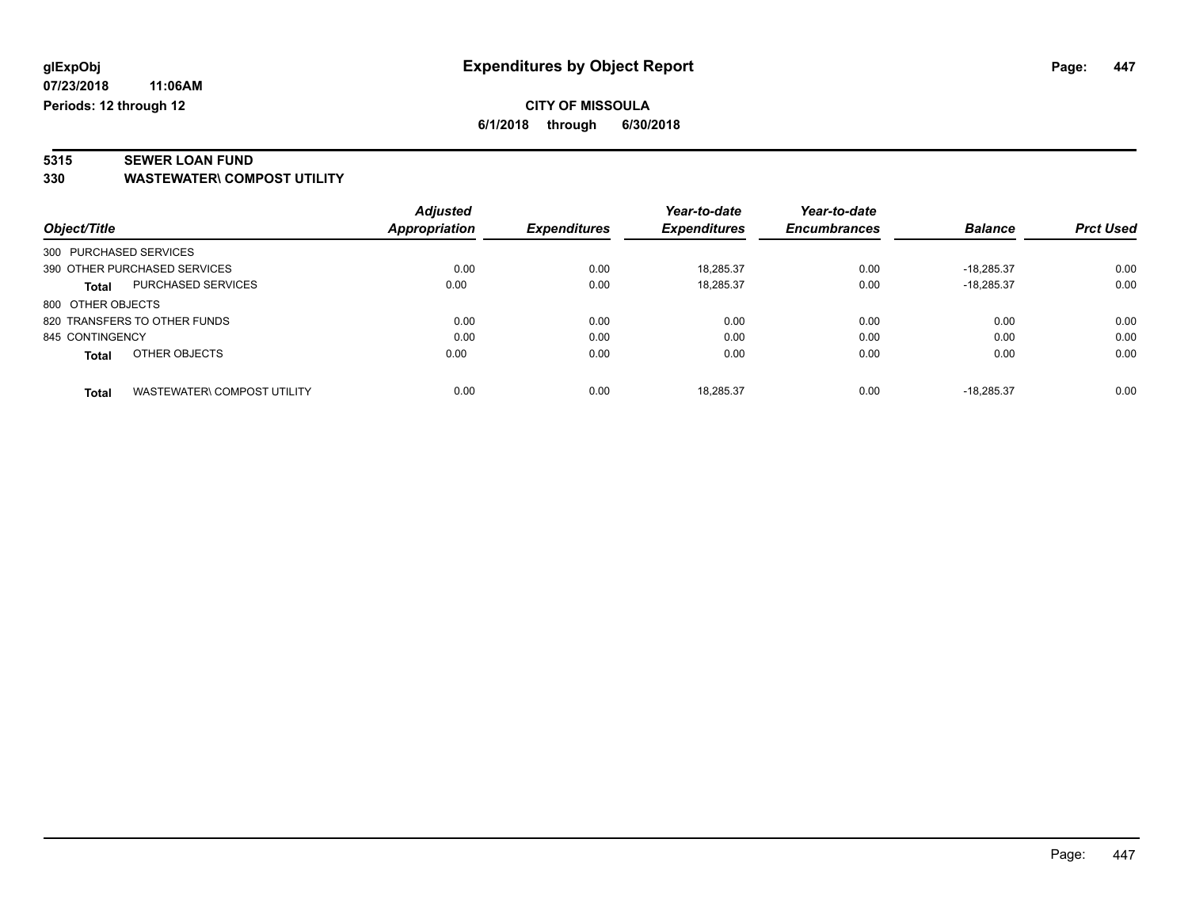glExpObj
07/23/2018 11:06AM
Periods: 12 through 12

# Expenditures by Object Report

**CITY OF MISSOULA**
**6/1/2018 through 6/30/2018**

## 5315 SEWER LOAN FUND
## 330 WASTEWATER\ COMPOST UTILITY

| Object/Title | Adjusted Appropriation | Expenditures | Year-to-date Expenditures | Year-to-date Encumbrances | Balance | Prct Used |
|---|---|---|---|---|---|---|
| 300 PURCHASED SERVICES | | | | | | |
| 390 OTHER PURCHASED SERVICES | 0.00 | 0.00 | 18,285.37 | 0.00 | -18,285.37 | 0.00 |
| **Total** PURCHASED SERVICES | 0.00 | 0.00 | 18,285.37 | 0.00 | -18,285.37 | 0.00 |
| 800 OTHER OBJECTS | | | | | | |
| 820 TRANSFERS TO OTHER FUNDS | 0.00 | 0.00 | 0.00 | 0.00 | 0.00 | 0.00 |
| 845 CONTINGENCY | 0.00 | 0.00 | 0.00 | 0.00 | 0.00 | 0.00 |
| **Total** OTHER OBJECTS | 0.00 | 0.00 | 0.00 | 0.00 | 0.00 | 0.00 |
| **Total** WASTEWATER\ COMPOST UTILITY | 0.00 | 0.00 | 18,285.37 | 0.00 | -18,285.37 | 0.00 |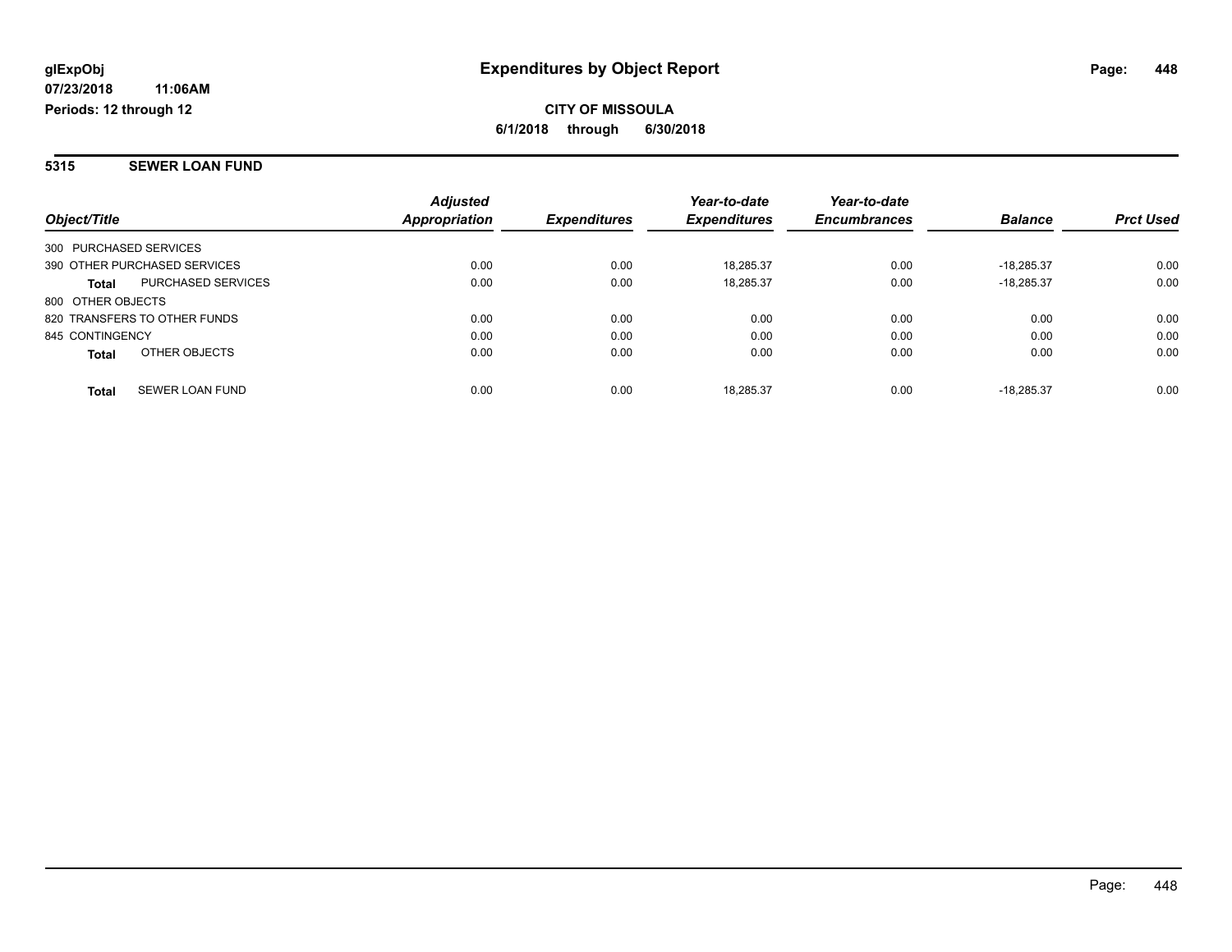**glExpObj** **Expenditures by Object Report**

**07/23/2018 11:06AM**

**Periods: 12 through 12**

**CITY OF MISSOULA**

**6/1/2018 through 6/30/2018**

**5315 SEWER LOAN FUND**

| Object/Title | | Adjusted Appropriation | Expenditures | Year-to-date Expenditures | Year-to-date Encumbrances | Balance | Prct Used |
|---|---|---|---|---|---|---|---|
| 300 PURCHASED SERVICES | | | | | | | |
| 390 OTHER PURCHASED SERVICES | | 0.00 | 0.00 | 18,285.37 | 0.00 | -18,285.37 | 0.00 |
| **Total** | PURCHASED SERVICES | 0.00 | 0.00 | 18,285.37 | 0.00 | -18,285.37 | 0.00 |
| 800 OTHER OBJECTS | | | | | | | |
| 820 TRANSFERS TO OTHER FUNDS | | 0.00 | 0.00 | 0.00 | 0.00 | 0.00 | 0.00 |
| 845 CONTINGENCY | | 0.00 | 0.00 | 0.00 | 0.00 | 0.00 | 0.00 |
| **Total** | OTHER OBJECTS | 0.00 | 0.00 | 0.00 | 0.00 | 0.00 | 0.00 |
| **Total** | SEWER LOAN FUND | 0.00 | 0.00 | 18,285.37 | 0.00 | -18,285.37 | 0.00 |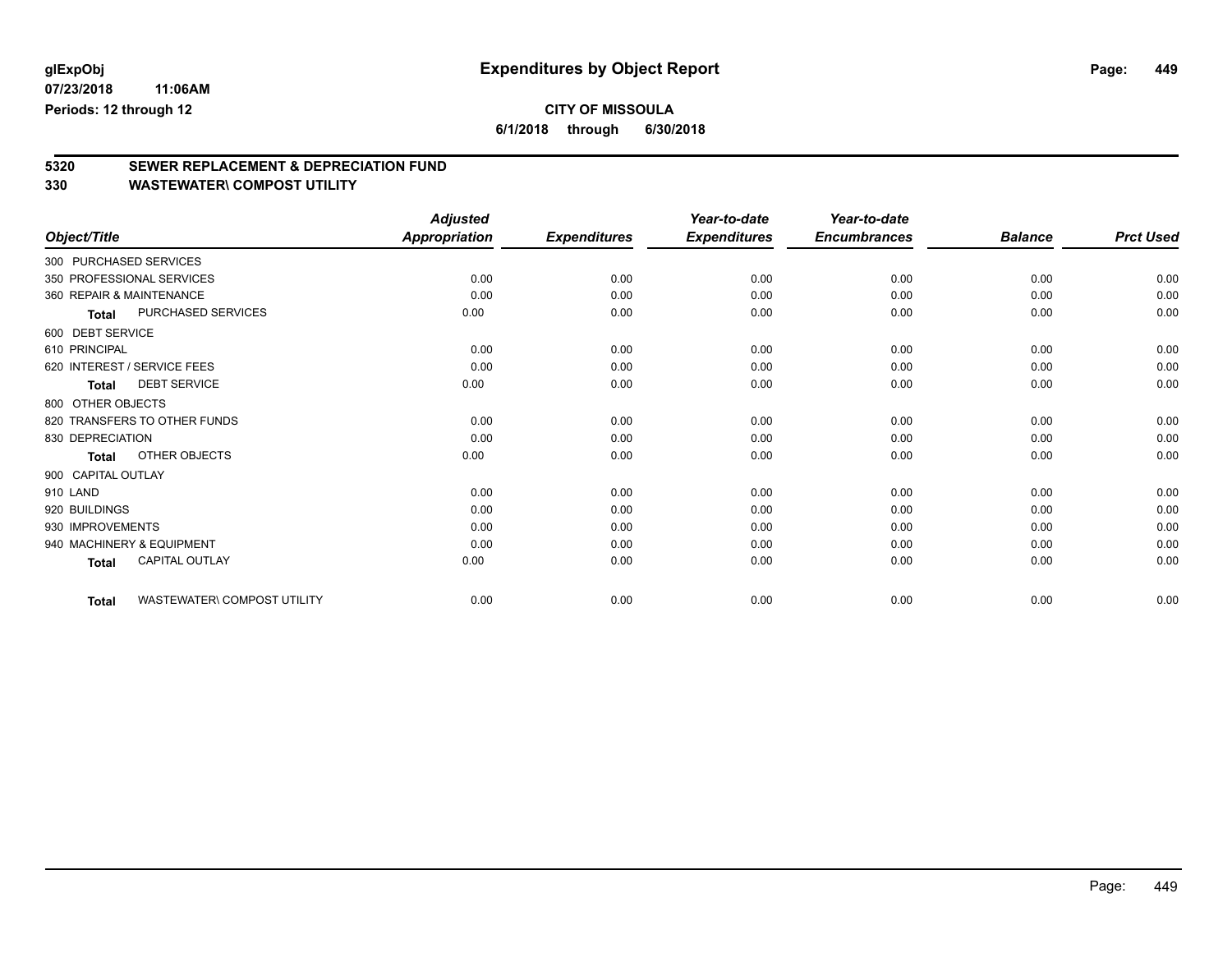**glExpObj** **Expenditures by Object Report**

**07/23/2018 11:06AM**

**Periods: 12 through 12**

**CITY OF MISSOULA**

**6/1/2018 through 6/30/2018**

## 5320 SEWER REPLACEMENT & DEPRECIATION FUND

## 330 WASTEWATER\ COMPOST UTILITY

| Object/Title | Adjusted Appropriation | Expenditures | Year-to-date Expenditures | Year-to-date Encumbrances | Balance | Prct Used |
|---|---|---|---|---|---|---|
| 300 PURCHASED SERVICES | | | | | | |
| 350 PROFESSIONAL SERVICES | 0.00 | 0.00 | 0.00 | 0.00 | 0.00 | 0.00 |
| 360 REPAIR & MAINTENANCE | 0.00 | 0.00 | 0.00 | 0.00 | 0.00 | 0.00 |
| **Total** PURCHASED SERVICES | 0.00 | 0.00 | 0.00 | 0.00 | 0.00 | 0.00 |
| 600 DEBT SERVICE | | | | | | |
| 610 PRINCIPAL | 0.00 | 0.00 | 0.00 | 0.00 | 0.00 | 0.00 |
| 620 INTEREST / SERVICE FEES | 0.00 | 0.00 | 0.00 | 0.00 | 0.00 | 0.00 |
| **Total** DEBT SERVICE | 0.00 | 0.00 | 0.00 | 0.00 | 0.00 | 0.00 |
| 800 OTHER OBJECTS | | | | | | |
| 820 TRANSFERS TO OTHER FUNDS | 0.00 | 0.00 | 0.00 | 0.00 | 0.00 | 0.00 |
| 830 DEPRECIATION | 0.00 | 0.00 | 0.00 | 0.00 | 0.00 | 0.00 |
| **Total** OTHER OBJECTS | 0.00 | 0.00 | 0.00 | 0.00 | 0.00 | 0.00 |
| 900 CAPITAL OUTLAY | | | | | | |
| 910 LAND | 0.00 | 0.00 | 0.00 | 0.00 | 0.00 | 0.00 |
| 920 BUILDINGS | 0.00 | 0.00 | 0.00 | 0.00 | 0.00 | 0.00 |
| 930 IMPROVEMENTS | 0.00 | 0.00 | 0.00 | 0.00 | 0.00 | 0.00 |
| 940 MACHINERY & EQUIPMENT | 0.00 | 0.00 | 0.00 | 0.00 | 0.00 | 0.00 |
| **Total** CAPITAL OUTLAY | 0.00 | 0.00 | 0.00 | 0.00 | 0.00 | 0.00 |
| **Total** WASTEWATER\ COMPOST UTILITY | 0.00 | 0.00 | 0.00 | 0.00 | 0.00 | 0.00 |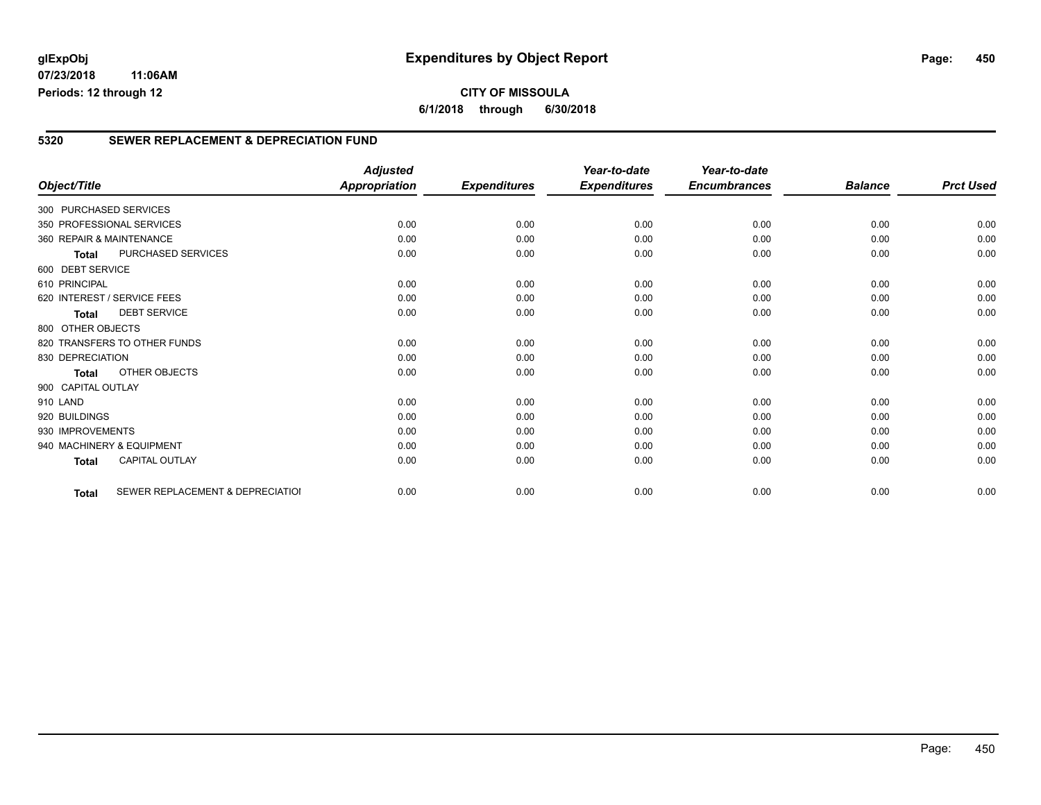**glExpObj**
**07/23/2018 11:06AM**
**Periods: 12 through 12**

# Expenditures by Object Report

**CITY OF MISSOULA**
**6/1/2018 through 6/30/2018**

## 5320 SEWER REPLACEMENT & DEPRECIATION FUND

| Object/Title | Adjusted Appropriation | Expenditures | Year-to-date Expenditures | Year-to-date Encumbrances | Balance | Prct Used |
|---|---|---|---|---|---|---|
| 300 PURCHASED SERVICES | | | | | | |
| 350 PROFESSIONAL SERVICES | 0.00 | 0.00 | 0.00 | 0.00 | 0.00 | 0.00 |
| 360 REPAIR & MAINTENANCE | 0.00 | 0.00 | 0.00 | 0.00 | 0.00 | 0.00 |
| **Total** PURCHASED SERVICES | 0.00 | 0.00 | 0.00 | 0.00 | 0.00 | 0.00 |
| 600 DEBT SERVICE | | | | | | |
| 610 PRINCIPAL | 0.00 | 0.00 | 0.00 | 0.00 | 0.00 | 0.00 |
| 620 INTEREST / SERVICE FEES | 0.00 | 0.00 | 0.00 | 0.00 | 0.00 | 0.00 |
| **Total** DEBT SERVICE | 0.00 | 0.00 | 0.00 | 0.00 | 0.00 | 0.00 |
| 800 OTHER OBJECTS | | | | | | |
| 820 TRANSFERS TO OTHER FUNDS | 0.00 | 0.00 | 0.00 | 0.00 | 0.00 | 0.00 |
| 830 DEPRECIATION | 0.00 | 0.00 | 0.00 | 0.00 | 0.00 | 0.00 |
| **Total** OTHER OBJECTS | 0.00 | 0.00 | 0.00 | 0.00 | 0.00 | 0.00 |
| 900 CAPITAL OUTLAY | | | | | | |
| 910 LAND | 0.00 | 0.00 | 0.00 | 0.00 | 0.00 | 0.00 |
| 920 BUILDINGS | 0.00 | 0.00 | 0.00 | 0.00 | 0.00 | 0.00 |
| 930 IMPROVEMENTS | 0.00 | 0.00 | 0.00 | 0.00 | 0.00 | 0.00 |
| 940 MACHINERY & EQUIPMENT | 0.00 | 0.00 | 0.00 | 0.00 | 0.00 | 0.00 |
| **Total** CAPITAL OUTLAY | 0.00 | 0.00 | 0.00 | 0.00 | 0.00 | 0.00 |
| **Total** SEWER REPLACEMENT & DEPRECIATIOI | 0.00 | 0.00 | 0.00 | 0.00 | 0.00 | 0.00 |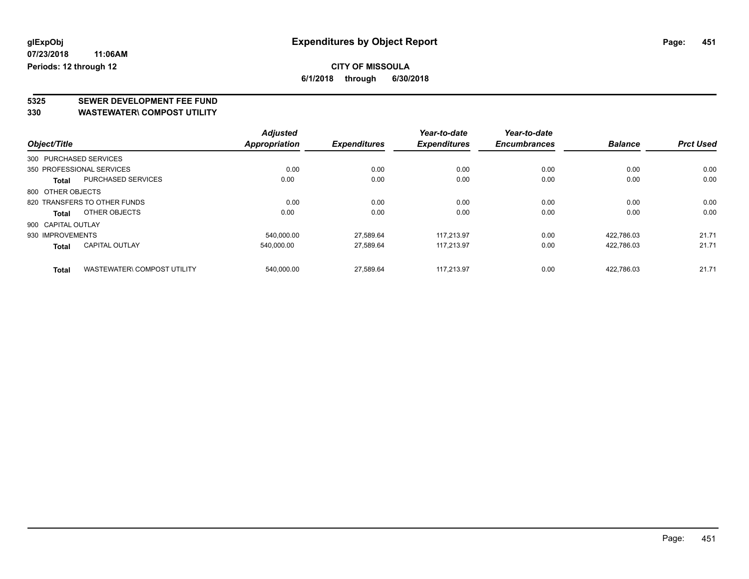glExpObj
07/23/2018 11:06AM
Periods: 12 through 12

# Expenditures by Object Report

**CITY OF MISSOULA**
**6/1/2018 through 6/30/2018**

## 5325 SEWER DEVELOPMENT FEE FUND
## 330 WASTEWATER\ COMPOST UTILITY

| Object/Title | | Adjusted Appropriation | Expenditures | Year-to-date Expenditures | Year-to-date Encumbrances | Balance | Prct Used |
|---|---|---|---|---|---|---|---|
| 300 PURCHASED SERVICES | | | | | | | |
| 350 PROFESSIONAL SERVICES | | 0.00 | 0.00 | 0.00 | 0.00 | 0.00 | 0.00 |
| **Total** | PURCHASED SERVICES | 0.00 | 0.00 | 0.00 | 0.00 | 0.00 | 0.00 |
| 800 OTHER OBJECTS | | | | | | | |
| 820 TRANSFERS TO OTHER FUNDS | | 0.00 | 0.00 | 0.00 | 0.00 | 0.00 | 0.00 |
| **Total** | OTHER OBJECTS | 0.00 | 0.00 | 0.00 | 0.00 | 0.00 | 0.00 |
| 900 CAPITAL OUTLAY | | | | | | | |
| 930 IMPROVEMENTS | | 540,000.00 | 27,589.64 | 117,213.97 | 0.00 | 422,786.03 | 21.71 |
| **Total** | CAPITAL OUTLAY | 540,000.00 | 27,589.64 | 117,213.97 | 0.00 | 422,786.03 | 21.71 |
| **Total** | WASTEWATER\ COMPOST UTILITY | 540,000.00 | 27,589.64 | 117,213.97 | 0.00 | 422,786.03 | 21.71 |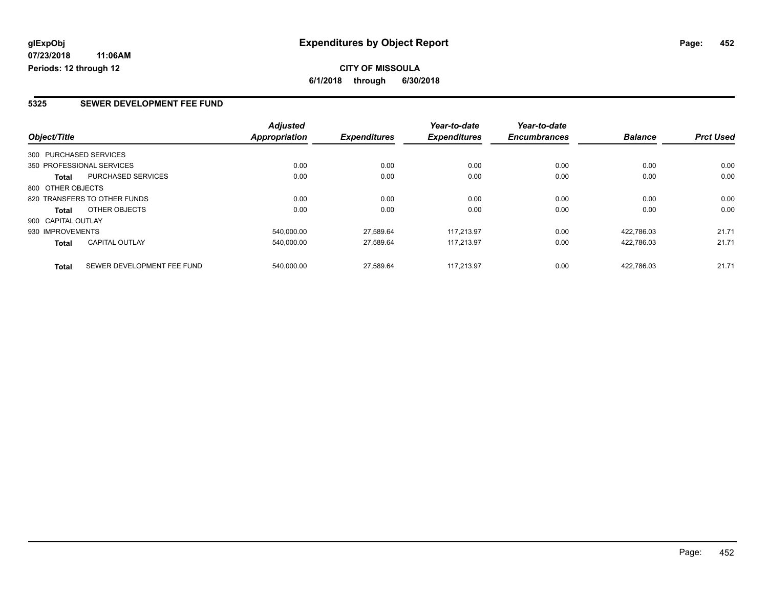**glExpObj** **Expenditures by Object Report**

**07/23/2018 11:06AM**

**Periods: 12 through 12**

**CITY OF MISSOULA**

**6/1/2018 through 6/30/2018**

## 5325 SEWER DEVELOPMENT FEE FUND

| Object/Title | | Adjusted Appropriation | Expenditures | Year-to-date Expenditures | Year-to-date Encumbrances | Balance | Prct Used |
|---|---|---|---|---|---|---|---|
| 300 PURCHASED SERVICES | | | | | | | |
| 350 PROFESSIONAL SERVICES | | 0.00 | 0.00 | 0.00 | 0.00 | 0.00 | 0.00 |
| **Total** | PURCHASED SERVICES | 0.00 | 0.00 | 0.00 | 0.00 | 0.00 | 0.00 |
| 800 OTHER OBJECTS | | | | | | | |
| 820 TRANSFERS TO OTHER FUNDS | | 0.00 | 0.00 | 0.00 | 0.00 | 0.00 | 0.00 |
| **Total** | OTHER OBJECTS | 0.00 | 0.00 | 0.00 | 0.00 | 0.00 | 0.00 |
| 900 CAPITAL OUTLAY | | | | | | | |
| 930 IMPROVEMENTS | | 540,000.00 | 27,589.64 | 117,213.97 | 0.00 | 422,786.03 | 21.71 |
| **Total** | CAPITAL OUTLAY | 540,000.00 | 27,589.64 | 117,213.97 | 0.00 | 422,786.03 | 21.71 |
| **Total** | SEWER DEVELOPMENT FEE FUND | 540,000.00 | 27,589.64 | 117,213.97 | 0.00 | 422,786.03 | 21.71 |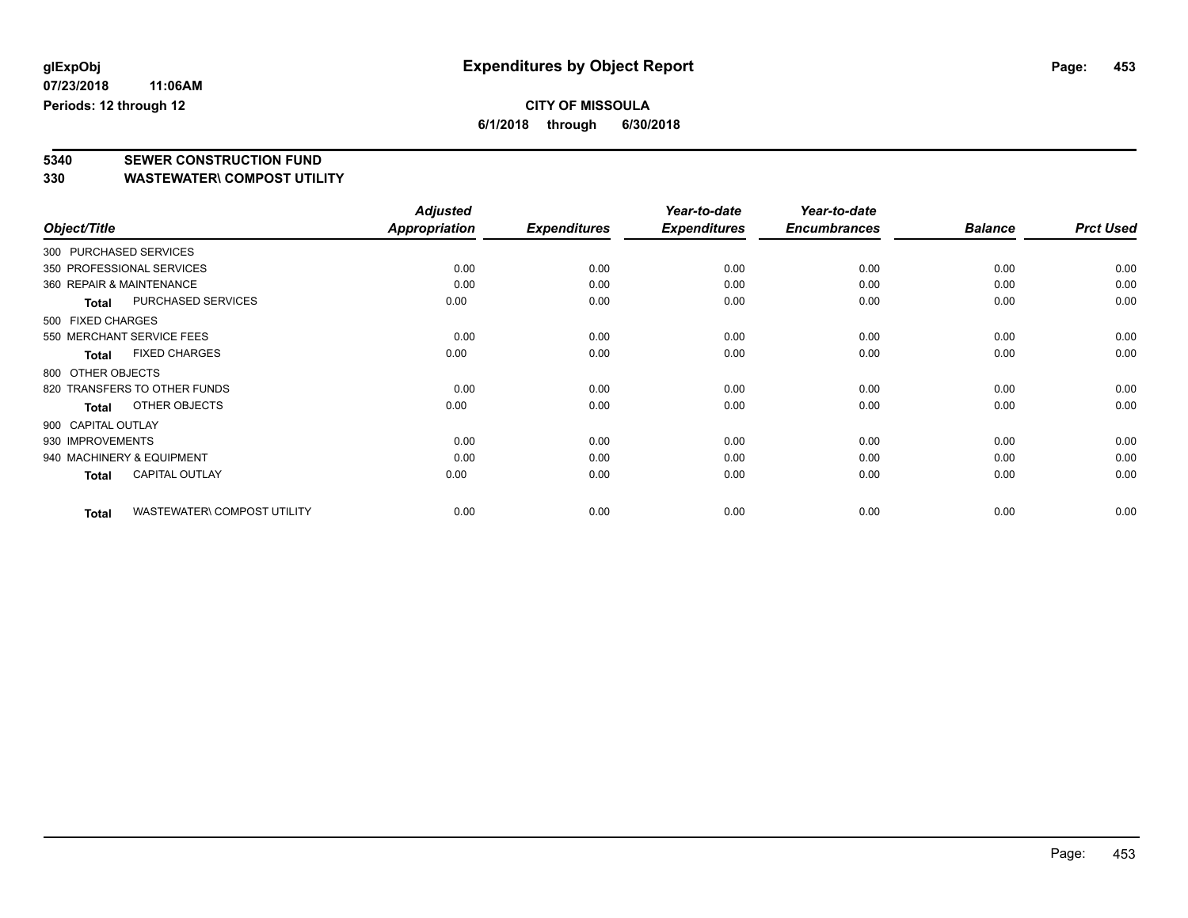**glExpObj**
**07/23/2018 11:06AM**
**Periods: 12 through 12**

# Expenditures by Object Report

**CITY OF MISSOULA**
**6/1/2018 through 6/30/2018**

## 5340 SEWER CONSTRUCTION FUND
## 330 WASTEWATER\ COMPOST UTILITY

| Object/Title | | Adjusted Appropriation | Expenditures | Year-to-date Expenditures | Year-to-date Encumbrances | Balance | Prct Used |
|---|---|---|---|---|---|---|---|
| 300 PURCHASED SERVICES | | | | | | | |
| 350 PROFESSIONAL SERVICES | | 0.00 | 0.00 | 0.00 | 0.00 | 0.00 | 0.00 |
| 360 REPAIR & MAINTENANCE | | 0.00 | 0.00 | 0.00 | 0.00 | 0.00 | 0.00 |
| **Total** | PURCHASED SERVICES | 0.00 | 0.00 | 0.00 | 0.00 | 0.00 | 0.00 |
| 500 FIXED CHARGES | | | | | | | |
| 550 MERCHANT SERVICE FEES | | 0.00 | 0.00 | 0.00 | 0.00 | 0.00 | 0.00 |
| **Total** | FIXED CHARGES | 0.00 | 0.00 | 0.00 | 0.00 | 0.00 | 0.00 |
| 800 OTHER OBJECTS | | | | | | | |
| 820 TRANSFERS TO OTHER FUNDS | | 0.00 | 0.00 | 0.00 | 0.00 | 0.00 | 0.00 |
| **Total** | OTHER OBJECTS | 0.00 | 0.00 | 0.00 | 0.00 | 0.00 | 0.00 |
| 900 CAPITAL OUTLAY | | | | | | | |
| 930 IMPROVEMENTS | | 0.00 | 0.00 | 0.00 | 0.00 | 0.00 | 0.00 |
| 940 MACHINERY & EQUIPMENT | | 0.00 | 0.00 | 0.00 | 0.00 | 0.00 | 0.00 |
| **Total** | CAPITAL OUTLAY | 0.00 | 0.00 | 0.00 | 0.00 | 0.00 | 0.00 |
| **Total** | WASTEWATER\ COMPOST UTILITY | 0.00 | 0.00 | 0.00 | 0.00 | 0.00 | 0.00 |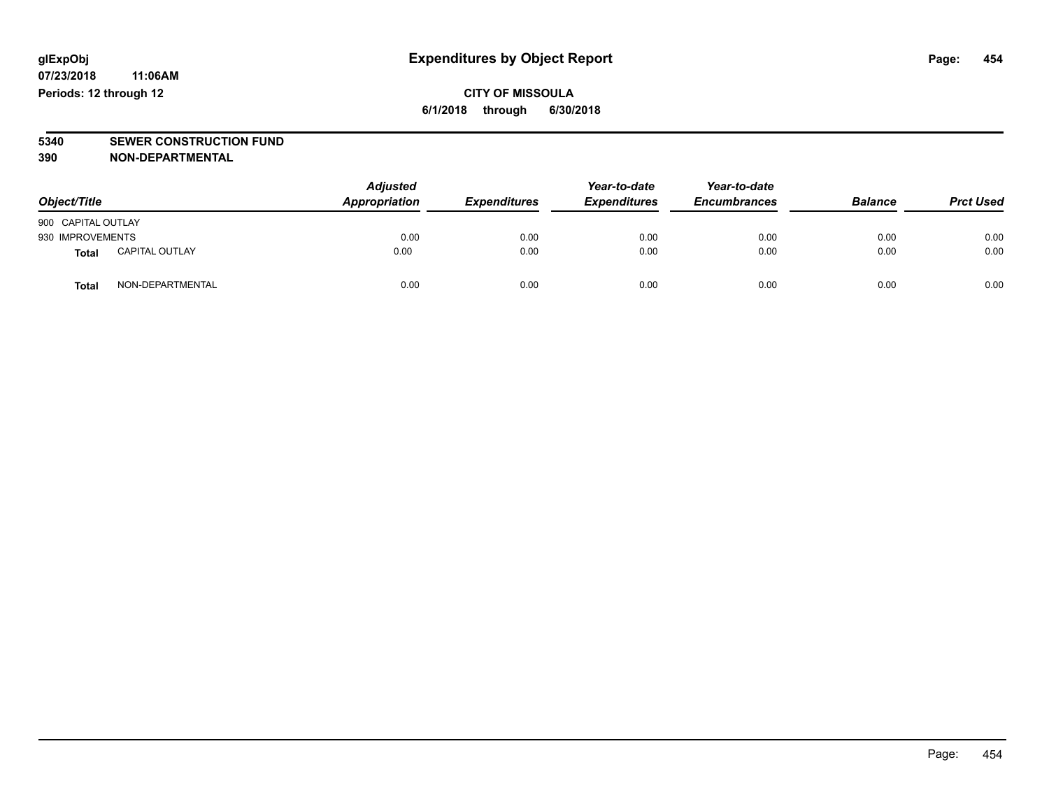glExpObj
07/23/2018 11:06AM
Periods: 12 through 12

# Expenditures by Object Report

**CITY OF MISSOULA**

**6/1/2018 through 6/30/2018**

**5340 SEWER CONSTRUCTION FUND**
**390 NON-DEPARTMENTAL**

| Object/Title | | Adjusted Appropriation | Expenditures | Year-to-date Expenditures | Year-to-date Encumbrances | Balance | Prct Used |
|---|---|---|---|---|---|---|---|
| 900 CAPITAL OUTLAY | | | | | | | |
| 930 IMPROVEMENTS | | 0.00 | 0.00 | 0.00 | 0.00 | 0.00 | 0.00 |
| **Total** | CAPITAL OUTLAY | 0.00 | 0.00 | 0.00 | 0.00 | 0.00 | 0.00 |
| **Total** | NON-DEPARTMENTAL | 0.00 | 0.00 | 0.00 | 0.00 | 0.00 | 0.00 |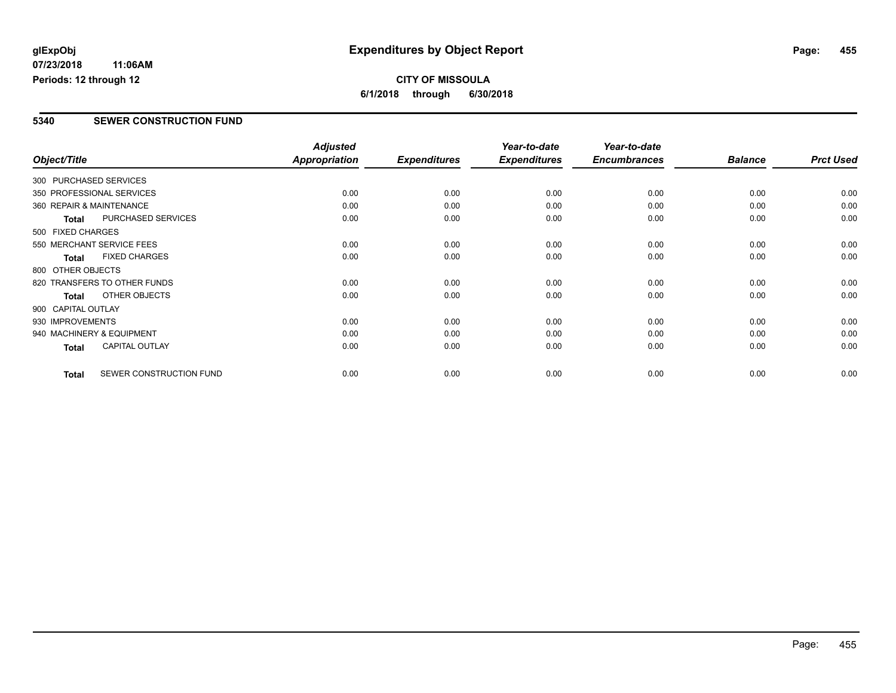**glExpObj**
**07/23/2018 11:06AM**
**Periods: 12 through 12**

# Expenditures by Object Report

**CITY OF MISSOULA**
**6/1/2018 through 6/30/2018**

## 5340 SEWER CONSTRUCTION FUND

| Object/Title | Adjusted Appropriation | Expenditures | Year-to-date Expenditures | Year-to-date Encumbrances | Balance | Prct Used |
|---|---|---|---|---|---|---|
| 300 PURCHASED SERVICES | | | | | | |
| 350 PROFESSIONAL SERVICES | 0.00 | 0.00 | 0.00 | 0.00 | 0.00 | 0.00 |
| 360 REPAIR & MAINTENANCE | 0.00 | 0.00 | 0.00 | 0.00 | 0.00 | 0.00 |
| **Total** PURCHASED SERVICES | 0.00 | 0.00 | 0.00 | 0.00 | 0.00 | 0.00 |
| 500 FIXED CHARGES | | | | | | |
| 550 MERCHANT SERVICE FEES | 0.00 | 0.00 | 0.00 | 0.00 | 0.00 | 0.00 |
| **Total** FIXED CHARGES | 0.00 | 0.00 | 0.00 | 0.00 | 0.00 | 0.00 |
| 800 OTHER OBJECTS | | | | | | |
| 820 TRANSFERS TO OTHER FUNDS | 0.00 | 0.00 | 0.00 | 0.00 | 0.00 | 0.00 |
| **Total** OTHER OBJECTS | 0.00 | 0.00 | 0.00 | 0.00 | 0.00 | 0.00 |
| 900 CAPITAL OUTLAY | | | | | | |
| 930 IMPROVEMENTS | 0.00 | 0.00 | 0.00 | 0.00 | 0.00 | 0.00 |
| 940 MACHINERY & EQUIPMENT | 0.00 | 0.00 | 0.00 | 0.00 | 0.00 | 0.00 |
| **Total** CAPITAL OUTLAY | 0.00 | 0.00 | 0.00 | 0.00 | 0.00 | 0.00 |
| **Total** SEWER CONSTRUCTION FUND | 0.00 | 0.00 | 0.00 | 0.00 | 0.00 | 0.00 |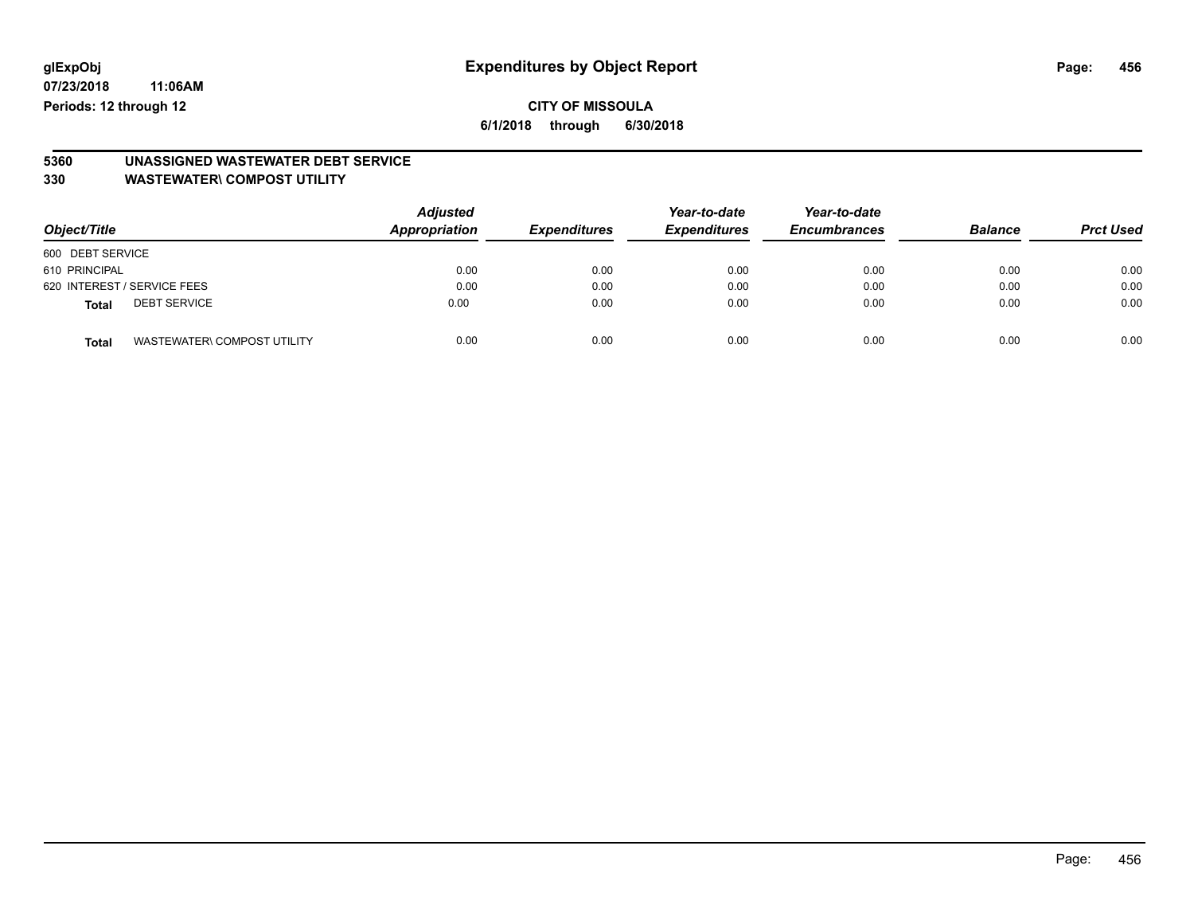glExpObj
07/23/2018 11:06AM
Periods: 12 through 12

# Expenditures by Object Report

**CITY OF MISSOULA**

**6/1/2018 through 6/30/2018**

## 5360 UNASSIGNED WASTEWATER DEBT SERVICE
## 330 WASTEWATER\ COMPOST UTILITY

| Object/Title | Adjusted Appropriation | Expenditures | Year-to-date Expenditures | Year-to-date Encumbrances | Balance | Prct Used |
|---|---|---|---|---|---|---|
| 600 DEBT SERVICE | | | | | | |
| 610 PRINCIPAL | 0.00 | 0.00 | 0.00 | 0.00 | 0.00 | 0.00 |
| 620 INTEREST / SERVICE FEES | 0.00 | 0.00 | 0.00 | 0.00 | 0.00 | 0.00 |
| **Total** DEBT SERVICE | 0.00 | 0.00 | 0.00 | 0.00 | 0.00 | 0.00 |
| **Total** WASTEWATER\ COMPOST UTILITY | 0.00 | 0.00 | 0.00 | 0.00 | 0.00 | 0.00 |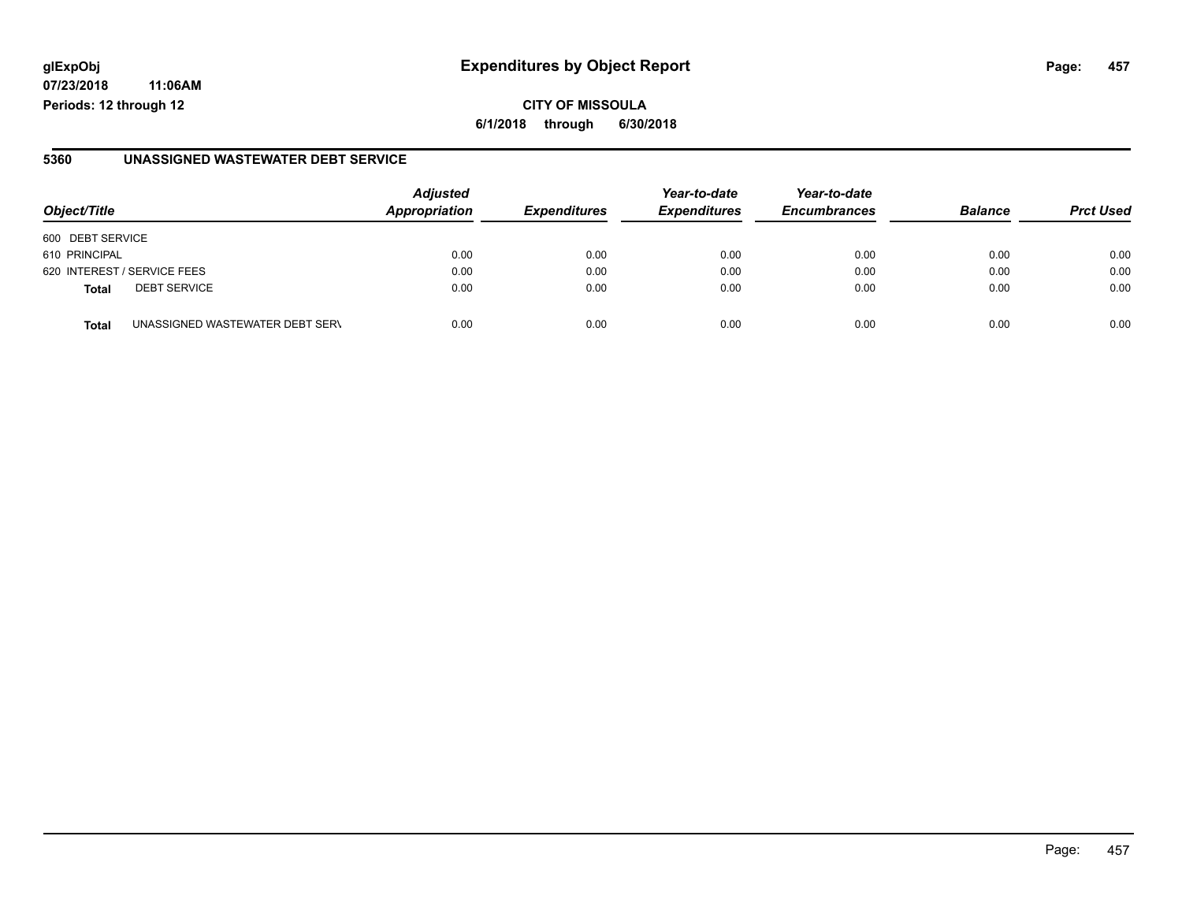**glExpObj**
**07/23/2018 11:06AM**
**Periods: 12 through 12**

# Expenditures by Object Report

**CITY OF MISSOULA**
**6/1/2018 through 6/30/2018**

## 5360 UNASSIGNED WASTEWATER DEBT SERVICE

| Object/Title | | Adjusted Appropriation | Expenditures | Year-to-date Expenditures | Year-to-date Encumbrances | Balance | Prct Used |
|---|---|---|---|---|---|---|---|
| 600 DEBT SERVICE | | | | | | | |
| 610 PRINCIPAL | | 0.00 | 0.00 | 0.00 | 0.00 | 0.00 | 0.00 |
| 620 INTEREST / SERVICE FEES | | 0.00 | 0.00 | 0.00 | 0.00 | 0.00 | 0.00 |
| **Total** | DEBT SERVICE | 0.00 | 0.00 | 0.00 | 0.00 | 0.00 | 0.00 |
| **Total** | UNASSIGNED WASTEWATER DEBT SERV | 0.00 | 0.00 | 0.00 | 0.00 | 0.00 | 0.00 |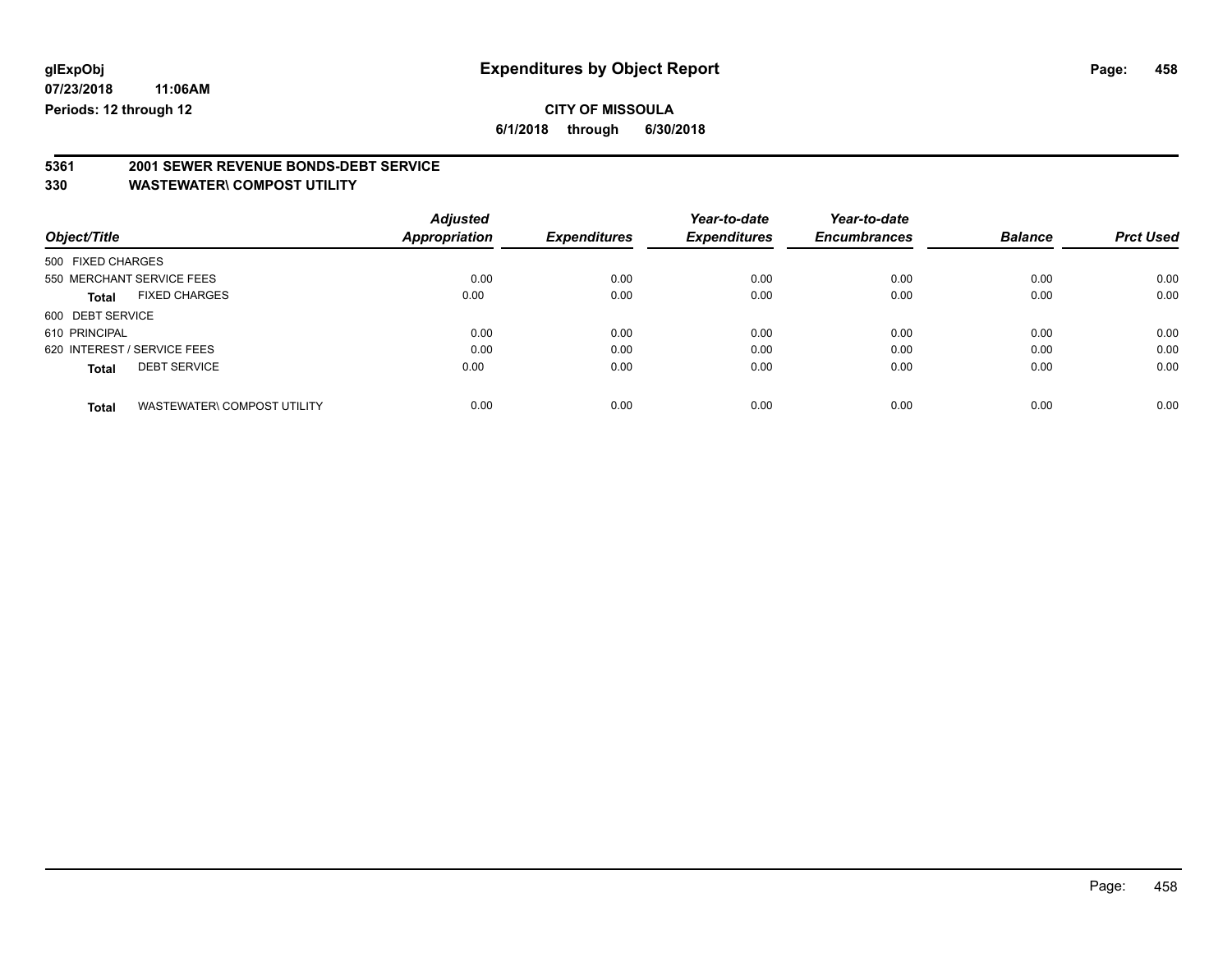**glExpObj**
**07/23/2018 11:06AM**
**Periods: 12 through 12**

# Expenditures by Object Report

**CITY OF MISSOULA**
**6/1/2018 through 6/30/2018**

## 5361 2001 SEWER REVENUE BONDS-DEBT SERVICE
## 330 WASTEWATER\ COMPOST UTILITY

| Object/Title | | Adjusted Appropriation | Expenditures | Year-to-date Expenditures | Year-to-date Encumbrances | Balance | Prct Used |
|---|---|---|---|---|---|---|---|
| 500 FIXED CHARGES | | | | | | | |
| 550 MERCHANT SERVICE FEES | | 0.00 | 0.00 | 0.00 | 0.00 | 0.00 | 0.00 |
| **Total** | FIXED CHARGES | 0.00 | 0.00 | 0.00 | 0.00 | 0.00 | 0.00 |
| 600 DEBT SERVICE | | | | | | | |
| 610 PRINCIPAL | | 0.00 | 0.00 | 0.00 | 0.00 | 0.00 | 0.00 |
| 620 INTEREST / SERVICE FEES | | 0.00 | 0.00 | 0.00 | 0.00 | 0.00 | 0.00 |
| **Total** | DEBT SERVICE | 0.00 | 0.00 | 0.00 | 0.00 | 0.00 | 0.00 |
| **Total** | WASTEWATER\ COMPOST UTILITY | 0.00 | 0.00 | 0.00 | 0.00 | 0.00 | 0.00 |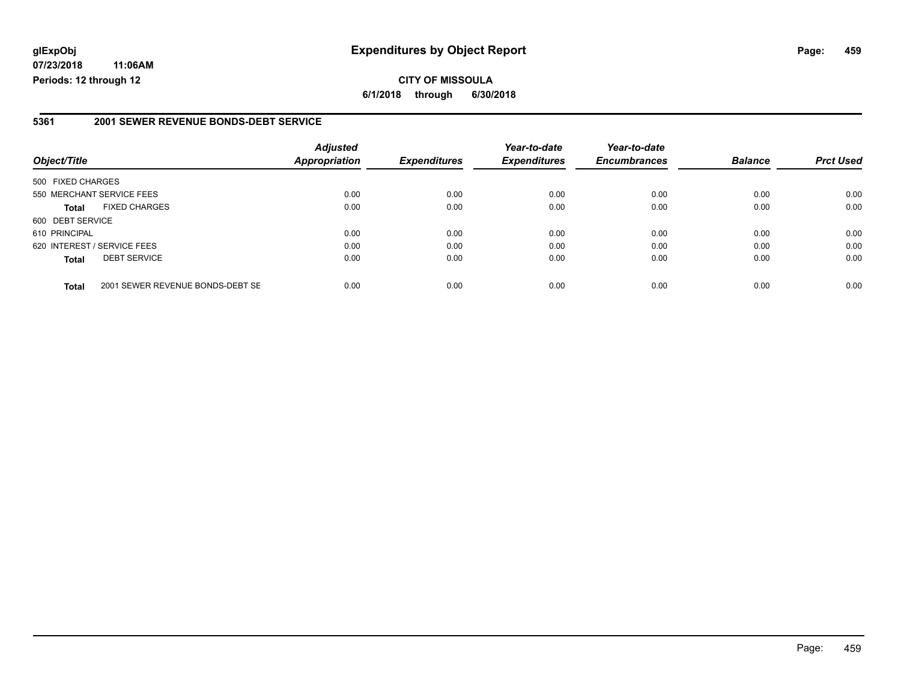**glExpObj** | **Expenditures by Object Report**

**07/23/2018 11:06AM**

**Periods: 12 through 12**

**CITY OF MISSOULA**

**6/1/2018 through 6/30/2018**

## 5361 2001 SEWER REVENUE BONDS-DEBT SERVICE

| Object/Title | | Adjusted Appropriation | Expenditures | Year-to-date Expenditures | Year-to-date Encumbrances | Balance | Prct Used |
|---|---|---|---|---|---|---|---|
| 500 FIXED CHARGES | | | | | | | |
| 550 MERCHANT SERVICE FEES | | 0.00 | 0.00 | 0.00 | 0.00 | 0.00 | 0.00 |
| **Total** | FIXED CHARGES | 0.00 | 0.00 | 0.00 | 0.00 | 0.00 | 0.00 |
| 600 DEBT SERVICE | | | | | | | |
| 610 PRINCIPAL | | 0.00 | 0.00 | 0.00 | 0.00 | 0.00 | 0.00 |
| 620 INTEREST / SERVICE FEES | | 0.00 | 0.00 | 0.00 | 0.00 | 0.00 | 0.00 |
| **Total** | DEBT SERVICE | 0.00 | 0.00 | 0.00 | 0.00 | 0.00 | 0.00 |
| **Total** | 2001 SEWER REVENUE BONDS-DEBT SE | 0.00 | 0.00 | 0.00 | 0.00 | 0.00 | 0.00 |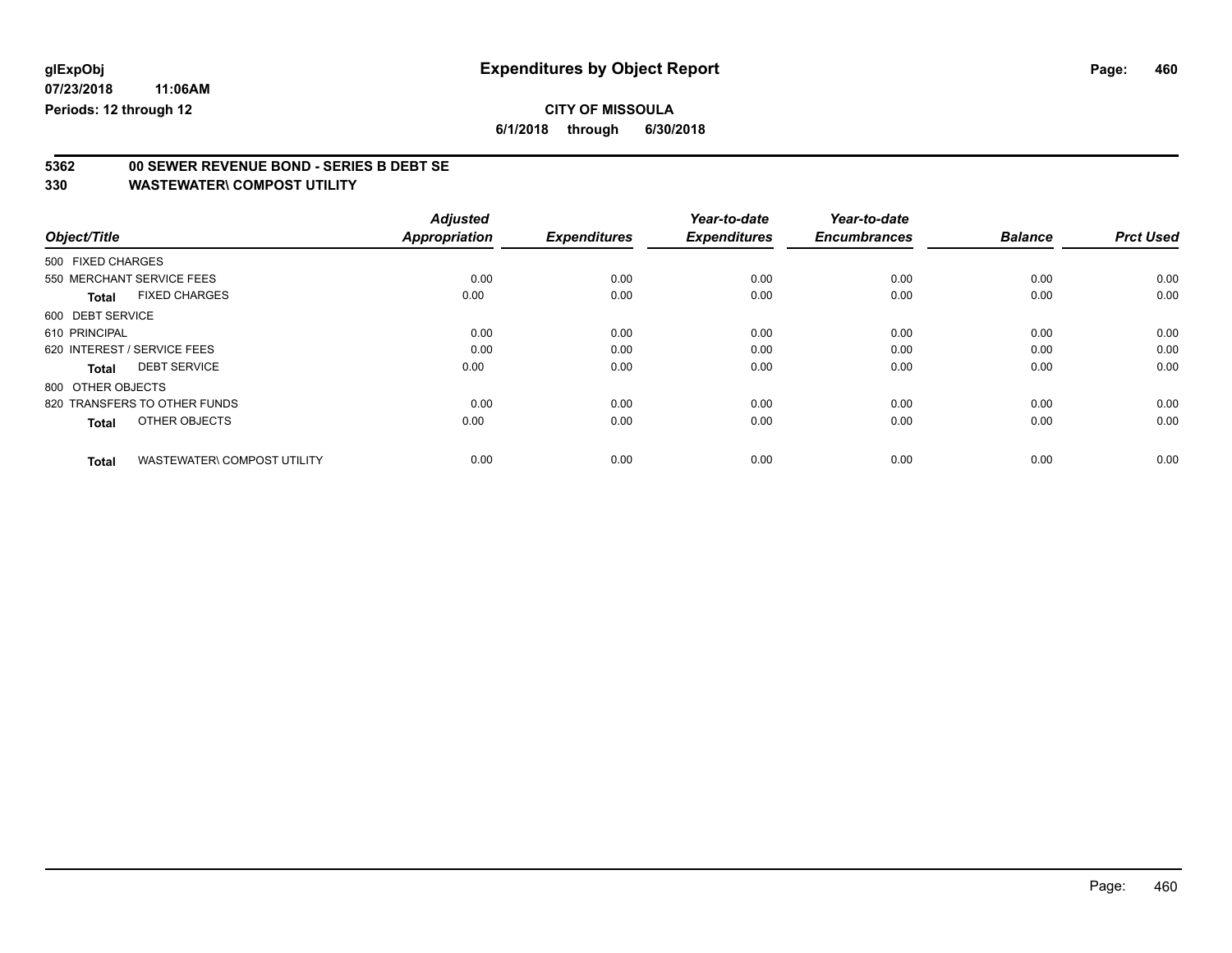**glExpObj**
**07/23/2018 11:06AM**
**Periods: 12 through 12**

# Expenditures by Object Report

**CITY OF MISSOULA**
**6/1/2018 through 6/30/2018**

## 5362 00 SEWER REVENUE BOND - SERIES B DEBT SE
## 330 WASTEWATER\ COMPOST UTILITY

| Object/Title | Adjusted Appropriation | Expenditures | Year-to-date Expenditures | Year-to-date Encumbrances | Balance | Prct Used |
|---|---|---|---|---|---|---|
| 500 FIXED CHARGES | | | | | | |
| 550 MERCHANT SERVICE FEES | 0.00 | 0.00 | 0.00 | 0.00 | 0.00 | 0.00 |
| **Total** FIXED CHARGES | 0.00 | 0.00 | 0.00 | 0.00 | 0.00 | 0.00 |
| 600 DEBT SERVICE | | | | | | |
| 610 PRINCIPAL | 0.00 | 0.00 | 0.00 | 0.00 | 0.00 | 0.00 |
| 620 INTEREST / SERVICE FEES | 0.00 | 0.00 | 0.00 | 0.00 | 0.00 | 0.00 |
| **Total** DEBT SERVICE | 0.00 | 0.00 | 0.00 | 0.00 | 0.00 | 0.00 |
| 800 OTHER OBJECTS | | | | | | |
| 820 TRANSFERS TO OTHER FUNDS | 0.00 | 0.00 | 0.00 | 0.00 | 0.00 | 0.00 |
| **Total** OTHER OBJECTS | 0.00 | 0.00 | 0.00 | 0.00 | 0.00 | 0.00 |
| **Total** WASTEWATER\ COMPOST UTILITY | 0.00 | 0.00 | 0.00 | 0.00 | 0.00 | 0.00 |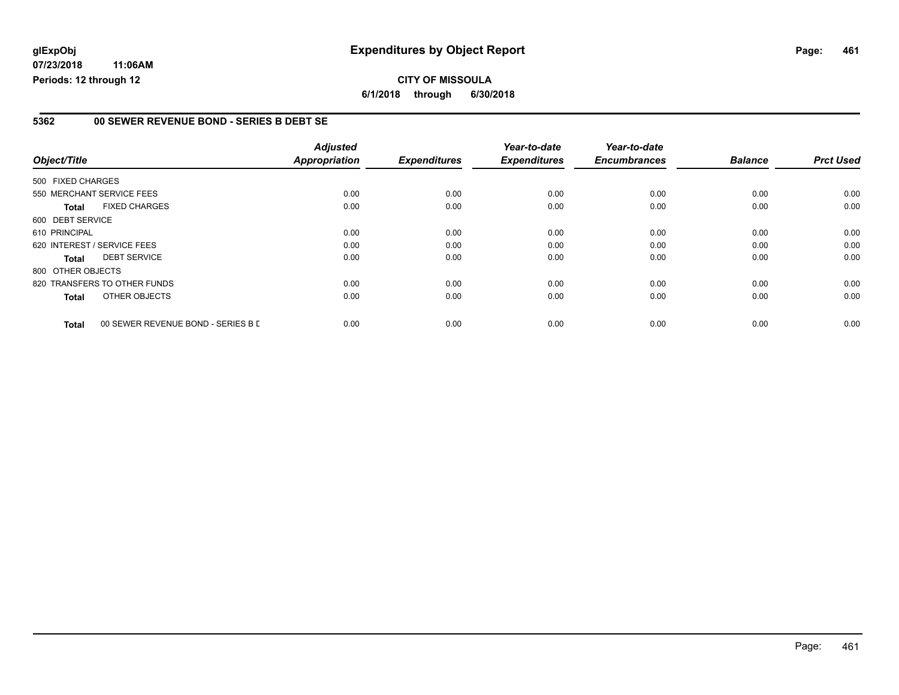**glExpObj** **Expenditures by Object Report**

**07/23/2018 11:06AM**

**Periods: 12 through 12**

**CITY OF MISSOULA**

**6/1/2018 through 6/30/2018**

## 5362 00 SEWER REVENUE BOND - SERIES B DEBT SE

| Object/Title | Adjusted Appropriation | Expenditures | Year-to-date Expenditures | Year-to-date Encumbrances | Balance | Prct Used |
|---|---|---|---|---|---|---|
| 500 FIXED CHARGES | | | | | | |
| 550 MERCHANT SERVICE FEES | 0.00 | 0.00 | 0.00 | 0.00 | 0.00 | 0.00 |
| **Total** FIXED CHARGES | 0.00 | 0.00 | 0.00 | 0.00 | 0.00 | 0.00 |
| 600 DEBT SERVICE | | | | | | |
| 610 PRINCIPAL | 0.00 | 0.00 | 0.00 | 0.00 | 0.00 | 0.00 |
| 620 INTEREST / SERVICE FEES | 0.00 | 0.00 | 0.00 | 0.00 | 0.00 | 0.00 |
| **Total** DEBT SERVICE | 0.00 | 0.00 | 0.00 | 0.00 | 0.00 | 0.00 |
| 800 OTHER OBJECTS | | | | | | |
| 820 TRANSFERS TO OTHER FUNDS | 0.00 | 0.00 | 0.00 | 0.00 | 0.00 | 0.00 |
| **Total** OTHER OBJECTS | 0.00 | 0.00 | 0.00 | 0.00 | 0.00 | 0.00 |
| **Total** 00 SEWER REVENUE BOND - SERIES B D | 0.00 | 0.00 | 0.00 | 0.00 | 0.00 | 0.00 |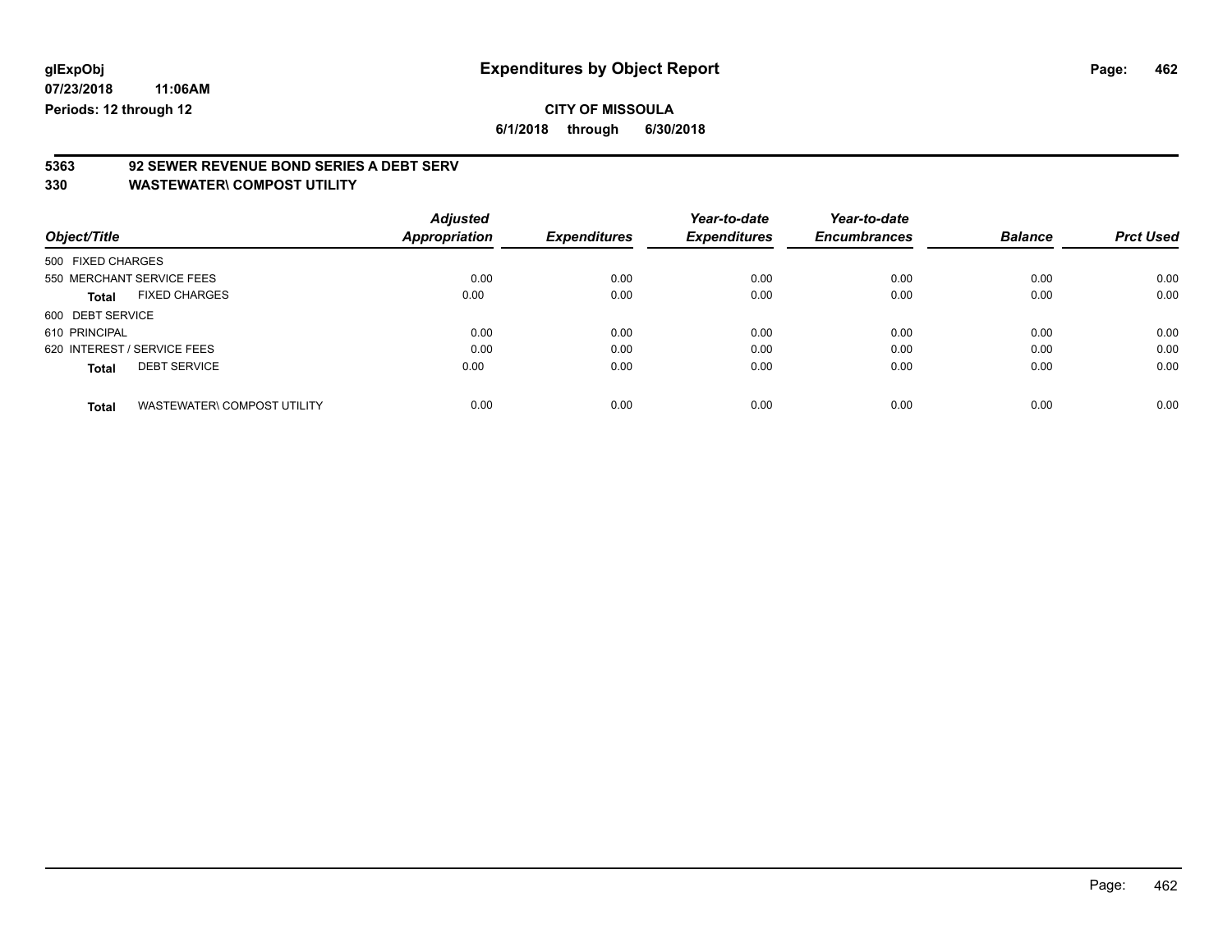**glExpObj** **Expenditures by Object Report**

**07/23/2018 11:06AM**

**Periods: 12 through 12**

**CITY OF MISSOULA**

**6/1/2018 through 6/30/2018**

## 5363 92 SEWER REVENUE BOND SERIES A DEBT SERV

### 330 WASTEWATER\ COMPOST UTILITY

| Object/Title | Adjusted Appropriation | Expenditures | Year-to-date Expenditures | Year-to-date Encumbrances | Balance | Prct Used |
|---|---|---|---|---|---|---|
| 500 FIXED CHARGES | | | | | | |
| 550 MERCHANT SERVICE FEES | 0.00 | 0.00 | 0.00 | 0.00 | 0.00 | 0.00 |
| **Total** FIXED CHARGES | 0.00 | 0.00 | 0.00 | 0.00 | 0.00 | 0.00 |
| 600 DEBT SERVICE | | | | | | |
| 610 PRINCIPAL | 0.00 | 0.00 | 0.00 | 0.00 | 0.00 | 0.00 |
| 620 INTEREST / SERVICE FEES | 0.00 | 0.00 | 0.00 | 0.00 | 0.00 | 0.00 |
| **Total** DEBT SERVICE | 0.00 | 0.00 | 0.00 | 0.00 | 0.00 | 0.00 |
| **Total** WASTEWATER\ COMPOST UTILITY | 0.00 | 0.00 | 0.00 | 0.00 | 0.00 | 0.00 |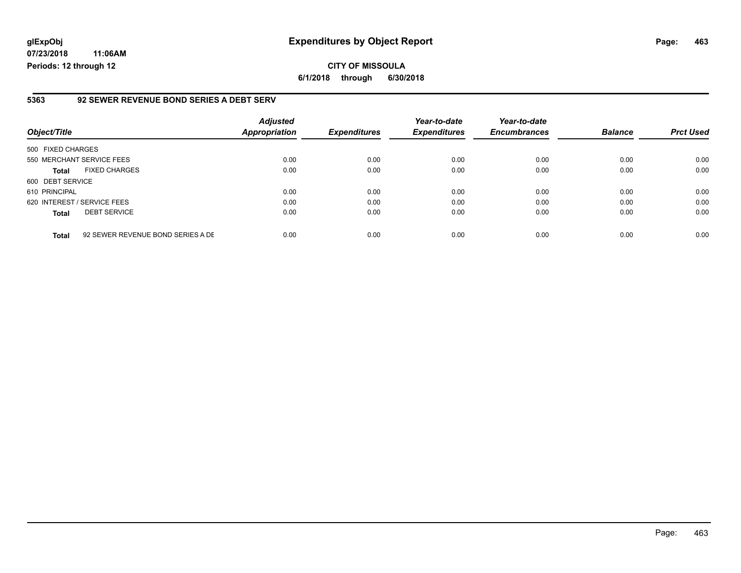glExpObj
07/23/2018 11:06AM
Periods: 12 through 12

# Expenditures by Object Report

CITY OF MISSOULA

6/1/2018 through 6/30/2018

## 5363 92 SEWER REVENUE BOND SERIES A DEBT SERV

| Object/Title | | Adjusted Appropriation | Expenditures | Year-to-date Expenditures | Year-to-date Encumbrances | Balance | Prct Used |
|---|---|---|---|---|---|---|---|
| 500 FIXED CHARGES | | | | | | | |
| 550 MERCHANT SERVICE FEES | | 0.00 | 0.00 | 0.00 | 0.00 | 0.00 | 0.00 |
| **Total** | FIXED CHARGES | 0.00 | 0.00 | 0.00 | 0.00 | 0.00 | 0.00 |
| 600 DEBT SERVICE | | | | | | | |
| 610 PRINCIPAL | | 0.00 | 0.00 | 0.00 | 0.00 | 0.00 | 0.00 |
| 620 INTEREST / SERVICE FEES | | 0.00 | 0.00 | 0.00 | 0.00 | 0.00 | 0.00 |
| **Total** | DEBT SERVICE | 0.00 | 0.00 | 0.00 | 0.00 | 0.00 | 0.00 |
| **Total** | 92 SEWER REVENUE BOND SERIES A DE | 0.00 | 0.00 | 0.00 | 0.00 | 0.00 | 0.00 |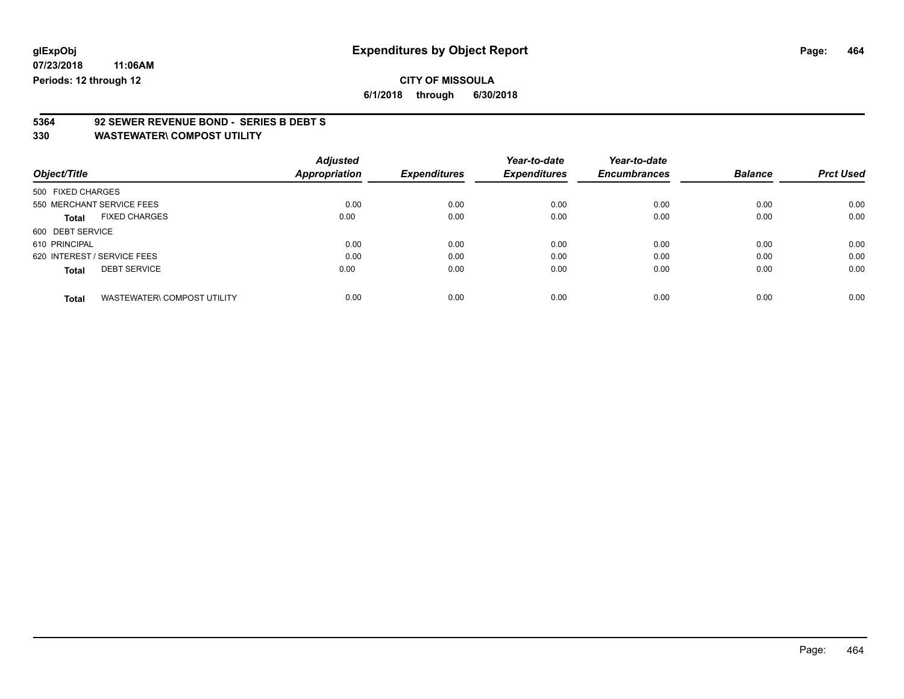**glExpObj**
**07/23/2018 11:06AM**
**Periods: 12 through 12**

# Expenditures by Object Report

**CITY OF MISSOULA**
**6/1/2018 through 6/30/2018**

**5364 92 SEWER REVENUE BOND - SERIES B DEBT S**
**330 WASTEWATER\ COMPOST UTILITY**

| Object/Title | Adjusted Appropriation | Expenditures | Year-to-date Expenditures | Year-to-date Encumbrances | Balance | Prct Used |
|---|---|---|---|---|---|---|
| 500 FIXED CHARGES | | | | | | |
| 550 MERCHANT SERVICE FEES | 0.00 | 0.00 | 0.00 | 0.00 | 0.00 | 0.00 |
| **Total** FIXED CHARGES | 0.00 | 0.00 | 0.00 | 0.00 | 0.00 | 0.00 |
| 600 DEBT SERVICE | | | | | | |
| 610 PRINCIPAL | 0.00 | 0.00 | 0.00 | 0.00 | 0.00 | 0.00 |
| 620 INTEREST / SERVICE FEES | 0.00 | 0.00 | 0.00 | 0.00 | 0.00 | 0.00 |
| **Total** DEBT SERVICE | 0.00 | 0.00 | 0.00 | 0.00 | 0.00 | 0.00 |
| **Total** WASTEWATER\ COMPOST UTILITY | 0.00 | 0.00 | 0.00 | 0.00 | 0.00 | 0.00 |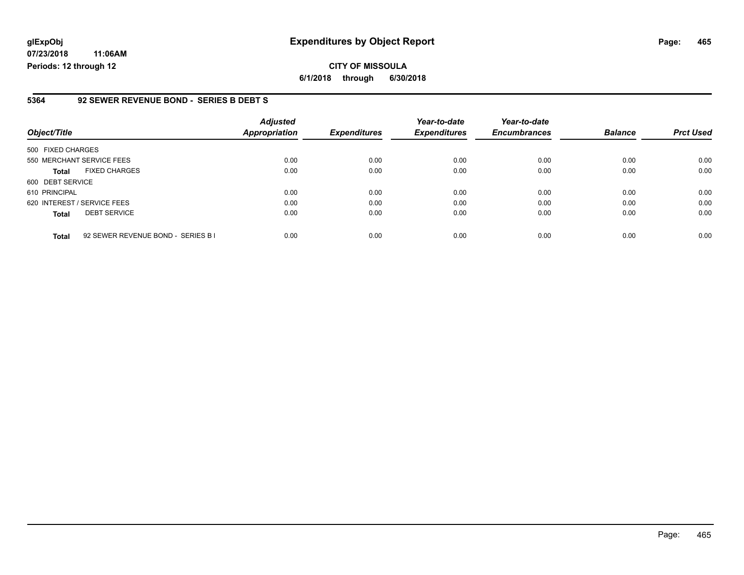**glExpObj**
**07/23/2018 11:06AM**
**Periods: 12 through 12**

# Expenditures by Object Report

**CITY OF MISSOULA**
**6/1/2018 through 6/30/2018**

## 5364 92 SEWER REVENUE BOND - SERIES B DEBT S

| Object/Title | | Adjusted Appropriation | Expenditures | Year-to-date Expenditures | Year-to-date Encumbrances | Balance | Prct Used |
|---|---|---|---|---|---|---|---|
| 500 FIXED CHARGES | | | | | | | |
| 550 MERCHANT SERVICE FEES | | 0.00 | 0.00 | 0.00 | 0.00 | 0.00 | 0.00 |
| **Total** | FIXED CHARGES | 0.00 | 0.00 | 0.00 | 0.00 | 0.00 | 0.00 |
| 600 DEBT SERVICE | | | | | | | |
| 610 PRINCIPAL | | 0.00 | 0.00 | 0.00 | 0.00 | 0.00 | 0.00 |
| 620 INTEREST / SERVICE FEES | | 0.00 | 0.00 | 0.00 | 0.00 | 0.00 | 0.00 |
| **Total** | DEBT SERVICE | 0.00 | 0.00 | 0.00 | 0.00 | 0.00 | 0.00 |
| **Total** | 92 SEWER REVENUE BOND - SERIES B I | 0.00 | 0.00 | 0.00 | 0.00 | 0.00 | 0.00 |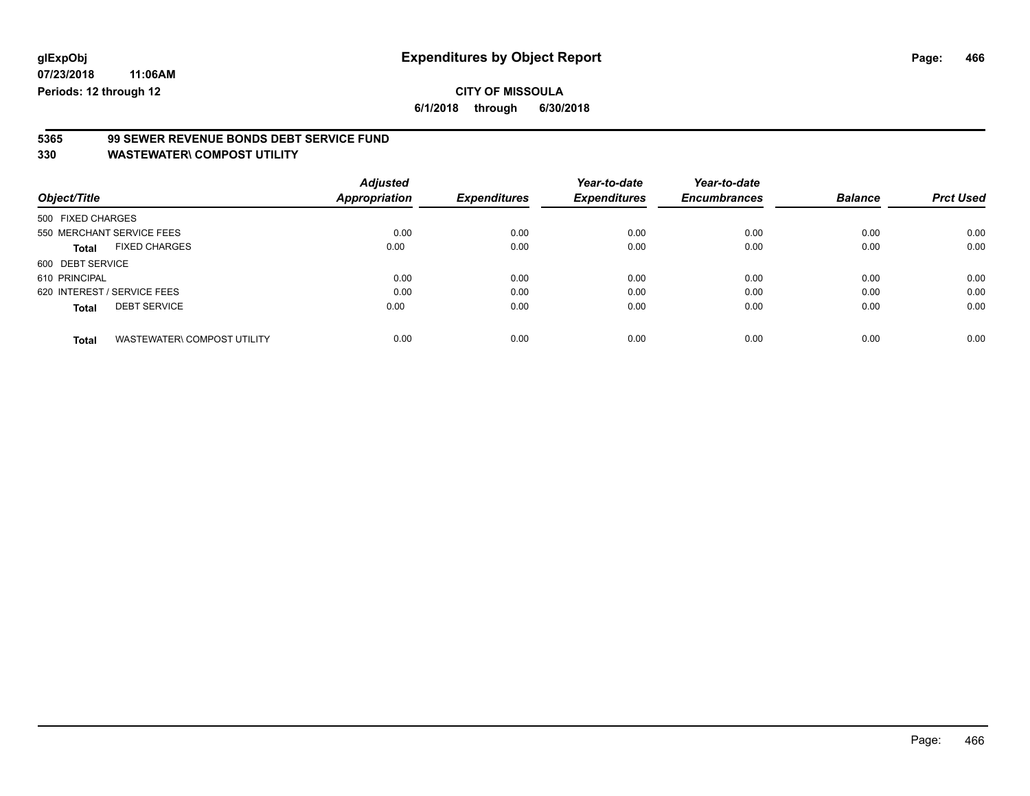glExpObj
07/23/2018 11:06AM
Periods: 12 through 12

# Expenditures by Object Report

**CITY OF MISSOULA**

**6/1/2018 through 6/30/2018**

## 5365 99 SEWER REVENUE BONDS DEBT SERVICE FUND
## 330 WASTEWATER\ COMPOST UTILITY

| Object/Title | Adjusted Appropriation | Expenditures | Year-to-date Expenditures | Year-to-date Encumbrances | Balance | Prct Used |
|---|---|---|---|---|---|---|
| 500 FIXED CHARGES | | | | | | |
| 550 MERCHANT SERVICE FEES | 0.00 | 0.00 | 0.00 | 0.00 | 0.00 | 0.00 |
| **Total** FIXED CHARGES | 0.00 | 0.00 | 0.00 | 0.00 | 0.00 | 0.00 |
| 600 DEBT SERVICE | | | | | | |
| 610 PRINCIPAL | 0.00 | 0.00 | 0.00 | 0.00 | 0.00 | 0.00 |
| 620 INTEREST / SERVICE FEES | 0.00 | 0.00 | 0.00 | 0.00 | 0.00 | 0.00 |
| **Total** DEBT SERVICE | 0.00 | 0.00 | 0.00 | 0.00 | 0.00 | 0.00 |
| **Total** WASTEWATER\ COMPOST UTILITY | 0.00 | 0.00 | 0.00 | 0.00 | 0.00 | 0.00 |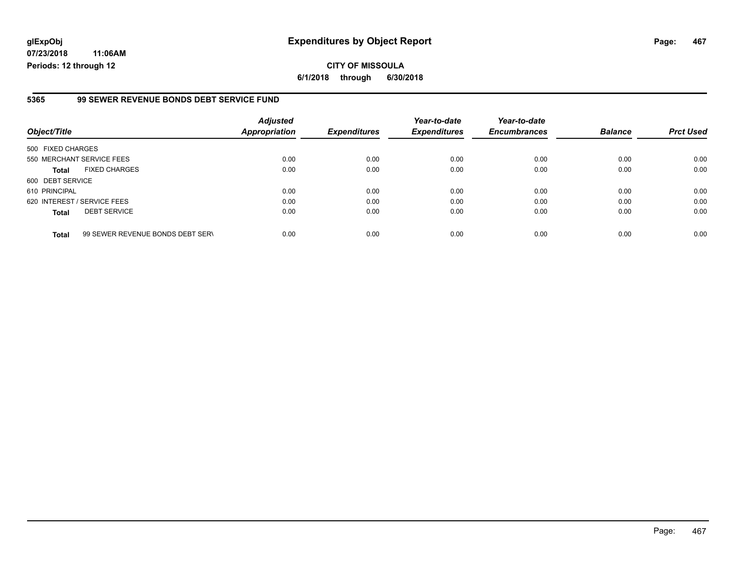**glExpObj**
**07/23/2018 11:06AM**
**Periods: 12 through 12**

# Expenditures by Object Report

**CITY OF MISSOULA**
**6/1/2018 through 6/30/2018**

## 5365 99 SEWER REVENUE BONDS DEBT SERVICE FUND

| Object/Title | | Adjusted Appropriation | Expenditures | Year-to-date Expenditures | Year-to-date Encumbrances | Balance | Prct Used |
|---|---|---|---|---|---|---|---|
| 500 FIXED CHARGES | | | | | | | |
| 550 MERCHANT SERVICE FEES | | 0.00 | 0.00 | 0.00 | 0.00 | 0.00 | 0.00 |
| **Total** | FIXED CHARGES | 0.00 | 0.00 | 0.00 | 0.00 | 0.00 | 0.00 |
| 600 DEBT SERVICE | | | | | | | |
| 610 PRINCIPAL | | 0.00 | 0.00 | 0.00 | 0.00 | 0.00 | 0.00 |
| 620 INTEREST / SERVICE FEES | | 0.00 | 0.00 | 0.00 | 0.00 | 0.00 | 0.00 |
| **Total** | DEBT SERVICE | 0.00 | 0.00 | 0.00 | 0.00 | 0.00 | 0.00 |
| **Total** | 99 SEWER REVENUE BONDS DEBT SERV | 0.00 | 0.00 | 0.00 | 0.00 | 0.00 | 0.00 |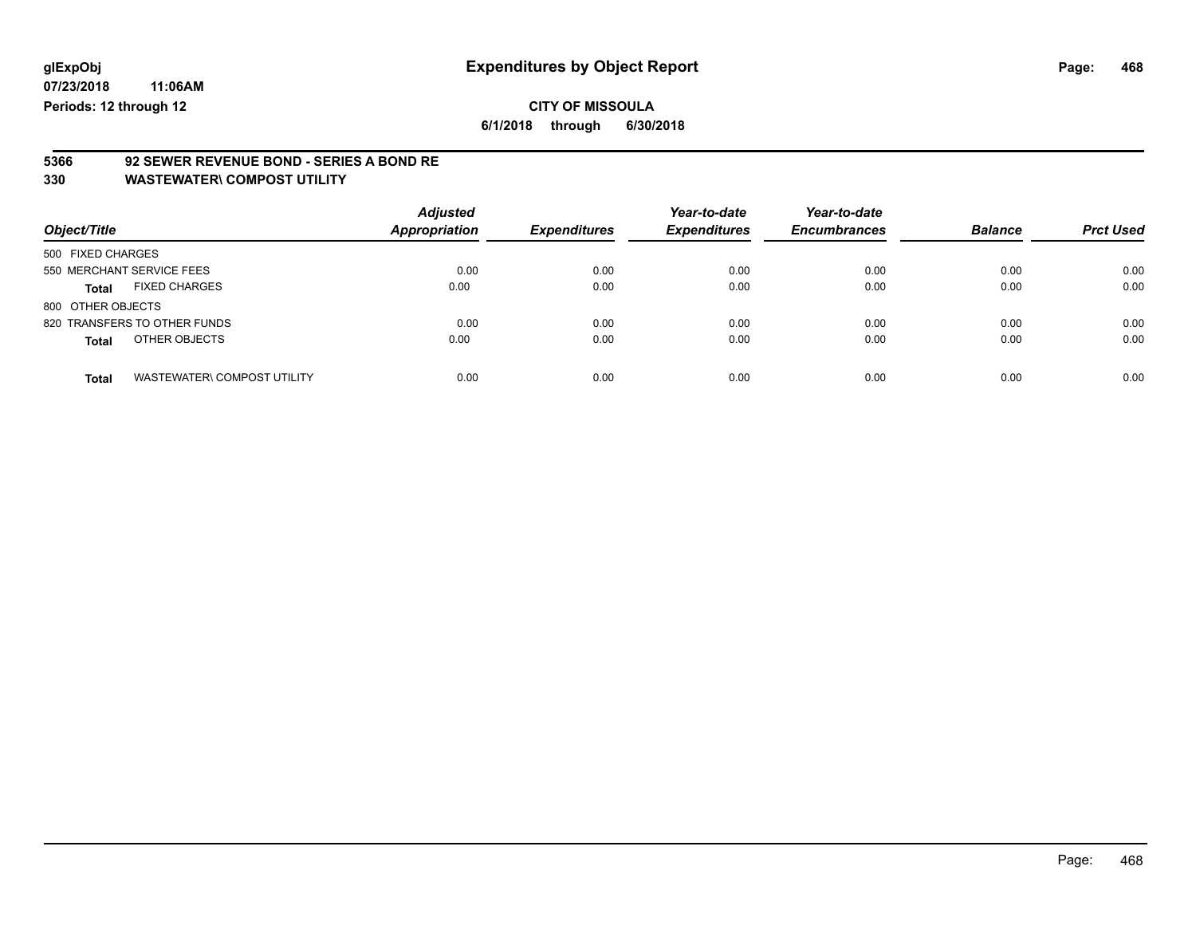glExpObj
07/23/2018 11:06AM
Periods: 12 through 12

# Expenditures by Object Report

**CITY OF MISSOULA**

**6/1/2018 through 6/30/2018**

**5366 92 SEWER REVENUE BOND - SERIES A BOND RE**

**330 WASTEWATER\ COMPOST UTILITY**

| Object/Title | | Adjusted Appropriation | Expenditures | Year-to-date Expenditures | Year-to-date Encumbrances | Balance | Prct Used |
|---|---|---|---|---|---|---|---|
| 500 FIXED CHARGES | | | | | | | |
| 550 MERCHANT SERVICE FEES | | 0.00 | 0.00 | 0.00 | 0.00 | 0.00 | 0.00 |
| **Total** | FIXED CHARGES | 0.00 | 0.00 | 0.00 | 0.00 | 0.00 | 0.00 |
| 800 OTHER OBJECTS | | | | | | | |
| 820 TRANSFERS TO OTHER FUNDS | | 0.00 | 0.00 | 0.00 | 0.00 | 0.00 | 0.00 |
| **Total** | OTHER OBJECTS | 0.00 | 0.00 | 0.00 | 0.00 | 0.00 | 0.00 |
| **Total** | WASTEWATER\ COMPOST UTILITY | 0.00 | 0.00 | 0.00 | 0.00 | 0.00 | 0.00 |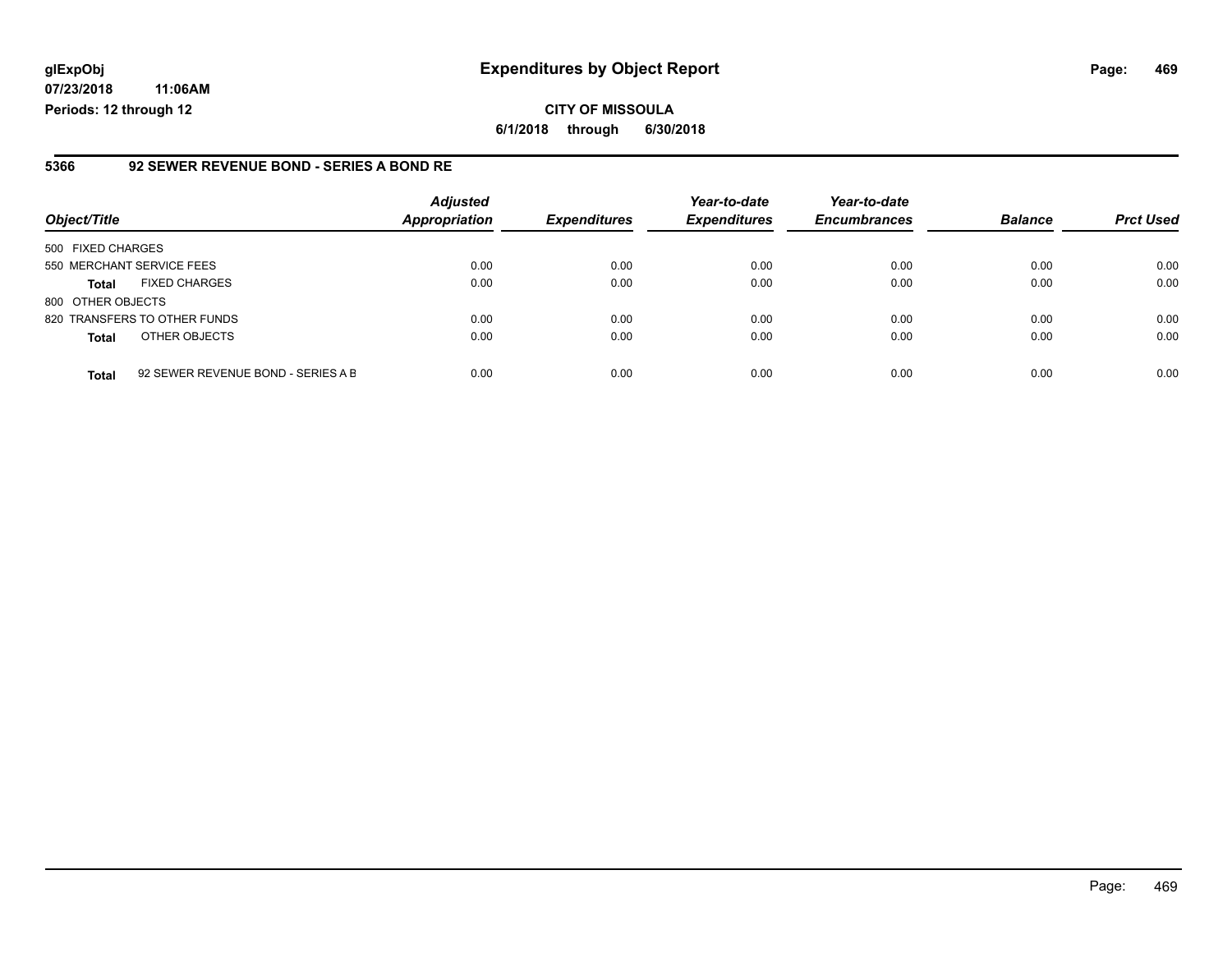**glExpObj** | **Expenditures by Object Report**

**07/23/2018 11:06AM**

**Periods: 12 through 12**

**CITY OF MISSOULA**

**6/1/2018 through 6/30/2018**

## 5366 92 SEWER REVENUE BOND - SERIES A BOND RE

| Object/Title | Adjusted Appropriation | Expenditures | Year-to-date Expenditures | Year-to-date Encumbrances | Balance | Prct Used |
|---|---|---|---|---|---|---|
| 500 FIXED CHARGES | | | | | | |
| 550 MERCHANT SERVICE FEES | 0.00 | 0.00 | 0.00 | 0.00 | 0.00 | 0.00 |
| **Total** FIXED CHARGES | 0.00 | 0.00 | 0.00 | 0.00 | 0.00 | 0.00 |
| 800 OTHER OBJECTS | | | | | | |
| 820 TRANSFERS TO OTHER FUNDS | 0.00 | 0.00 | 0.00 | 0.00 | 0.00 | 0.00 |
| **Total** OTHER OBJECTS | 0.00 | 0.00 | 0.00 | 0.00 | 0.00 | 0.00 |
| **Total** 92 SEWER REVENUE BOND - SERIES A B | 0.00 | 0.00 | 0.00 | 0.00 | 0.00 | 0.00 |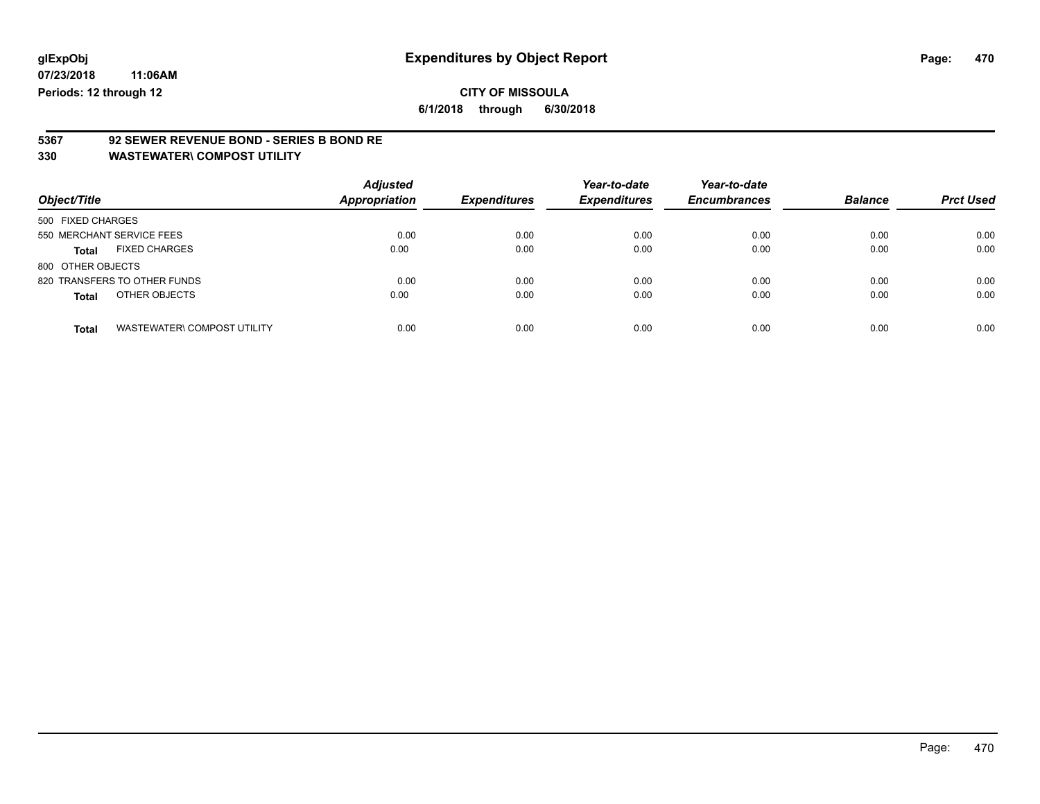glExpObj
07/23/2018 11:06AM
Periods: 12 through 12

# Expenditures by Object Report

**CITY OF MISSOULA**

**6/1/2018 through 6/30/2018**

**5367 92 SEWER REVENUE BOND - SERIES B BOND RE**

**330 WASTEWATER\ COMPOST UTILITY**

| Object/Title | | Adjusted Appropriation | Expenditures | Year-to-date Expenditures | Year-to-date Encumbrances | Balance | Prct Used |
|---|---|---|---|---|---|---|---|
| 500 FIXED CHARGES | | | | | | | |
| 550 MERCHANT SERVICE FEES | | 0.00 | 0.00 | 0.00 | 0.00 | 0.00 | 0.00 |
| **Total** | FIXED CHARGES | 0.00 | 0.00 | 0.00 | 0.00 | 0.00 | 0.00 |
| 800 OTHER OBJECTS | | | | | | | |
| 820 TRANSFERS TO OTHER FUNDS | | 0.00 | 0.00 | 0.00 | 0.00 | 0.00 | 0.00 |
| **Total** | OTHER OBJECTS | 0.00 | 0.00 | 0.00 | 0.00 | 0.00 | 0.00 |
| **Total** | WASTEWATER\ COMPOST UTILITY | 0.00 | 0.00 | 0.00 | 0.00 | 0.00 | 0.00 |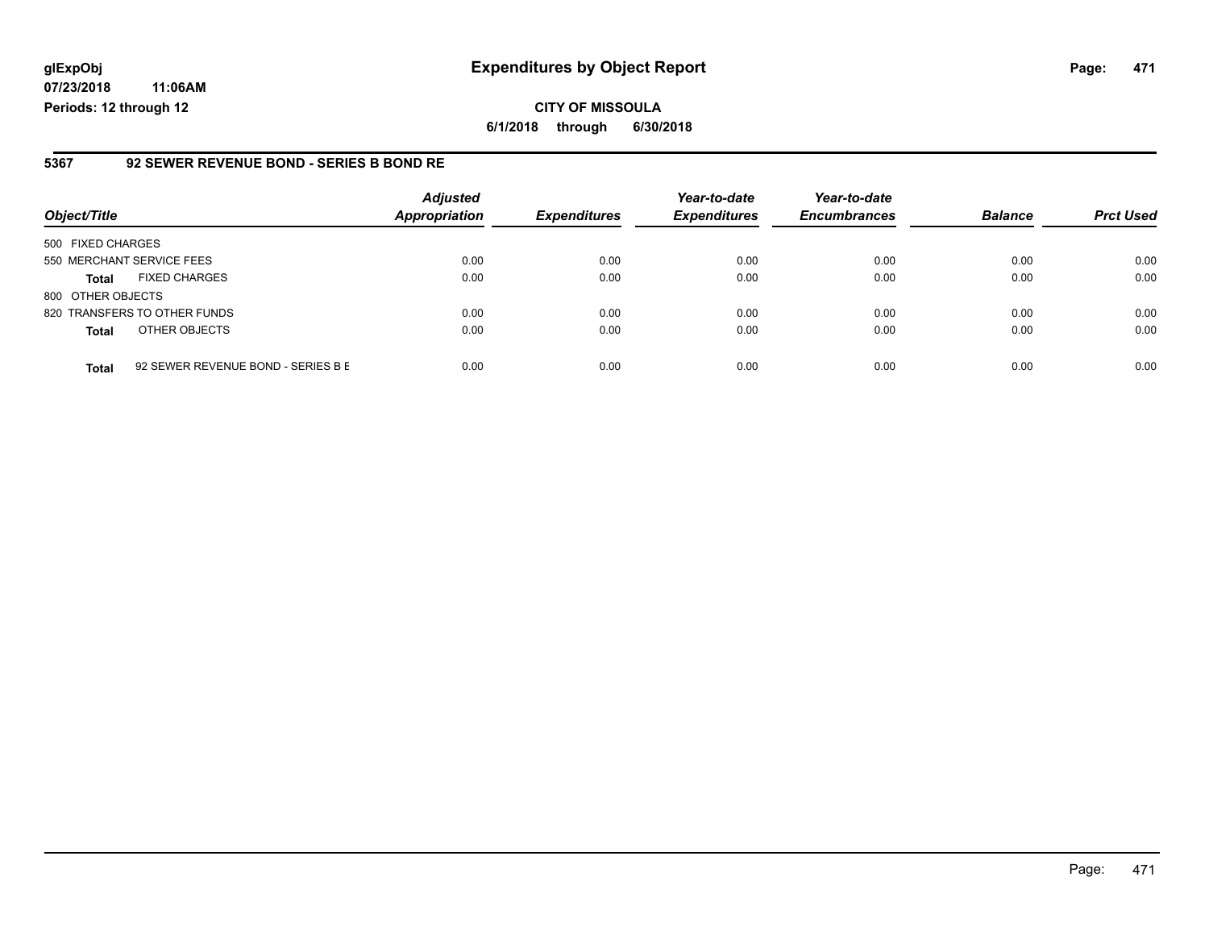**glExpObj** **Expenditures by Object Report**

**07/23/2018 11:06AM**

**Periods: 12 through 12**

**CITY OF MISSOULA**

**6/1/2018 through 6/30/2018**

## 5367 92 SEWER REVENUE BOND - SERIES B BOND RE

| Object/Title | | Adjusted Appropriation | Expenditures | Year-to-date Expenditures | Year-to-date Encumbrances | Balance | Prct Used |
|---|---|---|---|---|---|---|---|
| 500 FIXED CHARGES | | | | | | | |
| 550 MERCHANT SERVICE FEES | | 0.00 | 0.00 | 0.00 | 0.00 | 0.00 | 0.00 |
| **Total** | FIXED CHARGES | 0.00 | 0.00 | 0.00 | 0.00 | 0.00 | 0.00 |
| 800 OTHER OBJECTS | | | | | | | |
| 820 TRANSFERS TO OTHER FUNDS | | 0.00 | 0.00 | 0.00 | 0.00 | 0.00 | 0.00 |
| **Total** | OTHER OBJECTS | 0.00 | 0.00 | 0.00 | 0.00 | 0.00 | 0.00 |
| **Total** | 92 SEWER REVENUE BOND - SERIES B E | 0.00 | 0.00 | 0.00 | 0.00 | 0.00 | 0.00 |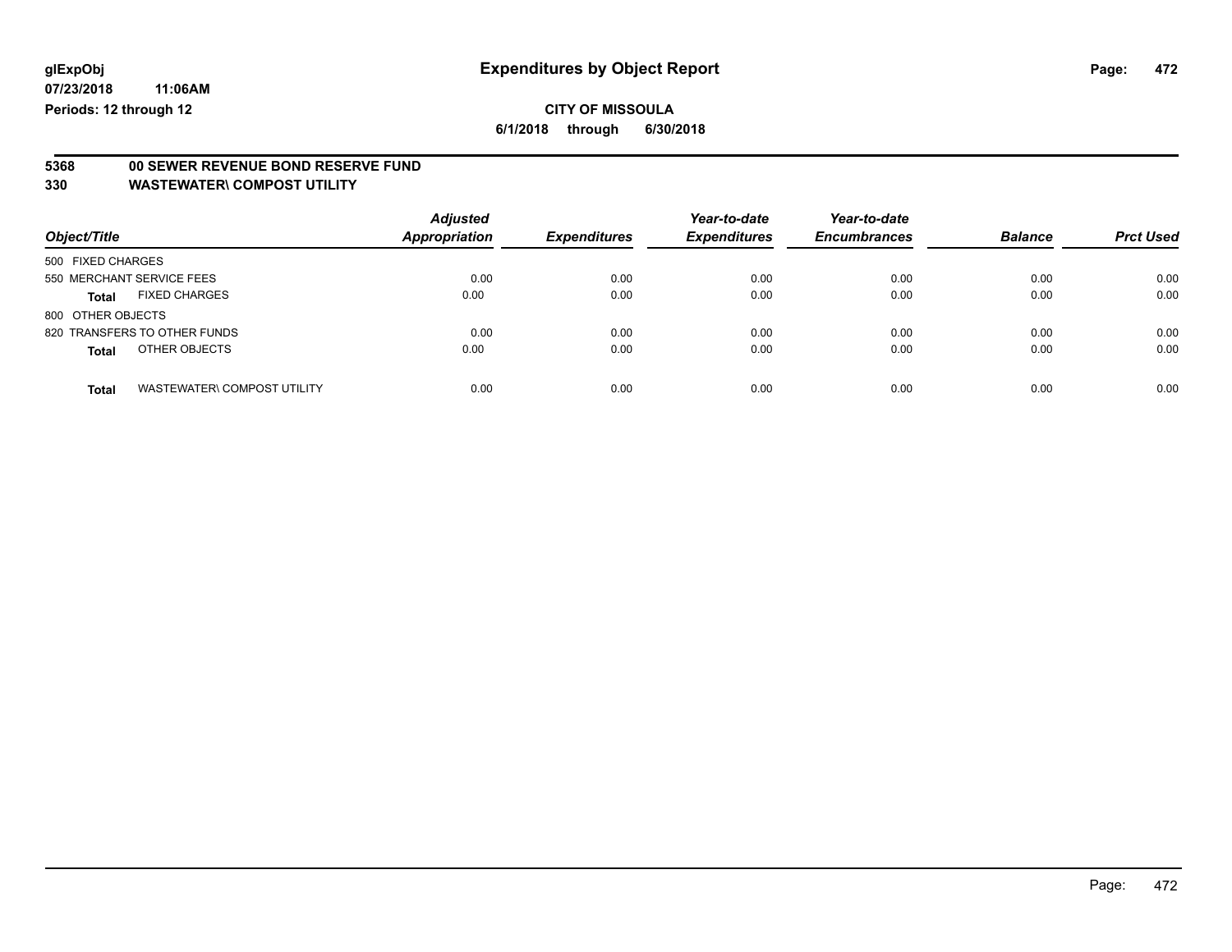**glExpObj** **Expenditures by Object Report**

**07/23/2018 11:06AM**

**Periods: 12 through 12**

**CITY OF MISSOULA**

**6/1/2018 through 6/30/2018**

**5368 00 SEWER REVENUE BOND RESERVE FUND**

**330 WASTEWATER\ COMPOST UTILITY**

| Object/Title | Adjusted Appropriation | Expenditures | Year-to-date Expenditures | Year-to-date Encumbrances | Balance | Prct Used |
|---|---|---|---|---|---|---|
| 500 FIXED CHARGES | | | | | | |
| 550 MERCHANT SERVICE FEES | 0.00 | 0.00 | 0.00 | 0.00 | 0.00 | 0.00 |
| **Total** FIXED CHARGES | 0.00 | 0.00 | 0.00 | 0.00 | 0.00 | 0.00 |
| 800 OTHER OBJECTS | | | | | | |
| 820 TRANSFERS TO OTHER FUNDS | 0.00 | 0.00 | 0.00 | 0.00 | 0.00 | 0.00 |
| **Total** OTHER OBJECTS | 0.00 | 0.00 | 0.00 | 0.00 | 0.00 | 0.00 |
| **Total** WASTEWATER\ COMPOST UTILITY | 0.00 | 0.00 | 0.00 | 0.00 | 0.00 | 0.00 |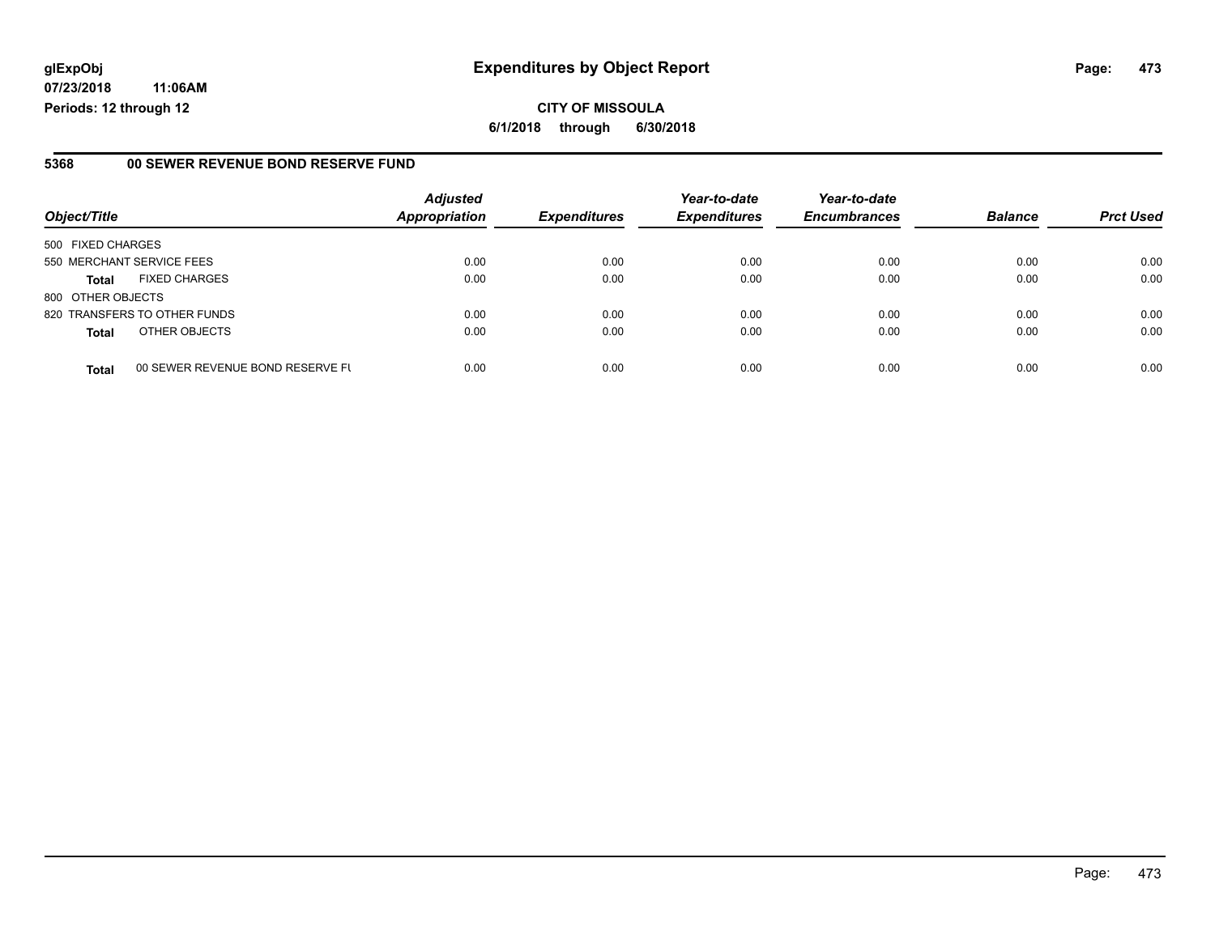**glExpObj**
**07/23/2018 11:06AM**
**Periods: 12 through 12**

# Expenditures by Object Report

**CITY OF MISSOULA**
**6/1/2018 through 6/30/2018**

## 5368 00 SEWER REVENUE BOND RESERVE FUND

| Object/Title | | Adjusted Appropriation | Expenditures | Year-to-date Expenditures | Year-to-date Encumbrances | Balance | Prct Used |
|---|---|---|---|---|---|---|---|
| 500 FIXED CHARGES | | | | | | | |
| 550 MERCHANT SERVICE FEES | | 0.00 | 0.00 | 0.00 | 0.00 | 0.00 | 0.00 |
| **Total** | FIXED CHARGES | 0.00 | 0.00 | 0.00 | 0.00 | 0.00 | 0.00 |
| 800 OTHER OBJECTS | | | | | | | |
| 820 TRANSFERS TO OTHER FUNDS | | 0.00 | 0.00 | 0.00 | 0.00 | 0.00 | 0.00 |
| **Total** | OTHER OBJECTS | 0.00 | 0.00 | 0.00 | 0.00 | 0.00 | 0.00 |
| **Total** | 00 SEWER REVENUE BOND RESERVE FU | 0.00 | 0.00 | 0.00 | 0.00 | 0.00 | 0.00 |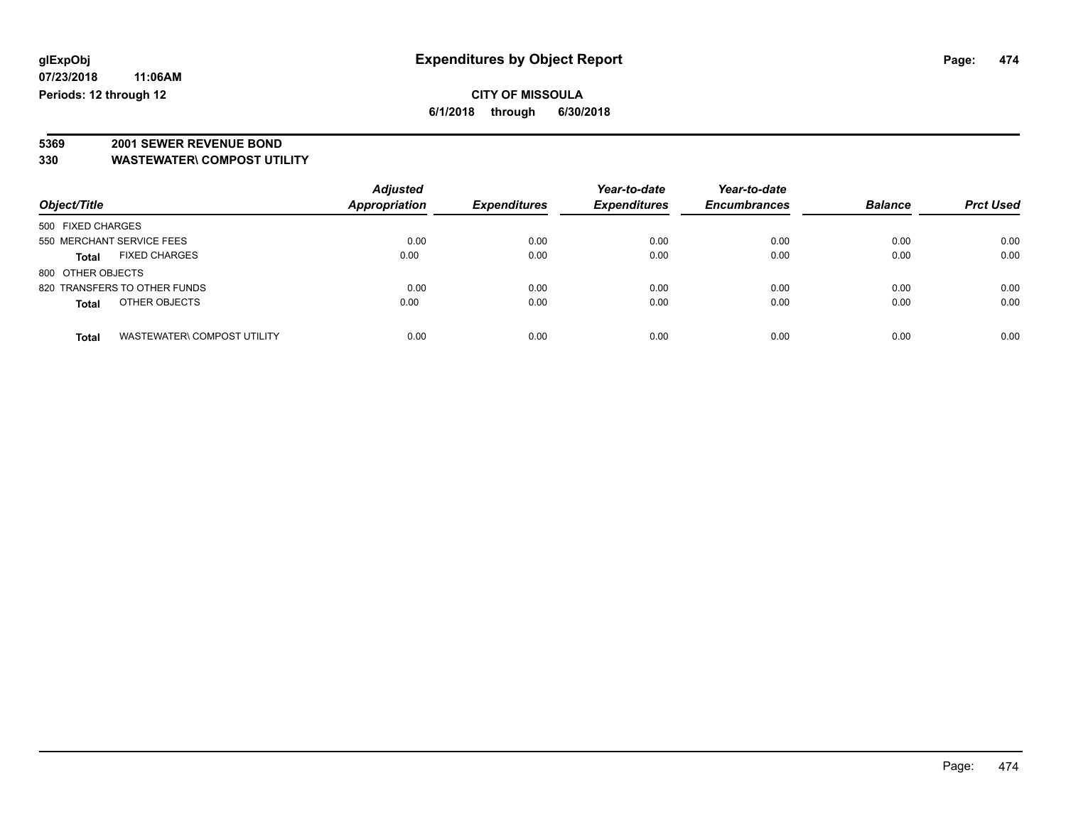# Expenditures by Object Report

glExpObj
07/23/2018 11:06AM
Periods: 12 through 12

**CITY OF MISSOULA**
**6/1/2018 through 6/30/2018**

**5369 2001 SEWER REVENUE BOND**
**330 WASTEWATER\ COMPOST UTILITY**

| Object/Title | Adjusted Appropriation | Expenditures | Year-to-date Expenditures | Year-to-date Encumbrances | Balance | Prct Used |
|---|---|---|---|---|---|---|
| 500 FIXED CHARGES | | | | | | |
| 550 MERCHANT SERVICE FEES | 0.00 | 0.00 | 0.00 | 0.00 | 0.00 | 0.00 |
| **Total** FIXED CHARGES | 0.00 | 0.00 | 0.00 | 0.00 | 0.00 | 0.00 |
| 800 OTHER OBJECTS | | | | | | |
| 820 TRANSFERS TO OTHER FUNDS | 0.00 | 0.00 | 0.00 | 0.00 | 0.00 | 0.00 |
| **Total** OTHER OBJECTS | 0.00 | 0.00 | 0.00 | 0.00 | 0.00 | 0.00 |
| **Total** WASTEWATER\ COMPOST UTILITY | 0.00 | 0.00 | 0.00 | 0.00 | 0.00 | 0.00 |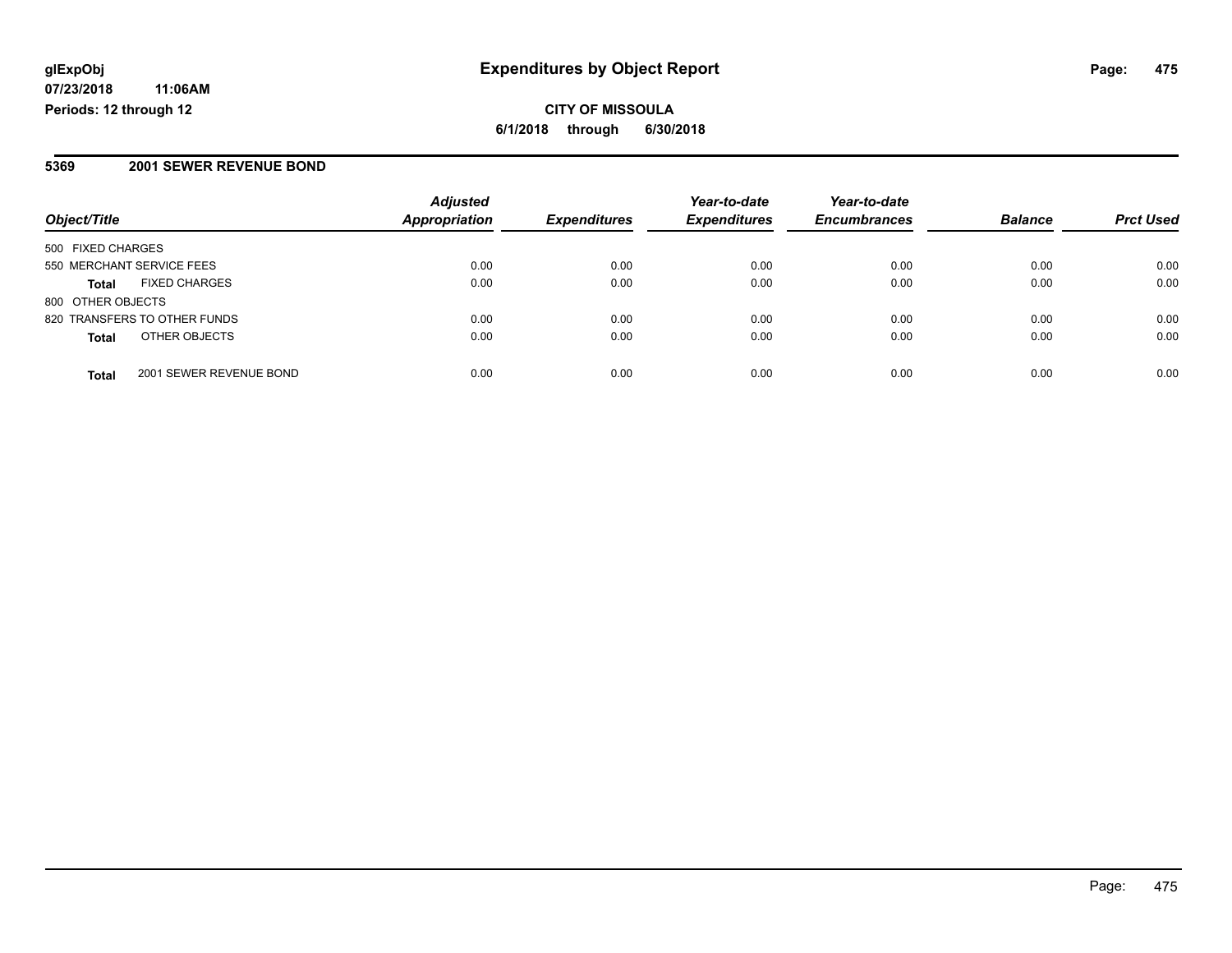**glExpObj**
**07/23/2018 11:06AM**
**Periods: 12 through 12**

# Expenditures by Object Report

**CITY OF MISSOULA**
**6/1/2018 through 6/30/2018**

## 5369 2001 SEWER REVENUE BOND

| Object/Title | | Adjusted Appropriation | Expenditures | Year-to-date Expenditures | Year-to-date Encumbrances | Balance | Prct Used |
|---|---|---|---|---|---|---|---|
| 500 FIXED CHARGES | | | | | | | |
| 550 MERCHANT SERVICE FEES | | 0.00 | 0.00 | 0.00 | 0.00 | 0.00 | 0.00 |
| **Total** | FIXED CHARGES | 0.00 | 0.00 | 0.00 | 0.00 | 0.00 | 0.00 |
| 800 OTHER OBJECTS | | | | | | | |
| 820 TRANSFERS TO OTHER FUNDS | | 0.00 | 0.00 | 0.00 | 0.00 | 0.00 | 0.00 |
| **Total** | OTHER OBJECTS | 0.00 | 0.00 | 0.00 | 0.00 | 0.00 | 0.00 |
| **Total** | 2001 SEWER REVENUE BOND | 0.00 | 0.00 | 0.00 | 0.00 | 0.00 | 0.00 |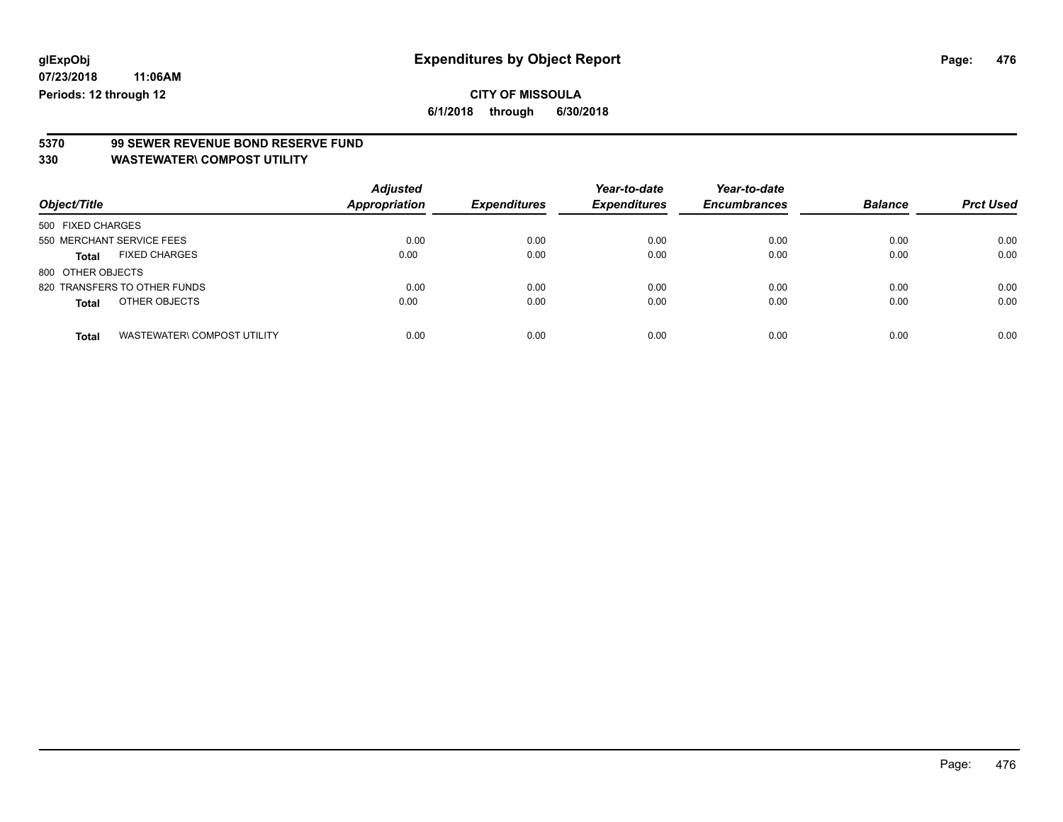**glExpObj** | **Expenditures by Object Report**

**07/23/2018 11:06AM**

**Periods: 12 through 12**

**CITY OF MISSOULA**

**6/1/2018 through 6/30/2018**

## 5370 99 SEWER REVENUE BOND RESERVE FUND
## 330 WASTEWATER\ COMPOST UTILITY

| Object/Title | | Adjusted Appropriation | Expenditures | Year-to-date Expenditures | Year-to-date Encumbrances | Balance | Prct Used |
|---|---|---|---|---|---|---|---|
| 500 FIXED CHARGES | | | | | | | |
| 550 MERCHANT SERVICE FEES | | 0.00 | 0.00 | 0.00 | 0.00 | 0.00 | 0.00 |
| **Total** | FIXED CHARGES | 0.00 | 0.00 | 0.00 | 0.00 | 0.00 | 0.00 |
| 800 OTHER OBJECTS | | | | | | | |
| 820 TRANSFERS TO OTHER FUNDS | | 0.00 | 0.00 | 0.00 | 0.00 | 0.00 | 0.00 |
| **Total** | OTHER OBJECTS | 0.00 | 0.00 | 0.00 | 0.00 | 0.00 | 0.00 |
| **Total** | WASTEWATER\ COMPOST UTILITY | 0.00 | 0.00 | 0.00 | 0.00 | 0.00 | 0.00 |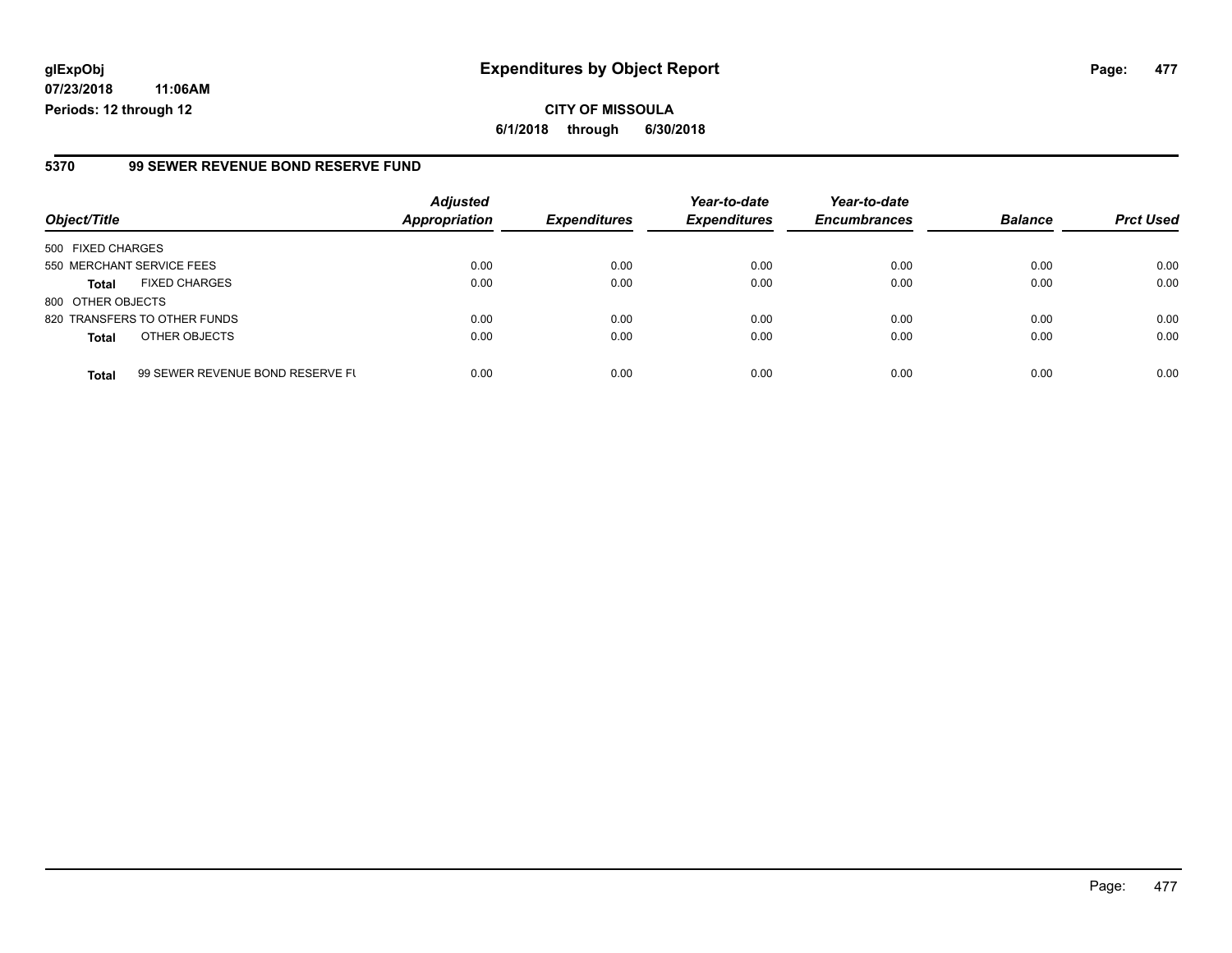**glExpObj** **Expenditures by Object Report**

**07/23/2018 11:06AM**

**Periods: 12 through 12**

**CITY OF MISSOULA**

**6/1/2018 through 6/30/2018**

## 5370 99 SEWER REVENUE BOND RESERVE FUND

| Object/Title | | *Adjusted Appropriation* | *Expenditures* | *Year-to-date Expenditures* | *Year-to-date Encumbrances* | *Balance* | *Prct Used* |
|---|---|---|---|---|---|---|---|
| 500 FIXED CHARGES | | | | | | | |
| 550 MERCHANT SERVICE FEES | | 0.00 | 0.00 | 0.00 | 0.00 | 0.00 | 0.00 |
| **Total** | FIXED CHARGES | 0.00 | 0.00 | 0.00 | 0.00 | 0.00 | 0.00 |
| 800 OTHER OBJECTS | | | | | | | |
| 820 TRANSFERS TO OTHER FUNDS | | 0.00 | 0.00 | 0.00 | 0.00 | 0.00 | 0.00 |
| **Total** | OTHER OBJECTS | 0.00 | 0.00 | 0.00 | 0.00 | 0.00 | 0.00 |
| **Total** | 99 SEWER REVENUE BOND RESERVE FU | 0.00 | 0.00 | 0.00 | 0.00 | 0.00 | 0.00 |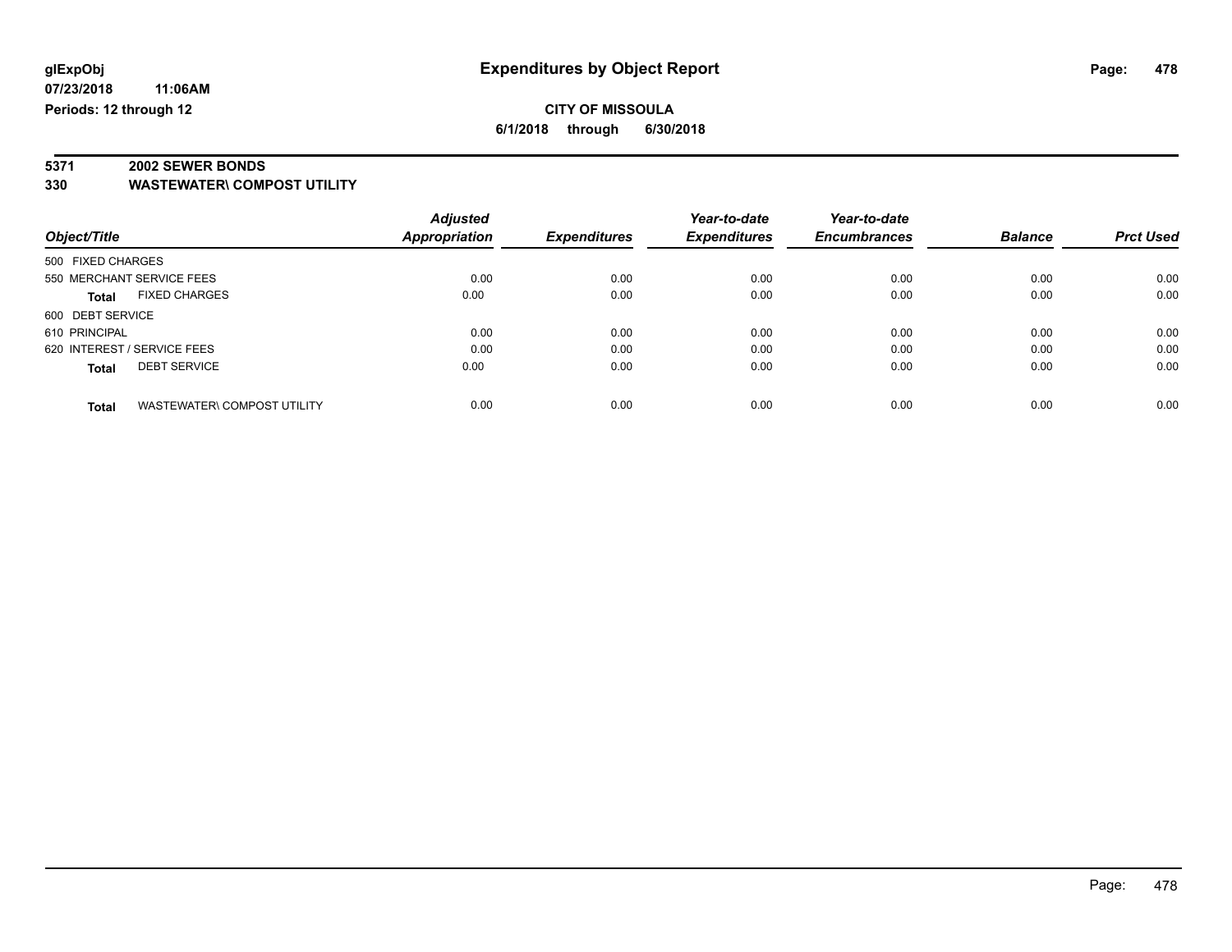glExpObj
07/23/2018 11:06AM
Periods: 12 through 12

# Expenditures by Object Report

**CITY OF MISSOULA**
**6/1/2018 through 6/30/2018**

**5371 2002 SEWER BONDS**
**330 WASTEWATER\ COMPOST UTILITY**

| Object/Title | Adjusted Appropriation | Expenditures | Year-to-date Expenditures | Year-to-date Encumbrances | Balance | Prct Used |
|---|---|---|---|---|---|---|
| 500 FIXED CHARGES | | | | | | |
| 550 MERCHANT SERVICE FEES | 0.00 | 0.00 | 0.00 | 0.00 | 0.00 | 0.00 |
| **Total** FIXED CHARGES | 0.00 | 0.00 | 0.00 | 0.00 | 0.00 | 0.00 |
| 600 DEBT SERVICE | | | | | | |
| 610 PRINCIPAL | 0.00 | 0.00 | 0.00 | 0.00 | 0.00 | 0.00 |
| 620 INTEREST / SERVICE FEES | 0.00 | 0.00 | 0.00 | 0.00 | 0.00 | 0.00 |
| **Total** DEBT SERVICE | 0.00 | 0.00 | 0.00 | 0.00 | 0.00 | 0.00 |
| **Total** WASTEWATER\ COMPOST UTILITY | 0.00 | 0.00 | 0.00 | 0.00 | 0.00 | 0.00 |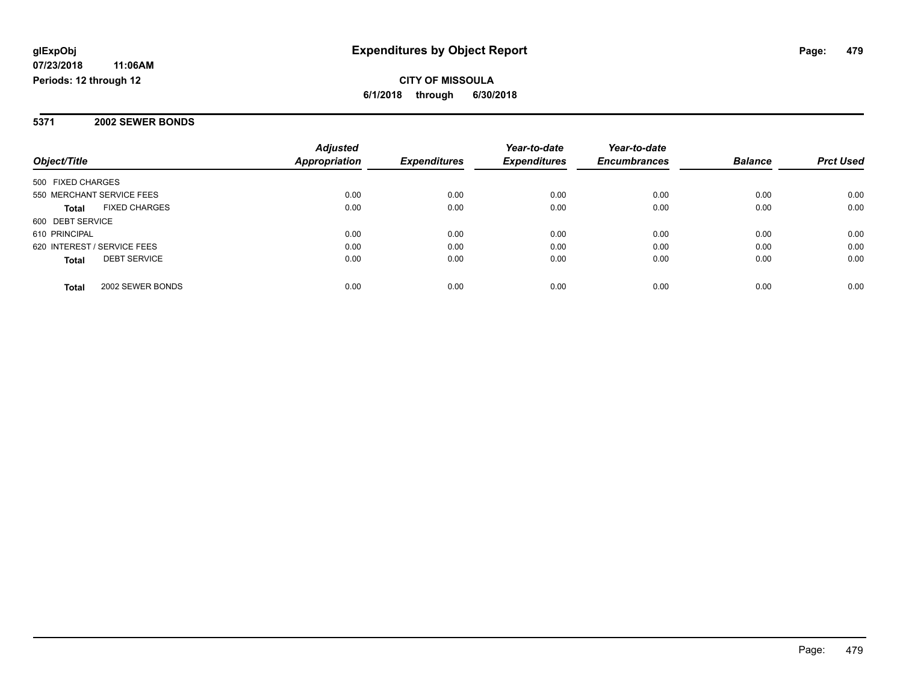**glExpObj**
**07/23/2018 11:06AM**
**Periods: 12 through 12**

# Expenditures by Object Report

**CITY OF MISSOULA**
**6/1/2018 through 6/30/2018**

## 5371 2002 SEWER BONDS

| Object/Title | | Adjusted Appropriation | Expenditures | Year-to-date Expenditures | Year-to-date Encumbrances | Balance | Prct Used |
|---|---|---|---|---|---|---|---|
| 500 FIXED CHARGES | | | | | | | |
| 550 MERCHANT SERVICE FEES | | 0.00 | 0.00 | 0.00 | 0.00 | 0.00 | 0.00 |
| **Total** | FIXED CHARGES | 0.00 | 0.00 | 0.00 | 0.00 | 0.00 | 0.00 |
| 600 DEBT SERVICE | | | | | | | |
| 610 PRINCIPAL | | 0.00 | 0.00 | 0.00 | 0.00 | 0.00 | 0.00 |
| 620 INTEREST / SERVICE FEES | | 0.00 | 0.00 | 0.00 | 0.00 | 0.00 | 0.00 |
| **Total** | DEBT SERVICE | 0.00 | 0.00 | 0.00 | 0.00 | 0.00 | 0.00 |
| **Total** | 2002 SEWER BONDS | 0.00 | 0.00 | 0.00 | 0.00 | 0.00 | 0.00 |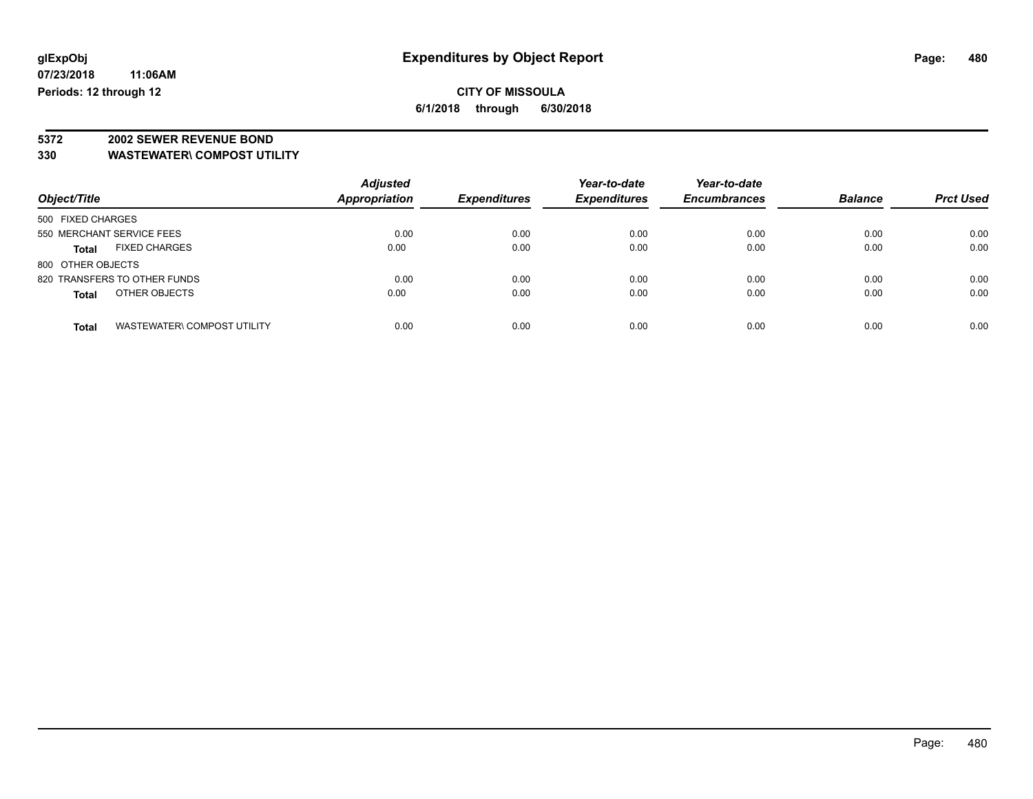**glExpObj**
**07/23/2018 11:06AM**
**Periods: 12 through 12**

# Expenditures by Object Report

**CITY OF MISSOULA**
**6/1/2018 through 6/30/2018**

**5372 2002 SEWER REVENUE BOND**
**330 WASTEWATER\ COMPOST UTILITY**

| Object/Title | Adjusted Appropriation | Expenditures | Year-to-date Expenditures | Year-to-date Encumbrances | Balance | Prct Used |
|---|---|---|---|---|---|---|
| 500 FIXED CHARGES | | | | | | |
| 550 MERCHANT SERVICE FEES | 0.00 | 0.00 | 0.00 | 0.00 | 0.00 | 0.00 |
| **Total** FIXED CHARGES | 0.00 | 0.00 | 0.00 | 0.00 | 0.00 | 0.00 |
| 800 OTHER OBJECTS | | | | | | |
| 820 TRANSFERS TO OTHER FUNDS | 0.00 | 0.00 | 0.00 | 0.00 | 0.00 | 0.00 |
| **Total** OTHER OBJECTS | 0.00 | 0.00 | 0.00 | 0.00 | 0.00 | 0.00 |
| **Total** WASTEWATER\ COMPOST UTILITY | 0.00 | 0.00 | 0.00 | 0.00 | 0.00 | 0.00 |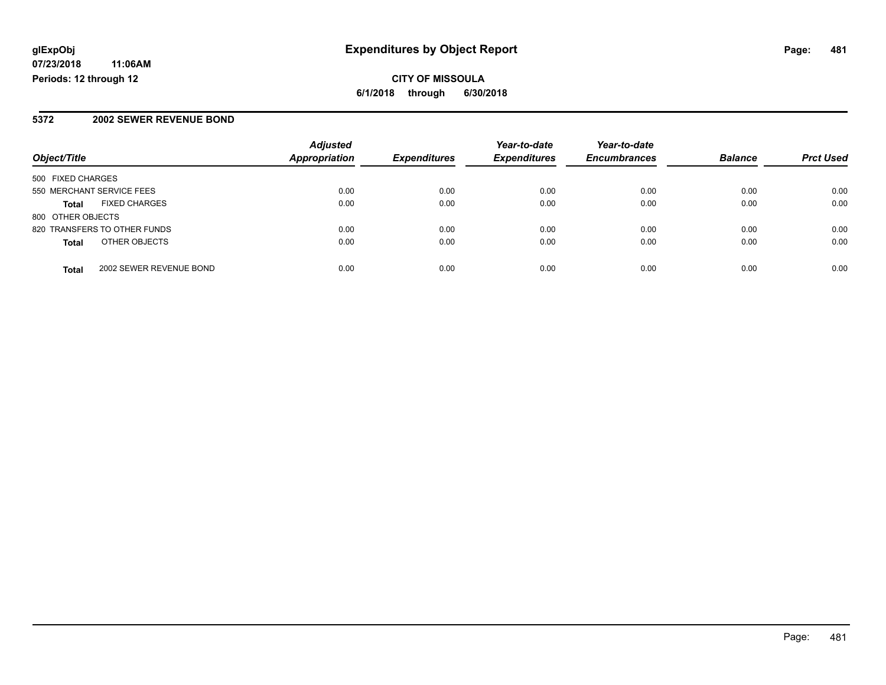**glExpObj**
**07/23/2018 11:06AM**
**Periods: 12 through 12**

# Expenditures by Object Report

**CITY OF MISSOULA**
**6/1/2018 through 6/30/2018**

## 5372 2002 SEWER REVENUE BOND

| Object/Title | | Adjusted Appropriation | Expenditures | Year-to-date Expenditures | Year-to-date Encumbrances | Balance | Prct Used |
|---|---|---|---|---|---|---|---|
| 500 FIXED CHARGES | | | | | | | |
| 550 MERCHANT SERVICE FEES | | 0.00 | 0.00 | 0.00 | 0.00 | 0.00 | 0.00 |
| **Total** | FIXED CHARGES | 0.00 | 0.00 | 0.00 | 0.00 | 0.00 | 0.00 |
| 800 OTHER OBJECTS | | | | | | | |
| 820 TRANSFERS TO OTHER FUNDS | | 0.00 | 0.00 | 0.00 | 0.00 | 0.00 | 0.00 |
| **Total** | OTHER OBJECTS | 0.00 | 0.00 | 0.00 | 0.00 | 0.00 | 0.00 |
| **Total** | 2002 SEWER REVENUE BOND | 0.00 | 0.00 | 0.00 | 0.00 | 0.00 | 0.00 |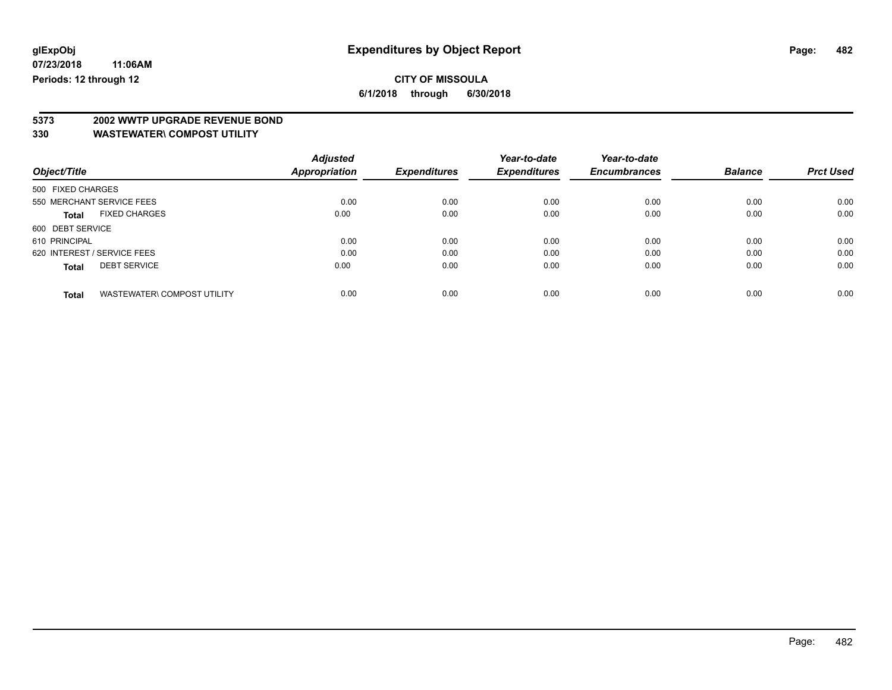glExpObj
07/23/2018 11:06AM
Periods: 12 through 12

# Expenditures by Object Report

**CITY OF MISSOULA**

**6/1/2018 through 6/30/2018**

**5373 2002 WWTP UPGRADE REVENUE BOND**

**330 WASTEWATER\ COMPOST UTILITY**

| Object/Title | Adjusted Appropriation | Expenditures | Year-to-date Expenditures | Year-to-date Encumbrances | Balance | Prct Used |
|---|---|---|---|---|---|---|
| 500 FIXED CHARGES | | | | | | |
| 550 MERCHANT SERVICE FEES | 0.00 | 0.00 | 0.00 | 0.00 | 0.00 | 0.00 |
| **Total** FIXED CHARGES | 0.00 | 0.00 | 0.00 | 0.00 | 0.00 | 0.00 |
| 600 DEBT SERVICE | | | | | | |
| 610 PRINCIPAL | 0.00 | 0.00 | 0.00 | 0.00 | 0.00 | 0.00 |
| 620 INTEREST / SERVICE FEES | 0.00 | 0.00 | 0.00 | 0.00 | 0.00 | 0.00 |
| **Total** DEBT SERVICE | 0.00 | 0.00 | 0.00 | 0.00 | 0.00 | 0.00 |
| **Total** WASTEWATER\ COMPOST UTILITY | 0.00 | 0.00 | 0.00 | 0.00 | 0.00 | 0.00 |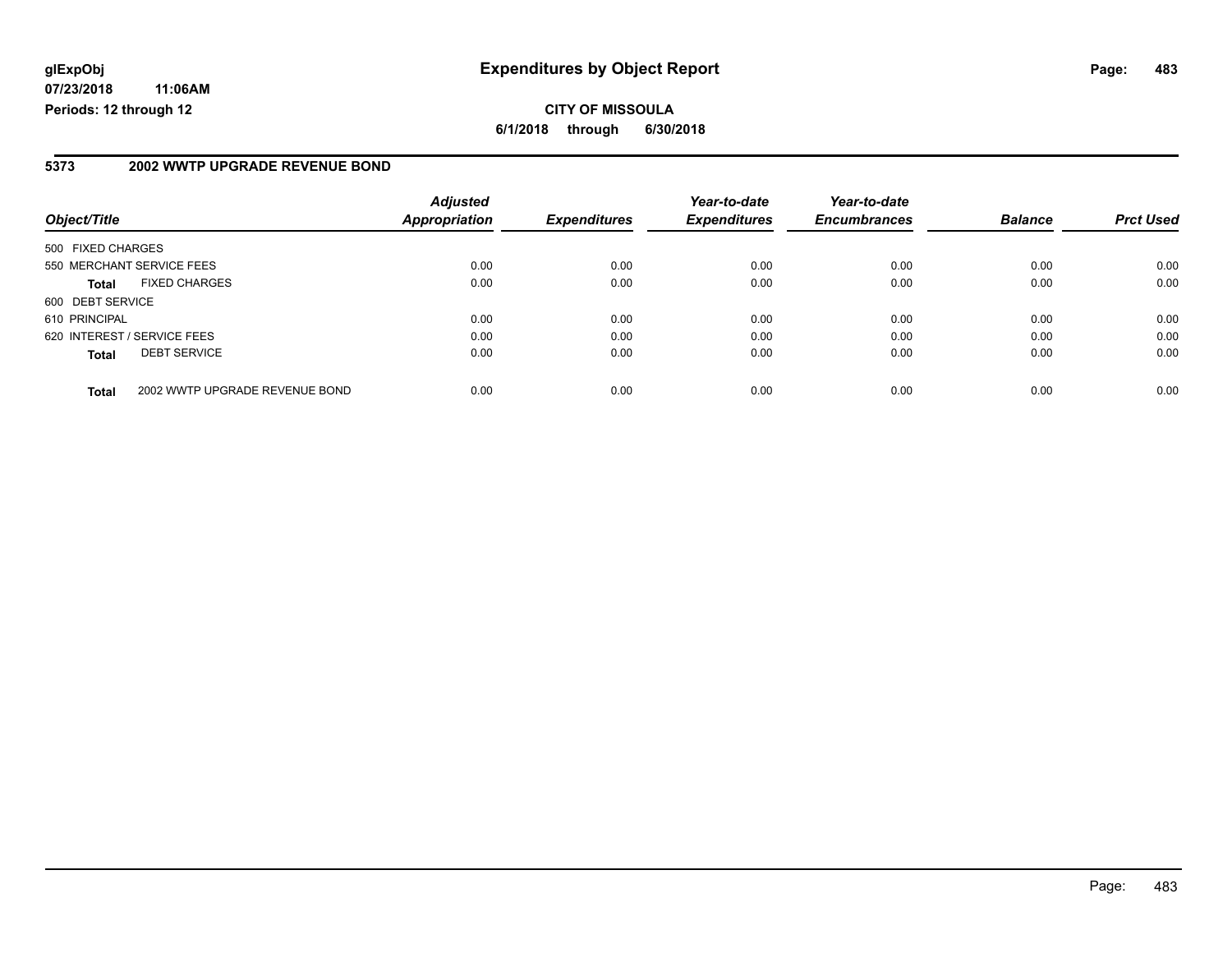**glExpObj**
**07/23/2018 11:06AM**
**Periods: 12 through 12**

# Expenditures by Object Report

**CITY OF MISSOULA**
**6/1/2018 through 6/30/2018**

## 5373 2002 WWTP UPGRADE REVENUE BOND

| Object/Title | Adjusted Appropriation | Expenditures | Year-to-date Expenditures | Year-to-date Encumbrances | Balance | Prct Used |
|---|---|---|---|---|---|---|
| 500 FIXED CHARGES | | | | | | |
| 550 MERCHANT SERVICE FEES | 0.00 | 0.00 | 0.00 | 0.00 | 0.00 | 0.00 |
| **Total** FIXED CHARGES | 0.00 | 0.00 | 0.00 | 0.00 | 0.00 | 0.00 |
| 600 DEBT SERVICE | | | | | | |
| 610 PRINCIPAL | 0.00 | 0.00 | 0.00 | 0.00 | 0.00 | 0.00 |
| 620 INTEREST / SERVICE FEES | 0.00 | 0.00 | 0.00 | 0.00 | 0.00 | 0.00 |
| **Total** DEBT SERVICE | 0.00 | 0.00 | 0.00 | 0.00 | 0.00 | 0.00 |
| **Total** 2002 WWTP UPGRADE REVENUE BOND | 0.00 | 0.00 | 0.00 | 0.00 | 0.00 | 0.00 |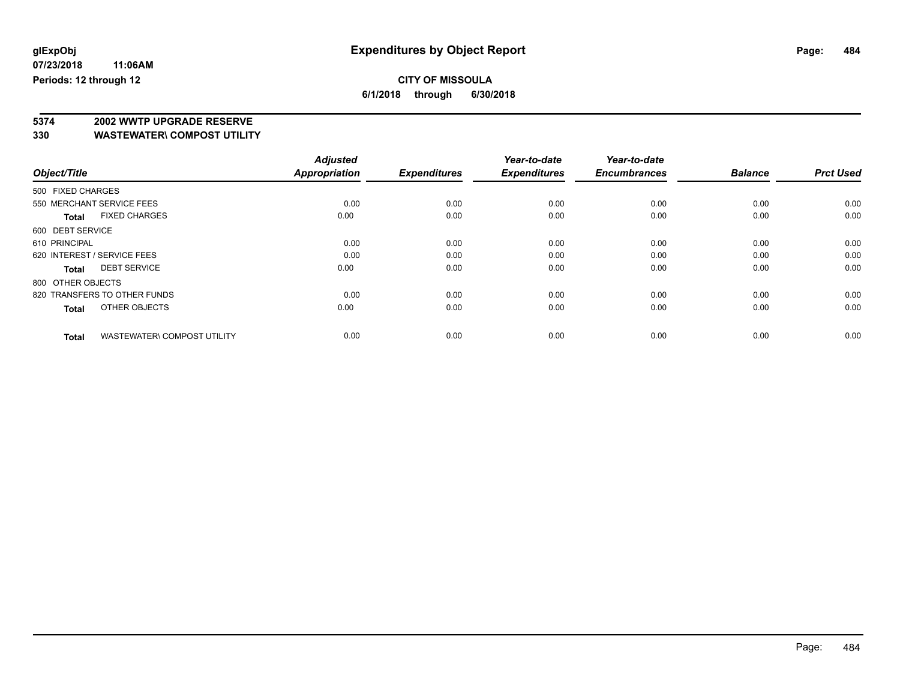glExpObj
07/23/2018 11:06AM
Periods: 12 through 12

# Expenditures by Object Report

**CITY OF MISSOULA**
**6/1/2018 through 6/30/2018**

**5374 2002 WWTP UPGRADE RESERVE**
**330 WASTEWATER\ COMPOST UTILITY**

| Object/Title | Adjusted Appropriation | Expenditures | Year-to-date Expenditures | Year-to-date Encumbrances | Balance | Prct Used |
|---|---|---|---|---|---|---|
| 500 FIXED CHARGES | | | | | | |
| 550 MERCHANT SERVICE FEES | 0.00 | 0.00 | 0.00 | 0.00 | 0.00 | 0.00 |
| **Total** FIXED CHARGES | 0.00 | 0.00 | 0.00 | 0.00 | 0.00 | 0.00 |
| 600 DEBT SERVICE | | | | | | |
| 610 PRINCIPAL | 0.00 | 0.00 | 0.00 | 0.00 | 0.00 | 0.00 |
| 620 INTEREST / SERVICE FEES | 0.00 | 0.00 | 0.00 | 0.00 | 0.00 | 0.00 |
| **Total** DEBT SERVICE | 0.00 | 0.00 | 0.00 | 0.00 | 0.00 | 0.00 |
| 800 OTHER OBJECTS | | | | | | |
| 820 TRANSFERS TO OTHER FUNDS | 0.00 | 0.00 | 0.00 | 0.00 | 0.00 | 0.00 |
| **Total** OTHER OBJECTS | 0.00 | 0.00 | 0.00 | 0.00 | 0.00 | 0.00 |
| **Total** WASTEWATER\ COMPOST UTILITY | 0.00 | 0.00 | 0.00 | 0.00 | 0.00 | 0.00 |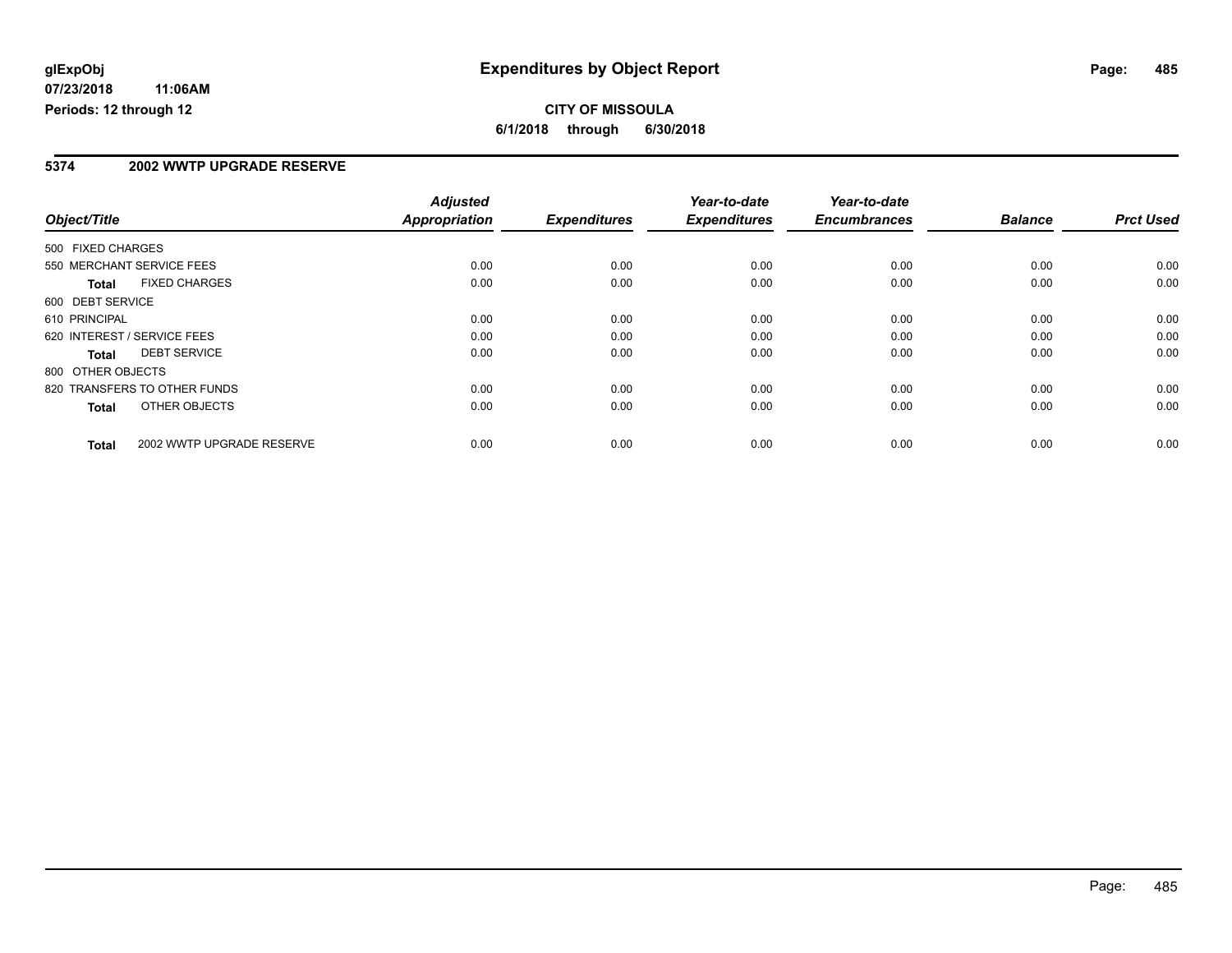**glExpObj** | **Expenditures by Object Report**

**07/23/2018 11:06AM**

**Periods: 12 through 12**

**CITY OF MISSOULA**

**6/1/2018 through 6/30/2018**

## 5374 2002 WWTP UPGRADE RESERVE

| Object/Title | Adjusted Appropriation | Expenditures | Year-to-date Expenditures | Year-to-date Encumbrances | Balance | Prct Used |
|---|---|---|---|---|---|---|
| 500 FIXED CHARGES | | | | | | |
| 550 MERCHANT SERVICE FEES | 0.00 | 0.00 | 0.00 | 0.00 | 0.00 | 0.00 |
| **Total** FIXED CHARGES | 0.00 | 0.00 | 0.00 | 0.00 | 0.00 | 0.00 |
| 600 DEBT SERVICE | | | | | | |
| 610 PRINCIPAL | 0.00 | 0.00 | 0.00 | 0.00 | 0.00 | 0.00 |
| 620 INTEREST / SERVICE FEES | 0.00 | 0.00 | 0.00 | 0.00 | 0.00 | 0.00 |
| **Total** DEBT SERVICE | 0.00 | 0.00 | 0.00 | 0.00 | 0.00 | 0.00 |
| 800 OTHER OBJECTS | | | | | | |
| 820 TRANSFERS TO OTHER FUNDS | 0.00 | 0.00 | 0.00 | 0.00 | 0.00 | 0.00 |
| **Total** OTHER OBJECTS | 0.00 | 0.00 | 0.00 | 0.00 | 0.00 | 0.00 |
| **Total** 2002 WWTP UPGRADE RESERVE | 0.00 | 0.00 | 0.00 | 0.00 | 0.00 | 0.00 |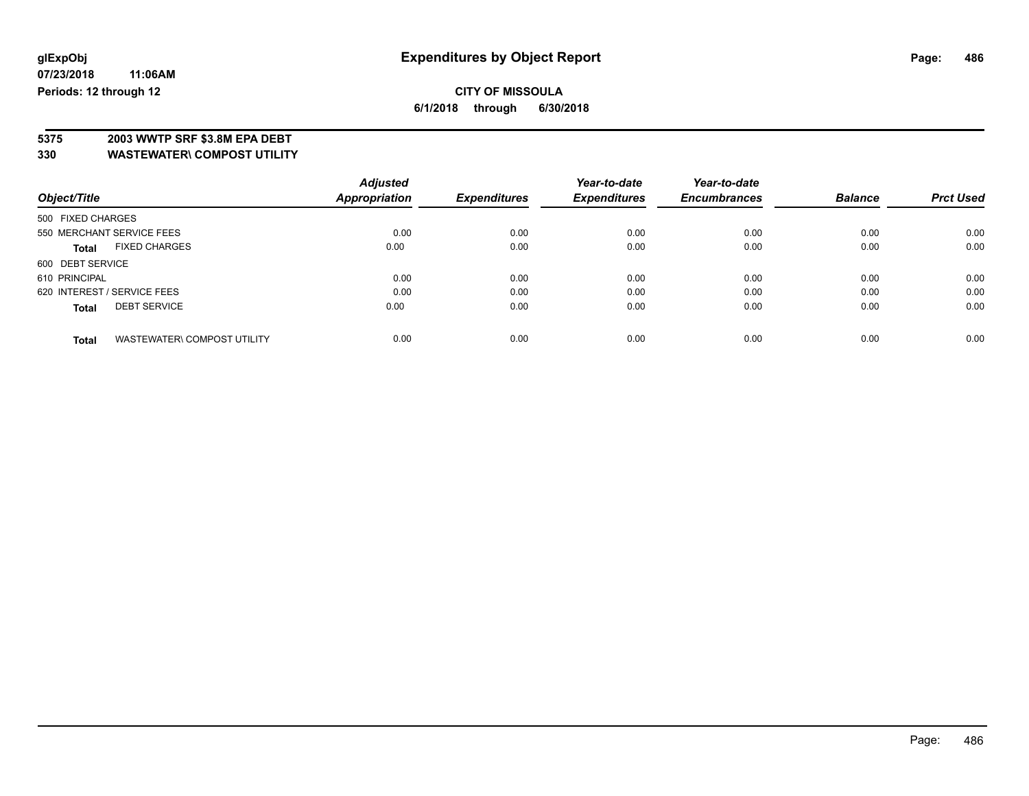**glExpObj** **Expenditures by Object Report**

**07/23/2018 11:06AM**

**Periods: 12 through 12**

**CITY OF MISSOULA**

**6/1/2018 through 6/30/2018**

**5375 2003 WWTP SRF $3.8M EPA DEBT**

**330 WASTEWATER\ COMPOST UTILITY**

| Object/Title | Adjusted Appropriation | Expenditures | Year-to-date Expenditures | Year-to-date Encumbrances | Balance | Prct Used |
|---|---|---|---|---|---|---|
| 500 FIXED CHARGES | | | | | | |
| 550 MERCHANT SERVICE FEES | 0.00 | 0.00 | 0.00 | 0.00 | 0.00 | 0.00 |
| **Total** FIXED CHARGES | 0.00 | 0.00 | 0.00 | 0.00 | 0.00 | 0.00 |
| 600 DEBT SERVICE | | | | | | |
| 610 PRINCIPAL | 0.00 | 0.00 | 0.00 | 0.00 | 0.00 | 0.00 |
| 620 INTEREST / SERVICE FEES | 0.00 | 0.00 | 0.00 | 0.00 | 0.00 | 0.00 |
| **Total** DEBT SERVICE | 0.00 | 0.00 | 0.00 | 0.00 | 0.00 | 0.00 |
| **Total** WASTEWATER\ COMPOST UTILITY | 0.00 | 0.00 | 0.00 | 0.00 | 0.00 | 0.00 |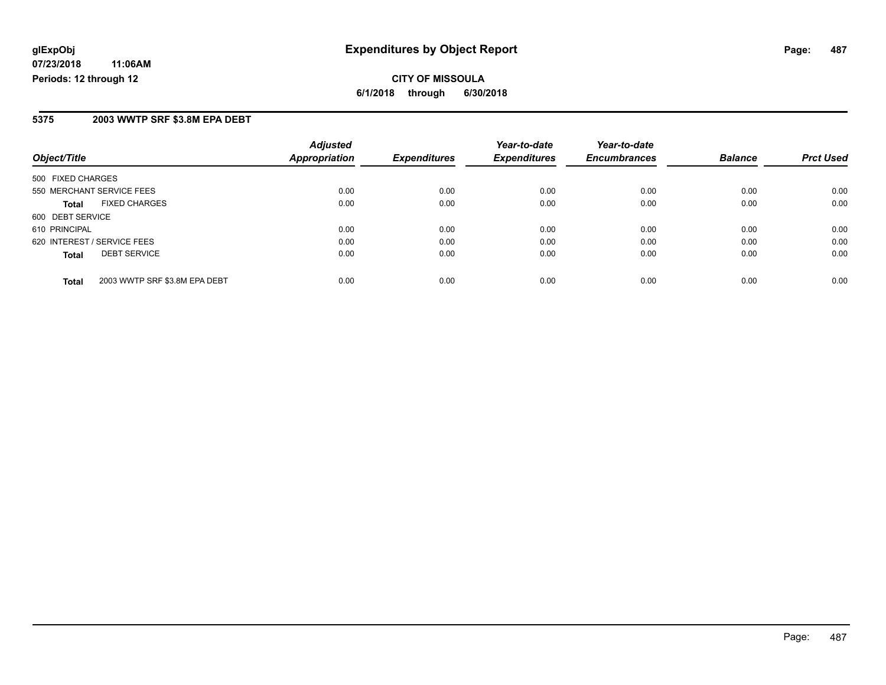**glExpObj** **Expenditures by Object Report**

**07/23/2018 11:06AM**

**Periods: 12 through 12**

**CITY OF MISSOULA**

**6/1/2018 through 6/30/2018**

## 5375 2003 WWTP SRF $3.8M EPA DEBT

| Object/Title | Adjusted Appropriation | Expenditures | Year-to-date Expenditures | Year-to-date Encumbrances | Balance | Prct Used |
|---|---|---|---|---|---|---|
| 500 FIXED CHARGES | | | | | | |
| 550 MERCHANT SERVICE FEES | 0.00 | 0.00 | 0.00 | 0.00 | 0.00 | 0.00 |
| **Total** FIXED CHARGES | 0.00 | 0.00 | 0.00 | 0.00 | 0.00 | 0.00 |
| 600 DEBT SERVICE | | | | | | |
| 610 PRINCIPAL | 0.00 | 0.00 | 0.00 | 0.00 | 0.00 | 0.00 |
| 620 INTEREST / SERVICE FEES | 0.00 | 0.00 | 0.00 | 0.00 | 0.00 | 0.00 |
| **Total** DEBT SERVICE | 0.00 | 0.00 | 0.00 | 0.00 | 0.00 | 0.00 |
| **Total** 2003 WWTP SRF $3.8M EPA DEBT | 0.00 | 0.00 | 0.00 | 0.00 | 0.00 | 0.00 |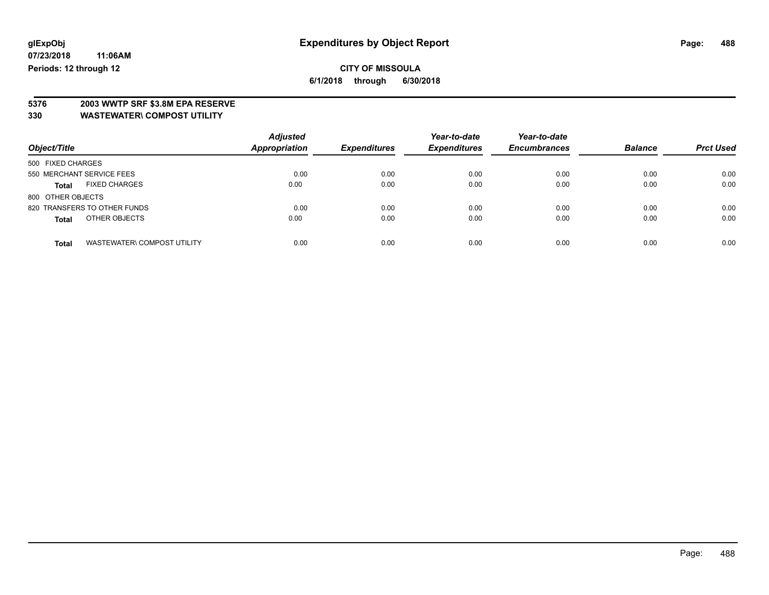glExpObj
07/23/2018 11:06AM
Periods: 12 through 12

# Expenditures by Object Report

**CITY OF MISSOULA**
**6/1/2018 through 6/30/2018**

**5376 2003 WWTP SRF $3.8M EPA RESERVE**
**330 WASTEWATER\ COMPOST UTILITY**

| Object/Title | Adjusted Appropriation | Expenditures | Year-to-date Expenditures | Year-to-date Encumbrances | Balance | Prct Used |
|---|---|---|---|---|---|---|
| 500 FIXED CHARGES | | | | | | |
| 550 MERCHANT SERVICE FEES | 0.00 | 0.00 | 0.00 | 0.00 | 0.00 | 0.00 |
| **Total** FIXED CHARGES | 0.00 | 0.00 | 0.00 | 0.00 | 0.00 | 0.00 |
| 800 OTHER OBJECTS | | | | | | |
| 820 TRANSFERS TO OTHER FUNDS | 0.00 | 0.00 | 0.00 | 0.00 | 0.00 | 0.00 |
| **Total** OTHER OBJECTS | 0.00 | 0.00 | 0.00 | 0.00 | 0.00 | 0.00 |
| **Total** WASTEWATER\ COMPOST UTILITY | 0.00 | 0.00 | 0.00 | 0.00 | 0.00 | 0.00 |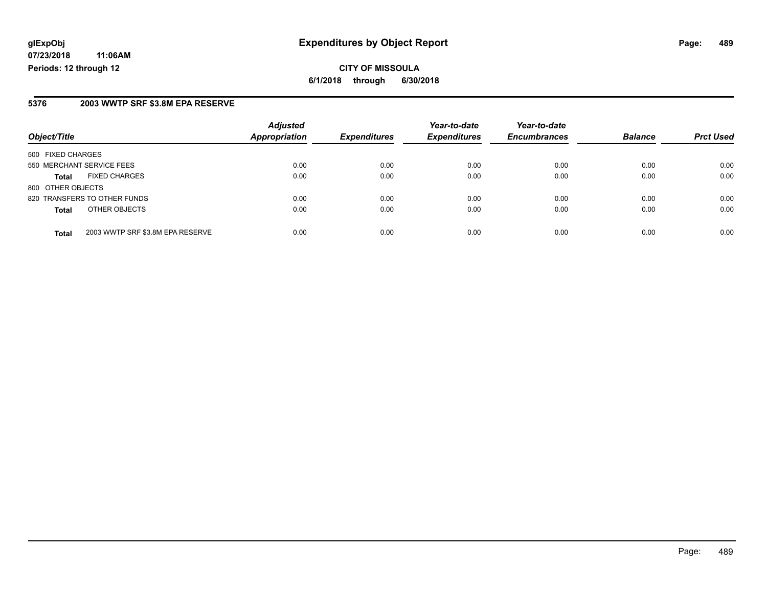**glExpObj** **Expenditures by Object Report**

**07/23/2018 11:06AM**

**Periods: 12 through 12**

**CITY OF MISSOULA**

**6/1/2018 through 6/30/2018**

## 5376 2003 WWTP SRF $3.8M EPA RESERVE

| Object/Title | | Adjusted Appropriation | Expenditures | Year-to-date Expenditures | Year-to-date Encumbrances | Balance | Prct Used |
|---|---|---|---|---|---|---|---|
| 500 FIXED CHARGES | | | | | | | |
| 550 MERCHANT SERVICE FEES | | 0.00 | 0.00 | 0.00 | 0.00 | 0.00 | 0.00 |
| **Total** | FIXED CHARGES | 0.00 | 0.00 | 0.00 | 0.00 | 0.00 | 0.00 |
| 800 OTHER OBJECTS | | | | | | | |
| 820 TRANSFERS TO OTHER FUNDS | | 0.00 | 0.00 | 0.00 | 0.00 | 0.00 | 0.00 |
| **Total** | OTHER OBJECTS | 0.00 | 0.00 | 0.00 | 0.00 | 0.00 | 0.00 |
| **Total** | 2003 WWTP SRF $3.8M EPA RESERVE | 0.00 | 0.00 | 0.00 | 0.00 | 0.00 | 0.00 |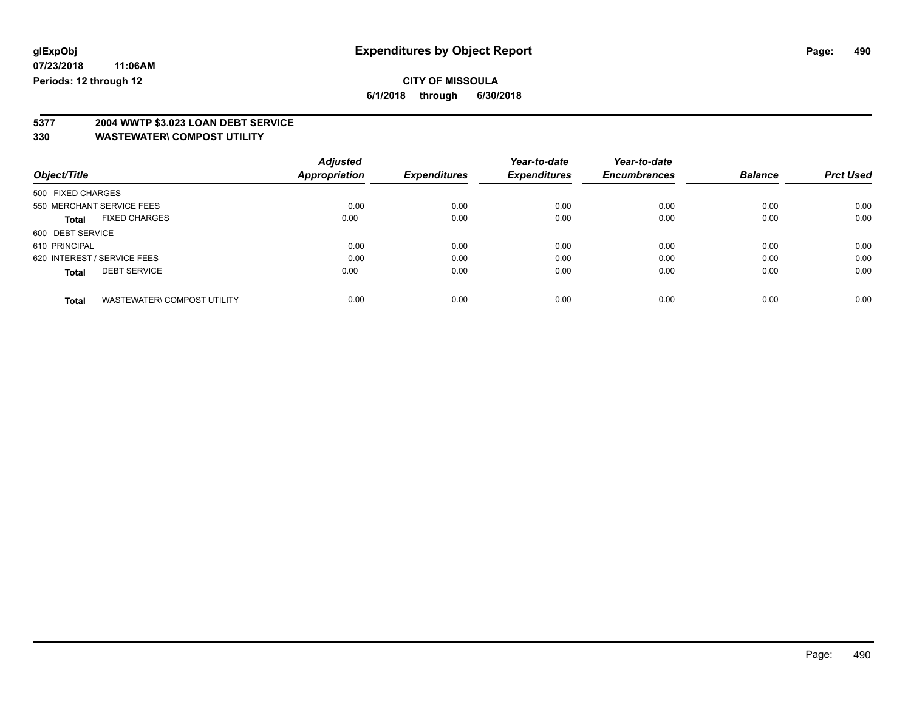**glExpObj** **Expenditures by Object Report**

**07/23/2018 11:06AM**

**Periods: 12 through 12**

**CITY OF MISSOULA**

**6/1/2018 through 6/30/2018**

**5377 2004 WWTP $3.023 LOAN DEBT SERVICE**

**330 WASTEWATER\ COMPOST UTILITY**

| Object/Title | Adjusted Appropriation | Expenditures | Year-to-date Expenditures | Year-to-date Encumbrances | Balance | Prct Used |
|---|---|---|---|---|---|---|
| 500 FIXED CHARGES | | | | | | |
| 550 MERCHANT SERVICE FEES | 0.00 | 0.00 | 0.00 | 0.00 | 0.00 | 0.00 |
| **Total** FIXED CHARGES | 0.00 | 0.00 | 0.00 | 0.00 | 0.00 | 0.00 |
| 600 DEBT SERVICE | | | | | | |
| 610 PRINCIPAL | 0.00 | 0.00 | 0.00 | 0.00 | 0.00 | 0.00 |
| 620 INTEREST / SERVICE FEES | 0.00 | 0.00 | 0.00 | 0.00 | 0.00 | 0.00 |
| **Total** DEBT SERVICE | 0.00 | 0.00 | 0.00 | 0.00 | 0.00 | 0.00 |
| **Total** WASTEWATER\ COMPOST UTILITY | 0.00 | 0.00 | 0.00 | 0.00 | 0.00 | 0.00 |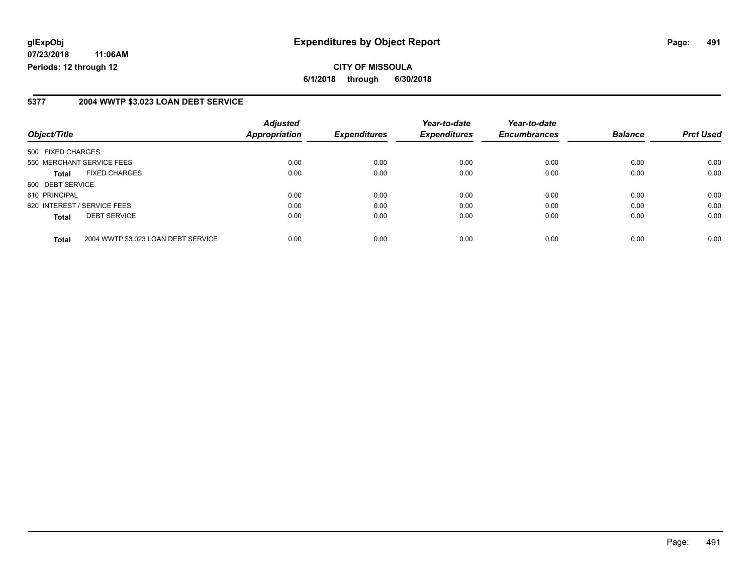**glExpObj** **Expenditures by Object Report**

**07/23/2018 11:06AM**

**Periods: 12 through 12**

**CITY OF MISSOULA**

**6/1/2018 through 6/30/2018**

## 5377 2004 WWTP $3.023 LOAN DEBT SERVICE

| Object/Title | Adjusted Appropriation | Expenditures | Year-to-date Expenditures | Year-to-date Encumbrances | Balance | Prct Used |
|---|---|---|---|---|---|---|
| 500 FIXED CHARGES | | | | | | |
| 550 MERCHANT SERVICE FEES | 0.00 | 0.00 | 0.00 | 0.00 | 0.00 | 0.00 |
| **Total** FIXED CHARGES | 0.00 | 0.00 | 0.00 | 0.00 | 0.00 | 0.00 |
| 600 DEBT SERVICE | | | | | | |
| 610 PRINCIPAL | 0.00 | 0.00 | 0.00 | 0.00 | 0.00 | 0.00 |
| 620 INTEREST / SERVICE FEES | 0.00 | 0.00 | 0.00 | 0.00 | 0.00 | 0.00 |
| **Total** DEBT SERVICE | 0.00 | 0.00 | 0.00 | 0.00 | 0.00 | 0.00 |
| **Total** 2004 WWTP $3.023 LOAN DEBT SERVICE | 0.00 | 0.00 | 0.00 | 0.00 | 0.00 | 0.00 |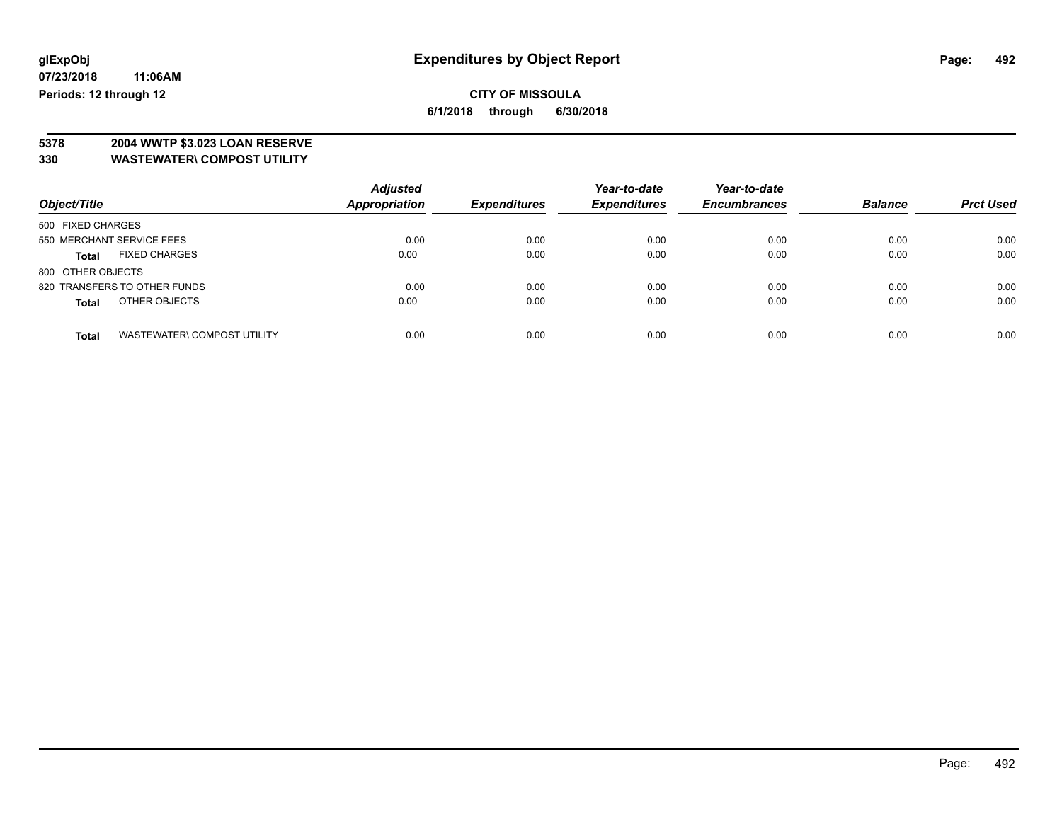glExpObj
07/23/2018 11:06AM
Periods: 12 through 12

# Expenditures by Object Report

**CITY OF MISSOULA**
**6/1/2018 through 6/30/2018**

**5378 2004 WWTP $3.023 LOAN RESERVE**
**330 WASTEWATER\ COMPOST UTILITY**

| Object/Title | | Adjusted Appropriation | Expenditures | Year-to-date Expenditures | Year-to-date Encumbrances | Balance | Prct Used |
|---|---|---|---|---|---|---|---|
| 500 FIXED CHARGES | | | | | | | |
| 550 MERCHANT SERVICE FEES | | 0.00 | 0.00 | 0.00 | 0.00 | 0.00 | 0.00 |
| **Total** | FIXED CHARGES | 0.00 | 0.00 | 0.00 | 0.00 | 0.00 | 0.00 |
| 800 OTHER OBJECTS | | | | | | | |
| 820 TRANSFERS TO OTHER FUNDS | | 0.00 | 0.00 | 0.00 | 0.00 | 0.00 | 0.00 |
| **Total** | OTHER OBJECTS | 0.00 | 0.00 | 0.00 | 0.00 | 0.00 | 0.00 |
| **Total** | WASTEWATER\ COMPOST UTILITY | 0.00 | 0.00 | 0.00 | 0.00 | 0.00 | 0.00 |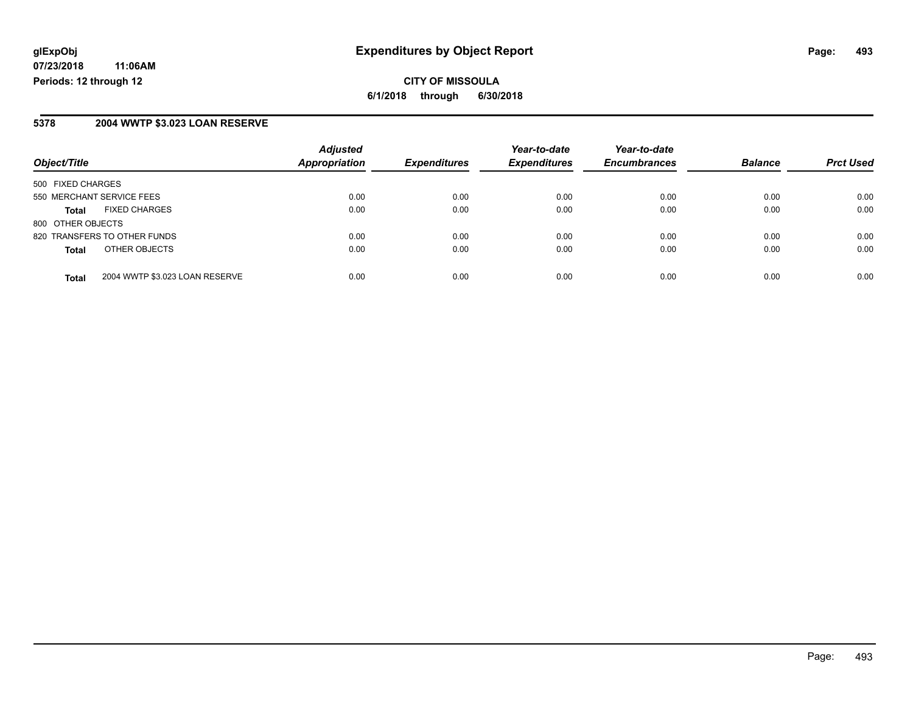glExpObj
07/23/2018 11:06AM
Periods: 12 through 12

# Expenditures by Object Report

**CITY OF MISSOULA**
**6/1/2018 through 6/30/2018**

## 5378 2004 WWTP $3.023 LOAN RESERVE

| Object/Title | | Adjusted Appropriation | Expenditures | Year-to-date Expenditures | Year-to-date Encumbrances | Balance | Prct Used |
|---|---|---|---|---|---|---|---|
| 500 FIXED CHARGES | | | | | | | |
| 550 MERCHANT SERVICE FEES | | 0.00 | 0.00 | 0.00 | 0.00 | 0.00 | 0.00 |
| **Total** | FIXED CHARGES | 0.00 | 0.00 | 0.00 | 0.00 | 0.00 | 0.00 |
| 800 OTHER OBJECTS | | | | | | | |
| 820 TRANSFERS TO OTHER FUNDS | | 0.00 | 0.00 | 0.00 | 0.00 | 0.00 | 0.00 |
| **Total** | OTHER OBJECTS | 0.00 | 0.00 | 0.00 | 0.00 | 0.00 | 0.00 |
| **Total** | 2004 WWTP $3.023 LOAN RESERVE | 0.00 | 0.00 | 0.00 | 0.00 | 0.00 | 0.00 |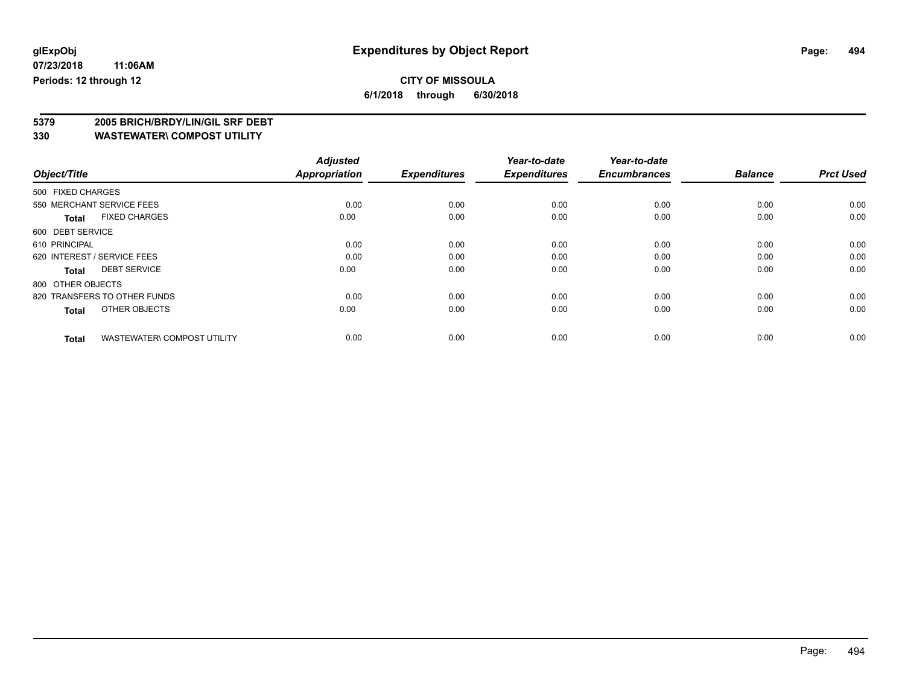**glExpObj** **Expenditures by Object Report**

**07/23/2018 11:06AM**

**Periods: 12 through 12**

**CITY OF MISSOULA**

**6/1/2018 through 6/30/2018**

**5379 2005 BRICH/BRDY/LIN/GIL SRF DEBT**

**330 WASTEWATER\ COMPOST UTILITY**

| Object/Title | Adjusted Appropriation | Expenditures | Year-to-date Expenditures | Year-to-date Encumbrances | Balance | Prct Used |
|---|---|---|---|---|---|---|
| 500 FIXED CHARGES | | | | | | |
| 550 MERCHANT SERVICE FEES | 0.00 | 0.00 | 0.00 | 0.00 | 0.00 | 0.00 |
| **Total** FIXED CHARGES | 0.00 | 0.00 | 0.00 | 0.00 | 0.00 | 0.00 |
| 600 DEBT SERVICE | | | | | | |
| 610 PRINCIPAL | 0.00 | 0.00 | 0.00 | 0.00 | 0.00 | 0.00 |
| 620 INTEREST / SERVICE FEES | 0.00 | 0.00 | 0.00 | 0.00 | 0.00 | 0.00 |
| **Total** DEBT SERVICE | 0.00 | 0.00 | 0.00 | 0.00 | 0.00 | 0.00 |
| 800 OTHER OBJECTS | | | | | | |
| 820 TRANSFERS TO OTHER FUNDS | 0.00 | 0.00 | 0.00 | 0.00 | 0.00 | 0.00 |
| **Total** OTHER OBJECTS | 0.00 | 0.00 | 0.00 | 0.00 | 0.00 | 0.00 |
| **Total** WASTEWATER\ COMPOST UTILITY | 0.00 | 0.00 | 0.00 | 0.00 | 0.00 | 0.00 |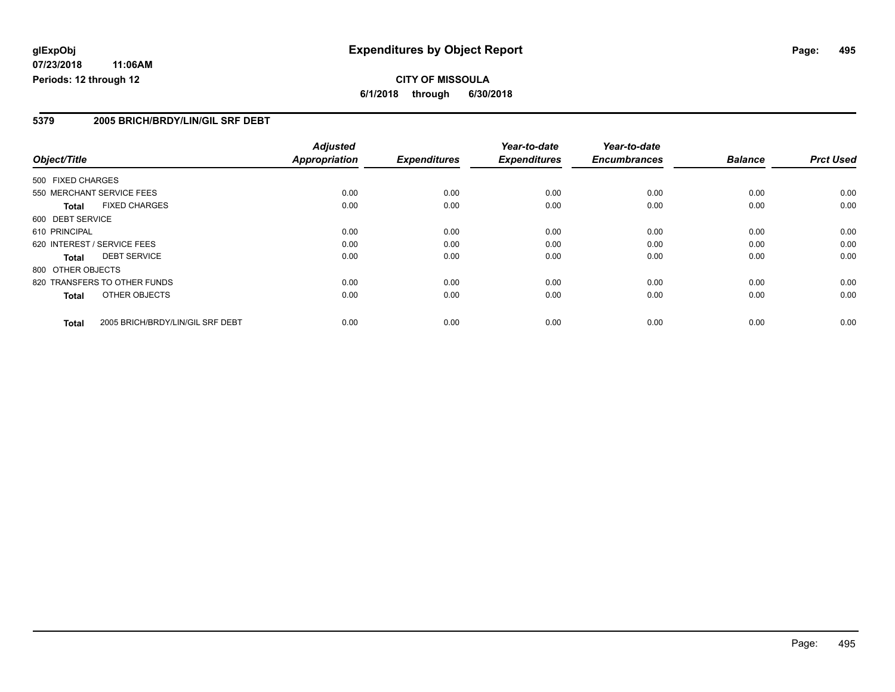# Expenditures by Object Report

glExpObj
07/23/2018 11:06AM
Periods: 12 through 12

**CITY OF MISSOULA**
**6/1/2018 through 6/30/2018**

## 5379 2005 BRICH/BRDY/LIN/GIL SRF DEBT

| Object/Title | Adjusted Appropriation | Expenditures | Year-to-date Expenditures | Year-to-date Encumbrances | Balance | Prct Used |
|---|---|---|---|---|---|---|
| 500 FIXED CHARGES | | | | | | |
| 550 MERCHANT SERVICE FEES | 0.00 | 0.00 | 0.00 | 0.00 | 0.00 | 0.00 |
| **Total** FIXED CHARGES | 0.00 | 0.00 | 0.00 | 0.00 | 0.00 | 0.00 |
| 600 DEBT SERVICE | | | | | | |
| 610 PRINCIPAL | 0.00 | 0.00 | 0.00 | 0.00 | 0.00 | 0.00 |
| 620 INTEREST / SERVICE FEES | 0.00 | 0.00 | 0.00 | 0.00 | 0.00 | 0.00 |
| **Total** DEBT SERVICE | 0.00 | 0.00 | 0.00 | 0.00 | 0.00 | 0.00 |
| 800 OTHER OBJECTS | | | | | | |
| 820 TRANSFERS TO OTHER FUNDS | 0.00 | 0.00 | 0.00 | 0.00 | 0.00 | 0.00 |
| **Total** OTHER OBJECTS | 0.00 | 0.00 | 0.00 | 0.00 | 0.00 | 0.00 |
| **Total** 2005 BRICH/BRDY/LIN/GIL SRF DEBT | 0.00 | 0.00 | 0.00 | 0.00 | 0.00 | 0.00 |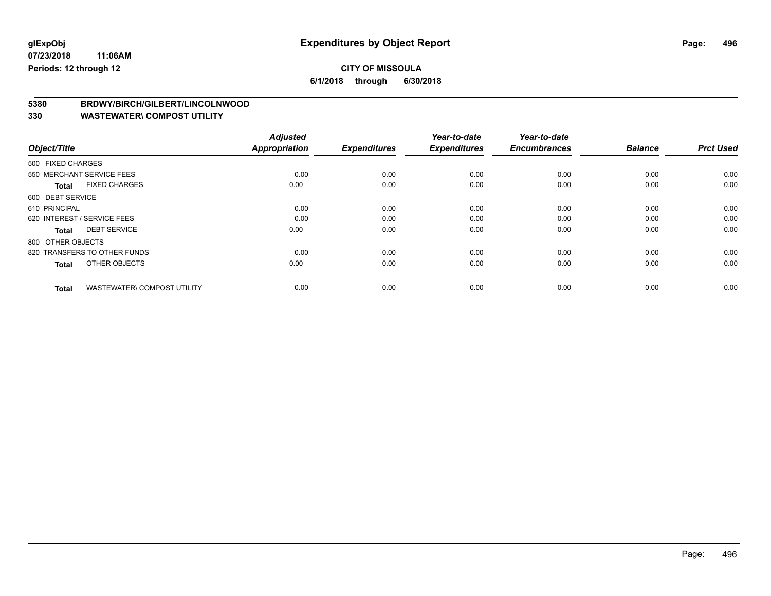**glExpObj** **Expenditures by Object Report**

**07/23/2018 11:06AM**

**Periods: 12 through 12**

**CITY OF MISSOULA**

**6/1/2018 through 6/30/2018**

**5380 BRDWY/BIRCH/GILBERT/LINCOLNWOOD**

**330 WASTEWATER\ COMPOST UTILITY**

| Object/Title | Adjusted Appropriation | Expenditures | Year-to-date Expenditures | Year-to-date Encumbrances | Balance | Prct Used |
|---|---|---|---|---|---|---|
| 500 FIXED CHARGES | | | | | | |
| 550 MERCHANT SERVICE FEES | 0.00 | 0.00 | 0.00 | 0.00 | 0.00 | 0.00 |
| **Total** FIXED CHARGES | 0.00 | 0.00 | 0.00 | 0.00 | 0.00 | 0.00 |
| 600 DEBT SERVICE | | | | | | |
| 610 PRINCIPAL | 0.00 | 0.00 | 0.00 | 0.00 | 0.00 | 0.00 |
| 620 INTEREST / SERVICE FEES | 0.00 | 0.00 | 0.00 | 0.00 | 0.00 | 0.00 |
| **Total** DEBT SERVICE | 0.00 | 0.00 | 0.00 | 0.00 | 0.00 | 0.00 |
| 800 OTHER OBJECTS | | | | | | |
| 820 TRANSFERS TO OTHER FUNDS | 0.00 | 0.00 | 0.00 | 0.00 | 0.00 | 0.00 |
| **Total** OTHER OBJECTS | 0.00 | 0.00 | 0.00 | 0.00 | 0.00 | 0.00 |
| **Total** WASTEWATER\ COMPOST UTILITY | 0.00 | 0.00 | 0.00 | 0.00 | 0.00 | 0.00 |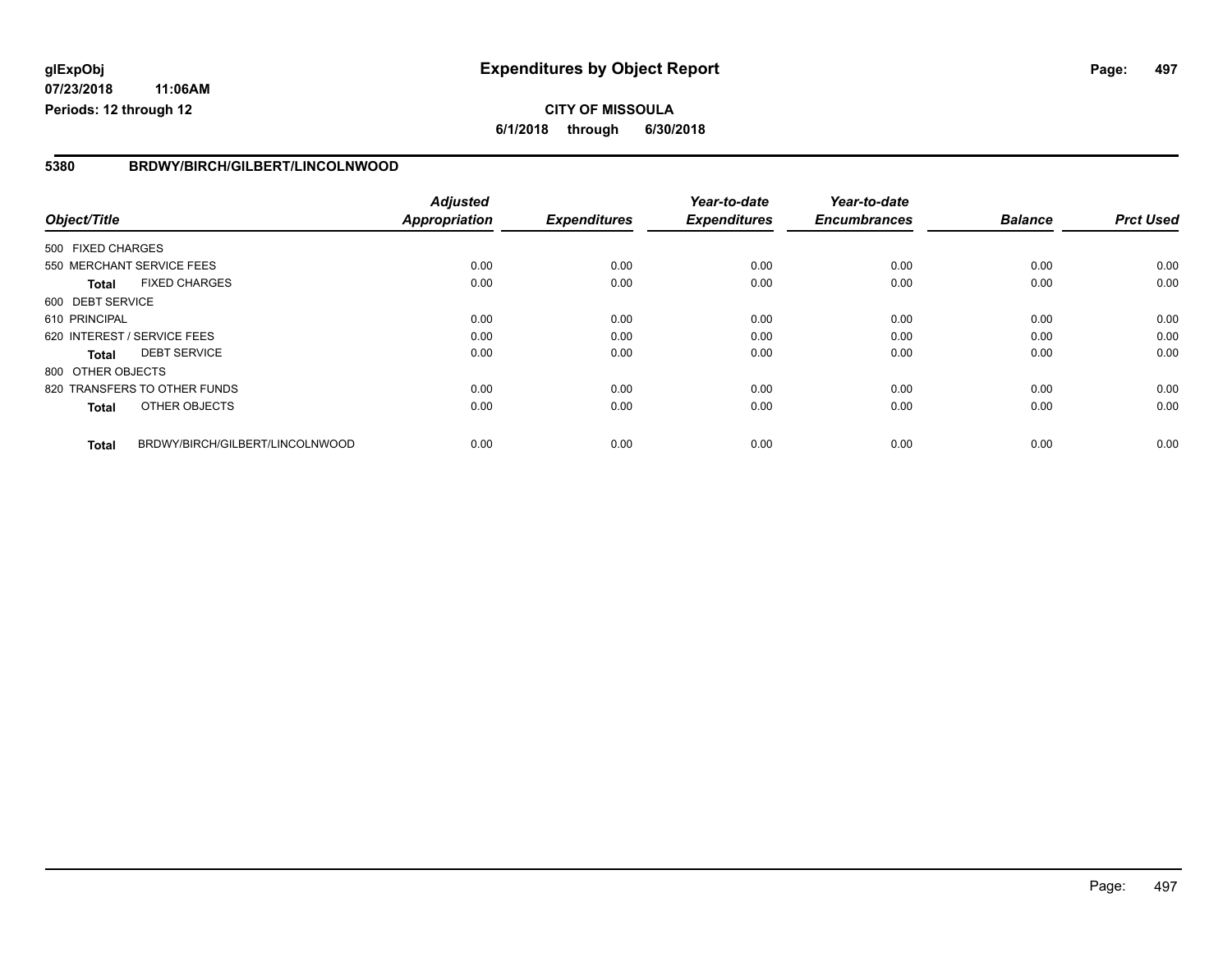**glExpObj** **Expenditures by Object Report**

**07/23/2018 11:06AM**

**Periods: 12 through 12**

**CITY OF MISSOULA**

**6/1/2018 through 6/30/2018**

## 5380 BRDWY/BIRCH/GILBERT/LINCOLNWOOD

| Object/Title | | Adjusted Appropriation | Expenditures | Year-to-date Expenditures | Year-to-date Encumbrances | Balance | Prct Used |
|---|---|---|---|---|---|---|---|
| 500 FIXED CHARGES | | | | | | | |
| 550 MERCHANT SERVICE FEES | | 0.00 | 0.00 | 0.00 | 0.00 | 0.00 | 0.00 |
| **Total** | FIXED CHARGES | 0.00 | 0.00 | 0.00 | 0.00 | 0.00 | 0.00 |
| 600 DEBT SERVICE | | | | | | | |
| 610 PRINCIPAL | | 0.00 | 0.00 | 0.00 | 0.00 | 0.00 | 0.00 |
| 620 INTEREST / SERVICE FEES | | 0.00 | 0.00 | 0.00 | 0.00 | 0.00 | 0.00 |
| **Total** | DEBT SERVICE | 0.00 | 0.00 | 0.00 | 0.00 | 0.00 | 0.00 |
| 800 OTHER OBJECTS | | | | | | | |
| 820 TRANSFERS TO OTHER FUNDS | | 0.00 | 0.00 | 0.00 | 0.00 | 0.00 | 0.00 |
| **Total** | OTHER OBJECTS | 0.00 | 0.00 | 0.00 | 0.00 | 0.00 | 0.00 |
| **Total** | BRDWY/BIRCH/GILBERT/LINCOLNWOOD | 0.00 | 0.00 | 0.00 | 0.00 | 0.00 | 0.00 |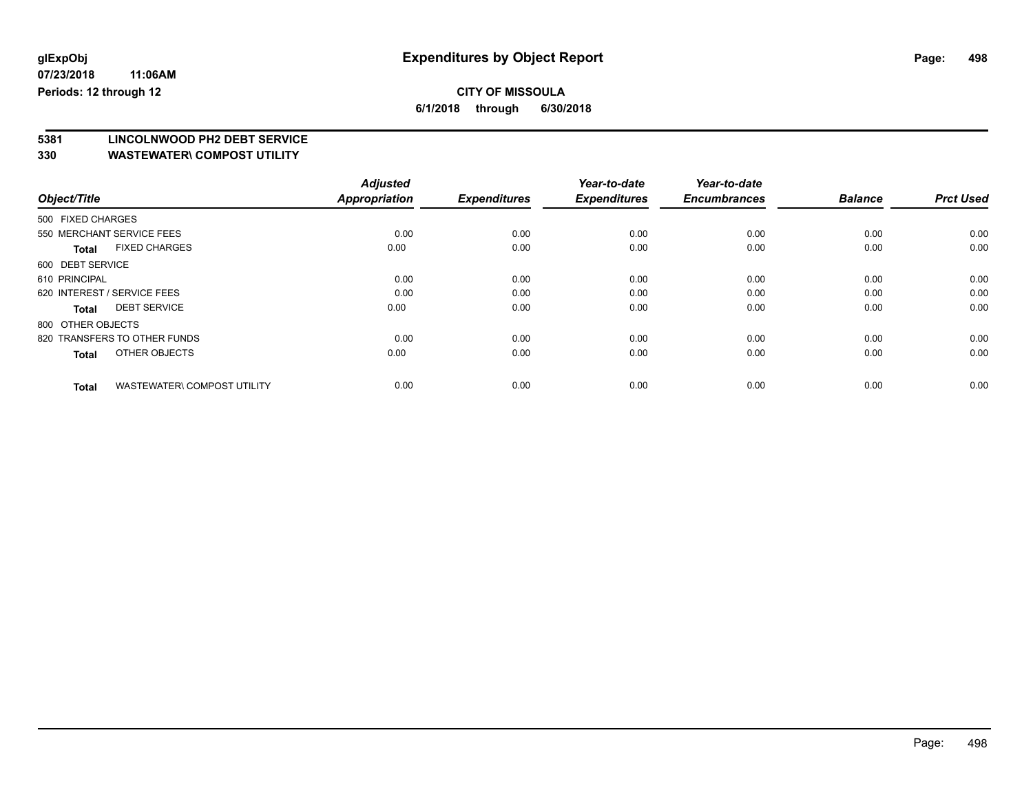**glExpObj**
**07/23/2018 11:06AM**
**Periods: 12 through 12**

# Expenditures by Object Report

**CITY OF MISSOULA**
**6/1/2018 through 6/30/2018**

## 5381 LINCOLNWOOD PH2 DEBT SERVICE
## 330 WASTEWATER\ COMPOST UTILITY

| Object/Title | Adjusted Appropriation | Expenditures | Year-to-date Expenditures | Year-to-date Encumbrances | Balance | Prct Used |
|---|---|---|---|---|---|---|
| 500 FIXED CHARGES | | | | | | |
| 550 MERCHANT SERVICE FEES | 0.00 | 0.00 | 0.00 | 0.00 | 0.00 | 0.00 |
| **Total** FIXED CHARGES | 0.00 | 0.00 | 0.00 | 0.00 | 0.00 | 0.00 |
| 600 DEBT SERVICE | | | | | | |
| 610 PRINCIPAL | 0.00 | 0.00 | 0.00 | 0.00 | 0.00 | 0.00 |
| 620 INTEREST / SERVICE FEES | 0.00 | 0.00 | 0.00 | 0.00 | 0.00 | 0.00 |
| **Total** DEBT SERVICE | 0.00 | 0.00 | 0.00 | 0.00 | 0.00 | 0.00 |
| 800 OTHER OBJECTS | | | | | | |
| 820 TRANSFERS TO OTHER FUNDS | 0.00 | 0.00 | 0.00 | 0.00 | 0.00 | 0.00 |
| **Total** OTHER OBJECTS | 0.00 | 0.00 | 0.00 | 0.00 | 0.00 | 0.00 |
| **Total** WASTEWATER\ COMPOST UTILITY | 0.00 | 0.00 | 0.00 | 0.00 | 0.00 | 0.00 |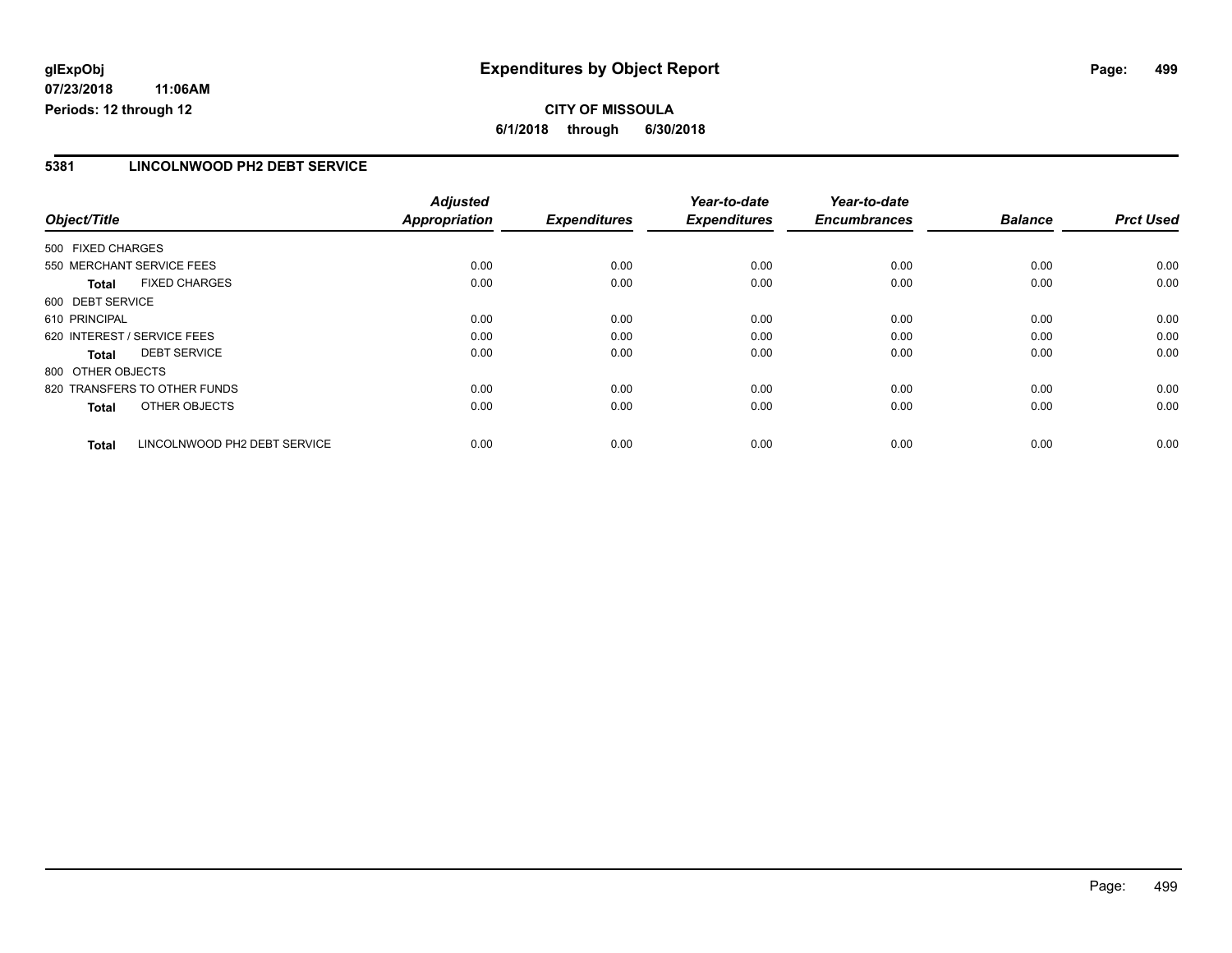# Expenditures by Object Report

glExpObj
07/23/2018 11:06AM
Periods: 12 through 12

**CITY OF MISSOULA**
**6/1/2018 through 6/30/2018**

## 5381 LINCOLNWOOD PH2 DEBT SERVICE

| Object/Title | Adjusted Appropriation | Expenditures | Year-to-date Expenditures | Year-to-date Encumbrances | Balance | Prct Used |
|---|---|---|---|---|---|---|
| 500 FIXED CHARGES | | | | | | |
| 550 MERCHANT SERVICE FEES | 0.00 | 0.00 | 0.00 | 0.00 | 0.00 | 0.00 |
| **Total** FIXED CHARGES | 0.00 | 0.00 | 0.00 | 0.00 | 0.00 | 0.00 |
| 600 DEBT SERVICE | | | | | | |
| 610 PRINCIPAL | 0.00 | 0.00 | 0.00 | 0.00 | 0.00 | 0.00 |
| 620 INTEREST / SERVICE FEES | 0.00 | 0.00 | 0.00 | 0.00 | 0.00 | 0.00 |
| **Total** DEBT SERVICE | 0.00 | 0.00 | 0.00 | 0.00 | 0.00 | 0.00 |
| 800 OTHER OBJECTS | | | | | | |
| 820 TRANSFERS TO OTHER FUNDS | 0.00 | 0.00 | 0.00 | 0.00 | 0.00 | 0.00 |
| **Total** OTHER OBJECTS | 0.00 | 0.00 | 0.00 | 0.00 | 0.00 | 0.00 |
| **Total** LINCOLNWOOD PH2 DEBT SERVICE | 0.00 | 0.00 | 0.00 | 0.00 | 0.00 | 0.00 |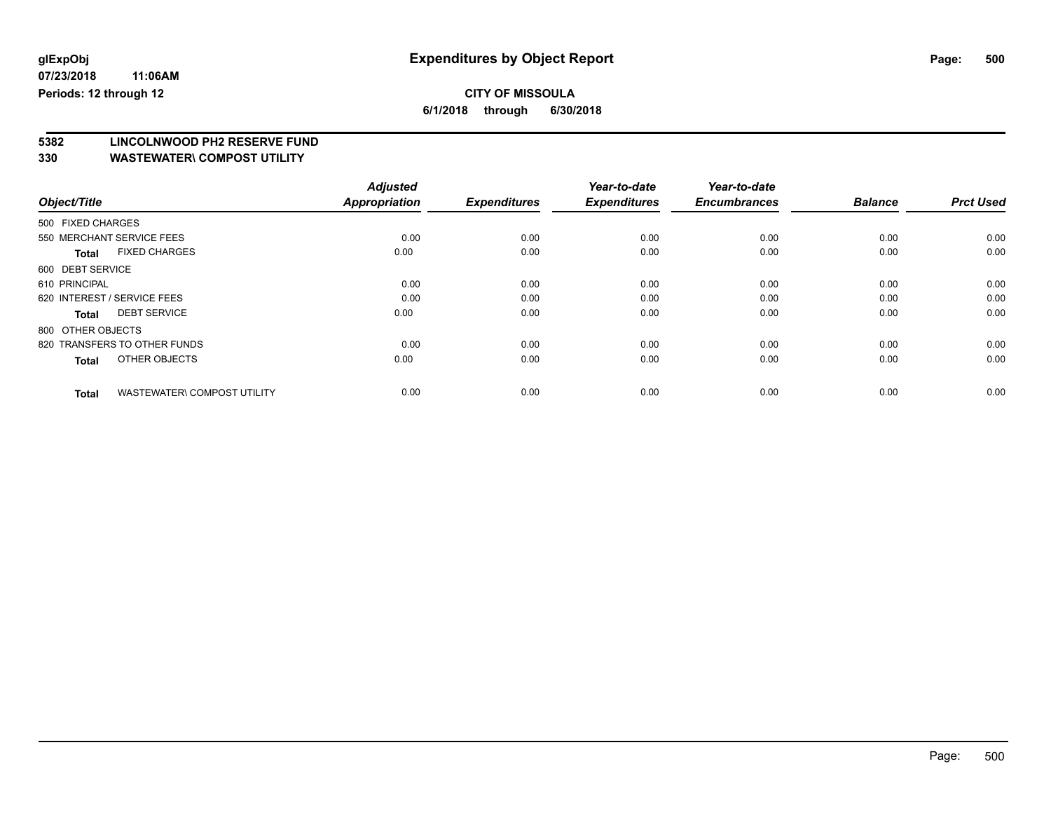**glExpObj** **Expenditures by Object Report**

**07/23/2018 11:06AM**

**Periods: 12 through 12**

**CITY OF MISSOULA**

**6/1/2018 through 6/30/2018**

**5382 LINCOLNWOOD PH2 RESERVE FUND**

**330 WASTEWATER\ COMPOST UTILITY**

| Object/Title | | Adjusted Appropriation | Expenditures | Year-to-date Expenditures | Year-to-date Encumbrances | Balance | Prct Used |
|---|---|---|---|---|---|---|---|
| 500 FIXED CHARGES | | | | | | | |
| 550 MERCHANT SERVICE FEES | | 0.00 | 0.00 | 0.00 | 0.00 | 0.00 | 0.00 |
| **Total** | FIXED CHARGES | 0.00 | 0.00 | 0.00 | 0.00 | 0.00 | 0.00 |
| 600 DEBT SERVICE | | | | | | | |
| 610 PRINCIPAL | | 0.00 | 0.00 | 0.00 | 0.00 | 0.00 | 0.00 |
| 620 INTEREST / SERVICE FEES | | 0.00 | 0.00 | 0.00 | 0.00 | 0.00 | 0.00 |
| **Total** | DEBT SERVICE | 0.00 | 0.00 | 0.00 | 0.00 | 0.00 | 0.00 |
| 800 OTHER OBJECTS | | | | | | | |
| 820 TRANSFERS TO OTHER FUNDS | | 0.00 | 0.00 | 0.00 | 0.00 | 0.00 | 0.00 |
| **Total** | OTHER OBJECTS | 0.00 | 0.00 | 0.00 | 0.00 | 0.00 | 0.00 |
| **Total** | WASTEWATER\ COMPOST UTILITY | 0.00 | 0.00 | 0.00 | 0.00 | 0.00 | 0.00 |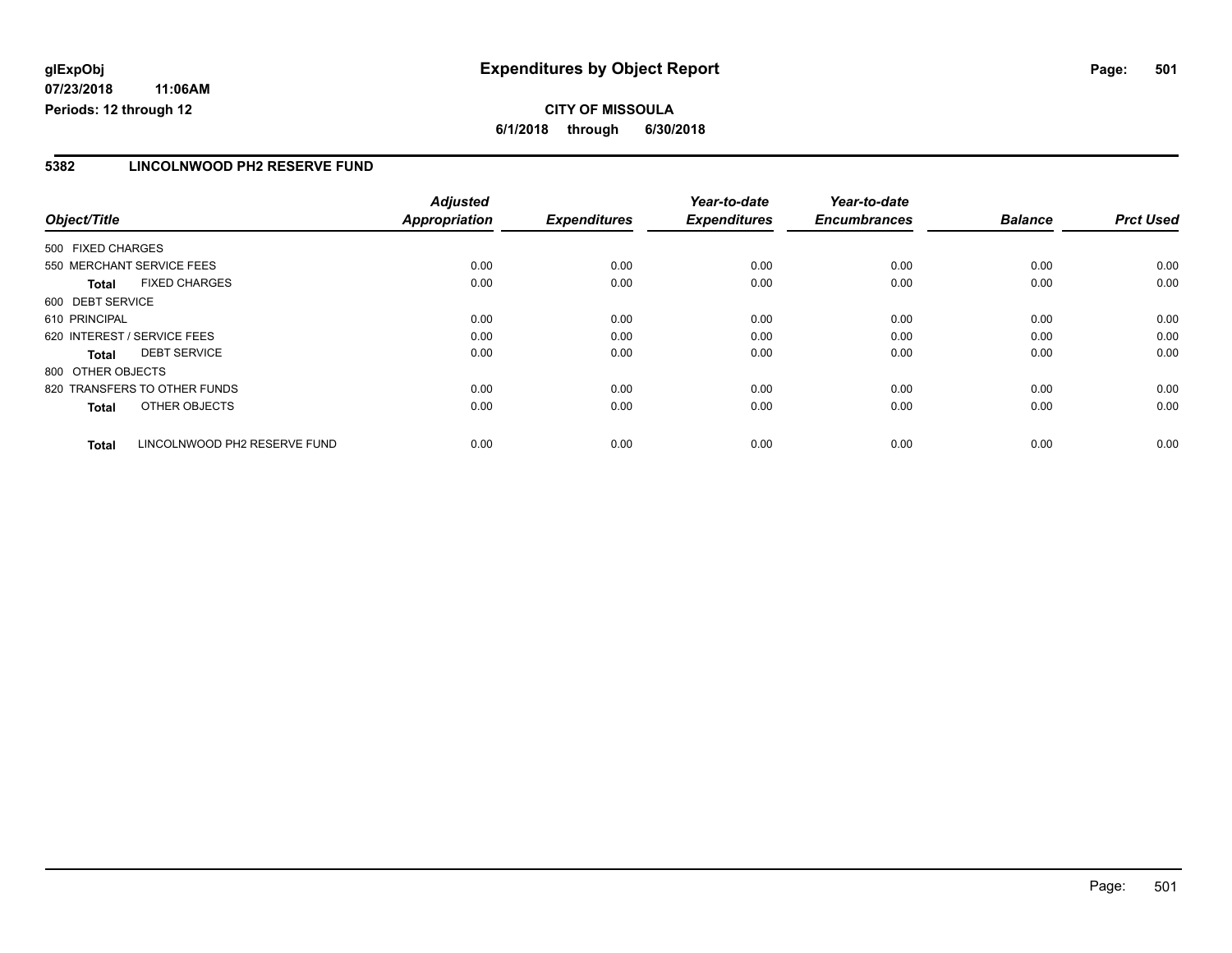**glExpObj** **Expenditures by Object Report**
**07/23/2018 11:06AM**
**Periods: 12 through 12**

**CITY OF MISSOULA**
**6/1/2018 through 6/30/2018**

## 5382 LINCOLNWOOD PH2 RESERVE FUND

| Object/Title | Adjusted Appropriation | Expenditures | Year-to-date Expenditures | Year-to-date Encumbrances | Balance | Prct Used |
|---|---|---|---|---|---|---|
| 500 FIXED CHARGES | | | | | | |
| 550 MERCHANT SERVICE FEES | 0.00 | 0.00 | 0.00 | 0.00 | 0.00 | 0.00 |
| **Total** FIXED CHARGES | 0.00 | 0.00 | 0.00 | 0.00 | 0.00 | 0.00 |
| 600 DEBT SERVICE | | | | | | |
| 610 PRINCIPAL | 0.00 | 0.00 | 0.00 | 0.00 | 0.00 | 0.00 |
| 620 INTEREST / SERVICE FEES | 0.00 | 0.00 | 0.00 | 0.00 | 0.00 | 0.00 |
| **Total** DEBT SERVICE | 0.00 | 0.00 | 0.00 | 0.00 | 0.00 | 0.00 |
| 800 OTHER OBJECTS | | | | | | |
| 820 TRANSFERS TO OTHER FUNDS | 0.00 | 0.00 | 0.00 | 0.00 | 0.00 | 0.00 |
| **Total** OTHER OBJECTS | 0.00 | 0.00 | 0.00 | 0.00 | 0.00 | 0.00 |
| **Total** LINCOLNWOOD PH2 RESERVE FUND | 0.00 | 0.00 | 0.00 | 0.00 | 0.00 | 0.00 |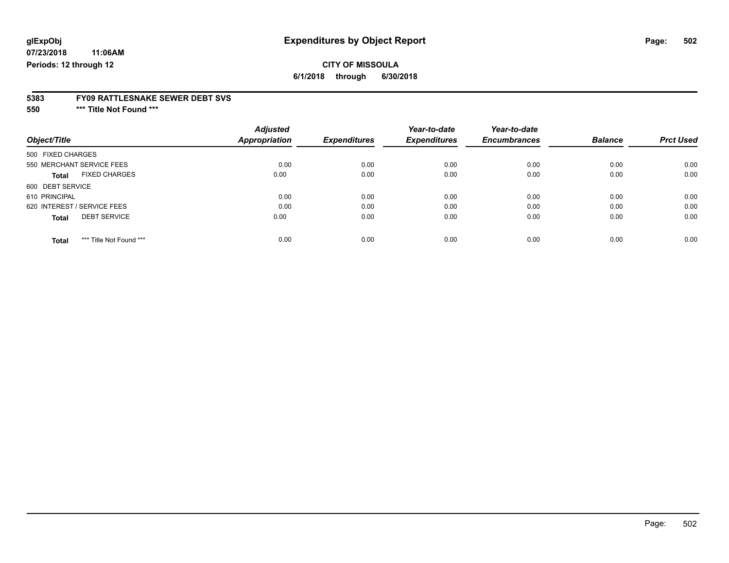**glExpObj** **07/23/2018 11:06AM** **Periods: 12 through 12**

# Expenditures by Object Report

**CITY OF MISSOULA**

**6/1/2018 through 6/30/2018**

**5383 FY09 RATTLESNAKE SEWER DEBT SVS**

**550 *** Title Not Found *****

| Object/Title | Adjusted Appropriation | Expenditures | Year-to-date Expenditures | Year-to-date Encumbrances | Balance | Prct Used |
|---|---|---|---|---|---|---|
| 500 FIXED CHARGES | | | | | | |
| 550 MERCHANT SERVICE FEES | 0.00 | 0.00 | 0.00 | 0.00 | 0.00 | 0.00 |
| **Total** FIXED CHARGES | 0.00 | 0.00 | 0.00 | 0.00 | 0.00 | 0.00 |
| 600 DEBT SERVICE | | | | | | |
| 610 PRINCIPAL | 0.00 | 0.00 | 0.00 | 0.00 | 0.00 | 0.00 |
| 620 INTEREST / SERVICE FEES | 0.00 | 0.00 | 0.00 | 0.00 | 0.00 | 0.00 |
| **Total** DEBT SERVICE | 0.00 | 0.00 | 0.00 | 0.00 | 0.00 | 0.00 |
| **Total** *** Title Not Found *** | 0.00 | 0.00 | 0.00 | 0.00 | 0.00 | 0.00 |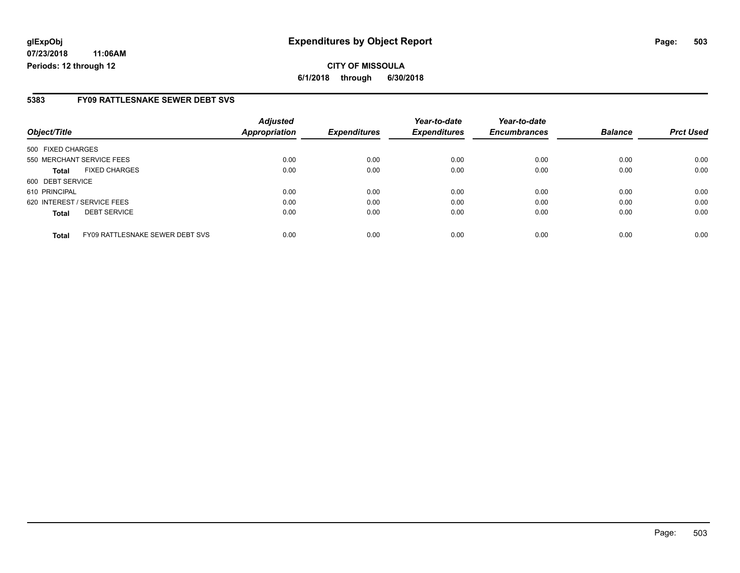**glExpObj**
**07/23/2018 11:06AM**
**Periods: 12 through 12**

# Expenditures by Object Report

**CITY OF MISSOULA**
**6/1/2018 through 6/30/2018**

## 5383 FY09 RATTLESNAKE SEWER DEBT SVS

| Object/Title | | Adjusted Appropriation | Expenditures | Year-to-date Expenditures | Year-to-date Encumbrances | Balance | Prct Used |
|---|---|---|---|---|---|---|---|
| 500 FIXED CHARGES | | | | | | | |
| 550 MERCHANT SERVICE FEES | | 0.00 | 0.00 | 0.00 | 0.00 | 0.00 | 0.00 |
| **Total** | FIXED CHARGES | 0.00 | 0.00 | 0.00 | 0.00 | 0.00 | 0.00 |
| 600 DEBT SERVICE | | | | | | | |
| 610 PRINCIPAL | | 0.00 | 0.00 | 0.00 | 0.00 | 0.00 | 0.00 |
| 620 INTEREST / SERVICE FEES | | 0.00 | 0.00 | 0.00 | 0.00 | 0.00 | 0.00 |
| **Total** | DEBT SERVICE | 0.00 | 0.00 | 0.00 | 0.00 | 0.00 | 0.00 |
| **Total** | FY09 RATTLESNAKE SEWER DEBT SVS | 0.00 | 0.00 | 0.00 | 0.00 | 0.00 | 0.00 |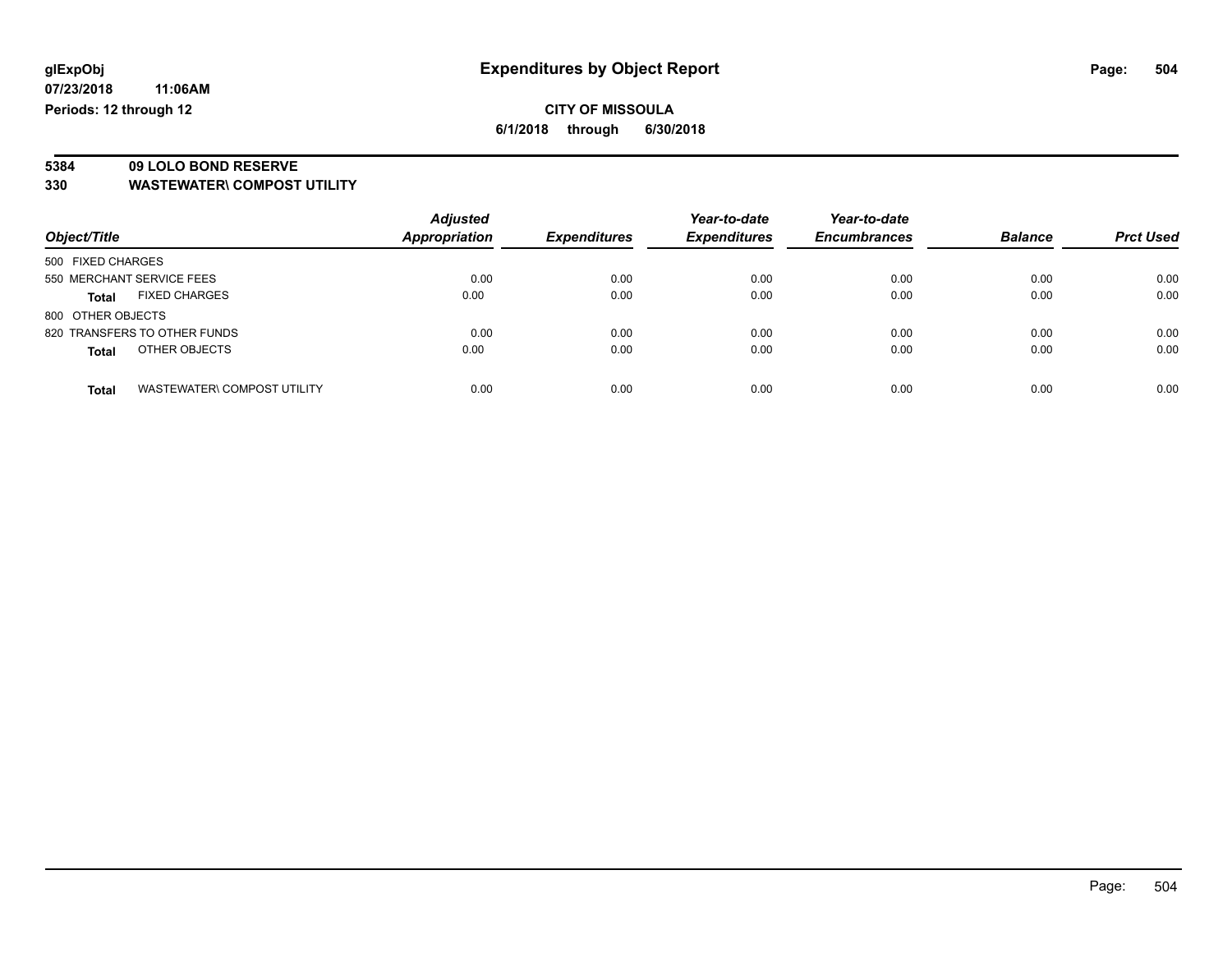**glExpObj** **Expenditures by Object Report**

**07/23/2018 11:06AM**

**Periods: 12 through 12**

**CITY OF MISSOULA**

**6/1/2018 through 6/30/2018**

**5384 09 LOLO BOND RESERVE**

**330 WASTEWATER\ COMPOST UTILITY**

| Object/Title | | Adjusted Appropriation | Expenditures | Year-to-date Expenditures | Year-to-date Encumbrances | Balance | Prct Used |
|---|---|---|---|---|---|---|---|
| 500 FIXED CHARGES | | | | | | | |
| 550 MERCHANT SERVICE FEES | | 0.00 | 0.00 | 0.00 | 0.00 | 0.00 | 0.00 |
| **Total** | FIXED CHARGES | 0.00 | 0.00 | 0.00 | 0.00 | 0.00 | 0.00 |
| 800 OTHER OBJECTS | | | | | | | |
| 820 TRANSFERS TO OTHER FUNDS | | 0.00 | 0.00 | 0.00 | 0.00 | 0.00 | 0.00 |
| **Total** | OTHER OBJECTS | 0.00 | 0.00 | 0.00 | 0.00 | 0.00 | 0.00 |
| **Total** | WASTEWATER\ COMPOST UTILITY | 0.00 | 0.00 | 0.00 | 0.00 | 0.00 | 0.00 |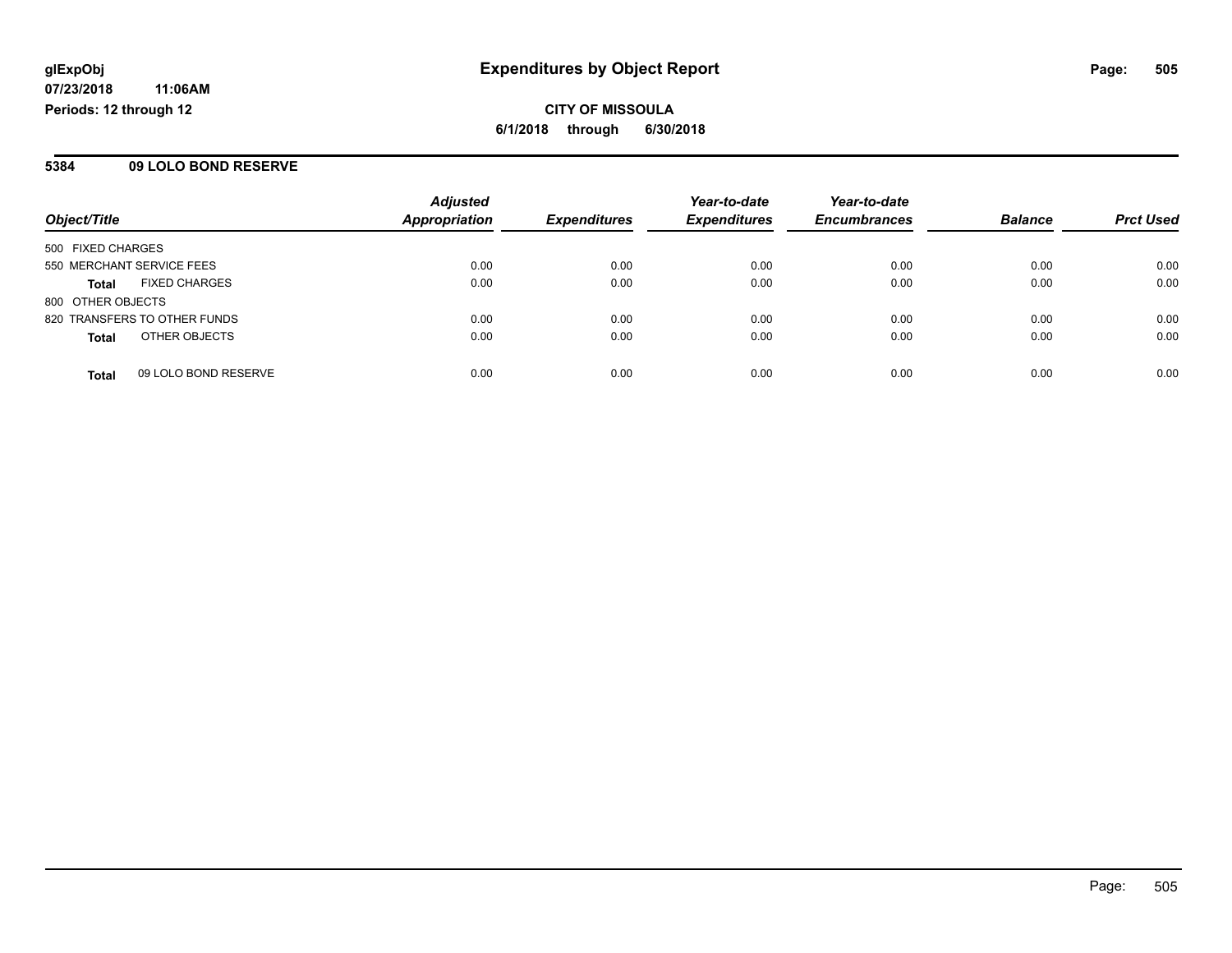**glExpObj**
**07/23/2018 11:06AM**
**Periods: 12 through 12**

# Expenditures by Object Report

**CITY OF MISSOULA**
**6/1/2018 through 6/30/2018**

## 5384 09 LOLO BOND RESERVE

| Object/Title | | Adjusted Appropriation | Expenditures | Year-to-date Expenditures | Year-to-date Encumbrances | Balance | Prct Used |
|---|---|---|---|---|---|---|---|
| 500 FIXED CHARGES | | | | | | | |
| 550 MERCHANT SERVICE FEES | | 0.00 | 0.00 | 0.00 | 0.00 | 0.00 | 0.00 |
| **Total** | FIXED CHARGES | 0.00 | 0.00 | 0.00 | 0.00 | 0.00 | 0.00 |
| 800 OTHER OBJECTS | | | | | | | |
| 820 TRANSFERS TO OTHER FUNDS | | 0.00 | 0.00 | 0.00 | 0.00 | 0.00 | 0.00 |
| **Total** | OTHER OBJECTS | 0.00 | 0.00 | 0.00 | 0.00 | 0.00 | 0.00 |
| **Total** | 09 LOLO BOND RESERVE | 0.00 | 0.00 | 0.00 | 0.00 | 0.00 | 0.00 |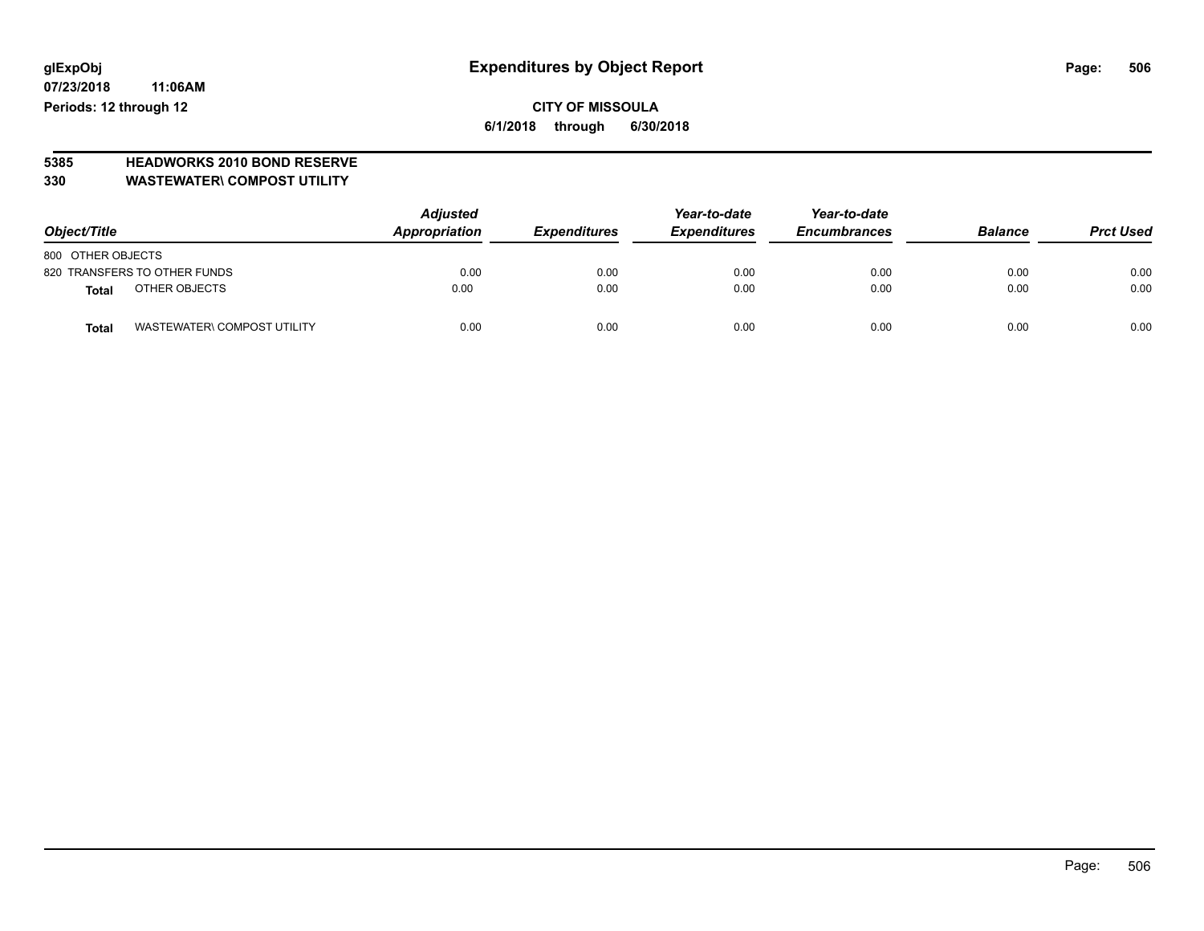glExpObj
07/23/2018 11:06AM
Periods: 12 through 12

# Expenditures by Object Report

**CITY OF MISSOULA**

**6/1/2018 through 6/30/2018**

**5385 HEADWORKS 2010 BOND RESERVE**
**330 WASTEWATER\ COMPOST UTILITY**

| Object/Title | Adjusted Appropriation | Expenditures | Year-to-date Expenditures | Year-to-date Encumbrances | Balance | Prct Used |
|---|---|---|---|---|---|---|
| 800 OTHER OBJECTS | | | | | | |
| 820 TRANSFERS TO OTHER FUNDS | 0.00 | 0.00 | 0.00 | 0.00 | 0.00 | 0.00 |
| **Total** OTHER OBJECTS | 0.00 | 0.00 | 0.00 | 0.00 | 0.00 | 0.00 |
| **Total** WASTEWATER\ COMPOST UTILITY | 0.00 | 0.00 | 0.00 | 0.00 | 0.00 | 0.00 |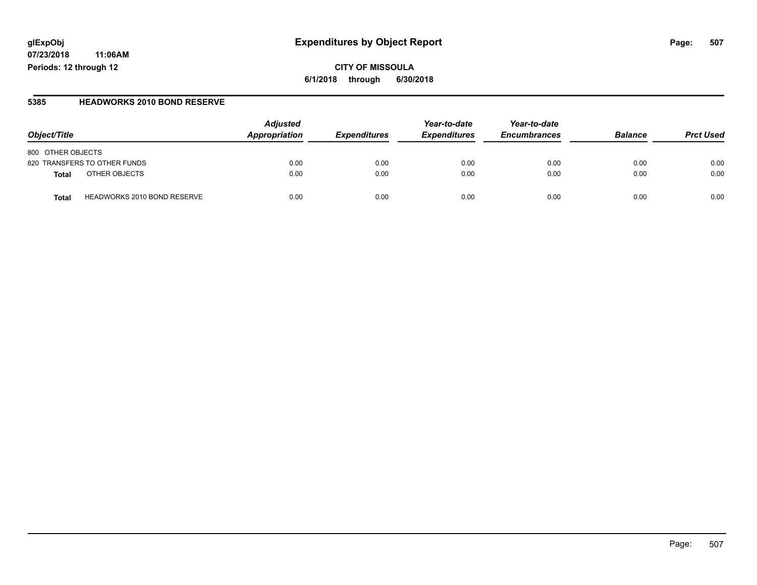# Expenditures by Object Report

glExpObj
07/23/2018 11:06AM
Periods: 12 through 12

**CITY OF MISSOULA**
**6/1/2018 through 6/30/2018**

## 5385 HEADWORKS 2010 BOND RESERVE

| Object/Title | Adjusted Appropriation | Expenditures | Year-to-date Expenditures | Year-to-date Encumbrances | Balance | Prct Used |
|---|---|---|---|---|---|---|
| 800 OTHER OBJECTS | | | | | | |
| 820 TRANSFERS TO OTHER FUNDS | 0.00 | 0.00 | 0.00 | 0.00 | 0.00 | 0.00 |
| **Total** OTHER OBJECTS | 0.00 | 0.00 | 0.00 | 0.00 | 0.00 | 0.00 |
| **Total** HEADWORKS 2010 BOND RESERVE | 0.00 | 0.00 | 0.00 | 0.00 | 0.00 | 0.00 |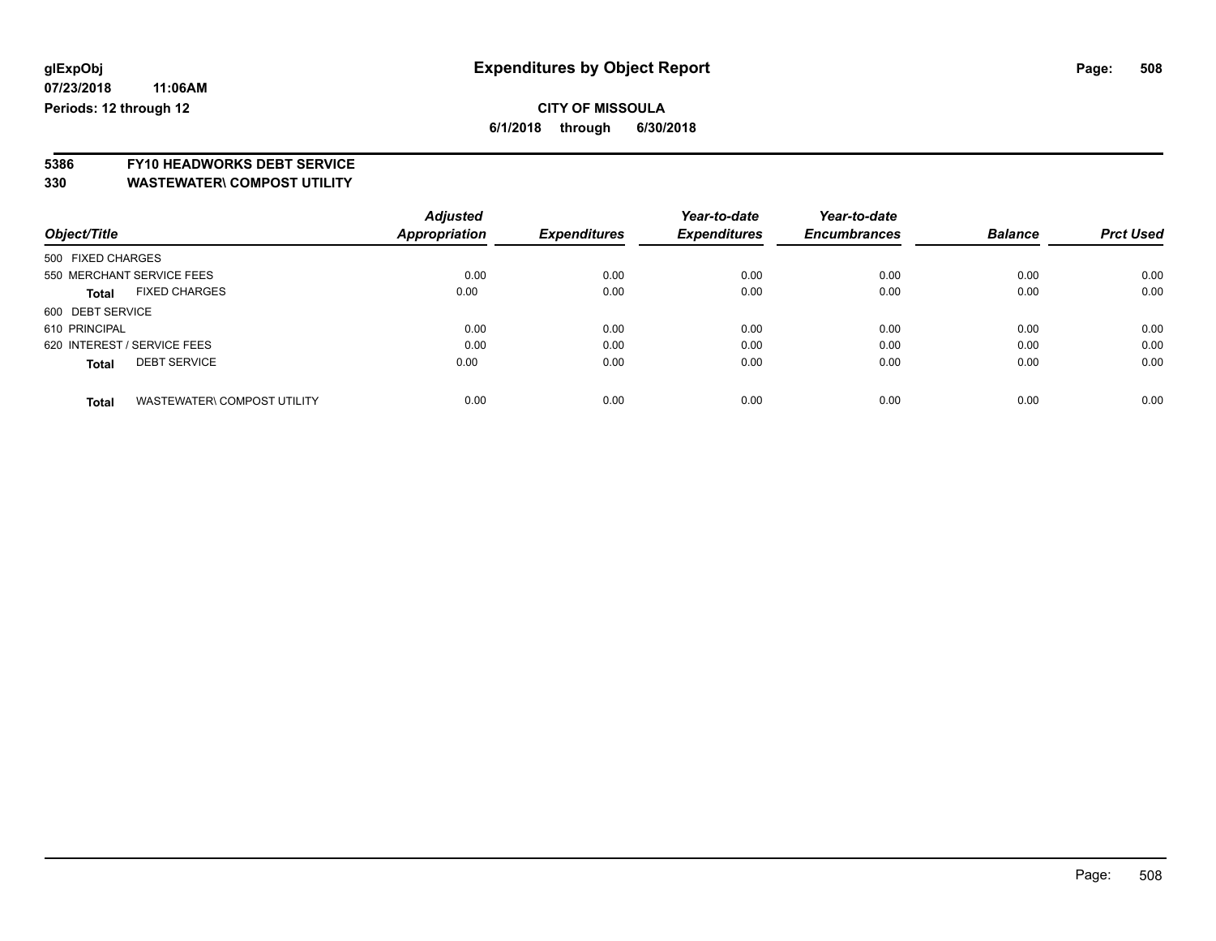# Expenditures by Object Report

glExpObj
07/23/2018 11:06AM
Periods: 12 through 12

**CITY OF MISSOULA**
**6/1/2018 through 6/30/2018**

**5386 FY10 HEADWORKS DEBT SERVICE**
**330 WASTEWATER\ COMPOST UTILITY**

| Object/Title | | Adjusted Appropriation | Expenditures | Year-to-date Expenditures | Year-to-date Encumbrances | Balance | Prct Used |
|---|---|---|---|---|---|---|---|
| 500 FIXED CHARGES | | | | | | | |
| 550 MERCHANT SERVICE FEES | | 0.00 | 0.00 | 0.00 | 0.00 | 0.00 | 0.00 |
| **Total** | FIXED CHARGES | 0.00 | 0.00 | 0.00 | 0.00 | 0.00 | 0.00 |
| 600 DEBT SERVICE | | | | | | | |
| 610 PRINCIPAL | | 0.00 | 0.00 | 0.00 | 0.00 | 0.00 | 0.00 |
| 620 INTEREST / SERVICE FEES | | 0.00 | 0.00 | 0.00 | 0.00 | 0.00 | 0.00 |
| **Total** | DEBT SERVICE | 0.00 | 0.00 | 0.00 | 0.00 | 0.00 | 0.00 |
| **Total** | WASTEWATER\ COMPOST UTILITY | 0.00 | 0.00 | 0.00 | 0.00 | 0.00 | 0.00 |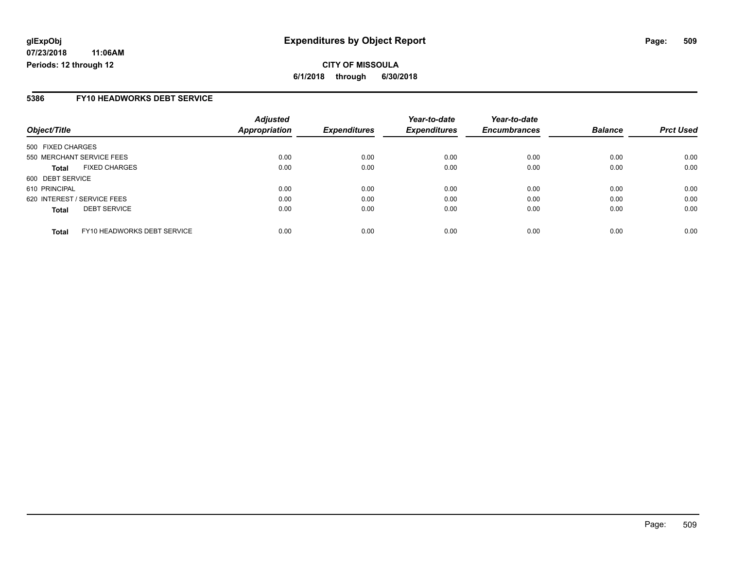**glExpObj**
**07/23/2018 11:06AM**
**Periods: 12 through 12**

# Expenditures by Object Report

**CITY OF MISSOULA**
**6/1/2018 through 6/30/2018**

## 5386 FY10 HEADWORKS DEBT SERVICE

| Object/Title | Adjusted Appropriation | Expenditures | Year-to-date Expenditures | Year-to-date Encumbrances | Balance | Prct Used |
|---|---|---|---|---|---|---|
| 500 FIXED CHARGES | | | | | | |
| 550 MERCHANT SERVICE FEES | 0.00 | 0.00 | 0.00 | 0.00 | 0.00 | 0.00 |
| **Total** FIXED CHARGES | 0.00 | 0.00 | 0.00 | 0.00 | 0.00 | 0.00 |
| 600 DEBT SERVICE | | | | | | |
| 610 PRINCIPAL | 0.00 | 0.00 | 0.00 | 0.00 | 0.00 | 0.00 |
| 620 INTEREST / SERVICE FEES | 0.00 | 0.00 | 0.00 | 0.00 | 0.00 | 0.00 |
| **Total** DEBT SERVICE | 0.00 | 0.00 | 0.00 | 0.00 | 0.00 | 0.00 |
| **Total** FY10 HEADWORKS DEBT SERVICE | 0.00 | 0.00 | 0.00 | 0.00 | 0.00 | 0.00 |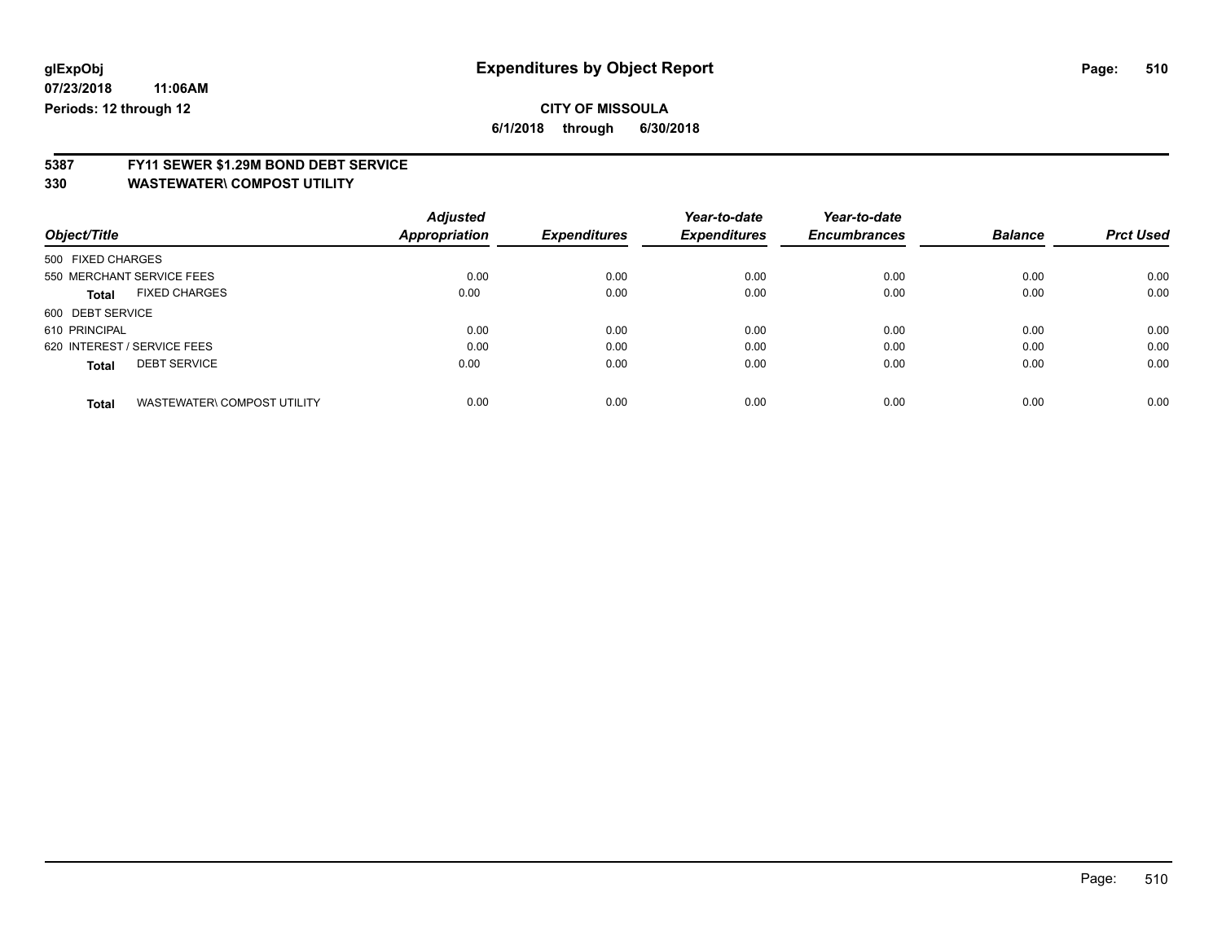glExpObj
07/23/2018 11:06AM
Periods: 12 through 12

# Expenditures by Object Report

**CITY OF MISSOULA**

**6/1/2018 through 6/30/2018**

**5387 FY11 SEWER $1.29M BOND DEBT SERVICE**
**330 WASTEWATER\ COMPOST UTILITY**

| Object/Title | Adjusted Appropriation | Expenditures | Year-to-date Expenditures | Year-to-date Encumbrances | Balance | Prct Used |
|---|---|---|---|---|---|---|
| 500 FIXED CHARGES | | | | | | |
| 550 MERCHANT SERVICE FEES | 0.00 | 0.00 | 0.00 | 0.00 | 0.00 | 0.00 |
| **Total** FIXED CHARGES | 0.00 | 0.00 | 0.00 | 0.00 | 0.00 | 0.00 |
| 600 DEBT SERVICE | | | | | | |
| 610 PRINCIPAL | 0.00 | 0.00 | 0.00 | 0.00 | 0.00 | 0.00 |
| 620 INTEREST / SERVICE FEES | 0.00 | 0.00 | 0.00 | 0.00 | 0.00 | 0.00 |
| **Total** DEBT SERVICE | 0.00 | 0.00 | 0.00 | 0.00 | 0.00 | 0.00 |
| **Total** WASTEWATER\ COMPOST UTILITY | 0.00 | 0.00 | 0.00 | 0.00 | 0.00 | 0.00 |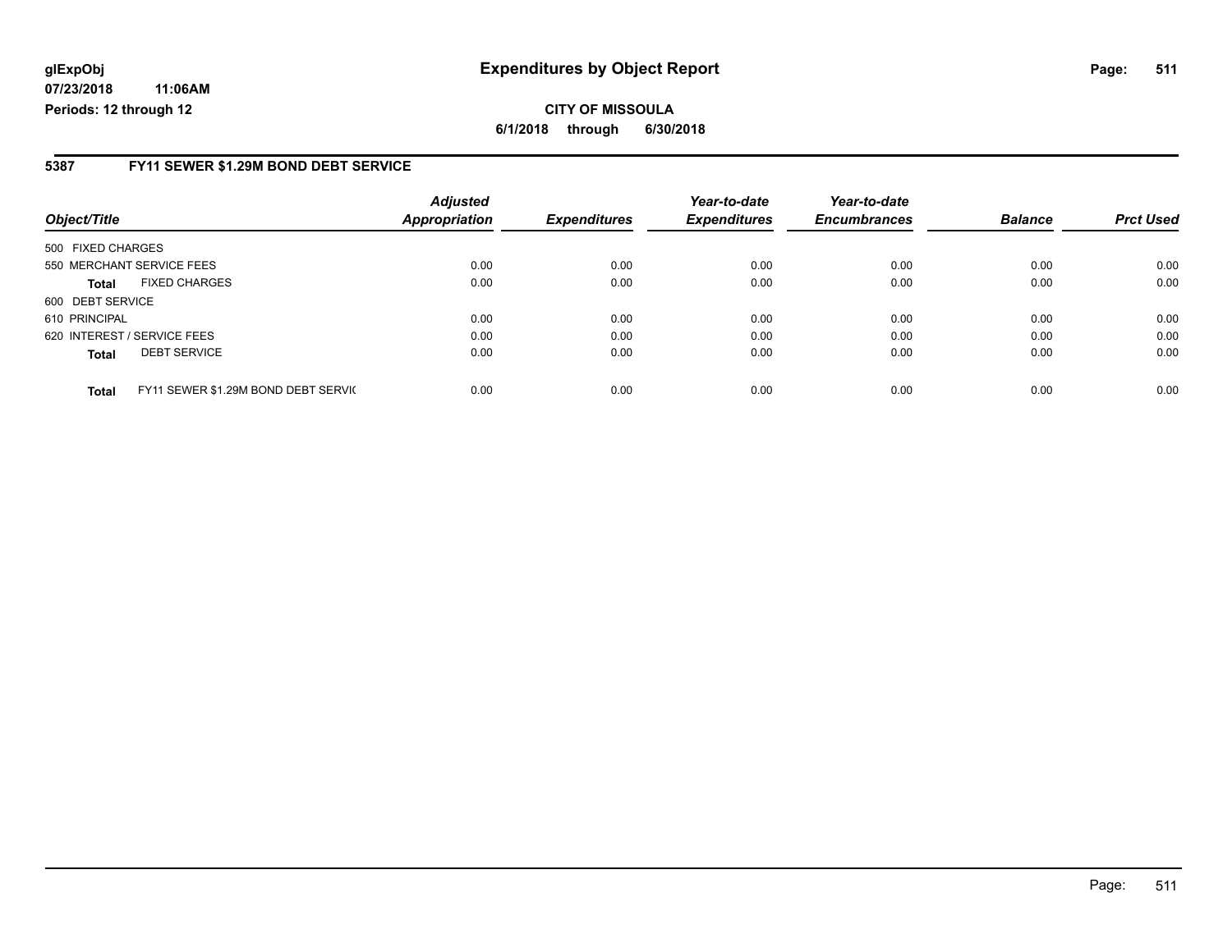# Expenditures by Object Report

glExpObj
07/23/2018 11:06AM
Periods: 12 through 12

**CITY OF MISSOULA**
**6/1/2018 through 6/30/2018**

## 5387 FY11 SEWER $1.29M BOND DEBT SERVICE

| Object/Title | | Adjusted Appropriation | Expenditures | Year-to-date Expenditures | Year-to-date Encumbrances | Balance | Prct Used |
|---|---|---|---|---|---|---|---|
| 500 FIXED CHARGES | | | | | | | |
| 550 MERCHANT SERVICE FEES | | 0.00 | 0.00 | 0.00 | 0.00 | 0.00 | 0.00 |
| **Total** | FIXED CHARGES | 0.00 | 0.00 | 0.00 | 0.00 | 0.00 | 0.00 |
| 600 DEBT SERVICE | | | | | | | |
| 610 PRINCIPAL | | 0.00 | 0.00 | 0.00 | 0.00 | 0.00 | 0.00 |
| 620 INTEREST / SERVICE FEES | | 0.00 | 0.00 | 0.00 | 0.00 | 0.00 | 0.00 |
| **Total** | DEBT SERVICE | 0.00 | 0.00 | 0.00 | 0.00 | 0.00 | 0.00 |
| **Total** | FY11 SEWER $1.29M BOND DEBT SERVIC | 0.00 | 0.00 | 0.00 | 0.00 | 0.00 | 0.00 |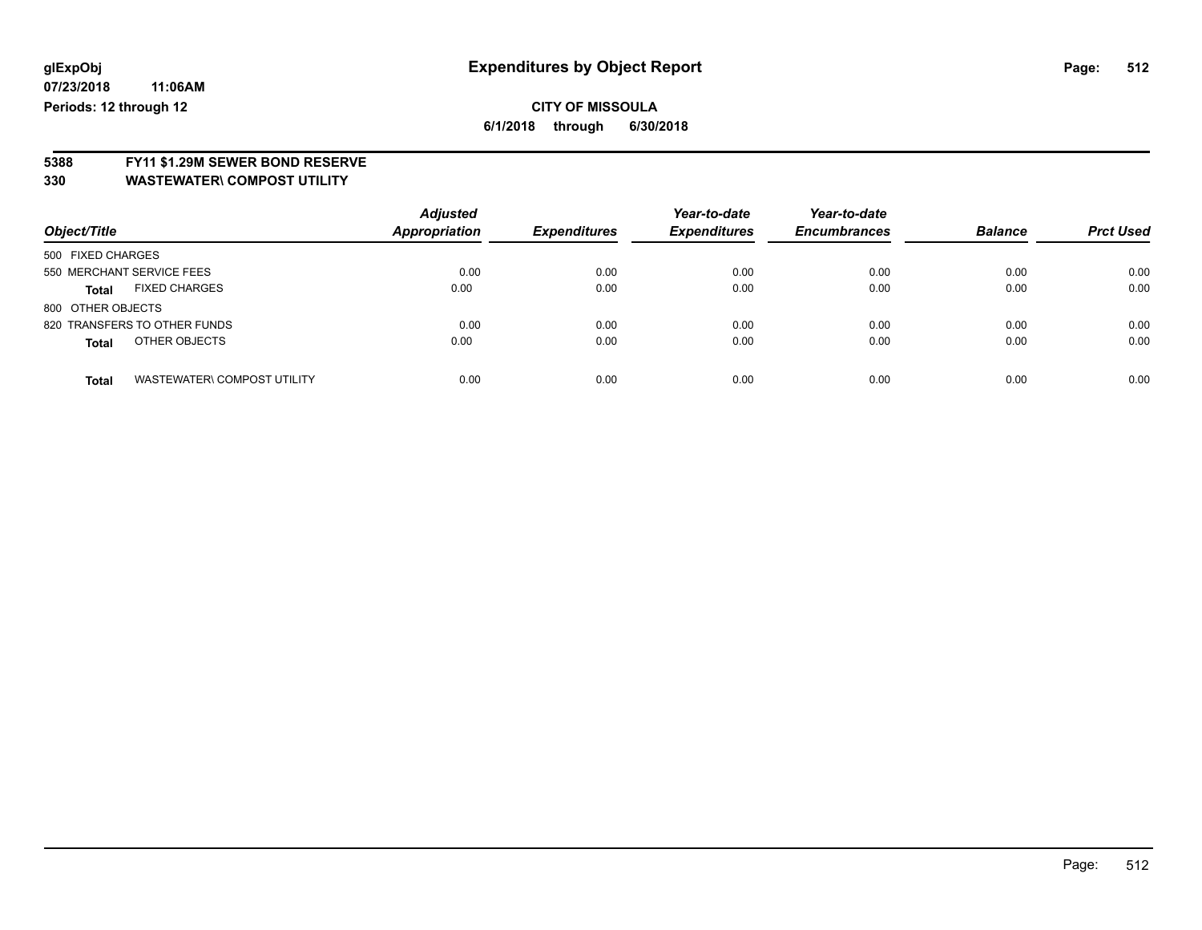glExpObj
07/23/2018 11:06AM
Periods: 12 through 12

# Expenditures by Object Report

**CITY OF MISSOULA**
**6/1/2018 through 6/30/2018**

**5388 FY11 $1.29M SEWER BOND RESERVE**
**330 WASTEWATER\ COMPOST UTILITY**

| Object/Title | Adjusted Appropriation | Expenditures | Year-to-date Expenditures | Year-to-date Encumbrances | Balance | Prct Used |
|---|---|---|---|---|---|---|
| 500 FIXED CHARGES | | | | | | |
| 550 MERCHANT SERVICE FEES | 0.00 | 0.00 | 0.00 | 0.00 | 0.00 | 0.00 |
| **Total** FIXED CHARGES | 0.00 | 0.00 | 0.00 | 0.00 | 0.00 | 0.00 |
| 800 OTHER OBJECTS | | | | | | |
| 820 TRANSFERS TO OTHER FUNDS | 0.00 | 0.00 | 0.00 | 0.00 | 0.00 | 0.00 |
| **Total** OTHER OBJECTS | 0.00 | 0.00 | 0.00 | 0.00 | 0.00 | 0.00 |
| **Total** WASTEWATER\ COMPOST UTILITY | 0.00 | 0.00 | 0.00 | 0.00 | 0.00 | 0.00 |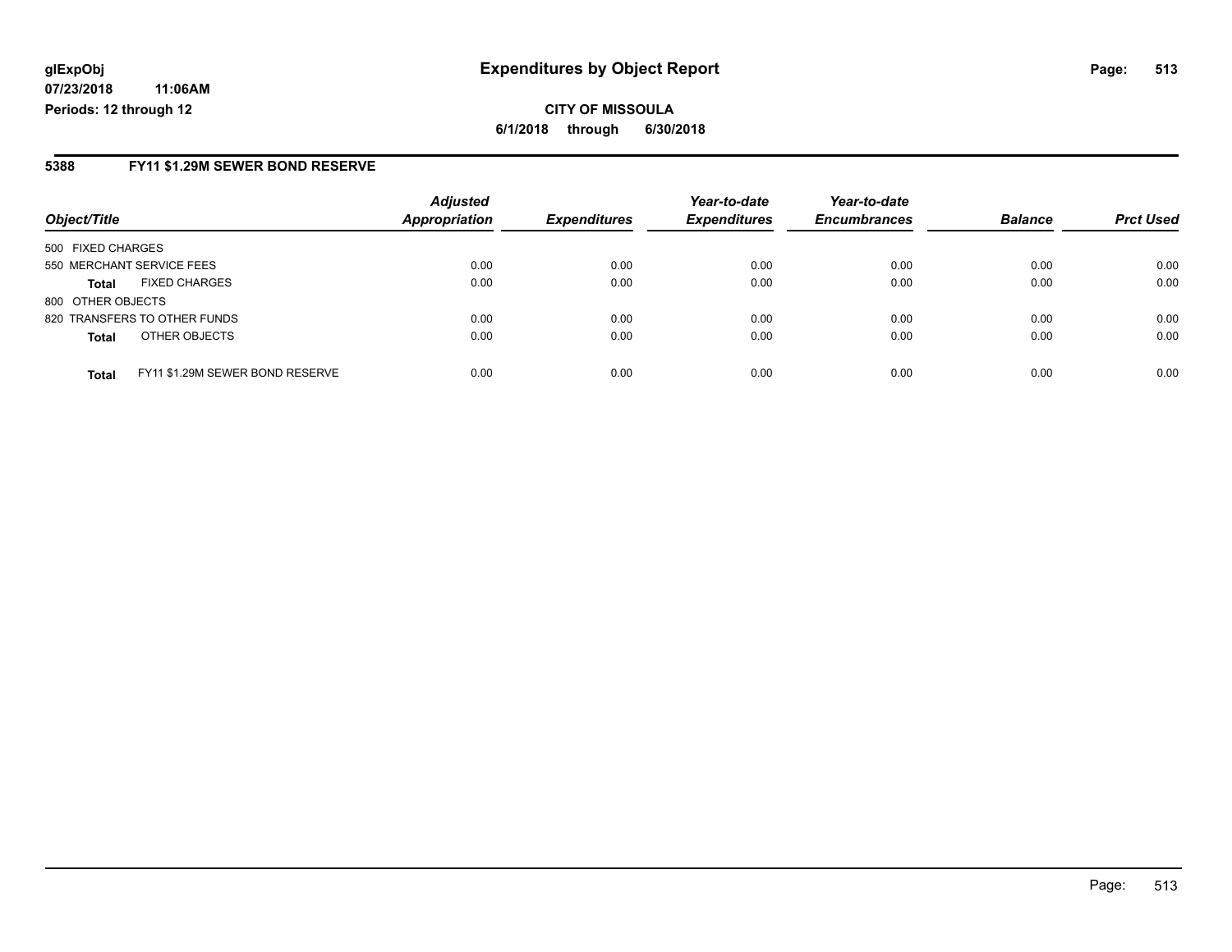# Expenditures by Object Report

glExpObj
07/23/2018 11:06AM
Periods: 12 through 12

**CITY OF MISSOULA**
**6/1/2018 through 6/30/2018**

## 5388 FY11 $1.29M SEWER BOND RESERVE

| Object/Title | Adjusted Appropriation | Expenditures | Year-to-date Expenditures | Year-to-date Encumbrances | Balance | Prct Used |
|---|---|---|---|---|---|---|
| 500 FIXED CHARGES | | | | | | |
| 550 MERCHANT SERVICE FEES | 0.00 | 0.00 | 0.00 | 0.00 | 0.00 | 0.00 |
| **Total** FIXED CHARGES | 0.00 | 0.00 | 0.00 | 0.00 | 0.00 | 0.00 |
| 800 OTHER OBJECTS | | | | | | |
| 820 TRANSFERS TO OTHER FUNDS | 0.00 | 0.00 | 0.00 | 0.00 | 0.00 | 0.00 |
| **Total** OTHER OBJECTS | 0.00 | 0.00 | 0.00 | 0.00 | 0.00 | 0.00 |
| **Total** FY11 $1.29M SEWER BOND RESERVE | 0.00 | 0.00 | 0.00 | 0.00 | 0.00 | 0.00 |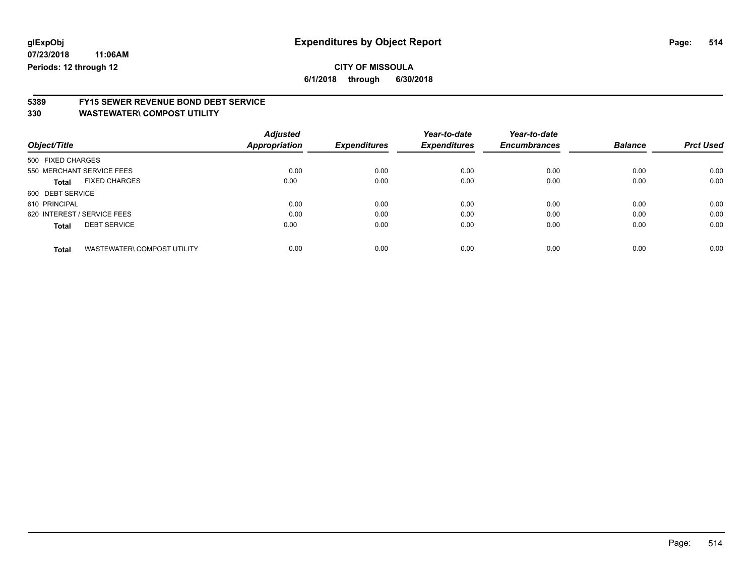**glExpObj** **Expenditures by Object Report**

**07/23/2018 11:06AM**

**Periods: 12 through 12**

**CITY OF MISSOULA**

**6/1/2018 through 6/30/2018**

## 5389 FY15 SEWER REVENUE BOND DEBT SERVICE

## 330 WASTEWATER\ COMPOST UTILITY

| Object/Title | Adjusted Appropriation | Expenditures | Year-to-date Expenditures | Year-to-date Encumbrances | Balance | Prct Used |
|---|---|---|---|---|---|---|
| 500 FIXED CHARGES | | | | | | |
| 550 MERCHANT SERVICE FEES | 0.00 | 0.00 | 0.00 | 0.00 | 0.00 | 0.00 |
| **Total** FIXED CHARGES | 0.00 | 0.00 | 0.00 | 0.00 | 0.00 | 0.00 |
| 600 DEBT SERVICE | | | | | | |
| 610 PRINCIPAL | 0.00 | 0.00 | 0.00 | 0.00 | 0.00 | 0.00 |
| 620 INTEREST / SERVICE FEES | 0.00 | 0.00 | 0.00 | 0.00 | 0.00 | 0.00 |
| **Total** DEBT SERVICE | 0.00 | 0.00 | 0.00 | 0.00 | 0.00 | 0.00 |
| **Total** WASTEWATER\ COMPOST UTILITY | 0.00 | 0.00 | 0.00 | 0.00 | 0.00 | 0.00 |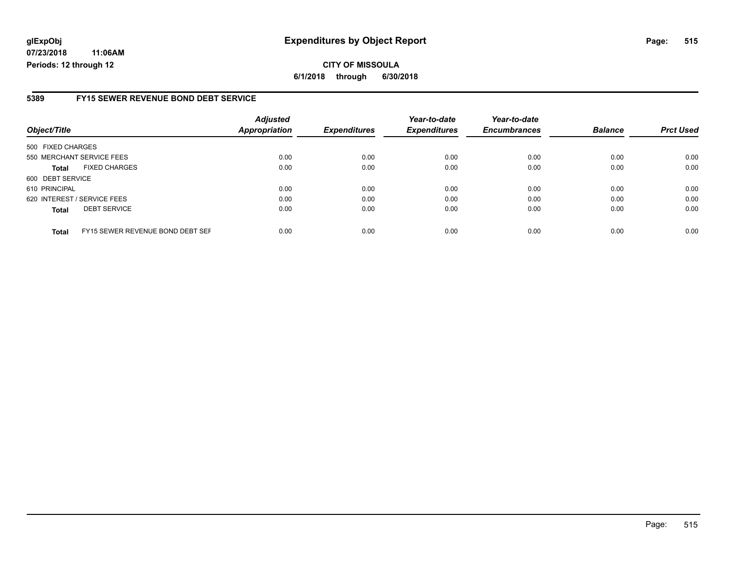**glExpObj**
**07/23/2018 11:06AM**
**Periods: 12 through 12**

# Expenditures by Object Report

**CITY OF MISSOULA**
**6/1/2018 through 6/30/2018**

## 5389 FY15 SEWER REVENUE BOND DEBT SERVICE

| Object/Title | | Adjusted Appropriation | Expenditures | Year-to-date Expenditures | Year-to-date Encumbrances | Balance | Prct Used |
|---|---|---|---|---|---|---|---|
| 500 FIXED CHARGES | | | | | | | |
| 550 MERCHANT SERVICE FEES | | 0.00 | 0.00 | 0.00 | 0.00 | 0.00 | 0.00 |
| **Total** | FIXED CHARGES | 0.00 | 0.00 | 0.00 | 0.00 | 0.00 | 0.00 |
| 600 DEBT SERVICE | | | | | | | |
| 610 PRINCIPAL | | 0.00 | 0.00 | 0.00 | 0.00 | 0.00 | 0.00 |
| 620 INTEREST / SERVICE FEES | | 0.00 | 0.00 | 0.00 | 0.00 | 0.00 | 0.00 |
| **Total** | DEBT SERVICE | 0.00 | 0.00 | 0.00 | 0.00 | 0.00 | 0.00 |
| **Total** | FY15 SEWER REVENUE BOND DEBT SEF | 0.00 | 0.00 | 0.00 | 0.00 | 0.00 | 0.00 |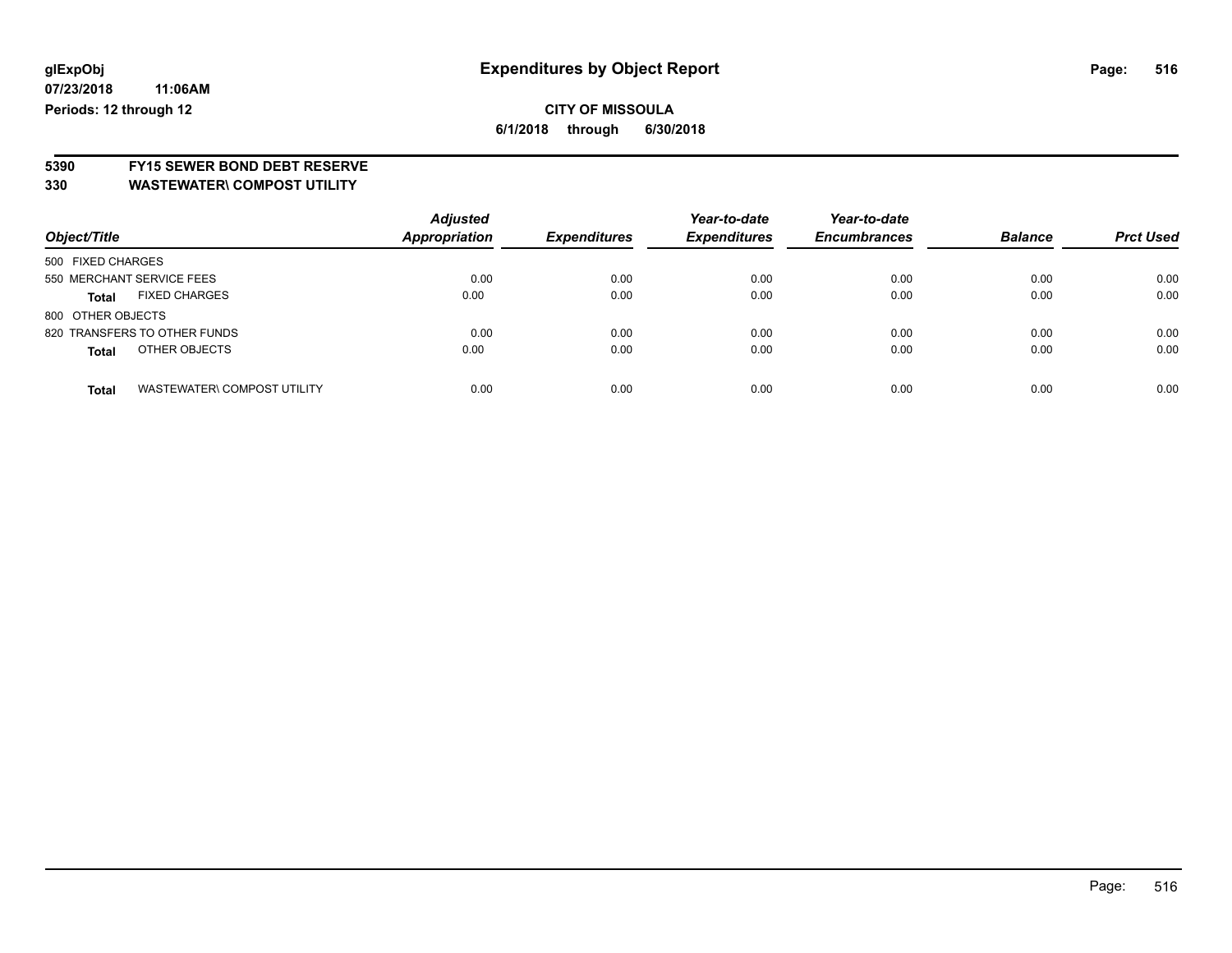# Expenditures by Object Report

glExpObj
07/23/2018 11:06AM
Periods: 12 through 12

**CITY OF MISSOULA**
**6/1/2018 through 6/30/2018**

**5390 FY15 SEWER BOND DEBT RESERVE**
**330 WASTEWATER\ COMPOST UTILITY**

| Object/Title | | Adjusted Appropriation | Expenditures | Year-to-date Expenditures | Year-to-date Encumbrances | Balance | Prct Used |
|---|---|---|---|---|---|---|---|
| 500 FIXED CHARGES | | | | | | | |
| 550 MERCHANT SERVICE FEES | | 0.00 | 0.00 | 0.00 | 0.00 | 0.00 | 0.00 |
| **Total** | FIXED CHARGES | 0.00 | 0.00 | 0.00 | 0.00 | 0.00 | 0.00 |
| 800 OTHER OBJECTS | | | | | | | |
| 820 TRANSFERS TO OTHER FUNDS | | 0.00 | 0.00 | 0.00 | 0.00 | 0.00 | 0.00 |
| **Total** | OTHER OBJECTS | 0.00 | 0.00 | 0.00 | 0.00 | 0.00 | 0.00 |
| **Total** | WASTEWATER\ COMPOST UTILITY | 0.00 | 0.00 | 0.00 | 0.00 | 0.00 | 0.00 |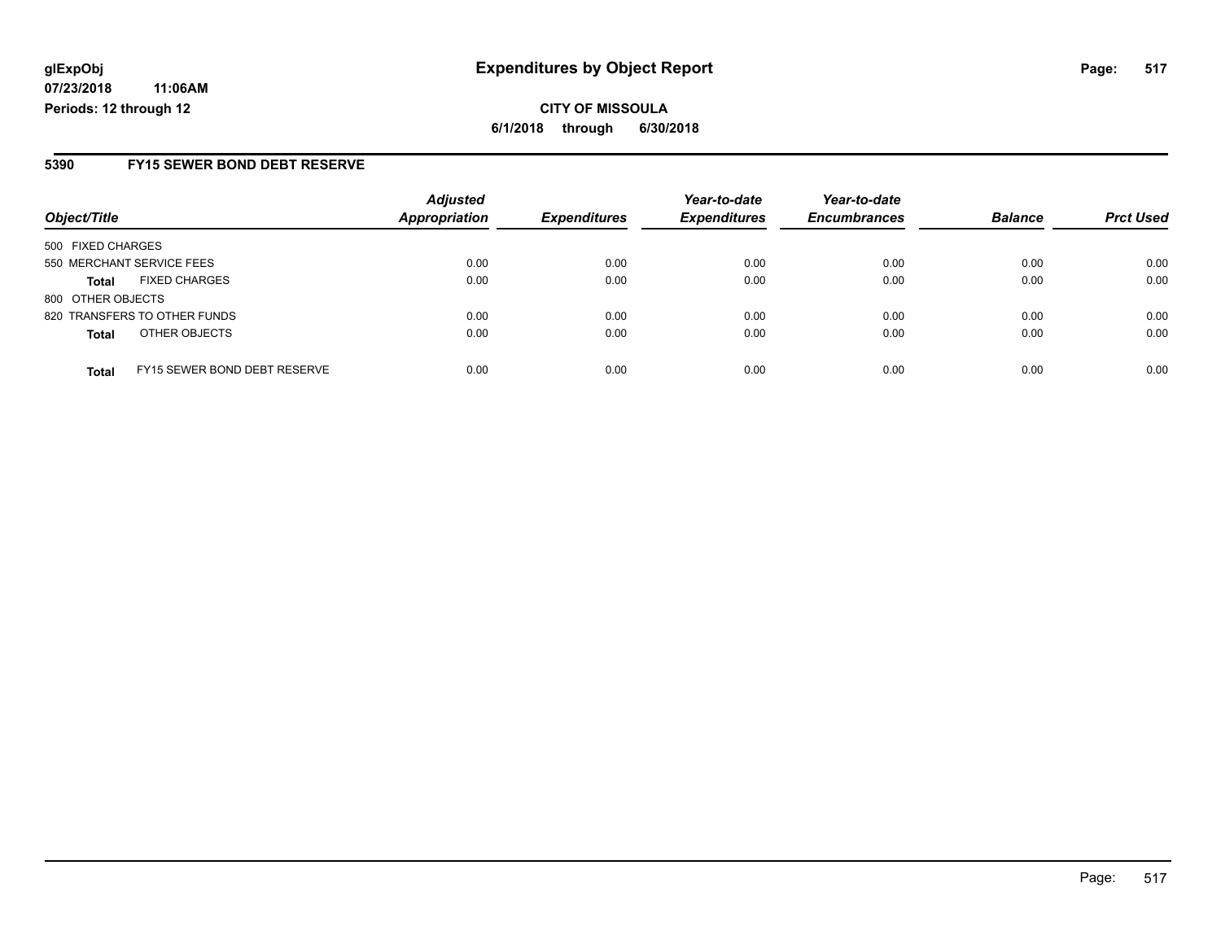**glExpObj**
**07/23/2018 11:06AM**
**Periods: 12 through 12**

# Expenditures by Object Report

**CITY OF MISSOULA**
**6/1/2018 through 6/30/2018**

## 5390 FY15 SEWER BOND DEBT RESERVE

| Object/Title | Adjusted Appropriation | Expenditures | Year-to-date Expenditures | Year-to-date Encumbrances | Balance | Prct Used |
|---|---|---|---|---|---|---|
| 500 FIXED CHARGES | | | | | | |
| 550 MERCHANT SERVICE FEES | 0.00 | 0.00 | 0.00 | 0.00 | 0.00 | 0.00 |
| **Total** FIXED CHARGES | 0.00 | 0.00 | 0.00 | 0.00 | 0.00 | 0.00 |
| 800 OTHER OBJECTS | | | | | | |
| 820 TRANSFERS TO OTHER FUNDS | 0.00 | 0.00 | 0.00 | 0.00 | 0.00 | 0.00 |
| **Total** OTHER OBJECTS | 0.00 | 0.00 | 0.00 | 0.00 | 0.00 | 0.00 |
| **Total** FY15 SEWER BOND DEBT RESERVE | 0.00 | 0.00 | 0.00 | 0.00 | 0.00 | 0.00 |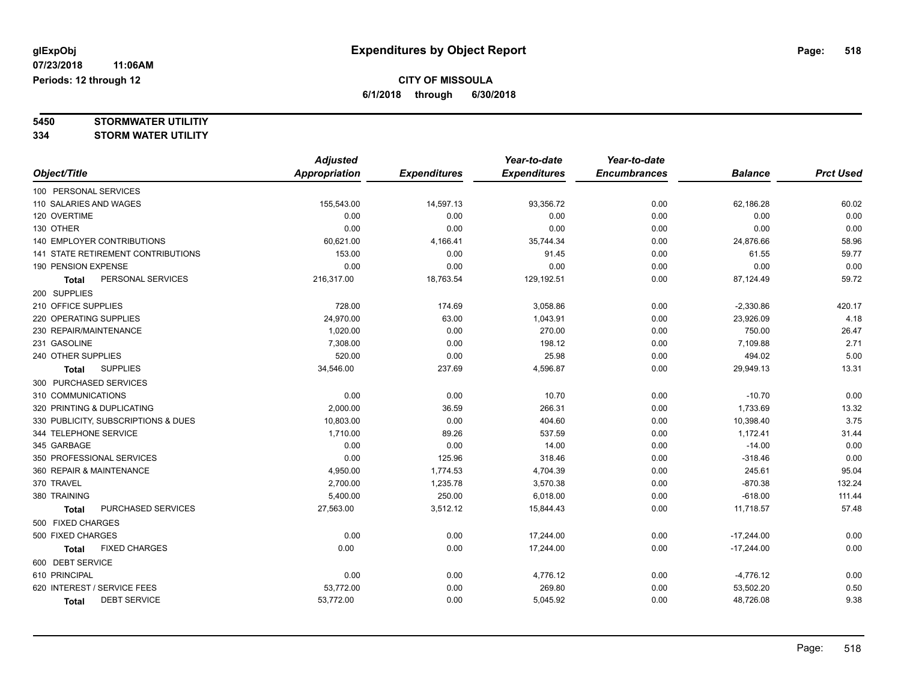# Expenditures by Object Report

glExpObj
07/23/2018 11:06AM
Periods: 12 through 12

**CITY OF MISSOULA**
**6/1/2018 through 6/30/2018**

**5450 STORMWATER UTILITIY**
**334 STORM WATER UTILITY**

| Object/Title | Adjusted Appropriation | Expenditures | Year-to-date Expenditures | Year-to-date Encumbrances | Balance | Prct Used |
|---|---|---|---|---|---|---|
| 100 PERSONAL SERVICES | | | | | | |
| 110 SALARIES AND WAGES | 155,543.00 | 14,597.13 | 93,356.72 | 0.00 | 62,186.28 | 60.02 |
| 120 OVERTIME | 0.00 | 0.00 | 0.00 | 0.00 | 0.00 | 0.00 |
| 130 OTHER | 0.00 | 0.00 | 0.00 | 0.00 | 0.00 | 0.00 |
| 140 EMPLOYER CONTRIBUTIONS | 60,621.00 | 4,166.41 | 35,744.34 | 0.00 | 24,876.66 | 58.96 |
| 141 STATE RETIREMENT CONTRIBUTIONS | 153.00 | 0.00 | 91.45 | 0.00 | 61.55 | 59.77 |
| 190 PENSION EXPENSE | 0.00 | 0.00 | 0.00 | 0.00 | 0.00 | 0.00 |
| **Total** PERSONAL SERVICES | 216,317.00 | 18,763.54 | 129,192.51 | 0.00 | 87,124.49 | 59.72 |
| 200 SUPPLIES | | | | | | |
| 210 OFFICE SUPPLIES | 728.00 | 174.69 | 3,058.86 | 0.00 | -2,330.86 | 420.17 |
| 220 OPERATING SUPPLIES | 24,970.00 | 63.00 | 1,043.91 | 0.00 | 23,926.09 | 4.18 |
| 230 REPAIR/MAINTENANCE | 1,020.00 | 0.00 | 270.00 | 0.00 | 750.00 | 26.47 |
| 231 GASOLINE | 7,308.00 | 0.00 | 198.12 | 0.00 | 7,109.88 | 2.71 |
| 240 OTHER SUPPLIES | 520.00 | 0.00 | 25.98 | 0.00 | 494.02 | 5.00 |
| **Total** SUPPLIES | 34,546.00 | 237.69 | 4,596.87 | 0.00 | 29,949.13 | 13.31 |
| 300 PURCHASED SERVICES | | | | | | |
| 310 COMMUNICATIONS | 0.00 | 0.00 | 10.70 | 0.00 | -10.70 | 0.00 |
| 320 PRINTING & DUPLICATING | 2,000.00 | 36.59 | 266.31 | 0.00 | 1,733.69 | 13.32 |
| 330 PUBLICITY, SUBSCRIPTIONS & DUES | 10,803.00 | 0.00 | 404.60 | 0.00 | 10,398.40 | 3.75 |
| 344 TELEPHONE SERVICE | 1,710.00 | 89.26 | 537.59 | 0.00 | 1,172.41 | 31.44 |
| 345 GARBAGE | 0.00 | 0.00 | 14.00 | 0.00 | -14.00 | 0.00 |
| 350 PROFESSIONAL SERVICES | 0.00 | 125.96 | 318.46 | 0.00 | -318.46 | 0.00 |
| 360 REPAIR & MAINTENANCE | 4,950.00 | 1,774.53 | 4,704.39 | 0.00 | 245.61 | 95.04 |
| 370 TRAVEL | 2,700.00 | 1,235.78 | 3,570.38 | 0.00 | -870.38 | 132.24 |
| 380 TRAINING | 5,400.00 | 250.00 | 6,018.00 | 0.00 | -618.00 | 111.44 |
| **Total** PURCHASED SERVICES | 27,563.00 | 3,512.12 | 15,844.43 | 0.00 | 11,718.57 | 57.48 |
| 500 FIXED CHARGES | | | | | | |
| 500 FIXED CHARGES | 0.00 | 0.00 | 17,244.00 | 0.00 | -17,244.00 | 0.00 |
| **Total** FIXED CHARGES | 0.00 | 0.00 | 17,244.00 | 0.00 | -17,244.00 | 0.00 |
| 600 DEBT SERVICE | | | | | | |
| 610 PRINCIPAL | 0.00 | 0.00 | 4,776.12 | 0.00 | -4,776.12 | 0.00 |
| 620 INTEREST / SERVICE FEES | 53,772.00 | 0.00 | 269.80 | 0.00 | 53,502.20 | 0.50 |
| **Total** DEBT SERVICE | 53,772.00 | 0.00 | 5,045.92 | 0.00 | 48,726.08 | 9.38 |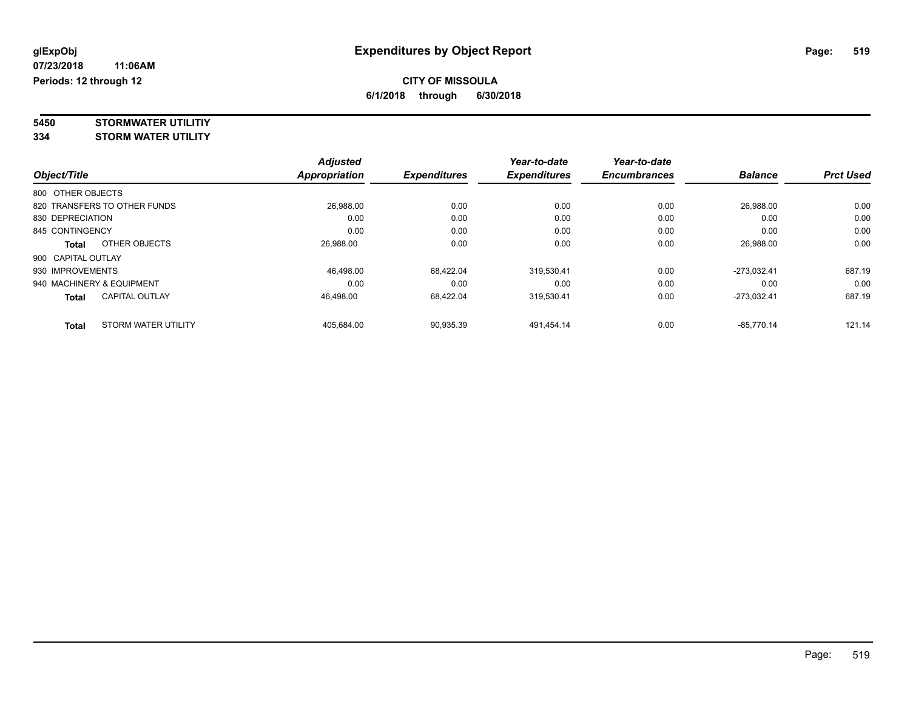**glExpObj**
**07/23/2018 11:06AM**
**Periods: 12 through 12**

# Expenditures by Object Report

**CITY OF MISSOULA**
**6/1/2018 through 6/30/2018**

**5450 STORMWATER UTILITIY**
**334 STORM WATER UTILITY**

| Object/Title | Adjusted Appropriation | Expenditures | Year-to-date Expenditures | Year-to-date Encumbrances | Balance | Prct Used |
|---|---|---|---|---|---|---|
| 800 OTHER OBJECTS | | | | | | |
| 820 TRANSFERS TO OTHER FUNDS | 26,988.00 | 0.00 | 0.00 | 0.00 | 26,988.00 | 0.00 |
| 830 DEPRECIATION | 0.00 | 0.00 | 0.00 | 0.00 | 0.00 | 0.00 |
| 845 CONTINGENCY | 0.00 | 0.00 | 0.00 | 0.00 | 0.00 | 0.00 |
| **Total** OTHER OBJECTS | 26,988.00 | 0.00 | 0.00 | 0.00 | 26,988.00 | 0.00 |
| 900 CAPITAL OUTLAY | | | | | | |
| 930 IMPROVEMENTS | 46,498.00 | 68,422.04 | 319,530.41 | 0.00 | -273,032.41 | 687.19 |
| 940 MACHINERY & EQUIPMENT | 0.00 | 0.00 | 0.00 | 0.00 | 0.00 | 0.00 |
| **Total** CAPITAL OUTLAY | 46,498.00 | 68,422.04 | 319,530.41 | 0.00 | -273,032.41 | 687.19 |
| **Total** STORM WATER UTILITY | 405,684.00 | 90,935.39 | 491,454.14 | 0.00 | -85,770.14 | 121.14 |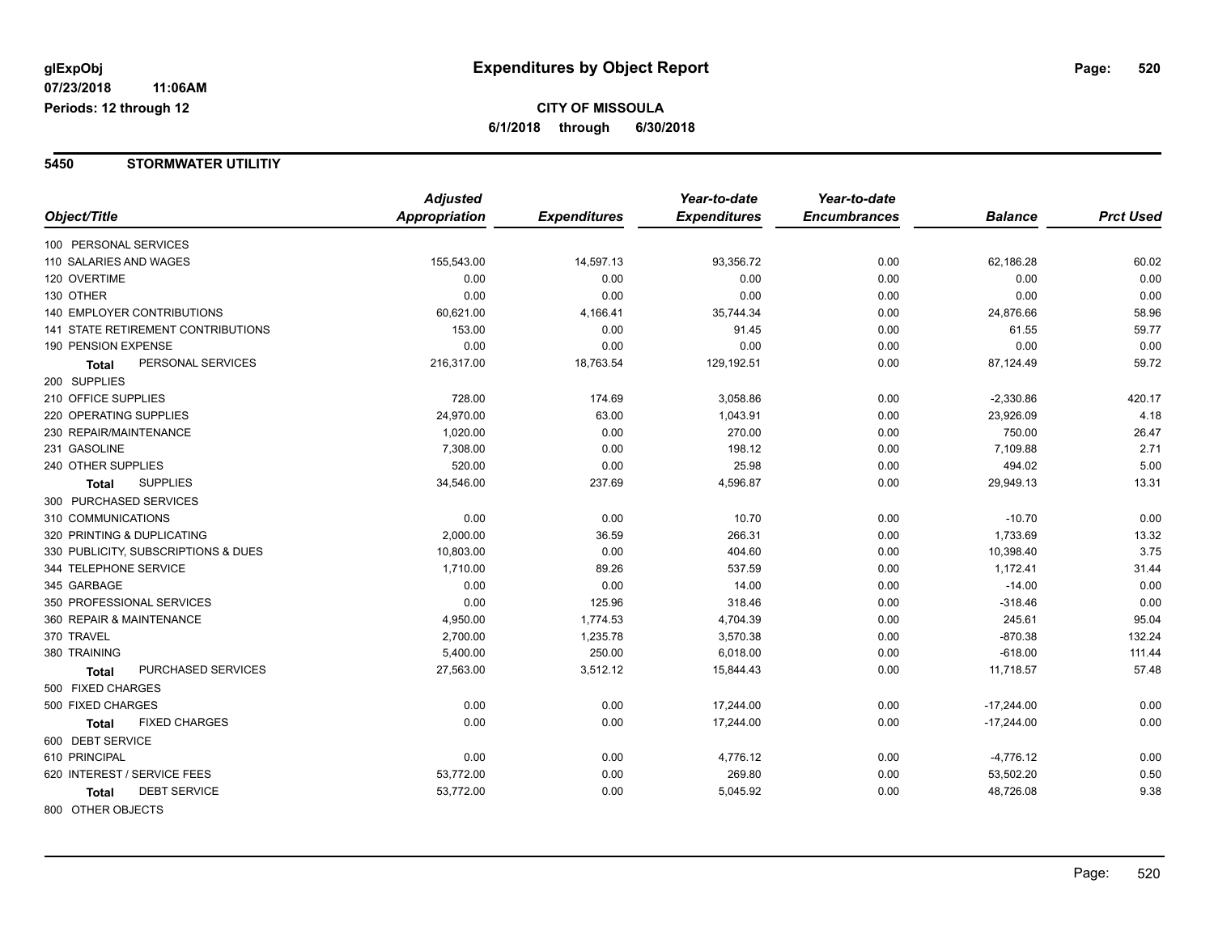**glExpObj** 07/23/2018 11:06AM Periods: 12 through 12

# Expenditures by Object Report

**CITY OF MISSOULA**
**6/1/2018 through 6/30/2018**

## 5450 STORMWATER UTILITIY

| Object/Title | Adjusted Appropriation | Expenditures | Year-to-date Expenditures | Year-to-date Encumbrances | Balance | Prct Used |
|---|---|---|---|---|---|---|
| 100 PERSONAL SERVICES | | | | | | |
| 110 SALARIES AND WAGES | 155,543.00 | 14,597.13 | 93,356.72 | 0.00 | 62,186.28 | 60.02 |
| 120 OVERTIME | 0.00 | 0.00 | 0.00 | 0.00 | 0.00 | 0.00 |
| 130 OTHER | 0.00 | 0.00 | 0.00 | 0.00 | 0.00 | 0.00 |
| 140 EMPLOYER CONTRIBUTIONS | 60,621.00 | 4,166.41 | 35,744.34 | 0.00 | 24,876.66 | 58.96 |
| 141 STATE RETIREMENT CONTRIBUTIONS | 153.00 | 0.00 | 91.45 | 0.00 | 61.55 | 59.77 |
| 190 PENSION EXPENSE | 0.00 | 0.00 | 0.00 | 0.00 | 0.00 | 0.00 |
| **Total** PERSONAL SERVICES | 216,317.00 | 18,763.54 | 129,192.51 | 0.00 | 87,124.49 | 59.72 |
| 200 SUPPLIES | | | | | | |
| 210 OFFICE SUPPLIES | 728.00 | 174.69 | 3,058.86 | 0.00 | -2,330.86 | 420.17 |
| 220 OPERATING SUPPLIES | 24,970.00 | 63.00 | 1,043.91 | 0.00 | 23,926.09 | 4.18 |
| 230 REPAIR/MAINTENANCE | 1,020.00 | 0.00 | 270.00 | 0.00 | 750.00 | 26.47 |
| 231 GASOLINE | 7,308.00 | 0.00 | 198.12 | 0.00 | 7,109.88 | 2.71 |
| 240 OTHER SUPPLIES | 520.00 | 0.00 | 25.98 | 0.00 | 494.02 | 5.00 |
| **Total** SUPPLIES | 34,546.00 | 237.69 | 4,596.87 | 0.00 | 29,949.13 | 13.31 |
| 300 PURCHASED SERVICES | | | | | | |
| 310 COMMUNICATIONS | 0.00 | 0.00 | 10.70 | 0.00 | -10.70 | 0.00 |
| 320 PRINTING & DUPLICATING | 2,000.00 | 36.59 | 266.31 | 0.00 | 1,733.69 | 13.32 |
| 330 PUBLICITY, SUBSCRIPTIONS & DUES | 10,803.00 | 0.00 | 404.60 | 0.00 | 10,398.40 | 3.75 |
| 344 TELEPHONE SERVICE | 1,710.00 | 89.26 | 537.59 | 0.00 | 1,172.41 | 31.44 |
| 345 GARBAGE | 0.00 | 0.00 | 14.00 | 0.00 | -14.00 | 0.00 |
| 350 PROFESSIONAL SERVICES | 0.00 | 125.96 | 318.46 | 0.00 | -318.46 | 0.00 |
| 360 REPAIR & MAINTENANCE | 4,950.00 | 1,774.53 | 4,704.39 | 0.00 | 245.61 | 95.04 |
| 370 TRAVEL | 2,700.00 | 1,235.78 | 3,570.38 | 0.00 | -870.38 | 132.24 |
| 380 TRAINING | 5,400.00 | 250.00 | 6,018.00 | 0.00 | -618.00 | 111.44 |
| **Total** PURCHASED SERVICES | 27,563.00 | 3,512.12 | 15,844.43 | 0.00 | 11,718.57 | 57.48 |
| 500 FIXED CHARGES | | | | | | |
| 500 FIXED CHARGES | 0.00 | 0.00 | 17,244.00 | 0.00 | -17,244.00 | 0.00 |
| **Total** FIXED CHARGES | 0.00 | 0.00 | 17,244.00 | 0.00 | -17,244.00 | 0.00 |
| 600 DEBT SERVICE | | | | | | |
| 610 PRINCIPAL | 0.00 | 0.00 | 4,776.12 | 0.00 | -4,776.12 | 0.00 |
| 620 INTEREST / SERVICE FEES | 53,772.00 | 0.00 | 269.80 | 0.00 | 53,502.20 | 0.50 |
| **Total** DEBT SERVICE | 53,772.00 | 0.00 | 5,045.92 | 0.00 | 48,726.08 | 9.38 |
| 800 OTHER OBJECTS | | | | | | |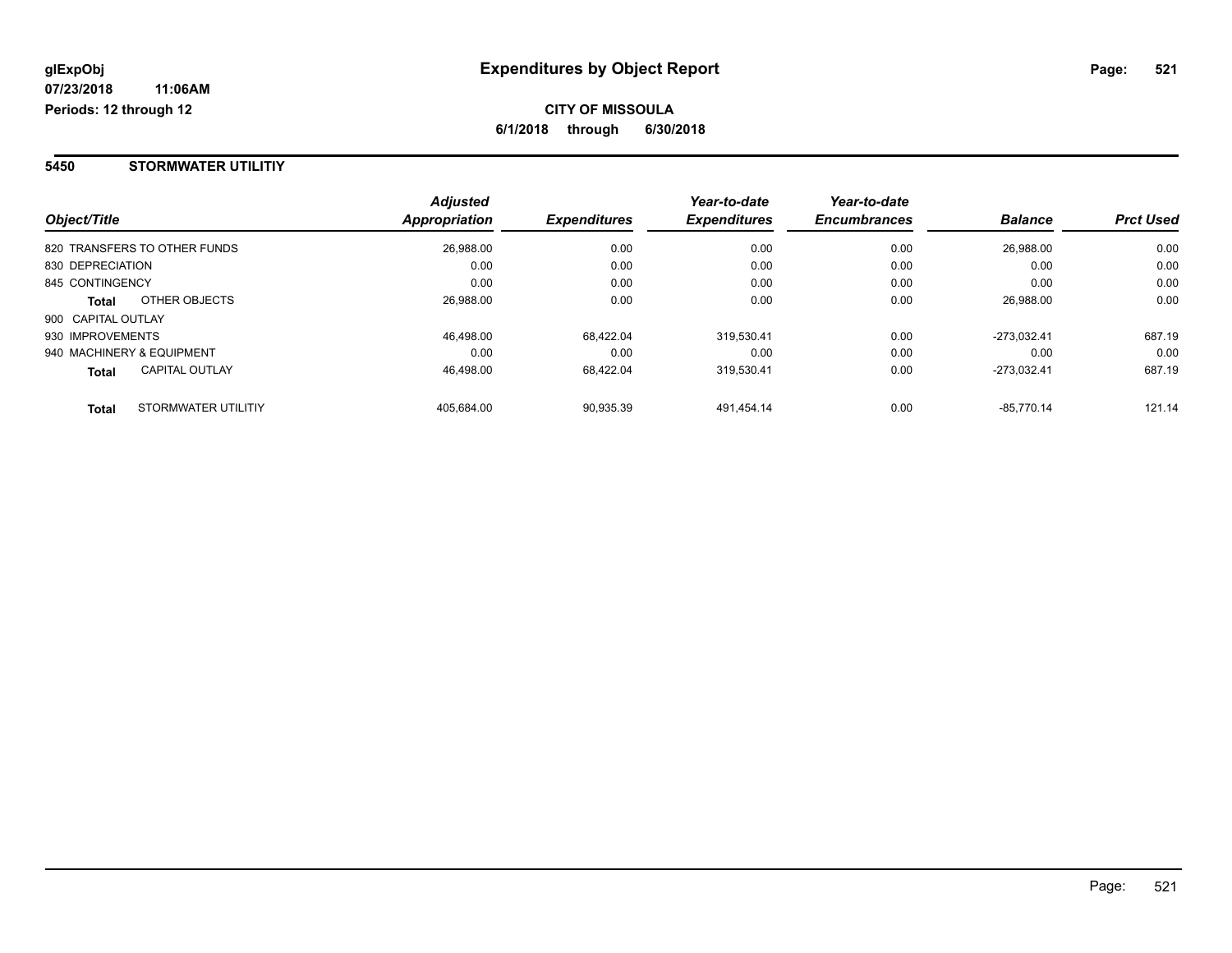glExpObj
07/23/2018 11:06AM
Periods: 12 through 12

# Expenditures by Object Report

**CITY OF MISSOULA**
**6/1/2018 through 6/30/2018**

## 5450 STORMWATER UTILITIY

| Object/Title | Adjusted Appropriation | Expenditures | Year-to-date Expenditures | Year-to-date Encumbrances | Balance | Prct Used |
|---|---|---|---|---|---|---|
| 820 TRANSFERS TO OTHER FUNDS | 26,988.00 | 0.00 | 0.00 | 0.00 | 26,988.00 | 0.00 |
| 830 DEPRECIATION | 0.00 | 0.00 | 0.00 | 0.00 | 0.00 | 0.00 |
| 845 CONTINGENCY | 0.00 | 0.00 | 0.00 | 0.00 | 0.00 | 0.00 |
| **Total** OTHER OBJECTS | 26,988.00 | 0.00 | 0.00 | 0.00 | 26,988.00 | 0.00 |
| 900 CAPITAL OUTLAY | | | | | | |
| 930 IMPROVEMENTS | 46,498.00 | 68,422.04 | 319,530.41 | 0.00 | -273,032.41 | 687.19 |
| 940 MACHINERY & EQUIPMENT | 0.00 | 0.00 | 0.00 | 0.00 | 0.00 | 0.00 |
| **Total** CAPITAL OUTLAY | 46,498.00 | 68,422.04 | 319,530.41 | 0.00 | -273,032.41 | 687.19 |
| **Total** STORMWATER UTILITIY | 405,684.00 | 90,935.39 | 491,454.14 | 0.00 | -85,770.14 | 121.14 |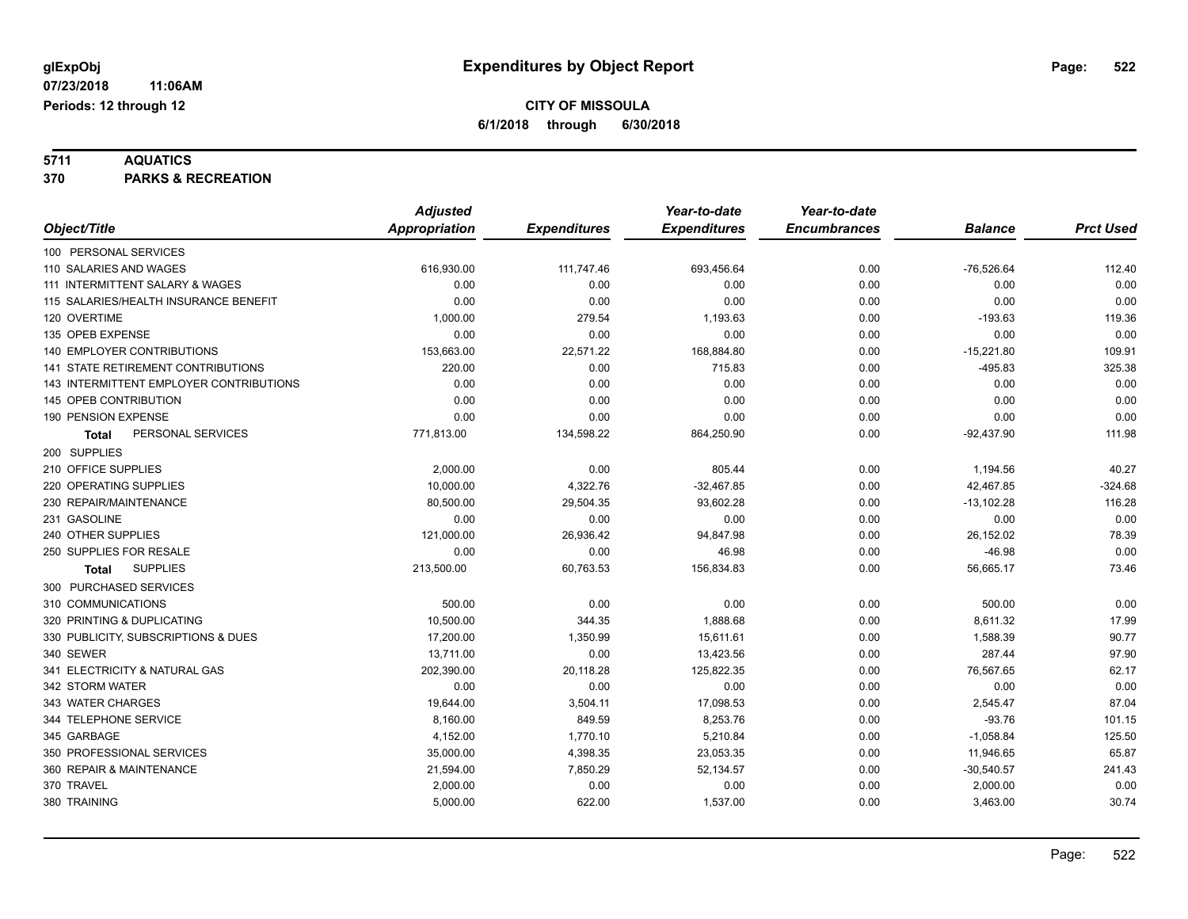**glExpObj** **Expenditures by Object Report**

07/23/2018 11:06AM

Periods: 12 through 12

**CITY OF MISSOULA**

**6/1/2018 through 6/30/2018**

## 5711 AQUATICS

## 370 PARKS & RECREATION

| Object/Title | Adjusted Appropriation | Expenditures | Year-to-date Expenditures | Year-to-date Encumbrances | Balance | Prct Used |
|---|---|---|---|---|---|---|
| 100 PERSONAL SERVICES | | | | | | |
| 110 SALARIES AND WAGES | 616,930.00 | 111,747.46 | 693,456.64 | 0.00 | -76,526.64 | 112.40 |
| 111 INTERMITTENT SALARY & WAGES | 0.00 | 0.00 | 0.00 | 0.00 | 0.00 | 0.00 |
| 115 SALARIES/HEALTH INSURANCE BENEFIT | 0.00 | 0.00 | 0.00 | 0.00 | 0.00 | 0.00 |
| 120 OVERTIME | 1,000.00 | 279.54 | 1,193.63 | 0.00 | -193.63 | 119.36 |
| 135 OPEB EXPENSE | 0.00 | 0.00 | 0.00 | 0.00 | 0.00 | 0.00 |
| 140 EMPLOYER CONTRIBUTIONS | 153,663.00 | 22,571.22 | 168,884.80 | 0.00 | -15,221.80 | 109.91 |
| 141 STATE RETIREMENT CONTRIBUTIONS | 220.00 | 0.00 | 715.83 | 0.00 | -495.83 | 325.38 |
| 143 INTERMITTENT EMPLOYER CONTRIBUTIONS | 0.00 | 0.00 | 0.00 | 0.00 | 0.00 | 0.00 |
| 145 OPEB CONTRIBUTION | 0.00 | 0.00 | 0.00 | 0.00 | 0.00 | 0.00 |
| 190 PENSION EXPENSE | 0.00 | 0.00 | 0.00 | 0.00 | 0.00 | 0.00 |
| **Total** PERSONAL SERVICES | 771,813.00 | 134,598.22 | 864,250.90 | 0.00 | -92,437.90 | 111.98 |
| 200 SUPPLIES | | | | | | |
| 210 OFFICE SUPPLIES | 2,000.00 | 0.00 | 805.44 | 0.00 | 1,194.56 | 40.27 |
| 220 OPERATING SUPPLIES | 10,000.00 | 4,322.76 | -32,467.85 | 0.00 | 42,467.85 | -324.68 |
| 230 REPAIR/MAINTENANCE | 80,500.00 | 29,504.35 | 93,602.28 | 0.00 | -13,102.28 | 116.28 |
| 231 GASOLINE | 0.00 | 0.00 | 0.00 | 0.00 | 0.00 | 0.00 |
| 240 OTHER SUPPLIES | 121,000.00 | 26,936.42 | 94,847.98 | 0.00 | 26,152.02 | 78.39 |
| 250 SUPPLIES FOR RESALE | 0.00 | 0.00 | 46.98 | 0.00 | -46.98 | 0.00 |
| **Total** SUPPLIES | 213,500.00 | 60,763.53 | 156,834.83 | 0.00 | 56,665.17 | 73.46 |
| 300 PURCHASED SERVICES | | | | | | |
| 310 COMMUNICATIONS | 500.00 | 0.00 | 0.00 | 0.00 | 500.00 | 0.00 |
| 320 PRINTING & DUPLICATING | 10,500.00 | 344.35 | 1,888.68 | 0.00 | 8,611.32 | 17.99 |
| 330 PUBLICITY, SUBSCRIPTIONS & DUES | 17,200.00 | 1,350.99 | 15,611.61 | 0.00 | 1,588.39 | 90.77 |
| 340 SEWER | 13,711.00 | 0.00 | 13,423.56 | 0.00 | 287.44 | 97.90 |
| 341 ELECTRICITY & NATURAL GAS | 202,390.00 | 20,118.28 | 125,822.35 | 0.00 | 76,567.65 | 62.17 |
| 342 STORM WATER | 0.00 | 0.00 | 0.00 | 0.00 | 0.00 | 0.00 |
| 343 WATER CHARGES | 19,644.00 | 3,504.11 | 17,098.53 | 0.00 | 2,545.47 | 87.04 |
| 344 TELEPHONE SERVICE | 8,160.00 | 849.59 | 8,253.76 | 0.00 | -93.76 | 101.15 |
| 345 GARBAGE | 4,152.00 | 1,770.10 | 5,210.84 | 0.00 | -1,058.84 | 125.50 |
| 350 PROFESSIONAL SERVICES | 35,000.00 | 4,398.35 | 23,053.35 | 0.00 | 11,946.65 | 65.87 |
| 360 REPAIR & MAINTENANCE | 21,594.00 | 7,850.29 | 52,134.57 | 0.00 | -30,540.57 | 241.43 |
| 370 TRAVEL | 2,000.00 | 0.00 | 0.00 | 0.00 | 2,000.00 | 0.00 |
| 380 TRAINING | 5,000.00 | 622.00 | 1,537.00 | 0.00 | 3,463.00 | 30.74 |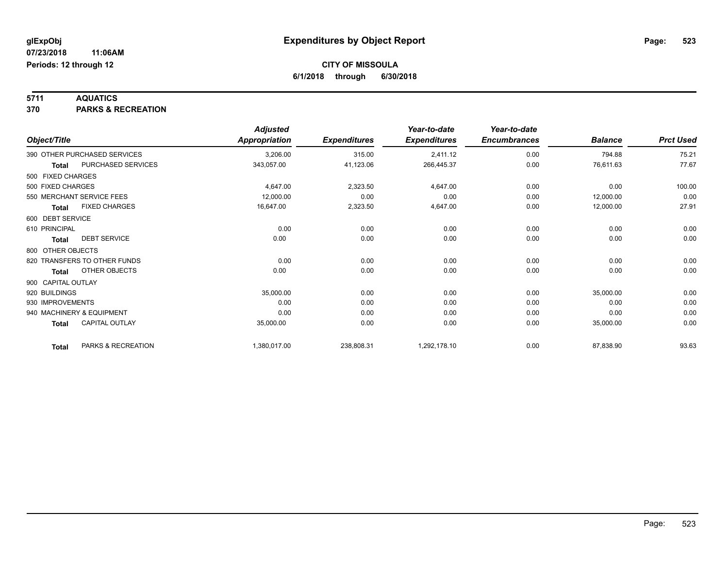# Expenditures by Object Report

glExpObj
07/23/2018 11:06AM
Periods: 12 through 12

**CITY OF MISSOULA**
**6/1/2018 through 6/30/2018**

**5711 AQUATICS**
**370 PARKS & RECREATION**

| Object/Title | Adjusted Appropriation | Expenditures | Year-to-date Expenditures | Year-to-date Encumbrances | Balance | Prct Used |
|---|---|---|---|---|---|---|
| 390 OTHER PURCHASED SERVICES | 3,206.00 | 315.00 | 2,411.12 | 0.00 | 794.88 | 75.21 |
| **Total** PURCHASED SERVICES | 343,057.00 | 41,123.06 | 266,445.37 | 0.00 | 76,611.63 | 77.67 |
| 500 FIXED CHARGES | | | | | | |
| 500 FIXED CHARGES | 4,647.00 | 2,323.50 | 4,647.00 | 0.00 | 0.00 | 100.00 |
| 550 MERCHANT SERVICE FEES | 12,000.00 | 0.00 | 0.00 | 0.00 | 12,000.00 | 0.00 |
| **Total** FIXED CHARGES | 16,647.00 | 2,323.50 | 4,647.00 | 0.00 | 12,000.00 | 27.91 |
| 600 DEBT SERVICE | | | | | | |
| 610 PRINCIPAL | 0.00 | 0.00 | 0.00 | 0.00 | 0.00 | 0.00 |
| **Total** DEBT SERVICE | 0.00 | 0.00 | 0.00 | 0.00 | 0.00 | 0.00 |
| 800 OTHER OBJECTS | | | | | | |
| 820 TRANSFERS TO OTHER FUNDS | 0.00 | 0.00 | 0.00 | 0.00 | 0.00 | 0.00 |
| **Total** OTHER OBJECTS | 0.00 | 0.00 | 0.00 | 0.00 | 0.00 | 0.00 |
| 900 CAPITAL OUTLAY | | | | | | |
| 920 BUILDINGS | 35,000.00 | 0.00 | 0.00 | 0.00 | 35,000.00 | 0.00 |
| 930 IMPROVEMENTS | 0.00 | 0.00 | 0.00 | 0.00 | 0.00 | 0.00 |
| 940 MACHINERY & EQUIPMENT | 0.00 | 0.00 | 0.00 | 0.00 | 0.00 | 0.00 |
| **Total** CAPITAL OUTLAY | 35,000.00 | 0.00 | 0.00 | 0.00 | 35,000.00 | 0.00 |
| **Total** PARKS & RECREATION | 1,380,017.00 | 238,808.31 | 1,292,178.10 | 0.00 | 87,838.90 | 93.63 |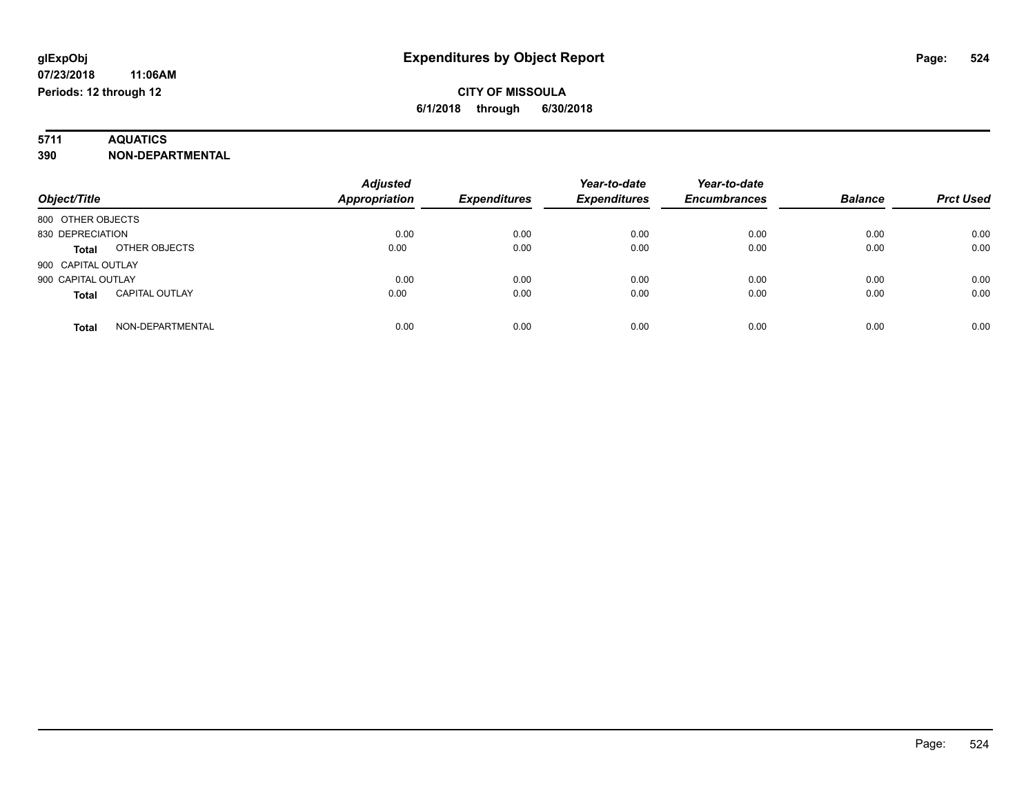**glExpObj** | **Expenditures by Object Report**

**07/23/2018 11:06AM**

**Periods: 12 through 12**

**CITY OF MISSOULA**

**6/1/2018 through 6/30/2018**

**5711 AQUATICS**

**390 NON-DEPARTMENTAL**

| Object/Title | | *Adjusted Appropriation* | *Expenditures* | *Year-to-date Expenditures* | *Year-to-date Encumbrances* | *Balance* | *Prct Used* |
|---|---|---|---|---|---|---|---|
| 800 OTHER OBJECTS | | | | | | | |
| 830 DEPRECIATION | | 0.00 | 0.00 | 0.00 | 0.00 | 0.00 | 0.00 |
| **Total** | OTHER OBJECTS | 0.00 | 0.00 | 0.00 | 0.00 | 0.00 | 0.00 |
| 900 CAPITAL OUTLAY | | | | | | | |
| 900 CAPITAL OUTLAY | | 0.00 | 0.00 | 0.00 | 0.00 | 0.00 | 0.00 |
| **Total** | CAPITAL OUTLAY | 0.00 | 0.00 | 0.00 | 0.00 | 0.00 | 0.00 |
| **Total** | NON-DEPARTMENTAL | 0.00 | 0.00 | 0.00 | 0.00 | 0.00 | 0.00 |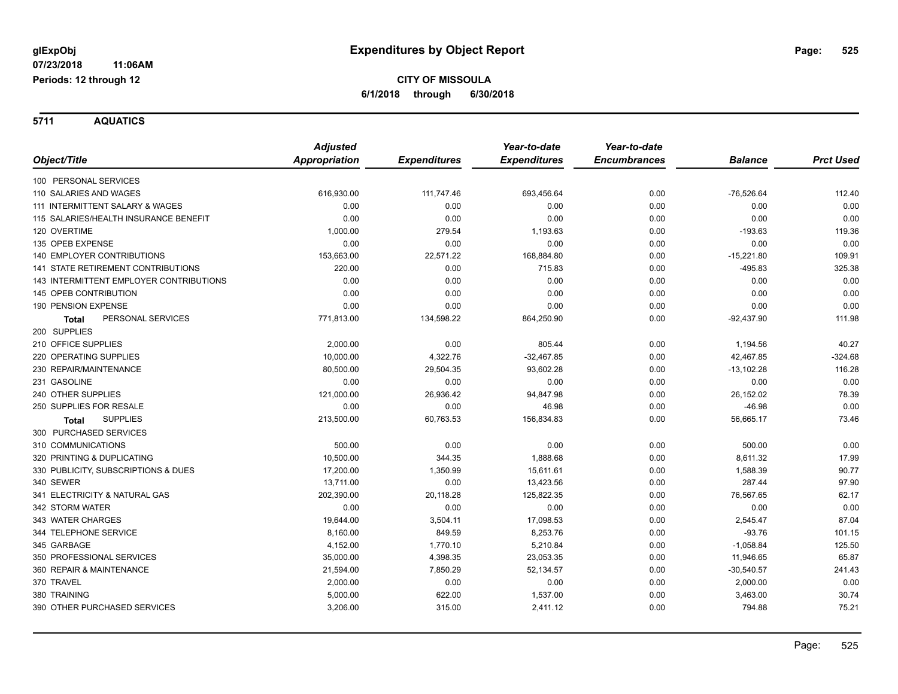# Expenditures by Object Report

glExpObj
07/23/2018 11:06AM
Periods: 12 through 12

**CITY OF MISSOULA**
**6/1/2018 through 6/30/2018**

## 5711 AQUATICS

| Object/Title | Adjusted Appropriation | Expenditures | Year-to-date Expenditures | Year-to-date Encumbrances | Balance | Prct Used |
|---|---|---|---|---|---|---|
| 100 PERSONAL SERVICES | | | | | | |
| 110 SALARIES AND WAGES | 616,930.00 | 111,747.46 | 693,456.64 | 0.00 | -76,526.64 | 112.40 |
| 111 INTERMITTENT SALARY & WAGES | 0.00 | 0.00 | 0.00 | 0.00 | 0.00 | 0.00 |
| 115 SALARIES/HEALTH INSURANCE BENEFIT | 0.00 | 0.00 | 0.00 | 0.00 | 0.00 | 0.00 |
| 120 OVERTIME | 1,000.00 | 279.54 | 1,193.63 | 0.00 | -193.63 | 119.36 |
| 135 OPEB EXPENSE | 0.00 | 0.00 | 0.00 | 0.00 | 0.00 | 0.00 |
| 140 EMPLOYER CONTRIBUTIONS | 153,663.00 | 22,571.22 | 168,884.80 | 0.00 | -15,221.80 | 109.91 |
| 141 STATE RETIREMENT CONTRIBUTIONS | 220.00 | 0.00 | 715.83 | 0.00 | -495.83 | 325.38 |
| 143 INTERMITTENT EMPLOYER CONTRIBUTIONS | 0.00 | 0.00 | 0.00 | 0.00 | 0.00 | 0.00 |
| 145 OPEB CONTRIBUTION | 0.00 | 0.00 | 0.00 | 0.00 | 0.00 | 0.00 |
| 190 PENSION EXPENSE | 0.00 | 0.00 | 0.00 | 0.00 | 0.00 | 0.00 |
| **Total** PERSONAL SERVICES | 771,813.00 | 134,598.22 | 864,250.90 | 0.00 | -92,437.90 | 111.98 |
| 200 SUPPLIES | | | | | | |
| 210 OFFICE SUPPLIES | 2,000.00 | 0.00 | 805.44 | 0.00 | 1,194.56 | 40.27 |
| 220 OPERATING SUPPLIES | 10,000.00 | 4,322.76 | -32,467.85 | 0.00 | 42,467.85 | -324.68 |
| 230 REPAIR/MAINTENANCE | 80,500.00 | 29,504.35 | 93,602.28 | 0.00 | -13,102.28 | 116.28 |
| 231 GASOLINE | 0.00 | 0.00 | 0.00 | 0.00 | 0.00 | 0.00 |
| 240 OTHER SUPPLIES | 121,000.00 | 26,936.42 | 94,847.98 | 0.00 | 26,152.02 | 78.39 |
| 250 SUPPLIES FOR RESALE | 0.00 | 0.00 | 46.98 | 0.00 | -46.98 | 0.00 |
| **Total** SUPPLIES | 213,500.00 | 60,763.53 | 156,834.83 | 0.00 | 56,665.17 | 73.46 |
| 300 PURCHASED SERVICES | | | | | | |
| 310 COMMUNICATIONS | 500.00 | 0.00 | 0.00 | 0.00 | 500.00 | 0.00 |
| 320 PRINTING & DUPLICATING | 10,500.00 | 344.35 | 1,888.68 | 0.00 | 8,611.32 | 17.99 |
| 330 PUBLICITY, SUBSCRIPTIONS & DUES | 17,200.00 | 1,350.99 | 15,611.61 | 0.00 | 1,588.39 | 90.77 |
| 340 SEWER | 13,711.00 | 0.00 | 13,423.56 | 0.00 | 287.44 | 97.90 |
| 341 ELECTRICITY & NATURAL GAS | 202,390.00 | 20,118.28 | 125,822.35 | 0.00 | 76,567.65 | 62.17 |
| 342 STORM WATER | 0.00 | 0.00 | 0.00 | 0.00 | 0.00 | 0.00 |
| 343 WATER CHARGES | 19,644.00 | 3,504.11 | 17,098.53 | 0.00 | 2,545.47 | 87.04 |
| 344 TELEPHONE SERVICE | 8,160.00 | 849.59 | 8,253.76 | 0.00 | -93.76 | 101.15 |
| 345 GARBAGE | 4,152.00 | 1,770.10 | 5,210.84 | 0.00 | -1,058.84 | 125.50 |
| 350 PROFESSIONAL SERVICES | 35,000.00 | 4,398.35 | 23,053.35 | 0.00 | 11,946.65 | 65.87 |
| 360 REPAIR & MAINTENANCE | 21,594.00 | 7,850.29 | 52,134.57 | 0.00 | -30,540.57 | 241.43 |
| 370 TRAVEL | 2,000.00 | 0.00 | 0.00 | 0.00 | 2,000.00 | 0.00 |
| 380 TRAINING | 5,000.00 | 622.00 | 1,537.00 | 0.00 | 3,463.00 | 30.74 |
| 390 OTHER PURCHASED SERVICES | 3,206.00 | 315.00 | 2,411.12 | 0.00 | 794.88 | 75.21 |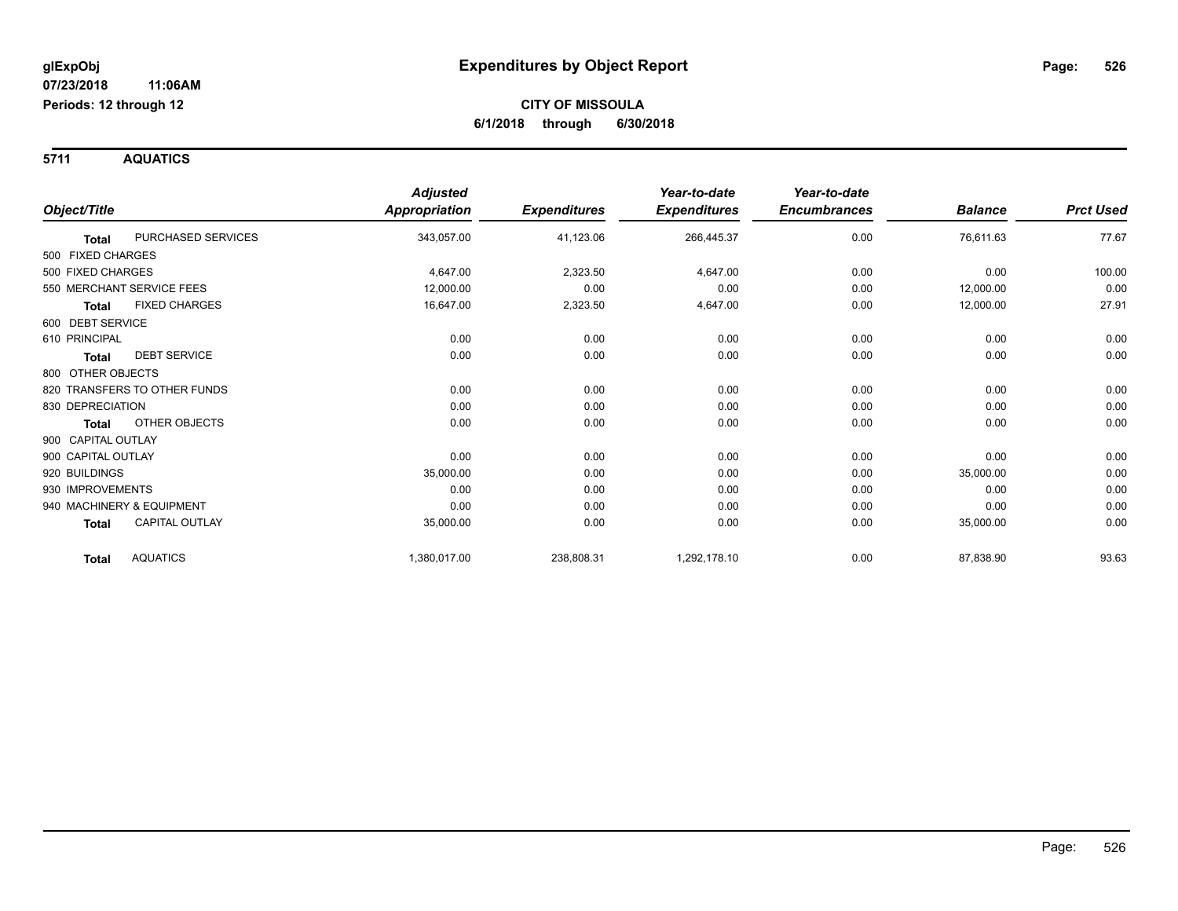# Expenditures by Object Report

glExpObj
07/23/2018 11:06AM
Periods: 12 through 12

**CITY OF MISSOULA**
**6/1/2018 through 6/30/2018**

## 5711 AQUATICS

| Object/Title | | Adjusted Appropriation | Expenditures | Year-to-date Expenditures | Year-to-date Encumbrances | Balance | Prct Used |
|---|---|---|---|---|---|---|---|
| **Total** | PURCHASED SERVICES | 343,057.00 | 41,123.06 | 266,445.37 | 0.00 | 76,611.63 | 77.67 |
| 500 FIXED CHARGES | | | | | | | |
| 500 FIXED CHARGES | | 4,647.00 | 2,323.50 | 4,647.00 | 0.00 | 0.00 | 100.00 |
| 550 MERCHANT SERVICE FEES | | 12,000.00 | 0.00 | 0.00 | 0.00 | 12,000.00 | 0.00 |
| **Total** | FIXED CHARGES | 16,647.00 | 2,323.50 | 4,647.00 | 0.00 | 12,000.00 | 27.91 |
| 600 DEBT SERVICE | | | | | | | |
| 610 PRINCIPAL | | 0.00 | 0.00 | 0.00 | 0.00 | 0.00 | 0.00 |
| **Total** | DEBT SERVICE | 0.00 | 0.00 | 0.00 | 0.00 | 0.00 | 0.00 |
| 800 OTHER OBJECTS | | | | | | | |
| 820 TRANSFERS TO OTHER FUNDS | | 0.00 | 0.00 | 0.00 | 0.00 | 0.00 | 0.00 |
| 830 DEPRECIATION | | 0.00 | 0.00 | 0.00 | 0.00 | 0.00 | 0.00 |
| **Total** | OTHER OBJECTS | 0.00 | 0.00 | 0.00 | 0.00 | 0.00 | 0.00 |
| 900 CAPITAL OUTLAY | | | | | | | |
| 900 CAPITAL OUTLAY | | 0.00 | 0.00 | 0.00 | 0.00 | 0.00 | 0.00 |
| 920 BUILDINGS | | 35,000.00 | 0.00 | 0.00 | 0.00 | 35,000.00 | 0.00 |
| 930 IMPROVEMENTS | | 0.00 | 0.00 | 0.00 | 0.00 | 0.00 | 0.00 |
| 940 MACHINERY & EQUIPMENT | | 0.00 | 0.00 | 0.00 | 0.00 | 0.00 | 0.00 |
| **Total** | CAPITAL OUTLAY | 35,000.00 | 0.00 | 0.00 | 0.00 | 35,000.00 | 0.00 |
| **Total** | AQUATICS | 1,380,017.00 | 238,808.31 | 1,292,178.10 | 0.00 | 87,838.90 | 93.63 |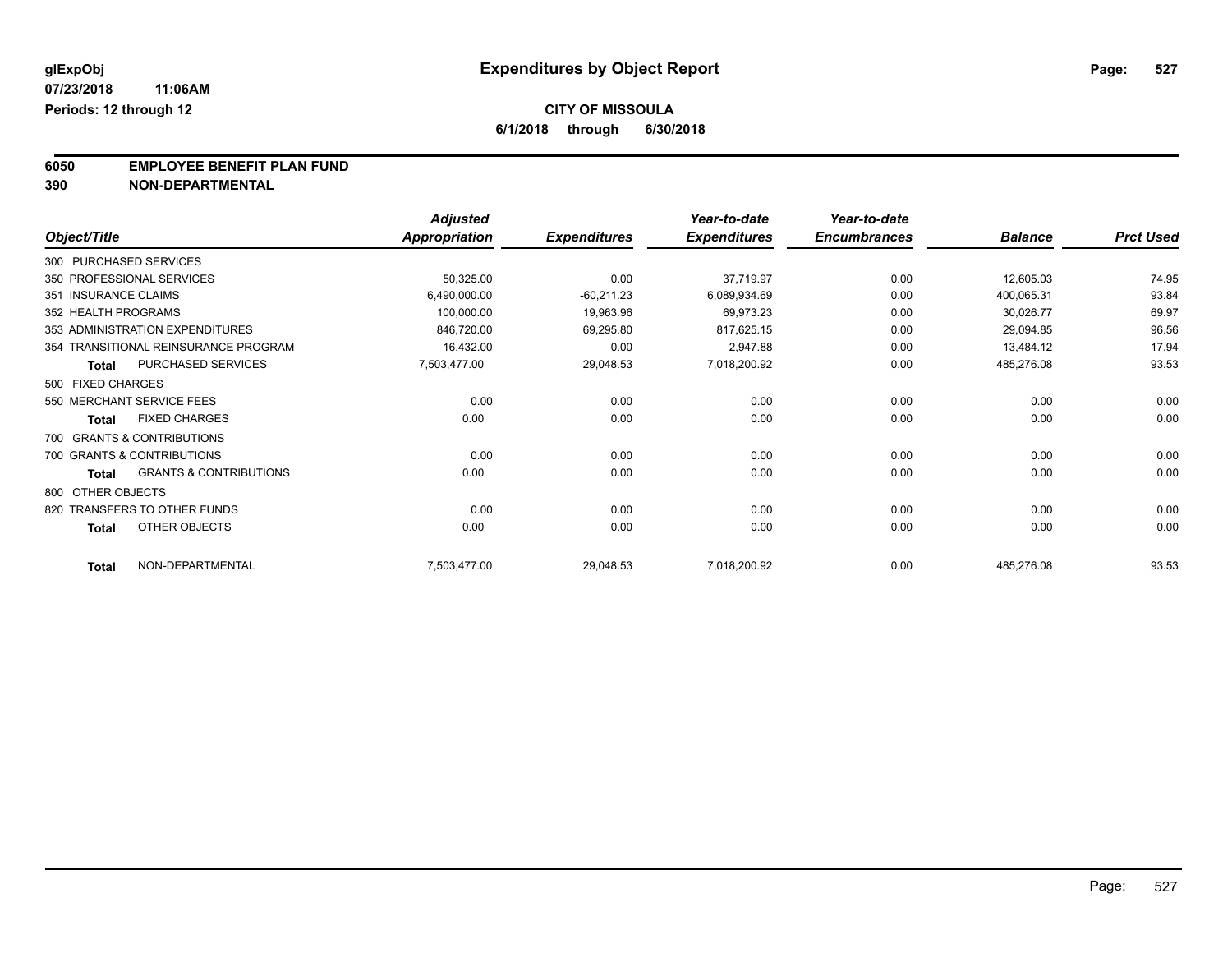glExpObj
07/23/2018 11:06AM
Periods: 12 through 12

# Expenditures by Object Report

**CITY OF MISSOULA**
**6/1/2018 through 6/30/2018**

**6050 EMPLOYEE BENEFIT PLAN FUND**
**390 NON-DEPARTMENTAL**

| Object/Title | Adjusted Appropriation | Expenditures | Year-to-date Expenditures | Year-to-date Encumbrances | Balance | Prct Used |
|---|---|---|---|---|---|---|
| 300 PURCHASED SERVICES | | | | | | |
| 350 PROFESSIONAL SERVICES | 50,325.00 | 0.00 | 37,719.97 | 0.00 | 12,605.03 | 74.95 |
| 351 INSURANCE CLAIMS | 6,490,000.00 | -60,211.23 | 6,089,934.69 | 0.00 | 400,065.31 | 93.84 |
| 352 HEALTH PROGRAMS | 100,000.00 | 19,963.96 | 69,973.23 | 0.00 | 30,026.77 | 69.97 |
| 353 ADMINISTRATION EXPENDITURES | 846,720.00 | 69,295.80 | 817,625.15 | 0.00 | 29,094.85 | 96.56 |
| 354 TRANSITIONAL REINSURANCE PROGRAM | 16,432.00 | 0.00 | 2,947.88 | 0.00 | 13,484.12 | 17.94 |
| **Total** PURCHASED SERVICES | 7,503,477.00 | 29,048.53 | 7,018,200.92 | 0.00 | 485,276.08 | 93.53 |
| 500 FIXED CHARGES | | | | | | |
| 550 MERCHANT SERVICE FEES | 0.00 | 0.00 | 0.00 | 0.00 | 0.00 | 0.00 |
| **Total** FIXED CHARGES | 0.00 | 0.00 | 0.00 | 0.00 | 0.00 | 0.00 |
| 700 GRANTS & CONTRIBUTIONS | | | | | | |
| 700 GRANTS & CONTRIBUTIONS | 0.00 | 0.00 | 0.00 | 0.00 | 0.00 | 0.00 |
| **Total** GRANTS & CONTRIBUTIONS | 0.00 | 0.00 | 0.00 | 0.00 | 0.00 | 0.00 |
| 800 OTHER OBJECTS | | | | | | |
| 820 TRANSFERS TO OTHER FUNDS | 0.00 | 0.00 | 0.00 | 0.00 | 0.00 | 0.00 |
| **Total** OTHER OBJECTS | 0.00 | 0.00 | 0.00 | 0.00 | 0.00 | 0.00 |
| **Total** NON-DEPARTMENTAL | 7,503,477.00 | 29,048.53 | 7,018,200.92 | 0.00 | 485,276.08 | 93.53 |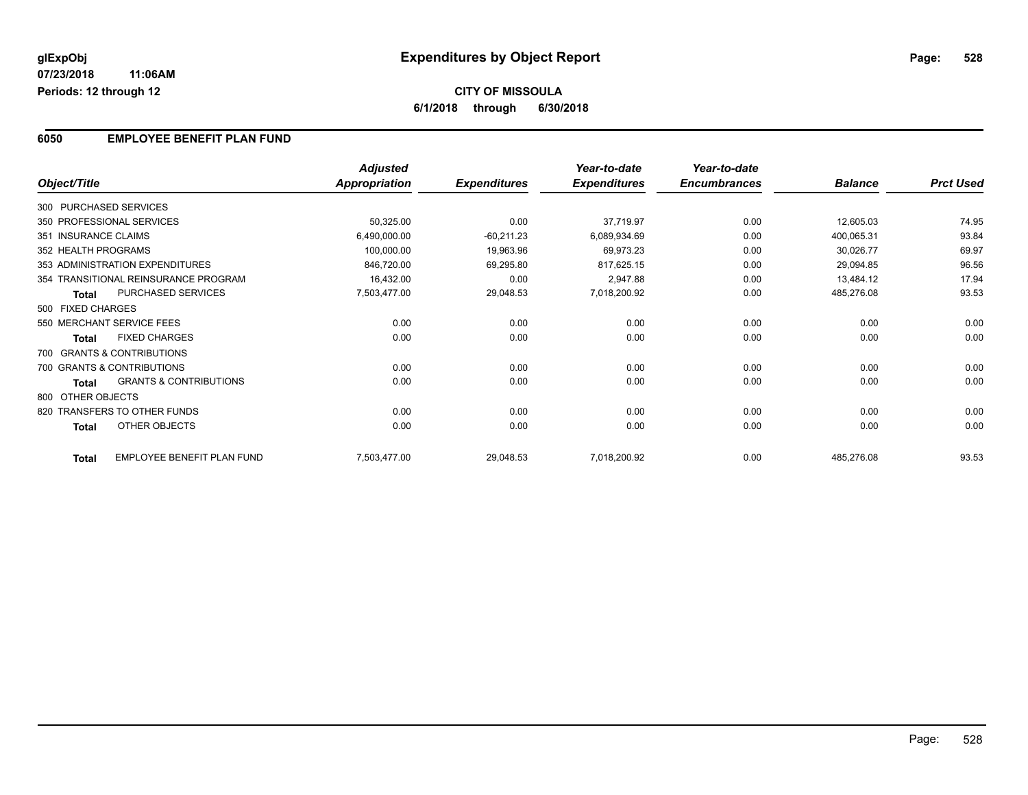# Expenditures by Object Report

glExpObj
07/23/2018 11:06AM
Periods: 12 through 12

**CITY OF MISSOULA**
**6/1/2018 through 6/30/2018**

## 6050 EMPLOYEE BENEFIT PLAN FUND

| Object/Title | Adjusted Appropriation | Expenditures | Year-to-date Expenditures | Year-to-date Encumbrances | Balance | Prct Used |
|---|---|---|---|---|---|---|
| 300 PURCHASED SERVICES | | | | | | |
| 350 PROFESSIONAL SERVICES | 50,325.00 | 0.00 | 37,719.97 | 0.00 | 12,605.03 | 74.95 |
| 351 INSURANCE CLAIMS | 6,490,000.00 | -60,211.23 | 6,089,934.69 | 0.00 | 400,065.31 | 93.84 |
| 352 HEALTH PROGRAMS | 100,000.00 | 19,963.96 | 69,973.23 | 0.00 | 30,026.77 | 69.97 |
| 353 ADMINISTRATION EXPENDITURES | 846,720.00 | 69,295.80 | 817,625.15 | 0.00 | 29,094.85 | 96.56 |
| 354 TRANSITIONAL REINSURANCE PROGRAM | 16,432.00 | 0.00 | 2,947.88 | 0.00 | 13,484.12 | 17.94 |
| **Total** PURCHASED SERVICES | 7,503,477.00 | 29,048.53 | 7,018,200.92 | 0.00 | 485,276.08 | 93.53 |
| 500 FIXED CHARGES | | | | | | |
| 550 MERCHANT SERVICE FEES | 0.00 | 0.00 | 0.00 | 0.00 | 0.00 | 0.00 |
| **Total** FIXED CHARGES | 0.00 | 0.00 | 0.00 | 0.00 | 0.00 | 0.00 |
| 700 GRANTS & CONTRIBUTIONS | | | | | | |
| 700 GRANTS & CONTRIBUTIONS | 0.00 | 0.00 | 0.00 | 0.00 | 0.00 | 0.00 |
| **Total** GRANTS & CONTRIBUTIONS | 0.00 | 0.00 | 0.00 | 0.00 | 0.00 | 0.00 |
| 800 OTHER OBJECTS | | | | | | |
| 820 TRANSFERS TO OTHER FUNDS | 0.00 | 0.00 | 0.00 | 0.00 | 0.00 | 0.00 |
| **Total** OTHER OBJECTS | 0.00 | 0.00 | 0.00 | 0.00 | 0.00 | 0.00 |
| **Total** EMPLOYEE BENEFIT PLAN FUND | 7,503,477.00 | 29,048.53 | 7,018,200.92 | 0.00 | 485,276.08 | 93.53 |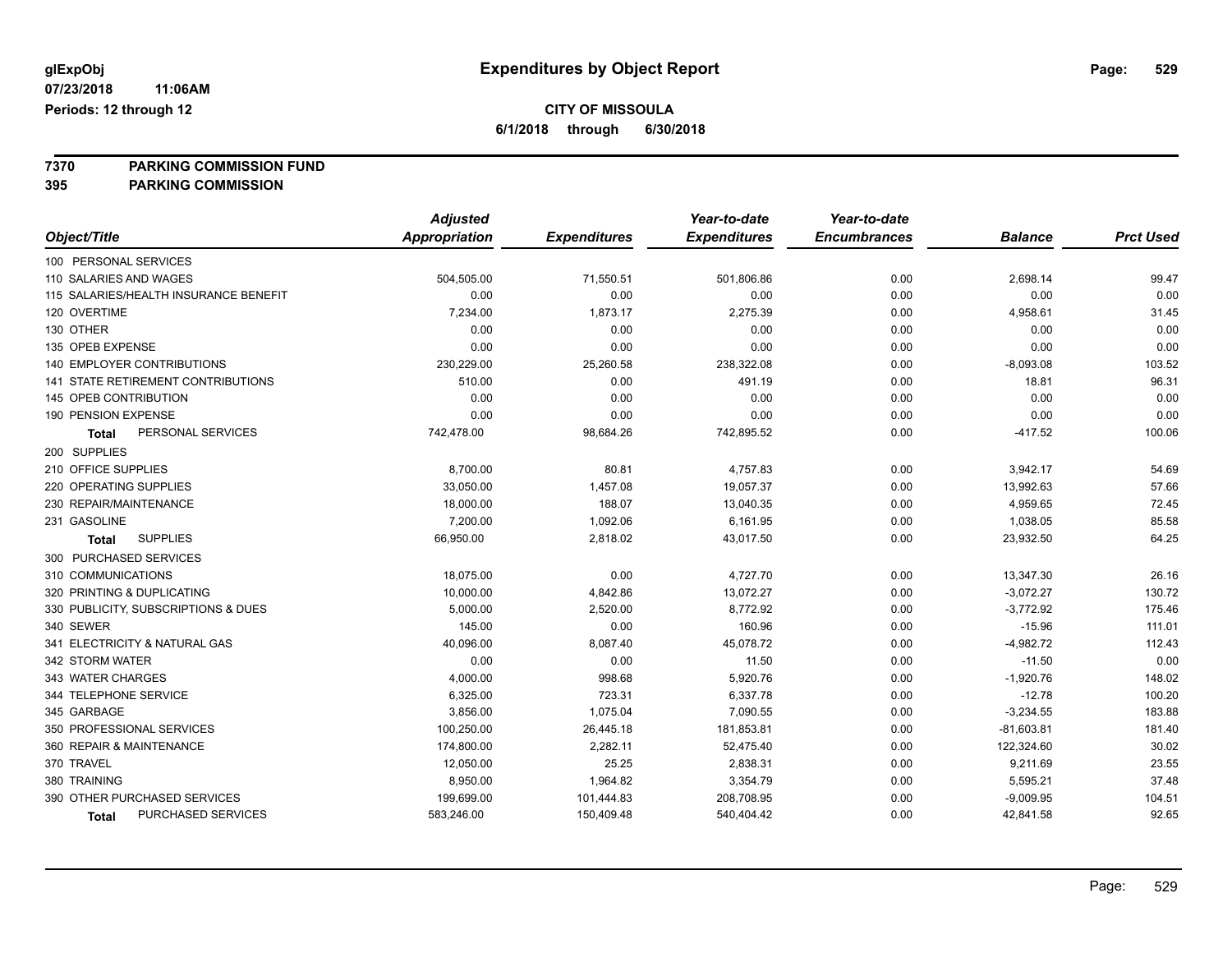# Expenditures by Object Report

glExpObj
07/23/2018 11:06AM
Periods: 12 through 12

**CITY OF MISSOULA**
**6/1/2018 through 6/30/2018**

**7370 PARKING COMMISSION FUND**
**395 PARKING COMMISSION**

| Object/Title | Adjusted Appropriation | Expenditures | Year-to-date Expenditures | Year-to-date Encumbrances | Balance | Prct Used |
|---|---|---|---|---|---|---|
| 100 PERSONAL SERVICES | | | | | | |
| 110 SALARIES AND WAGES | 504,505.00 | 71,550.51 | 501,806.86 | 0.00 | 2,698.14 | 99.47 |
| 115 SALARIES/HEALTH INSURANCE BENEFIT | 0.00 | 0.00 | 0.00 | 0.00 | 0.00 | 0.00 |
| 120 OVERTIME | 7,234.00 | 1,873.17 | 2,275.39 | 0.00 | 4,958.61 | 31.45 |
| 130 OTHER | 0.00 | 0.00 | 0.00 | 0.00 | 0.00 | 0.00 |
| 135 OPEB EXPENSE | 0.00 | 0.00 | 0.00 | 0.00 | 0.00 | 0.00 |
| 140 EMPLOYER CONTRIBUTIONS | 230,229.00 | 25,260.58 | 238,322.08 | 0.00 | -8,093.08 | 103.52 |
| 141 STATE RETIREMENT CONTRIBUTIONS | 510.00 | 0.00 | 491.19 | 0.00 | 18.81 | 96.31 |
| 145 OPEB CONTRIBUTION | 0.00 | 0.00 | 0.00 | 0.00 | 0.00 | 0.00 |
| 190 PENSION EXPENSE | 0.00 | 0.00 | 0.00 | 0.00 | 0.00 | 0.00 |
| **Total** PERSONAL SERVICES | 742,478.00 | 98,684.26 | 742,895.52 | 0.00 | -417.52 | 100.06 |
| 200 SUPPLIES | | | | | | |
| 210 OFFICE SUPPLIES | 8,700.00 | 80.81 | 4,757.83 | 0.00 | 3,942.17 | 54.69 |
| 220 OPERATING SUPPLIES | 33,050.00 | 1,457.08 | 19,057.37 | 0.00 | 13,992.63 | 57.66 |
| 230 REPAIR/MAINTENANCE | 18,000.00 | 188.07 | 13,040.35 | 0.00 | 4,959.65 | 72.45 |
| 231 GASOLINE | 7,200.00 | 1,092.06 | 6,161.95 | 0.00 | 1,038.05 | 85.58 |
| **Total** SUPPLIES | 66,950.00 | 2,818.02 | 43,017.50 | 0.00 | 23,932.50 | 64.25 |
| 300 PURCHASED SERVICES | | | | | | |
| 310 COMMUNICATIONS | 18,075.00 | 0.00 | 4,727.70 | 0.00 | 13,347.30 | 26.16 |
| 320 PRINTING & DUPLICATING | 10,000.00 | 4,842.86 | 13,072.27 | 0.00 | -3,072.27 | 130.72 |
| 330 PUBLICITY, SUBSCRIPTIONS & DUES | 5,000.00 | 2,520.00 | 8,772.92 | 0.00 | -3,772.92 | 175.46 |
| 340 SEWER | 145.00 | 0.00 | 160.96 | 0.00 | -15.96 | 111.01 |
| 341 ELECTRICITY & NATURAL GAS | 40,096.00 | 8,087.40 | 45,078.72 | 0.00 | -4,982.72 | 112.43 |
| 342 STORM WATER | 0.00 | 0.00 | 11.50 | 0.00 | -11.50 | 0.00 |
| 343 WATER CHARGES | 4,000.00 | 998.68 | 5,920.76 | 0.00 | -1,920.76 | 148.02 |
| 344 TELEPHONE SERVICE | 6,325.00 | 723.31 | 6,337.78 | 0.00 | -12.78 | 100.20 |
| 345 GARBAGE | 3,856.00 | 1,075.04 | 7,090.55 | 0.00 | -3,234.55 | 183.88 |
| 350 PROFESSIONAL SERVICES | 100,250.00 | 26,445.18 | 181,853.81 | 0.00 | -81,603.81 | 181.40 |
| 360 REPAIR & MAINTENANCE | 174,800.00 | 2,282.11 | 52,475.40 | 0.00 | 122,324.60 | 30.02 |
| 370 TRAVEL | 12,050.00 | 25.25 | 2,838.31 | 0.00 | 9,211.69 | 23.55 |
| 380 TRAINING | 8,950.00 | 1,964.82 | 3,354.79 | 0.00 | 5,595.21 | 37.48 |
| 390 OTHER PURCHASED SERVICES | 199,699.00 | 101,444.83 | 208,708.95 | 0.00 | -9,009.95 | 104.51 |
| **Total** PURCHASED SERVICES | 583,246.00 | 150,409.48 | 540,404.42 | 0.00 | 42,841.58 | 92.65 |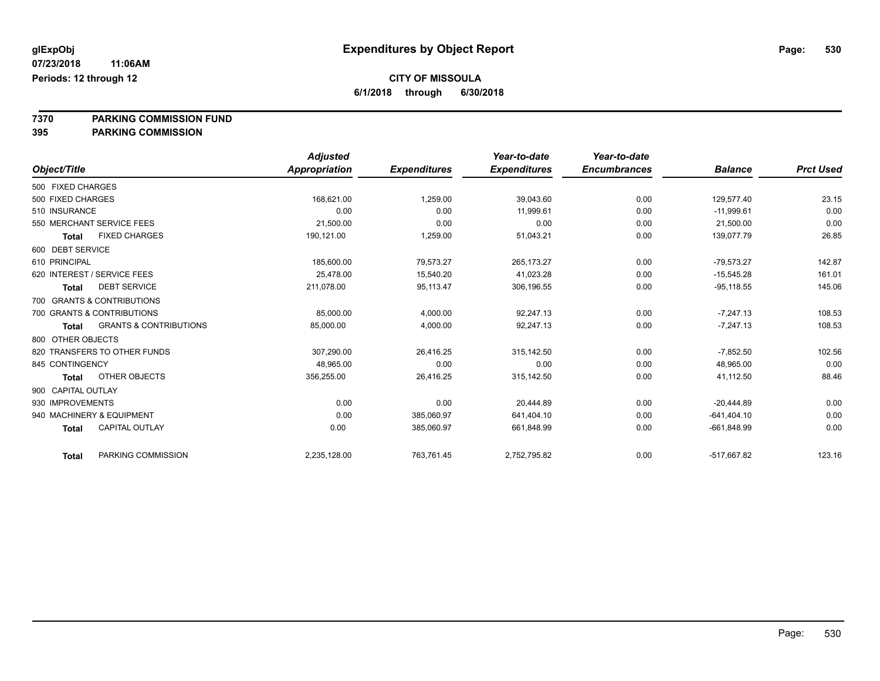**glExpObj**
**07/23/2018 11:06AM**
**Periods: 12 through 12**

# Expenditures by Object Report

**CITY OF MISSOULA**
**6/1/2018 through 6/30/2018**

**7370 PARKING COMMISSION FUND**
**395 PARKING COMMISSION**

| Object/Title | Adjusted Appropriation | Expenditures | Year-to-date Expenditures | Year-to-date Encumbrances | Balance | Prct Used |
|---|---|---|---|---|---|---|
| 500 FIXED CHARGES | | | | | | |
| 500 FIXED CHARGES | 168,621.00 | 1,259.00 | 39,043.60 | 0.00 | 129,577.40 | 23.15 |
| 510 INSURANCE | 0.00 | 0.00 | 11,999.61 | 0.00 | -11,999.61 | 0.00 |
| 550 MERCHANT SERVICE FEES | 21,500.00 | 0.00 | 0.00 | 0.00 | 21,500.00 | 0.00 |
| **Total** FIXED CHARGES | 190,121.00 | 1,259.00 | 51,043.21 | 0.00 | 139,077.79 | 26.85 |
| 600 DEBT SERVICE | | | | | | |
| 610 PRINCIPAL | 185,600.00 | 79,573.27 | 265,173.27 | 0.00 | -79,573.27 | 142.87 |
| 620 INTEREST / SERVICE FEES | 25,478.00 | 15,540.20 | 41,023.28 | 0.00 | -15,545.28 | 161.01 |
| **Total** DEBT SERVICE | 211,078.00 | 95,113.47 | 306,196.55 | 0.00 | -95,118.55 | 145.06 |
| 700 GRANTS & CONTRIBUTIONS | | | | | | |
| 700 GRANTS & CONTRIBUTIONS | 85,000.00 | 4,000.00 | 92,247.13 | 0.00 | -7,247.13 | 108.53 |
| **Total** GRANTS & CONTRIBUTIONS | 85,000.00 | 4,000.00 | 92,247.13 | 0.00 | -7,247.13 | 108.53 |
| 800 OTHER OBJECTS | | | | | | |
| 820 TRANSFERS TO OTHER FUNDS | 307,290.00 | 26,416.25 | 315,142.50 | 0.00 | -7,852.50 | 102.56 |
| 845 CONTINGENCY | 48,965.00 | 0.00 | 0.00 | 0.00 | 48,965.00 | 0.00 |
| **Total** OTHER OBJECTS | 356,255.00 | 26,416.25 | 315,142.50 | 0.00 | 41,112.50 | 88.46 |
| 900 CAPITAL OUTLAY | | | | | | |
| 930 IMPROVEMENTS | 0.00 | 0.00 | 20,444.89 | 0.00 | -20,444.89 | 0.00 |
| 940 MACHINERY & EQUIPMENT | 0.00 | 385,060.97 | 641,404.10 | 0.00 | -641,404.10 | 0.00 |
| **Total** CAPITAL OUTLAY | 0.00 | 385,060.97 | 661,848.99 | 0.00 | -661,848.99 | 0.00 |
| **Total** PARKING COMMISSION | 2,235,128.00 | 763,761.45 | 2,752,795.82 | 0.00 | -517,667.82 | 123.16 |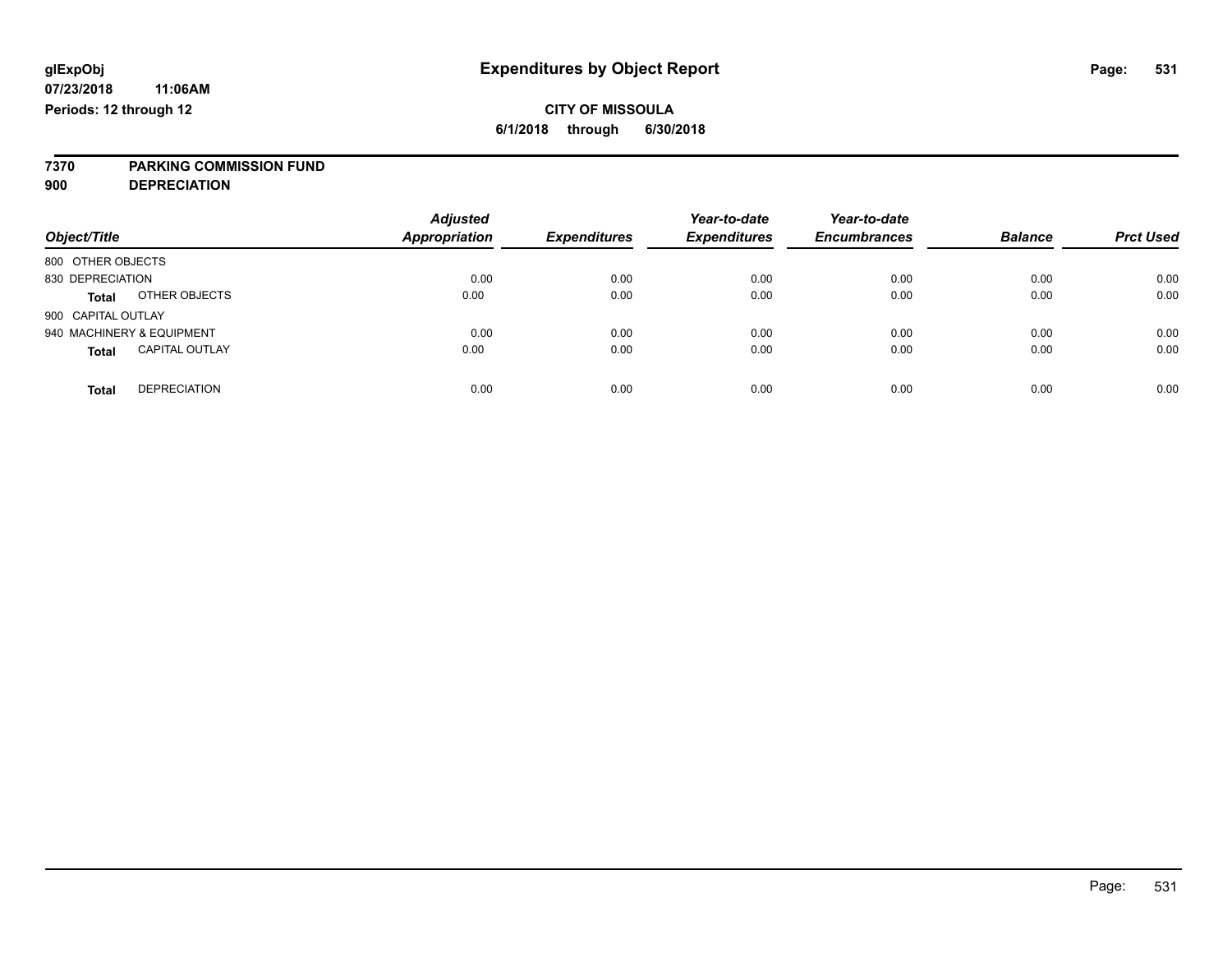**glExpObj** **Expenditures by Object Report**

**07/23/2018 11:06AM**

**Periods: 12 through 12**

**CITY OF MISSOULA**

**6/1/2018 through 6/30/2018**

**7370 PARKING COMMISSION FUND**

**900 DEPRECIATION**

| Object/Title | | Adjusted Appropriation | Expenditures | Year-to-date Expenditures | Year-to-date Encumbrances | Balance | Prct Used |
|---|---|---|---|---|---|---|---|
| 800 OTHER OBJECTS | | | | | | | |
| 830 DEPRECIATION | | 0.00 | 0.00 | 0.00 | 0.00 | 0.00 | 0.00 |
| **Total** | OTHER OBJECTS | 0.00 | 0.00 | 0.00 | 0.00 | 0.00 | 0.00 |
| 900 CAPITAL OUTLAY | | | | | | | |
| 940 MACHINERY & EQUIPMENT | | 0.00 | 0.00 | 0.00 | 0.00 | 0.00 | 0.00 |
| **Total** | CAPITAL OUTLAY | 0.00 | 0.00 | 0.00 | 0.00 | 0.00 | 0.00 |
| **Total** | DEPRECIATION | 0.00 | 0.00 | 0.00 | 0.00 | 0.00 | 0.00 |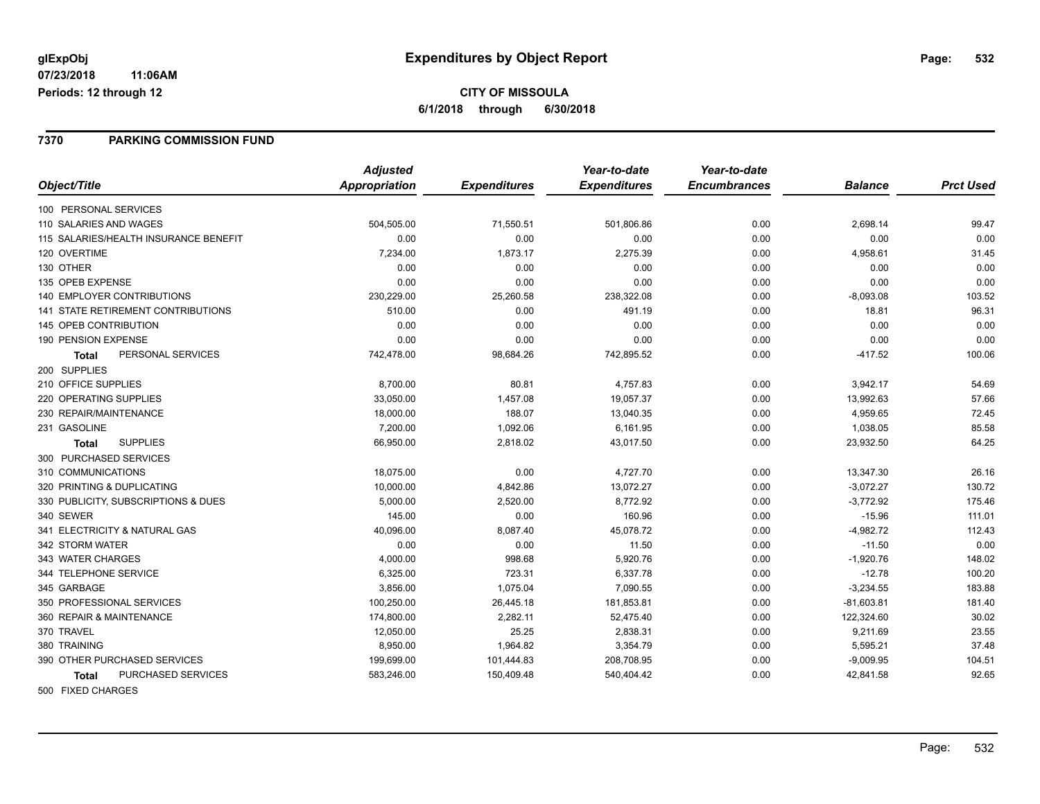**glExpObj** **Expenditures by Object Report**

**07/23/2018 11:06AM**

**Periods: 12 through 12**

**CITY OF MISSOULA**

**6/1/2018 through 6/30/2018**

## 7370 PARKING COMMISSION FUND

| Object/Title | Adjusted Appropriation | Expenditures | Year-to-date Expenditures | Year-to-date Encumbrances | Balance | Prct Used |
|---|---|---|---|---|---|---|
| 100 PERSONAL SERVICES | | | | | | |
| 110 SALARIES AND WAGES | 504,505.00 | 71,550.51 | 501,806.86 | 0.00 | 2,698.14 | 99.47 |
| 115 SALARIES/HEALTH INSURANCE BENEFIT | 0.00 | 0.00 | 0.00 | 0.00 | 0.00 | 0.00 |
| 120 OVERTIME | 7,234.00 | 1,873.17 | 2,275.39 | 0.00 | 4,958.61 | 31.45 |
| 130 OTHER | 0.00 | 0.00 | 0.00 | 0.00 | 0.00 | 0.00 |
| 135 OPEB EXPENSE | 0.00 | 0.00 | 0.00 | 0.00 | 0.00 | 0.00 |
| 140 EMPLOYER CONTRIBUTIONS | 230,229.00 | 25,260.58 | 238,322.08 | 0.00 | -8,093.08 | 103.52 |
| 141 STATE RETIREMENT CONTRIBUTIONS | 510.00 | 0.00 | 491.19 | 0.00 | 18.81 | 96.31 |
| 145 OPEB CONTRIBUTION | 0.00 | 0.00 | 0.00 | 0.00 | 0.00 | 0.00 |
| 190 PENSION EXPENSE | 0.00 | 0.00 | 0.00 | 0.00 | 0.00 | 0.00 |
| **Total** PERSONAL SERVICES | 742,478.00 | 98,684.26 | 742,895.52 | 0.00 | -417.52 | 100.06 |
| 200 SUPPLIES | | | | | | |
| 210 OFFICE SUPPLIES | 8,700.00 | 80.81 | 4,757.83 | 0.00 | 3,942.17 | 54.69 |
| 220 OPERATING SUPPLIES | 33,050.00 | 1,457.08 | 19,057.37 | 0.00 | 13,992.63 | 57.66 |
| 230 REPAIR/MAINTENANCE | 18,000.00 | 188.07 | 13,040.35 | 0.00 | 4,959.65 | 72.45 |
| 231 GASOLINE | 7,200.00 | 1,092.06 | 6,161.95 | 0.00 | 1,038.05 | 85.58 |
| **Total** SUPPLIES | 66,950.00 | 2,818.02 | 43,017.50 | 0.00 | 23,932.50 | 64.25 |
| 300 PURCHASED SERVICES | | | | | | |
| 310 COMMUNICATIONS | 18,075.00 | 0.00 | 4,727.70 | 0.00 | 13,347.30 | 26.16 |
| 320 PRINTING & DUPLICATING | 10,000.00 | 4,842.86 | 13,072.27 | 0.00 | -3,072.27 | 130.72 |
| 330 PUBLICITY, SUBSCRIPTIONS & DUES | 5,000.00 | 2,520.00 | 8,772.92 | 0.00 | -3,772.92 | 175.46 |
| 340 SEWER | 145.00 | 0.00 | 160.96 | 0.00 | -15.96 | 111.01 |
| 341 ELECTRICITY & NATURAL GAS | 40,096.00 | 8,087.40 | 45,078.72 | 0.00 | -4,982.72 | 112.43 |
| 342 STORM WATER | 0.00 | 0.00 | 11.50 | 0.00 | -11.50 | 0.00 |
| 343 WATER CHARGES | 4,000.00 | 998.68 | 5,920.76 | 0.00 | -1,920.76 | 148.02 |
| 344 TELEPHONE SERVICE | 6,325.00 | 723.31 | 6,337.78 | 0.00 | -12.78 | 100.20 |
| 345 GARBAGE | 3,856.00 | 1,075.04 | 7,090.55 | 0.00 | -3,234.55 | 183.88 |
| 350 PROFESSIONAL SERVICES | 100,250.00 | 26,445.18 | 181,853.81 | 0.00 | -81,603.81 | 181.40 |
| 360 REPAIR & MAINTENANCE | 174,800.00 | 2,282.11 | 52,475.40 | 0.00 | 122,324.60 | 30.02 |
| 370 TRAVEL | 12,050.00 | 25.25 | 2,838.31 | 0.00 | 9,211.69 | 23.55 |
| 380 TRAINING | 8,950.00 | 1,964.82 | 3,354.79 | 0.00 | 5,595.21 | 37.48 |
| 390 OTHER PURCHASED SERVICES | 199,699.00 | 101,444.83 | 208,708.95 | 0.00 | -9,009.95 | 104.51 |
| **Total** PURCHASED SERVICES | 583,246.00 | 150,409.48 | 540,404.42 | 0.00 | 42,841.58 | 92.65 |
| 500 FIXED CHARGES | | | | | | |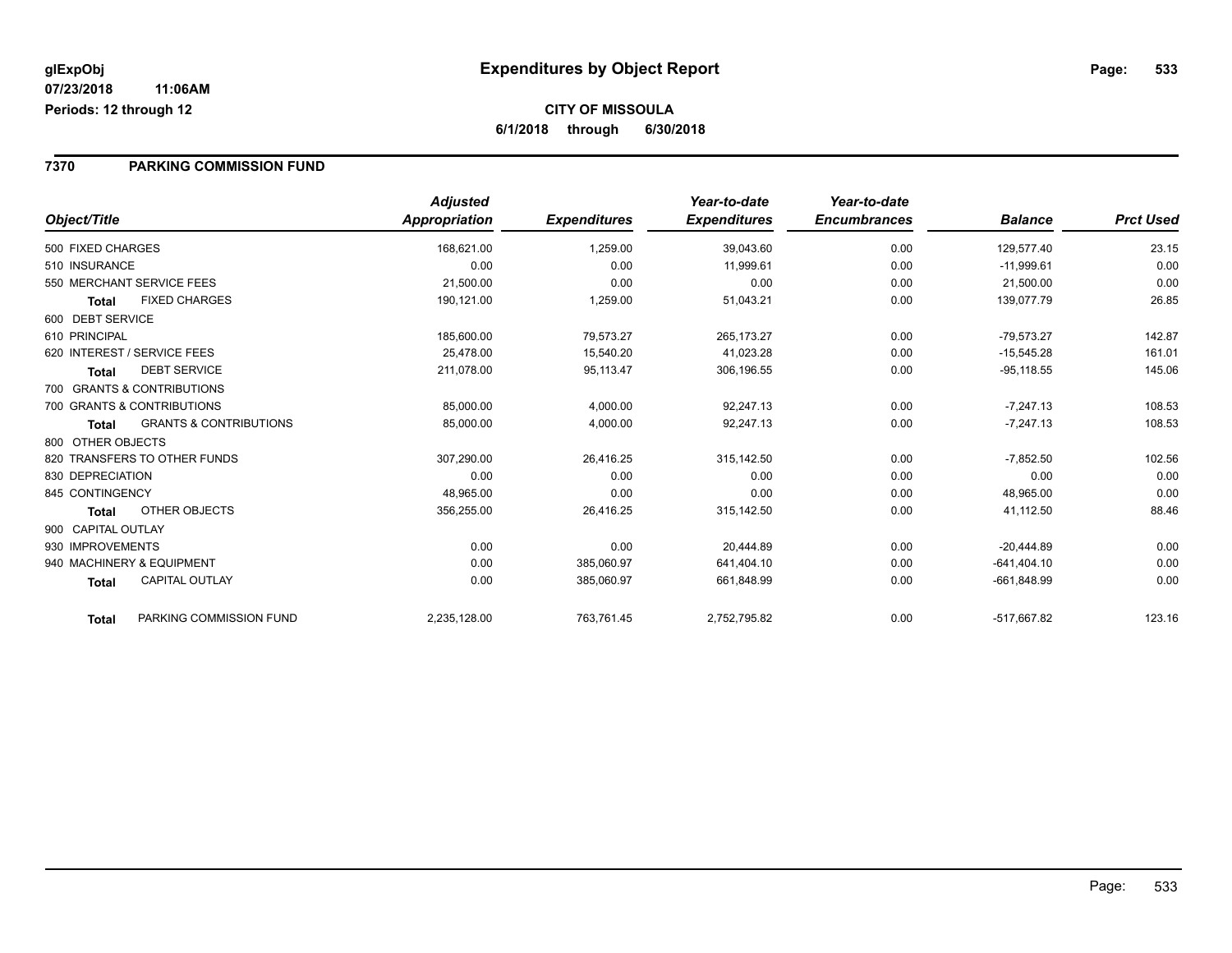# Expenditures by Object Report

glExpObj
07/23/2018 11:06AM
Periods: 12 through 12

**CITY OF MISSOULA**
**6/1/2018 through 6/30/2018**

## 7370 PARKING COMMISSION FUND

| Object/Title | | Adjusted Appropriation | Expenditures | Year-to-date Expenditures | Year-to-date Encumbrances | Balance | Prct Used |
|---|---|---|---|---|---|---|---|
| 500 FIXED CHARGES | | 168,621.00 | 1,259.00 | 39,043.60 | 0.00 | 129,577.40 | 23.15 |
| 510 INSURANCE | | 0.00 | 0.00 | 11,999.61 | 0.00 | -11,999.61 | 0.00 |
| 550 MERCHANT SERVICE FEES | | 21,500.00 | 0.00 | 0.00 | 0.00 | 21,500.00 | 0.00 |
| Total | FIXED CHARGES | 190,121.00 | 1,259.00 | 51,043.21 | 0.00 | 139,077.79 | 26.85 |
| 600 DEBT SERVICE | | | | | | | |
| 610 PRINCIPAL | | 185,600.00 | 79,573.27 | 265,173.27 | 0.00 | -79,573.27 | 142.87 |
| 620 INTEREST / SERVICE FEES | | 25,478.00 | 15,540.20 | 41,023.28 | 0.00 | -15,545.28 | 161.01 |
| Total | DEBT SERVICE | 211,078.00 | 95,113.47 | 306,196.55 | 0.00 | -95,118.55 | 145.06 |
| 700 GRANTS & CONTRIBUTIONS | | | | | | | |
| 700 GRANTS & CONTRIBUTIONS | | 85,000.00 | 4,000.00 | 92,247.13 | 0.00 | -7,247.13 | 108.53 |
| Total | GRANTS & CONTRIBUTIONS | 85,000.00 | 4,000.00 | 92,247.13 | 0.00 | -7,247.13 | 108.53 |
| 800 OTHER OBJECTS | | | | | | | |
| 820 TRANSFERS TO OTHER FUNDS | | 307,290.00 | 26,416.25 | 315,142.50 | 0.00 | -7,852.50 | 102.56 |
| 830 DEPRECIATION | | 0.00 | 0.00 | 0.00 | 0.00 | 0.00 | 0.00 |
| 845 CONTINGENCY | | 48,965.00 | 0.00 | 0.00 | 0.00 | 48,965.00 | 0.00 |
| Total | OTHER OBJECTS | 356,255.00 | 26,416.25 | 315,142.50 | 0.00 | 41,112.50 | 88.46 |
| 900 CAPITAL OUTLAY | | | | | | | |
| 930 IMPROVEMENTS | | 0.00 | 0.00 | 20,444.89 | 0.00 | -20,444.89 | 0.00 |
| 940 MACHINERY & EQUIPMENT | | 0.00 | 385,060.97 | 641,404.10 | 0.00 | -641,404.10 | 0.00 |
| Total | CAPITAL OUTLAY | 0.00 | 385,060.97 | 661,848.99 | 0.00 | -661,848.99 | 0.00 |
| Total | PARKING COMMISSION FUND | 2,235,128.00 | 763,761.45 | 2,752,795.82 | 0.00 | -517,667.82 | 123.16 |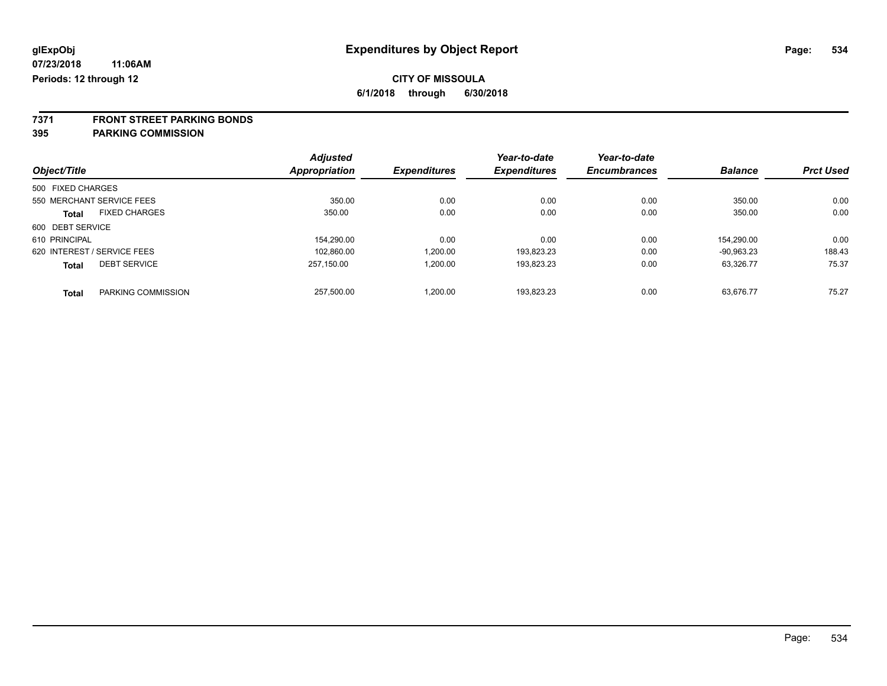# Expenditures by Object Report

glExpObj
07/23/2018 11:06AM
Periods: 12 through 12

**CITY OF MISSOULA**
**6/1/2018 through 6/30/2018**

**7371 FRONT STREET PARKING BONDS**
**395 PARKING COMMISSION**

| Object/Title | Adjusted Appropriation | Expenditures | Year-to-date Expenditures | Year-to-date Encumbrances | Balance | Prct Used |
|---|---|---|---|---|---|---|
| 500 FIXED CHARGES | | | | | | |
| 550 MERCHANT SERVICE FEES | 350.00 | 0.00 | 0.00 | 0.00 | 350.00 | 0.00 |
| **Total** FIXED CHARGES | 350.00 | 0.00 | 0.00 | 0.00 | 350.00 | 0.00 |
| 600 DEBT SERVICE | | | | | | |
| 610 PRINCIPAL | 154,290.00 | 0.00 | 0.00 | 0.00 | 154,290.00 | 0.00 |
| 620 INTEREST / SERVICE FEES | 102,860.00 | 1,200.00 | 193,823.23 | 0.00 | -90,963.23 | 188.43 |
| **Total** DEBT SERVICE | 257,150.00 | 1,200.00 | 193,823.23 | 0.00 | 63,326.77 | 75.37 |
| **Total** PARKING COMMISSION | 257,500.00 | 1,200.00 | 193,823.23 | 0.00 | 63,676.77 | 75.27 |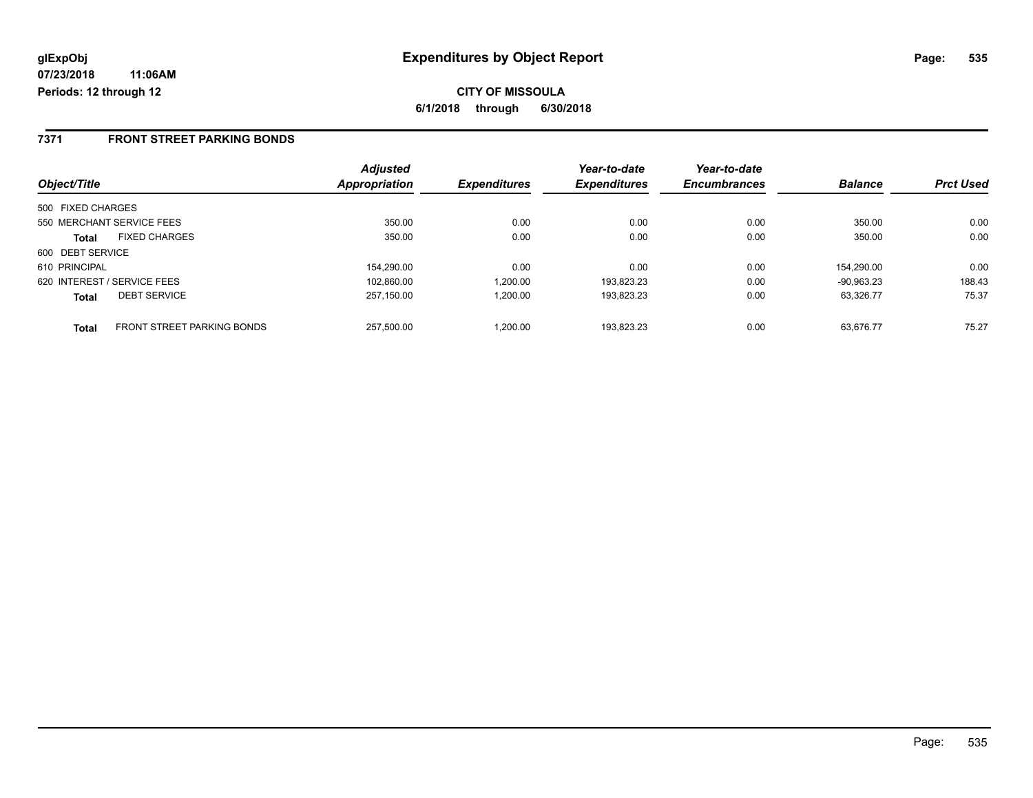glExpObj
07/23/2018 11:06AM
Periods: 12 through 12

# Expenditures by Object Report

**CITY OF MISSOULA**

**6/1/2018 through 6/30/2018**

## 7371 FRONT STREET PARKING BONDS

| Object/Title | | Adjusted Appropriation | Expenditures | Year-to-date Expenditures | Year-to-date Encumbrances | Balance | Prct Used |
|---|---|---|---|---|---|---|---|
| 500 FIXED CHARGES | | | | | | | |
| 550 MERCHANT SERVICE FEES | | 350.00 | 0.00 | 0.00 | 0.00 | 350.00 | 0.00 |
| **Total** | FIXED CHARGES | 350.00 | 0.00 | 0.00 | 0.00 | 350.00 | 0.00 |
| 600 DEBT SERVICE | | | | | | | |
| 610 PRINCIPAL | | 154,290.00 | 0.00 | 0.00 | 0.00 | 154,290.00 | 0.00 |
| 620 INTEREST / SERVICE FEES | | 102,860.00 | 1,200.00 | 193,823.23 | 0.00 | -90,963.23 | 188.43 |
| **Total** | DEBT SERVICE | 257,150.00 | 1,200.00 | 193,823.23 | 0.00 | 63,326.77 | 75.37 |
| **Total** | FRONT STREET PARKING BONDS | 257,500.00 | 1,200.00 | 193,823.23 | 0.00 | 63,676.77 | 75.27 |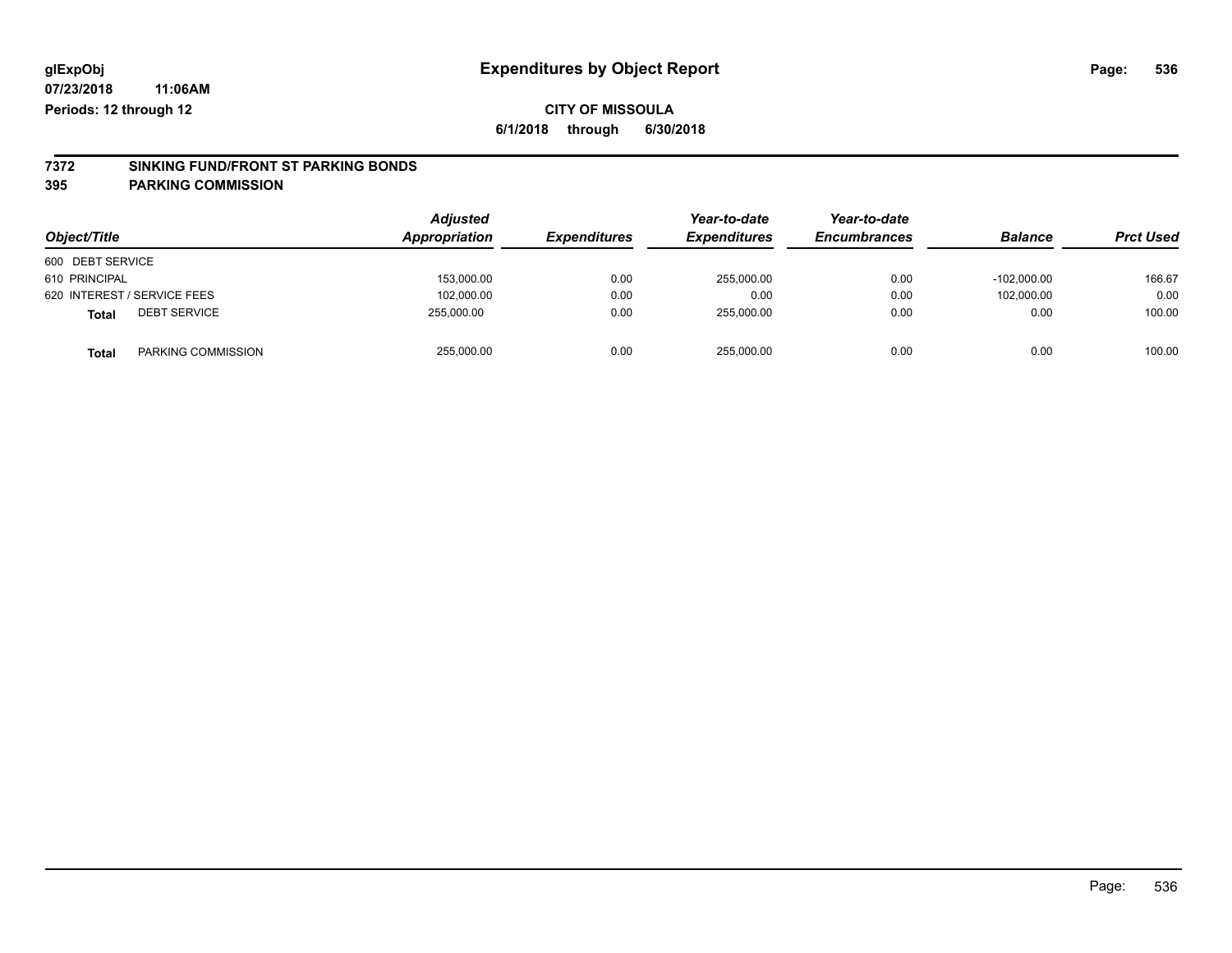glExpObj
07/23/2018 11:06AM
Periods: 12 through 12

# Expenditures by Object Report

**CITY OF MISSOULA**
**6/1/2018 through 6/30/2018**

**7372 SINKING FUND/FRONT ST PARKING BONDS**
**395 PARKING COMMISSION**

| Object/Title | | Adjusted Appropriation | Expenditures | Year-to-date Expenditures | Year-to-date Encumbrances | Balance | Prct Used |
|---|---|---|---|---|---|---|---|
| 600 DEBT SERVICE | | | | | | | |
| 610 PRINCIPAL | | 153,000.00 | 0.00 | 255,000.00 | 0.00 | -102,000.00 | 166.67 |
| 620 INTEREST / SERVICE FEES | | 102,000.00 | 0.00 | 0.00 | 0.00 | 102,000.00 | 0.00 |
| **Total** | DEBT SERVICE | 255,000.00 | 0.00 | 255,000.00 | 0.00 | 0.00 | 100.00 |
| **Total** | PARKING COMMISSION | 255,000.00 | 0.00 | 255,000.00 | 0.00 | 0.00 | 100.00 |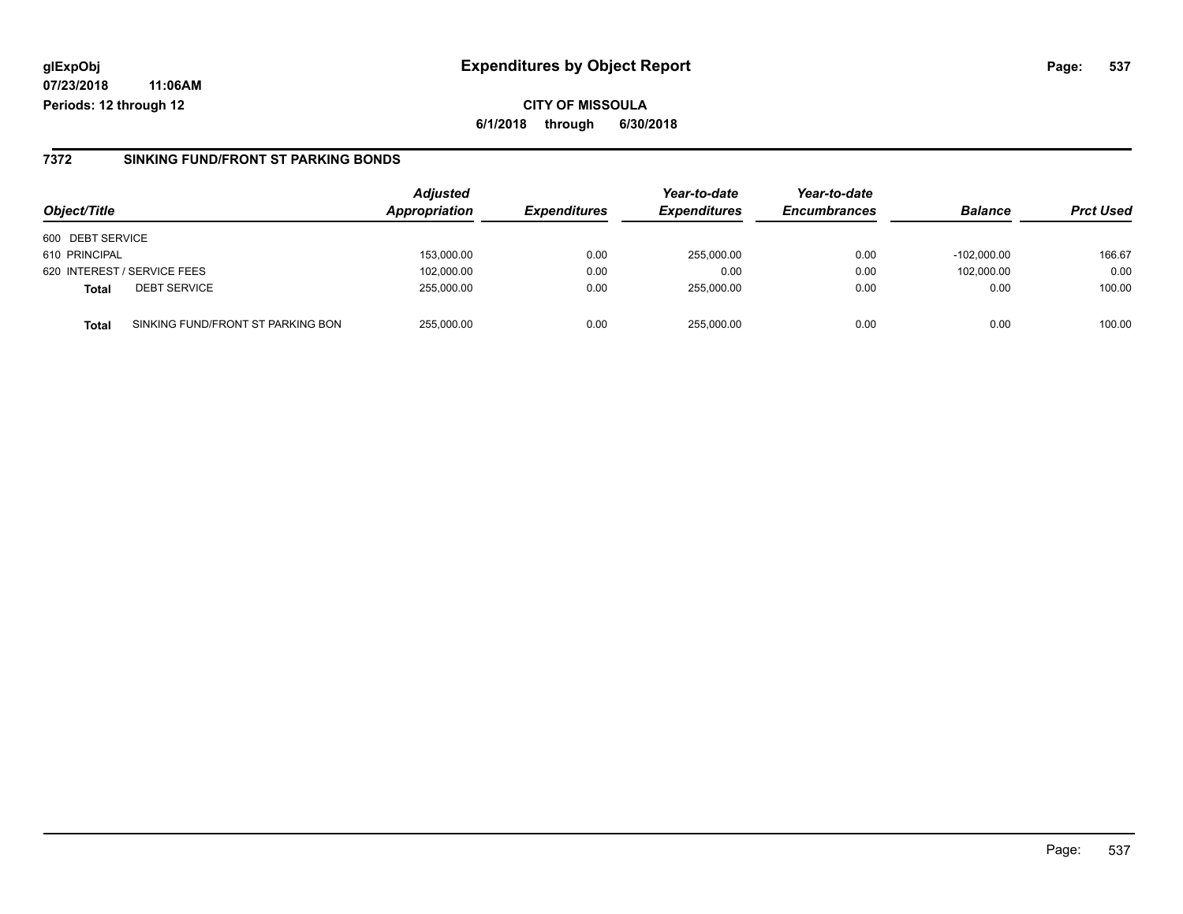glExpObj
07/23/2018 11:06AM
Periods: 12 through 12

# Expenditures by Object Report

**CITY OF MISSOULA**
**6/1/2018 through 6/30/2018**

## 7372 SINKING FUND/FRONT ST PARKING BONDS

| Object/Title | | Adjusted Appropriation | Expenditures | Year-to-date Expenditures | Year-to-date Encumbrances | Balance | Prct Used |
|---|---|---|---|---|---|---|---|
| 600 DEBT SERVICE | | | | | | | |
| 610 PRINCIPAL | | 153,000.00 | 0.00 | 255,000.00 | 0.00 | -102,000.00 | 166.67 |
| 620 INTEREST / SERVICE FEES | | 102,000.00 | 0.00 | 0.00 | 0.00 | 102,000.00 | 0.00 |
| **Total** | DEBT SERVICE | 255,000.00 | 0.00 | 255,000.00 | 0.00 | 0.00 | 100.00 |
| **Total** | SINKING FUND/FRONT ST PARKING BON | 255,000.00 | 0.00 | 255,000.00 | 0.00 | 0.00 | 100.00 |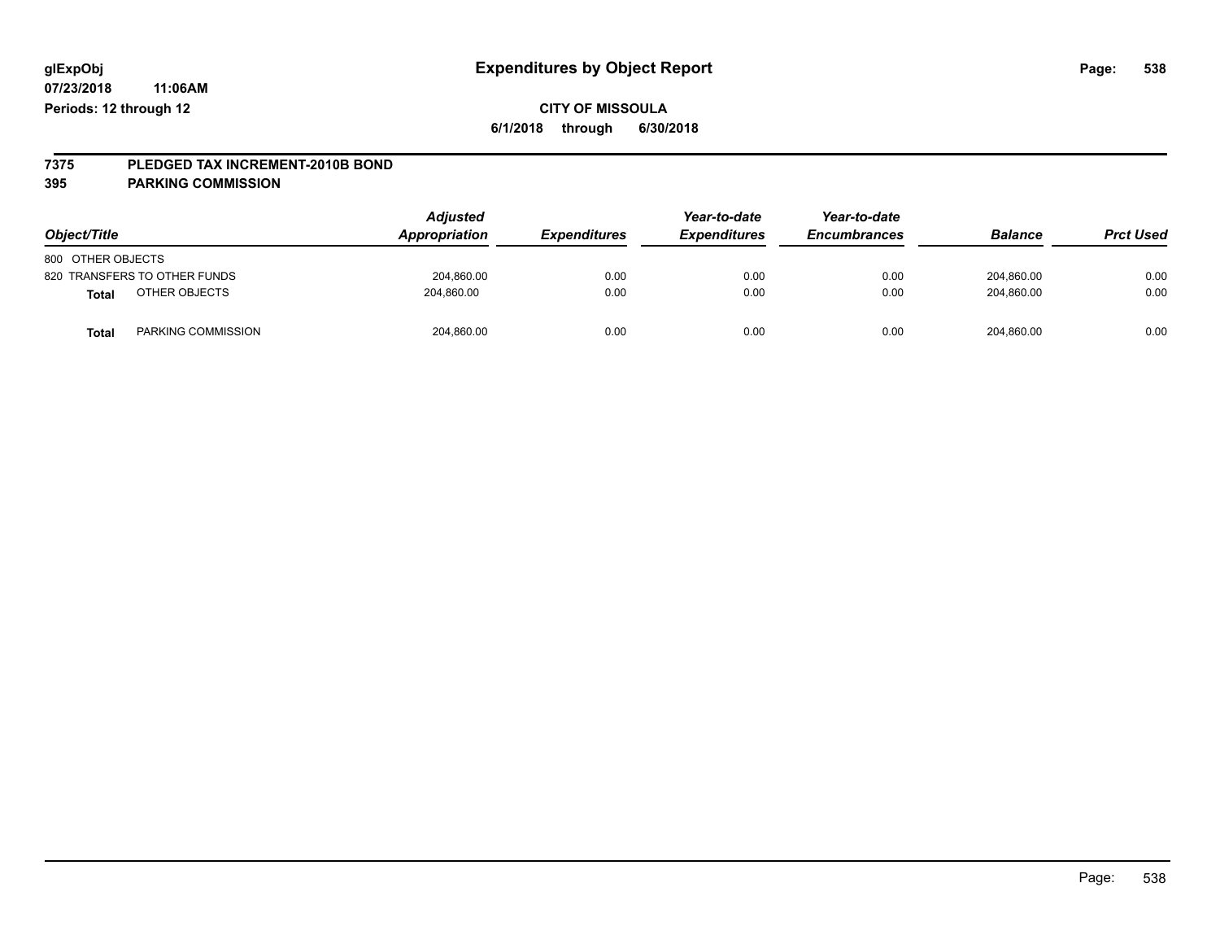**glExpObj**
**07/23/2018 11:06AM**
**Periods: 12 through 12**

# Expenditures by Object Report

**CITY OF MISSOULA**
**6/1/2018 through 6/30/2018**

## 7375 PLEDGED TAX INCREMENT-2010B BOND
## 395 PARKING COMMISSION

| Object/Title | Adjusted Appropriation | Expenditures | Year-to-date Expenditures | Year-to-date Encumbrances | Balance | Prct Used |
|---|---|---|---|---|---|---|
| 800 OTHER OBJECTS | | | | | | |
| 820 TRANSFERS TO OTHER FUNDS | 204,860.00 | 0.00 | 0.00 | 0.00 | 204,860.00 | 0.00 |
| **Total** OTHER OBJECTS | 204,860.00 | 0.00 | 0.00 | 0.00 | 204,860.00 | 0.00 |
| **Total** PARKING COMMISSION | 204,860.00 | 0.00 | 0.00 | 0.00 | 204,860.00 | 0.00 |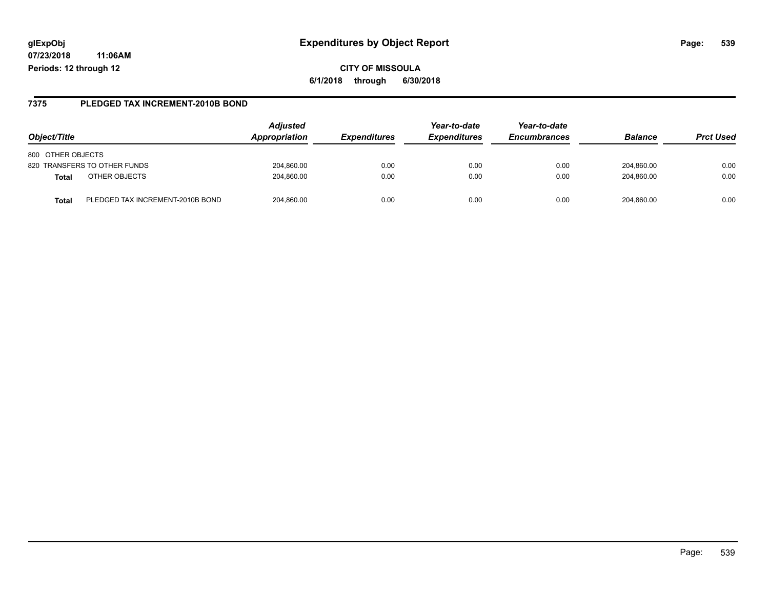glExpObj
07/23/2018 11:06AM
Periods: 12 through 12

# Expenditures by Object Report

CITY OF MISSOULA
6/1/2018 through 6/30/2018

## 7375 PLEDGED TAX INCREMENT-2010B BOND

| Object/Title | | Adjusted Appropriation | Expenditures | Year-to-date Expenditures | Year-to-date Encumbrances | Balance | Prct Used |
|---|---|---|---|---|---|---|---|
| 800 OTHER OBJECTS | | | | | | | |
| 820 TRANSFERS TO OTHER FUNDS | | 204,860.00 | 0.00 | 0.00 | 0.00 | 204,860.00 | 0.00 |
| **Total** | OTHER OBJECTS | 204,860.00 | 0.00 | 0.00 | 0.00 | 204,860.00 | 0.00 |
| **Total** | PLEDGED TAX INCREMENT-2010B BOND | 204,860.00 | 0.00 | 0.00 | 0.00 | 204,860.00 | 0.00 |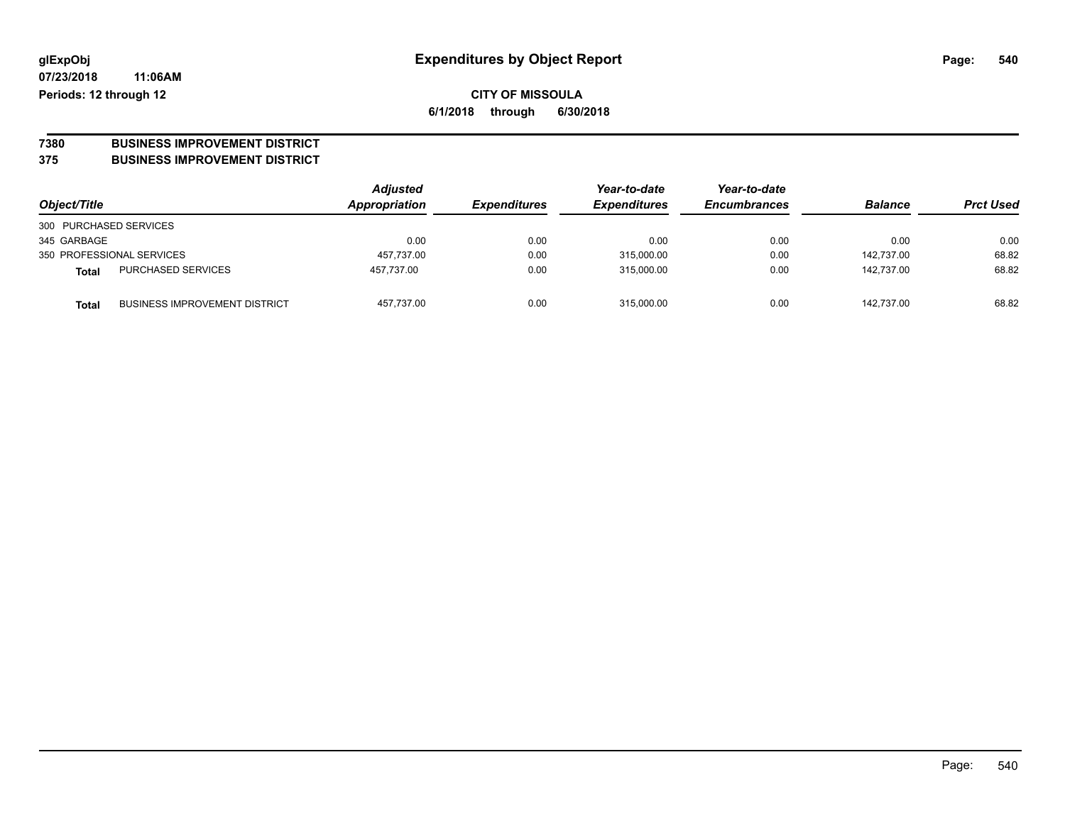**glExpObj** | **Expenditures by Object Report**
**07/23/2018 11:06AM**
**Periods: 12 through 12**

**CITY OF MISSOULA**
**6/1/2018 through 6/30/2018**

## 7380 BUSINESS IMPROVEMENT DISTRICT
## 375 BUSINESS IMPROVEMENT DISTRICT

| Object/Title | | Adjusted Appropriation | Expenditures | Year-to-date Expenditures | Year-to-date Encumbrances | Balance | Prct Used |
|---|---|---|---|---|---|---|---|
| 300 PURCHASED SERVICES | | | | | | | |
| 345 GARBAGE | | 0.00 | 0.00 | 0.00 | 0.00 | 0.00 | 0.00 |
| 350 PROFESSIONAL SERVICES | | 457,737.00 | 0.00 | 315,000.00 | 0.00 | 142,737.00 | 68.82 |
| **Total** | PURCHASED SERVICES | 457,737.00 | 0.00 | 315,000.00 | 0.00 | 142,737.00 | 68.82 |
| **Total** | BUSINESS IMPROVEMENT DISTRICT | 457,737.00 | 0.00 | 315,000.00 | 0.00 | 142,737.00 | 68.82 |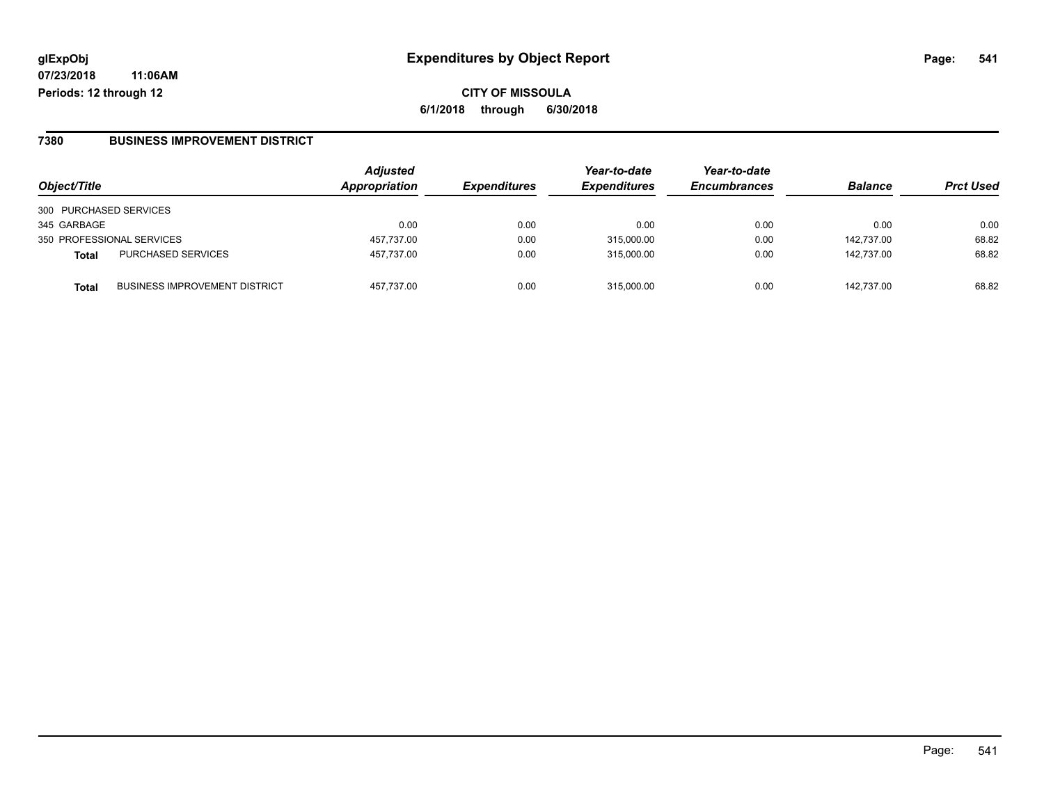**glExpObj**
**07/23/2018 11:06AM**
**Periods: 12 through 12**

# Expenditures by Object Report

**CITY OF MISSOULA**
**6/1/2018 through 6/30/2018**

## 7380 BUSINESS IMPROVEMENT DISTRICT

| Object/Title | | Adjusted Appropriation | Expenditures | Year-to-date Expenditures | Year-to-date Encumbrances | Balance | Prct Used |
|---|---|---|---|---|---|---|---|
| 300 PURCHASED SERVICES | | | | | | | |
| 345 GARBAGE | | 0.00 | 0.00 | 0.00 | 0.00 | 0.00 | 0.00 |
| 350 PROFESSIONAL SERVICES | | 457,737.00 | 0.00 | 315,000.00 | 0.00 | 142,737.00 | 68.82 |
| **Total** | PURCHASED SERVICES | 457,737.00 | 0.00 | 315,000.00 | 0.00 | 142,737.00 | 68.82 |
| **Total** | BUSINESS IMPROVEMENT DISTRICT | 457,737.00 | 0.00 | 315,000.00 | 0.00 | 142,737.00 | 68.82 |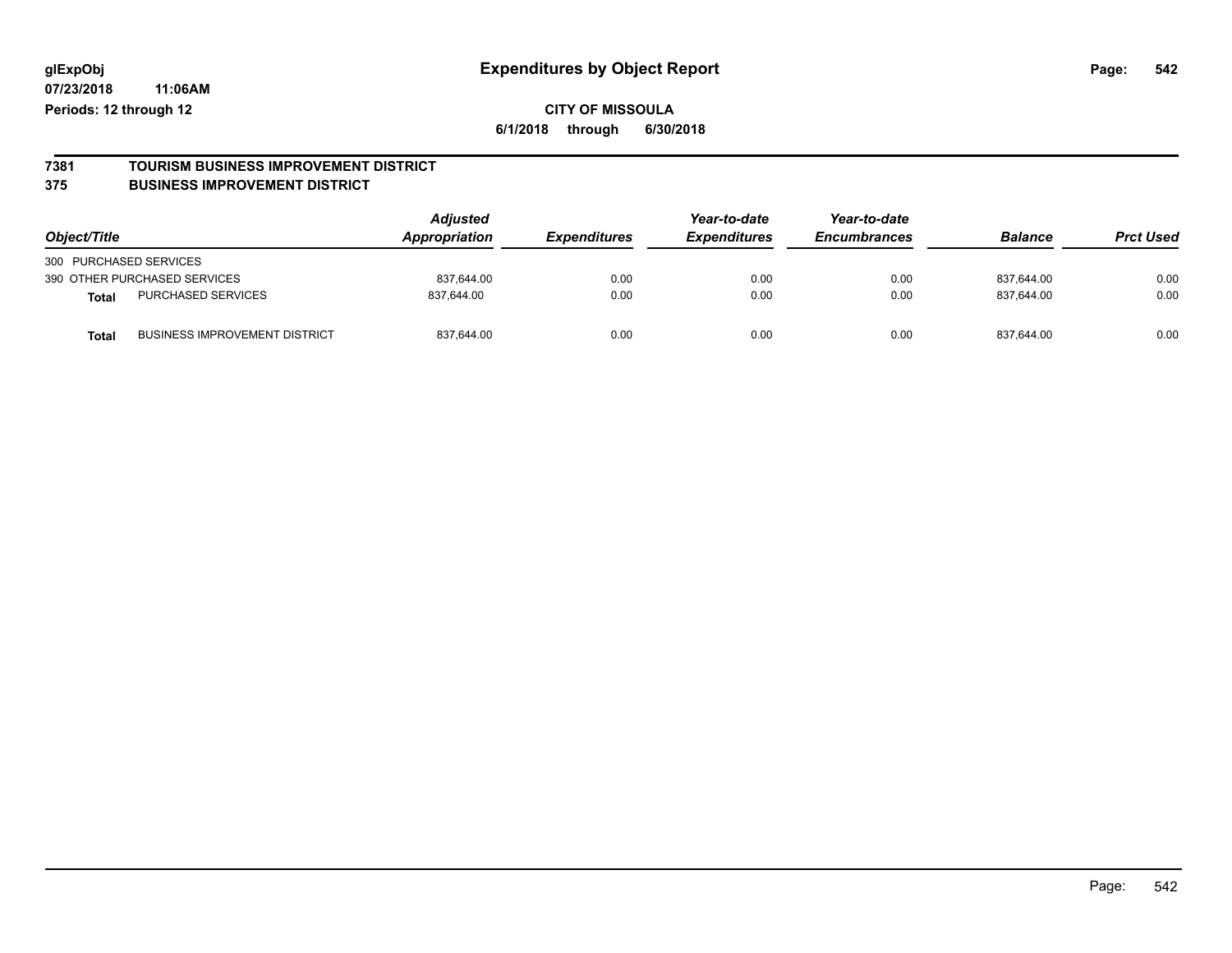**glExpObj** **Expenditures by Object Report**

**07/23/2018 11:06AM**

**Periods: 12 through 12**

**CITY OF MISSOULA**

**6/1/2018 through 6/30/2018**

## 7381 TOURISM BUSINESS IMPROVEMENT DISTRICT
## 375 BUSINESS IMPROVEMENT DISTRICT

| Object/Title | | Adjusted Appropriation | Expenditures | Year-to-date Expenditures | Year-to-date Encumbrances | Balance | Prct Used |
|---|---|---|---|---|---|---|---|
| 300 PURCHASED SERVICES | | | | | | | |
| 390 OTHER PURCHASED SERVICES | | 837,644.00 | 0.00 | 0.00 | 0.00 | 837,644.00 | 0.00 |
| **Total** | PURCHASED SERVICES | 837,644.00 | 0.00 | 0.00 | 0.00 | 837,644.00 | 0.00 |
| **Total** | BUSINESS IMPROVEMENT DISTRICT | 837,644.00 | 0.00 | 0.00 | 0.00 | 837,644.00 | 0.00 |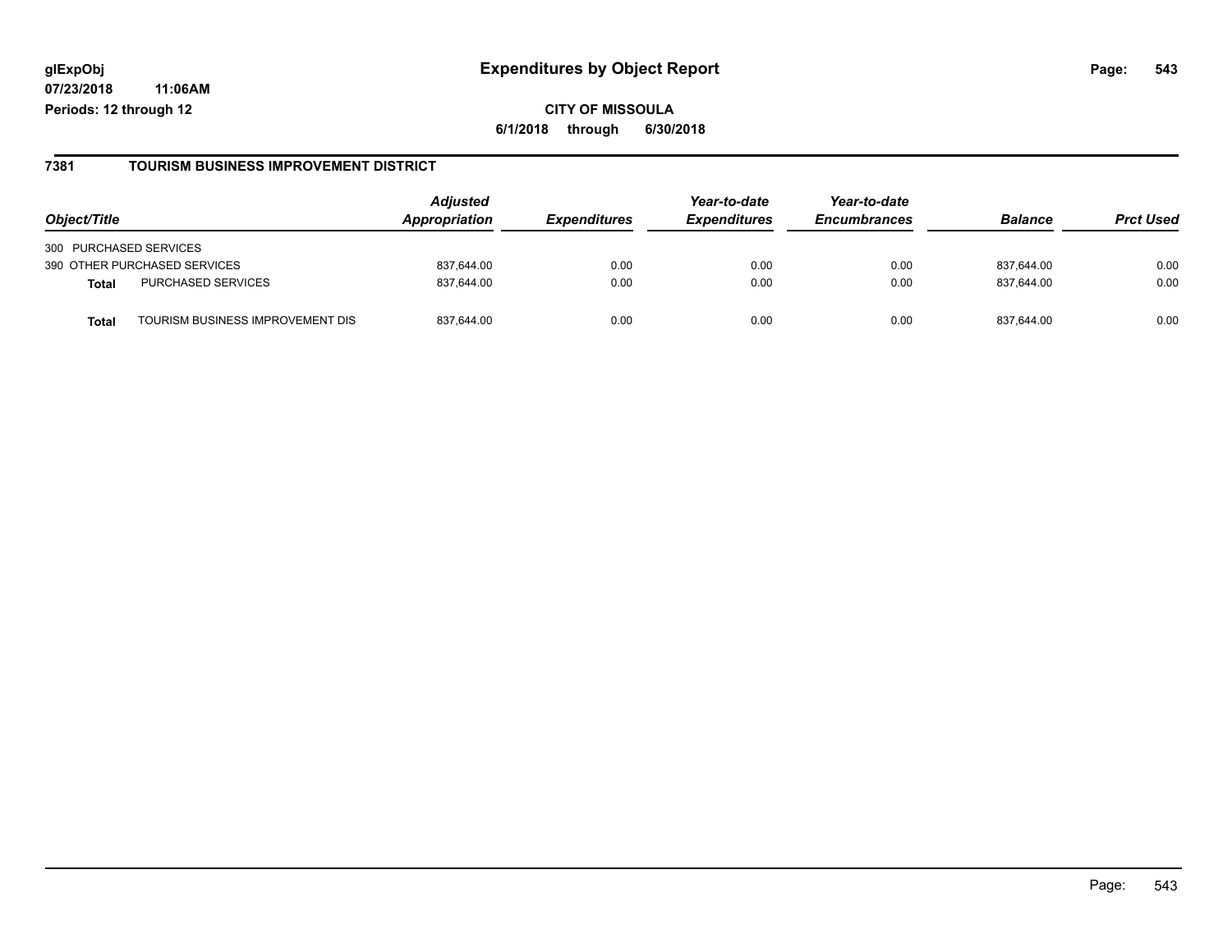**glExpObj**
**07/23/2018 11:06AM**
**Periods: 12 through 12**

# Expenditures by Object Report

**CITY OF MISSOULA**
**6/1/2018 through 6/30/2018**

## 7381 TOURISM BUSINESS IMPROVEMENT DISTRICT

| Object/Title | | Adjusted Appropriation | Expenditures | Year-to-date Expenditures | Year-to-date Encumbrances | Balance | Prct Used |
|---|---|---|---|---|---|---|---|
| 300 PURCHASED SERVICES | | | | | | | |
| 390 OTHER PURCHASED SERVICES | | 837,644.00 | 0.00 | 0.00 | 0.00 | 837,644.00 | 0.00 |
| **Total** | PURCHASED SERVICES | 837,644.00 | 0.00 | 0.00 | 0.00 | 837,644.00 | 0.00 |
| **Total** | TOURISM BUSINESS IMPROVEMENT DIS | 837,644.00 | 0.00 | 0.00 | 0.00 | 837,644.00 | 0.00 |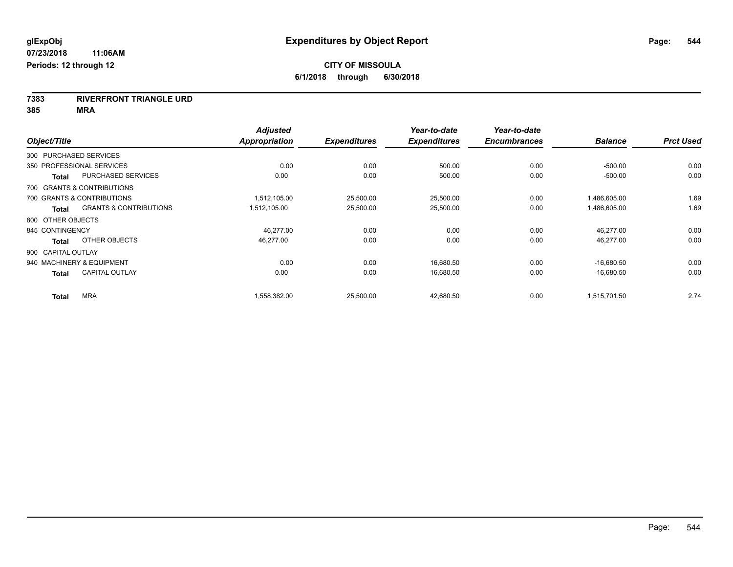glExpObj
07/23/2018 11:06AM
Periods: 12 through 12

# Expenditures by Object Report

**CITY OF MISSOULA**
**6/1/2018 through 6/30/2018**

**7383 RIVERFRONT TRIANGLE URD**
**385 MRA**

| Object/Title | | Adjusted Appropriation | Expenditures | Year-to-date Expenditures | Year-to-date Encumbrances | Balance | Prct Used |
|---|---|---|---|---|---|---|---|
| 300 PURCHASED SERVICES | | | | | | | |
| 350 PROFESSIONAL SERVICES | | 0.00 | 0.00 | 500.00 | 0.00 | -500.00 | 0.00 |
| **Total** | PURCHASED SERVICES | 0.00 | 0.00 | 500.00 | 0.00 | -500.00 | 0.00 |
| 700 GRANTS & CONTRIBUTIONS | | | | | | | |
| 700 GRANTS & CONTRIBUTIONS | | 1,512,105.00 | 25,500.00 | 25,500.00 | 0.00 | 1,486,605.00 | 1.69 |
| **Total** | GRANTS & CONTRIBUTIONS | 1,512,105.00 | 25,500.00 | 25,500.00 | 0.00 | 1,486,605.00 | 1.69 |
| 800 OTHER OBJECTS | | | | | | | |
| 845 CONTINGENCY | | 46,277.00 | 0.00 | 0.00 | 0.00 | 46,277.00 | 0.00 |
| **Total** | OTHER OBJECTS | 46,277.00 | 0.00 | 0.00 | 0.00 | 46,277.00 | 0.00 |
| 900 CAPITAL OUTLAY | | | | | | | |
| 940 MACHINERY & EQUIPMENT | | 0.00 | 0.00 | 16,680.50 | 0.00 | -16,680.50 | 0.00 |
| **Total** | CAPITAL OUTLAY | 0.00 | 0.00 | 16,680.50 | 0.00 | -16,680.50 | 0.00 |
| **Total** | MRA | 1,558,382.00 | 25,500.00 | 42,680.50 | 0.00 | 1,515,701.50 | 2.74 |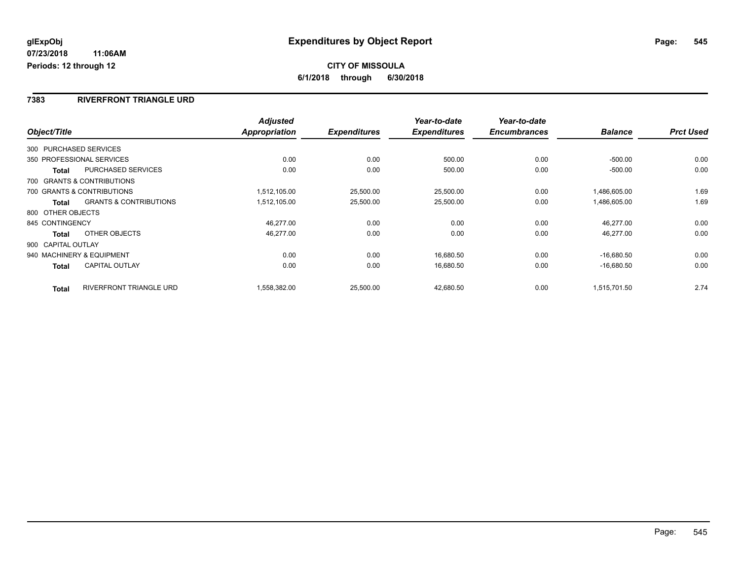**glExpObj**
**07/23/2018 11:06AM**
**Periods: 12 through 12**

# Expenditures by Object Report

**CITY OF MISSOULA**
**6/1/2018 through 6/30/2018**

## 7383 RIVERFRONT TRIANGLE URD

| Object/Title | | Adjusted Appropriation | Expenditures | Year-to-date Expenditures | Year-to-date Encumbrances | Balance | Prct Used |
|---|---|---|---|---|---|---|---|
| 300 PURCHASED SERVICES | | | | | | | |
| 350 PROFESSIONAL SERVICES | | 0.00 | 0.00 | 500.00 | 0.00 | -500.00 | 0.00 |
| **Total** | PURCHASED SERVICES | 0.00 | 0.00 | 500.00 | 0.00 | -500.00 | 0.00 |
| 700 GRANTS & CONTRIBUTIONS | | | | | | | |
| 700 GRANTS & CONTRIBUTIONS | | 1,512,105.00 | 25,500.00 | 25,500.00 | 0.00 | 1,486,605.00 | 1.69 |
| **Total** | GRANTS & CONTRIBUTIONS | 1,512,105.00 | 25,500.00 | 25,500.00 | 0.00 | 1,486,605.00 | 1.69 |
| 800 OTHER OBJECTS | | | | | | | |
| 845 CONTINGENCY | | 46,277.00 | 0.00 | 0.00 | 0.00 | 46,277.00 | 0.00 |
| **Total** | OTHER OBJECTS | 46,277.00 | 0.00 | 0.00 | 0.00 | 46,277.00 | 0.00 |
| 900 CAPITAL OUTLAY | | | | | | | |
| 940 MACHINERY & EQUIPMENT | | 0.00 | 0.00 | 16,680.50 | 0.00 | -16,680.50 | 0.00 |
| **Total** | CAPITAL OUTLAY | 0.00 | 0.00 | 16,680.50 | 0.00 | -16,680.50 | 0.00 |
| **Total** | RIVERFRONT TRIANGLE URD | 1,558,382.00 | 25,500.00 | 42,680.50 | 0.00 | 1,515,701.50 | 2.74 |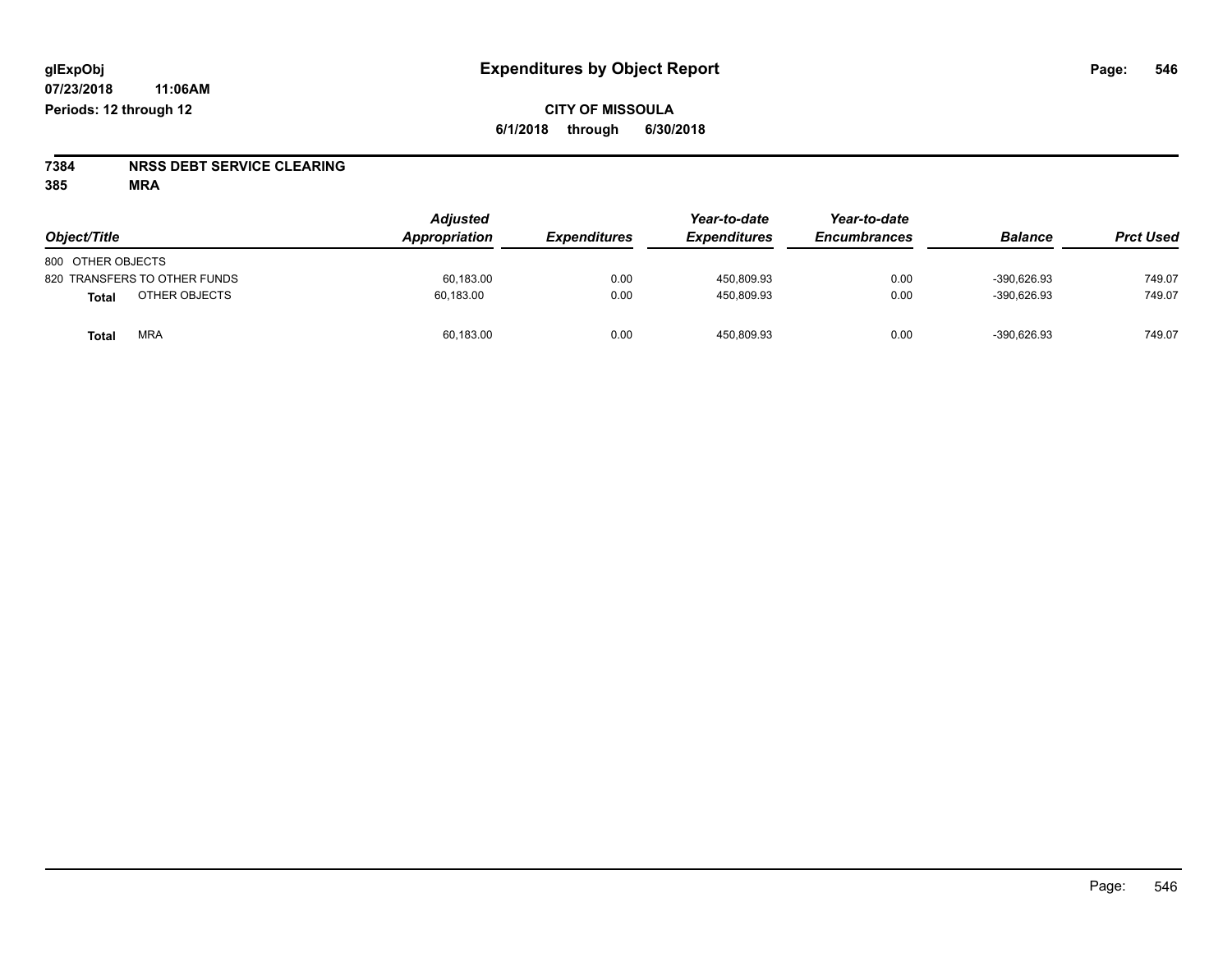# Expenditures by Object Report

glExpObj
07/23/2018 11:06AM
Periods: 12 through 12

**CITY OF MISSOULA**
**6/1/2018 through 6/30/2018**

**7384 NRSS DEBT SERVICE CLEARING**
**385 MRA**

| Object/Title | Adjusted Appropriation | Expenditures | Year-to-date Expenditures | Year-to-date Encumbrances | Balance | Prct Used |
|---|---|---|---|---|---|---|
| 800 OTHER OBJECTS | | | | | | |
| 820 TRANSFERS TO OTHER FUNDS | 60,183.00 | 0.00 | 450,809.93 | 0.00 | -390,626.93 | 749.07 |
| **Total** OTHER OBJECTS | 60,183.00 | 0.00 | 450,809.93 | 0.00 | -390,626.93 | 749.07 |
| **Total** MRA | 60,183.00 | 0.00 | 450,809.93 | 0.00 | -390,626.93 | 749.07 |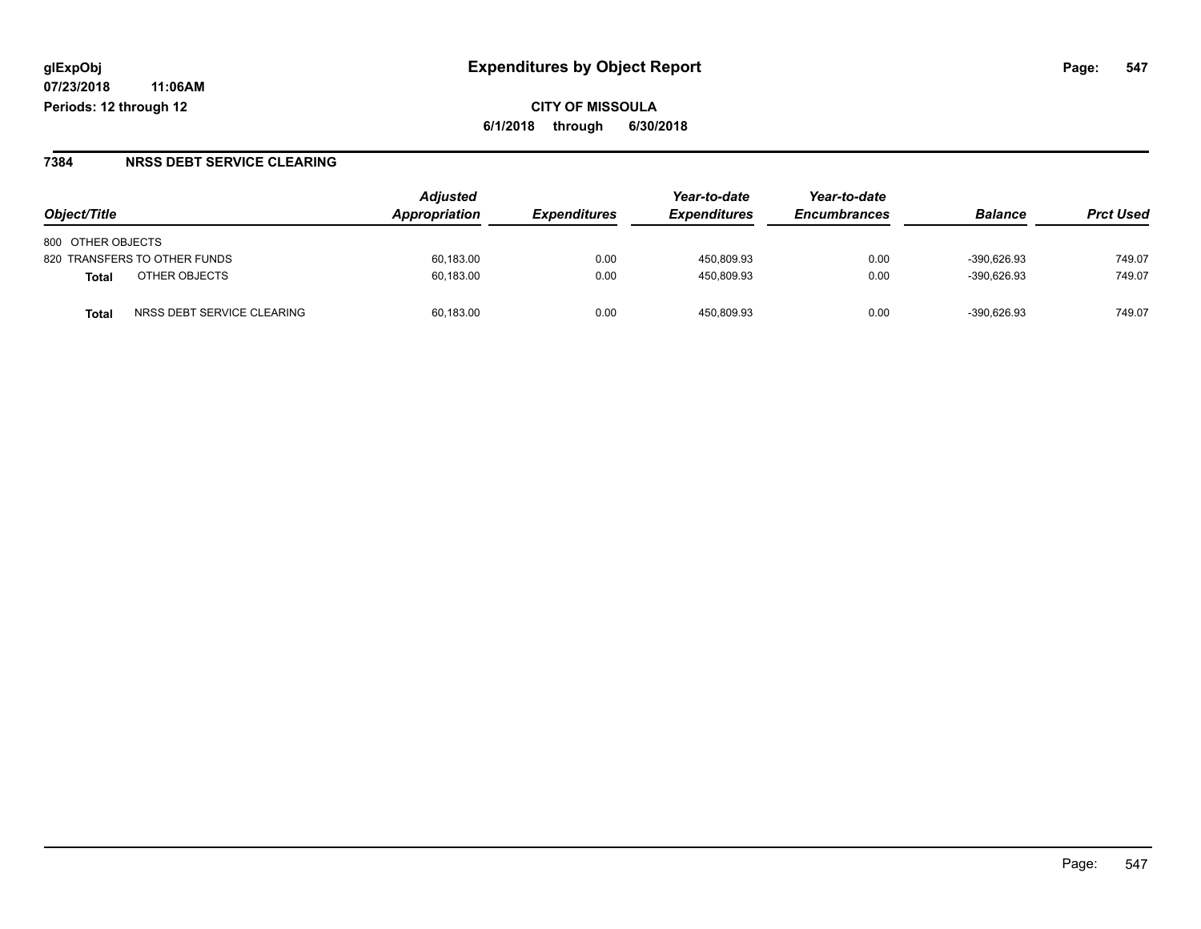glExpObj
07/23/2018 11:06AM
Periods: 12 through 12

# Expenditures by Object Report

CITY OF MISSOULA
6/1/2018 through 6/30/2018

## 7384 NRSS DEBT SERVICE CLEARING

| Object/Title | | Adjusted Appropriation | Expenditures | Year-to-date Expenditures | Year-to-date Encumbrances | Balance | Prct Used |
|---|---|---|---|---|---|---|---|
| 800 OTHER OBJECTS | | | | | | | |
| 820 TRANSFERS TO OTHER FUNDS | | 60,183.00 | 0.00 | 450,809.93 | 0.00 | -390,626.93 | 749.07 |
| **Total** | OTHER OBJECTS | 60,183.00 | 0.00 | 450,809.93 | 0.00 | -390,626.93 | 749.07 |
| **Total** | NRSS DEBT SERVICE CLEARING | 60,183.00 | 0.00 | 450,809.93 | 0.00 | -390,626.93 | 749.07 |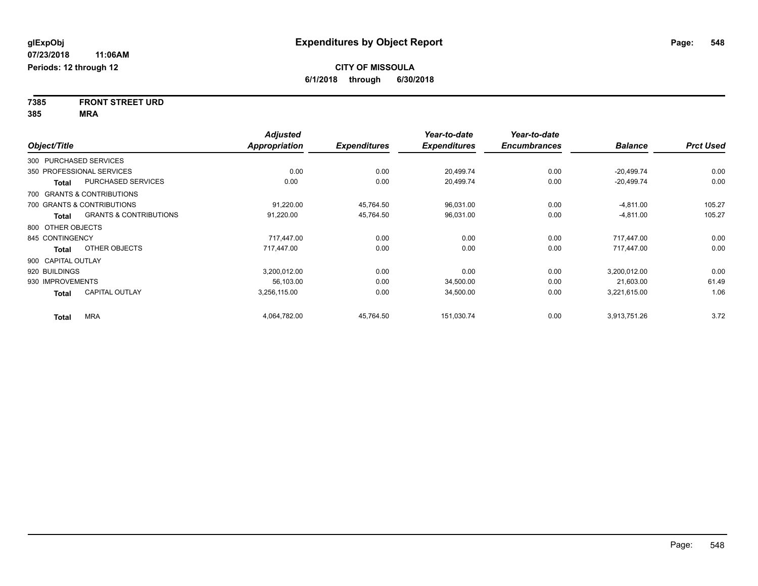glExpObj **Expenditures by Object Report**

07/23/2018 11:06AM

Periods: 12 through 12

**CITY OF MISSOULA**

**6/1/2018 through 6/30/2018**

**7385 FRONT STREET URD**

**385 MRA**

| Object/Title | | Adjusted Appropriation | Expenditures | Year-to-date Expenditures | Year-to-date Encumbrances | Balance | Prct Used |
|---|---|---|---|---|---|---|---|
| 300 PURCHASED SERVICES | | | | | | | |
| 350 PROFESSIONAL SERVICES | | 0.00 | 0.00 | 20,499.74 | 0.00 | -20,499.74 | 0.00 |
| **Total** | PURCHASED SERVICES | 0.00 | 0.00 | 20,499.74 | 0.00 | -20,499.74 | 0.00 |
| 700 GRANTS & CONTRIBUTIONS | | | | | | | |
| 700 GRANTS & CONTRIBUTIONS | | 91,220.00 | 45,764.50 | 96,031.00 | 0.00 | -4,811.00 | 105.27 |
| **Total** | GRANTS & CONTRIBUTIONS | 91,220.00 | 45,764.50 | 96,031.00 | 0.00 | -4,811.00 | 105.27 |
| 800 OTHER OBJECTS | | | | | | | |
| 845 CONTINGENCY | | 717,447.00 | 0.00 | 0.00 | 0.00 | 717,447.00 | 0.00 |
| **Total** | OTHER OBJECTS | 717,447.00 | 0.00 | 0.00 | 0.00 | 717,447.00 | 0.00 |
| 900 CAPITAL OUTLAY | | | | | | | |
| 920 BUILDINGS | | 3,200,012.00 | 0.00 | 0.00 | 0.00 | 3,200,012.00 | 0.00 |
| 930 IMPROVEMENTS | | 56,103.00 | 0.00 | 34,500.00 | 0.00 | 21,603.00 | 61.49 |
| **Total** | CAPITAL OUTLAY | 3,256,115.00 | 0.00 | 34,500.00 | 0.00 | 3,221,615.00 | 1.06 |
| **Total** | MRA | 4,064,782.00 | 45,764.50 | 151,030.74 | 0.00 | 3,913,751.26 | 3.72 |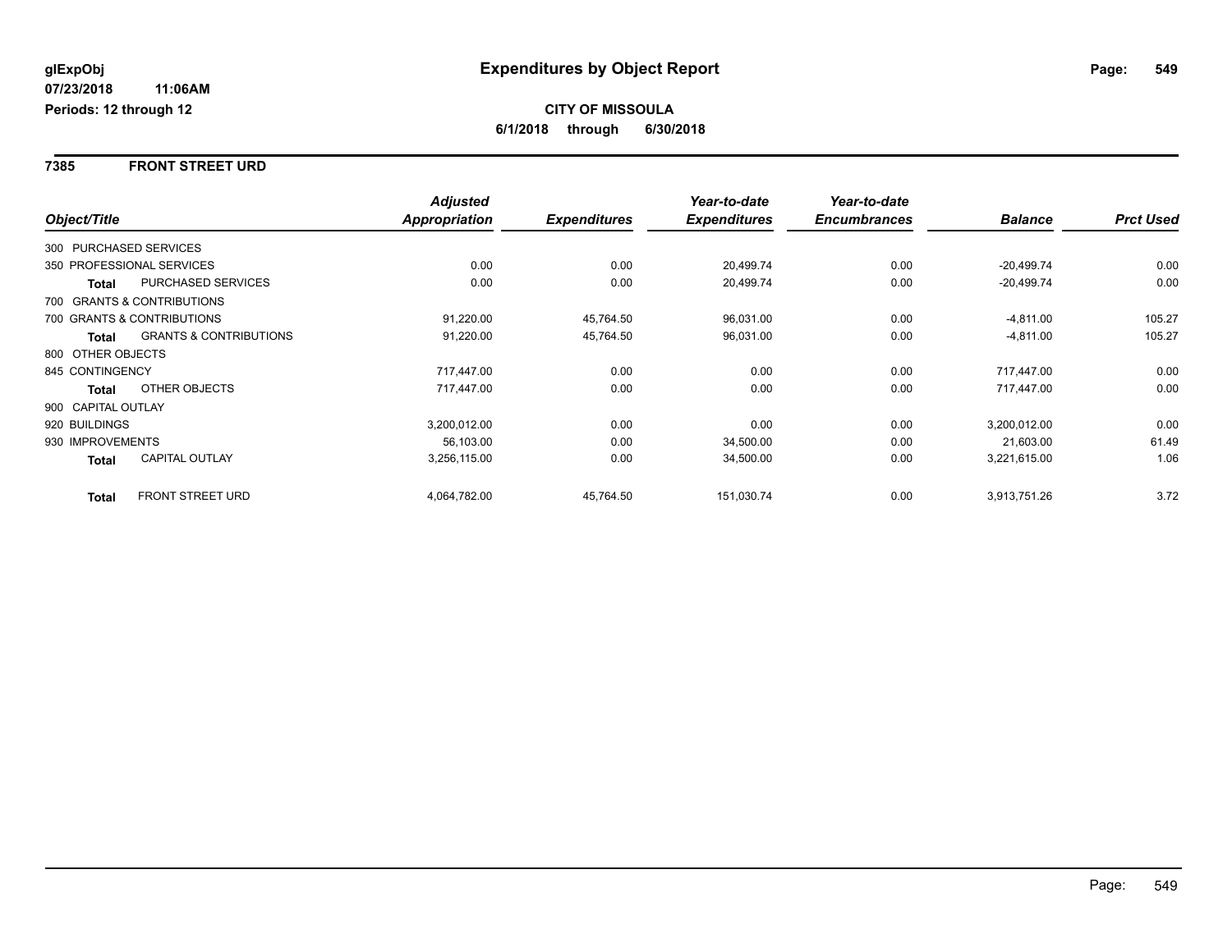# Expenditures by Object Report

glExpObj
07/23/2018 11:06AM
Periods: 12 through 12

**CITY OF MISSOULA**
**6/1/2018 through 6/30/2018**

## 7385 FRONT STREET URD

| Object/Title | | Adjusted Appropriation | Expenditures | Year-to-date Expenditures | Year-to-date Encumbrances | Balance | Prct Used |
|---|---|---|---|---|---|---|---|
| 300 PURCHASED SERVICES | | | | | | | |
| 350 PROFESSIONAL SERVICES | | 0.00 | 0.00 | 20,499.74 | 0.00 | -20,499.74 | 0.00 |
| **Total** | PURCHASED SERVICES | 0.00 | 0.00 | 20,499.74 | 0.00 | -20,499.74 | 0.00 |
| 700 GRANTS & CONTRIBUTIONS | | | | | | | |
| 700 GRANTS & CONTRIBUTIONS | | 91,220.00 | 45,764.50 | 96,031.00 | 0.00 | -4,811.00 | 105.27 |
| **Total** | GRANTS & CONTRIBUTIONS | 91,220.00 | 45,764.50 | 96,031.00 | 0.00 | -4,811.00 | 105.27 |
| 800 OTHER OBJECTS | | | | | | | |
| 845 CONTINGENCY | | 717,447.00 | 0.00 | 0.00 | 0.00 | 717,447.00 | 0.00 |
| **Total** | OTHER OBJECTS | 717,447.00 | 0.00 | 0.00 | 0.00 | 717,447.00 | 0.00 |
| 900 CAPITAL OUTLAY | | | | | | | |
| 920 BUILDINGS | | 3,200,012.00 | 0.00 | 0.00 | 0.00 | 3,200,012.00 | 0.00 |
| 930 IMPROVEMENTS | | 56,103.00 | 0.00 | 34,500.00 | 0.00 | 21,603.00 | 61.49 |
| **Total** | CAPITAL OUTLAY | 3,256,115.00 | 0.00 | 34,500.00 | 0.00 | 3,221,615.00 | 1.06 |
| **Total** | FRONT STREET URD | 4,064,782.00 | 45,764.50 | 151,030.74 | 0.00 | 3,913,751.26 | 3.72 |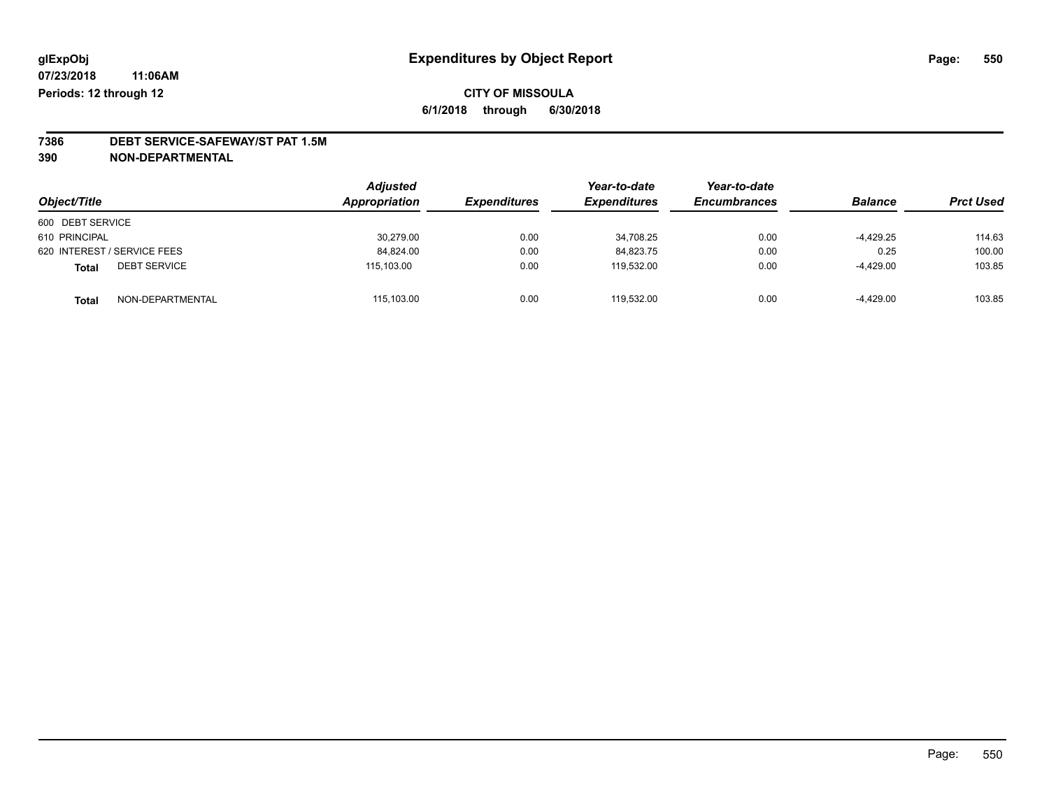glExpObj
07/23/2018 11:06AM
Periods: 12 through 12

# Expenditures by Object Report

**CITY OF MISSOULA**

**6/1/2018 through 6/30/2018**

**7386 DEBT SERVICE-SAFEWAY/ST PAT 1.5M**

**390 NON-DEPARTMENTAL**

| Object/Title | Adjusted Appropriation | Expenditures | Year-to-date Expenditures | Year-to-date Encumbrances | Balance | Prct Used |
|---|---|---|---|---|---|---|
| 600 DEBT SERVICE | | | | | | |
| 610 PRINCIPAL | 30,279.00 | 0.00 | 34,708.25 | 0.00 | -4,429.25 | 114.63 |
| 620 INTEREST / SERVICE FEES | 84,824.00 | 0.00 | 84,823.75 | 0.00 | 0.25 | 100.00 |
| **Total** DEBT SERVICE | 115,103.00 | 0.00 | 119,532.00 | 0.00 | -4,429.00 | 103.85 |
| **Total** NON-DEPARTMENTAL | 115,103.00 | 0.00 | 119,532.00 | 0.00 | -4,429.00 | 103.85 |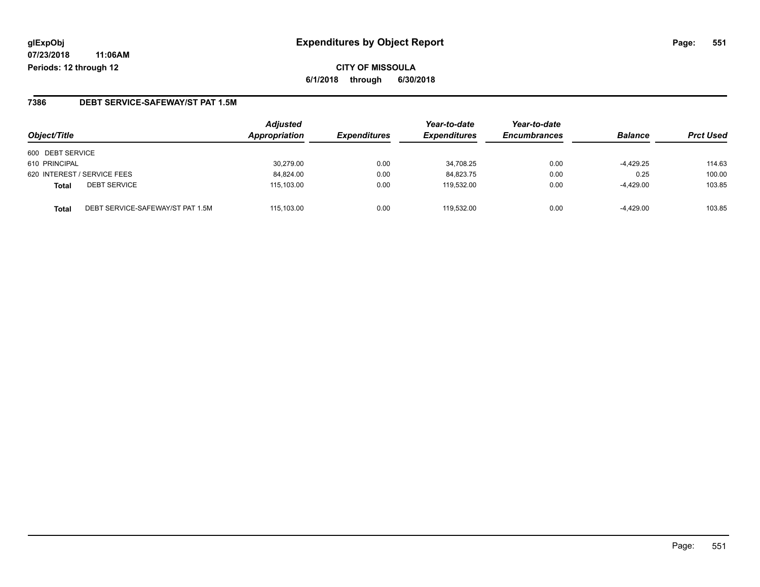glExpObj
07/23/2018 11:06AM
Periods: 12 through 12

# Expenditures by Object Report

CITY OF MISSOULA

6/1/2018 through 6/30/2018

## 7386 DEBT SERVICE-SAFEWAY/ST PAT 1.5M

| Object/Title | | Adjusted Appropriation | Expenditures | Year-to-date Expenditures | Year-to-date Encumbrances | Balance | Prct Used |
|---|---|---|---|---|---|---|---|
| 600 DEBT SERVICE | | | | | | | |
| 610 PRINCIPAL | | 30,279.00 | 0.00 | 34,708.25 | 0.00 | -4,429.25 | 114.63 |
| 620 INTEREST / SERVICE FEES | | 84,824.00 | 0.00 | 84,823.75 | 0.00 | 0.25 | 100.00 |
| **Total** | DEBT SERVICE | 115,103.00 | 0.00 | 119,532.00 | 0.00 | -4,429.00 | 103.85 |
| **Total** | DEBT SERVICE-SAFEWAY/ST PAT 1.5M | 115,103.00 | 0.00 | 119,532.00 | 0.00 | -4,429.00 | 103.85 |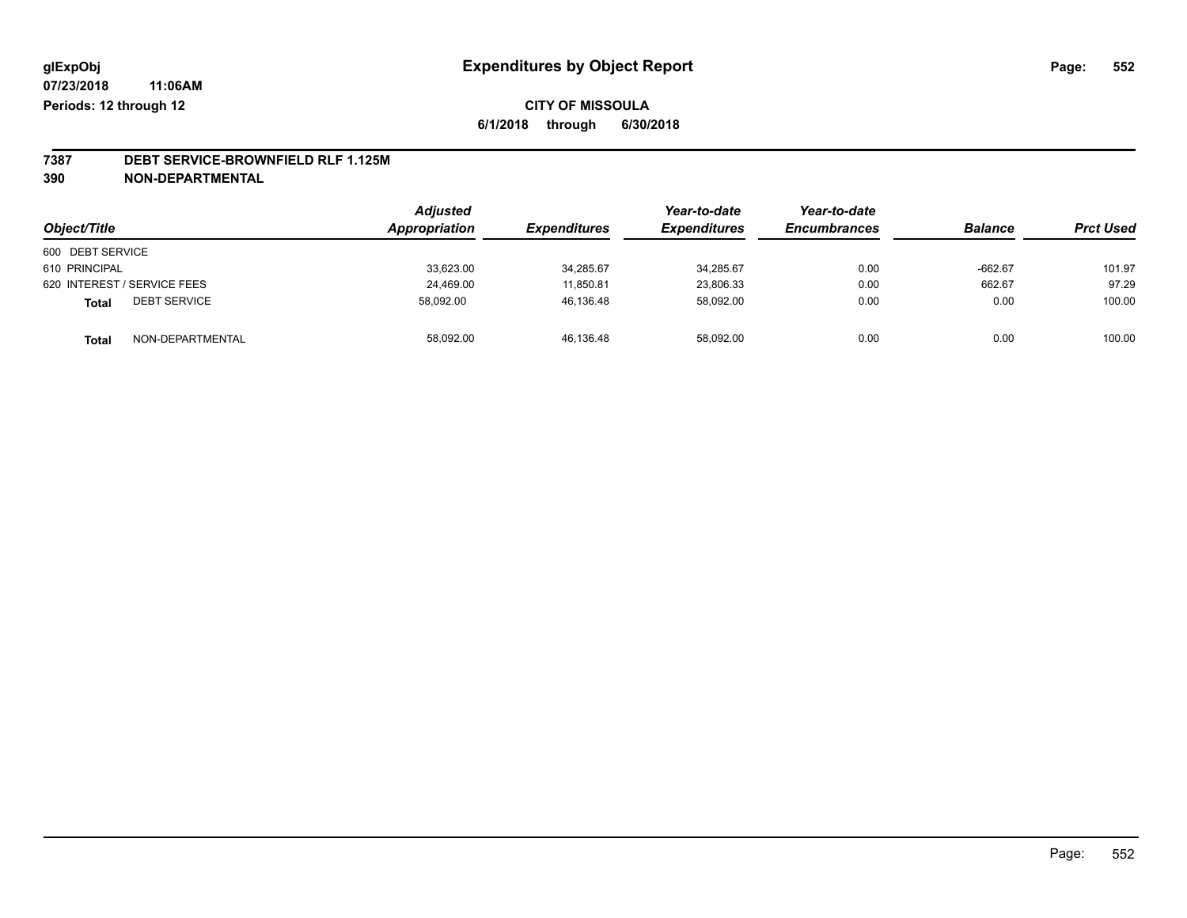glExpObj **Expenditures by Object Report**

07/23/2018 11:06AM

Periods: 12 through 12

**CITY OF MISSOULA**

**6/1/2018 through 6/30/2018**

**7387 DEBT SERVICE-BROWNFIELD RLF 1.125M**

**390 NON-DEPARTMENTAL**

| Object/Title | | Adjusted Appropriation | Expenditures | Year-to-date Expenditures | Year-to-date Encumbrances | Balance | Prct Used |
|---|---|---|---|---|---|---|---|
| 600 DEBT SERVICE | | | | | | | |
| 610 PRINCIPAL | | 33,623.00 | 34,285.67 | 34,285.67 | 0.00 | -662.67 | 101.97 |
| 620 INTEREST / SERVICE FEES | | 24,469.00 | 11,850.81 | 23,806.33 | 0.00 | 662.67 | 97.29 |
| **Total** | DEBT SERVICE | 58,092.00 | 46,136.48 | 58,092.00 | 0.00 | 0.00 | 100.00 |
| **Total** | NON-DEPARTMENTAL | 58,092.00 | 46,136.48 | 58,092.00 | 0.00 | 0.00 | 100.00 |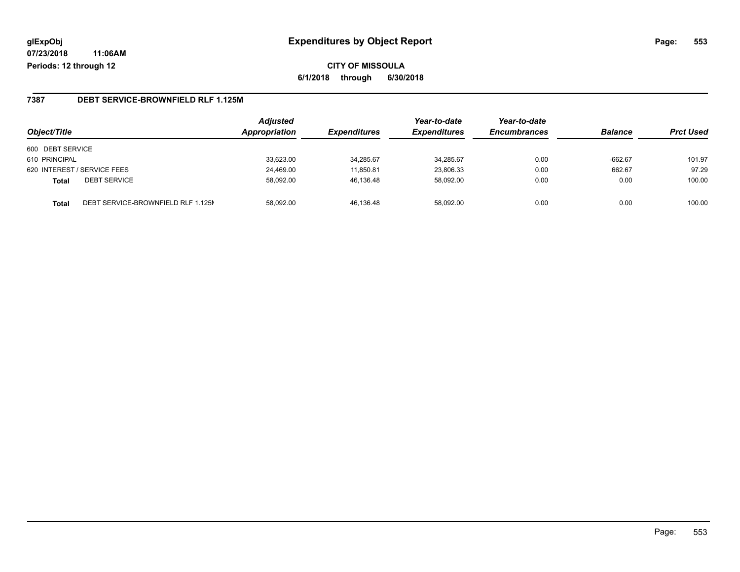**glExpObj** **Expenditures by Object Report**

**07/23/2018 11:06AM**

**Periods: 12 through 12**

**CITY OF MISSOULA**

**6/1/2018 through 6/30/2018**

## 7387 DEBT SERVICE-BROWNFIELD RLF 1.125M

| Object/Title | | Adjusted Appropriation | Expenditures | Year-to-date Expenditures | Year-to-date Encumbrances | Balance | Prct Used |
|---|---|---|---|---|---|---|---|
| 600 DEBT SERVICE | | | | | | | |
| 610 PRINCIPAL | | 33,623.00 | 34,285.67 | 34,285.67 | 0.00 | -662.67 | 101.97 |
| 620 INTEREST / SERVICE FEES | | 24,469.00 | 11,850.81 | 23,806.33 | 0.00 | 662.67 | 97.29 |
| **Total** | DEBT SERVICE | 58,092.00 | 46,136.48 | 58,092.00 | 0.00 | 0.00 | 100.00 |
| **Total** | DEBT SERVICE-BROWNFIELD RLF 1.125M | 58,092.00 | 46,136.48 | 58,092.00 | 0.00 | 0.00 | 100.00 |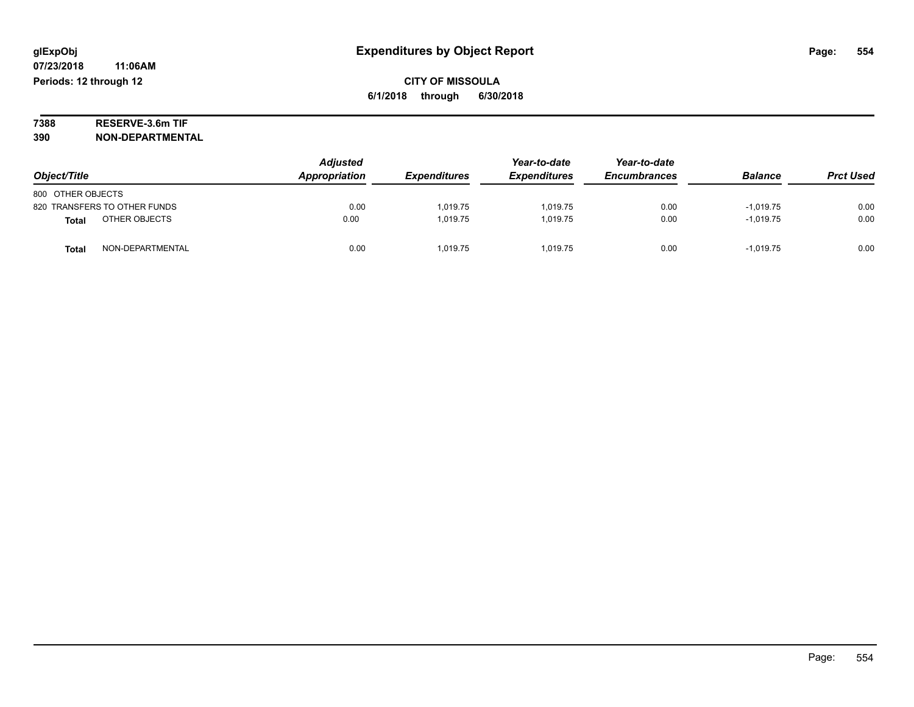glExpObj
07/23/2018 11:06AM
Periods: 12 through 12

# Expenditures by Object Report

**CITY OF MISSOULA**
**6/1/2018 through 6/30/2018**

**7388 RESERVE-3.6m TIF**
**390 NON-DEPARTMENTAL**

| Object/Title | Adjusted Appropriation | Expenditures | Year-to-date Expenditures | Year-to-date Encumbrances | Balance | Prct Used |
|---|---|---|---|---|---|---|
| 800 OTHER OBJECTS | | | | | | |
| 820 TRANSFERS TO OTHER FUNDS | 0.00 | 1,019.75 | 1,019.75 | 0.00 | -1,019.75 | 0.00 |
| **Total** OTHER OBJECTS | 0.00 | 1,019.75 | 1,019.75 | 0.00 | -1,019.75 | 0.00 |
| **Total** NON-DEPARTMENTAL | 0.00 | 1,019.75 | 1,019.75 | 0.00 | -1,019.75 | 0.00 |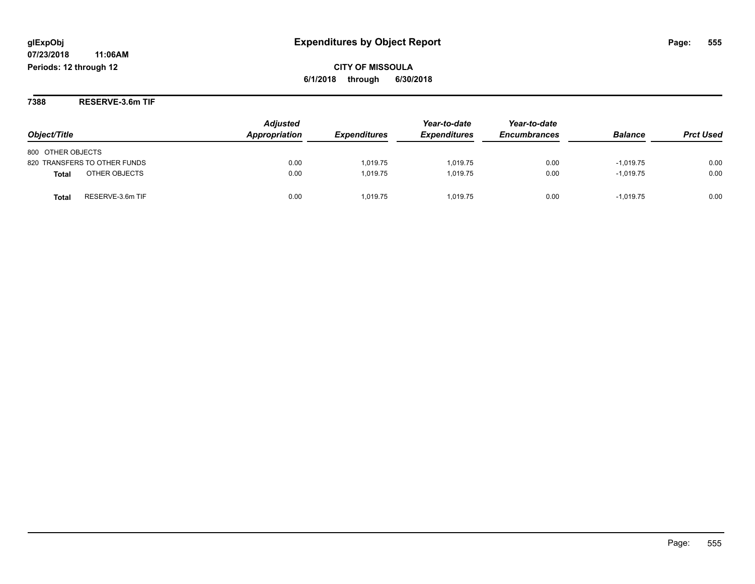**glExpObj**
**07/23/2018 11:06AM**
**Periods: 12 through 12**

# Expenditures by Object Report

**CITY OF MISSOULA**
**6/1/2018 through 6/30/2018**

## 7388 RESERVE-3.6m TIF

| Object/Title | Adjusted Appropriation | Expenditures | Year-to-date Expenditures | Year-to-date Encumbrances | Balance | Prct Used |
|---|---|---|---|---|---|---|
| 800 OTHER OBJECTS | | | | | | |
| 820 TRANSFERS TO OTHER FUNDS | 0.00 | 1,019.75 | 1,019.75 | 0.00 | -1,019.75 | 0.00 |
| **Total** OTHER OBJECTS | 0.00 | 1,019.75 | 1,019.75 | 0.00 | -1,019.75 | 0.00 |
| **Total** RESERVE-3.6m TIF | 0.00 | 1,019.75 | 1,019.75 | 0.00 | -1,019.75 | 0.00 |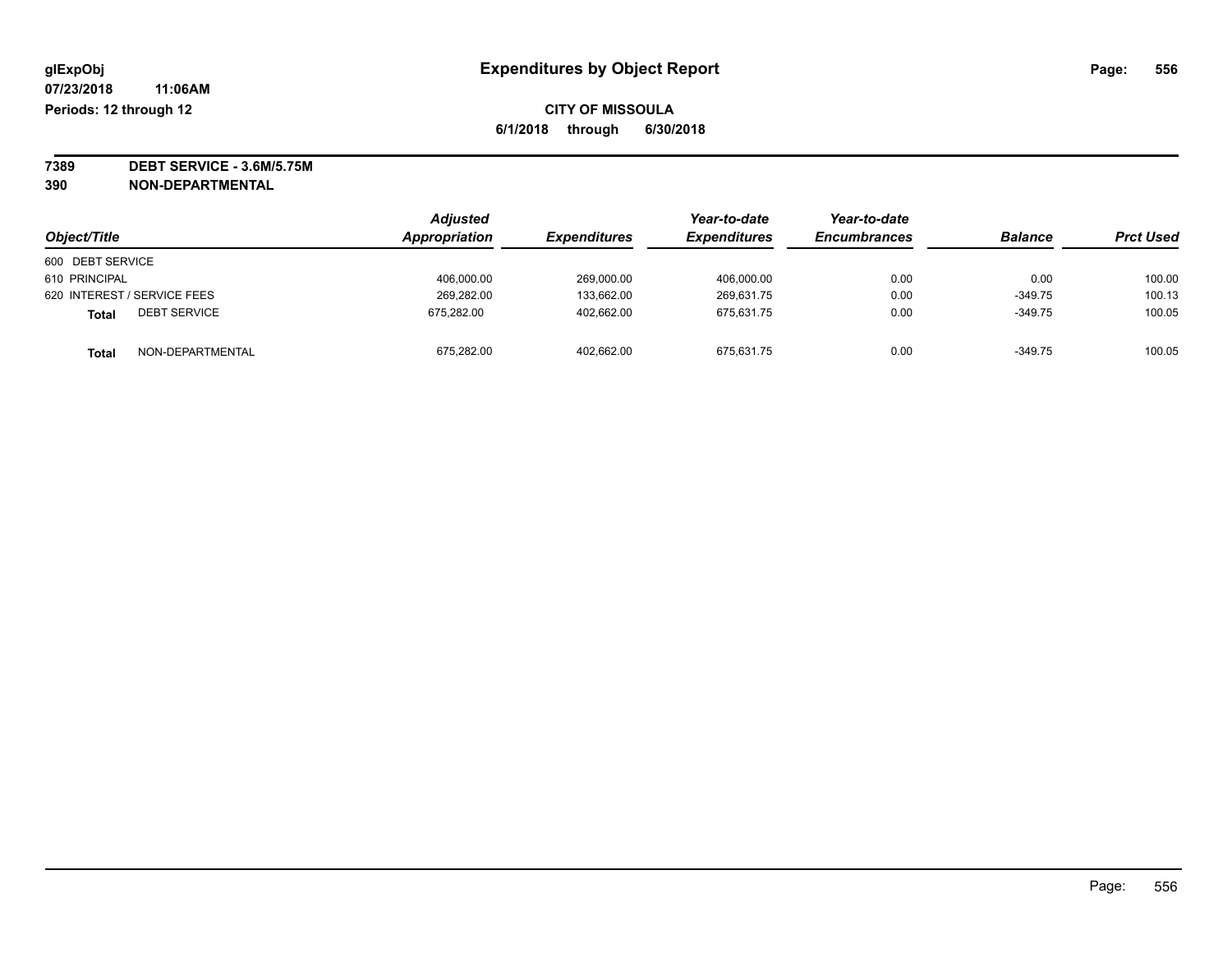**glExpObj** | **Expenditures by Object Report**

**07/23/2018 11:06AM**

**Periods: 12 through 12**

**CITY OF MISSOULA**

**6/1/2018 through 6/30/2018**

**7389 DEBT SERVICE - 3.6M/5.75M**

**390 NON-DEPARTMENTAL**

| Object/Title | Adjusted Appropriation | Expenditures | Year-to-date Expenditures | Year-to-date Encumbrances | Balance | Prct Used |
|---|---|---|---|---|---|---|
| 600 DEBT SERVICE | | | | | | |
| 610 PRINCIPAL | 406,000.00 | 269,000.00 | 406,000.00 | 0.00 | 0.00 | 100.00 |
| 620 INTEREST / SERVICE FEES | 269,282.00 | 133,662.00 | 269,631.75 | 0.00 | -349.75 | 100.13 |
| **Total** DEBT SERVICE | 675,282.00 | 402,662.00 | 675,631.75 | 0.00 | -349.75 | 100.05 |
| **Total** NON-DEPARTMENTAL | 675,282.00 | 402,662.00 | 675,631.75 | 0.00 | -349.75 | 100.05 |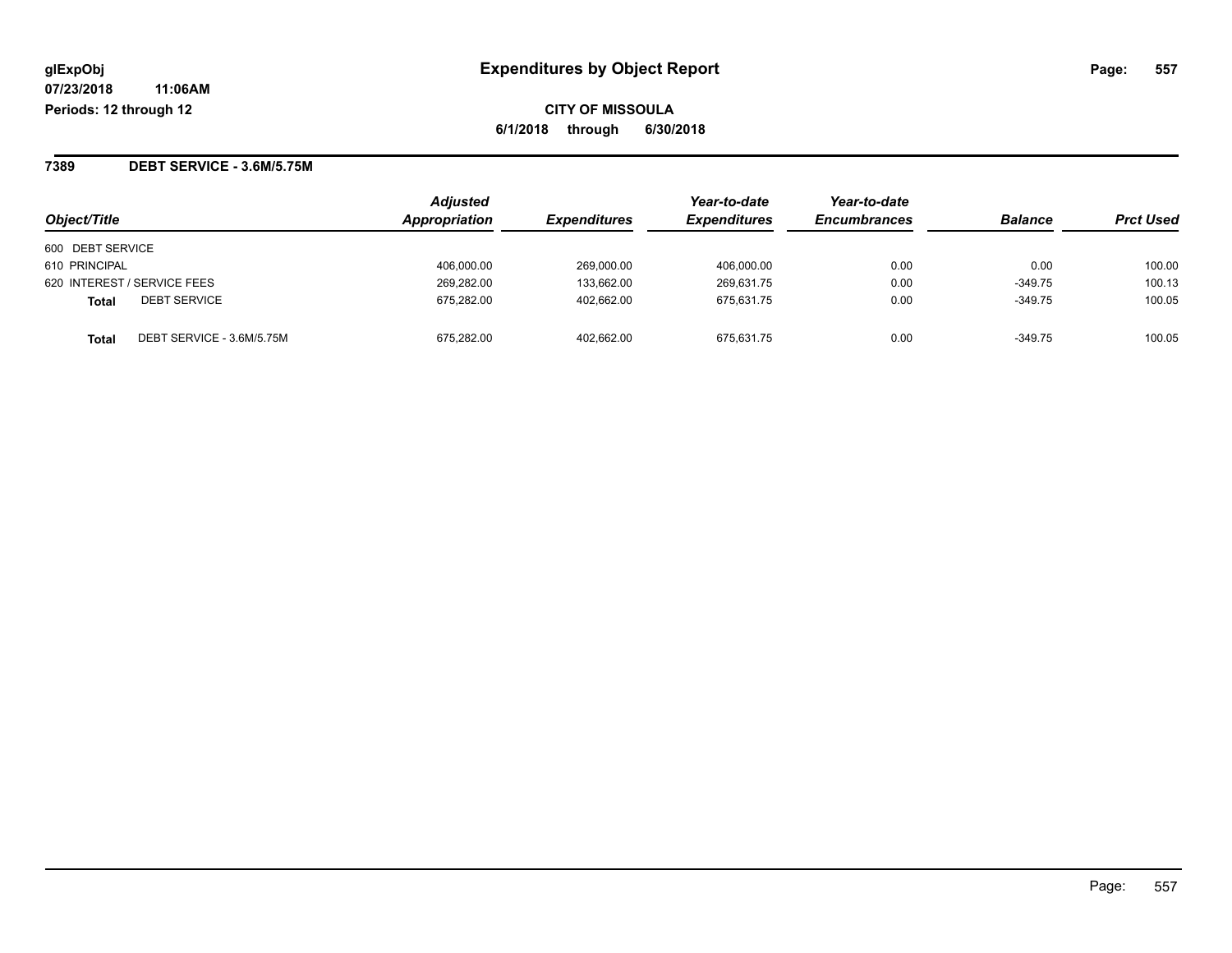glExpObj
07/23/2018 11:06AM
Periods: 12 through 12

# Expenditures by Object Report

**CITY OF MISSOULA**
**6/1/2018 through 6/30/2018**

## 7389 DEBT SERVICE - 3.6M/5.75M

| Object/Title | | Adjusted Appropriation | Expenditures | Year-to-date Expenditures | Year-to-date Encumbrances | Balance | Prct Used |
|---|---|---|---|---|---|---|---|
| 600 DEBT SERVICE | | | | | | | |
| 610 PRINCIPAL | | 406,000.00 | 269,000.00 | 406,000.00 | 0.00 | 0.00 | 100.00 |
| 620 INTEREST / SERVICE FEES | | 269,282.00 | 133,662.00 | 269,631.75 | 0.00 | -349.75 | 100.13 |
| **Total** | DEBT SERVICE | 675,282.00 | 402,662.00 | 675,631.75 | 0.00 | -349.75 | 100.05 |
| **Total** | DEBT SERVICE - 3.6M/5.75M | 675,282.00 | 402,662.00 | 675,631.75 | 0.00 | -349.75 | 100.05 |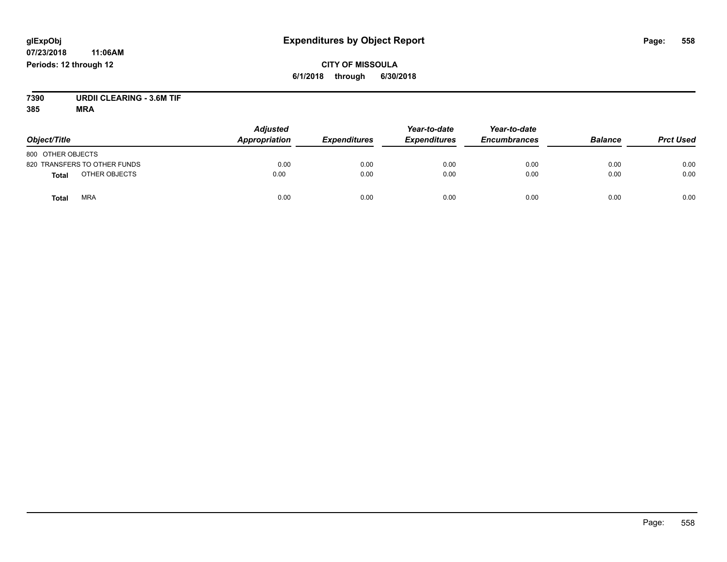# Expenditures by Object Report

glExpObj
07/23/2018 11:06AM
Periods: 12 through 12

**CITY OF MISSOULA**
**6/1/2018 through 6/30/2018**

**7390 URDII CLEARING - 3.6M TIF**
**385 MRA**

| Object/Title | Adjusted Appropriation | Expenditures | Year-to-date Expenditures | Year-to-date Encumbrances | Balance | Prct Used |
|---|---|---|---|---|---|---|
| 800 OTHER OBJECTS | | | | | | |
| 820 TRANSFERS TO OTHER FUNDS | 0.00 | 0.00 | 0.00 | 0.00 | 0.00 | 0.00 |
| **Total** OTHER OBJECTS | 0.00 | 0.00 | 0.00 | 0.00 | 0.00 | 0.00 |
| **Total** MRA | 0.00 | 0.00 | 0.00 | 0.00 | 0.00 | 0.00 |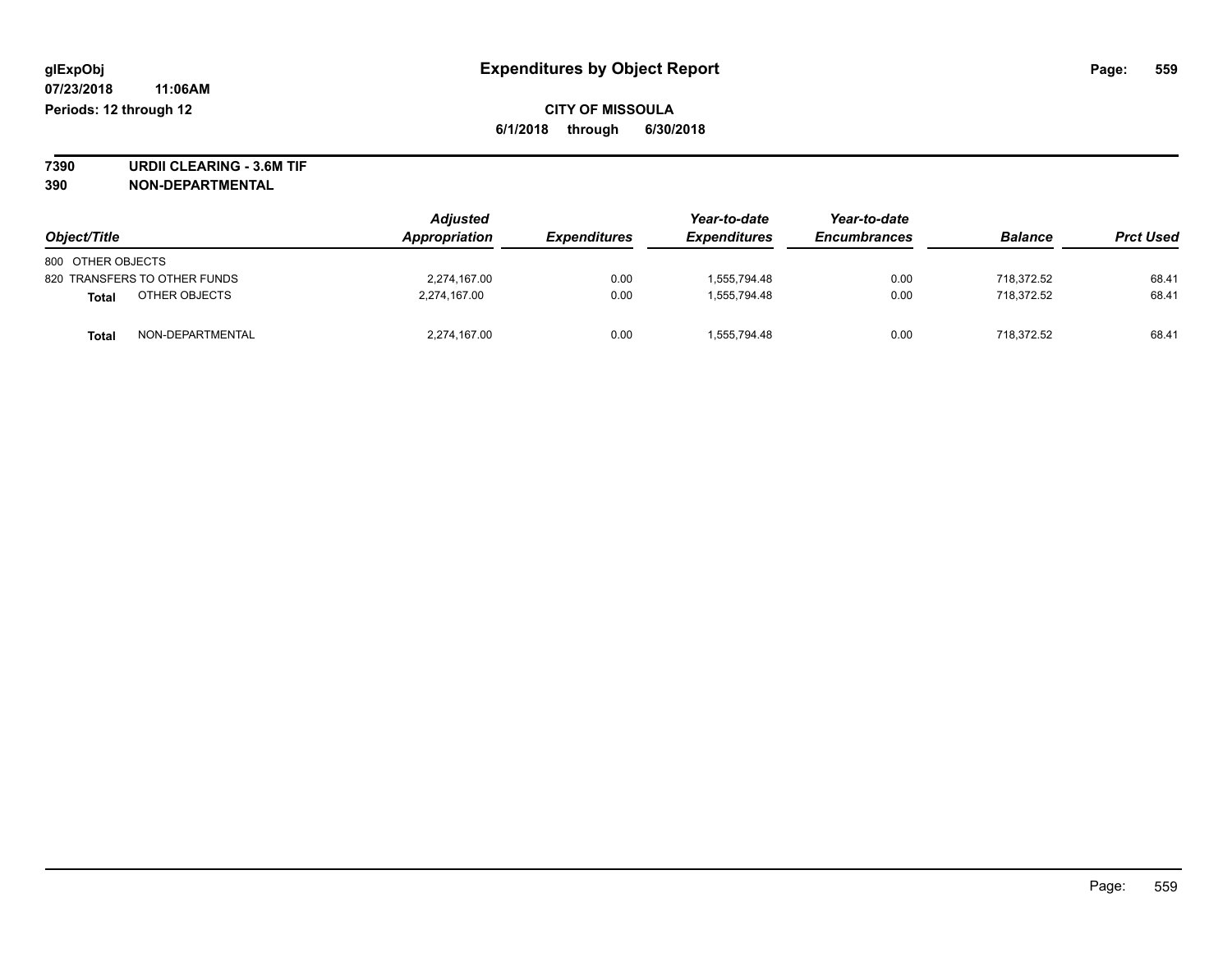**glExpObj**
**07/23/2018 11:06AM**
**Periods: 12 through 12**

# Expenditures by Object Report

**CITY OF MISSOULA**
**6/1/2018 through 6/30/2018**

**7390 URDII CLEARING - 3.6M TIF**
**390 NON-DEPARTMENTAL**

| Object/Title | | Adjusted Appropriation | Expenditures | Year-to-date Expenditures | Year-to-date Encumbrances | Balance | Prct Used |
|---|---|---|---|---|---|---|---|
| 800 OTHER OBJECTS | | | | | | | |
| 820 TRANSFERS TO OTHER FUNDS | | 2,274,167.00 | 0.00 | 1,555,794.48 | 0.00 | 718,372.52 | 68.41 |
| **Total** | OTHER OBJECTS | 2,274,167.00 | 0.00 | 1,555,794.48 | 0.00 | 718,372.52 | 68.41 |
| **Total** | NON-DEPARTMENTAL | 2,274,167.00 | 0.00 | 1,555,794.48 | 0.00 | 718,372.52 | 68.41 |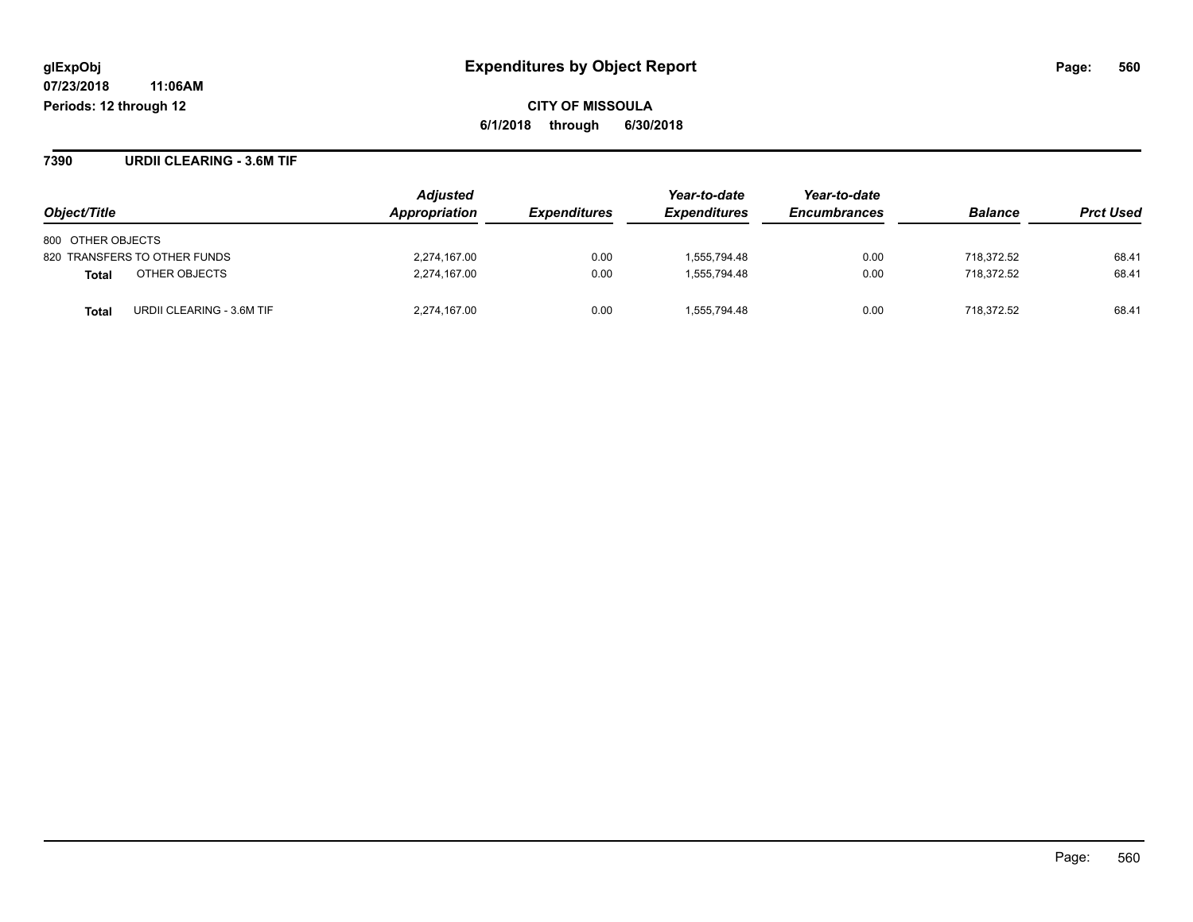**glExpObj** **Expenditures by Object Report**

**07/23/2018 11:06AM**

**Periods: 12 through 12**

**CITY OF MISSOULA**

**6/1/2018 through 6/30/2018**

## 7390 URDII CLEARING - 3.6M TIF

| Object/Title | Adjusted Appropriation | Expenditures | Year-to-date Expenditures | Year-to-date Encumbrances | Balance | Prct Used |
|---|---|---|---|---|---|---|
| 800 OTHER OBJECTS | | | | | | |
| 820 TRANSFERS TO OTHER FUNDS | 2,274,167.00 | 0.00 | 1,555,794.48 | 0.00 | 718,372.52 | 68.41 |
| **Total** OTHER OBJECTS | 2,274,167.00 | 0.00 | 1,555,794.48 | 0.00 | 718,372.52 | 68.41 |
| **Total** URDII CLEARING - 3.6M TIF | 2,274,167.00 | 0.00 | 1,555,794.48 | 0.00 | 718,372.52 | 68.41 |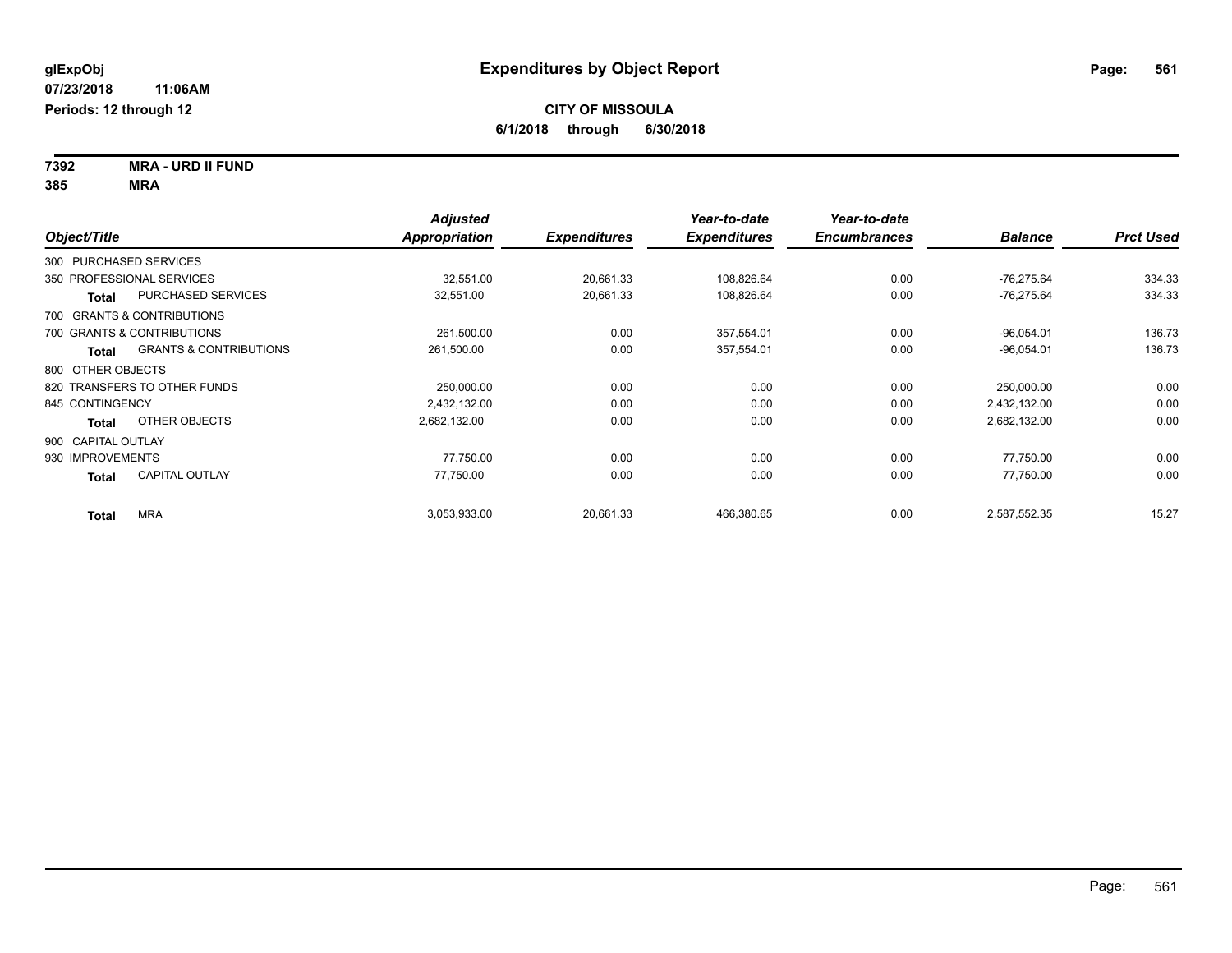**glExpObj**
**07/23/2018 11:06AM**
**Periods: 12 through 12**

# Expenditures by Object Report

**CITY OF MISSOULA**
**6/1/2018 through 6/30/2018**

**7392 MRA - URD II FUND**
**385 MRA**

| Object/Title | | Adjusted Appropriation | Expenditures | Year-to-date Expenditures | Year-to-date Encumbrances | Balance | Prct Used |
|---|---|---|---|---|---|---|---|
| 300 PURCHASED SERVICES | | | | | | | |
| 350 PROFESSIONAL SERVICES | | 32,551.00 | 20,661.33 | 108,826.64 | 0.00 | -76,275.64 | 334.33 |
| **Total** | PURCHASED SERVICES | 32,551.00 | 20,661.33 | 108,826.64 | 0.00 | -76,275.64 | 334.33 |
| 700 GRANTS & CONTRIBUTIONS | | | | | | | |
| 700 GRANTS & CONTRIBUTIONS | | 261,500.00 | 0.00 | 357,554.01 | 0.00 | -96,054.01 | 136.73 |
| **Total** | GRANTS & CONTRIBUTIONS | 261,500.00 | 0.00 | 357,554.01 | 0.00 | -96,054.01 | 136.73 |
| 800 OTHER OBJECTS | | | | | | | |
| 820 TRANSFERS TO OTHER FUNDS | | 250,000.00 | 0.00 | 0.00 | 0.00 | 250,000.00 | 0.00 |
| 845 CONTINGENCY | | 2,432,132.00 | 0.00 | 0.00 | 0.00 | 2,432,132.00 | 0.00 |
| **Total** | OTHER OBJECTS | 2,682,132.00 | 0.00 | 0.00 | 0.00 | 2,682,132.00 | 0.00 |
| 900 CAPITAL OUTLAY | | | | | | | |
| 930 IMPROVEMENTS | | 77,750.00 | 0.00 | 0.00 | 0.00 | 77,750.00 | 0.00 |
| **Total** | CAPITAL OUTLAY | 77,750.00 | 0.00 | 0.00 | 0.00 | 77,750.00 | 0.00 |
| **Total** | MRA | 3,053,933.00 | 20,661.33 | 466,380.65 | 0.00 | 2,587,552.35 | 15.27 |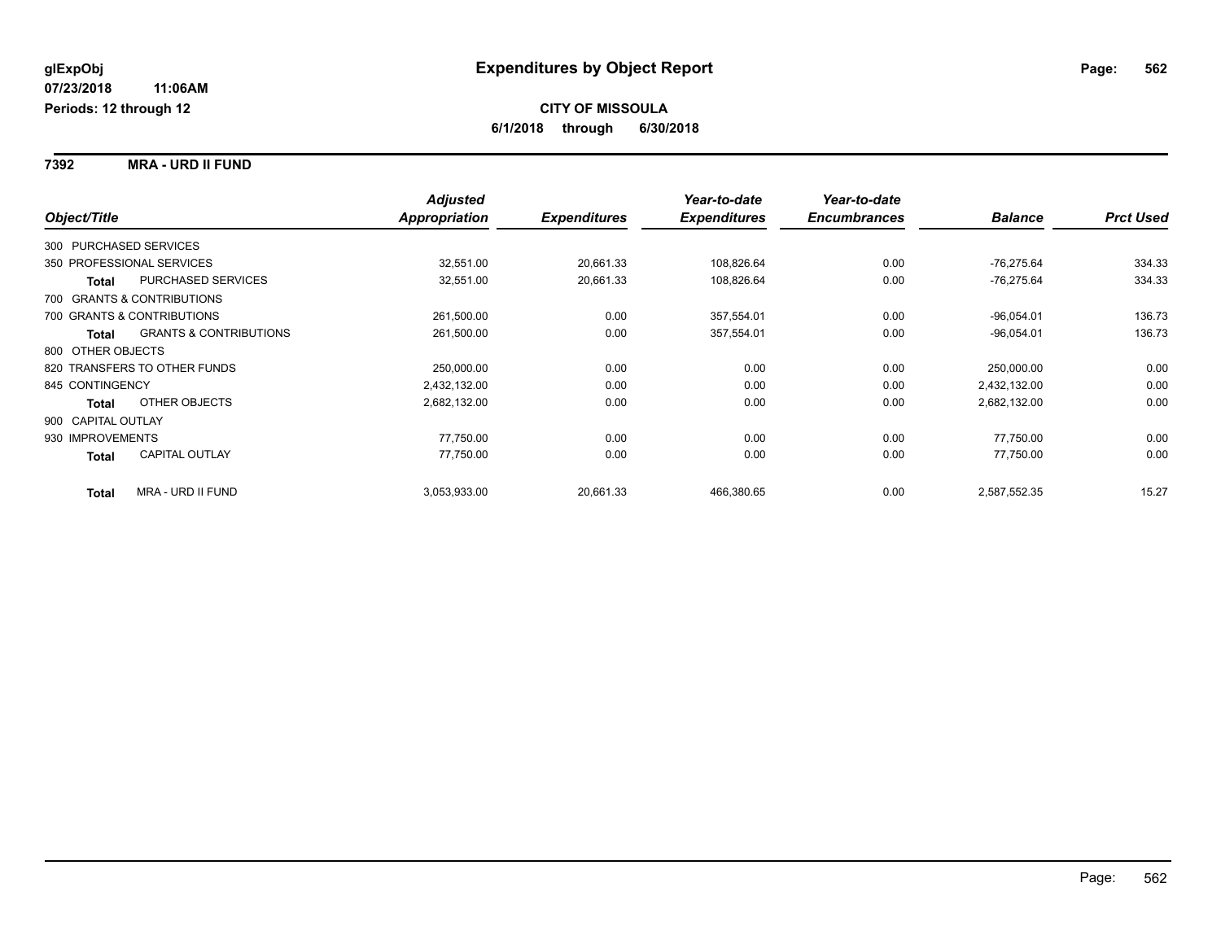# Expenditures by Object Report

glExpObj
07/23/2018 11:06AM
Periods: 12 through 12

**CITY OF MISSOULA**
**6/1/2018 through 6/30/2018**

**7392 MRA - URD II FUND**

| Object/Title | | Adjusted Appropriation | Expenditures | Year-to-date Expenditures | Year-to-date Encumbrances | Balance | Prct Used |
|---|---|---|---|---|---|---|---|
| 300 PURCHASED SERVICES | | | | | | | |
| 350 PROFESSIONAL SERVICES | | 32,551.00 | 20,661.33 | 108,826.64 | 0.00 | -76,275.64 | 334.33 |
| **Total** | PURCHASED SERVICES | 32,551.00 | 20,661.33 | 108,826.64 | 0.00 | -76,275.64 | 334.33 |
| 700 GRANTS & CONTRIBUTIONS | | | | | | | |
| 700 GRANTS & CONTRIBUTIONS | | 261,500.00 | 0.00 | 357,554.01 | 0.00 | -96,054.01 | 136.73 |
| **Total** | GRANTS & CONTRIBUTIONS | 261,500.00 | 0.00 | 357,554.01 | 0.00 | -96,054.01 | 136.73 |
| 800 OTHER OBJECTS | | | | | | | |
| 820 TRANSFERS TO OTHER FUNDS | | 250,000.00 | 0.00 | 0.00 | 0.00 | 250,000.00 | 0.00 |
| 845 CONTINGENCY | | 2,432,132.00 | 0.00 | 0.00 | 0.00 | 2,432,132.00 | 0.00 |
| **Total** | OTHER OBJECTS | 2,682,132.00 | 0.00 | 0.00 | 0.00 | 2,682,132.00 | 0.00 |
| 900 CAPITAL OUTLAY | | | | | | | |
| 930 IMPROVEMENTS | | 77,750.00 | 0.00 | 0.00 | 0.00 | 77,750.00 | 0.00 |
| **Total** | CAPITAL OUTLAY | 77,750.00 | 0.00 | 0.00 | 0.00 | 77,750.00 | 0.00 |
| **Total** | MRA - URD II FUND | 3,053,933.00 | 20,661.33 | 466,380.65 | 0.00 | 2,587,552.35 | 15.27 |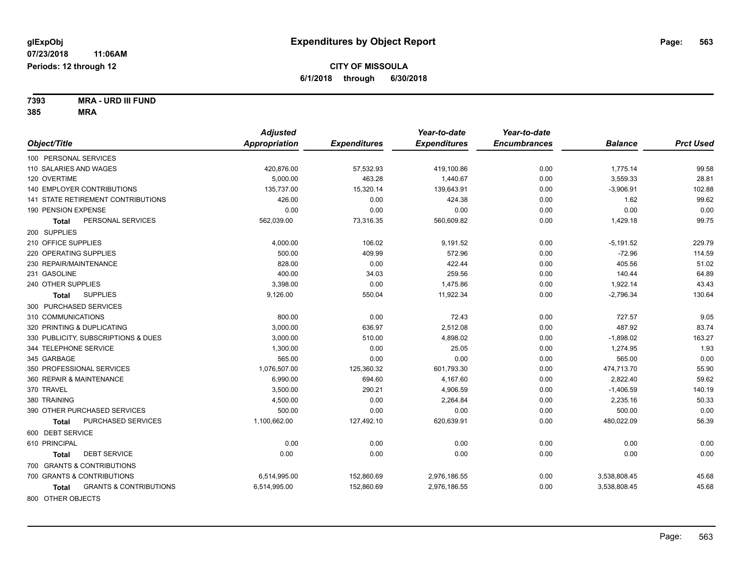**glExpObj** 07/23/2018 11:06AM
**Periods: 12 through 12**

# Expenditures by Object Report

**CITY OF MISSOULA**
**6/1/2018 through 6/30/2018**

**7393 MRA - URD III FUND**
**385 MRA**

| Object/Title | Adjusted Appropriation | Expenditures | Year-to-date Expenditures | Year-to-date Encumbrances | Balance | Prct Used |
|---|---|---|---|---|---|---|
| 100 PERSONAL SERVICES | | | | | | |
| 110 SALARIES AND WAGES | 420,876.00 | 57,532.93 | 419,100.86 | 0.00 | 1,775.14 | 99.58 |
| 120 OVERTIME | 5,000.00 | 463.28 | 1,440.67 | 0.00 | 3,559.33 | 28.81 |
| 140 EMPLOYER CONTRIBUTIONS | 135,737.00 | 15,320.14 | 139,643.91 | 0.00 | -3,906.91 | 102.88 |
| 141 STATE RETIREMENT CONTRIBUTIONS | 426.00 | 0.00 | 424.38 | 0.00 | 1.62 | 99.62 |
| 190 PENSION EXPENSE | 0.00 | 0.00 | 0.00 | 0.00 | 0.00 | 0.00 |
| **Total** PERSONAL SERVICES | 562,039.00 | 73,316.35 | 560,609.82 | 0.00 | 1,429.18 | 99.75 |
| 200 SUPPLIES | | | | | | |
| 210 OFFICE SUPPLIES | 4,000.00 | 106.02 | 9,191.52 | 0.00 | -5,191.52 | 229.79 |
| 220 OPERATING SUPPLIES | 500.00 | 409.99 | 572.96 | 0.00 | -72.96 | 114.59 |
| 230 REPAIR/MAINTENANCE | 828.00 | 0.00 | 422.44 | 0.00 | 405.56 | 51.02 |
| 231 GASOLINE | 400.00 | 34.03 | 259.56 | 0.00 | 140.44 | 64.89 |
| 240 OTHER SUPPLIES | 3,398.00 | 0.00 | 1,475.86 | 0.00 | 1,922.14 | 43.43 |
| **Total** SUPPLIES | 9,126.00 | 550.04 | 11,922.34 | 0.00 | -2,796.34 | 130.64 |
| 300 PURCHASED SERVICES | | | | | | |
| 310 COMMUNICATIONS | 800.00 | 0.00 | 72.43 | 0.00 | 727.57 | 9.05 |
| 320 PRINTING & DUPLICATING | 3,000.00 | 636.97 | 2,512.08 | 0.00 | 487.92 | 83.74 |
| 330 PUBLICITY, SUBSCRIPTIONS & DUES | 3,000.00 | 510.00 | 4,898.02 | 0.00 | -1,898.02 | 163.27 |
| 344 TELEPHONE SERVICE | 1,300.00 | 0.00 | 25.05 | 0.00 | 1,274.95 | 1.93 |
| 345 GARBAGE | 565.00 | 0.00 | 0.00 | 0.00 | 565.00 | 0.00 |
| 350 PROFESSIONAL SERVICES | 1,076,507.00 | 125,360.32 | 601,793.30 | 0.00 | 474,713.70 | 55.90 |
| 360 REPAIR & MAINTENANCE | 6,990.00 | 694.60 | 4,167.60 | 0.00 | 2,822.40 | 59.62 |
| 370 TRAVEL | 3,500.00 | 290.21 | 4,906.59 | 0.00 | -1,406.59 | 140.19 |
| 380 TRAINING | 4,500.00 | 0.00 | 2,264.84 | 0.00 | 2,235.16 | 50.33 |
| 390 OTHER PURCHASED SERVICES | 500.00 | 0.00 | 0.00 | 0.00 | 500.00 | 0.00 |
| **Total** PURCHASED SERVICES | 1,100,662.00 | 127,492.10 | 620,639.91 | 0.00 | 480,022.09 | 56.39 |
| 600 DEBT SERVICE | | | | | | |
| 610 PRINCIPAL | 0.00 | 0.00 | 0.00 | 0.00 | 0.00 | 0.00 |
| **Total** DEBT SERVICE | 0.00 | 0.00 | 0.00 | 0.00 | 0.00 | 0.00 |
| 700 GRANTS & CONTRIBUTIONS | | | | | | |
| 700 GRANTS & CONTRIBUTIONS | 6,514,995.00 | 152,860.69 | 2,976,186.55 | 0.00 | 3,538,808.45 | 45.68 |
| **Total** GRANTS & CONTRIBUTIONS | 6,514,995.00 | 152,860.69 | 2,976,186.55 | 0.00 | 3,538,808.45 | 45.68 |
| 800 OTHER OBJECTS | | | | | | |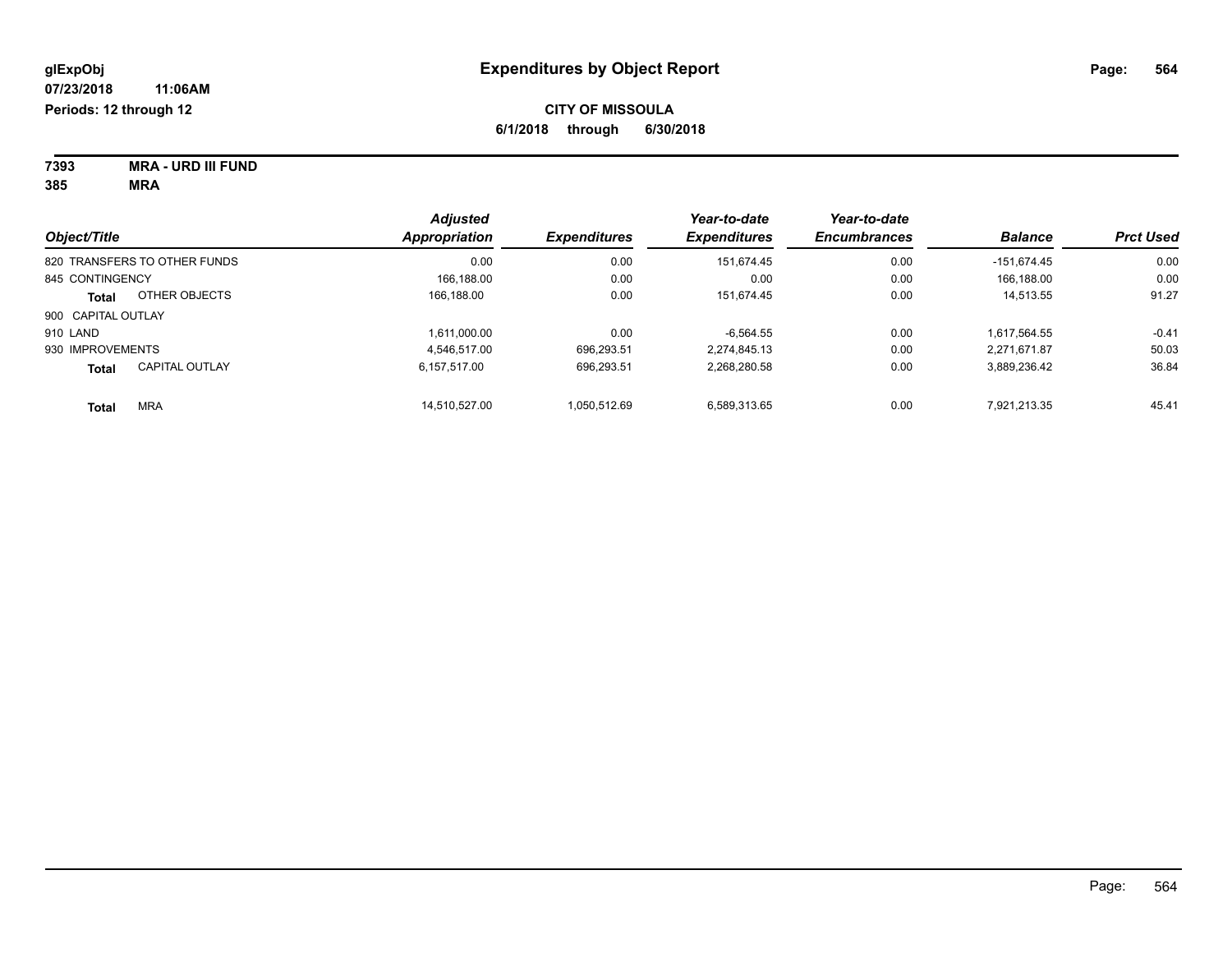# Expenditures by Object Report

glExpObj
07/23/2018 11:06AM
Periods: 12 through 12

**CITY OF MISSOULA**
**6/1/2018 through 6/30/2018**

**7393 MRA - URD III FUND**
**385 MRA**

| Object/Title | Adjusted Appropriation | Expenditures | Year-to-date Expenditures | Year-to-date Encumbrances | Balance | Prct Used |
|---|---|---|---|---|---|---|
| 820 TRANSFERS TO OTHER FUNDS | 0.00 | 0.00 | 151,674.45 | 0.00 | -151,674.45 | 0.00 |
| 845 CONTINGENCY | 166,188.00 | 0.00 | 0.00 | 0.00 | 166,188.00 | 0.00 |
| **Total** OTHER OBJECTS | 166,188.00 | 0.00 | 151,674.45 | 0.00 | 14,513.55 | 91.27 |
| 900 CAPITAL OUTLAY | | | | | | |
| 910 LAND | 1,611,000.00 | 0.00 | -6,564.55 | 0.00 | 1,617,564.55 | -0.41 |
| 930 IMPROVEMENTS | 4,546,517.00 | 696,293.51 | 2,274,845.13 | 0.00 | 2,271,671.87 | 50.03 |
| **Total** CAPITAL OUTLAY | 6,157,517.00 | 696,293.51 | 2,268,280.58 | 0.00 | 3,889,236.42 | 36.84 |
| **Total** MRA | 14,510,527.00 | 1,050,512.69 | 6,589,313.65 | 0.00 | 7,921,213.35 | 45.41 |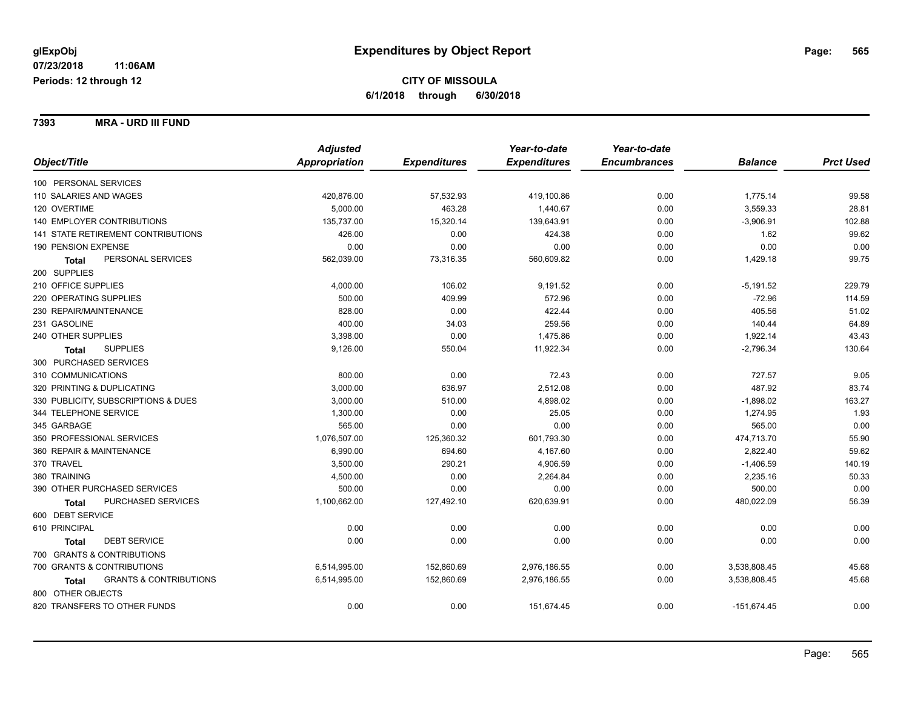**glExpObj**
**07/23/2018 11:06AM**
**Periods: 12 through 12**

# Expenditures by Object Report

**CITY OF MISSOULA**
**6/1/2018 through 6/30/2018**

**7393 MRA - URD III FUND**

| Object/Title | Adjusted Appropriation | Expenditures | Year-to-date Expenditures | Year-to-date Encumbrances | Balance | Prct Used |
|---|---|---|---|---|---|---|
| 100 PERSONAL SERVICES | | | | | | |
| 110 SALARIES AND WAGES | 420,876.00 | 57,532.93 | 419,100.86 | 0.00 | 1,775.14 | 99.58 |
| 120 OVERTIME | 5,000.00 | 463.28 | 1,440.67 | 0.00 | 3,559.33 | 28.81 |
| 140 EMPLOYER CONTRIBUTIONS | 135,737.00 | 15,320.14 | 139,643.91 | 0.00 | -3,906.91 | 102.88 |
| 141 STATE RETIREMENT CONTRIBUTIONS | 426.00 | 0.00 | 424.38 | 0.00 | 1.62 | 99.62 |
| 190 PENSION EXPENSE | 0.00 | 0.00 | 0.00 | 0.00 | 0.00 | 0.00 |
| **Total** PERSONAL SERVICES | 562,039.00 | 73,316.35 | 560,609.82 | 0.00 | 1,429.18 | 99.75 |
| 200 SUPPLIES | | | | | | |
| 210 OFFICE SUPPLIES | 4,000.00 | 106.02 | 9,191.52 | 0.00 | -5,191.52 | 229.79 |
| 220 OPERATING SUPPLIES | 500.00 | 409.99 | 572.96 | 0.00 | -72.96 | 114.59 |
| 230 REPAIR/MAINTENANCE | 828.00 | 0.00 | 422.44 | 0.00 | 405.56 | 51.02 |
| 231 GASOLINE | 400.00 | 34.03 | 259.56 | 0.00 | 140.44 | 64.89 |
| 240 OTHER SUPPLIES | 3,398.00 | 0.00 | 1,475.86 | 0.00 | 1,922.14 | 43.43 |
| **Total** SUPPLIES | 9,126.00 | 550.04 | 11,922.34 | 0.00 | -2,796.34 | 130.64 |
| 300 PURCHASED SERVICES | | | | | | |
| 310 COMMUNICATIONS | 800.00 | 0.00 | 72.43 | 0.00 | 727.57 | 9.05 |
| 320 PRINTING & DUPLICATING | 3,000.00 | 636.97 | 2,512.08 | 0.00 | 487.92 | 83.74 |
| 330 PUBLICITY, SUBSCRIPTIONS & DUES | 3,000.00 | 510.00 | 4,898.02 | 0.00 | -1,898.02 | 163.27 |
| 344 TELEPHONE SERVICE | 1,300.00 | 0.00 | 25.05 | 0.00 | 1,274.95 | 1.93 |
| 345 GARBAGE | 565.00 | 0.00 | 0.00 | 0.00 | 565.00 | 0.00 |
| 350 PROFESSIONAL SERVICES | 1,076,507.00 | 125,360.32 | 601,793.30 | 0.00 | 474,713.70 | 55.90 |
| 360 REPAIR & MAINTENANCE | 6,990.00 | 694.60 | 4,167.60 | 0.00 | 2,822.40 | 59.62 |
| 370 TRAVEL | 3,500.00 | 290.21 | 4,906.59 | 0.00 | -1,406.59 | 140.19 |
| 380 TRAINING | 4,500.00 | 0.00 | 2,264.84 | 0.00 | 2,235.16 | 50.33 |
| 390 OTHER PURCHASED SERVICES | 500.00 | 0.00 | 0.00 | 0.00 | 500.00 | 0.00 |
| **Total** PURCHASED SERVICES | 1,100,662.00 | 127,492.10 | 620,639.91 | 0.00 | 480,022.09 | 56.39 |
| 600 DEBT SERVICE | | | | | | |
| 610 PRINCIPAL | 0.00 | 0.00 | 0.00 | 0.00 | 0.00 | 0.00 |
| **Total** DEBT SERVICE | 0.00 | 0.00 | 0.00 | 0.00 | 0.00 | 0.00 |
| 700 GRANTS & CONTRIBUTIONS | | | | | | |
| 700 GRANTS & CONTRIBUTIONS | 6,514,995.00 | 152,860.69 | 2,976,186.55 | 0.00 | 3,538,808.45 | 45.68 |
| **Total** GRANTS & CONTRIBUTIONS | 6,514,995.00 | 152,860.69 | 2,976,186.55 | 0.00 | 3,538,808.45 | 45.68 |
| 800 OTHER OBJECTS | | | | | | |
| 820 TRANSFERS TO OTHER FUNDS | 0.00 | 0.00 | 151,674.45 | 0.00 | -151,674.45 | 0.00 |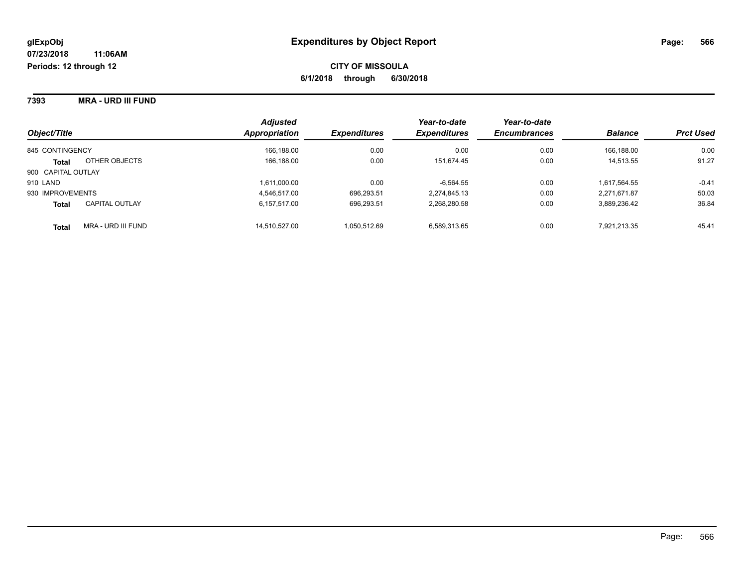**glExpObj**
**07/23/2018 11:06AM**
**Periods: 12 through 12**

# Expenditures by Object Report

**CITY OF MISSOULA**
**6/1/2018 through 6/30/2018**

## 7393 MRA - URD III FUND

| Object/Title | | Adjusted Appropriation | Expenditures | Year-to-date Expenditures | Year-to-date Encumbrances | Balance | Prct Used |
|---|---|---|---|---|---|---|---|
| 845 CONTINGENCY | | 166,188.00 | 0.00 | 0.00 | 0.00 | 166,188.00 | 0.00 |
| **Total** | OTHER OBJECTS | 166,188.00 | 0.00 | 151,674.45 | 0.00 | 14,513.55 | 91.27 |
| 900 CAPITAL OUTLAY | | | | | | | |
| 910 LAND | | 1,611,000.00 | 0.00 | -6,564.55 | 0.00 | 1,617,564.55 | -0.41 |
| 930 IMPROVEMENTS | | 4,546,517.00 | 696,293.51 | 2,274,845.13 | 0.00 | 2,271,671.87 | 50.03 |
| **Total** | CAPITAL OUTLAY | 6,157,517.00 | 696,293.51 | 2,268,280.58 | 0.00 | 3,889,236.42 | 36.84 |
| **Total** | MRA - URD III FUND | 14,510,527.00 | 1,050,512.69 | 6,589,313.65 | 0.00 | 7,921,213.35 | 45.41 |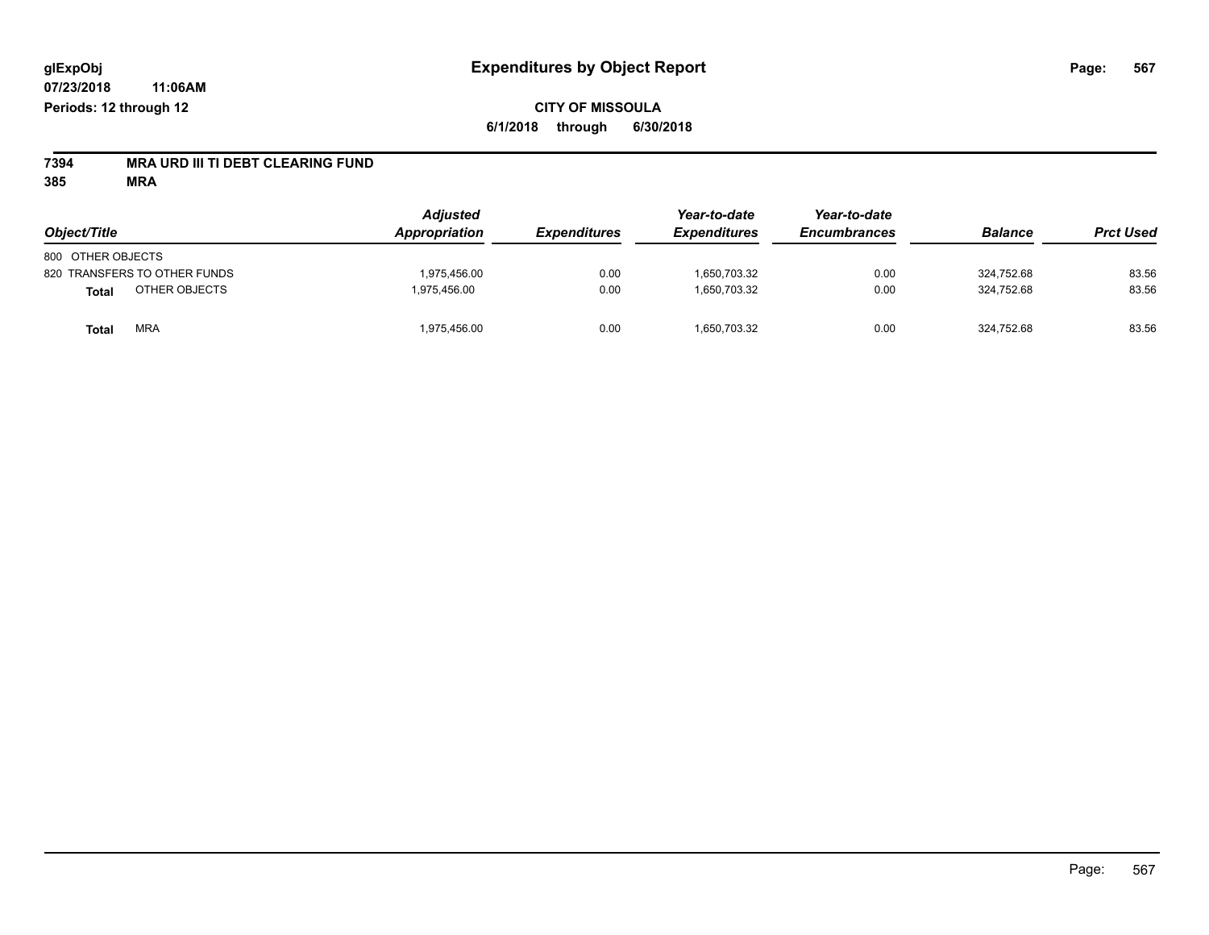glExpObj
07/23/2018 11:06AM
Periods: 12 through 12

# Expenditures by Object Report

**CITY OF MISSOULA**
**6/1/2018 through 6/30/2018**

**7394 MRA URD III TI DEBT CLEARING FUND**
**385 MRA**

| Object/Title | Adjusted Appropriation | Expenditures | Year-to-date Expenditures | Year-to-date Encumbrances | Balance | Prct Used |
|---|---|---|---|---|---|---|
| 800 OTHER OBJECTS | | | | | | |
| 820 TRANSFERS TO OTHER FUNDS | 1,975,456.00 | 0.00 | 1,650,703.32 | 0.00 | 324,752.68 | 83.56 |
| **Total** OTHER OBJECTS | 1,975,456.00 | 0.00 | 1,650,703.32 | 0.00 | 324,752.68 | 83.56 |
| **Total** MRA | 1,975,456.00 | 0.00 | 1,650,703.32 | 0.00 | 324,752.68 | 83.56 |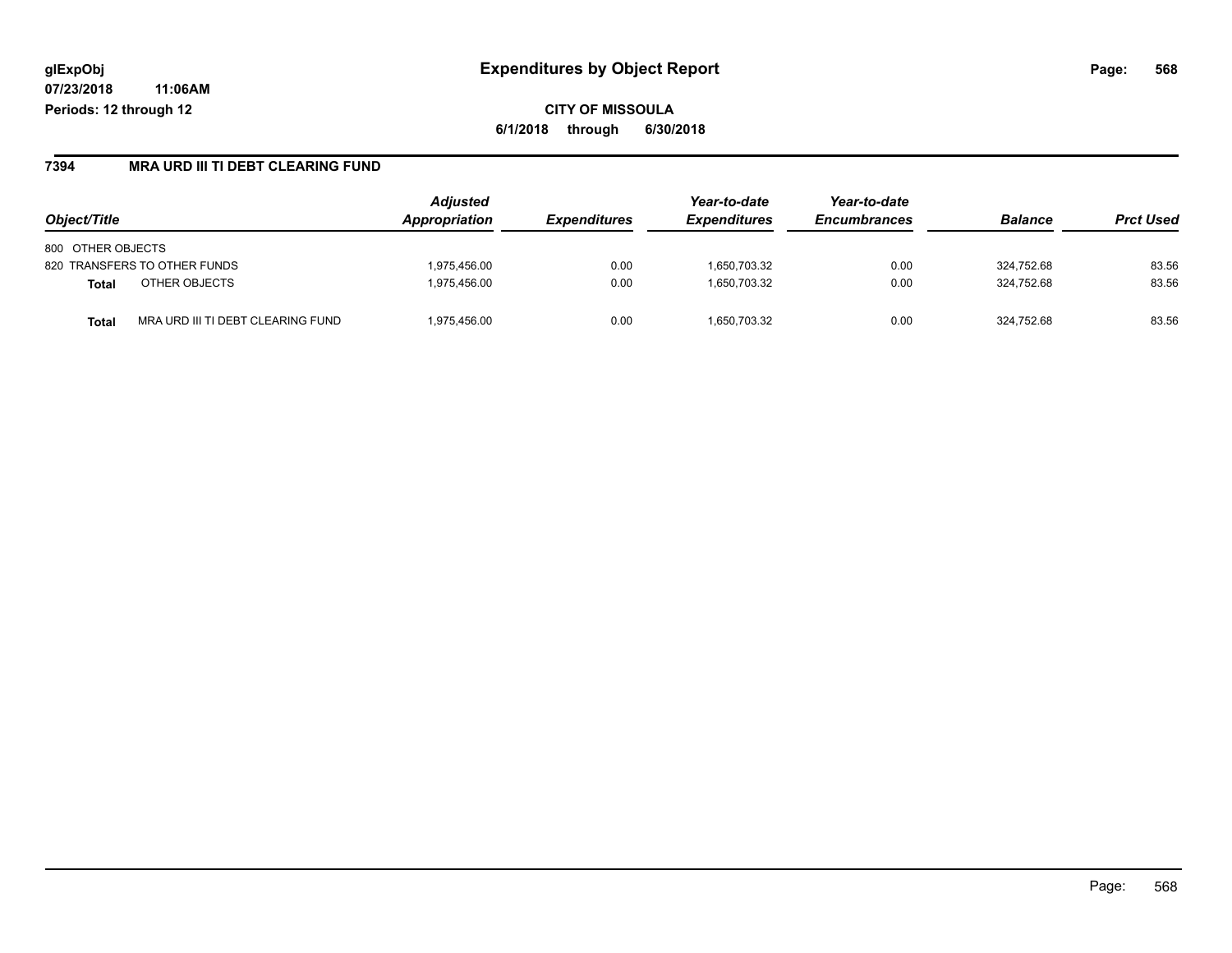# Expenditures by Object Report

glExpObj
07/23/2018 11:06AM
Periods: 12 through 12

**CITY OF MISSOULA**
**6/1/2018 through 6/30/2018**

## 7394 MRA URD III TI DEBT CLEARING FUND

| Object/Title | | Adjusted Appropriation | Expenditures | Year-to-date Expenditures | Year-to-date Encumbrances | Balance | Prct Used |
|---|---|---|---|---|---|---|---|
| 800 OTHER OBJECTS | | | | | | | |
| 820 TRANSFERS TO OTHER FUNDS | | 1,975,456.00 | 0.00 | 1,650,703.32 | 0.00 | 324,752.68 | 83.56 |
| **Total** | OTHER OBJECTS | 1,975,456.00 | 0.00 | 1,650,703.32 | 0.00 | 324,752.68 | 83.56 |
| **Total** | MRA URD III TI DEBT CLEARING FUND | 1,975,456.00 | 0.00 | 1,650,703.32 | 0.00 | 324,752.68 | 83.56 |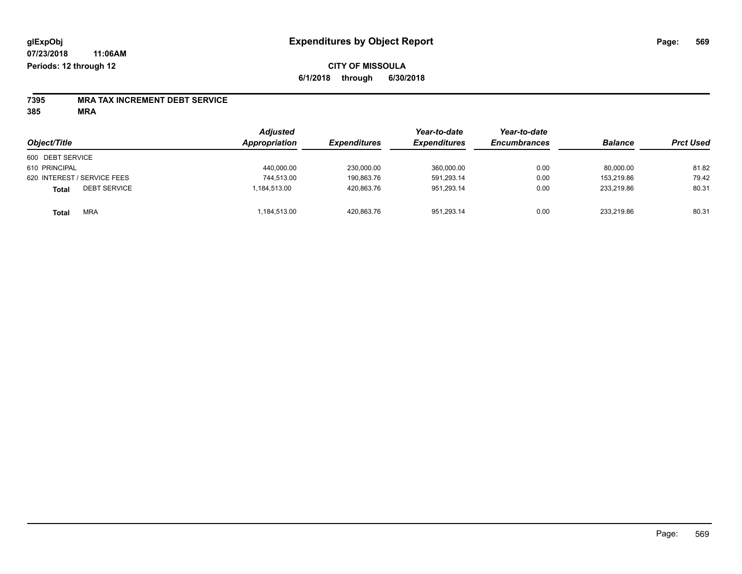**glExpObj** **Expenditures by Object Report**

**07/23/2018 11:06AM**

**Periods: 12 through 12**

**CITY OF MISSOULA**

**6/1/2018 through 6/30/2018**

**7395 MRA TAX INCREMENT DEBT SERVICE**

**385 MRA**

| Object/Title | | Adjusted Appropriation | Expenditures | Year-to-date Expenditures | Year-to-date Encumbrances | Balance | Prct Used |
|---|---|---|---|---|---|---|---|
| 600 DEBT SERVICE | | | | | | | |
| 610 PRINCIPAL | | 440,000.00 | 230,000.00 | 360,000.00 | 0.00 | 80,000.00 | 81.82 |
| 620 INTEREST / SERVICE FEES | | 744,513.00 | 190,863.76 | 591,293.14 | 0.00 | 153,219.86 | 79.42 |
| Total | DEBT SERVICE | 1,184,513.00 | 420,863.76 | 951,293.14 | 0.00 | 233,219.86 | 80.31 |
| Total | MRA | 1,184,513.00 | 420,863.76 | 951,293.14 | 0.00 | 233,219.86 | 80.31 |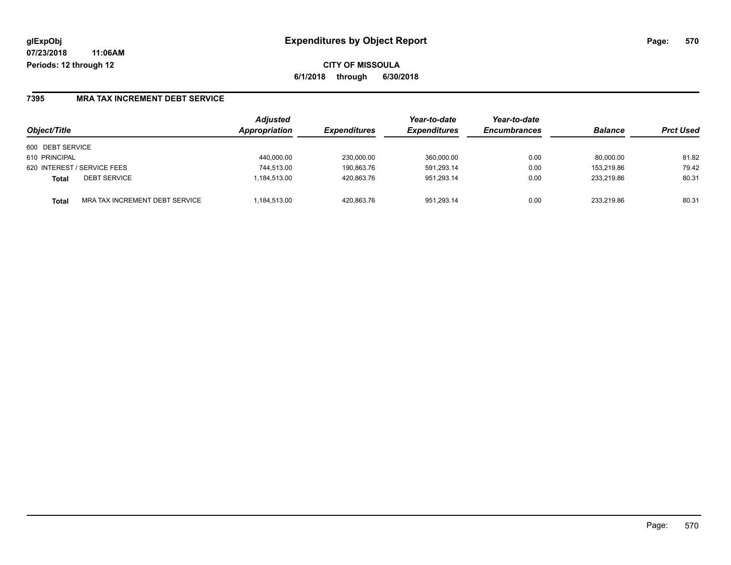# Expenditures by Object Report

glExpObj
07/23/2018 11:06AM
Periods: 12 through 12

**CITY OF MISSOULA**
**6/1/2018 through 6/30/2018**

## 7395 MRA TAX INCREMENT DEBT SERVICE

| Object/Title | | Adjusted Appropriation | Expenditures | Year-to-date Expenditures | Year-to-date Encumbrances | Balance | Prct Used |
|---|---|---|---|---|---|---|---|
| 600 DEBT SERVICE | | | | | | | |
| 610 PRINCIPAL | | 440,000.00 | 230,000.00 | 360,000.00 | 0.00 | 80,000.00 | 81.82 |
| 620 INTEREST / SERVICE FEES | | 744,513.00 | 190,863.76 | 591,293.14 | 0.00 | 153,219.86 | 79.42 |
| **Total** | DEBT SERVICE | 1,184,513.00 | 420,863.76 | 951,293.14 | 0.00 | 233,219.86 | 80.31 |
| **Total** | MRA TAX INCREMENT DEBT SERVICE | 1,184,513.00 | 420,863.76 | 951,293.14 | 0.00 | 233,219.86 | 80.31 |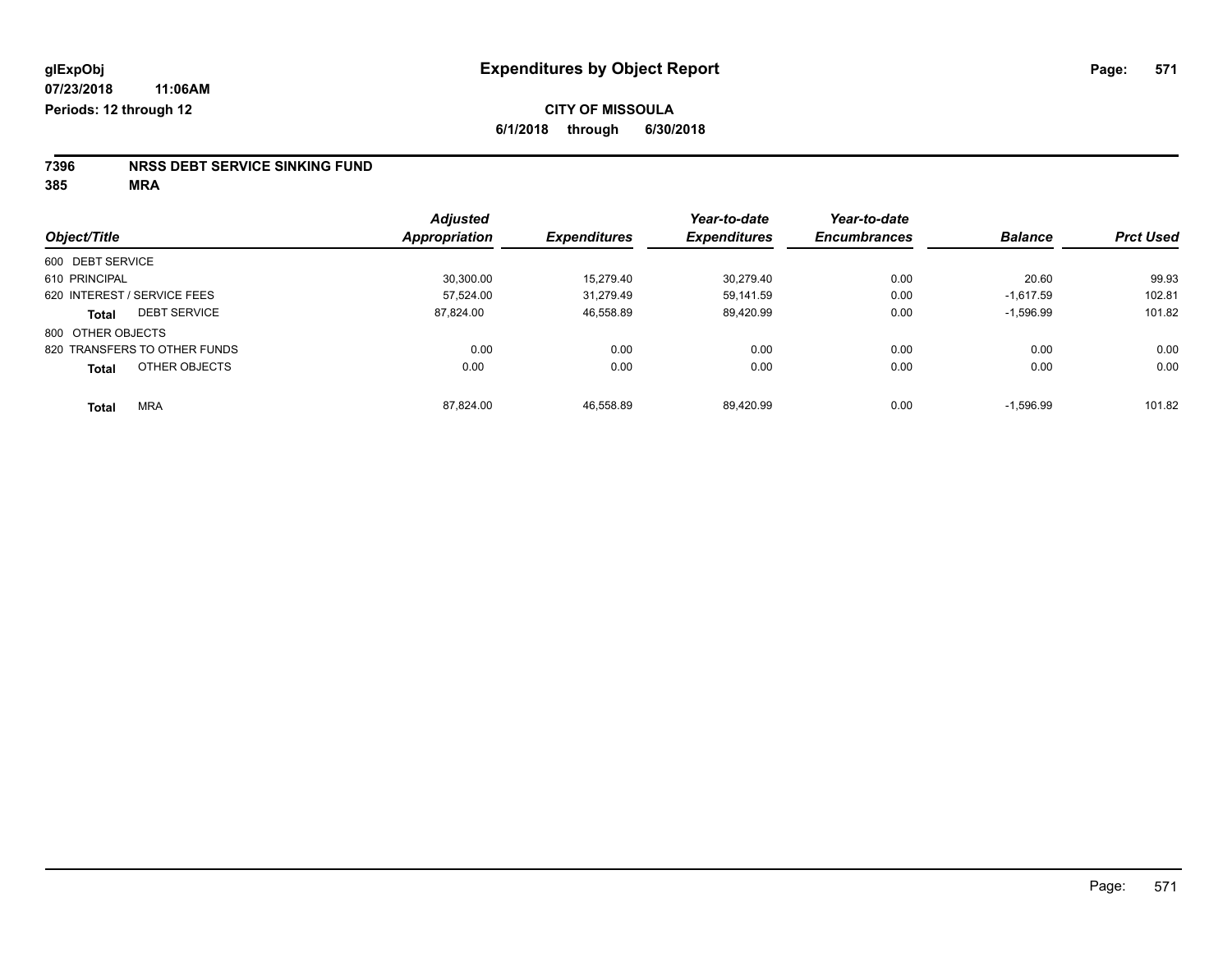glExpObj

07/23/2018 11:06AM

Periods: 12 through 12

# Expenditures by Object Report

**CITY OF MISSOULA**

**6/1/2018 through 6/30/2018**

**7396 NRSS DEBT SERVICE SINKING FUND**

**385 MRA**

| Object/Title | Adjusted Appropriation | Expenditures | Year-to-date Expenditures | Year-to-date Encumbrances | Balance | Prct Used |
|---|---|---|---|---|---|---|
| 600 DEBT SERVICE | | | | | | |
| 610 PRINCIPAL | 30,300.00 | 15,279.40 | 30,279.40 | 0.00 | 20.60 | 99.93 |
| 620 INTEREST / SERVICE FEES | 57,524.00 | 31,279.49 | 59,141.59 | 0.00 | -1,617.59 | 102.81 |
| **Total** DEBT SERVICE | 87,824.00 | 46,558.89 | 89,420.99 | 0.00 | -1,596.99 | 101.82 |
| 800 OTHER OBJECTS | | | | | | |
| 820 TRANSFERS TO OTHER FUNDS | 0.00 | 0.00 | 0.00 | 0.00 | 0.00 | 0.00 |
| **Total** OTHER OBJECTS | 0.00 | 0.00 | 0.00 | 0.00 | 0.00 | 0.00 |
| **Total** MRA | 87,824.00 | 46,558.89 | 89,420.99 | 0.00 | -1,596.99 | 101.82 |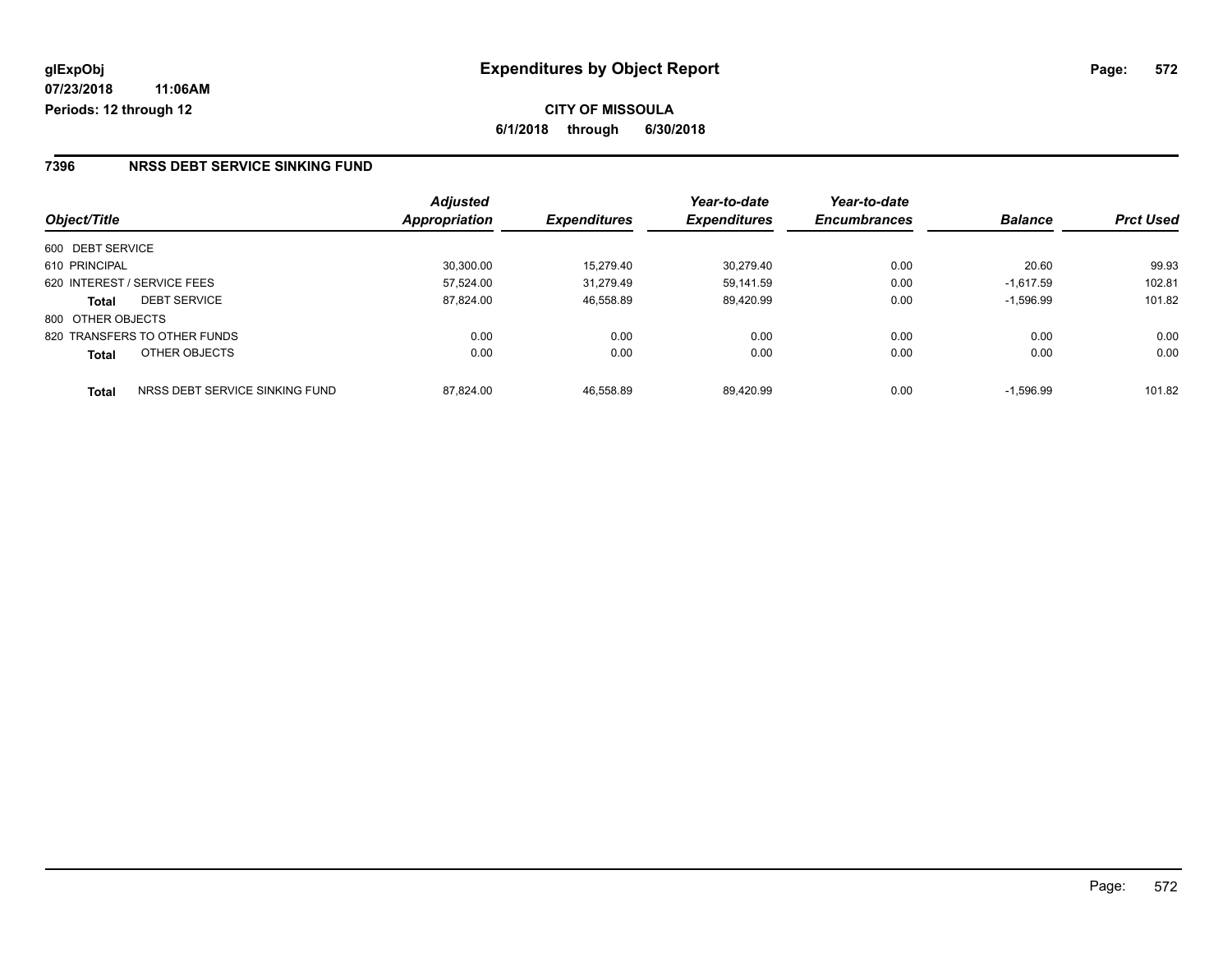**glExpObj** **Expenditures by Object Report**

**07/23/2018 11:06AM**

**Periods: 12 through 12**

**CITY OF MISSOULA**

**6/1/2018 through 6/30/2018**

## 7396 NRSS DEBT SERVICE SINKING FUND

| Object/Title | | Adjusted Appropriation | Expenditures | Year-to-date Expenditures | Year-to-date Encumbrances | Balance | Prct Used |
|---|---|---|---|---|---|---|---|
| 600 DEBT SERVICE | | | | | | | |
| 610 PRINCIPAL | | 30,300.00 | 15,279.40 | 30,279.40 | 0.00 | 20.60 | 99.93 |
| 620 INTEREST / SERVICE FEES | | 57,524.00 | 31,279.49 | 59,141.59 | 0.00 | -1,617.59 | 102.81 |
| **Total** | DEBT SERVICE | 87,824.00 | 46,558.89 | 89,420.99 | 0.00 | -1,596.99 | 101.82 |
| 800 OTHER OBJECTS | | | | | | | |
| 820 TRANSFERS TO OTHER FUNDS | | 0.00 | 0.00 | 0.00 | 0.00 | 0.00 | 0.00 |
| **Total** | OTHER OBJECTS | 0.00 | 0.00 | 0.00 | 0.00 | 0.00 | 0.00 |
| **Total** | NRSS DEBT SERVICE SINKING FUND | 87,824.00 | 46,558.89 | 89,420.99 | 0.00 | -1,596.99 | 101.82 |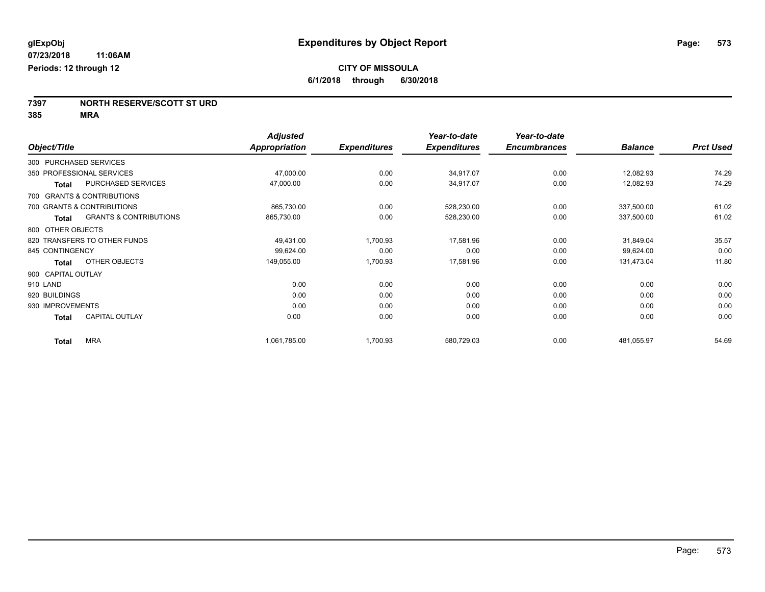glExpObj
07/23/2018 11:06AM
Periods: 12 through 12

# Expenditures by Object Report

**CITY OF MISSOULA**
**6/1/2018 through 6/30/2018**

**7397 NORTH RESERVE/SCOTT ST URD**
**385 MRA**

| Object/Title | | Adjusted Appropriation | Expenditures | Year-to-date Expenditures | Year-to-date Encumbrances | Balance | Prct Used |
|---|---|---|---|---|---|---|---|
| 300 PURCHASED SERVICES | | | | | | | |
| 350 PROFESSIONAL SERVICES | | 47,000.00 | 0.00 | 34,917.07 | 0.00 | 12,082.93 | 74.29 |
| **Total** | PURCHASED SERVICES | 47,000.00 | 0.00 | 34,917.07 | 0.00 | 12,082.93 | 74.29 |
| 700 GRANTS & CONTRIBUTIONS | | | | | | | |
| 700 GRANTS & CONTRIBUTIONS | | 865,730.00 | 0.00 | 528,230.00 | 0.00 | 337,500.00 | 61.02 |
| **Total** | GRANTS & CONTRIBUTIONS | 865,730.00 | 0.00 | 528,230.00 | 0.00 | 337,500.00 | 61.02 |
| 800 OTHER OBJECTS | | | | | | | |
| 820 TRANSFERS TO OTHER FUNDS | | 49,431.00 | 1,700.93 | 17,581.96 | 0.00 | 31,849.04 | 35.57 |
| 845 CONTINGENCY | | 99,624.00 | 0.00 | 0.00 | 0.00 | 99,624.00 | 0.00 |
| **Total** | OTHER OBJECTS | 149,055.00 | 1,700.93 | 17,581.96 | 0.00 | 131,473.04 | 11.80 |
| 900 CAPITAL OUTLAY | | | | | | | |
| 910 LAND | | 0.00 | 0.00 | 0.00 | 0.00 | 0.00 | 0.00 |
| 920 BUILDINGS | | 0.00 | 0.00 | 0.00 | 0.00 | 0.00 | 0.00 |
| 930 IMPROVEMENTS | | 0.00 | 0.00 | 0.00 | 0.00 | 0.00 | 0.00 |
| **Total** | CAPITAL OUTLAY | 0.00 | 0.00 | 0.00 | 0.00 | 0.00 | 0.00 |
| **Total** | MRA | 1,061,785.00 | 1,700.93 | 580,729.03 | 0.00 | 481,055.97 | 54.69 |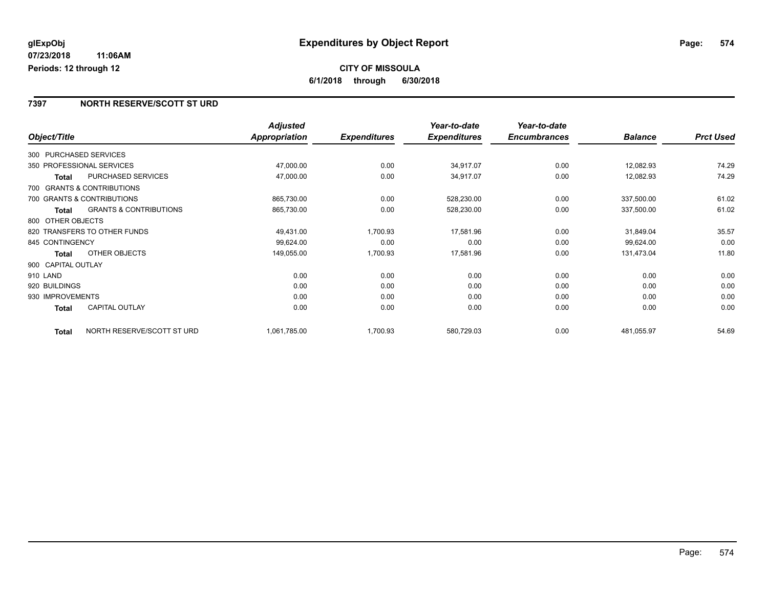**glExpObj**
**07/23/2018 11:06AM**
**Periods: 12 through 12**

# Expenditures by Object Report

**CITY OF MISSOULA**
**6/1/2018 through 6/30/2018**

## 7397 NORTH RESERVE/SCOTT ST URD

| Object/Title | | Adjusted Appropriation | Expenditures | Year-to-date Expenditures | Year-to-date Encumbrances | Balance | Prct Used |
|---|---|---|---|---|---|---|---|
| 300 PURCHASED SERVICES | | | | | | | |
| 350 PROFESSIONAL SERVICES | | 47,000.00 | 0.00 | 34,917.07 | 0.00 | 12,082.93 | 74.29 |
| **Total** | PURCHASED SERVICES | 47,000.00 | 0.00 | 34,917.07 | 0.00 | 12,082.93 | 74.29 |
| 700 GRANTS & CONTRIBUTIONS | | | | | | | |
| 700 GRANTS & CONTRIBUTIONS | | 865,730.00 | 0.00 | 528,230.00 | 0.00 | 337,500.00 | 61.02 |
| **Total** | GRANTS & CONTRIBUTIONS | 865,730.00 | 0.00 | 528,230.00 | 0.00 | 337,500.00 | 61.02 |
| 800 OTHER OBJECTS | | | | | | | |
| 820 TRANSFERS TO OTHER FUNDS | | 49,431.00 | 1,700.93 | 17,581.96 | 0.00 | 31,849.04 | 35.57 |
| 845 CONTINGENCY | | 99,624.00 | 0.00 | 0.00 | 0.00 | 99,624.00 | 0.00 |
| **Total** | OTHER OBJECTS | 149,055.00 | 1,700.93 | 17,581.96 | 0.00 | 131,473.04 | 11.80 |
| 900 CAPITAL OUTLAY | | | | | | | |
| 910 LAND | | 0.00 | 0.00 | 0.00 | 0.00 | 0.00 | 0.00 |
| 920 BUILDINGS | | 0.00 | 0.00 | 0.00 | 0.00 | 0.00 | 0.00 |
| 930 IMPROVEMENTS | | 0.00 | 0.00 | 0.00 | 0.00 | 0.00 | 0.00 |
| **Total** | CAPITAL OUTLAY | 0.00 | 0.00 | 0.00 | 0.00 | 0.00 | 0.00 |
| **Total** | NORTH RESERVE/SCOTT ST URD | 1,061,785.00 | 1,700.93 | 580,729.03 | 0.00 | 481,055.97 | 54.69 |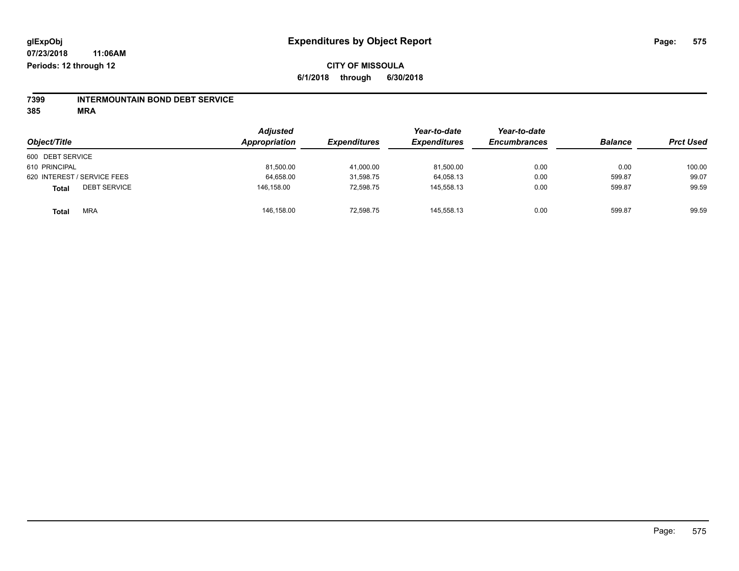**glExpObj** **Expenditures by Object Report**
**07/23/2018 11:06AM**
**Periods: 12 through 12**

**CITY OF MISSOULA**
**6/1/2018 through 6/30/2018**

**7399 INTERMOUNTAIN BOND DEBT SERVICE**
**385 MRA**

| Object/Title | | Adjusted Appropriation | Expenditures | Year-to-date Expenditures | Year-to-date Encumbrances | Balance | Prct Used |
|---|---|---|---|---|---|---|---|
| 600 DEBT SERVICE | | | | | | | |
| 610 PRINCIPAL | | 81,500.00 | 41,000.00 | 81,500.00 | 0.00 | 0.00 | 100.00 |
| 620 INTEREST / SERVICE FEES | | 64,658.00 | 31,598.75 | 64,058.13 | 0.00 | 599.87 | 99.07 |
| **Total** | DEBT SERVICE | 146,158.00 | 72,598.75 | 145,558.13 | 0.00 | 599.87 | 99.59 |
| **Total** | MRA | 146,158.00 | 72,598.75 | 145,558.13 | 0.00 | 599.87 | 99.59 |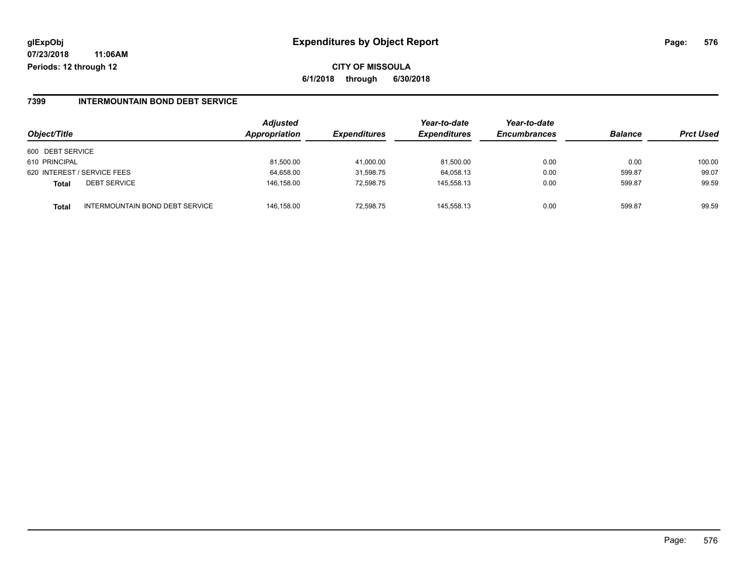**glExpObj**
**07/23/2018 11:06AM**
**Periods: 12 through 12**

# Expenditures by Object Report

**CITY OF MISSOULA**
**6/1/2018 through 6/30/2018**

## 7399 INTERMOUNTAIN BOND DEBT SERVICE

| Object/Title | | Adjusted Appropriation | Expenditures | Year-to-date Expenditures | Year-to-date Encumbrances | Balance | Prct Used |
|---|---|---|---|---|---|---|---|
| 600 DEBT SERVICE | | | | | | | |
| 610 PRINCIPAL | | 81,500.00 | 41,000.00 | 81,500.00 | 0.00 | 0.00 | 100.00 |
| 620 INTEREST / SERVICE FEES | | 64,658.00 | 31,598.75 | 64,058.13 | 0.00 | 599.87 | 99.07 |
| **Total** | DEBT SERVICE | 146,158.00 | 72,598.75 | 145,558.13 | 0.00 | 599.87 | 99.59 |
| **Total** | INTERMOUNTAIN BOND DEBT SERVICE | 146,158.00 | 72,598.75 | 145,558.13 | 0.00 | 599.87 | 99.59 |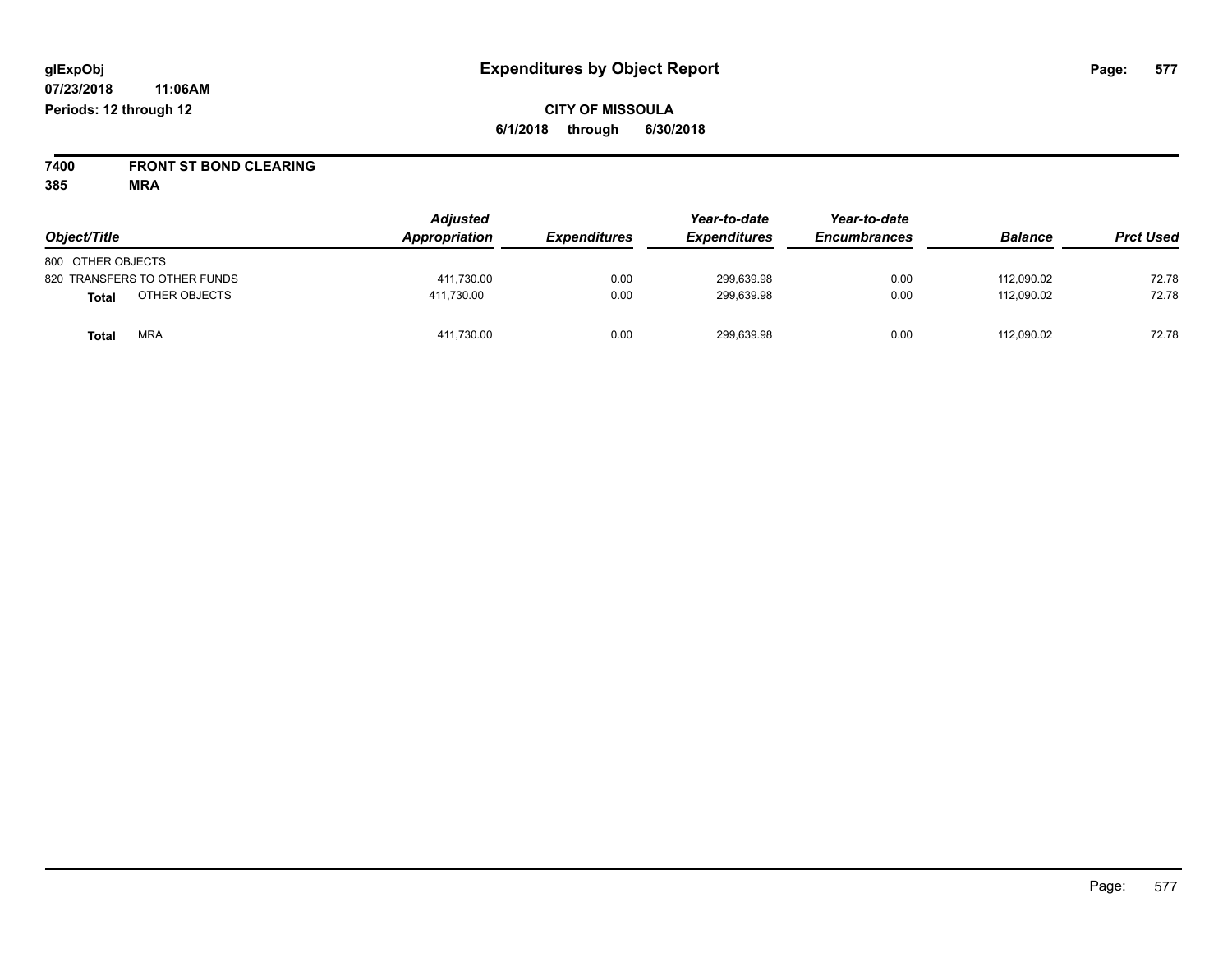glExpObj
07/23/2018 11:06AM
Periods: 12 through 12

# Expenditures by Object Report

**CITY OF MISSOULA**
**6/1/2018 through 6/30/2018**

**7400 FRONT ST BOND CLEARING**
**385 MRA**

| Object/Title | Adjusted Appropriation | Expenditures | Year-to-date Expenditures | Year-to-date Encumbrances | Balance | Prct Used |
|---|---|---|---|---|---|---|
| 800 OTHER OBJECTS | | | | | | |
| 820 TRANSFERS TO OTHER FUNDS | 411,730.00 | 0.00 | 299,639.98 | 0.00 | 112,090.02 | 72.78 |
| **Total** OTHER OBJECTS | 411,730.00 | 0.00 | 299,639.98 | 0.00 | 112,090.02 | 72.78 |
| **Total** MRA | 411,730.00 | 0.00 | 299,639.98 | 0.00 | 112,090.02 | 72.78 |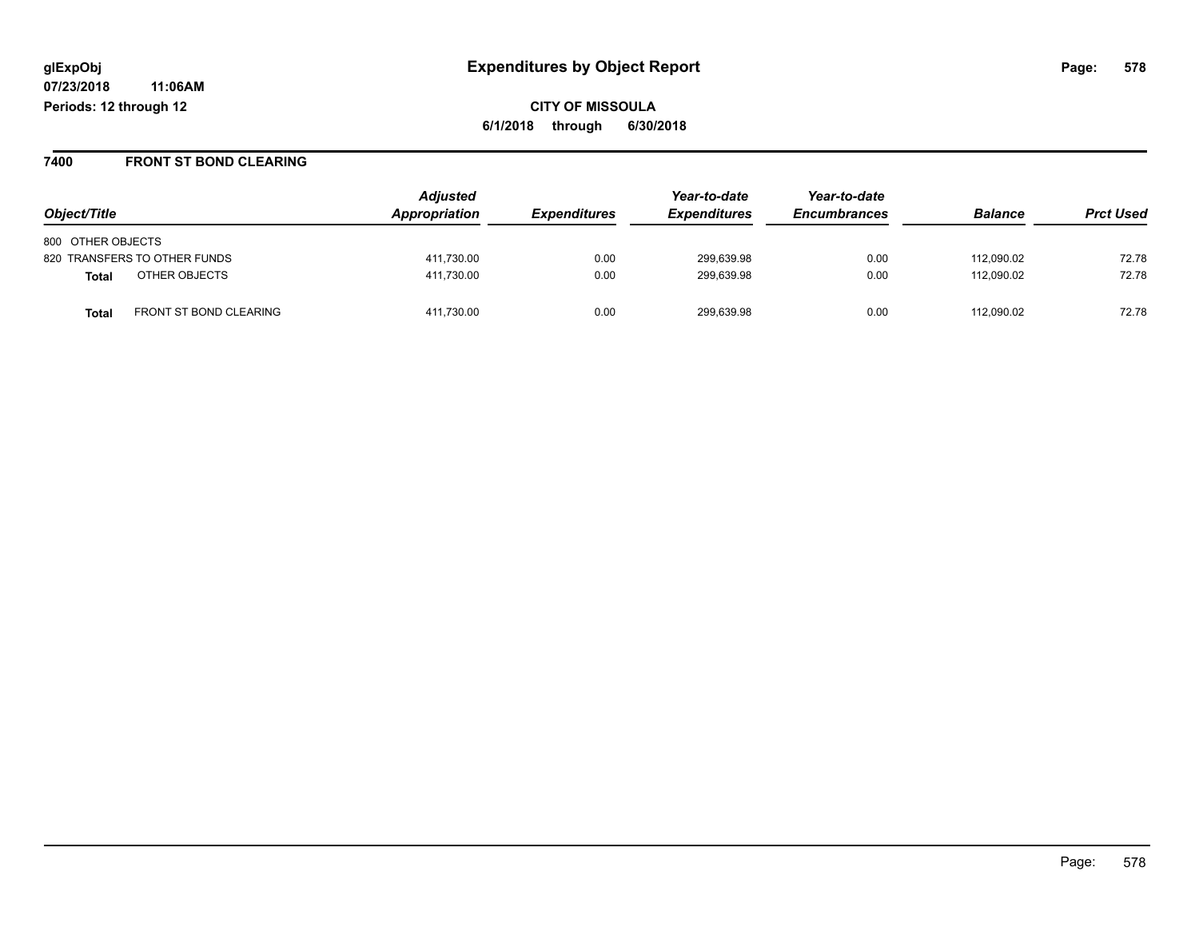glExpObj
07/23/2018 11:06AM
Periods: 12 through 12

# Expenditures by Object Report

**CITY OF MISSOULA**
**6/1/2018 through 6/30/2018**

## 7400 FRONT ST BOND CLEARING

| Object/Title | Adjusted Appropriation | Expenditures | Year-to-date Expenditures | Year-to-date Encumbrances | Balance | Prct Used |
|---|---|---|---|---|---|---|
| 800 OTHER OBJECTS | | | | | | |
| 820 TRANSFERS TO OTHER FUNDS | 411,730.00 | 0.00 | 299,639.98 | 0.00 | 112,090.02 | 72.78 |
| **Total** OTHER OBJECTS | 411,730.00 | 0.00 | 299,639.98 | 0.00 | 112,090.02 | 72.78 |
| **Total** FRONT ST BOND CLEARING | 411,730.00 | 0.00 | 299,639.98 | 0.00 | 112,090.02 | 72.78 |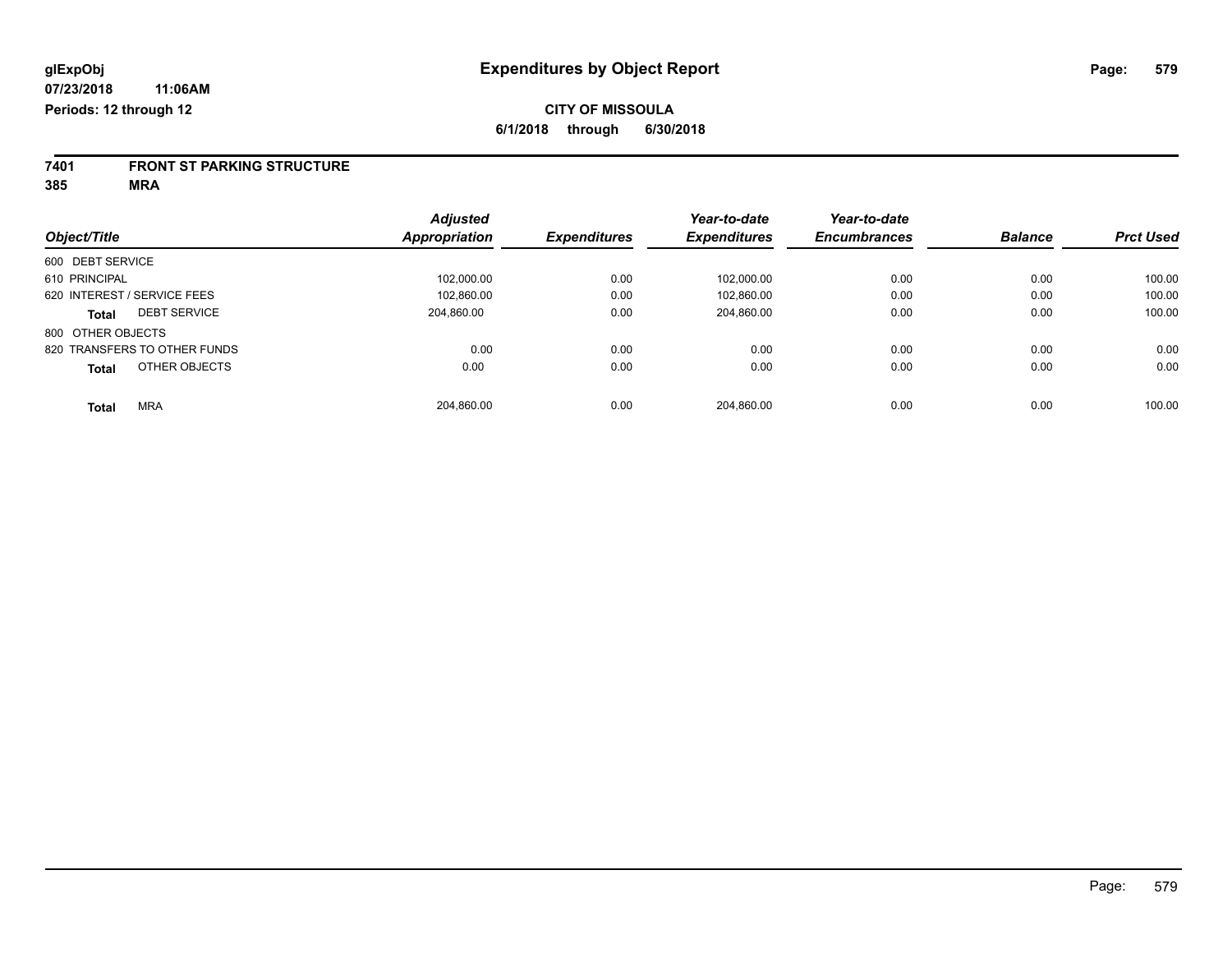**glExpObj** **Expenditures by Object Report**

**07/23/2018 11:06AM**

**Periods: 12 through 12**

**CITY OF MISSOULA**

**6/1/2018 through 6/30/2018**

**7401 FRONT ST PARKING STRUCTURE**

**385 MRA**

| Object/Title | Adjusted Appropriation | Expenditures | Year-to-date Expenditures | Year-to-date Encumbrances | Balance | Prct Used |
|---|---|---|---|---|---|---|
| 600 DEBT SERVICE | | | | | | |
| 610 PRINCIPAL | 102,000.00 | 0.00 | 102,000.00 | 0.00 | 0.00 | 100.00 |
| 620 INTEREST / SERVICE FEES | 102,860.00 | 0.00 | 102,860.00 | 0.00 | 0.00 | 100.00 |
| **Total** DEBT SERVICE | 204,860.00 | 0.00 | 204,860.00 | 0.00 | 0.00 | 100.00 |
| 800 OTHER OBJECTS | | | | | | |
| 820 TRANSFERS TO OTHER FUNDS | 0.00 | 0.00 | 0.00 | 0.00 | 0.00 | 0.00 |
| **Total** OTHER OBJECTS | 0.00 | 0.00 | 0.00 | 0.00 | 0.00 | 0.00 |
| **Total** MRA | 204,860.00 | 0.00 | 204,860.00 | 0.00 | 0.00 | 100.00 |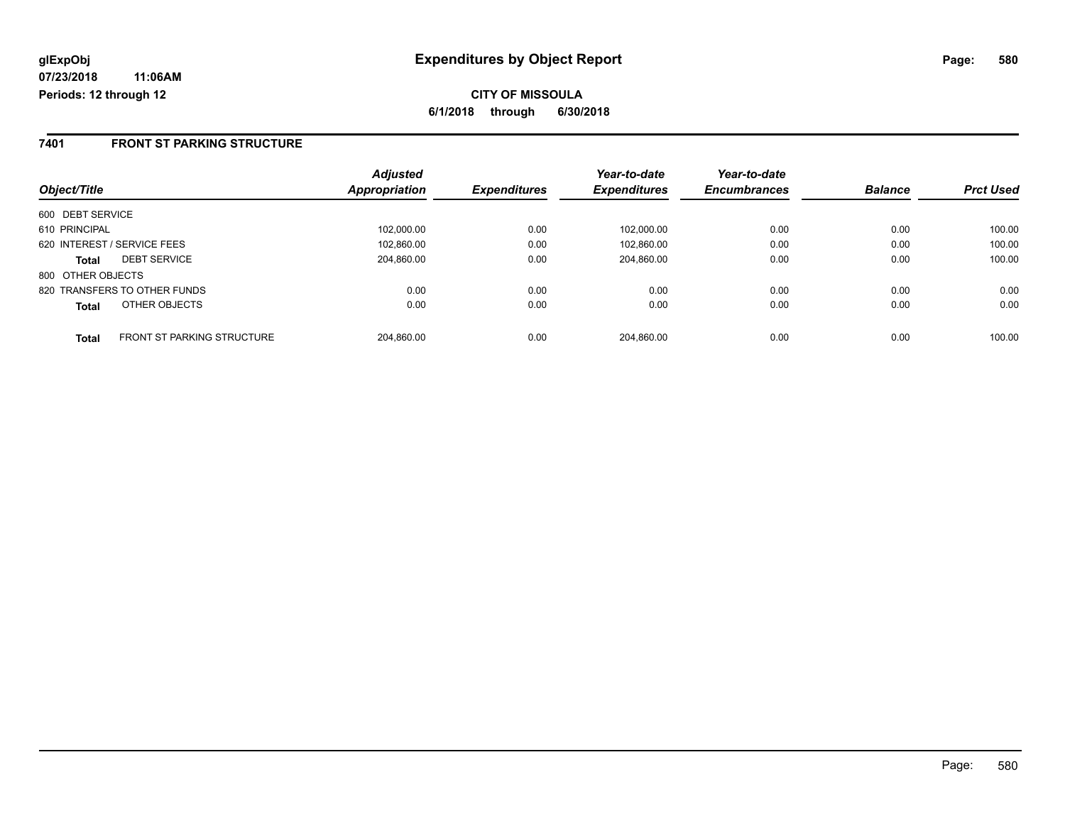**glExpObj**
**07/23/2018 11:06AM**
**Periods: 12 through 12**

# Expenditures by Object Report

**CITY OF MISSOULA**
**6/1/2018 through 6/30/2018**

## 7401 FRONT ST PARKING STRUCTURE

| Object/Title | | Adjusted Appropriation | Expenditures | Year-to-date Expenditures | Year-to-date Encumbrances | Balance | Prct Used |
|---|---|---|---|---|---|---|---|
| 600 DEBT SERVICE | | | | | | | |
| 610 PRINCIPAL | | 102,000.00 | 0.00 | 102,000.00 | 0.00 | 0.00 | 100.00 |
| 620 INTEREST / SERVICE FEES | | 102,860.00 | 0.00 | 102,860.00 | 0.00 | 0.00 | 100.00 |
| **Total** | DEBT SERVICE | 204,860.00 | 0.00 | 204,860.00 | 0.00 | 0.00 | 100.00 |
| 800 OTHER OBJECTS | | | | | | | |
| 820 TRANSFERS TO OTHER FUNDS | | 0.00 | 0.00 | 0.00 | 0.00 | 0.00 | 0.00 |
| **Total** | OTHER OBJECTS | 0.00 | 0.00 | 0.00 | 0.00 | 0.00 | 0.00 |
| **Total** | FRONT ST PARKING STRUCTURE | 204,860.00 | 0.00 | 204,860.00 | 0.00 | 0.00 | 100.00 |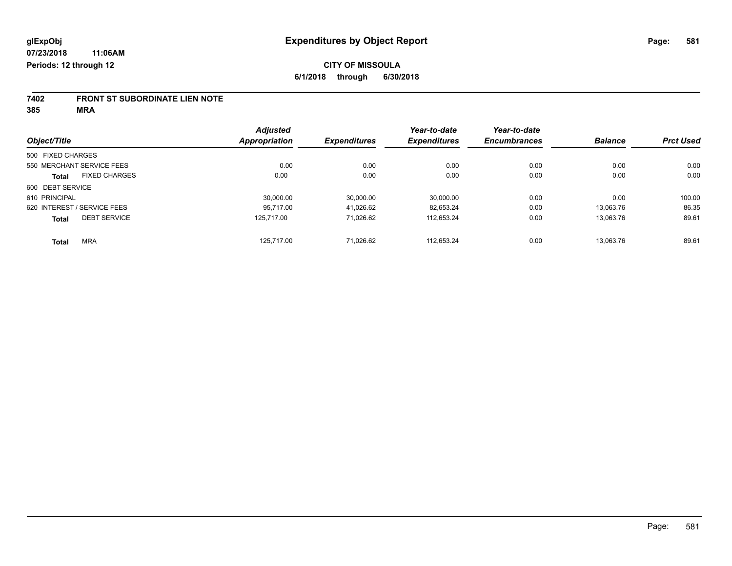**glExpObj** 
**07/23/2018 11:06AM**
**Periods: 12 through 12**

# Expenditures by Object Report

**CITY OF MISSOULA**
**6/1/2018 through 6/30/2018**

**7402 FRONT ST SUBORDINATE LIEN NOTE**
**385 MRA**

| Object/Title | Adjusted Appropriation | Expenditures | Year-to-date Expenditures | Year-to-date Encumbrances | Balance | Prct Used |
|---|---|---|---|---|---|---|
| 500 FIXED CHARGES | | | | | | |
| 550 MERCHANT SERVICE FEES | 0.00 | 0.00 | 0.00 | 0.00 | 0.00 | 0.00 |
| **Total** FIXED CHARGES | 0.00 | 0.00 | 0.00 | 0.00 | 0.00 | 0.00 |
| 600 DEBT SERVICE | | | | | | |
| 610 PRINCIPAL | 30,000.00 | 30,000.00 | 30,000.00 | 0.00 | 0.00 | 100.00 |
| 620 INTEREST / SERVICE FEES | 95,717.00 | 41,026.62 | 82,653.24 | 0.00 | 13,063.76 | 86.35 |
| **Total** DEBT SERVICE | 125,717.00 | 71,026.62 | 112,653.24 | 0.00 | 13,063.76 | 89.61 |
| **Total** MRA | 125,717.00 | 71,026.62 | 112,653.24 | 0.00 | 13,063.76 | 89.61 |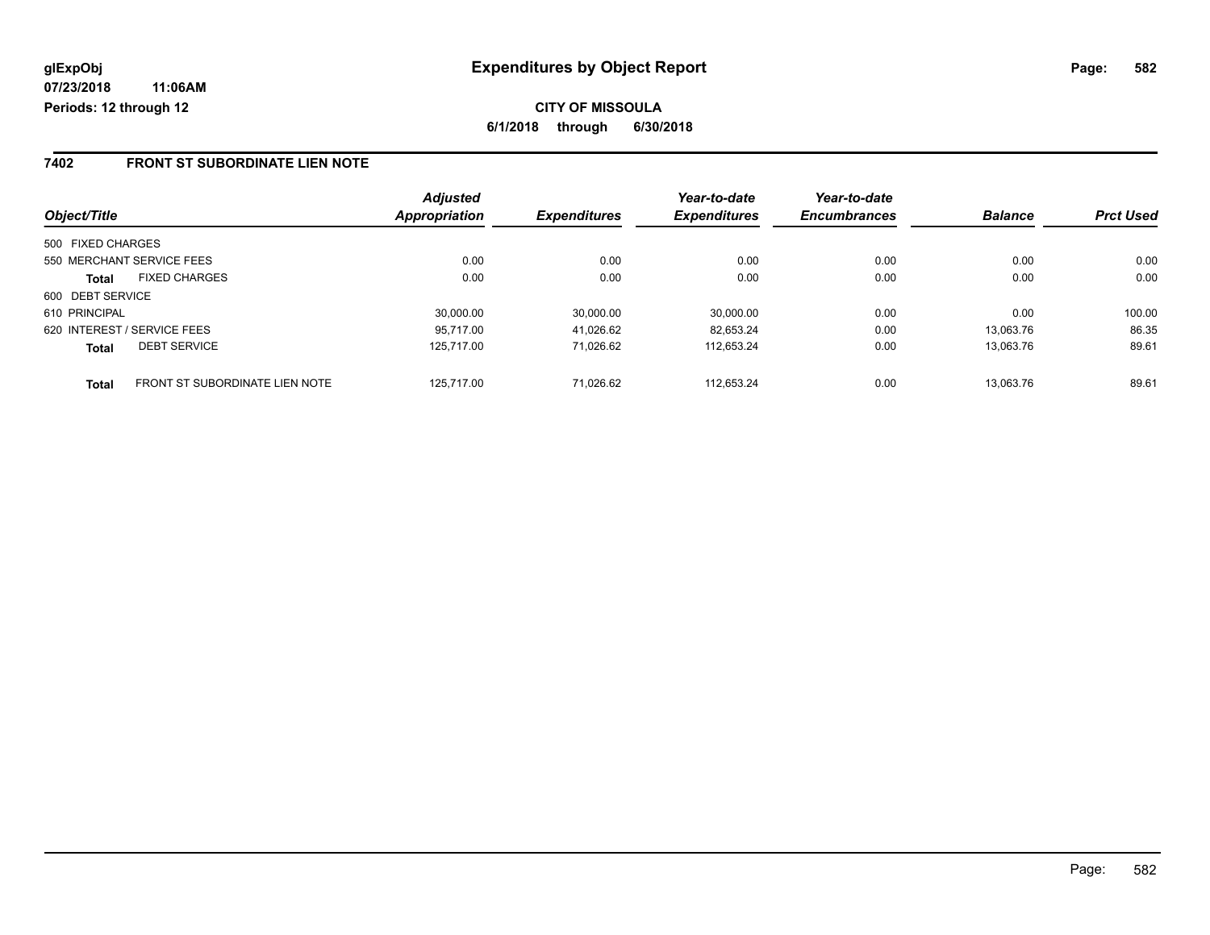**glExpObj**
**07/23/2018 11:06AM**
**Periods: 12 through 12**

# Expenditures by Object Report

**CITY OF MISSOULA**
**6/1/2018 through 6/30/2018**

## 7402 FRONT ST SUBORDINATE LIEN NOTE

| Object/Title | | Adjusted Appropriation | Expenditures | Year-to-date Expenditures | Year-to-date Encumbrances | Balance | Prct Used |
|---|---|---|---|---|---|---|---|
| 500 FIXED CHARGES | | | | | | | |
| 550 MERCHANT SERVICE FEES | | 0.00 | 0.00 | 0.00 | 0.00 | 0.00 | 0.00 |
| **Total** | FIXED CHARGES | 0.00 | 0.00 | 0.00 | 0.00 | 0.00 | 0.00 |
| 600 DEBT SERVICE | | | | | | | |
| 610 PRINCIPAL | | 30,000.00 | 30,000.00 | 30,000.00 | 0.00 | 0.00 | 100.00 |
| 620 INTEREST / SERVICE FEES | | 95,717.00 | 41,026.62 | 82,653.24 | 0.00 | 13,063.76 | 86.35 |
| **Total** | DEBT SERVICE | 125,717.00 | 71,026.62 | 112,653.24 | 0.00 | 13,063.76 | 89.61 |
| **Total** | FRONT ST SUBORDINATE LIEN NOTE | 125,717.00 | 71,026.62 | 112,653.24 | 0.00 | 13,063.76 | 89.61 |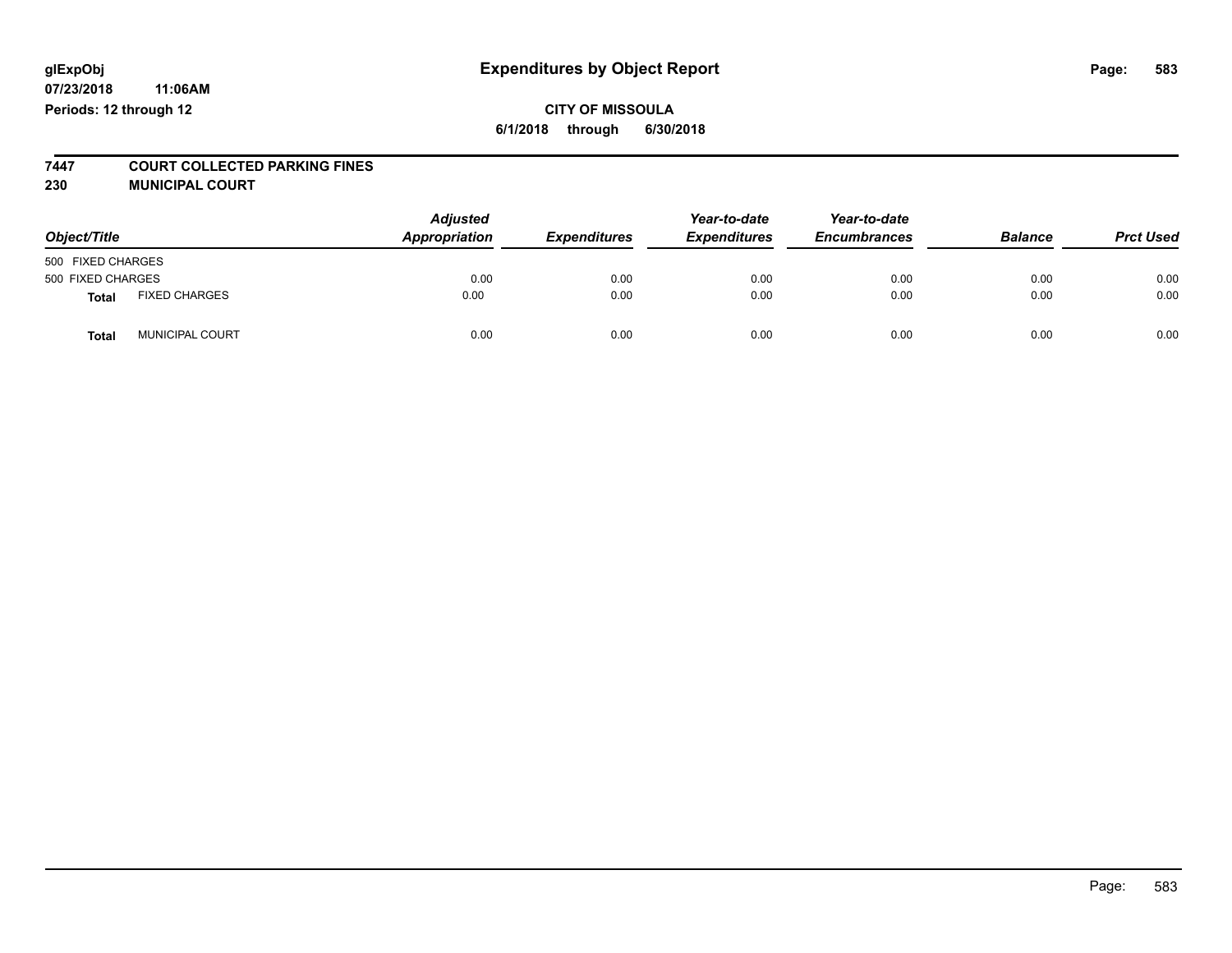glExpObj
07/23/2018 11:06AM
Periods: 12 through 12

# Expenditures by Object Report

**CITY OF MISSOULA**

**6/1/2018 through 6/30/2018**

**7447 COURT COLLECTED PARKING FINES**
**230 MUNICIPAL COURT**

| Object/Title | | Adjusted Appropriation | Expenditures | Year-to-date Expenditures | Year-to-date Encumbrances | Balance | Prct Used |
|---|---|---|---|---|---|---|---|
| 500 FIXED CHARGES | | | | | | | |
| 500 FIXED CHARGES | | 0.00 | 0.00 | 0.00 | 0.00 | 0.00 | 0.00 |
| **Total** | FIXED CHARGES | 0.00 | 0.00 | 0.00 | 0.00 | 0.00 | 0.00 |
| **Total** | MUNICIPAL COURT | 0.00 | 0.00 | 0.00 | 0.00 | 0.00 | 0.00 |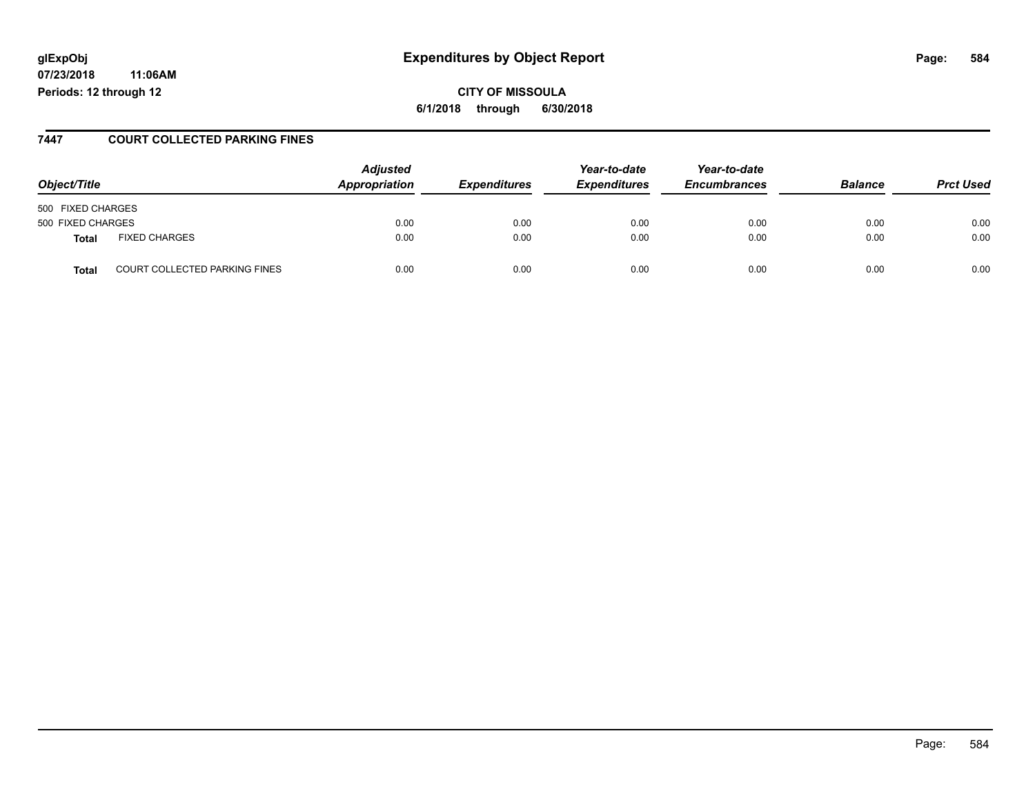**glExpObj**
**07/23/2018 11:06AM**
**Periods: 12 through 12**

# Expenditures by Object Report

**CITY OF MISSOULA**
**6/1/2018 through 6/30/2018**

## 7447 COURT COLLECTED PARKING FINES

| Object/Title | | Adjusted Appropriation | Expenditures | Year-to-date Expenditures | Year-to-date Encumbrances | Balance | Prct Used |
|---|---|---|---|---|---|---|---|
| 500 FIXED CHARGES | | | | | | | |
| 500 FIXED CHARGES | | 0.00 | 0.00 | 0.00 | 0.00 | 0.00 | 0.00 |
| **Total** | FIXED CHARGES | 0.00 | 0.00 | 0.00 | 0.00 | 0.00 | 0.00 |
| **Total** | COURT COLLECTED PARKING FINES | 0.00 | 0.00 | 0.00 | 0.00 | 0.00 | 0.00 |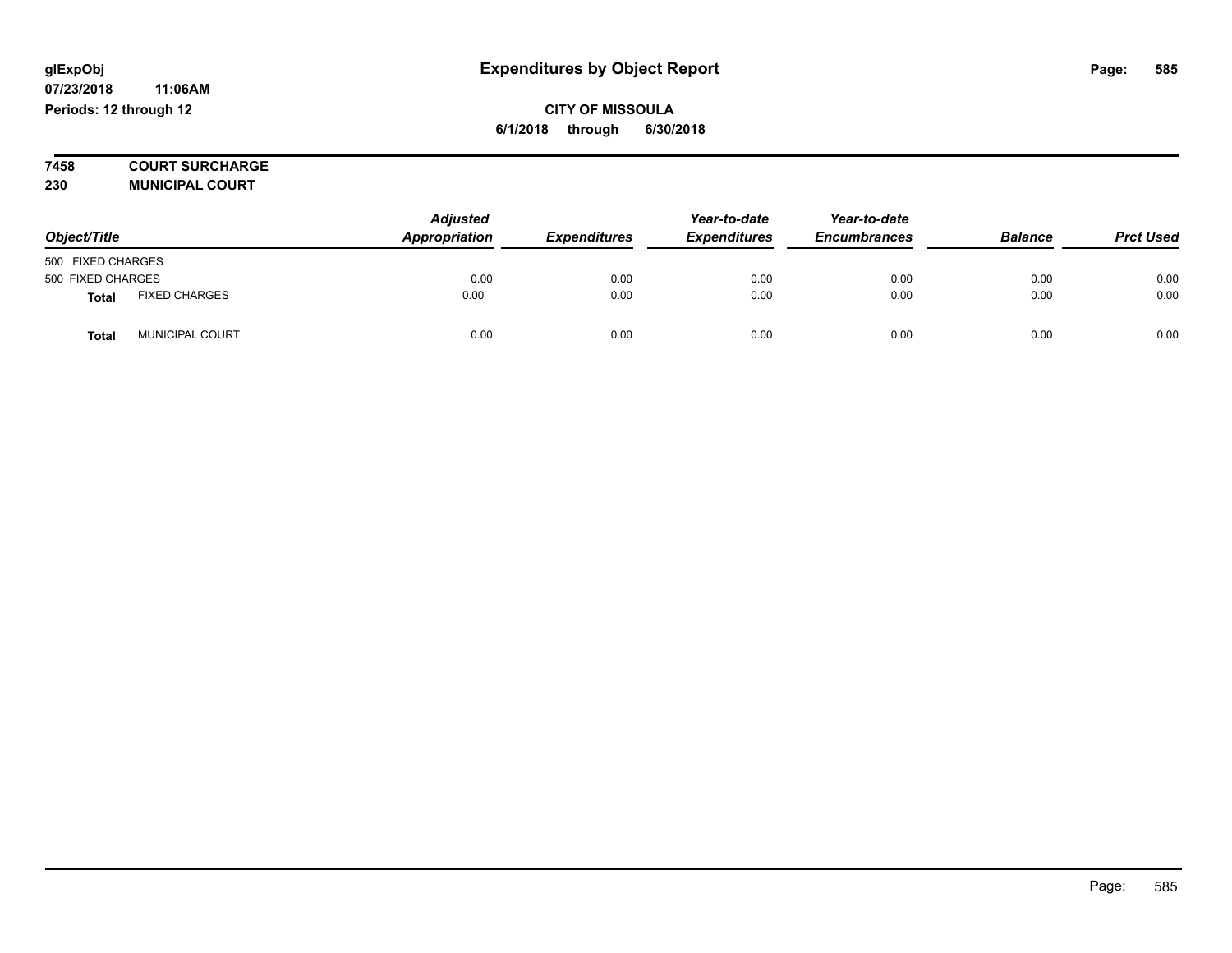glExpObj
07/23/2018 11:06AM
Periods: 12 through 12

# Expenditures by Object Report

**CITY OF MISSOULA**
**6/1/2018 through 6/30/2018**

**7458 COURT SURCHARGE**
**230 MUNICIPAL COURT**

| Object/Title | | Adjusted Appropriation | Expenditures | Year-to-date Expenditures | Year-to-date Encumbrances | Balance | Prct Used |
|---|---|---|---|---|---|---|---|
| 500 FIXED CHARGES | | | | | | | |
| 500 FIXED CHARGES | | 0.00 | 0.00 | 0.00 | 0.00 | 0.00 | 0.00 |
| **Total** | FIXED CHARGES | 0.00 | 0.00 | 0.00 | 0.00 | 0.00 | 0.00 |
| **Total** | MUNICIPAL COURT | 0.00 | 0.00 | 0.00 | 0.00 | 0.00 | 0.00 |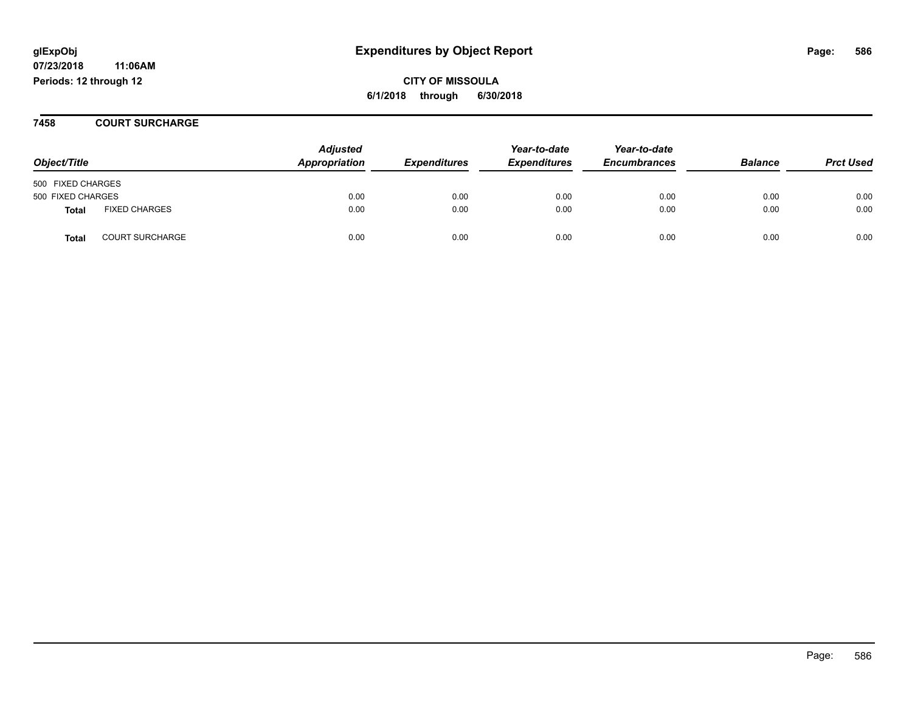glExpObj
07/23/2018 11:06AM
Periods: 12 through 12

# Expenditures by Object Report

**CITY OF MISSOULA**
**6/1/2018 through 6/30/2018**

## 7458 COURT SURCHARGE

| Object/Title | | Adjusted Appropriation | Expenditures | Year-to-date Expenditures | Year-to-date Encumbrances | Balance | Prct Used |
|---|---|---|---|---|---|---|---|
| 500 FIXED CHARGES | | | | | | | |
| 500 FIXED CHARGES | | 0.00 | 0.00 | 0.00 | 0.00 | 0.00 | 0.00 |
| **Total** | FIXED CHARGES | 0.00 | 0.00 | 0.00 | 0.00 | 0.00 | 0.00 |
| **Total** | COURT SURCHARGE | 0.00 | 0.00 | 0.00 | 0.00 | 0.00 | 0.00 |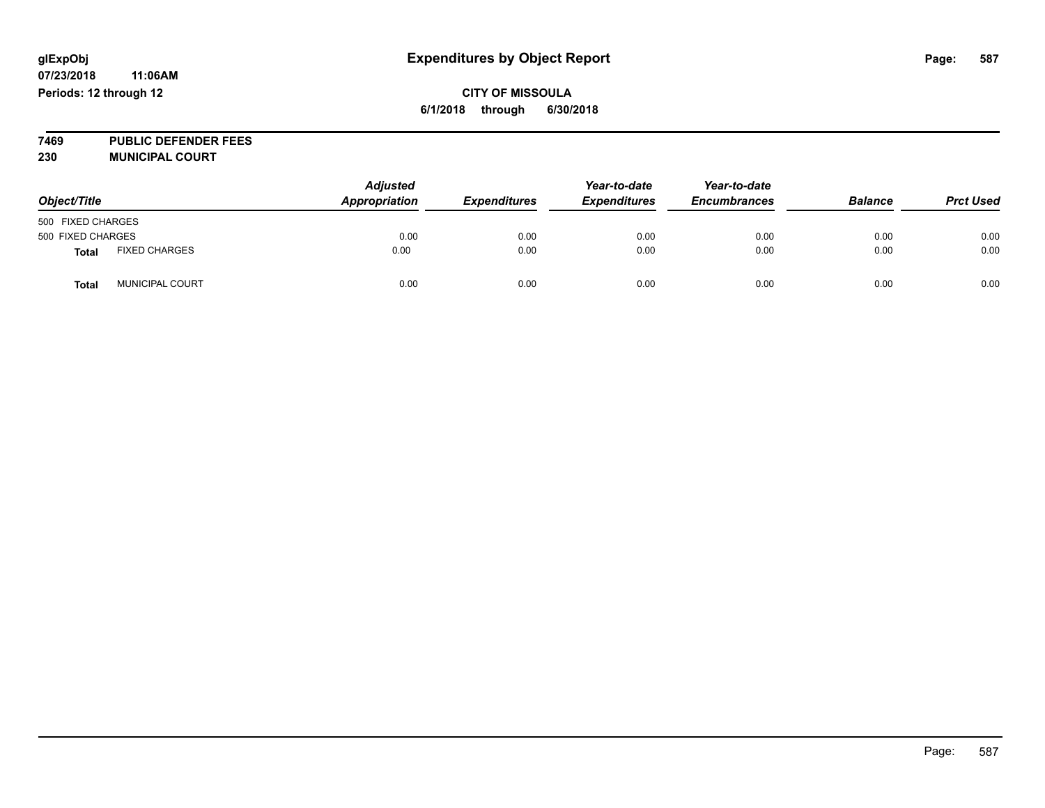glExpObj
07/23/2018 11:06AM
Periods: 12 through 12

# Expenditures by Object Report

**CITY OF MISSOULA**
**6/1/2018 through 6/30/2018**

**7469 PUBLIC DEFENDER FEES**
**230 MUNICIPAL COURT**

| Object/Title | | Adjusted Appropriation | Expenditures | Year-to-date Expenditures | Year-to-date Encumbrances | Balance | Prct Used |
|---|---|---|---|---|---|---|---|
| 500 FIXED CHARGES | | | | | | | |
| 500 FIXED CHARGES | | 0.00 | 0.00 | 0.00 | 0.00 | 0.00 | 0.00 |
| **Total** | FIXED CHARGES | 0.00 | 0.00 | 0.00 | 0.00 | 0.00 | 0.00 |
| **Total** | MUNICIPAL COURT | 0.00 | 0.00 | 0.00 | 0.00 | 0.00 | 0.00 |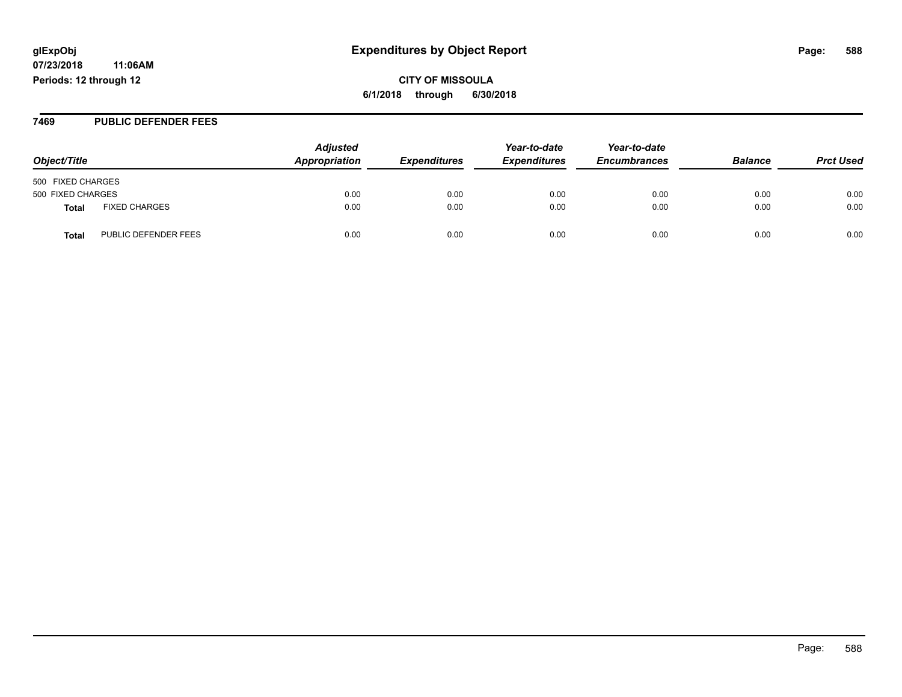**glExpObj**
**07/23/2018 11:06AM**
**Periods: 12 through 12**

# Expenditures by Object Report

**CITY OF MISSOULA**
**6/1/2018 through 6/30/2018**

## 7469 PUBLIC DEFENDER FEES

| Object/Title | | Adjusted Appropriation | Expenditures | Year-to-date Expenditures | Year-to-date Encumbrances | Balance | Prct Used |
|---|---|---|---|---|---|---|---|
| 500 FIXED CHARGES | | | | | | | |
| 500 FIXED CHARGES | | 0.00 | 0.00 | 0.00 | 0.00 | 0.00 | 0.00 |
| **Total** | FIXED CHARGES | 0.00 | 0.00 | 0.00 | 0.00 | 0.00 | 0.00 |
| **Total** | PUBLIC DEFENDER FEES | 0.00 | 0.00 | 0.00 | 0.00 | 0.00 | 0.00 |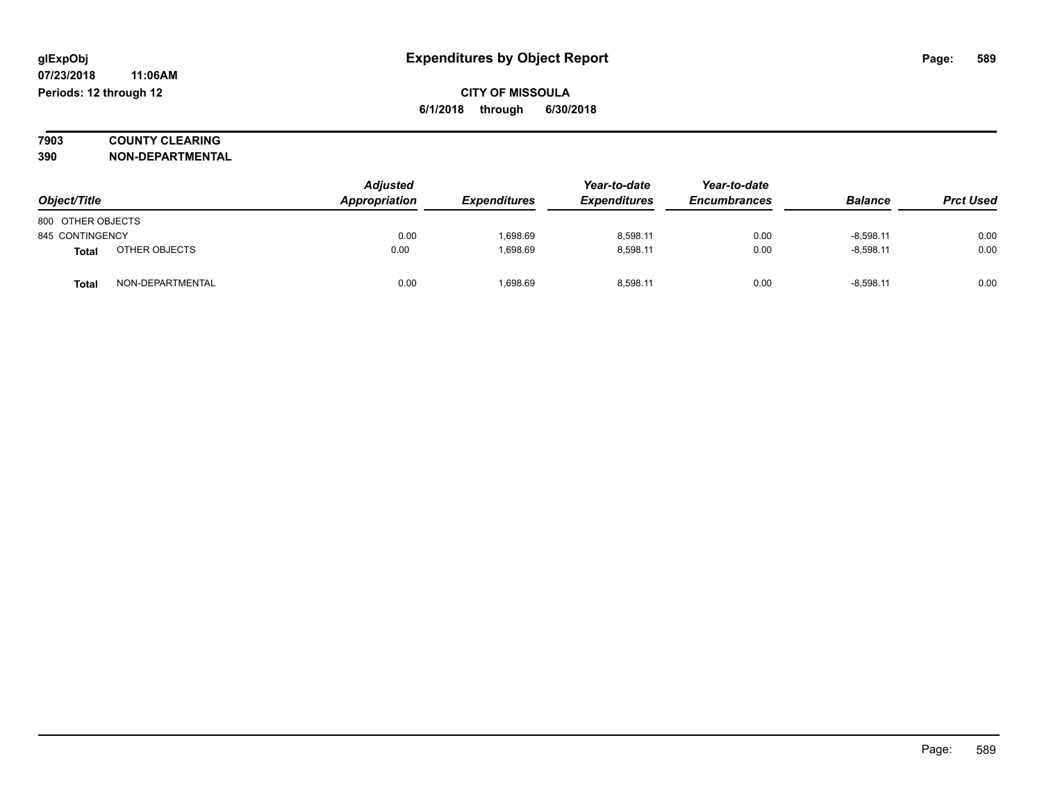**glExpObj**
**07/23/2018 11:06AM**
**Periods: 12 through 12**

# Expenditures by Object Report

**CITY OF MISSOULA**
**6/1/2018 through 6/30/2018**

**7903 COUNTY CLEARING**
**390 NON-DEPARTMENTAL**

| Object/Title | | Adjusted Appropriation | Expenditures | Year-to-date Expenditures | Year-to-date Encumbrances | Balance | Prct Used |
|---|---|---|---|---|---|---|---|
| 800 OTHER OBJECTS | | | | | | | |
| 845 CONTINGENCY | | 0.00 | 1,698.69 | 8,598.11 | 0.00 | -8,598.11 | 0.00 |
| **Total** | OTHER OBJECTS | 0.00 | 1,698.69 | 8,598.11 | 0.00 | -8,598.11 | 0.00 |
| **Total** | NON-DEPARTMENTAL | 0.00 | 1,698.69 | 8,598.11 | 0.00 | -8,598.11 | 0.00 |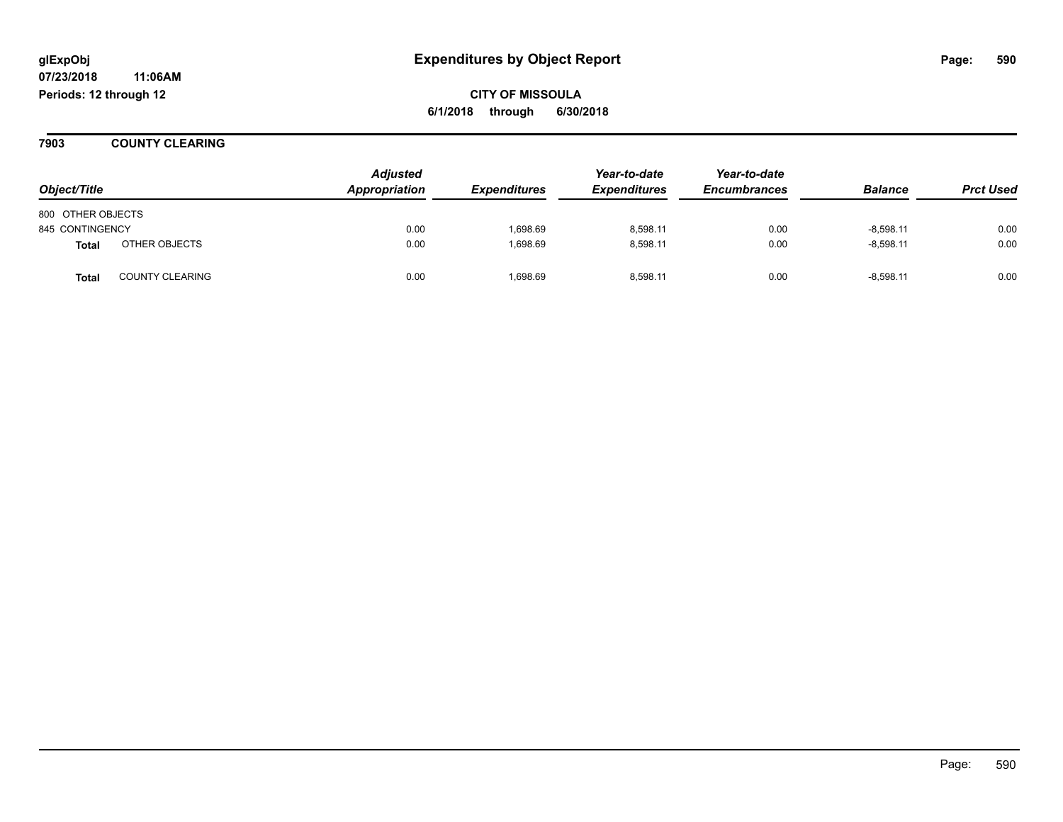glExpObj
07/23/2018 11:06AM
Periods: 12 through 12

# Expenditures by Object Report

**CITY OF MISSOULA**
**6/1/2018 through 6/30/2018**

## 7903 COUNTY CLEARING

| Object/Title | | Adjusted Appropriation | Expenditures | Year-to-date Expenditures | Year-to-date Encumbrances | Balance | Prct Used |
|---|---|---|---|---|---|---|---|
| 800 OTHER OBJECTS | | | | | | | |
| 845 CONTINGENCY | | 0.00 | 1,698.69 | 8,598.11 | 0.00 | -8,598.11 | 0.00 |
| **Total** | OTHER OBJECTS | 0.00 | 1,698.69 | 8,598.11 | 0.00 | -8,598.11 | 0.00 |
| **Total** | COUNTY CLEARING | 0.00 | 1,698.69 | 8,598.11 | 0.00 | -8,598.11 | 0.00 |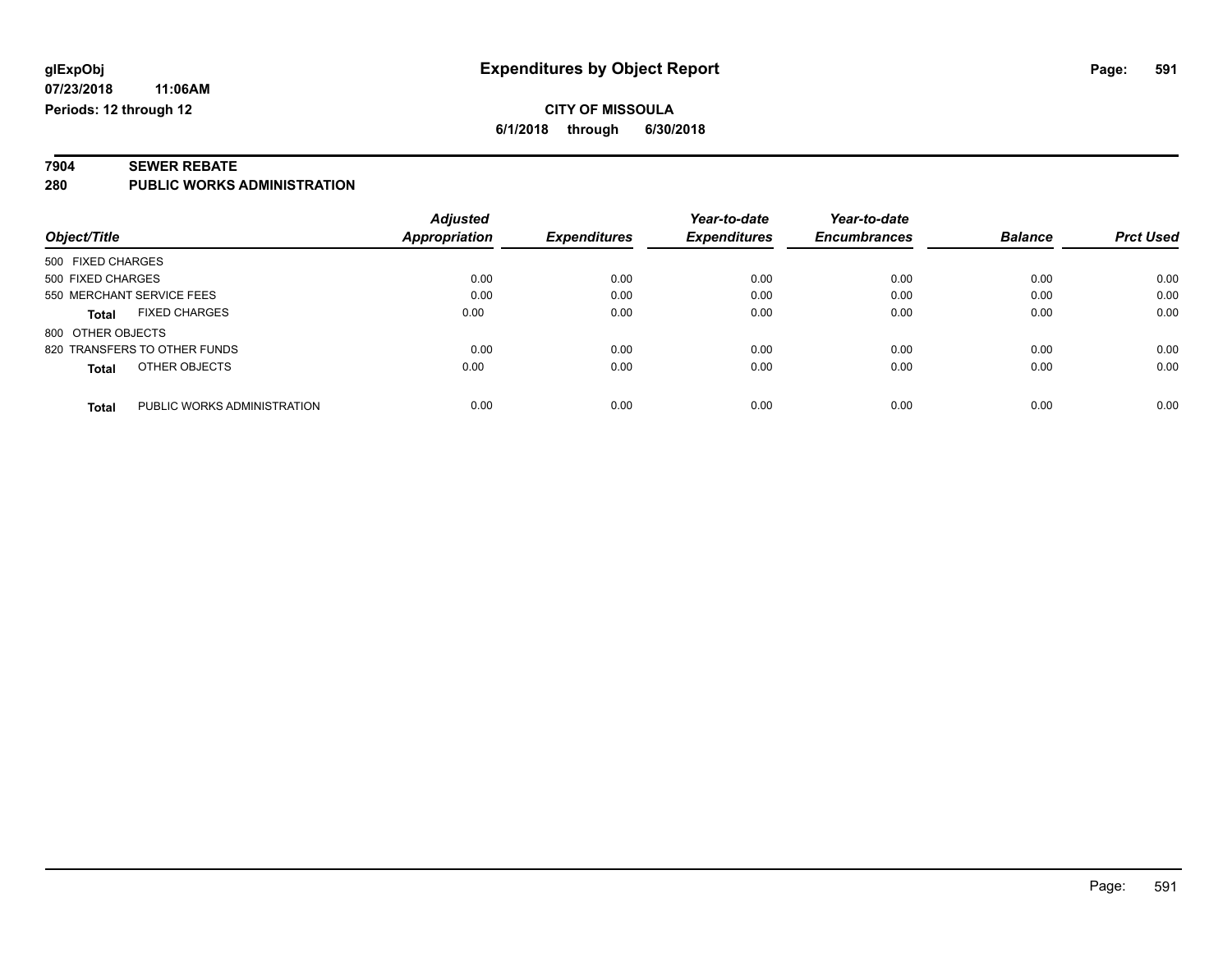**glExpObj** **Expenditures by Object Report**

**07/23/2018 11:06AM**

**Periods: 12 through 12**

**CITY OF MISSOULA**

**6/1/2018 through 6/30/2018**

**7904 SEWER REBATE**

**280 PUBLIC WORKS ADMINISTRATION**

| Object/Title | | Adjusted Appropriation | Expenditures | Year-to-date Expenditures | Year-to-date Encumbrances | Balance | Prct Used |
|---|---|---|---|---|---|---|---|
| 500 FIXED CHARGES | | | | | | | |
| 500 FIXED CHARGES | | 0.00 | 0.00 | 0.00 | 0.00 | 0.00 | 0.00 |
| 550 MERCHANT SERVICE FEES | | 0.00 | 0.00 | 0.00 | 0.00 | 0.00 | 0.00 |
| **Total** | FIXED CHARGES | 0.00 | 0.00 | 0.00 | 0.00 | 0.00 | 0.00 |
| 800 OTHER OBJECTS | | | | | | | |
| 820 TRANSFERS TO OTHER FUNDS | | 0.00 | 0.00 | 0.00 | 0.00 | 0.00 | 0.00 |
| **Total** | OTHER OBJECTS | 0.00 | 0.00 | 0.00 | 0.00 | 0.00 | 0.00 |
| **Total** | PUBLIC WORKS ADMINISTRATION | 0.00 | 0.00 | 0.00 | 0.00 | 0.00 | 0.00 |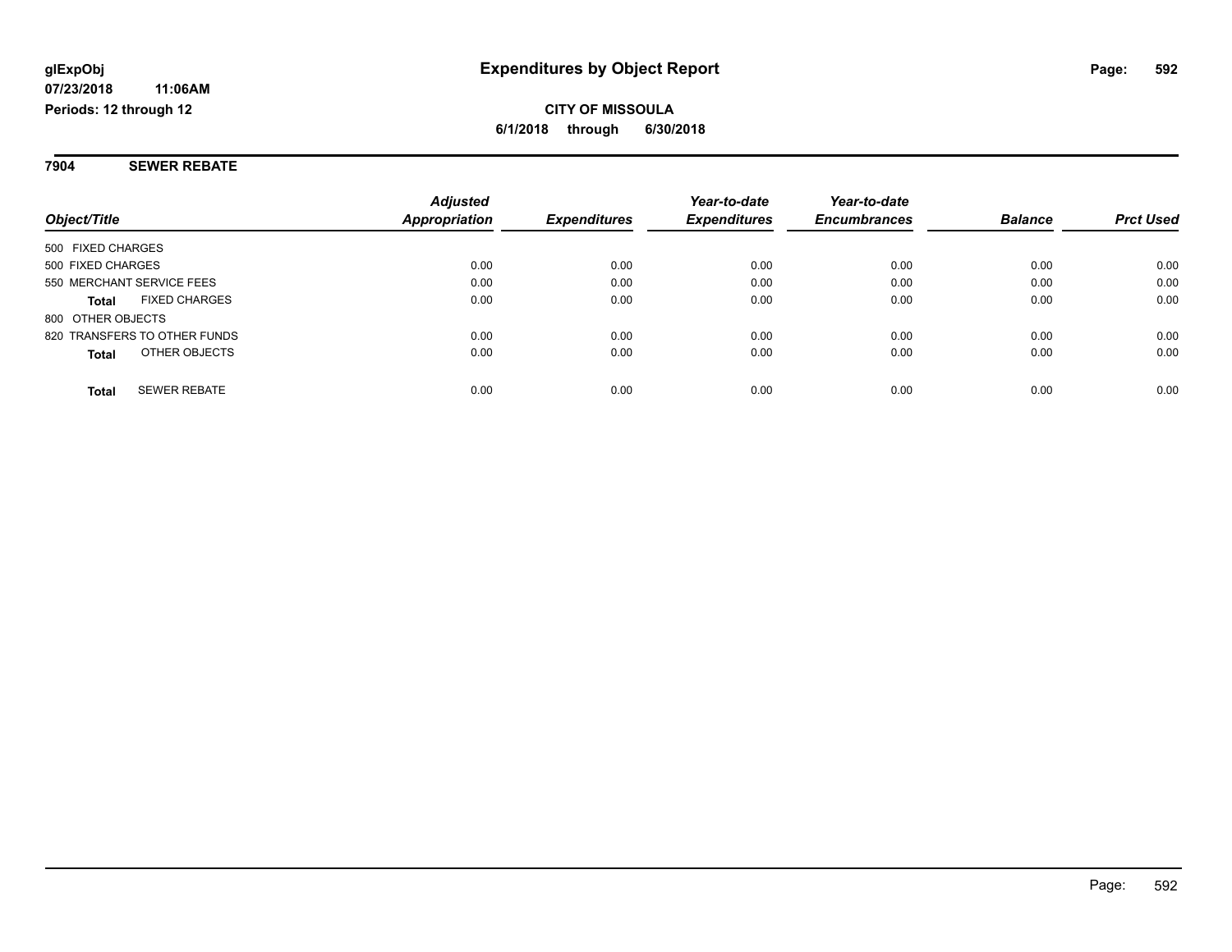**glExpObj**
**07/23/2018 11:06AM**
**Periods: 12 through 12**

# Expenditures by Object Report

**CITY OF MISSOULA**
**6/1/2018 through 6/30/2018**

## 7904 SEWER REBATE

| Object/Title | Adjusted Appropriation | Expenditures | Year-to-date Expenditures | Year-to-date Encumbrances | Balance | Prct Used |
|---|---|---|---|---|---|---|
| 500 FIXED CHARGES | | | | | | |
| 500 FIXED CHARGES | 0.00 | 0.00 | 0.00 | 0.00 | 0.00 | 0.00 |
| 550 MERCHANT SERVICE FEES | 0.00 | 0.00 | 0.00 | 0.00 | 0.00 | 0.00 |
| **Total** FIXED CHARGES | 0.00 | 0.00 | 0.00 | 0.00 | 0.00 | 0.00 |
| 800 OTHER OBJECTS | | | | | | |
| 820 TRANSFERS TO OTHER FUNDS | 0.00 | 0.00 | 0.00 | 0.00 | 0.00 | 0.00 |
| **Total** OTHER OBJECTS | 0.00 | 0.00 | 0.00 | 0.00 | 0.00 | 0.00 |
| **Total** SEWER REBATE | 0.00 | 0.00 | 0.00 | 0.00 | 0.00 | 0.00 |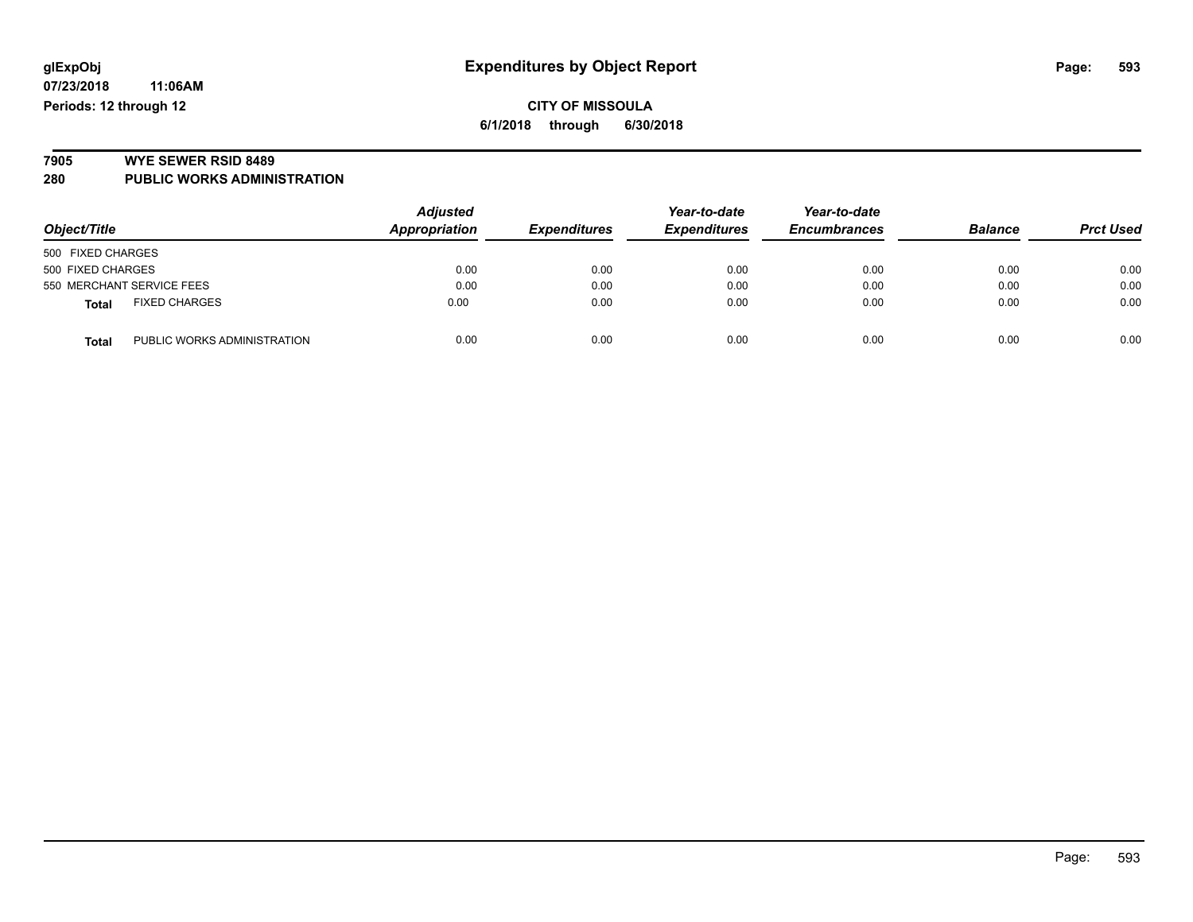**glExpObj**
**07/23/2018 11:06AM**
**Periods: 12 through 12**

# Expenditures by Object Report

**CITY OF MISSOULA**
**6/1/2018 through 6/30/2018**

## 7905 WYE SEWER RSID 8489
## 280 PUBLIC WORKS ADMINISTRATION

| Object/Title | | Adjusted Appropriation | Expenditures | Year-to-date Expenditures | Year-to-date Encumbrances | Balance | Prct Used |
|---|---|---|---|---|---|---|---|
| 500 FIXED CHARGES | | | | | | | |
| 500 FIXED CHARGES | | 0.00 | 0.00 | 0.00 | 0.00 | 0.00 | 0.00 |
| 550 MERCHANT SERVICE FEES | | 0.00 | 0.00 | 0.00 | 0.00 | 0.00 | 0.00 |
| **Total** | FIXED CHARGES | 0.00 | 0.00 | 0.00 | 0.00 | 0.00 | 0.00 |
| **Total** | PUBLIC WORKS ADMINISTRATION | 0.00 | 0.00 | 0.00 | 0.00 | 0.00 | 0.00 |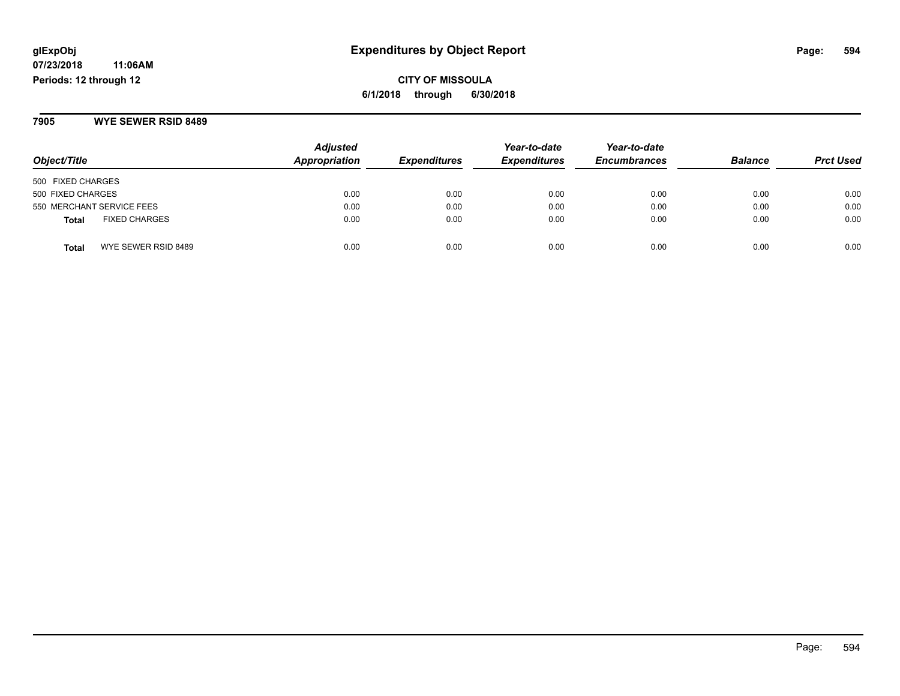# Expenditures by Object Report

**CITY OF MISSOULA**

**6/1/2018 through 6/30/2018**

glExpObj
07/23/2018 11:06AM
Periods: 12 through 12

## 7905 WYE SEWER RSID 8489

| Object/Title | Adjusted Appropriation | Expenditures | Year-to-date Expenditures | Year-to-date Encumbrances | Balance | Prct Used |
|---|---|---|---|---|---|---|
| 500 FIXED CHARGES | | | | | | |
| 500 FIXED CHARGES | 0.00 | 0.00 | 0.00 | 0.00 | 0.00 | 0.00 |
| 550 MERCHANT SERVICE FEES | 0.00 | 0.00 | 0.00 | 0.00 | 0.00 | 0.00 |
| **Total** FIXED CHARGES | 0.00 | 0.00 | 0.00 | 0.00 | 0.00 | 0.00 |
| **Total** WYE SEWER RSID 8489 | 0.00 | 0.00 | 0.00 | 0.00 | 0.00 | 0.00 |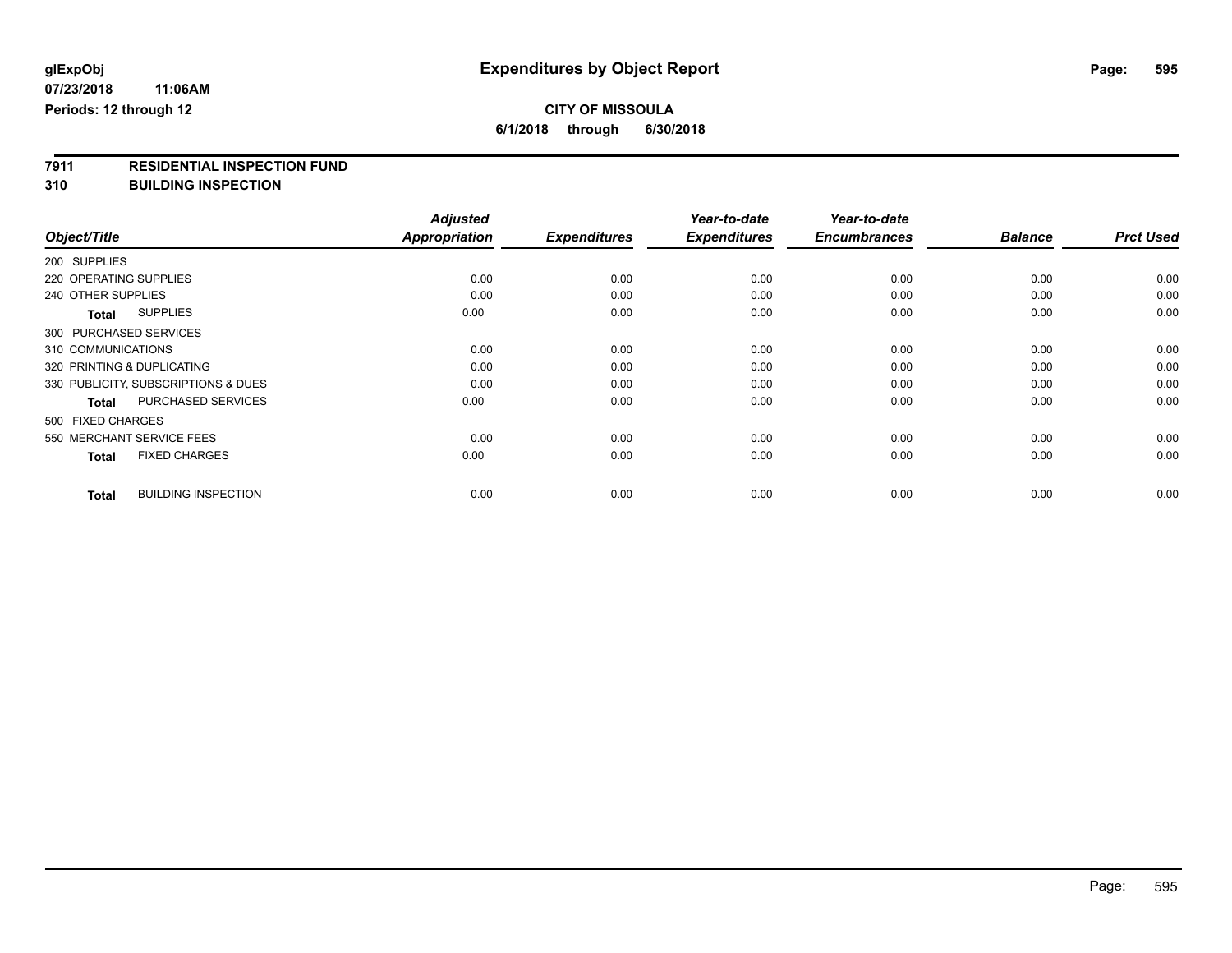**glExpObj** | **Expenditures by Object Report**

**07/23/2018 11:06AM**

**Periods: 12 through 12**

**CITY OF MISSOULA**

**6/1/2018 through 6/30/2018**

## 7911 RESIDENTIAL INSPECTION FUND
## 310 BUILDING INSPECTION

| Object/Title | Adjusted Appropriation | Expenditures | Year-to-date Expenditures | Year-to-date Encumbrances | Balance | Prct Used |
|---|---|---|---|---|---|---|
| 200 SUPPLIES | | | | | | |
| 220 OPERATING SUPPLIES | 0.00 | 0.00 | 0.00 | 0.00 | 0.00 | 0.00 |
| 240 OTHER SUPPLIES | 0.00 | 0.00 | 0.00 | 0.00 | 0.00 | 0.00 |
| **Total** SUPPLIES | 0.00 | 0.00 | 0.00 | 0.00 | 0.00 | 0.00 |
| 300 PURCHASED SERVICES | | | | | | |
| 310 COMMUNICATIONS | 0.00 | 0.00 | 0.00 | 0.00 | 0.00 | 0.00 |
| 320 PRINTING & DUPLICATING | 0.00 | 0.00 | 0.00 | 0.00 | 0.00 | 0.00 |
| 330 PUBLICITY, SUBSCRIPTIONS & DUES | 0.00 | 0.00 | 0.00 | 0.00 | 0.00 | 0.00 |
| **Total** PURCHASED SERVICES | 0.00 | 0.00 | 0.00 | 0.00 | 0.00 | 0.00 |
| 500 FIXED CHARGES | | | | | | |
| 550 MERCHANT SERVICE FEES | 0.00 | 0.00 | 0.00 | 0.00 | 0.00 | 0.00 |
| **Total** FIXED CHARGES | 0.00 | 0.00 | 0.00 | 0.00 | 0.00 | 0.00 |
| **Total** BUILDING INSPECTION | 0.00 | 0.00 | 0.00 | 0.00 | 0.00 | 0.00 |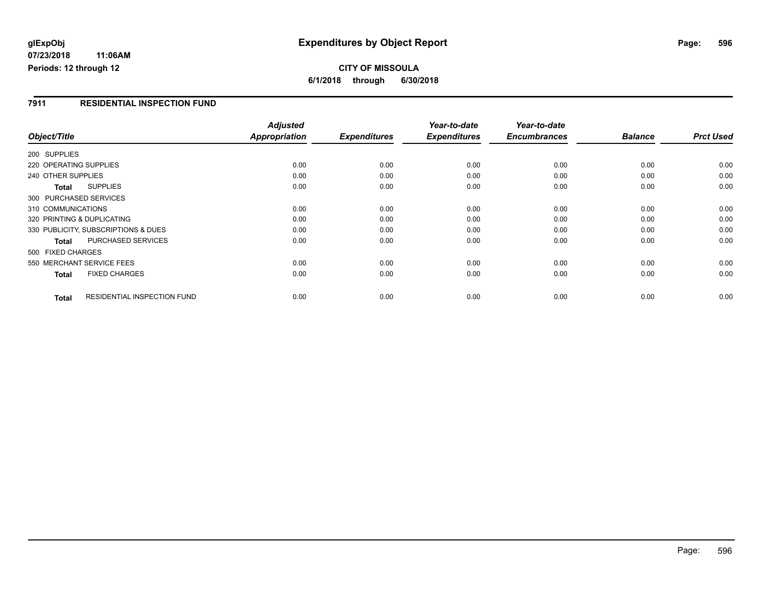**glExpObj** **Expenditures by Object Report**

**07/23/2018 11:06AM**

**Periods: 12 through 12**

**CITY OF MISSOULA**

**6/1/2018 through 6/30/2018**

## 7911 RESIDENTIAL INSPECTION FUND

| Object/Title | Adjusted Appropriation | Expenditures | Year-to-date Expenditures | Year-to-date Encumbrances | Balance | Prct Used |
|---|---|---|---|---|---|---|
| 200 SUPPLIES | | | | | | |
| 220 OPERATING SUPPLIES | 0.00 | 0.00 | 0.00 | 0.00 | 0.00 | 0.00 |
| 240 OTHER SUPPLIES | 0.00 | 0.00 | 0.00 | 0.00 | 0.00 | 0.00 |
| **Total** SUPPLIES | 0.00 | 0.00 | 0.00 | 0.00 | 0.00 | 0.00 |
| 300 PURCHASED SERVICES | | | | | | |
| 310 COMMUNICATIONS | 0.00 | 0.00 | 0.00 | 0.00 | 0.00 | 0.00 |
| 320 PRINTING & DUPLICATING | 0.00 | 0.00 | 0.00 | 0.00 | 0.00 | 0.00 |
| 330 PUBLICITY, SUBSCRIPTIONS & DUES | 0.00 | 0.00 | 0.00 | 0.00 | 0.00 | 0.00 |
| **Total** PURCHASED SERVICES | 0.00 | 0.00 | 0.00 | 0.00 | 0.00 | 0.00 |
| 500 FIXED CHARGES | | | | | | |
| 550 MERCHANT SERVICE FEES | 0.00 | 0.00 | 0.00 | 0.00 | 0.00 | 0.00 |
| **Total** FIXED CHARGES | 0.00 | 0.00 | 0.00 | 0.00 | 0.00 | 0.00 |
| **Total** RESIDENTIAL INSPECTION FUND | 0.00 | 0.00 | 0.00 | 0.00 | 0.00 | 0.00 |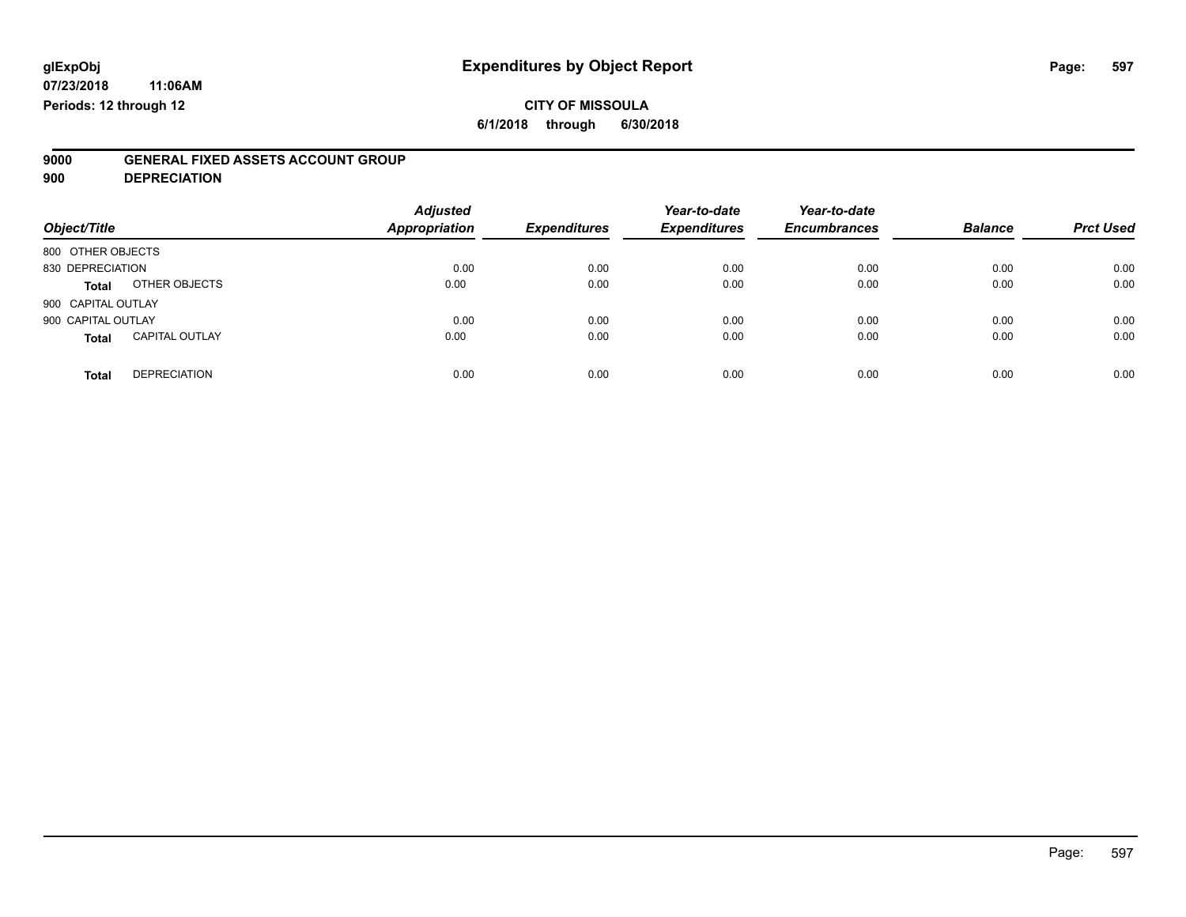glExpObj
07/23/2018 11:06AM
Periods: 12 through 12

# Expenditures by Object Report

**CITY OF MISSOULA**
**6/1/2018 through 6/30/2018**

**9000 GENERAL FIXED ASSETS ACCOUNT GROUP**
**900 DEPRECIATION**

| Object/Title | | *Adjusted Appropriation* | *Expenditures* | *Year-to-date Expenditures* | *Year-to-date Encumbrances* | *Balance* | *Prct Used* |
|---|---|---|---|---|---|---|---|
| 800 OTHER OBJECTS | | | | | | | |
| 830 DEPRECIATION | | 0.00 | 0.00 | 0.00 | 0.00 | 0.00 | 0.00 |
| **Total** | OTHER OBJECTS | 0.00 | 0.00 | 0.00 | 0.00 | 0.00 | 0.00 |
| 900 CAPITAL OUTLAY | | | | | | | |
| 900 CAPITAL OUTLAY | | 0.00 | 0.00 | 0.00 | 0.00 | 0.00 | 0.00 |
| **Total** | CAPITAL OUTLAY | 0.00 | 0.00 | 0.00 | 0.00 | 0.00 | 0.00 |
| **Total** | DEPRECIATION | 0.00 | 0.00 | 0.00 | 0.00 | 0.00 | 0.00 |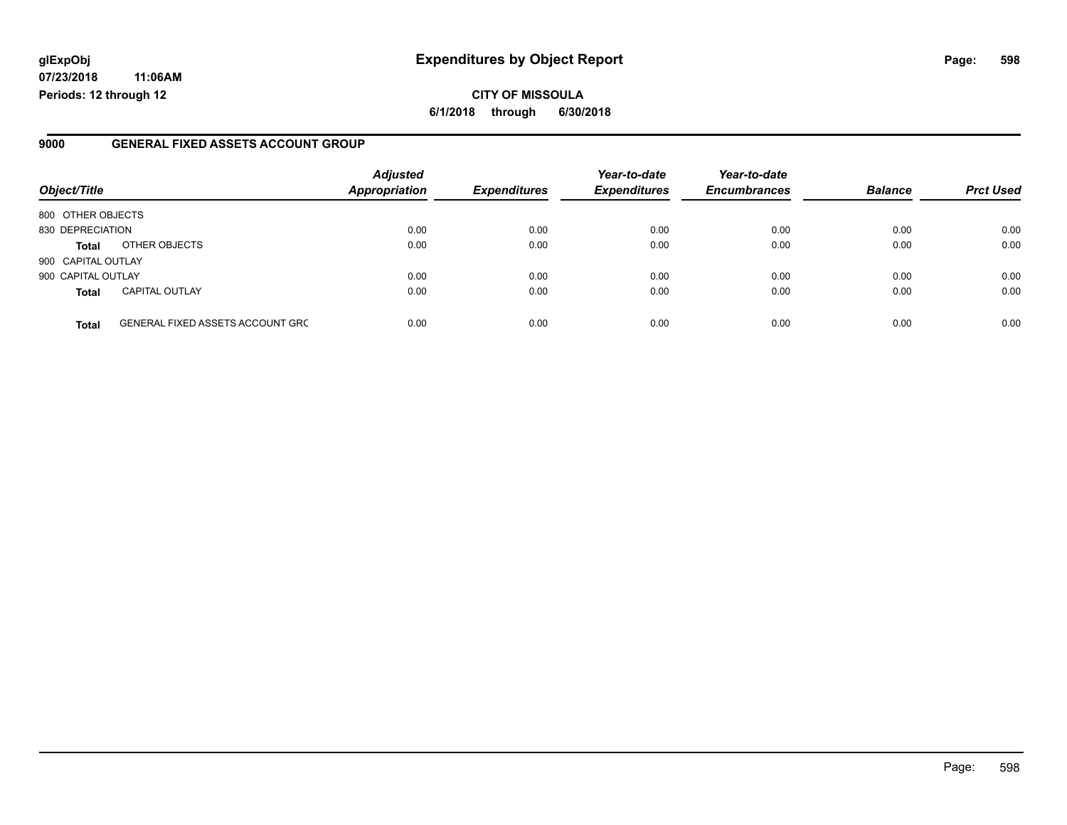**glExpObj**
**07/23/2018 11:06AM**
**Periods: 12 through 12**

# Expenditures by Object Report

**CITY OF MISSOULA**
**6/1/2018 through 6/30/2018**

## 9000 GENERAL FIXED ASSETS ACCOUNT GROUP

| Object/Title | | Adjusted Appropriation | Expenditures | Year-to-date Expenditures | Year-to-date Encumbrances | Balance | Prct Used |
|---|---|---|---|---|---|---|---|
| 800 OTHER OBJECTS | | | | | | | |
| 830 DEPRECIATION | | 0.00 | 0.00 | 0.00 | 0.00 | 0.00 | 0.00 |
| **Total** | OTHER OBJECTS | 0.00 | 0.00 | 0.00 | 0.00 | 0.00 | 0.00 |
| 900 CAPITAL OUTLAY | | | | | | | |
| 900 CAPITAL OUTLAY | | 0.00 | 0.00 | 0.00 | 0.00 | 0.00 | 0.00 |
| **Total** | CAPITAL OUTLAY | 0.00 | 0.00 | 0.00 | 0.00 | 0.00 | 0.00 |
| **Total** | GENERAL FIXED ASSETS ACCOUNT GRC | 0.00 | 0.00 | 0.00 | 0.00 | 0.00 | 0.00 |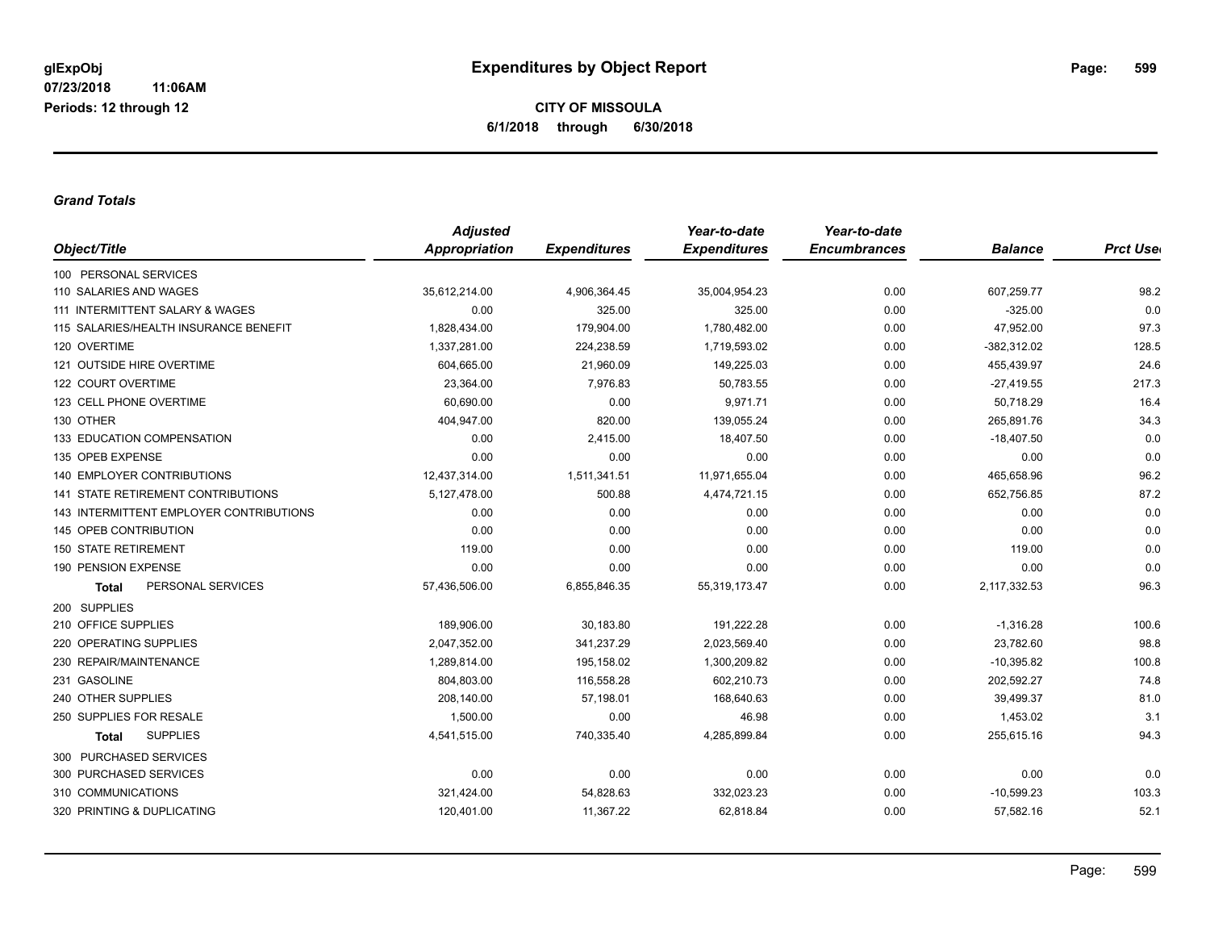# Expenditures by Object Report

glExpObj
07/23/2018 11:06AM
Periods: 12 through 12

**CITY OF MISSOULA**
**6/1/2018 through 6/30/2018**

### *Grand Totals*

| Object/Title | Adjusted Appropriation | Expenditures | Year-to-date Expenditures | Year-to-date Encumbrances | Balance | Prct Used |
|---|---|---|---|---|---|---|
| 100 PERSONAL SERVICES | | | | | | |
| 110 SALARIES AND WAGES | 35,612,214.00 | 4,906,364.45 | 35,004,954.23 | 0.00 | 607,259.77 | 98.2 |
| 111 INTERMITTENT SALARY & WAGES | 0.00 | 325.00 | 325.00 | 0.00 | -325.00 | 0.0 |
| 115 SALARIES/HEALTH INSURANCE BENEFIT | 1,828,434.00 | 179,904.00 | 1,780,482.00 | 0.00 | 47,952.00 | 97.3 |
| 120 OVERTIME | 1,337,281.00 | 224,238.59 | 1,719,593.02 | 0.00 | -382,312.02 | 128.5 |
| 121 OUTSIDE HIRE OVERTIME | 604,665.00 | 21,960.09 | 149,225.03 | 0.00 | 455,439.97 | 24.6 |
| 122 COURT OVERTIME | 23,364.00 | 7,976.83 | 50,783.55 | 0.00 | -27,419.55 | 217.3 |
| 123 CELL PHONE OVERTIME | 60,690.00 | 0.00 | 9,971.71 | 0.00 | 50,718.29 | 16.4 |
| 130 OTHER | 404,947.00 | 820.00 | 139,055.24 | 0.00 | 265,891.76 | 34.3 |
| 133 EDUCATION COMPENSATION | 0.00 | 2,415.00 | 18,407.50 | 0.00 | -18,407.50 | 0.0 |
| 135 OPEB EXPENSE | 0.00 | 0.00 | 0.00 | 0.00 | 0.00 | 0.0 |
| 140 EMPLOYER CONTRIBUTIONS | 12,437,314.00 | 1,511,341.51 | 11,971,655.04 | 0.00 | 465,658.96 | 96.2 |
| 141 STATE RETIREMENT CONTRIBUTIONS | 5,127,478.00 | 500.88 | 4,474,721.15 | 0.00 | 652,756.85 | 87.2 |
| 143 INTERMITTENT EMPLOYER CONTRIBUTIONS | 0.00 | 0.00 | 0.00 | 0.00 | 0.00 | 0.0 |
| 145 OPEB CONTRIBUTION | 0.00 | 0.00 | 0.00 | 0.00 | 0.00 | 0.0 |
| 150 STATE RETIREMENT | 119.00 | 0.00 | 0.00 | 0.00 | 119.00 | 0.0 |
| 190 PENSION EXPENSE | 0.00 | 0.00 | 0.00 | 0.00 | 0.00 | 0.0 |
| **Total** PERSONAL SERVICES | 57,436,506.00 | 6,855,846.35 | 55,319,173.47 | 0.00 | 2,117,332.53 | 96.3 |
| 200 SUPPLIES | | | | | | |
| 210 OFFICE SUPPLIES | 189,906.00 | 30,183.80 | 191,222.28 | 0.00 | -1,316.28 | 100.6 |
| 220 OPERATING SUPPLIES | 2,047,352.00 | 341,237.29 | 2,023,569.40 | 0.00 | 23,782.60 | 98.8 |
| 230 REPAIR/MAINTENANCE | 1,289,814.00 | 195,158.02 | 1,300,209.82 | 0.00 | -10,395.82 | 100.8 |
| 231 GASOLINE | 804,803.00 | 116,558.28 | 602,210.73 | 0.00 | 202,592.27 | 74.8 |
| 240 OTHER SUPPLIES | 208,140.00 | 57,198.01 | 168,640.63 | 0.00 | 39,499.37 | 81.0 |
| 250 SUPPLIES FOR RESALE | 1,500.00 | 0.00 | 46.98 | 0.00 | 1,453.02 | 3.1 |
| **Total** SUPPLIES | 4,541,515.00 | 740,335.40 | 4,285,899.84 | 0.00 | 255,615.16 | 94.3 |
| 300 PURCHASED SERVICES | | | | | | |
| 300 PURCHASED SERVICES | 0.00 | 0.00 | 0.00 | 0.00 | 0.00 | 0.0 |
| 310 COMMUNICATIONS | 321,424.00 | 54,828.63 | 332,023.23 | 0.00 | -10,599.23 | 103.3 |
| 320 PRINTING & DUPLICATING | 120,401.00 | 11,367.22 | 62,818.84 | 0.00 | 57,582.16 | 52.1 |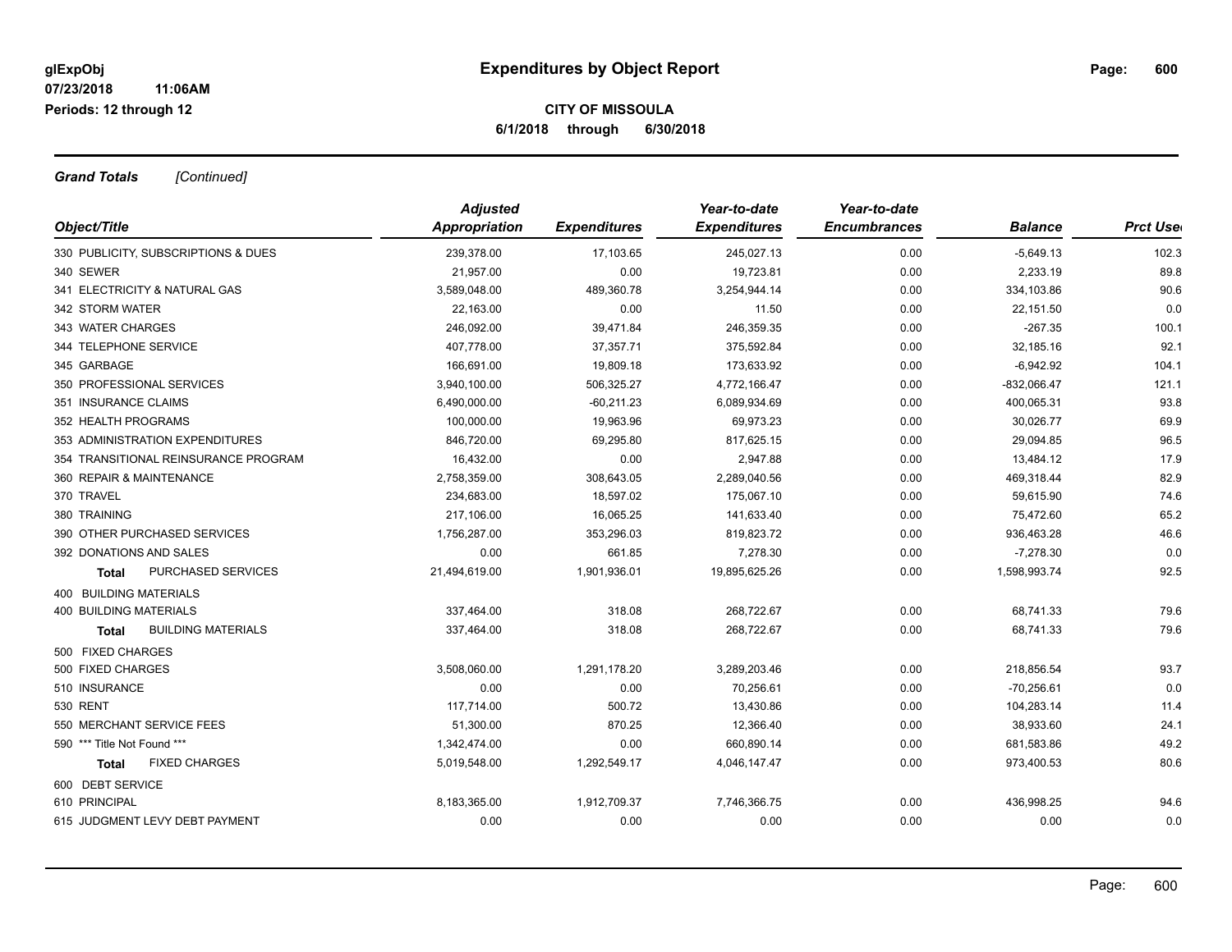**glExpObj**
**07/23/2018 11:06AM**
**Periods: 12 through 12**

# Expenditures by Object Report

**CITY OF MISSOULA**
**6/1/2018 through 6/30/2018**

***Grand Totals*** *[Continued]*

| Object/Title | Adjusted Appropriation | Expenditures | Year-to-date Expenditures | Year-to-date Encumbrances | Balance | Prct Used |
|---|---|---|---|---|---|---|
| 330 PUBLICITY, SUBSCRIPTIONS & DUES | 239,378.00 | 17,103.65 | 245,027.13 | 0.00 | -5,649.13 | 102.3 |
| 340 SEWER | 21,957.00 | 0.00 | 19,723.81 | 0.00 | 2,233.19 | 89.8 |
| 341 ELECTRICITY & NATURAL GAS | 3,589,048.00 | 489,360.78 | 3,254,944.14 | 0.00 | 334,103.86 | 90.6 |
| 342 STORM WATER | 22,163.00 | 0.00 | 11.50 | 0.00 | 22,151.50 | 0.0 |
| 343 WATER CHARGES | 246,092.00 | 39,471.84 | 246,359.35 | 0.00 | -267.35 | 100.1 |
| 344 TELEPHONE SERVICE | 407,778.00 | 37,357.71 | 375,592.84 | 0.00 | 32,185.16 | 92.1 |
| 345 GARBAGE | 166,691.00 | 19,809.18 | 173,633.92 | 0.00 | -6,942.92 | 104.1 |
| 350 PROFESSIONAL SERVICES | 3,940,100.00 | 506,325.27 | 4,772,166.47 | 0.00 | -832,066.47 | 121.1 |
| 351 INSURANCE CLAIMS | 6,490,000.00 | -60,211.23 | 6,089,934.69 | 0.00 | 400,065.31 | 93.8 |
| 352 HEALTH PROGRAMS | 100,000.00 | 19,963.96 | 69,973.23 | 0.00 | 30,026.77 | 69.9 |
| 353 ADMINISTRATION EXPENDITURES | 846,720.00 | 69,295.80 | 817,625.15 | 0.00 | 29,094.85 | 96.5 |
| 354 TRANSITIONAL REINSURANCE PROGRAM | 16,432.00 | 0.00 | 2,947.88 | 0.00 | 13,484.12 | 17.9 |
| 360 REPAIR & MAINTENANCE | 2,758,359.00 | 308,643.05 | 2,289,040.56 | 0.00 | 469,318.44 | 82.9 |
| 370 TRAVEL | 234,683.00 | 18,597.02 | 175,067.10 | 0.00 | 59,615.90 | 74.6 |
| 380 TRAINING | 217,106.00 | 16,065.25 | 141,633.40 | 0.00 | 75,472.60 | 65.2 |
| 390 OTHER PURCHASED SERVICES | 1,756,287.00 | 353,296.03 | 819,823.72 | 0.00 | 936,463.28 | 46.6 |
| 392 DONATIONS AND SALES | 0.00 | 661.85 | 7,278.30 | 0.00 | -7,278.30 | 0.0 |
| **Total** PURCHASED SERVICES | 21,494,619.00 | 1,901,936.01 | 19,895,625.26 | 0.00 | 1,598,993.74 | 92.5 |
| 400 BUILDING MATERIALS | | | | | | |
| 400 BUILDING MATERIALS | 337,464.00 | 318.08 | 268,722.67 | 0.00 | 68,741.33 | 79.6 |
| **Total** BUILDING MATERIALS | 337,464.00 | 318.08 | 268,722.67 | 0.00 | 68,741.33 | 79.6 |
| 500 FIXED CHARGES | | | | | | |
| 500 FIXED CHARGES | 3,508,060.00 | 1,291,178.20 | 3,289,203.46 | 0.00 | 218,856.54 | 93.7 |
| 510 INSURANCE | 0.00 | 0.00 | 70,256.61 | 0.00 | -70,256.61 | 0.0 |
| 530 RENT | 117,714.00 | 500.72 | 13,430.86 | 0.00 | 104,283.14 | 11.4 |
| 550 MERCHANT SERVICE FEES | 51,300.00 | 870.25 | 12,366.40 | 0.00 | 38,933.60 | 24.1 |
| 590 *** Title Not Found *** | 1,342,474.00 | 0.00 | 660,890.14 | 0.00 | 681,583.86 | 49.2 |
| **Total** FIXED CHARGES | 5,019,548.00 | 1,292,549.17 | 4,046,147.47 | 0.00 | 973,400.53 | 80.6 |
| 600 DEBT SERVICE | | | | | | |
| 610 PRINCIPAL | 8,183,365.00 | 1,912,709.37 | 7,746,366.75 | 0.00 | 436,998.25 | 94.6 |
| 615 JUDGMENT LEVY DEBT PAYMENT | 0.00 | 0.00 | 0.00 | 0.00 | 0.00 | 0.0 |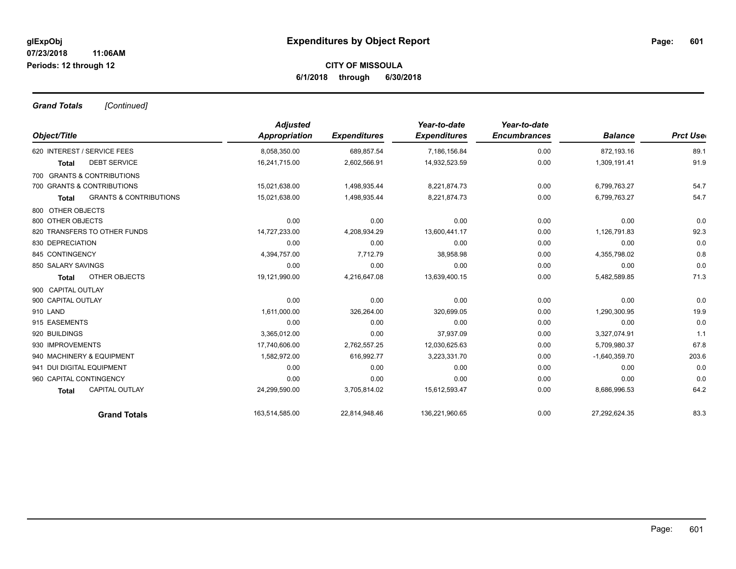**glExpObj**
**07/23/2018 11:06AM**
**Periods: 12 through 12**

# Expenditures by Object Report

**CITY OF MISSOULA**
**6/1/2018 through 6/30/2018**

***Grand Totals*** *[Continued]*

| Object/Title | | Adjusted Appropriation | Expenditures | Year-to-date Expenditures | Year-to-date Encumbrances | Balance | Prct Used |
|---|---|---|---|---|---|---|---|
| 620 INTEREST / SERVICE FEES | | 8,058,350.00 | 689,857.54 | 7,186,156.84 | 0.00 | 872,193.16 | 89.1 |
| **Total** | DEBT SERVICE | 16,241,715.00 | 2,602,566.91 | 14,932,523.59 | 0.00 | 1,309,191.41 | 91.9 |
| 700 GRANTS & CONTRIBUTIONS | | | | | | | |
| 700 GRANTS & CONTRIBUTIONS | | 15,021,638.00 | 1,498,935.44 | 8,221,874.73 | 0.00 | 6,799,763.27 | 54.7 |
| **Total** | GRANTS & CONTRIBUTIONS | 15,021,638.00 | 1,498,935.44 | 8,221,874.73 | 0.00 | 6,799,763.27 | 54.7 |
| 800 OTHER OBJECTS | | | | | | | |
| 800 OTHER OBJECTS | | 0.00 | 0.00 | 0.00 | 0.00 | 0.00 | 0.0 |
| 820 TRANSFERS TO OTHER FUNDS | | 14,727,233.00 | 4,208,934.29 | 13,600,441.17 | 0.00 | 1,126,791.83 | 92.3 |
| 830 DEPRECIATION | | 0.00 | 0.00 | 0.00 | 0.00 | 0.00 | 0.0 |
| 845 CONTINGENCY | | 4,394,757.00 | 7,712.79 | 38,958.98 | 0.00 | 4,355,798.02 | 0.8 |
| 850 SALARY SAVINGS | | 0.00 | 0.00 | 0.00 | 0.00 | 0.00 | 0.0 |
| **Total** | OTHER OBJECTS | 19,121,990.00 | 4,216,647.08 | 13,639,400.15 | 0.00 | 5,482,589.85 | 71.3 |
| 900 CAPITAL OUTLAY | | | | | | | |
| 900 CAPITAL OUTLAY | | 0.00 | 0.00 | 0.00 | 0.00 | 0.00 | 0.0 |
| 910 LAND | | 1,611,000.00 | 326,264.00 | 320,699.05 | 0.00 | 1,290,300.95 | 19.9 |
| 915 EASEMENTS | | 0.00 | 0.00 | 0.00 | 0.00 | 0.00 | 0.0 |
| 920 BUILDINGS | | 3,365,012.00 | 0.00 | 37,937.09 | 0.00 | 3,327,074.91 | 1.1 |
| 930 IMPROVEMENTS | | 17,740,606.00 | 2,762,557.25 | 12,030,625.63 | 0.00 | 5,709,980.37 | 67.8 |
| 940 MACHINERY & EQUIPMENT | | 1,582,972.00 | 616,992.77 | 3,223,331.70 | 0.00 | -1,640,359.70 | 203.6 |
| 941 DUI DIGITAL EQUIPMENT | | 0.00 | 0.00 | 0.00 | 0.00 | 0.00 | 0.0 |
| 960 CAPITAL CONTINGENCY | | 0.00 | 0.00 | 0.00 | 0.00 | 0.00 | 0.0 |
| **Total** | CAPITAL OUTLAY | 24,299,590.00 | 3,705,814.02 | 15,612,593.47 | 0.00 | 8,686,996.53 | 64.2 |
| **Grand Totals** | | 163,514,585.00 | 22,814,948.46 | 136,221,960.65 | 0.00 | 27,292,624.35 | 83.3 |